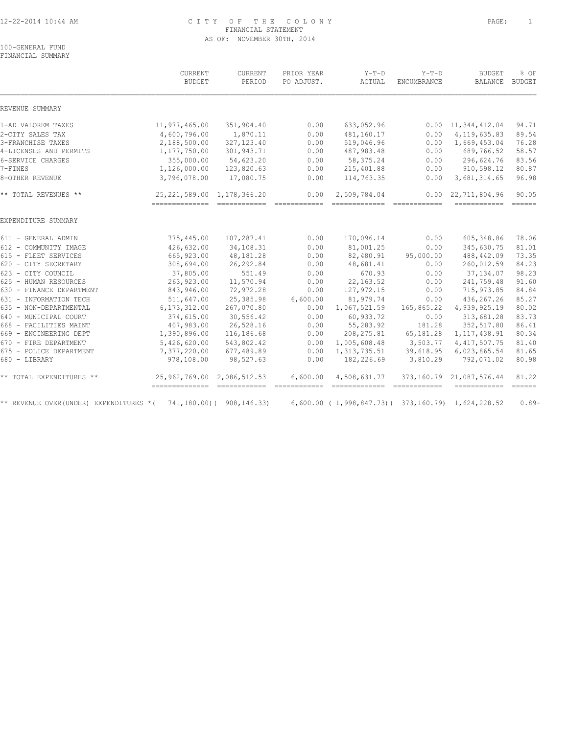CITY OF THE COLONY
FINANCIAL STATEMENT
AS OF: NOVEMBER 30TH, 2014

100-GENERAL FUND
FINANCIAL SUMMARY

| | CURRENT BUDGET | CURRENT PERIOD | PRIOR YEAR PO ADJUST. | Y-T-D ACTUAL | Y-T-D ENCUMBRANCE | BUDGET BALANCE | % OF BUDGET |
|---|---|---|---|---|---|---|---|
| REVENUE SUMMARY | | | | | | | |
| 1-AD VALOREM TAXES | 11,977,465.00 | 351,904.40 | 0.00 | 633,052.96 | 0.00 | 11,344,412.04 | 94.71 |
| 2-CITY SALES TAX | 4,600,796.00 | 1,870.11 | 0.00 | 481,160.17 | 0.00 | 4,119,635.83 | 89.54 |
| 3-FRANCHISE TAXES | 2,188,500.00 | 327,123.40 | 0.00 | 519,046.96 | 0.00 | 1,669,453.04 | 76.28 |
| 4-LICENSES AND PERMITS | 1,177,750.00 | 301,943.71 | 0.00 | 487,983.48 | 0.00 | 689,766.52 | 58.57 |
| 6-SERVICE CHARGES | 355,000.00 | 54,623.20 | 0.00 | 58,375.24 | 0.00 | 296,624.76 | 83.56 |
| 7-FINES | 1,126,000.00 | 123,820.63 | 0.00 | 215,401.88 | 0.00 | 910,598.12 | 80.87 |
| 8-OTHER REVENUE | 3,796,078.00 | 17,080.75 | 0.00 | 114,763.35 | 0.00 | 3,681,314.65 | 96.98 |
| ** TOTAL REVENUES ** | 25,221,589.00 | 1,178,366.20 | 0.00 | 2,509,784.04 | 0.00 | 22,711,804.96 | 90.05 |
| EXPENDITURE SUMMARY | | | | | | | |
| 611 - GENERAL ADMIN | 775,445.00 | 107,287.41 | 0.00 | 170,096.14 | 0.00 | 605,348.86 | 78.06 |
| 612 - COMMUNITY IMAGE | 426,632.00 | 34,108.31 | 0.00 | 81,001.25 | 0.00 | 345,630.75 | 81.01 |
| 615 - FLEET SERVICES | 665,923.00 | 48,181.28 | 0.00 | 82,480.91 | 95,000.00 | 488,442.09 | 73.35 |
| 620 - CITY SECRETARY | 308,694.00 | 26,292.84 | 0.00 | 48,681.41 | 0.00 | 260,012.59 | 84.23 |
| 623 - CITY COUNCIL | 37,805.00 | 551.49 | 0.00 | 670.93 | 0.00 | 37,134.07 | 98.23 |
| 625 - HUMAN RESOURCES | 263,923.00 | 11,570.94 | 0.00 | 22,163.52 | 0.00 | 241,759.48 | 91.60 |
| 630 - FINANCE DEPARTMENT | 843,946.00 | 72,972.28 | 0.00 | 127,972.15 | 0.00 | 715,973.85 | 84.84 |
| 631 - INFORMATION TECH | 511,647.00 | 25,385.98 | 6,600.00 | 81,979.74 | 0.00 | 436,267.26 | 85.27 |
| 635 - NON-DEPARTMENTAL | 6,173,312.00 | 267,070.80 | 0.00 | 1,067,521.59 | 165,865.22 | 4,939,925.19 | 80.02 |
| 640 - MUNICIPAL COURT | 374,615.00 | 30,556.42 | 0.00 | 60,933.72 | 0.00 | 313,681.28 | 83.73 |
| 668 - FACILITIES MAINT | 407,983.00 | 26,528.16 | 0.00 | 55,283.92 | 181.28 | 352,517.80 | 86.41 |
| 669 - ENGINEERING DEPT | 1,390,896.00 | 116,186.68 | 0.00 | 208,275.81 | 65,181.28 | 1,117,438.91 | 80.34 |
| 670 - FIRE DEPARTMENT | 5,426,620.00 | 543,802.42 | 0.00 | 1,005,608.48 | 3,503.77 | 4,417,507.75 | 81.40 |
| 675 - POLICE DEPARTMENT | 7,377,220.00 | 677,489.89 | 0.00 | 1,313,735.51 | 39,618.95 | 6,023,865.54 | 81.65 |
| 680 - LIBRARY | 978,108.00 | 98,527.63 | 0.00 | 182,226.69 | 3,810.29 | 792,071.02 | 80.98 |
| ** TOTAL EXPENDITURES ** | 25,962,769.00 | 2,086,512.53 | 6,600.00 | 4,508,631.77 | 373,160.79 | 21,087,576.44 | 81.22 |
| ** REVENUE OVER(UNDER) EXPENDITURES ** | ( 741,180.00) | ( 908,146.33) | 6,600.00 | ( 1,998,847.73) | ( 373,160.79) | 1,624,228.52 | 0.89- |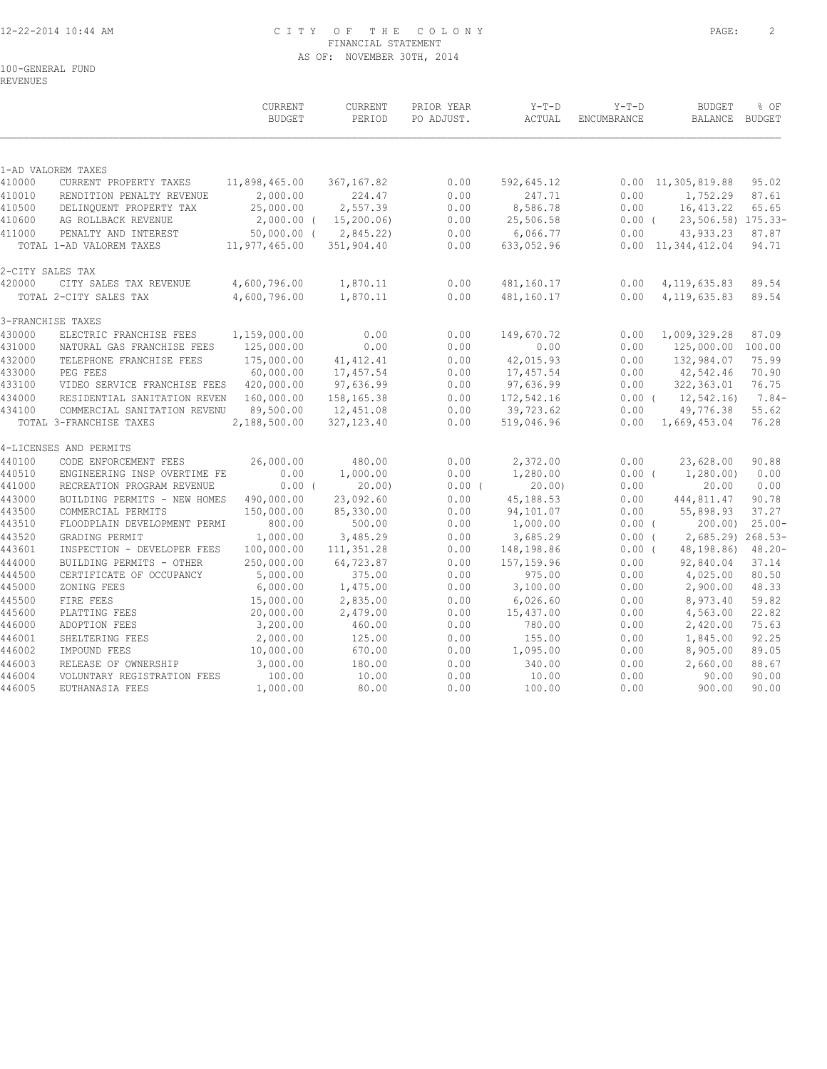CITY OF THE COLONY
FINANCIAL STATEMENT
AS OF: NOVEMBER 30TH, 2014

100-GENERAL FUND
REVENUES

| | | CURRENT BUDGET | CURRENT PERIOD | PRIOR YEAR PO ADJUST. | Y-T-D ACTUAL | Y-T-D ENCUMBRANCE | BUDGET BALANCE | % OF BUDGET |
|---|---|---|---|---|---|---|---|---|
| 1-AD VALOREM TAXES | | | | | | | | |
| 410000 | CURRENT PROPERTY TAXES | 11,898,465.00 | 367,167.82 | 0.00 | 592,645.12 | 0.00 | 11,305,819.88 | 95.02 |
| 410010 | RENDITION PENALTY REVENUE | 2,000.00 | 224.47 | 0.00 | 247.71 | 0.00 | 1,752.29 | 87.61 |
| 410500 | DELINQUENT PROPERTY TAX | 25,000.00 | 2,557.39 | 0.00 | 8,586.78 | 0.00 | 16,413.22 | 65.65 |
| 410600 | AG ROLLBACK REVENUE | 2,000.00 | ( 15,200.06) | 0.00 | 25,506.58 | 0.00 | ( 23,506.58) | 175.33- |
| 411000 | PENALTY AND INTEREST | 50,000.00 | ( 2,845.22) | 0.00 | 6,066.77 | 0.00 | 43,933.23 | 87.87 |
| | TOTAL 1-AD VALOREM TAXES | 11,977,465.00 | 351,904.40 | 0.00 | 633,052.96 | 0.00 | 11,344,412.04 | 94.71 |
| 2-CITY SALES TAX | | | | | | | | |
| 420000 | CITY SALES TAX REVENUE | 4,600,796.00 | 1,870.11 | 0.00 | 481,160.17 | 0.00 | 4,119,635.83 | 89.54 |
| | TOTAL 2-CITY SALES TAX | 4,600,796.00 | 1,870.11 | 0.00 | 481,160.17 | 0.00 | 4,119,635.83 | 89.54 |
| 3-FRANCHISE TAXES | | | | | | | | |
| 430000 | ELECTRIC FRANCHISE FEES | 1,159,000.00 | 0.00 | 0.00 | 149,670.72 | 0.00 | 1,009,329.28 | 87.09 |
| 431000 | NATURAL GAS FRANCHISE FEES | 125,000.00 | 0.00 | 0.00 | 0.00 | 0.00 | 125,000.00 | 100.00 |
| 432000 | TELEPHONE FRANCHISE FEES | 175,000.00 | 41,412.41 | 0.00 | 42,015.93 | 0.00 | 132,984.07 | 75.99 |
| 433000 | PEG FEES | 60,000.00 | 17,457.54 | 0.00 | 17,457.54 | 0.00 | 42,542.46 | 70.90 |
| 433100 | VIDEO SERVICE FRANCHISE FEES | 420,000.00 | 97,636.99 | 0.00 | 97,636.99 | 0.00 | 322,363.01 | 76.75 |
| 434000 | RESIDENTIAL SANITATION REVEN | 160,000.00 | 158,165.38 | 0.00 | 172,542.16 | 0.00 | ( 12,542.16) | 7.84- |
| 434100 | COMMERCIAL SANITATION REVENU | 89,500.00 | 12,451.08 | 0.00 | 39,723.62 | 0.00 | 49,776.38 | 55.62 |
| | TOTAL 3-FRANCHISE TAXES | 2,188,500.00 | 327,123.40 | 0.00 | 519,046.96 | 0.00 | 1,669,453.04 | 76.28 |
| 4-LICENSES AND PERMITS | | | | | | | | |
| 440100 | CODE ENFORCEMENT FEES | 26,000.00 | 480.00 | 0.00 | 2,372.00 | 0.00 | 23,628.00 | 90.88 |
| 440510 | ENGINEERING INSP OVERTIME FE | 0.00 | 1,000.00 | 0.00 | 1,280.00 | 0.00 | ( 1,280.00) | 0.00 |
| 441000 | RECREATION PROGRAM REVENUE | 0.00 | ( 20.00) | 0.00 | ( 20.00) | 0.00 | 20.00 | 0.00 |
| 443000 | BUILDING PERMITS - NEW HOMES | 490,000.00 | 23,092.60 | 0.00 | 45,188.53 | 0.00 | 444,811.47 | 90.78 |
| 443500 | COMMERCIAL PERMITS | 150,000.00 | 85,330.00 | 0.00 | 94,101.07 | 0.00 | 55,898.93 | 37.27 |
| 443510 | FLOODPLAIN DEVELOPMENT PERMI | 800.00 | 500.00 | 0.00 | 1,000.00 | 0.00 | ( 200.00) | 25.00- |
| 443520 | GRADING PERMIT | 1,000.00 | 3,485.29 | 0.00 | 3,685.29 | 0.00 | ( 2,685.29) | 268.53- |
| 443601 | INSPECTION - DEVELOPER FEES | 100,000.00 | 111,351.28 | 0.00 | 148,198.86 | 0.00 | ( 48,198.86) | 48.20- |
| 444000 | BUILDING PERMITS - OTHER | 250,000.00 | 64,723.87 | 0.00 | 157,159.96 | 0.00 | 92,840.04 | 37.14 |
| 444500 | CERTIFICATE OF OCCUPANCY | 5,000.00 | 375.00 | 0.00 | 975.00 | 0.00 | 4,025.00 | 80.50 |
| 445000 | ZONING FEES | 6,000.00 | 1,475.00 | 0.00 | 3,100.00 | 0.00 | 2,900.00 | 48.33 |
| 445500 | FIRE FEES | 15,000.00 | 2,835.00 | 0.00 | 6,026.60 | 0.00 | 8,973.40 | 59.82 |
| 445600 | PLATTING FEES | 20,000.00 | 2,479.00 | 0.00 | 15,437.00 | 0.00 | 4,563.00 | 22.82 |
| 446000 | ADOPTION FEES | 3,200.00 | 460.00 | 0.00 | 780.00 | 0.00 | 2,420.00 | 75.63 |
| 446001 | SHELTERING FEES | 2,000.00 | 125.00 | 0.00 | 155.00 | 0.00 | 1,845.00 | 92.25 |
| 446002 | IMPOUND FEES | 10,000.00 | 670.00 | 0.00 | 1,095.00 | 0.00 | 8,905.00 | 89.05 |
| 446003 | RELEASE OF OWNERSHIP | 3,000.00 | 180.00 | 0.00 | 340.00 | 0.00 | 2,660.00 | 88.67 |
| 446004 | VOLUNTARY REGISTRATION FEES | 100.00 | 10.00 | 0.00 | 10.00 | 0.00 | 90.00 | 90.00 |
| 446005 | EUTHANASIA FEES | 1,000.00 | 80.00 | 0.00 | 100.00 | 0.00 | 900.00 | 90.00 |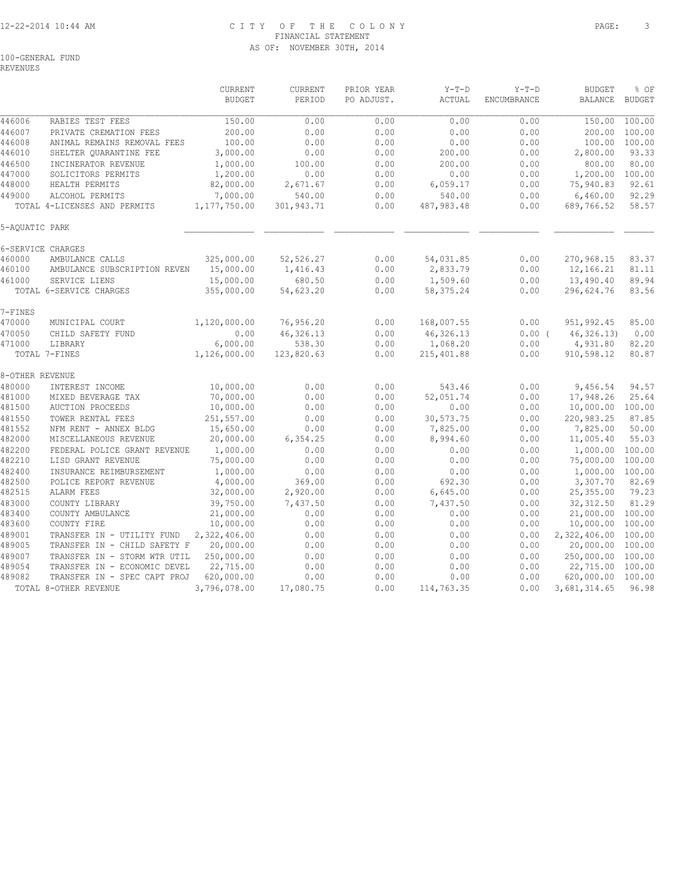# CITY OF THE COLONY
## FINANCIAL STATEMENT
### AS OF: NOVEMBER 30TH, 2014

100-GENERAL FUND
REVENUES

| | | CURRENT BUDGET | CURRENT PERIOD | PRIOR YEAR PO ADJUST. | Y-T-D ACTUAL | Y-T-D ENCUMBRANCE | BUDGET BALANCE | % OF BUDGET |
|---|---|---|---|---|---|---|---|---|
| 446006 | RABIES TEST FEES | 150.00 | 0.00 | 0.00 | 0.00 | 0.00 | 150.00 | 100.00 |
| 446007 | PRIVATE CREMATION FEES | 200.00 | 0.00 | 0.00 | 0.00 | 0.00 | 200.00 | 100.00 |
| 446008 | ANIMAL REMAINS REMOVAL FEES | 100.00 | 0.00 | 0.00 | 0.00 | 0.00 | 100.00 | 100.00 |
| 446010 | SHELTER QUARANTINE FEE | 3,000.00 | 0.00 | 0.00 | 200.00 | 0.00 | 2,800.00 | 93.33 |
| 446500 | INCINERATOR REVENUE | 1,000.00 | 100.00 | 0.00 | 200.00 | 0.00 | 800.00 | 80.00 |
| 447000 | SOLICITORS PERMITS | 1,200.00 | 0.00 | 0.00 | 0.00 | 0.00 | 1,200.00 | 100.00 |
| 448000 | HEALTH PERMITS | 82,000.00 | 2,671.67 | 0.00 | 6,059.17 | 0.00 | 75,940.83 | 92.61 |
| 449000 | ALCOHOL PERMITS | 7,000.00 | 540.00 | 0.00 | 540.00 | 0.00 | 6,460.00 | 92.29 |
| | TOTAL 4-LICENSES AND PERMITS | 1,177,750.00 | 301,943.71 | 0.00 | 487,983.48 | 0.00 | 689,766.52 | 58.57 |
| 5-AQUATIC PARK | | | | | | | | |
| 6-SERVICE CHARGES | | | | | | | | |
| 460000 | AMBULANCE CALLS | 325,000.00 | 52,526.27 | 0.00 | 54,031.85 | 0.00 | 270,968.15 | 83.37 |
| 460100 | AMBULANCE SUBSCRIPTION REVEN | 15,000.00 | 1,416.43 | 0.00 | 2,833.79 | 0.00 | 12,166.21 | 81.11 |
| 461000 | SERVICE LIENS | 15,000.00 | 680.50 | 0.00 | 1,509.60 | 0.00 | 13,490.40 | 89.94 |
| | TOTAL 6-SERVICE CHARGES | 355,000.00 | 54,623.20 | 0.00 | 58,375.24 | 0.00 | 296,624.76 | 83.56 |
| 7-FINES | | | | | | | | |
| 470000 | MUNICIPAL COURT | 1,120,000.00 | 76,956.20 | 0.00 | 168,007.55 | 0.00 | 951,992.45 | 85.00 |
| 470050 | CHILD SAFETY FUND | 0.00 | 46,326.13 | 0.00 | 46,326.13 | 0.00 | ( 46,326.13) | 0.00 |
| 471000 | LIBRARY | 6,000.00 | 538.30 | 0.00 | 1,068.20 | 0.00 | 4,931.80 | 82.20 |
| | TOTAL 7-FINES | 1,126,000.00 | 123,820.63 | 0.00 | 215,401.88 | 0.00 | 910,598.12 | 80.87 |
| 8-OTHER REVENUE | | | | | | | | |
| 480000 | INTEREST INCOME | 10,000.00 | 0.00 | 0.00 | 543.46 | 0.00 | 9,456.54 | 94.57 |
| 481000 | MIXED BEVERAGE TAX | 70,000.00 | 0.00 | 0.00 | 52,051.74 | 0.00 | 17,948.26 | 25.64 |
| 481500 | AUCTION PROCEEDS | 10,000.00 | 0.00 | 0.00 | 0.00 | 0.00 | 10,000.00 | 100.00 |
| 481550 | TOWER RENTAL FEES | 251,557.00 | 0.00 | 0.00 | 30,573.75 | 0.00 | 220,983.25 | 87.85 |
| 481552 | NFM RENT - ANNEX BLDG | 15,650.00 | 0.00 | 0.00 | 7,825.00 | 0.00 | 7,825.00 | 50.00 |
| 482000 | MISCELLANEOUS REVENUE | 20,000.00 | 6,354.25 | 0.00 | 8,994.60 | 0.00 | 11,005.40 | 55.03 |
| 482200 | FEDERAL POLICE GRANT REVENUE | 1,000.00 | 0.00 | 0.00 | 0.00 | 0.00 | 1,000.00 | 100.00 |
| 482210 | LISD GRANT REVENUE | 75,000.00 | 0.00 | 0.00 | 0.00 | 0.00 | 75,000.00 | 100.00 |
| 482400 | INSURANCE REIMBURSEMENT | 1,000.00 | 0.00 | 0.00 | 0.00 | 0.00 | 1,000.00 | 100.00 |
| 482500 | POLICE REPORT REVENUE | 4,000.00 | 369.00 | 0.00 | 692.30 | 0.00 | 3,307.70 | 82.69 |
| 482515 | ALARM FEES | 32,000.00 | 2,920.00 | 0.00 | 6,645.00 | 0.00 | 25,355.00 | 79.23 |
| 483000 | COUNTY LIBRARY | 39,750.00 | 7,437.50 | 0.00 | 7,437.50 | 0.00 | 32,312.50 | 81.29 |
| 483400 | COUNTY AMBULANCE | 21,000.00 | 0.00 | 0.00 | 0.00 | 0.00 | 21,000.00 | 100.00 |
| 483600 | COUNTY FIRE | 10,000.00 | 0.00 | 0.00 | 0.00 | 0.00 | 10,000.00 | 100.00 |
| 489001 | TRANSFER IN - UTILITY FUND | 2,322,406.00 | 0.00 | 0.00 | 0.00 | 0.00 | 2,322,406.00 | 100.00 |
| 489005 | TRANSFER IN - CHILD SAFETY F | 20,000.00 | 0.00 | 0.00 | 0.00 | 0.00 | 20,000.00 | 100.00 |
| 489007 | TRANSFER IN - STORM WTR UTIL | 250,000.00 | 0.00 | 0.00 | 0.00 | 0.00 | 250,000.00 | 100.00 |
| 489054 | TRANSFER IN - ECONOMIC DEVEL | 22,715.00 | 0.00 | 0.00 | 0.00 | 0.00 | 22,715.00 | 100.00 |
| 489082 | TRANSFER IN - SPEC CAPT PROJ | 620,000.00 | 0.00 | 0.00 | 0.00 | 0.00 | 620,000.00 | 100.00 |
| | TOTAL 8-OTHER REVENUE | 3,796,078.00 | 17,080.75 | 0.00 | 114,763.35 | 0.00 | 3,681,314.65 | 96.98 |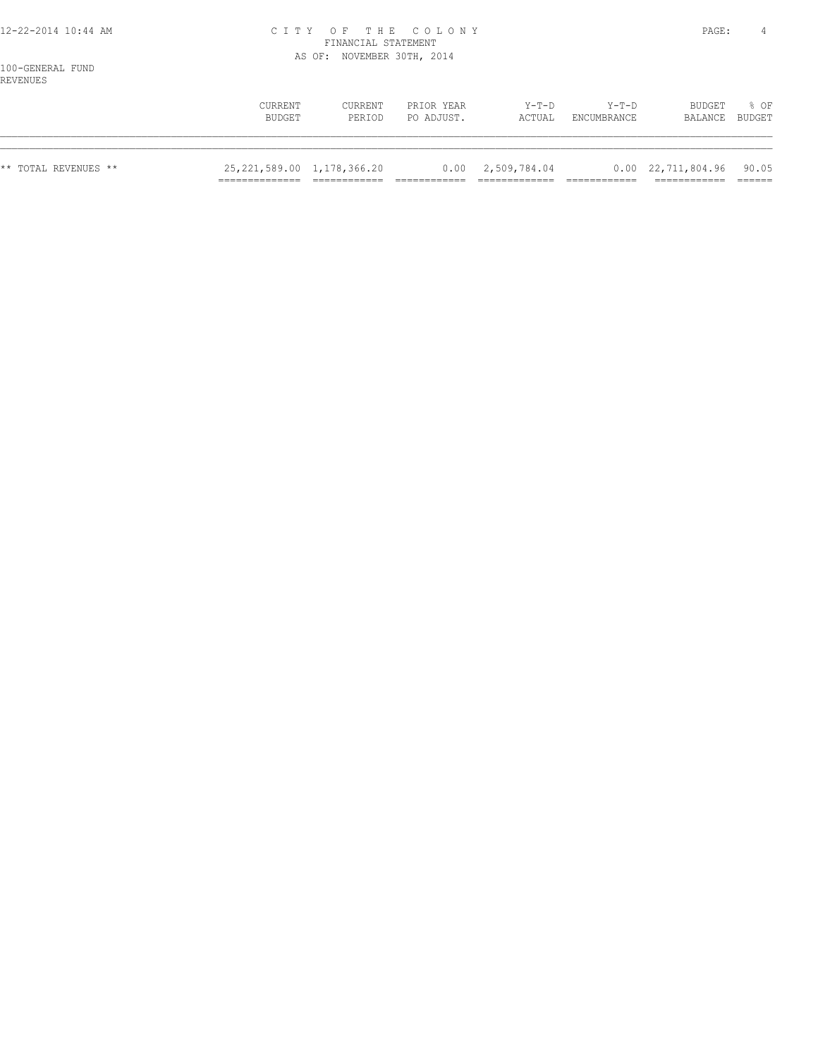100-GENERAL FUND
REVENUES

| | CURRENT BUDGET | CURRENT PERIOD | PRIOR YEAR PO ADJUST. | Y-T-D ACTUAL | Y-T-D ENCUMBRANCE | BUDGET BALANCE | % OF BUDGET |
|---|---|---|---|---|---|---|---|
| ** TOTAL REVENUES ** | 25,221,589.00 | 1,178,366.20 | 0.00 | 2,509,784.04 | 0.00 | 22,711,804.96 | 90.05 |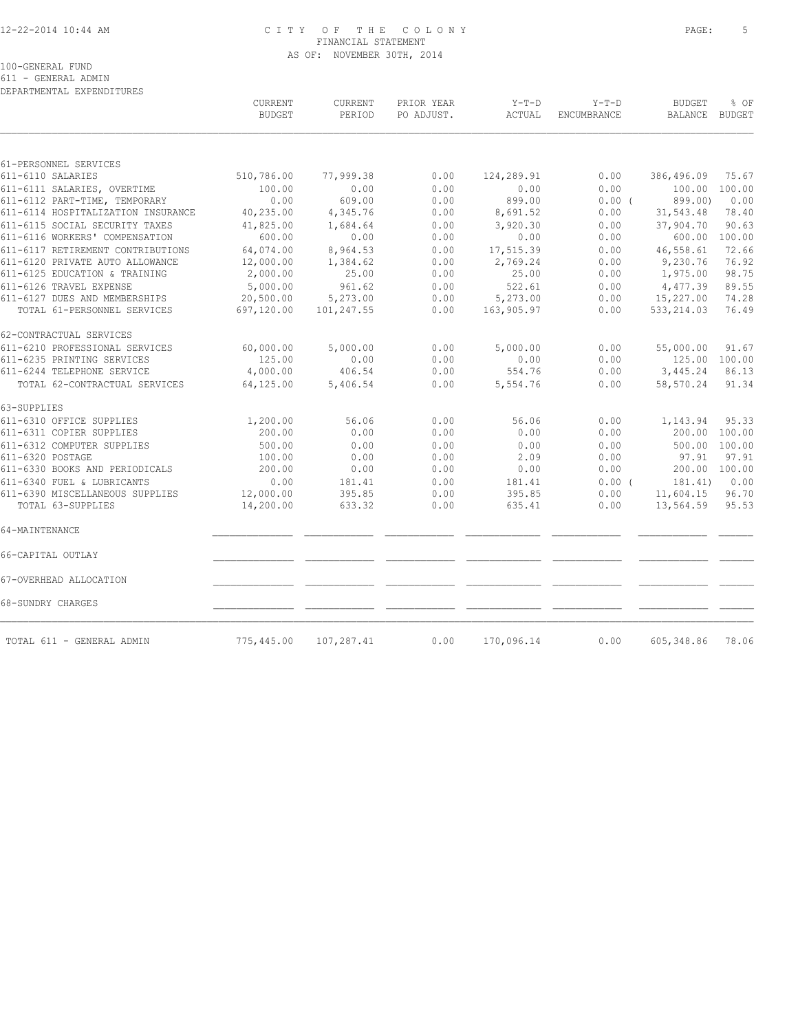# CITY OF THE COLONY
## FINANCIAL STATEMENT
### AS OF: NOVEMBER 30TH, 2014

100-GENERAL FUND
611 - GENERAL ADMIN
DEPARTMENTAL EXPENDITURES

| | CURRENT BUDGET | CURRENT PERIOD | PRIOR YEAR PO ADJUST. | Y-T-D ACTUAL | Y-T-D ENCUMBRANCE | BUDGET BALANCE | % OF BUDGET |
|---|---|---|---|---|---|---|---|
| 61-PERSONNEL SERVICES | | | | | | | |
| 611-6110 SALARIES | 510,786.00 | 77,999.38 | 0.00 | 124,289.91 | 0.00 | 386,496.09 | 75.67 |
| 611-6111 SALARIES, OVERTIME | 100.00 | 0.00 | 0.00 | 0.00 | 0.00 | 100.00 | 100.00 |
| 611-6112 PART-TIME, TEMPORARY | 0.00 | 609.00 | 0.00 | 899.00 | 0.00 ( | 899.00) | 0.00 |
| 611-6114 HOSPITALIZATION INSURANCE | 40,235.00 | 4,345.76 | 0.00 | 8,691.52 | 0.00 | 31,543.48 | 78.40 |
| 611-6115 SOCIAL SECURITY TAXES | 41,825.00 | 1,684.64 | 0.00 | 3,920.30 | 0.00 | 37,904.70 | 90.63 |
| 611-6116 WORKERS' COMPENSATION | 600.00 | 0.00 | 0.00 | 0.00 | 0.00 | 600.00 | 100.00 |
| 611-6117 RETIREMENT CONTRIBUTIONS | 64,074.00 | 8,964.53 | 0.00 | 17,515.39 | 0.00 | 46,558.61 | 72.66 |
| 611-6120 PRIVATE AUTO ALLOWANCE | 12,000.00 | 1,384.62 | 0.00 | 2,769.24 | 0.00 | 9,230.76 | 76.92 |
| 611-6125 EDUCATION & TRAINING | 2,000.00 | 25.00 | 0.00 | 25.00 | 0.00 | 1,975.00 | 98.75 |
| 611-6126 TRAVEL EXPENSE | 5,000.00 | 961.62 | 0.00 | 522.61 | 0.00 | 4,477.39 | 89.55 |
| 611-6127 DUES AND MEMBERSHIPS | 20,500.00 | 5,273.00 | 0.00 | 5,273.00 | 0.00 | 15,227.00 | 74.28 |
| TOTAL 61-PERSONNEL SERVICES | 697,120.00 | 101,247.55 | 0.00 | 163,905.97 | 0.00 | 533,214.03 | 76.49 |
| 62-CONTRACTUAL SERVICES | | | | | | | |
| 611-6210 PROFESSIONAL SERVICES | 60,000.00 | 5,000.00 | 0.00 | 5,000.00 | 0.00 | 55,000.00 | 91.67 |
| 611-6235 PRINTING SERVICES | 125.00 | 0.00 | 0.00 | 0.00 | 0.00 | 125.00 | 100.00 |
| 611-6244 TELEPHONE SERVICE | 4,000.00 | 406.54 | 0.00 | 554.76 | 0.00 | 3,445.24 | 86.13 |
| TOTAL 62-CONTRACTUAL SERVICES | 64,125.00 | 5,406.54 | 0.00 | 5,554.76 | 0.00 | 58,570.24 | 91.34 |
| 63-SUPPLIES | | | | | | | |
| 611-6310 OFFICE SUPPLIES | 1,200.00 | 56.06 | 0.00 | 56.06 | 0.00 | 1,143.94 | 95.33 |
| 611-6311 COPIER SUPPLIES | 200.00 | 0.00 | 0.00 | 0.00 | 0.00 | 200.00 | 100.00 |
| 611-6312 COMPUTER SUPPLIES | 500.00 | 0.00 | 0.00 | 0.00 | 0.00 | 500.00 | 100.00 |
| 611-6320 POSTAGE | 100.00 | 0.00 | 0.00 | 2.09 | 0.00 | 97.91 | 97.91 |
| 611-6330 BOOKS AND PERIODICALS | 200.00 | 0.00 | 0.00 | 0.00 | 0.00 | 200.00 | 100.00 |
| 611-6340 FUEL & LUBRICANTS | 0.00 | 181.41 | 0.00 | 181.41 | 0.00 ( | 181.41) | 0.00 |
| 611-6390 MISCELLANEOUS SUPPLIES | 12,000.00 | 395.85 | 0.00 | 395.85 | 0.00 | 11,604.15 | 96.70 |
| TOTAL 63-SUPPLIES | 14,200.00 | 633.32 | 0.00 | 635.41 | 0.00 | 13,564.59 | 95.53 |
| 64-MAINTENANCE | | | | | | | |
| 66-CAPITAL OUTLAY | | | | | | | |
| 67-OVERHEAD ALLOCATION | | | | | | | |
| 68-SUNDRY CHARGES | | | | | | | |
| TOTAL 611 - GENERAL ADMIN | 775,445.00 | 107,287.41 | 0.00 | 170,096.14 | 0.00 | 605,348.86 | 78.06 |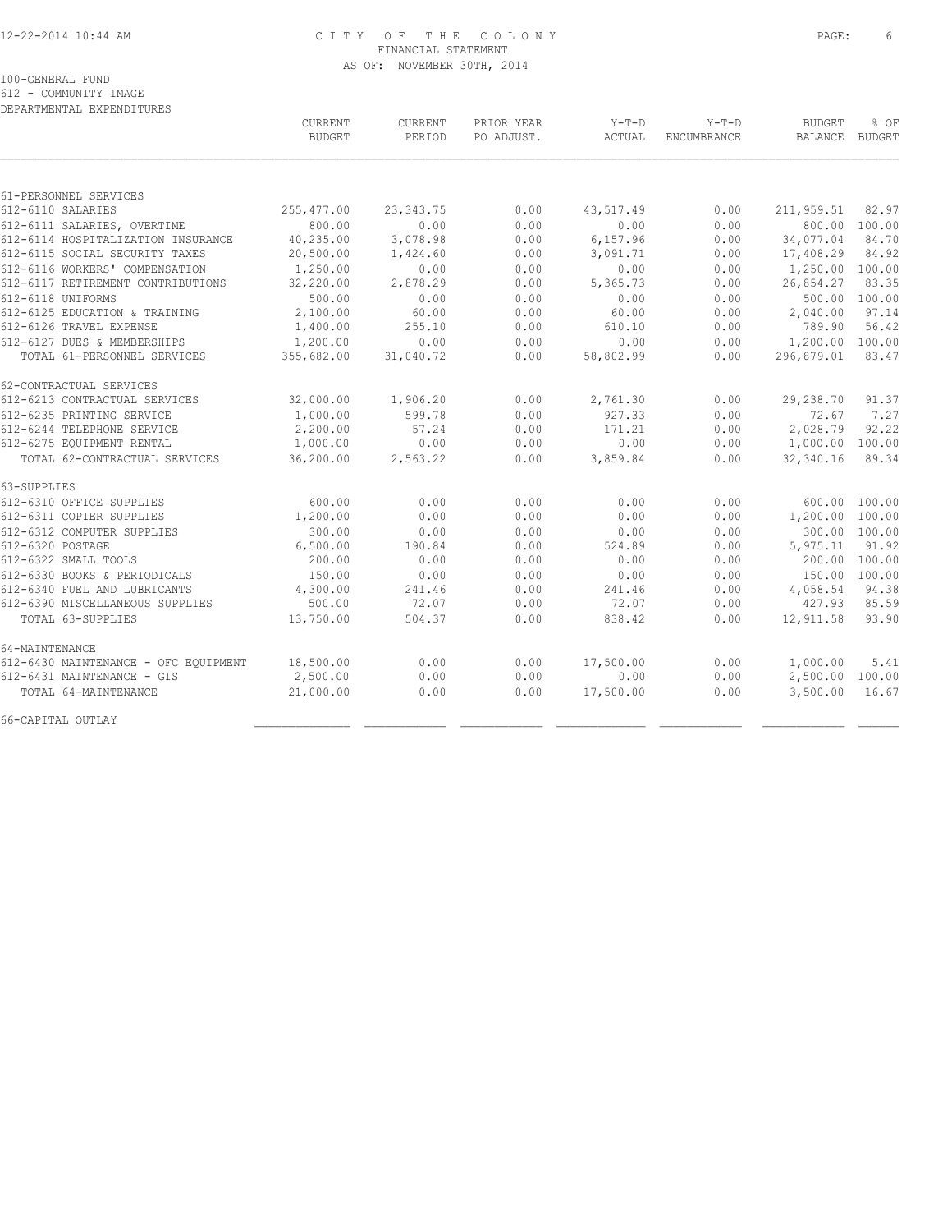# CITY OF THE COLONY
## FINANCIAL STATEMENT
### AS OF: NOVEMBER 30TH, 2014

100-GENERAL FUND
612 - COMMUNITY IMAGE
DEPARTMENTAL EXPENDITURES

| | CURRENT BUDGET | CURRENT PERIOD | PRIOR YEAR PO ADJUST. | Y-T-D ACTUAL | Y-T-D ENCUMBRANCE | BUDGET BALANCE | % OF BUDGET |
|---|---|---|---|---|---|---|---|
| 61-PERSONNEL SERVICES | | | | | | | |
| 612-6110 SALARIES | 255,477.00 | 23,343.75 | 0.00 | 43,517.49 | 0.00 | 211,959.51 | 82.97 |
| 612-6111 SALARIES, OVERTIME | 800.00 | 0.00 | 0.00 | 0.00 | 0.00 | 800.00 | 100.00 |
| 612-6114 HOSPITALIZATION INSURANCE | 40,235.00 | 3,078.98 | 0.00 | 6,157.96 | 0.00 | 34,077.04 | 84.70 |
| 612-6115 SOCIAL SECURITY TAXES | 20,500.00 | 1,424.60 | 0.00 | 3,091.71 | 0.00 | 17,408.29 | 84.92 |
| 612-6116 WORKERS' COMPENSATION | 1,250.00 | 0.00 | 0.00 | 0.00 | 0.00 | 1,250.00 | 100.00 |
| 612-6117 RETIREMENT CONTRIBUTIONS | 32,220.00 | 2,878.29 | 0.00 | 5,365.73 | 0.00 | 26,854.27 | 83.35 |
| 612-6118 UNIFORMS | 500.00 | 0.00 | 0.00 | 0.00 | 0.00 | 500.00 | 100.00 |
| 612-6125 EDUCATION & TRAINING | 2,100.00 | 60.00 | 0.00 | 60.00 | 0.00 | 2,040.00 | 97.14 |
| 612-6126 TRAVEL EXPENSE | 1,400.00 | 255.10 | 0.00 | 610.10 | 0.00 | 789.90 | 56.42 |
| 612-6127 DUES & MEMBERSHIPS | 1,200.00 | 0.00 | 0.00 | 0.00 | 0.00 | 1,200.00 | 100.00 |
| TOTAL 61-PERSONNEL SERVICES | 355,682.00 | 31,040.72 | 0.00 | 58,802.99 | 0.00 | 296,879.01 | 83.47 |
| 62-CONTRACTUAL SERVICES | | | | | | | |
| 612-6213 CONTRACTUAL SERVICES | 32,000.00 | 1,906.20 | 0.00 | 2,761.30 | 0.00 | 29,238.70 | 91.37 |
| 612-6235 PRINTING SERVICE | 1,000.00 | 599.78 | 0.00 | 927.33 | 0.00 | 72.67 | 7.27 |
| 612-6244 TELEPHONE SERVICE | 2,200.00 | 57.24 | 0.00 | 171.21 | 0.00 | 2,028.79 | 92.22 |
| 612-6275 EQUIPMENT RENTAL | 1,000.00 | 0.00 | 0.00 | 0.00 | 0.00 | 1,000.00 | 100.00 |
| TOTAL 62-CONTRACTUAL SERVICES | 36,200.00 | 2,563.22 | 0.00 | 3,859.84 | 0.00 | 32,340.16 | 89.34 |
| 63-SUPPLIES | | | | | | | |
| 612-6310 OFFICE SUPPLIES | 600.00 | 0.00 | 0.00 | 0.00 | 0.00 | 600.00 | 100.00 |
| 612-6311 COPIER SUPPLIES | 1,200.00 | 0.00 | 0.00 | 0.00 | 0.00 | 1,200.00 | 100.00 |
| 612-6312 COMPUTER SUPPLIES | 300.00 | 0.00 | 0.00 | 0.00 | 0.00 | 300.00 | 100.00 |
| 612-6320 POSTAGE | 6,500.00 | 190.84 | 0.00 | 524.89 | 0.00 | 5,975.11 | 91.92 |
| 612-6322 SMALL TOOLS | 200.00 | 0.00 | 0.00 | 0.00 | 0.00 | 200.00 | 100.00 |
| 612-6330 BOOKS & PERIODICALS | 150.00 | 0.00 | 0.00 | 0.00 | 0.00 | 150.00 | 100.00 |
| 612-6340 FUEL AND LUBRICANTS | 4,300.00 | 241.46 | 0.00 | 241.46 | 0.00 | 4,058.54 | 94.38 |
| 612-6390 MISCELLANEOUS SUPPLIES | 500.00 | 72.07 | 0.00 | 72.07 | 0.00 | 427.93 | 85.59 |
| TOTAL 63-SUPPLIES | 13,750.00 | 504.37 | 0.00 | 838.42 | 0.00 | 12,911.58 | 93.90 |
| 64-MAINTENANCE | | | | | | | |
| 612-6430 MAINTENANCE - OFC EQUIPMENT | 18,500.00 | 0.00 | 0.00 | 17,500.00 | 0.00 | 1,000.00 | 5.41 |
| 612-6431 MAINTENANCE - GIS | 2,500.00 | 0.00 | 0.00 | 0.00 | 0.00 | 2,500.00 | 100.00 |
| TOTAL 64-MAINTENANCE | 21,000.00 | 0.00 | 0.00 | 17,500.00 | 0.00 | 3,500.00 | 16.67 |
| 66-CAPITAL OUTLAY | | | | | | | |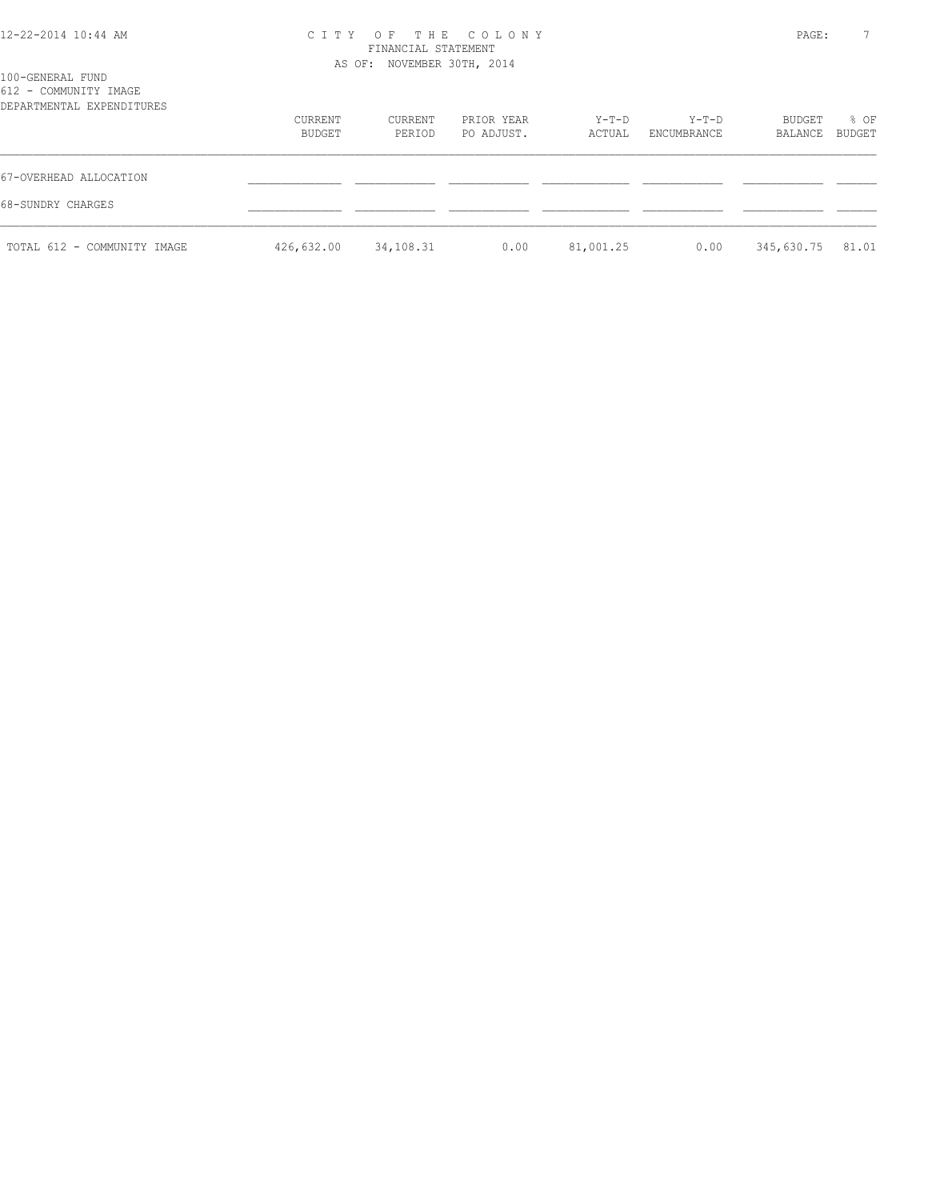100-GENERAL FUND
612 - COMMUNITY IMAGE
DEPARTMENTAL EXPENDITURES

| | CURRENT BUDGET | CURRENT PERIOD | PRIOR YEAR PO ADJUST. | Y-T-D ACTUAL | Y-T-D ENCUMBRANCE | BUDGET BALANCE | % OF BUDGET |
|---|---|---|---|---|---|---|---|
| 67-OVERHEAD ALLOCATION | | | | | | | |
| 68-SUNDRY CHARGES | | | | | | | |
| TOTAL 612 - COMMUNITY IMAGE | 426,632.00 | 34,108.31 | 0.00 | 81,001.25 | 0.00 | 345,630.75 | 81.01 |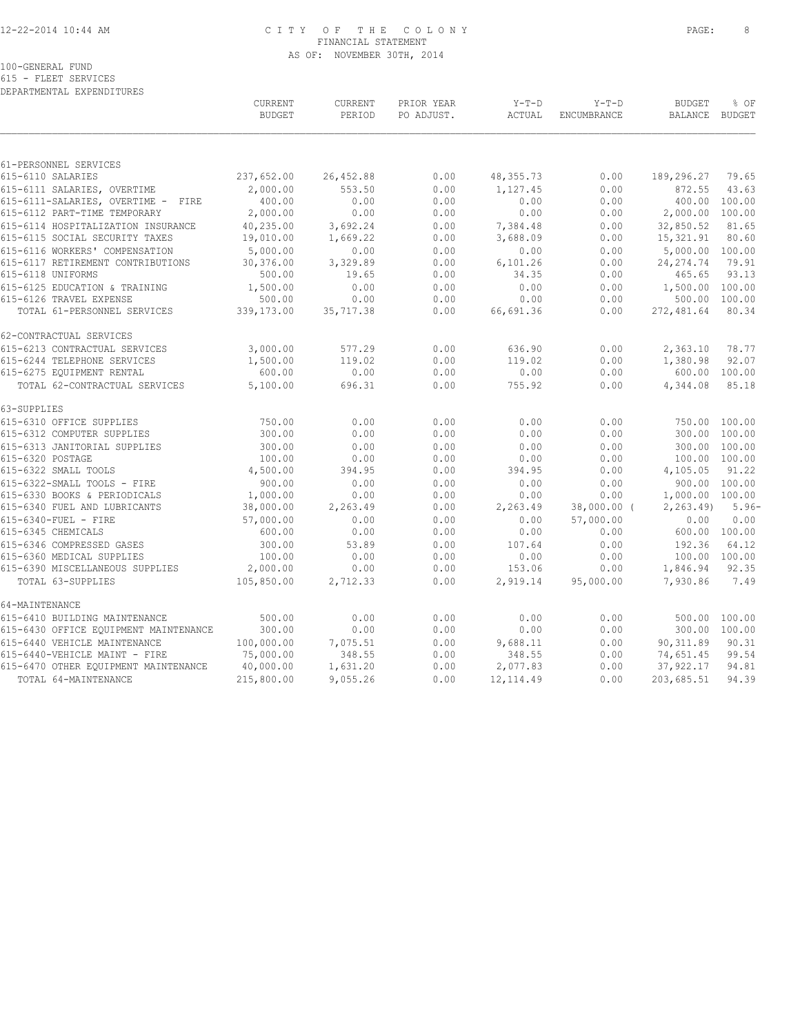CITY OF THE COLONY
FINANCIAL STATEMENT
AS OF: NOVEMBER 30TH, 2014

100-GENERAL FUND
615 - FLEET SERVICES
DEPARTMENTAL EXPENDITURES

| | CURRENT BUDGET | CURRENT PERIOD | PRIOR YEAR PO ADJUST. | Y-T-D ACTUAL | Y-T-D ENCUMBRANCE | BUDGET BALANCE | % OF BUDGET |
|---|---|---|---|---|---|---|---|
| 61-PERSONNEL SERVICES | | | | | | | |
| 615-6110 SALARIES | 237,652.00 | 26,452.88 | 0.00 | 48,355.73 | 0.00 | 189,296.27 | 79.65 |
| 615-6111 SALARIES, OVERTIME | 2,000.00 | 553.50 | 0.00 | 1,127.45 | 0.00 | 872.55 | 43.63 |
| 615-6111-SALARIES, OVERTIME - FIRE | 400.00 | 0.00 | 0.00 | 0.00 | 0.00 | 400.00 | 100.00 |
| 615-6112 PART-TIME TEMPORARY | 2,000.00 | 0.00 | 0.00 | 0.00 | 0.00 | 2,000.00 | 100.00 |
| 615-6114 HOSPITALIZATION INSURANCE | 40,235.00 | 3,692.24 | 0.00 | 7,384.48 | 0.00 | 32,850.52 | 81.65 |
| 615-6115 SOCIAL SECURITY TAXES | 19,010.00 | 1,669.22 | 0.00 | 3,688.09 | 0.00 | 15,321.91 | 80.60 |
| 615-6116 WORKERS' COMPENSATION | 5,000.00 | 0.00 | 0.00 | 0.00 | 0.00 | 5,000.00 | 100.00 |
| 615-6117 RETIREMENT CONTRIBUTIONS | 30,376.00 | 3,329.89 | 0.00 | 6,101.26 | 0.00 | 24,274.74 | 79.91 |
| 615-6118 UNIFORMS | 500.00 | 19.65 | 0.00 | 34.35 | 0.00 | 465.65 | 93.13 |
| 615-6125 EDUCATION & TRAINING | 1,500.00 | 0.00 | 0.00 | 0.00 | 0.00 | 1,500.00 | 100.00 |
| 615-6126 TRAVEL EXPENSE | 500.00 | 0.00 | 0.00 | 0.00 | 0.00 | 500.00 | 100.00 |
| TOTAL 61-PERSONNEL SERVICES | 339,173.00 | 35,717.38 | 0.00 | 66,691.36 | 0.00 | 272,481.64 | 80.34 |
| 62-CONTRACTUAL SERVICES | | | | | | | |
| 615-6213 CONTRACTUAL SERVICES | 3,000.00 | 577.29 | 0.00 | 636.90 | 0.00 | 2,363.10 | 78.77 |
| 615-6244 TELEPHONE SERVICES | 1,500.00 | 119.02 | 0.00 | 119.02 | 0.00 | 1,380.98 | 92.07 |
| 615-6275 EQUIPMENT RENTAL | 600.00 | 0.00 | 0.00 | 0.00 | 0.00 | 600.00 | 100.00 |
| TOTAL 62-CONTRACTUAL SERVICES | 5,100.00 | 696.31 | 0.00 | 755.92 | 0.00 | 4,344.08 | 85.18 |
| 63-SUPPLIES | | | | | | | |
| 615-6310 OFFICE SUPPLIES | 750.00 | 0.00 | 0.00 | 0.00 | 0.00 | 750.00 | 100.00 |
| 615-6312 COMPUTER SUPPLIES | 300.00 | 0.00 | 0.00 | 0.00 | 0.00 | 300.00 | 100.00 |
| 615-6313 JANITORIAL SUPPLIES | 300.00 | 0.00 | 0.00 | 0.00 | 0.00 | 300.00 | 100.00 |
| 615-6320 POSTAGE | 100.00 | 0.00 | 0.00 | 0.00 | 0.00 | 100.00 | 100.00 |
| 615-6322 SMALL TOOLS | 4,500.00 | 394.95 | 0.00 | 394.95 | 0.00 | 4,105.05 | 91.22 |
| 615-6322-SMALL TOOLS - FIRE | 900.00 | 0.00 | 0.00 | 0.00 | 0.00 | 900.00 | 100.00 |
| 615-6330 BOOKS & PERIODICALS | 1,000.00 | 0.00 | 0.00 | 0.00 | 0.00 | 1,000.00 | 100.00 |
| 615-6340 FUEL AND LUBRICANTS | 38,000.00 | 2,263.49 | 0.00 | 2,263.49 | 38,000.00 ( | 2,263.49) | 5.96- |
| 615-6340-FUEL - FIRE | 57,000.00 | 0.00 | 0.00 | 0.00 | 57,000.00 | 0.00 | 0.00 |
| 615-6345 CHEMICALS | 600.00 | 0.00 | 0.00 | 0.00 | 0.00 | 600.00 | 100.00 |
| 615-6346 COMPRESSED GASES | 300.00 | 53.89 | 0.00 | 107.64 | 0.00 | 192.36 | 64.12 |
| 615-6360 MEDICAL SUPPLIES | 100.00 | 0.00 | 0.00 | 0.00 | 0.00 | 100.00 | 100.00 |
| 615-6390 MISCELLANEOUS SUPPLIES | 2,000.00 | 0.00 | 0.00 | 153.06 | 0.00 | 1,846.94 | 92.35 |
| TOTAL 63-SUPPLIES | 105,850.00 | 2,712.33 | 0.00 | 2,919.14 | 95,000.00 | 7,930.86 | 7.49 |
| 64-MAINTENANCE | | | | | | | |
| 615-6410 BUILDING MAINTENANCE | 500.00 | 0.00 | 0.00 | 0.00 | 0.00 | 500.00 | 100.00 |
| 615-6430 OFFICE EQUIPMENT MAINTENANCE | 300.00 | 0.00 | 0.00 | 0.00 | 0.00 | 300.00 | 100.00 |
| 615-6440 VEHICLE MAINTENANCE | 100,000.00 | 7,075.51 | 0.00 | 9,688.11 | 0.00 | 90,311.89 | 90.31 |
| 615-6440-VEHICLE MAINT - FIRE | 75,000.00 | 348.55 | 0.00 | 348.55 | 0.00 | 74,651.45 | 99.54 |
| 615-6470 OTHER EQUIPMENT MAINTENANCE | 40,000.00 | 1,631.20 | 0.00 | 2,077.83 | 0.00 | 37,922.17 | 94.81 |
| TOTAL 64-MAINTENANCE | 215,800.00 | 9,055.26 | 0.00 | 12,114.49 | 0.00 | 203,685.51 | 94.39 |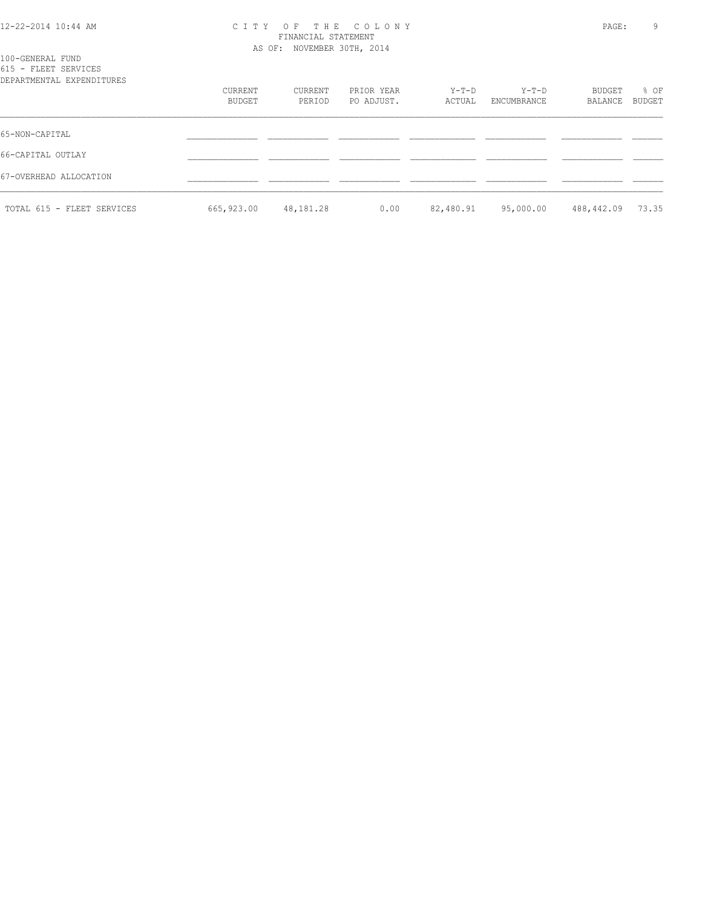100-GENERAL FUND
615 - FLEET SERVICES
DEPARTMENTAL EXPENDITURES

| | CURRENT BUDGET | CURRENT PERIOD | PRIOR YEAR PO ADJUST. | Y-T-D ACTUAL | Y-T-D ENCUMBRANCE | BUDGET BALANCE | % OF BUDGET |
|---|---|---|---|---|---|---|---|
| 65-NON-CAPITAL | | | | | | | |
| 66-CAPITAL OUTLAY | | | | | | | |
| 67-OVERHEAD ALLOCATION | | | | | | | |
| TOTAL 615 - FLEET SERVICES | 665,923.00 | 48,181.28 | 0.00 | 82,480.91 | 95,000.00 | 488,442.09 | 73.35 |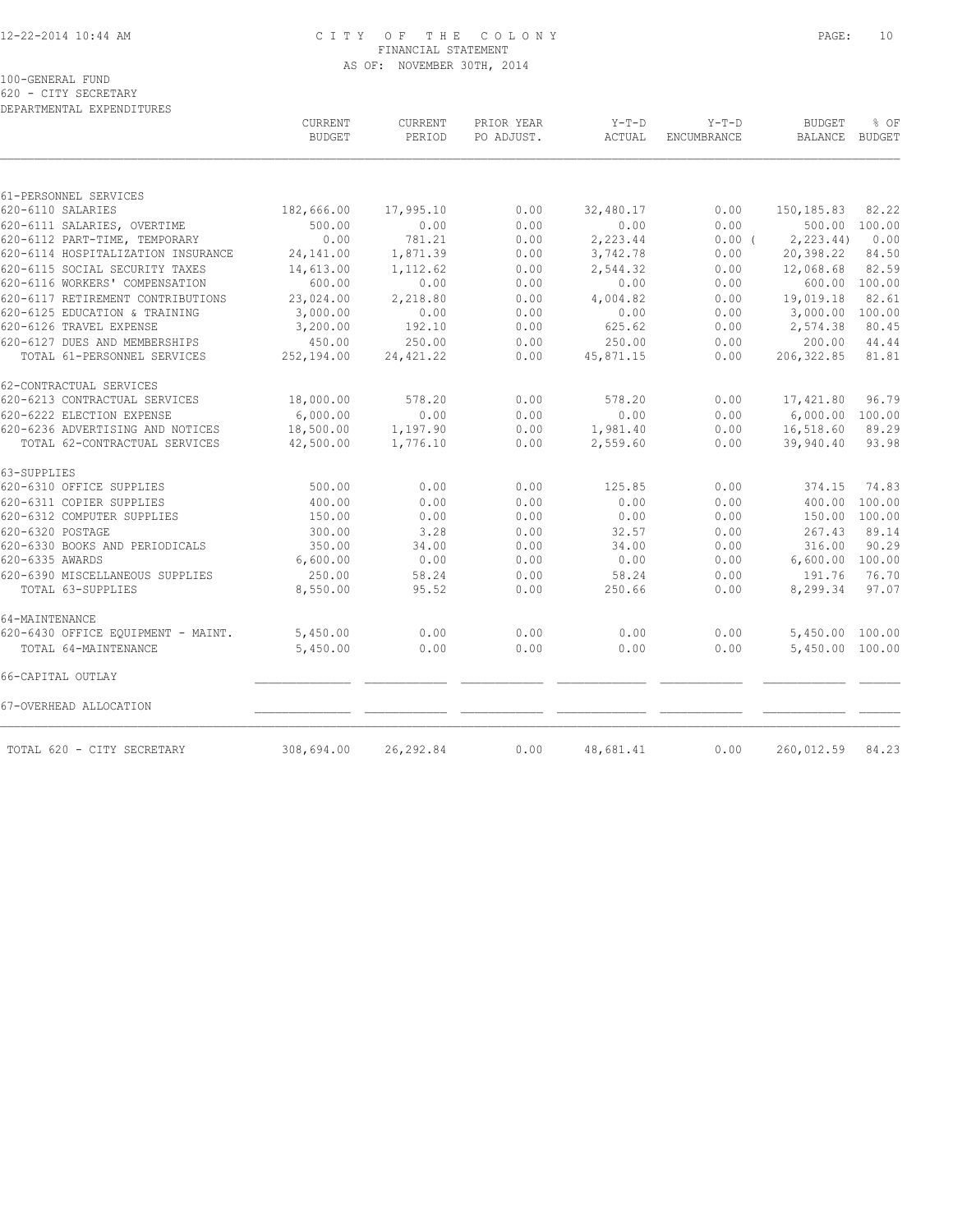# CITY OF THE COLONY
FINANCIAL STATEMENT
AS OF: NOVEMBER 30TH, 2014

100-GENERAL FUND
620 - CITY SECRETARY
DEPARTMENTAL EXPENDITURES

| | CURRENT BUDGET | CURRENT PERIOD | PRIOR YEAR PO ADJUST. | Y-T-D ACTUAL | Y-T-D ENCUMBRANCE | BUDGET BALANCE | % OF BUDGET |
|---|---|---|---|---|---|---|---|
| 61-PERSONNEL SERVICES | | | | | | | |
| 620-6110 SALARIES | 182,666.00 | 17,995.10 | 0.00 | 32,480.17 | 0.00 | 150,185.83 | 82.22 |
| 620-6111 SALARIES, OVERTIME | 500.00 | 0.00 | 0.00 | 0.00 | 0.00 | 500.00 | 100.00 |
| 620-6112 PART-TIME, TEMPORARY | 0.00 | 781.21 | 0.00 | 2,223.44 | 0.00 | ( 2,223.44) | 0.00 |
| 620-6114 HOSPITALIZATION INSURANCE | 24,141.00 | 1,871.39 | 0.00 | 3,742.78 | 0.00 | 20,398.22 | 84.50 |
| 620-6115 SOCIAL SECURITY TAXES | 14,613.00 | 1,112.62 | 0.00 | 2,544.32 | 0.00 | 12,068.68 | 82.59 |
| 620-6116 WORKERS' COMPENSATION | 600.00 | 0.00 | 0.00 | 0.00 | 0.00 | 600.00 | 100.00 |
| 620-6117 RETIREMENT CONTRIBUTIONS | 23,024.00 | 2,218.80 | 0.00 | 4,004.82 | 0.00 | 19,019.18 | 82.61 |
| 620-6125 EDUCATION & TRAINING | 3,000.00 | 0.00 | 0.00 | 0.00 | 0.00 | 3,000.00 | 100.00 |
| 620-6126 TRAVEL EXPENSE | 3,200.00 | 192.10 | 0.00 | 625.62 | 0.00 | 2,574.38 | 80.45 |
| 620-6127 DUES AND MEMBERSHIPS | 450.00 | 250.00 | 0.00 | 250.00 | 0.00 | 200.00 | 44.44 |
| TOTAL 61-PERSONNEL SERVICES | 252,194.00 | 24,421.22 | 0.00 | 45,871.15 | 0.00 | 206,322.85 | 81.81 |
| 62-CONTRACTUAL SERVICES | | | | | | | |
| 620-6213 CONTRACTUAL SERVICES | 18,000.00 | 578.20 | 0.00 | 578.20 | 0.00 | 17,421.80 | 96.79 |
| 620-6222 ELECTION EXPENSE | 6,000.00 | 0.00 | 0.00 | 0.00 | 0.00 | 6,000.00 | 100.00 |
| 620-6236 ADVERTISING AND NOTICES | 18,500.00 | 1,197.90 | 0.00 | 1,981.40 | 0.00 | 16,518.60 | 89.29 |
| TOTAL 62-CONTRACTUAL SERVICES | 42,500.00 | 1,776.10 | 0.00 | 2,559.60 | 0.00 | 39,940.40 | 93.98 |
| 63-SUPPLIES | | | | | | | |
| 620-6310 OFFICE SUPPLIES | 500.00 | 0.00 | 0.00 | 125.85 | 0.00 | 374.15 | 74.83 |
| 620-6311 COPIER SUPPLIES | 400.00 | 0.00 | 0.00 | 0.00 | 0.00 | 400.00 | 100.00 |
| 620-6312 COMPUTER SUPPLIES | 150.00 | 0.00 | 0.00 | 0.00 | 0.00 | 150.00 | 100.00 |
| 620-6320 POSTAGE | 300.00 | 3.28 | 0.00 | 32.57 | 0.00 | 267.43 | 89.14 |
| 620-6330 BOOKS AND PERIODICALS | 350.00 | 34.00 | 0.00 | 34.00 | 0.00 | 316.00 | 90.29 |
| 620-6335 AWARDS | 6,600.00 | 0.00 | 0.00 | 0.00 | 0.00 | 6,600.00 | 100.00 |
| 620-6390 MISCELLANEOUS SUPPLIES | 250.00 | 58.24 | 0.00 | 58.24 | 0.00 | 191.76 | 76.70 |
| TOTAL 63-SUPPLIES | 8,550.00 | 95.52 | 0.00 | 250.66 | 0.00 | 8,299.34 | 97.07 |
| 64-MAINTENANCE | | | | | | | |
| 620-6430 OFFICE EQUIPMENT - MAINT. | 5,450.00 | 0.00 | 0.00 | 0.00 | 0.00 | 5,450.00 | 100.00 |
| TOTAL 64-MAINTENANCE | 5,450.00 | 0.00 | 0.00 | 0.00 | 0.00 | 5,450.00 | 100.00 |
| 66-CAPITAL OUTLAY | | | | | | | |
| 67-OVERHEAD ALLOCATION | | | | | | | |
| TOTAL 620 - CITY SECRETARY | 308,694.00 | 26,292.84 | 0.00 | 48,681.41 | 0.00 | 260,012.59 | 84.23 |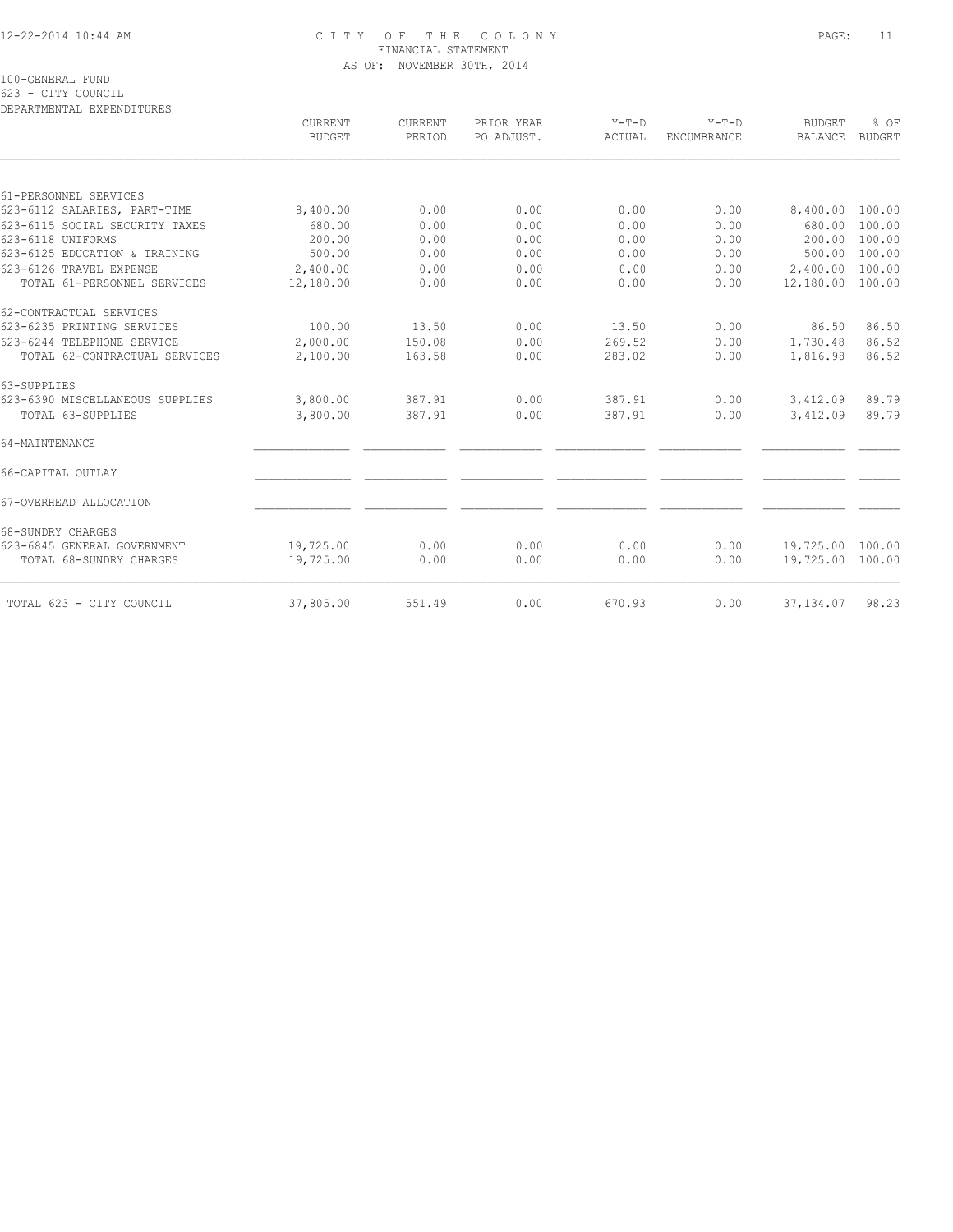# CITY OF THE COLONY
## FINANCIAL STATEMENT
### AS OF: NOVEMBER 30TH, 2014

100-GENERAL FUND
623 - CITY COUNCIL
DEPARTMENTAL EXPENDITURES

| | CURRENT BUDGET | CURRENT PERIOD | PRIOR YEAR PO ADJUST. | Y-T-D ACTUAL | Y-T-D ENCUMBRANCE | BUDGET BALANCE | % OF BUDGET |
|---|---|---|---|---|---|---|---|
| 61-PERSONNEL SERVICES | | | | | | | |
| 623-6112 SALARIES, PART-TIME | 8,400.00 | 0.00 | 0.00 | 0.00 | 0.00 | 8,400.00 | 100.00 |
| 623-6115 SOCIAL SECURITY TAXES | 680.00 | 0.00 | 0.00 | 0.00 | 0.00 | 680.00 | 100.00 |
| 623-6118 UNIFORMS | 200.00 | 0.00 | 0.00 | 0.00 | 0.00 | 200.00 | 100.00 |
| 623-6125 EDUCATION & TRAINING | 500.00 | 0.00 | 0.00 | 0.00 | 0.00 | 500.00 | 100.00 |
| 623-6126 TRAVEL EXPENSE | 2,400.00 | 0.00 | 0.00 | 0.00 | 0.00 | 2,400.00 | 100.00 |
| TOTAL 61-PERSONNEL SERVICES | 12,180.00 | 0.00 | 0.00 | 0.00 | 0.00 | 12,180.00 | 100.00 |
| 62-CONTRACTUAL SERVICES | | | | | | | |
| 623-6235 PRINTING SERVICES | 100.00 | 13.50 | 0.00 | 13.50 | 0.00 | 86.50 | 86.50 |
| 623-6244 TELEPHONE SERVICE | 2,000.00 | 150.08 | 0.00 | 269.52 | 0.00 | 1,730.48 | 86.52 |
| TOTAL 62-CONTRACTUAL SERVICES | 2,100.00 | 163.58 | 0.00 | 283.02 | 0.00 | 1,816.98 | 86.52 |
| 63-SUPPLIES | | | | | | | |
| 623-6390 MISCELLANEOUS SUPPLIES | 3,800.00 | 387.91 | 0.00 | 387.91 | 0.00 | 3,412.09 | 89.79 |
| TOTAL 63-SUPPLIES | 3,800.00 | 387.91 | 0.00 | 387.91 | 0.00 | 3,412.09 | 89.79 |
| 64-MAINTENANCE | | | | | | | |
| 66-CAPITAL OUTLAY | | | | | | | |
| 67-OVERHEAD ALLOCATION | | | | | | | |
| 68-SUNDRY CHARGES | | | | | | | |
| 623-6845 GENERAL GOVERNMENT | 19,725.00 | 0.00 | 0.00 | 0.00 | 0.00 | 19,725.00 | 100.00 |
| TOTAL 68-SUNDRY CHARGES | 19,725.00 | 0.00 | 0.00 | 0.00 | 0.00 | 19,725.00 | 100.00 |
| TOTAL 623 - CITY COUNCIL | 37,805.00 | 551.49 | 0.00 | 670.93 | 0.00 | 37,134.07 | 98.23 |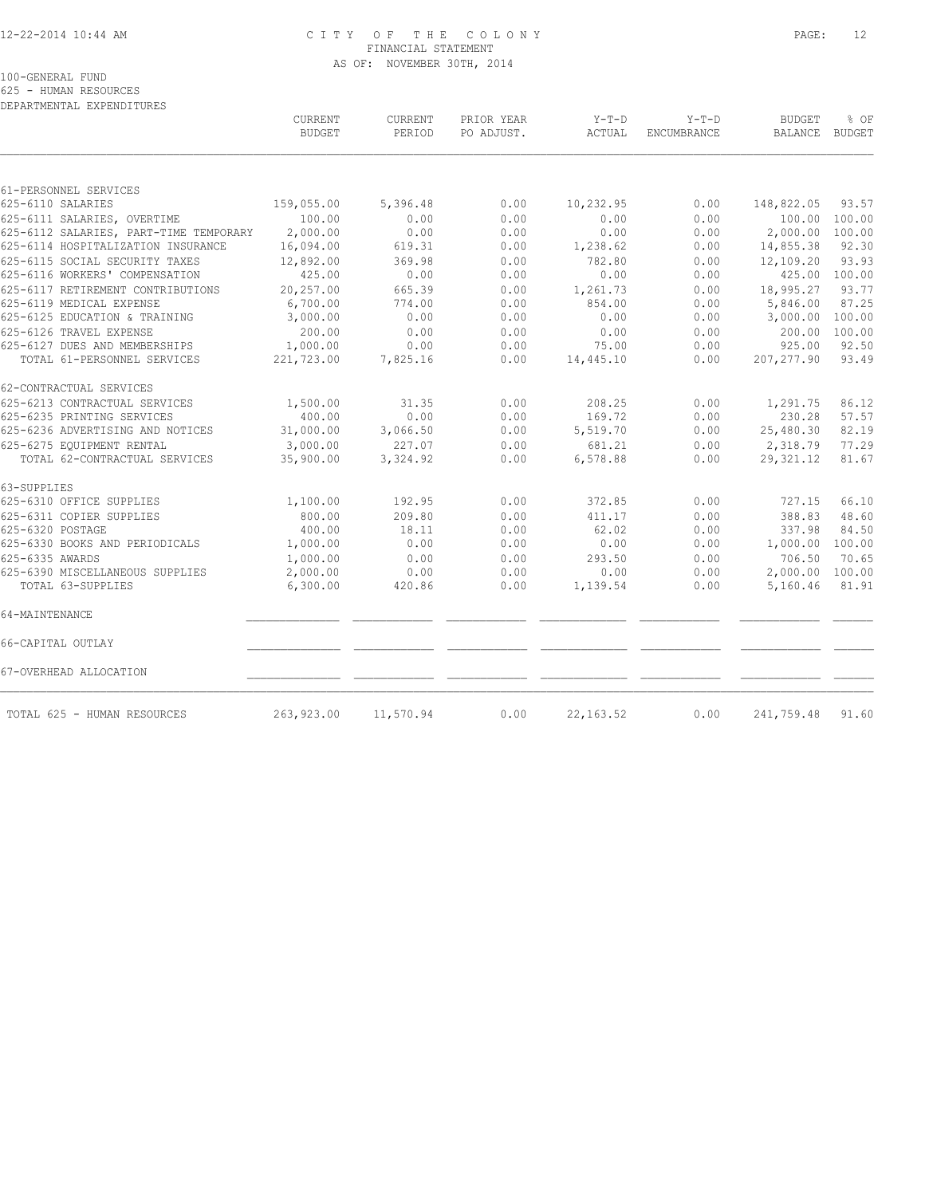# CITY OF THE COLONY
## FINANCIAL STATEMENT
### AS OF: NOVEMBER 30TH, 2014

100-GENERAL FUND
625 - HUMAN RESOURCES
DEPARTMENTAL EXPENDITURES

| | CURRENT BUDGET | CURRENT PERIOD | PRIOR YEAR PO ADJUST. | Y-T-D ACTUAL | Y-T-D ENCUMBRANCE | BUDGET BALANCE | % OF BUDGET |
|---|---|---|---|---|---|---|---|
| 61-PERSONNEL SERVICES | | | | | | | |
| 625-6110 SALARIES | 159,055.00 | 5,396.48 | 0.00 | 10,232.95 | 0.00 | 148,822.05 | 93.57 |
| 625-6111 SALARIES, OVERTIME | 100.00 | 0.00 | 0.00 | 0.00 | 0.00 | 100.00 | 100.00 |
| 625-6112 SALARIES, PART-TIME TEMPORARY | 2,000.00 | 0.00 | 0.00 | 0.00 | 0.00 | 2,000.00 | 100.00 |
| 625-6114 HOSPITALIZATION INSURANCE | 16,094.00 | 619.31 | 0.00 | 1,238.62 | 0.00 | 14,855.38 | 92.30 |
| 625-6115 SOCIAL SECURITY TAXES | 12,892.00 | 369.98 | 0.00 | 782.80 | 0.00 | 12,109.20 | 93.93 |
| 625-6116 WORKERS' COMPENSATION | 425.00 | 0.00 | 0.00 | 0.00 | 0.00 | 425.00 | 100.00 |
| 625-6117 RETIREMENT CONTRIBUTIONS | 20,257.00 | 665.39 | 0.00 | 1,261.73 | 0.00 | 18,995.27 | 93.77 |
| 625-6119 MEDICAL EXPENSE | 6,700.00 | 774.00 | 0.00 | 854.00 | 0.00 | 5,846.00 | 87.25 |
| 625-6125 EDUCATION & TRAINING | 3,000.00 | 0.00 | 0.00 | 0.00 | 0.00 | 3,000.00 | 100.00 |
| 625-6126 TRAVEL EXPENSE | 200.00 | 0.00 | 0.00 | 0.00 | 0.00 | 200.00 | 100.00 |
| 625-6127 DUES AND MEMBERSHIPS | 1,000.00 | 0.00 | 0.00 | 75.00 | 0.00 | 925.00 | 92.50 |
| TOTAL 61-PERSONNEL SERVICES | 221,723.00 | 7,825.16 | 0.00 | 14,445.10 | 0.00 | 207,277.90 | 93.49 |
| 62-CONTRACTUAL SERVICES | | | | | | | |
| 625-6213 CONTRACTUAL SERVICES | 1,500.00 | 31.35 | 0.00 | 208.25 | 0.00 | 1,291.75 | 86.12 |
| 625-6235 PRINTING SERVICES | 400.00 | 0.00 | 0.00 | 169.72 | 0.00 | 230.28 | 57.57 |
| 625-6236 ADVERTISING AND NOTICES | 31,000.00 | 3,066.50 | 0.00 | 5,519.70 | 0.00 | 25,480.30 | 82.19 |
| 625-6275 EQUIPMENT RENTAL | 3,000.00 | 227.07 | 0.00 | 681.21 | 0.00 | 2,318.79 | 77.29 |
| TOTAL 62-CONTRACTUAL SERVICES | 35,900.00 | 3,324.92 | 0.00 | 6,578.88 | 0.00 | 29,321.12 | 81.67 |
| 63-SUPPLIES | | | | | | | |
| 625-6310 OFFICE SUPPLIES | 1,100.00 | 192.95 | 0.00 | 372.85 | 0.00 | 727.15 | 66.10 |
| 625-6311 COPIER SUPPLIES | 800.00 | 209.80 | 0.00 | 411.17 | 0.00 | 388.83 | 48.60 |
| 625-6320 POSTAGE | 400.00 | 18.11 | 0.00 | 62.02 | 0.00 | 337.98 | 84.50 |
| 625-6330 BOOKS AND PERIODICALS | 1,000.00 | 0.00 | 0.00 | 0.00 | 0.00 | 1,000.00 | 100.00 |
| 625-6335 AWARDS | 1,000.00 | 0.00 | 0.00 | 293.50 | 0.00 | 706.50 | 70.65 |
| 625-6390 MISCELLANEOUS SUPPLIES | 2,000.00 | 0.00 | 0.00 | 0.00 | 0.00 | 2,000.00 | 100.00 |
| TOTAL 63-SUPPLIES | 6,300.00 | 420.86 | 0.00 | 1,139.54 | 0.00 | 5,160.46 | 81.91 |
| 64-MAINTENANCE | | | | | | | |
| 66-CAPITAL OUTLAY | | | | | | | |
| 67-OVERHEAD ALLOCATION | | | | | | | |
| TOTAL 625 - HUMAN RESOURCES | 263,923.00 | 11,570.94 | 0.00 | 22,163.52 | 0.00 | 241,759.48 | 91.60 |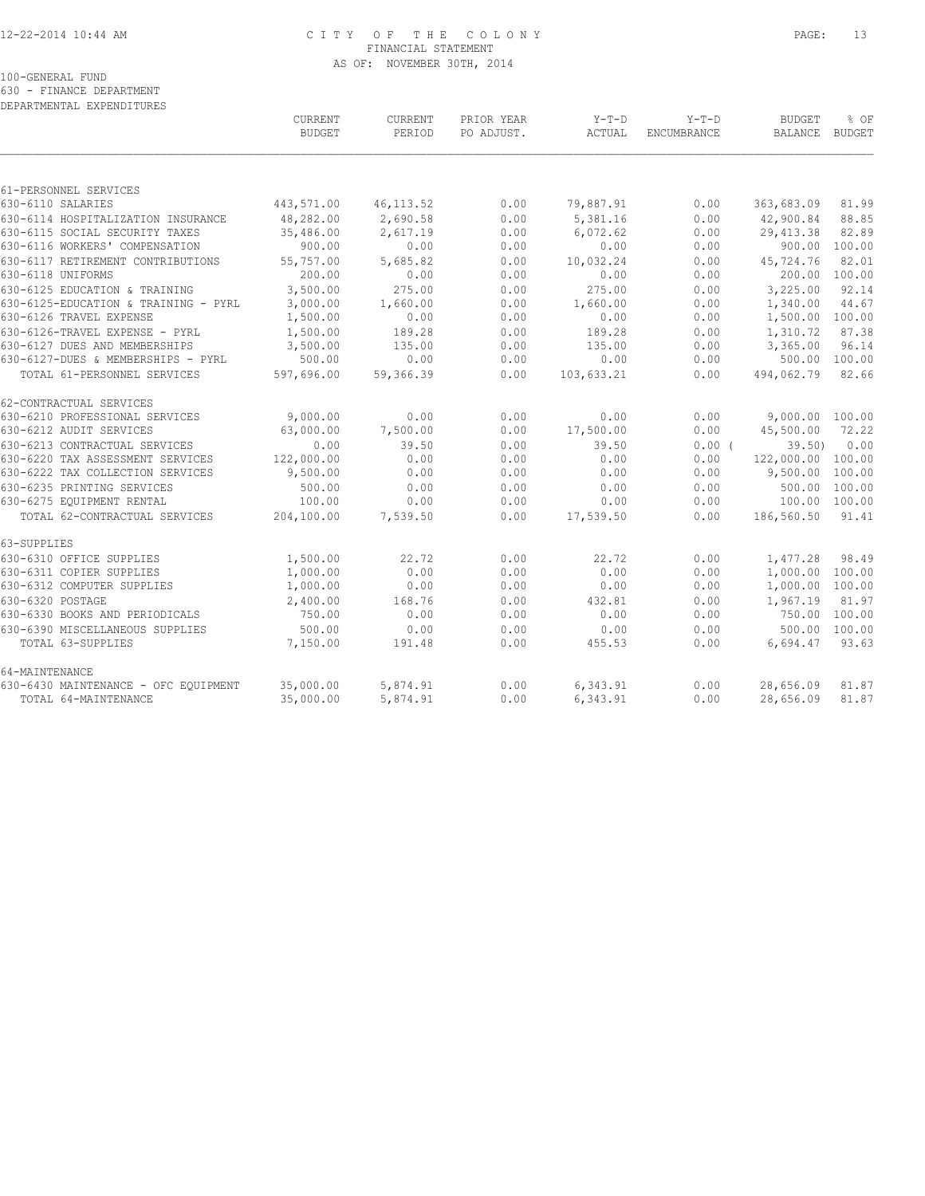100-GENERAL FUND
630 - FINANCE DEPARTMENT
DEPARTMENTAL EXPENDITURES

| | CURRENT BUDGET | CURRENT PERIOD | PRIOR YEAR PO ADJUST. | Y-T-D ACTUAL | Y-T-D ENCUMBRANCE | BUDGET BALANCE | % OF BUDGET |
|---|---|---|---|---|---|---|---|
| 61-PERSONNEL SERVICES | | | | | | | |
| 630-6110 SALARIES | 443,571.00 | 46,113.52 | 0.00 | 79,887.91 | 0.00 | 363,683.09 | 81.99 |
| 630-6114 HOSPITALIZATION INSURANCE | 48,282.00 | 2,690.58 | 0.00 | 5,381.16 | 0.00 | 42,900.84 | 88.85 |
| 630-6115 SOCIAL SECURITY TAXES | 35,486.00 | 2,617.19 | 0.00 | 6,072.62 | 0.00 | 29,413.38 | 82.89 |
| 630-6116 WORKERS' COMPENSATION | 900.00 | 0.00 | 0.00 | 0.00 | 0.00 | 900.00 | 100.00 |
| 630-6117 RETIREMENT CONTRIBUTIONS | 55,757.00 | 5,685.82 | 0.00 | 10,032.24 | 0.00 | 45,724.76 | 82.01 |
| 630-6118 UNIFORMS | 200.00 | 0.00 | 0.00 | 0.00 | 0.00 | 200.00 | 100.00 |
| 630-6125 EDUCATION & TRAINING | 3,500.00 | 275.00 | 0.00 | 275.00 | 0.00 | 3,225.00 | 92.14 |
| 630-6125-EDUCATION & TRAINING - PYRL | 3,000.00 | 1,660.00 | 0.00 | 1,660.00 | 0.00 | 1,340.00 | 44.67 |
| 630-6126 TRAVEL EXPENSE | 1,500.00 | 0.00 | 0.00 | 0.00 | 0.00 | 1,500.00 | 100.00 |
| 630-6126-TRAVEL EXPENSE - PYRL | 1,500.00 | 189.28 | 0.00 | 189.28 | 0.00 | 1,310.72 | 87.38 |
| 630-6127 DUES AND MEMBERSHIPS | 3,500.00 | 135.00 | 0.00 | 135.00 | 0.00 | 3,365.00 | 96.14 |
| 630-6127-DUES & MEMBERSHIPS - PYRL | 500.00 | 0.00 | 0.00 | 0.00 | 0.00 | 500.00 | 100.00 |
| TOTAL 61-PERSONNEL SERVICES | 597,696.00 | 59,366.39 | 0.00 | 103,633.21 | 0.00 | 494,062.79 | 82.66 |
| 62-CONTRACTUAL SERVICES | | | | | | | |
| 630-6210 PROFESSIONAL SERVICES | 9,000.00 | 0.00 | 0.00 | 0.00 | 0.00 | 9,000.00 | 100.00 |
| 630-6212 AUDIT SERVICES | 63,000.00 | 7,500.00 | 0.00 | 17,500.00 | 0.00 | 45,500.00 | 72.22 |
| 630-6213 CONTRACTUAL SERVICES | 0.00 | 39.50 | 0.00 | 39.50 | 0.00 | ( 39.50) | 0.00 |
| 630-6220 TAX ASSESSMENT SERVICES | 122,000.00 | 0.00 | 0.00 | 0.00 | 0.00 | 122,000.00 | 100.00 |
| 630-6222 TAX COLLECTION SERVICES | 9,500.00 | 0.00 | 0.00 | 0.00 | 0.00 | 9,500.00 | 100.00 |
| 630-6235 PRINTING SERVICES | 500.00 | 0.00 | 0.00 | 0.00 | 0.00 | 500.00 | 100.00 |
| 630-6275 EQUIPMENT RENTAL | 100.00 | 0.00 | 0.00 | 0.00 | 0.00 | 100.00 | 100.00 |
| TOTAL 62-CONTRACTUAL SERVICES | 204,100.00 | 7,539.50 | 0.00 | 17,539.50 | 0.00 | 186,560.50 | 91.41 |
| 63-SUPPLIES | | | | | | | |
| 630-6310 OFFICE SUPPLIES | 1,500.00 | 22.72 | 0.00 | 22.72 | 0.00 | 1,477.28 | 98.49 |
| 630-6311 COPIER SUPPLIES | 1,000.00 | 0.00 | 0.00 | 0.00 | 0.00 | 1,000.00 | 100.00 |
| 630-6312 COMPUTER SUPPLIES | 1,000.00 | 0.00 | 0.00 | 0.00 | 0.00 | 1,000.00 | 100.00 |
| 630-6320 POSTAGE | 2,400.00 | 168.76 | 0.00 | 432.81 | 0.00 | 1,967.19 | 81.97 |
| 630-6330 BOOKS AND PERIODICALS | 750.00 | 0.00 | 0.00 | 0.00 | 0.00 | 750.00 | 100.00 |
| 630-6390 MISCELLANEOUS SUPPLIES | 500.00 | 0.00 | 0.00 | 0.00 | 0.00 | 500.00 | 100.00 |
| TOTAL 63-SUPPLIES | 7,150.00 | 191.48 | 0.00 | 455.53 | 0.00 | 6,694.47 | 93.63 |
| 64-MAINTENANCE | | | | | | | |
| 630-6430 MAINTENANCE - OFC EQUIPMENT | 35,000.00 | 5,874.91 | 0.00 | 6,343.91 | 0.00 | 28,656.09 | 81.87 |
| TOTAL 64-MAINTENANCE | 35,000.00 | 5,874.91 | 0.00 | 6,343.91 | 0.00 | 28,656.09 | 81.87 |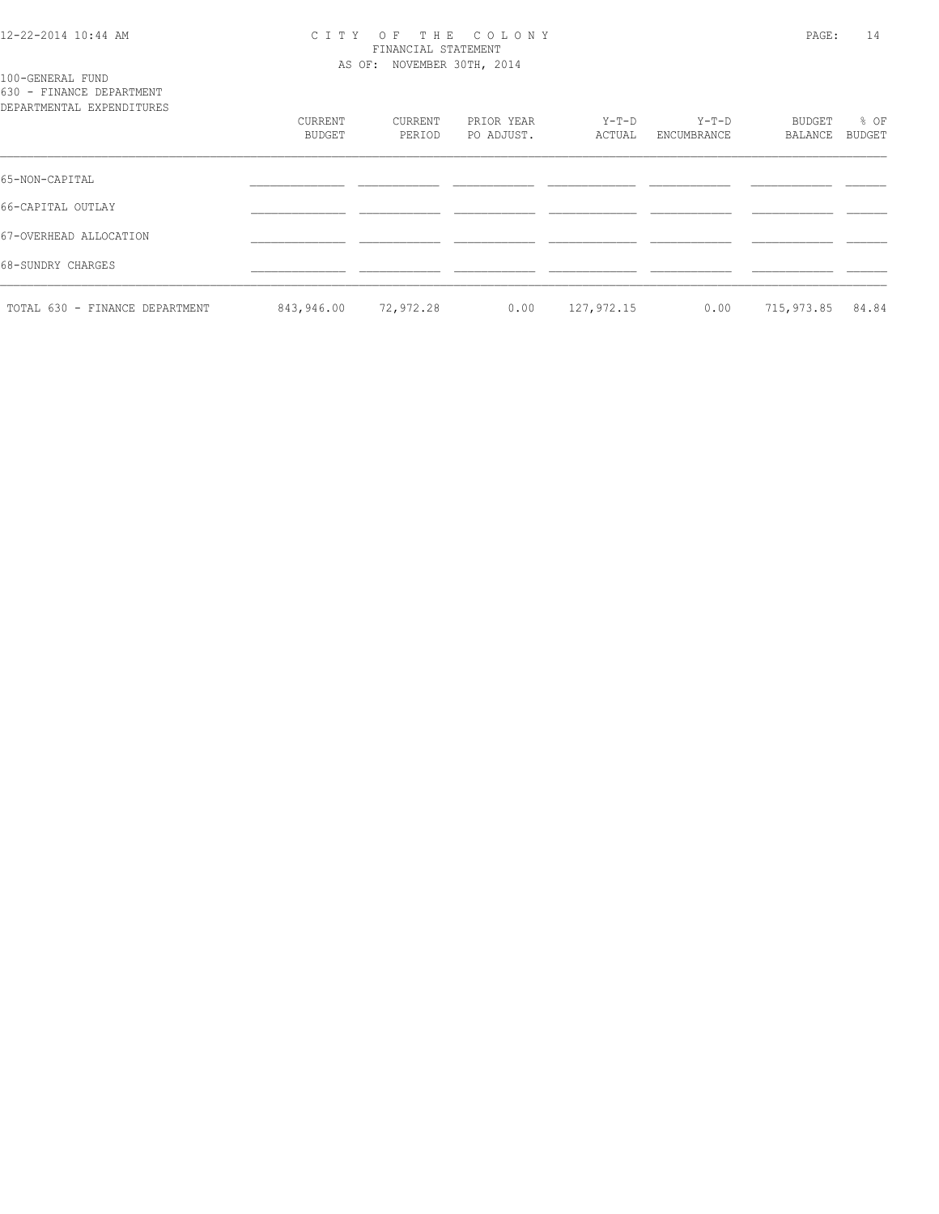100-GENERAL FUND
630 - FINANCE DEPARTMENT
DEPARTMENTAL EXPENDITURES

| | CURRENT BUDGET | CURRENT PERIOD | PRIOR YEAR PO ADJUST. | Y-T-D ACTUAL | Y-T-D ENCUMBRANCE | BUDGET BALANCE | % OF BUDGET |
|---|---|---|---|---|---|---|---|
| 65-NON-CAPITAL | | | | | | | |
| 66-CAPITAL OUTLAY | | | | | | | |
| 67-OVERHEAD ALLOCATION | | | | | | | |
| 68-SUNDRY CHARGES | | | | | | | |
| TOTAL 630 - FINANCE DEPARTMENT | 843,946.00 | 72,972.28 | 0.00 | 127,972.15 | 0.00 | 715,973.85 | 84.84 |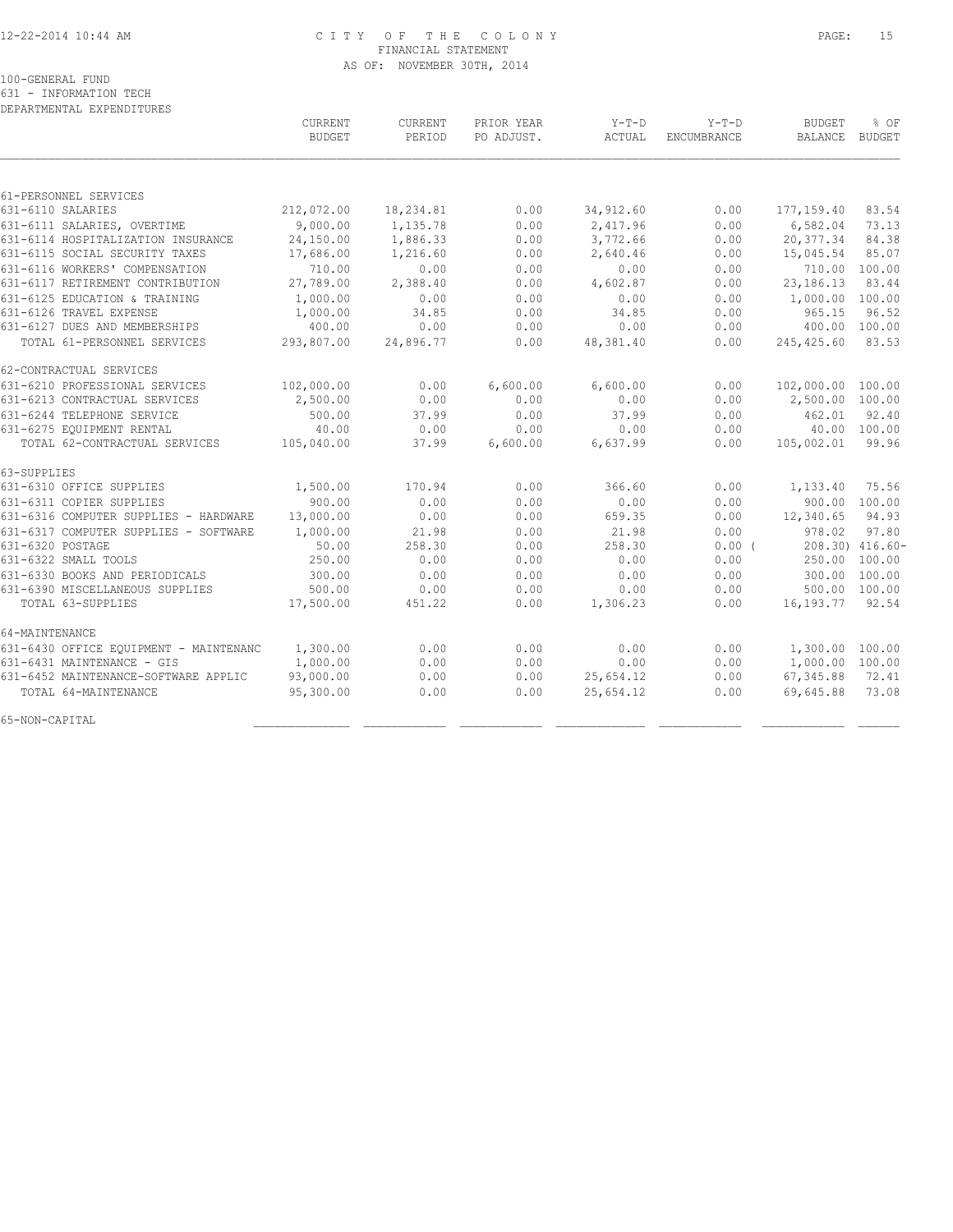CITY OF THE COLONY
FINANCIAL STATEMENT
AS OF: NOVEMBER 30TH, 2014

100-GENERAL FUND
631 - INFORMATION TECH
DEPARTMENTAL EXPENDITURES

| | CURRENT BUDGET | CURRENT PERIOD | PRIOR YEAR PO ADJUST. | Y-T-D ACTUAL | Y-T-D ENCUMBRANCE | BUDGET BALANCE | % OF BUDGET |
|---|---|---|---|---|---|---|---|
| 61-PERSONNEL SERVICES | | | | | | | |
| 631-6110 SALARIES | 212,072.00 | 18,234.81 | 0.00 | 34,912.60 | 0.00 | 177,159.40 | 83.54 |
| 631-6111 SALARIES, OVERTIME | 9,000.00 | 1,135.78 | 0.00 | 2,417.96 | 0.00 | 6,582.04 | 73.13 |
| 631-6114 HOSPITALIZATION INSURANCE | 24,150.00 | 1,886.33 | 0.00 | 3,772.66 | 0.00 | 20,377.34 | 84.38 |
| 631-6115 SOCIAL SECURITY TAXES | 17,686.00 | 1,216.60 | 0.00 | 2,640.46 | 0.00 | 15,045.54 | 85.07 |
| 631-6116 WORKERS' COMPENSATION | 710.00 | 0.00 | 0.00 | 0.00 | 0.00 | 710.00 | 100.00 |
| 631-6117 RETIREMENT CONTRIBUTION | 27,789.00 | 2,388.40 | 0.00 | 4,602.87 | 0.00 | 23,186.13 | 83.44 |
| 631-6125 EDUCATION & TRAINING | 1,000.00 | 0.00 | 0.00 | 0.00 | 0.00 | 1,000.00 | 100.00 |
| 631-6126 TRAVEL EXPENSE | 1,000.00 | 34.85 | 0.00 | 34.85 | 0.00 | 965.15 | 96.52 |
| 631-6127 DUES AND MEMBERSHIPS | 400.00 | 0.00 | 0.00 | 0.00 | 0.00 | 400.00 | 100.00 |
| TOTAL 61-PERSONNEL SERVICES | 293,807.00 | 24,896.77 | 0.00 | 48,381.40 | 0.00 | 245,425.60 | 83.53 |
| 62-CONTRACTUAL SERVICES | | | | | | | |
| 631-6210 PROFESSIONAL SERVICES | 102,000.00 | 0.00 | 6,600.00 | 6,600.00 | 0.00 | 102,000.00 | 100.00 |
| 631-6213 CONTRACTUAL SERVICES | 2,500.00 | 0.00 | 0.00 | 0.00 | 0.00 | 2,500.00 | 100.00 |
| 631-6244 TELEPHONE SERVICE | 500.00 | 37.99 | 0.00 | 37.99 | 0.00 | 462.01 | 92.40 |
| 631-6275 EQUIPMENT RENTAL | 40.00 | 0.00 | 0.00 | 0.00 | 0.00 | 40.00 | 100.00 |
| TOTAL 62-CONTRACTUAL SERVICES | 105,040.00 | 37.99 | 6,600.00 | 6,637.99 | 0.00 | 105,002.01 | 99.96 |
| 63-SUPPLIES | | | | | | | |
| 631-6310 OFFICE SUPPLIES | 1,500.00 | 170.94 | 0.00 | 366.60 | 0.00 | 1,133.40 | 75.56 |
| 631-6311 COPIER SUPPLIES | 900.00 | 0.00 | 0.00 | 0.00 | 0.00 | 900.00 | 100.00 |
| 631-6316 COMPUTER SUPPLIES - HARDWARE | 13,000.00 | 0.00 | 0.00 | 659.35 | 0.00 | 12,340.65 | 94.93 |
| 631-6317 COMPUTER SUPPLIES - SOFTWARE | 1,000.00 | 21.98 | 0.00 | 21.98 | 0.00 | 978.02 | 97.80 |
| 631-6320 POSTAGE | 50.00 | 258.30 | 0.00 | 258.30 | 0.00 | ( 208.30) | 416.60- |
| 631-6322 SMALL TOOLS | 250.00 | 0.00 | 0.00 | 0.00 | 0.00 | 250.00 | 100.00 |
| 631-6330 BOOKS AND PERIODICALS | 300.00 | 0.00 | 0.00 | 0.00 | 0.00 | 300.00 | 100.00 |
| 631-6390 MISCELLANEOUS SUPPLIES | 500.00 | 0.00 | 0.00 | 0.00 | 0.00 | 500.00 | 100.00 |
| TOTAL 63-SUPPLIES | 17,500.00 | 451.22 | 0.00 | 1,306.23 | 0.00 | 16,193.77 | 92.54 |
| 64-MAINTENANCE | | | | | | | |
| 631-6430 OFFICE EQUIPMENT - MAINTENANC | 1,300.00 | 0.00 | 0.00 | 0.00 | 0.00 | 1,300.00 | 100.00 |
| 631-6431 MAINTENANCE - GIS | 1,000.00 | 0.00 | 0.00 | 0.00 | 0.00 | 1,000.00 | 100.00 |
| 631-6452 MAINTENANCE-SOFTWARE APPLIC | 93,000.00 | 0.00 | 0.00 | 25,654.12 | 0.00 | 67,345.88 | 72.41 |
| TOTAL 64-MAINTENANCE | 95,300.00 | 0.00 | 0.00 | 25,654.12 | 0.00 | 69,645.88 | 73.08 |
| 65-NON-CAPITAL | | | | | | | |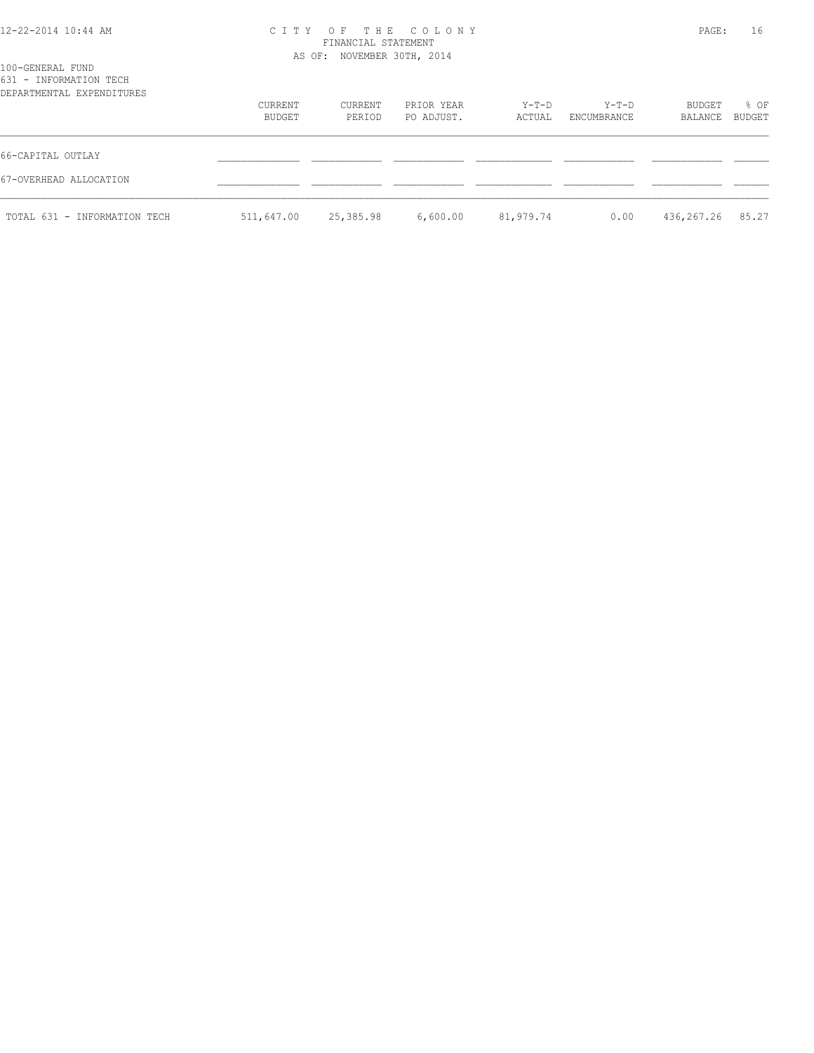100-GENERAL FUND
631 - INFORMATION TECH
DEPARTMENTAL EXPENDITURES

| | CURRENT BUDGET | CURRENT PERIOD | PRIOR YEAR PO ADJUST. | Y-T-D ACTUAL | Y-T-D ENCUMBRANCE | BUDGET BALANCE | % OF BUDGET |
|---|---|---|---|---|---|---|---|
| 66-CAPITAL OUTLAY | | | | | | | |
| 67-OVERHEAD ALLOCATION | | | | | | | |
| TOTAL 631 - INFORMATION TECH | 511,647.00 | 25,385.98 | 6,600.00 | 81,979.74 | 0.00 | 436,267.26 | 85.27 |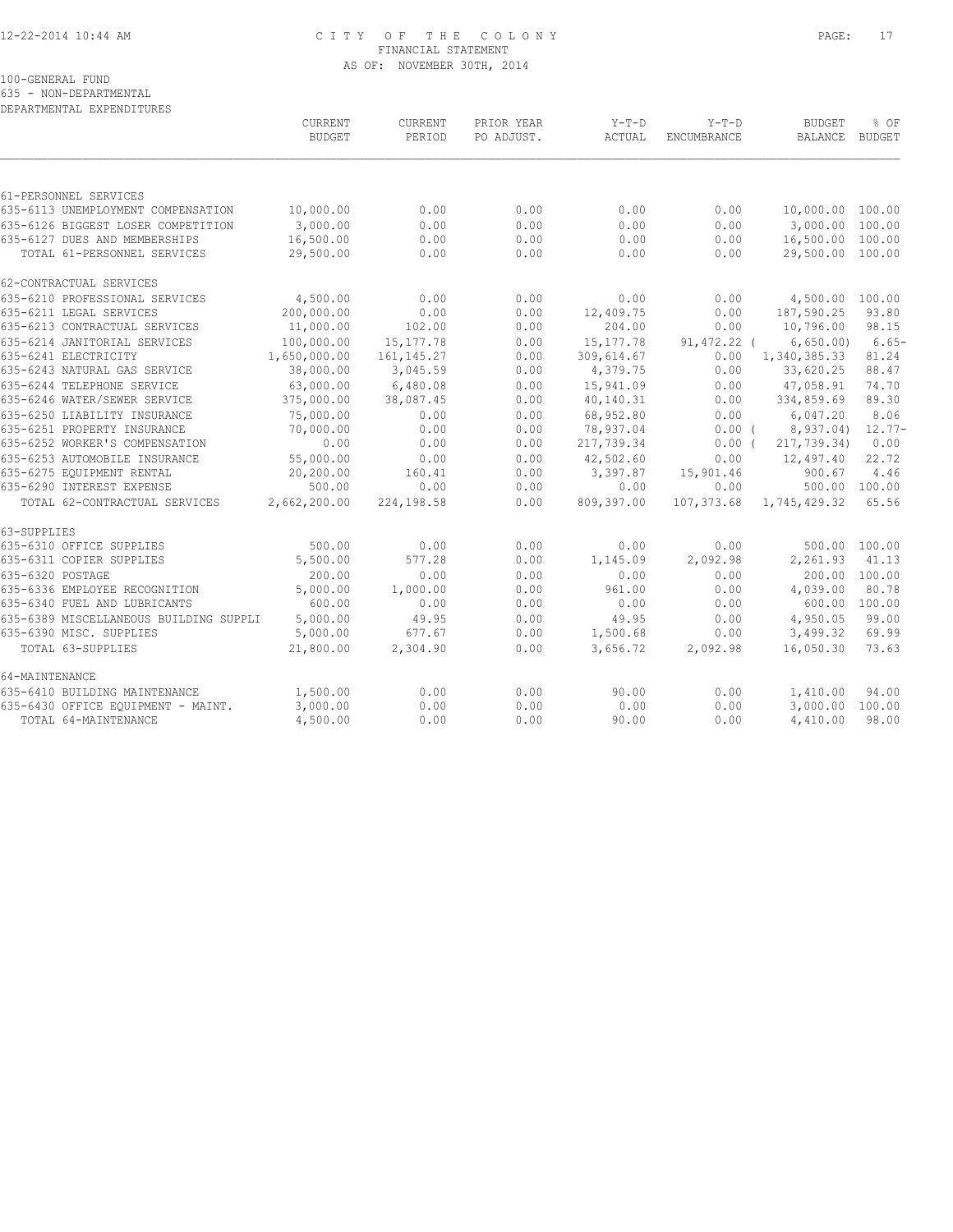CITY OF THE COLONY
FINANCIAL STATEMENT
AS OF: NOVEMBER 30TH, 2014

100-GENERAL FUND
635 - NON-DEPARTMENTAL
DEPARTMENTAL EXPENDITURES

| | CURRENT BUDGET | CURRENT PERIOD | PRIOR YEAR PO ADJUST. | Y-T-D ACTUAL | Y-T-D ENCUMBRANCE | BUDGET BALANCE | % OF BUDGET |
|---|---|---|---|---|---|---|---|
| 61-PERSONNEL SERVICES | | | | | | | |
| 635-6113 UNEMPLOYMENT COMPENSATION | 10,000.00 | 0.00 | 0.00 | 0.00 | 0.00 | 10,000.00 | 100.00 |
| 635-6126 BIGGEST LOSER COMPETITION | 3,000.00 | 0.00 | 0.00 | 0.00 | 0.00 | 3,000.00 | 100.00 |
| 635-6127 DUES AND MEMBERSHIPS | 16,500.00 | 0.00 | 0.00 | 0.00 | 0.00 | 16,500.00 | 100.00 |
| TOTAL 61-PERSONNEL SERVICES | 29,500.00 | 0.00 | 0.00 | 0.00 | 0.00 | 29,500.00 | 100.00 |
| 62-CONTRACTUAL SERVICES | | | | | | | |
| 635-6210 PROFESSIONAL SERVICES | 4,500.00 | 0.00 | 0.00 | 0.00 | 0.00 | 4,500.00 | 100.00 |
| 635-6211 LEGAL SERVICES | 200,000.00 | 0.00 | 0.00 | 12,409.75 | 0.00 | 187,590.25 | 93.80 |
| 635-6213 CONTRACTUAL SERVICES | 11,000.00 | 102.00 | 0.00 | 204.00 | 0.00 | 10,796.00 | 98.15 |
| 635-6214 JANITORIAL SERVICES | 100,000.00 | 15,177.78 | 0.00 | 15,177.78 | 91,472.22 | ( 6,650.00) | 6.65- |
| 635-6241 ELECTRICITY | 1,650,000.00 | 161,145.27 | 0.00 | 309,614.67 | 0.00 | 1,340,385.33 | 81.24 |
| 635-6243 NATURAL GAS SERVICE | 38,000.00 | 3,045.59 | 0.00 | 4,379.75 | 0.00 | 33,620.25 | 88.47 |
| 635-6244 TELEPHONE SERVICE | 63,000.00 | 6,480.08 | 0.00 | 15,941.09 | 0.00 | 47,058.91 | 74.70 |
| 635-6246 WATER/SEWER SERVICE | 375,000.00 | 38,087.45 | 0.00 | 40,140.31 | 0.00 | 334,859.69 | 89.30 |
| 635-6250 LIABILITY INSURANCE | 75,000.00 | 0.00 | 0.00 | 68,952.80 | 0.00 | 6,047.20 | 8.06 |
| 635-6251 PROPERTY INSURANCE | 70,000.00 | 0.00 | 0.00 | 78,937.04 | 0.00 | ( 8,937.04) | 12.77- |
| 635-6252 WORKER'S COMPENSATION | 0.00 | 0.00 | 0.00 | 217,739.34 | 0.00 | ( 217,739.34) | 0.00 |
| 635-6253 AUTOMOBILE INSURANCE | 55,000.00 | 0.00 | 0.00 | 42,502.60 | 0.00 | 12,497.40 | 22.72 |
| 635-6275 EQUIPMENT RENTAL | 20,200.00 | 160.41 | 0.00 | 3,397.87 | 15,901.46 | 900.67 | 4.46 |
| 635-6290 INTEREST EXPENSE | 500.00 | 0.00 | 0.00 | 0.00 | 0.00 | 500.00 | 100.00 |
| TOTAL 62-CONTRACTUAL SERVICES | 2,662,200.00 | 224,198.58 | 0.00 | 809,397.00 | 107,373.68 | 1,745,429.32 | 65.56 |
| 63-SUPPLIES | | | | | | | |
| 635-6310 OFFICE SUPPLIES | 500.00 | 0.00 | 0.00 | 0.00 | 0.00 | 500.00 | 100.00 |
| 635-6311 COPIER SUPPLIES | 5,500.00 | 577.28 | 0.00 | 1,145.09 | 2,092.98 | 2,261.93 | 41.13 |
| 635-6320 POSTAGE | 200.00 | 0.00 | 0.00 | 0.00 | 0.00 | 200.00 | 100.00 |
| 635-6336 EMPLOYEE RECOGNITION | 5,000.00 | 1,000.00 | 0.00 | 961.00 | 0.00 | 4,039.00 | 80.78 |
| 635-6340 FUEL AND LUBRICANTS | 600.00 | 0.00 | 0.00 | 0.00 | 0.00 | 600.00 | 100.00 |
| 635-6389 MISCELLANEOUS BUILDING SUPPLI | 5,000.00 | 49.95 | 0.00 | 49.95 | 0.00 | 4,950.05 | 99.00 |
| 635-6390 MISC. SUPPLIES | 5,000.00 | 677.67 | 0.00 | 1,500.68 | 0.00 | 3,499.32 | 69.99 |
| TOTAL 63-SUPPLIES | 21,800.00 | 2,304.90 | 0.00 | 3,656.72 | 2,092.98 | 16,050.30 | 73.63 |
| 64-MAINTENANCE | | | | | | | |
| 635-6410 BUILDING MAINTENANCE | 1,500.00 | 0.00 | 0.00 | 90.00 | 0.00 | 1,410.00 | 94.00 |
| 635-6430 OFFICE EQUIPMENT - MAINT. | 3,000.00 | 0.00 | 0.00 | 0.00 | 0.00 | 3,000.00 | 100.00 |
| TOTAL 64-MAINTENANCE | 4,500.00 | 0.00 | 0.00 | 90.00 | 0.00 | 4,410.00 | 98.00 |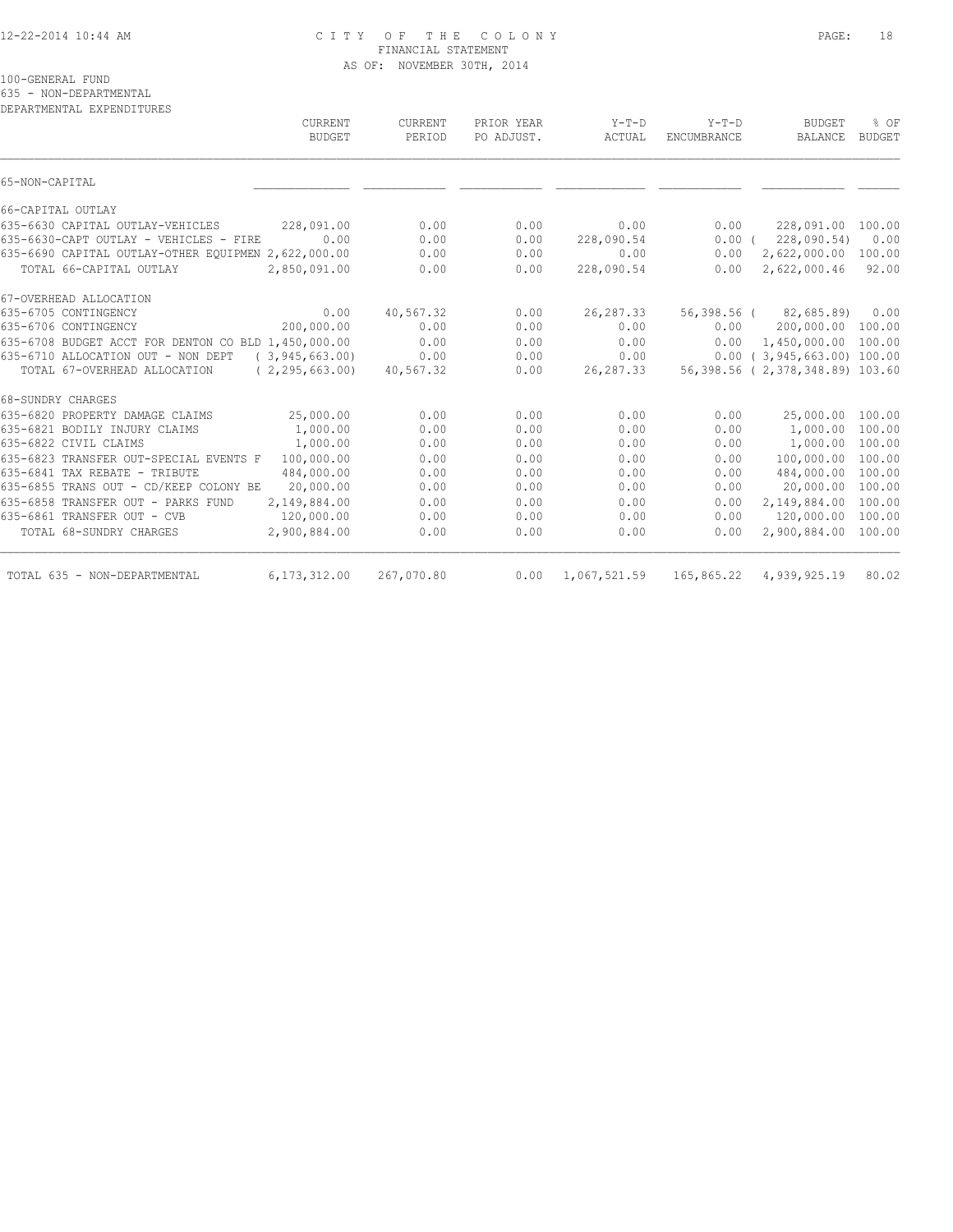CITY OF THE COLONY
FINANCIAL STATEMENT
AS OF: NOVEMBER 30TH, 2014

100-GENERAL FUND
635 - NON-DEPARTMENTAL
DEPARTMENTAL EXPENDITURES

| | CURRENT BUDGET | CURRENT PERIOD | PRIOR YEAR PO ADJUST. | Y-T-D ACTUAL | Y-T-D ENCUMBRANCE | BUDGET BALANCE | % OF BUDGET |
|---|---|---|---|---|---|---|---|
| 65-NON-CAPITAL | | | | | | | |
| 66-CAPITAL OUTLAY | | | | | | | |
| 635-6630 CAPITAL OUTLAY-VEHICLES | 228,091.00 | 0.00 | 0.00 | 0.00 | 0.00 | 228,091.00 | 100.00 |
| 635-6630-CAPT OUTLAY - VEHICLES - FIRE | 0.00 | 0.00 | 0.00 | 228,090.54 | 0.00 | ( 228,090.54) | 0.00 |
| 635-6690 CAPITAL OUTLAY-OTHER EQUIPMEN | 2,622,000.00 | 0.00 | 0.00 | 0.00 | 0.00 | 2,622,000.00 | 100.00 |
| TOTAL 66-CAPITAL OUTLAY | 2,850,091.00 | 0.00 | 0.00 | 228,090.54 | 0.00 | 2,622,000.46 | 92.00 |
| 67-OVERHEAD ALLOCATION | | | | | | | |
| 635-6705 CONTINGENCY | 0.00 | 40,567.32 | 0.00 | 26,287.33 | 56,398.56 | ( 82,685.89) | 0.00 |
| 635-6706 CONTINGENCY | 200,000.00 | 0.00 | 0.00 | 0.00 | 0.00 | 200,000.00 | 100.00 |
| 635-6708 BUDGET ACCT FOR DENTON CO BLD | 1,450,000.00 | 0.00 | 0.00 | 0.00 | 0.00 | 1,450,000.00 | 100.00 |
| 635-6710 ALLOCATION OUT - NON DEPT | ( 3,945,663.00) | 0.00 | 0.00 | 0.00 | 0.00 | ( 3,945,663.00) | 100.00 |
| TOTAL 67-OVERHEAD ALLOCATION | ( 2,295,663.00) | 40,567.32 | 0.00 | 26,287.33 | 56,398.56 | ( 2,378,348.89) | 103.60 |
| 68-SUNDRY CHARGES | | | | | | | |
| 635-6820 PROPERTY DAMAGE CLAIMS | 25,000.00 | 0.00 | 0.00 | 0.00 | 0.00 | 25,000.00 | 100.00 |
| 635-6821 BODILY INJURY CLAIMS | 1,000.00 | 0.00 | 0.00 | 0.00 | 0.00 | 1,000.00 | 100.00 |
| 635-6822 CIVIL CLAIMS | 1,000.00 | 0.00 | 0.00 | 0.00 | 0.00 | 1,000.00 | 100.00 |
| 635-6823 TRANSFER OUT-SPECIAL EVENTS F | 100,000.00 | 0.00 | 0.00 | 0.00 | 0.00 | 100,000.00 | 100.00 |
| 635-6841 TAX REBATE - TRIBUTE | 484,000.00 | 0.00 | 0.00 | 0.00 | 0.00 | 484,000.00 | 100.00 |
| 635-6855 TRANS OUT - CD/KEEP COLONY BE | 20,000.00 | 0.00 | 0.00 | 0.00 | 0.00 | 20,000.00 | 100.00 |
| 635-6858 TRANSFER OUT - PARKS FUND | 2,149,884.00 | 0.00 | 0.00 | 0.00 | 0.00 | 2,149,884.00 | 100.00 |
| 635-6861 TRANSFER OUT - CVB | 120,000.00 | 0.00 | 0.00 | 0.00 | 0.00 | 120,000.00 | 100.00 |
| TOTAL 68-SUNDRY CHARGES | 2,900,884.00 | 0.00 | 0.00 | 0.00 | 0.00 | 2,900,884.00 | 100.00 |
| TOTAL 635 - NON-DEPARTMENTAL | 6,173,312.00 | 267,070.80 | 0.00 | 1,067,521.59 | 165,865.22 | 4,939,925.19 | 80.02 |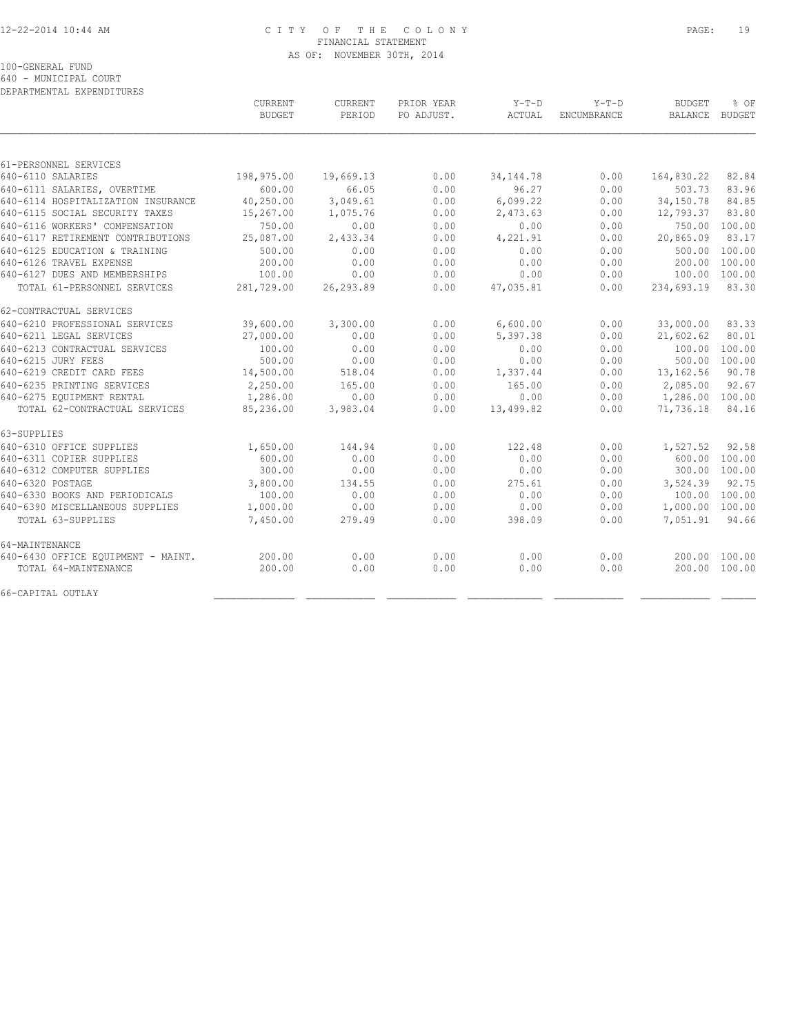# CITY OF THE COLONY
## FINANCIAL STATEMENT
### AS OF: NOVEMBER 30TH, 2014

100-GENERAL FUND
640 - MUNICIPAL COURT
DEPARTMENTAL EXPENDITURES

| | CURRENT BUDGET | CURRENT PERIOD | PRIOR YEAR PO ADJUST. | Y-T-D ACTUAL | Y-T-D ENCUMBRANCE | BUDGET BALANCE | % OF BUDGET |
|---|---|---|---|---|---|---|---|
| **61-PERSONNEL SERVICES** | | | | | | | |
| 640-6110 SALARIES | 198,975.00 | 19,669.13 | 0.00 | 34,144.78 | 0.00 | 164,830.22 | 82.84 |
| 640-6111 SALARIES, OVERTIME | 600.00 | 66.05 | 0.00 | 96.27 | 0.00 | 503.73 | 83.96 |
| 640-6114 HOSPITALIZATION INSURANCE | 40,250.00 | 3,049.61 | 0.00 | 6,099.22 | 0.00 | 34,150.78 | 84.85 |
| 640-6115 SOCIAL SECURITY TAXES | 15,267.00 | 1,075.76 | 0.00 | 2,473.63 | 0.00 | 12,793.37 | 83.80 |
| 640-6116 WORKERS' COMPENSATION | 750.00 | 0.00 | 0.00 | 0.00 | 0.00 | 750.00 | 100.00 |
| 640-6117 RETIREMENT CONTRIBUTIONS | 25,087.00 | 2,433.34 | 0.00 | 4,221.91 | 0.00 | 20,865.09 | 83.17 |
| 640-6125 EDUCATION & TRAINING | 500.00 | 0.00 | 0.00 | 0.00 | 0.00 | 500.00 | 100.00 |
| 640-6126 TRAVEL EXPENSE | 200.00 | 0.00 | 0.00 | 0.00 | 0.00 | 200.00 | 100.00 |
| 640-6127 DUES AND MEMBERSHIPS | 100.00 | 0.00 | 0.00 | 0.00 | 0.00 | 100.00 | 100.00 |
| TOTAL 61-PERSONNEL SERVICES | 281,729.00 | 26,293.89 | 0.00 | 47,035.81 | 0.00 | 234,693.19 | 83.30 |
| **62-CONTRACTUAL SERVICES** | | | | | | | |
| 640-6210 PROFESSIONAL SERVICES | 39,600.00 | 3,300.00 | 0.00 | 6,600.00 | 0.00 | 33,000.00 | 83.33 |
| 640-6211 LEGAL SERVICES | 27,000.00 | 0.00 | 0.00 | 5,397.38 | 0.00 | 21,602.62 | 80.01 |
| 640-6213 CONTRACTUAL SERVICES | 100.00 | 0.00 | 0.00 | 0.00 | 0.00 | 100.00 | 100.00 |
| 640-6215 JURY FEES | 500.00 | 0.00 | 0.00 | 0.00 | 0.00 | 500.00 | 100.00 |
| 640-6219 CREDIT CARD FEES | 14,500.00 | 518.04 | 0.00 | 1,337.44 | 0.00 | 13,162.56 | 90.78 |
| 640-6235 PRINTING SERVICES | 2,250.00 | 165.00 | 0.00 | 165.00 | 0.00 | 2,085.00 | 92.67 |
| 640-6275 EQUIPMENT RENTAL | 1,286.00 | 0.00 | 0.00 | 0.00 | 0.00 | 1,286.00 | 100.00 |
| TOTAL 62-CONTRACTUAL SERVICES | 85,236.00 | 3,983.04 | 0.00 | 13,499.82 | 0.00 | 71,736.18 | 84.16 |
| **63-SUPPLIES** | | | | | | | |
| 640-6310 OFFICE SUPPLIES | 1,650.00 | 144.94 | 0.00 | 122.48 | 0.00 | 1,527.52 | 92.58 |
| 640-6311 COPIER SUPPLIES | 600.00 | 0.00 | 0.00 | 0.00 | 0.00 | 600.00 | 100.00 |
| 640-6312 COMPUTER SUPPLIES | 300.00 | 0.00 | 0.00 | 0.00 | 0.00 | 300.00 | 100.00 |
| 640-6320 POSTAGE | 3,800.00 | 134.55 | 0.00 | 275.61 | 0.00 | 3,524.39 | 92.75 |
| 640-6330 BOOKS AND PERIODICALS | 100.00 | 0.00 | 0.00 | 0.00 | 0.00 | 100.00 | 100.00 |
| 640-6390 MISCELLANEOUS SUPPLIES | 1,000.00 | 0.00 | 0.00 | 0.00 | 0.00 | 1,000.00 | 100.00 |
| TOTAL 63-SUPPLIES | 7,450.00 | 279.49 | 0.00 | 398.09 | 0.00 | 7,051.91 | 94.66 |
| **64-MAINTENANCE** | | | | | | | |
| 640-6430 OFFICE EQUIPMENT - MAINT. | 200.00 | 0.00 | 0.00 | 0.00 | 0.00 | 200.00 | 100.00 |
| TOTAL 64-MAINTENANCE | 200.00 | 0.00 | 0.00 | 0.00 | 0.00 | 200.00 | 100.00 |
| **66-CAPITAL OUTLAY** | | | | | | | |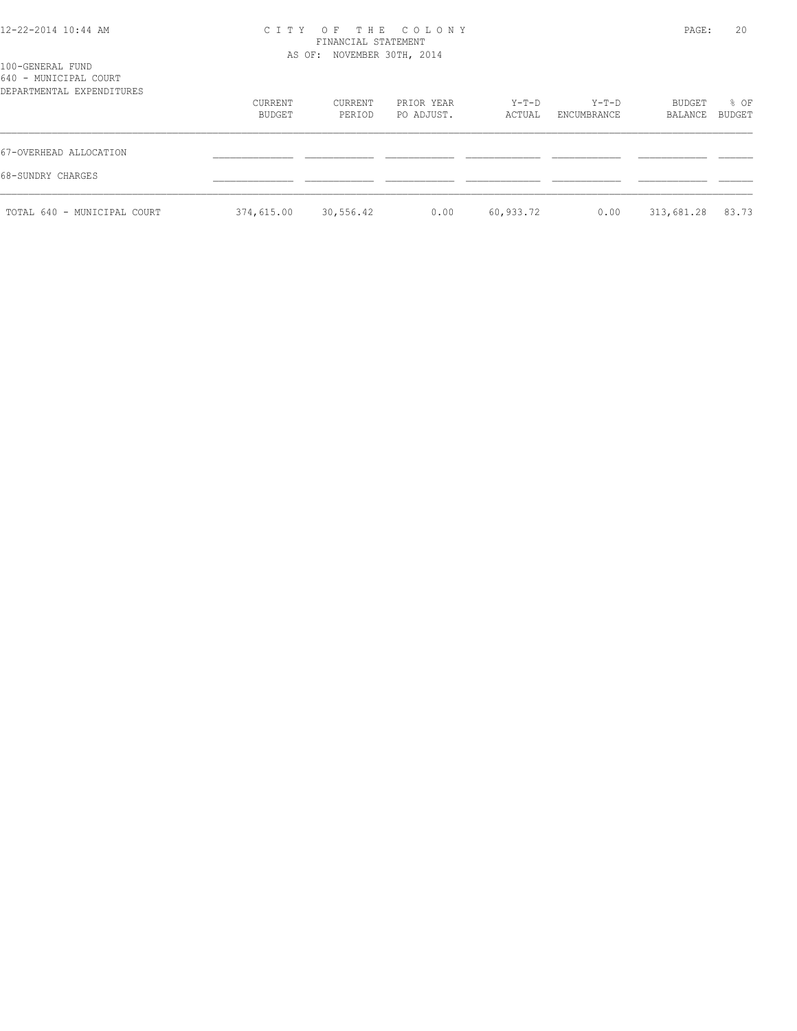100-GENERAL FUND
640 - MUNICIPAL COURT
DEPARTMENTAL EXPENDITURES

| | CURRENT BUDGET | CURRENT PERIOD | PRIOR YEAR PO ADJUST. | Y-T-D ACTUAL | Y-T-D ENCUMBRANCE | BUDGET BALANCE | % OF BUDGET |
|---|---|---|---|---|---|---|---|
| 67-OVERHEAD ALLOCATION | | | | | | | |
| 68-SUNDRY CHARGES | | | | | | | |
| TOTAL 640 - MUNICIPAL COURT | 374,615.00 | 30,556.42 | 0.00 | 60,933.72 | 0.00 | 313,681.28 | 83.73 |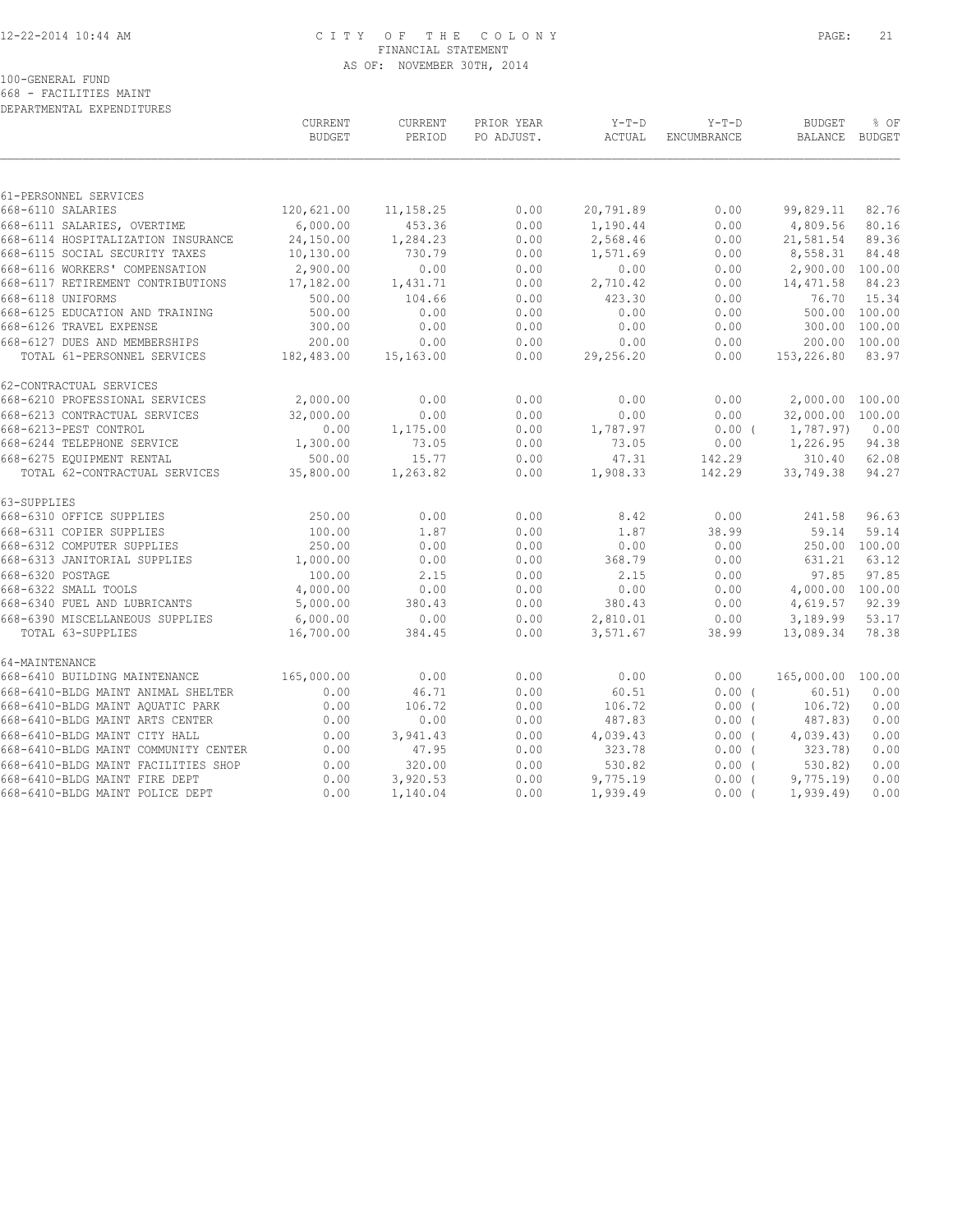# CITY OF THE COLONY
## FINANCIAL STATEMENT
### AS OF: NOVEMBER 30TH, 2014

100-GENERAL FUND
668 - FACILITIES MAINT
DEPARTMENTAL EXPENDITURES

| | CURRENT BUDGET | CURRENT PERIOD | PRIOR YEAR PO ADJUST. | Y-T-D ACTUAL | Y-T-D ENCUMBRANCE | BUDGET BALANCE | % OF BUDGET |
|---|---|---|---|---|---|---|---|
| 61-PERSONNEL SERVICES | | | | | | | |
| 668-6110 SALARIES | 120,621.00 | 11,158.25 | 0.00 | 20,791.89 | 0.00 | 99,829.11 | 82.76 |
| 668-6111 SALARIES, OVERTIME | 6,000.00 | 453.36 | 0.00 | 1,190.44 | 0.00 | 4,809.56 | 80.16 |
| 668-6114 HOSPITALIZATION INSURANCE | 24,150.00 | 1,284.23 | 0.00 | 2,568.46 | 0.00 | 21,581.54 | 89.36 |
| 668-6115 SOCIAL SECURITY TAXES | 10,130.00 | 730.79 | 0.00 | 1,571.69 | 0.00 | 8,558.31 | 84.48 |
| 668-6116 WORKERS' COMPENSATION | 2,900.00 | 0.00 | 0.00 | 0.00 | 0.00 | 2,900.00 | 100.00 |
| 668-6117 RETIREMENT CONTRIBUTIONS | 17,182.00 | 1,431.71 | 0.00 | 2,710.42 | 0.00 | 14,471.58 | 84.23 |
| 668-6118 UNIFORMS | 500.00 | 104.66 | 0.00 | 423.30 | 0.00 | 76.70 | 15.34 |
| 668-6125 EDUCATION AND TRAINING | 500.00 | 0.00 | 0.00 | 0.00 | 0.00 | 500.00 | 100.00 |
| 668-6126 TRAVEL EXPENSE | 300.00 | 0.00 | 0.00 | 0.00 | 0.00 | 300.00 | 100.00 |
| 668-6127 DUES AND MEMBERSHIPS | 200.00 | 0.00 | 0.00 | 0.00 | 0.00 | 200.00 | 100.00 |
| TOTAL 61-PERSONNEL SERVICES | 182,483.00 | 15,163.00 | 0.00 | 29,256.20 | 0.00 | 153,226.80 | 83.97 |
| 62-CONTRACTUAL SERVICES | | | | | | | |
| 668-6210 PROFESSIONAL SERVICES | 2,000.00 | 0.00 | 0.00 | 0.00 | 0.00 | 2,000.00 | 100.00 |
| 668-6213 CONTRACTUAL SERVICES | 32,000.00 | 0.00 | 0.00 | 0.00 | 0.00 | 32,000.00 | 100.00 |
| 668-6213-PEST CONTROL | 0.00 | 1,175.00 | 0.00 | 1,787.97 | 0.00 | ( 1,787.97) | 0.00 |
| 668-6244 TELEPHONE SERVICE | 1,300.00 | 73.05 | 0.00 | 73.05 | 0.00 | 1,226.95 | 94.38 |
| 668-6275 EQUIPMENT RENTAL | 500.00 | 15.77 | 0.00 | 47.31 | 142.29 | 310.40 | 62.08 |
| TOTAL 62-CONTRACTUAL SERVICES | 35,800.00 | 1,263.82 | 0.00 | 1,908.33 | 142.29 | 33,749.38 | 94.27 |
| 63-SUPPLIES | | | | | | | |
| 668-6310 OFFICE SUPPLIES | 250.00 | 0.00 | 0.00 | 8.42 | 0.00 | 241.58 | 96.63 |
| 668-6311 COPIER SUPPLIES | 100.00 | 1.87 | 0.00 | 1.87 | 38.99 | 59.14 | 59.14 |
| 668-6312 COMPUTER SUPPLIES | 250.00 | 0.00 | 0.00 | 0.00 | 0.00 | 250.00 | 100.00 |
| 668-6313 JANITORIAL SUPPLIES | 1,000.00 | 0.00 | 0.00 | 368.79 | 0.00 | 631.21 | 63.12 |
| 668-6320 POSTAGE | 100.00 | 2.15 | 0.00 | 2.15 | 0.00 | 97.85 | 97.85 |
| 668-6322 SMALL TOOLS | 4,000.00 | 0.00 | 0.00 | 0.00 | 0.00 | 4,000.00 | 100.00 |
| 668-6340 FUEL AND LUBRICANTS | 5,000.00 | 380.43 | 0.00 | 380.43 | 0.00 | 4,619.57 | 92.39 |
| 668-6390 MISCELLANEOUS SUPPLIES | 6,000.00 | 0.00 | 0.00 | 2,810.01 | 0.00 | 3,189.99 | 53.17 |
| TOTAL 63-SUPPLIES | 16,700.00 | 384.45 | 0.00 | 3,571.67 | 38.99 | 13,089.34 | 78.38 |
| 64-MAINTENANCE | | | | | | | |
| 668-6410 BUILDING MAINTENANCE | 165,000.00 | 0.00 | 0.00 | 0.00 | 0.00 | 165,000.00 | 100.00 |
| 668-6410-BLDG MAINT ANIMAL SHELTER | 0.00 | 46.71 | 0.00 | 60.51 | 0.00 | ( 60.51) | 0.00 |
| 668-6410-BLDG MAINT AQUATIC PARK | 0.00 | 106.72 | 0.00 | 106.72 | 0.00 | ( 106.72) | 0.00 |
| 668-6410-BLDG MAINT ARTS CENTER | 0.00 | 0.00 | 0.00 | 487.83 | 0.00 | ( 487.83) | 0.00 |
| 668-6410-BLDG MAINT CITY HALL | 0.00 | 3,941.43 | 0.00 | 4,039.43 | 0.00 | ( 4,039.43) | 0.00 |
| 668-6410-BLDG MAINT COMMUNITY CENTER | 0.00 | 47.95 | 0.00 | 323.78 | 0.00 | ( 323.78) | 0.00 |
| 668-6410-BLDG MAINT FACILITIES SHOP | 0.00 | 320.00 | 0.00 | 530.82 | 0.00 | ( 530.82) | 0.00 |
| 668-6410-BLDG MAINT FIRE DEPT | 0.00 | 3,920.53 | 0.00 | 9,775.19 | 0.00 | ( 9,775.19) | 0.00 |
| 668-6410-BLDG MAINT POLICE DEPT | 0.00 | 1,140.04 | 0.00 | 1,939.49 | 0.00 | ( 1,939.49) | 0.00 |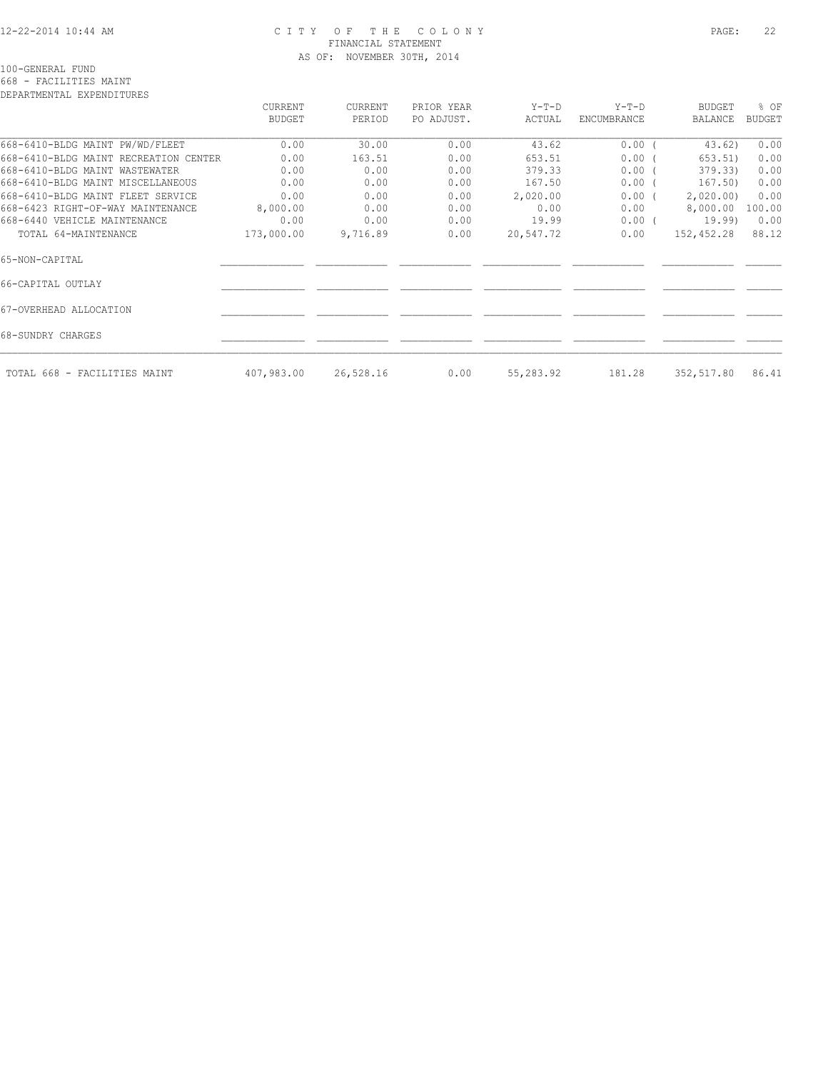# CITY OF THE COLONY
## FINANCIAL STATEMENT
### AS OF: NOVEMBER 30TH, 2014

100-GENERAL FUND
668 - FACILITIES MAINT
DEPARTMENTAL EXPENDITURES

| | CURRENT BUDGET | CURRENT PERIOD | PRIOR YEAR PO ADJUST. | Y-T-D ACTUAL | Y-T-D ENCUMBRANCE | BUDGET BALANCE | % OF BUDGET |
|---|---|---|---|---|---|---|---|
| 668-6410-BLDG MAINT PW/WD/FLEET | 0.00 | 30.00 | 0.00 | 43.62 | 0.00 | ( 43.62) | 0.00 |
| 668-6410-BLDG MAINT RECREATION CENTER | 0.00 | 163.51 | 0.00 | 653.51 | 0.00 | ( 653.51) | 0.00 |
| 668-6410-BLDG MAINT WASTEWATER | 0.00 | 0.00 | 0.00 | 379.33 | 0.00 | ( 379.33) | 0.00 |
| 668-6410-BLDG MAINT MISCELLANEOUS | 0.00 | 0.00 | 0.00 | 167.50 | 0.00 | ( 167.50) | 0.00 |
| 668-6410-BLDG MAINT FLEET SERVICE | 0.00 | 0.00 | 0.00 | 2,020.00 | 0.00 | ( 2,020.00) | 0.00 |
| 668-6423 RIGHT-OF-WAY MAINTENANCE | 8,000.00 | 0.00 | 0.00 | 0.00 | 0.00 | 8,000.00 | 100.00 |
| 668-6440 VEHICLE MAINTENANCE | 0.00 | 0.00 | 0.00 | 19.99 | 0.00 | ( 19.99) | 0.00 |
| TOTAL 64-MAINTENANCE | 173,000.00 | 9,716.89 | 0.00 | 20,547.72 | 0.00 | 152,452.28 | 88.12 |
| 65-NON-CAPITAL | | | | | | | |
| 66-CAPITAL OUTLAY | | | | | | | |
| 67-OVERHEAD ALLOCATION | | | | | | | |
| 68-SUNDRY CHARGES | | | | | | | |
| TOTAL 668 - FACILITIES MAINT | 407,983.00 | 26,528.16 | 0.00 | 55,283.92 | 181.28 | 352,517.80 | 86.41 |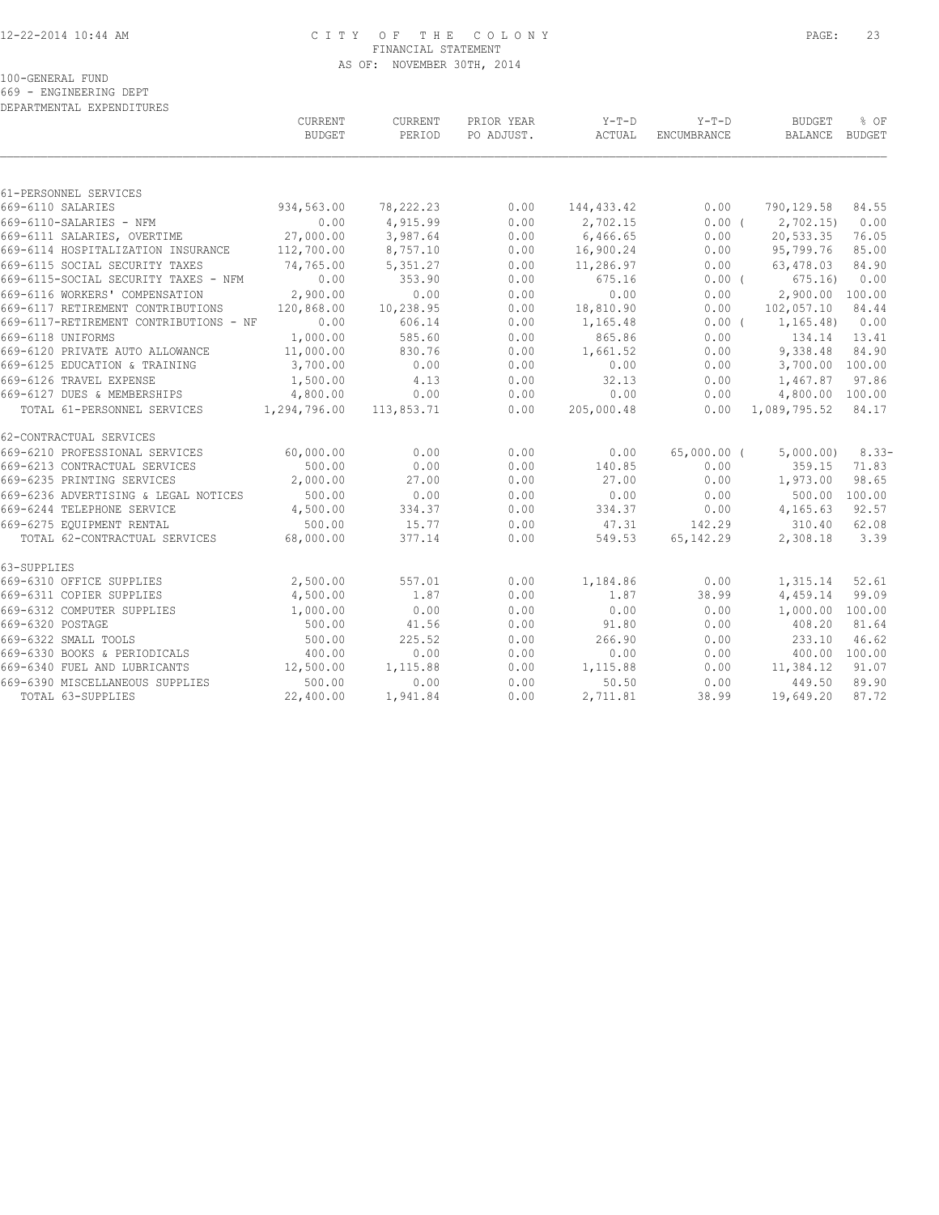CITY OF THE COLONY
FINANCIAL STATEMENT
AS OF: NOVEMBER 30TH, 2014

100-GENERAL FUND
669 - ENGINEERING DEPT
DEPARTMENTAL EXPENDITURES

| | CURRENT BUDGET | CURRENT PERIOD | PRIOR YEAR PO ADJUST. | Y-T-D ACTUAL | Y-T-D ENCUMBRANCE | BUDGET BALANCE | % OF BUDGET |
|---|---|---|---|---|---|---|---|
| 61-PERSONNEL SERVICES | | | | | | | |
| 669-6110 SALARIES | 934,563.00 | 78,222.23 | 0.00 | 144,433.42 | 0.00 | 790,129.58 | 84.55 |
| 669-6110-SALARIES - NFM | 0.00 | 4,915.99 | 0.00 | 2,702.15 | 0.00 ( | 2,702.15) | 0.00 |
| 669-6111 SALARIES, OVERTIME | 27,000.00 | 3,987.64 | 0.00 | 6,466.65 | 0.00 | 20,533.35 | 76.05 |
| 669-6114 HOSPITALIZATION INSURANCE | 112,700.00 | 8,757.10 | 0.00 | 16,900.24 | 0.00 | 95,799.76 | 85.00 |
| 669-6115 SOCIAL SECURITY TAXES | 74,765.00 | 5,351.27 | 0.00 | 11,286.97 | 0.00 | 63,478.03 | 84.90 |
| 669-6115-SOCIAL SECURITY TAXES - NFM | 0.00 | 353.90 | 0.00 | 675.16 | 0.00 ( | 675.16) | 0.00 |
| 669-6116 WORKERS' COMPENSATION | 2,900.00 | 0.00 | 0.00 | 0.00 | 0.00 | 2,900.00 | 100.00 |
| 669-6117 RETIREMENT CONTRIBUTIONS | 120,868.00 | 10,238.95 | 0.00 | 18,810.90 | 0.00 | 102,057.10 | 84.44 |
| 669-6117-RETIREMENT CONTRIBUTIONS - NF | 0.00 | 606.14 | 0.00 | 1,165.48 | 0.00 ( | 1,165.48) | 0.00 |
| 669-6118 UNIFORMS | 1,000.00 | 585.60 | 0.00 | 865.86 | 0.00 | 134.14 | 13.41 |
| 669-6120 PRIVATE AUTO ALLOWANCE | 11,000.00 | 830.76 | 0.00 | 1,661.52 | 0.00 | 9,338.48 | 84.90 |
| 669-6125 EDUCATION & TRAINING | 3,700.00 | 0.00 | 0.00 | 0.00 | 0.00 | 3,700.00 | 100.00 |
| 669-6126 TRAVEL EXPENSE | 1,500.00 | 4.13 | 0.00 | 32.13 | 0.00 | 1,467.87 | 97.86 |
| 669-6127 DUES & MEMBERSHIPS | 4,800.00 | 0.00 | 0.00 | 0.00 | 0.00 | 4,800.00 | 100.00 |
| TOTAL 61-PERSONNEL SERVICES | 1,294,796.00 | 113,853.71 | 0.00 | 205,000.48 | 0.00 | 1,089,795.52 | 84.17 |
| 62-CONTRACTUAL SERVICES | | | | | | | |
| 669-6210 PROFESSIONAL SERVICES | 60,000.00 | 0.00 | 0.00 | 0.00 | 65,000.00 ( | 5,000.00) | 8.33- |
| 669-6213 CONTRACTUAL SERVICES | 500.00 | 0.00 | 0.00 | 140.85 | 0.00 | 359.15 | 71.83 |
| 669-6235 PRINTING SERVICES | 2,000.00 | 27.00 | 0.00 | 27.00 | 0.00 | 1,973.00 | 98.65 |
| 669-6236 ADVERTISING & LEGAL NOTICES | 500.00 | 0.00 | 0.00 | 0.00 | 0.00 | 500.00 | 100.00 |
| 669-6244 TELEPHONE SERVICE | 4,500.00 | 334.37 | 0.00 | 334.37 | 0.00 | 4,165.63 | 92.57 |
| 669-6275 EQUIPMENT RENTAL | 500.00 | 15.77 | 0.00 | 47.31 | 142.29 | 310.40 | 62.08 |
| TOTAL 62-CONTRACTUAL SERVICES | 68,000.00 | 377.14 | 0.00 | 549.53 | 65,142.29 | 2,308.18 | 3.39 |
| 63-SUPPLIES | | | | | | | |
| 669-6310 OFFICE SUPPLIES | 2,500.00 | 557.01 | 0.00 | 1,184.86 | 0.00 | 1,315.14 | 52.61 |
| 669-6311 COPIER SUPPLIES | 4,500.00 | 1.87 | 0.00 | 1.87 | 38.99 | 4,459.14 | 99.09 |
| 669-6312 COMPUTER SUPPLIES | 1,000.00 | 0.00 | 0.00 | 0.00 | 0.00 | 1,000.00 | 100.00 |
| 669-6320 POSTAGE | 500.00 | 41.56 | 0.00 | 91.80 | 0.00 | 408.20 | 81.64 |
| 669-6322 SMALL TOOLS | 500.00 | 225.52 | 0.00 | 266.90 | 0.00 | 233.10 | 46.62 |
| 669-6330 BOOKS & PERIODICALS | 400.00 | 0.00 | 0.00 | 0.00 | 0.00 | 400.00 | 100.00 |
| 669-6340 FUEL AND LUBRICANTS | 12,500.00 | 1,115.88 | 0.00 | 1,115.88 | 0.00 | 11,384.12 | 91.07 |
| 669-6390 MISCELLANEOUS SUPPLIES | 500.00 | 0.00 | 0.00 | 50.50 | 0.00 | 449.50 | 89.90 |
| TOTAL 63-SUPPLIES | 22,400.00 | 1,941.84 | 0.00 | 2,711.81 | 38.99 | 19,649.20 | 87.72 |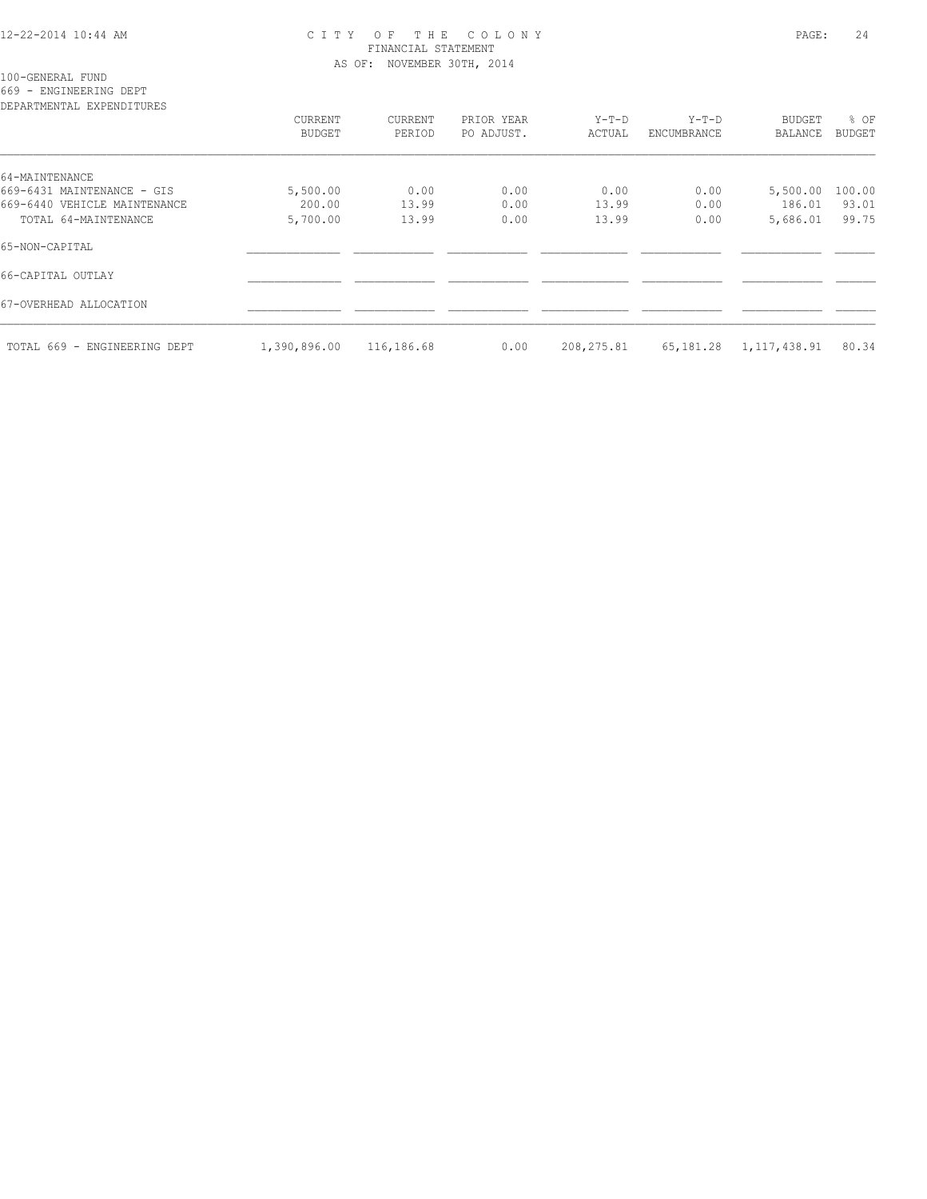100-GENERAL FUND
669 - ENGINEERING DEPT
DEPARTMENTAL EXPENDITURES

| | CURRENT BUDGET | CURRENT PERIOD | PRIOR YEAR PO ADJUST. | Y-T-D ACTUAL | Y-T-D ENCUMBRANCE | BUDGET BALANCE | % OF BUDGET |
|---|---|---|---|---|---|---|---|
| 64-MAINTENANCE | | | | | | | |
| 669-6431 MAINTENANCE - GIS | 5,500.00 | 0.00 | 0.00 | 0.00 | 0.00 | 5,500.00 | 100.00 |
| 669-6440 VEHICLE MAINTENANCE | 200.00 | 13.99 | 0.00 | 13.99 | 0.00 | 186.01 | 93.01 |
| TOTAL 64-MAINTENANCE | 5,700.00 | 13.99 | 0.00 | 13.99 | 0.00 | 5,686.01 | 99.75 |
| 65-NON-CAPITAL | | | | | | | |
| 66-CAPITAL OUTLAY | | | | | | | |
| 67-OVERHEAD ALLOCATION | | | | | | | |
| TOTAL 669 - ENGINEERING DEPT | 1,390,896.00 | 116,186.68 | 0.00 | 208,275.81 | 65,181.28 | 1,117,438.91 | 80.34 |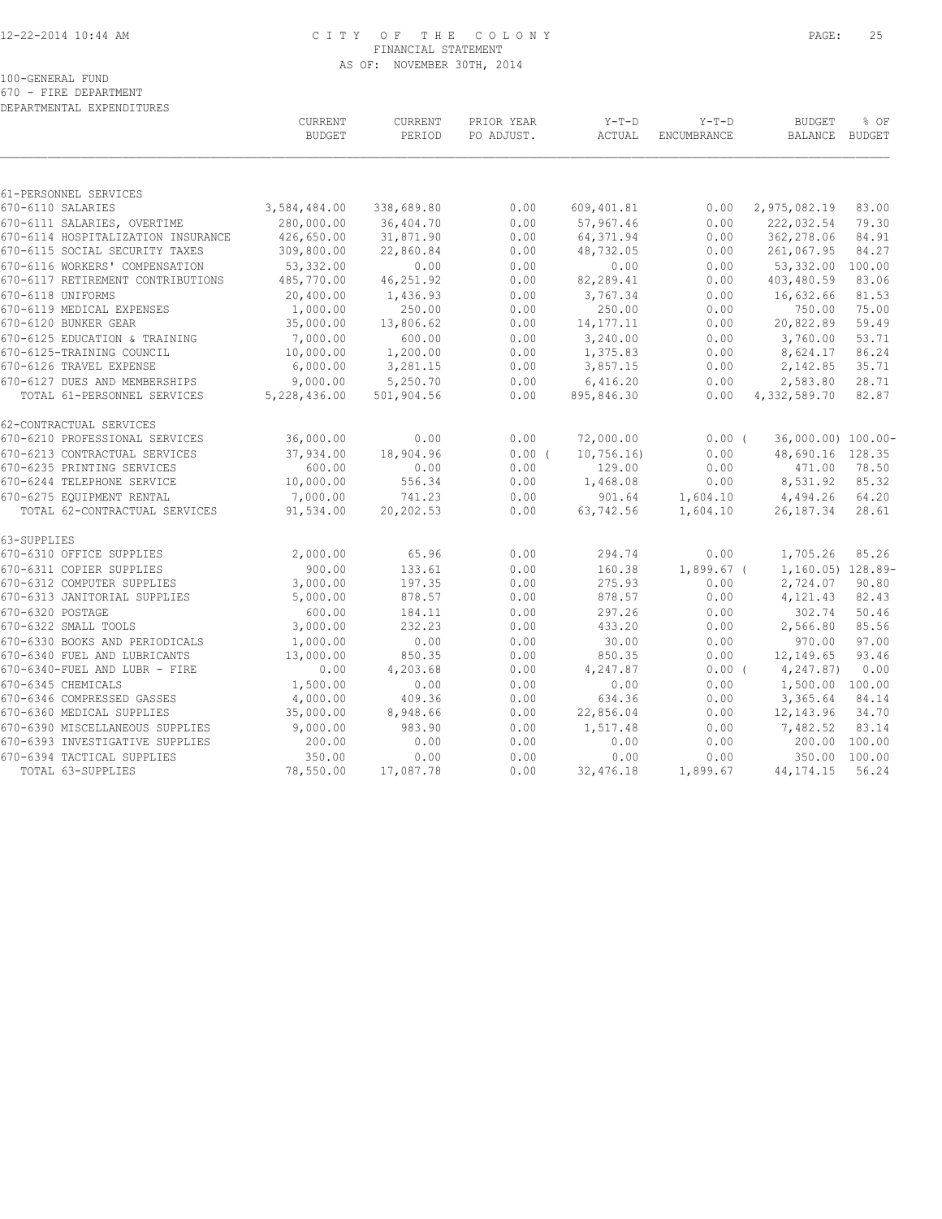CITY OF THE COLONY
FINANCIAL STATEMENT
AS OF: NOVEMBER 30TH, 2014

100-GENERAL FUND
670 - FIRE DEPARTMENT
DEPARTMENTAL EXPENDITURES

| | CURRENT BUDGET | CURRENT PERIOD | PRIOR YEAR PO ADJUST. | Y-T-D ACTUAL | Y-T-D ENCUMBRANCE | BUDGET BALANCE | % OF BUDGET |
|---|---|---|---|---|---|---|---|
| 61-PERSONNEL SERVICES | | | | | | | |
| 670-6110 SALARIES | 3,584,484.00 | 338,689.80 | 0.00 | 609,401.81 | 0.00 | 2,975,082.19 | 83.00 |
| 670-6111 SALARIES, OVERTIME | 280,000.00 | 36,404.70 | 0.00 | 57,967.46 | 0.00 | 222,032.54 | 79.30 |
| 670-6114 HOSPITALIZATION INSURANCE | 426,650.00 | 31,871.90 | 0.00 | 64,371.94 | 0.00 | 362,278.06 | 84.91 |
| 670-6115 SOCIAL SECURITY TAXES | 309,800.00 | 22,860.84 | 0.00 | 48,732.05 | 0.00 | 261,067.95 | 84.27 |
| 670-6116 WORKERS' COMPENSATION | 53,332.00 | 0.00 | 0.00 | 0.00 | 0.00 | 53,332.00 | 100.00 |
| 670-6117 RETIREMENT CONTRIBUTIONS | 485,770.00 | 46,251.92 | 0.00 | 82,289.41 | 0.00 | 403,480.59 | 83.06 |
| 670-6118 UNIFORMS | 20,400.00 | 1,436.93 | 0.00 | 3,767.34 | 0.00 | 16,632.66 | 81.53 |
| 670-6119 MEDICAL EXPENSES | 1,000.00 | 250.00 | 0.00 | 250.00 | 0.00 | 750.00 | 75.00 |
| 670-6120 BUNKER GEAR | 35,000.00 | 13,806.62 | 0.00 | 14,177.11 | 0.00 | 20,822.89 | 59.49 |
| 670-6125 EDUCATION & TRAINING | 7,000.00 | 600.00 | 0.00 | 3,240.00 | 0.00 | 3,760.00 | 53.71 |
| 670-6125-TRAINING COUNCIL | 10,000.00 | 1,200.00 | 0.00 | 1,375.83 | 0.00 | 8,624.17 | 86.24 |
| 670-6126 TRAVEL EXPENSE | 6,000.00 | 3,281.15 | 0.00 | 3,857.15 | 0.00 | 2,142.85 | 35.71 |
| 670-6127 DUES AND MEMBERSHIPS | 9,000.00 | 5,250.70 | 0.00 | 6,416.20 | 0.00 | 2,583.80 | 28.71 |
| TOTAL 61-PERSONNEL SERVICES | 5,228,436.00 | 501,904.56 | 0.00 | 895,846.30 | 0.00 | 4,332,589.70 | 82.87 |
| 62-CONTRACTUAL SERVICES | | | | | | | |
| 670-6210 PROFESSIONAL SERVICES | 36,000.00 | 0.00 | 0.00 | 72,000.00 | 0.00 | ( 36,000.00) | 100.00- |
| 670-6213 CONTRACTUAL SERVICES | 37,934.00 | 18,904.96 | 0.00 | ( 10,756.16) | 0.00 | 48,690.16 | 128.35 |
| 670-6235 PRINTING SERVICES | 600.00 | 0.00 | 0.00 | 129.00 | 0.00 | 471.00 | 78.50 |
| 670-6244 TELEPHONE SERVICE | 10,000.00 | 556.34 | 0.00 | 1,468.08 | 0.00 | 8,531.92 | 85.32 |
| 670-6275 EQUIPMENT RENTAL | 7,000.00 | 741.23 | 0.00 | 901.64 | 1,604.10 | 4,494.26 | 64.20 |
| TOTAL 62-CONTRACTUAL SERVICES | 91,534.00 | 20,202.53 | 0.00 | 63,742.56 | 1,604.10 | 26,187.34 | 28.61 |
| 63-SUPPLIES | | | | | | | |
| 670-6310 OFFICE SUPPLIES | 2,000.00 | 65.96 | 0.00 | 294.74 | 0.00 | 1,705.26 | 85.26 |
| 670-6311 COPIER SUPPLIES | 900.00 | 133.61 | 0.00 | 160.38 | 1,899.67 | ( 1,160.05) | 128.89- |
| 670-6312 COMPUTER SUPPLIES | 3,000.00 | 197.35 | 0.00 | 275.93 | 0.00 | 2,724.07 | 90.80 |
| 670-6313 JANITORIAL SUPPLIES | 5,000.00 | 878.57 | 0.00 | 878.57 | 0.00 | 4,121.43 | 82.43 |
| 670-6320 POSTAGE | 600.00 | 184.11 | 0.00 | 297.26 | 0.00 | 302.74 | 50.46 |
| 670-6322 SMALL TOOLS | 3,000.00 | 232.23 | 0.00 | 433.20 | 0.00 | 2,566.80 | 85.56 |
| 670-6330 BOOKS AND PERIODICALS | 1,000.00 | 0.00 | 0.00 | 30.00 | 0.00 | 970.00 | 97.00 |
| 670-6340 FUEL AND LUBRICANTS | 13,000.00 | 850.35 | 0.00 | 850.35 | 0.00 | 12,149.65 | 93.46 |
| 670-6340-FUEL AND LUBR - FIRE | 0.00 | 4,203.68 | 0.00 | 4,247.87 | 0.00 | ( 4,247.87) | 0.00 |
| 670-6345 CHEMICALS | 1,500.00 | 0.00 | 0.00 | 0.00 | 0.00 | 1,500.00 | 100.00 |
| 670-6346 COMPRESSED GASSES | 4,000.00 | 409.36 | 0.00 | 634.36 | 0.00 | 3,365.64 | 84.14 |
| 670-6360 MEDICAL SUPPLIES | 35,000.00 | 8,948.66 | 0.00 | 22,856.04 | 0.00 | 12,143.96 | 34.70 |
| 670-6390 MISCELLANEOUS SUPPLIES | 9,000.00 | 983.90 | 0.00 | 1,517.48 | 0.00 | 7,482.52 | 83.14 |
| 670-6393 INVESTIGATIVE SUPPLIES | 200.00 | 0.00 | 0.00 | 0.00 | 0.00 | 200.00 | 100.00 |
| 670-6394 TACTICAL SUPPLIES | 350.00 | 0.00 | 0.00 | 0.00 | 0.00 | 350.00 | 100.00 |
| TOTAL 63-SUPPLIES | 78,550.00 | 17,087.78 | 0.00 | 32,476.18 | 1,899.67 | 44,174.15 | 56.24 |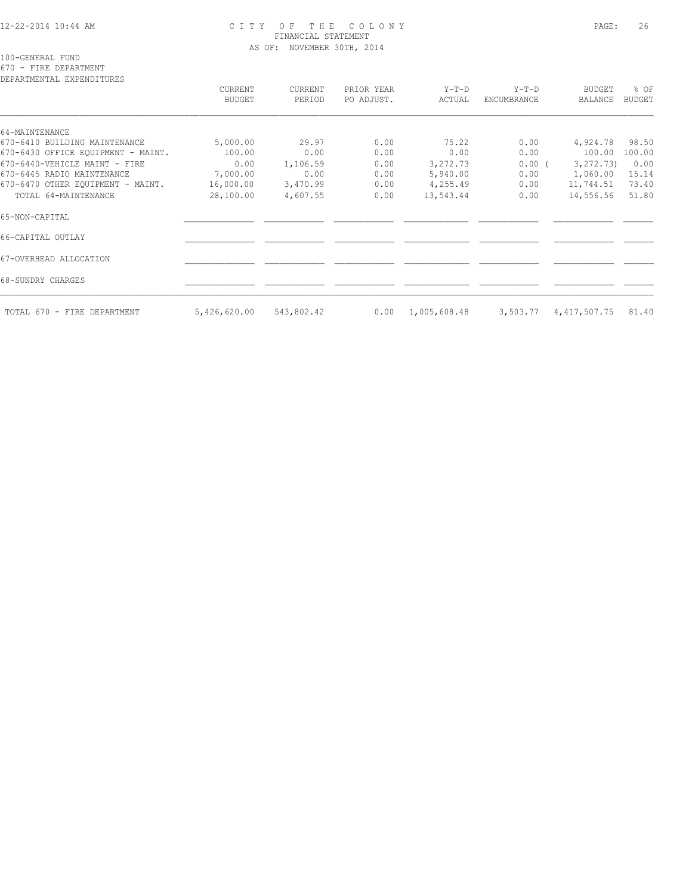# CITY OF THE COLONY

FINANCIAL STATEMENT

AS OF: NOVEMBER 30TH, 2014

100-GENERAL FUND

670 - FIRE DEPARTMENT

DEPARTMENTAL EXPENDITURES

| | CURRENT BUDGET | CURRENT PERIOD | PRIOR YEAR PO ADJUST. | Y-T-D ACTUAL | Y-T-D ENCUMBRANCE | BUDGET BALANCE | % OF BUDGET |
|---|---|---|---|---|---|---|---|
| 64-MAINTENANCE | | | | | | | |
| 670-6410 BUILDING MAINTENANCE | 5,000.00 | 29.97 | 0.00 | 75.22 | 0.00 | 4,924.78 | 98.50 |
| 670-6430 OFFICE EQUIPMENT - MAINT. | 100.00 | 0.00 | 0.00 | 0.00 | 0.00 | 100.00 | 100.00 |
| 670-6440-VEHICLE MAINT - FIRE | 0.00 | 1,106.59 | 0.00 | 3,272.73 | 0.00 | ( 3,272.73) | 0.00 |
| 670-6445 RADIO MAINTENANCE | 7,000.00 | 0.00 | 0.00 | 5,940.00 | 0.00 | 1,060.00 | 15.14 |
| 670-6470 OTHER EQUIPMENT - MAINT. | 16,000.00 | 3,470.99 | 0.00 | 4,255.49 | 0.00 | 11,744.51 | 73.40 |
| TOTAL 64-MAINTENANCE | 28,100.00 | 4,607.55 | 0.00 | 13,543.44 | 0.00 | 14,556.56 | 51.80 |
| 65-NON-CAPITAL | | | | | | | |
| 66-CAPITAL OUTLAY | | | | | | | |
| 67-OVERHEAD ALLOCATION | | | | | | | |
| 68-SUNDRY CHARGES | | | | | | | |
| TOTAL 670 - FIRE DEPARTMENT | 5,426,620.00 | 543,802.42 | 0.00 | 1,005,608.48 | 3,503.77 | 4,417,507.75 | 81.40 |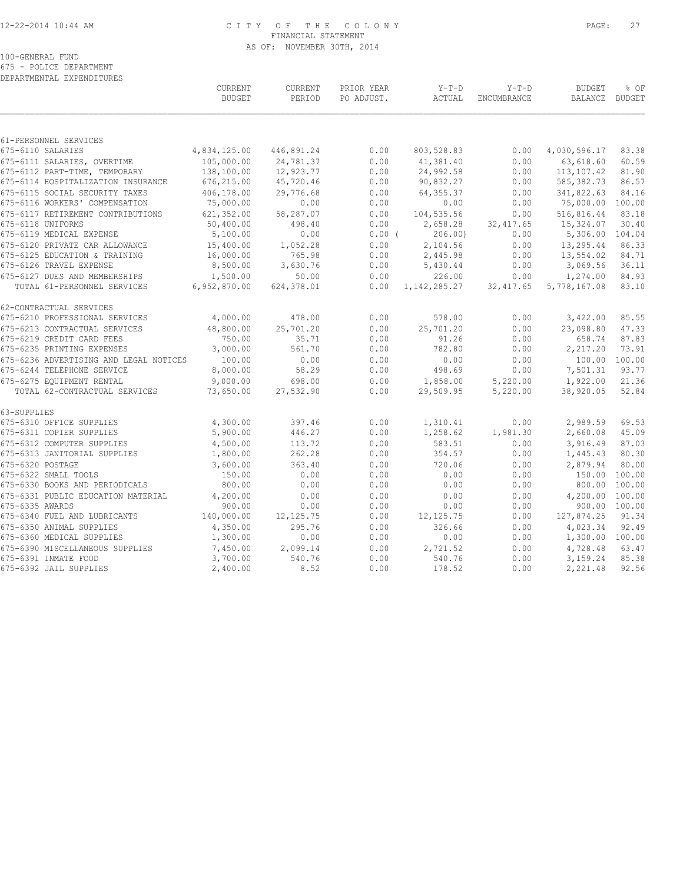CITY OF THE COLONY
FINANCIAL STATEMENT
AS OF: NOVEMBER 30TH, 2014

100-GENERAL FUND
675 - POLICE DEPARTMENT
DEPARTMENTAL EXPENDITURES

| | CURRENT BUDGET | CURRENT PERIOD | PRIOR YEAR PO ADJUST. | Y-T-D ACTUAL | Y-T-D ENCUMBRANCE | BUDGET BALANCE | % OF BUDGET |
|---|---|---|---|---|---|---|---|
| 61-PERSONNEL SERVICES | | | | | | | |
| 675-6110 SALARIES | 4,834,125.00 | 446,891.24 | 0.00 | 803,528.83 | 0.00 | 4,030,596.17 | 83.38 |
| 675-6111 SALARIES, OVERTIME | 105,000.00 | 24,781.37 | 0.00 | 41,381.40 | 0.00 | 63,618.60 | 60.59 |
| 675-6112 PART-TIME, TEMPORARY | 138,100.00 | 12,923.77 | 0.00 | 24,992.58 | 0.00 | 113,107.42 | 81.90 |
| 675-6114 HOSPITALIZATION INSURANCE | 676,215.00 | 45,720.46 | 0.00 | 90,832.27 | 0.00 | 585,382.73 | 86.57 |
| 675-6115 SOCIAL SECURITY TAXES | 406,178.00 | 29,776.68 | 0.00 | 64,355.37 | 0.00 | 341,822.63 | 84.16 |
| 675-6116 WORKERS' COMPENSATION | 75,000.00 | 0.00 | 0.00 | 0.00 | 0.00 | 75,000.00 | 100.00 |
| 675-6117 RETIREMENT CONTRIBUTIONS | 621,352.00 | 58,287.07 | 0.00 | 104,535.56 | 0.00 | 516,816.44 | 83.18 |
| 675-6118 UNIFORMS | 50,400.00 | 498.40 | 0.00 | 2,658.28 | 32,417.65 | 15,324.07 | 30.40 |
| 675-6119 MEDICAL EXPENSE | 5,100.00 | 0.00 | 0.00 | ( 206.00) | 0.00 | 5,306.00 | 104.04 |
| 675-6120 PRIVATE CAR ALLOWANCE | 15,400.00 | 1,052.28 | 0.00 | 2,104.56 | 0.00 | 13,295.44 | 86.33 |
| 675-6125 EDUCATION & TRAINING | 16,000.00 | 765.98 | 0.00 | 2,445.98 | 0.00 | 13,554.02 | 84.71 |
| 675-6126 TRAVEL EXPENSE | 8,500.00 | 3,630.76 | 0.00 | 5,430.44 | 0.00 | 3,069.56 | 36.11 |
| 675-6127 DUES AND MEMBERSHIPS | 1,500.00 | 50.00 | 0.00 | 226.00 | 0.00 | 1,274.00 | 84.93 |
| TOTAL 61-PERSONNEL SERVICES | 6,952,870.00 | 624,378.01 | 0.00 | 1,142,285.27 | 32,417.65 | 5,778,167.08 | 83.10 |
| 62-CONTRACTUAL SERVICES | | | | | | | |
| 675-6210 PROFESSIONAL SERVICES | 4,000.00 | 478.00 | 0.00 | 578.00 | 0.00 | 3,422.00 | 85.55 |
| 675-6213 CONTRACTUAL SERVICES | 48,800.00 | 25,701.20 | 0.00 | 25,701.20 | 0.00 | 23,098.80 | 47.33 |
| 675-6219 CREDIT CARD FEES | 750.00 | 35.71 | 0.00 | 91.26 | 0.00 | 658.74 | 87.83 |
| 675-6235 PRINTING EXPENSES | 3,000.00 | 561.70 | 0.00 | 782.80 | 0.00 | 2,217.20 | 73.91 |
| 675-6236 ADVERTISING AND LEGAL NOTICES | 100.00 | 0.00 | 0.00 | 0.00 | 0.00 | 100.00 | 100.00 |
| 675-6244 TELEPHONE SERVICE | 8,000.00 | 58.29 | 0.00 | 498.69 | 0.00 | 7,501.31 | 93.77 |
| 675-6275 EQUIPMENT RENTAL | 9,000.00 | 698.00 | 0.00 | 1,858.00 | 5,220.00 | 1,922.00 | 21.36 |
| TOTAL 62-CONTRACTUAL SERVICES | 73,650.00 | 27,532.90 | 0.00 | 29,509.95 | 5,220.00 | 38,920.05 | 52.84 |
| 63-SUPPLIES | | | | | | | |
| 675-6310 OFFICE SUPPLIES | 4,300.00 | 397.46 | 0.00 | 1,310.41 | 0.00 | 2,989.59 | 69.53 |
| 675-6311 COPIER SUPPLIES | 5,900.00 | 446.27 | 0.00 | 1,258.62 | 1,981.30 | 2,660.08 | 45.09 |
| 675-6312 COMPUTER SUPPLIES | 4,500.00 | 113.72 | 0.00 | 583.51 | 0.00 | 3,916.49 | 87.03 |
| 675-6313 JANITORIAL SUPPLIES | 1,800.00 | 262.28 | 0.00 | 354.57 | 0.00 | 1,445.43 | 80.30 |
| 675-6320 POSTAGE | 3,600.00 | 363.40 | 0.00 | 720.06 | 0.00 | 2,879.94 | 80.00 |
| 675-6322 SMALL TOOLS | 150.00 | 0.00 | 0.00 | 0.00 | 0.00 | 150.00 | 100.00 |
| 675-6330 BOOKS AND PERIODICALS | 800.00 | 0.00 | 0.00 | 0.00 | 0.00 | 800.00 | 100.00 |
| 675-6331 PUBLIC EDUCATION MATERIAL | 4,200.00 | 0.00 | 0.00 | 0.00 | 0.00 | 4,200.00 | 100.00 |
| 675-6335 AWARDS | 900.00 | 0.00 | 0.00 | 0.00 | 0.00 | 900.00 | 100.00 |
| 675-6340 FUEL AND LUBRICANTS | 140,000.00 | 12,125.75 | 0.00 | 12,125.75 | 0.00 | 127,874.25 | 91.34 |
| 675-6350 ANIMAL SUPPLIES | 4,350.00 | 295.76 | 0.00 | 326.66 | 0.00 | 4,023.34 | 92.49 |
| 675-6360 MEDICAL SUPPLIES | 1,300.00 | 0.00 | 0.00 | 0.00 | 0.00 | 1,300.00 | 100.00 |
| 675-6390 MISCELLANEOUS SUPPLIES | 7,450.00 | 2,099.14 | 0.00 | 2,721.52 | 0.00 | 4,728.48 | 63.47 |
| 675-6391 INMATE FOOD | 3,700.00 | 540.76 | 0.00 | 540.76 | 0.00 | 3,159.24 | 85.38 |
| 675-6392 JAIL SUPPLIES | 2,400.00 | 8.52 | 0.00 | 178.52 | 0.00 | 2,221.48 | 92.56 |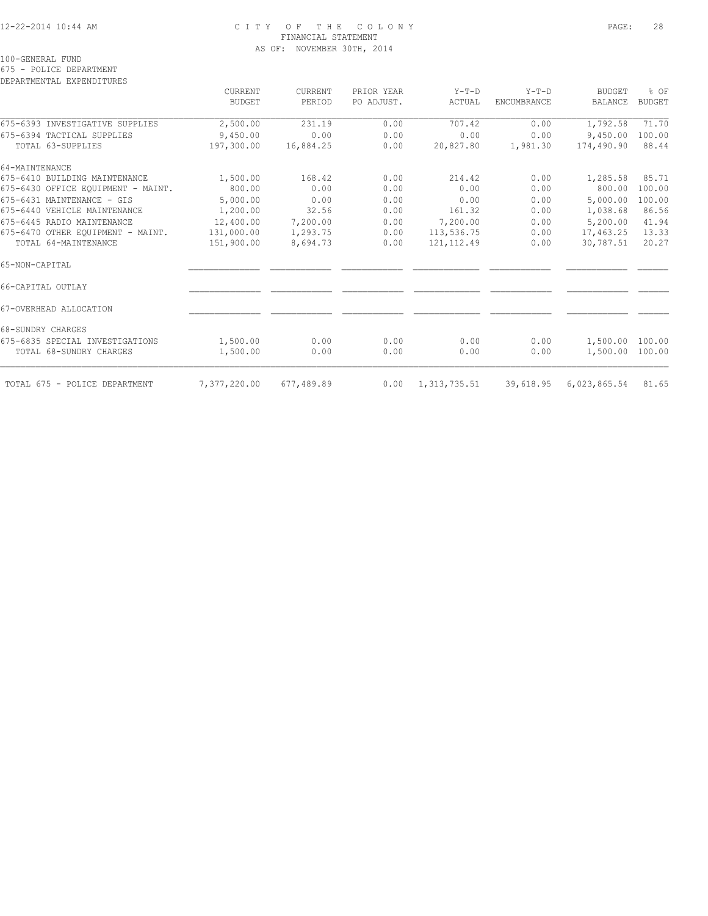CITY OF THE COLONY
FINANCIAL STATEMENT
AS OF: NOVEMBER 30TH, 2014

100-GENERAL FUND
675 - POLICE DEPARTMENT
DEPARTMENTAL EXPENDITURES

| | CURRENT BUDGET | CURRENT PERIOD | PRIOR YEAR PO ADJUST. | Y-T-D ACTUAL | Y-T-D ENCUMBRANCE | BUDGET BALANCE | % OF BUDGET |
|---|---|---|---|---|---|---|---|
| 675-6393 INVESTIGATIVE SUPPLIES | 2,500.00 | 231.19 | 0.00 | 707.42 | 0.00 | 1,792.58 | 71.70 |
| 675-6394 TACTICAL SUPPLIES | 9,450.00 | 0.00 | 0.00 | 0.00 | 0.00 | 9,450.00 | 100.00 |
| TOTAL 63-SUPPLIES | 197,300.00 | 16,884.25 | 0.00 | 20,827.80 | 1,981.30 | 174,490.90 | 88.44 |
| 64-MAINTENANCE | | | | | | | |
| 675-6410 BUILDING MAINTENANCE | 1,500.00 | 168.42 | 0.00 | 214.42 | 0.00 | 1,285.58 | 85.71 |
| 675-6430 OFFICE EQUIPMENT - MAINT. | 800.00 | 0.00 | 0.00 | 0.00 | 0.00 | 800.00 | 100.00 |
| 675-6431 MAINTENANCE - GIS | 5,000.00 | 0.00 | 0.00 | 0.00 | 0.00 | 5,000.00 | 100.00 |
| 675-6440 VEHICLE MAINTENANCE | 1,200.00 | 32.56 | 0.00 | 161.32 | 0.00 | 1,038.68 | 86.56 |
| 675-6445 RADIO MAINTENANCE | 12,400.00 | 7,200.00 | 0.00 | 7,200.00 | 0.00 | 5,200.00 | 41.94 |
| 675-6470 OTHER EQUIPMENT - MAINT. | 131,000.00 | 1,293.75 | 0.00 | 113,536.75 | 0.00 | 17,463.25 | 13.33 |
| TOTAL 64-MAINTENANCE | 151,900.00 | 8,694.73 | 0.00 | 121,112.49 | 0.00 | 30,787.51 | 20.27 |
| 65-NON-CAPITAL | | | | | | | |
| 66-CAPITAL OUTLAY | | | | | | | |
| 67-OVERHEAD ALLOCATION | | | | | | | |
| 68-SUNDRY CHARGES | | | | | | | |
| 675-6835 SPECIAL INVESTIGATIONS | 1,500.00 | 0.00 | 0.00 | 0.00 | 0.00 | 1,500.00 | 100.00 |
| TOTAL 68-SUNDRY CHARGES | 1,500.00 | 0.00 | 0.00 | 0.00 | 0.00 | 1,500.00 | 100.00 |
| TOTAL 675 - POLICE DEPARTMENT | 7,377,220.00 | 677,489.89 | 0.00 | 1,313,735.51 | 39,618.95 | 6,023,865.54 | 81.65 |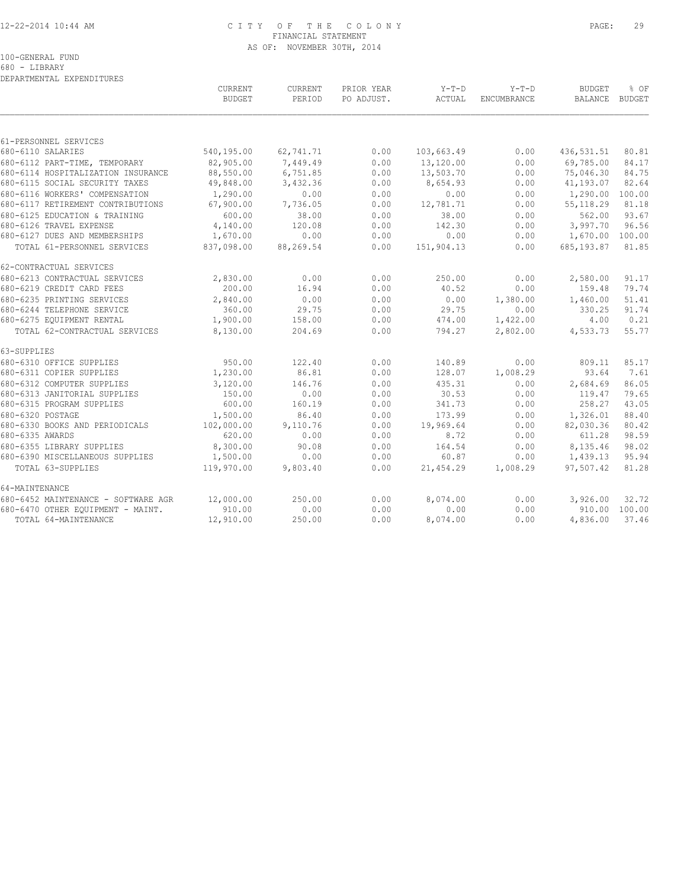CITY OF THE COLONY
FINANCIAL STATEMENT
AS OF: NOVEMBER 30TH, 2014

100-GENERAL FUND
680 - LIBRARY
DEPARTMENTAL EXPENDITURES

| | CURRENT BUDGET | CURRENT PERIOD | PRIOR YEAR PO ADJUST. | Y-T-D ACTUAL | Y-T-D ENCUMBRANCE | BUDGET BALANCE | % OF BUDGET |
|---|---|---|---|---|---|---|---|
| 61-PERSONNEL SERVICES | | | | | | | |
| 680-6110 SALARIES | 540,195.00 | 62,741.71 | 0.00 | 103,663.49 | 0.00 | 436,531.51 | 80.81 |
| 680-6112 PART-TIME, TEMPORARY | 82,905.00 | 7,449.49 | 0.00 | 13,120.00 | 0.00 | 69,785.00 | 84.17 |
| 680-6114 HOSPITALIZATION INSURANCE | 88,550.00 | 6,751.85 | 0.00 | 13,503.70 | 0.00 | 75,046.30 | 84.75 |
| 680-6115 SOCIAL SECURITY TAXES | 49,848.00 | 3,432.36 | 0.00 | 8,654.93 | 0.00 | 41,193.07 | 82.64 |
| 680-6116 WORKERS' COMPENSATION | 1,290.00 | 0.00 | 0.00 | 0.00 | 0.00 | 1,290.00 | 100.00 |
| 680-6117 RETIREMENT CONTRIBUTIONS | 67,900.00 | 7,736.05 | 0.00 | 12,781.71 | 0.00 | 55,118.29 | 81.18 |
| 680-6125 EDUCATION & TRAINING | 600.00 | 38.00 | 0.00 | 38.00 | 0.00 | 562.00 | 93.67 |
| 680-6126 TRAVEL EXPENSE | 4,140.00 | 120.08 | 0.00 | 142.30 | 0.00 | 3,997.70 | 96.56 |
| 680-6127 DUES AND MEMBERSHIPS | 1,670.00 | 0.00 | 0.00 | 0.00 | 0.00 | 1,670.00 | 100.00 |
| TOTAL 61-PERSONNEL SERVICES | 837,098.00 | 88,269.54 | 0.00 | 151,904.13 | 0.00 | 685,193.87 | 81.85 |
| 62-CONTRACTUAL SERVICES | | | | | | | |
| 680-6213 CONTRACTUAL SERVICES | 2,830.00 | 0.00 | 0.00 | 250.00 | 0.00 | 2,580.00 | 91.17 |
| 680-6219 CREDIT CARD FEES | 200.00 | 16.94 | 0.00 | 40.52 | 0.00 | 159.48 | 79.74 |
| 680-6235 PRINTING SERVICES | 2,840.00 | 0.00 | 0.00 | 0.00 | 1,380.00 | 1,460.00 | 51.41 |
| 680-6244 TELEPHONE SERVICE | 360.00 | 29.75 | 0.00 | 29.75 | 0.00 | 330.25 | 91.74 |
| 680-6275 EQUIPMENT RENTAL | 1,900.00 | 158.00 | 0.00 | 474.00 | 1,422.00 | 4.00 | 0.21 |
| TOTAL 62-CONTRACTUAL SERVICES | 8,130.00 | 204.69 | 0.00 | 794.27 | 2,802.00 | 4,533.73 | 55.77 |
| 63-SUPPLIES | | | | | | | |
| 680-6310 OFFICE SUPPLIES | 950.00 | 122.40 | 0.00 | 140.89 | 0.00 | 809.11 | 85.17 |
| 680-6311 COPIER SUPPLIES | 1,230.00 | 86.81 | 0.00 | 128.07 | 1,008.29 | 93.64 | 7.61 |
| 680-6312 COMPUTER SUPPLIES | 3,120.00 | 146.76 | 0.00 | 435.31 | 0.00 | 2,684.69 | 86.05 |
| 680-6313 JANITORIAL SUPPLIES | 150.00 | 0.00 | 0.00 | 30.53 | 0.00 | 119.47 | 79.65 |
| 680-6315 PROGRAM SUPPLIES | 600.00 | 160.19 | 0.00 | 341.73 | 0.00 | 258.27 | 43.05 |
| 680-6320 POSTAGE | 1,500.00 | 86.40 | 0.00 | 173.99 | 0.00 | 1,326.01 | 88.40 |
| 680-6330 BOOKS AND PERIODICALS | 102,000.00 | 9,110.76 | 0.00 | 19,969.64 | 0.00 | 82,030.36 | 80.42 |
| 680-6335 AWARDS | 620.00 | 0.00 | 0.00 | 8.72 | 0.00 | 611.28 | 98.59 |
| 680-6355 LIBRARY SUPPLIES | 8,300.00 | 90.08 | 0.00 | 164.54 | 0.00 | 8,135.46 | 98.02 |
| 680-6390 MISCELLANEOUS SUPPLIES | 1,500.00 | 0.00 | 0.00 | 60.87 | 0.00 | 1,439.13 | 95.94 |
| TOTAL 63-SUPPLIES | 119,970.00 | 9,803.40 | 0.00 | 21,454.29 | 1,008.29 | 97,507.42 | 81.28 |
| 64-MAINTENANCE | | | | | | | |
| 680-6452 MAINTENANCE - SOFTWARE AGR | 12,000.00 | 250.00 | 0.00 | 8,074.00 | 0.00 | 3,926.00 | 32.72 |
| 680-6470 OTHER EQUIPMENT - MAINT. | 910.00 | 0.00 | 0.00 | 0.00 | 0.00 | 910.00 | 100.00 |
| TOTAL 64-MAINTENANCE | 12,910.00 | 250.00 | 0.00 | 8,074.00 | 0.00 | 4,836.00 | 37.46 |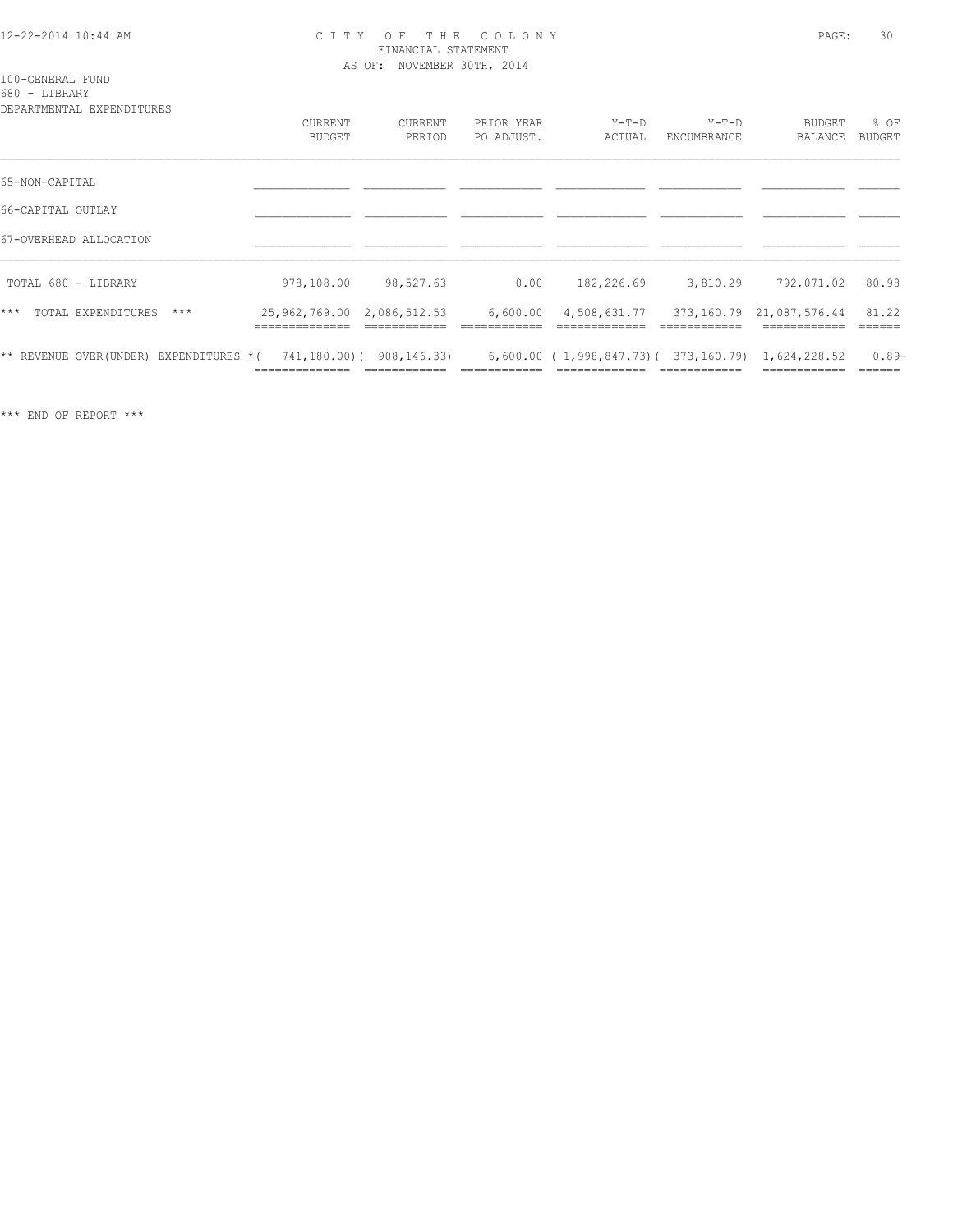CITY OF THE COLONY
FINANCIAL STATEMENT
AS OF: NOVEMBER 30TH, 2014

100-GENERAL FUND
680 - LIBRARY
DEPARTMENTAL EXPENDITURES

| | CURRENT BUDGET | CURRENT PERIOD | PRIOR YEAR PO ADJUST. | Y-T-D ACTUAL | Y-T-D ENCUMBRANCE | BUDGET BALANCE | % OF BUDGET |
|---|---|---|---|---|---|---|---|
| 65-NON-CAPITAL | | | | | | | |
| 66-CAPITAL OUTLAY | | | | | | | |
| 67-OVERHEAD ALLOCATION | | | | | | | |
| TOTAL 680 - LIBRARY | 978,108.00 | 98,527.63 | 0.00 | 182,226.69 | 3,810.29 | 792,071.02 | 80.98 |
| *** TOTAL EXPENDITURES *** | 25,962,769.00 | 2,086,512.53 | 6,600.00 | 4,508,631.77 | 373,160.79 | 21,087,576.44 | 81.22 |
| ** REVENUE OVER(UNDER) EXPENDITURES * | ( 741,180.00) | ( 908,146.33) | 6,600.00 | ( 1,998,847.73) | ( 373,160.79) | 1,624,228.52 | 0.89- |

*** END OF REPORT ***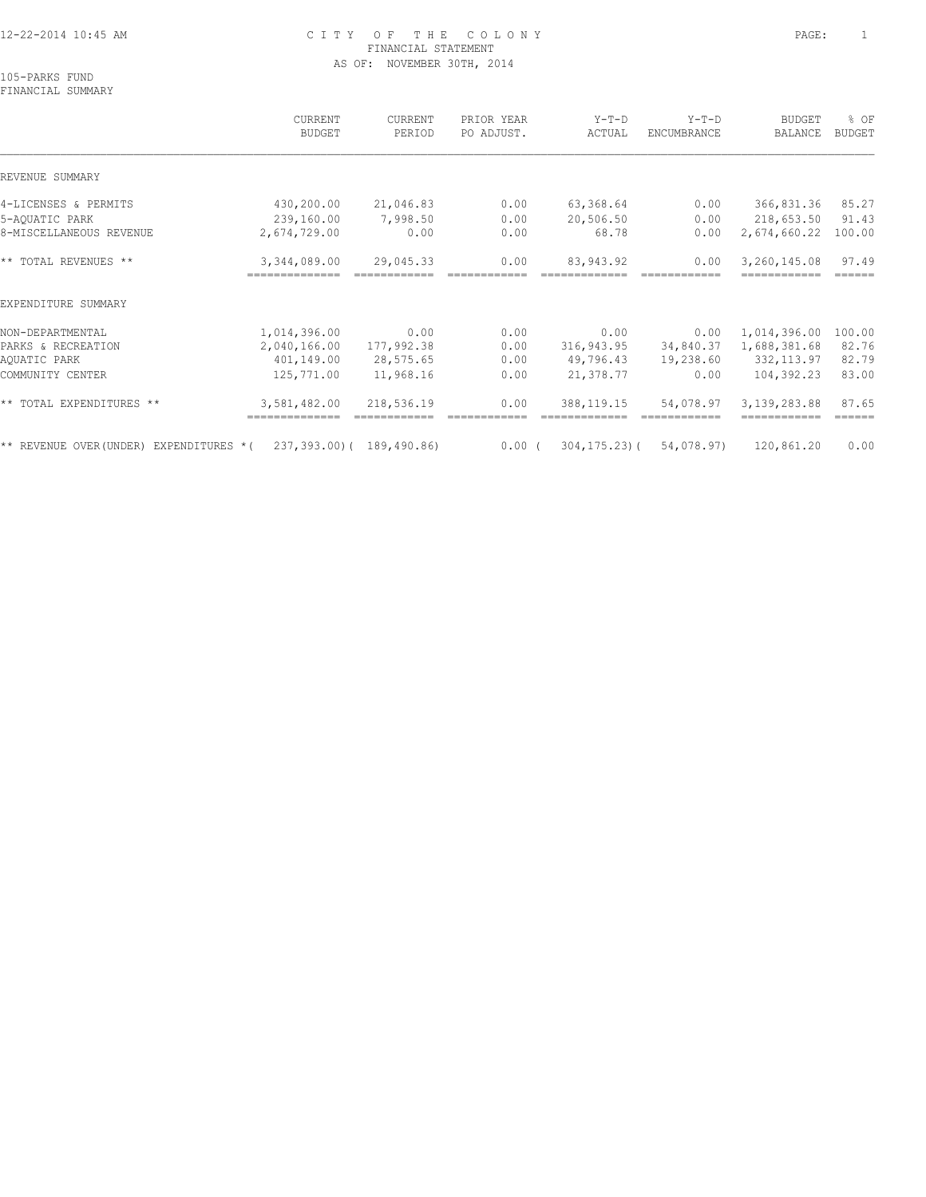# CITY OF THE COLONY
## FINANCIAL STATEMENT
### AS OF: NOVEMBER 30TH, 2014

105-PARKS FUND
FINANCIAL SUMMARY

| | CURRENT BUDGET | CURRENT PERIOD | PRIOR YEAR PO ADJUST. | Y-T-D ACTUAL | Y-T-D ENCUMBRANCE | BUDGET BALANCE | % OF BUDGET |
|---|---|---|---|---|---|---|---|
| REVENUE SUMMARY | | | | | | | |
| 4-LICENSES & PERMITS | 430,200.00 | 21,046.83 | 0.00 | 63,368.64 | 0.00 | 366,831.36 | 85.27 |
| 5-AQUATIC PARK | 239,160.00 | 7,998.50 | 0.00 | 20,506.50 | 0.00 | 218,653.50 | 91.43 |
| 8-MISCELLANEOUS REVENUE | 2,674,729.00 | 0.00 | 0.00 | 68.78 | 0.00 | 2,674,660.22 | 100.00 |
| ** TOTAL REVENUES ** | 3,344,089.00 | 29,045.33 | 0.00 | 83,943.92 | 0.00 | 3,260,145.08 | 97.49 |
| EXPENDITURE SUMMARY | | | | | | | |
| NON-DEPARTMENTAL | 1,014,396.00 | 0.00 | 0.00 | 0.00 | 0.00 | 1,014,396.00 | 100.00 |
| PARKS & RECREATION | 2,040,166.00 | 177,992.38 | 0.00 | 316,943.95 | 34,840.37 | 1,688,381.68 | 82.76 |
| AQUATIC PARK | 401,149.00 | 28,575.65 | 0.00 | 49,796.43 | 19,238.60 | 332,113.97 | 82.79 |
| COMMUNITY CENTER | 125,771.00 | 11,968.16 | 0.00 | 21,378.77 | 0.00 | 104,392.23 | 83.00 |
| ** TOTAL EXPENDITURES ** | 3,581,482.00 | 218,536.19 | 0.00 | 388,119.15 | 54,078.97 | 3,139,283.88 | 87.65 |
| ** REVENUE OVER(UNDER) EXPENDITURES * | ( 237,393.00) | ( 189,490.86) | 0.00 | ( 304,175.23) | ( 54,078.97) | 120,861.20 | 0.00 |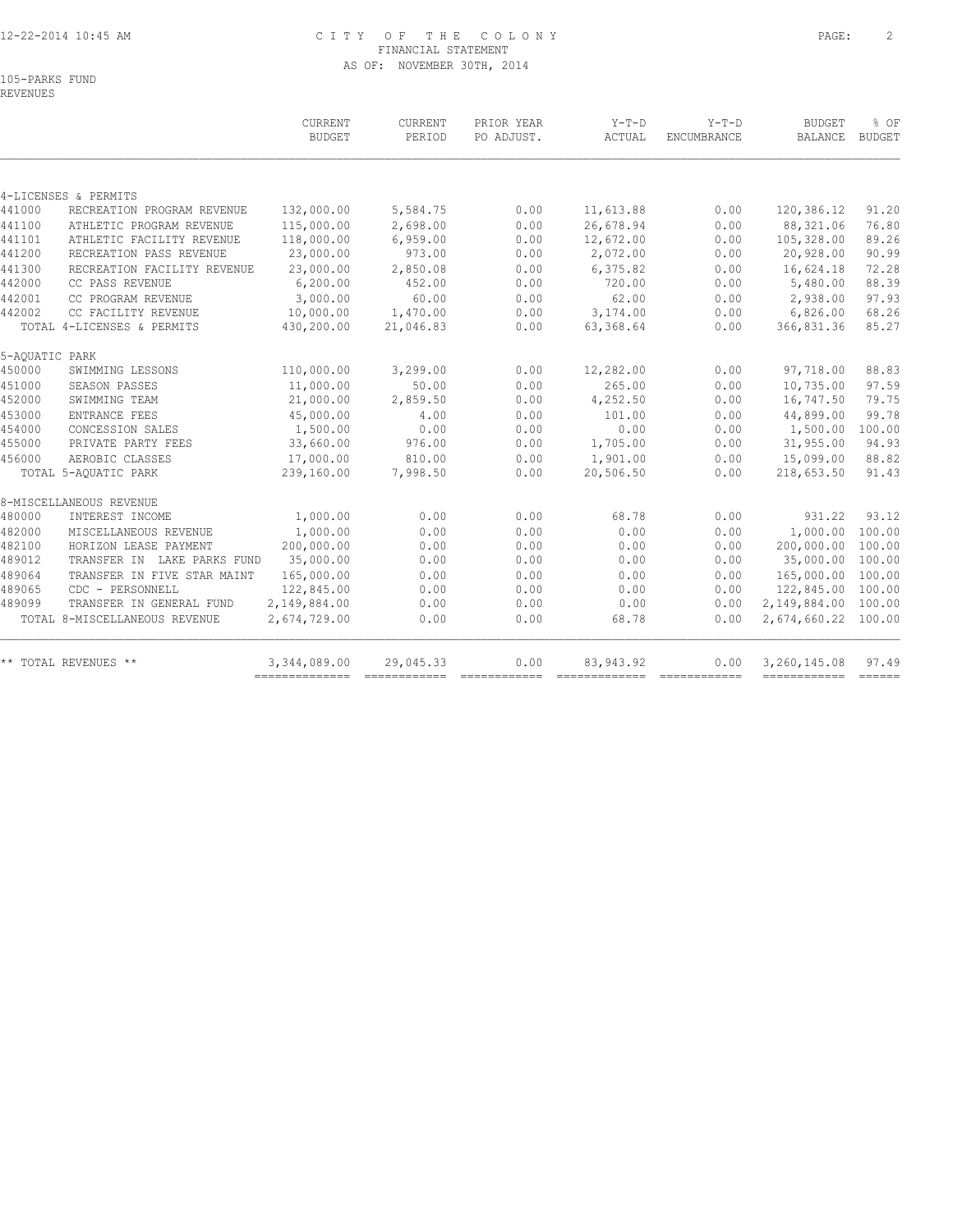CITY OF THE COLONY
FINANCIAL STATEMENT
AS OF: NOVEMBER 30TH, 2014

105-PARKS FUND
REVENUES

| | | CURRENT BUDGET | CURRENT PERIOD | PRIOR YEAR PO ADJUST. | Y-T-D ACTUAL | Y-T-D ENCUMBRANCE | BUDGET BALANCE | % OF BUDGET |
|---|---|---|---|---|---|---|---|---|
| 4-LICENSES & PERMITS | | | | | | | | |
| 441000 | RECREATION PROGRAM REVENUE | 132,000.00 | 5,584.75 | 0.00 | 11,613.88 | 0.00 | 120,386.12 | 91.20 |
| 441100 | ATHLETIC PROGRAM REVENUE | 115,000.00 | 2,698.00 | 0.00 | 26,678.94 | 0.00 | 88,321.06 | 76.80 |
| 441101 | ATHLETIC FACILITY REVENUE | 118,000.00 | 6,959.00 | 0.00 | 12,672.00 | 0.00 | 105,328.00 | 89.26 |
| 441200 | RECREATION PASS REVENUE | 23,000.00 | 973.00 | 0.00 | 2,072.00 | 0.00 | 20,928.00 | 90.99 |
| 441300 | RECREATION FACILITY REVENUE | 23,000.00 | 2,850.08 | 0.00 | 6,375.82 | 0.00 | 16,624.18 | 72.28 |
| 442000 | CC PASS REVENUE | 6,200.00 | 452.00 | 0.00 | 720.00 | 0.00 | 5,480.00 | 88.39 |
| 442001 | CC PROGRAM REVENUE | 3,000.00 | 60.00 | 0.00 | 62.00 | 0.00 | 2,938.00 | 97.93 |
| 442002 | CC FACILITY REVENUE | 10,000.00 | 1,470.00 | 0.00 | 3,174.00 | 0.00 | 6,826.00 | 68.26 |
| | TOTAL 4-LICENSES & PERMITS | 430,200.00 | 21,046.83 | 0.00 | 63,368.64 | 0.00 | 366,831.36 | 85.27 |
| 5-AQUATIC PARK | | | | | | | | |
| 450000 | SWIMMING LESSONS | 110,000.00 | 3,299.00 | 0.00 | 12,282.00 | 0.00 | 97,718.00 | 88.83 |
| 451000 | SEASON PASSES | 11,000.00 | 50.00 | 0.00 | 265.00 | 0.00 | 10,735.00 | 97.59 |
| 452000 | SWIMMING TEAM | 21,000.00 | 2,859.50 | 0.00 | 4,252.50 | 0.00 | 16,747.50 | 79.75 |
| 453000 | ENTRANCE FEES | 45,000.00 | 4.00 | 0.00 | 101.00 | 0.00 | 44,899.00 | 99.78 |
| 454000 | CONCESSION SALES | 1,500.00 | 0.00 | 0.00 | 0.00 | 0.00 | 1,500.00 | 100.00 |
| 455000 | PRIVATE PARTY FEES | 33,660.00 | 976.00 | 0.00 | 1,705.00 | 0.00 | 31,955.00 | 94.93 |
| 456000 | AEROBIC CLASSES | 17,000.00 | 810.00 | 0.00 | 1,901.00 | 0.00 | 15,099.00 | 88.82 |
| | TOTAL 5-AQUATIC PARK | 239,160.00 | 7,998.50 | 0.00 | 20,506.50 | 0.00 | 218,653.50 | 91.43 |
| 8-MISCELLANEOUS REVENUE | | | | | | | | |
| 480000 | INTEREST INCOME | 1,000.00 | 0.00 | 0.00 | 68.78 | 0.00 | 931.22 | 93.12 |
| 482000 | MISCELLANEOUS REVENUE | 1,000.00 | 0.00 | 0.00 | 0.00 | 0.00 | 1,000.00 | 100.00 |
| 482100 | HORIZON LEASE PAYMENT | 200,000.00 | 0.00 | 0.00 | 0.00 | 0.00 | 200,000.00 | 100.00 |
| 489012 | TRANSFER IN LAKE PARKS FUND | 35,000.00 | 0.00 | 0.00 | 0.00 | 0.00 | 35,000.00 | 100.00 |
| 489064 | TRANSFER IN FIVE STAR MAINT | 165,000.00 | 0.00 | 0.00 | 0.00 | 0.00 | 165,000.00 | 100.00 |
| 489065 | CDC - PERSONNELL | 122,845.00 | 0.00 | 0.00 | 0.00 | 0.00 | 122,845.00 | 100.00 |
| 489099 | TRANSFER IN GENERAL FUND | 2,149,884.00 | 0.00 | 0.00 | 0.00 | 0.00 | 2,149,884.00 | 100.00 |
| | TOTAL 8-MISCELLANEOUS REVENUE | 2,674,729.00 | 0.00 | 0.00 | 68.78 | 0.00 | 2,674,660.22 | 100.00 |
| ** TOTAL REVENUES ** | | 3,344,089.00 | 29,045.33 | 0.00 | 83,943.92 | 0.00 | 3,260,145.08 | 97.49 |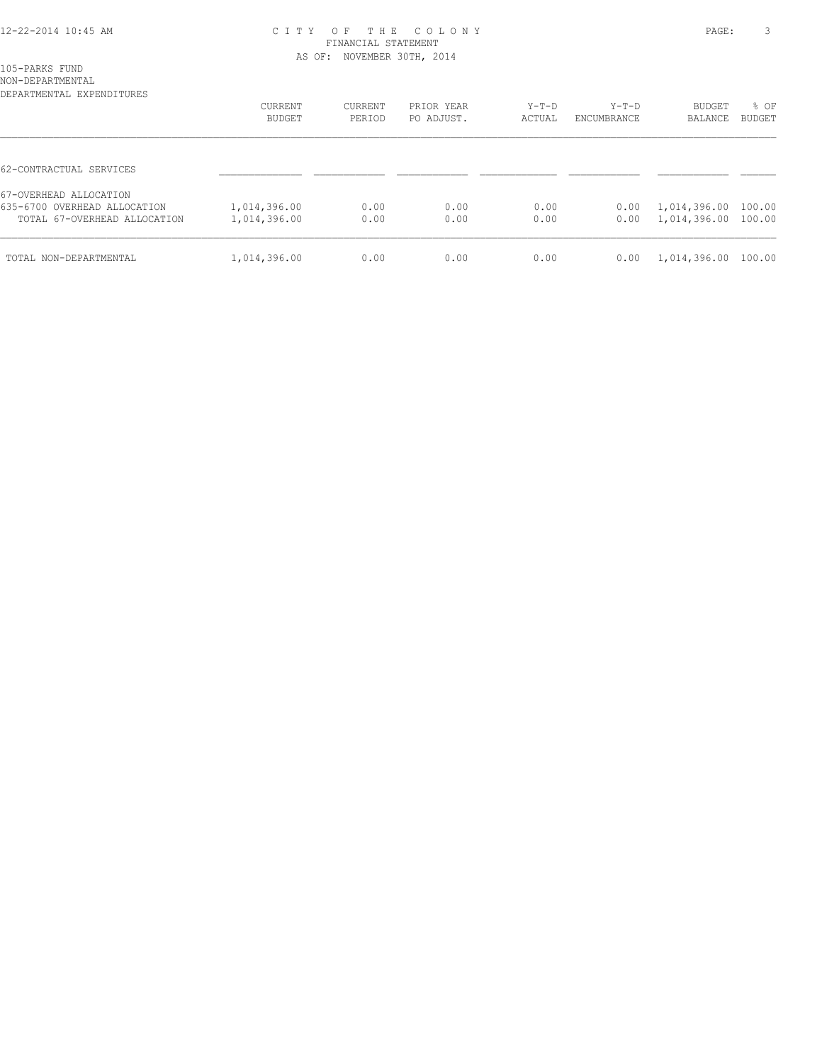CITY OF THE COLONY
FINANCIAL STATEMENT
AS OF: NOVEMBER 30TH, 2014

105-PARKS FUND
NON-DEPARTMENTAL
DEPARTMENTAL EXPENDITURES

| | CURRENT BUDGET | CURRENT PERIOD | PRIOR YEAR PO ADJUST. | Y-T-D ACTUAL | Y-T-D ENCUMBRANCE | BUDGET BALANCE | % OF BUDGET |
|---|---|---|---|---|---|---|---|
| 62-CONTRACTUAL SERVICES | | | | | | | |
| 67-OVERHEAD ALLOCATION | | | | | | | |
| 635-6700 OVERHEAD ALLOCATION | 1,014,396.00 | 0.00 | 0.00 | 0.00 | 0.00 | 1,014,396.00 | 100.00 |
| TOTAL 67-OVERHEAD ALLOCATION | 1,014,396.00 | 0.00 | 0.00 | 0.00 | 0.00 | 1,014,396.00 | 100.00 |
| TOTAL NON-DEPARTMENTAL | 1,014,396.00 | 0.00 | 0.00 | 0.00 | 0.00 | 1,014,396.00 | 100.00 |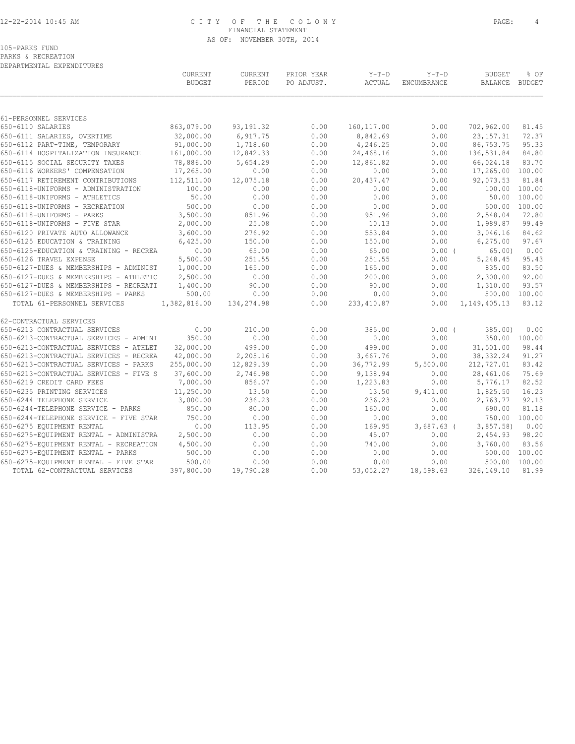CITY OF THE COLONY
FINANCIAL STATEMENT
AS OF: NOVEMBER 30TH, 2014

105-PARKS FUND
PARKS & RECREATION
DEPARTMENTAL EXPENDITURES

| | CURRENT BUDGET | CURRENT PERIOD | PRIOR YEAR PO ADJUST. | Y-T-D ACTUAL | Y-T-D ENCUMBRANCE | BUDGET BALANCE | % OF BUDGET |
|---|---|---|---|---|---|---|---|
| 61-PERSONNEL SERVICES | | | | | | | |
| 650-6110 SALARIES | 863,079.00 | 93,191.32 | 0.00 | 160,117.00 | 0.00 | 702,962.00 | 81.45 |
| 650-6111 SALARIES, OVERTIME | 32,000.00 | 6,917.75 | 0.00 | 8,842.69 | 0.00 | 23,157.31 | 72.37 |
| 650-6112 PART-TIME, TEMPORARY | 91,000.00 | 1,718.60 | 0.00 | 4,246.25 | 0.00 | 86,753.75 | 95.33 |
| 650-6114 HOSPITALIZATION INSURANCE | 161,000.00 | 12,842.33 | 0.00 | 24,468.16 | 0.00 | 136,531.84 | 84.80 |
| 650-6115 SOCIAL SECURITY TAXES | 78,886.00 | 5,654.29 | 0.00 | 12,861.82 | 0.00 | 66,024.18 | 83.70 |
| 650-6116 WORKERS' COMPENSATION | 17,265.00 | 0.00 | 0.00 | 0.00 | 0.00 | 17,265.00 | 100.00 |
| 650-6117 RETIREMENT CONTRIBUTIONS | 112,511.00 | 12,075.18 | 0.00 | 20,437.47 | 0.00 | 92,073.53 | 81.84 |
| 650-6118-UNIFORMS - ADMINISTRATION | 100.00 | 0.00 | 0.00 | 0.00 | 0.00 | 100.00 | 100.00 |
| 650-6118-UNIFORMS - ATHLETICS | 50.00 | 0.00 | 0.00 | 0.00 | 0.00 | 50.00 | 100.00 |
| 650-6118-UNIFORMS - RECREATION | 500.00 | 0.00 | 0.00 | 0.00 | 0.00 | 500.00 | 100.00 |
| 650-6118-UNIFORMS - PARKS | 3,500.00 | 851.96 | 0.00 | 951.96 | 0.00 | 2,548.04 | 72.80 |
| 650-6118-UNIFORMS - FIVE STAR | 2,000.00 | 25.08 | 0.00 | 10.13 | 0.00 | 1,989.87 | 99.49 |
| 650-6120 PRIVATE AUTO ALLOWANCE | 3,600.00 | 276.92 | 0.00 | 553.84 | 0.00 | 3,046.16 | 84.62 |
| 650-6125 EDUCATION & TRAINING | 6,425.00 | 150.00 | 0.00 | 150.00 | 0.00 | 6,275.00 | 97.67 |
| 650-6125-EDUCATION & TRAINING - RECREA | 0.00 | 65.00 | 0.00 | 65.00 | 0.00 | ( 65.00) | 0.00 |
| 650-6126 TRAVEL EXPENSE | 5,500.00 | 251.55 | 0.00 | 251.55 | 0.00 | 5,248.45 | 95.43 |
| 650-6127-DUES & MEMBERSHIPS - ADMINIST | 1,000.00 | 165.00 | 0.00 | 165.00 | 0.00 | 835.00 | 83.50 |
| 650-6127-DUES & MEMBERSHIPS - ATHLETIC | 2,500.00 | 0.00 | 0.00 | 200.00 | 0.00 | 2,300.00 | 92.00 |
| 650-6127-DUES & MEMBERSHIPS - RECREATI | 1,400.00 | 90.00 | 0.00 | 90.00 | 0.00 | 1,310.00 | 93.57 |
| 650-6127-DUES & MEMBERSHIPS - PARKS | 500.00 | 0.00 | 0.00 | 0.00 | 0.00 | 500.00 | 100.00 |
| TOTAL 61-PERSONNEL SERVICES | 1,382,816.00 | 134,274.98 | 0.00 | 233,410.87 | 0.00 | 1,149,405.13 | 83.12 |
| 62-CONTRACTUAL SERVICES | | | | | | | |
| 650-6213 CONTRACTUAL SERVICES | 0.00 | 210.00 | 0.00 | 385.00 | 0.00 | ( 385.00) | 0.00 |
| 650-6213-CONTRACTUAL SERVICES - ADMINI | 350.00 | 0.00 | 0.00 | 0.00 | 0.00 | 350.00 | 100.00 |
| 650-6213-CONTRACTUAL SERVICES - ATHLET | 32,000.00 | 499.00 | 0.00 | 499.00 | 0.00 | 31,501.00 | 98.44 |
| 650-6213-CONTRACTUAL SERVICES - RECREA | 42,000.00 | 2,205.16 | 0.00 | 3,667.76 | 0.00 | 38,332.24 | 91.27 |
| 650-6213-CONTRACTUAL SERVICES - PARKS | 255,000.00 | 12,829.39 | 0.00 | 36,772.99 | 5,500.00 | 212,727.01 | 83.42 |
| 650-6213-CONTRACTUAL SERVICES - FIVE S | 37,600.00 | 2,746.98 | 0.00 | 9,138.94 | 0.00 | 28,461.06 | 75.69 |
| 650-6219 CREDIT CARD FEES | 7,000.00 | 856.07 | 0.00 | 1,223.83 | 0.00 | 5,776.17 | 82.52 |
| 650-6235 PRINTING SERVICES | 11,250.00 | 13.50 | 0.00 | 13.50 | 9,411.00 | 1,825.50 | 16.23 |
| 650-6244 TELEPHONE SERVICE | 3,000.00 | 236.23 | 0.00 | 236.23 | 0.00 | 2,763.77 | 92.13 |
| 650-6244-TELEPHONE SERVICE - PARKS | 850.00 | 80.00 | 0.00 | 160.00 | 0.00 | 690.00 | 81.18 |
| 650-6244-TELEPHONE SERVICE - FIVE STAR | 750.00 | 0.00 | 0.00 | 0.00 | 0.00 | 750.00 | 100.00 |
| 650-6275 EQUIPMENT RENTAL | 0.00 | 113.95 | 0.00 | 169.95 | 3,687.63 | ( 3,857.58) | 0.00 |
| 650-6275-EQUIPMENT RENTAL - ADMINISTRA | 2,500.00 | 0.00 | 0.00 | 45.07 | 0.00 | 2,454.93 | 98.20 |
| 650-6275-EQUIPMENT RENTAL - RECREATION | 4,500.00 | 0.00 | 0.00 | 740.00 | 0.00 | 3,760.00 | 83.56 |
| 650-6275-EQUIPMENT RENTAL - PARKS | 500.00 | 0.00 | 0.00 | 0.00 | 0.00 | 500.00 | 100.00 |
| 650-6275-EQUIPMENT RENTAL - FIVE STAR | 500.00 | 0.00 | 0.00 | 0.00 | 0.00 | 500.00 | 100.00 |
| TOTAL 62-CONTRACTUAL SERVICES | 397,800.00 | 19,790.28 | 0.00 | 53,052.27 | 18,598.63 | 326,149.10 | 81.99 |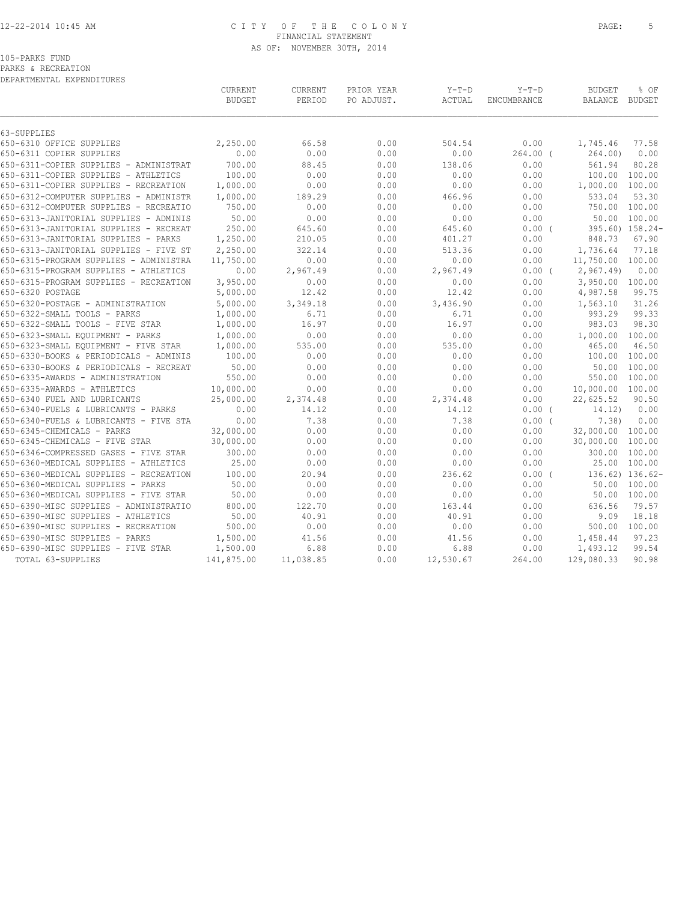# CITY OF THE COLONY
FINANCIAL STATEMENT
AS OF: NOVEMBER 30TH, 2014

105-PARKS FUND
PARKS & RECREATION
DEPARTMENTAL EXPENDITURES

| | CURRENT BUDGET | CURRENT PERIOD | PRIOR YEAR PO ADJUST. | Y-T-D ACTUAL | Y-T-D ENCUMBRANCE | BUDGET BALANCE | % OF BUDGET |
|---|---|---|---|---|---|---|---|
| 63-SUPPLIES | | | | | | | |
| 650-6310 OFFICE SUPPLIES | 2,250.00 | 66.58 | 0.00 | 504.54 | 0.00 | 1,745.46 | 77.58 |
| 650-6311 COPIER SUPPLIES | 0.00 | 0.00 | 0.00 | 0.00 | 264.00 | ( 264.00) | 0.00 |
| 650-6311-COPIER SUPPLIES - ADMINISTRAT | 700.00 | 88.45 | 0.00 | 138.06 | 0.00 | 561.94 | 80.28 |
| 650-6311-COPIER SUPPLIES - ATHLETICS | 100.00 | 0.00 | 0.00 | 0.00 | 0.00 | 100.00 | 100.00 |
| 650-6311-COPIER SUPPLIES - RECREATION | 1,000.00 | 0.00 | 0.00 | 0.00 | 0.00 | 1,000.00 | 100.00 |
| 650-6312-COMPUTER SUPPLIES - ADMINISTR | 1,000.00 | 189.29 | 0.00 | 466.96 | 0.00 | 533.04 | 53.30 |
| 650-6312-COMPUTER SUPPLIES - RECREATIO | 750.00 | 0.00 | 0.00 | 0.00 | 0.00 | 750.00 | 100.00 |
| 650-6313-JANITORIAL SUPPLIES - ADMINIS | 50.00 | 0.00 | 0.00 | 0.00 | 0.00 | 50.00 | 100.00 |
| 650-6313-JANITORIAL SUPPLIES - RECREAT | 250.00 | 645.60 | 0.00 | 645.60 | 0.00 | ( 395.60) | 158.24- |
| 650-6313-JANITORIAL SUPPLIES - PARKS | 1,250.00 | 210.05 | 0.00 | 401.27 | 0.00 | 848.73 | 67.90 |
| 650-6313-JANITORIAL SUPPLIES - FIVE ST | 2,250.00 | 322.14 | 0.00 | 513.36 | 0.00 | 1,736.64 | 77.18 |
| 650-6315-PROGRAM SUPPLIES - ADMINISTRA | 11,750.00 | 0.00 | 0.00 | 0.00 | 0.00 | 11,750.00 | 100.00 |
| 650-6315-PROGRAM SUPPLIES - ATHLETICS | 0.00 | 2,967.49 | 0.00 | 2,967.49 | 0.00 | ( 2,967.49) | 0.00 |
| 650-6315-PROGRAM SUPPLIES - RECREATION | 3,950.00 | 0.00 | 0.00 | 0.00 | 0.00 | 3,950.00 | 100.00 |
| 650-6320 POSTAGE | 5,000.00 | 12.42 | 0.00 | 12.42 | 0.00 | 4,987.58 | 99.75 |
| 650-6320-POSTAGE - ADMINISTRATION | 5,000.00 | 3,349.18 | 0.00 | 3,436.90 | 0.00 | 1,563.10 | 31.26 |
| 650-6322-SMALL TOOLS - PARKS | 1,000.00 | 6.71 | 0.00 | 6.71 | 0.00 | 993.29 | 99.33 |
| 650-6322-SMALL TOOLS - FIVE STAR | 1,000.00 | 16.97 | 0.00 | 16.97 | 0.00 | 983.03 | 98.30 |
| 650-6323-SMALL EQUIPMENT - PARKS | 1,000.00 | 0.00 | 0.00 | 0.00 | 0.00 | 1,000.00 | 100.00 |
| 650-6323-SMALL EQUIPMENT - FIVE STAR | 1,000.00 | 535.00 | 0.00 | 535.00 | 0.00 | 465.00 | 46.50 |
| 650-6330-BOOKS & PERIODICALS - ADMINIS | 100.00 | 0.00 | 0.00 | 0.00 | 0.00 | 100.00 | 100.00 |
| 650-6330-BOOKS & PERIODICALS - RECREAT | 50.00 | 0.00 | 0.00 | 0.00 | 0.00 | 50.00 | 100.00 |
| 650-6335-AWARDS - ADMINISTRATION | 550.00 | 0.00 | 0.00 | 0.00 | 0.00 | 550.00 | 100.00 |
| 650-6335-AWARDS - ATHLETICS | 10,000.00 | 0.00 | 0.00 | 0.00 | 0.00 | 10,000.00 | 100.00 |
| 650-6340 FUEL AND LUBRICANTS | 25,000.00 | 2,374.48 | 0.00 | 2,374.48 | 0.00 | 22,625.52 | 90.50 |
| 650-6340-FUELS & LUBRICANTS - PARKS | 0.00 | 14.12 | 0.00 | 14.12 | 0.00 | ( 14.12) | 0.00 |
| 650-6340-FUELS & LUBRICANTS - FIVE STA | 0.00 | 7.38 | 0.00 | 7.38 | 0.00 | ( 7.38) | 0.00 |
| 650-6345-CHEMICALS - PARKS | 32,000.00 | 0.00 | 0.00 | 0.00 | 0.00 | 32,000.00 | 100.00 |
| 650-6345-CHEMICALS - FIVE STAR | 30,000.00 | 0.00 | 0.00 | 0.00 | 0.00 | 30,000.00 | 100.00 |
| 650-6346-COMPRESSED GASES - FIVE STAR | 300.00 | 0.00 | 0.00 | 0.00 | 0.00 | 300.00 | 100.00 |
| 650-6360-MEDICAL SUPPLIES - ATHLETICS | 25.00 | 0.00 | 0.00 | 0.00 | 0.00 | 25.00 | 100.00 |
| 650-6360-MEDICAL SUPPLIES - RECREATION | 100.00 | 20.94 | 0.00 | 236.62 | 0.00 | ( 136.62) | 136.62- |
| 650-6360-MEDICAL SUPPLIES - PARKS | 50.00 | 0.00 | 0.00 | 0.00 | 0.00 | 50.00 | 100.00 |
| 650-6360-MEDICAL SUPPLIES - FIVE STAR | 50.00 | 0.00 | 0.00 | 0.00 | 0.00 | 50.00 | 100.00 |
| 650-6390-MISC SUPPLIES - ADMINISTRATIO | 800.00 | 122.70 | 0.00 | 163.44 | 0.00 | 636.56 | 79.57 |
| 650-6390-MISC SUPPLIES - ATHLETICS | 50.00 | 40.91 | 0.00 | 40.91 | 0.00 | 9.09 | 18.18 |
| 650-6390-MISC SUPPLIES - RECREATION | 500.00 | 0.00 | 0.00 | 0.00 | 0.00 | 500.00 | 100.00 |
| 650-6390-MISC SUPPLIES - PARKS | 1,500.00 | 41.56 | 0.00 | 41.56 | 0.00 | 1,458.44 | 97.23 |
| 650-6390-MISC SUPPLIES - FIVE STAR | 1,500.00 | 6.88 | 0.00 | 6.88 | 0.00 | 1,493.12 | 99.54 |
| TOTAL 63-SUPPLIES | 141,875.00 | 11,038.85 | 0.00 | 12,530.67 | 264.00 | 129,080.33 | 90.98 |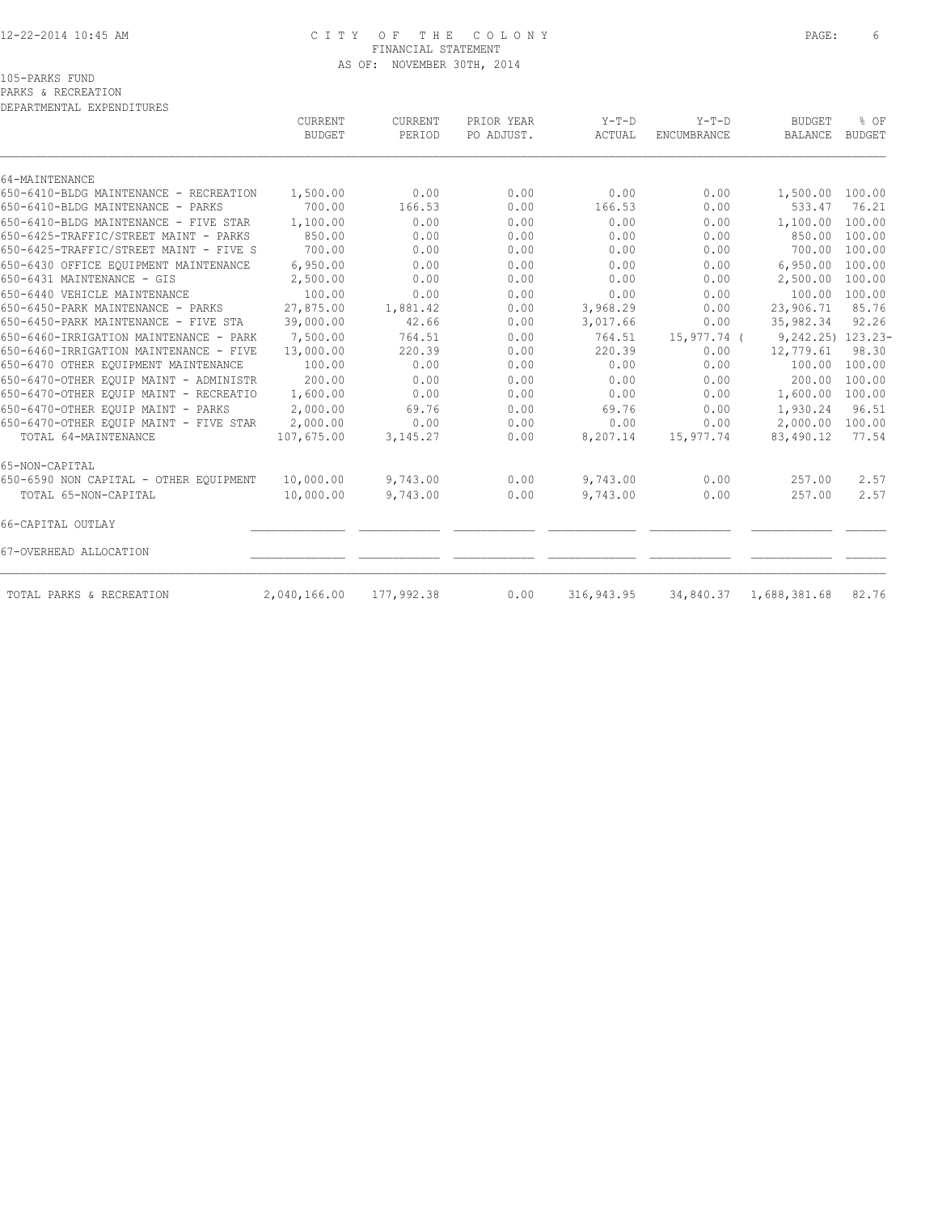CITY OF THE COLONY
FINANCIAL STATEMENT
AS OF: NOVEMBER 30TH, 2014

105-PARKS FUND
PARKS & RECREATION
DEPARTMENTAL EXPENDITURES

| | CURRENT BUDGET | CURRENT PERIOD | PRIOR YEAR PO ADJUST. | Y-T-D ACTUAL | Y-T-D ENCUMBRANCE | BUDGET BALANCE | % OF BUDGET |
|---|---|---|---|---|---|---|---|
| 64-MAINTENANCE | | | | | | | |
| 650-6410-BLDG MAINTENANCE - RECREATION | 1,500.00 | 0.00 | 0.00 | 0.00 | 0.00 | 1,500.00 | 100.00 |
| 650-6410-BLDG MAINTENANCE - PARKS | 700.00 | 166.53 | 0.00 | 166.53 | 0.00 | 533.47 | 76.21 |
| 650-6410-BLDG MAINTENANCE - FIVE STAR | 1,100.00 | 0.00 | 0.00 | 0.00 | 0.00 | 1,100.00 | 100.00 |
| 650-6425-TRAFFIC/STREET MAINT - PARKS | 850.00 | 0.00 | 0.00 | 0.00 | 0.00 | 850.00 | 100.00 |
| 650-6425-TRAFFIC/STREET MAINT - FIVE S | 700.00 | 0.00 | 0.00 | 0.00 | 0.00 | 700.00 | 100.00 |
| 650-6430 OFFICE EQUIPMENT MAINTENANCE | 6,950.00 | 0.00 | 0.00 | 0.00 | 0.00 | 6,950.00 | 100.00 |
| 650-6431 MAINTENANCE - GIS | 2,500.00 | 0.00 | 0.00 | 0.00 | 0.00 | 2,500.00 | 100.00 |
| 650-6440 VEHICLE MAINTENANCE | 100.00 | 0.00 | 0.00 | 0.00 | 0.00 | 100.00 | 100.00 |
| 650-6450-PARK MAINTENANCE - PARKS | 27,875.00 | 1,881.42 | 0.00 | 3,968.29 | 0.00 | 23,906.71 | 85.76 |
| 650-6450-PARK MAINTENANCE - FIVE STA | 39,000.00 | 42.66 | 0.00 | 3,017.66 | 0.00 | 35,982.34 | 92.26 |
| 650-6460-IRRIGATION MAINTENANCE - PARK | 7,500.00 | 764.51 | 0.00 | 764.51 | 15,977.74 | ( 9,242.25) | 123.23- |
| 650-6460-IRRIGATION MAINTENANCE - FIVE | 13,000.00 | 220.39 | 0.00 | 220.39 | 0.00 | 12,779.61 | 98.30 |
| 650-6470 OTHER EQUIPMENT MAINTENANCE | 100.00 | 0.00 | 0.00 | 0.00 | 0.00 | 100.00 | 100.00 |
| 650-6470-OTHER EQUIP MAINT - ADMINISTR | 200.00 | 0.00 | 0.00 | 0.00 | 0.00 | 200.00 | 100.00 |
| 650-6470-OTHER EQUIP MAINT - RECREATIO | 1,600.00 | 0.00 | 0.00 | 0.00 | 0.00 | 1,600.00 | 100.00 |
| 650-6470-OTHER EQUIP MAINT - PARKS | 2,000.00 | 69.76 | 0.00 | 69.76 | 0.00 | 1,930.24 | 96.51 |
| 650-6470-OTHER EQUIP MAINT - FIVE STAR | 2,000.00 | 0.00 | 0.00 | 0.00 | 0.00 | 2,000.00 | 100.00 |
| TOTAL 64-MAINTENANCE | 107,675.00 | 3,145.27 | 0.00 | 8,207.14 | 15,977.74 | 83,490.12 | 77.54 |
| 65-NON-CAPITAL | | | | | | | |
| 650-6590 NON CAPITAL - OTHER EQUIPMENT | 10,000.00 | 9,743.00 | 0.00 | 9,743.00 | 0.00 | 257.00 | 2.57 |
| TOTAL 65-NON-CAPITAL | 10,000.00 | 9,743.00 | 0.00 | 9,743.00 | 0.00 | 257.00 | 2.57 |
| 66-CAPITAL OUTLAY | | | | | | | |
| 67-OVERHEAD ALLOCATION | | | | | | | |
| TOTAL PARKS & RECREATION | 2,040,166.00 | 177,992.38 | 0.00 | 316,943.95 | 34,840.37 | 1,688,381.68 | 82.76 |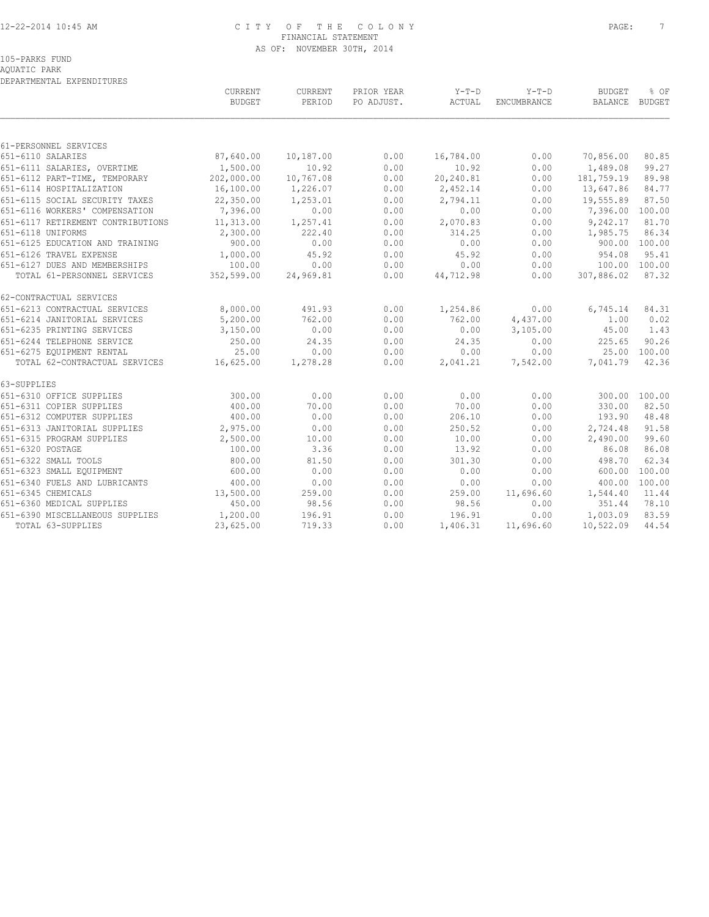# CITY OF THE COLONY
## FINANCIAL STATEMENT
### AS OF: NOVEMBER 30TH, 2014

105-PARKS FUND
AQUATIC PARK
DEPARTMENTAL EXPENDITURES

| | CURRENT BUDGET | CURRENT PERIOD | PRIOR YEAR PO ADJUST. | Y-T-D ACTUAL | Y-T-D ENCUMBRANCE | BUDGET BALANCE | % OF BUDGET |
|---|---|---|---|---|---|---|---|
| 61-PERSONNEL SERVICES | | | | | | | |
| 651-6110 SALARIES | 87,640.00 | 10,187.00 | 0.00 | 16,784.00 | 0.00 | 70,856.00 | 80.85 |
| 651-6111 SALARIES, OVERTIME | 1,500.00 | 10.92 | 0.00 | 10.92 | 0.00 | 1,489.08 | 99.27 |
| 651-6112 PART-TIME, TEMPORARY | 202,000.00 | 10,767.08 | 0.00 | 20,240.81 | 0.00 | 181,759.19 | 89.98 |
| 651-6114 HOSPITALIZATION | 16,100.00 | 1,226.07 | 0.00 | 2,452.14 | 0.00 | 13,647.86 | 84.77 |
| 651-6115 SOCIAL SECURITY TAXES | 22,350.00 | 1,253.01 | 0.00 | 2,794.11 | 0.00 | 19,555.89 | 87.50 |
| 651-6116 WORKERS' COMPENSATION | 7,396.00 | 0.00 | 0.00 | 0.00 | 0.00 | 7,396.00 | 100.00 |
| 651-6117 RETIREMENT CONTRIBUTIONS | 11,313.00 | 1,257.41 | 0.00 | 2,070.83 | 0.00 | 9,242.17 | 81.70 |
| 651-6118 UNIFORMS | 2,300.00 | 222.40 | 0.00 | 314.25 | 0.00 | 1,985.75 | 86.34 |
| 651-6125 EDUCATION AND TRAINING | 900.00 | 0.00 | 0.00 | 0.00 | 0.00 | 900.00 | 100.00 |
| 651-6126 TRAVEL EXPENSE | 1,000.00 | 45.92 | 0.00 | 45.92 | 0.00 | 954.08 | 95.41 |
| 651-6127 DUES AND MEMBERSHIPS | 100.00 | 0.00 | 0.00 | 0.00 | 0.00 | 100.00 | 100.00 |
| TOTAL 61-PERSONNEL SERVICES | 352,599.00 | 24,969.81 | 0.00 | 44,712.98 | 0.00 | 307,886.02 | 87.32 |
| 62-CONTRACTUAL SERVICES | | | | | | | |
| 651-6213 CONTRACTUAL SERVICES | 8,000.00 | 491.93 | 0.00 | 1,254.86 | 0.00 | 6,745.14 | 84.31 |
| 651-6214 JANITORIAL SERVICES | 5,200.00 | 762.00 | 0.00 | 762.00 | 4,437.00 | 1.00 | 0.02 |
| 651-6235 PRINTING SERVICES | 3,150.00 | 0.00 | 0.00 | 0.00 | 3,105.00 | 45.00 | 1.43 |
| 651-6244 TELEPHONE SERVICE | 250.00 | 24.35 | 0.00 | 24.35 | 0.00 | 225.65 | 90.26 |
| 651-6275 EQUIPMENT RENTAL | 25.00 | 0.00 | 0.00 | 0.00 | 0.00 | 25.00 | 100.00 |
| TOTAL 62-CONTRACTUAL SERVICES | 16,625.00 | 1,278.28 | 0.00 | 2,041.21 | 7,542.00 | 7,041.79 | 42.36 |
| 63-SUPPLIES | | | | | | | |
| 651-6310 OFFICE SUPPLIES | 300.00 | 0.00 | 0.00 | 0.00 | 0.00 | 300.00 | 100.00 |
| 651-6311 COPIER SUPPLIES | 400.00 | 70.00 | 0.00 | 70.00 | 0.00 | 330.00 | 82.50 |
| 651-6312 COMPUTER SUPPLIES | 400.00 | 0.00 | 0.00 | 206.10 | 0.00 | 193.90 | 48.48 |
| 651-6313 JANITORIAL SUPPLIES | 2,975.00 | 0.00 | 0.00 | 250.52 | 0.00 | 2,724.48 | 91.58 |
| 651-6315 PROGRAM SUPPLIES | 2,500.00 | 10.00 | 0.00 | 10.00 | 0.00 | 2,490.00 | 99.60 |
| 651-6320 POSTAGE | 100.00 | 3.36 | 0.00 | 13.92 | 0.00 | 86.08 | 86.08 |
| 651-6322 SMALL TOOLS | 800.00 | 81.50 | 0.00 | 301.30 | 0.00 | 498.70 | 62.34 |
| 651-6323 SMALL EQUIPMENT | 600.00 | 0.00 | 0.00 | 0.00 | 0.00 | 600.00 | 100.00 |
| 651-6340 FUELS AND LUBRICANTS | 400.00 | 0.00 | 0.00 | 0.00 | 0.00 | 400.00 | 100.00 |
| 651-6345 CHEMICALS | 13,500.00 | 259.00 | 0.00 | 259.00 | 11,696.60 | 1,544.40 | 11.44 |
| 651-6360 MEDICAL SUPPLIES | 450.00 | 98.56 | 0.00 | 98.56 | 0.00 | 351.44 | 78.10 |
| 651-6390 MISCELLANEOUS SUPPLIES | 1,200.00 | 196.91 | 0.00 | 196.91 | 0.00 | 1,003.09 | 83.59 |
| TOTAL 63-SUPPLIES | 23,625.00 | 719.33 | 0.00 | 1,406.31 | 11,696.60 | 10,522.09 | 44.54 |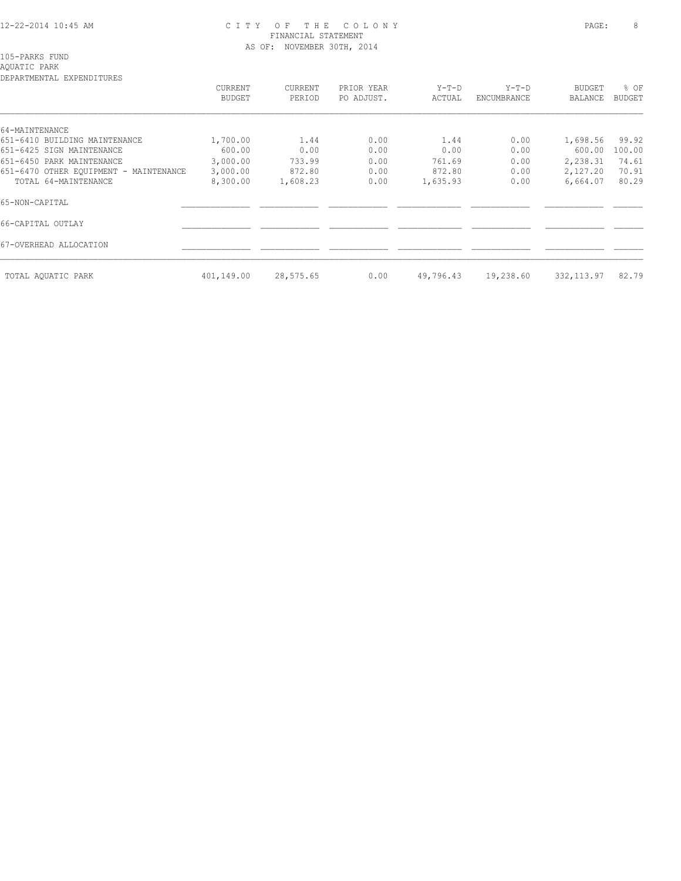CITY OF THE COLONY
FINANCIAL STATEMENT
AS OF: NOVEMBER 30TH, 2014

105-PARKS FUND
AQUATIC PARK
DEPARTMENTAL EXPENDITURES

| | CURRENT BUDGET | CURRENT PERIOD | PRIOR YEAR PO ADJUST. | Y-T-D ACTUAL | Y-T-D ENCUMBRANCE | BUDGET BALANCE | % OF BUDGET |
|---|---|---|---|---|---|---|---|
| 64-MAINTENANCE | | | | | | | |
| 651-6410 BUILDING MAINTENANCE | 1,700.00 | 1.44 | 0.00 | 1.44 | 0.00 | 1,698.56 | 99.92 |
| 651-6425 SIGN MAINTENANCE | 600.00 | 0.00 | 0.00 | 0.00 | 0.00 | 600.00 | 100.00 |
| 651-6450 PARK MAINTENANCE | 3,000.00 | 733.99 | 0.00 | 761.69 | 0.00 | 2,238.31 | 74.61 |
| 651-6470 OTHER EQUIPMENT - MAINTENANCE | 3,000.00 | 872.80 | 0.00 | 872.80 | 0.00 | 2,127.20 | 70.91 |
| TOTAL 64-MAINTENANCE | 8,300.00 | 1,608.23 | 0.00 | 1,635.93 | 0.00 | 6,664.07 | 80.29 |
| 65-NON-CAPITAL | | | | | | | |
| 66-CAPITAL OUTLAY | | | | | | | |
| 67-OVERHEAD ALLOCATION | | | | | | | |
| TOTAL AQUATIC PARK | 401,149.00 | 28,575.65 | 0.00 | 49,796.43 | 19,238.60 | 332,113.97 | 82.79 |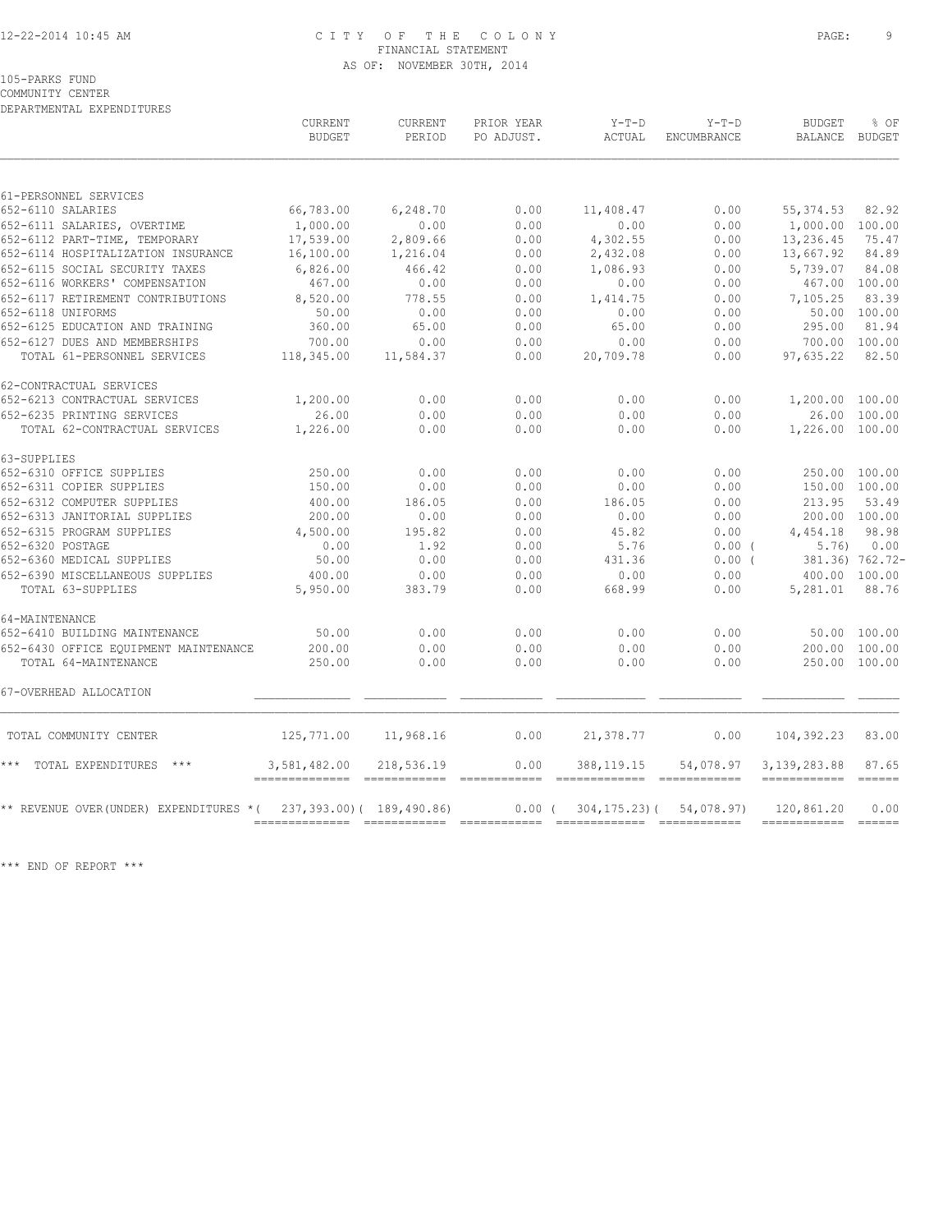CITY OF THE COLONY
FINANCIAL STATEMENT
AS OF: NOVEMBER 30TH, 2014

105-PARKS FUND
COMMUNITY CENTER
DEPARTMENTAL EXPENDITURES

| | CURRENT BUDGET | CURRENT PERIOD | PRIOR YEAR PO ADJUST. | Y-T-D ACTUAL | Y-T-D ENCUMBRANCE | BUDGET BALANCE | % OF BUDGET |
|---|---|---|---|---|---|---|---|
| 61-PERSONNEL SERVICES | | | | | | | |
| 652-6110 SALARIES | 66,783.00 | 6,248.70 | 0.00 | 11,408.47 | 0.00 | 55,374.53 | 82.92 |
| 652-6111 SALARIES, OVERTIME | 1,000.00 | 0.00 | 0.00 | 0.00 | 0.00 | 1,000.00 | 100.00 |
| 652-6112 PART-TIME, TEMPORARY | 17,539.00 | 2,809.66 | 0.00 | 4,302.55 | 0.00 | 13,236.45 | 75.47 |
| 652-6114 HOSPITALIZATION INSURANCE | 16,100.00 | 1,216.04 | 0.00 | 2,432.08 | 0.00 | 13,667.92 | 84.89 |
| 652-6115 SOCIAL SECURITY TAXES | 6,826.00 | 466.42 | 0.00 | 1,086.93 | 0.00 | 5,739.07 | 84.08 |
| 652-6116 WORKERS' COMPENSATION | 467.00 | 0.00 | 0.00 | 0.00 | 0.00 | 467.00 | 100.00 |
| 652-6117 RETIREMENT CONTRIBUTIONS | 8,520.00 | 778.55 | 0.00 | 1,414.75 | 0.00 | 7,105.25 | 83.39 |
| 652-6118 UNIFORMS | 50.00 | 0.00 | 0.00 | 0.00 | 0.00 | 50.00 | 100.00 |
| 652-6125 EDUCATION AND TRAINING | 360.00 | 65.00 | 0.00 | 65.00 | 0.00 | 295.00 | 81.94 |
| 652-6127 DUES AND MEMBERSHIPS | 700.00 | 0.00 | 0.00 | 0.00 | 0.00 | 700.00 | 100.00 |
| TOTAL 61-PERSONNEL SERVICES | 118,345.00 | 11,584.37 | 0.00 | 20,709.78 | 0.00 | 97,635.22 | 82.50 |
| 62-CONTRACTUAL SERVICES | | | | | | | |
| 652-6213 CONTRACTUAL SERVICES | 1,200.00 | 0.00 | 0.00 | 0.00 | 0.00 | 1,200.00 | 100.00 |
| 652-6235 PRINTING SERVICES | 26.00 | 0.00 | 0.00 | 0.00 | 0.00 | 26.00 | 100.00 |
| TOTAL 62-CONTRACTUAL SERVICES | 1,226.00 | 0.00 | 0.00 | 0.00 | 0.00 | 1,226.00 | 100.00 |
| 63-SUPPLIES | | | | | | | |
| 652-6310 OFFICE SUPPLIES | 250.00 | 0.00 | 0.00 | 0.00 | 0.00 | 250.00 | 100.00 |
| 652-6311 COPIER SUPPLIES | 150.00 | 0.00 | 0.00 | 0.00 | 0.00 | 150.00 | 100.00 |
| 652-6312 COMPUTER SUPPLIES | 400.00 | 186.05 | 0.00 | 186.05 | 0.00 | 213.95 | 53.49 |
| 652-6313 JANITORIAL SUPPLIES | 200.00 | 0.00 | 0.00 | 0.00 | 0.00 | 200.00 | 100.00 |
| 652-6315 PROGRAM SUPPLIES | 4,500.00 | 195.82 | 0.00 | 45.82 | 0.00 | 4,454.18 | 98.98 |
| 652-6320 POSTAGE | 0.00 | 1.92 | 0.00 | 5.76 | 0.00 | ( 5.76) | 0.00 |
| 652-6360 MEDICAL SUPPLIES | 50.00 | 0.00 | 0.00 | 431.36 | 0.00 | ( 381.36) | 762.72- |
| 652-6390 MISCELLANEOUS SUPPLIES | 400.00 | 0.00 | 0.00 | 0.00 | 0.00 | 400.00 | 100.00 |
| TOTAL 63-SUPPLIES | 5,950.00 | 383.79 | 0.00 | 668.99 | 0.00 | 5,281.01 | 88.76 |
| 64-MAINTENANCE | | | | | | | |
| 652-6410 BUILDING MAINTENANCE | 50.00 | 0.00 | 0.00 | 0.00 | 0.00 | 50.00 | 100.00 |
| 652-6430 OFFICE EQUIPMENT MAINTENANCE | 200.00 | 0.00 | 0.00 | 0.00 | 0.00 | 200.00 | 100.00 |
| TOTAL 64-MAINTENANCE | 250.00 | 0.00 | 0.00 | 0.00 | 0.00 | 250.00 | 100.00 |
| 67-OVERHEAD ALLOCATION | | | | | | | |
| TOTAL COMMUNITY CENTER | 125,771.00 | 11,968.16 | 0.00 | 21,378.77 | 0.00 | 104,392.23 | 83.00 |
| *** TOTAL EXPENDITURES *** | 3,581,482.00 | 218,536.19 | 0.00 | 388,119.15 | 54,078.97 | 3,139,283.88 | 87.65 |
| ** REVENUE OVER(UNDER) EXPENDITURES * | ( 237,393.00) | ( 189,490.86) | 0.00 | ( 304,175.23) | ( 54,078.97) | 120,861.20 | 0.00 |

*** END OF REPORT ***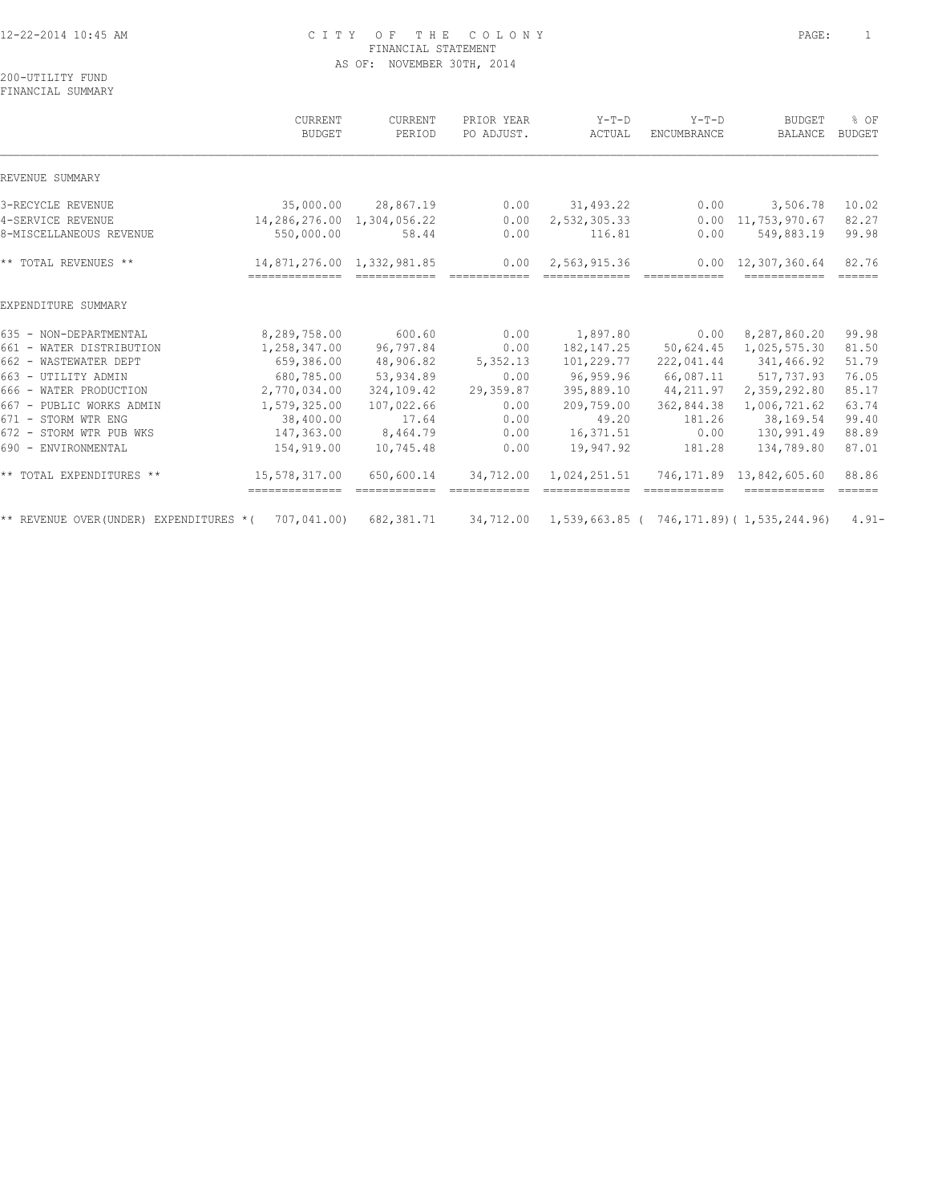CITY OF THE COLONY
FINANCIAL STATEMENT
AS OF: NOVEMBER 30TH, 2014

200-UTILITY FUND
FINANCIAL SUMMARY

| | CURRENT BUDGET | CURRENT PERIOD | PRIOR YEAR PO ADJUST. | Y-T-D ACTUAL | Y-T-D ENCUMBRANCE | BUDGET BALANCE | % OF BUDGET |
|---|---|---|---|---|---|---|---|
| REVENUE SUMMARY | | | | | | | |
| 3-RECYCLE REVENUE | 35,000.00 | 28,867.19 | 0.00 | 31,493.22 | 0.00 | 3,506.78 | 10.02 |
| 4-SERVICE REVENUE | 14,286,276.00 | 1,304,056.22 | 0.00 | 2,532,305.33 | 0.00 | 11,753,970.67 | 82.27 |
| 8-MISCELLANEOUS REVENUE | 550,000.00 | 58.44 | 0.00 | 116.81 | 0.00 | 549,883.19 | 99.98 |
| ** TOTAL REVENUES ** | 14,871,276.00 | 1,332,981.85 | 0.00 | 2,563,915.36 | 0.00 | 12,307,360.64 | 82.76 |
| EXPENDITURE SUMMARY | | | | | | | |
| 635 - NON-DEPARTMENTAL | 8,289,758.00 | 600.60 | 0.00 | 1,897.80 | 0.00 | 8,287,860.20 | 99.98 |
| 661 - WATER DISTRIBUTION | 1,258,347.00 | 96,797.84 | 0.00 | 182,147.25 | 50,624.45 | 1,025,575.30 | 81.50 |
| 662 - WASTEWATER DEPT | 659,386.00 | 48,906.82 | 5,352.13 | 101,229.77 | 222,041.44 | 341,466.92 | 51.79 |
| 663 - UTILITY ADMIN | 680,785.00 | 53,934.89 | 0.00 | 96,959.96 | 66,087.11 | 517,737.93 | 76.05 |
| 666 - WATER PRODUCTION | 2,770,034.00 | 324,109.42 | 29,359.87 | 395,889.10 | 44,211.97 | 2,359,292.80 | 85.17 |
| 667 - PUBLIC WORKS ADMIN | 1,579,325.00 | 107,022.66 | 0.00 | 209,759.00 | 362,844.38 | 1,006,721.62 | 63.74 |
| 671 - STORM WTR ENG | 38,400.00 | 17.64 | 0.00 | 49.20 | 181.26 | 38,169.54 | 99.40 |
| 672 - STORM WTR PUB WKS | 147,363.00 | 8,464.79 | 0.00 | 16,371.51 | 0.00 | 130,991.49 | 88.89 |
| 690 - ENVIRONMENTAL | 154,919.00 | 10,745.48 | 0.00 | 19,947.92 | 181.28 | 134,789.80 | 87.01 |
| ** TOTAL EXPENDITURES ** | 15,578,317.00 | 650,600.14 | 34,712.00 | 1,024,251.51 | 746,171.89 | 13,842,605.60 | 88.86 |
| ** REVENUE OVER(UNDER) EXPENDITURES * | ( 707,041.00) | 682,381.71 | 34,712.00 | 1,539,663.85 | ( 746,171.89) | ( 1,535,244.96) | 4.91- |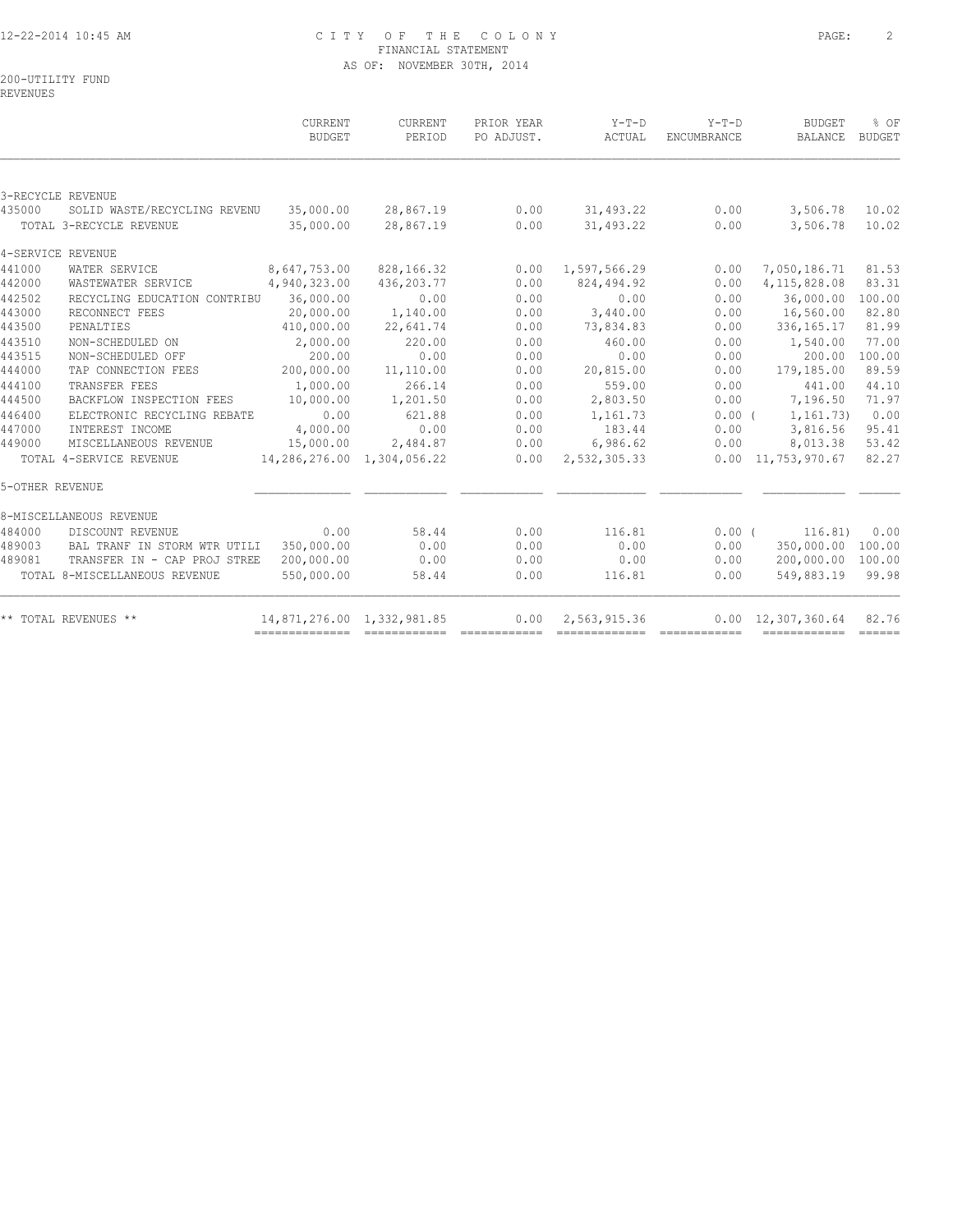# CITY OF THE COLONY
## FINANCIAL STATEMENT
### AS OF: NOVEMBER 30TH, 2014

200-UTILITY FUND
REVENUES

| | | CURRENT BUDGET | CURRENT PERIOD | PRIOR YEAR PO ADJUST. | Y-T-D ACTUAL | Y-T-D ENCUMBRANCE | BUDGET BALANCE | % OF BUDGET |
|---|---|---|---|---|---|---|---|---|
| 3-RECYCLE REVENUE | | | | | | | | |
| 435000 | SOLID WASTE/RECYCLING REVENU | 35,000.00 | 28,867.19 | 0.00 | 31,493.22 | 0.00 | 3,506.78 | 10.02 |
| | TOTAL 3-RECYCLE REVENUE | 35,000.00 | 28,867.19 | 0.00 | 31,493.22 | 0.00 | 3,506.78 | 10.02 |
| 4-SERVICE REVENUE | | | | | | | | |
| 441000 | WATER SERVICE | 8,647,753.00 | 828,166.32 | 0.00 | 1,597,566.29 | 0.00 | 7,050,186.71 | 81.53 |
| 442000 | WASTEWATER SERVICE | 4,940,323.00 | 436,203.77 | 0.00 | 824,494.92 | 0.00 | 4,115,828.08 | 83.31 |
| 442502 | RECYCLING EDUCATION CONTRIBU | 36,000.00 | 0.00 | 0.00 | 0.00 | 0.00 | 36,000.00 | 100.00 |
| 443000 | RECONNECT FEES | 20,000.00 | 1,140.00 | 0.00 | 3,440.00 | 0.00 | 16,560.00 | 82.80 |
| 443500 | PENALTIES | 410,000.00 | 22,641.74 | 0.00 | 73,834.83 | 0.00 | 336,165.17 | 81.99 |
| 443510 | NON-SCHEDULED ON | 2,000.00 | 220.00 | 0.00 | 460.00 | 0.00 | 1,540.00 | 77.00 |
| 443515 | NON-SCHEDULED OFF | 200.00 | 0.00 | 0.00 | 0.00 | 0.00 | 200.00 | 100.00 |
| 444000 | TAP CONNECTION FEES | 200,000.00 | 11,110.00 | 0.00 | 20,815.00 | 0.00 | 179,185.00 | 89.59 |
| 444100 | TRANSFER FEES | 1,000.00 | 266.14 | 0.00 | 559.00 | 0.00 | 441.00 | 44.10 |
| 444500 | BACKFLOW INSPECTION FEES | 10,000.00 | 1,201.50 | 0.00 | 2,803.50 | 0.00 | 7,196.50 | 71.97 |
| 446400 | ELECTRONIC RECYCLING REBATE | 0.00 | 621.88 | 0.00 | 1,161.73 | 0.00 | ( 1,161.73) | 0.00 |
| 447000 | INTEREST INCOME | 4,000.00 | 0.00 | 0.00 | 183.44 | 0.00 | 3,816.56 | 95.41 |
| 449000 | MISCELLANEOUS REVENUE | 15,000.00 | 2,484.87 | 0.00 | 6,986.62 | 0.00 | 8,013.38 | 53.42 |
| | TOTAL 4-SERVICE REVENUE | 14,286,276.00 | 1,304,056.22 | 0.00 | 2,532,305.33 | 0.00 | 11,753,970.67 | 82.27 |
| 5-OTHER REVENUE | | | | | | | | |
| 8-MISCELLANEOUS REVENUE | | | | | | | | |
| 484000 | DISCOUNT REVENUE | 0.00 | 58.44 | 0.00 | 116.81 | 0.00 | ( 116.81) | 0.00 |
| 489003 | BAL TRANF IN STORM WTR UTILI | 350,000.00 | 0.00 | 0.00 | 0.00 | 0.00 | 350,000.00 | 100.00 |
| 489081 | TRANSFER IN - CAP PROJ STREE | 200,000.00 | 0.00 | 0.00 | 0.00 | 0.00 | 200,000.00 | 100.00 |
| | TOTAL 8-MISCELLANEOUS REVENUE | 550,000.00 | 58.44 | 0.00 | 116.81 | 0.00 | 549,883.19 | 99.98 |
| ** TOTAL REVENUES ** | | 14,871,276.00 | 1,332,981.85 | 0.00 | 2,563,915.36 | 0.00 | 12,307,360.64 | 82.76 |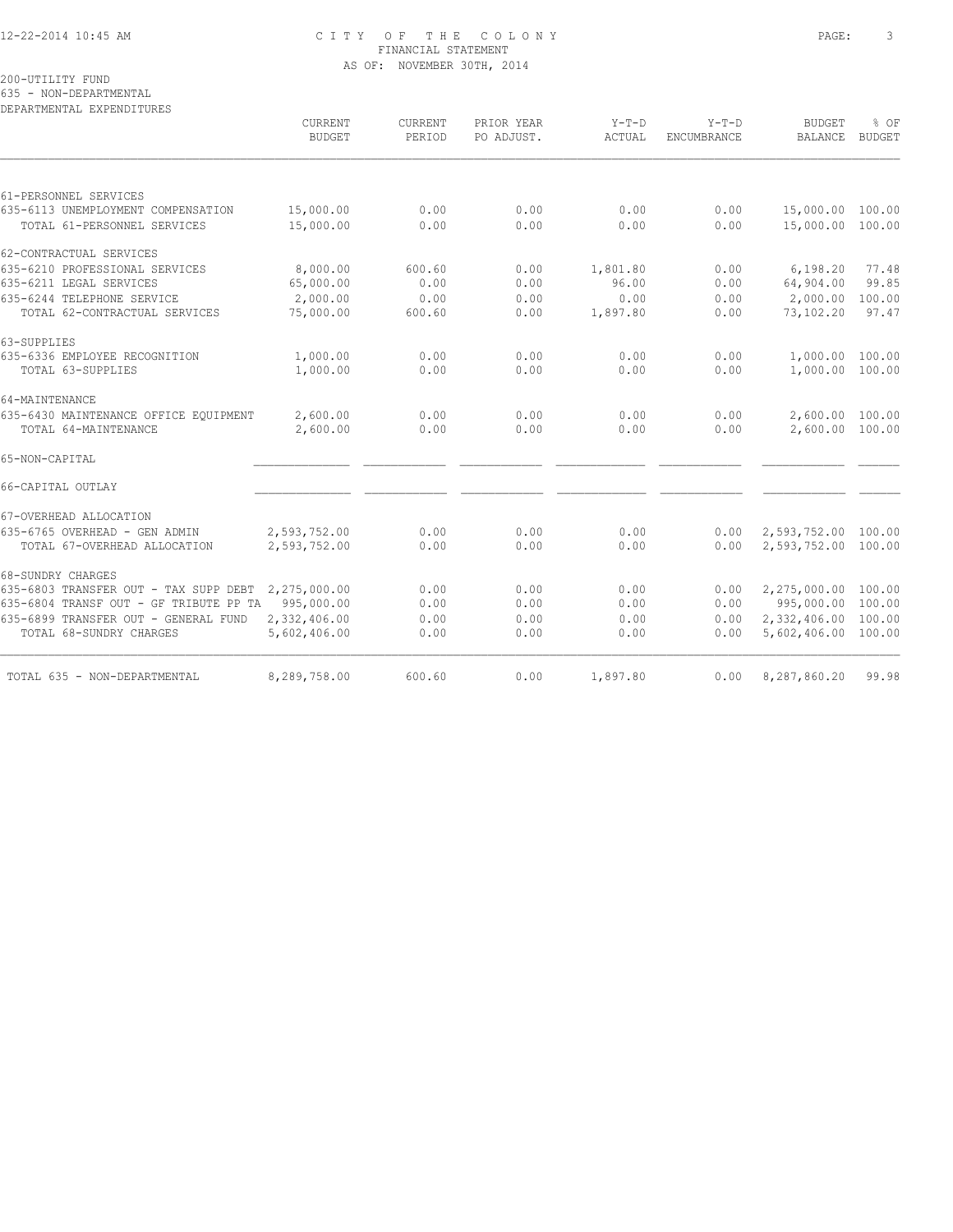CITY OF THE COLONY
FINANCIAL STATEMENT
AS OF: NOVEMBER 30TH, 2014

200-UTILITY FUND
635 - NON-DEPARTMENTAL
DEPARTMENTAL EXPENDITURES

| | CURRENT BUDGET | CURRENT PERIOD | PRIOR YEAR PO ADJUST. | Y-T-D ACTUAL | Y-T-D ENCUMBRANCE | BUDGET BALANCE | % OF BUDGET |
|---|---|---|---|---|---|---|---|
| 61-PERSONNEL SERVICES | | | | | | | |
| 635-6113 UNEMPLOYMENT COMPENSATION | 15,000.00 | 0.00 | 0.00 | 0.00 | 0.00 | 15,000.00 | 100.00 |
| TOTAL 61-PERSONNEL SERVICES | 15,000.00 | 0.00 | 0.00 | 0.00 | 0.00 | 15,000.00 | 100.00 |
| 62-CONTRACTUAL SERVICES | | | | | | | |
| 635-6210 PROFESSIONAL SERVICES | 8,000.00 | 600.60 | 0.00 | 1,801.80 | 0.00 | 6,198.20 | 77.48 |
| 635-6211 LEGAL SERVICES | 65,000.00 | 0.00 | 0.00 | 96.00 | 0.00 | 64,904.00 | 99.85 |
| 635-6244 TELEPHONE SERVICE | 2,000.00 | 0.00 | 0.00 | 0.00 | 0.00 | 2,000.00 | 100.00 |
| TOTAL 62-CONTRACTUAL SERVICES | 75,000.00 | 600.60 | 0.00 | 1,897.80 | 0.00 | 73,102.20 | 97.47 |
| 63-SUPPLIES | | | | | | | |
| 635-6336 EMPLOYEE RECOGNITION | 1,000.00 | 0.00 | 0.00 | 0.00 | 0.00 | 1,000.00 | 100.00 |
| TOTAL 63-SUPPLIES | 1,000.00 | 0.00 | 0.00 | 0.00 | 0.00 | 1,000.00 | 100.00 |
| 64-MAINTENANCE | | | | | | | |
| 635-6430 MAINTENANCE OFFICE EQUIPMENT | 2,600.00 | 0.00 | 0.00 | 0.00 | 0.00 | 2,600.00 | 100.00 |
| TOTAL 64-MAINTENANCE | 2,600.00 | 0.00 | 0.00 | 0.00 | 0.00 | 2,600.00 | 100.00 |
| 65-NON-CAPITAL | | | | | | | |
| 66-CAPITAL OUTLAY | | | | | | | |
| 67-OVERHEAD ALLOCATION | | | | | | | |
| 635-6765 OVERHEAD - GEN ADMIN | 2,593,752.00 | 0.00 | 0.00 | 0.00 | 0.00 | 2,593,752.00 | 100.00 |
| TOTAL 67-OVERHEAD ALLOCATION | 2,593,752.00 | 0.00 | 0.00 | 0.00 | 0.00 | 2,593,752.00 | 100.00 |
| 68-SUNDRY CHARGES | | | | | | | |
| 635-6803 TRANSFER OUT - TAX SUPP DEBT | 2,275,000.00 | 0.00 | 0.00 | 0.00 | 0.00 | 2,275,000.00 | 100.00 |
| 635-6804 TRANSF OUT - GF TRIBUTE PP TA | 995,000.00 | 0.00 | 0.00 | 0.00 | 0.00 | 995,000.00 | 100.00 |
| 635-6899 TRANSFER OUT - GENERAL FUND | 2,332,406.00 | 0.00 | 0.00 | 0.00 | 0.00 | 2,332,406.00 | 100.00 |
| TOTAL 68-SUNDRY CHARGES | 5,602,406.00 | 0.00 | 0.00 | 0.00 | 0.00 | 5,602,406.00 | 100.00 |
| TOTAL 635 - NON-DEPARTMENTAL | 8,289,758.00 | 600.60 | 0.00 | 1,897.80 | 0.00 | 8,287,860.20 | 99.98 |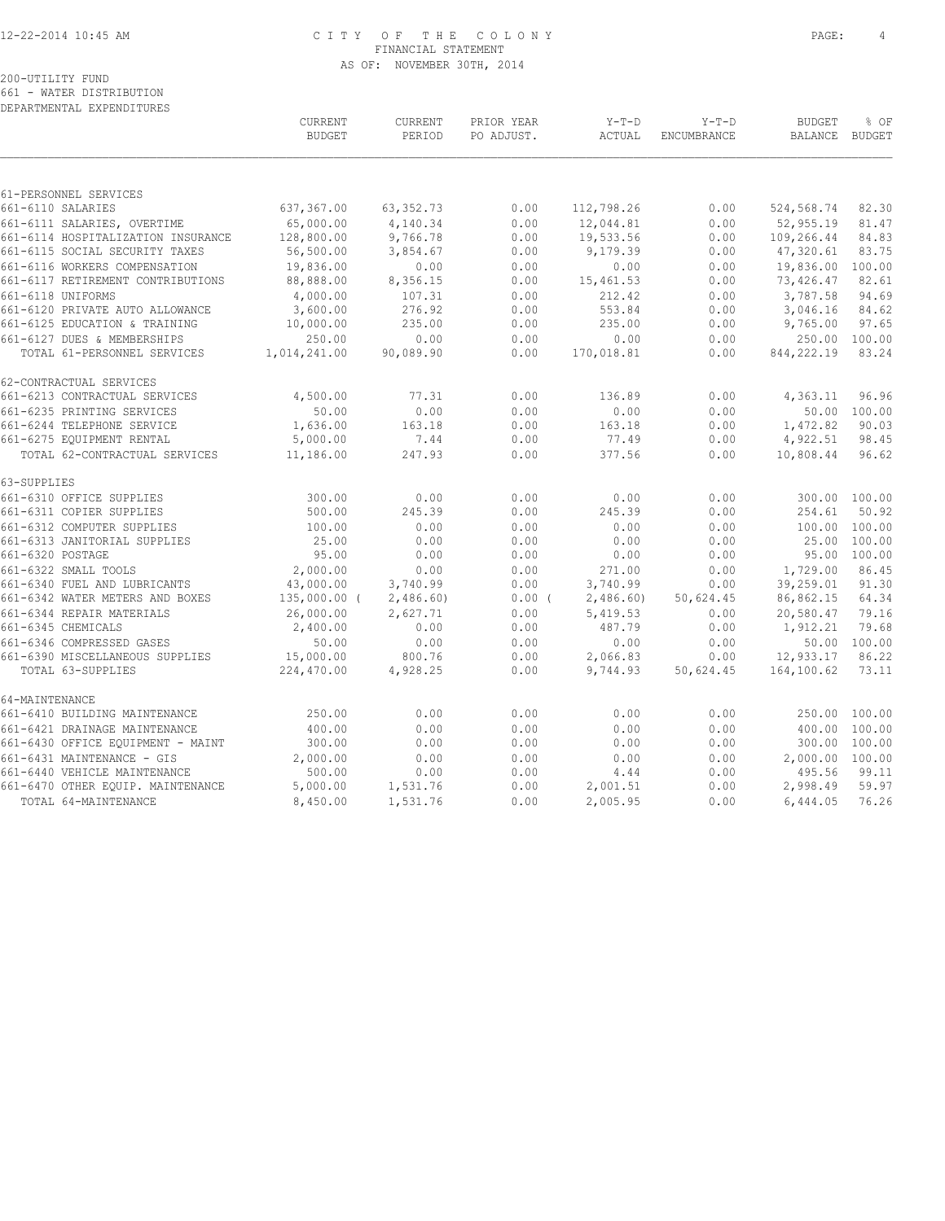# CITY OF THE COLONY
## FINANCIAL STATEMENT
### AS OF: NOVEMBER 30TH, 2014

200-UTILITY FUND
661 - WATER DISTRIBUTION
DEPARTMENTAL EXPENDITURES

| | CURRENT BUDGET | CURRENT PERIOD | PRIOR YEAR PO ADJUST. | Y-T-D ACTUAL | Y-T-D ENCUMBRANCE | BUDGET BALANCE | % OF BUDGET |
|---|---|---|---|---|---|---|---|
| **61-PERSONNEL SERVICES** | | | | | | | |
| 661-6110 SALARIES | 637,367.00 | 63,352.73 | 0.00 | 112,798.26 | 0.00 | 524,568.74 | 82.30 |
| 661-6111 SALARIES, OVERTIME | 65,000.00 | 4,140.34 | 0.00 | 12,044.81 | 0.00 | 52,955.19 | 81.47 |
| 661-6114 HOSPITALIZATION INSURANCE | 128,800.00 | 9,766.78 | 0.00 | 19,533.56 | 0.00 | 109,266.44 | 84.83 |
| 661-6115 SOCIAL SECURITY TAXES | 56,500.00 | 3,854.67 | 0.00 | 9,179.39 | 0.00 | 47,320.61 | 83.75 |
| 661-6116 WORKERS COMPENSATION | 19,836.00 | 0.00 | 0.00 | 0.00 | 0.00 | 19,836.00 | 100.00 |
| 661-6117 RETIREMENT CONTRIBUTIONS | 88,888.00 | 8,356.15 | 0.00 | 15,461.53 | 0.00 | 73,426.47 | 82.61 |
| 661-6118 UNIFORMS | 4,000.00 | 107.31 | 0.00 | 212.42 | 0.00 | 3,787.58 | 94.69 |
| 661-6120 PRIVATE AUTO ALLOWANCE | 3,600.00 | 276.92 | 0.00 | 553.84 | 0.00 | 3,046.16 | 84.62 |
| 661-6125 EDUCATION & TRAINING | 10,000.00 | 235.00 | 0.00 | 235.00 | 0.00 | 9,765.00 | 97.65 |
| 661-6127 DUES & MEMBERSHIPS | 250.00 | 0.00 | 0.00 | 0.00 | 0.00 | 250.00 | 100.00 |
| TOTAL 61-PERSONNEL SERVICES | 1,014,241.00 | 90,089.90 | 0.00 | 170,018.81 | 0.00 | 844,222.19 | 83.24 |
| **62-CONTRACTUAL SERVICES** | | | | | | | |
| 661-6213 CONTRACTUAL SERVICES | 4,500.00 | 77.31 | 0.00 | 136.89 | 0.00 | 4,363.11 | 96.96 |
| 661-6235 PRINTING SERVICES | 50.00 | 0.00 | 0.00 | 0.00 | 0.00 | 50.00 | 100.00 |
| 661-6244 TELEPHONE SERVICE | 1,636.00 | 163.18 | 0.00 | 163.18 | 0.00 | 1,472.82 | 90.03 |
| 661-6275 EQUIPMENT RENTAL | 5,000.00 | 7.44 | 0.00 | 77.49 | 0.00 | 4,922.51 | 98.45 |
| TOTAL 62-CONTRACTUAL SERVICES | 11,186.00 | 247.93 | 0.00 | 377.56 | 0.00 | 10,808.44 | 96.62 |
| **63-SUPPLIES** | | | | | | | |
| 661-6310 OFFICE SUPPLIES | 300.00 | 0.00 | 0.00 | 0.00 | 0.00 | 300.00 | 100.00 |
| 661-6311 COPIER SUPPLIES | 500.00 | 245.39 | 0.00 | 245.39 | 0.00 | 254.61 | 50.92 |
| 661-6312 COMPUTER SUPPLIES | 100.00 | 0.00 | 0.00 | 0.00 | 0.00 | 100.00 | 100.00 |
| 661-6313 JANITORIAL SUPPLIES | 25.00 | 0.00 | 0.00 | 0.00 | 0.00 | 25.00 | 100.00 |
| 661-6320 POSTAGE | 95.00 | 0.00 | 0.00 | 0.00 | 0.00 | 95.00 | 100.00 |
| 661-6322 SMALL TOOLS | 2,000.00 | 0.00 | 0.00 | 271.00 | 0.00 | 1,729.00 | 86.45 |
| 661-6340 FUEL AND LUBRICANTS | 43,000.00 | 3,740.99 | 0.00 | 3,740.99 | 0.00 | 39,259.01 | 91.30 |
| 661-6342 WATER METERS AND BOXES | 135,000.00 | ( 2,486.60) | 0.00 | ( 2,486.60) | 50,624.45 | 86,862.15 | 64.34 |
| 661-6344 REPAIR MATERIALS | 26,000.00 | 2,627.71 | 0.00 | 5,419.53 | 0.00 | 20,580.47 | 79.16 |
| 661-6345 CHEMICALS | 2,400.00 | 0.00 | 0.00 | 487.79 | 0.00 | 1,912.21 | 79.68 |
| 661-6346 COMPRESSED GASES | 50.00 | 0.00 | 0.00 | 0.00 | 0.00 | 50.00 | 100.00 |
| 661-6390 MISCELLANEOUS SUPPLIES | 15,000.00 | 800.76 | 0.00 | 2,066.83 | 0.00 | 12,933.17 | 86.22 |
| TOTAL 63-SUPPLIES | 224,470.00 | 4,928.25 | 0.00 | 9,744.93 | 50,624.45 | 164,100.62 | 73.11 |
| **64-MAINTENANCE** | | | | | | | |
| 661-6410 BUILDING MAINTENANCE | 250.00 | 0.00 | 0.00 | 0.00 | 0.00 | 250.00 | 100.00 |
| 661-6421 DRAINAGE MAINTENANCE | 400.00 | 0.00 | 0.00 | 0.00 | 0.00 | 400.00 | 100.00 |
| 661-6430 OFFICE EQUIPMENT - MAINT | 300.00 | 0.00 | 0.00 | 0.00 | 0.00 | 300.00 | 100.00 |
| 661-6431 MAINTENANCE - GIS | 2,000.00 | 0.00 | 0.00 | 0.00 | 0.00 | 2,000.00 | 100.00 |
| 661-6440 VEHICLE MAINTENANCE | 500.00 | 0.00 | 0.00 | 4.44 | 0.00 | 495.56 | 99.11 |
| 661-6470 OTHER EQUIP. MAINTENANCE | 5,000.00 | 1,531.76 | 0.00 | 2,001.51 | 0.00 | 2,998.49 | 59.97 |
| TOTAL 64-MAINTENANCE | 8,450.00 | 1,531.76 | 0.00 | 2,005.95 | 0.00 | 6,444.05 | 76.26 |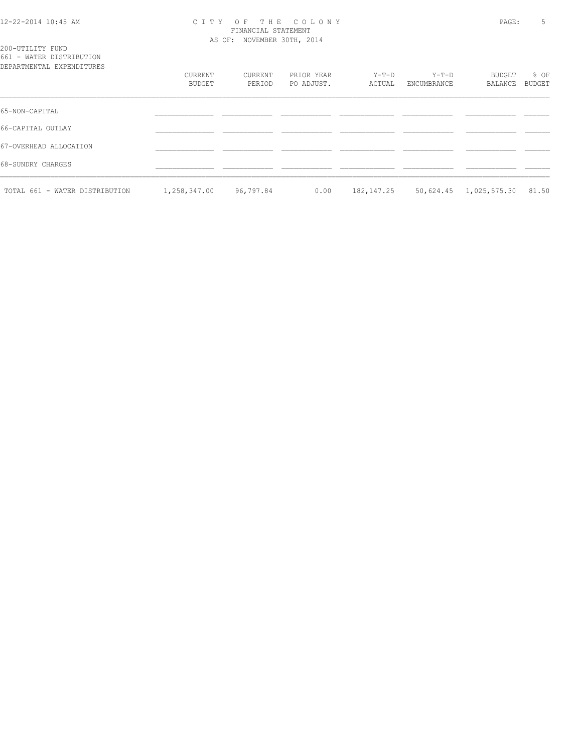200-UTILITY FUND
661 - WATER DISTRIBUTION
DEPARTMENTAL EXPENDITURES

| | CURRENT BUDGET | CURRENT PERIOD | PRIOR YEAR PO ADJUST. | Y-T-D ACTUAL | Y-T-D ENCUMBRANCE | BUDGET BALANCE | % OF BUDGET |
|---|---|---|---|---|---|---|---|
| 65-NON-CAPITAL | | | | | | | |
| 66-CAPITAL OUTLAY | | | | | | | |
| 67-OVERHEAD ALLOCATION | | | | | | | |
| 68-SUNDRY CHARGES | | | | | | | |
| TOTAL 661 - WATER DISTRIBUTION | 1,258,347.00 | 96,797.84 | 0.00 | 182,147.25 | 50,624.45 | 1,025,575.30 | 81.50 |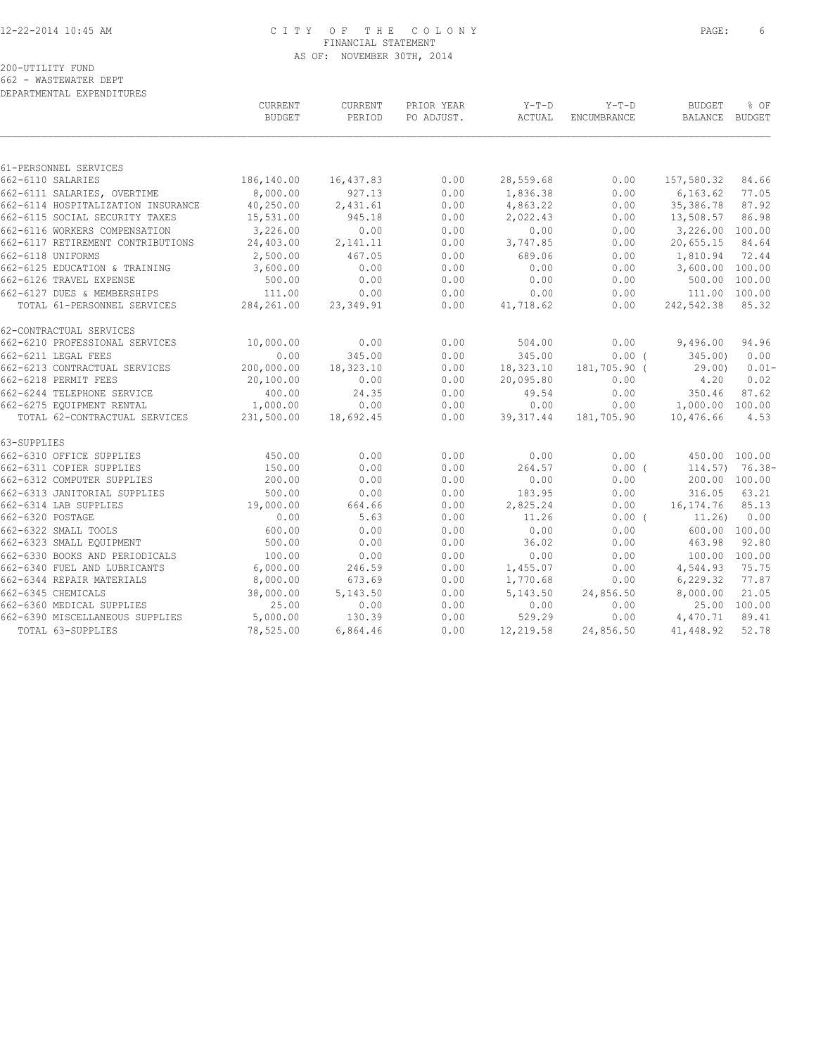CITY OF THE COLONY
FINANCIAL STATEMENT
AS OF: NOVEMBER 30TH, 2014

200-UTILITY FUND
662 - WASTEWATER DEPT
DEPARTMENTAL EXPENDITURES

| | CURRENT BUDGET | CURRENT PERIOD | PRIOR YEAR PO ADJUST. | Y-T-D ACTUAL | Y-T-D ENCUMBRANCE | BUDGET BALANCE | % OF BUDGET |
|---|---|---|---|---|---|---|---|
| 61-PERSONNEL SERVICES | | | | | | | |
| 662-6110 SALARIES | 186,140.00 | 16,437.83 | 0.00 | 28,559.68 | 0.00 | 157,580.32 | 84.66 |
| 662-6111 SALARIES, OVERTIME | 8,000.00 | 927.13 | 0.00 | 1,836.38 | 0.00 | 6,163.62 | 77.05 |
| 662-6114 HOSPITALIZATION INSURANCE | 40,250.00 | 2,431.61 | 0.00 | 4,863.22 | 0.00 | 35,386.78 | 87.92 |
| 662-6115 SOCIAL SECURITY TAXES | 15,531.00 | 945.18 | 0.00 | 2,022.43 | 0.00 | 13,508.57 | 86.98 |
| 662-6116 WORKERS COMPENSATION | 3,226.00 | 0.00 | 0.00 | 0.00 | 0.00 | 3,226.00 | 100.00 |
| 662-6117 RETIREMENT CONTRIBUTIONS | 24,403.00 | 2,141.11 | 0.00 | 3,747.85 | 0.00 | 20,655.15 | 84.64 |
| 662-6118 UNIFORMS | 2,500.00 | 467.05 | 0.00 | 689.06 | 0.00 | 1,810.94 | 72.44 |
| 662-6125 EDUCATION & TRAINING | 3,600.00 | 0.00 | 0.00 | 0.00 | 0.00 | 3,600.00 | 100.00 |
| 662-6126 TRAVEL EXPENSE | 500.00 | 0.00 | 0.00 | 0.00 | 0.00 | 500.00 | 100.00 |
| 662-6127 DUES & MEMBERSHIPS | 111.00 | 0.00 | 0.00 | 0.00 | 0.00 | 111.00 | 100.00 |
| TOTAL 61-PERSONNEL SERVICES | 284,261.00 | 23,349.91 | 0.00 | 41,718.62 | 0.00 | 242,542.38 | 85.32 |
| 62-CONTRACTUAL SERVICES | | | | | | | |
| 662-6210 PROFESSIONAL SERVICES | 10,000.00 | 0.00 | 0.00 | 504.00 | 0.00 | 9,496.00 | 94.96 |
| 662-6211 LEGAL FEES | 0.00 | 345.00 | 0.00 | 345.00 | 0.00 | ( 345.00) | 0.00 |
| 662-6213 CONTRACTUAL SERVICES | 200,000.00 | 18,323.10 | 0.00 | 18,323.10 | 181,705.90 | ( 29.00) | 0.01- |
| 662-6218 PERMIT FEES | 20,100.00 | 0.00 | 0.00 | 20,095.80 | 0.00 | 4.20 | 0.02 |
| 662-6244 TELEPHONE SERVICE | 400.00 | 24.35 | 0.00 | 49.54 | 0.00 | 350.46 | 87.62 |
| 662-6275 EQUIPMENT RENTAL | 1,000.00 | 0.00 | 0.00 | 0.00 | 0.00 | 1,000.00 | 100.00 |
| TOTAL 62-CONTRACTUAL SERVICES | 231,500.00 | 18,692.45 | 0.00 | 39,317.44 | 181,705.90 | 10,476.66 | 4.53 |
| 63-SUPPLIES | | | | | | | |
| 662-6310 OFFICE SUPPLIES | 450.00 | 0.00 | 0.00 | 0.00 | 0.00 | 450.00 | 100.00 |
| 662-6311 COPIER SUPPLIES | 150.00 | 0.00 | 0.00 | 264.57 | 0.00 | ( 114.57) | 76.38- |
| 662-6312 COMPUTER SUPPLIES | 200.00 | 0.00 | 0.00 | 0.00 | 0.00 | 200.00 | 100.00 |
| 662-6313 JANITORIAL SUPPLIES | 500.00 | 0.00 | 0.00 | 183.95 | 0.00 | 316.05 | 63.21 |
| 662-6314 LAB SUPPLIES | 19,000.00 | 664.66 | 0.00 | 2,825.24 | 0.00 | 16,174.76 | 85.13 |
| 662-6320 POSTAGE | 0.00 | 5.63 | 0.00 | 11.26 | 0.00 | ( 11.26) | 0.00 |
| 662-6322 SMALL TOOLS | 600.00 | 0.00 | 0.00 | 0.00 | 0.00 | 600.00 | 100.00 |
| 662-6323 SMALL EQUIPMENT | 500.00 | 0.00 | 0.00 | 36.02 | 0.00 | 463.98 | 92.80 |
| 662-6330 BOOKS AND PERIODICALS | 100.00 | 0.00 | 0.00 | 0.00 | 0.00 | 100.00 | 100.00 |
| 662-6340 FUEL AND LUBRICANTS | 6,000.00 | 246.59 | 0.00 | 1,455.07 | 0.00 | 4,544.93 | 75.75 |
| 662-6344 REPAIR MATERIALS | 8,000.00 | 673.69 | 0.00 | 1,770.68 | 0.00 | 6,229.32 | 77.87 |
| 662-6345 CHEMICALS | 38,000.00 | 5,143.50 | 0.00 | 5,143.50 | 24,856.50 | 8,000.00 | 21.05 |
| 662-6360 MEDICAL SUPPLIES | 25.00 | 0.00 | 0.00 | 0.00 | 0.00 | 25.00 | 100.00 |
| 662-6390 MISCELLANEOUS SUPPLIES | 5,000.00 | 130.39 | 0.00 | 529.29 | 0.00 | 4,470.71 | 89.41 |
| TOTAL 63-SUPPLIES | 78,525.00 | 6,864.46 | 0.00 | 12,219.58 | 24,856.50 | 41,448.92 | 52.78 |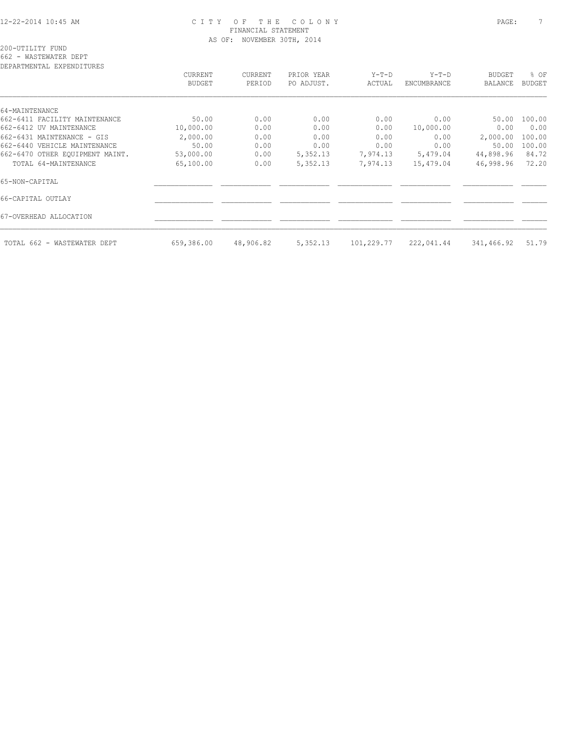CITY OF THE COLONY
FINANCIAL STATEMENT
AS OF: NOVEMBER 30TH, 2014

200-UTILITY FUND
662 - WASTEWATER DEPT
DEPARTMENTAL EXPENDITURES

| | CURRENT BUDGET | CURRENT PERIOD | PRIOR YEAR PO ADJUST. | Y-T-D ACTUAL | Y-T-D ENCUMBRANCE | BUDGET BALANCE | % OF BUDGET |
|---|---|---|---|---|---|---|---|
| 64-MAINTENANCE | | | | | | | |
| 662-6411 FACILITY MAINTENANCE | 50.00 | 0.00 | 0.00 | 0.00 | 0.00 | 50.00 | 100.00 |
| 662-6412 UV MAINTENANCE | 10,000.00 | 0.00 | 0.00 | 0.00 | 10,000.00 | 0.00 | 0.00 |
| 662-6431 MAINTENANCE - GIS | 2,000.00 | 0.00 | 0.00 | 0.00 | 0.00 | 2,000.00 | 100.00 |
| 662-6440 VEHICLE MAINTENANCE | 50.00 | 0.00 | 0.00 | 0.00 | 0.00 | 50.00 | 100.00 |
| 662-6470 OTHER EQUIPMENT MAINT. | 53,000.00 | 0.00 | 5,352.13 | 7,974.13 | 5,479.04 | 44,898.96 | 84.72 |
| TOTAL 64-MAINTENANCE | 65,100.00 | 0.00 | 5,352.13 | 7,974.13 | 15,479.04 | 46,998.96 | 72.20 |
| 65-NON-CAPITAL | | | | | | | |
| 66-CAPITAL OUTLAY | | | | | | | |
| 67-OVERHEAD ALLOCATION | | | | | | | |
| TOTAL 662 - WASTEWATER DEPT | 659,386.00 | 48,906.82 | 5,352.13 | 101,229.77 | 222,041.44 | 341,466.92 | 51.79 |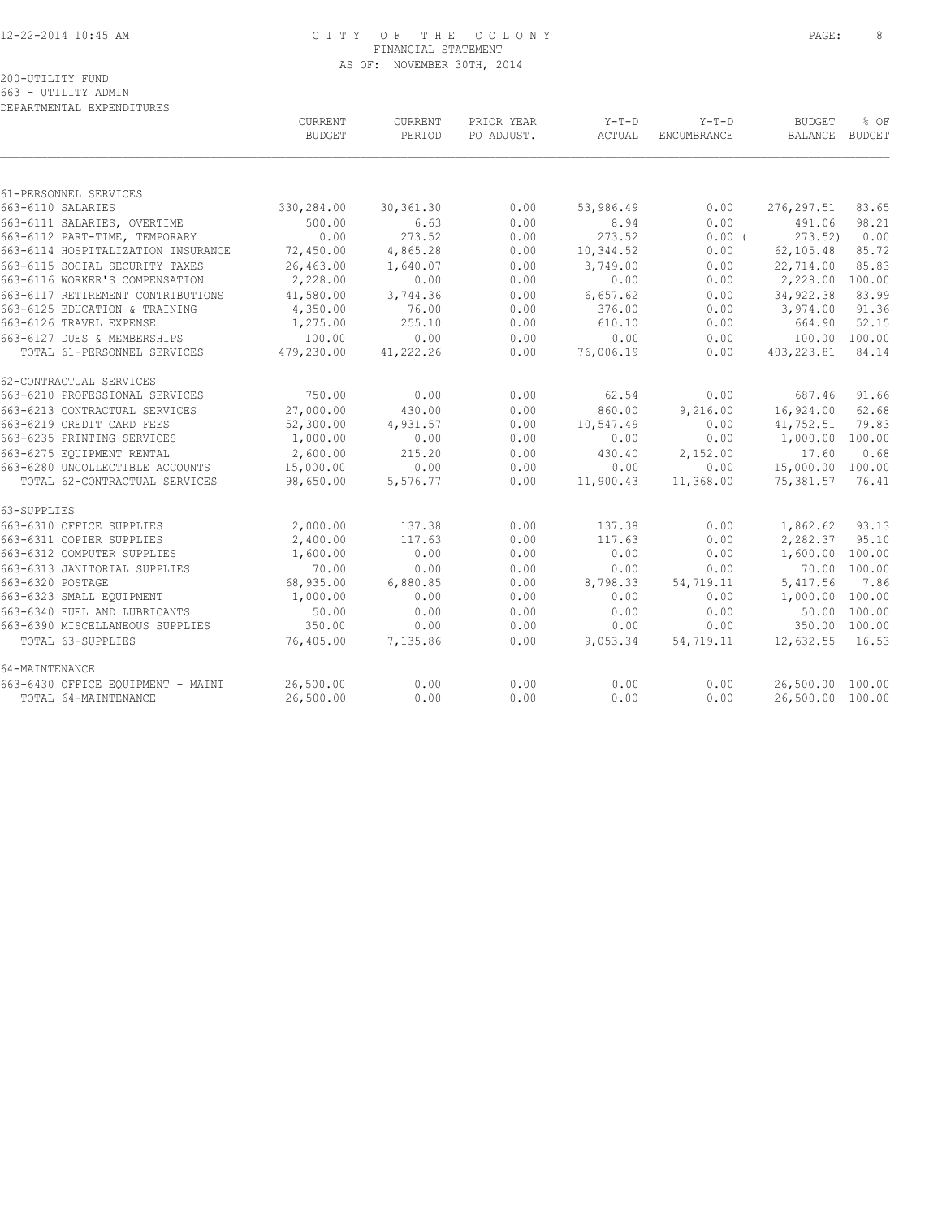# CITY OF THE COLONY
## FINANCIAL STATEMENT
### AS OF: NOVEMBER 30TH, 2014

200-UTILITY FUND
663 - UTILITY ADMIN
DEPARTMENTAL EXPENDITURES

| | CURRENT BUDGET | CURRENT PERIOD | PRIOR YEAR PO ADJUST. | Y-T-D ACTUAL | Y-T-D ENCUMBRANCE | BUDGET BALANCE | % OF BUDGET |
|---|---|---|---|---|---|---|---|
| 61-PERSONNEL SERVICES | | | | | | | |
| 663-6110 SALARIES | 330,284.00 | 30,361.30 | 0.00 | 53,986.49 | 0.00 | 276,297.51 | 83.65 |
| 663-6111 SALARIES, OVERTIME | 500.00 | 6.63 | 0.00 | 8.94 | 0.00 | 491.06 | 98.21 |
| 663-6112 PART-TIME, TEMPORARY | 0.00 | 273.52 | 0.00 | 273.52 | 0.00 | ( 273.52) | 0.00 |
| 663-6114 HOSPITALIZATION INSURANCE | 72,450.00 | 4,865.28 | 0.00 | 10,344.52 | 0.00 | 62,105.48 | 85.72 |
| 663-6115 SOCIAL SECURITY TAXES | 26,463.00 | 1,640.07 | 0.00 | 3,749.00 | 0.00 | 22,714.00 | 85.83 |
| 663-6116 WORKER'S COMPENSATION | 2,228.00 | 0.00 | 0.00 | 0.00 | 0.00 | 2,228.00 | 100.00 |
| 663-6117 RETIREMENT CONTRIBUTIONS | 41,580.00 | 3,744.36 | 0.00 | 6,657.62 | 0.00 | 34,922.38 | 83.99 |
| 663-6125 EDUCATION & TRAINING | 4,350.00 | 76.00 | 0.00 | 376.00 | 0.00 | 3,974.00 | 91.36 |
| 663-6126 TRAVEL EXPENSE | 1,275.00 | 255.10 | 0.00 | 610.10 | 0.00 | 664.90 | 52.15 |
| 663-6127 DUES & MEMBERSHIPS | 100.00 | 0.00 | 0.00 | 0.00 | 0.00 | 100.00 | 100.00 |
| TOTAL 61-PERSONNEL SERVICES | 479,230.00 | 41,222.26 | 0.00 | 76,006.19 | 0.00 | 403,223.81 | 84.14 |
| 62-CONTRACTUAL SERVICES | | | | | | | |
| 663-6210 PROFESSIONAL SERVICES | 750.00 | 0.00 | 0.00 | 62.54 | 0.00 | 687.46 | 91.66 |
| 663-6213 CONTRACTUAL SERVICES | 27,000.00 | 430.00 | 0.00 | 860.00 | 9,216.00 | 16,924.00 | 62.68 |
| 663-6219 CREDIT CARD FEES | 52,300.00 | 4,931.57 | 0.00 | 10,547.49 | 0.00 | 41,752.51 | 79.83 |
| 663-6235 PRINTING SERVICES | 1,000.00 | 0.00 | 0.00 | 0.00 | 0.00 | 1,000.00 | 100.00 |
| 663-6275 EQUIPMENT RENTAL | 2,600.00 | 215.20 | 0.00 | 430.40 | 2,152.00 | 17.60 | 0.68 |
| 663-6280 UNCOLLECTIBLE ACCOUNTS | 15,000.00 | 0.00 | 0.00 | 0.00 | 0.00 | 15,000.00 | 100.00 |
| TOTAL 62-CONTRACTUAL SERVICES | 98,650.00 | 5,576.77 | 0.00 | 11,900.43 | 11,368.00 | 75,381.57 | 76.41 |
| 63-SUPPLIES | | | | | | | |
| 663-6310 OFFICE SUPPLIES | 2,000.00 | 137.38 | 0.00 | 137.38 | 0.00 | 1,862.62 | 93.13 |
| 663-6311 COPIER SUPPLIES | 2,400.00 | 117.63 | 0.00 | 117.63 | 0.00 | 2,282.37 | 95.10 |
| 663-6312 COMPUTER SUPPLIES | 1,600.00 | 0.00 | 0.00 | 0.00 | 0.00 | 1,600.00 | 100.00 |
| 663-6313 JANITORIAL SUPPLIES | 70.00 | 0.00 | 0.00 | 0.00 | 0.00 | 70.00 | 100.00 |
| 663-6320 POSTAGE | 68,935.00 | 6,880.85 | 0.00 | 8,798.33 | 54,719.11 | 5,417.56 | 7.86 |
| 663-6323 SMALL EQUIPMENT | 1,000.00 | 0.00 | 0.00 | 0.00 | 0.00 | 1,000.00 | 100.00 |
| 663-6340 FUEL AND LUBRICANTS | 50.00 | 0.00 | 0.00 | 0.00 | 0.00 | 50.00 | 100.00 |
| 663-6390 MISCELLANEOUS SUPPLIES | 350.00 | 0.00 | 0.00 | 0.00 | 0.00 | 350.00 | 100.00 |
| TOTAL 63-SUPPLIES | 76,405.00 | 7,135.86 | 0.00 | 9,053.34 | 54,719.11 | 12,632.55 | 16.53 |
| 64-MAINTENANCE | | | | | | | |
| 663-6430 OFFICE EQUIPMENT - MAINT | 26,500.00 | 0.00 | 0.00 | 0.00 | 0.00 | 26,500.00 | 100.00 |
| TOTAL 64-MAINTENANCE | 26,500.00 | 0.00 | 0.00 | 0.00 | 0.00 | 26,500.00 | 100.00 |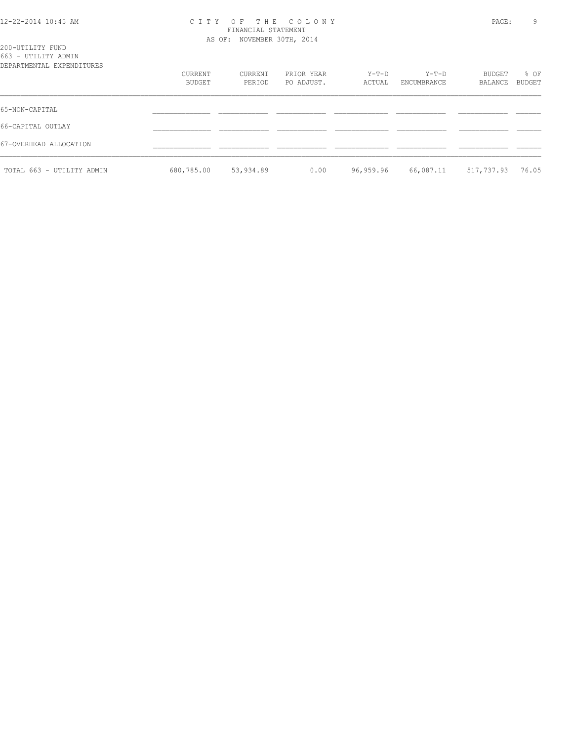200-UTILITY FUND
663 - UTILITY ADMIN
DEPARTMENTAL EXPENDITURES

| | CURRENT BUDGET | CURRENT PERIOD | PRIOR YEAR PO ADJUST. | Y-T-D ACTUAL | Y-T-D ENCUMBRANCE | BUDGET BALANCE | % OF BUDGET |
|---|---|---|---|---|---|---|---|
| 65-NON-CAPITAL | | | | | | | |
| 66-CAPITAL OUTLAY | | | | | | | |
| 67-OVERHEAD ALLOCATION | | | | | | | |
| TOTAL 663 - UTILITY ADMIN | 680,785.00 | 53,934.89 | 0.00 | 96,959.96 | 66,087.11 | 517,737.93 | 76.05 |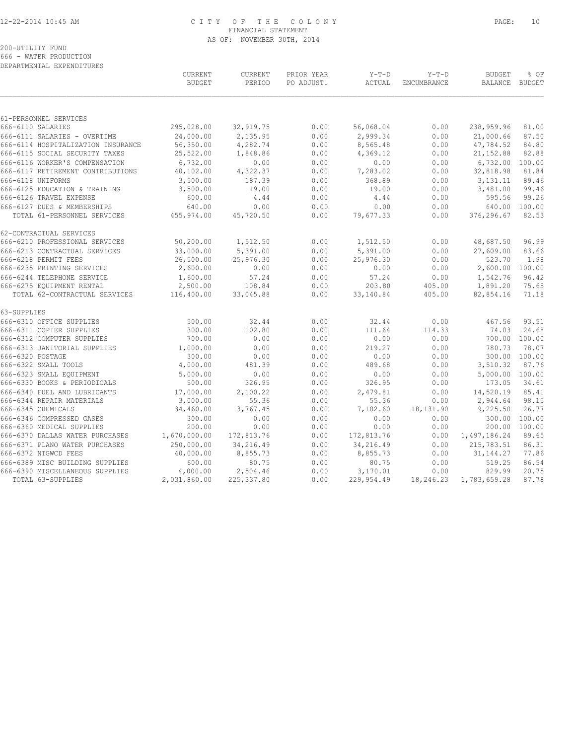CITY OF THE COLONY
FINANCIAL STATEMENT
AS OF: NOVEMBER 30TH, 2014

200-UTILITY FUND
666 - WATER PRODUCTION
DEPARTMENTAL EXPENDITURES

| | CURRENT BUDGET | CURRENT PERIOD | PRIOR YEAR PO ADJUST. | Y-T-D ACTUAL | Y-T-D ENCUMBRANCE | BUDGET BALANCE | % OF BUDGET |
|---|---|---|---|---|---|---|---|
| 61-PERSONNEL SERVICES | | | | | | | |
| 666-6110 SALARIES | 295,028.00 | 32,919.75 | 0.00 | 56,068.04 | 0.00 | 238,959.96 | 81.00 |
| 666-6111 SALARIES - OVERTIME | 24,000.00 | 2,135.95 | 0.00 | 2,999.34 | 0.00 | 21,000.66 | 87.50 |
| 666-6114 HOSPITALIZATION INSURANCE | 56,350.00 | 4,282.74 | 0.00 | 8,565.48 | 0.00 | 47,784.52 | 84.80 |
| 666-6115 SOCIAL SECURITY TAXES | 25,522.00 | 1,848.86 | 0.00 | 4,369.12 | 0.00 | 21,152.88 | 82.88 |
| 666-6116 WORKER'S COMPENSATION | 6,732.00 | 0.00 | 0.00 | 0.00 | 0.00 | 6,732.00 | 100.00 |
| 666-6117 RETIREMENT CONTRIBUTIONS | 40,102.00 | 4,322.37 | 0.00 | 7,283.02 | 0.00 | 32,818.98 | 81.84 |
| 666-6118 UNIFORMS | 3,500.00 | 187.39 | 0.00 | 368.89 | 0.00 | 3,131.11 | 89.46 |
| 666-6125 EDUCATION & TRAINING | 3,500.00 | 19.00 | 0.00 | 19.00 | 0.00 | 3,481.00 | 99.46 |
| 666-6126 TRAVEL EXPENSE | 600.00 | 4.44 | 0.00 | 4.44 | 0.00 | 595.56 | 99.26 |
| 666-6127 DUES & MEMBERSHIPS | 640.00 | 0.00 | 0.00 | 0.00 | 0.00 | 640.00 | 100.00 |
| TOTAL 61-PERSONNEL SERVICES | 455,974.00 | 45,720.50 | 0.00 | 79,677.33 | 0.00 | 376,296.67 | 82.53 |
| 62-CONTRACTUAL SERVICES | | | | | | | |
| 666-6210 PROFESSIONAL SERVICES | 50,200.00 | 1,512.50 | 0.00 | 1,512.50 | 0.00 | 48,687.50 | 96.99 |
| 666-6213 CONTRACTUAL SERVICES | 33,000.00 | 5,391.00 | 0.00 | 5,391.00 | 0.00 | 27,609.00 | 83.66 |
| 666-6218 PERMIT FEES | 26,500.00 | 25,976.30 | 0.00 | 25,976.30 | 0.00 | 523.70 | 1.98 |
| 666-6235 PRINTING SERVICES | 2,600.00 | 0.00 | 0.00 | 0.00 | 0.00 | 2,600.00 | 100.00 |
| 666-6244 TELEPHONE SERVICE | 1,600.00 | 57.24 | 0.00 | 57.24 | 0.00 | 1,542.76 | 96.42 |
| 666-6275 EQUIPMENT RENTAL | 2,500.00 | 108.84 | 0.00 | 203.80 | 405.00 | 1,891.20 | 75.65 |
| TOTAL 62-CONTRACTUAL SERVICES | 116,400.00 | 33,045.88 | 0.00 | 33,140.84 | 405.00 | 82,854.16 | 71.18 |
| 63-SUPPLIES | | | | | | | |
| 666-6310 OFFICE SUPPLIES | 500.00 | 32.44 | 0.00 | 32.44 | 0.00 | 467.56 | 93.51 |
| 666-6311 COPIER SUPPLIES | 300.00 | 102.80 | 0.00 | 111.64 | 114.33 | 74.03 | 24.68 |
| 666-6312 COMPUTER SUPPLIES | 700.00 | 0.00 | 0.00 | 0.00 | 0.00 | 700.00 | 100.00 |
| 666-6313 JANITORIAL SUPPLIES | 1,000.00 | 0.00 | 0.00 | 219.27 | 0.00 | 780.73 | 78.07 |
| 666-6320 POSTAGE | 300.00 | 0.00 | 0.00 | 0.00 | 0.00 | 300.00 | 100.00 |
| 666-6322 SMALL TOOLS | 4,000.00 | 481.39 | 0.00 | 489.68 | 0.00 | 3,510.32 | 87.76 |
| 666-6323 SMALL EQUIPMENT | 5,000.00 | 0.00 | 0.00 | 0.00 | 0.00 | 5,000.00 | 100.00 |
| 666-6330 BOOKS & PERIODICALS | 500.00 | 326.95 | 0.00 | 326.95 | 0.00 | 173.05 | 34.61 |
| 666-6340 FUEL AND LUBRICANTS | 17,000.00 | 2,100.22 | 0.00 | 2,479.81 | 0.00 | 14,520.19 | 85.41 |
| 666-6344 REPAIR MATERIALS | 3,000.00 | 55.36 | 0.00 | 55.36 | 0.00 | 2,944.64 | 98.15 |
| 666-6345 CHEMICALS | 34,460.00 | 3,767.45 | 0.00 | 7,102.60 | 18,131.90 | 9,225.50 | 26.77 |
| 666-6346 COMPRESSED GASES | 300.00 | 0.00 | 0.00 | 0.00 | 0.00 | 300.00 | 100.00 |
| 666-6360 MEDICAL SUPPLIES | 200.00 | 0.00 | 0.00 | 0.00 | 0.00 | 200.00 | 100.00 |
| 666-6370 DALLAS WATER PURCHASES | 1,670,000.00 | 172,813.76 | 0.00 | 172,813.76 | 0.00 | 1,497,186.24 | 89.65 |
| 666-6371 PLANO WATER PURCHASES | 250,000.00 | 34,216.49 | 0.00 | 34,216.49 | 0.00 | 215,783.51 | 86.31 |
| 666-6372 NTGWCD FEES | 40,000.00 | 8,855.73 | 0.00 | 8,855.73 | 0.00 | 31,144.27 | 77.86 |
| 666-6389 MISC BUILDING SUPPLIES | 600.00 | 80.75 | 0.00 | 80.75 | 0.00 | 519.25 | 86.54 |
| 666-6390 MISCELLANEOUS SUPPLIES | 4,000.00 | 2,504.46 | 0.00 | 3,170.01 | 0.00 | 829.99 | 20.75 |
| TOTAL 63-SUPPLIES | 2,031,860.00 | 225,337.80 | 0.00 | 229,954.49 | 18,246.23 | 1,783,659.28 | 87.78 |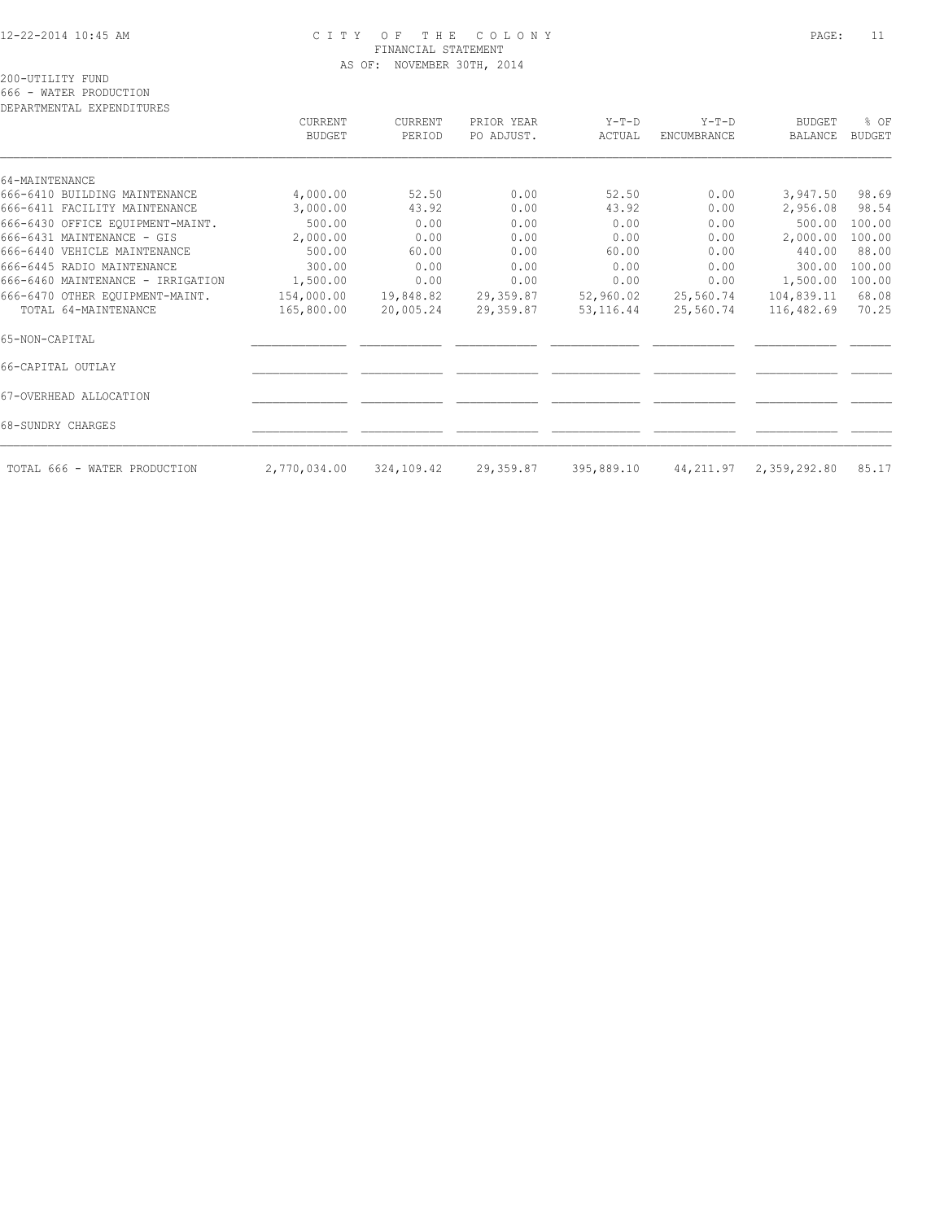200-UTILITY FUND

666 - WATER PRODUCTION

DEPARTMENTAL EXPENDITURES

| | CURRENT BUDGET | CURRENT PERIOD | PRIOR YEAR PO ADJUST. | Y-T-D ACTUAL | Y-T-D ENCUMBRANCE | BUDGET BALANCE | % OF BUDGET |
|---|---|---|---|---|---|---|---|
| 64-MAINTENANCE | | | | | | | |
| 666-6410 BUILDING MAINTENANCE | 4,000.00 | 52.50 | 0.00 | 52.50 | 0.00 | 3,947.50 | 98.69 |
| 666-6411 FACILITY MAINTENANCE | 3,000.00 | 43.92 | 0.00 | 43.92 | 0.00 | 2,956.08 | 98.54 |
| 666-6430 OFFICE EQUIPMENT-MAINT. | 500.00 | 0.00 | 0.00 | 0.00 | 0.00 | 500.00 | 100.00 |
| 666-6431 MAINTENANCE - GIS | 2,000.00 | 0.00 | 0.00 | 0.00 | 0.00 | 2,000.00 | 100.00 |
| 666-6440 VEHICLE MAINTENANCE | 500.00 | 60.00 | 0.00 | 60.00 | 0.00 | 440.00 | 88.00 |
| 666-6445 RADIO MAINTENANCE | 300.00 | 0.00 | 0.00 | 0.00 | 0.00 | 300.00 | 100.00 |
| 666-6460 MAINTENANCE - IRRIGATION | 1,500.00 | 0.00 | 0.00 | 0.00 | 0.00 | 1,500.00 | 100.00 |
| 666-6470 OTHER EQUIPMENT-MAINT. | 154,000.00 | 19,848.82 | 29,359.87 | 52,960.02 | 25,560.74 | 104,839.11 | 68.08 |
| TOTAL 64-MAINTENANCE | 165,800.00 | 20,005.24 | 29,359.87 | 53,116.44 | 25,560.74 | 116,482.69 | 70.25 |
| 65-NON-CAPITAL | | | | | | | |
| 66-CAPITAL OUTLAY | | | | | | | |
| 67-OVERHEAD ALLOCATION | | | | | | | |
| 68-SUNDRY CHARGES | | | | | | | |
| TOTAL 666 - WATER PRODUCTION | 2,770,034.00 | 324,109.42 | 29,359.87 | 395,889.10 | 44,211.97 | 2,359,292.80 | 85.17 |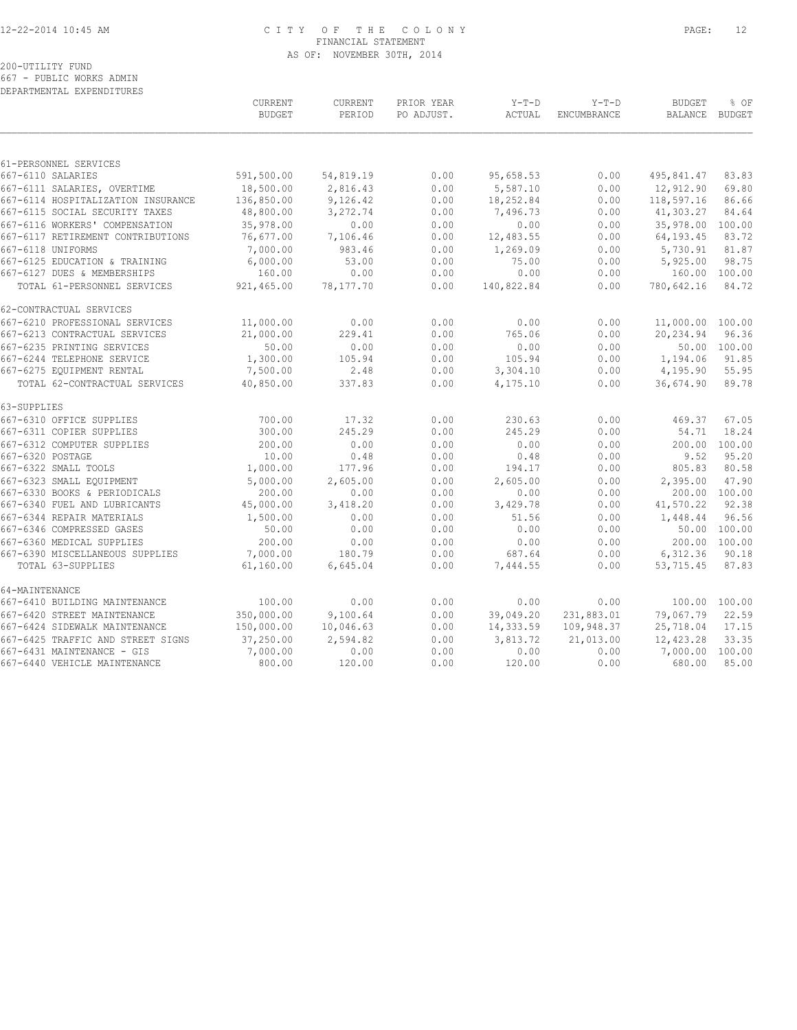# CITY OF THE COLONY
## FINANCIAL STATEMENT
### AS OF: NOVEMBER 30TH, 2014

200-UTILITY FUND
667 - PUBLIC WORKS ADMIN
DEPARTMENTAL EXPENDITURES

| | CURRENT BUDGET | CURRENT PERIOD | PRIOR YEAR PO ADJUST. | Y-T-D ACTUAL | Y-T-D ENCUMBRANCE | BUDGET BALANCE | % OF BUDGET |
|---|---|---|---|---|---|---|---|
| **61-PERSONNEL SERVICES** | | | | | | | |
| 667-6110 SALARIES | 591,500.00 | 54,819.19 | 0.00 | 95,658.53 | 0.00 | 495,841.47 | 83.83 |
| 667-6111 SALARIES, OVERTIME | 18,500.00 | 2,816.43 | 0.00 | 5,587.10 | 0.00 | 12,912.90 | 69.80 |
| 667-6114 HOSPITALIZATION INSURANCE | 136,850.00 | 9,126.42 | 0.00 | 18,252.84 | 0.00 | 118,597.16 | 86.66 |
| 667-6115 SOCIAL SECURITY TAXES | 48,800.00 | 3,272.74 | 0.00 | 7,496.73 | 0.00 | 41,303.27 | 84.64 |
| 667-6116 WORKERS' COMPENSATION | 35,978.00 | 0.00 | 0.00 | 0.00 | 0.00 | 35,978.00 | 100.00 |
| 667-6117 RETIREMENT CONTRIBUTIONS | 76,677.00 | 7,106.46 | 0.00 | 12,483.55 | 0.00 | 64,193.45 | 83.72 |
| 667-6118 UNIFORMS | 7,000.00 | 983.46 | 0.00 | 1,269.09 | 0.00 | 5,730.91 | 81.87 |
| 667-6125 EDUCATION & TRAINING | 6,000.00 | 53.00 | 0.00 | 75.00 | 0.00 | 5,925.00 | 98.75 |
| 667-6127 DUES & MEMBERSHIPS | 160.00 | 0.00 | 0.00 | 0.00 | 0.00 | 160.00 | 100.00 |
| TOTAL 61-PERSONNEL SERVICES | 921,465.00 | 78,177.70 | 0.00 | 140,822.84 | 0.00 | 780,642.16 | 84.72 |
| **62-CONTRACTUAL SERVICES** | | | | | | | |
| 667-6210 PROFESSIONAL SERVICES | 11,000.00 | 0.00 | 0.00 | 0.00 | 0.00 | 11,000.00 | 100.00 |
| 667-6213 CONTRACTUAL SERVICES | 21,000.00 | 229.41 | 0.00 | 765.06 | 0.00 | 20,234.94 | 96.36 |
| 667-6235 PRINTING SERVICES | 50.00 | 0.00 | 0.00 | 0.00 | 0.00 | 50.00 | 100.00 |
| 667-6244 TELEPHONE SERVICE | 1,300.00 | 105.94 | 0.00 | 105.94 | 0.00 | 1,194.06 | 91.85 |
| 667-6275 EQUIPMENT RENTAL | 7,500.00 | 2.48 | 0.00 | 3,304.10 | 0.00 | 4,195.90 | 55.95 |
| TOTAL 62-CONTRACTUAL SERVICES | 40,850.00 | 337.83 | 0.00 | 4,175.10 | 0.00 | 36,674.90 | 89.78 |
| **63-SUPPLIES** | | | | | | | |
| 667-6310 OFFICE SUPPLIES | 700.00 | 17.32 | 0.00 | 230.63 | 0.00 | 469.37 | 67.05 |
| 667-6311 COPIER SUPPLIES | 300.00 | 245.29 | 0.00 | 245.29 | 0.00 | 54.71 | 18.24 |
| 667-6312 COMPUTER SUPPLIES | 200.00 | 0.00 | 0.00 | 0.00 | 0.00 | 200.00 | 100.00 |
| 667-6320 POSTAGE | 10.00 | 0.48 | 0.00 | 0.48 | 0.00 | 9.52 | 95.20 |
| 667-6322 SMALL TOOLS | 1,000.00 | 177.96 | 0.00 | 194.17 | 0.00 | 805.83 | 80.58 |
| 667-6323 SMALL EQUIPMENT | 5,000.00 | 2,605.00 | 0.00 | 2,605.00 | 0.00 | 2,395.00 | 47.90 |
| 667-6330 BOOKS & PERIODICALS | 200.00 | 0.00 | 0.00 | 0.00 | 0.00 | 200.00 | 100.00 |
| 667-6340 FUEL AND LUBRICANTS | 45,000.00 | 3,418.20 | 0.00 | 3,429.78 | 0.00 | 41,570.22 | 92.38 |
| 667-6344 REPAIR MATERIALS | 1,500.00 | 0.00 | 0.00 | 51.56 | 0.00 | 1,448.44 | 96.56 |
| 667-6346 COMPRESSED GASES | 50.00 | 0.00 | 0.00 | 0.00 | 0.00 | 50.00 | 100.00 |
| 667-6360 MEDICAL SUPPLIES | 200.00 | 0.00 | 0.00 | 0.00 | 0.00 | 200.00 | 100.00 |
| 667-6390 MISCELLANEOUS SUPPLIES | 7,000.00 | 180.79 | 0.00 | 687.64 | 0.00 | 6,312.36 | 90.18 |
| TOTAL 63-SUPPLIES | 61,160.00 | 6,645.04 | 0.00 | 7,444.55 | 0.00 | 53,715.45 | 87.83 |
| **64-MAINTENANCE** | | | | | | | |
| 667-6410 BUILDING MAINTENANCE | 100.00 | 0.00 | 0.00 | 0.00 | 0.00 | 100.00 | 100.00 |
| 667-6420 STREET MAINTENANCE | 350,000.00 | 9,100.64 | 0.00 | 39,049.20 | 231,883.01 | 79,067.79 | 22.59 |
| 667-6424 SIDEWALK MAINTENANCE | 150,000.00 | 10,046.63 | 0.00 | 14,333.59 | 109,948.37 | 25,718.04 | 17.15 |
| 667-6425 TRAFFIC AND STREET SIGNS | 37,250.00 | 2,594.82 | 0.00 | 3,813.72 | 21,013.00 | 12,423.28 | 33.35 |
| 667-6431 MAINTENANCE - GIS | 7,000.00 | 0.00 | 0.00 | 0.00 | 0.00 | 7,000.00 | 100.00 |
| 667-6440 VEHICLE MAINTENANCE | 800.00 | 120.00 | 0.00 | 120.00 | 0.00 | 680.00 | 85.00 |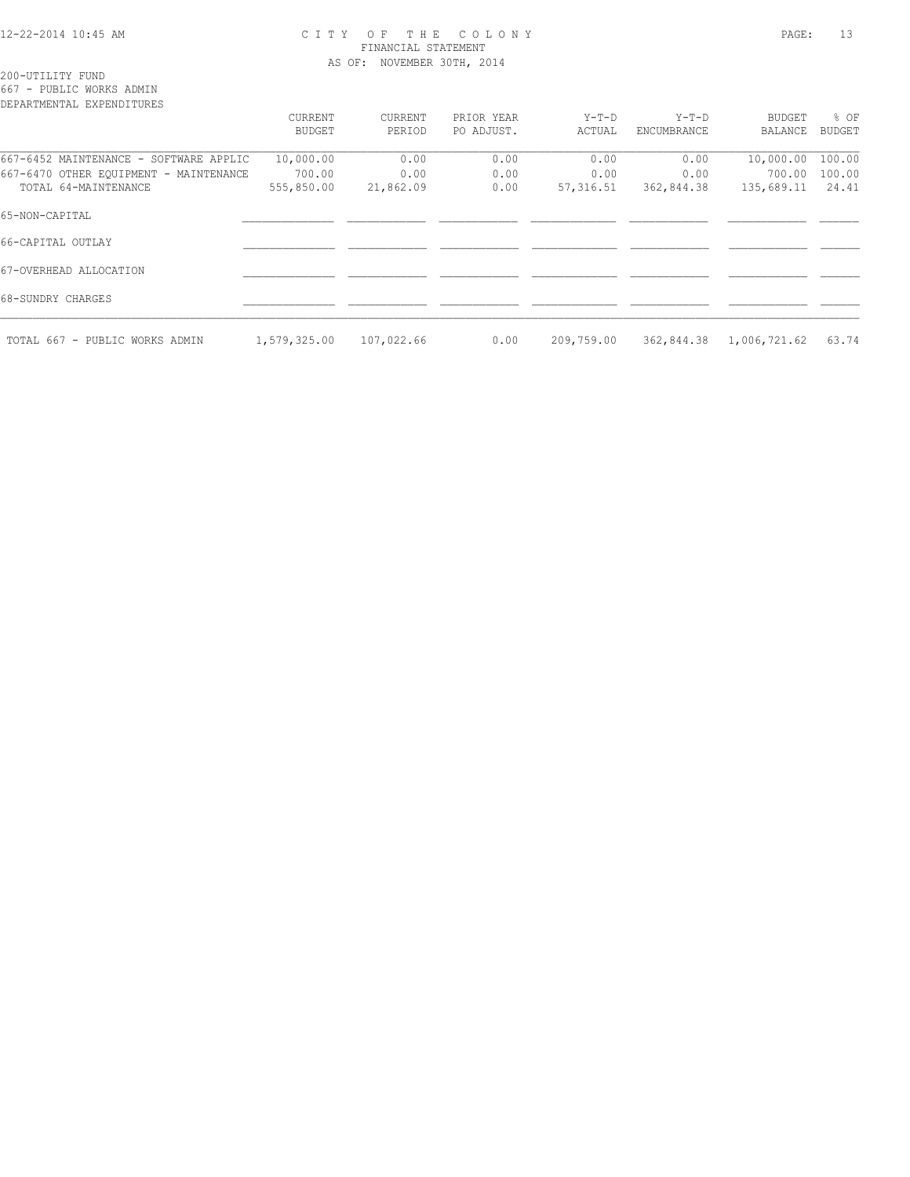200-UTILITY FUND
667 - PUBLIC WORKS ADMIN
DEPARTMENTAL EXPENDITURES

| | CURRENT BUDGET | CURRENT PERIOD | PRIOR YEAR PO ADJUST. | Y-T-D ACTUAL | Y-T-D ENCUMBRANCE | BUDGET BALANCE | % OF BUDGET |
|---|---|---|---|---|---|---|---|
| 667-6452 MAINTENANCE - SOFTWARE APPLIC | 10,000.00 | 0.00 | 0.00 | 0.00 | 0.00 | 10,000.00 | 100.00 |
| 667-6470 OTHER EQUIPMENT - MAINTENANCE | 700.00 | 0.00 | 0.00 | 0.00 | 0.00 | 700.00 | 100.00 |
| TOTAL 64-MAINTENANCE | 555,850.00 | 21,862.09 | 0.00 | 57,316.51 | 362,844.38 | 135,689.11 | 24.41 |
| 65-NON-CAPITAL | | | | | | | |
| 66-CAPITAL OUTLAY | | | | | | | |
| 67-OVERHEAD ALLOCATION | | | | | | | |
| 68-SUNDRY CHARGES | | | | | | | |
| TOTAL 667 - PUBLIC WORKS ADMIN | 1,579,325.00 | 107,022.66 | 0.00 | 209,759.00 | 362,844.38 | 1,006,721.62 | 63.74 |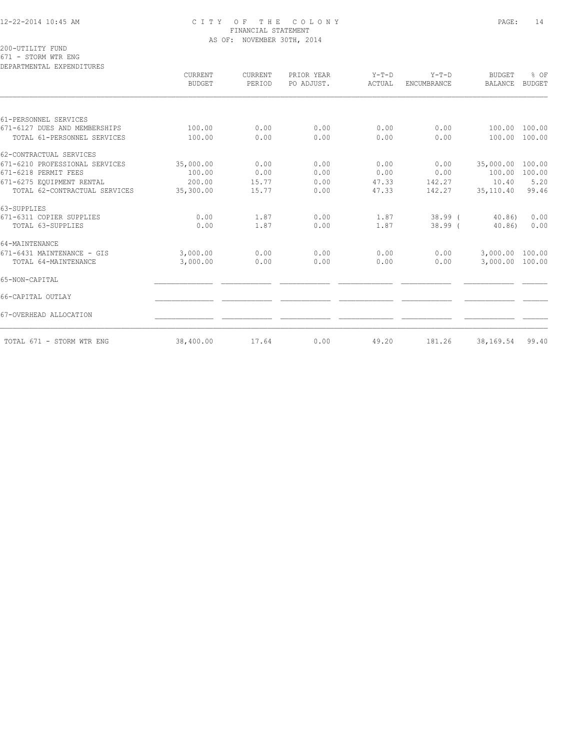# CITY OF THE COLONY

FINANCIAL STATEMENT

AS OF: NOVEMBER 30TH, 2014

200-UTILITY FUND

671 - STORM WTR ENG

DEPARTMENTAL EXPENDITURES

| | CURRENT BUDGET | CURRENT PERIOD | PRIOR YEAR PO ADJUST. | Y-T-D ACTUAL | Y-T-D ENCUMBRANCE | BUDGET BALANCE | % OF BUDGET |
|---|---|---|---|---|---|---|---|
| 61-PERSONNEL SERVICES | | | | | | | |
| 671-6127 DUES AND MEMBERSHIPS | 100.00 | 0.00 | 0.00 | 0.00 | 0.00 | 100.00 | 100.00 |
| TOTAL 61-PERSONNEL SERVICES | 100.00 | 0.00 | 0.00 | 0.00 | 0.00 | 100.00 | 100.00 |
| 62-CONTRACTUAL SERVICES | | | | | | | |
| 671-6210 PROFESSIONAL SERVICES | 35,000.00 | 0.00 | 0.00 | 0.00 | 0.00 | 35,000.00 | 100.00 |
| 671-6218 PERMIT FEES | 100.00 | 0.00 | 0.00 | 0.00 | 0.00 | 100.00 | 100.00 |
| 671-6275 EQUIPMENT RENTAL | 200.00 | 15.77 | 0.00 | 47.33 | 142.27 | 10.40 | 5.20 |
| TOTAL 62-CONTRACTUAL SERVICES | 35,300.00 | 15.77 | 0.00 | 47.33 | 142.27 | 35,110.40 | 99.46 |
| 63-SUPPLIES | | | | | | | |
| 671-6311 COPIER SUPPLIES | 0.00 | 1.87 | 0.00 | 1.87 | 38.99 | ( 40.86) | 0.00 |
| TOTAL 63-SUPPLIES | 0.00 | 1.87 | 0.00 | 1.87 | 38.99 | ( 40.86) | 0.00 |
| 64-MAINTENANCE | | | | | | | |
| 671-6431 MAINTENANCE - GIS | 3,000.00 | 0.00 | 0.00 | 0.00 | 0.00 | 3,000.00 | 100.00 |
| TOTAL 64-MAINTENANCE | 3,000.00 | 0.00 | 0.00 | 0.00 | 0.00 | 3,000.00 | 100.00 |
| 65-NON-CAPITAL | | | | | | | |
| 66-CAPITAL OUTLAY | | | | | | | |
| 67-OVERHEAD ALLOCATION | | | | | | | |
| TOTAL 671 - STORM WTR ENG | 38,400.00 | 17.64 | 0.00 | 49.20 | 181.26 | 38,169.54 | 99.40 |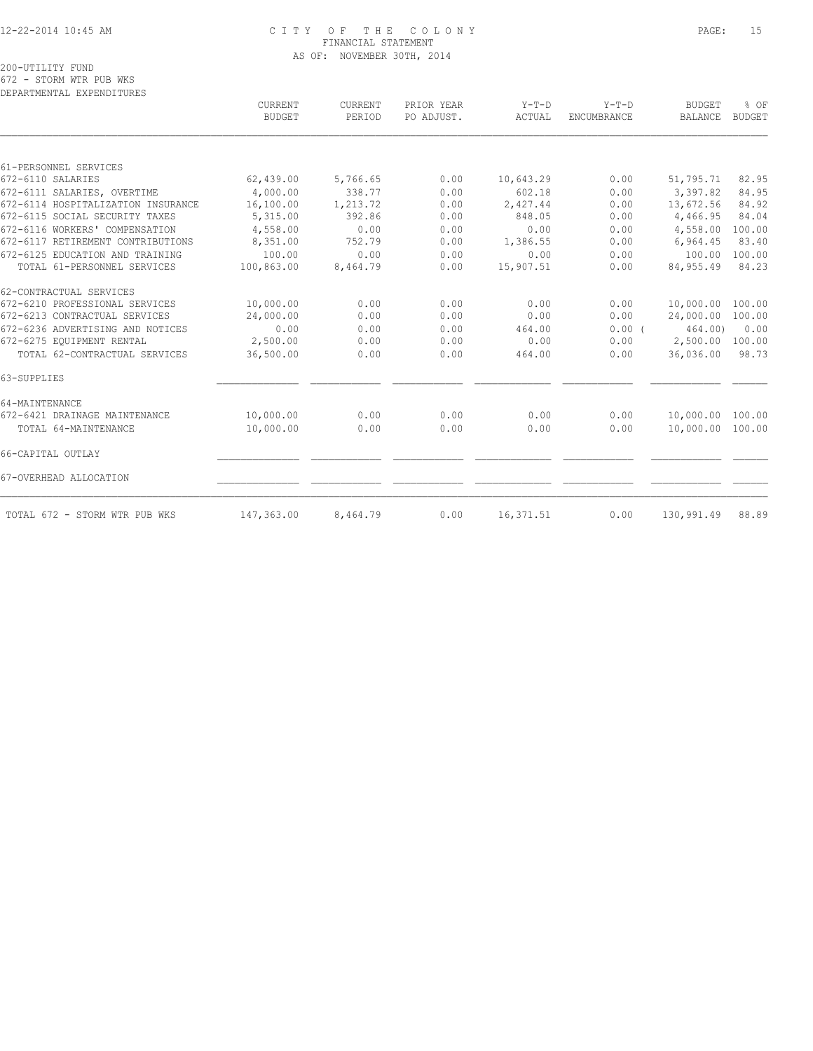# CITY OF THE COLONY
## FINANCIAL STATEMENT
### AS OF: NOVEMBER 30TH, 2014

200-UTILITY FUND
672 - STORM WTR PUB WKS
DEPARTMENTAL EXPENDITURES

| | CURRENT BUDGET | CURRENT PERIOD | PRIOR YEAR PO ADJUST. | Y-T-D ACTUAL | Y-T-D ENCUMBRANCE | BUDGET BALANCE | % OF BUDGET |
|---|---|---|---|---|---|---|---|
| 61-PERSONNEL SERVICES | | | | | | | |
| 672-6110 SALARIES | 62,439.00 | 5,766.65 | 0.00 | 10,643.29 | 0.00 | 51,795.71 | 82.95 |
| 672-6111 SALARIES, OVERTIME | 4,000.00 | 338.77 | 0.00 | 602.18 | 0.00 | 3,397.82 | 84.95 |
| 672-6114 HOSPITALIZATION INSURANCE | 16,100.00 | 1,213.72 | 0.00 | 2,427.44 | 0.00 | 13,672.56 | 84.92 |
| 672-6115 SOCIAL SECURITY TAXES | 5,315.00 | 392.86 | 0.00 | 848.05 | 0.00 | 4,466.95 | 84.04 |
| 672-6116 WORKERS' COMPENSATION | 4,558.00 | 0.00 | 0.00 | 0.00 | 0.00 | 4,558.00 | 100.00 |
| 672-6117 RETIREMENT CONTRIBUTIONS | 8,351.00 | 752.79 | 0.00 | 1,386.55 | 0.00 | 6,964.45 | 83.40 |
| 672-6125 EDUCATION AND TRAINING | 100.00 | 0.00 | 0.00 | 0.00 | 0.00 | 100.00 | 100.00 |
| TOTAL 61-PERSONNEL SERVICES | 100,863.00 | 8,464.79 | 0.00 | 15,907.51 | 0.00 | 84,955.49 | 84.23 |
| 62-CONTRACTUAL SERVICES | | | | | | | |
| 672-6210 PROFESSIONAL SERVICES | 10,000.00 | 0.00 | 0.00 | 0.00 | 0.00 | 10,000.00 | 100.00 |
| 672-6213 CONTRACTUAL SERVICES | 24,000.00 | 0.00 | 0.00 | 0.00 | 0.00 | 24,000.00 | 100.00 |
| 672-6236 ADVERTISING AND NOTICES | 0.00 | 0.00 | 0.00 | 464.00 | 0.00 | ( 464.00) | 0.00 |
| 672-6275 EQUIPMENT RENTAL | 2,500.00 | 0.00 | 0.00 | 0.00 | 0.00 | 2,500.00 | 100.00 |
| TOTAL 62-CONTRACTUAL SERVICES | 36,500.00 | 0.00 | 0.00 | 464.00 | 0.00 | 36,036.00 | 98.73 |
| 63-SUPPLIES | | | | | | | |
| 64-MAINTENANCE | | | | | | | |
| 672-6421 DRAINAGE MAINTENANCE | 10,000.00 | 0.00 | 0.00 | 0.00 | 0.00 | 10,000.00 | 100.00 |
| TOTAL 64-MAINTENANCE | 10,000.00 | 0.00 | 0.00 | 0.00 | 0.00 | 10,000.00 | 100.00 |
| 66-CAPITAL OUTLAY | | | | | | | |
| 67-OVERHEAD ALLOCATION | | | | | | | |
| TOTAL 672 - STORM WTR PUB WKS | 147,363.00 | 8,464.79 | 0.00 | 16,371.51 | 0.00 | 130,991.49 | 88.89 |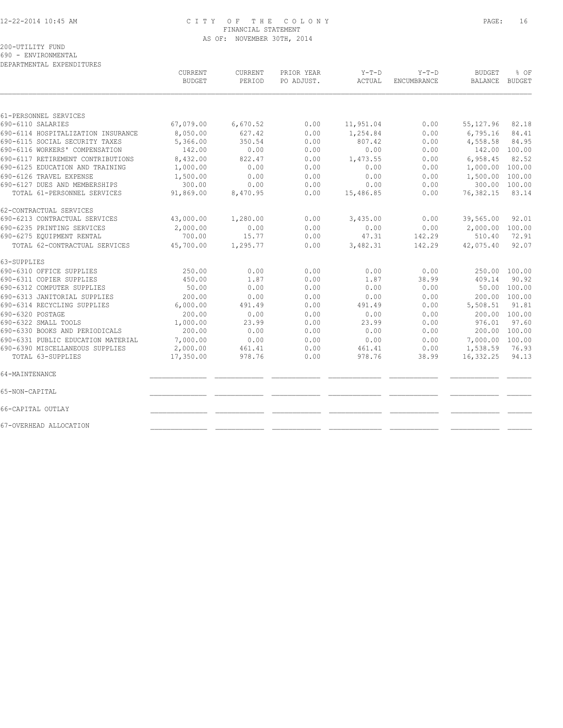CITY OF THE COLONY
FINANCIAL STATEMENT
AS OF: NOVEMBER 30TH, 2014

200-UTILITY FUND
690 - ENVIRONMENTAL
DEPARTMENTAL EXPENDITURES

| | CURRENT BUDGET | CURRENT PERIOD | PRIOR YEAR PO ADJUST. | Y-T-D ACTUAL | Y-T-D ENCUMBRANCE | BUDGET BALANCE | % OF BUDGET |
|---|---|---|---|---|---|---|---|
| 61-PERSONNEL SERVICES | | | | | | | |
| 690-6110 SALARIES | 67,079.00 | 6,670.52 | 0.00 | 11,951.04 | 0.00 | 55,127.96 | 82.18 |
| 690-6114 HOSPITALIZATION INSURANCE | 8,050.00 | 627.42 | 0.00 | 1,254.84 | 0.00 | 6,795.16 | 84.41 |
| 690-6115 SOCIAL SECURITY TAXES | 5,366.00 | 350.54 | 0.00 | 807.42 | 0.00 | 4,558.58 | 84.95 |
| 690-6116 WORKERS' COMPENSATION | 142.00 | 0.00 | 0.00 | 0.00 | 0.00 | 142.00 | 100.00 |
| 690-6117 RETIREMENT CONTRIBUTIONS | 8,432.00 | 822.47 | 0.00 | 1,473.55 | 0.00 | 6,958.45 | 82.52 |
| 690-6125 EDUCATION AND TRAINING | 1,000.00 | 0.00 | 0.00 | 0.00 | 0.00 | 1,000.00 | 100.00 |
| 690-6126 TRAVEL EXPENSE | 1,500.00 | 0.00 | 0.00 | 0.00 | 0.00 | 1,500.00 | 100.00 |
| 690-6127 DUES AND MEMBERSHIPS | 300.00 | 0.00 | 0.00 | 0.00 | 0.00 | 300.00 | 100.00 |
| TOTAL 61-PERSONNEL SERVICES | 91,869.00 | 8,470.95 | 0.00 | 15,486.85 | 0.00 | 76,382.15 | 83.14 |
| 62-CONTRACTUAL SERVICES | | | | | | | |
| 690-6213 CONTRACTUAL SERVICES | 43,000.00 | 1,280.00 | 0.00 | 3,435.00 | 0.00 | 39,565.00 | 92.01 |
| 690-6235 PRINTING SERVICES | 2,000.00 | 0.00 | 0.00 | 0.00 | 0.00 | 2,000.00 | 100.00 |
| 690-6275 EQUIPMENT RENTAL | 700.00 | 15.77 | 0.00 | 47.31 | 142.29 | 510.40 | 72.91 |
| TOTAL 62-CONTRACTUAL SERVICES | 45,700.00 | 1,295.77 | 0.00 | 3,482.31 | 142.29 | 42,075.40 | 92.07 |
| 63-SUPPLIES | | | | | | | |
| 690-6310 OFFICE SUPPLIES | 250.00 | 0.00 | 0.00 | 0.00 | 0.00 | 250.00 | 100.00 |
| 690-6311 COPIER SUPPLIES | 450.00 | 1.87 | 0.00 | 1.87 | 38.99 | 409.14 | 90.92 |
| 690-6312 COMPUTER SUPPLIES | 50.00 | 0.00 | 0.00 | 0.00 | 0.00 | 50.00 | 100.00 |
| 690-6313 JANITORIAL SUPPLIES | 200.00 | 0.00 | 0.00 | 0.00 | 0.00 | 200.00 | 100.00 |
| 690-6314 RECYCLING SUPPLIES | 6,000.00 | 491.49 | 0.00 | 491.49 | 0.00 | 5,508.51 | 91.81 |
| 690-6320 POSTAGE | 200.00 | 0.00 | 0.00 | 0.00 | 0.00 | 200.00 | 100.00 |
| 690-6322 SMALL TOOLS | 1,000.00 | 23.99 | 0.00 | 23.99 | 0.00 | 976.01 | 97.60 |
| 690-6330 BOOKS AND PERIODICALS | 200.00 | 0.00 | 0.00 | 0.00 | 0.00 | 200.00 | 100.00 |
| 690-6331 PUBLIC EDUCATION MATERIAL | 7,000.00 | 0.00 | 0.00 | 0.00 | 0.00 | 7,000.00 | 100.00 |
| 690-6390 MISCELLANEOUS SUPPLIES | 2,000.00 | 461.41 | 0.00 | 461.41 | 0.00 | 1,538.59 | 76.93 |
| TOTAL 63-SUPPLIES | 17,350.00 | 978.76 | 0.00 | 978.76 | 38.99 | 16,332.25 | 94.13 |
| 64-MAINTENANCE | | | | | | | |
| 65-NON-CAPITAL | | | | | | | |
| 66-CAPITAL OUTLAY | | | | | | | |
| 67-OVERHEAD ALLOCATION | | | | | | | |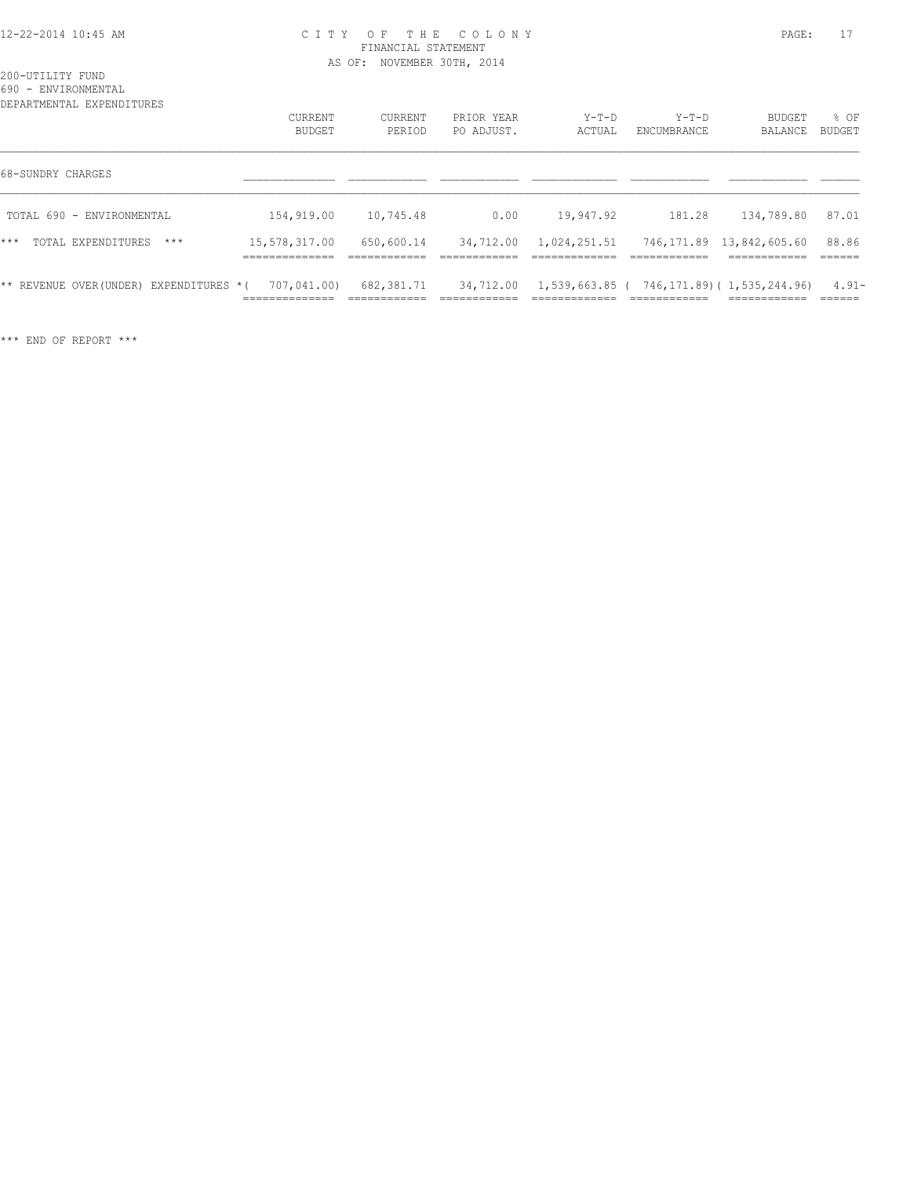CITY OF THE COLONY
FINANCIAL STATEMENT
AS OF: NOVEMBER 30TH, 2014

200-UTILITY FUND
690 - ENVIRONMENTAL
DEPARTMENTAL EXPENDITURES

| | CURRENT BUDGET | CURRENT PERIOD | PRIOR YEAR PO ADJUST. | Y-T-D ACTUAL | Y-T-D ENCUMBRANCE | BUDGET BALANCE | % OF BUDGET |
|---|---|---|---|---|---|---|---|
| 68-SUNDRY CHARGES | | | | | | | |
| TOTAL 690 - ENVIRONMENTAL | 154,919.00 | 10,745.48 | 0.00 | 19,947.92 | 181.28 | 134,789.80 | 87.01 |
| *** TOTAL EXPENDITURES *** | 15,578,317.00 | 650,600.14 | 34,712.00 | 1,024,251.51 | 746,171.89 | 13,842,605.60 | 88.86 |
| ** REVENUE OVER(UNDER) EXPENDITURES * | ( 707,041.00) | 682,381.71 | 34,712.00 | 1,539,663.85 | ( 746,171.89) | ( 1,535,244.96) | 4.91- |

*** END OF REPORT ***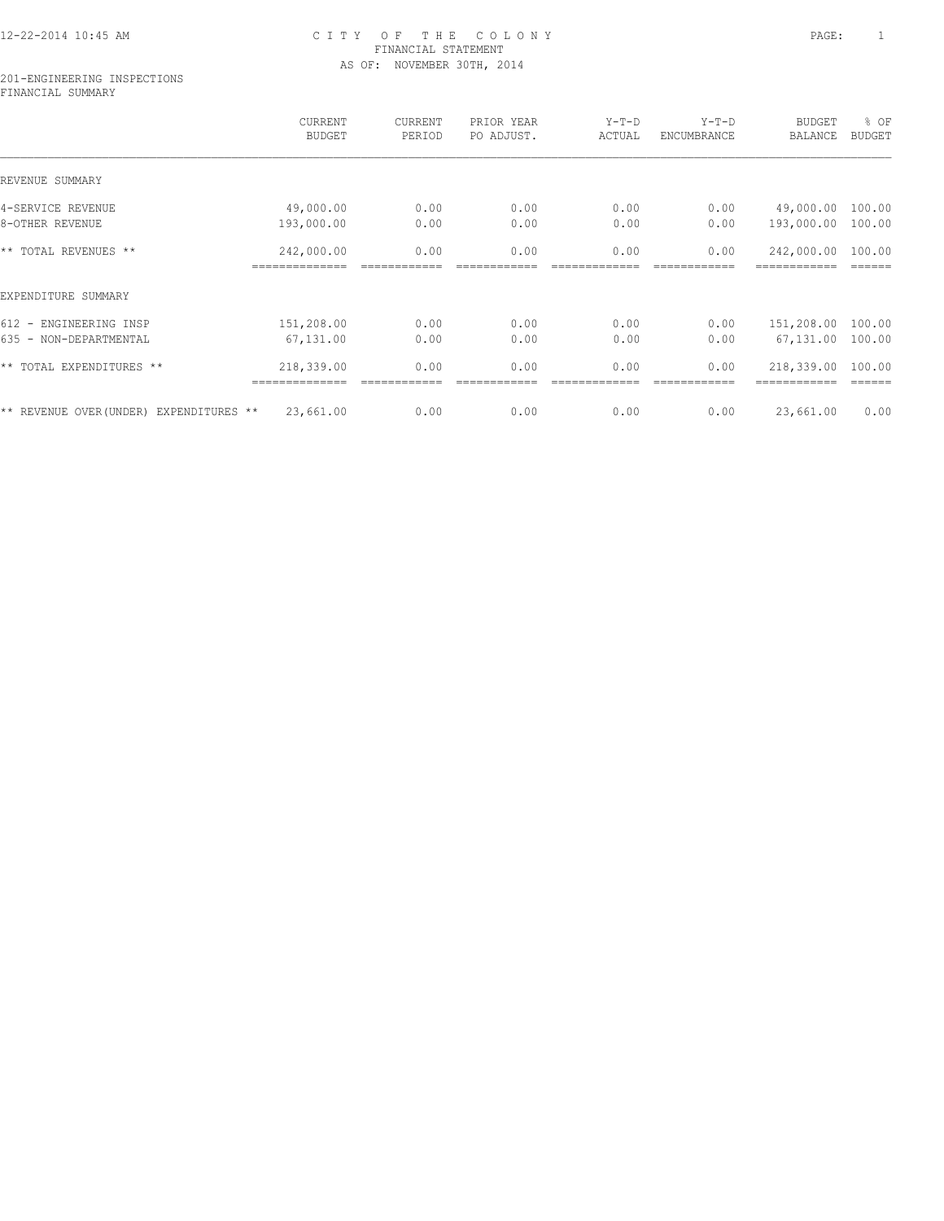CITY OF THE COLONY
FINANCIAL STATEMENT
AS OF: NOVEMBER 30TH, 2014

201-ENGINEERING INSPECTIONS
FINANCIAL SUMMARY

| | CURRENT BUDGET | CURRENT PERIOD | PRIOR YEAR PO ADJUST. | Y-T-D ACTUAL | Y-T-D ENCUMBRANCE | BUDGET BALANCE | % OF BUDGET |
|---|---|---|---|---|---|---|---|
| REVENUE SUMMARY | | | | | | | |
| 4-SERVICE REVENUE | 49,000.00 | 0.00 | 0.00 | 0.00 | 0.00 | 49,000.00 | 100.00 |
| 8-OTHER REVENUE | 193,000.00 | 0.00 | 0.00 | 0.00 | 0.00 | 193,000.00 | 100.00 |
| ** TOTAL REVENUES ** | 242,000.00 | 0.00 | 0.00 | 0.00 | 0.00 | 242,000.00 | 100.00 |
| EXPENDITURE SUMMARY | | | | | | | |
| 612 - ENGINEERING INSP | 151,208.00 | 0.00 | 0.00 | 0.00 | 0.00 | 151,208.00 | 100.00 |
| 635 - NON-DEPARTMENTAL | 67,131.00 | 0.00 | 0.00 | 0.00 | 0.00 | 67,131.00 | 100.00 |
| ** TOTAL EXPENDITURES ** | 218,339.00 | 0.00 | 0.00 | 0.00 | 0.00 | 218,339.00 | 100.00 |
| ** REVENUE OVER(UNDER) EXPENDITURES ** | 23,661.00 | 0.00 | 0.00 | 0.00 | 0.00 | 23,661.00 | 0.00 |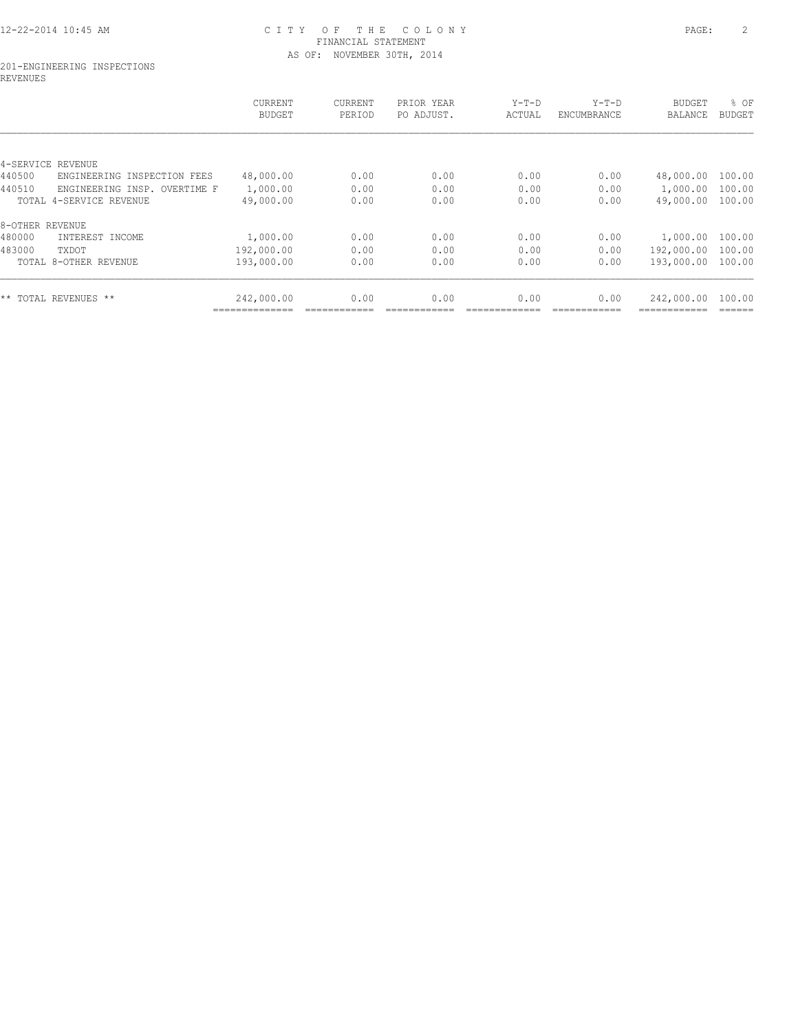CITY OF THE COLONY
FINANCIAL STATEMENT
AS OF: NOVEMBER 30TH, 2014

201-ENGINEERING INSPECTIONS
REVENUES

| | CURRENT BUDGET | CURRENT PERIOD | PRIOR YEAR PO ADJUST. | Y-T-D ACTUAL | Y-T-D ENCUMBRANCE | BUDGET BALANCE | % OF BUDGET |
|---|---|---|---|---|---|---|---|
| 4-SERVICE REVENUE | | | | | | | |
| 440500 ENGINEERING INSPECTION FEES | 48,000.00 | 0.00 | 0.00 | 0.00 | 0.00 | 48,000.00 | 100.00 |
| 440510 ENGINEERING INSP. OVERTIME F | 1,000.00 | 0.00 | 0.00 | 0.00 | 0.00 | 1,000.00 | 100.00 |
| TOTAL 4-SERVICE REVENUE | 49,000.00 | 0.00 | 0.00 | 0.00 | 0.00 | 49,000.00 | 100.00 |
| 8-OTHER REVENUE | | | | | | | |
| 480000 INTEREST INCOME | 1,000.00 | 0.00 | 0.00 | 0.00 | 0.00 | 1,000.00 | 100.00 |
| 483000 TXDOT | 192,000.00 | 0.00 | 0.00 | 0.00 | 0.00 | 192,000.00 | 100.00 |
| TOTAL 8-OTHER REVENUE | 193,000.00 | 0.00 | 0.00 | 0.00 | 0.00 | 193,000.00 | 100.00 |
| ** TOTAL REVENUES ** | 242,000.00 | 0.00 | 0.00 | 0.00 | 0.00 | 242,000.00 | 100.00 |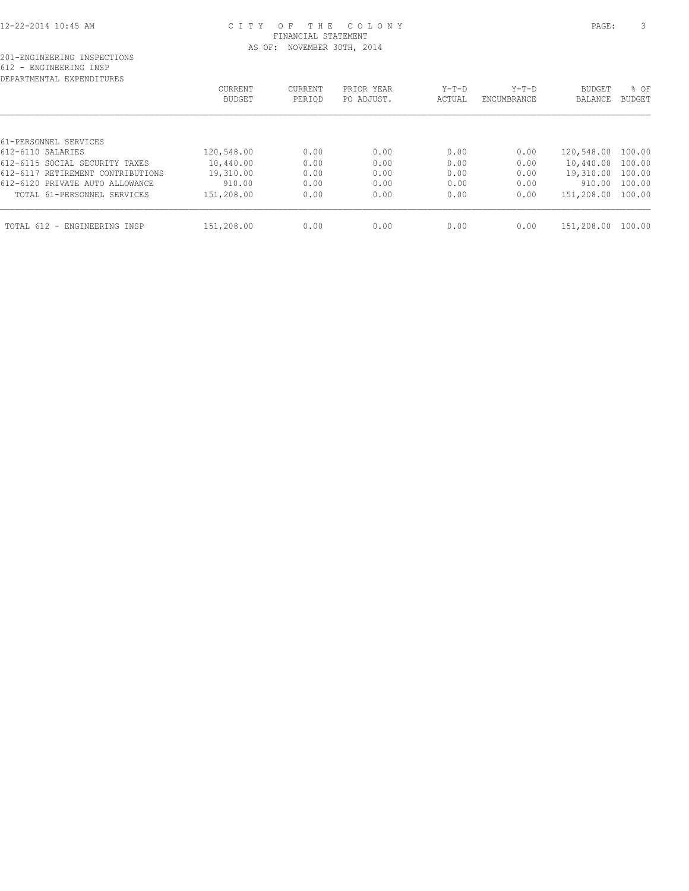CITY OF THE COLONY
FINANCIAL STATEMENT
AS OF: NOVEMBER 30TH, 2014

201-ENGINEERING INSPECTIONS
612 - ENGINEERING INSP
DEPARTMENTAL EXPENDITURES

| | CURRENT BUDGET | CURRENT PERIOD | PRIOR YEAR PO ADJUST. | Y-T-D ACTUAL | Y-T-D ENCUMBRANCE | BUDGET BALANCE | % OF BUDGET |
|---|---|---|---|---|---|---|---|
| 61-PERSONNEL SERVICES | | | | | | | |
| 612-6110 SALARIES | 120,548.00 | 0.00 | 0.00 | 0.00 | 0.00 | 120,548.00 | 100.00 |
| 612-6115 SOCIAL SECURITY TAXES | 10,440.00 | 0.00 | 0.00 | 0.00 | 0.00 | 10,440.00 | 100.00 |
| 612-6117 RETIREMENT CONTRIBUTIONS | 19,310.00 | 0.00 | 0.00 | 0.00 | 0.00 | 19,310.00 | 100.00 |
| 612-6120 PRIVATE AUTO ALLOWANCE | 910.00 | 0.00 | 0.00 | 0.00 | 0.00 | 910.00 | 100.00 |
| TOTAL 61-PERSONNEL SERVICES | 151,208.00 | 0.00 | 0.00 | 0.00 | 0.00 | 151,208.00 | 100.00 |
| TOTAL 612 - ENGINEERING INSP | 151,208.00 | 0.00 | 0.00 | 0.00 | 0.00 | 151,208.00 | 100.00 |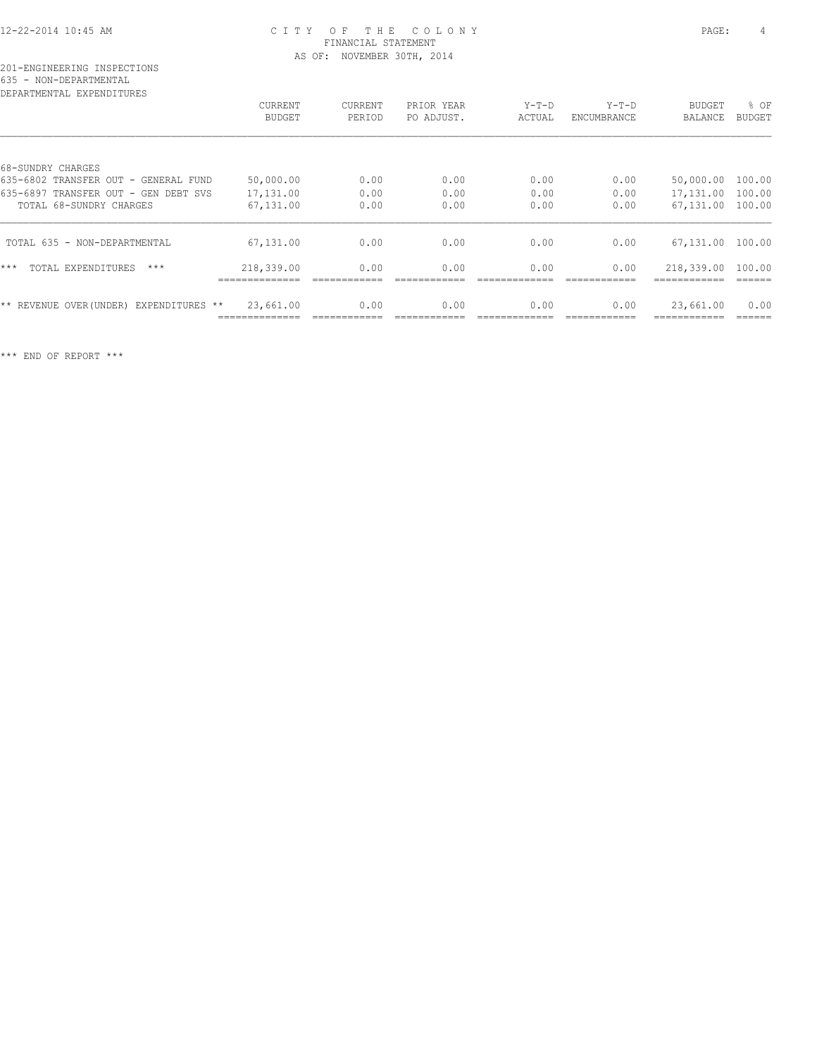CITY OF THE COLONY
FINANCIAL STATEMENT
AS OF: NOVEMBER 30TH, 2014

201-ENGINEERING INSPECTIONS
635 - NON-DEPARTMENTAL
DEPARTMENTAL EXPENDITURES

| | CURRENT BUDGET | CURRENT PERIOD | PRIOR YEAR PO ADJUST. | Y-T-D ACTUAL | Y-T-D ENCUMBRANCE | BUDGET BALANCE | % OF BUDGET |
|---|---|---|---|---|---|---|---|
| 68-SUNDRY CHARGES | | | | | | | |
| 635-6802 TRANSFER OUT - GENERAL FUND | 50,000.00 | 0.00 | 0.00 | 0.00 | 0.00 | 50,000.00 | 100.00 |
| 635-6897 TRANSFER OUT - GEN DEBT SVS | 17,131.00 | 0.00 | 0.00 | 0.00 | 0.00 | 17,131.00 | 100.00 |
| TOTAL 68-SUNDRY CHARGES | 67,131.00 | 0.00 | 0.00 | 0.00 | 0.00 | 67,131.00 | 100.00 |
| TOTAL 635 - NON-DEPARTMENTAL | 67,131.00 | 0.00 | 0.00 | 0.00 | 0.00 | 67,131.00 | 100.00 |
| *** TOTAL EXPENDITURES *** | 218,339.00 | 0.00 | 0.00 | 0.00 | 0.00 | 218,339.00 | 100.00 |
| ** REVENUE OVER(UNDER) EXPENDITURES ** | 23,661.00 | 0.00 | 0.00 | 0.00 | 0.00 | 23,661.00 | 0.00 |

*** END OF REPORT ***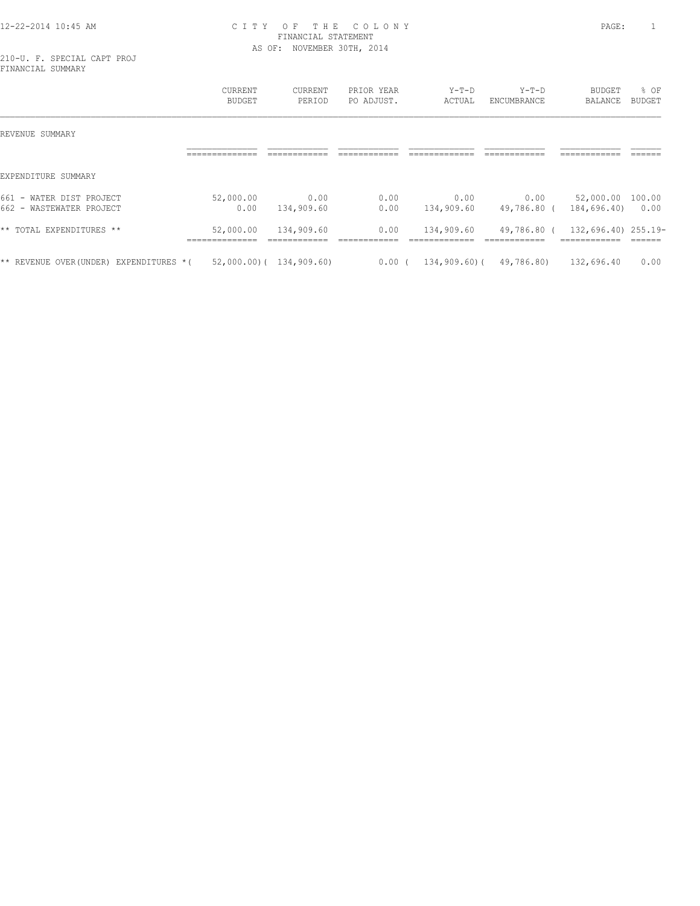# CITY OF THE COLONY
## FINANCIAL STATEMENT
### AS OF: NOVEMBER 30TH, 2014

210-U. F. SPECIAL CAPT PROJ
FINANCIAL SUMMARY

| | CURRENT BUDGET | CURRENT PERIOD | PRIOR YEAR PO ADJUST. | Y-T-D ACTUAL | Y-T-D ENCUMBRANCE | BUDGET BALANCE | % OF BUDGET |
|---|---|---|---|---|---|---|---|
| REVENUE SUMMARY | | | | | | | |
| EXPENDITURE SUMMARY | | | | | | | |
| 661 - WATER DIST PROJECT | 52,000.00 | 0.00 | 0.00 | 0.00 | 0.00 | 52,000.00 | 100.00 |
| 662 - WASTEWATER PROJECT | 0.00 | 134,909.60 | 0.00 | 134,909.60 | 49,786.80 | ( 184,696.40) | 0.00 |
| ** TOTAL EXPENDITURES ** | 52,000.00 | 134,909.60 | 0.00 | 134,909.60 | 49,786.80 | ( 132,696.40) | 255.19- |
| ** REVENUE OVER(UNDER) EXPENDITURES * | ( 52,000.00) | ( 134,909.60) | 0.00 | ( 134,909.60) | ( 49,786.80) | 132,696.40 | 0.00 |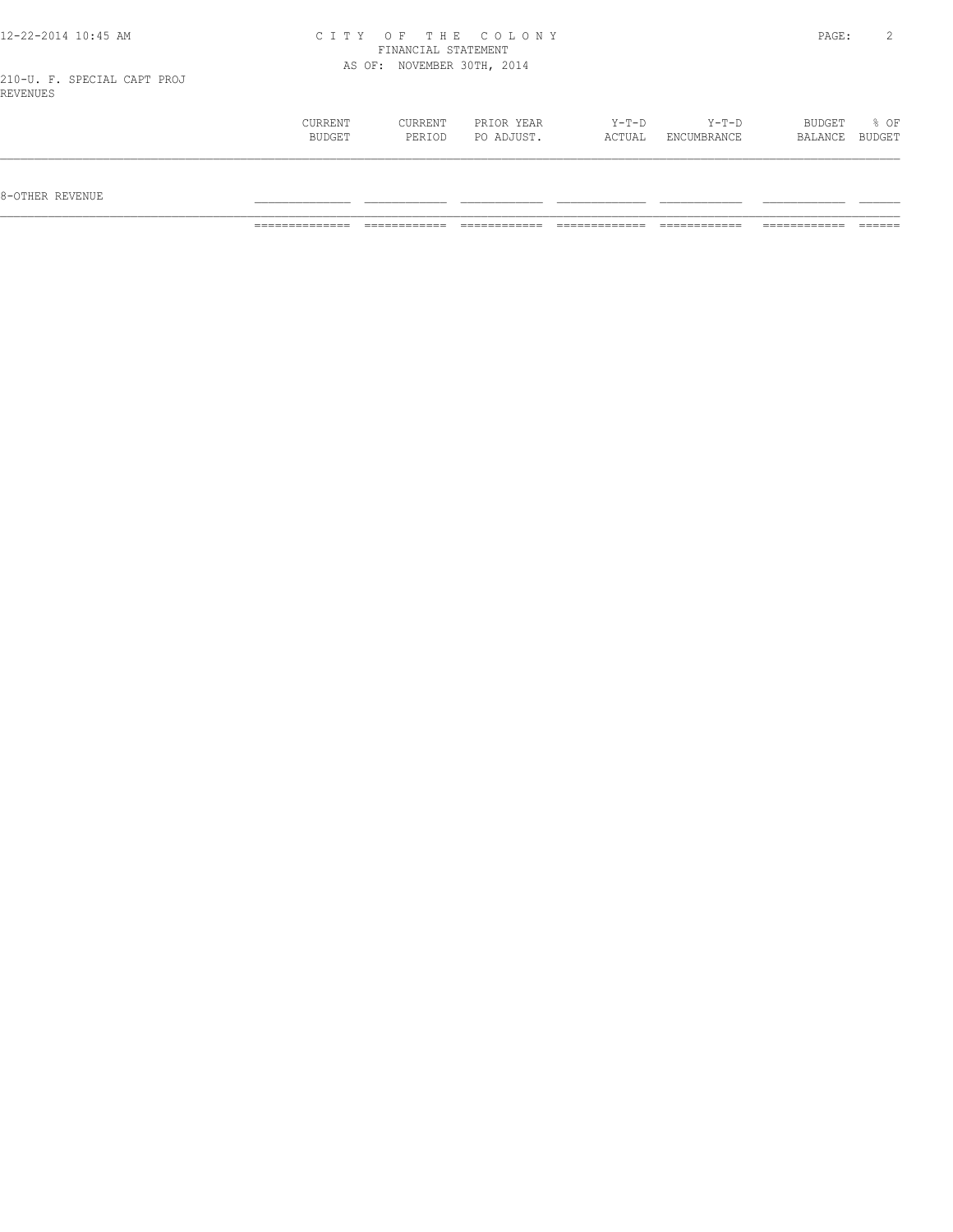CITY OF THE COLONY
FINANCIAL STATEMENT
AS OF: NOVEMBER 30TH, 2014

210-U. F. SPECIAL CAPT PROJ
REVENUES

| | CURRENT BUDGET | CURRENT PERIOD | PRIOR YEAR PO ADJUST. | Y-T-D ACTUAL | Y-T-D ENCUMBRANCE | BUDGET BALANCE | % OF BUDGET |
|---|---|---|---|---|---|---|---|
| 8-OTHER REVENUE | | | | | | | |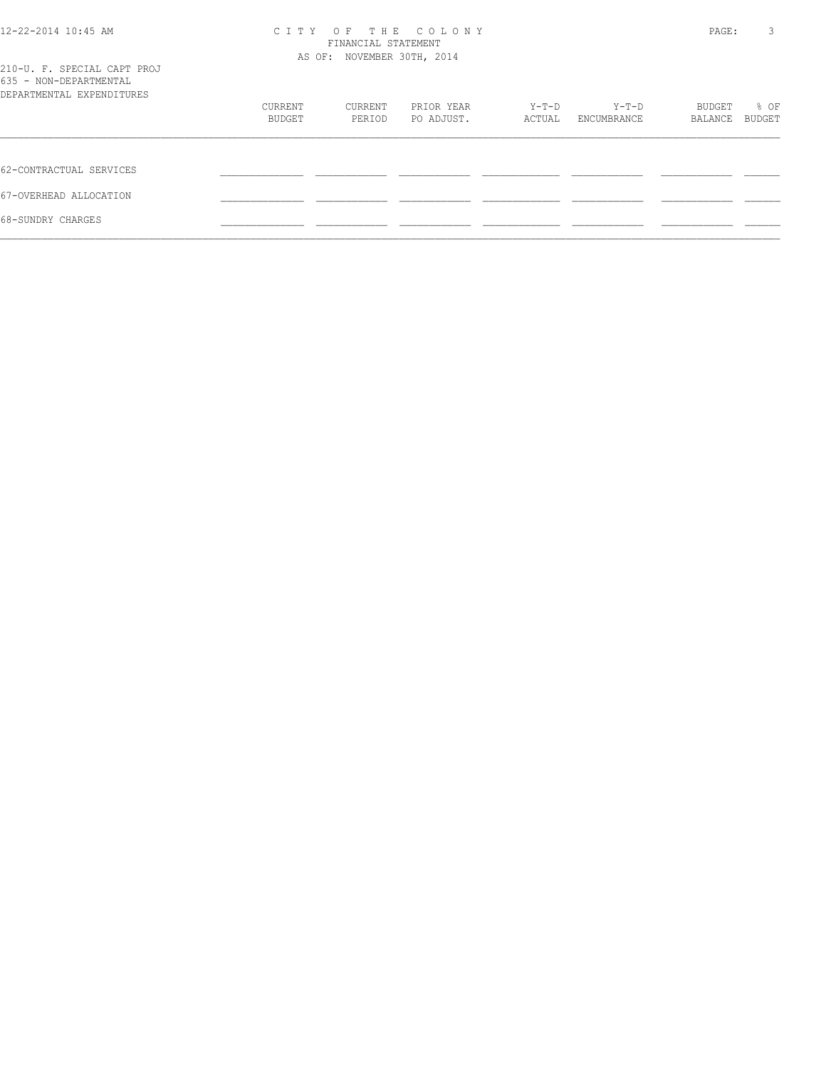210-U. F. SPECIAL CAPT PROJ
635 - NON-DEPARTMENTAL
DEPARTMENTAL EXPENDITURES

| | CURRENT BUDGET | CURRENT PERIOD | PRIOR YEAR PO ADJUST. | Y-T-D ACTUAL | Y-T-D ENCUMBRANCE | BUDGET BALANCE | % OF BUDGET |
|---|---|---|---|---|---|---|---|
| 62-CONTRACTUAL SERVICES | | | | | | | |
| 67-OVERHEAD ALLOCATION | | | | | | | |
| 68-SUNDRY CHARGES | | | | | | | |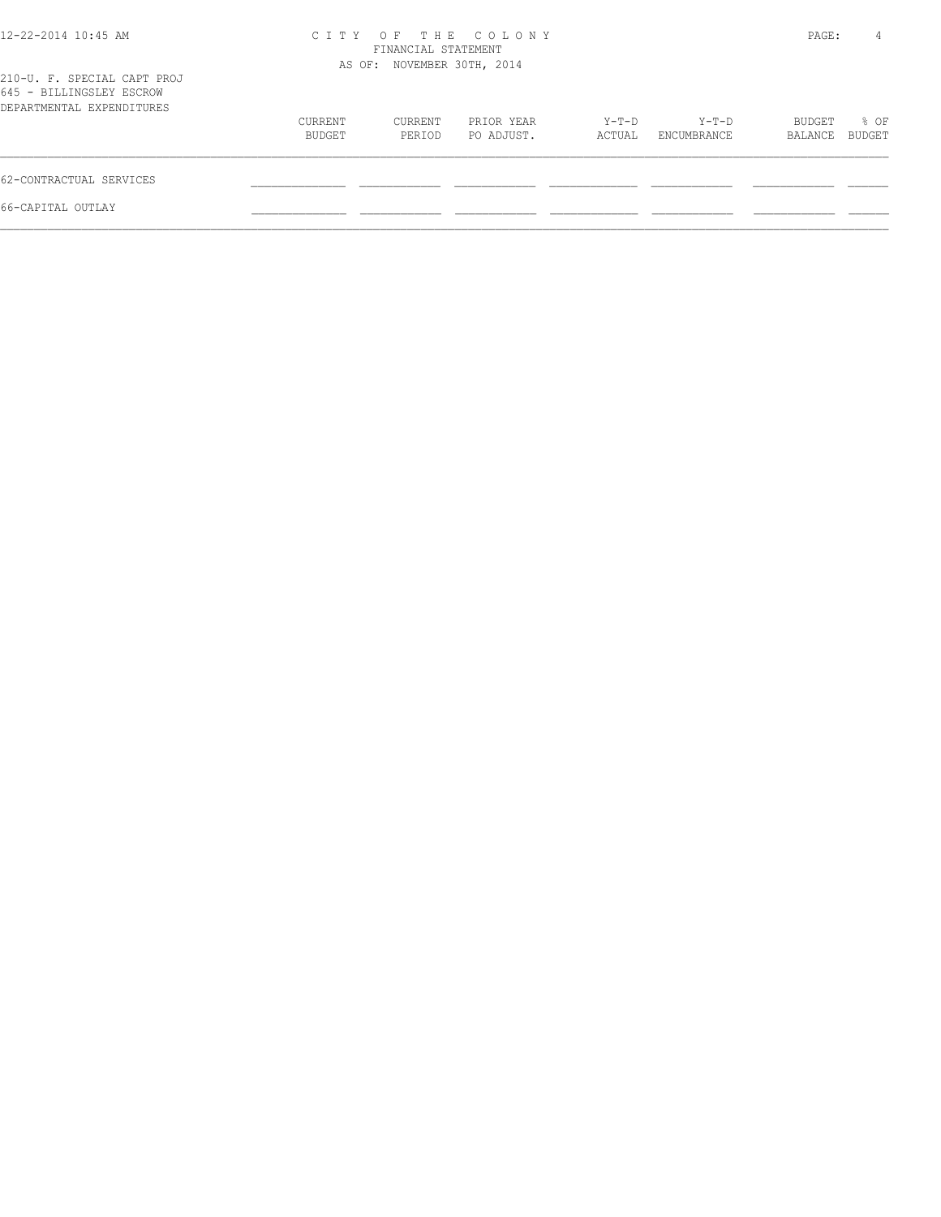CITY OF THE COLONY
FINANCIAL STATEMENT
AS OF: NOVEMBER 30TH, 2014

210-U. F. SPECIAL CAPT PROJ
645 - BILLINGSLEY ESCROW
DEPARTMENTAL EXPENDITURES

| | CURRENT BUDGET | CURRENT PERIOD | PRIOR YEAR PO ADJUST. | Y-T-D ACTUAL | Y-T-D ENCUMBRANCE | BUDGET BALANCE | % OF BUDGET |
|---|---|---|---|---|---|---|---|
| 62-CONTRACTUAL SERVICES | | | | | | | |
| 66-CAPITAL OUTLAY | | | | | | | |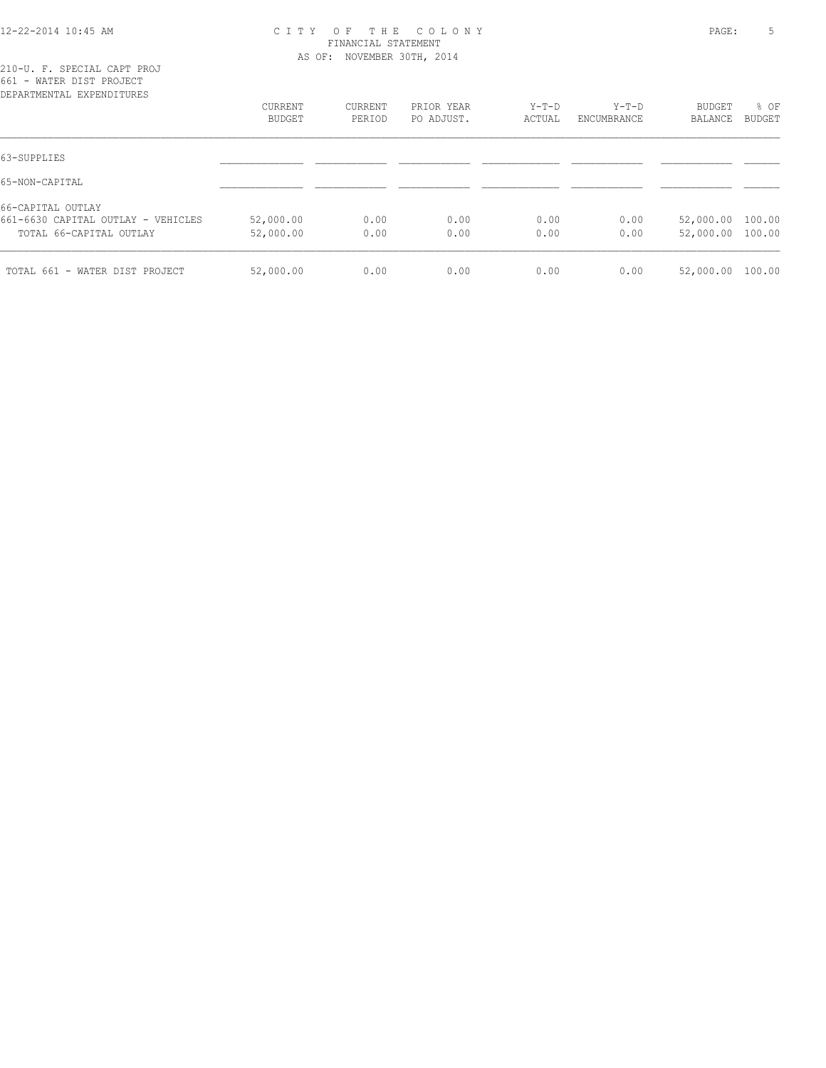CITY OF THE COLONY
FINANCIAL STATEMENT
AS OF: NOVEMBER 30TH, 2014

210-U. F. SPECIAL CAPT PROJ
661 - WATER DIST PROJECT
DEPARTMENTAL EXPENDITURES

| | CURRENT BUDGET | CURRENT PERIOD | PRIOR YEAR PO ADJUST. | Y-T-D ACTUAL | Y-T-D ENCUMBRANCE | BUDGET BALANCE | % OF BUDGET |
|---|---|---|---|---|---|---|---|
| 63-SUPPLIES | | | | | | | |
| 65-NON-CAPITAL | | | | | | | |
| 66-CAPITAL OUTLAY | | | | | | | |
| 661-6630 CAPITAL OUTLAY - VEHICLES | 52,000.00 | 0.00 | 0.00 | 0.00 | 0.00 | 52,000.00 | 100.00 |
| TOTAL 66-CAPITAL OUTLAY | 52,000.00 | 0.00 | 0.00 | 0.00 | 0.00 | 52,000.00 | 100.00 |
| TOTAL 661 - WATER DIST PROJECT | 52,000.00 | 0.00 | 0.00 | 0.00 | 0.00 | 52,000.00 | 100.00 |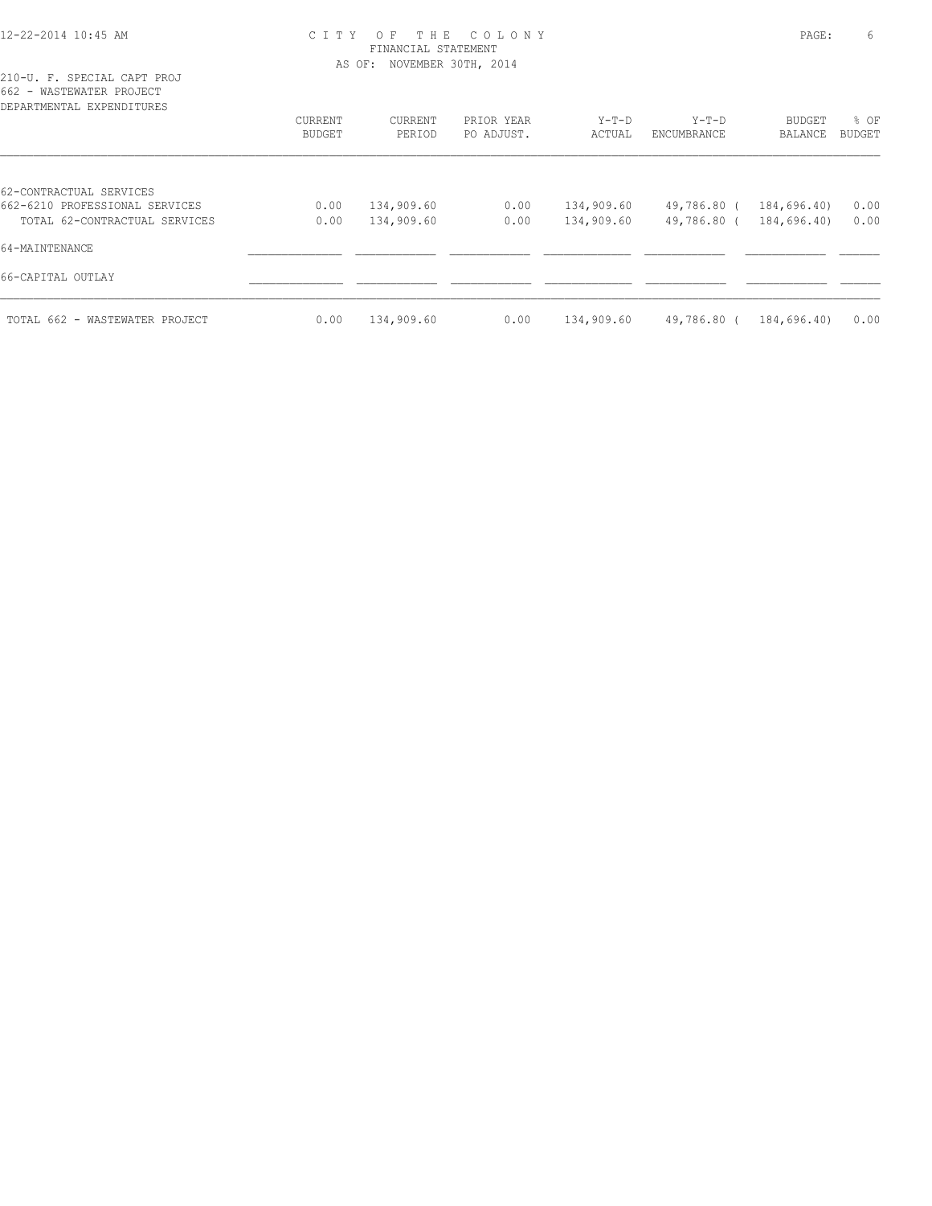CITY OF THE COLONY
FINANCIAL STATEMENT
AS OF: NOVEMBER 30TH, 2014

210-U. F. SPECIAL CAPT PROJ
662 - WASTEWATER PROJECT
DEPARTMENTAL EXPENDITURES

| | CURRENT BUDGET | CURRENT PERIOD | PRIOR YEAR PO ADJUST. | Y-T-D ACTUAL | Y-T-D ENCUMBRANCE | BUDGET BALANCE | % OF BUDGET |
|---|---|---|---|---|---|---|---|
| 62-CONTRACTUAL SERVICES | | | | | | | |
| 662-6210 PROFESSIONAL SERVICES | 0.00 | 134,909.60 | 0.00 | 134,909.60 | 49,786.80 | ( 184,696.40) | 0.00 |
| TOTAL 62-CONTRACTUAL SERVICES | 0.00 | 134,909.60 | 0.00 | 134,909.60 | 49,786.80 | ( 184,696.40) | 0.00 |
| 64-MAINTENANCE | | | | | | | |
| 66-CAPITAL OUTLAY | | | | | | | |
| TOTAL 662 - WASTEWATER PROJECT | 0.00 | 134,909.60 | 0.00 | 134,909.60 | 49,786.80 | ( 184,696.40) | 0.00 |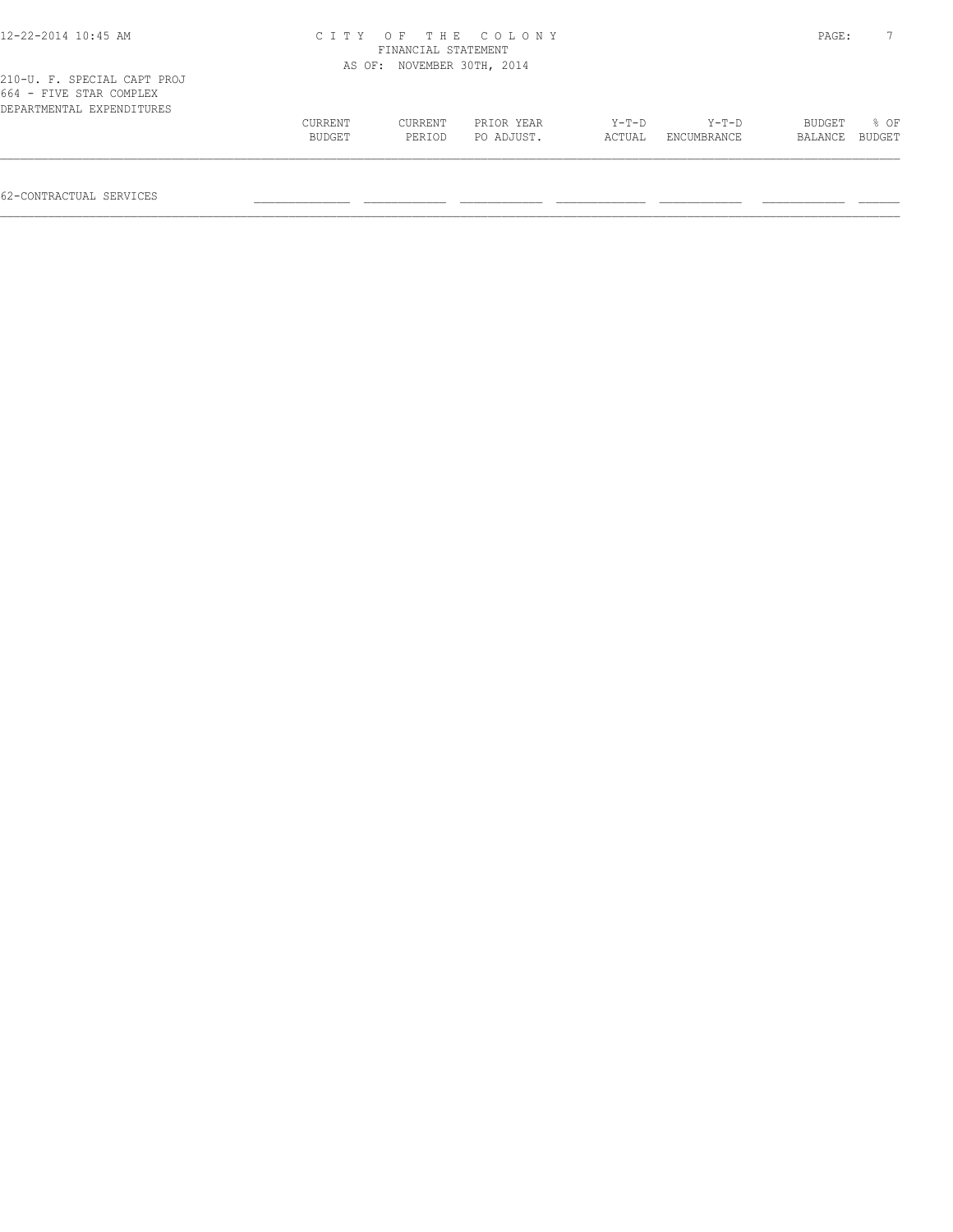210-U. F. SPECIAL CAPT PROJ
664 - FIVE STAR COMPLEX
DEPARTMENTAL EXPENDITURES

| | CURRENT BUDGET | CURRENT PERIOD | PRIOR YEAR PO ADJUST. | Y-T-D ACTUAL | Y-T-D ENCUMBRANCE | BUDGET BALANCE | % OF BUDGET |
|---|---|---|---|---|---|---|---|
| 62-CONTRACTUAL SERVICES | | | | | | | |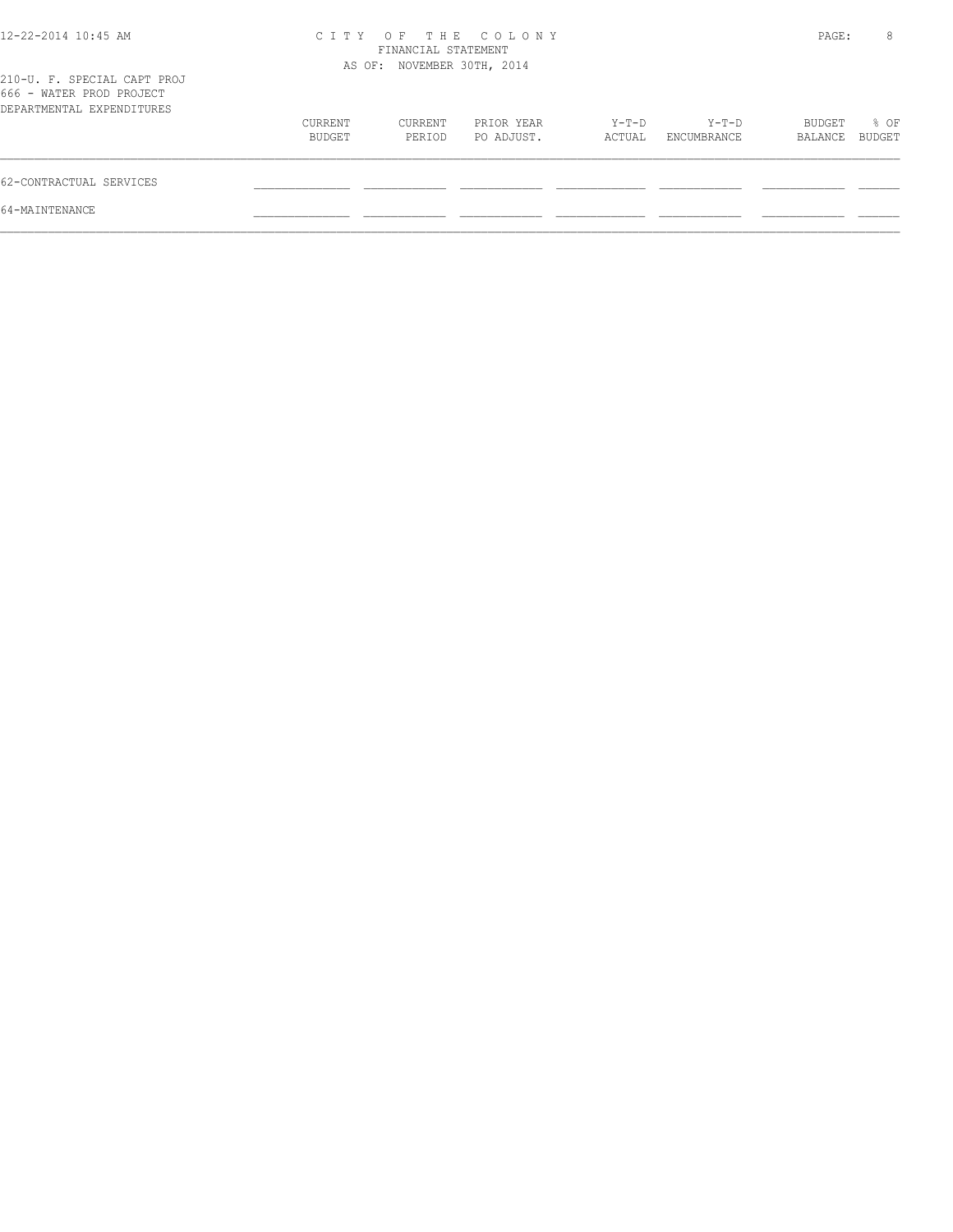CITY OF THE COLONY
FINANCIAL STATEMENT
AS OF: NOVEMBER 30TH, 2014

210-U. F. SPECIAL CAPT PROJ
666 - WATER PROD PROJECT
DEPARTMENTAL EXPENDITURES

| | CURRENT BUDGET | CURRENT PERIOD | PRIOR YEAR PO ADJUST. | Y-T-D ACTUAL | Y-T-D ENCUMBRANCE | BUDGET BALANCE | % OF BUDGET |
|---|---|---|---|---|---|---|---|
| 62-CONTRACTUAL SERVICES | | | | | | | |
| 64-MAINTENANCE | | | | | | | |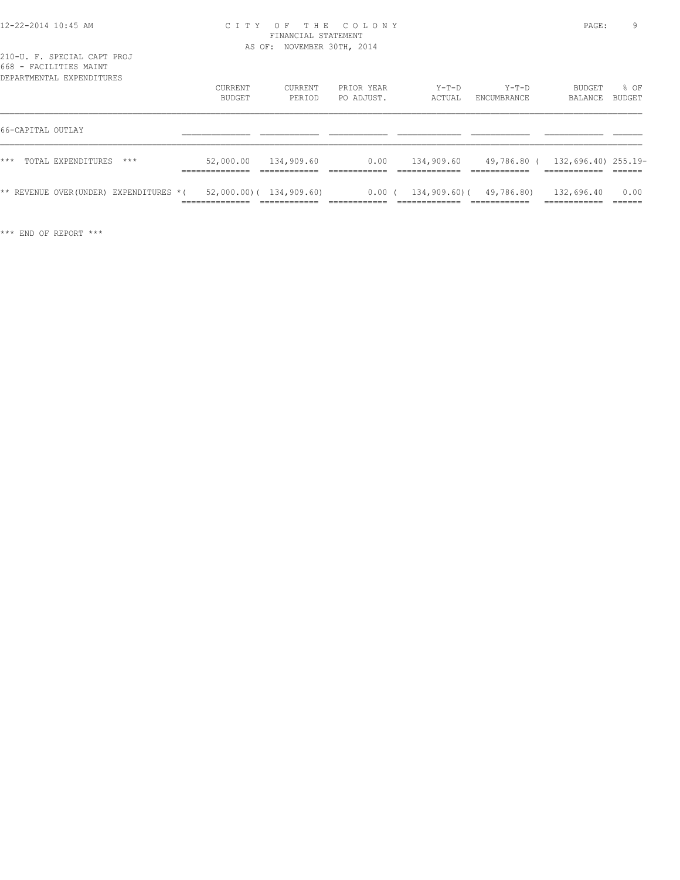CITY OF THE COLONY
FINANCIAL STATEMENT
AS OF: NOVEMBER 30TH, 2014

210-U. F. SPECIAL CAPT PROJ
668 - FACILITIES MAINT
DEPARTMENTAL EXPENDITURES

| | CURRENT BUDGET | CURRENT PERIOD | PRIOR YEAR PO ADJUST. | Y-T-D ACTUAL | Y-T-D ENCUMBRANCE | BUDGET BALANCE | % OF BUDGET |
|---|---|---|---|---|---|---|---|
| 66-CAPITAL OUTLAY | | | | | | | |
| *** TOTAL EXPENDITURES *** | 52,000.00 | 134,909.60 | 0.00 | 134,909.60 | 49,786.80 | ( 132,696.40) | 255.19- |
| ** REVENUE OVER(UNDER) EXPENDITURES * | ( 52,000.00) | ( 134,909.60) | 0.00 | ( 134,909.60) | ( 49,786.80) | 132,696.40 | 0.00 |

*** END OF REPORT ***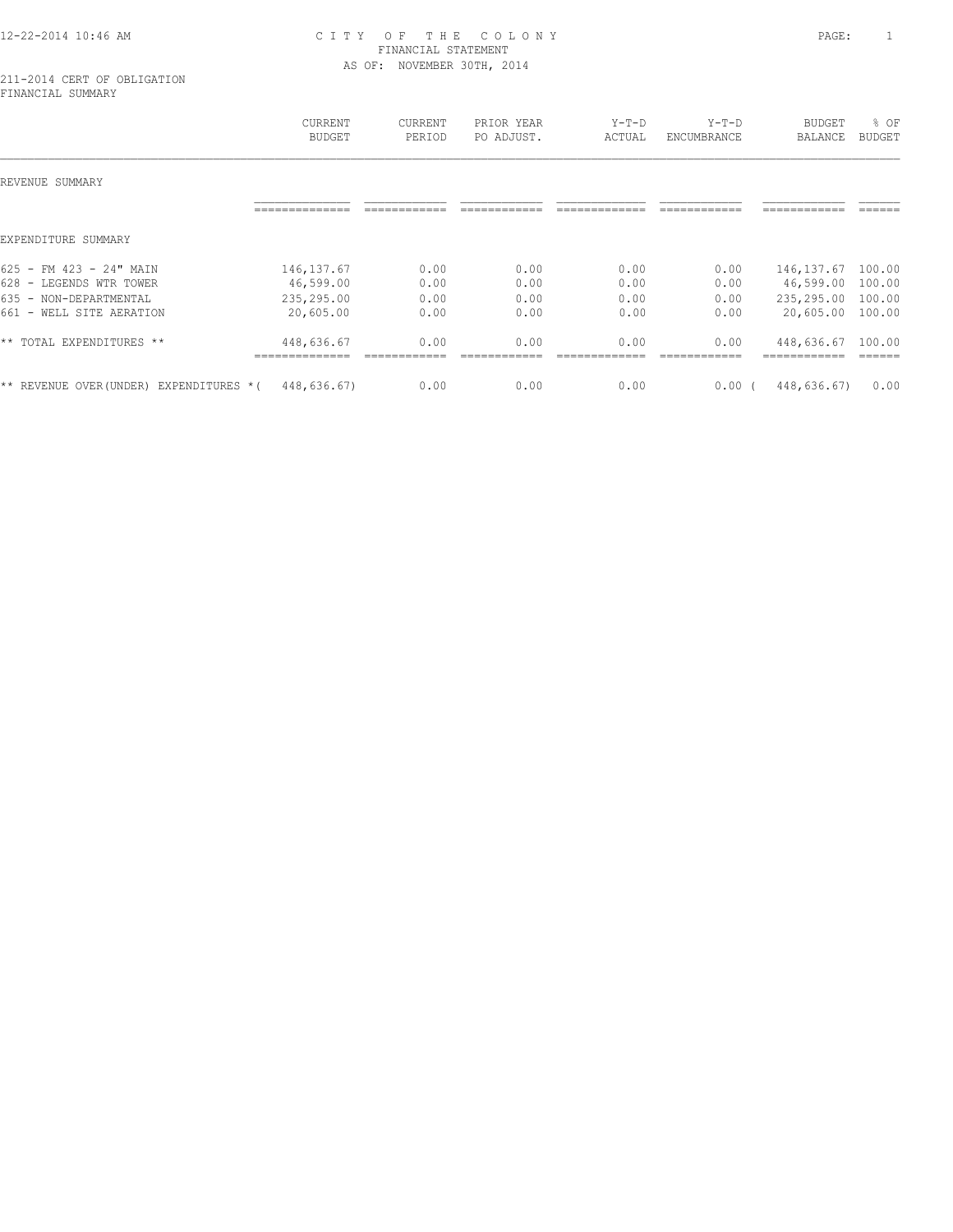# CITY OF THE COLONY
## FINANCIAL STATEMENT
### AS OF: NOVEMBER 30TH, 2014

211-2014 CERT OF OBLIGATION
FINANCIAL SUMMARY

| | CURRENT BUDGET | CURRENT PERIOD | PRIOR YEAR PO ADJUST. | Y-T-D ACTUAL | Y-T-D ENCUMBRANCE | BUDGET BALANCE | % OF BUDGET |
|---|---|---|---|---|---|---|---|
| REVENUE SUMMARY | | | | | | | |
| EXPENDITURE SUMMARY | | | | | | | |
| 625 - FM 423 - 24" MAIN | 146,137.67 | 0.00 | 0.00 | 0.00 | 0.00 | 146,137.67 | 100.00 |
| 628 - LEGENDS WTR TOWER | 46,599.00 | 0.00 | 0.00 | 0.00 | 0.00 | 46,599.00 | 100.00 |
| 635 - NON-DEPARTMENTAL | 235,295.00 | 0.00 | 0.00 | 0.00 | 0.00 | 235,295.00 | 100.00 |
| 661 - WELL SITE AERATION | 20,605.00 | 0.00 | 0.00 | 0.00 | 0.00 | 20,605.00 | 100.00 |
| ** TOTAL EXPENDITURES ** | 448,636.67 | 0.00 | 0.00 | 0.00 | 0.00 | 448,636.67 | 100.00 |
| ** REVENUE OVER(UNDER) EXPENDITURES * | ( 448,636.67) | 0.00 | 0.00 | 0.00 | 0.00 | ( 448,636.67) | 0.00 |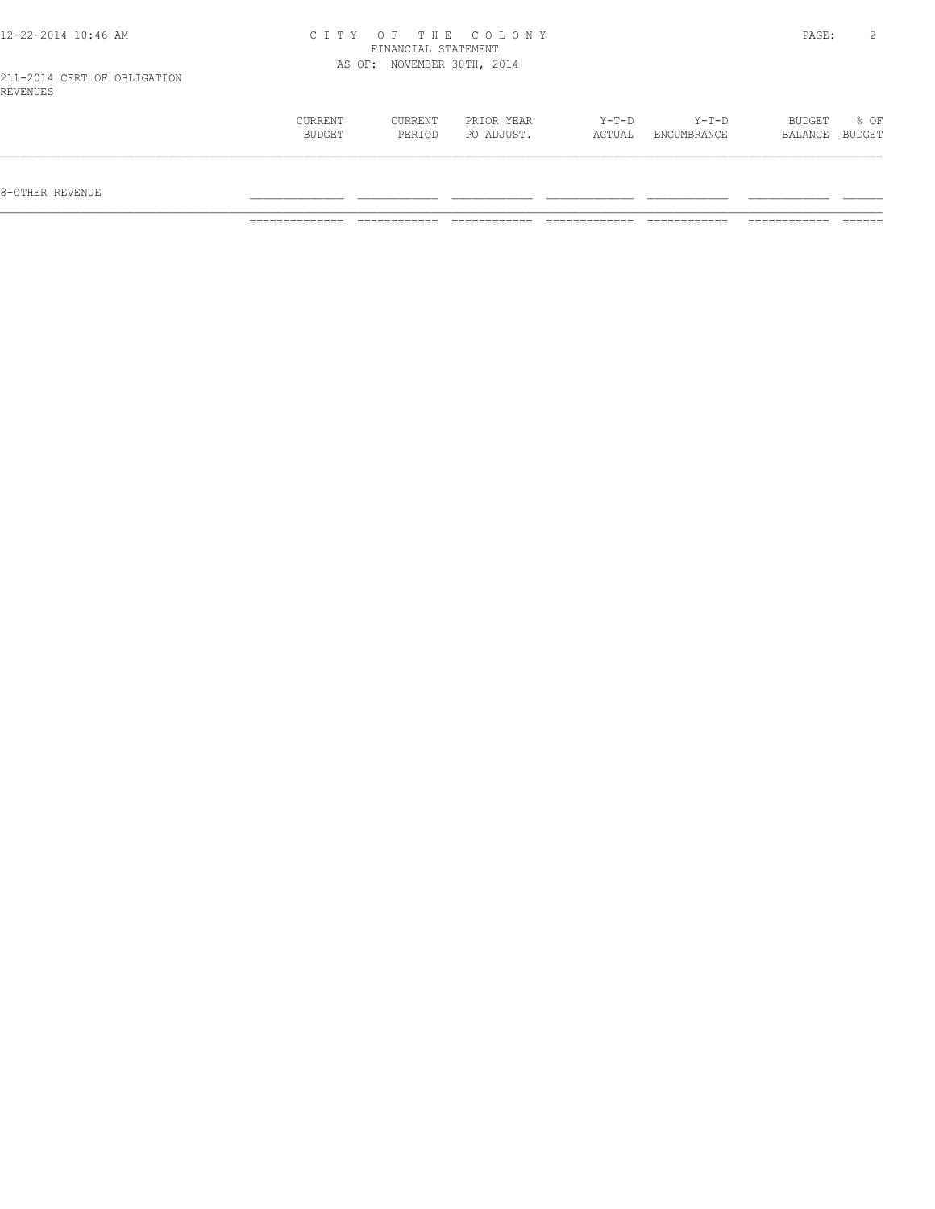211-2014 CERT OF OBLIGATION
REVENUES

|  | CURRENT BUDGET | CURRENT PERIOD | PRIOR YEAR PO ADJUST. | Y-T-D ACTUAL | Y-T-D ENCUMBRANCE | BUDGET BALANCE | % OF BUDGET |
|---|---|---|---|---|---|---|---|
| 8-OTHER REVENUE |  |  |  |  |  |  |  |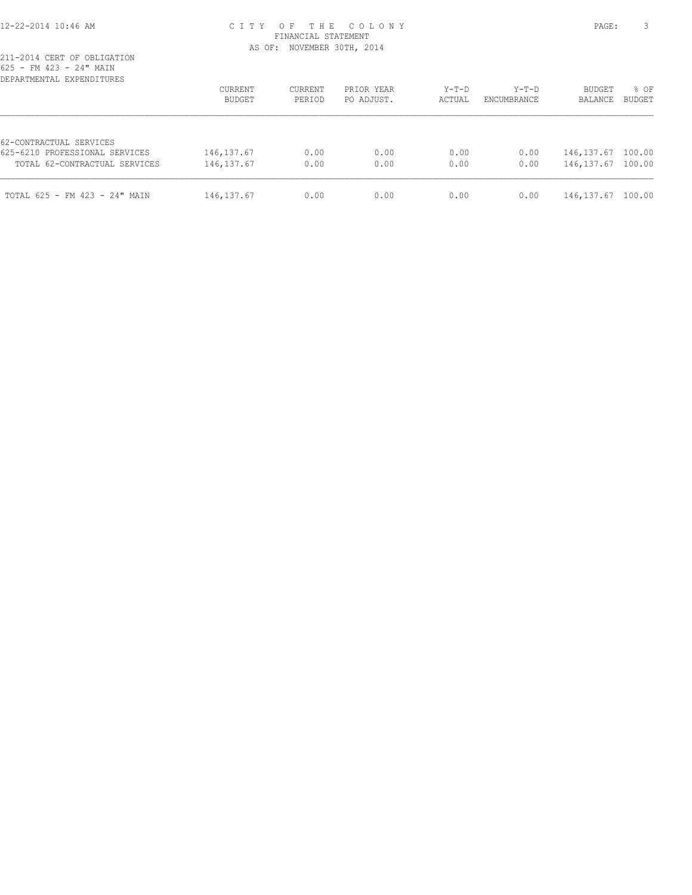211-2014 CERT OF OBLIGATION
625 - FM 423 - 24" MAIN
DEPARTMENTAL EXPENDITURES

| | CURRENT BUDGET | CURRENT PERIOD | PRIOR YEAR PO ADJUST. | Y-T-D ACTUAL | Y-T-D ENCUMBRANCE | BUDGET BALANCE | % OF BUDGET |
|---|---|---|---|---|---|---|---|
| 62-CONTRACTUAL SERVICES | | | | | | | |
| 625-6210 PROFESSIONAL SERVICES | 146,137.67 | 0.00 | 0.00 | 0.00 | 0.00 | 146,137.67 | 100.00 |
| TOTAL 62-CONTRACTUAL SERVICES | 146,137.67 | 0.00 | 0.00 | 0.00 | 0.00 | 146,137.67 | 100.00 |
| TOTAL 625 - FM 423 - 24" MAIN | 146,137.67 | 0.00 | 0.00 | 0.00 | 0.00 | 146,137.67 | 100.00 |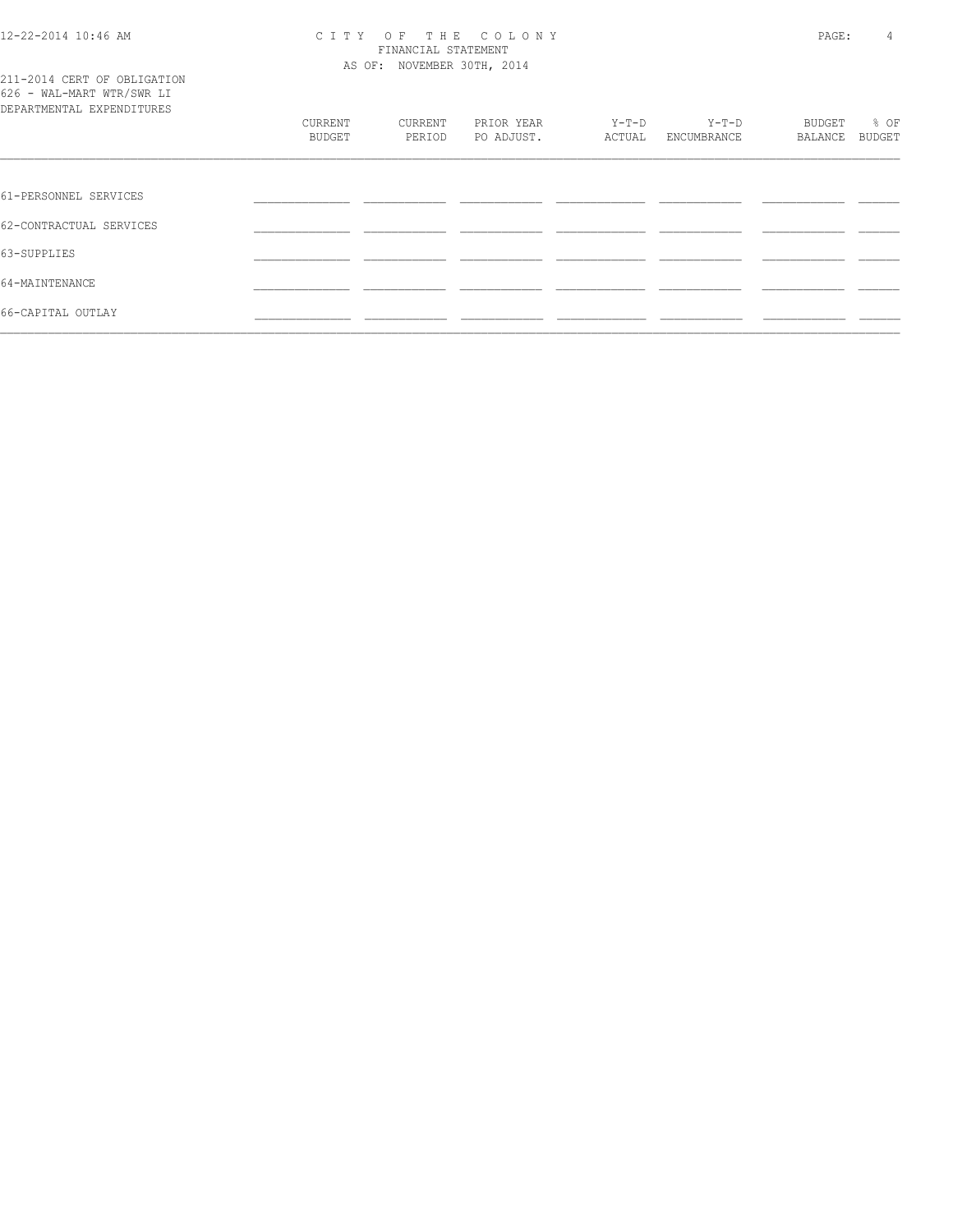# CITY OF THE COLONY
FINANCIAL STATEMENT
AS OF: NOVEMBER 30TH, 2014

211-2014 CERT OF OBLIGATION
626 - WAL-MART WTR/SWR LI
DEPARTMENTAL EXPENDITURES

| | CURRENT BUDGET | CURRENT PERIOD | PRIOR YEAR PO ADJUST. | Y-T-D ACTUAL | Y-T-D ENCUMBRANCE | BUDGET BALANCE | % OF BUDGET |
|---|---|---|---|---|---|---|---|
| 61-PERSONNEL SERVICES | | | | | | | |
| 62-CONTRACTUAL SERVICES | | | | | | | |
| 63-SUPPLIES | | | | | | | |
| 64-MAINTENANCE | | | | | | | |
| 66-CAPITAL OUTLAY | | | | | | | |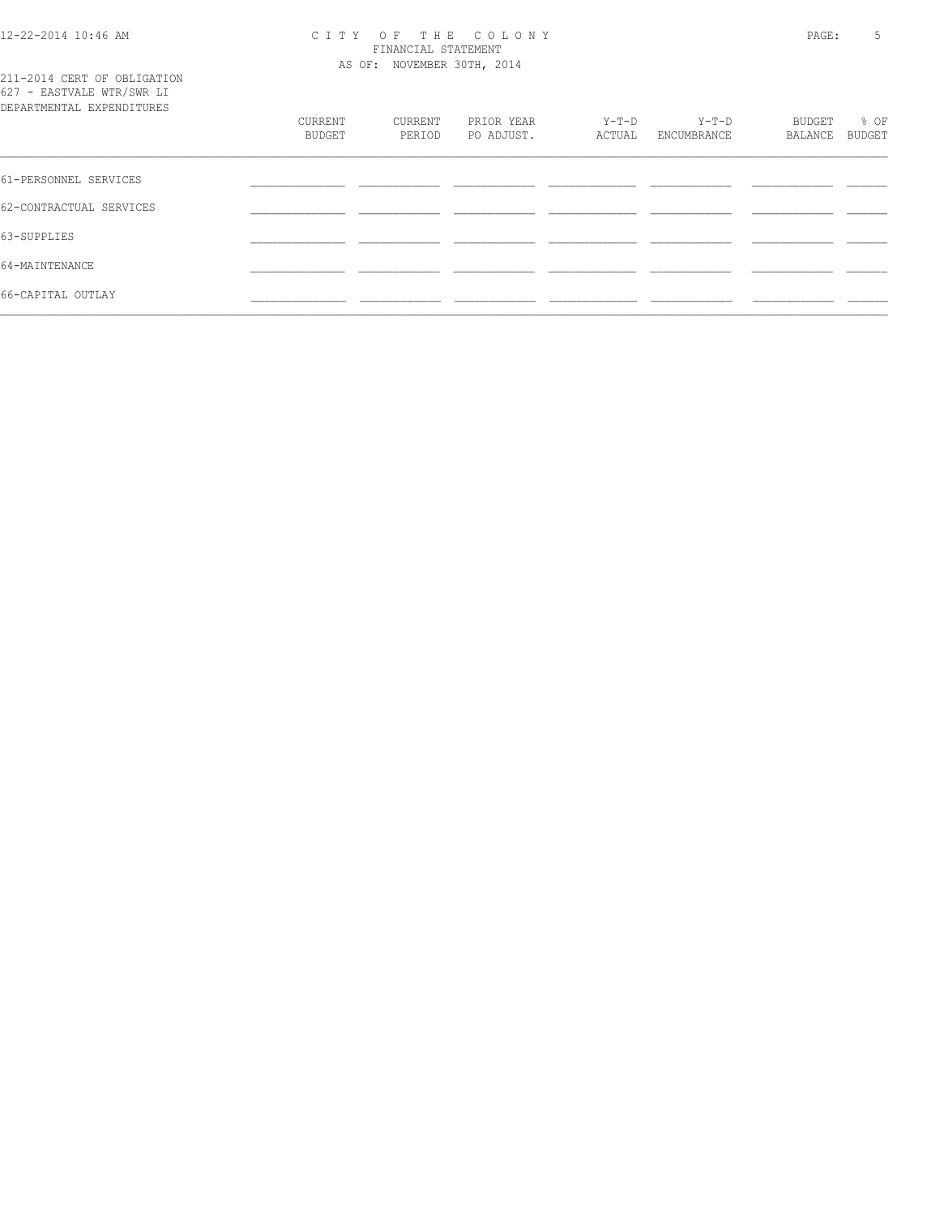CITY OF THE COLONY
FINANCIAL STATEMENT
AS OF: NOVEMBER 30TH, 2014

211-2014 CERT OF OBLIGATION
627 - EASTVALE WTR/SWR LI
DEPARTMENTAL EXPENDITURES

| | CURRENT BUDGET | CURRENT PERIOD | PRIOR YEAR PO ADJUST. | Y-T-D ACTUAL | Y-T-D ENCUMBRANCE | BUDGET BALANCE | % OF BUDGET |
|---|---|---|---|---|---|---|---|
| 61-PERSONNEL SERVICES | | | | | | | |
| 62-CONTRACTUAL SERVICES | | | | | | | |
| 63-SUPPLIES | | | | | | | |
| 64-MAINTENANCE | | | | | | | |
| 66-CAPITAL OUTLAY | | | | | | | |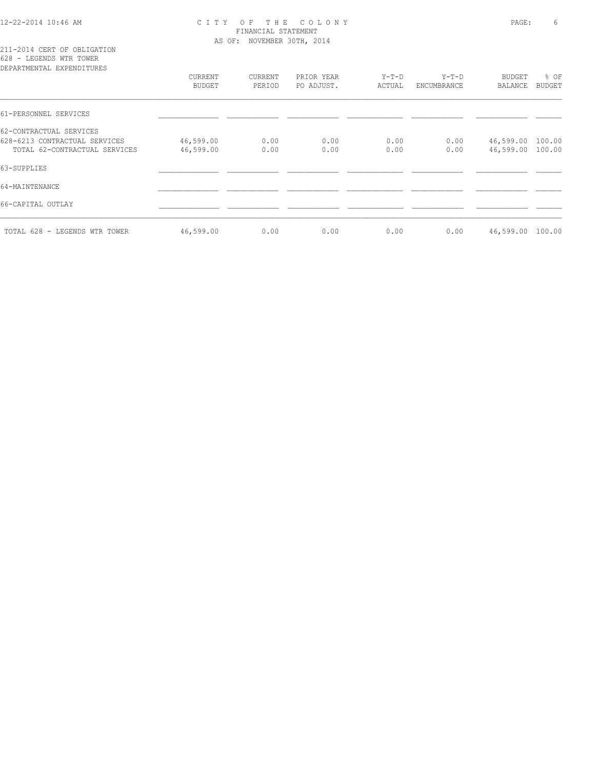CITY OF THE COLONY
FINANCIAL STATEMENT
AS OF: NOVEMBER 30TH, 2014

211-2014 CERT OF OBLIGATION
628 - LEGENDS WTR TOWER
DEPARTMENTAL EXPENDITURES

| | CURRENT BUDGET | CURRENT PERIOD | PRIOR YEAR PO ADJUST. | Y-T-D ACTUAL | Y-T-D ENCUMBRANCE | BUDGET BALANCE | % OF BUDGET |
|---|---|---|---|---|---|---|---|
| 61-PERSONNEL SERVICES | | | | | | | |
| 62-CONTRACTUAL SERVICES | | | | | | | |
| 628-6213 CONTRACTUAL SERVICES | 46,599.00 | 0.00 | 0.00 | 0.00 | 0.00 | 46,599.00 | 100.00 |
| TOTAL 62-CONTRACTUAL SERVICES | 46,599.00 | 0.00 | 0.00 | 0.00 | 0.00 | 46,599.00 | 100.00 |
| 63-SUPPLIES | | | | | | | |
| 64-MAINTENANCE | | | | | | | |
| 66-CAPITAL OUTLAY | | | | | | | |
| TOTAL 628 - LEGENDS WTR TOWER | 46,599.00 | 0.00 | 0.00 | 0.00 | 0.00 | 46,599.00 | 100.00 |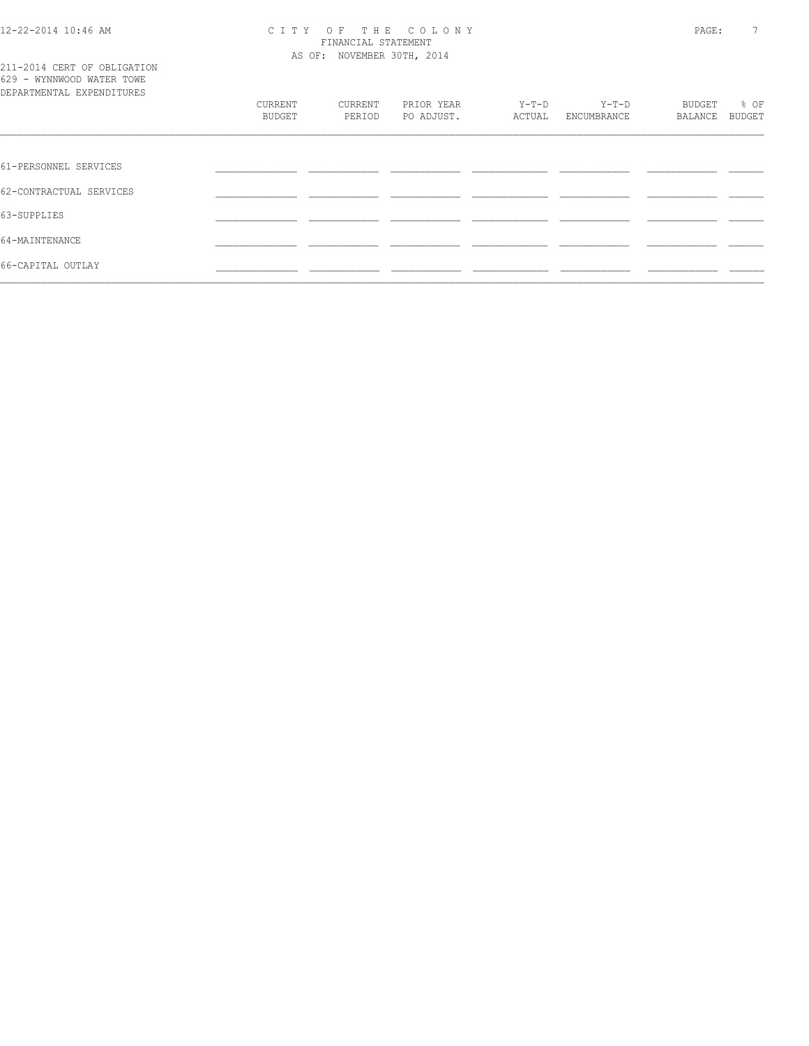211-2014 CERT OF OBLIGATION
629 - WYNNWOOD WATER TOWE
DEPARTMENTAL EXPENDITURES

| | CURRENT BUDGET | CURRENT PERIOD | PRIOR YEAR PO ADJUST. | Y-T-D ACTUAL | Y-T-D ENCUMBRANCE | BUDGET BALANCE | % OF BUDGET |
|---|---|---|---|---|---|---|---|
| 61-PERSONNEL SERVICES | | | | | | | |
| 62-CONTRACTUAL SERVICES | | | | | | | |
| 63-SUPPLIES | | | | | | | |
| 64-MAINTENANCE | | | | | | | |
| 66-CAPITAL OUTLAY | | | | | | | |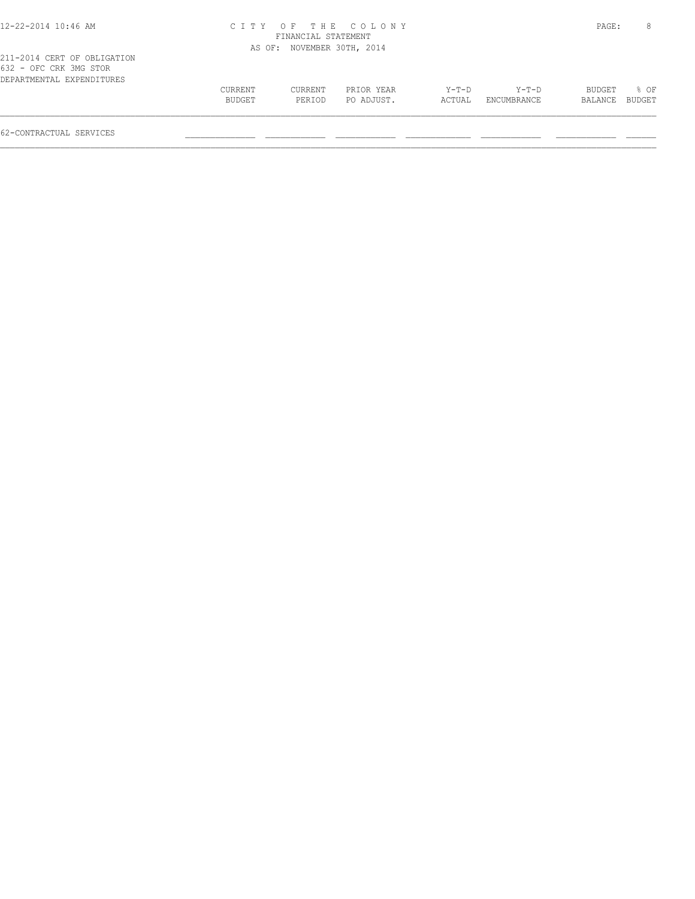CITY OF THE COLONY
FINANCIAL STATEMENT
AS OF: NOVEMBER 30TH, 2014

211-2014 CERT OF OBLIGATION
632 - OFC CRK 3MG STOR
DEPARTMENTAL EXPENDITURES

| | CURRENT BUDGET | CURRENT PERIOD | PRIOR YEAR PO ADJUST. | Y-T-D ACTUAL | Y-T-D ENCUMBRANCE | BUDGET BALANCE | % OF BUDGET |
|---|---|---|---|---|---|---|---|
| 62-CONTRACTUAL SERVICES | | | | | | | |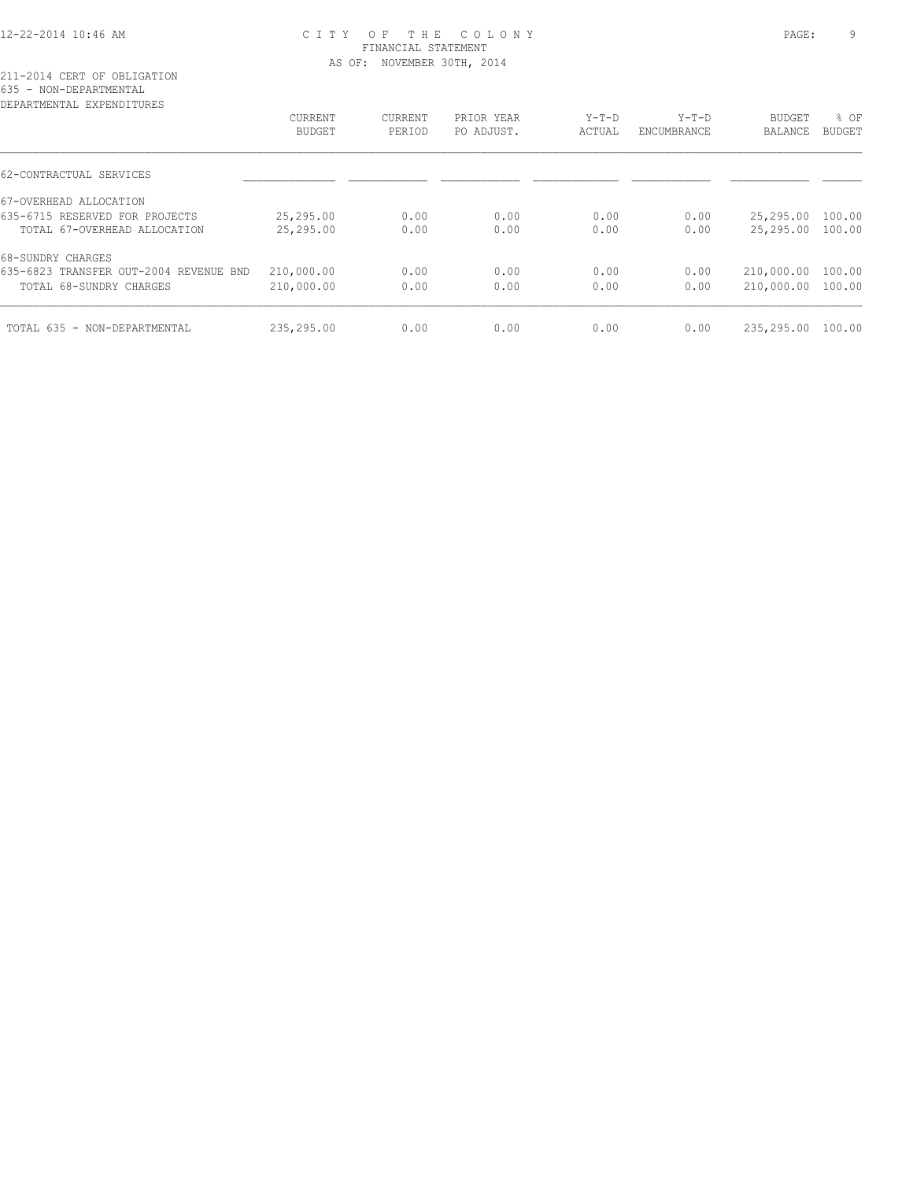CITY OF THE COLONY
FINANCIAL STATEMENT
AS OF: NOVEMBER 30TH, 2014

211-2014 CERT OF OBLIGATION
635 - NON-DEPARTMENTAL
DEPARTMENTAL EXPENDITURES

| | CURRENT BUDGET | CURRENT PERIOD | PRIOR YEAR PO ADJUST. | Y-T-D ACTUAL | Y-T-D ENCUMBRANCE | BUDGET BALANCE | % OF BUDGET |
|---|---|---|---|---|---|---|---|
| 62-CONTRACTUAL SERVICES | | | | | | | |
| 67-OVERHEAD ALLOCATION | | | | | | | |
| 635-6715 RESERVED FOR PROJECTS | 25,295.00 | 0.00 | 0.00 | 0.00 | 0.00 | 25,295.00 | 100.00 |
| TOTAL 67-OVERHEAD ALLOCATION | 25,295.00 | 0.00 | 0.00 | 0.00 | 0.00 | 25,295.00 | 100.00 |
| 68-SUNDRY CHARGES | | | | | | | |
| 635-6823 TRANSFER OUT-2004 REVENUE BND | 210,000.00 | 0.00 | 0.00 | 0.00 | 0.00 | 210,000.00 | 100.00 |
| TOTAL 68-SUNDRY CHARGES | 210,000.00 | 0.00 | 0.00 | 0.00 | 0.00 | 210,000.00 | 100.00 |
| TOTAL 635 - NON-DEPARTMENTAL | 235,295.00 | 0.00 | 0.00 | 0.00 | 0.00 | 235,295.00 | 100.00 |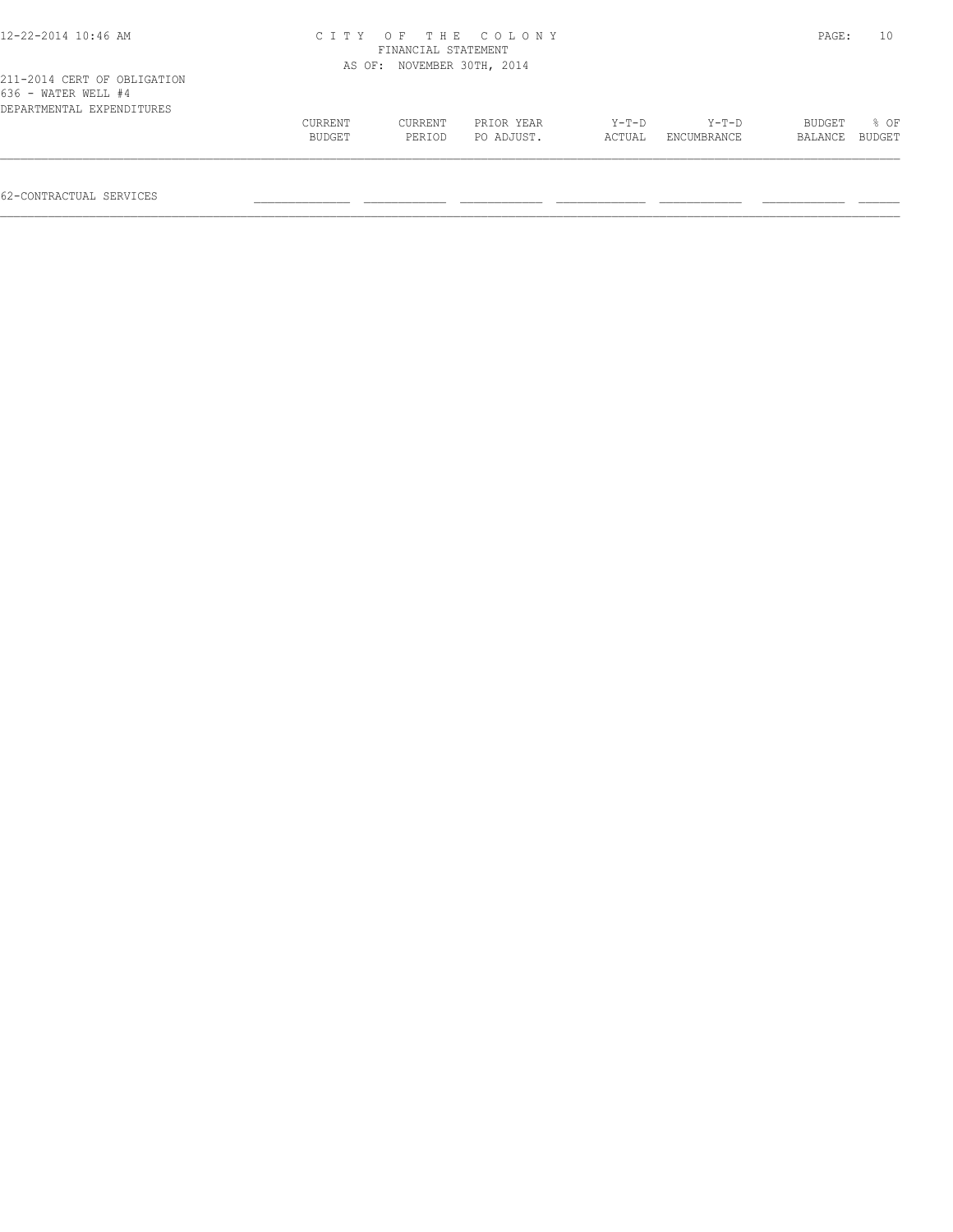CITY OF THE COLONY
FINANCIAL STATEMENT
AS OF: NOVEMBER 30TH, 2014

211-2014 CERT OF OBLIGATION
636 - WATER WELL #4
DEPARTMENTAL EXPENDITURES

| | CURRENT BUDGET | CURRENT PERIOD | PRIOR YEAR PO ADJUST. | Y-T-D ACTUAL | Y-T-D ENCUMBRANCE | BUDGET BALANCE | % OF BUDGET |
|---|---|---|---|---|---|---|---|
| 62-CONTRACTUAL SERVICES | | | | | | | |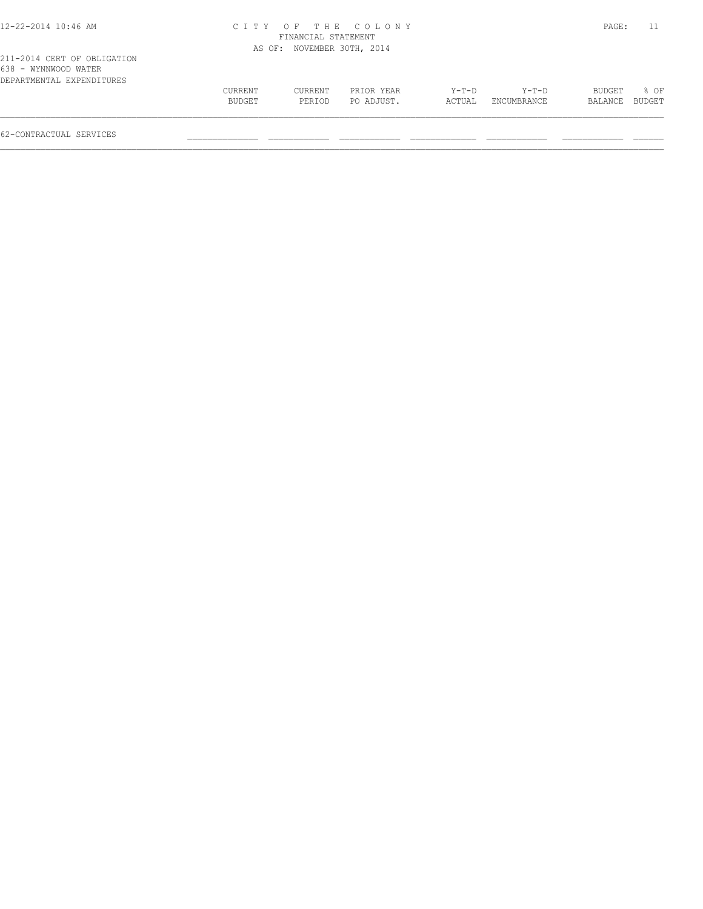211-2014 CERT OF OBLIGATION
638 - WYNNWOOD WATER
DEPARTMENTAL EXPENDITURES

| | CURRENT BUDGET | CURRENT PERIOD | PRIOR YEAR PO ADJUST. | Y-T-D ACTUAL | Y-T-D ENCUMBRANCE | BUDGET BALANCE | % OF BUDGET |
|---|---|---|---|---|---|---|---|
| 62-CONTRACTUAL SERVICES | | | | | | | |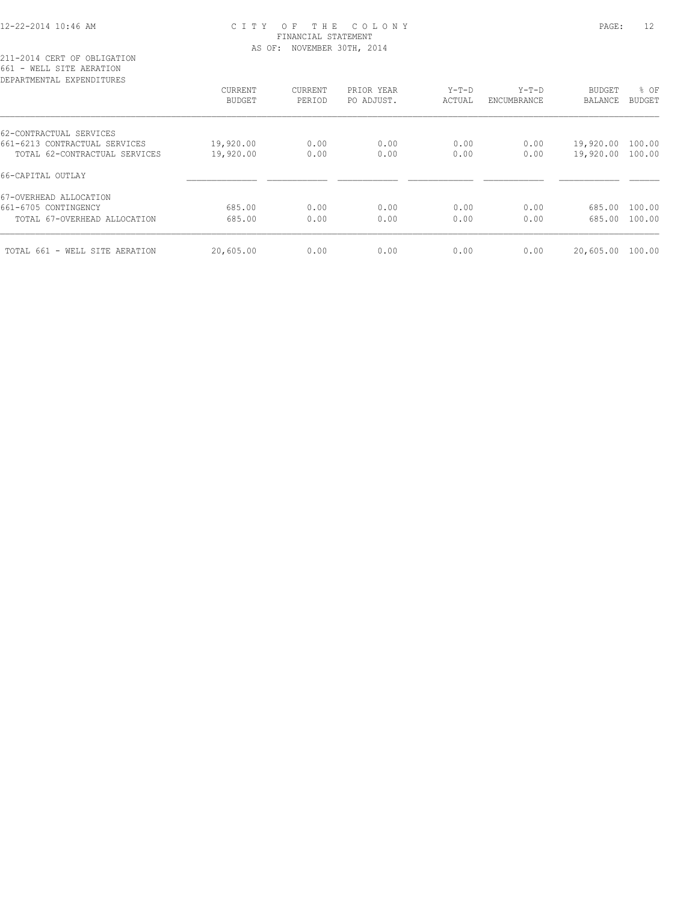CITY OF THE COLONY
FINANCIAL STATEMENT
AS OF: NOVEMBER 30TH, 2014

211-2014 CERT OF OBLIGATION
661 - WELL SITE AERATION
DEPARTMENTAL EXPENDITURES

| | CURRENT BUDGET | CURRENT PERIOD | PRIOR YEAR PO ADJUST. | Y-T-D ACTUAL | Y-T-D ENCUMBRANCE | BUDGET BALANCE | % OF BUDGET |
|---|---|---|---|---|---|---|---|
| 62-CONTRACTUAL SERVICES | | | | | | | |
| 661-6213 CONTRACTUAL SERVICES | 19,920.00 | 0.00 | 0.00 | 0.00 | 0.00 | 19,920.00 | 100.00 |
| TOTAL 62-CONTRACTUAL SERVICES | 19,920.00 | 0.00 | 0.00 | 0.00 | 0.00 | 19,920.00 | 100.00 |
| 66-CAPITAL OUTLAY | | | | | | | |
| 67-OVERHEAD ALLOCATION | | | | | | | |
| 661-6705 CONTINGENCY | 685.00 | 0.00 | 0.00 | 0.00 | 0.00 | 685.00 | 100.00 |
| TOTAL 67-OVERHEAD ALLOCATION | 685.00 | 0.00 | 0.00 | 0.00 | 0.00 | 685.00 | 100.00 |
| TOTAL 661 - WELL SITE AERATION | 20,605.00 | 0.00 | 0.00 | 0.00 | 0.00 | 20,605.00 | 100.00 |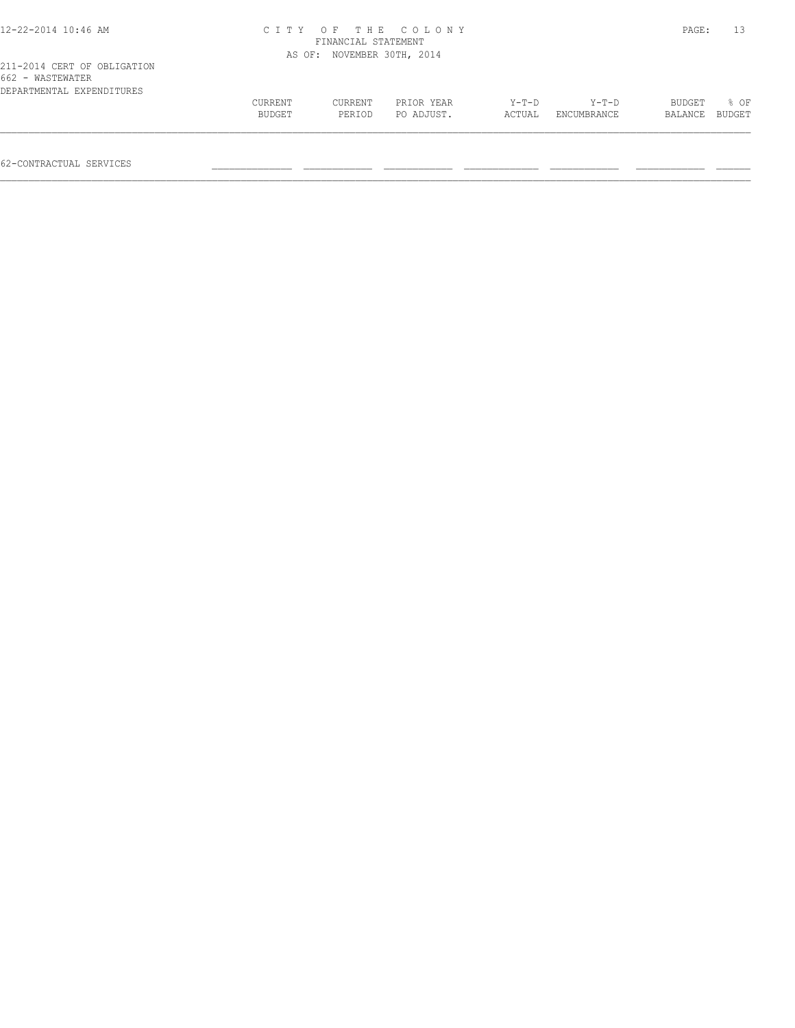CITY OF THE COLONY
FINANCIAL STATEMENT
AS OF: NOVEMBER 30TH, 2014

211-2014 CERT OF OBLIGATION
662 - WASTEWATER
DEPARTMENTAL EXPENDITURES

| | CURRENT BUDGET | CURRENT PERIOD | PRIOR YEAR PO ADJUST. | Y-T-D ACTUAL | Y-T-D ENCUMBRANCE | BUDGET BALANCE | % OF BUDGET |
|---|---|---|---|---|---|---|---|
| 62-CONTRACTUAL SERVICES | | | | | | | |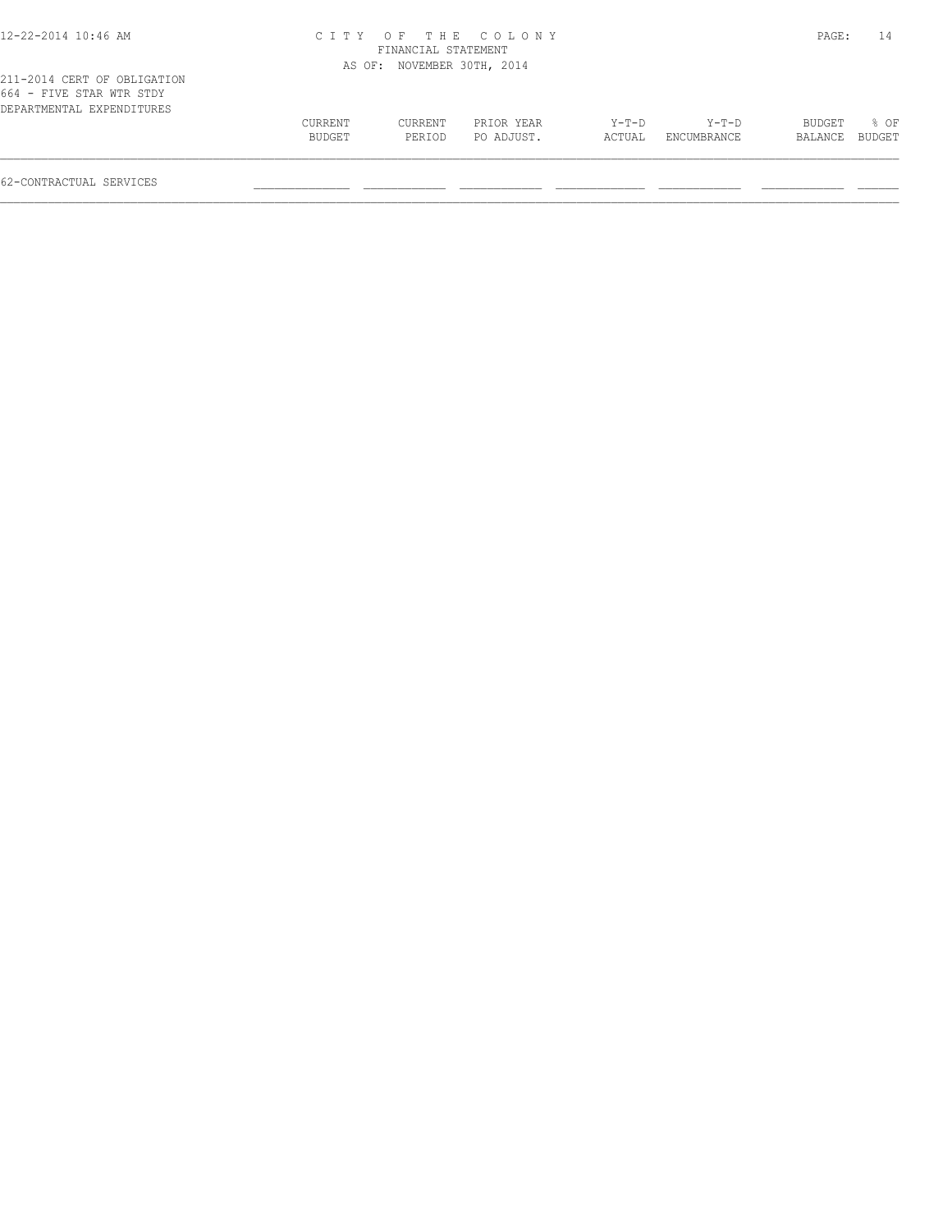C I T Y  O F  T H E  C O L O N Y
FINANCIAL STATEMENT
AS OF: NOVEMBER 30TH, 2014

211-2014 CERT OF OBLIGATION
664 - FIVE STAR WTR STDY
DEPARTMENTAL EXPENDITURES

| | CURRENT BUDGET | CURRENT PERIOD | PRIOR YEAR PO ADJUST. | Y-T-D ACTUAL | Y-T-D ENCUMBRANCE | BUDGET BALANCE | % OF BUDGET |
|---|---|---|---|---|---|---|---|
| 62-CONTRACTUAL SERVICES | | | | | | | |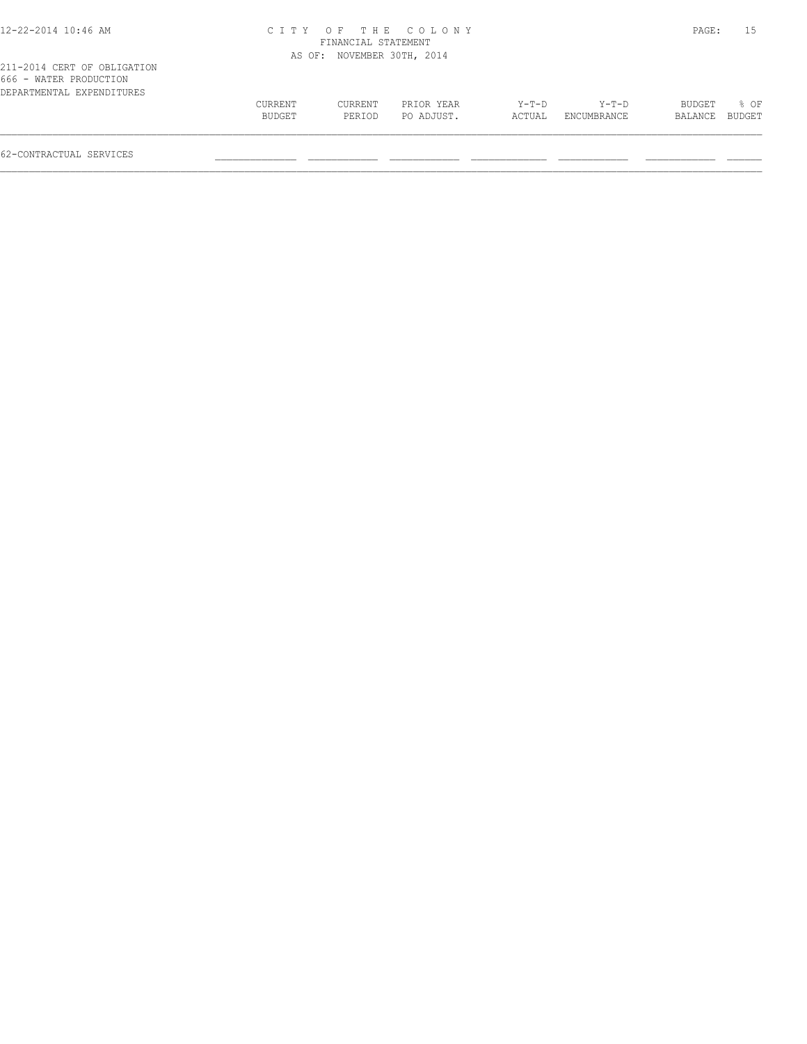211-2014 CERT OF OBLIGATION
666 - WATER PRODUCTION
DEPARTMENTAL EXPENDITURES

| | CURRENT BUDGET | CURRENT PERIOD | PRIOR YEAR PO ADJUST. | Y-T-D ACTUAL | Y-T-D ENCUMBRANCE | BUDGET BALANCE | % OF BUDGET |
|---|---|---|---|---|---|---|---|
| 62-CONTRACTUAL SERVICES | | | | | | | |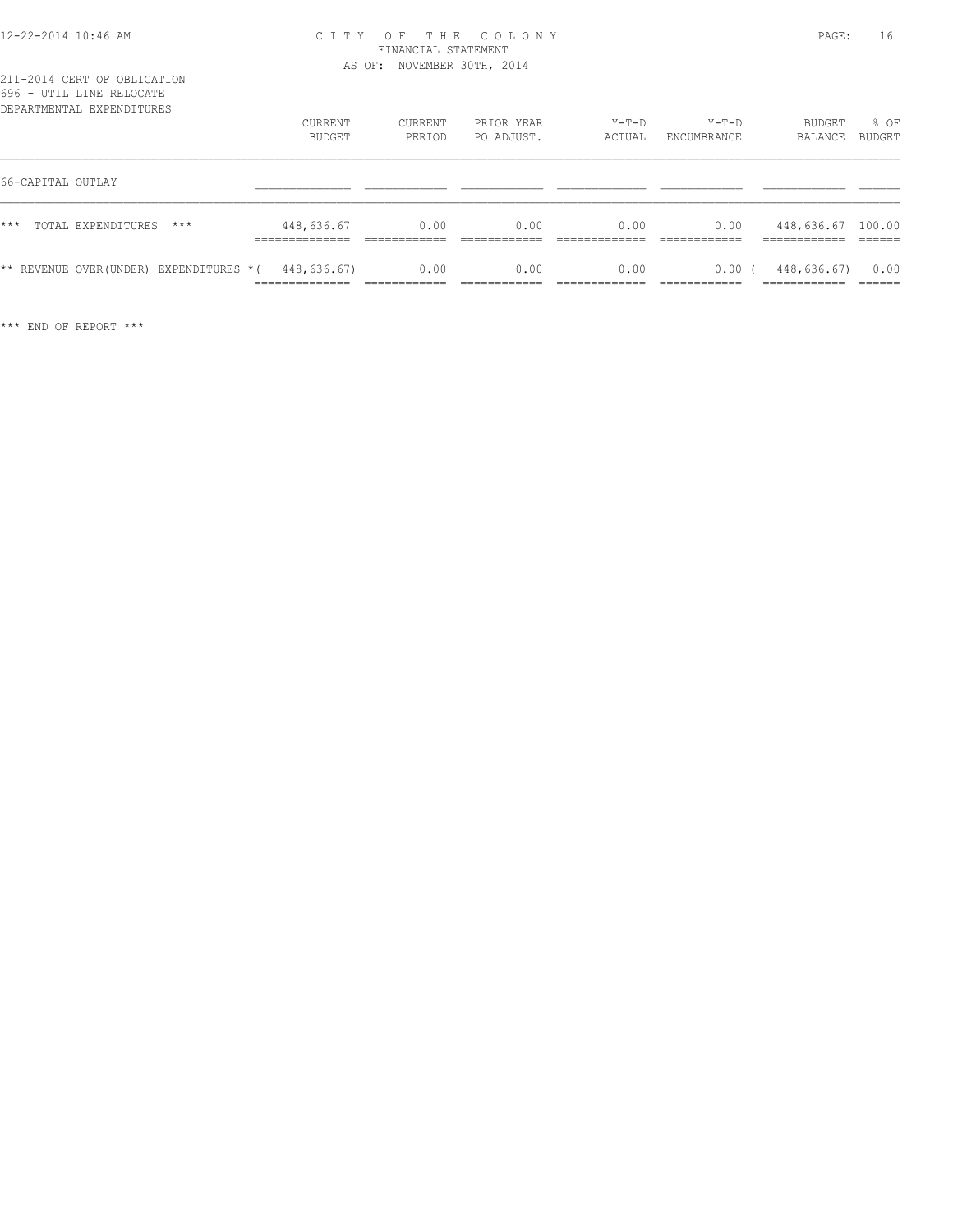CITY OF THE COLONY
FINANCIAL STATEMENT
AS OF: NOVEMBER 30TH, 2014

211-2014 CERT OF OBLIGATION
696 - UTIL LINE RELOCATE
DEPARTMENTAL EXPENDITURES

| | CURRENT BUDGET | CURRENT PERIOD | PRIOR YEAR PO ADJUST. | Y-T-D ACTUAL | Y-T-D ENCUMBRANCE | BUDGET BALANCE | % OF BUDGET |
|---|---|---|---|---|---|---|---|
| 66-CAPITAL OUTLAY | | | | | | | |
| *** TOTAL EXPENDITURES *** | 448,636.67 | 0.00 | 0.00 | 0.00 | 0.00 | 448,636.67 | 100.00 |
| ** REVENUE OVER(UNDER) EXPENDITURES * | ( 448,636.67) | 0.00 | 0.00 | 0.00 | 0.00 | ( 448,636.67) | 0.00 |

*** END OF REPORT ***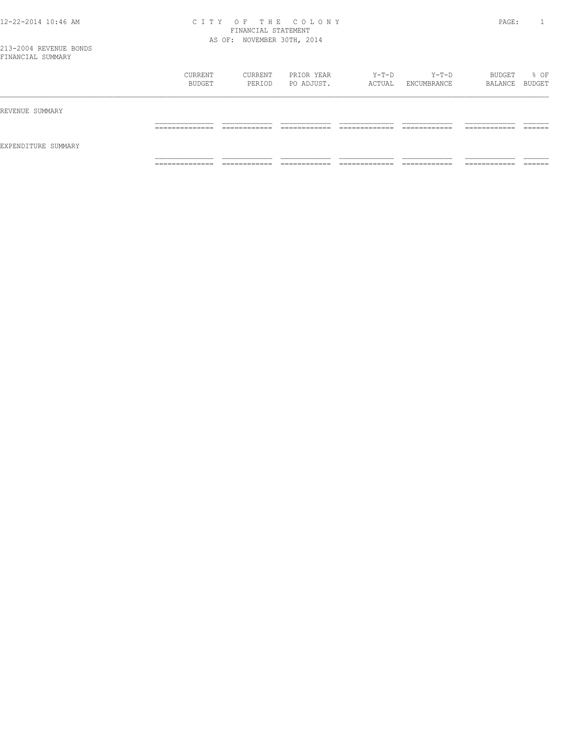# CITY OF THE COLONY
FINANCIAL STATEMENT
AS OF: NOVEMBER 30TH, 2014

213-2004 REVENUE BONDS
FINANCIAL SUMMARY

| | CURRENT BUDGET | CURRENT PERIOD | PRIOR YEAR PO ADJUST. | Y-T-D ACTUAL | Y-T-D ENCUMBRANCE | BUDGET BALANCE | % OF BUDGET |
|---|---|---|---|---|---|---|---|
| REVENUE SUMMARY | | | | | | | |
| EXPENDITURE SUMMARY | | | | | | | |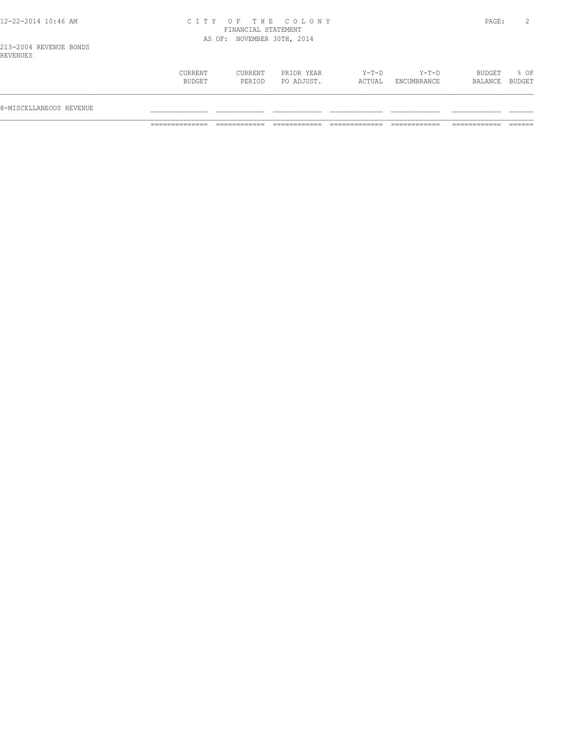213-2004 REVENUE BONDS
REVENUES

| | CURRENT BUDGET | CURRENT PERIOD | PRIOR YEAR PO ADJUST. | Y-T-D ACTUAL | Y-T-D ENCUMBRANCE | BUDGET BALANCE | % OF BUDGET |
|---|---|---|---|---|---|---|---|
| 8-MISCELLANEOUS REVENUE | | | | | | | |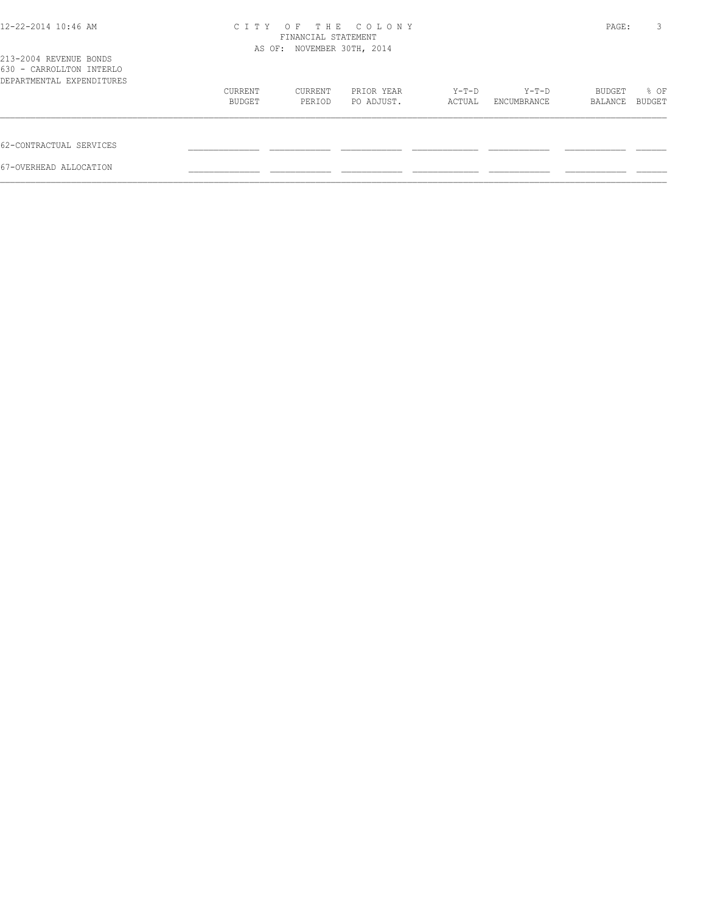213-2004 REVENUE BONDS
630 - CARROLLTON INTERLO
DEPARTMENTAL EXPENDITURES

| | CURRENT BUDGET | CURRENT PERIOD | PRIOR YEAR PO ADJUST. | Y-T-D ACTUAL | Y-T-D ENCUMBRANCE | BUDGET BALANCE | % OF BUDGET |
|---|---|---|---|---|---|---|---|
| 62-CONTRACTUAL SERVICES | | | | | | | |
| 67-OVERHEAD ALLOCATION | | | | | | | |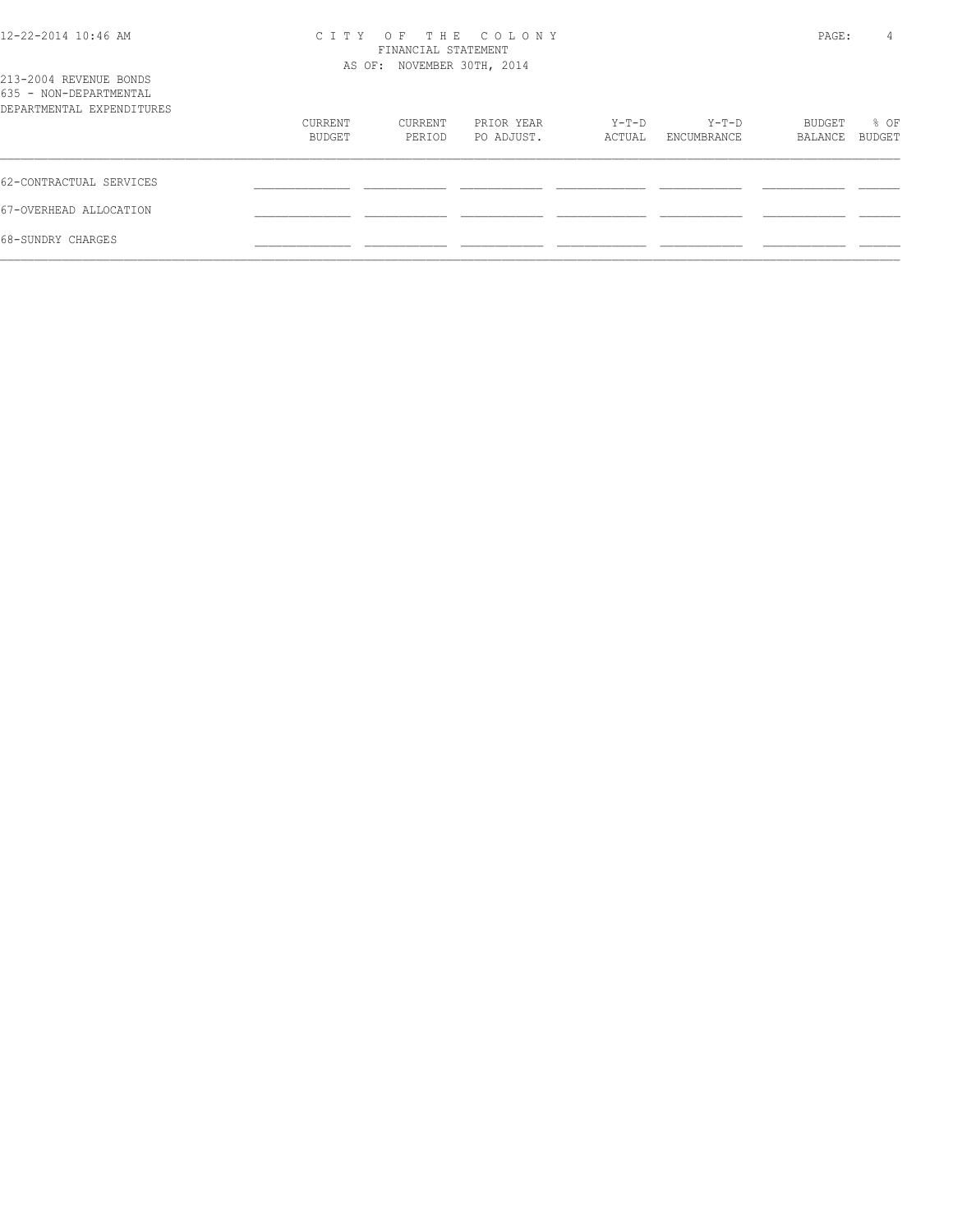# CITY OF THE COLONY
## FINANCIAL STATEMENT
### AS OF: NOVEMBER 30TH, 2014

213-2004 REVENUE BONDS
635 - NON-DEPARTMENTAL
DEPARTMENTAL EXPENDITURES

| | CURRENT BUDGET | CURRENT PERIOD | PRIOR YEAR PO ADJUST. | Y-T-D ACTUAL | Y-T-D ENCUMBRANCE | BUDGET BALANCE | % OF BUDGET |
|---|---|---|---|---|---|---|---|
| 62-CONTRACTUAL SERVICES | | | | | | | |
| 67-OVERHEAD ALLOCATION | | | | | | | |
| 68-SUNDRY CHARGES | | | | | | | |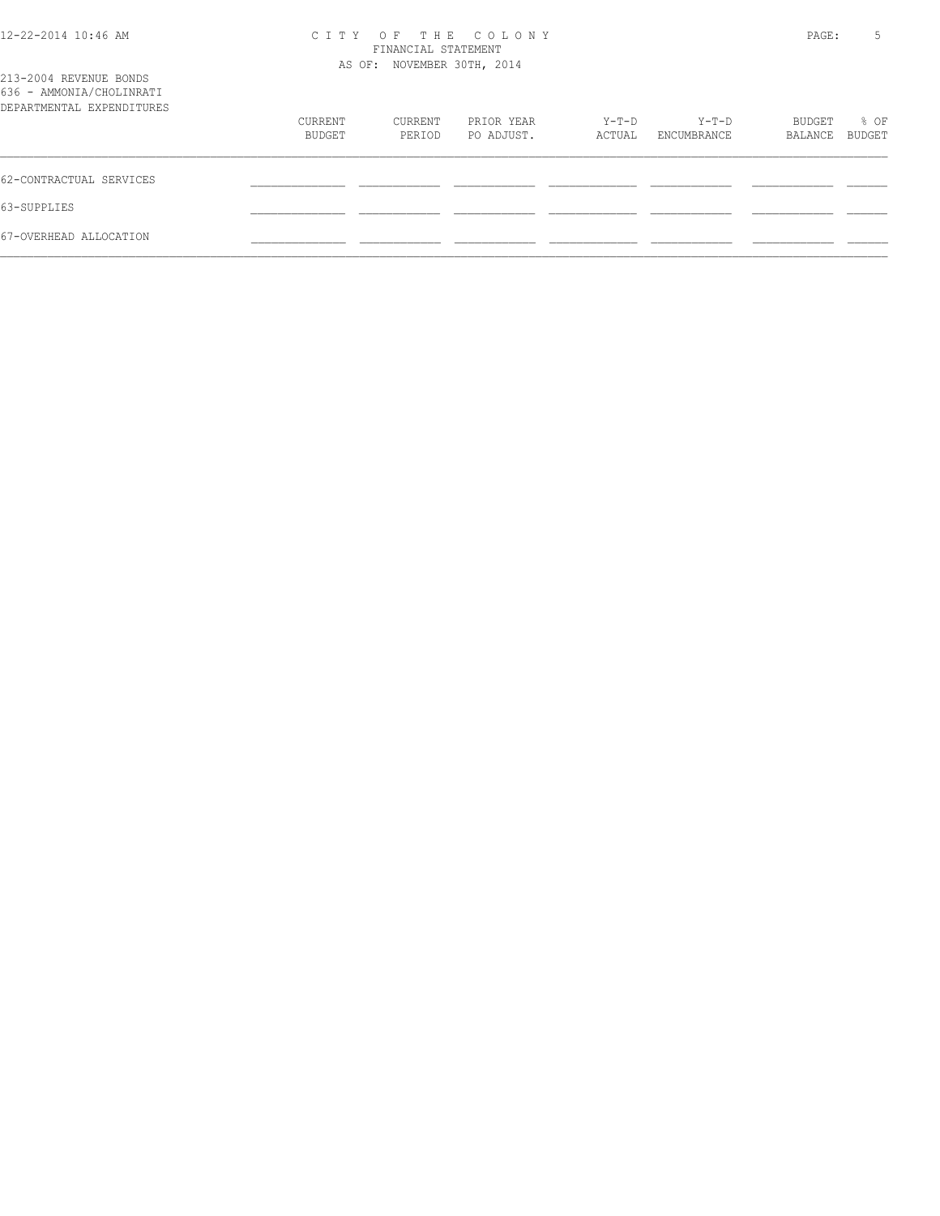213-2004 REVENUE BONDS
636 - AMMONIA/CHOLINRATI
DEPARTMENTAL EXPENDITURES

| | CURRENT BUDGET | CURRENT PERIOD | PRIOR YEAR PO ADJUST. | Y-T-D ACTUAL | Y-T-D ENCUMBRANCE | BUDGET BALANCE | % OF BUDGET |
|---|---|---|---|---|---|---|---|
| 62-CONTRACTUAL SERVICES | | | | | | | |
| 63-SUPPLIES | | | | | | | |
| 67-OVERHEAD ALLOCATION | | | | | | | |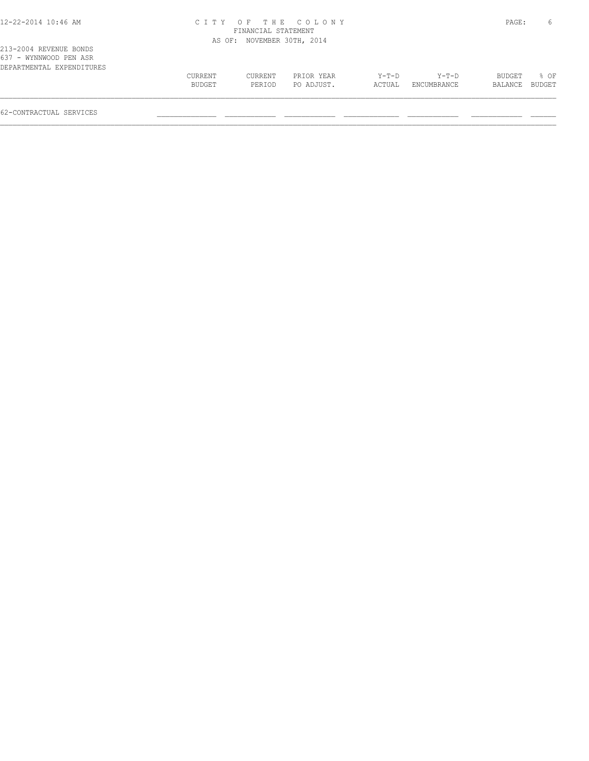CITY OF THE COLONY
FINANCIAL STATEMENT
AS OF: NOVEMBER 30TH, 2014

213-2004 REVENUE BONDS
637 - WYNNWOOD PEN ASR
DEPARTMENTAL EXPENDITURES

| | CURRENT BUDGET | CURRENT PERIOD | PRIOR YEAR PO ADJUST. | Y-T-D ACTUAL | Y-T-D ENCUMBRANCE | BUDGET BALANCE | % OF BUDGET |
|---|---|---|---|---|---|---|---|
| 62-CONTRACTUAL SERVICES | | | | | | | |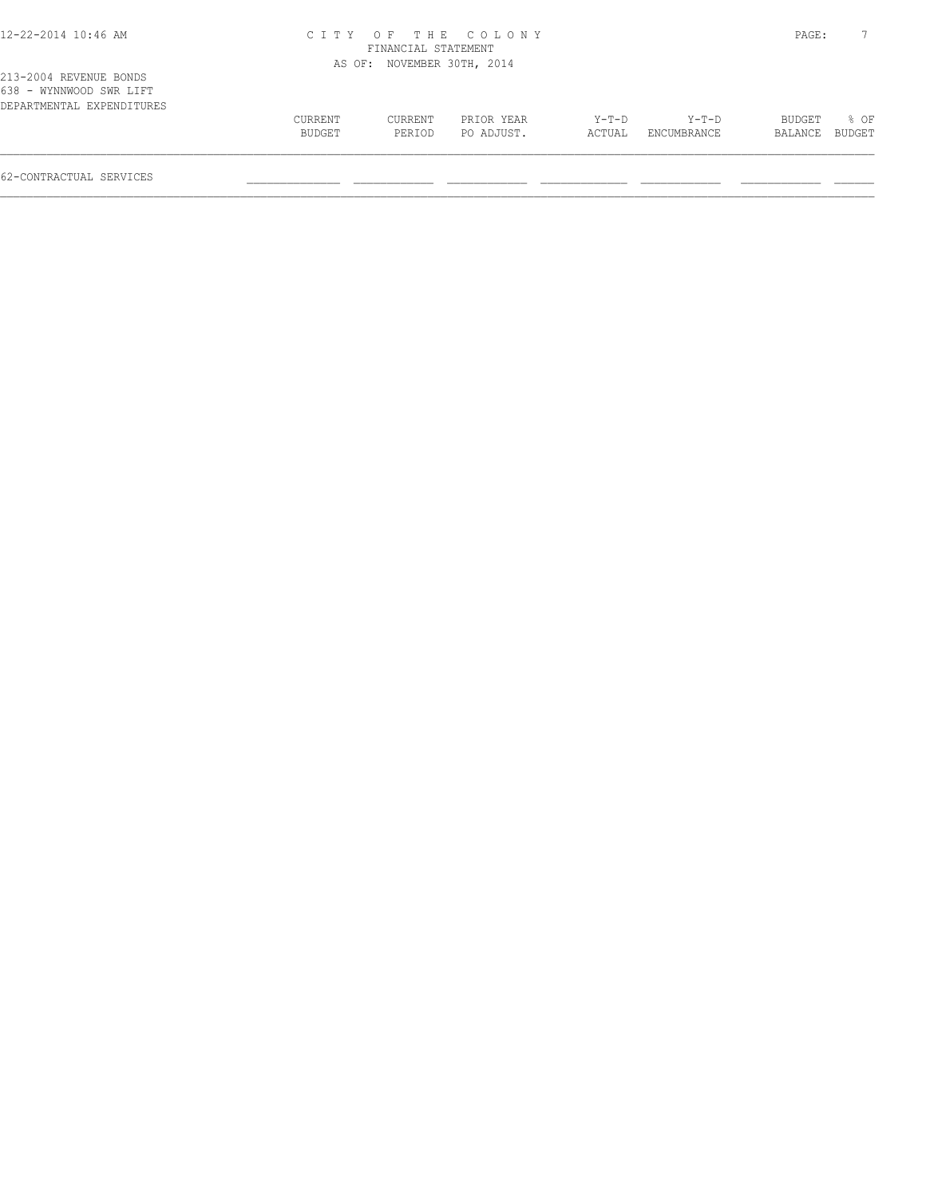CITY OF THE COLONY
FINANCIAL STATEMENT
AS OF: NOVEMBER 30TH, 2014

213-2004 REVENUE BONDS
638 - WYNNWOOD SWR LIFT
DEPARTMENTAL EXPENDITURES

| | CURRENT BUDGET | CURRENT PERIOD | PRIOR YEAR PO ADJUST. | Y-T-D ACTUAL | Y-T-D ENCUMBRANCE | BUDGET BALANCE | % OF BUDGET |
|---|---|---|---|---|---|---|---|
| 62-CONTRACTUAL SERVICES | | | | | | | |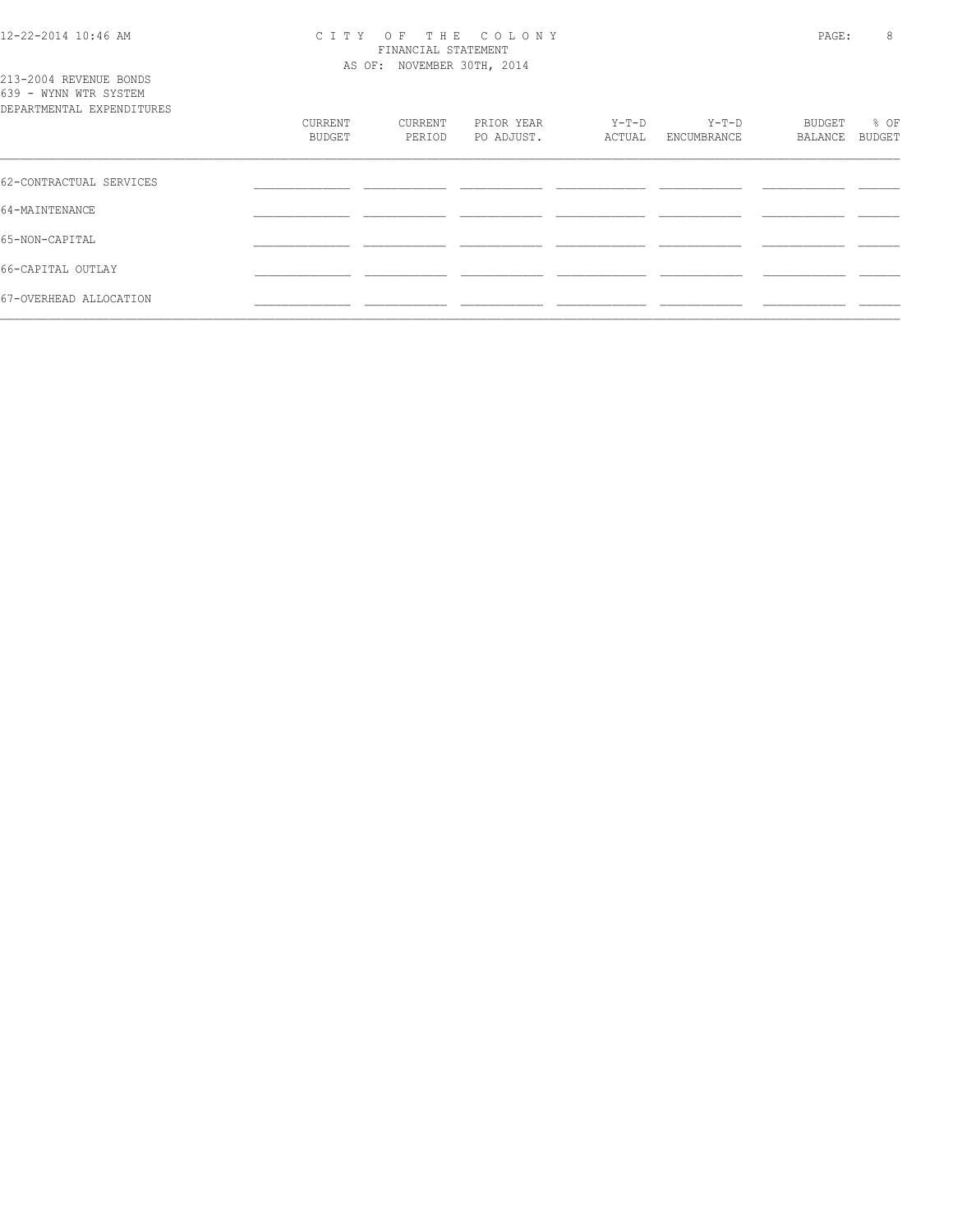213-2004 REVENUE BONDS
639 - WYNN WTR SYSTEM
DEPARTMENTAL EXPENDITURES

| | CURRENT BUDGET | CURRENT PERIOD | PRIOR YEAR PO ADJUST. | Y-T-D ACTUAL | Y-T-D ENCUMBRANCE | BUDGET BALANCE | % OF BUDGET |
|---|---|---|---|---|---|---|---|
| 62-CONTRACTUAL SERVICES | | | | | | | |
| 64-MAINTENANCE | | | | | | | |
| 65-NON-CAPITAL | | | | | | | |
| 66-CAPITAL OUTLAY | | | | | | | |
| 67-OVERHEAD ALLOCATION | | | | | | | |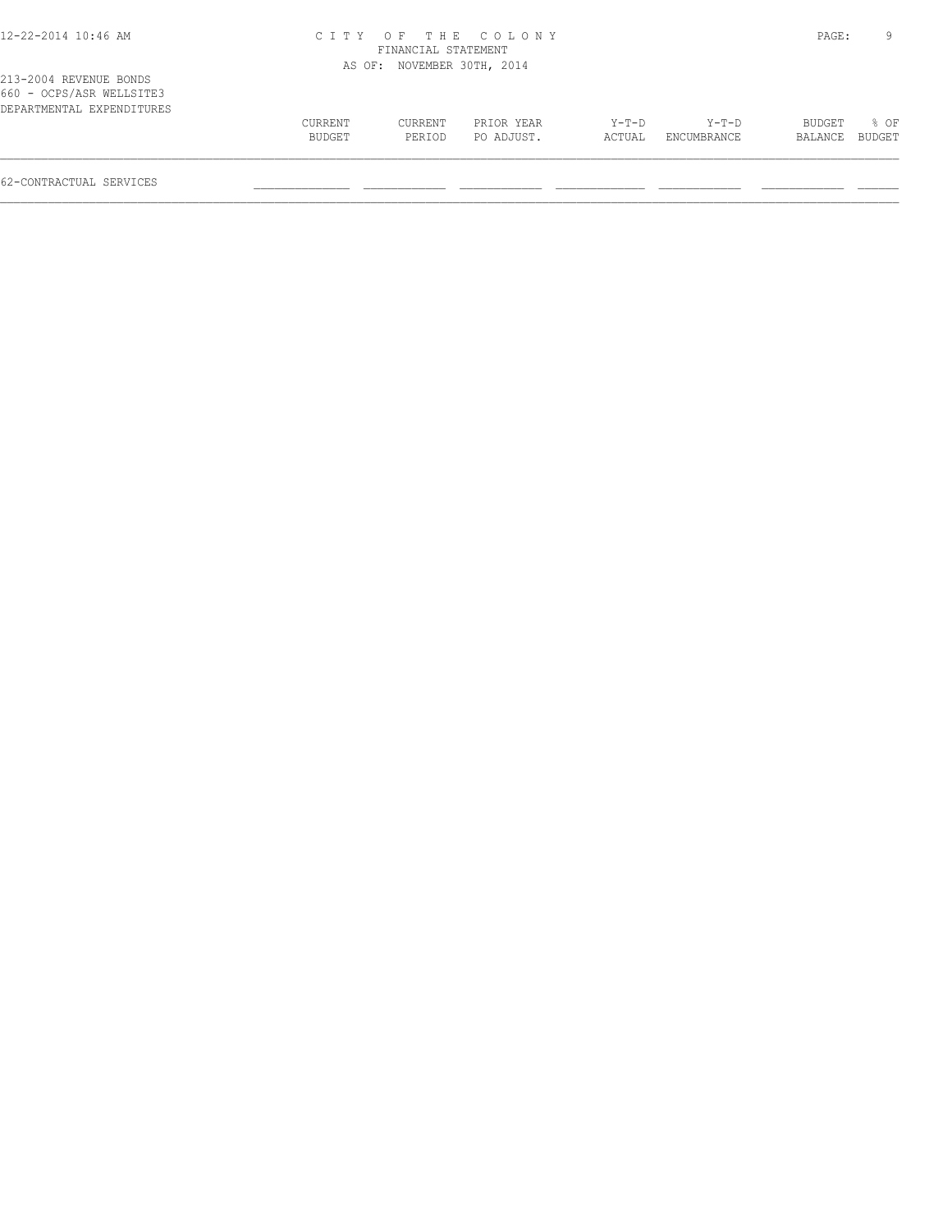213-2004 REVENUE BONDS
660 - OCPS/ASR WELLSITE3
DEPARTMENTAL EXPENDITURES

| | CURRENT BUDGET | CURRENT PERIOD | PRIOR YEAR PO ADJUST. | Y-T-D ACTUAL | Y-T-D ENCUMBRANCE | BUDGET BALANCE | % OF BUDGET |
|---|---|---|---|---|---|---|---|
| 62-CONTRACTUAL SERVICES | | | | | | | |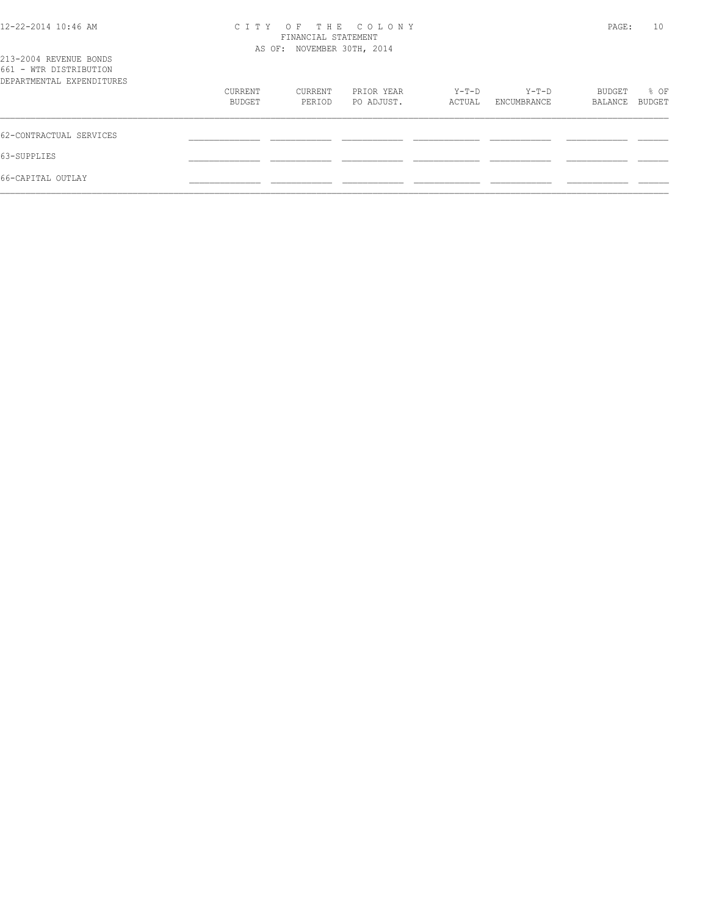213-2004 REVENUE BONDS
661 - WTR DISTRIBUTION
DEPARTMENTAL EXPENDITURES

| | CURRENT BUDGET | CURRENT PERIOD | PRIOR YEAR PO ADJUST. | Y-T-D ACTUAL | Y-T-D ENCUMBRANCE | BUDGET BALANCE | % OF BUDGET |
|---|---|---|---|---|---|---|---|
| 62-CONTRACTUAL SERVICES | | | | | | | |
| 63-SUPPLIES | | | | | | | |
| 66-CAPITAL OUTLAY | | | | | | | |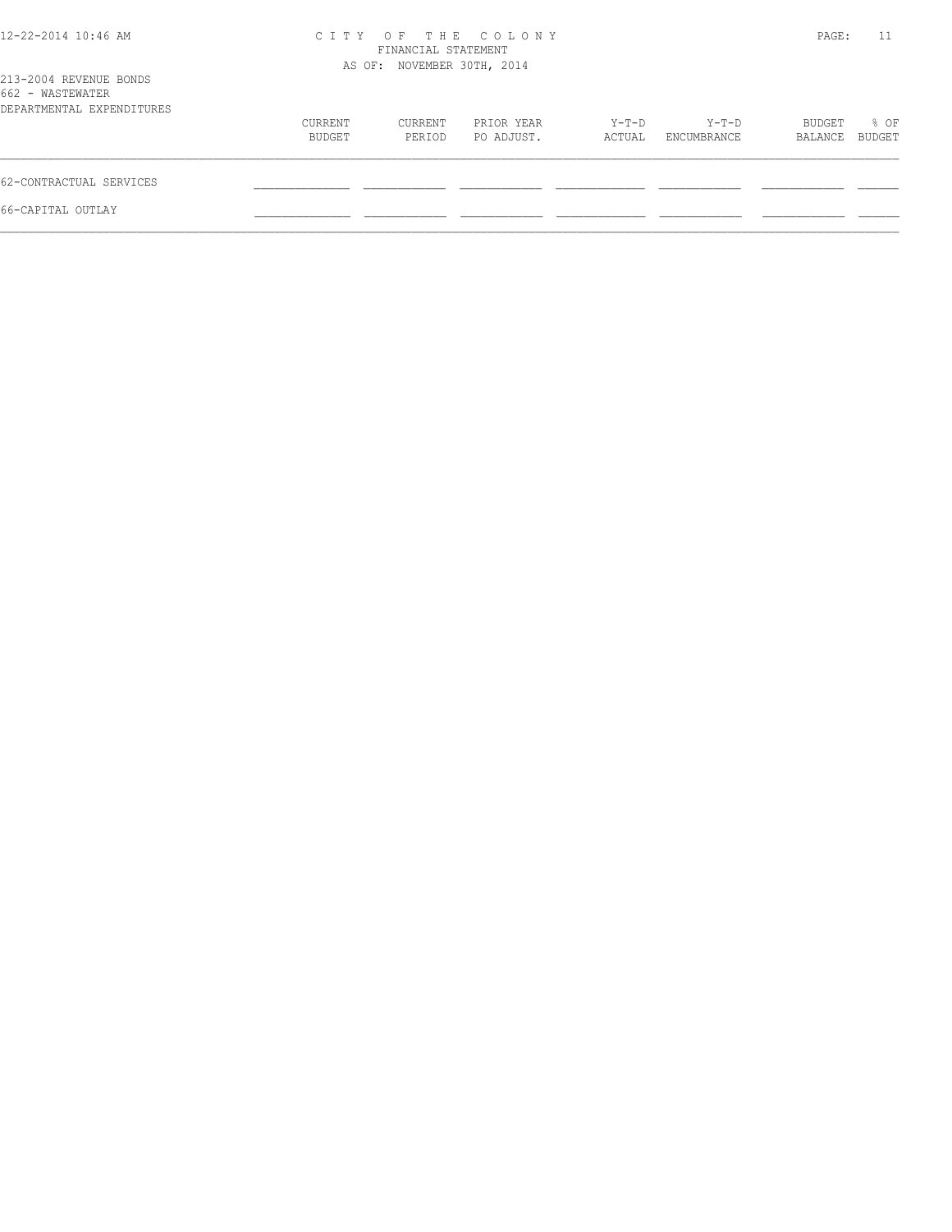CITY OF THE COLONY
FINANCIAL STATEMENT
AS OF: NOVEMBER 30TH, 2014

213-2004 REVENUE BONDS
662 - WASTEWATER
DEPARTMENTAL EXPENDITURES

| | CURRENT BUDGET | CURRENT PERIOD | PRIOR YEAR PO ADJUST. | Y-T-D ACTUAL | Y-T-D ENCUMBRANCE | BUDGET BALANCE | % OF BUDGET |
|---|---|---|---|---|---|---|---|
| 62-CONTRACTUAL SERVICES | | | | | | | |
| 66-CAPITAL OUTLAY | | | | | | | |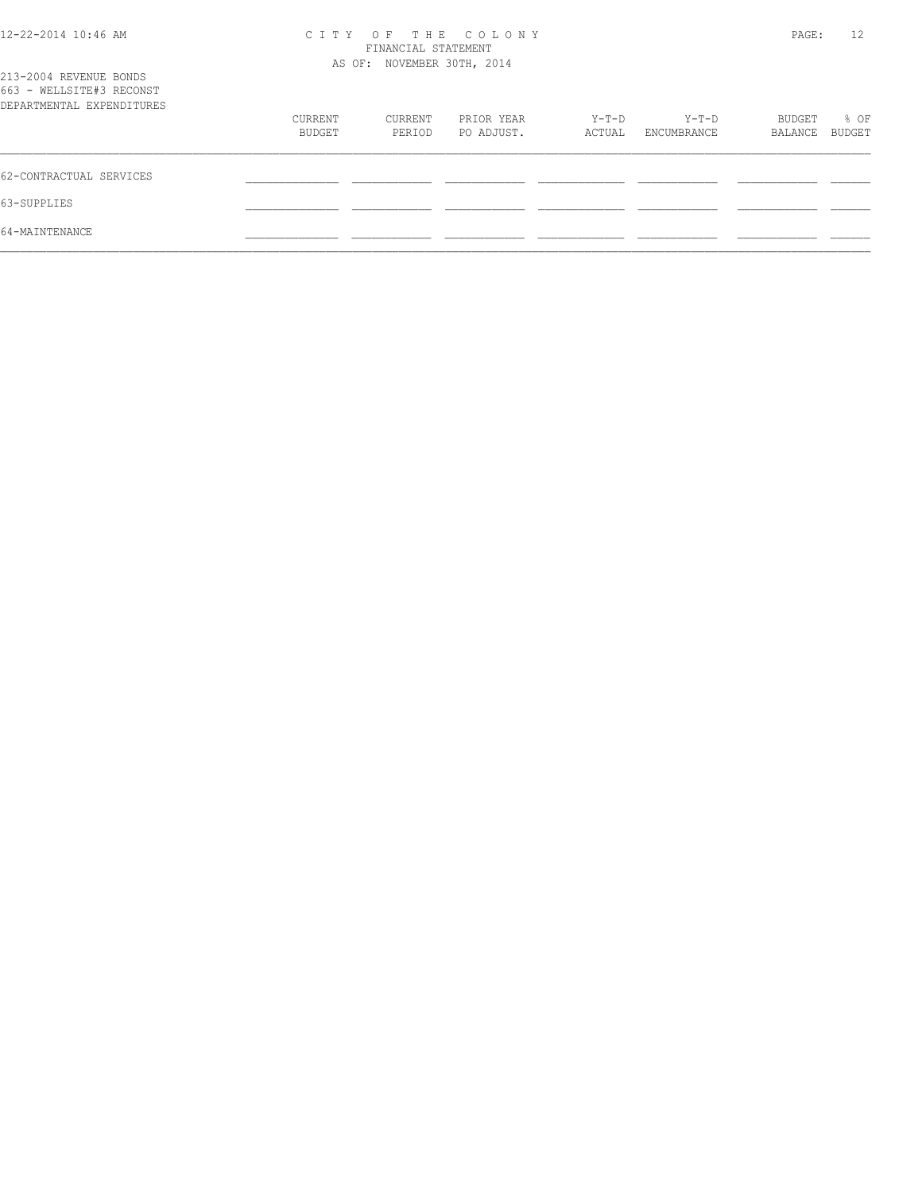# CITY OF THE COLONY
FINANCIAL STATEMENT
AS OF: NOVEMBER 30TH, 2014

213-2004 REVENUE BONDS
663 - WELLSITE#3 RECONST
DEPARTMENTAL EXPENDITURES

| | CURRENT BUDGET | CURRENT PERIOD | PRIOR YEAR PO ADJUST. | Y-T-D ACTUAL | Y-T-D ENCUMBRANCE | BUDGET BALANCE | % OF BUDGET |
|---|---|---|---|---|---|---|---|
| 62-CONTRACTUAL SERVICES | | | | | | | |
| 63-SUPPLIES | | | | | | | |
| 64-MAINTENANCE | | | | | | | |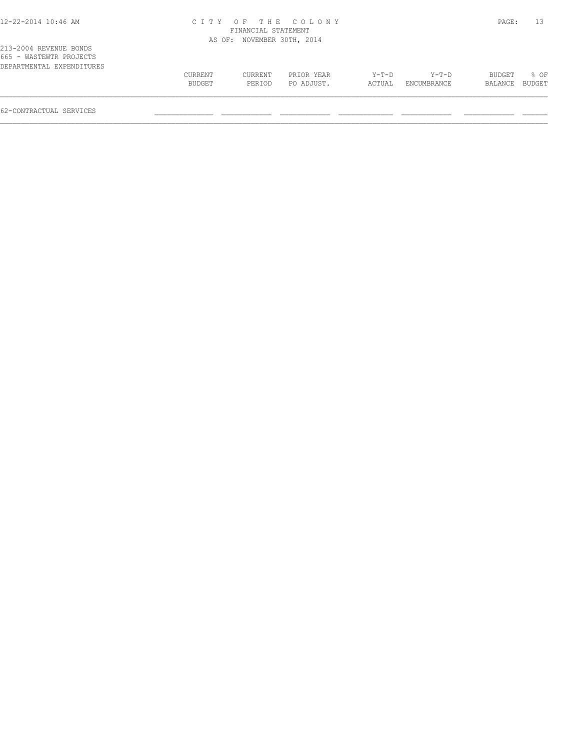213-2004 REVENUE BONDS
665 - WASTEWTR PROJECTS
DEPARTMENTAL EXPENDITURES

| | CURRENT BUDGET | CURRENT PERIOD | PRIOR YEAR PO ADJUST. | Y-T-D ACTUAL | Y-T-D ENCUMBRANCE | BUDGET BALANCE | % OF BUDGET |
|---|---|---|---|---|---|---|---|
| 62-CONTRACTUAL SERVICES | | | | | | | |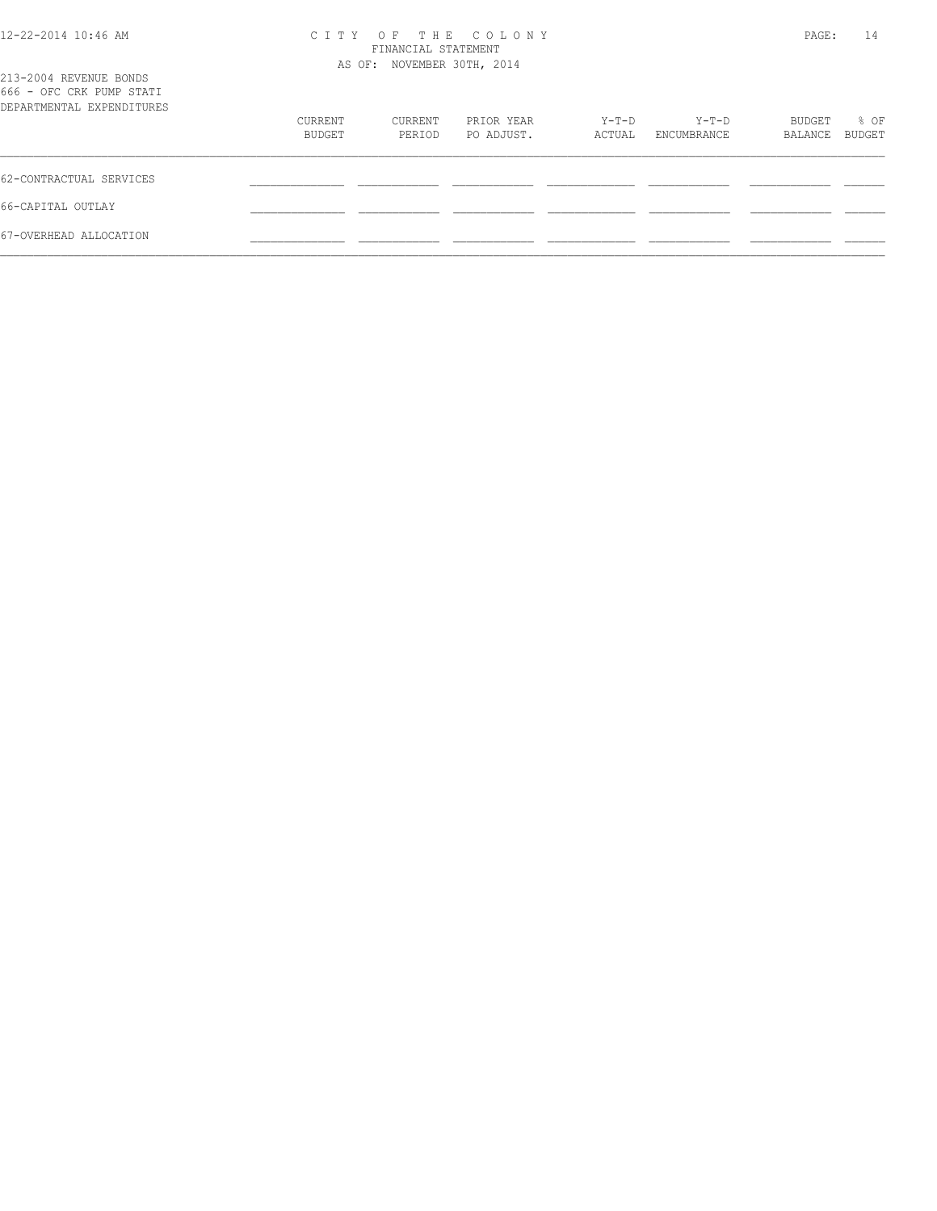# CITY OF THE COLONY

FINANCIAL STATEMENT

AS OF: NOVEMBER 30TH, 2014

213-2004 REVENUE BONDS

666 - OFC CRK PUMP STATI

DEPARTMENTAL EXPENDITURES

| | CURRENT BUDGET | CURRENT PERIOD | PRIOR YEAR PO ADJUST. | Y-T-D ACTUAL | Y-T-D ENCUMBRANCE | BUDGET BALANCE | % OF BUDGET |
|---|---|---|---|---|---|---|---|
| 62-CONTRACTUAL SERVICES | | | | | | | |
| 66-CAPITAL OUTLAY | | | | | | | |
| 67-OVERHEAD ALLOCATION | | | | | | | |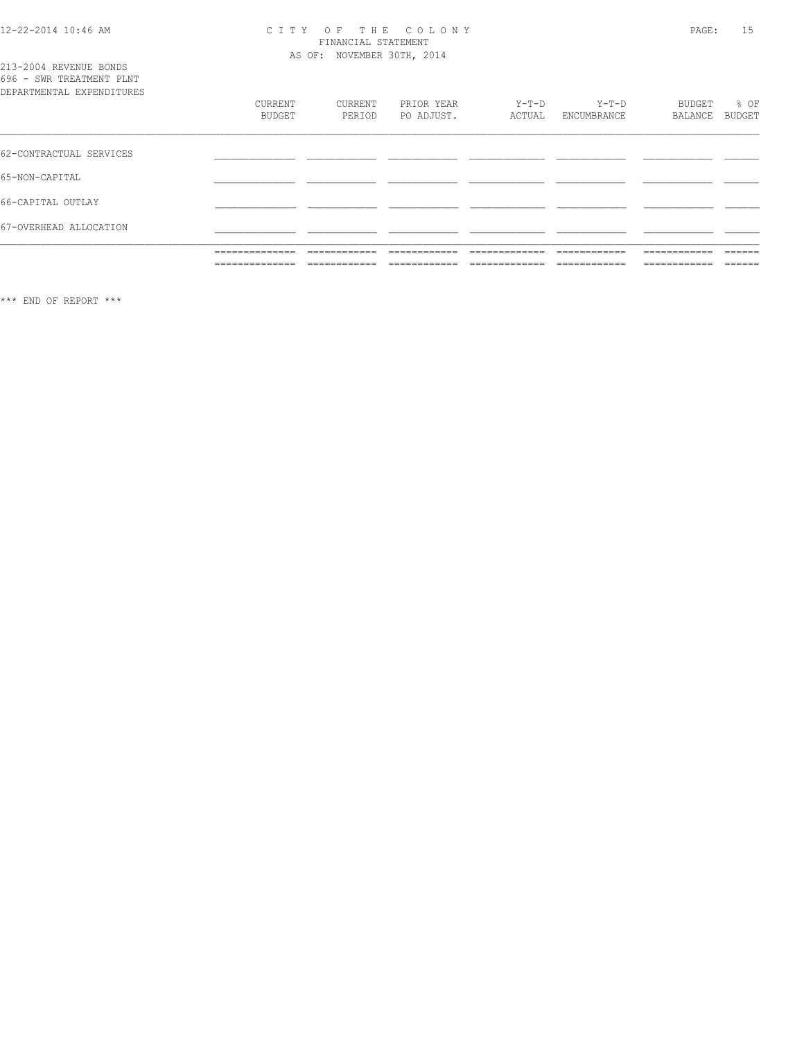213-2004 REVENUE BONDS
696 - SWR TREATMENT PLNT
DEPARTMENTAL EXPENDITURES

| | CURRENT BUDGET | CURRENT PERIOD | PRIOR YEAR PO ADJUST. | Y-T-D ACTUAL | Y-T-D ENCUMBRANCE | BUDGET BALANCE | % OF BUDGET |
|---|---|---|---|---|---|---|---|
| 62-CONTRACTUAL SERVICES | | | | | | | |
| 65-NON-CAPITAL | | | | | | | |
| 66-CAPITAL OUTLAY | | | | | | | |
| 67-OVERHEAD ALLOCATION | | | | | | | |

*** END OF REPORT ***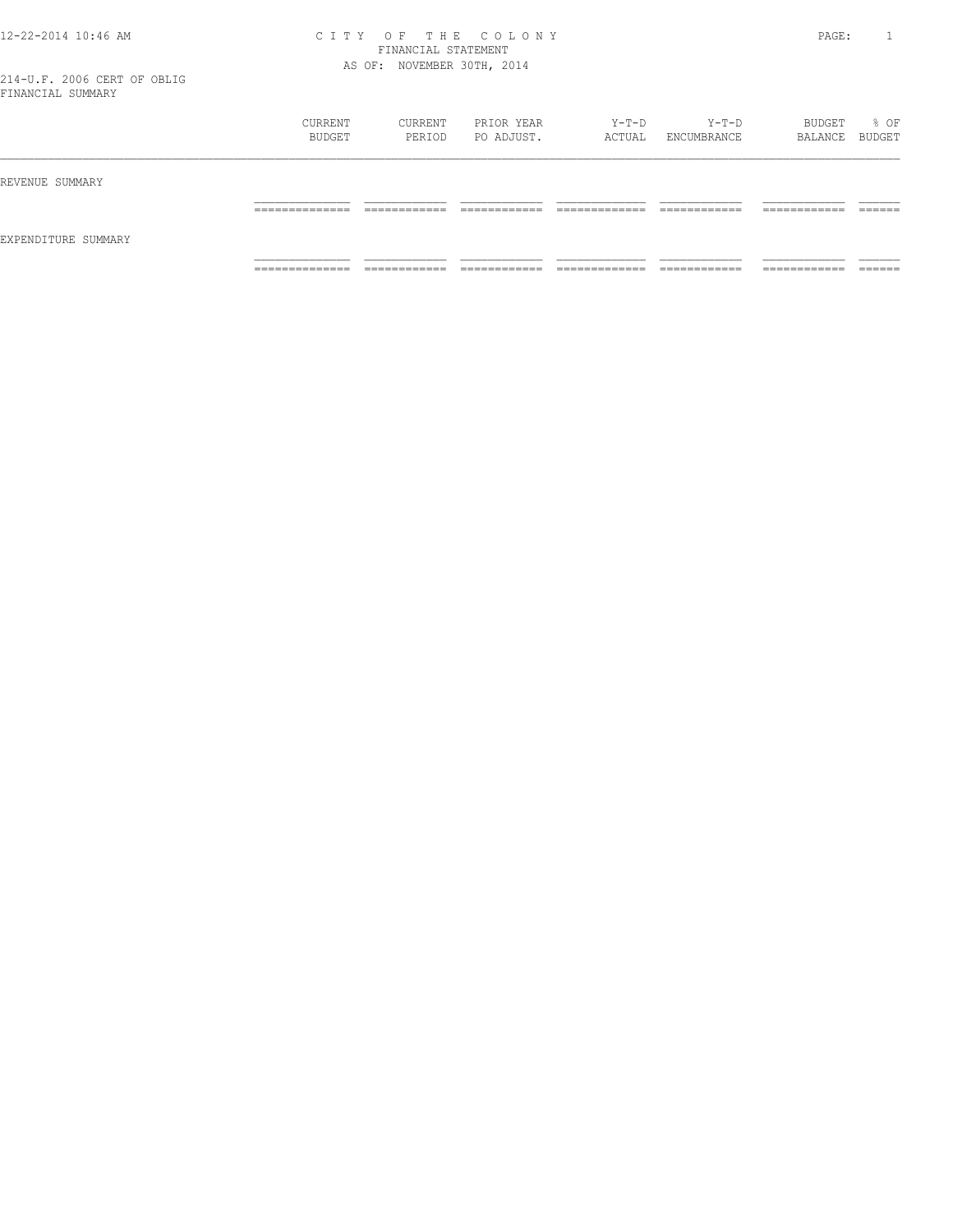# CITY OF THE COLONY

FINANCIAL STATEMENT

AS OF: NOVEMBER 30TH, 2014

214-U.F. 2006 CERT OF OBLIG

FINANCIAL SUMMARY

| | CURRENT BUDGET | CURRENT PERIOD | PRIOR YEAR PO ADJUST. | Y-T-D ACTUAL | Y-T-D ENCUMBRANCE | BUDGET BALANCE | % OF BUDGET |
|---|---|---|---|---|---|---|---|
| REVENUE SUMMARY | | | | | | | |
| EXPENDITURE SUMMARY | | | | | | | |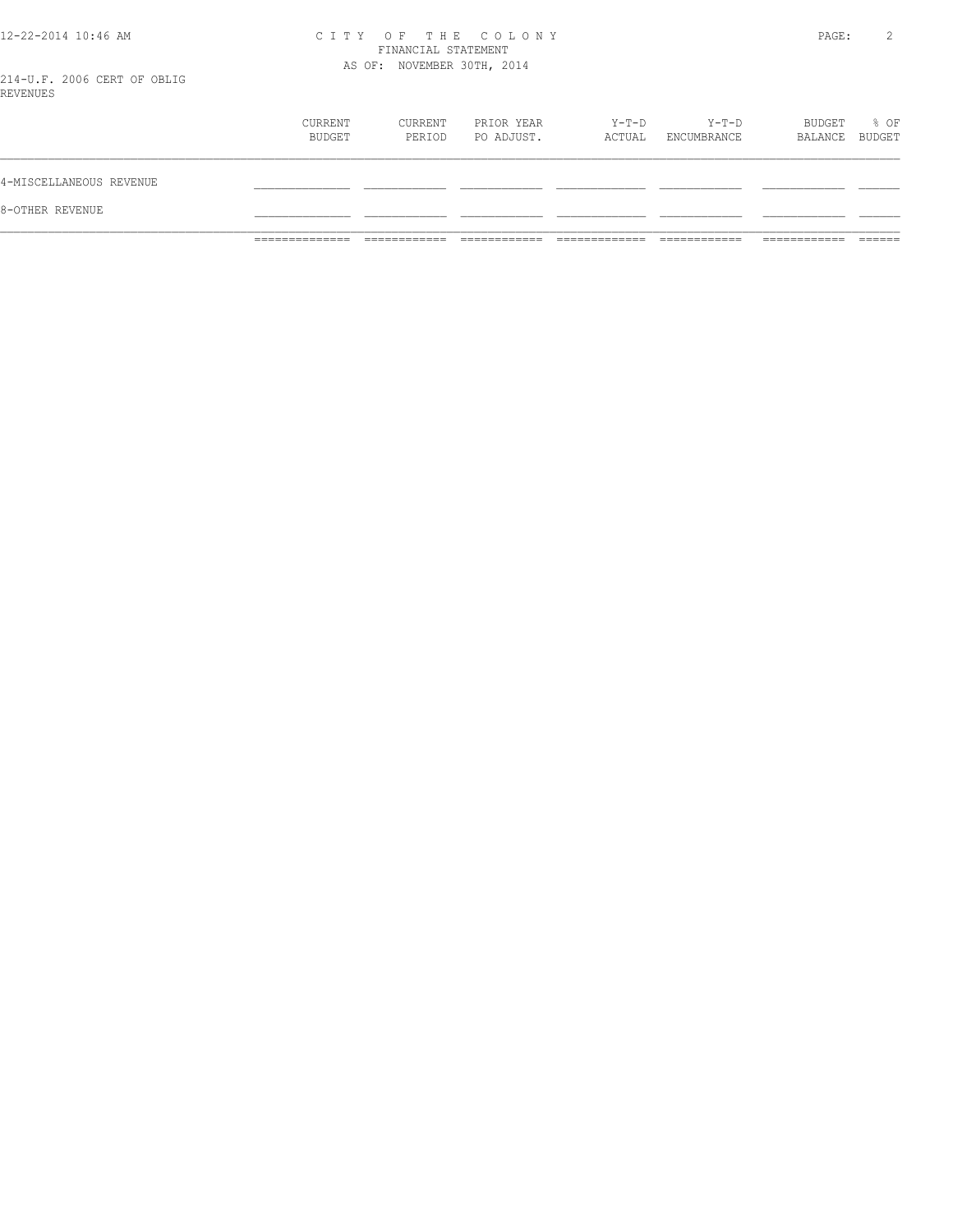# CITY OF THE COLONY

FINANCIAL STATEMENT

AS OF: NOVEMBER 30TH, 2014

214-U.F. 2006 CERT OF OBLIG

REVENUES

| | CURRENT BUDGET | CURRENT PERIOD | PRIOR YEAR PO ADJUST. | Y-T-D ACTUAL | Y-T-D ENCUMBRANCE | BUDGET BALANCE | % OF BUDGET |
|---|---|---|---|---|---|---|---|
| 4-MISCELLANEOUS REVENUE | | | | | | | |
| 8-OTHER REVENUE | | | | | | | |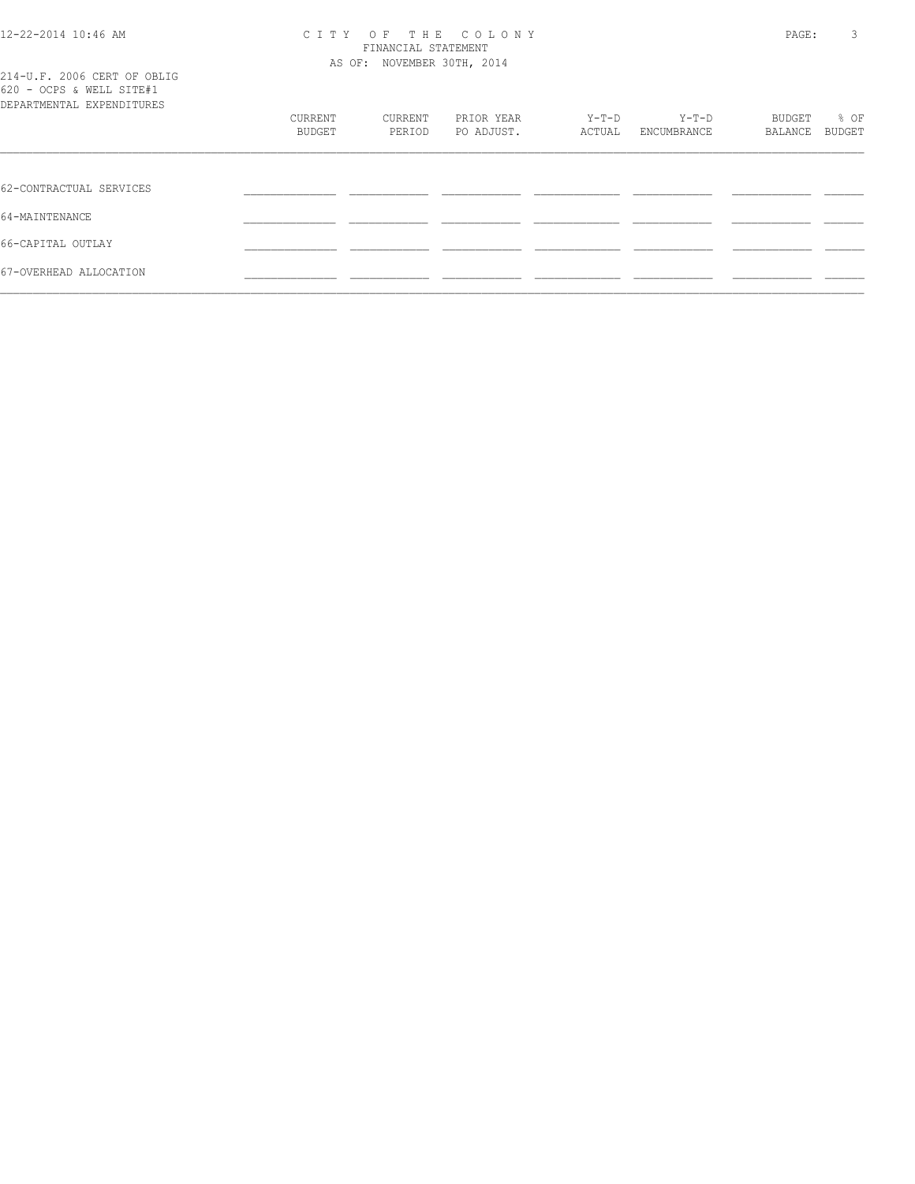CITY OF THE COLONY
FINANCIAL STATEMENT
AS OF: NOVEMBER 30TH, 2014

214-U.F. 2006 CERT OF OBLIG
620 - OCPS & WELL SITE#1
DEPARTMENTAL EXPENDITURES

| | CURRENT BUDGET | CURRENT PERIOD | PRIOR YEAR PO ADJUST. | Y-T-D ACTUAL | Y-T-D ENCUMBRANCE | BUDGET BALANCE | % OF BUDGET |
|---|---|---|---|---|---|---|---|
| 62-CONTRACTUAL SERVICES | | | | | | | |
| 64-MAINTENANCE | | | | | | | |
| 66-CAPITAL OUTLAY | | | | | | | |
| 67-OVERHEAD ALLOCATION | | | | | | | |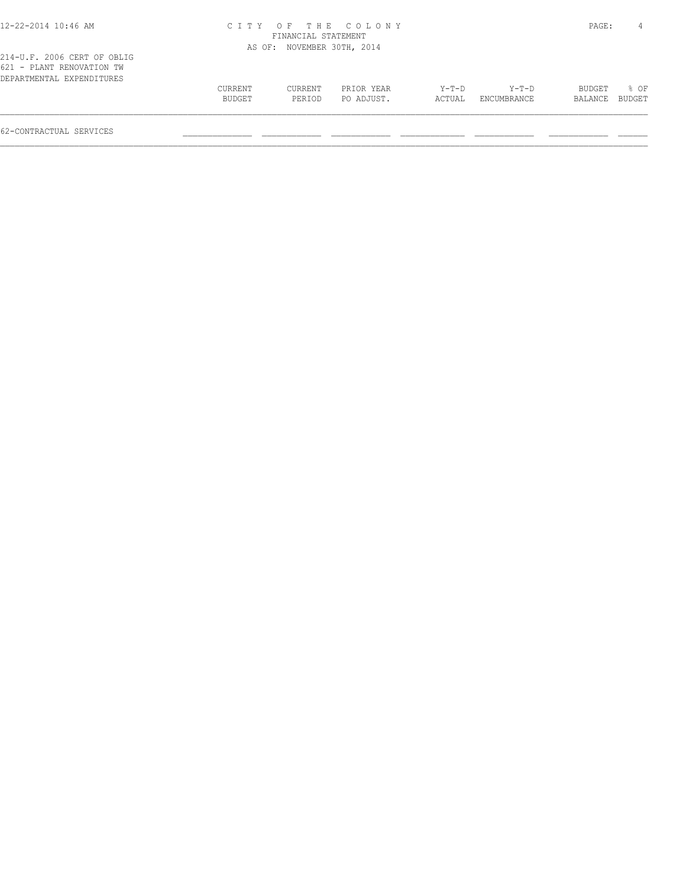CITY OF THE COLONY
FINANCIAL STATEMENT
AS OF: NOVEMBER 30TH, 2014

214-U.F. 2006 CERT OF OBLIG
621 - PLANT RENOVATION TW
DEPARTMENTAL EXPENDITURES

| | CURRENT BUDGET | CURRENT PERIOD | PRIOR YEAR PO ADJUST. | Y-T-D ACTUAL | Y-T-D ENCUMBRANCE | BUDGET BALANCE | % OF BUDGET |
|---|---|---|---|---|---|---|---|
| 62-CONTRACTUAL SERVICES | | | | | | | |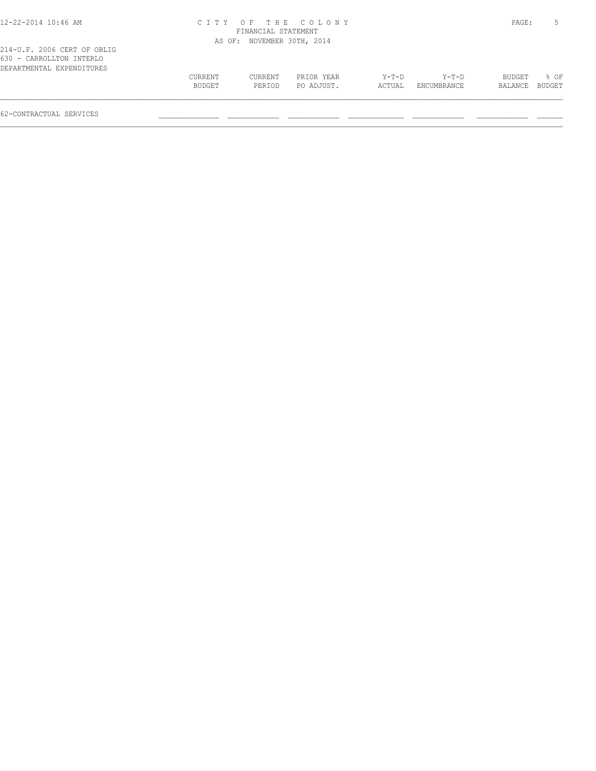CITY OF THE COLONY
FINANCIAL STATEMENT
AS OF: NOVEMBER 30TH, 2014

214-U.F. 2006 CERT OF OBLIG
630 - CARROLLTON INTERLO
DEPARTMENTAL EXPENDITURES

| | CURRENT BUDGET | CURRENT PERIOD | PRIOR YEAR PO ADJUST. | Y-T-D ACTUAL | Y-T-D ENCUMBRANCE | BUDGET BALANCE | % OF BUDGET |
|---|---|---|---|---|---|---|---|
| 62-CONTRACTUAL SERVICES | | | | | | | |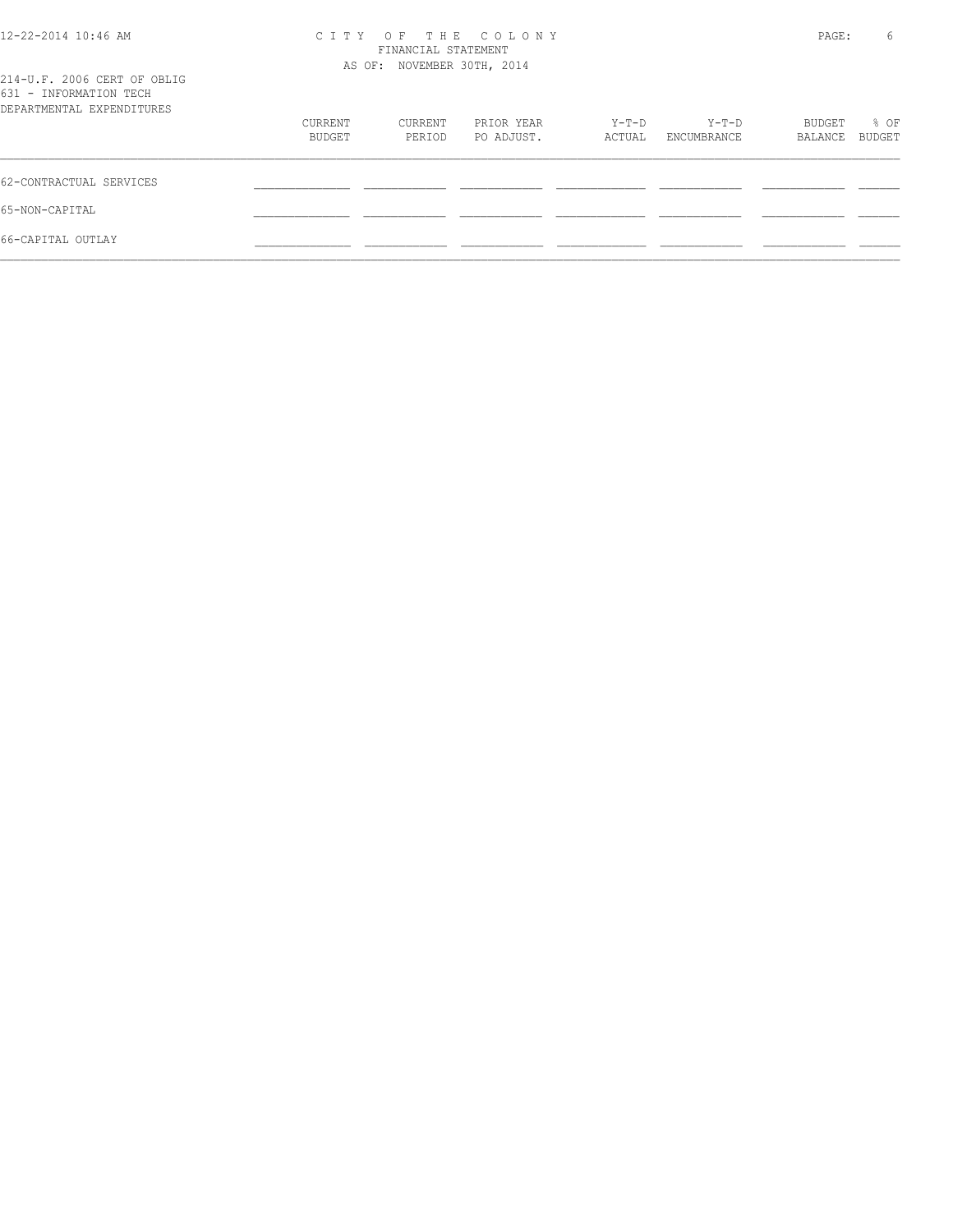CITY OF THE COLONY
FINANCIAL STATEMENT
AS OF: NOVEMBER 30TH, 2014

214-U.F. 2006 CERT OF OBLIG
631 - INFORMATION TECH
DEPARTMENTAL EXPENDITURES

| | CURRENT BUDGET | CURRENT PERIOD | PRIOR YEAR PO ADJUST. | Y-T-D ACTUAL | Y-T-D ENCUMBRANCE | BUDGET BALANCE | % OF BUDGET |
|---|---|---|---|---|---|---|---|
| 62-CONTRACTUAL SERVICES | | | | | | | |
| 65-NON-CAPITAL | | | | | | | |
| 66-CAPITAL OUTLAY | | | | | | | |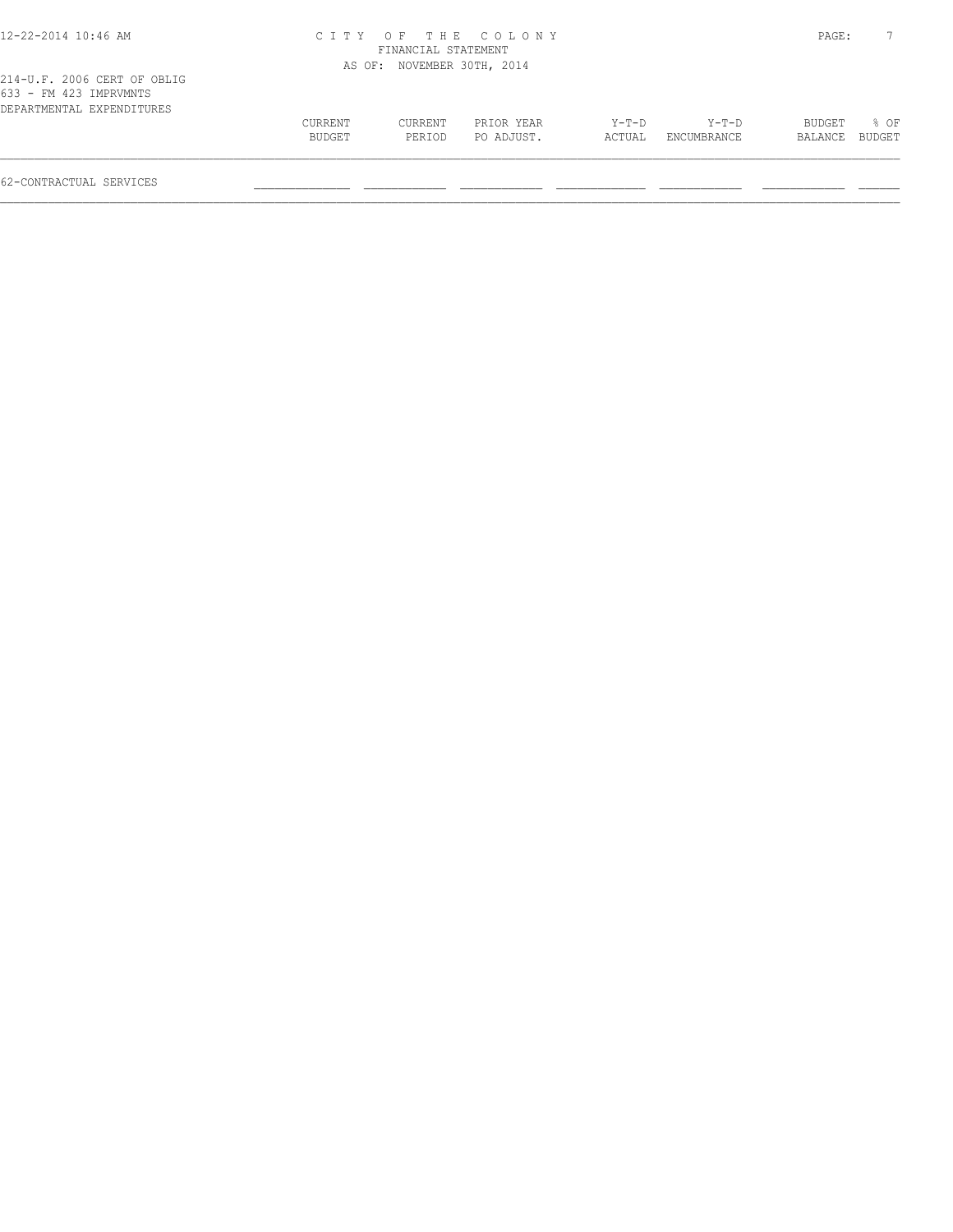CITY OF THE COLONY
FINANCIAL STATEMENT
AS OF: NOVEMBER 30TH, 2014

214-U.F. 2006 CERT OF OBLIG
633 - FM 423 IMPRVMNTS
DEPARTMENTAL EXPENDITURES

| | CURRENT BUDGET | CURRENT PERIOD | PRIOR YEAR PO ADJUST. | Y-T-D ACTUAL | Y-T-D ENCUMBRANCE | BUDGET BALANCE | % OF BUDGET |
|---|---|---|---|---|---|---|---|
| 62-CONTRACTUAL SERVICES | | | | | | | |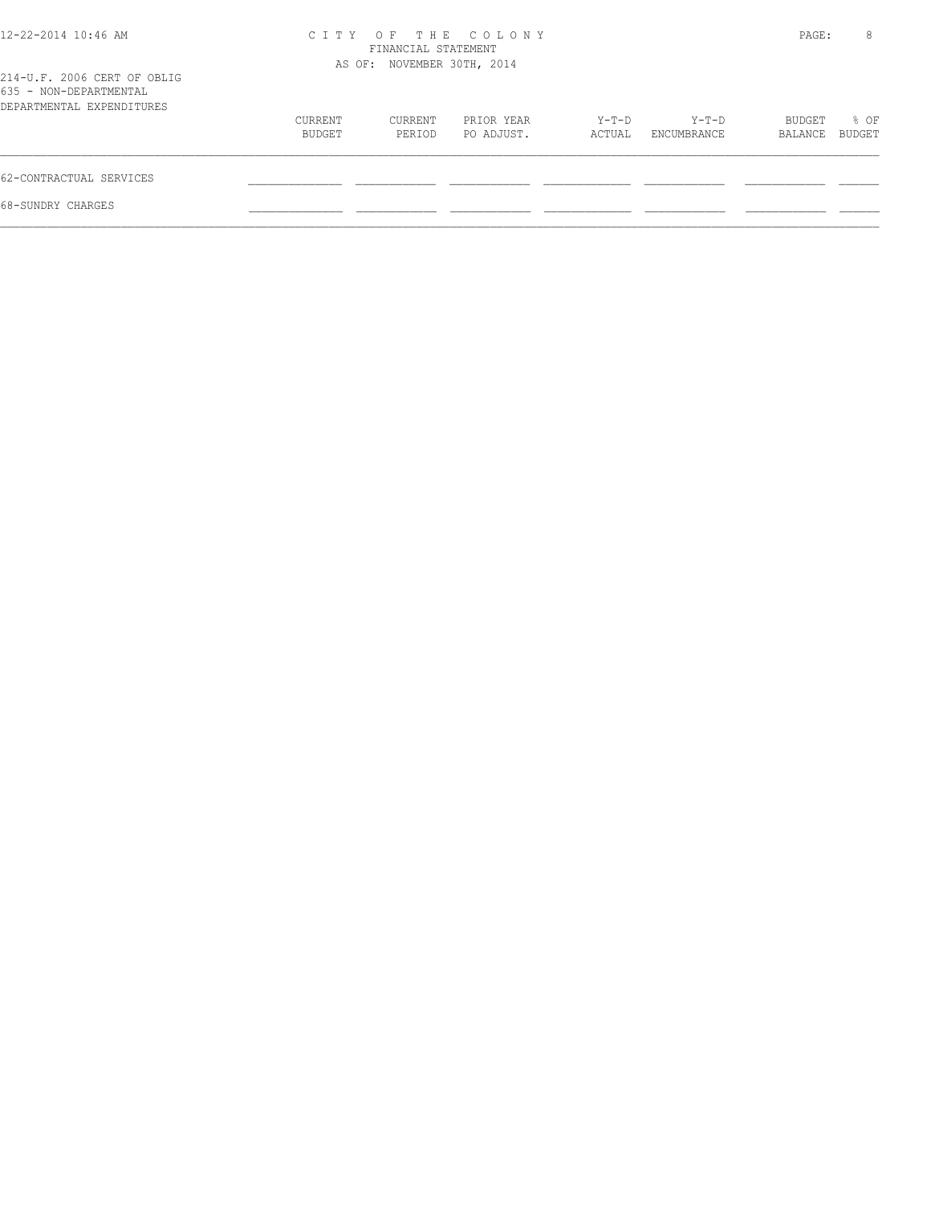# CITY OF THE COLONY
FINANCIAL STATEMENT
AS OF: NOVEMBER 30TH, 2014

214-U.F. 2006 CERT OF OBLIG
635 - NON-DEPARTMENTAL
DEPARTMENTAL EXPENDITURES

| | CURRENT BUDGET | CURRENT PERIOD | PRIOR YEAR PO ADJUST. | Y-T-D ACTUAL | Y-T-D ENCUMBRANCE | BUDGET BALANCE | % OF BUDGET |
|---|---|---|---|---|---|---|---|
| 62-CONTRACTUAL SERVICES | | | | | | | |
| 68-SUNDRY CHARGES | | | | | | | |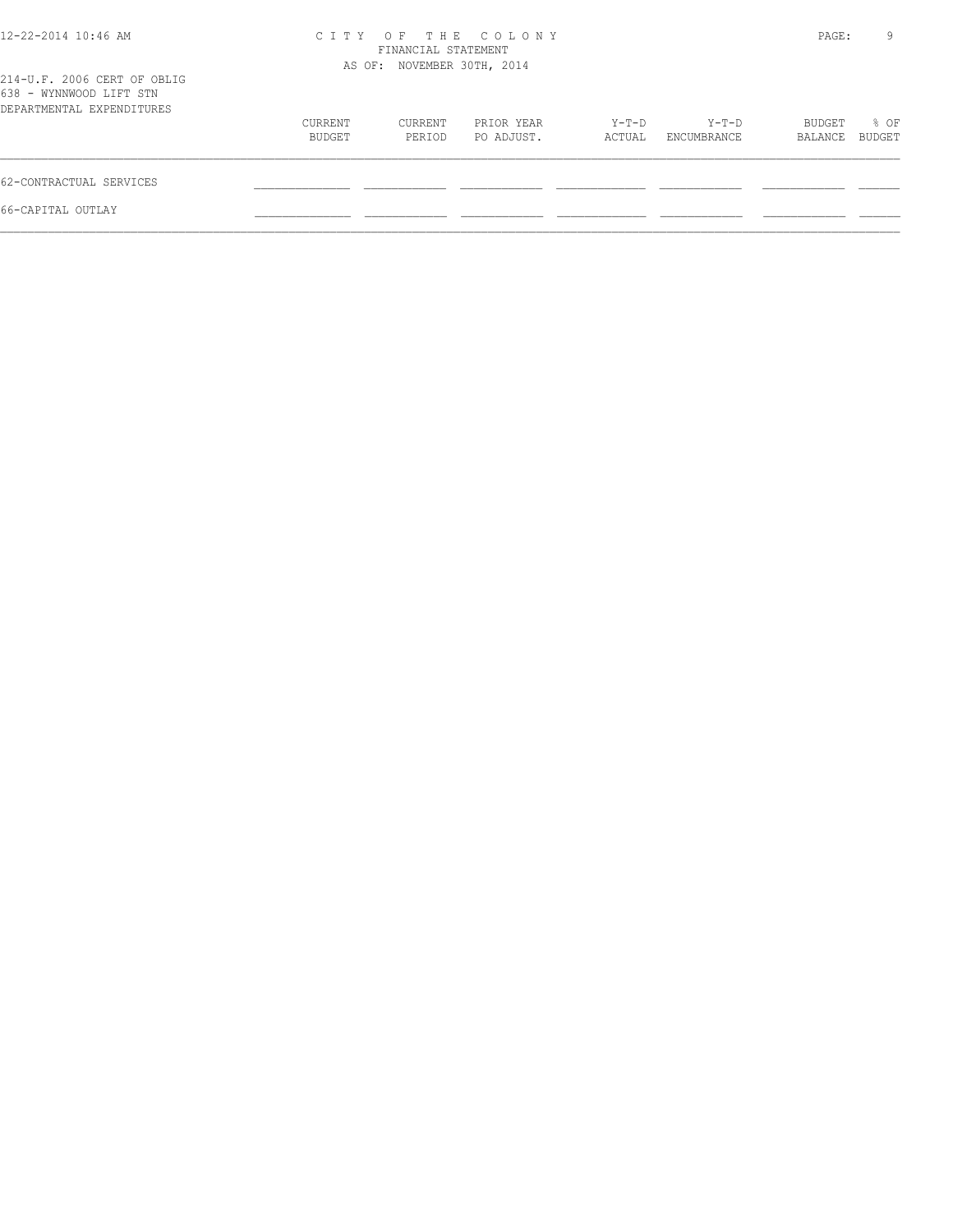CITY OF THE COLONY
FINANCIAL STATEMENT
AS OF: NOVEMBER 30TH, 2014

214-U.F. 2006 CERT OF OBLIG
638 - WYNNWOOD LIFT STN
DEPARTMENTAL EXPENDITURES

| | CURRENT BUDGET | CURRENT PERIOD | PRIOR YEAR PO ADJUST. | Y-T-D ACTUAL | Y-T-D ENCUMBRANCE | BUDGET BALANCE | % OF BUDGET |
|---|---|---|---|---|---|---|---|
| 62-CONTRACTUAL SERVICES | | | | | | | |
| 66-CAPITAL OUTLAY | | | | | | | |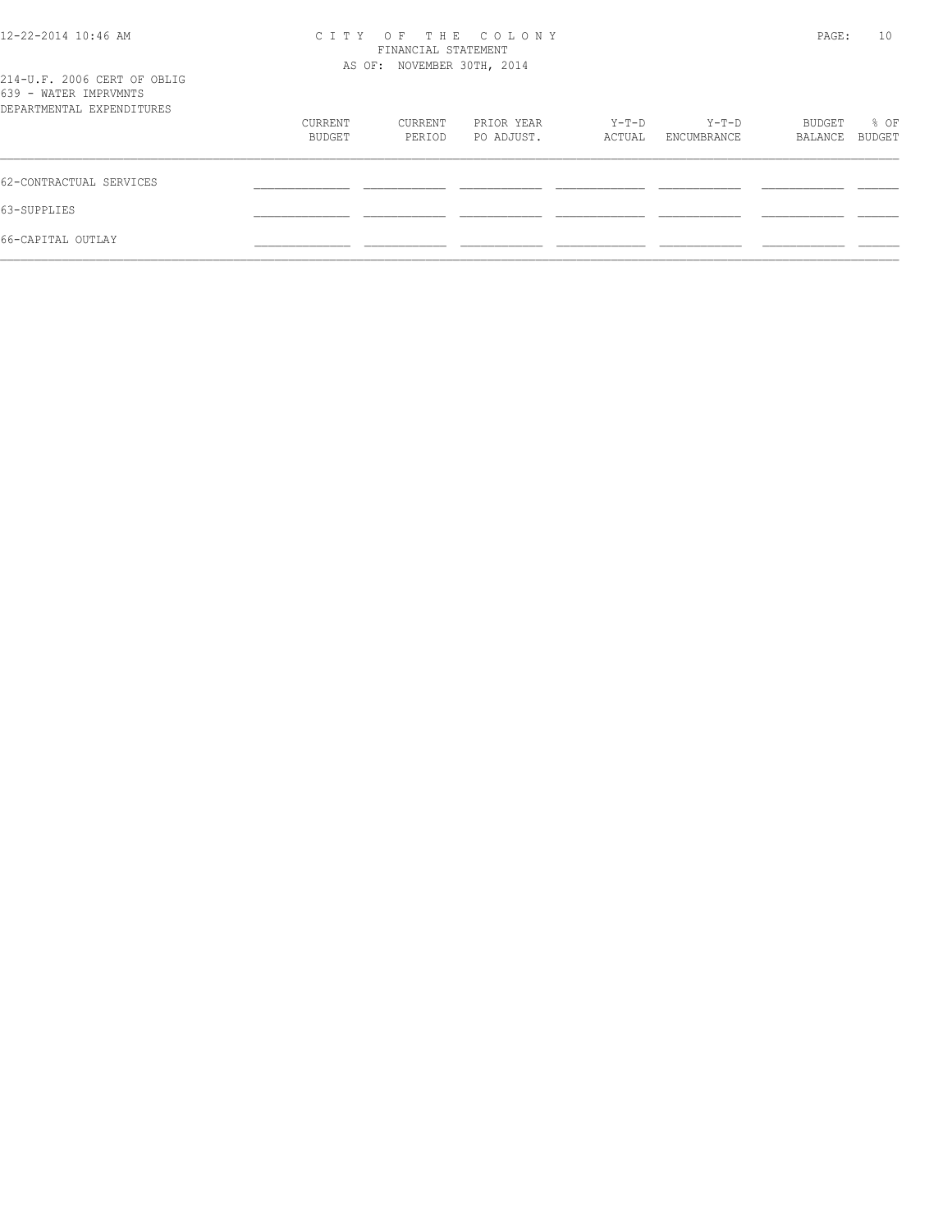CITY OF THE COLONY
FINANCIAL STATEMENT
AS OF: NOVEMBER 30TH, 2014

214-U.F. 2006 CERT OF OBLIG
639 - WATER IMPRVMNTS
DEPARTMENTAL EXPENDITURES

| | CURRENT BUDGET | CURRENT PERIOD | PRIOR YEAR PO ADJUST. | Y-T-D ACTUAL | Y-T-D ENCUMBRANCE | BUDGET BALANCE | % OF BUDGET |
|---|---|---|---|---|---|---|---|
| 62-CONTRACTUAL SERVICES | | | | | | | |
| 63-SUPPLIES | | | | | | | |
| 66-CAPITAL OUTLAY | | | | | | | |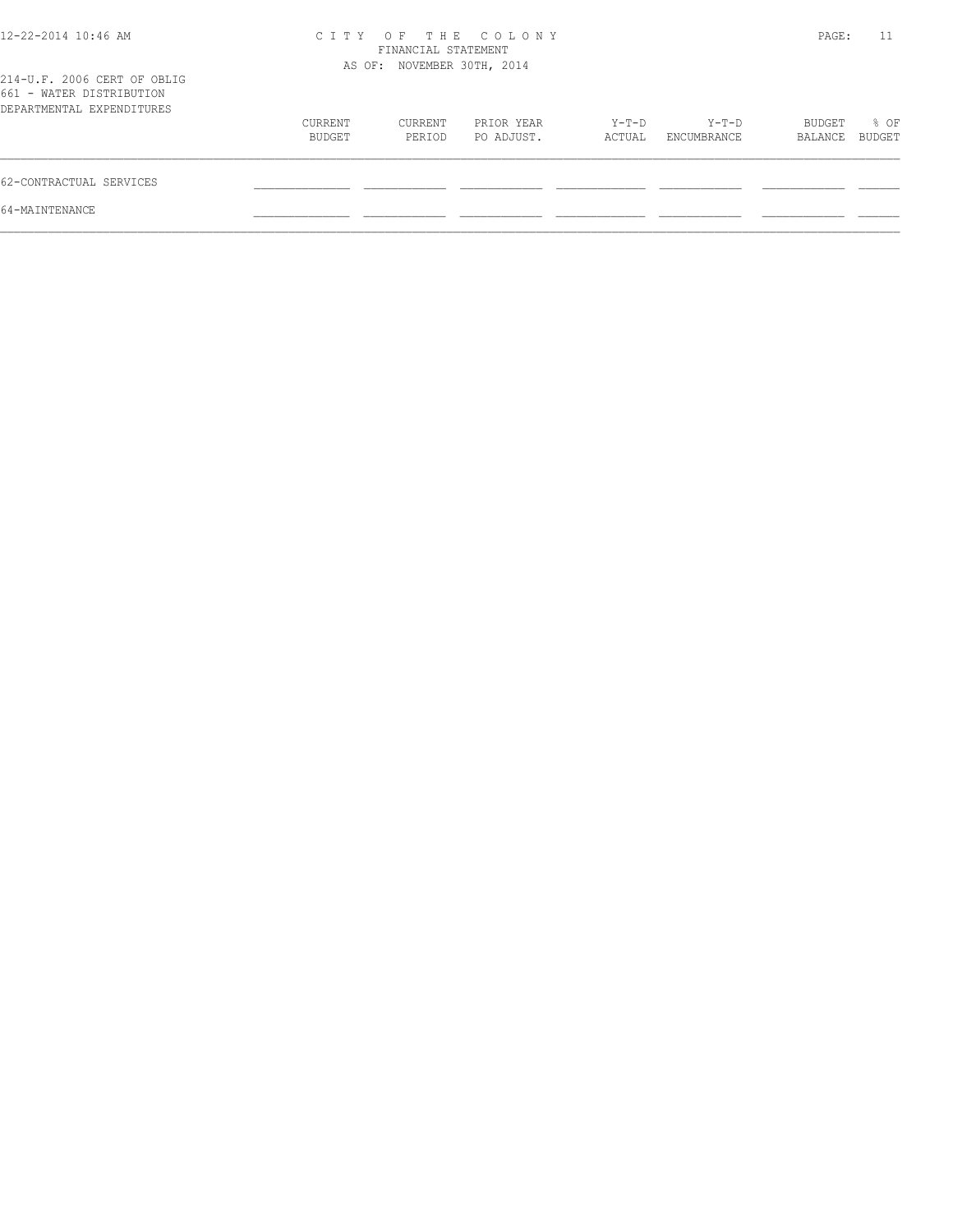# CITY OF THE COLONY
FINANCIAL STATEMENT
AS OF: NOVEMBER 30TH, 2014

214-U.F. 2006 CERT OF OBLIG
661 - WATER DISTRIBUTION
DEPARTMENTAL EXPENDITURES

| | CURRENT BUDGET | CURRENT PERIOD | PRIOR YEAR PO ADJUST. | Y-T-D ACTUAL | Y-T-D ENCUMBRANCE | BUDGET BALANCE | % OF BUDGET |
|---|---|---|---|---|---|---|---|
| 62-CONTRACTUAL SERVICES | | | | | | | |
| 64-MAINTENANCE | | | | | | | |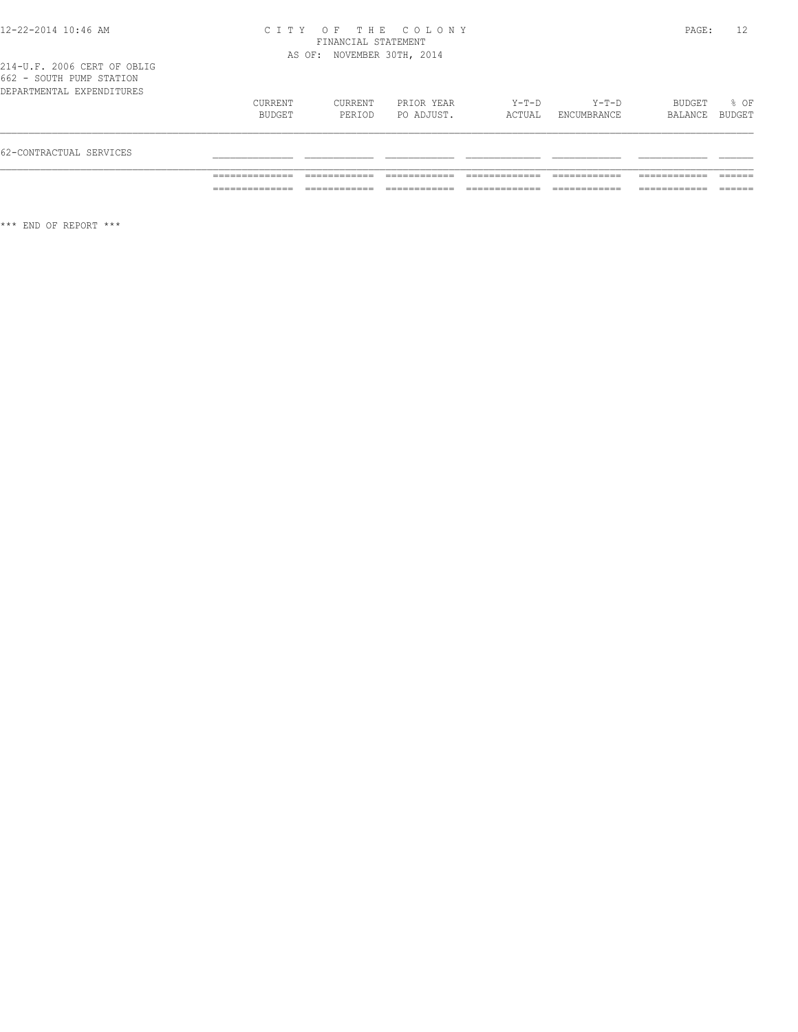# CITY OF THE COLONY

FINANCIAL STATEMENT

AS OF: NOVEMBER 30TH, 2014

214-U.F. 2006 CERT OF OBLIG

662 - SOUTH PUMP STATION

DEPARTMENTAL EXPENDITURES

| | CURRENT BUDGET | CURRENT PERIOD | PRIOR YEAR PO ADJUST. | Y-T-D ACTUAL | Y-T-D ENCUMBRANCE | BUDGET BALANCE | % OF BUDGET |
|---|---|---|---|---|---|---|---|
| 62-CONTRACTUAL SERVICES | | | | | | | |

*** END OF REPORT ***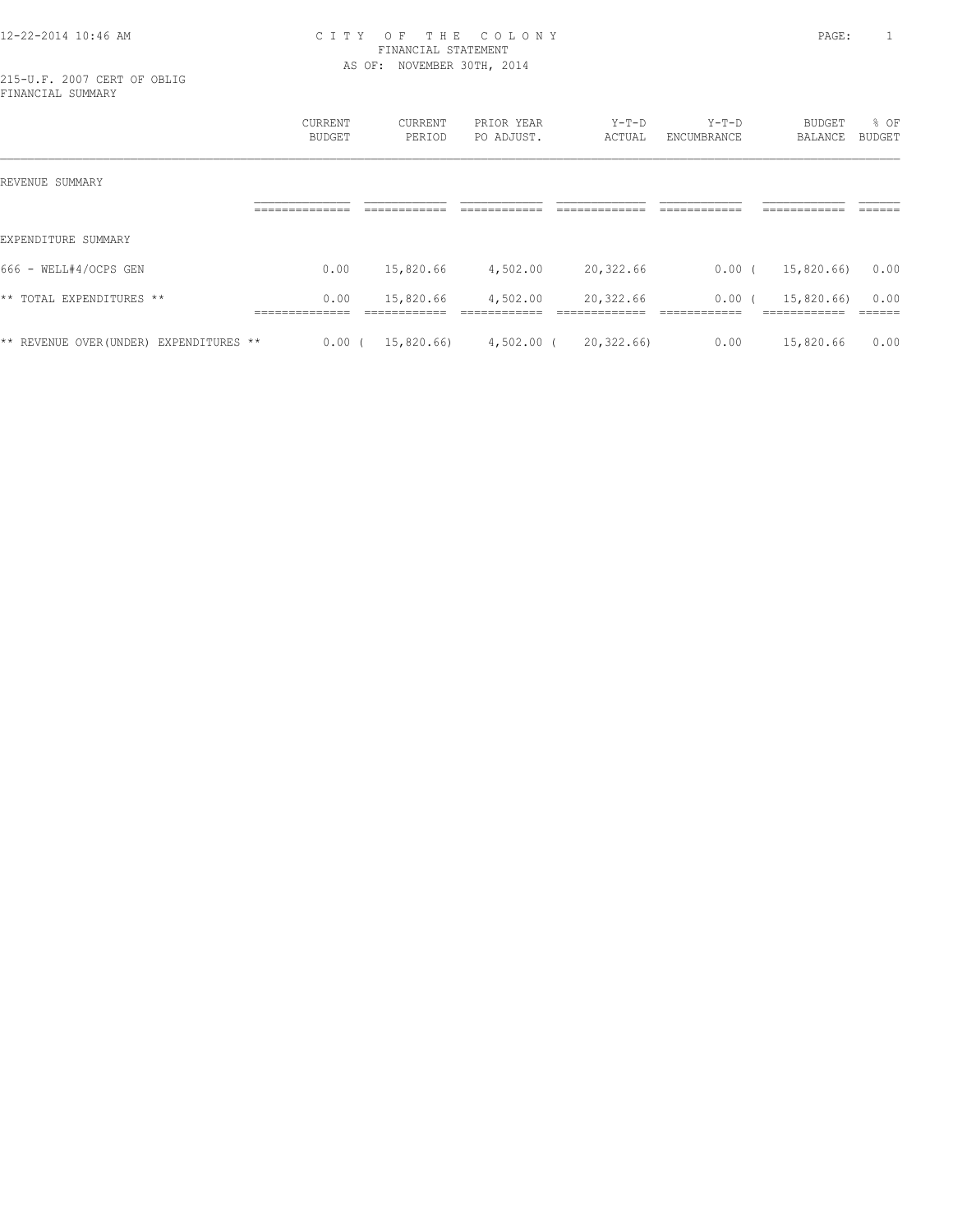12-22-2014 10:46 AM

# CITY OF THE COLONY

FINANCIAL STATEMENT

AS OF: NOVEMBER 30TH, 2014

215-U.F. 2007 CERT OF OBLIG

FINANCIAL SUMMARY

| | CURRENT BUDGET | CURRENT PERIOD | PRIOR YEAR PO ADJUST. | Y-T-D ACTUAL | Y-T-D ENCUMBRANCE | BUDGET BALANCE | % OF BUDGET |
|---|---|---|---|---|---|---|---|
| REVENUE SUMMARY | | | | | | | |
| EXPENDITURE SUMMARY | | | | | | | |
| 666 - WELL#4/OCPS GEN | 0.00 | 15,820.66 | 4,502.00 | 20,322.66 | 0.00 | ( 15,820.66) | 0.00 |
| ** TOTAL EXPENDITURES ** | 0.00 | 15,820.66 | 4,502.00 | 20,322.66 | 0.00 | ( 15,820.66) | 0.00 |
| ** REVENUE OVER(UNDER) EXPENDITURES ** | 0.00 | ( 15,820.66) | 4,502.00 | ( 20,322.66) | 0.00 | 15,820.66 | 0.00 |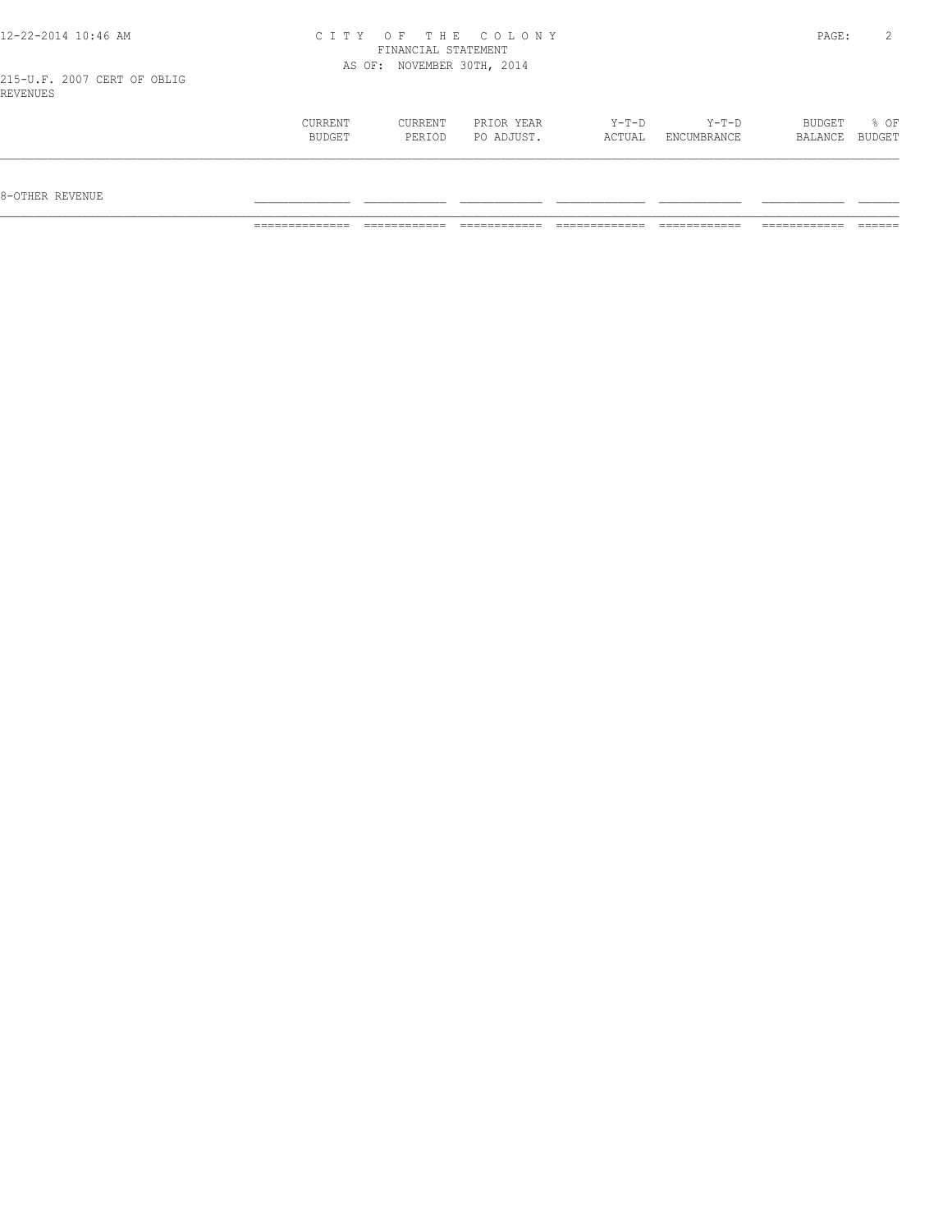215-U.F. 2007 CERT OF OBLIG
REVENUES

| | CURRENT BUDGET | CURRENT PERIOD | PRIOR YEAR PO ADJUST. | Y-T-D ACTUAL | Y-T-D ENCUMBRANCE | BUDGET BALANCE | % OF BUDGET |
|---|---|---|---|---|---|---|---|
| 8-OTHER REVENUE | | | | | | | |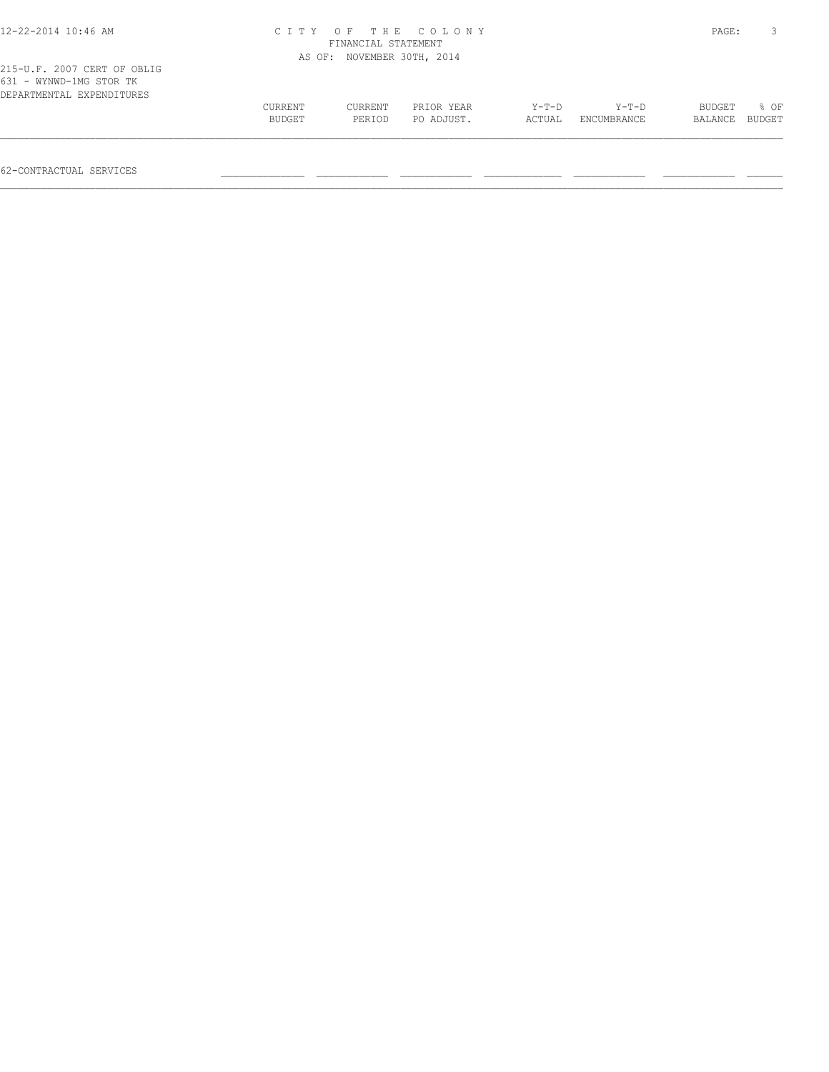CITY OF THE COLONY
FINANCIAL STATEMENT
AS OF: NOVEMBER 30TH, 2014

215-U.F. 2007 CERT OF OBLIG
631 - WYNWD-1MG STOR TK
DEPARTMENTAL EXPENDITURES

| | CURRENT BUDGET | CURRENT PERIOD | PRIOR YEAR PO ADJUST. | Y-T-D ACTUAL | Y-T-D ENCUMBRANCE | BUDGET BALANCE | % OF BUDGET |
|---|---|---|---|---|---|---|---|
| 62-CONTRACTUAL SERVICES | | | | | | | |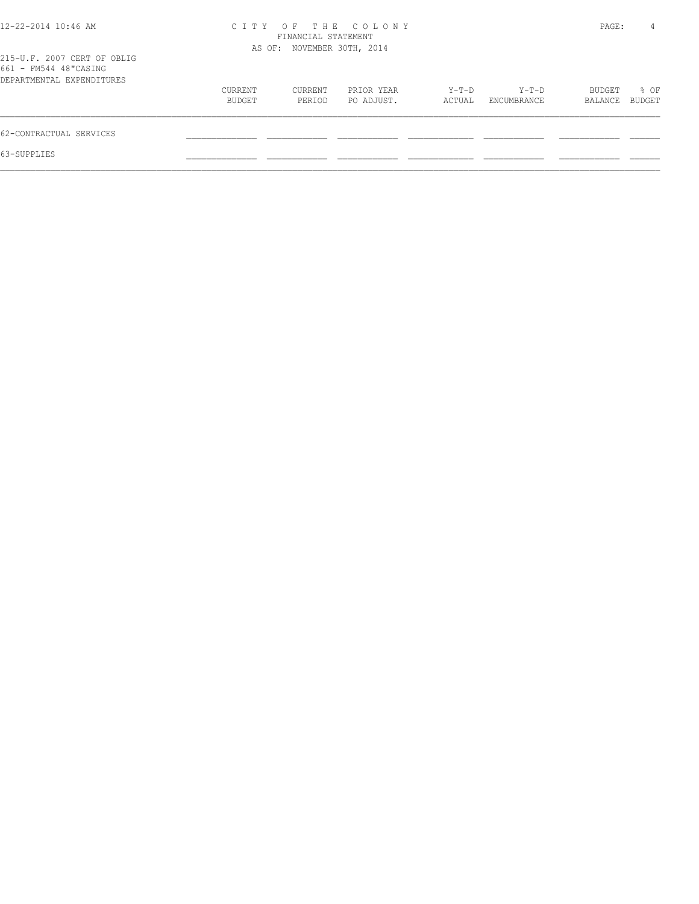# CITY OF THE COLONY

FINANCIAL STATEMENT

AS OF: NOVEMBER 30TH, 2014

215-U.F. 2007 CERT OF OBLIG

661 - FM544 48"CASING

DEPARTMENTAL EXPENDITURES

| | CURRENT BUDGET | CURRENT PERIOD | PRIOR YEAR PO ADJUST. | Y-T-D ACTUAL | Y-T-D ENCUMBRANCE | BUDGET BALANCE | % OF BUDGET |
|---|---|---|---|---|---|---|---|
| 62-CONTRACTUAL SERVICES | | | | | | | |
| 63-SUPPLIES | | | | | | | |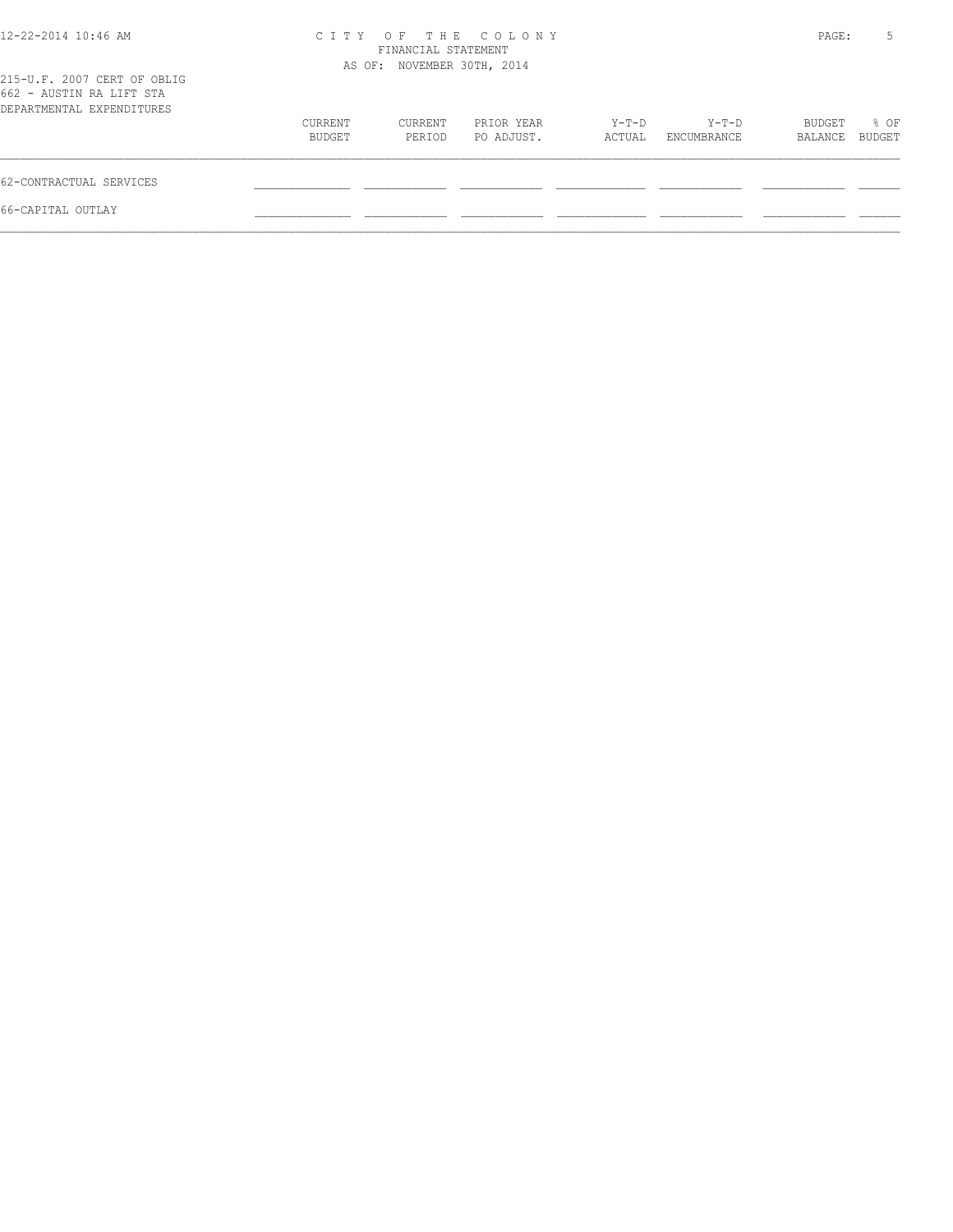CITY OF THE COLONY
FINANCIAL STATEMENT
AS OF: NOVEMBER 30TH, 2014

215-U.F. 2007 CERT OF OBLIG
662 - AUSTIN RA LIFT STA
DEPARTMENTAL EXPENDITURES

| | CURRENT BUDGET | CURRENT PERIOD | PRIOR YEAR PO ADJUST. | Y-T-D ACTUAL | Y-T-D ENCUMBRANCE | BUDGET BALANCE | % OF BUDGET |
|---|---|---|---|---|---|---|---|
| 62-CONTRACTUAL SERVICES | | | | | | | |
| 66-CAPITAL OUTLAY | | | | | | | |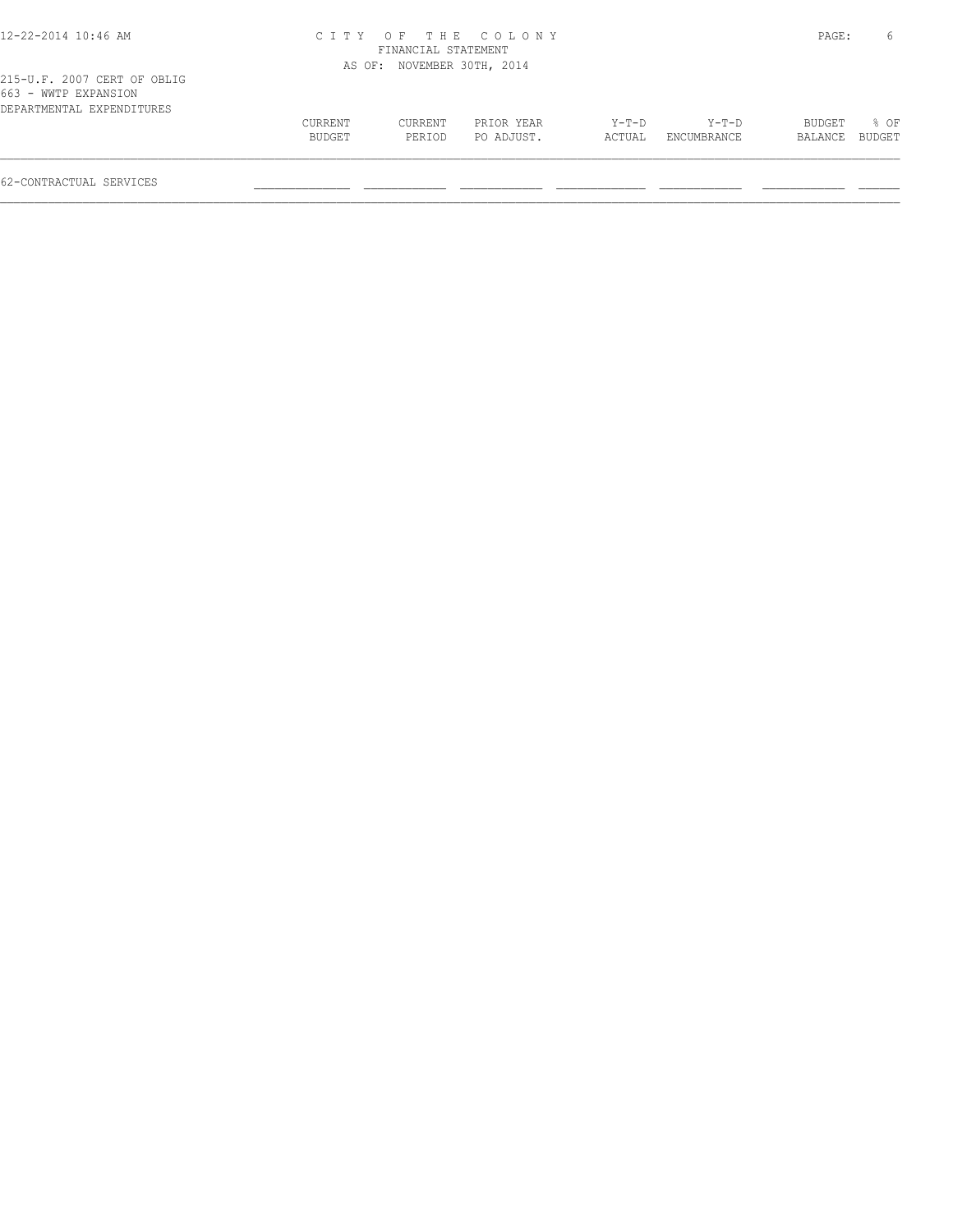# CITY OF THE COLONY

FINANCIAL STATEMENT

AS OF: NOVEMBER 30TH, 2014

215-U.F. 2007 CERT OF OBLIG

663 - WWTP EXPANSION

DEPARTMENTAL EXPENDITURES

| | CURRENT BUDGET | CURRENT PERIOD | PRIOR YEAR PO ADJUST. | Y-T-D ACTUAL | Y-T-D ENCUMBRANCE | BUDGET BALANCE | % OF BUDGET |
|---|---|---|---|---|---|---|---|
| 62-CONTRACTUAL SERVICES | | | | | | | |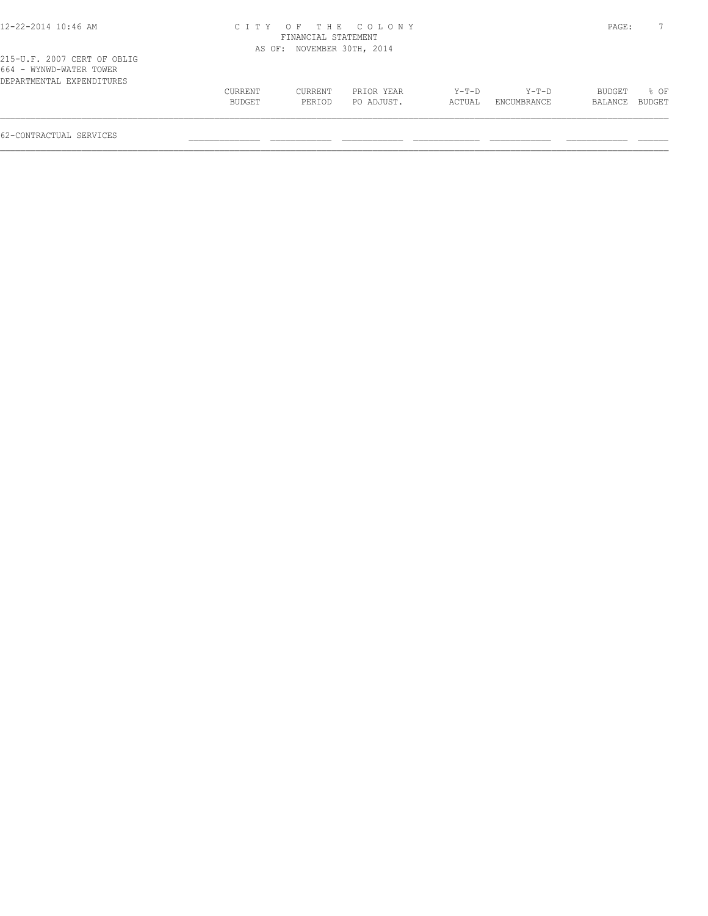CITY OF THE COLONY
FINANCIAL STATEMENT
AS OF: NOVEMBER 30TH, 2014

215-U.F. 2007 CERT OF OBLIG
664 - WYNWD-WATER TOWER
DEPARTMENTAL EXPENDITURES

| | CURRENT BUDGET | CURRENT PERIOD | PRIOR YEAR PO ADJUST. | Y-T-D ACTUAL | Y-T-D ENCUMBRANCE | BUDGET BALANCE | % OF BUDGET |
|---|---|---|---|---|---|---|---|
| 62-CONTRACTUAL SERVICES | | | | | | | |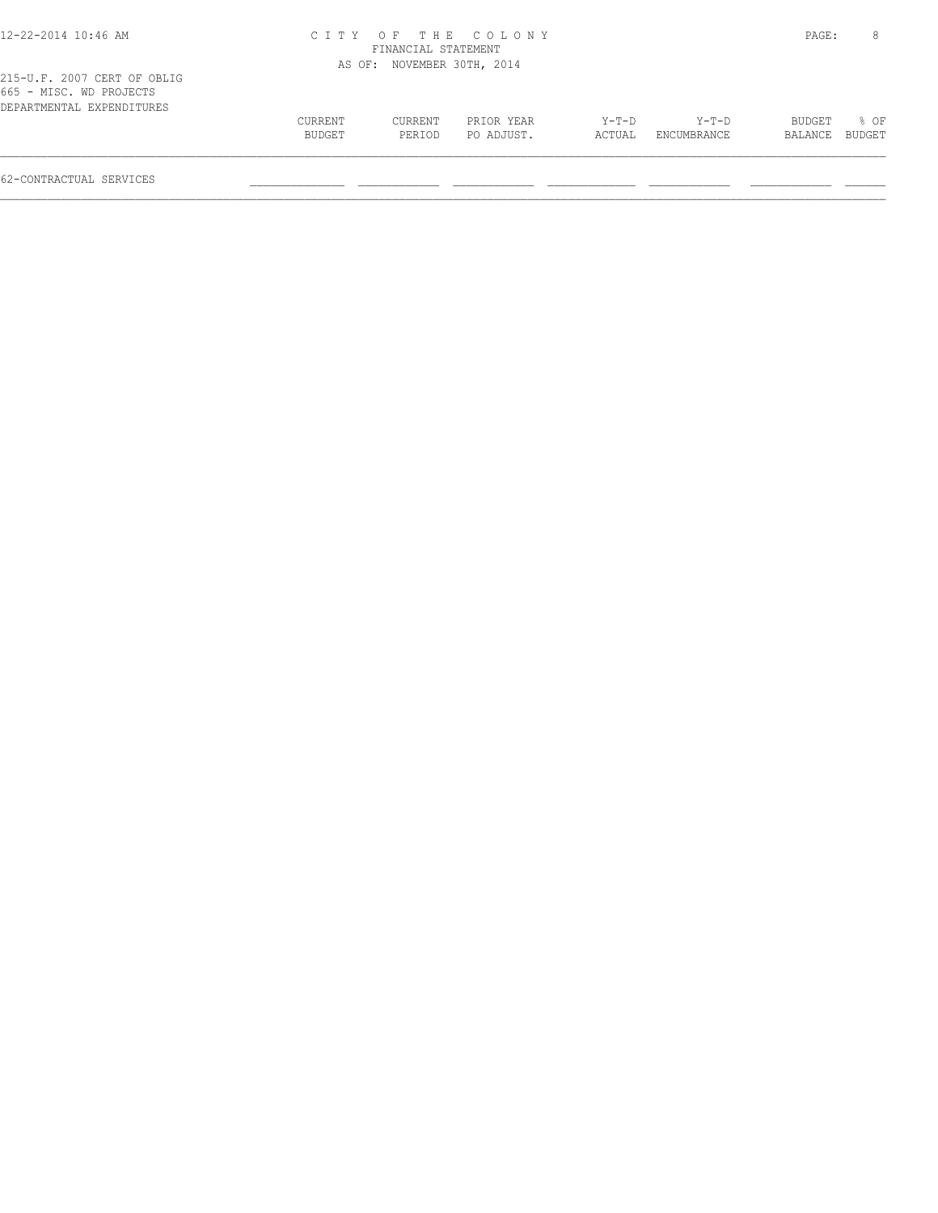215-U.F. 2007 CERT OF OBLIG
665 - MISC. WD PROJECTS
DEPARTMENTAL EXPENDITURES

| | CURRENT BUDGET | CURRENT PERIOD | PRIOR YEAR PO ADJUST. | Y-T-D ACTUAL | Y-T-D ENCUMBRANCE | BUDGET BALANCE | % OF BUDGET |
|---|---|---|---|---|---|---|---|
| 62-CONTRACTUAL SERVICES | | | | | | | |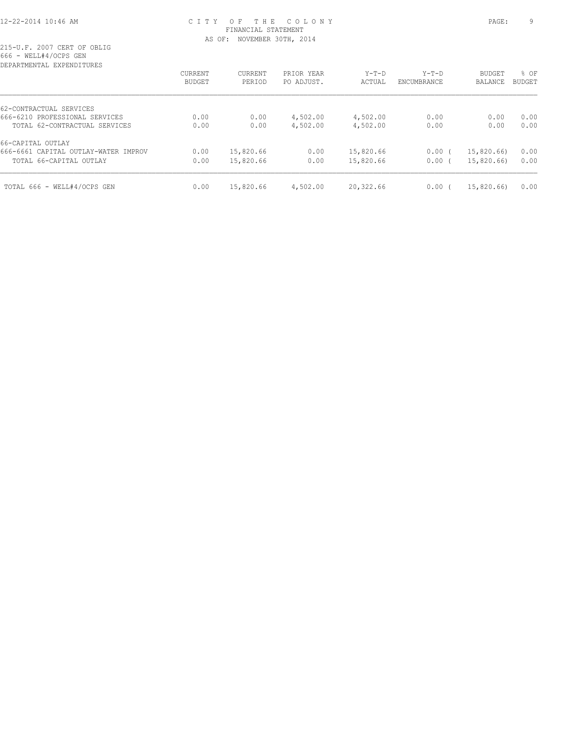# CITY OF THE COLONY

FINANCIAL STATEMENT

AS OF: NOVEMBER 30TH, 2014

215-U.F. 2007 CERT OF OBLIG

666 - WELL#4/OCPS GEN

DEPARTMENTAL EXPENDITURES

| | CURRENT BUDGET | CURRENT PERIOD | PRIOR YEAR PO ADJUST. | Y-T-D ACTUAL | Y-T-D ENCUMBRANCE | BUDGET BALANCE | % OF BUDGET |
|---|---|---|---|---|---|---|---|
| 62-CONTRACTUAL SERVICES | | | | | | | |
| 666-6210 PROFESSIONAL SERVICES | 0.00 | 0.00 | 4,502.00 | 4,502.00 | 0.00 | 0.00 | 0.00 |
| TOTAL 62-CONTRACTUAL SERVICES | 0.00 | 0.00 | 4,502.00 | 4,502.00 | 0.00 | 0.00 | 0.00 |
| 66-CAPITAL OUTLAY | | | | | | | |
| 666-6661 CAPITAL OUTLAY-WATER IMPROV | 0.00 | 15,820.66 | 0.00 | 15,820.66 | 0.00 | ( 15,820.66) | 0.00 |
| TOTAL 66-CAPITAL OUTLAY | 0.00 | 15,820.66 | 0.00 | 15,820.66 | 0.00 | ( 15,820.66) | 0.00 |
| TOTAL 666 - WELL#4/OCPS GEN | 0.00 | 15,820.66 | 4,502.00 | 20,322.66 | 0.00 | ( 15,820.66) | 0.00 |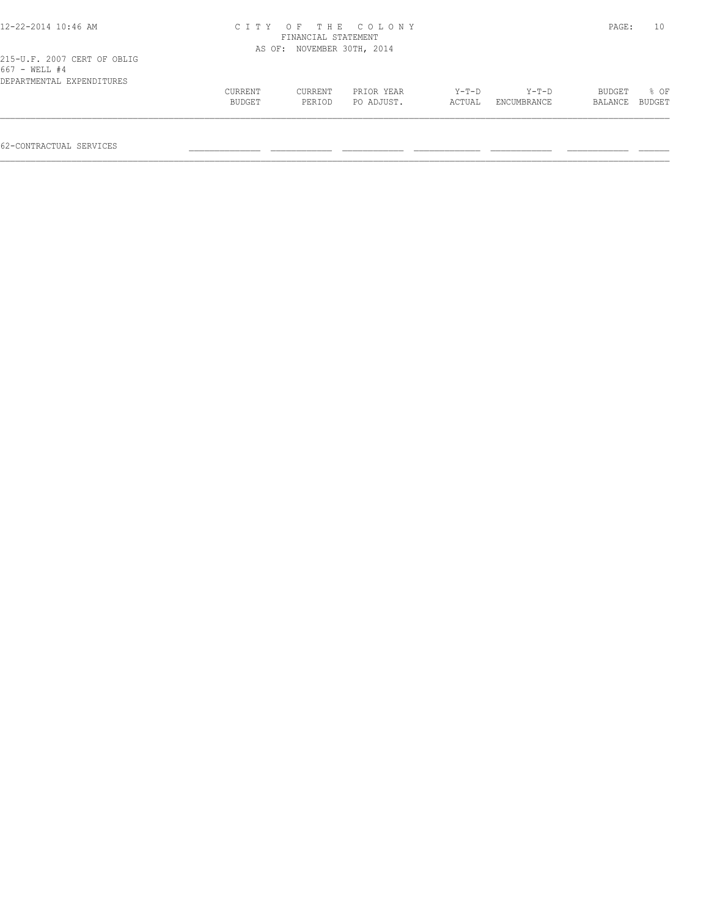215-U.F. 2007 CERT OF OBLIG
667 - WELL #4
DEPARTMENTAL EXPENDITURES

| | CURRENT BUDGET | CURRENT PERIOD | PRIOR YEAR PO ADJUST. | Y-T-D ACTUAL | Y-T-D ENCUMBRANCE | BUDGET BALANCE | % OF BUDGET |
|---|---|---|---|---|---|---|---|
| 62-CONTRACTUAL SERVICES | | | | | | | |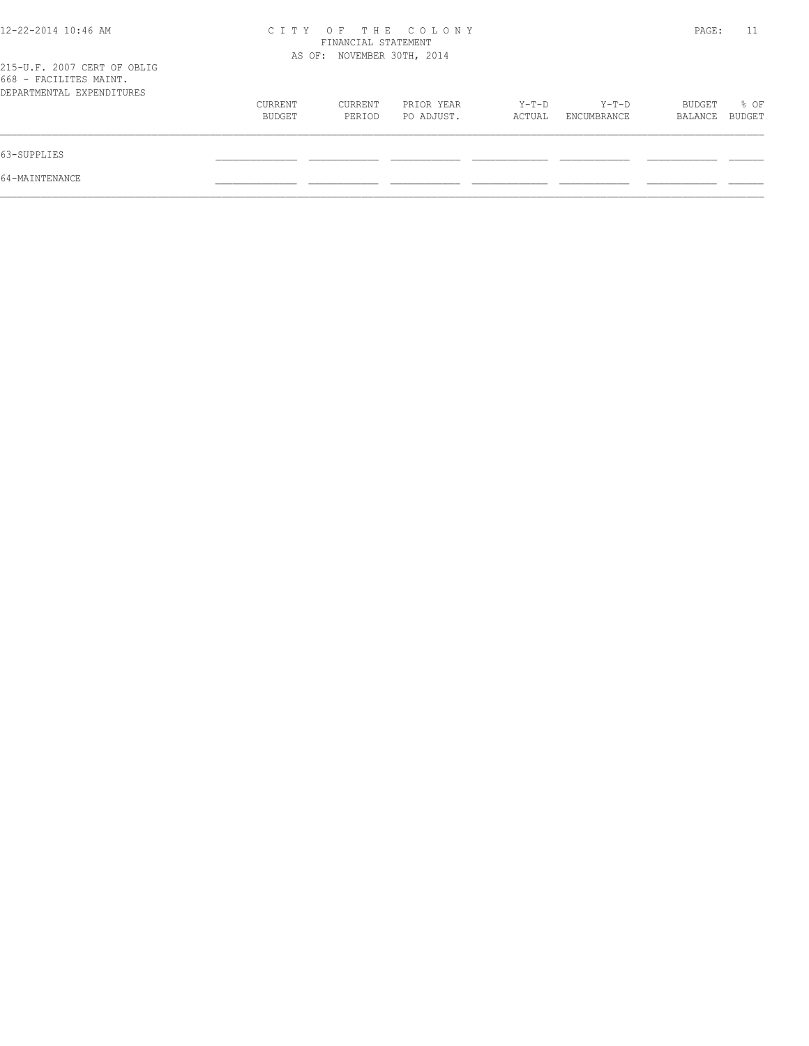CITY OF THE COLONY
FINANCIAL STATEMENT
AS OF: NOVEMBER 30TH, 2014

215-U.F. 2007 CERT OF OBLIG
668 - FACILITES MAINT.
DEPARTMENTAL EXPENDITURES

| | CURRENT BUDGET | CURRENT PERIOD | PRIOR YEAR PO ADJUST. | Y-T-D ACTUAL | Y-T-D ENCUMBRANCE | BUDGET BALANCE | % OF BUDGET |
|---|---|---|---|---|---|---|---|
| 63-SUPPLIES | | | | | | | |
| 64-MAINTENANCE | | | | | | | |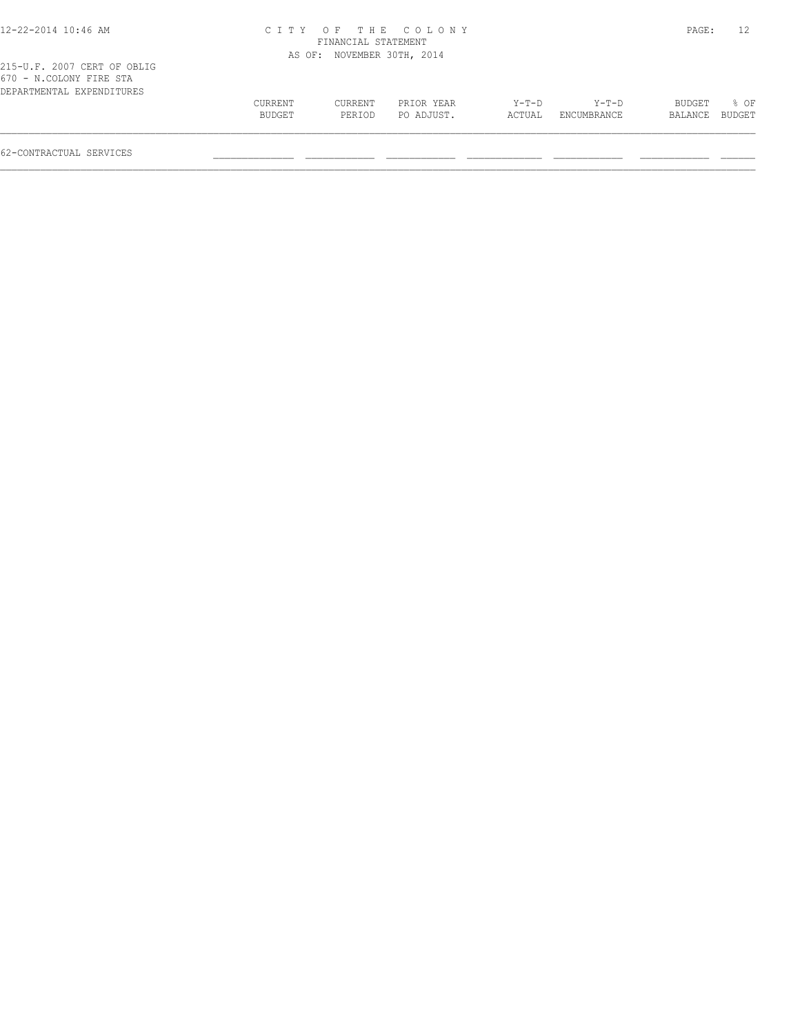CITY OF THE COLONY
FINANCIAL STATEMENT
AS OF: NOVEMBER 30TH, 2014

215-U.F. 2007 CERT OF OBLIG
670 - N.COLONY FIRE STA
DEPARTMENTAL EXPENDITURES

| | CURRENT BUDGET | CURRENT PERIOD | PRIOR YEAR PO ADJUST. | Y-T-D ACTUAL | Y-T-D ENCUMBRANCE | BUDGET BALANCE | % OF BUDGET |
|---|---|---|---|---|---|---|---|
| 62-CONTRACTUAL SERVICES | | | | | | | |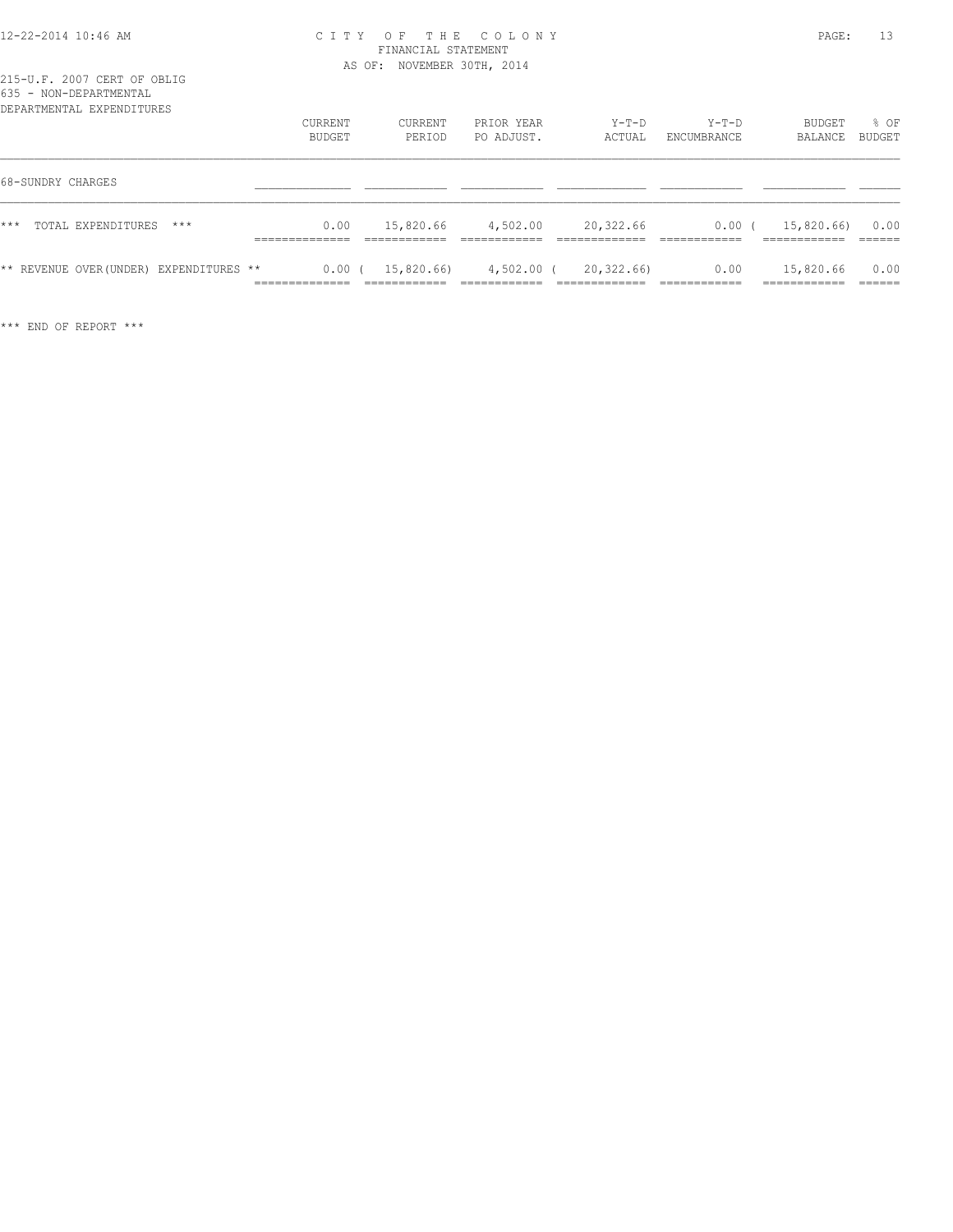CITY OF THE COLONY
FINANCIAL STATEMENT
AS OF: NOVEMBER 30TH, 2014

215-U.F. 2007 CERT OF OBLIG
635 - NON-DEPARTMENTAL
DEPARTMENTAL EXPENDITURES

| | CURRENT BUDGET | CURRENT PERIOD | PRIOR YEAR PO ADJUST. | Y-T-D ACTUAL | Y-T-D ENCUMBRANCE | BUDGET BALANCE | % OF BUDGET |
|---|---|---|---|---|---|---|---|
| 68-SUNDRY CHARGES | | | | | | | |
| *** TOTAL EXPENDITURES *** | 0.00 | 15,820.66 | 4,502.00 | 20,322.66 | 0.00 | ( 15,820.66) | 0.00 |
| ** REVENUE OVER(UNDER) EXPENDITURES ** | 0.00 | ( 15,820.66) | 4,502.00 | ( 20,322.66) | 0.00 | 15,820.66 | 0.00 |

*** END OF REPORT ***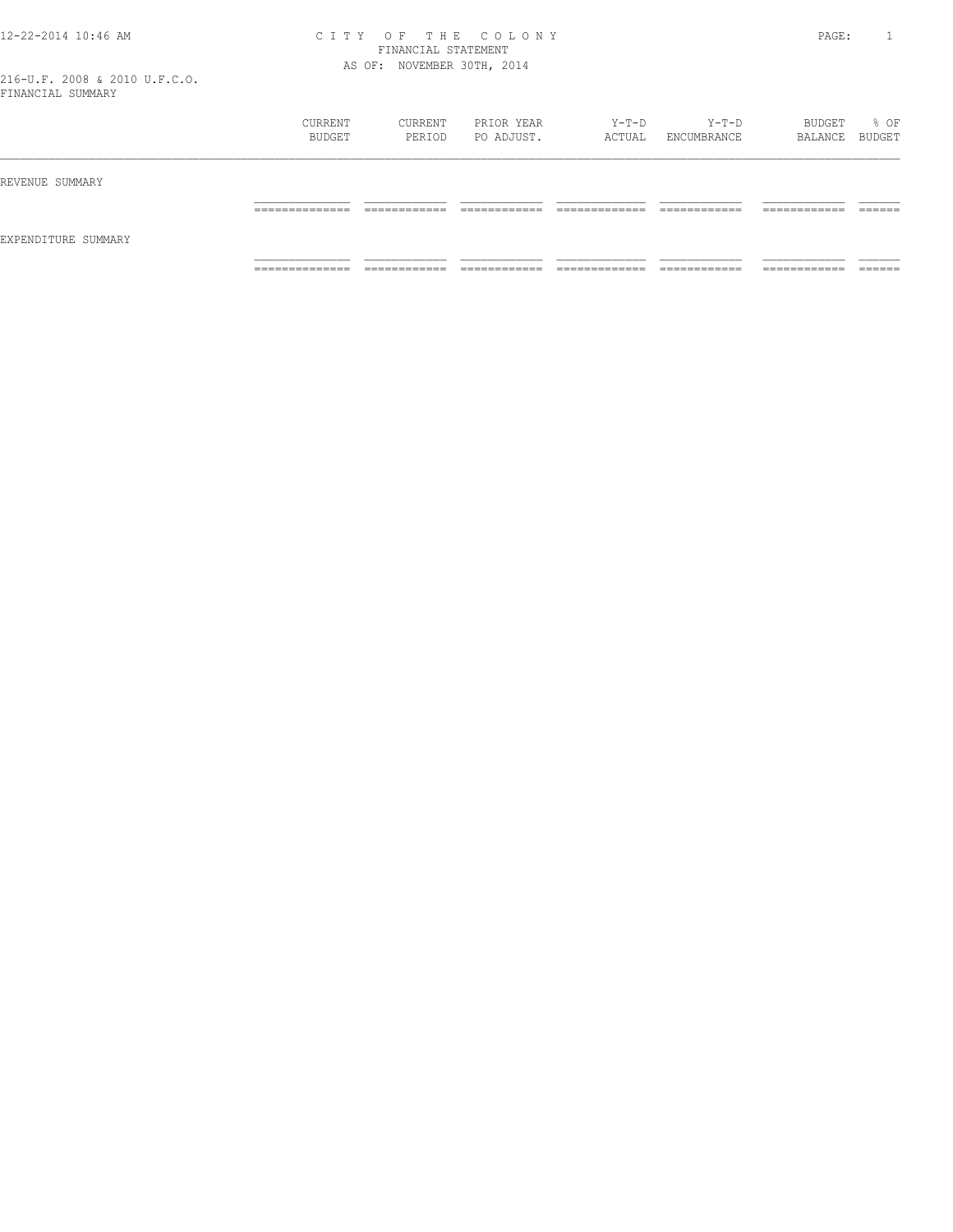# CITY OF THE COLONY

FINANCIAL STATEMENT

AS OF: NOVEMBER 30TH, 2014

216-U.F. 2008 & 2010 U.F.C.O.

FINANCIAL SUMMARY

| | CURRENT BUDGET | CURRENT PERIOD | PRIOR YEAR PO ADJUST. | Y-T-D ACTUAL | Y-T-D ENCUMBRANCE | BUDGET BALANCE | % OF BUDGET |
|---|---|---|---|---|---|---|---|
| REVENUE SUMMARY | | | | | | | |
| EXPENDITURE SUMMARY | | | | | | | |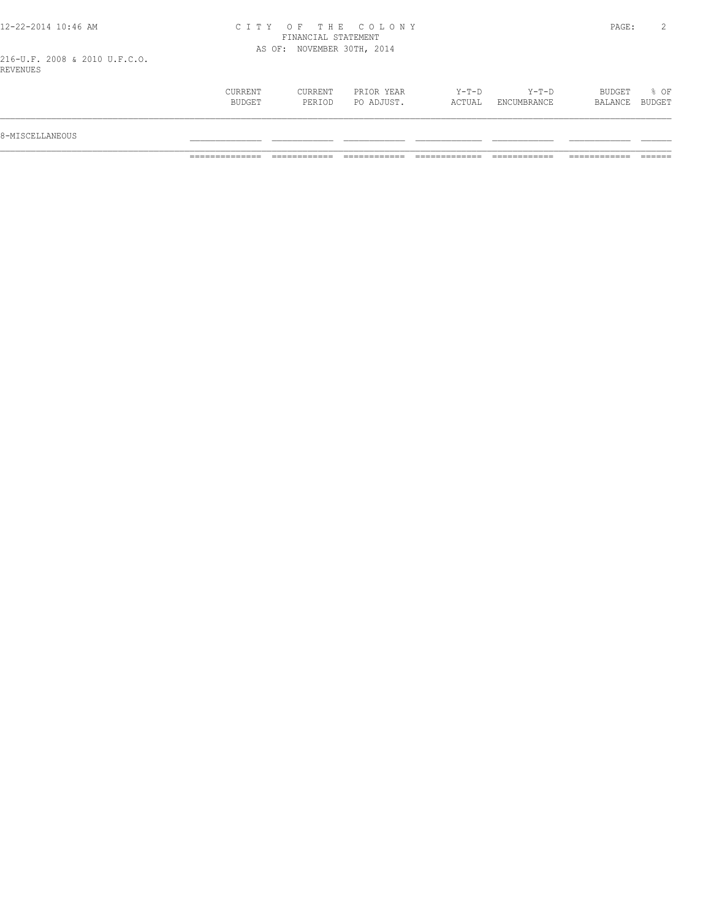216-U.F. 2008 & 2010 U.F.C.O.
REVENUES

| | CURRENT BUDGET | CURRENT PERIOD | PRIOR YEAR PO ADJUST. | Y-T-D ACTUAL | Y-T-D ENCUMBRANCE | BUDGET BALANCE | % OF BUDGET |
|---|---|---|---|---|---|---|---|
| 8-MISCELLANEOUS | | | | | | | |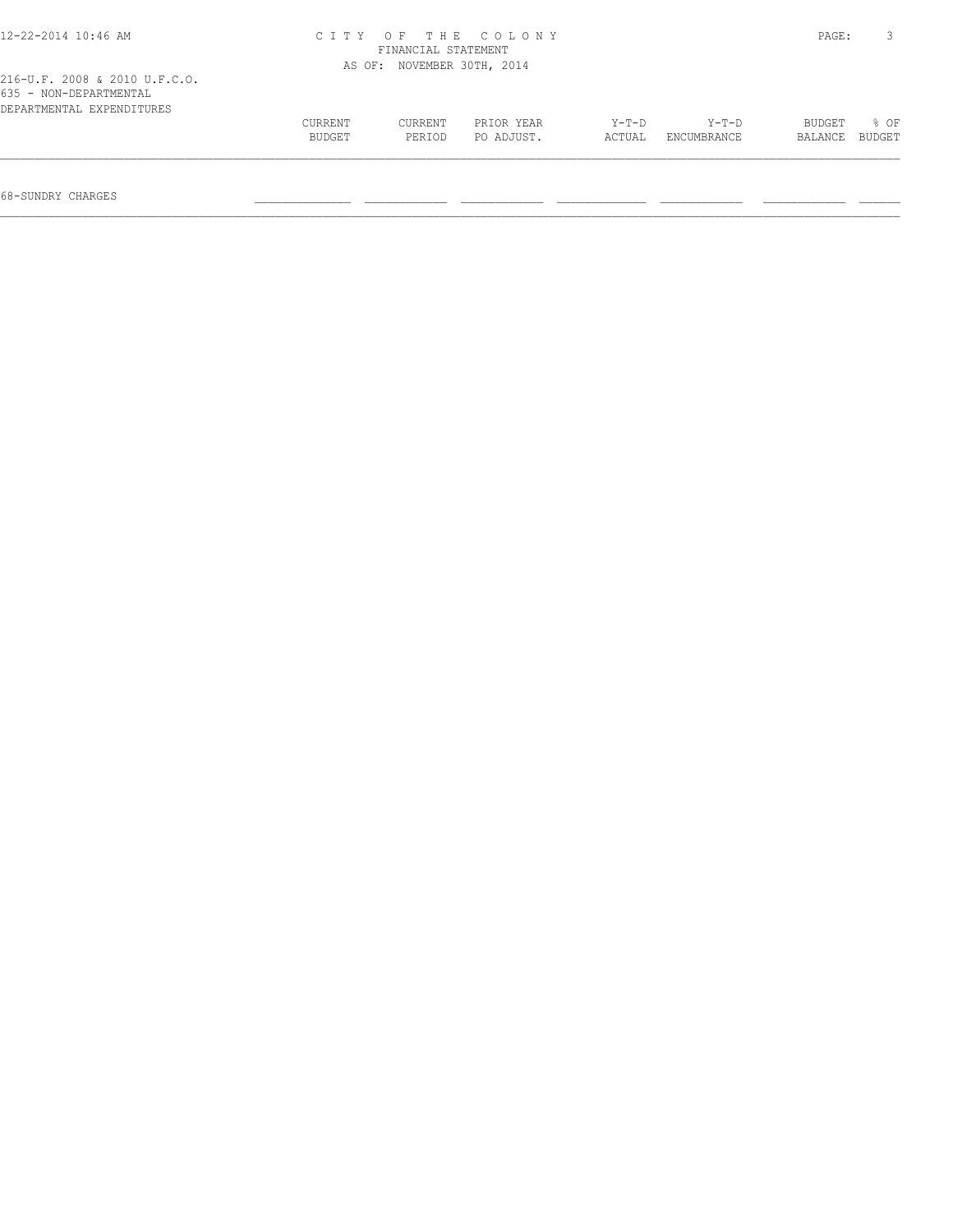CITY OF THE COLONY
FINANCIAL STATEMENT
AS OF: NOVEMBER 30TH, 2014

216-U.F. 2008 & 2010 U.F.C.O.
635 - NON-DEPARTMENTAL
DEPARTMENTAL EXPENDITURES

| | CURRENT BUDGET | CURRENT PERIOD | PRIOR YEAR PO ADJUST. | Y-T-D ACTUAL | Y-T-D ENCUMBRANCE | BUDGET BALANCE | % OF BUDGET |
|---|---|---|---|---|---|---|---|
| 68-SUNDRY CHARGES | | | | | | | |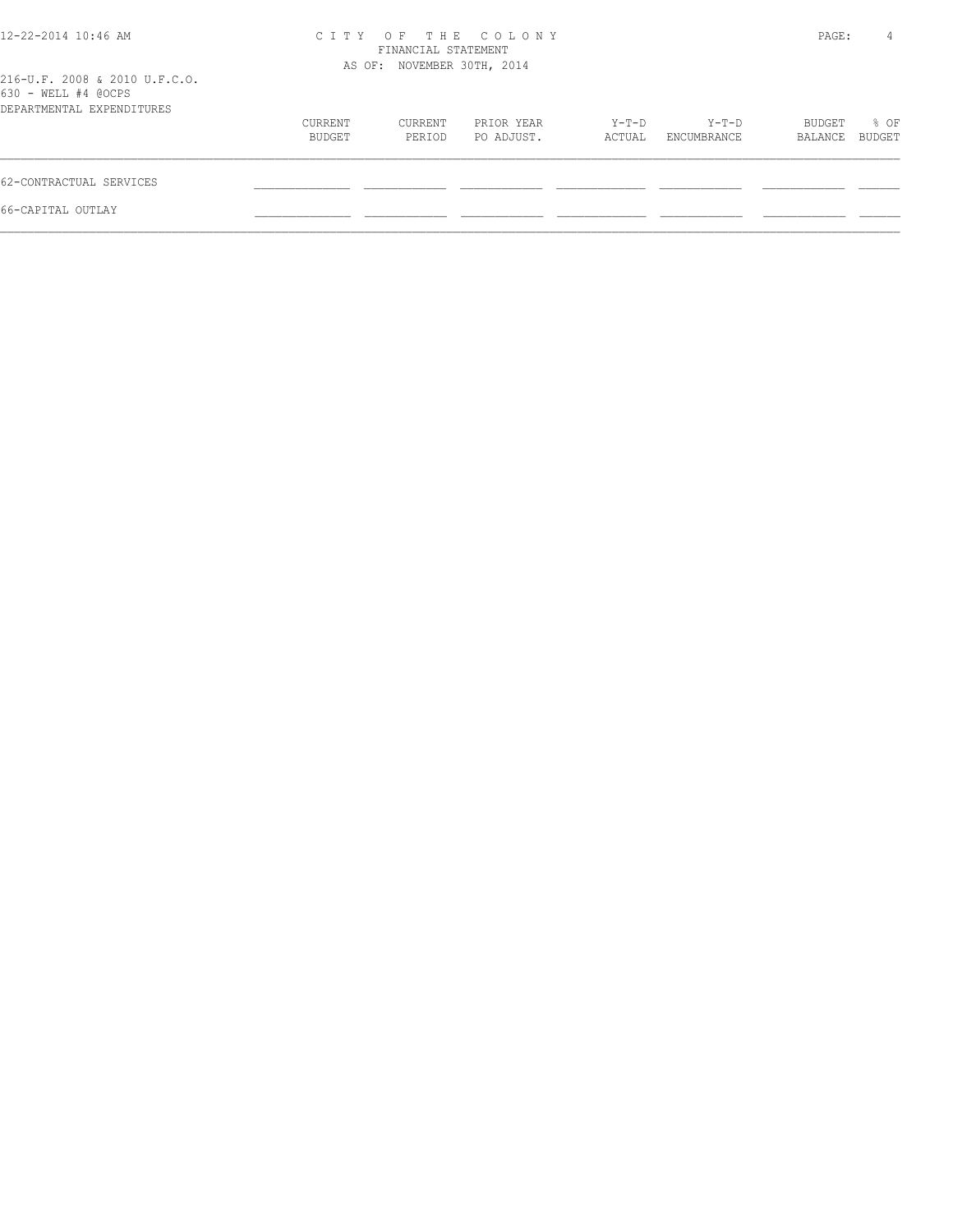CITY OF THE COLONY
FINANCIAL STATEMENT
AS OF: NOVEMBER 30TH, 2014

216-U.F. 2008 & 2010 U.F.C.O.
630 - WELL #4 @OCPS
DEPARTMENTAL EXPENDITURES

| | CURRENT BUDGET | CURRENT PERIOD | PRIOR YEAR PO ADJUST. | Y-T-D ACTUAL | Y-T-D ENCUMBRANCE | BUDGET BALANCE | % OF BUDGET |
|---|---|---|---|---|---|---|---|
| 62-CONTRACTUAL SERVICES | | | | | | | |
| 66-CAPITAL OUTLAY | | | | | | | |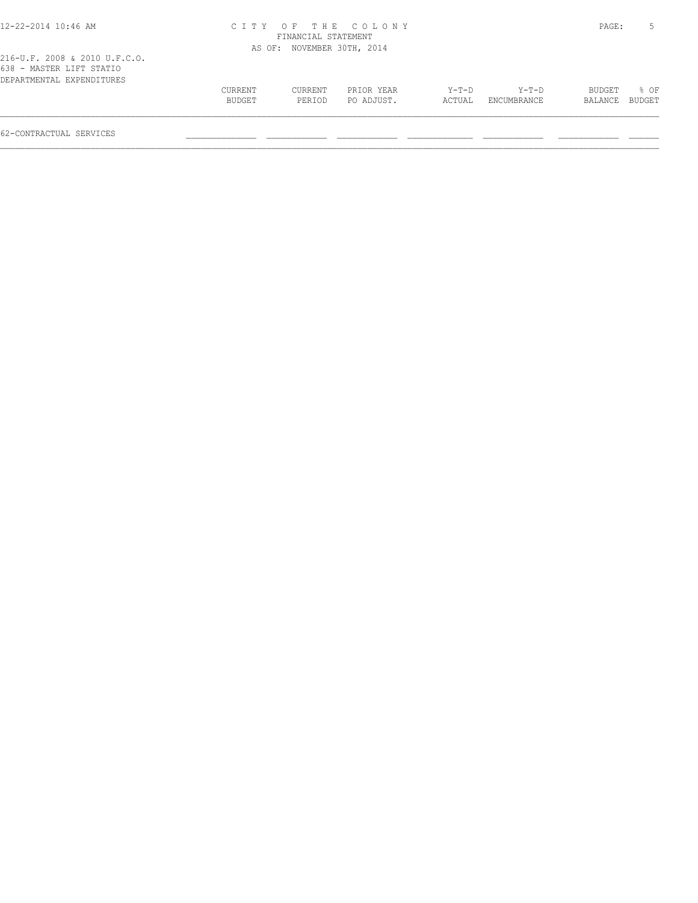216-U.F. 2008 & 2010 U.F.C.O.
638 - MASTER LIFT STATIO
DEPARTMENTAL EXPENDITURES

| | CURRENT BUDGET | CURRENT PERIOD | PRIOR YEAR PO ADJUST. | Y-T-D ACTUAL | Y-T-D ENCUMBRANCE | BUDGET BALANCE | % OF BUDGET |
|---|---|---|---|---|---|---|---|
| 62-CONTRACTUAL SERVICES | | | | | | | |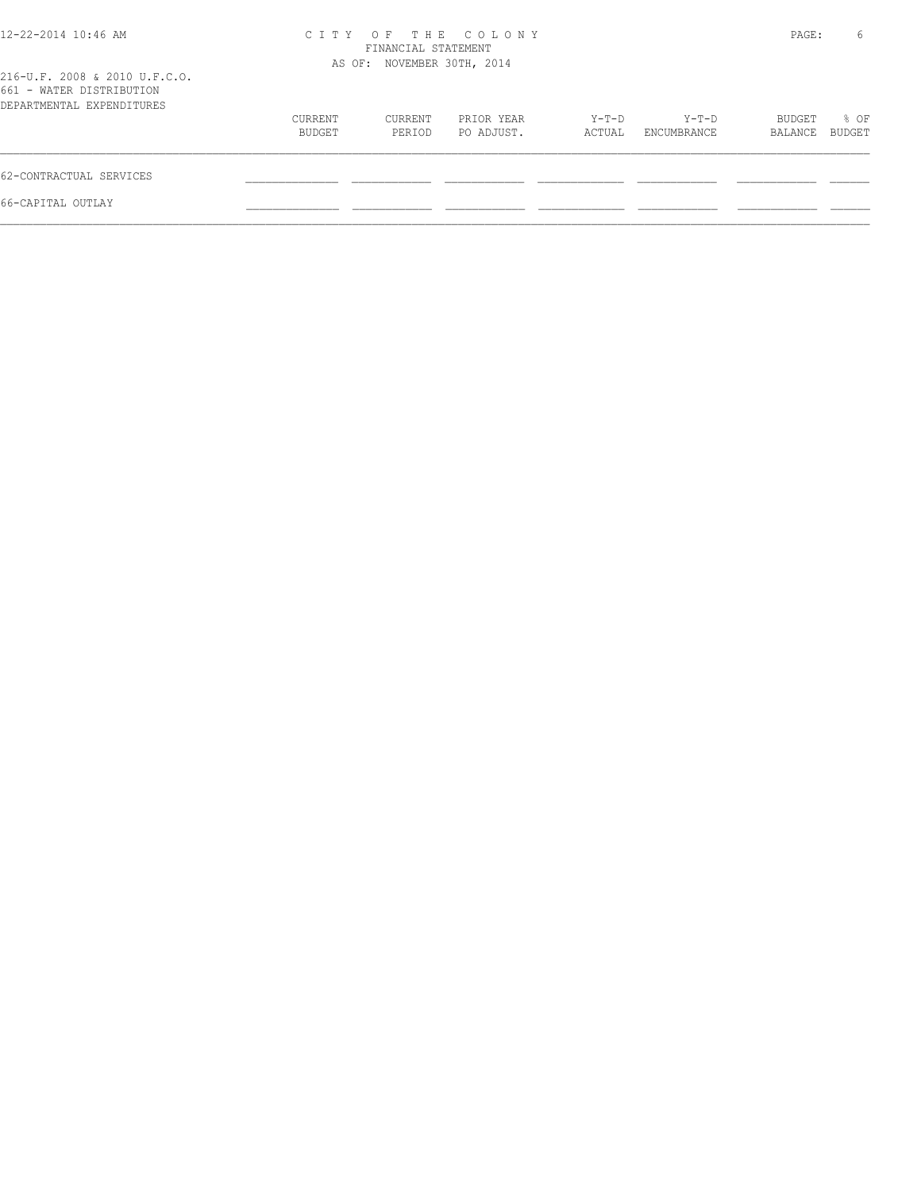CITY OF THE COLONY
FINANCIAL STATEMENT
AS OF: NOVEMBER 30TH, 2014

216-U.F. 2008 & 2010 U.F.C.O.
661 - WATER DISTRIBUTION
DEPARTMENTAL EXPENDITURES

| | CURRENT BUDGET | CURRENT PERIOD | PRIOR YEAR PO ADJUST. | Y-T-D ACTUAL | Y-T-D ENCUMBRANCE | BUDGET BALANCE | % OF BUDGET |
|---|---|---|---|---|---|---|---|
| 62-CONTRACTUAL SERVICES | | | | | | | |
| 66-CAPITAL OUTLAY | | | | | | | |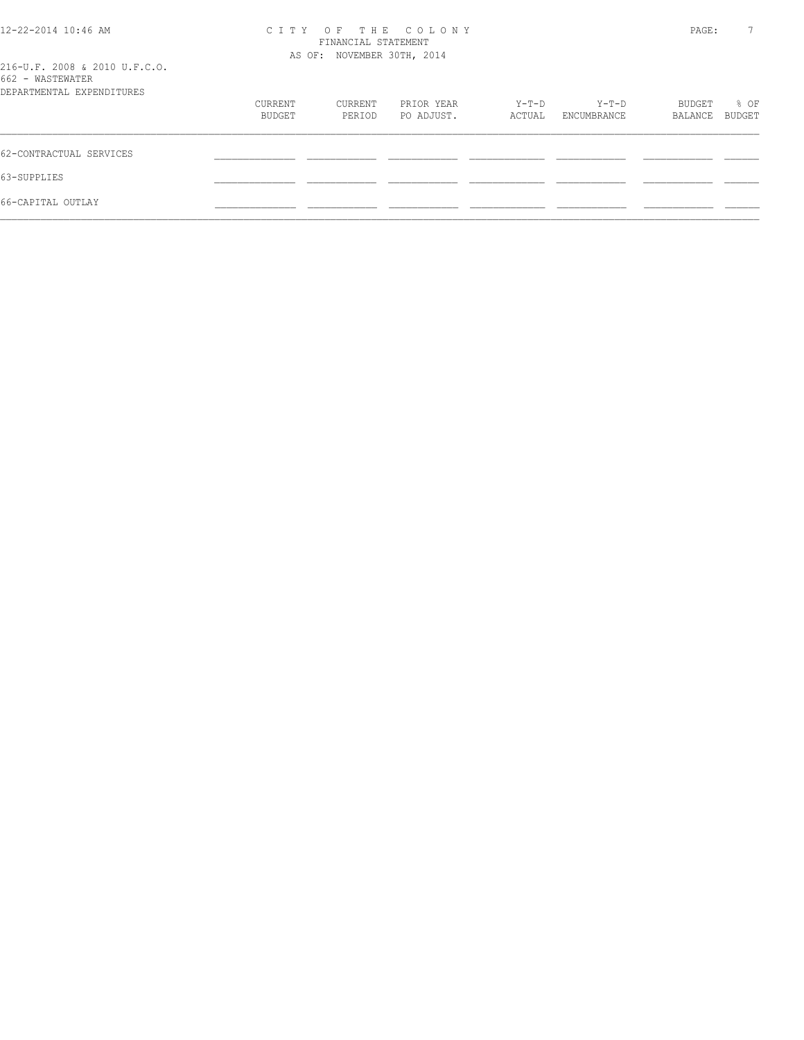216-U.F. 2008 & 2010 U.F.C.O.
662 - WASTEWATER
DEPARTMENTAL EXPENDITURES

| | CURRENT BUDGET | CURRENT PERIOD | PRIOR YEAR PO ADJUST. | Y-T-D ACTUAL | Y-T-D ENCUMBRANCE | BUDGET BALANCE | % OF BUDGET |
|---|---|---|---|---|---|---|---|
| 62-CONTRACTUAL SERVICES | | | | | | | |
| 63-SUPPLIES | | | | | | | |
| 66-CAPITAL OUTLAY | | | | | | | |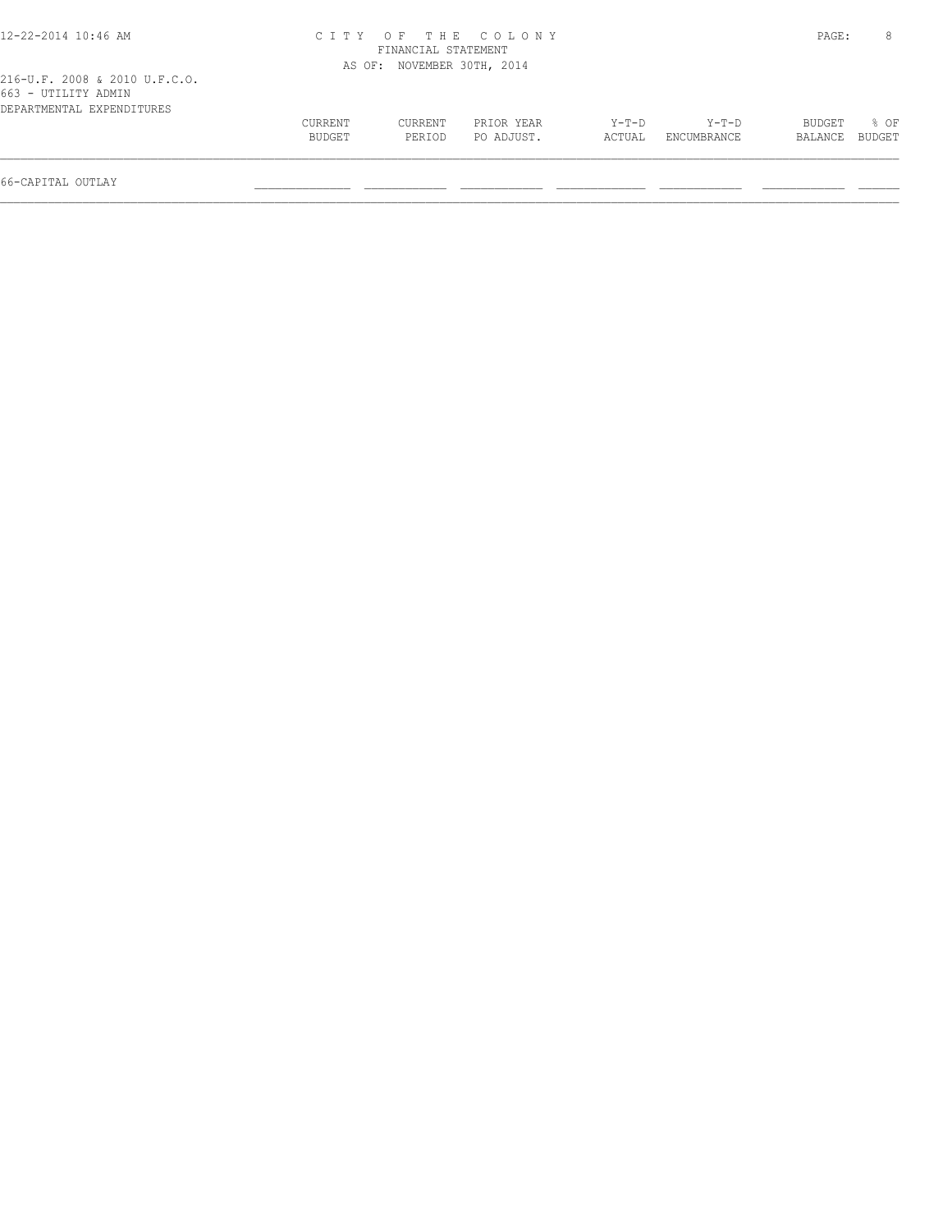CITY OF THE COLONY
FINANCIAL STATEMENT
AS OF: NOVEMBER 30TH, 2014

216-U.F. 2008 & 2010 U.F.C.O.
663 - UTILITY ADMIN
DEPARTMENTAL EXPENDITURES

| | CURRENT BUDGET | CURRENT PERIOD | PRIOR YEAR PO ADJUST. | Y-T-D ACTUAL | Y-T-D ENCUMBRANCE | BUDGET BALANCE | % OF BUDGET |
|---|---|---|---|---|---|---|---|
| 66-CAPITAL OUTLAY | | | | | | | |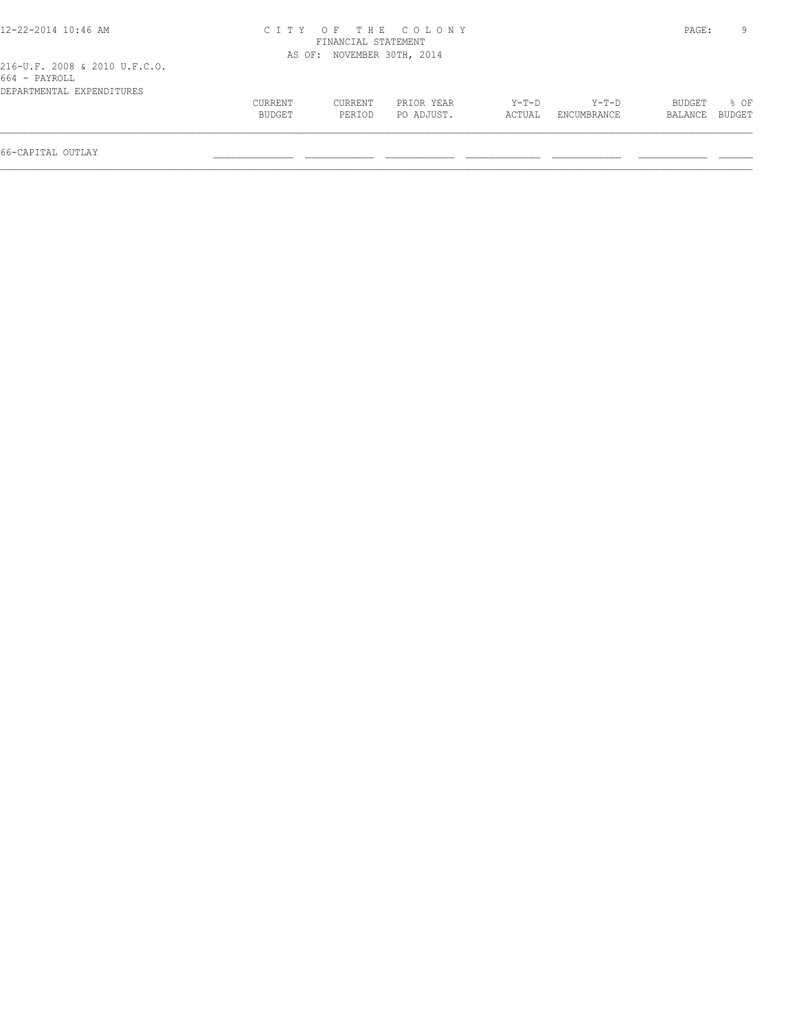216-U.F. 2008 & 2010 U.F.C.O.
664 - PAYROLL
DEPARTMENTAL EXPENDITURES

| | CURRENT BUDGET | CURRENT PERIOD | PRIOR YEAR PO ADJUST. | Y-T-D ACTUAL | Y-T-D ENCUMBRANCE | BUDGET BALANCE | % OF BUDGET |
|---|---|---|---|---|---|---|---|
| 66-CAPITAL OUTLAY | | | | | | | |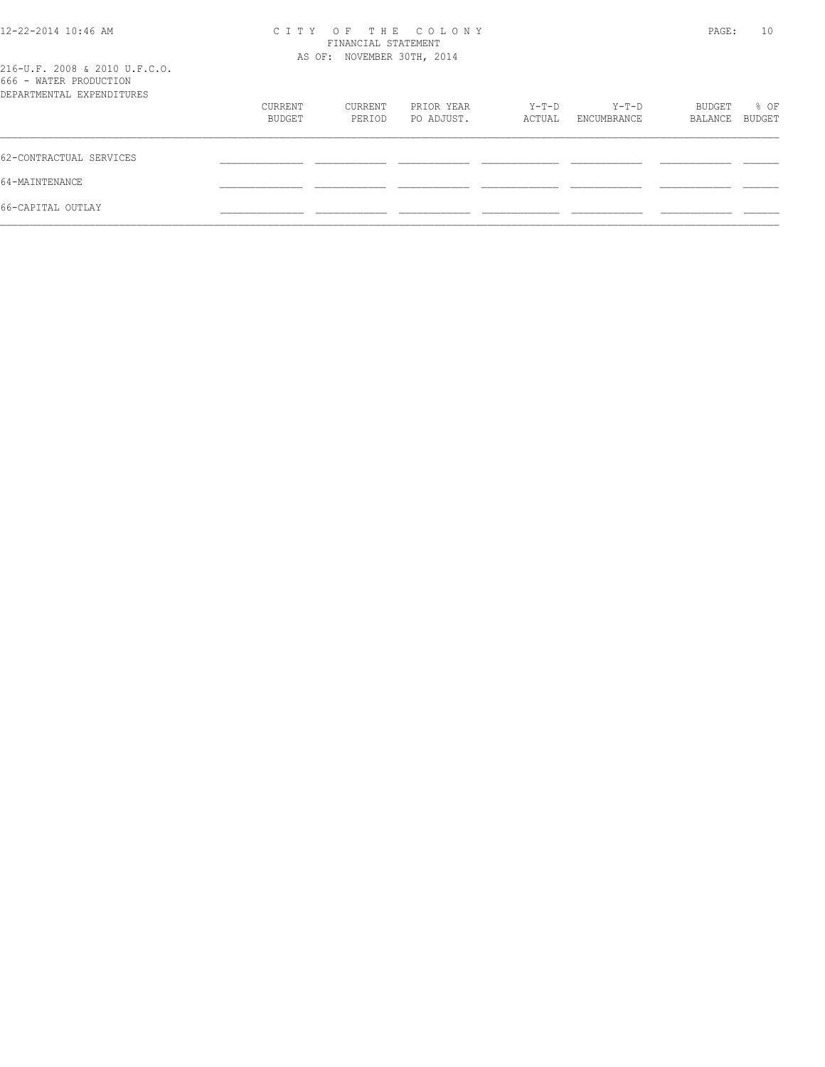216-U.F. 2008 & 2010 U.F.C.O.
666 - WATER PRODUCTION
DEPARTMENTAL EXPENDITURES

| | CURRENT BUDGET | CURRENT PERIOD | PRIOR YEAR PO ADJUST. | Y-T-D ACTUAL | Y-T-D ENCUMBRANCE | BUDGET BALANCE | % OF BUDGET |
|---|---|---|---|---|---|---|---|
| 62-CONTRACTUAL SERVICES | | | | | | | |
| 64-MAINTENANCE | | | | | | | |
| 66-CAPITAL OUTLAY | | | | | | | |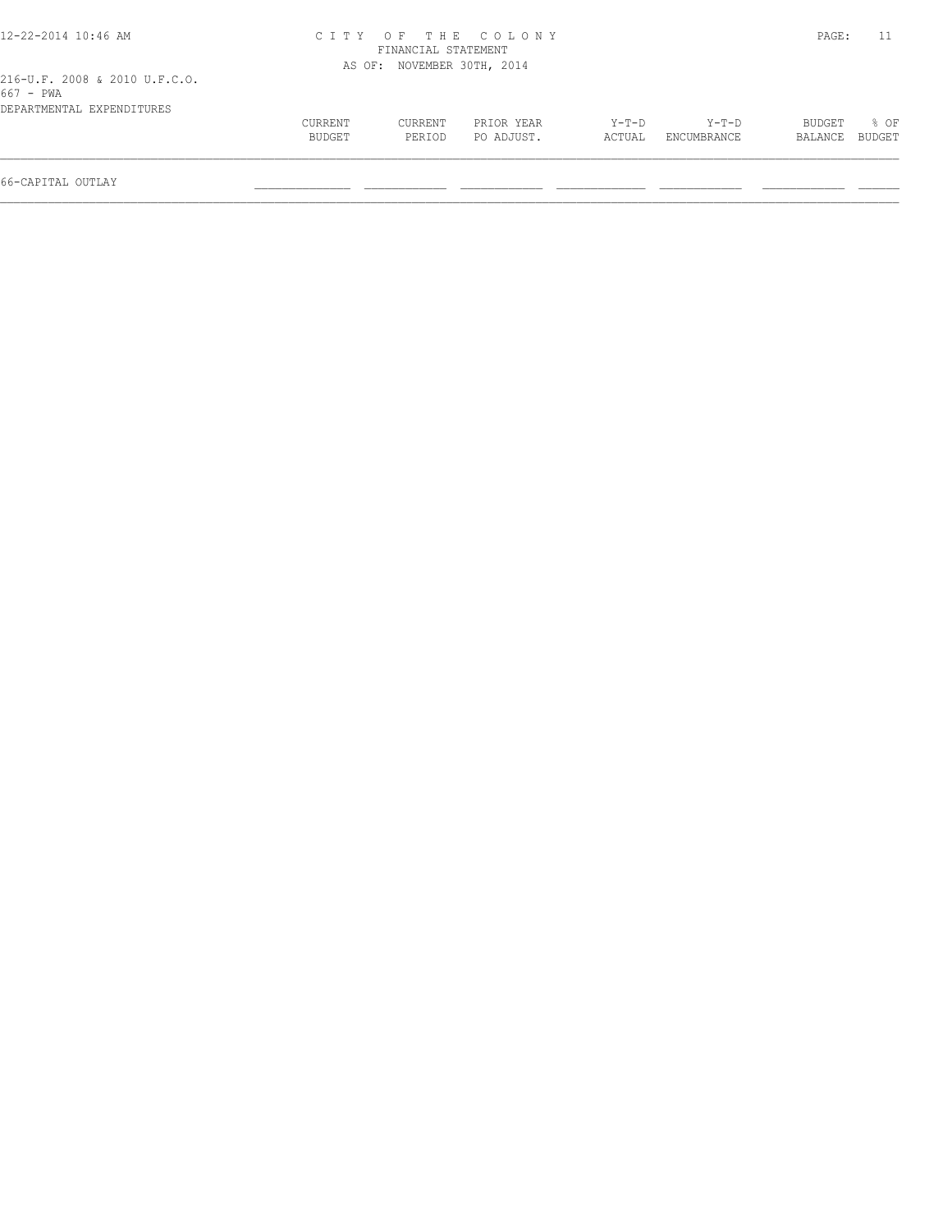216-U.F. 2008 & 2010 U.F.C.O.
667 - PWA
DEPARTMENTAL EXPENDITURES

| | CURRENT BUDGET | CURRENT PERIOD | PRIOR YEAR PO ADJUST. | Y-T-D ACTUAL | Y-T-D ENCUMBRANCE | BUDGET BALANCE | % OF BUDGET |
|---|---|---|---|---|---|---|---|
| 66-CAPITAL OUTLAY | | | | | | | |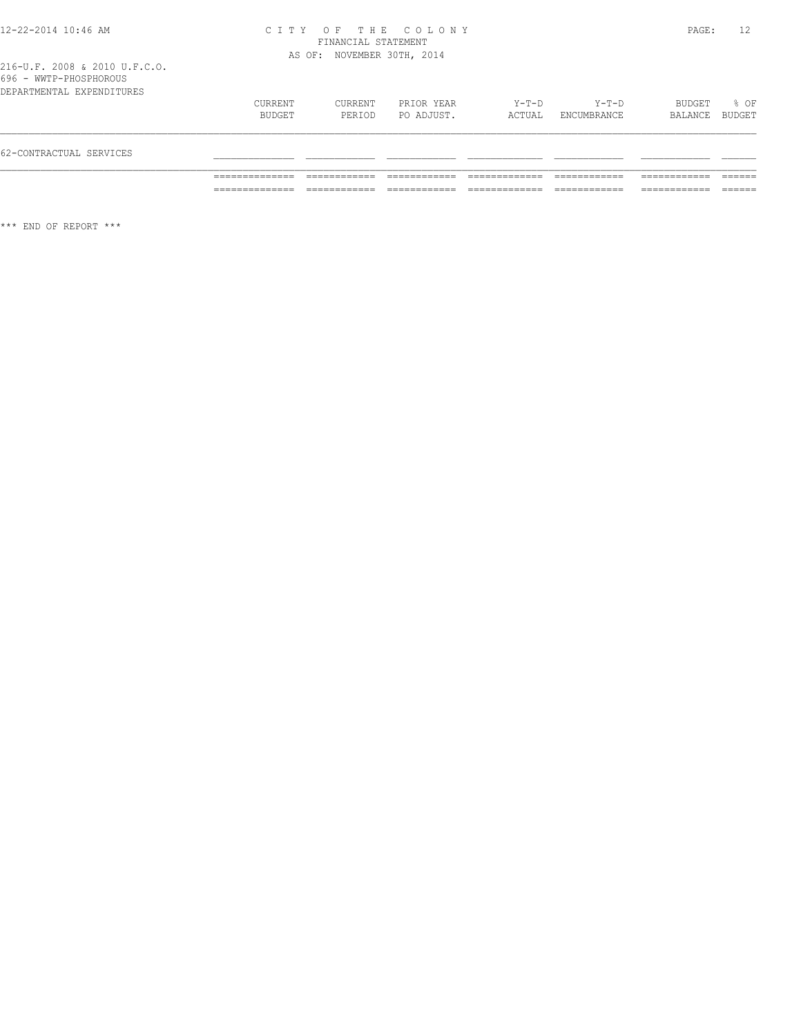216-U.F. 2008 & 2010 U.F.C.O.
696 - WWTP-PHOSPHOROUS
DEPARTMENTAL EXPENDITURES

CITY OF THE COLONY
FINANCIAL STATEMENT
AS OF: NOVEMBER 30TH, 2014

| | CURRENT BUDGET | CURRENT PERIOD | PRIOR YEAR PO ADJUST. | Y-T-D ACTUAL | Y-T-D ENCUMBRANCE | BUDGET BALANCE | % OF BUDGET |
|---|---|---|---|---|---|---|---|
| 62-CONTRACTUAL SERVICES | | | | | | | |
| | | | | | | | |

*** END OF REPORT ***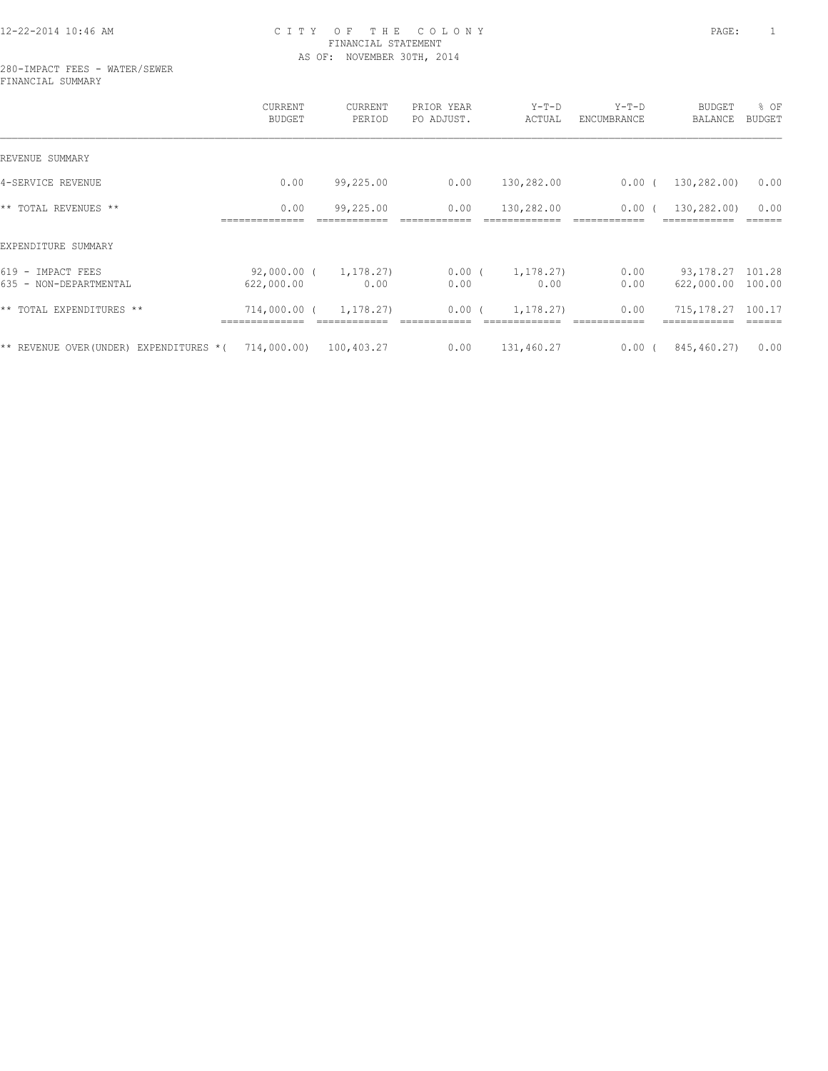# CITY OF THE COLONY
## FINANCIAL STATEMENT
### AS OF: NOVEMBER 30TH, 2014

280-IMPACT FEES - WATER/SEWER
FINANCIAL SUMMARY

| | CURRENT BUDGET | CURRENT PERIOD | PRIOR YEAR PO ADJUST. | Y-T-D ACTUAL | Y-T-D ENCUMBRANCE | BUDGET BALANCE | % OF BUDGET |
|---|---|---|---|---|---|---|---|
| REVENUE SUMMARY | | | | | | | |
| 4-SERVICE REVENUE | 0.00 | 99,225.00 | 0.00 | 130,282.00 | 0.00 | ( 130,282.00) | 0.00 |
| ** TOTAL REVENUES ** | 0.00 | 99,225.00 | 0.00 | 130,282.00 | 0.00 | ( 130,282.00) | 0.00 |
| EXPENDITURE SUMMARY | | | | | | | |
| 619 - IMPACT FEES | 92,000.00 | ( 1,178.27) | 0.00 | ( 1,178.27) | 0.00 | 93,178.27 | 101.28 |
| 635 - NON-DEPARTMENTAL | 622,000.00 | 0.00 | 0.00 | 0.00 | 0.00 | 622,000.00 | 100.00 |
| ** TOTAL EXPENDITURES ** | 714,000.00 | ( 1,178.27) | 0.00 | ( 1,178.27) | 0.00 | 715,178.27 | 100.17 |
| ** REVENUE OVER(UNDER) EXPENDITURES * | ( 714,000.00) | 100,403.27 | 0.00 | 131,460.27 | 0.00 | ( 845,460.27) | 0.00 |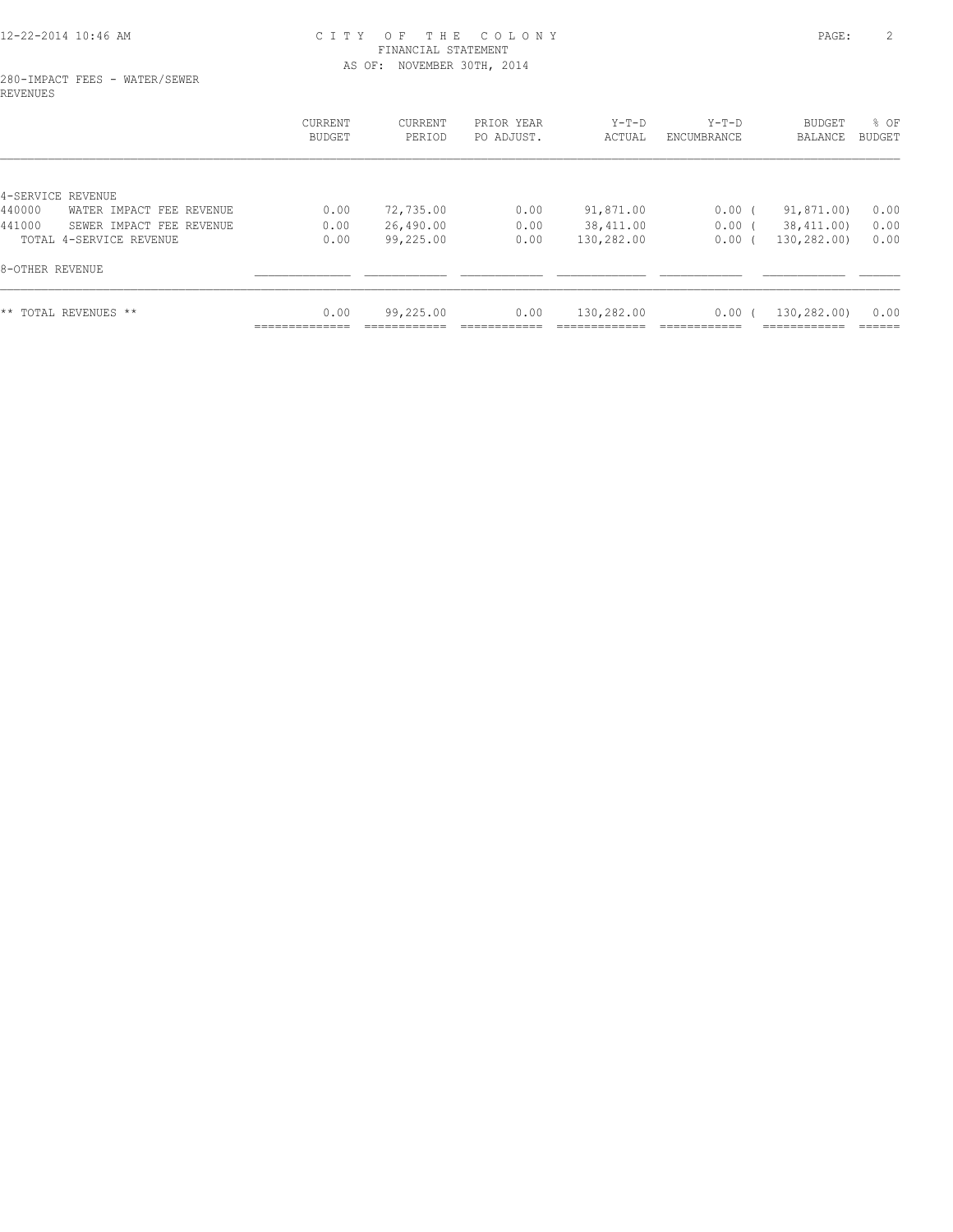CITY OF THE COLONY
FINANCIAL STATEMENT
AS OF: NOVEMBER 30TH, 2014

280-IMPACT FEES - WATER/SEWER
REVENUES

| | CURRENT BUDGET | CURRENT PERIOD | PRIOR YEAR PO ADJUST. | Y-T-D ACTUAL | Y-T-D ENCUMBRANCE | BUDGET BALANCE | % OF BUDGET |
|---|---|---|---|---|---|---|---|
| 4-SERVICE REVENUE | | | | | | | |
| 440000 WATER IMPACT FEE REVENUE | 0.00 | 72,735.00 | 0.00 | 91,871.00 | 0.00 | ( 91,871.00) | 0.00 |
| 441000 SEWER IMPACT FEE REVENUE | 0.00 | 26,490.00 | 0.00 | 38,411.00 | 0.00 | ( 38,411.00) | 0.00 |
| TOTAL 4-SERVICE REVENUE | 0.00 | 99,225.00 | 0.00 | 130,282.00 | 0.00 | ( 130,282.00) | 0.00 |
| 8-OTHER REVENUE | | | | | | | |
| ** TOTAL REVENUES ** | 0.00 | 99,225.00 | 0.00 | 130,282.00 | 0.00 | ( 130,282.00) | 0.00 |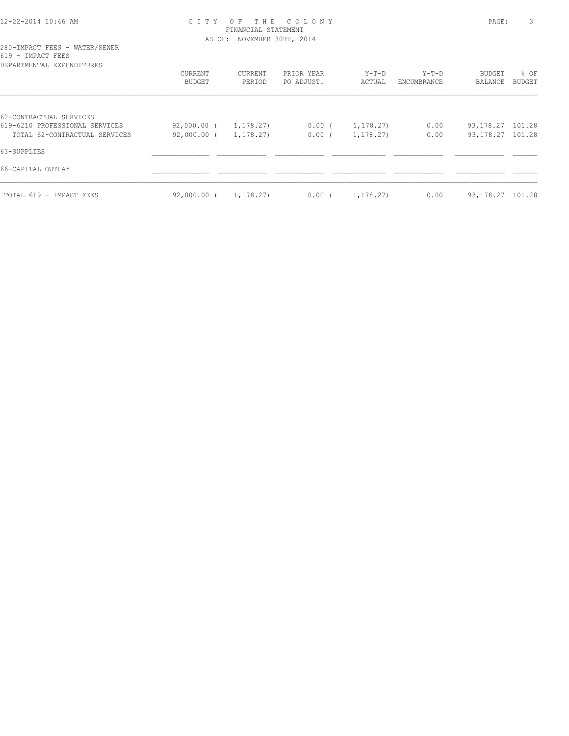CITY OF THE COLONY
FINANCIAL STATEMENT
AS OF: NOVEMBER 30TH, 2014

280-IMPACT FEES - WATER/SEWER
619 - IMPACT FEES
DEPARTMENTAL EXPENDITURES

| | CURRENT BUDGET | CURRENT PERIOD | PRIOR YEAR PO ADJUST. | Y-T-D ACTUAL | Y-T-D ENCUMBRANCE | BUDGET BALANCE | % OF BUDGET |
|---|---|---|---|---|---|---|---|
| 62-CONTRACTUAL SERVICES | | | | | | | |
| 619-6210 PROFESSIONAL SERVICES | 92,000.00 | ( 1,178.27) | 0.00 | ( 1,178.27) | 0.00 | 93,178.27 | 101.28 |
| TOTAL 62-CONTRACTUAL SERVICES | 92,000.00 | ( 1,178.27) | 0.00 | ( 1,178.27) | 0.00 | 93,178.27 | 101.28 |
| 63-SUPPLIES | | | | | | | |
| 66-CAPITAL OUTLAY | | | | | | | |
| TOTAL 619 - IMPACT FEES | 92,000.00 | ( 1,178.27) | 0.00 | ( 1,178.27) | 0.00 | 93,178.27 | 101.28 |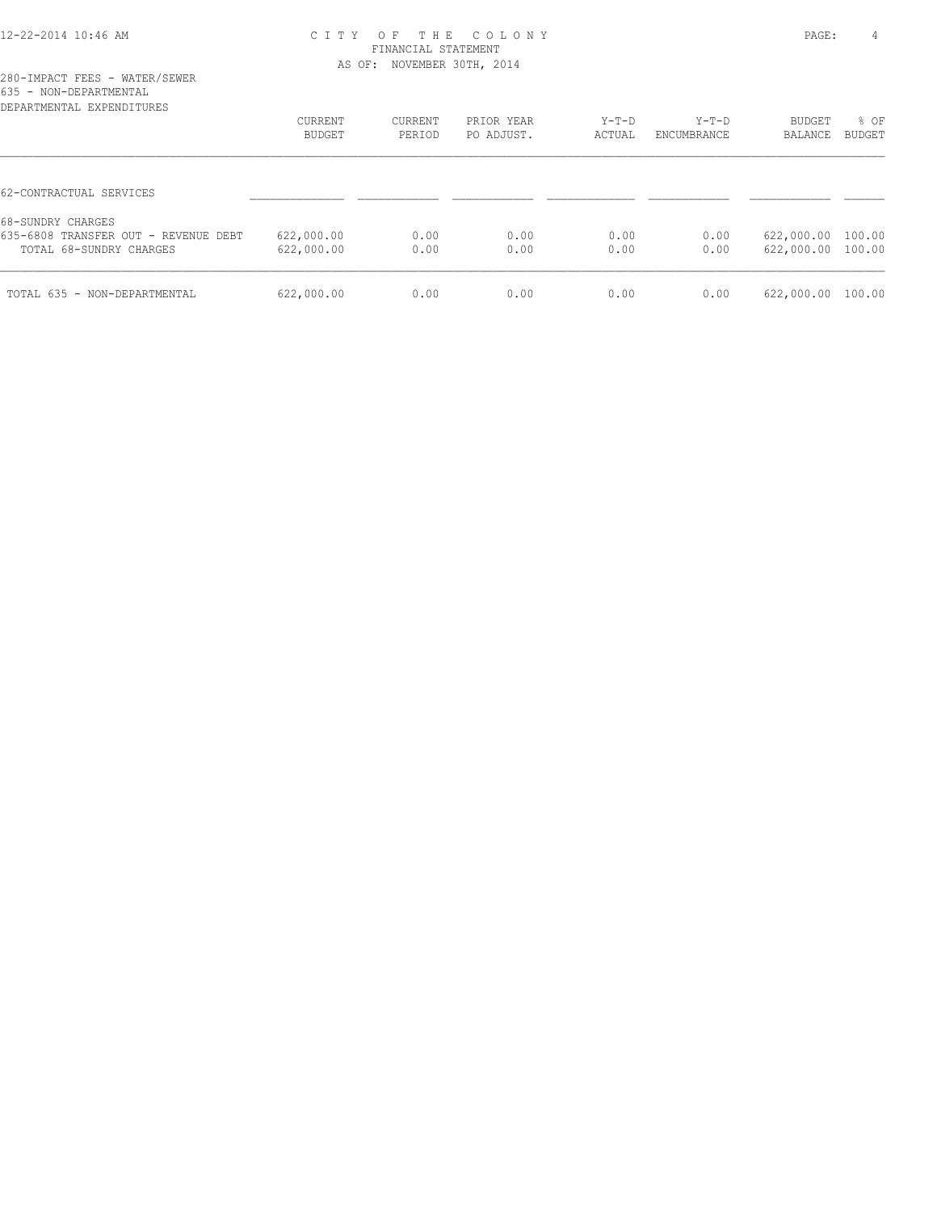CITY OF THE COLONY
FINANCIAL STATEMENT
AS OF: NOVEMBER 30TH, 2014

280-IMPACT FEES - WATER/SEWER
635 - NON-DEPARTMENTAL
DEPARTMENTAL EXPENDITURES

| | CURRENT BUDGET | CURRENT PERIOD | PRIOR YEAR PO ADJUST. | Y-T-D ACTUAL | Y-T-D ENCUMBRANCE | BUDGET BALANCE | % OF BUDGET |
|---|---|---|---|---|---|---|---|
| 62-CONTRACTUAL SERVICES | | | | | | | |
| 68-SUNDRY CHARGES | | | | | | | |
| 635-6808 TRANSFER OUT - REVENUE DEBT | 622,000.00 | 0.00 | 0.00 | 0.00 | 0.00 | 622,000.00 | 100.00 |
| TOTAL 68-SUNDRY CHARGES | 622,000.00 | 0.00 | 0.00 | 0.00 | 0.00 | 622,000.00 | 100.00 |
| TOTAL 635 - NON-DEPARTMENTAL | 622,000.00 | 0.00 | 0.00 | 0.00 | 0.00 | 622,000.00 | 100.00 |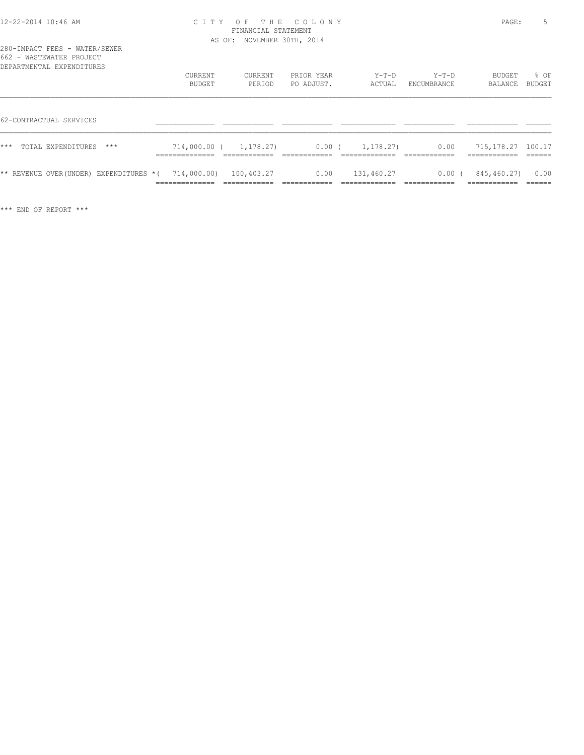280-IMPACT FEES - WATER/SEWER
662 - WASTEWATER PROJECT
DEPARTMENTAL EXPENDITURES

| | CURRENT BUDGET | CURRENT PERIOD | PRIOR YEAR PO ADJUST. | Y-T-D ACTUAL | Y-T-D ENCUMBRANCE | BUDGET BALANCE | % OF BUDGET |
|---|---|---|---|---|---|---|---|
| 62-CONTRACTUAL SERVICES | | | | | | | |
| *** TOTAL EXPENDITURES *** | 714,000.00 | ( 1,178.27) | 0.00 | ( 1,178.27) | 0.00 | 715,178.27 | 100.17 |
| ** REVENUE OVER(UNDER) EXPENDITURES * | ( 714,000.00) | 100,403.27 | 0.00 | 131,460.27 | 0.00 | ( 845,460.27) | 0.00 |

*** END OF REPORT ***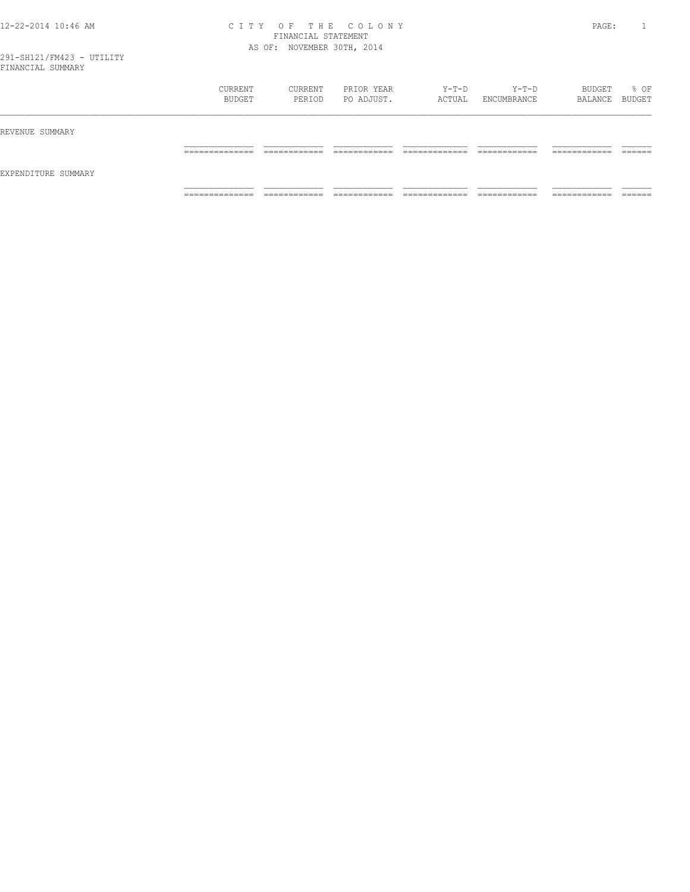# CITY OF THE COLONY
## FINANCIAL STATEMENT
### AS OF: NOVEMBER 30TH, 2014

291-SH121/FM423 - UTILITY
FINANCIAL SUMMARY

| | CURRENT BUDGET | CURRENT PERIOD | PRIOR YEAR PO ADJUST. | Y-T-D ACTUAL | Y-T-D ENCUMBRANCE | BUDGET BALANCE | % OF BUDGET |
|---|---|---|---|---|---|---|---|
| REVENUE SUMMARY | | | | | | | |
| EXPENDITURE SUMMARY | | | | | | | |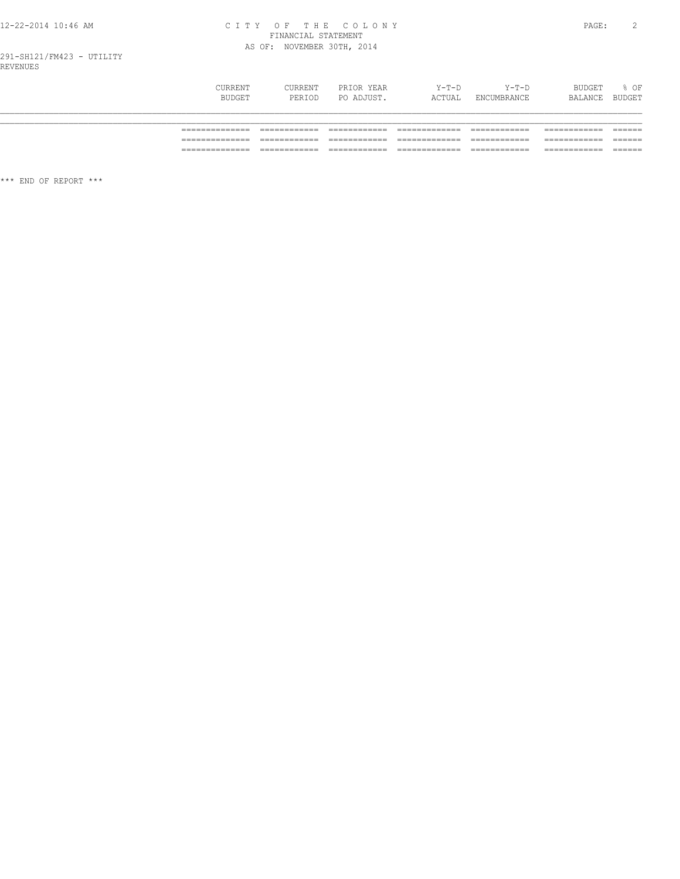291-SH121/FM423 - UTILITY

REVENUES

| | CURRENT BUDGET | CURRENT PERIOD | PRIOR YEAR PO ADJUST. | Y-T-D ACTUAL | Y-T-D ENCUMBRANCE | BUDGET BALANCE | % OF BUDGET |
|---|---|---|---|---|---|---|---|
| | ============= | ============ | ============ | ============= | ============ | ============ | ====== |
| | ============= | ============ | ============ | ============= | ============ | ============ | ====== |
| | ============= | ============ | ============ | ============= | ============ | ============ | ====== |

*** END OF REPORT ***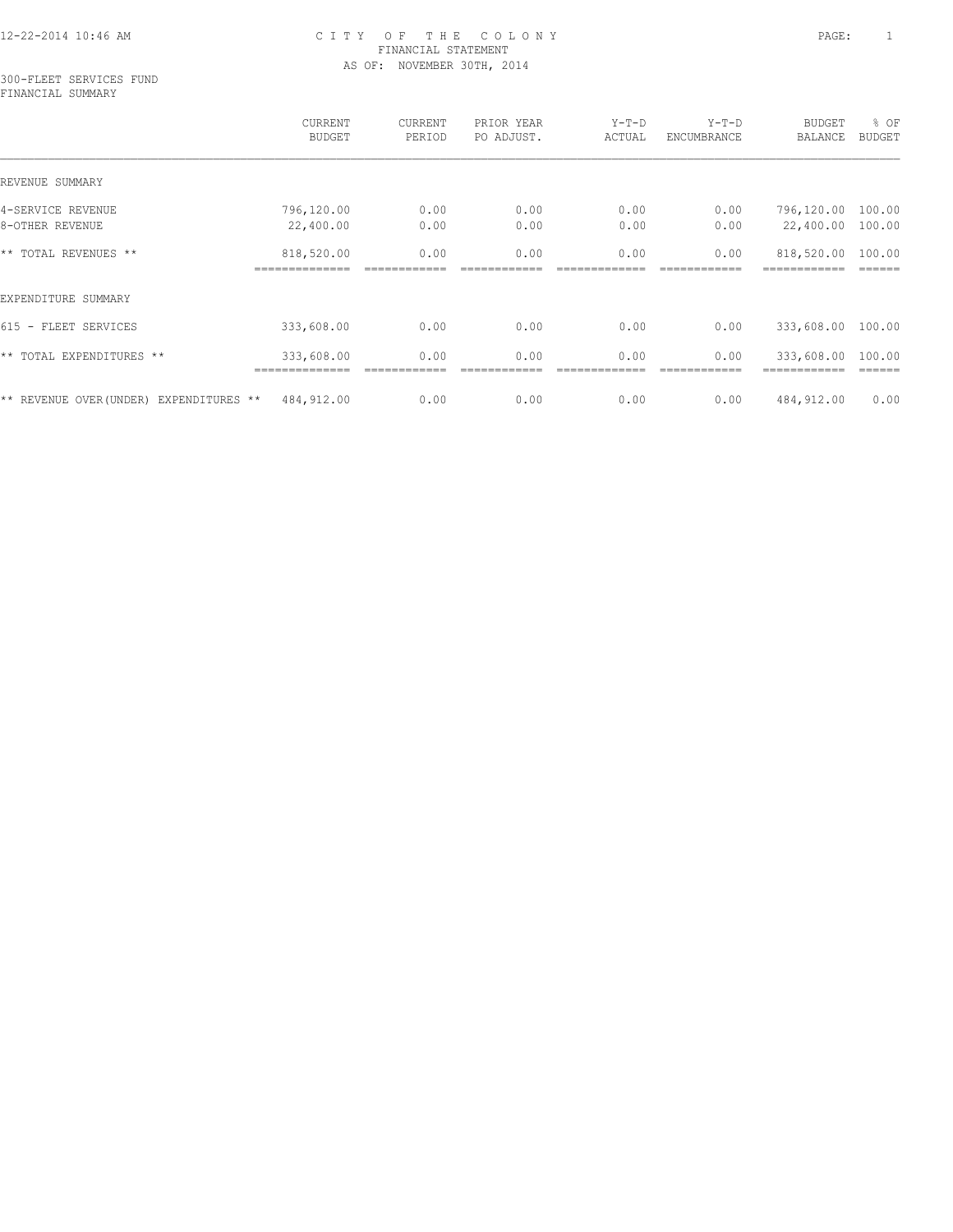# CITY OF THE COLONY

## FINANCIAL STATEMENT

AS OF: NOVEMBER 30TH, 2014

300-FLEET SERVICES FUND

FINANCIAL SUMMARY

| | CURRENT BUDGET | CURRENT PERIOD | PRIOR YEAR PO ADJUST. | Y-T-D ACTUAL | Y-T-D ENCUMBRANCE | BUDGET BALANCE | % OF BUDGET |
|---|---|---|---|---|---|---|---|
| REVENUE SUMMARY | | | | | | | |
| 4-SERVICE REVENUE | 796,120.00 | 0.00 | 0.00 | 0.00 | 0.00 | 796,120.00 | 100.00 |
| 8-OTHER REVENUE | 22,400.00 | 0.00 | 0.00 | 0.00 | 0.00 | 22,400.00 | 100.00 |
| ** TOTAL REVENUES ** | 818,520.00 | 0.00 | 0.00 | 0.00 | 0.00 | 818,520.00 | 100.00 |
| EXPENDITURE SUMMARY | | | | | | | |
| 615 - FLEET SERVICES | 333,608.00 | 0.00 | 0.00 | 0.00 | 0.00 | 333,608.00 | 100.00 |
| ** TOTAL EXPENDITURES ** | 333,608.00 | 0.00 | 0.00 | 0.00 | 0.00 | 333,608.00 | 100.00 |
| ** REVENUE OVER(UNDER) EXPENDITURES ** | 484,912.00 | 0.00 | 0.00 | 0.00 | 0.00 | 484,912.00 | 0.00 |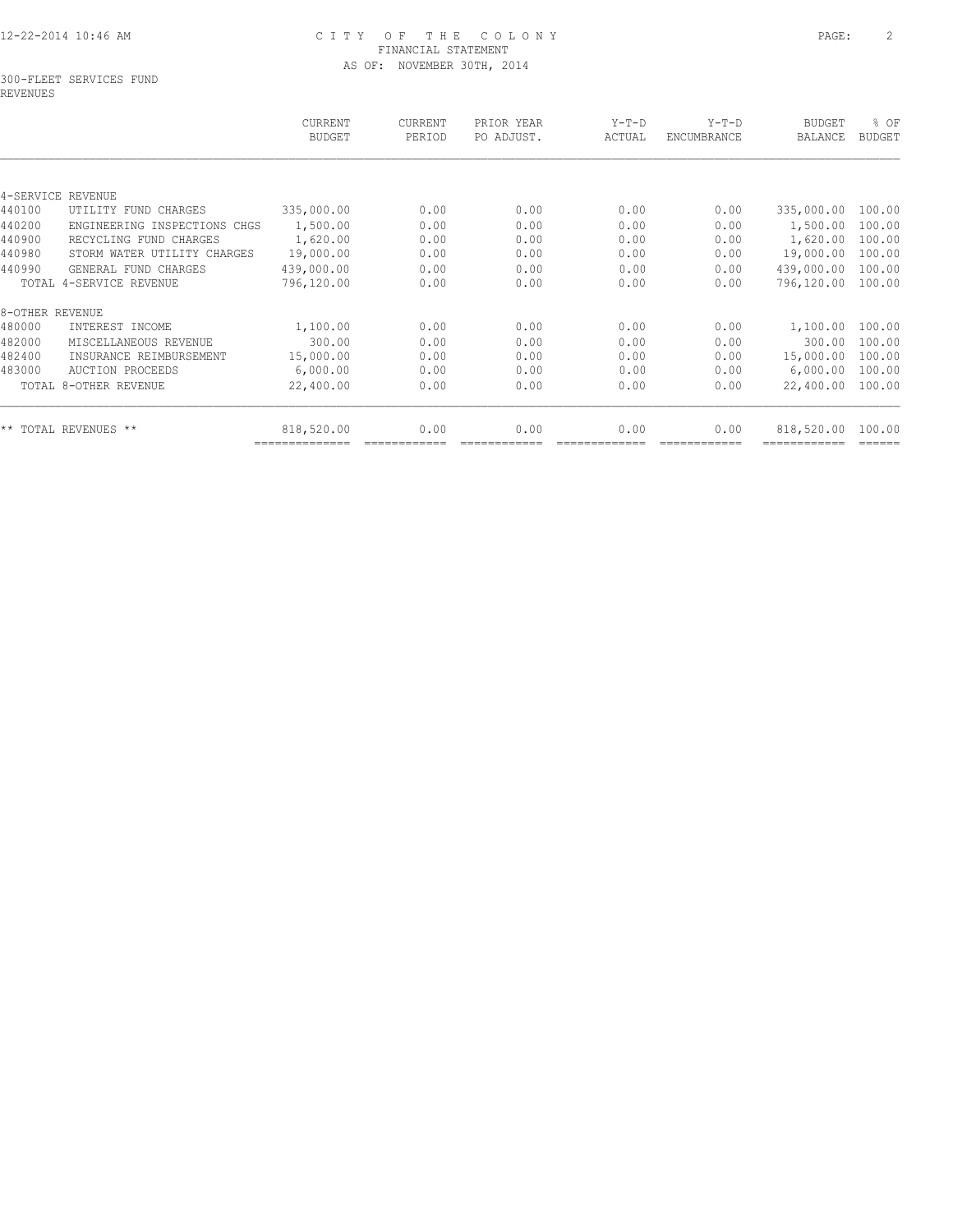# CITY OF THE COLONY
## FINANCIAL STATEMENT
### AS OF: NOVEMBER 30TH, 2014

300-FLEET SERVICES FUND
REVENUES

| | | CURRENT BUDGET | CURRENT PERIOD | PRIOR YEAR PO ADJUST. | Y-T-D ACTUAL | Y-T-D ENCUMBRANCE | BUDGET BALANCE | % OF BUDGET |
|---|---|---|---|---|---|---|---|---|
| 4-SERVICE REVENUE | | | | | | | | |
| 440100 | UTILITY FUND CHARGES | 335,000.00 | 0.00 | 0.00 | 0.00 | 0.00 | 335,000.00 | 100.00 |
| 440200 | ENGINEERING INSPECTIONS CHGS | 1,500.00 | 0.00 | 0.00 | 0.00 | 0.00 | 1,500.00 | 100.00 |
| 440900 | RECYCLING FUND CHARGES | 1,620.00 | 0.00 | 0.00 | 0.00 | 0.00 | 1,620.00 | 100.00 |
| 440980 | STORM WATER UTILITY CHARGES | 19,000.00 | 0.00 | 0.00 | 0.00 | 0.00 | 19,000.00 | 100.00 |
| 440990 | GENERAL FUND CHARGES | 439,000.00 | 0.00 | 0.00 | 0.00 | 0.00 | 439,000.00 | 100.00 |
| | TOTAL 4-SERVICE REVENUE | 796,120.00 | 0.00 | 0.00 | 0.00 | 0.00 | 796,120.00 | 100.00 |
| 8-OTHER REVENUE | | | | | | | | |
| 480000 | INTEREST INCOME | 1,100.00 | 0.00 | 0.00 | 0.00 | 0.00 | 1,100.00 | 100.00 |
| 482000 | MISCELLANEOUS REVENUE | 300.00 | 0.00 | 0.00 | 0.00 | 0.00 | 300.00 | 100.00 |
| 482400 | INSURANCE REIMBURSEMENT | 15,000.00 | 0.00 | 0.00 | 0.00 | 0.00 | 15,000.00 | 100.00 |
| 483000 | AUCTION PROCEEDS | 6,000.00 | 0.00 | 0.00 | 0.00 | 0.00 | 6,000.00 | 100.00 |
| | TOTAL 8-OTHER REVENUE | 22,400.00 | 0.00 | 0.00 | 0.00 | 0.00 | 22,400.00 | 100.00 |
| ** TOTAL REVENUES ** | | 818,520.00 | 0.00 | 0.00 | 0.00 | 0.00 | 818,520.00 | 100.00 |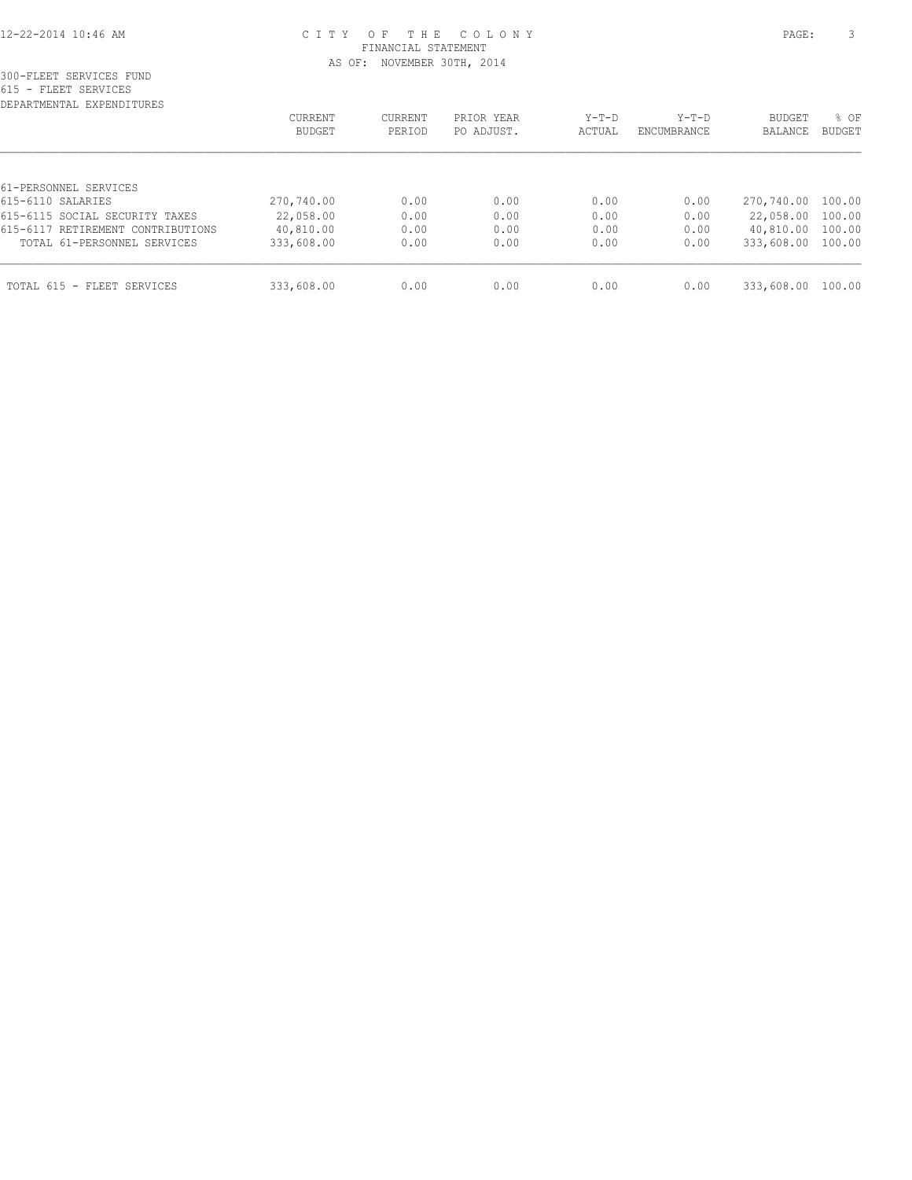CITY OF THE COLONY
FINANCIAL STATEMENT
AS OF: NOVEMBER 30TH, 2014

300-FLEET SERVICES FUND
615 - FLEET SERVICES
DEPARTMENTAL EXPENDITURES

| | CURRENT BUDGET | CURRENT PERIOD | PRIOR YEAR PO ADJUST. | Y-T-D ACTUAL | Y-T-D ENCUMBRANCE | BUDGET BALANCE | % OF BUDGET |
|---|---|---|---|---|---|---|---|
| 61-PERSONNEL SERVICES | | | | | | | |
| 615-6110 SALARIES | 270,740.00 | 0.00 | 0.00 | 0.00 | 0.00 | 270,740.00 | 100.00 |
| 615-6115 SOCIAL SECURITY TAXES | 22,058.00 | 0.00 | 0.00 | 0.00 | 0.00 | 22,058.00 | 100.00 |
| 615-6117 RETIREMENT CONTRIBUTIONS | 40,810.00 | 0.00 | 0.00 | 0.00 | 0.00 | 40,810.00 | 100.00 |
| TOTAL 61-PERSONNEL SERVICES | 333,608.00 | 0.00 | 0.00 | 0.00 | 0.00 | 333,608.00 | 100.00 |
| TOTAL 615 - FLEET SERVICES | 333,608.00 | 0.00 | 0.00 | 0.00 | 0.00 | 333,608.00 | 100.00 |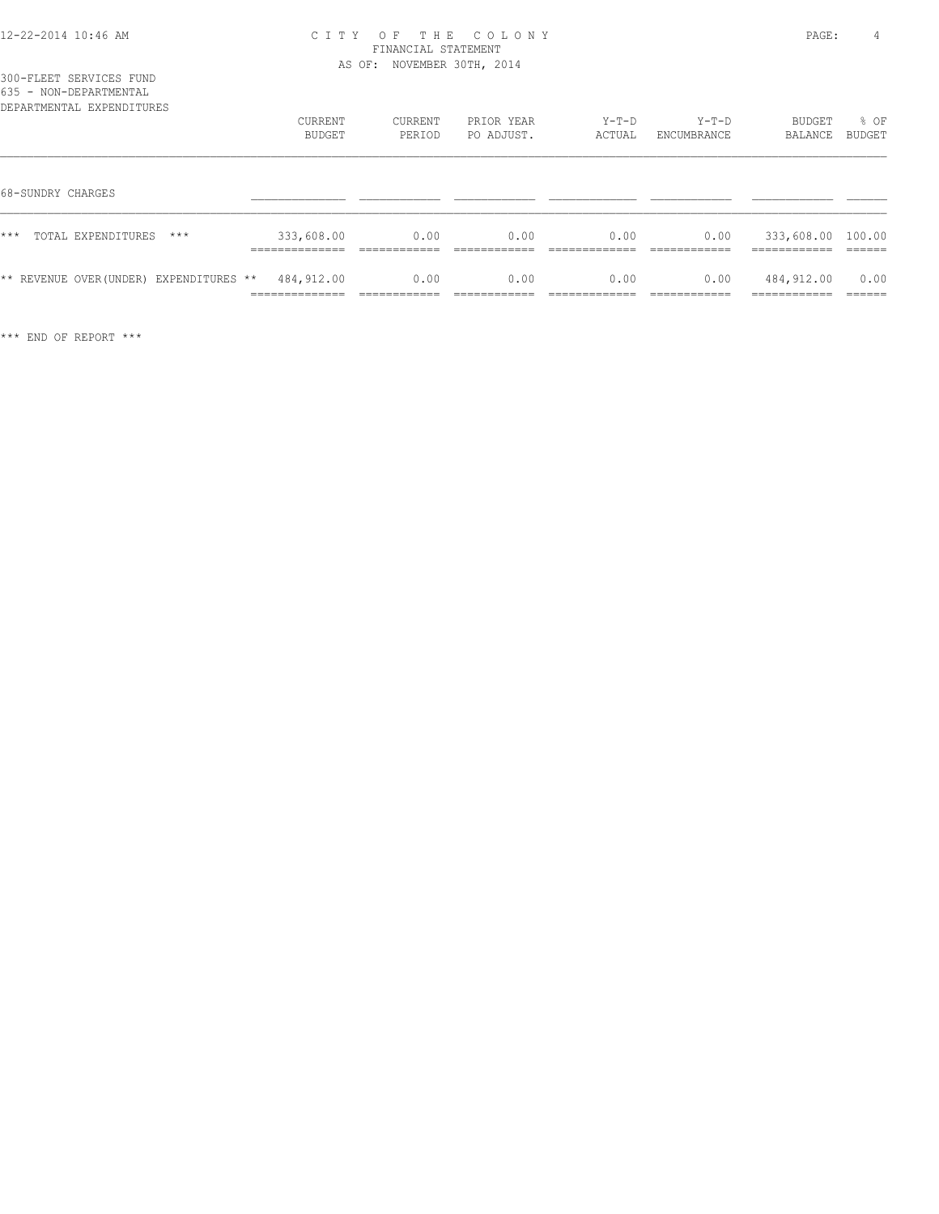CITY OF THE COLONY
FINANCIAL STATEMENT
AS OF: NOVEMBER 30TH, 2014

300-FLEET SERVICES FUND
635 - NON-DEPARTMENTAL
DEPARTMENTAL EXPENDITURES

| | CURRENT BUDGET | CURRENT PERIOD | PRIOR YEAR PO ADJUST. | Y-T-D ACTUAL | Y-T-D ENCUMBRANCE | BUDGET BALANCE | % OF BUDGET |
|---|---|---|---|---|---|---|---|
| 68-SUNDRY CHARGES | | | | | | | |
| *** TOTAL EXPENDITURES *** | 333,608.00 | 0.00 | 0.00 | 0.00 | 0.00 | 333,608.00 | 100.00 |
| ** REVENUE OVER(UNDER) EXPENDITURES ** | 484,912.00 | 0.00 | 0.00 | 0.00 | 0.00 | 484,912.00 | 0.00 |

*** END OF REPORT ***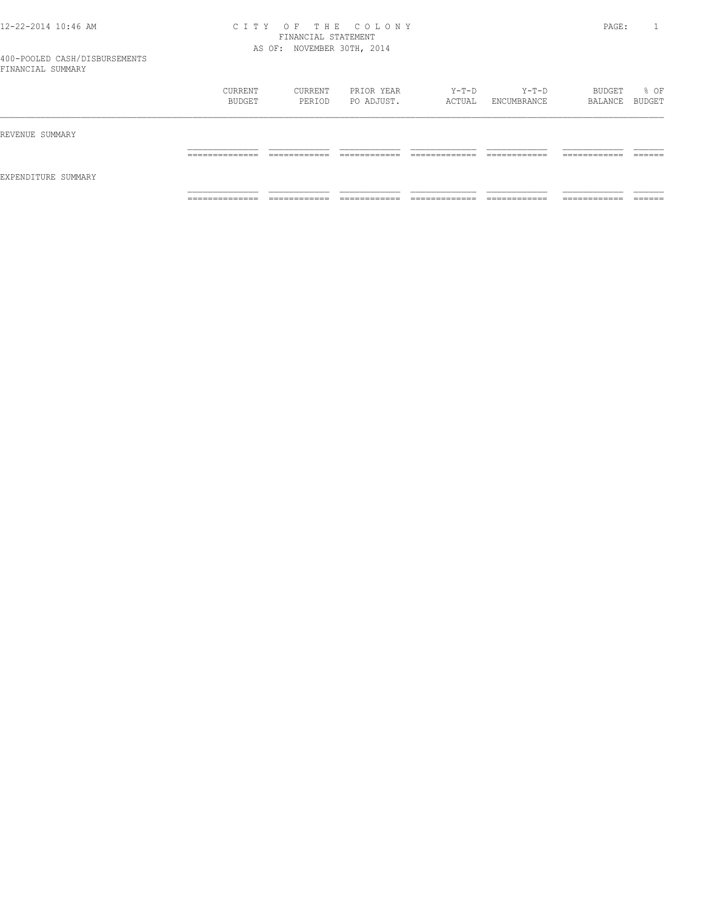# CITY OF THE COLONY
## FINANCIAL STATEMENT
### AS OF: NOVEMBER 30TH, 2014

400-POOLED CASH/DISBURSEMENTS
FINANCIAL SUMMARY

| | CURRENT BUDGET | CURRENT PERIOD | PRIOR YEAR PO ADJUST. | Y-T-D ACTUAL | Y-T-D ENCUMBRANCE | BUDGET BALANCE | % OF BUDGET |
|---|---|---|---|---|---|---|---|
| REVENUE SUMMARY | | | | | | | |
| EXPENDITURE SUMMARY | | | | | | | |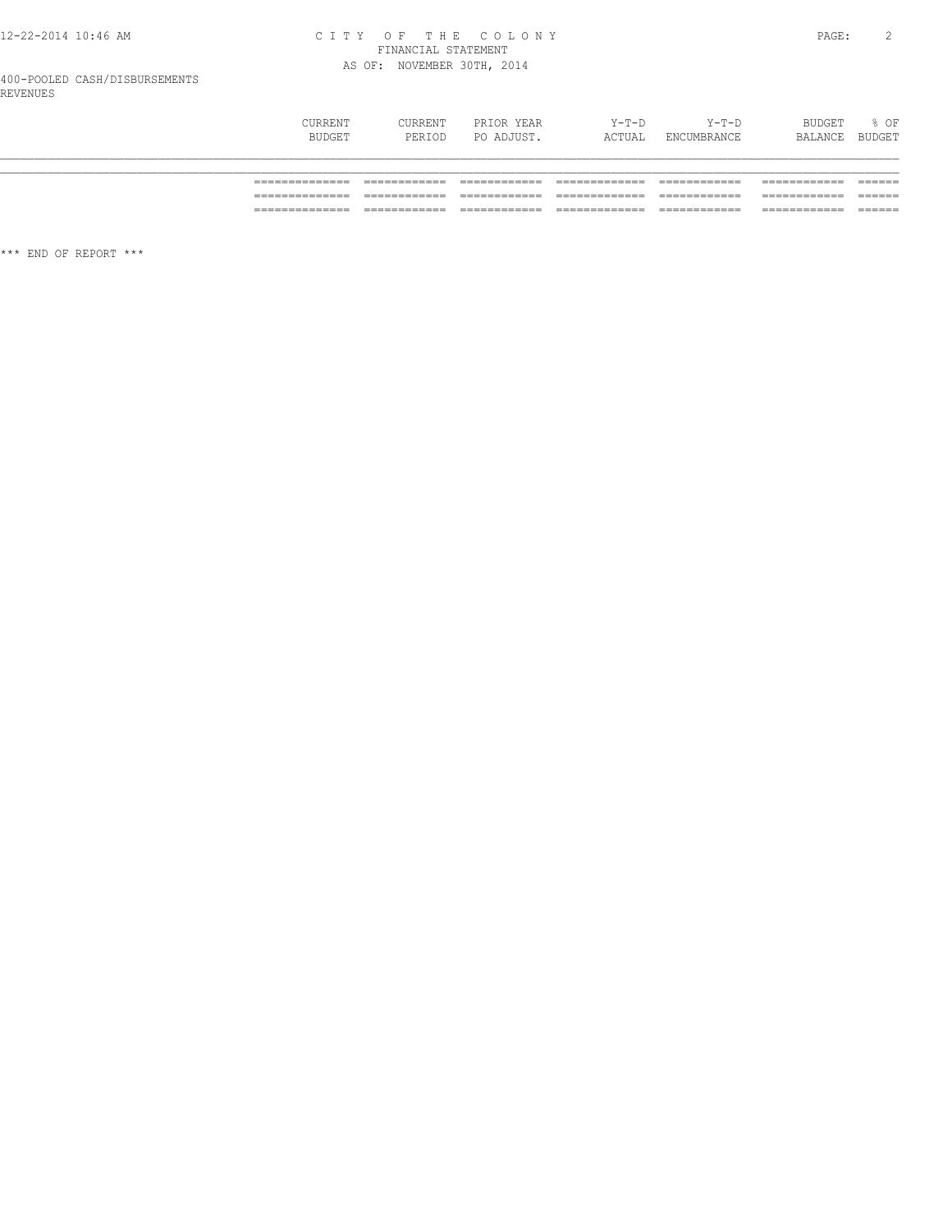400-POOLED CASH/DISBURSEMENTS
REVENUES

| | CURRENT BUDGET | CURRENT PERIOD | PRIOR YEAR PO ADJUST. | Y-T-D ACTUAL | Y-T-D ENCUMBRANCE | BUDGET BALANCE | % OF BUDGET |
|---|---|---|---|---|---|---|---|
| | ============= | ============ | ============ | ============= | ============ | ============ | ====== |
| | ============= | ============ | ============ | ============= | ============ | ============ | ====== |
| | ============= | ============ | ============ | ============= | ============ | ============ | ====== |

*** END OF REPORT ***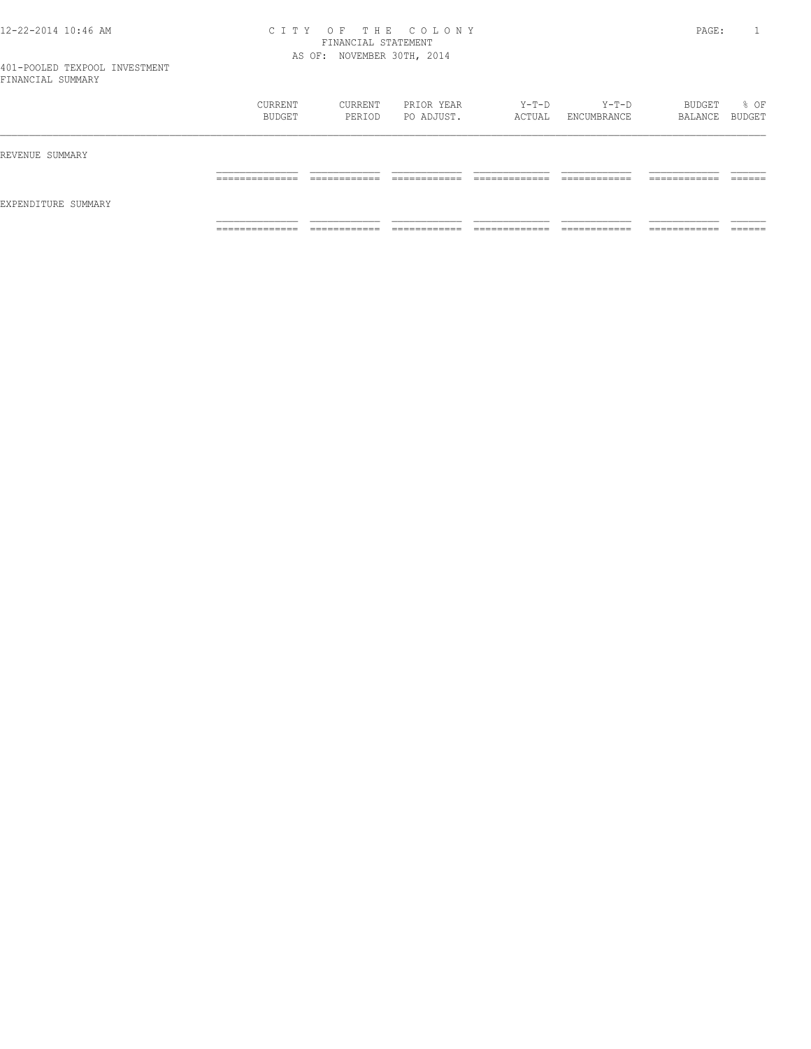CITY OF THE COLONY
FINANCIAL STATEMENT
AS OF: NOVEMBER 30TH, 2014

401-POOLED TEXPOOL INVESTMENT
FINANCIAL SUMMARY

| | CURRENT BUDGET | CURRENT PERIOD | PRIOR YEAR PO ADJUST. | Y-T-D ACTUAL | Y-T-D ENCUMBRANCE | BUDGET BALANCE | % OF BUDGET |
|---|---|---|---|---|---|---|---|
| REVENUE SUMMARY | | | | | | | |
| EXPENDITURE SUMMARY | | | | | | | |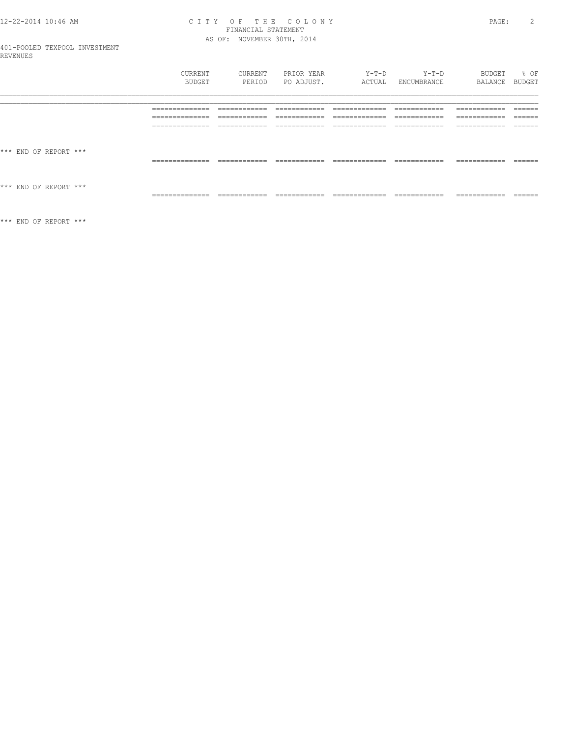401-POOLED TEXPOOL INVESTMENT
REVENUES

| | CURRENT BUDGET | CURRENT PERIOD | PRIOR YEAR PO ADJUST. | Y-T-D ACTUAL | Y-T-D ENCUMBRANCE | BUDGET BALANCE | % OF BUDGET |
|---|---|---|---|---|---|---|---|

*** END OF REPORT ***

*** END OF REPORT ***

*** END OF REPORT ***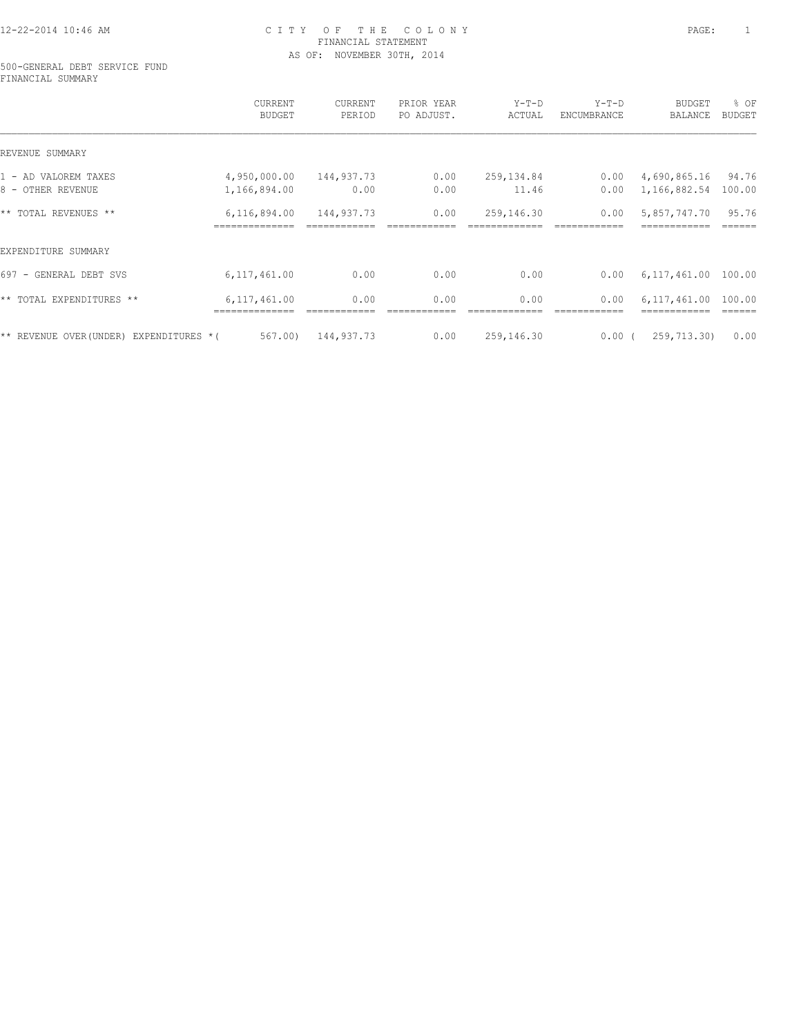# CITY OF THE COLONY
## FINANCIAL STATEMENT
### AS OF: NOVEMBER 30TH, 2014

500-GENERAL DEBT SERVICE FUND
FINANCIAL SUMMARY

| | CURRENT BUDGET | CURRENT PERIOD | PRIOR YEAR PO ADJUST. | Y-T-D ACTUAL | Y-T-D ENCUMBRANCE | BUDGET BALANCE | % OF BUDGET |
|---|---|---|---|---|---|---|---|
| REVENUE SUMMARY | | | | | | | |
| 1 - AD VALOREM TAXES | 4,950,000.00 | 144,937.73 | 0.00 | 259,134.84 | 0.00 | 4,690,865.16 | 94.76 |
| 8 - OTHER REVENUE | 1,166,894.00 | 0.00 | 0.00 | 11.46 | 0.00 | 1,166,882.54 | 100.00 |
| ** TOTAL REVENUES ** | 6,116,894.00 | 144,937.73 | 0.00 | 259,146.30 | 0.00 | 5,857,747.70 | 95.76 |
| EXPENDITURE SUMMARY | | | | | | | |
| 697 - GENERAL DEBT SVS | 6,117,461.00 | 0.00 | 0.00 | 0.00 | 0.00 | 6,117,461.00 | 100.00 |
| ** TOTAL EXPENDITURES ** | 6,117,461.00 | 0.00 | 0.00 | 0.00 | 0.00 | 6,117,461.00 | 100.00 |
| ** REVENUE OVER(UNDER) EXPENDITURES * | ( 567.00) | 144,937.73 | 0.00 | 259,146.30 | 0.00 | ( 259,713.30) | 0.00 |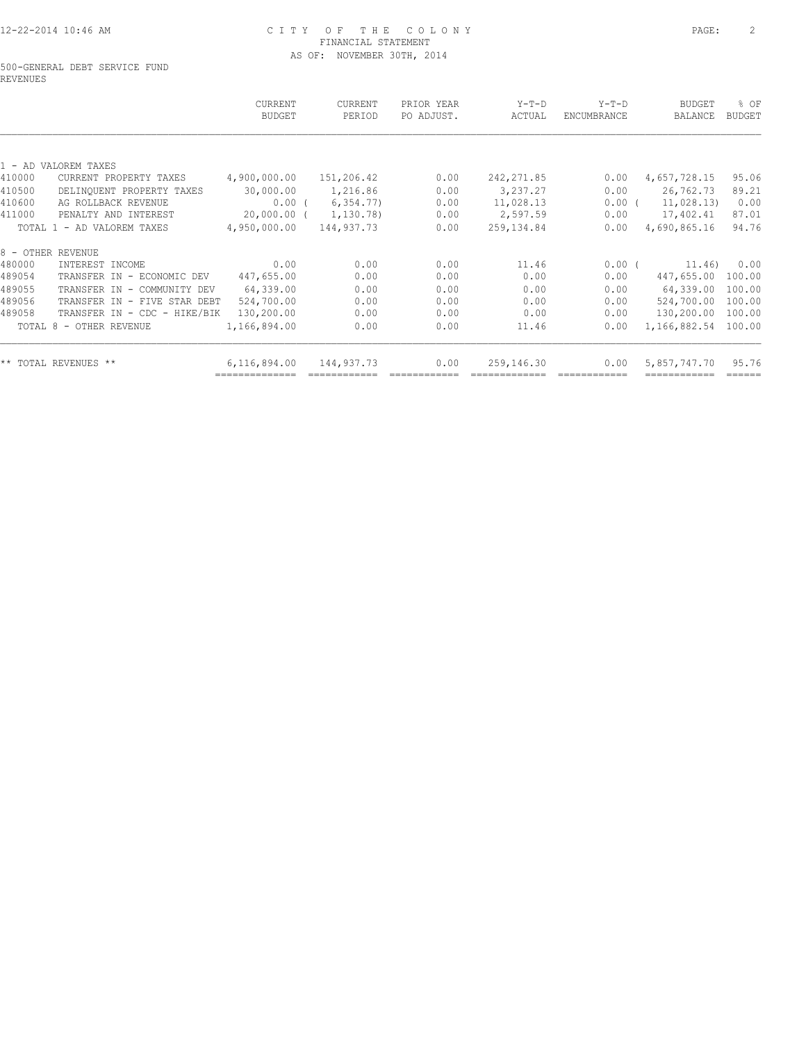# CITY OF THE COLONY
## FINANCIAL STATEMENT
### AS OF: NOVEMBER 30TH, 2014

500-GENERAL DEBT SERVICE FUND
REVENUES

| | | CURRENT BUDGET | CURRENT PERIOD | PRIOR YEAR PO ADJUST. | Y-T-D ACTUAL | Y-T-D ENCUMBRANCE | BUDGET BALANCE | % OF BUDGET |
|---|---|---|---|---|---|---|---|---|
| 1 - AD VALOREM TAXES | | | | | | | | |
| 410000 | CURRENT PROPERTY TAXES | 4,900,000.00 | 151,206.42 | 0.00 | 242,271.85 | 0.00 | 4,657,728.15 | 95.06 |
| 410500 | DELINQUENT PROPERTY TAXES | 30,000.00 | 1,216.86 | 0.00 | 3,237.27 | 0.00 | 26,762.73 | 89.21 |
| 410600 | AG ROLLBACK REVENUE | 0.00 | ( 6,354.77) | 0.00 | 11,028.13 | 0.00 | ( 11,028.13) | 0.00 |
| 411000 | PENALTY AND INTEREST | 20,000.00 | ( 1,130.78) | 0.00 | 2,597.59 | 0.00 | 17,402.41 | 87.01 |
| TOTAL 1 - AD VALOREM TAXES | | 4,950,000.00 | 144,937.73 | 0.00 | 259,134.84 | 0.00 | 4,690,865.16 | 94.76 |
| 8 - OTHER REVENUE | | | | | | | | |
| 480000 | INTEREST INCOME | 0.00 | 0.00 | 0.00 | 11.46 | 0.00 | ( 11.46) | 0.00 |
| 489054 | TRANSFER IN - ECONOMIC DEV | 447,655.00 | 0.00 | 0.00 | 0.00 | 0.00 | 447,655.00 | 100.00 |
| 489055 | TRANSFER IN - COMMUNITY DEV | 64,339.00 | 0.00 | 0.00 | 0.00 | 0.00 | 64,339.00 | 100.00 |
| 489056 | TRANSFER IN - FIVE STAR DEBT | 524,700.00 | 0.00 | 0.00 | 0.00 | 0.00 | 524,700.00 | 100.00 |
| 489058 | TRANSFER IN - CDC - HIKE/BIK | 130,200.00 | 0.00 | 0.00 | 0.00 | 0.00 | 130,200.00 | 100.00 |
| TOTAL 8 - OTHER REVENUE | | 1,166,894.00 | 0.00 | 0.00 | 11.46 | 0.00 | 1,166,882.54 | 100.00 |
| ** TOTAL REVENUES ** | | 6,116,894.00 | 144,937.73 | 0.00 | 259,146.30 | 0.00 | 5,857,747.70 | 95.76 |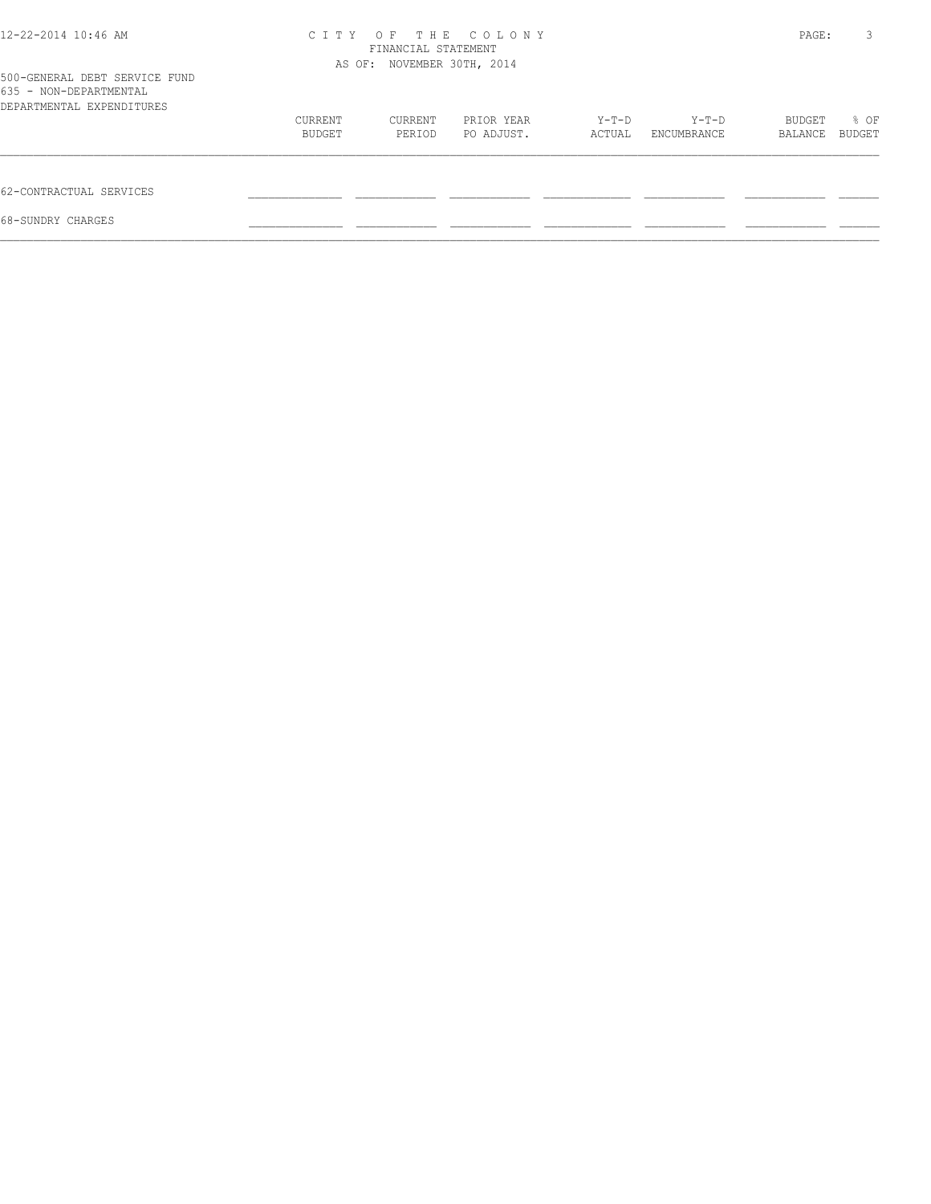# CITY OF THE COLONY
## FINANCIAL STATEMENT
### AS OF: NOVEMBER 30TH, 2014

500-GENERAL DEBT SERVICE FUND
635 - NON-DEPARTMENTAL
DEPARTMENTAL EXPENDITURES

| | CURRENT BUDGET | CURRENT PERIOD | PRIOR YEAR PO ADJUST. | Y-T-D ACTUAL | Y-T-D ENCUMBRANCE | BUDGET BALANCE | % OF BUDGET |
|---|---|---|---|---|---|---|---|
| 62-CONTRACTUAL SERVICES | | | | | | | |
| 68-SUNDRY CHARGES | | | | | | | |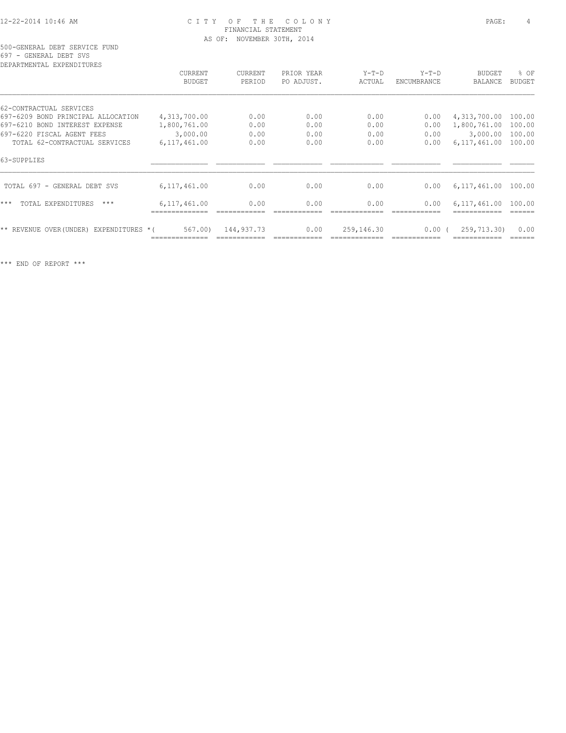CITY OF THE COLONY
FINANCIAL STATEMENT
AS OF: NOVEMBER 30TH, 2014

500-GENERAL DEBT SERVICE FUND
697 - GENERAL DEBT SVS
DEPARTMENTAL EXPENDITURES

| | CURRENT BUDGET | CURRENT PERIOD | PRIOR YEAR PO ADJUST. | Y-T-D ACTUAL | Y-T-D ENCUMBRANCE | BUDGET BALANCE | % OF BUDGET |
|---|---|---|---|---|---|---|---|
| 62-CONTRACTUAL SERVICES | | | | | | | |
| 697-6209 BOND PRINCIPAL ALLOCATION | 4,313,700.00 | 0.00 | 0.00 | 0.00 | 0.00 | 4,313,700.00 | 100.00 |
| 697-6210 BOND INTEREST EXPENSE | 1,800,761.00 | 0.00 | 0.00 | 0.00 | 0.00 | 1,800,761.00 | 100.00 |
| 697-6220 FISCAL AGENT FEES | 3,000.00 | 0.00 | 0.00 | 0.00 | 0.00 | 3,000.00 | 100.00 |
| TOTAL 62-CONTRACTUAL SERVICES | 6,117,461.00 | 0.00 | 0.00 | 0.00 | 0.00 | 6,117,461.00 | 100.00 |
| 63-SUPPLIES | | | | | | | |
| TOTAL 697 - GENERAL DEBT SVS | 6,117,461.00 | 0.00 | 0.00 | 0.00 | 0.00 | 6,117,461.00 | 100.00 |
| *** TOTAL EXPENDITURES *** | 6,117,461.00 | 0.00 | 0.00 | 0.00 | 0.00 | 6,117,461.00 | 100.00 |
| ** REVENUE OVER(UNDER) EXPENDITURES * | ( 567.00) | 144,937.73 | 0.00 | 259,146.30 | 0.00 | ( 259,713.30) | 0.00 |

*** END OF REPORT ***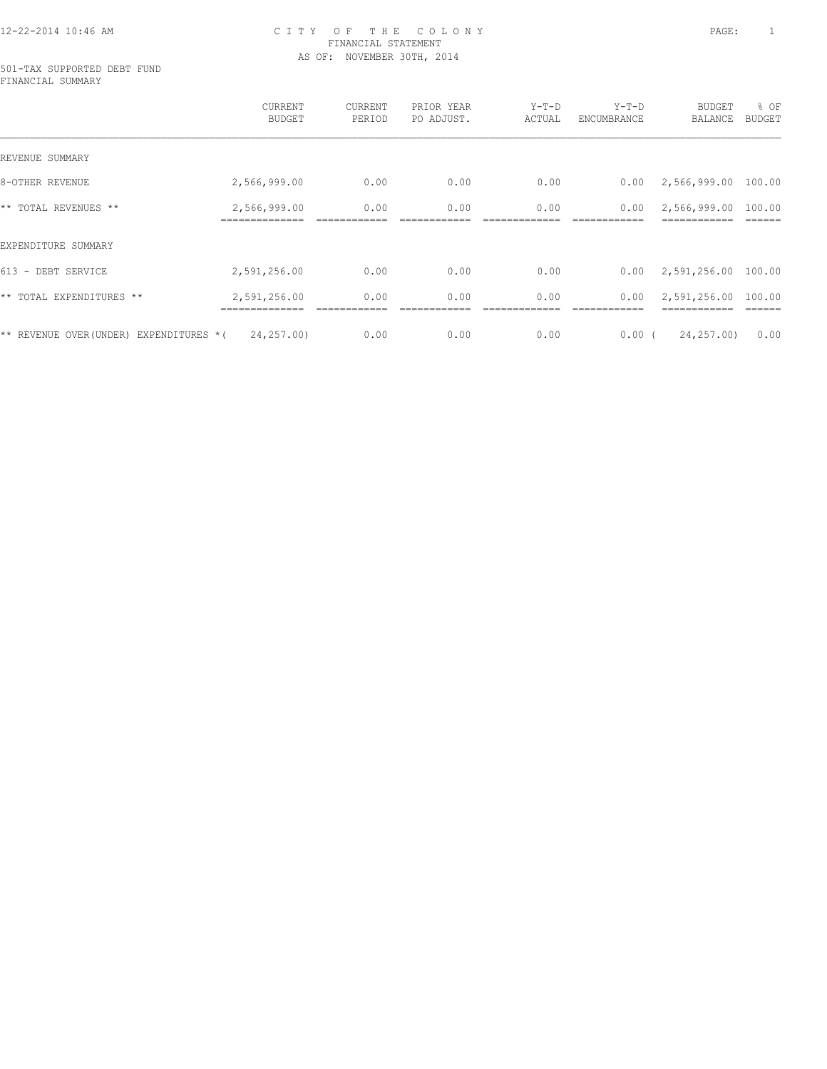# CITY OF THE COLONY
## FINANCIAL STATEMENT
### AS OF: NOVEMBER 30TH, 2014

501-TAX SUPPORTED DEBT FUND
FINANCIAL SUMMARY

| | CURRENT BUDGET | CURRENT PERIOD | PRIOR YEAR PO ADJUST. | Y-T-D ACTUAL | Y-T-D ENCUMBRANCE | BUDGET BALANCE | % OF BUDGET |
|---|---|---|---|---|---|---|---|
| REVENUE SUMMARY | | | | | | | |
| 8-OTHER REVENUE | 2,566,999.00 | 0.00 | 0.00 | 0.00 | 0.00 | 2,566,999.00 | 100.00 |
| ** TOTAL REVENUES ** | 2,566,999.00 | 0.00 | 0.00 | 0.00 | 0.00 | 2,566,999.00 | 100.00 |
| EXPENDITURE SUMMARY | | | | | | | |
| 613 - DEBT SERVICE | 2,591,256.00 | 0.00 | 0.00 | 0.00 | 0.00 | 2,591,256.00 | 100.00 |
| ** TOTAL EXPENDITURES ** | 2,591,256.00 | 0.00 | 0.00 | 0.00 | 0.00 | 2,591,256.00 | 100.00 |
| ** REVENUE OVER(UNDER) EXPENDITURES * | ( 24,257.00) | 0.00 | 0.00 | 0.00 | 0.00 | ( 24,257.00) | 0.00 |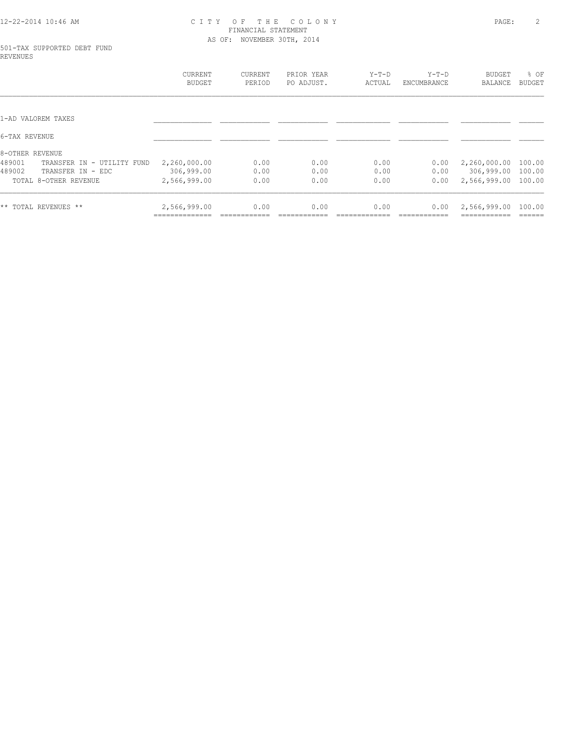# CITY OF THE COLONY
## FINANCIAL STATEMENT
### AS OF: NOVEMBER 30TH, 2014

501-TAX SUPPORTED DEBT FUND
REVENUES

| | CURRENT BUDGET | CURRENT PERIOD | PRIOR YEAR PO ADJUST. | Y-T-D ACTUAL | Y-T-D ENCUMBRANCE | BUDGET BALANCE | % OF BUDGET |
|---|---|---|---|---|---|---|---|
| 1-AD VALOREM TAXES | | | | | | | |
| 6-TAX REVENUE | | | | | | | |
| 8-OTHER REVENUE | | | | | | | |
| 489001 TRANSFER IN - UTILITY FUND | 2,260,000.00 | 0.00 | 0.00 | 0.00 | 0.00 | 2,260,000.00 | 100.00 |
| 489002 TRANSFER IN - EDC | 306,999.00 | 0.00 | 0.00 | 0.00 | 0.00 | 306,999.00 | 100.00 |
| TOTAL 8-OTHER REVENUE | 2,566,999.00 | 0.00 | 0.00 | 0.00 | 0.00 | 2,566,999.00 | 100.00 |
| ** TOTAL REVENUES ** | 2,566,999.00 | 0.00 | 0.00 | 0.00 | 0.00 | 2,566,999.00 | 100.00 |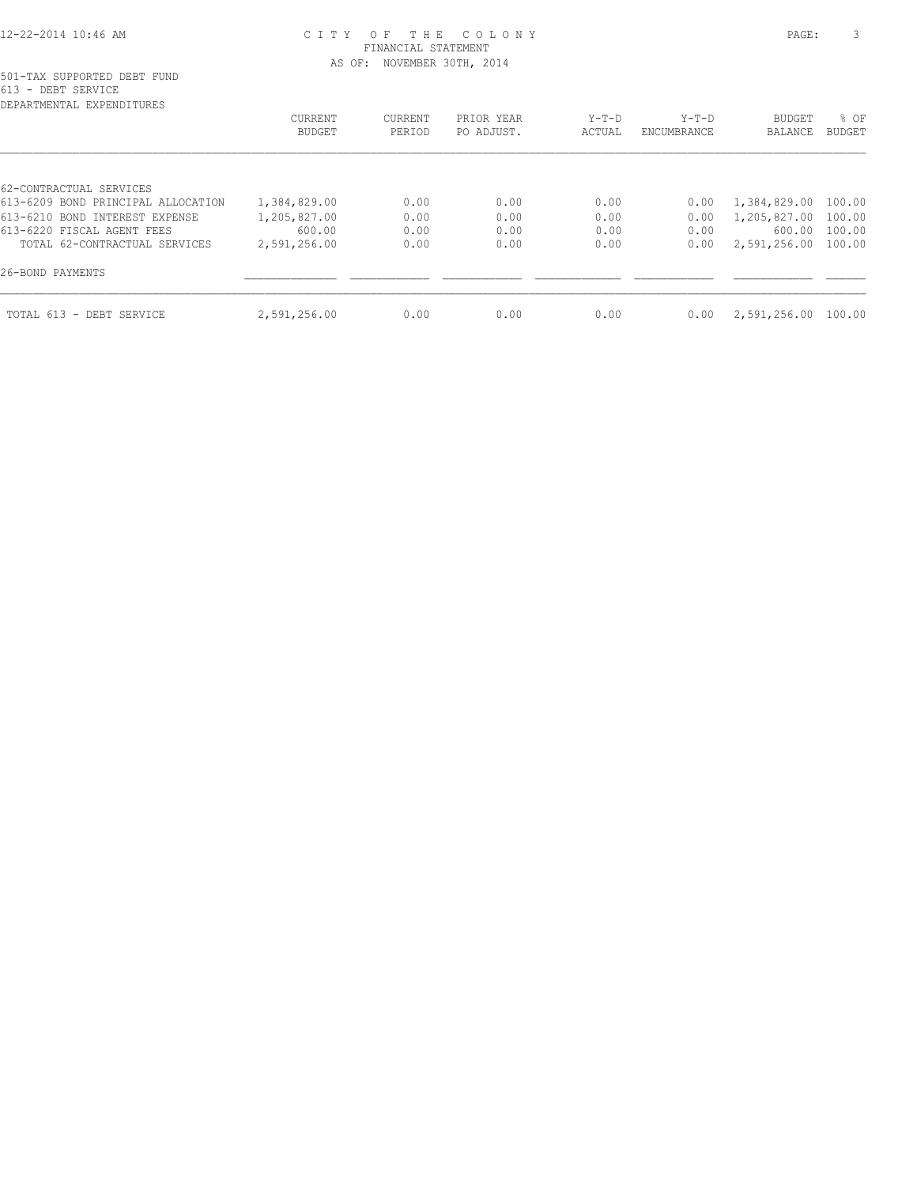CITY OF THE COLONY
FINANCIAL STATEMENT
AS OF: NOVEMBER 30TH, 2014

501-TAX SUPPORTED DEBT FUND
613 - DEBT SERVICE
DEPARTMENTAL EXPENDITURES

| | CURRENT BUDGET | CURRENT PERIOD | PRIOR YEAR PO ADJUST. | Y-T-D ACTUAL | Y-T-D ENCUMBRANCE | BUDGET BALANCE | % OF BUDGET |
|---|---|---|---|---|---|---|---|
| 62-CONTRACTUAL SERVICES | | | | | | | |
| 613-6209 BOND PRINCIPAL ALLOCATION | 1,384,829.00 | 0.00 | 0.00 | 0.00 | 0.00 | 1,384,829.00 | 100.00 |
| 613-6210 BOND INTEREST EXPENSE | 1,205,827.00 | 0.00 | 0.00 | 0.00 | 0.00 | 1,205,827.00 | 100.00 |
| 613-6220 FISCAL AGENT FEES | 600.00 | 0.00 | 0.00 | 0.00 | 0.00 | 600.00 | 100.00 |
| TOTAL 62-CONTRACTUAL SERVICES | 2,591,256.00 | 0.00 | 0.00 | 0.00 | 0.00 | 2,591,256.00 | 100.00 |
| 26-BOND PAYMENTS | | | | | | | |
| TOTAL 613 - DEBT SERVICE | 2,591,256.00 | 0.00 | 0.00 | 0.00 | 0.00 | 2,591,256.00 | 100.00 |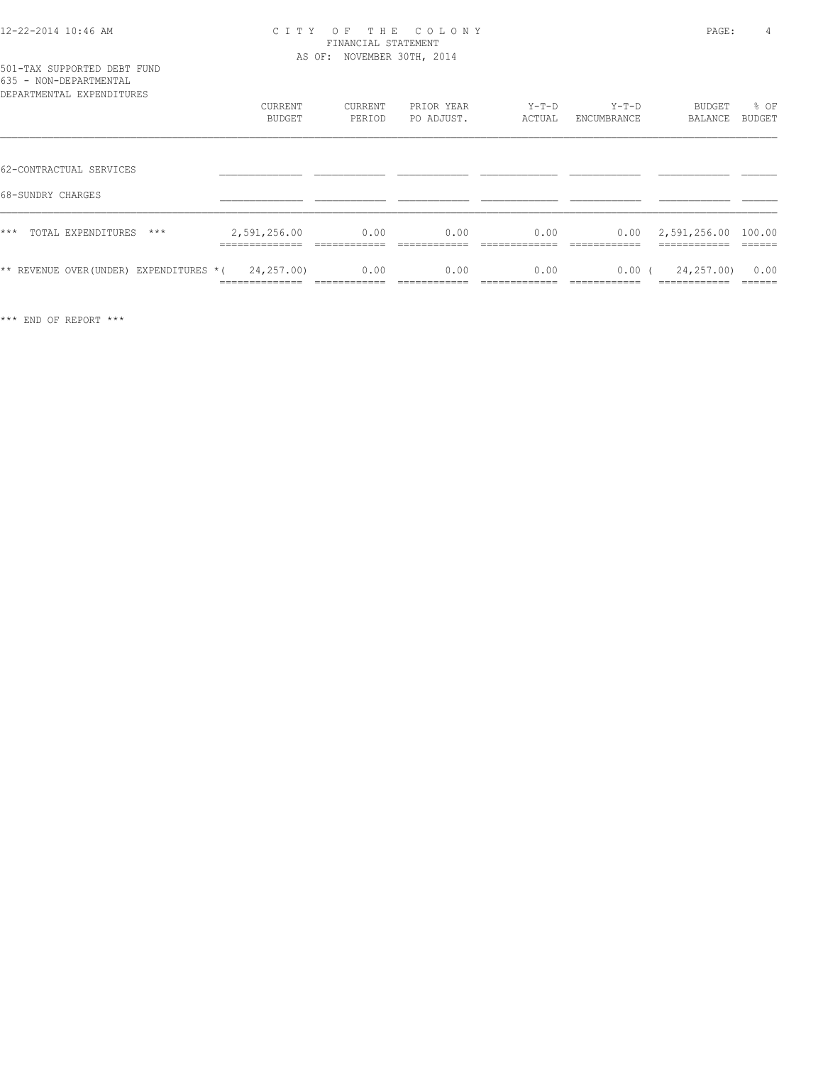CITY OF THE COLONY
FINANCIAL STATEMENT
AS OF: NOVEMBER 30TH, 2014

501-TAX SUPPORTED DEBT FUND
635 - NON-DEPARTMENTAL
DEPARTMENTAL EXPENDITURES

| | CURRENT BUDGET | CURRENT PERIOD | PRIOR YEAR PO ADJUST. | Y-T-D ACTUAL | Y-T-D ENCUMBRANCE | BUDGET BALANCE | % OF BUDGET |
|---|---|---|---|---|---|---|---|
| 62-CONTRACTUAL SERVICES | | | | | | | |
| 68-SUNDRY CHARGES | | | | | | | |
| *** TOTAL EXPENDITURES *** | 2,591,256.00 | 0.00 | 0.00 | 0.00 | 0.00 | 2,591,256.00 | 100.00 |
| ** REVENUE OVER(UNDER) EXPENDITURES * | ( 24,257.00) | 0.00 | 0.00 | 0.00 | 0.00 | ( 24,257.00) | 0.00 |

*** END OF REPORT ***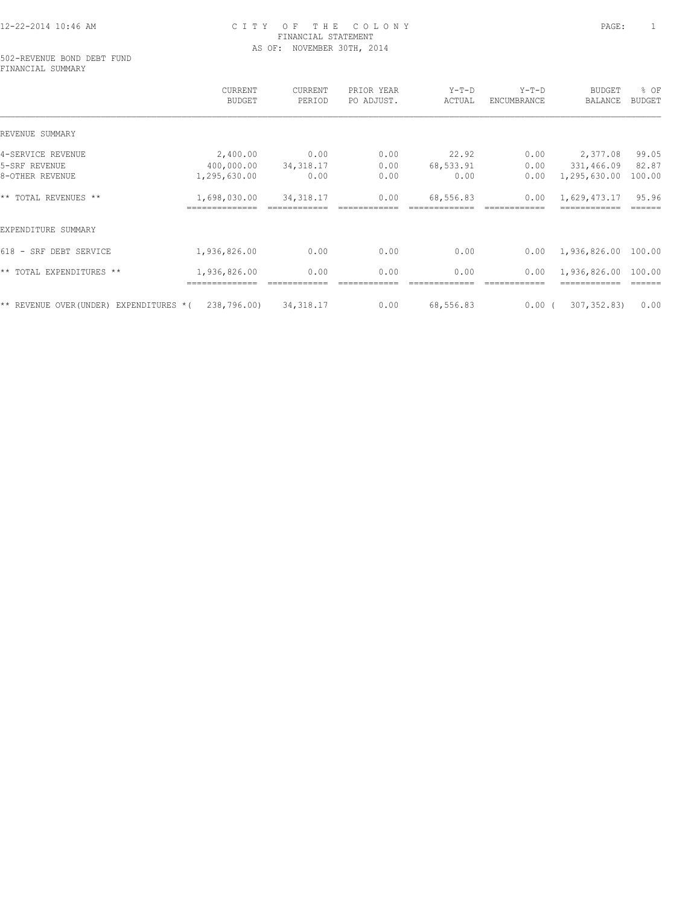# CITY OF THE COLONY
## FINANCIAL STATEMENT
### AS OF: NOVEMBER 30TH, 2014

502-REVENUE BOND DEBT FUND
FINANCIAL SUMMARY

| | CURRENT BUDGET | CURRENT PERIOD | PRIOR YEAR PO ADJUST. | Y-T-D ACTUAL | Y-T-D ENCUMBRANCE | BUDGET BALANCE | % OF BUDGET |
|---|---|---|---|---|---|---|---|
| REVENUE SUMMARY | | | | | | | |
| 4-SERVICE REVENUE | 2,400.00 | 0.00 | 0.00 | 22.92 | 0.00 | 2,377.08 | 99.05 |
| 5-SRF REVENUE | 400,000.00 | 34,318.17 | 0.00 | 68,533.91 | 0.00 | 331,466.09 | 82.87 |
| 8-OTHER REVENUE | 1,295,630.00 | 0.00 | 0.00 | 0.00 | 0.00 | 1,295,630.00 | 100.00 |
| ** TOTAL REVENUES ** | 1,698,030.00 | 34,318.17 | 0.00 | 68,556.83 | 0.00 | 1,629,473.17 | 95.96 |
| EXPENDITURE SUMMARY | | | | | | | |
| 618 - SRF DEBT SERVICE | 1,936,826.00 | 0.00 | 0.00 | 0.00 | 0.00 | 1,936,826.00 | 100.00 |
| ** TOTAL EXPENDITURES ** | 1,936,826.00 | 0.00 | 0.00 | 0.00 | 0.00 | 1,936,826.00 | 100.00 |
| ** REVENUE OVER(UNDER) EXPENDITURES ** | ( 238,796.00) | 34,318.17 | 0.00 | 68,556.83 | 0.00 | ( 307,352.83) | 0.00 |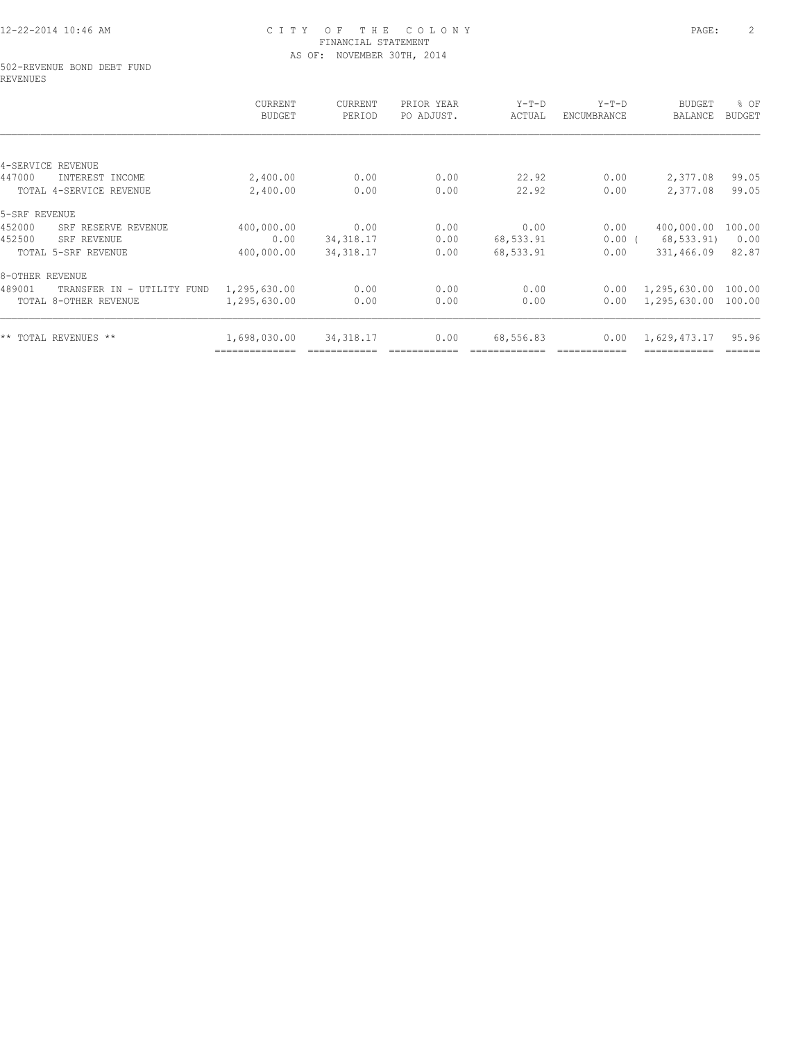# CITY OF THE COLONY
## FINANCIAL STATEMENT
### AS OF: NOVEMBER 30TH, 2014

502-REVENUE BOND DEBT FUND
REVENUES

| | CURRENT BUDGET | CURRENT PERIOD | PRIOR YEAR PO ADJUST. | Y-T-D ACTUAL | Y-T-D ENCUMBRANCE | BUDGET BALANCE | % OF BUDGET |
|---|---|---|---|---|---|---|---|
| **4-SERVICE REVENUE** | | | | | | | |
| 447000 INTEREST INCOME | 2,400.00 | 0.00 | 0.00 | 22.92 | 0.00 | 2,377.08 | 99.05 |
| TOTAL 4-SERVICE REVENUE | 2,400.00 | 0.00 | 0.00 | 22.92 | 0.00 | 2,377.08 | 99.05 |
| **5-SRF REVENUE** | | | | | | | |
| 452000 SRF RESERVE REVENUE | 400,000.00 | 0.00 | 0.00 | 0.00 | 0.00 | 400,000.00 | 100.00 |
| 452500 SRF REVENUE | 0.00 | 34,318.17 | 0.00 | 68,533.91 | 0.00 | ( 68,533.91) | 0.00 |
| TOTAL 5-SRF REVENUE | 400,000.00 | 34,318.17 | 0.00 | 68,533.91 | 0.00 | 331,466.09 | 82.87 |
| **8-OTHER REVENUE** | | | | | | | |
| 489001 TRANSFER IN - UTILITY FUND | 1,295,630.00 | 0.00 | 0.00 | 0.00 | 0.00 | 1,295,630.00 | 100.00 |
| TOTAL 8-OTHER REVENUE | 1,295,630.00 | 0.00 | 0.00 | 0.00 | 0.00 | 1,295,630.00 | 100.00 |
| ** TOTAL REVENUES ** | 1,698,030.00 | 34,318.17 | 0.00 | 68,556.83 | 0.00 | 1,629,473.17 | 95.96 |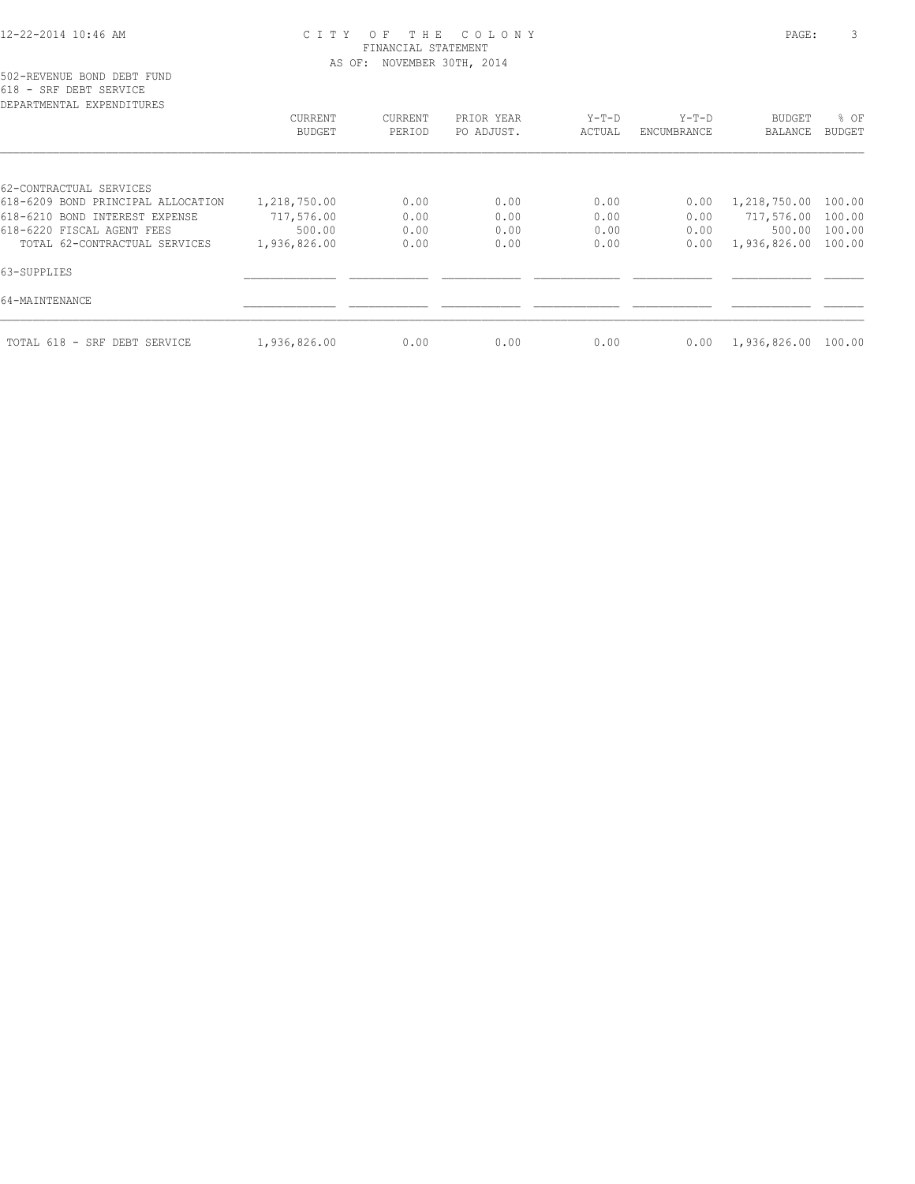CITY OF THE COLONY
FINANCIAL STATEMENT
AS OF: NOVEMBER 30TH, 2014

502-REVENUE BOND DEBT FUND
618 - SRF DEBT SERVICE
DEPARTMENTAL EXPENDITURES

| | CURRENT BUDGET | CURRENT PERIOD | PRIOR YEAR PO ADJUST. | Y-T-D ACTUAL | Y-T-D ENCUMBRANCE | BUDGET BALANCE | % OF BUDGET |
|---|---|---|---|---|---|---|---|
| 62-CONTRACTUAL SERVICES | | | | | | | |
| 618-6209 BOND PRINCIPAL ALLOCATION | 1,218,750.00 | 0.00 | 0.00 | 0.00 | 0.00 | 1,218,750.00 | 100.00 |
| 618-6210 BOND INTEREST EXPENSE | 717,576.00 | 0.00 | 0.00 | 0.00 | 0.00 | 717,576.00 | 100.00 |
| 618-6220 FISCAL AGENT FEES | 500.00 | 0.00 | 0.00 | 0.00 | 0.00 | 500.00 | 100.00 |
| TOTAL 62-CONTRACTUAL SERVICES | 1,936,826.00 | 0.00 | 0.00 | 0.00 | 0.00 | 1,936,826.00 | 100.00 |
| 63-SUPPLIES | | | | | | | |
| 64-MAINTENANCE | | | | | | | |
| TOTAL 618 - SRF DEBT SERVICE | 1,936,826.00 | 0.00 | 0.00 | 0.00 | 0.00 | 1,936,826.00 | 100.00 |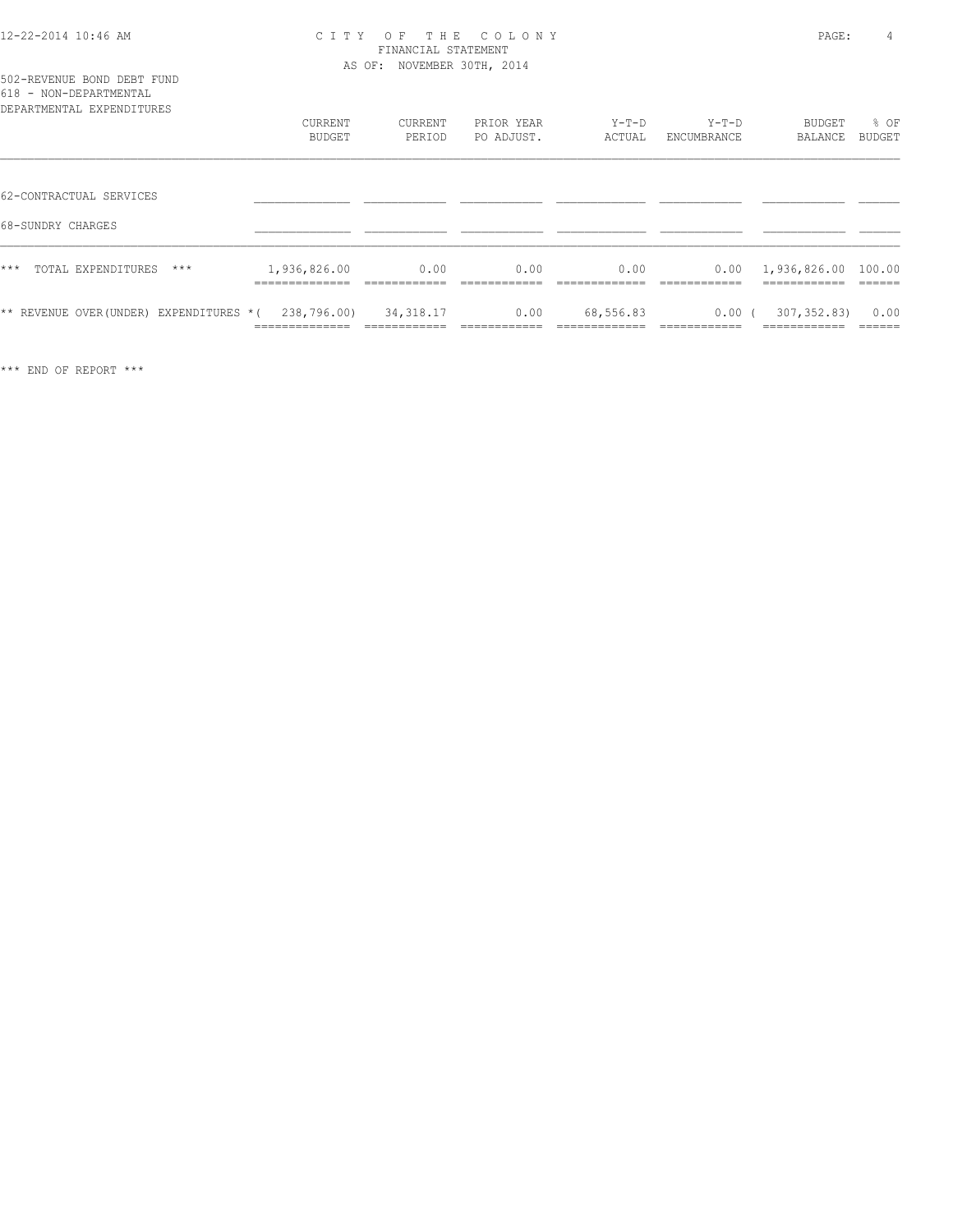CITY OF THE COLONY
FINANCIAL STATEMENT
AS OF: NOVEMBER 30TH, 2014

502-REVENUE BOND DEBT FUND
618 - NON-DEPARTMENTAL
DEPARTMENTAL EXPENDITURES

| | CURRENT BUDGET | CURRENT PERIOD | PRIOR YEAR PO ADJUST. | Y-T-D ACTUAL | Y-T-D ENCUMBRANCE | BUDGET BALANCE | % OF BUDGET |
|---|---|---|---|---|---|---|---|
| 62-CONTRACTUAL SERVICES | | | | | | | |
| 68-SUNDRY CHARGES | | | | | | | |
| *** TOTAL EXPENDITURES *** | 1,936,826.00 | 0.00 | 0.00 | 0.00 | 0.00 | 1,936,826.00 | 100.00 |
| ** REVENUE OVER(UNDER) EXPENDITURES * | ( 238,796.00) | 34,318.17 | 0.00 | 68,556.83 | 0.00 | ( 307,352.83) | 0.00 |

*** END OF REPORT ***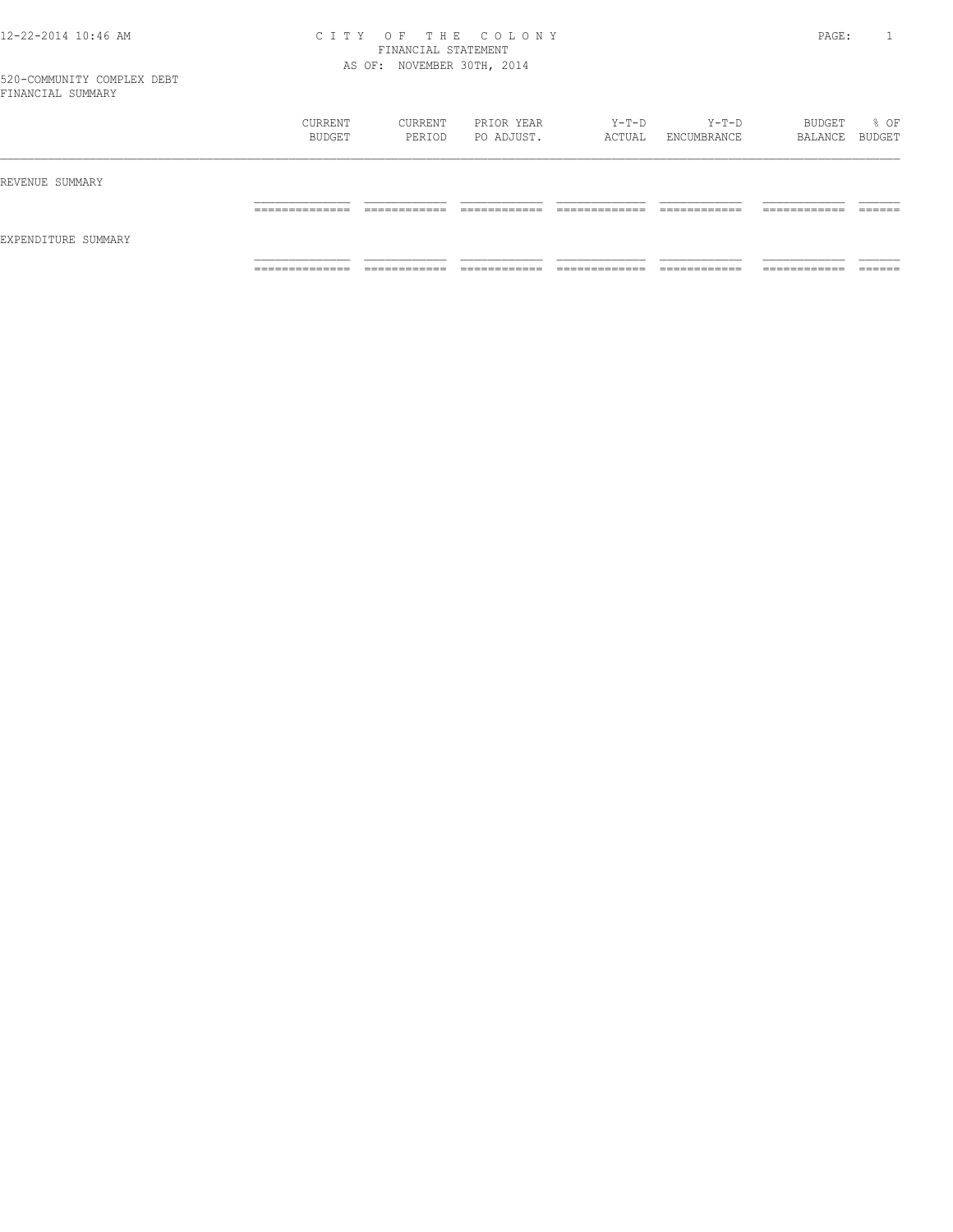# CITY OF THE COLONY
## FINANCIAL STATEMENT
### AS OF: NOVEMBER 30TH, 2014

520-COMMUNITY COMPLEX DEBT
FINANCIAL SUMMARY

| | CURRENT BUDGET | CURRENT PERIOD | PRIOR YEAR PO ADJUST. | Y-T-D ACTUAL | Y-T-D ENCUMBRANCE | BUDGET BALANCE | % OF BUDGET |
|---|---|---|---|---|---|---|---|
| REVENUE SUMMARY | | | | | | | |
| EXPENDITURE SUMMARY | | | | | | | |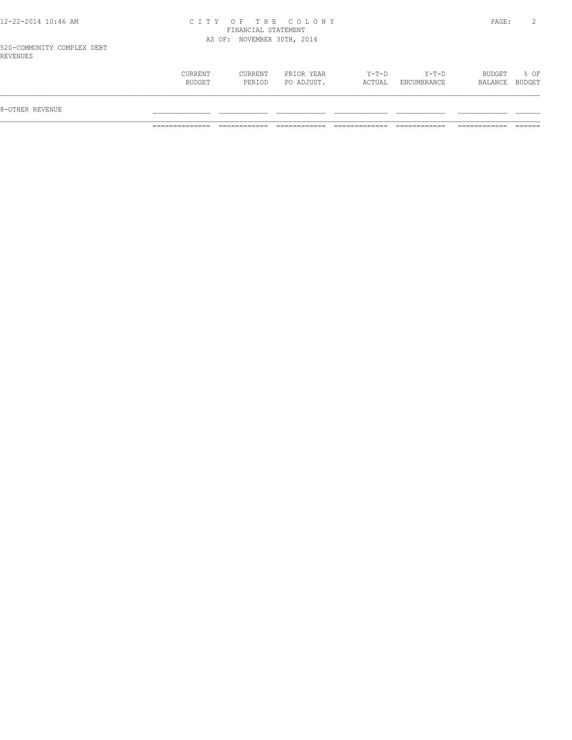# CITY OF THE COLONY
## FINANCIAL STATEMENT
AS OF: NOVEMBER 30TH, 2014

520-COMMUNITY COMPLEX DEBT
REVENUES

| | CURRENT BUDGET | CURRENT PERIOD | PRIOR YEAR PO ADJUST. | Y-T-D ACTUAL | Y-T-D ENCUMBRANCE | BUDGET BALANCE | % OF BUDGET |
|---|---|---|---|---|---|---|---|
| 8-OTHER REVENUE | | | | | | | |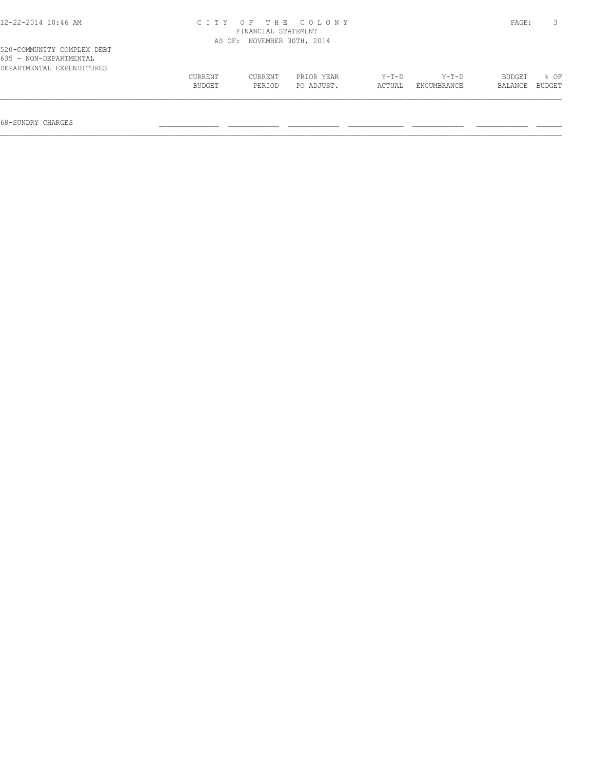# CITY OF THE COLONY

FINANCIAL STATEMENT

AS OF: NOVEMBER 30TH, 2014

520-COMMUNITY COMPLEX DEBT

635 - NON-DEPARTMENTAL

DEPARTMENTAL EXPENDITURES

| | CURRENT BUDGET | CURRENT PERIOD | PRIOR YEAR PO ADJUST. | Y-T-D ACTUAL | Y-T-D ENCUMBRANCE | BUDGET BALANCE | % OF BUDGET |
|---|---|---|---|---|---|---|---|
| 68-SUNDRY CHARGES | | | | | | | |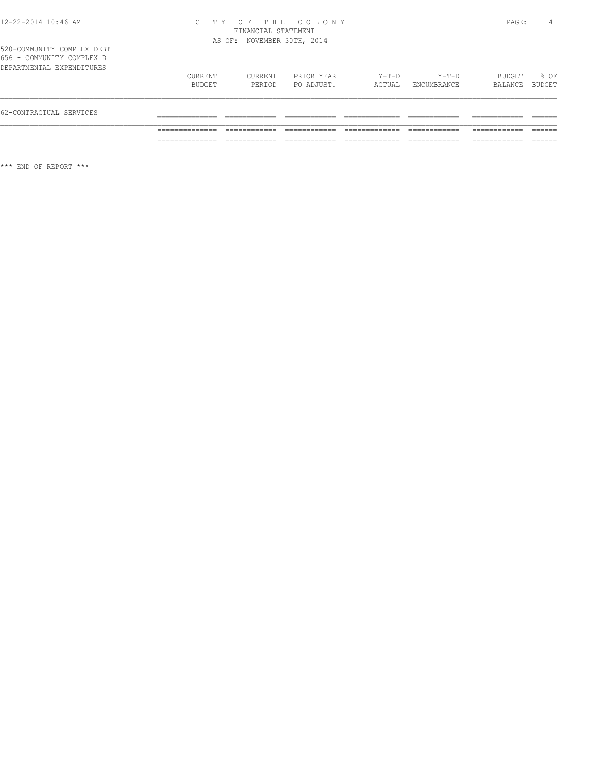CITY OF THE COLONY
FINANCIAL STATEMENT
AS OF: NOVEMBER 30TH, 2014

520-COMMUNITY COMPLEX DEBT
656 - COMMUNITY COMPLEX D
DEPARTMENTAL EXPENDITURES

| | CURRENT BUDGET | CURRENT PERIOD | PRIOR YEAR PO ADJUST. | Y-T-D ACTUAL | Y-T-D ENCUMBRANCE | BUDGET BALANCE | % OF BUDGET |
|---|---|---|---|---|---|---|---|
| 62-CONTRACTUAL SERVICES | | | | | | | |
| | | | | | | | |

*** END OF REPORT ***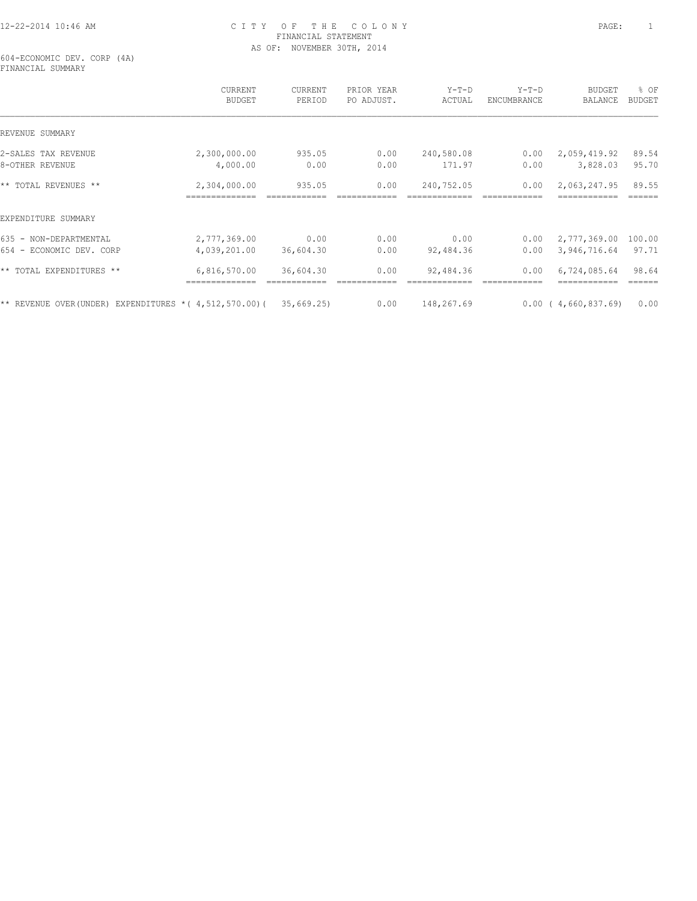12-22-2014 10:46 AM

# CITY OF THE COLONY

FINANCIAL STATEMENT

AS OF: NOVEMBER 30TH, 2014

604-ECONOMIC DEV. CORP (4A)

FINANCIAL SUMMARY

| | CURRENT BUDGET | CURRENT PERIOD | PRIOR YEAR PO ADJUST. | Y-T-D ACTUAL | Y-T-D ENCUMBRANCE | BUDGET BALANCE | % OF BUDGET |
|---|---|---|---|---|---|---|---|
| REVENUE SUMMARY | | | | | | | |
| 2-SALES TAX REVENUE | 2,300,000.00 | 935.05 | 0.00 | 240,580.08 | 0.00 | 2,059,419.92 | 89.54 |
| 8-OTHER REVENUE | 4,000.00 | 0.00 | 0.00 | 171.97 | 0.00 | 3,828.03 | 95.70 |
| ** TOTAL REVENUES ** | 2,304,000.00 | 935.05 | 0.00 | 240,752.05 | 0.00 | 2,063,247.95 | 89.55 |
| EXPENDITURE SUMMARY | | | | | | | |
| 635 - NON-DEPARTMENTAL | 2,777,369.00 | 0.00 | 0.00 | 0.00 | 0.00 | 2,777,369.00 | 100.00 |
| 654 - ECONOMIC DEV. CORP | 4,039,201.00 | 36,604.30 | 0.00 | 92,484.36 | 0.00 | 3,946,716.64 | 97.71 |
| ** TOTAL EXPENDITURES ** | 6,816,570.00 | 36,604.30 | 0.00 | 92,484.36 | 0.00 | 6,724,085.64 | 98.64 |
| ** REVENUE OVER(UNDER) EXPENDITURES * | ( 4,512,570.00) | ( 35,669.25) | 0.00 | 148,267.69 | 0.00 | ( 4,660,837.69) | 0.00 |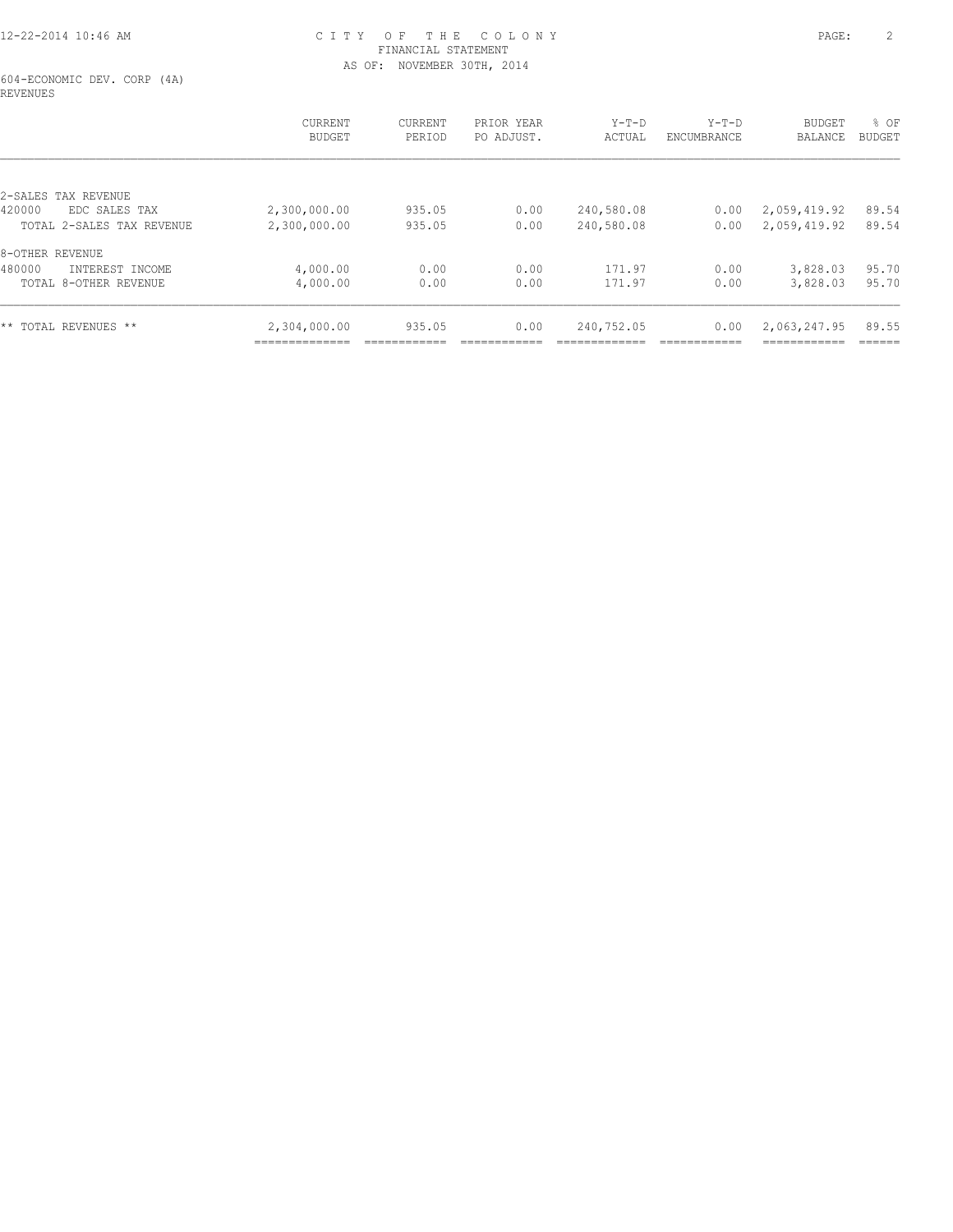# CITY OF THE COLONY
## FINANCIAL STATEMENT
### AS OF: NOVEMBER 30TH, 2014

604-ECONOMIC DEV. CORP (4A)
REVENUES

| | CURRENT BUDGET | CURRENT PERIOD | PRIOR YEAR PO ADJUST. | Y-T-D ACTUAL | Y-T-D ENCUMBRANCE | BUDGET BALANCE | % OF BUDGET |
|---|---|---|---|---|---|---|---|
| 2-SALES TAX REVENUE | | | | | | | |
| 420000 EDC SALES TAX | 2,300,000.00 | 935.05 | 0.00 | 240,580.08 | 0.00 | 2,059,419.92 | 89.54 |
| TOTAL 2-SALES TAX REVENUE | 2,300,000.00 | 935.05 | 0.00 | 240,580.08 | 0.00 | 2,059,419.92 | 89.54 |
| 8-OTHER REVENUE | | | | | | | |
| 480000 INTEREST INCOME | 4,000.00 | 0.00 | 0.00 | 171.97 | 0.00 | 3,828.03 | 95.70 |
| TOTAL 8-OTHER REVENUE | 4,000.00 | 0.00 | 0.00 | 171.97 | 0.00 | 3,828.03 | 95.70 |
| ** TOTAL REVENUES ** | 2,304,000.00 | 935.05 | 0.00 | 240,752.05 | 0.00 | 2,063,247.95 | 89.55 |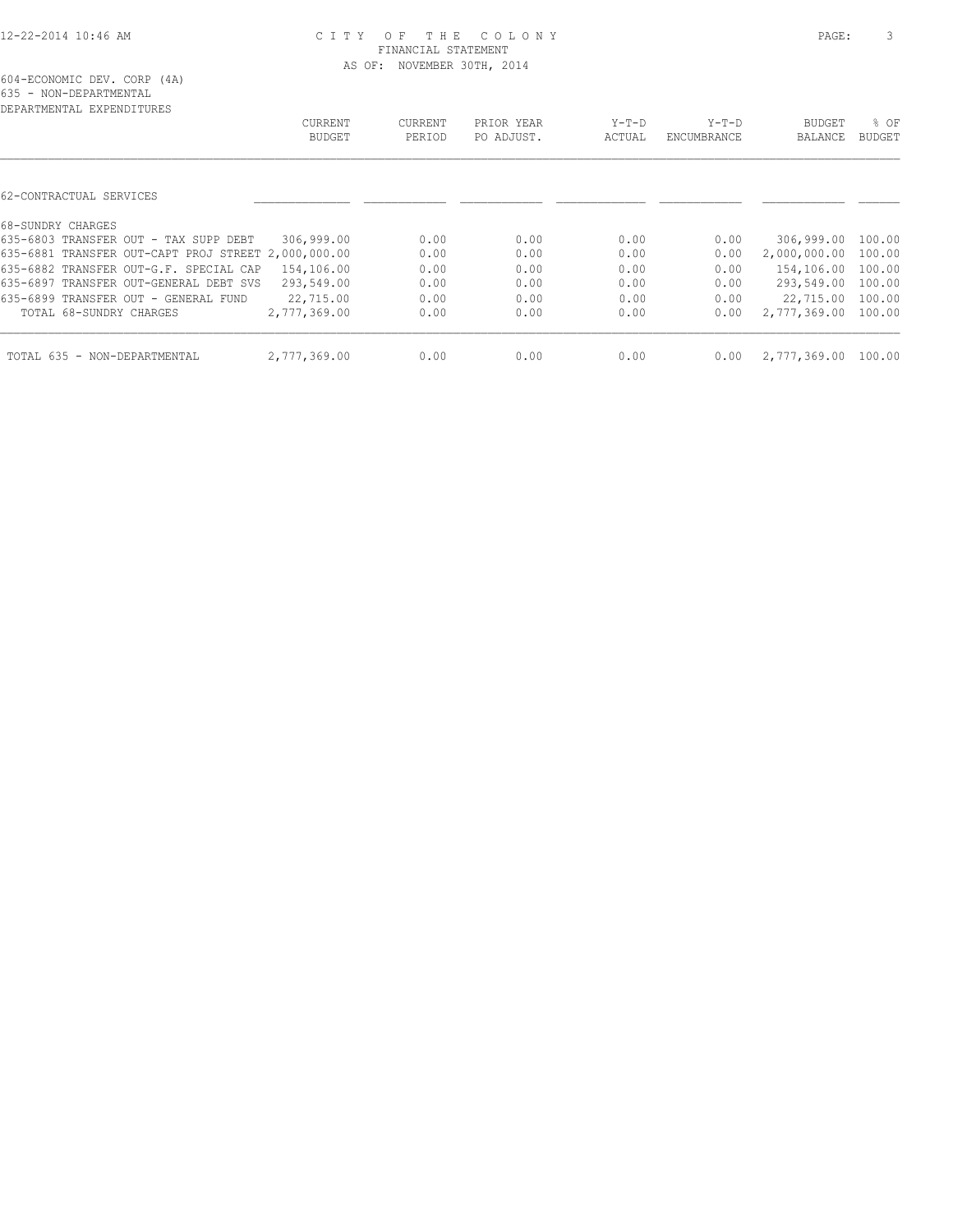# CITY OF THE COLONY
## FINANCIAL STATEMENT
### AS OF: NOVEMBER 30TH, 2014

604-ECONOMIC DEV. CORP (4A)
635 - NON-DEPARTMENTAL
DEPARTMENTAL EXPENDITURES

| | CURRENT BUDGET | CURRENT PERIOD | PRIOR YEAR PO ADJUST. | Y-T-D ACTUAL | Y-T-D ENCUMBRANCE | BUDGET BALANCE | % OF BUDGET |
|---|---|---|---|---|---|---|---|
| 62-CONTRACTUAL SERVICES | | | | | | | |
| 68-SUNDRY CHARGES | | | | | | | |
| 635-6803 TRANSFER OUT - TAX SUPP DEBT | 306,999.00 | 0.00 | 0.00 | 0.00 | 0.00 | 306,999.00 | 100.00 |
| 635-6881 TRANSFER OUT-CAPT PROJ STREET | 2,000,000.00 | 0.00 | 0.00 | 0.00 | 0.00 | 2,000,000.00 | 100.00 |
| 635-6882 TRANSFER OUT-G.F. SPECIAL CAP | 154,106.00 | 0.00 | 0.00 | 0.00 | 0.00 | 154,106.00 | 100.00 |
| 635-6897 TRANSFER OUT-GENERAL DEBT SVS | 293,549.00 | 0.00 | 0.00 | 0.00 | 0.00 | 293,549.00 | 100.00 |
| 635-6899 TRANSFER OUT - GENERAL FUND | 22,715.00 | 0.00 | 0.00 | 0.00 | 0.00 | 22,715.00 | 100.00 |
| TOTAL 68-SUNDRY CHARGES | 2,777,369.00 | 0.00 | 0.00 | 0.00 | 0.00 | 2,777,369.00 | 100.00 |
| TOTAL 635 - NON-DEPARTMENTAL | 2,777,369.00 | 0.00 | 0.00 | 0.00 | 0.00 | 2,777,369.00 | 100.00 |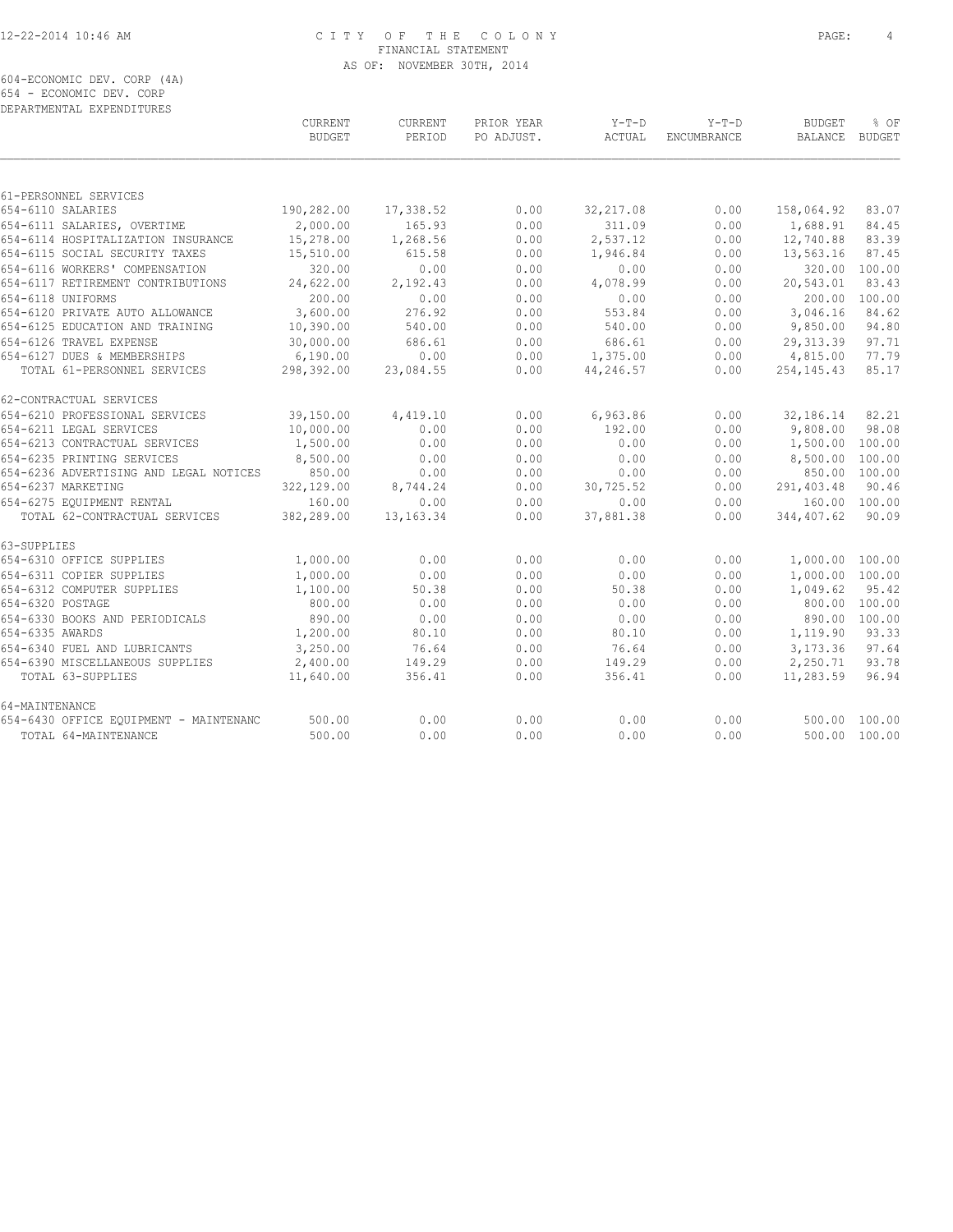CITY OF THE COLONY
FINANCIAL STATEMENT
AS OF: NOVEMBER 30TH, 2014

604-ECONOMIC DEV. CORP (4A)
654 - ECONOMIC DEV. CORP
DEPARTMENTAL EXPENDITURES

| | CURRENT BUDGET | CURRENT PERIOD | PRIOR YEAR PO ADJUST. | Y-T-D ACTUAL | Y-T-D ENCUMBRANCE | BUDGET BALANCE | % OF BUDGET |
|---|---|---|---|---|---|---|---|
| 61-PERSONNEL SERVICES | | | | | | | |
| 654-6110 SALARIES | 190,282.00 | 17,338.52 | 0.00 | 32,217.08 | 0.00 | 158,064.92 | 83.07 |
| 654-6111 SALARIES, OVERTIME | 2,000.00 | 165.93 | 0.00 | 311.09 | 0.00 | 1,688.91 | 84.45 |
| 654-6114 HOSPITALIZATION INSURANCE | 15,278.00 | 1,268.56 | 0.00 | 2,537.12 | 0.00 | 12,740.88 | 83.39 |
| 654-6115 SOCIAL SECURITY TAXES | 15,510.00 | 615.58 | 0.00 | 1,946.84 | 0.00 | 13,563.16 | 87.45 |
| 654-6116 WORKERS' COMPENSATION | 320.00 | 0.00 | 0.00 | 0.00 | 0.00 | 320.00 | 100.00 |
| 654-6117 RETIREMENT CONTRIBUTIONS | 24,622.00 | 2,192.43 | 0.00 | 4,078.99 | 0.00 | 20,543.01 | 83.43 |
| 654-6118 UNIFORMS | 200.00 | 0.00 | 0.00 | 0.00 | 0.00 | 200.00 | 100.00 |
| 654-6120 PRIVATE AUTO ALLOWANCE | 3,600.00 | 276.92 | 0.00 | 553.84 | 0.00 | 3,046.16 | 84.62 |
| 654-6125 EDUCATION AND TRAINING | 10,390.00 | 540.00 | 0.00 | 540.00 | 0.00 | 9,850.00 | 94.80 |
| 654-6126 TRAVEL EXPENSE | 30,000.00 | 686.61 | 0.00 | 686.61 | 0.00 | 29,313.39 | 97.71 |
| 654-6127 DUES & MEMBERSHIPS | 6,190.00 | 0.00 | 0.00 | 1,375.00 | 0.00 | 4,815.00 | 77.79 |
| TOTAL 61-PERSONNEL SERVICES | 298,392.00 | 23,084.55 | 0.00 | 44,246.57 | 0.00 | 254,145.43 | 85.17 |
| 62-CONTRACTUAL SERVICES | | | | | | | |
| 654-6210 PROFESSIONAL SERVICES | 39,150.00 | 4,419.10 | 0.00 | 6,963.86 | 0.00 | 32,186.14 | 82.21 |
| 654-6211 LEGAL SERVICES | 10,000.00 | 0.00 | 0.00 | 192.00 | 0.00 | 9,808.00 | 98.08 |
| 654-6213 CONTRACTUAL SERVICES | 1,500.00 | 0.00 | 0.00 | 0.00 | 0.00 | 1,500.00 | 100.00 |
| 654-6235 PRINTING SERVICES | 8,500.00 | 0.00 | 0.00 | 0.00 | 0.00 | 8,500.00 | 100.00 |
| 654-6236 ADVERTISING AND LEGAL NOTICES | 850.00 | 0.00 | 0.00 | 0.00 | 0.00 | 850.00 | 100.00 |
| 654-6237 MARKETING | 322,129.00 | 8,744.24 | 0.00 | 30,725.52 | 0.00 | 291,403.48 | 90.46 |
| 654-6275 EQUIPMENT RENTAL | 160.00 | 0.00 | 0.00 | 0.00 | 0.00 | 160.00 | 100.00 |
| TOTAL 62-CONTRACTUAL SERVICES | 382,289.00 | 13,163.34 | 0.00 | 37,881.38 | 0.00 | 344,407.62 | 90.09 |
| 63-SUPPLIES | | | | | | | |
| 654-6310 OFFICE SUPPLIES | 1,000.00 | 0.00 | 0.00 | 0.00 | 0.00 | 1,000.00 | 100.00 |
| 654-6311 COPIER SUPPLIES | 1,000.00 | 0.00 | 0.00 | 0.00 | 0.00 | 1,000.00 | 100.00 |
| 654-6312 COMPUTER SUPPLIES | 1,100.00 | 50.38 | 0.00 | 50.38 | 0.00 | 1,049.62 | 95.42 |
| 654-6320 POSTAGE | 800.00 | 0.00 | 0.00 | 0.00 | 0.00 | 800.00 | 100.00 |
| 654-6330 BOOKS AND PERIODICALS | 890.00 | 0.00 | 0.00 | 0.00 | 0.00 | 890.00 | 100.00 |
| 654-6335 AWARDS | 1,200.00 | 80.10 | 0.00 | 80.10 | 0.00 | 1,119.90 | 93.33 |
| 654-6340 FUEL AND LUBRICANTS | 3,250.00 | 76.64 | 0.00 | 76.64 | 0.00 | 3,173.36 | 97.64 |
| 654-6390 MISCELLANEOUS SUPPLIES | 2,400.00 | 149.29 | 0.00 | 149.29 | 0.00 | 2,250.71 | 93.78 |
| TOTAL 63-SUPPLIES | 11,640.00 | 356.41 | 0.00 | 356.41 | 0.00 | 11,283.59 | 96.94 |
| 64-MAINTENANCE | | | | | | | |
| 654-6430 OFFICE EQUIPMENT - MAINTENANC | 500.00 | 0.00 | 0.00 | 0.00 | 0.00 | 500.00 | 100.00 |
| TOTAL 64-MAINTENANCE | 500.00 | 0.00 | 0.00 | 0.00 | 0.00 | 500.00 | 100.00 |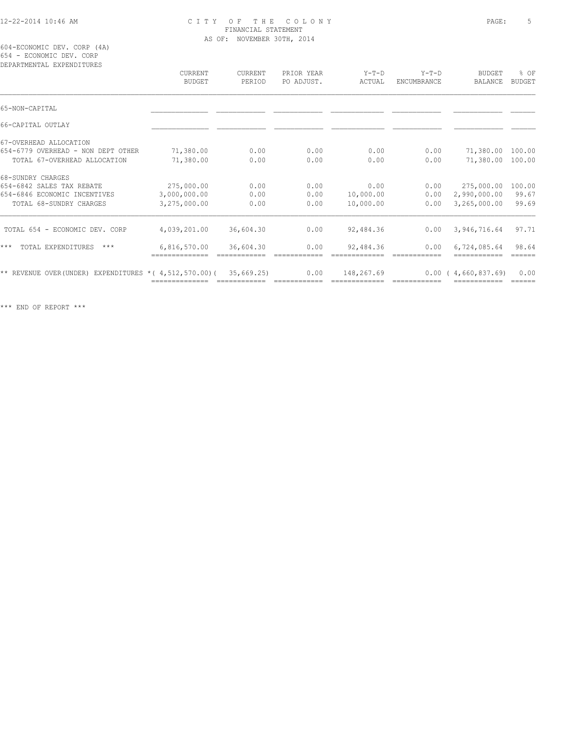# CITY OF THE COLONY

FINANCIAL STATEMENT

AS OF: NOVEMBER 30TH, 2014

604-ECONOMIC DEV. CORP (4A)
654 - ECONOMIC DEV. CORP
DEPARTMENTAL EXPENDITURES

| | CURRENT BUDGET | CURRENT PERIOD | PRIOR YEAR PO ADJUST. | Y-T-D ACTUAL | Y-T-D ENCUMBRANCE | BUDGET BALANCE | % OF BUDGET |
|---|---|---|---|---|---|---|---|
| 65-NON-CAPITAL | | | | | | | |
| 66-CAPITAL OUTLAY | | | | | | | |
| 67-OVERHEAD ALLOCATION | | | | | | | |
| 654-6779 OVERHEAD - NON DEPT OTHER | 71,380.00 | 0.00 | 0.00 | 0.00 | 0.00 | 71,380.00 | 100.00 |
| TOTAL 67-OVERHEAD ALLOCATION | 71,380.00 | 0.00 | 0.00 | 0.00 | 0.00 | 71,380.00 | 100.00 |
| 68-SUNDRY CHARGES | | | | | | | |
| 654-6842 SALES TAX REBATE | 275,000.00 | 0.00 | 0.00 | 0.00 | 0.00 | 275,000.00 | 100.00 |
| 654-6846 ECONOMIC INCENTIVES | 3,000,000.00 | 0.00 | 0.00 | 10,000.00 | 0.00 | 2,990,000.00 | 99.67 |
| TOTAL 68-SUNDRY CHARGES | 3,275,000.00 | 0.00 | 0.00 | 10,000.00 | 0.00 | 3,265,000.00 | 99.69 |
| TOTAL 654 - ECONOMIC DEV. CORP | 4,039,201.00 | 36,604.30 | 0.00 | 92,484.36 | 0.00 | 3,946,716.64 | 97.71 |
| *** TOTAL EXPENDITURES *** | 6,816,570.00 | 36,604.30 | 0.00 | 92,484.36 | 0.00 | 6,724,085.64 | 98.64 |
| ** REVENUE OVER(UNDER) EXPENDITURES * | ( 4,512,570.00) | ( 35,669.25) | 0.00 | 148,267.69 | 0.00 | ( 4,660,837.69) | 0.00 |

*** END OF REPORT ***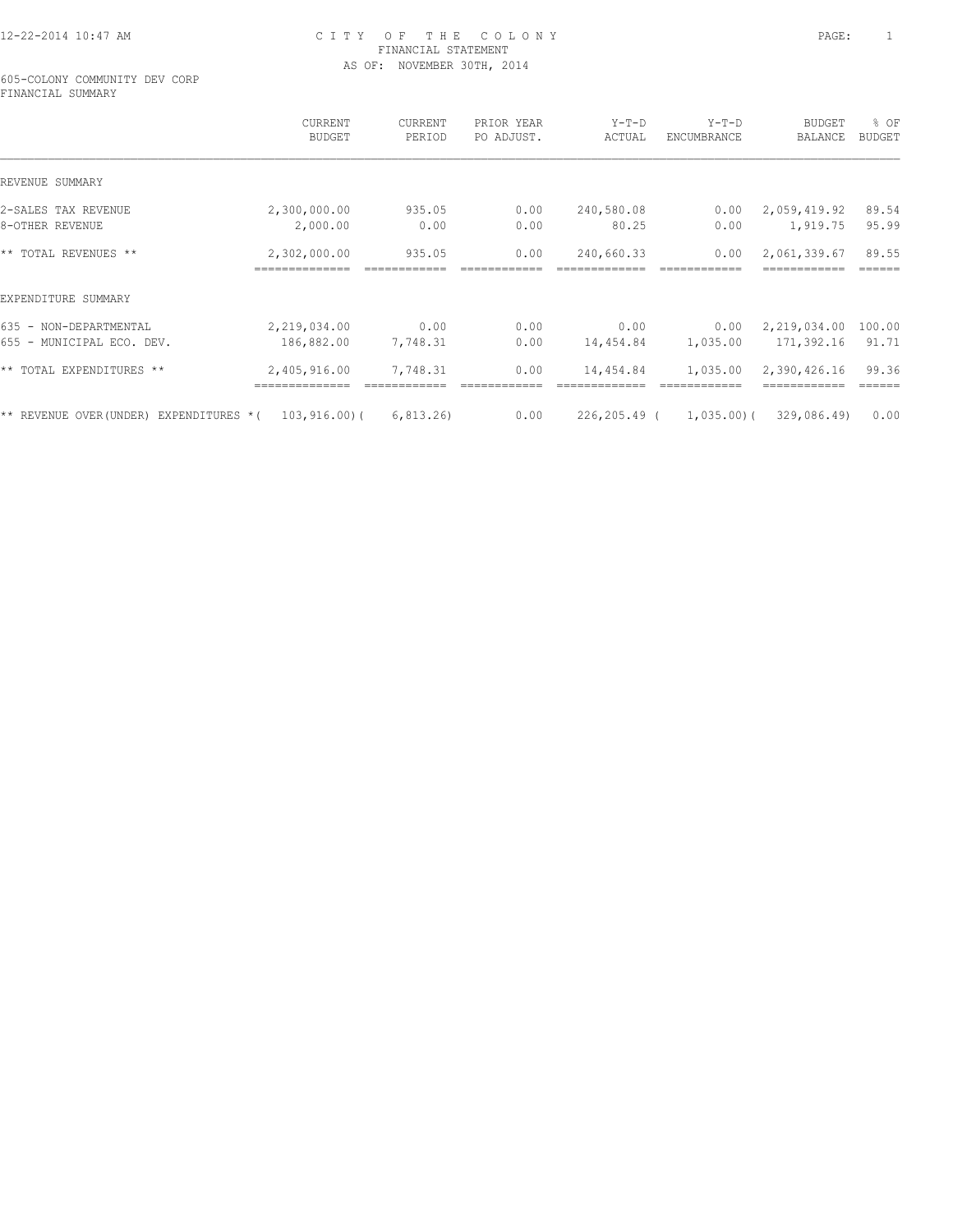# CITY OF THE COLONY
## FINANCIAL STATEMENT
### AS OF: NOVEMBER 30TH, 2014

605-COLONY COMMUNITY DEV CORP
FINANCIAL SUMMARY

| | CURRENT BUDGET | CURRENT PERIOD | PRIOR YEAR PO ADJUST. | Y-T-D ACTUAL | Y-T-D ENCUMBRANCE | BUDGET BALANCE | % OF BUDGET |
|---|---|---|---|---|---|---|---|
| REVENUE SUMMARY | | | | | | | |
| 2-SALES TAX REVENUE | 2,300,000.00 | 935.05 | 0.00 | 240,580.08 | 0.00 | 2,059,419.92 | 89.54 |
| 8-OTHER REVENUE | 2,000.00 | 0.00 | 0.00 | 80.25 | 0.00 | 1,919.75 | 95.99 |
| ** TOTAL REVENUES ** | 2,302,000.00 | 935.05 | 0.00 | 240,660.33 | 0.00 | 2,061,339.67 | 89.55 |
| EXPENDITURE SUMMARY | | | | | | | |
| 635 - NON-DEPARTMENTAL | 2,219,034.00 | 0.00 | 0.00 | 0.00 | 0.00 | 2,219,034.00 | 100.00 |
| 655 - MUNICIPAL ECO. DEV. | 186,882.00 | 7,748.31 | 0.00 | 14,454.84 | 1,035.00 | 171,392.16 | 91.71 |
| ** TOTAL EXPENDITURES ** | 2,405,916.00 | 7,748.31 | 0.00 | 14,454.84 | 1,035.00 | 2,390,426.16 | 99.36 |
| ** REVENUE OVER(UNDER) EXPENDITURES * | ( 103,916.00) | ( 6,813.26) | 0.00 | 226,205.49 | ( 1,035.00) | ( 329,086.49) | 0.00 |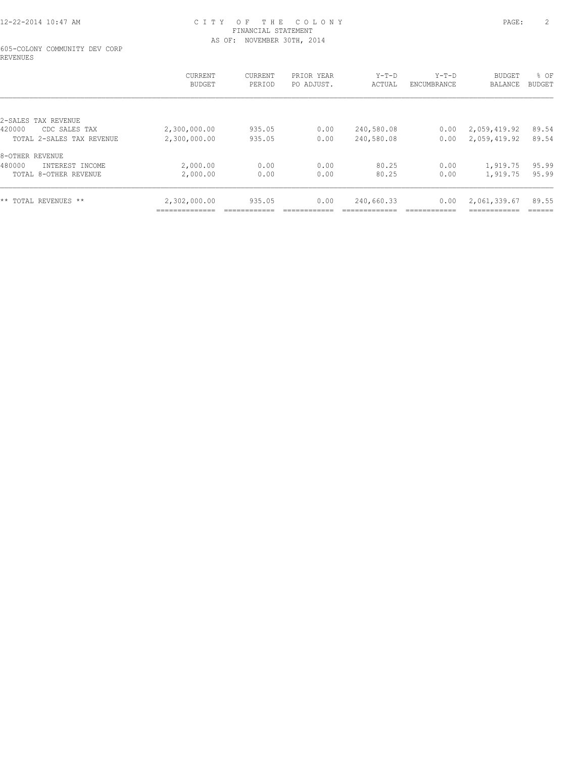CITY OF THE COLONY
FINANCIAL STATEMENT
AS OF: NOVEMBER 30TH, 2014

605-COLONY COMMUNITY DEV CORP
REVENUES

| | CURRENT BUDGET | CURRENT PERIOD | PRIOR YEAR PO ADJUST. | Y-T-D ACTUAL | Y-T-D ENCUMBRANCE | BUDGET BALANCE | % OF BUDGET |
|---|---|---|---|---|---|---|---|
| 2-SALES TAX REVENUE | | | | | | | |
| 420000 CDC SALES TAX | 2,300,000.00 | 935.05 | 0.00 | 240,580.08 | 0.00 | 2,059,419.92 | 89.54 |
| TOTAL 2-SALES TAX REVENUE | 2,300,000.00 | 935.05 | 0.00 | 240,580.08 | 0.00 | 2,059,419.92 | 89.54 |
| 8-OTHER REVENUE | | | | | | | |
| 480000 INTEREST INCOME | 2,000.00 | 0.00 | 0.00 | 80.25 | 0.00 | 1,919.75 | 95.99 |
| TOTAL 8-OTHER REVENUE | 2,000.00 | 0.00 | 0.00 | 80.25 | 0.00 | 1,919.75 | 95.99 |
| ** TOTAL REVENUES ** | 2,302,000.00 | 935.05 | 0.00 | 240,660.33 | 0.00 | 2,061,339.67 | 89.55 |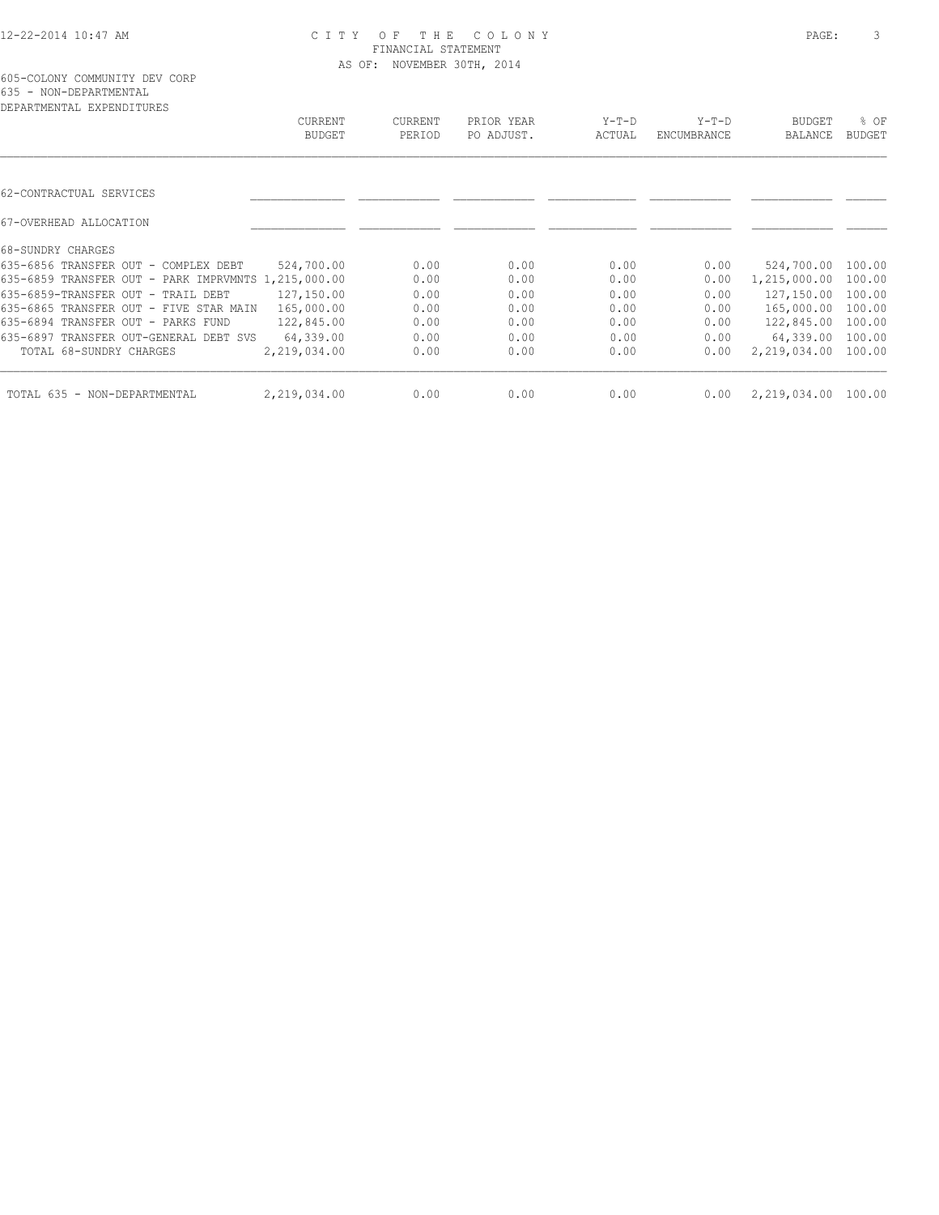# CITY OF THE COLONY

FINANCIAL STATEMENT

AS OF: NOVEMBER 30TH, 2014

605-COLONY COMMUNITY DEV CORP
635 - NON-DEPARTMENTAL
DEPARTMENTAL EXPENDITURES

| | CURRENT BUDGET | CURRENT PERIOD | PRIOR YEAR PO ADJUST. | Y-T-D ACTUAL | Y-T-D ENCUMBRANCE | BUDGET BALANCE | % OF BUDGET |
|---|---|---|---|---|---|---|---|
| 62-CONTRACTUAL SERVICES | | | | | | | |
| 67-OVERHEAD ALLOCATION | | | | | | | |
| 68-SUNDRY CHARGES | | | | | | | |
| 635-6856 TRANSFER OUT - COMPLEX DEBT | 524,700.00 | 0.00 | 0.00 | 0.00 | 0.00 | 524,700.00 | 100.00 |
| 635-6859 TRANSFER OUT - PARK IMPRVMNTS | 1,215,000.00 | 0.00 | 0.00 | 0.00 | 0.00 | 1,215,000.00 | 100.00 |
| 635-6859-TRANSFER OUT - TRAIL DEBT | 127,150.00 | 0.00 | 0.00 | 0.00 | 0.00 | 127,150.00 | 100.00 |
| 635-6865 TRANSFER OUT - FIVE STAR MAIN | 165,000.00 | 0.00 | 0.00 | 0.00 | 0.00 | 165,000.00 | 100.00 |
| 635-6894 TRANSFER OUT - PARKS FUND | 122,845.00 | 0.00 | 0.00 | 0.00 | 0.00 | 122,845.00 | 100.00 |
| 635-6897 TRANSFER OUT-GENERAL DEBT SVS | 64,339.00 | 0.00 | 0.00 | 0.00 | 0.00 | 64,339.00 | 100.00 |
| TOTAL 68-SUNDRY CHARGES | 2,219,034.00 | 0.00 | 0.00 | 0.00 | 0.00 | 2,219,034.00 | 100.00 |
| TOTAL 635 - NON-DEPARTMENTAL | 2,219,034.00 | 0.00 | 0.00 | 0.00 | 0.00 | 2,219,034.00 | 100.00 |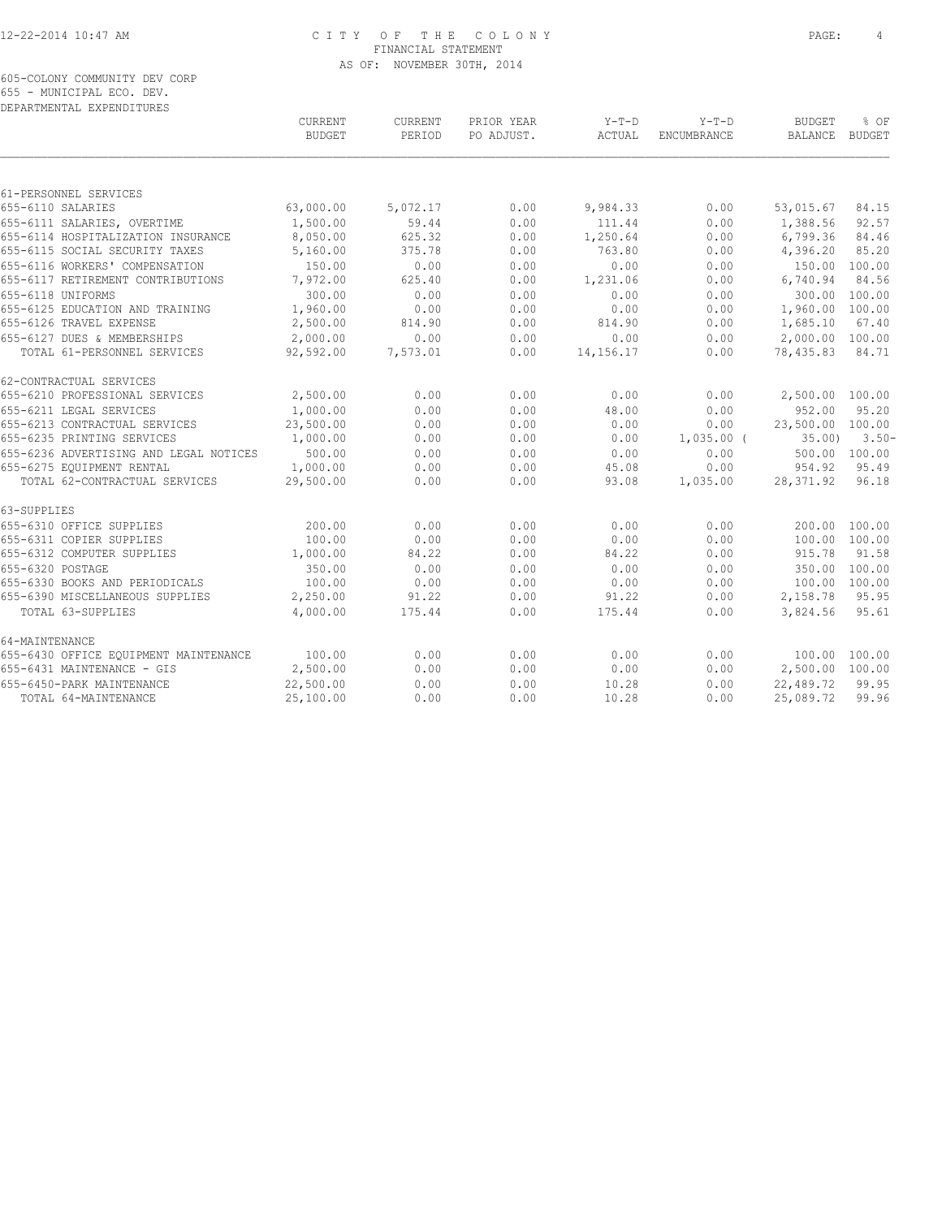CITY OF THE COLONY
FINANCIAL STATEMENT
AS OF: NOVEMBER 30TH, 2014

605-COLONY COMMUNITY DEV CORP
655 - MUNICIPAL ECO. DEV.
DEPARTMENTAL EXPENDITURES

| | CURRENT BUDGET | CURRENT PERIOD | PRIOR YEAR PO ADJUST. | Y-T-D ACTUAL | Y-T-D ENCUMBRANCE | BUDGET BALANCE | % OF BUDGET |
|---|---|---|---|---|---|---|---|
| 61-PERSONNEL SERVICES | | | | | | | |
| 655-6110 SALARIES | 63,000.00 | 5,072.17 | 0.00 | 9,984.33 | 0.00 | 53,015.67 | 84.15 |
| 655-6111 SALARIES, OVERTIME | 1,500.00 | 59.44 | 0.00 | 111.44 | 0.00 | 1,388.56 | 92.57 |
| 655-6114 HOSPITALIZATION INSURANCE | 8,050.00 | 625.32 | 0.00 | 1,250.64 | 0.00 | 6,799.36 | 84.46 |
| 655-6115 SOCIAL SECURITY TAXES | 5,160.00 | 375.78 | 0.00 | 763.80 | 0.00 | 4,396.20 | 85.20 |
| 655-6116 WORKERS' COMPENSATION | 150.00 | 0.00 | 0.00 | 0.00 | 0.00 | 150.00 | 100.00 |
| 655-6117 RETIREMENT CONTRIBUTIONS | 7,972.00 | 625.40 | 0.00 | 1,231.06 | 0.00 | 6,740.94 | 84.56 |
| 655-6118 UNIFORMS | 300.00 | 0.00 | 0.00 | 0.00 | 0.00 | 300.00 | 100.00 |
| 655-6125 EDUCATION AND TRAINING | 1,960.00 | 0.00 | 0.00 | 0.00 | 0.00 | 1,960.00 | 100.00 |
| 655-6126 TRAVEL EXPENSE | 2,500.00 | 814.90 | 0.00 | 814.90 | 0.00 | 1,685.10 | 67.40 |
| 655-6127 DUES & MEMBERSHIPS | 2,000.00 | 0.00 | 0.00 | 0.00 | 0.00 | 2,000.00 | 100.00 |
| TOTAL 61-PERSONNEL SERVICES | 92,592.00 | 7,573.01 | 0.00 | 14,156.17 | 0.00 | 78,435.83 | 84.71 |
| 62-CONTRACTUAL SERVICES | | | | | | | |
| 655-6210 PROFESSIONAL SERVICES | 2,500.00 | 0.00 | 0.00 | 0.00 | 0.00 | 2,500.00 | 100.00 |
| 655-6211 LEGAL SERVICES | 1,000.00 | 0.00 | 0.00 | 48.00 | 0.00 | 952.00 | 95.20 |
| 655-6213 CONTRACTUAL SERVICES | 23,500.00 | 0.00 | 0.00 | 0.00 | 0.00 | 23,500.00 | 100.00 |
| 655-6235 PRINTING SERVICES | 1,000.00 | 0.00 | 0.00 | 0.00 | 1,035.00 ( | 35.00) | 3.50- |
| 655-6236 ADVERTISING AND LEGAL NOTICES | 500.00 | 0.00 | 0.00 | 0.00 | 0.00 | 500.00 | 100.00 |
| 655-6275 EQUIPMENT RENTAL | 1,000.00 | 0.00 | 0.00 | 45.08 | 0.00 | 954.92 | 95.49 |
| TOTAL 62-CONTRACTUAL SERVICES | 29,500.00 | 0.00 | 0.00 | 93.08 | 1,035.00 | 28,371.92 | 96.18 |
| 63-SUPPLIES | | | | | | | |
| 655-6310 OFFICE SUPPLIES | 200.00 | 0.00 | 0.00 | 0.00 | 0.00 | 200.00 | 100.00 |
| 655-6311 COPIER SUPPLIES | 100.00 | 0.00 | 0.00 | 0.00 | 0.00 | 100.00 | 100.00 |
| 655-6312 COMPUTER SUPPLIES | 1,000.00 | 84.22 | 0.00 | 84.22 | 0.00 | 915.78 | 91.58 |
| 655-6320 POSTAGE | 350.00 | 0.00 | 0.00 | 0.00 | 0.00 | 350.00 | 100.00 |
| 655-6330 BOOKS AND PERIODICALS | 100.00 | 0.00 | 0.00 | 0.00 | 0.00 | 100.00 | 100.00 |
| 655-6390 MISCELLANEOUS SUPPLIES | 2,250.00 | 91.22 | 0.00 | 91.22 | 0.00 | 2,158.78 | 95.95 |
| TOTAL 63-SUPPLIES | 4,000.00 | 175.44 | 0.00 | 175.44 | 0.00 | 3,824.56 | 95.61 |
| 64-MAINTENANCE | | | | | | | |
| 655-6430 OFFICE EQUIPMENT MAINTENANCE | 100.00 | 0.00 | 0.00 | 0.00 | 0.00 | 100.00 | 100.00 |
| 655-6431 MAINTENANCE - GIS | 2,500.00 | 0.00 | 0.00 | 0.00 | 0.00 | 2,500.00 | 100.00 |
| 655-6450-PARK MAINTENANCE | 22,500.00 | 0.00 | 0.00 | 10.28 | 0.00 | 22,489.72 | 99.95 |
| TOTAL 64-MAINTENANCE | 25,100.00 | 0.00 | 0.00 | 10.28 | 0.00 | 25,089.72 | 99.96 |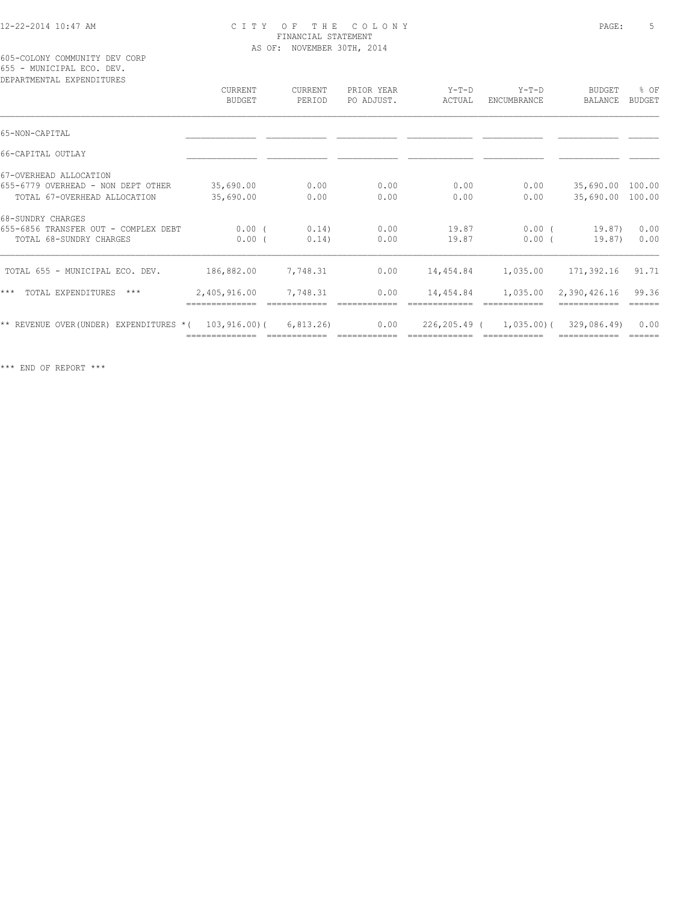CITY OF THE COLONY
FINANCIAL STATEMENT
AS OF: NOVEMBER 30TH, 2014

605-COLONY COMMUNITY DEV CORP
655 - MUNICIPAL ECO. DEV.
DEPARTMENTAL EXPENDITURES

| | CURRENT BUDGET | CURRENT PERIOD | PRIOR YEAR PO ADJUST. | Y-T-D ACTUAL | Y-T-D ENCUMBRANCE | BUDGET BALANCE | % OF BUDGET |
|---|---|---|---|---|---|---|---|
| 65-NON-CAPITAL | | | | | | | |
| 66-CAPITAL OUTLAY | | | | | | | |
| 67-OVERHEAD ALLOCATION | | | | | | | |
| 655-6779 OVERHEAD - NON DEPT OTHER | 35,690.00 | 0.00 | 0.00 | 0.00 | 0.00 | 35,690.00 | 100.00 |
| TOTAL 67-OVERHEAD ALLOCATION | 35,690.00 | 0.00 | 0.00 | 0.00 | 0.00 | 35,690.00 | 100.00 |
| 68-SUNDRY CHARGES | | | | | | | |
| 655-6856 TRANSFER OUT - COMPLEX DEBT | 0.00 | (0.14) | 0.00 | 19.87 | 0.00 | (19.87) | 0.00 |
| TOTAL 68-SUNDRY CHARGES | 0.00 | (0.14) | 0.00 | 19.87 | 0.00 | (19.87) | 0.00 |
| TOTAL 655 - MUNICIPAL ECO. DEV. | 186,882.00 | 7,748.31 | 0.00 | 14,454.84 | 1,035.00 | 171,392.16 | 91.71 |
| *** TOTAL EXPENDITURES *** | 2,405,916.00 | 7,748.31 | 0.00 | 14,454.84 | 1,035.00 | 2,390,426.16 | 99.36 |
| ** REVENUE OVER(UNDER) EXPENDITURES * | (103,916.00) | (6,813.26) | 0.00 | 226,205.49 | (1,035.00) | (329,086.49) | 0.00 |

*** END OF REPORT ***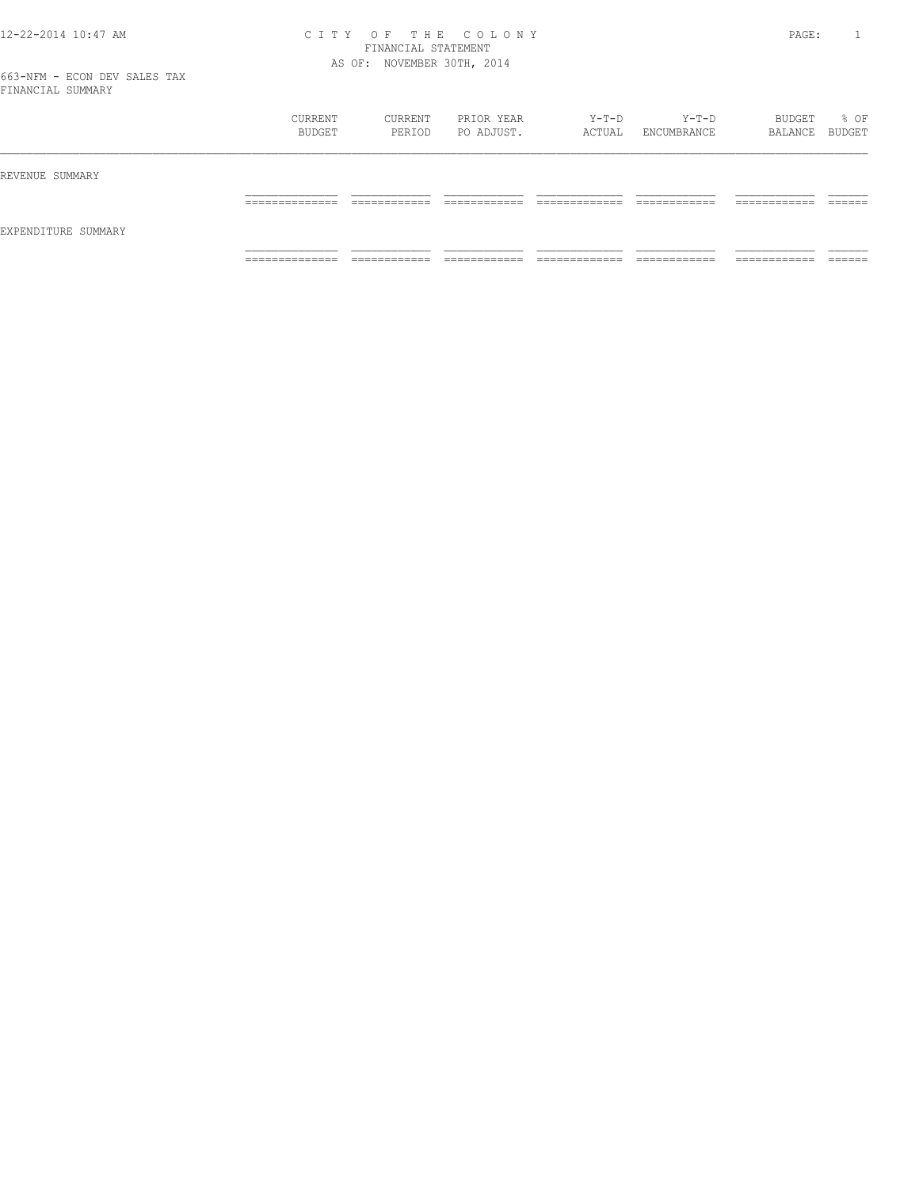# CITY OF THE COLONY
## FINANCIAL STATEMENT
### AS OF: NOVEMBER 30TH, 2014

663-NFM - ECON DEV SALES TAX
FINANCIAL SUMMARY

| | CURRENT BUDGET | CURRENT PERIOD | PRIOR YEAR PO ADJUST. | Y-T-D ACTUAL | Y-T-D ENCUMBRANCE | BUDGET BALANCE | % OF BUDGET |
|---|---|---|---|---|---|---|---|
| REVENUE SUMMARY | | | | | | | |
| EXPENDITURE SUMMARY | | | | | | | |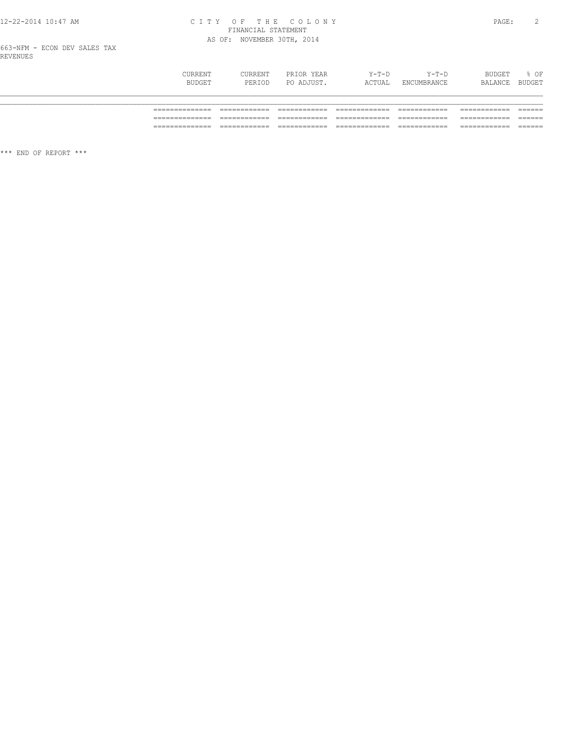663-NFM - ECON DEV SALES TAX
REVENUES

| | CURRENT BUDGET | CURRENT PERIOD | PRIOR YEAR PO ADJUST. | Y-T-D ACTUAL | Y-T-D ENCUMBRANCE | BUDGET BALANCE | % OF BUDGET |
|---|---|---|---|---|---|---|---|
| | ============== | ============ | ============ | ============= | ============ | ============ | ====== |
| | ============== | ============ | ============ | ============= | ============ | ============ | ====== |
| | ============== | ============ | ============ | ============= | ============ | ============ | ====== |

*** END OF REPORT ***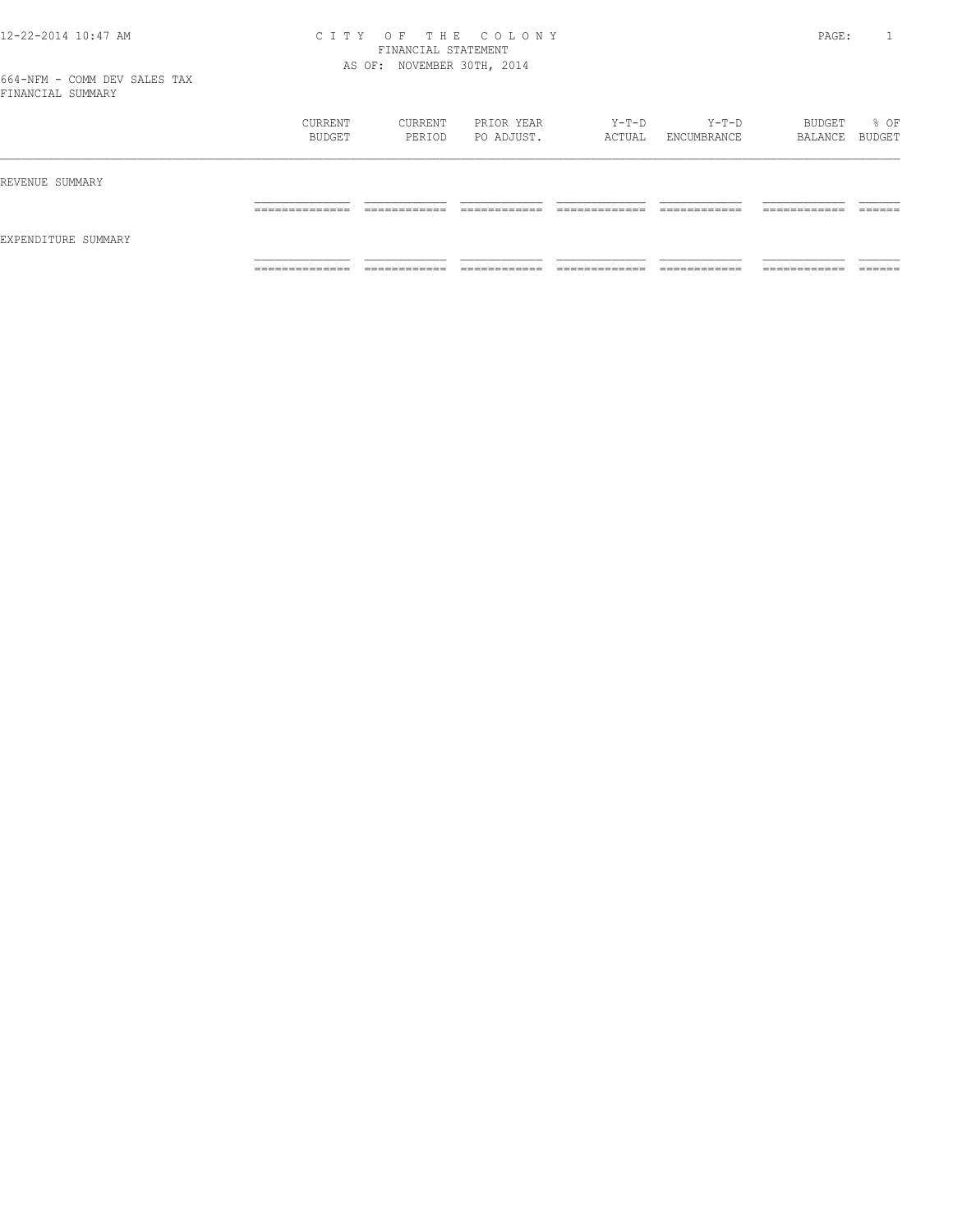# CITY OF THE COLONY

FINANCIAL STATEMENT

AS OF: NOVEMBER 30TH, 2014

664-NFM - COMM DEV SALES TAX

FINANCIAL SUMMARY

| | CURRENT BUDGET | CURRENT PERIOD | PRIOR YEAR PO ADJUST. | Y-T-D ACTUAL | Y-T-D ENCUMBRANCE | BUDGET BALANCE | % OF BUDGET |
|---|---|---|---|---|---|---|---|
| REVENUE SUMMARY | | | | | | | |
| EXPENDITURE SUMMARY | | | | | | | |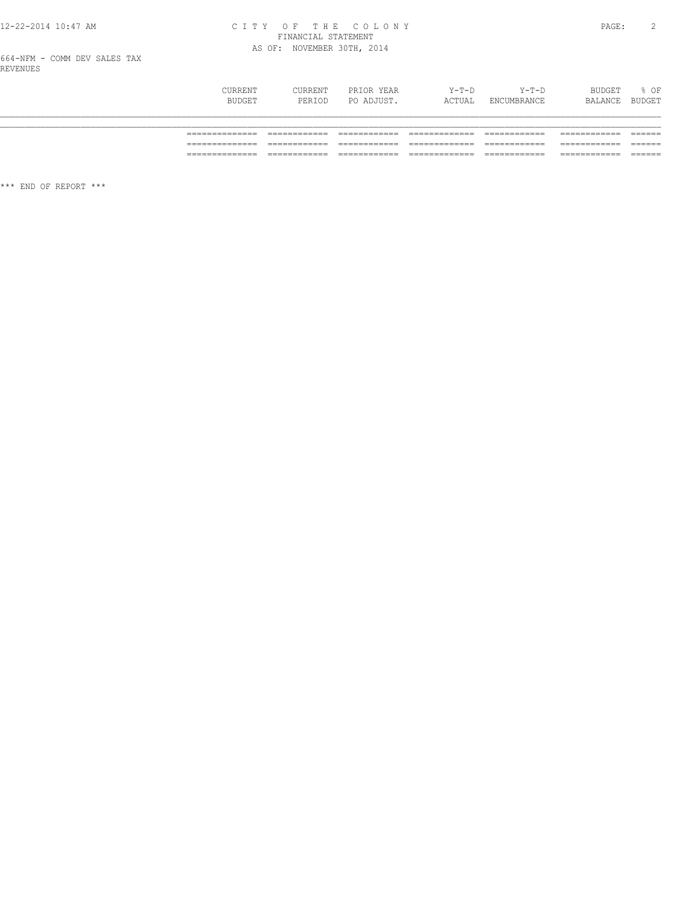664-NFM - COMM DEV SALES TAX
REVENUES

| | CURRENT BUDGET | CURRENT PERIOD | PRIOR YEAR PO ADJUST. | Y-T-D ACTUAL | Y-T-D ENCUMBRANCE | BUDGET BALANCE | % OF BUDGET |
|---|---|---|---|---|---|---|---|
| | ============= | ============ | ============ | ============= | ============ | ============ | ====== |
| | ============= | ============ | ============ | ============= | ============ | ============ | ====== |
| | ============= | ============ | ============ | ============= | ============ | ============ | ====== |

*** END OF REPORT ***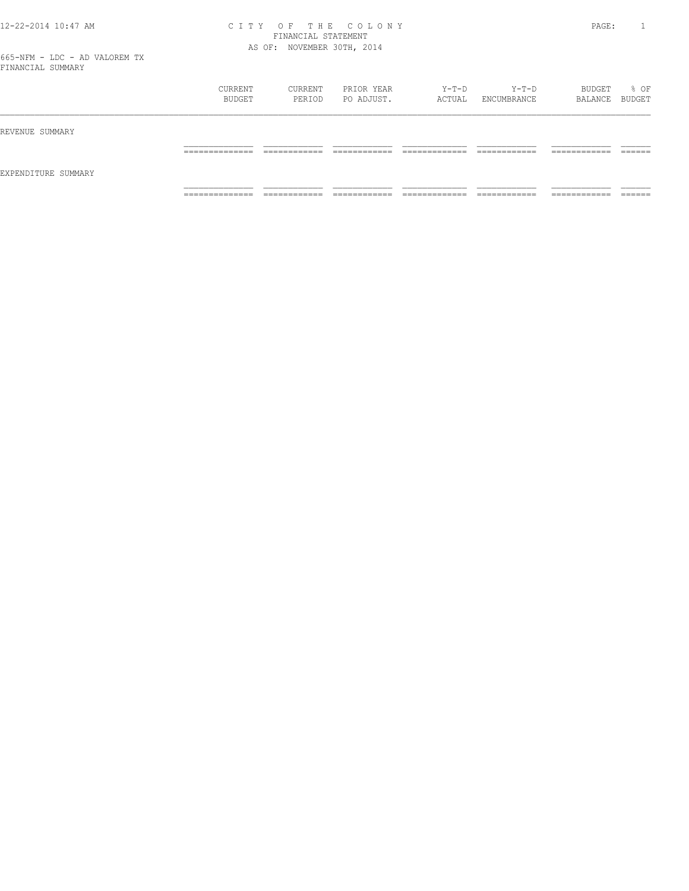C I T Y  O F  T H E  C O L O N Y
FINANCIAL STATEMENT
AS OF: NOVEMBER 30TH, 2014

665-NFM - LDC - AD VALOREM TX
FINANCIAL SUMMARY

| | CURRENT BUDGET | CURRENT PERIOD | PRIOR YEAR PO ADJUST. | Y-T-D ACTUAL | Y-T-D ENCUMBRANCE | BUDGET BALANCE | % OF BUDGET |
|---|---|---|---|---|---|---|---|
| REVENUE SUMMARY | | | | | | | |
| EXPENDITURE SUMMARY | | | | | | | |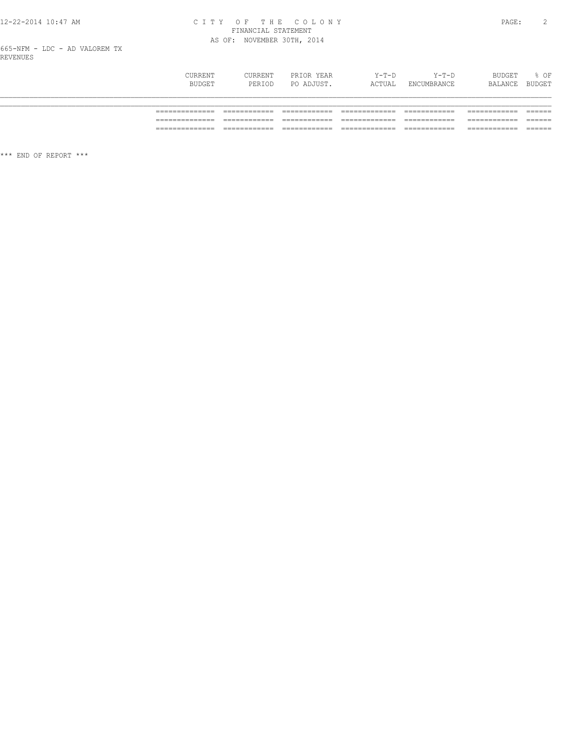665-NFM - LDC - AD VALOREM TX

REVENUES

| | CURRENT BUDGET | CURRENT PERIOD | PRIOR YEAR PO ADJUST. | Y-T-D ACTUAL | Y-T-D ENCUMBRANCE | BUDGET BALANCE | % OF BUDGET |
|---|---|---|---|---|---|---|---|
| | ============== | ============ | ============ | ============= | ============ | ============ | ====== |
| | ============== | ============ | ============ | ============= | ============ | ============ | ====== |
| | ============== | ============ | ============ | ============= | ============ | ============ | ====== |

*** END OF REPORT ***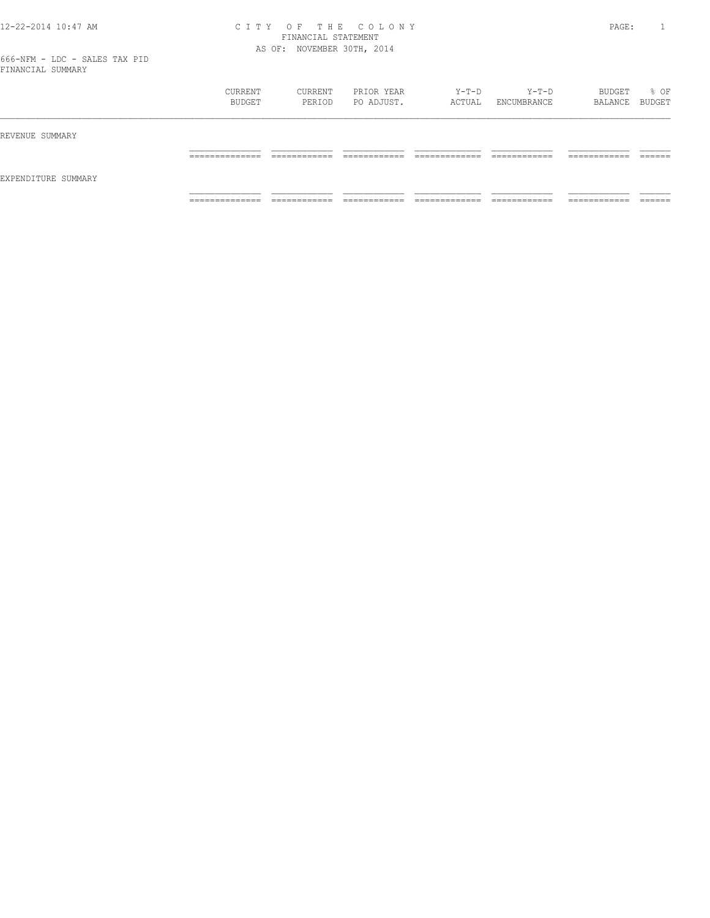CITY OF THE COLONY
FINANCIAL STATEMENT
AS OF: NOVEMBER 30TH, 2014

666-NFM - LDC - SALES TAX PID
FINANCIAL SUMMARY

| | CURRENT BUDGET | CURRENT PERIOD | PRIOR YEAR PO ADJUST. | Y-T-D ACTUAL | Y-T-D ENCUMBRANCE | BUDGET BALANCE | % OF BUDGET |
|---|---|---|---|---|---|---|---|
| REVENUE SUMMARY | | | | | | | |
| EXPENDITURE SUMMARY | | | | | | | |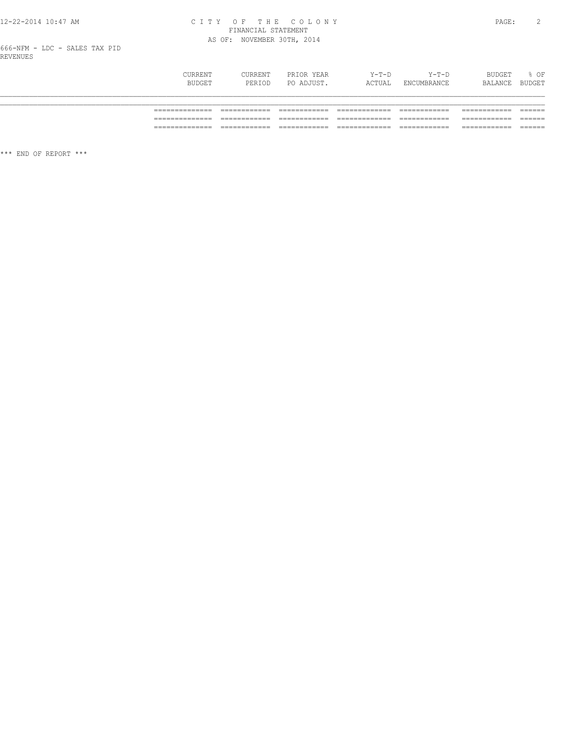666-NFM - LDC - SALES TAX PID
REVENUES

| | CURRENT BUDGET | CURRENT PERIOD | PRIOR YEAR PO ADJUST. | Y-T-D ACTUAL | Y-T-D ENCUMBRANCE | BUDGET BALANCE | % OF BUDGET |
|---|---|---|---|---|---|---|---|
| | ============= | ============ | ============ | ============= | ============ | ============ | ====== |
| | ============= | ============ | ============ | ============= | ============ | ============ | ====== |
| | ============= | ============ | ============ | ============= | ============ | ============ | ====== |

*** END OF REPORT ***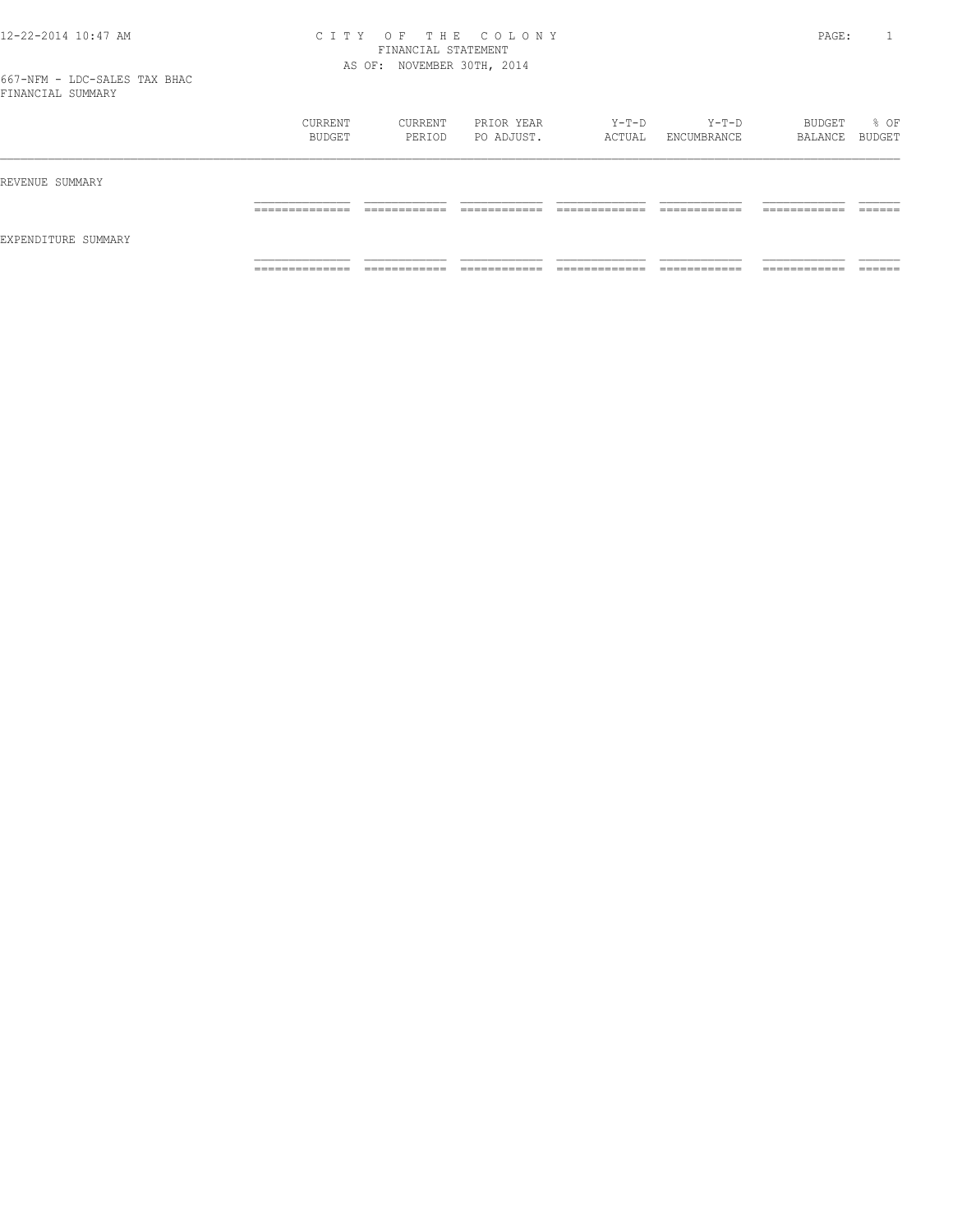C I T Y  O F  T H E  C O L O N Y
FINANCIAL STATEMENT
AS OF: NOVEMBER 30TH, 2014

667-NFM - LDC-SALES TAX BHAC
FINANCIAL SUMMARY

| | CURRENT BUDGET | CURRENT PERIOD | PRIOR YEAR PO ADJUST. | Y-T-D ACTUAL | Y-T-D ENCUMBRANCE | BUDGET BALANCE | % OF BUDGET |
|---|---|---|---|---|---|---|---|
| REVENUE SUMMARY | | | | | | | |
| EXPENDITURE SUMMARY | | | | | | | |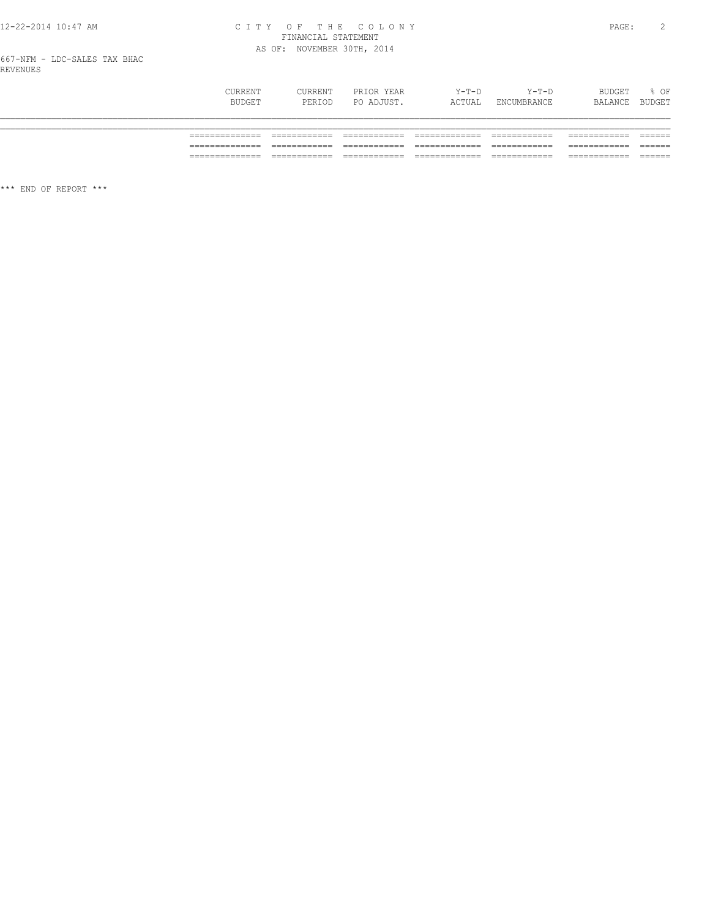667-NFM - LDC-SALES TAX BHAC

REVENUES

| | CURRENT BUDGET | CURRENT PERIOD | PRIOR YEAR PO ADJUST. | Y-T-D ACTUAL | Y-T-D ENCUMBRANCE | BUDGET BALANCE | % OF BUDGET |
|---|---|---|---|---|---|---|---|
| | ============= | ============ | ============ | ============= | ============ | ============ | ====== |
| | ============= | ============ | ============ | ============= | ============ | ============ | ====== |
| | ============= | ============ | ============ | ============= | ============ | ============ | ====== |

*** END OF REPORT ***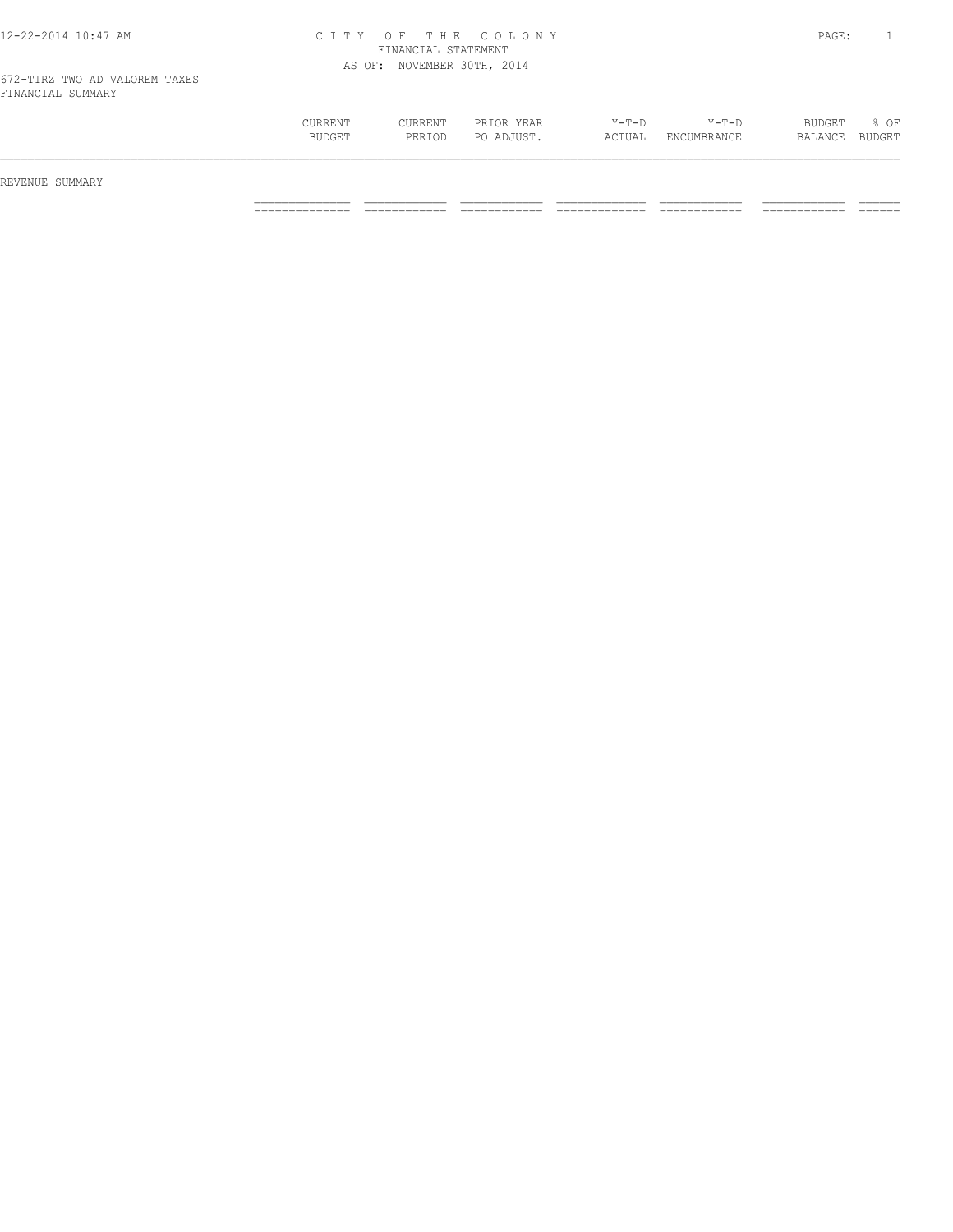# CITY OF THE COLONY

FINANCIAL STATEMENT

AS OF: NOVEMBER 30TH, 2014

672-TIRZ TWO AD VALOREM TAXES

FINANCIAL SUMMARY

| | CURRENT BUDGET | CURRENT PERIOD | PRIOR YEAR PO ADJUST. | Y-T-D ACTUAL | Y-T-D ENCUMBRANCE | BUDGET BALANCE | % OF BUDGET |
|---|---|---|---|---|---|---|---|
| REVENUE SUMMARY | | | | | | | |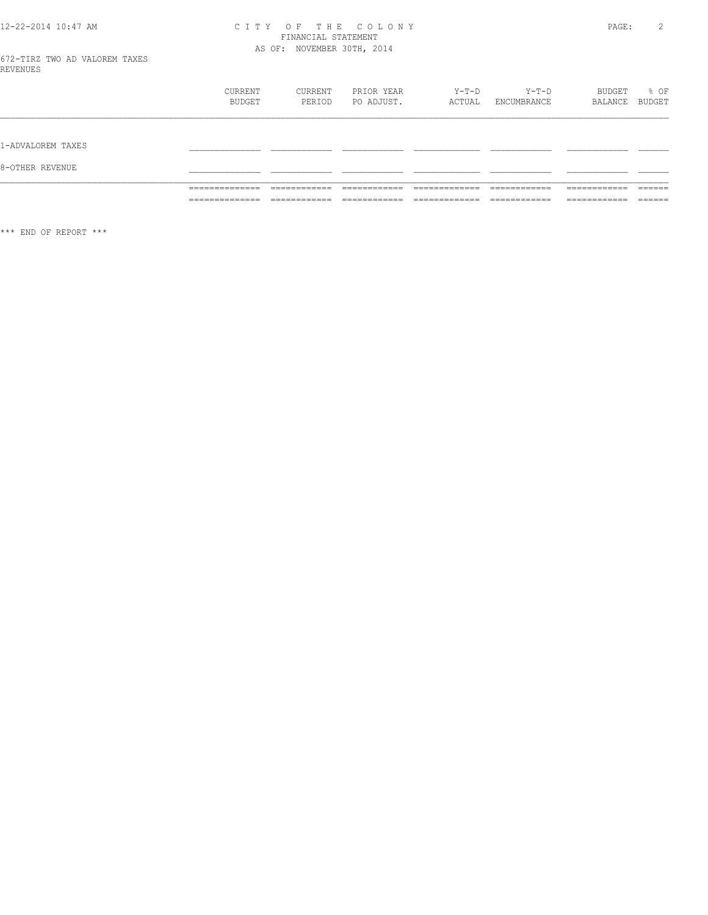672-TIRZ TWO AD VALOREM TAXES

REVENUES

| | CURRENT BUDGET | CURRENT PERIOD | PRIOR YEAR PO ADJUST. | Y-T-D ACTUAL | Y-T-D ENCUMBRANCE | BUDGET BALANCE | % OF BUDGET |
|---|---|---|---|---|---|---|---|
| 1-ADVALOREM TAXES | | | | | | | |
| 8-OTHER REVENUE | | | | | | | |

*** END OF REPORT ***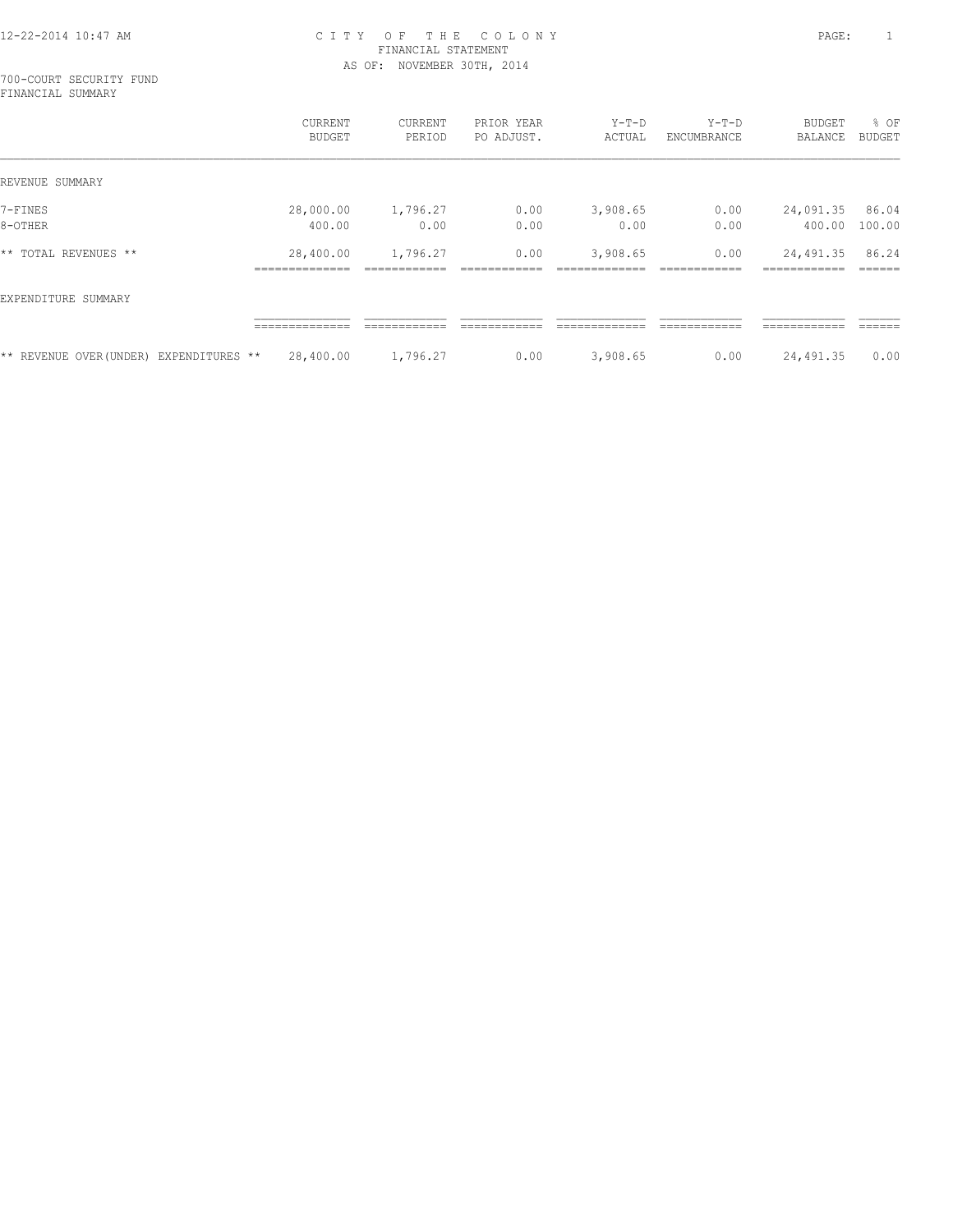CITY OF THE COLONY
FINANCIAL STATEMENT
AS OF: NOVEMBER 30TH, 2014

700-COURT SECURITY FUND
FINANCIAL SUMMARY

| | CURRENT BUDGET | CURRENT PERIOD | PRIOR YEAR PO ADJUST. | Y-T-D ACTUAL | Y-T-D ENCUMBRANCE | BUDGET BALANCE | % OF BUDGET |
|---|---|---|---|---|---|---|---|
| REVENUE SUMMARY | | | | | | | |
| 7-FINES | 28,000.00 | 1,796.27 | 0.00 | 3,908.65 | 0.00 | 24,091.35 | 86.04 |
| 8-OTHER | 400.00 | 0.00 | 0.00 | 0.00 | 0.00 | 400.00 | 100.00 |
| ** TOTAL REVENUES ** | 28,400.00 | 1,796.27 | 0.00 | 3,908.65 | 0.00 | 24,491.35 | 86.24 |
| EXPENDITURE SUMMARY | | | | | | | |
| ** REVENUE OVER(UNDER) EXPENDITURES ** | 28,400.00 | 1,796.27 | 0.00 | 3,908.65 | 0.00 | 24,491.35 | 0.00 |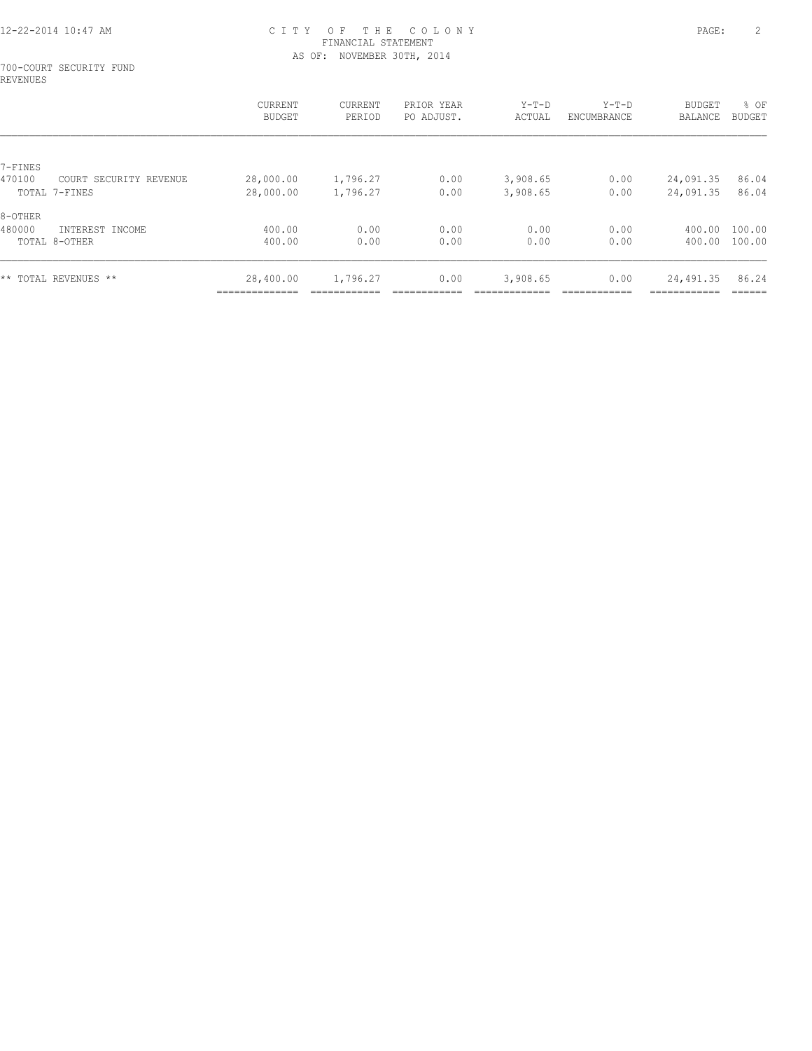# CITY OF THE COLONY
## FINANCIAL STATEMENT
### AS OF: NOVEMBER 30TH, 2014

700-COURT SECURITY FUND
REVENUES

| | CURRENT BUDGET | CURRENT PERIOD | PRIOR YEAR PO ADJUST. | Y-T-D ACTUAL | Y-T-D ENCUMBRANCE | BUDGET BALANCE | % OF BUDGET |
|---|---|---|---|---|---|---|---|
| 7-FINES | | | | | | | |
| 470100 COURT SECURITY REVENUE | 28,000.00 | 1,796.27 | 0.00 | 3,908.65 | 0.00 | 24,091.35 | 86.04 |
| TOTAL 7-FINES | 28,000.00 | 1,796.27 | 0.00 | 3,908.65 | 0.00 | 24,091.35 | 86.04 |
| 8-OTHER | | | | | | | |
| 480000 INTEREST INCOME | 400.00 | 0.00 | 0.00 | 0.00 | 0.00 | 400.00 | 100.00 |
| TOTAL 8-OTHER | 400.00 | 0.00 | 0.00 | 0.00 | 0.00 | 400.00 | 100.00 |
| ** TOTAL REVENUES ** | 28,400.00 | 1,796.27 | 0.00 | 3,908.65 | 0.00 | 24,491.35 | 86.24 |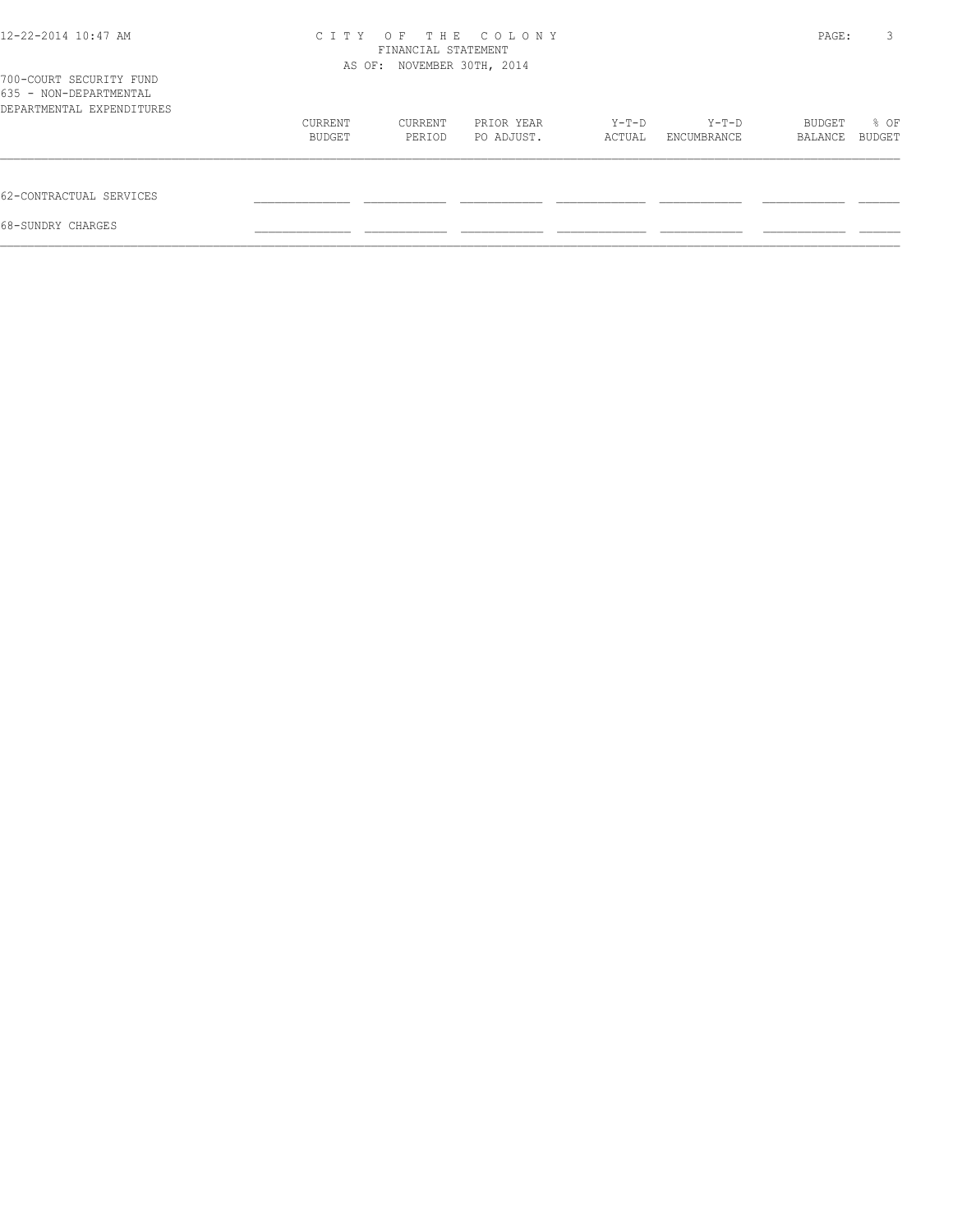C I T Y O F T H E C O L O N Y
FINANCIAL STATEMENT
AS OF: NOVEMBER 30TH, 2014

700-COURT SECURITY FUND
635 - NON-DEPARTMENTAL
DEPARTMENTAL EXPENDITURES

| | CURRENT BUDGET | CURRENT PERIOD | PRIOR YEAR PO ADJUST. | Y-T-D ACTUAL | Y-T-D ENCUMBRANCE | BUDGET BALANCE | % OF BUDGET |
|---|---|---|---|---|---|---|---|
| 62-CONTRACTUAL SERVICES | | | | | | | |
| 68-SUNDRY CHARGES | | | | | | | |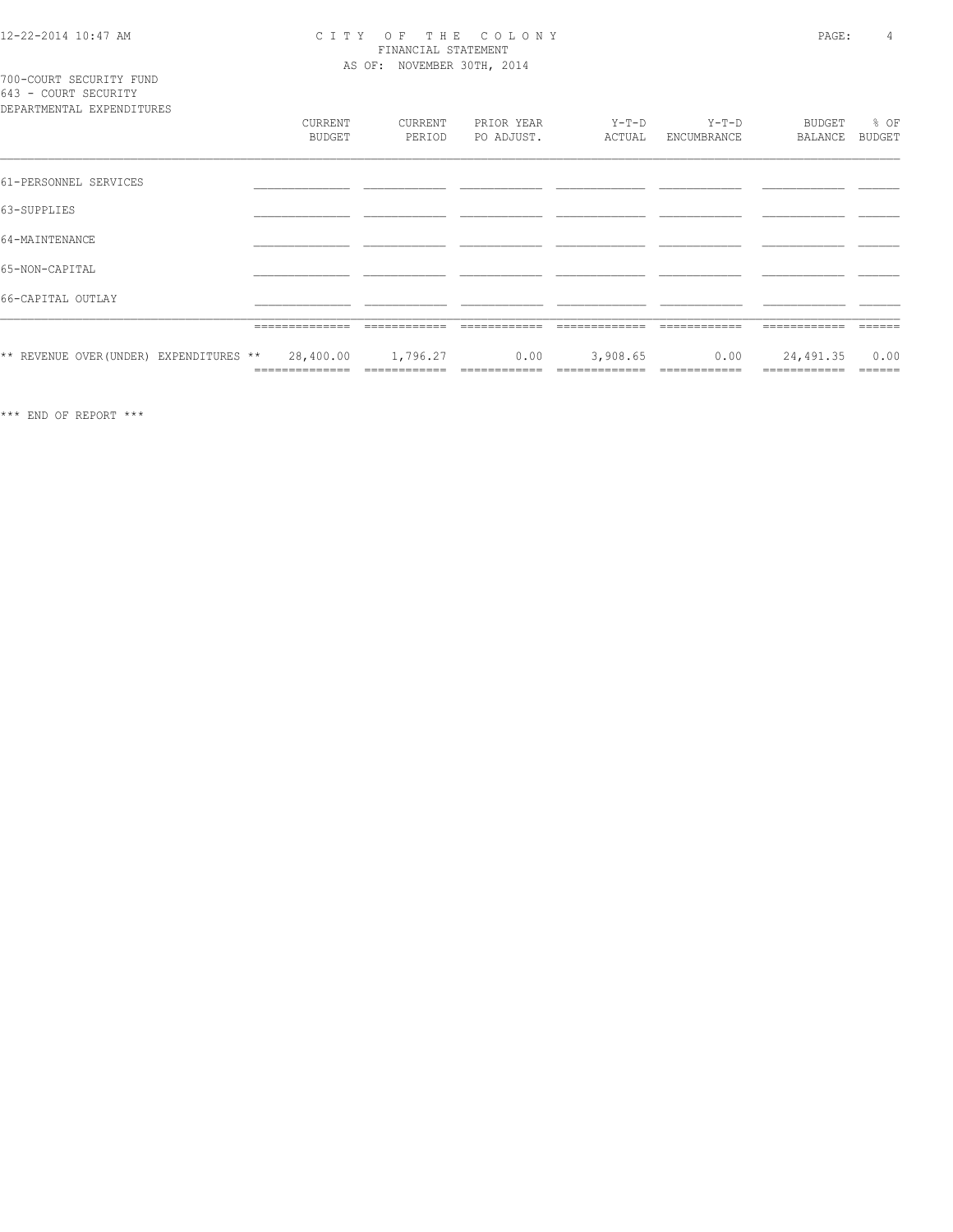CITY OF THE COLONY
FINANCIAL STATEMENT
AS OF: NOVEMBER 30TH, 2014

700-COURT SECURITY FUND
643 - COURT SECURITY
DEPARTMENTAL EXPENDITURES

| | CURRENT BUDGET | CURRENT PERIOD | PRIOR YEAR PO ADJUST. | Y-T-D ACTUAL | Y-T-D ENCUMBRANCE | BUDGET BALANCE | % OF BUDGET |
|---|---|---|---|---|---|---|---|
| 61-PERSONNEL SERVICES | | | | | | | |
| 63-SUPPLIES | | | | | | | |
| 64-MAINTENANCE | | | | | | | |
| 65-NON-CAPITAL | | | | | | | |
| 66-CAPITAL OUTLAY | | | | | | | |
| ** REVENUE OVER(UNDER) EXPENDITURES ** | 28,400.00 | 1,796.27 | 0.00 | 3,908.65 | 0.00 | 24,491.35 | 0.00 |

*** END OF REPORT ***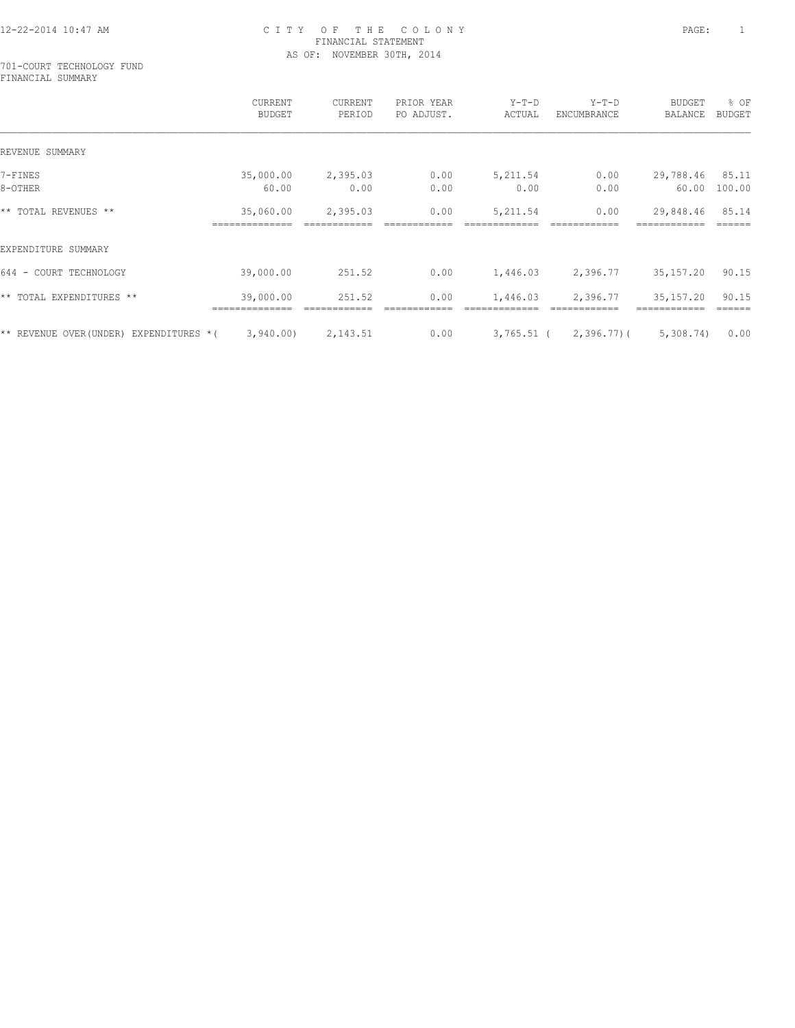# CITY OF THE COLONY
## FINANCIAL STATEMENT
### AS OF: NOVEMBER 30TH, 2014

701-COURT TECHNOLOGY FUND
FINANCIAL SUMMARY

| | CURRENT BUDGET | CURRENT PERIOD | PRIOR YEAR PO ADJUST. | Y-T-D ACTUAL | Y-T-D ENCUMBRANCE | BUDGET BALANCE | % OF BUDGET |
|---|---|---|---|---|---|---|---|
| REVENUE SUMMARY | | | | | | | |
| 7-FINES | 35,000.00 | 2,395.03 | 0.00 | 5,211.54 | 0.00 | 29,788.46 | 85.11 |
| 8-OTHER | 60.00 | 0.00 | 0.00 | 0.00 | 0.00 | 60.00 | 100.00 |
| ** TOTAL REVENUES ** | 35,060.00 | 2,395.03 | 0.00 | 5,211.54 | 0.00 | 29,848.46 | 85.14 |
| EXPENDITURE SUMMARY | | | | | | | |
| 644 - COURT TECHNOLOGY | 39,000.00 | 251.52 | 0.00 | 1,446.03 | 2,396.77 | 35,157.20 | 90.15 |
| ** TOTAL EXPENDITURES ** | 39,000.00 | 251.52 | 0.00 | 1,446.03 | 2,396.77 | 35,157.20 | 90.15 |
| ** REVENUE OVER(UNDER) EXPENDITURES * | ( 3,940.00) | 2,143.51 | 0.00 | 3,765.51 | ( 2,396.77) | ( 5,308.74) | 0.00 |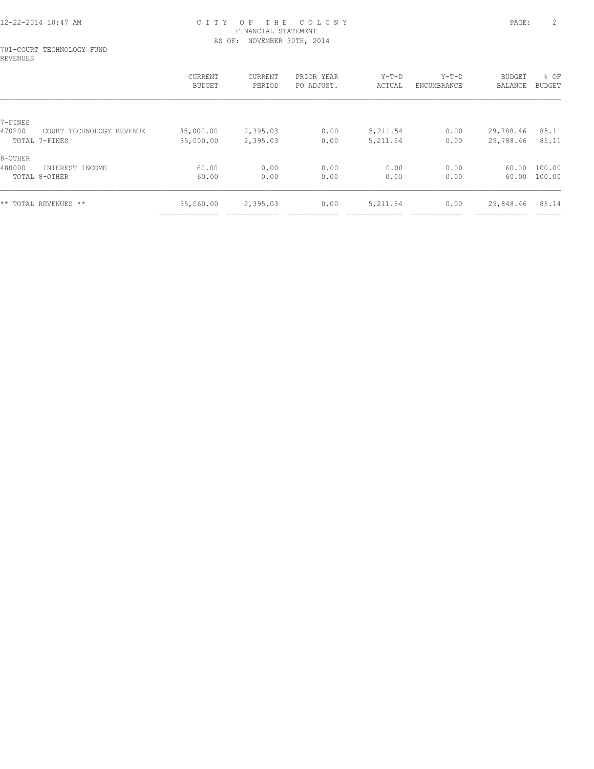# CITY OF THE COLONY
## FINANCIAL STATEMENT
### AS OF: NOVEMBER 30TH, 2014

701-COURT TECHNOLOGY FUND
REVENUES

| | CURRENT BUDGET | CURRENT PERIOD | PRIOR YEAR PO ADJUST. | Y-T-D ACTUAL | Y-T-D ENCUMBRANCE | BUDGET BALANCE | % OF BUDGET |
|---|---|---|---|---|---|---|---|
| 7-FINES | | | | | | | |
| 470200 COURT TECHNOLOGY REVENUE | 35,000.00 | 2,395.03 | 0.00 | 5,211.54 | 0.00 | 29,788.46 | 85.11 |
| TOTAL 7-FINES | 35,000.00 | 2,395.03 | 0.00 | 5,211.54 | 0.00 | 29,788.46 | 85.11 |
| 8-OTHER | | | | | | | |
| 480000 INTEREST INCOME | 60.00 | 0.00 | 0.00 | 0.00 | 0.00 | 60.00 | 100.00 |
| TOTAL 8-OTHER | 60.00 | 0.00 | 0.00 | 0.00 | 0.00 | 60.00 | 100.00 |
| ** TOTAL REVENUES ** | 35,060.00 | 2,395.03 | 0.00 | 5,211.54 | 0.00 | 29,848.46 | 85.14 |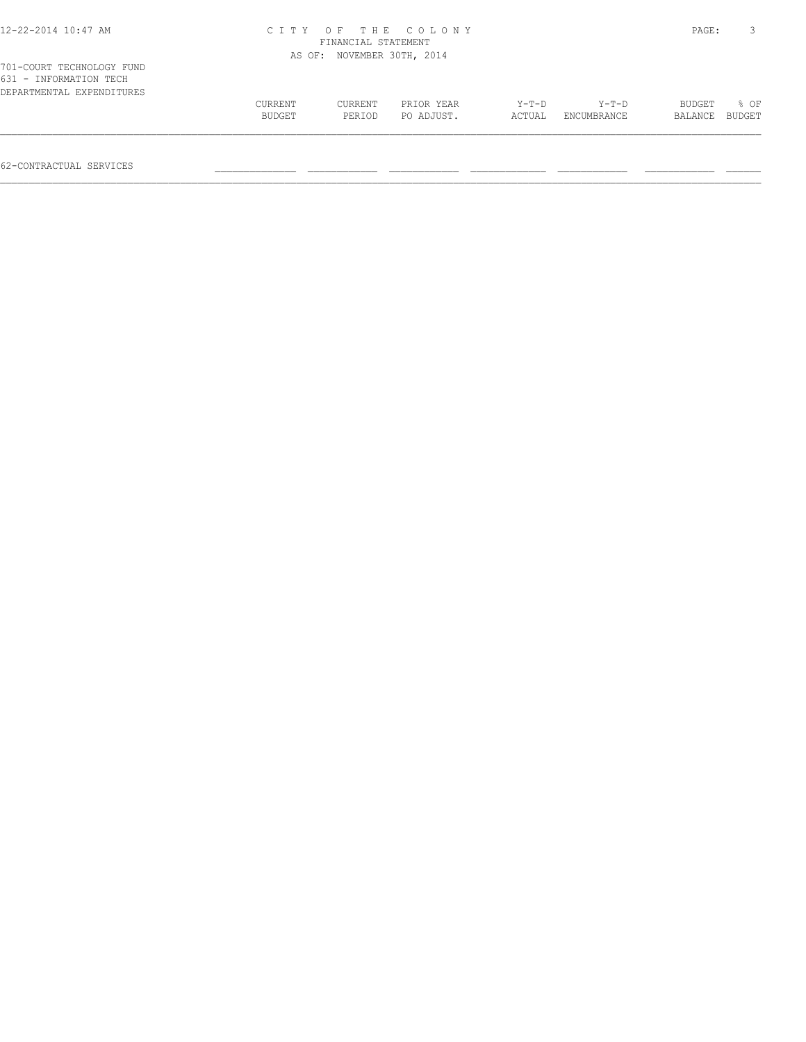CITY OF THE COLONY
FINANCIAL STATEMENT
AS OF: NOVEMBER 30TH, 2014

701-COURT TECHNOLOGY FUND
631 - INFORMATION TECH
DEPARTMENTAL EXPENDITURES

| | CURRENT BUDGET | CURRENT PERIOD | PRIOR YEAR PO ADJUST. | Y-T-D ACTUAL | Y-T-D ENCUMBRANCE | BUDGET BALANCE | % OF BUDGET |
|---|---|---|---|---|---|---|---|
| 62-CONTRACTUAL SERVICES | | | | | | | |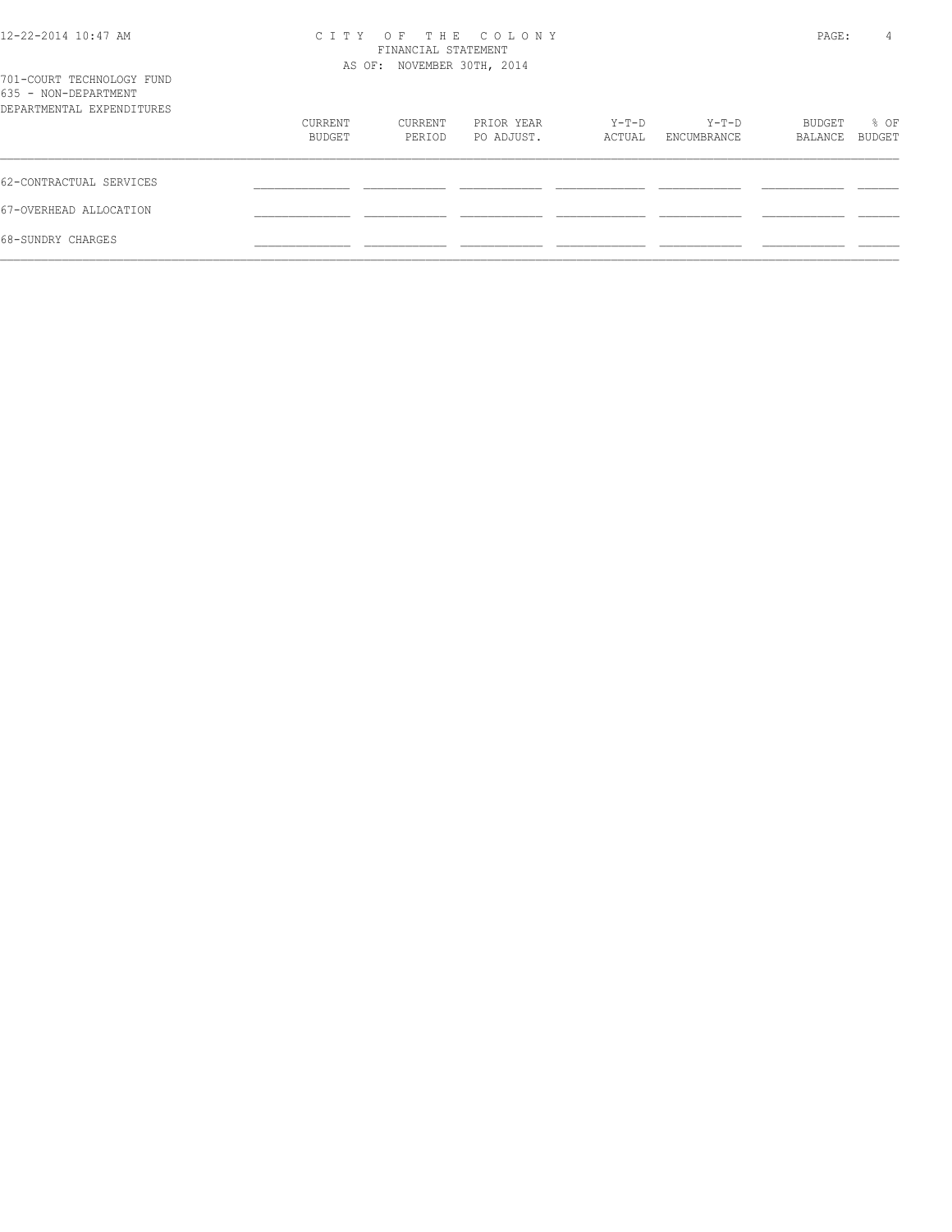# CITY OF THE COLONY
## FINANCIAL STATEMENT
### AS OF: NOVEMBER 30TH, 2014

701-COURT TECHNOLOGY FUND
635 - NON-DEPARTMENT
DEPARTMENTAL EXPENDITURES

| | CURRENT BUDGET | CURRENT PERIOD | PRIOR YEAR PO ADJUST. | Y-T-D ACTUAL | Y-T-D ENCUMBRANCE | BUDGET BALANCE | % OF BUDGET |
|---|---|---|---|---|---|---|---|
| 62-CONTRACTUAL SERVICES | | | | | | | |
| 67-OVERHEAD ALLOCATION | | | | | | | |
| 68-SUNDRY CHARGES | | | | | | | |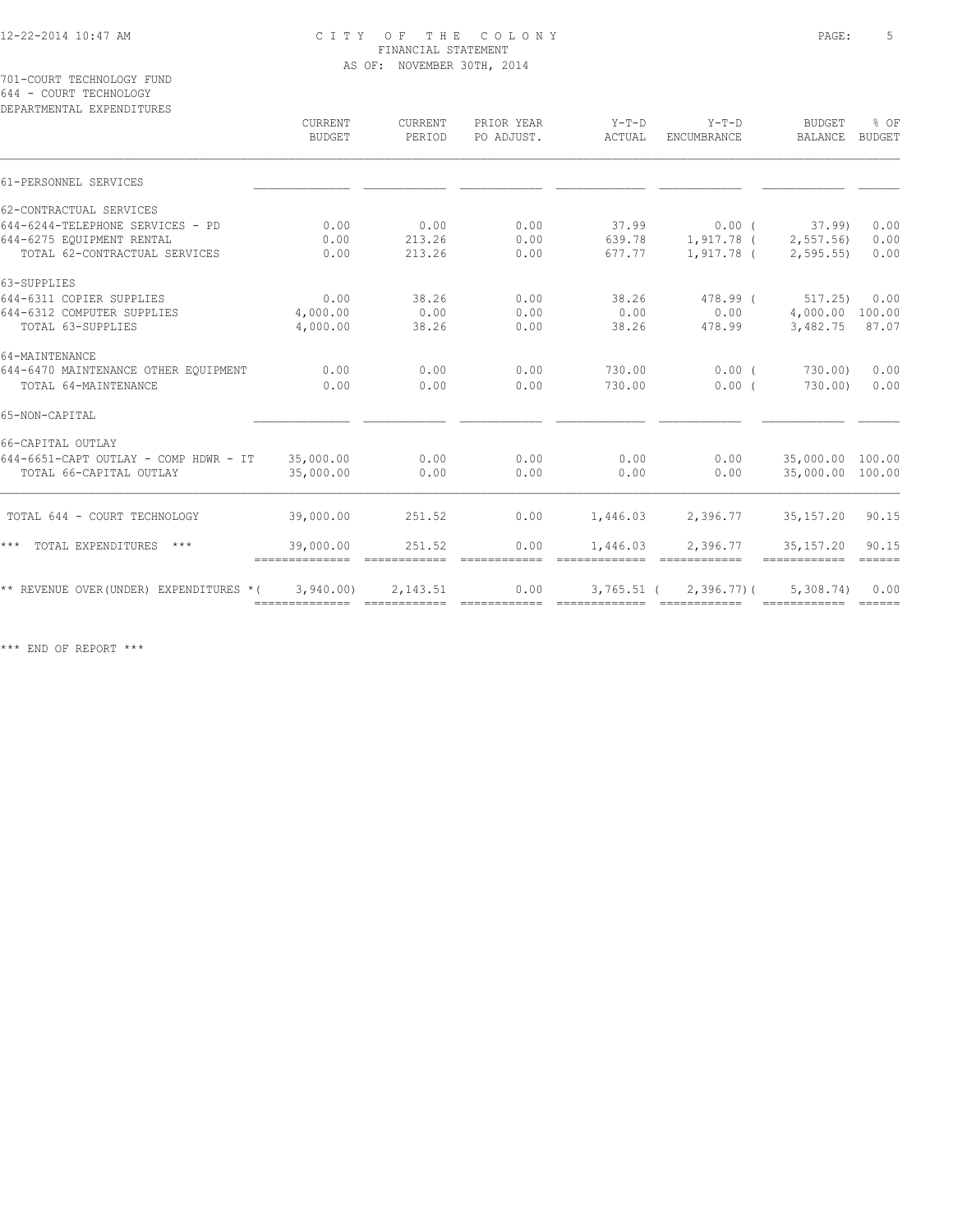CITY OF THE COLONY
FINANCIAL STATEMENT
AS OF: NOVEMBER 30TH, 2014

701-COURT TECHNOLOGY FUND
644 - COURT TECHNOLOGY
DEPARTMENTAL EXPENDITURES

| | CURRENT BUDGET | CURRENT PERIOD | PRIOR YEAR PO ADJUST. | Y-T-D ACTUAL | Y-T-D ENCUMBRANCE | BUDGET BALANCE | % OF BUDGET |
|---|---|---|---|---|---|---|---|
| 61-PERSONNEL SERVICES | | | | | | | |
| 62-CONTRACTUAL SERVICES | | | | | | | |
| 644-6244-TELEPHONE SERVICES - PD | 0.00 | 0.00 | 0.00 | 37.99 | 0.00 | ( 37.99) | 0.00 |
| 644-6275 EQUIPMENT RENTAL | 0.00 | 213.26 | 0.00 | 639.78 | 1,917.78 | ( 2,557.56) | 0.00 |
| TOTAL 62-CONTRACTUAL SERVICES | 0.00 | 213.26 | 0.00 | 677.77 | 1,917.78 | ( 2,595.55) | 0.00 |
| 63-SUPPLIES | | | | | | | |
| 644-6311 COPIER SUPPLIES | 0.00 | 38.26 | 0.00 | 38.26 | 478.99 | ( 517.25) | 0.00 |
| 644-6312 COMPUTER SUPPLIES | 4,000.00 | 0.00 | 0.00 | 0.00 | 0.00 | 4,000.00 | 100.00 |
| TOTAL 63-SUPPLIES | 4,000.00 | 38.26 | 0.00 | 38.26 | 478.99 | 3,482.75 | 87.07 |
| 64-MAINTENANCE | | | | | | | |
| 644-6470 MAINTENANCE OTHER EQUIPMENT | 0.00 | 0.00 | 0.00 | 730.00 | 0.00 | ( 730.00) | 0.00 |
| TOTAL 64-MAINTENANCE | 0.00 | 0.00 | 0.00 | 730.00 | 0.00 | ( 730.00) | 0.00 |
| 65-NON-CAPITAL | | | | | | | |
| 66-CAPITAL OUTLAY | | | | | | | |
| 644-6651-CAPT OUTLAY - COMP HDWR - IT | 35,000.00 | 0.00 | 0.00 | 0.00 | 0.00 | 35,000.00 | 100.00 |
| TOTAL 66-CAPITAL OUTLAY | 35,000.00 | 0.00 | 0.00 | 0.00 | 0.00 | 35,000.00 | 100.00 |
| TOTAL 644 - COURT TECHNOLOGY | 39,000.00 | 251.52 | 0.00 | 1,446.03 | 2,396.77 | 35,157.20 | 90.15 |
| *** TOTAL EXPENDITURES *** | 39,000.00 | 251.52 | 0.00 | 1,446.03 | 2,396.77 | 35,157.20 | 90.15 |
| ** REVENUE OVER(UNDER) EXPENDITURES * | ( 3,940.00) | 2,143.51 | 0.00 | 3,765.51 | ( 2,396.77) | ( 5,308.74) | 0.00 |

*** END OF REPORT ***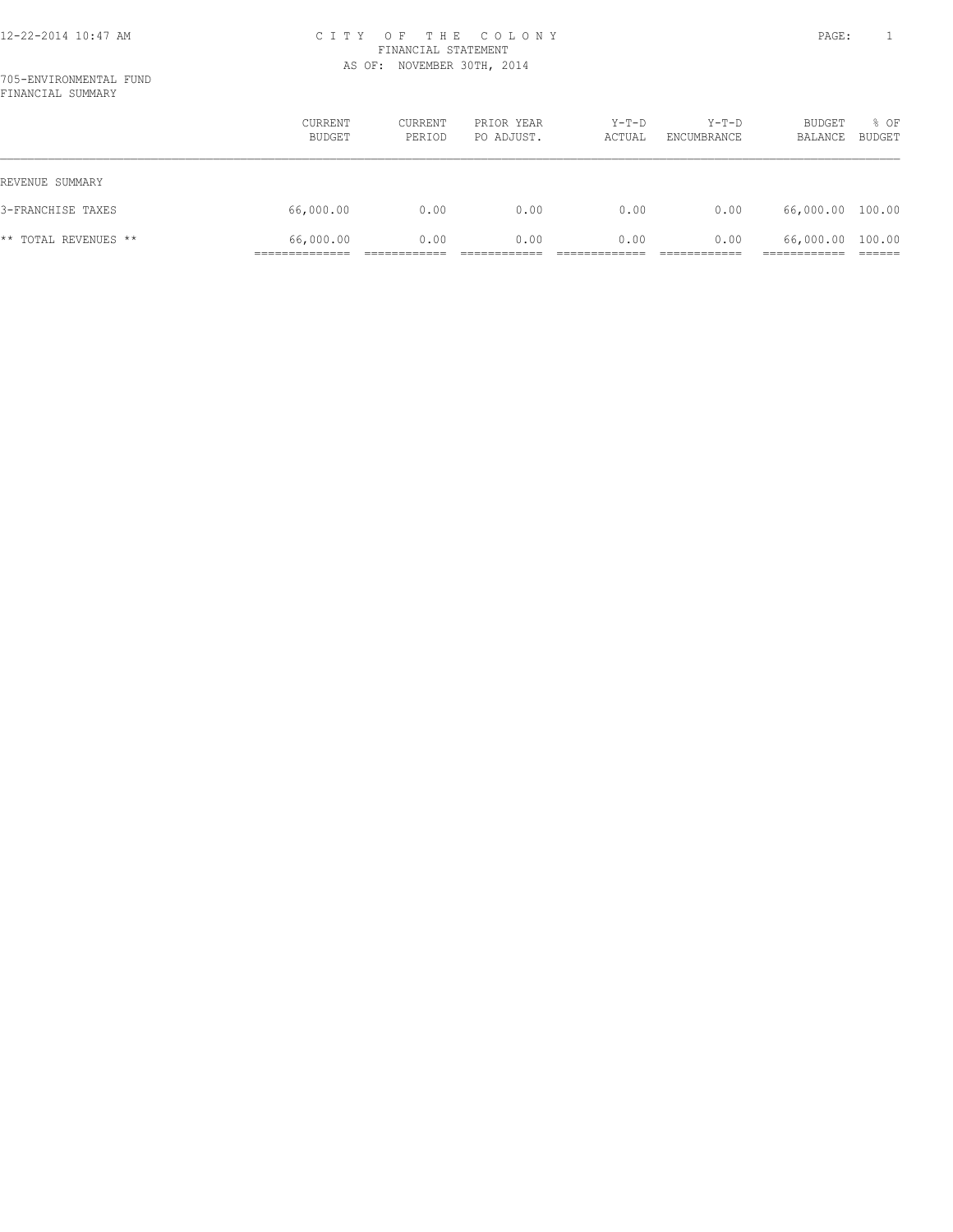# CITY OF THE COLONY

FINANCIAL STATEMENT

AS OF: NOVEMBER 30TH, 2014

705-ENVIRONMENTAL FUND

FINANCIAL SUMMARY

| | CURRENT BUDGET | CURRENT PERIOD | PRIOR YEAR PO ADJUST. | Y-T-D ACTUAL | Y-T-D ENCUMBRANCE | BUDGET BALANCE | % OF BUDGET |
|---|---|---|---|---|---|---|---|
| REVENUE SUMMARY | | | | | | | |
| 3-FRANCHISE TAXES | 66,000.00 | 0.00 | 0.00 | 0.00 | 0.00 | 66,000.00 | 100.00 |
| ** TOTAL REVENUES ** | 66,000.00 | 0.00 | 0.00 | 0.00 | 0.00 | 66,000.00 | 100.00 |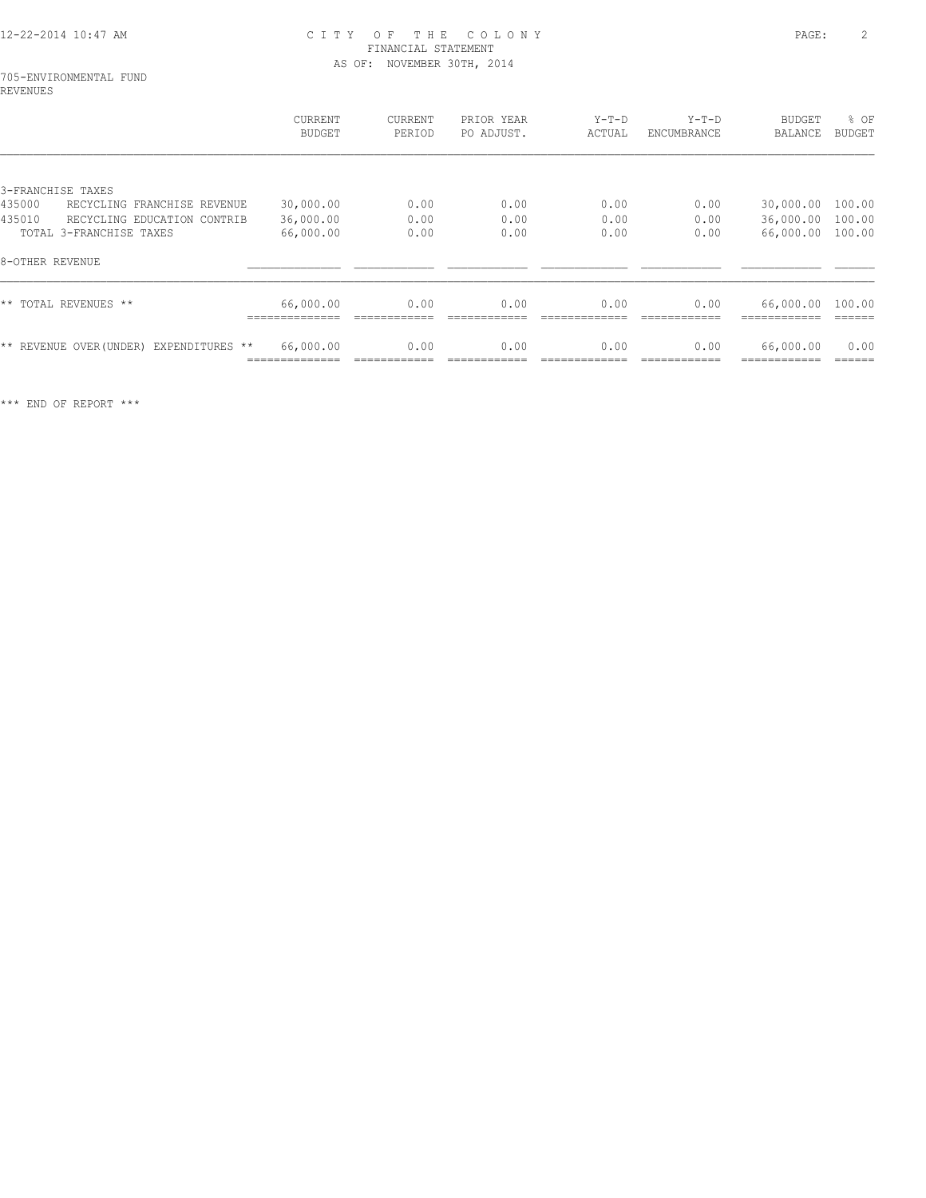705-ENVIRONMENTAL FUND
REVENUES

| | CURRENT BUDGET | CURRENT PERIOD | PRIOR YEAR PO ADJUST. | Y-T-D ACTUAL | Y-T-D ENCUMBRANCE | BUDGET BALANCE | % OF BUDGET |
|---|---|---|---|---|---|---|---|
| 3-FRANCHISE TAXES | | | | | | | |
| 435000 RECYCLING FRANCHISE REVENUE | 30,000.00 | 0.00 | 0.00 | 0.00 | 0.00 | 30,000.00 | 100.00 |
| 435010 RECYCLING EDUCATION CONTRIB | 36,000.00 | 0.00 | 0.00 | 0.00 | 0.00 | 36,000.00 | 100.00 |
| TOTAL 3-FRANCHISE TAXES | 66,000.00 | 0.00 | 0.00 | 0.00 | 0.00 | 66,000.00 | 100.00 |
| 8-OTHER REVENUE | | | | | | | |
| ** TOTAL REVENUES ** | 66,000.00 | 0.00 | 0.00 | 0.00 | 0.00 | 66,000.00 | 100.00 |
| ** REVENUE OVER(UNDER) EXPENDITURES ** | 66,000.00 | 0.00 | 0.00 | 0.00 | 0.00 | 66,000.00 | 0.00 |

*** END OF REPORT ***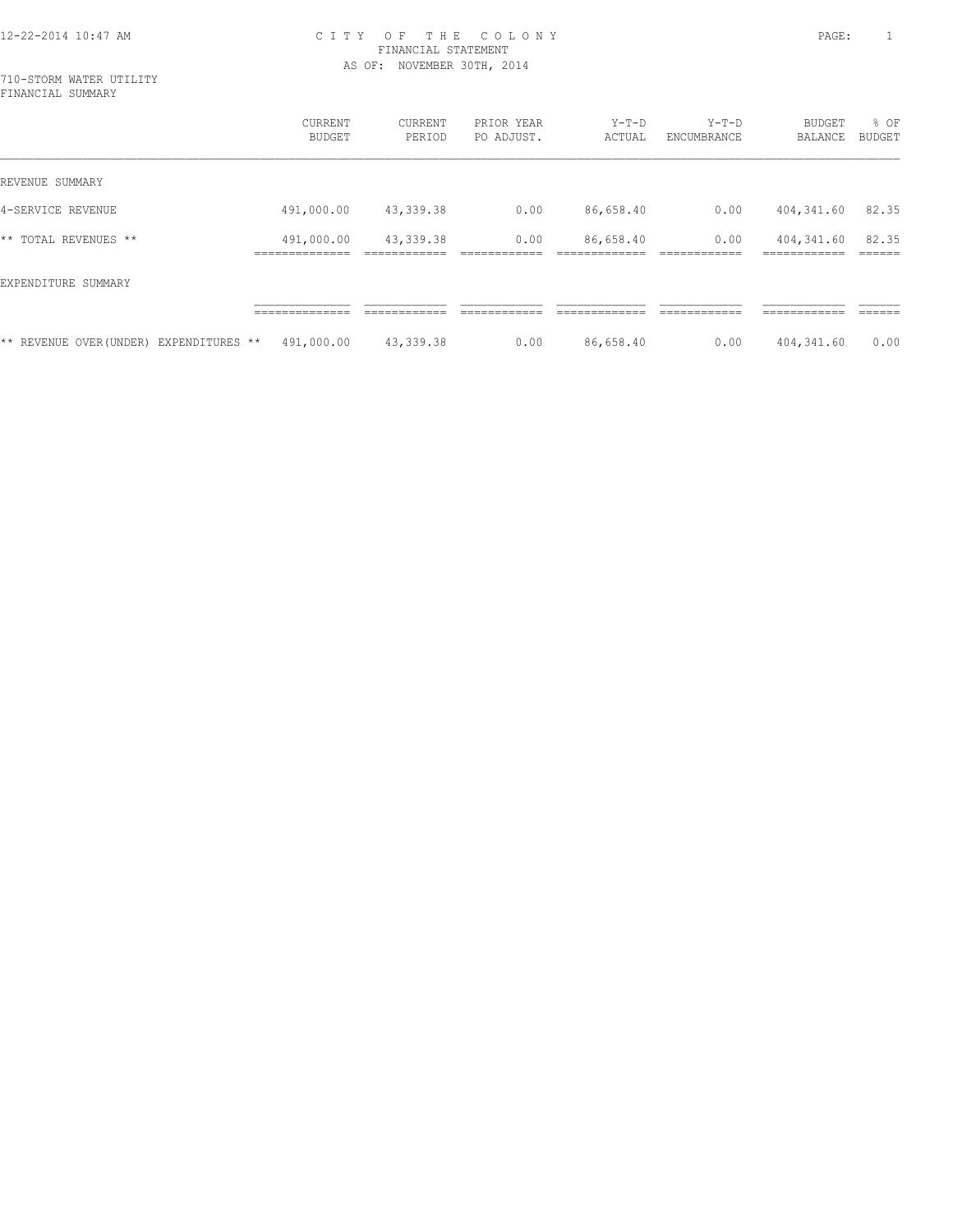# CITY OF THE COLONY

FINANCIAL STATEMENT

AS OF: NOVEMBER 30TH, 2014

710-STORM WATER UTILITY

FINANCIAL SUMMARY

| | CURRENT BUDGET | CURRENT PERIOD | PRIOR YEAR PO ADJUST. | Y-T-D ACTUAL | Y-T-D ENCUMBRANCE | BUDGET BALANCE | % OF BUDGET |
|---|---|---|---|---|---|---|---|
| REVENUE SUMMARY | | | | | | | |
| 4-SERVICE REVENUE | 491,000.00 | 43,339.38 | 0.00 | 86,658.40 | 0.00 | 404,341.60 | 82.35 |
| ** TOTAL REVENUES ** | 491,000.00 | 43,339.38 | 0.00 | 86,658.40 | 0.00 | 404,341.60 | 82.35 |
| EXPENDITURE SUMMARY | | | | | | | |
| ** REVENUE OVER(UNDER) EXPENDITURES ** | 491,000.00 | 43,339.38 | 0.00 | 86,658.40 | 0.00 | 404,341.60 | 0.00 |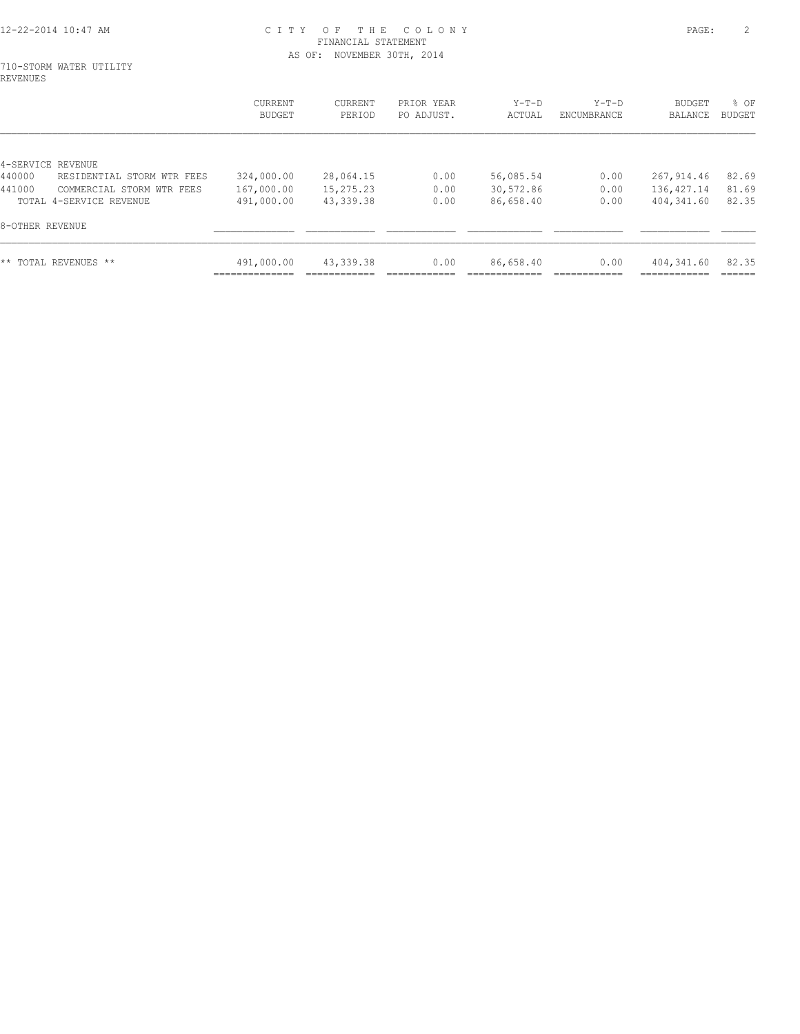# CITY OF THE COLONY

FINANCIAL STATEMENT

AS OF: NOVEMBER 30TH, 2014

710-STORM WATER UTILITY

REVENUES

| | CURRENT BUDGET | CURRENT PERIOD | PRIOR YEAR PO ADJUST. | Y-T-D ACTUAL | Y-T-D ENCUMBRANCE | BUDGET BALANCE | % OF BUDGET |
|---|---|---|---|---|---|---|---|
| 4-SERVICE REVENUE | | | | | | | |
| 440000 RESIDENTIAL STORM WTR FEES | 324,000.00 | 28,064.15 | 0.00 | 56,085.54 | 0.00 | 267,914.46 | 82.69 |
| 441000 COMMERCIAL STORM WTR FEES | 167,000.00 | 15,275.23 | 0.00 | 30,572.86 | 0.00 | 136,427.14 | 81.69 |
| TOTAL 4-SERVICE REVENUE | 491,000.00 | 43,339.38 | 0.00 | 86,658.40 | 0.00 | 404,341.60 | 82.35 |
| 8-OTHER REVENUE | | | | | | | |
| ** TOTAL REVENUES ** | 491,000.00 | 43,339.38 | 0.00 | 86,658.40 | 0.00 | 404,341.60 | 82.35 |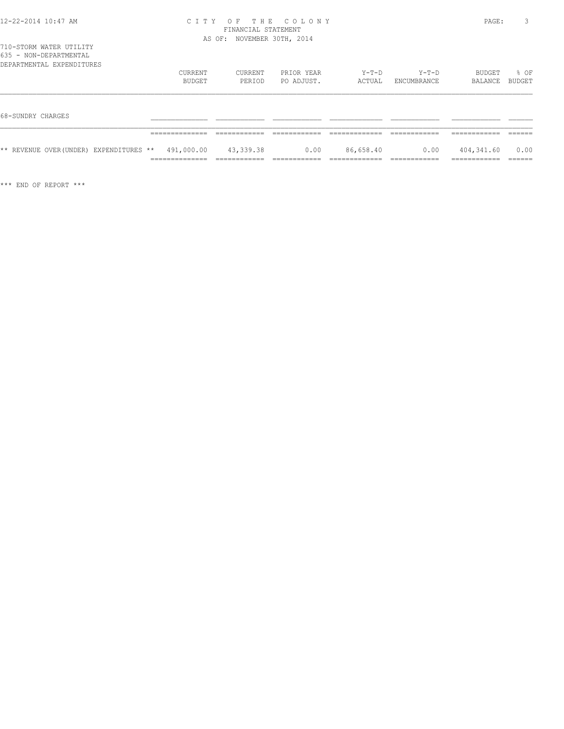CITY OF THE COLONY
FINANCIAL STATEMENT
AS OF: NOVEMBER 30TH, 2014

710-STORM WATER UTILITY
635 - NON-DEPARTMENTAL
DEPARTMENTAL EXPENDITURES

| | CURRENT BUDGET | CURRENT PERIOD | PRIOR YEAR PO ADJUST. | Y-T-D ACTUAL | Y-T-D ENCUMBRANCE | BUDGET BALANCE | % OF BUDGET |
|---|---|---|---|---|---|---|---|
| 68-SUNDRY CHARGES | | | | | | | |
| ** REVENUE OVER(UNDER) EXPENDITURES ** | 491,000.00 | 43,339.38 | 0.00 | 86,658.40 | 0.00 | 404,341.60 | 0.00 |

*** END OF REPORT ***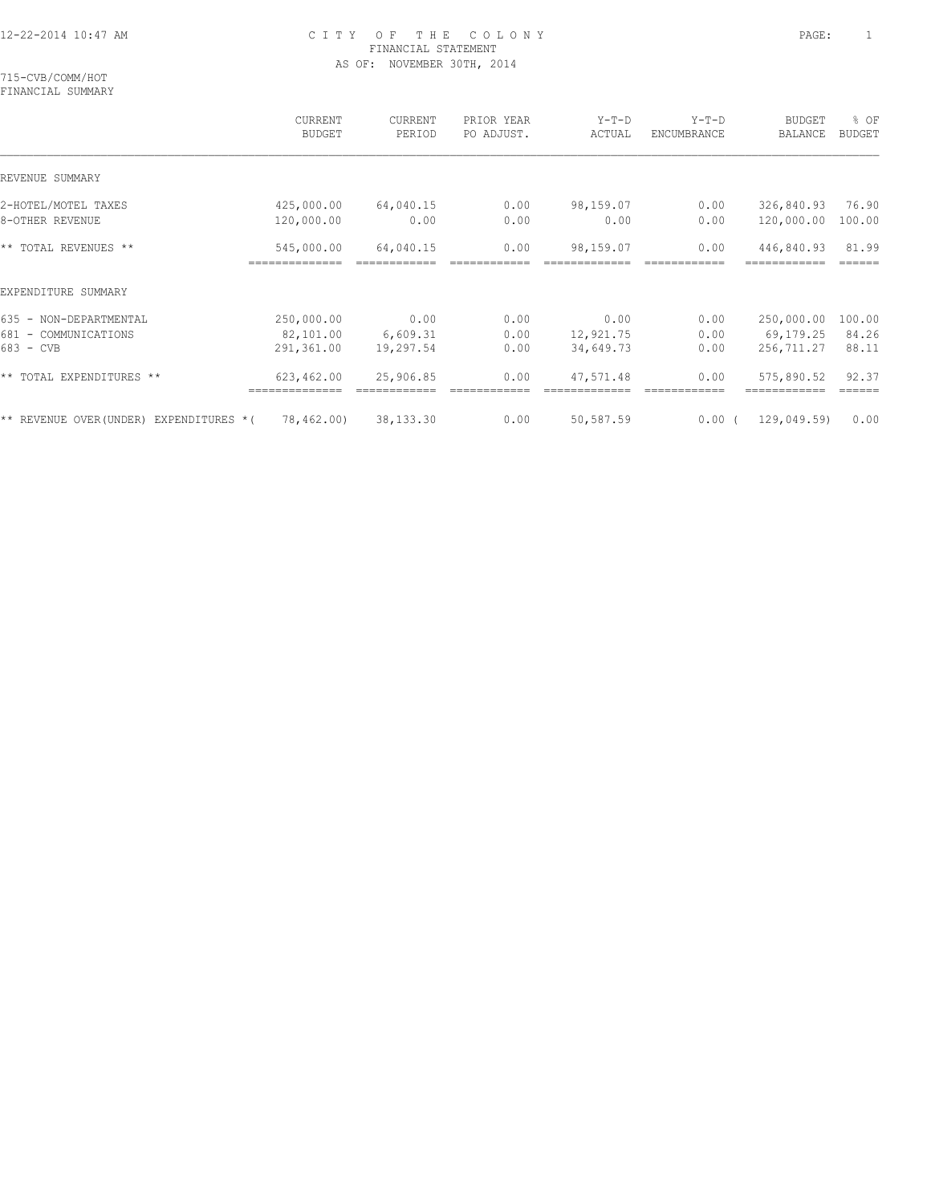# CITY OF THE COLONY
## FINANCIAL STATEMENT
### AS OF: NOVEMBER 30TH, 2014

715-CVB/COMM/HOT
FINANCIAL SUMMARY

| | CURRENT BUDGET | CURRENT PERIOD | PRIOR YEAR PO ADJUST. | Y-T-D ACTUAL | Y-T-D ENCUMBRANCE | BUDGET BALANCE | % OF BUDGET |
|---|---|---|---|---|---|---|---|
| REVENUE SUMMARY | | | | | | | |
| 2-HOTEL/MOTEL TAXES | 425,000.00 | 64,040.15 | 0.00 | 98,159.07 | 0.00 | 326,840.93 | 76.90 |
| 8-OTHER REVENUE | 120,000.00 | 0.00 | 0.00 | 0.00 | 0.00 | 120,000.00 | 100.00 |
| ** TOTAL REVENUES ** | 545,000.00 | 64,040.15 | 0.00 | 98,159.07 | 0.00 | 446,840.93 | 81.99 |
| EXPENDITURE SUMMARY | | | | | | | |
| 635 - NON-DEPARTMENTAL | 250,000.00 | 0.00 | 0.00 | 0.00 | 0.00 | 250,000.00 | 100.00 |
| 681 - COMMUNICATIONS | 82,101.00 | 6,609.31 | 0.00 | 12,921.75 | 0.00 | 69,179.25 | 84.26 |
| 683 - CVB | 291,361.00 | 19,297.54 | 0.00 | 34,649.73 | 0.00 | 256,711.27 | 88.11 |
| ** TOTAL EXPENDITURES ** | 623,462.00 | 25,906.85 | 0.00 | 47,571.48 | 0.00 | 575,890.52 | 92.37 |
| ** REVENUE OVER(UNDER) EXPENDITURES * | (78,462.00) | 38,133.30 | 0.00 | 50,587.59 | 0.00 | (129,049.59) | 0.00 |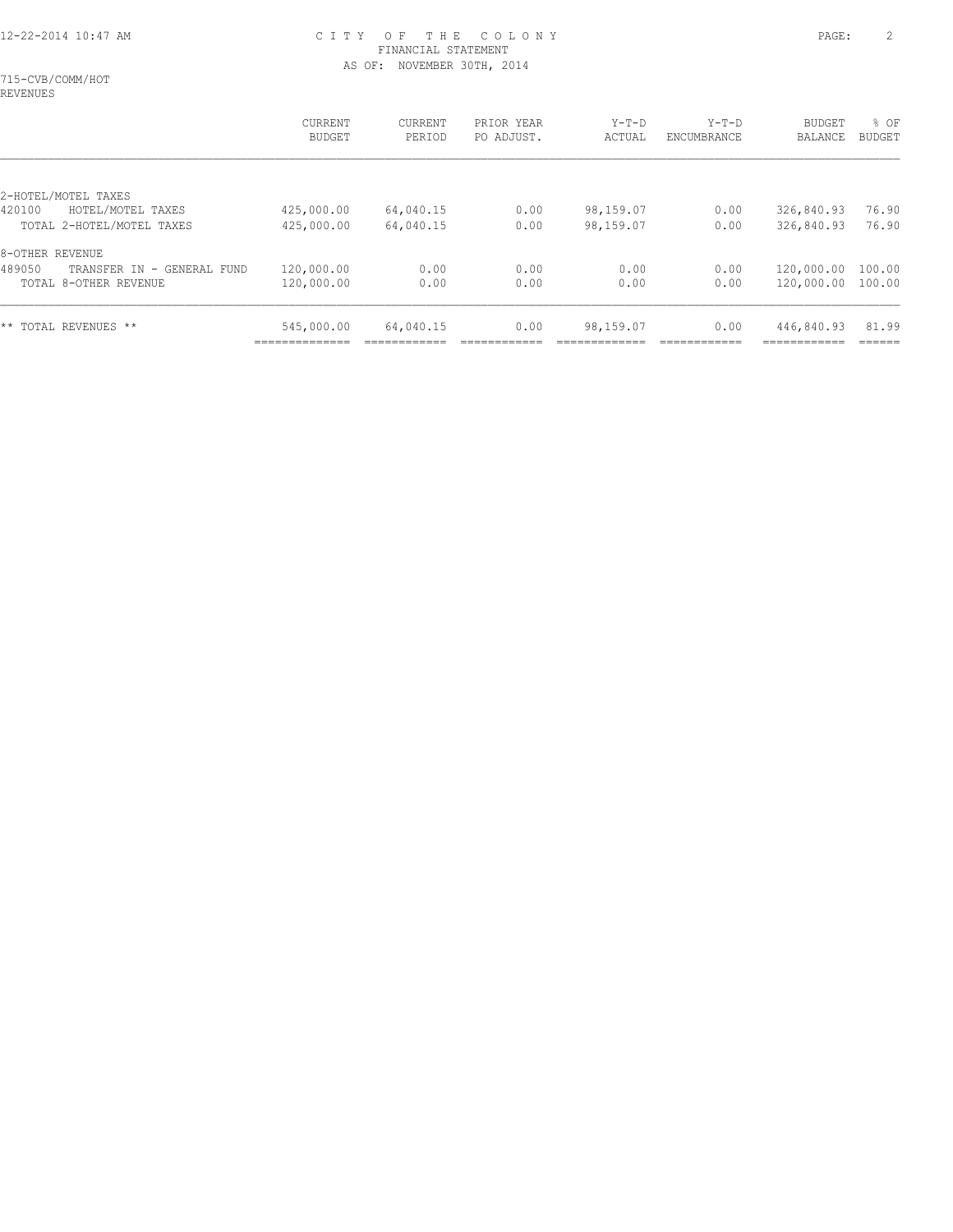# CITY OF THE COLONY
## FINANCIAL STATEMENT
### AS OF: NOVEMBER 30TH, 2014

715-CVB/COMM/HOT
REVENUES

| | CURRENT BUDGET | CURRENT PERIOD | PRIOR YEAR PO ADJUST. | Y-T-D ACTUAL | Y-T-D ENCUMBRANCE | BUDGET BALANCE | % OF BUDGET |
|---|---|---|---|---|---|---|---|
| 2-HOTEL/MOTEL TAXES | | | | | | | |
| 420100 HOTEL/MOTEL TAXES | 425,000.00 | 64,040.15 | 0.00 | 98,159.07 | 0.00 | 326,840.93 | 76.90 |
| TOTAL 2-HOTEL/MOTEL TAXES | 425,000.00 | 64,040.15 | 0.00 | 98,159.07 | 0.00 | 326,840.93 | 76.90 |
| 8-OTHER REVENUE | | | | | | | |
| 489050 TRANSFER IN - GENERAL FUND | 120,000.00 | 0.00 | 0.00 | 0.00 | 0.00 | 120,000.00 | 100.00 |
| TOTAL 8-OTHER REVENUE | 120,000.00 | 0.00 | 0.00 | 0.00 | 0.00 | 120,000.00 | 100.00 |
| ** TOTAL REVENUES ** | 545,000.00 | 64,040.15 | 0.00 | 98,159.07 | 0.00 | 446,840.93 | 81.99 |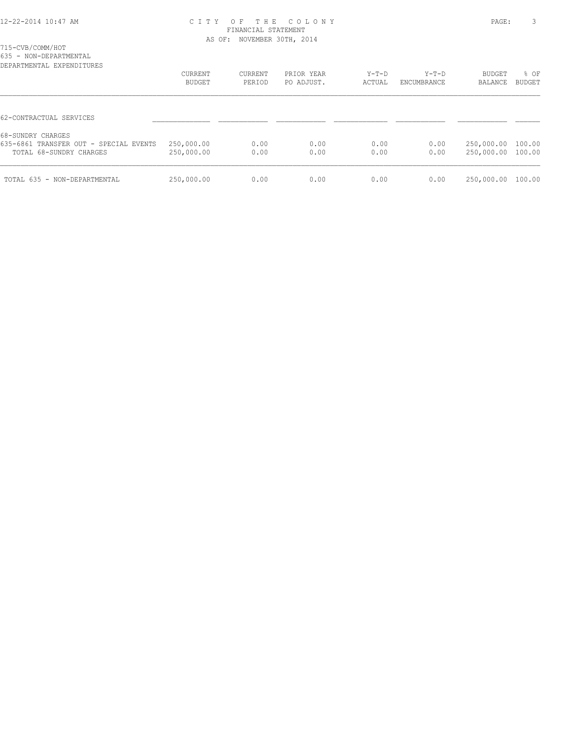CITY OF THE COLONY
FINANCIAL STATEMENT
AS OF: NOVEMBER 30TH, 2014

715-CVB/COMM/HOT
635 - NON-DEPARTMENTAL
DEPARTMENTAL EXPENDITURES

| | CURRENT BUDGET | CURRENT PERIOD | PRIOR YEAR PO ADJUST. | Y-T-D ACTUAL | Y-T-D ENCUMBRANCE | BUDGET BALANCE | % OF BUDGET |
|---|---|---|---|---|---|---|---|
| 62-CONTRACTUAL SERVICES | | | | | | | |
| 68-SUNDRY CHARGES | | | | | | | |
| 635-6861 TRANSFER OUT - SPECIAL EVENTS | 250,000.00 | 0.00 | 0.00 | 0.00 | 0.00 | 250,000.00 | 100.00 |
| TOTAL 68-SUNDRY CHARGES | 250,000.00 | 0.00 | 0.00 | 0.00 | 0.00 | 250,000.00 | 100.00 |
| TOTAL 635 - NON-DEPARTMENTAL | 250,000.00 | 0.00 | 0.00 | 0.00 | 0.00 | 250,000.00 | 100.00 |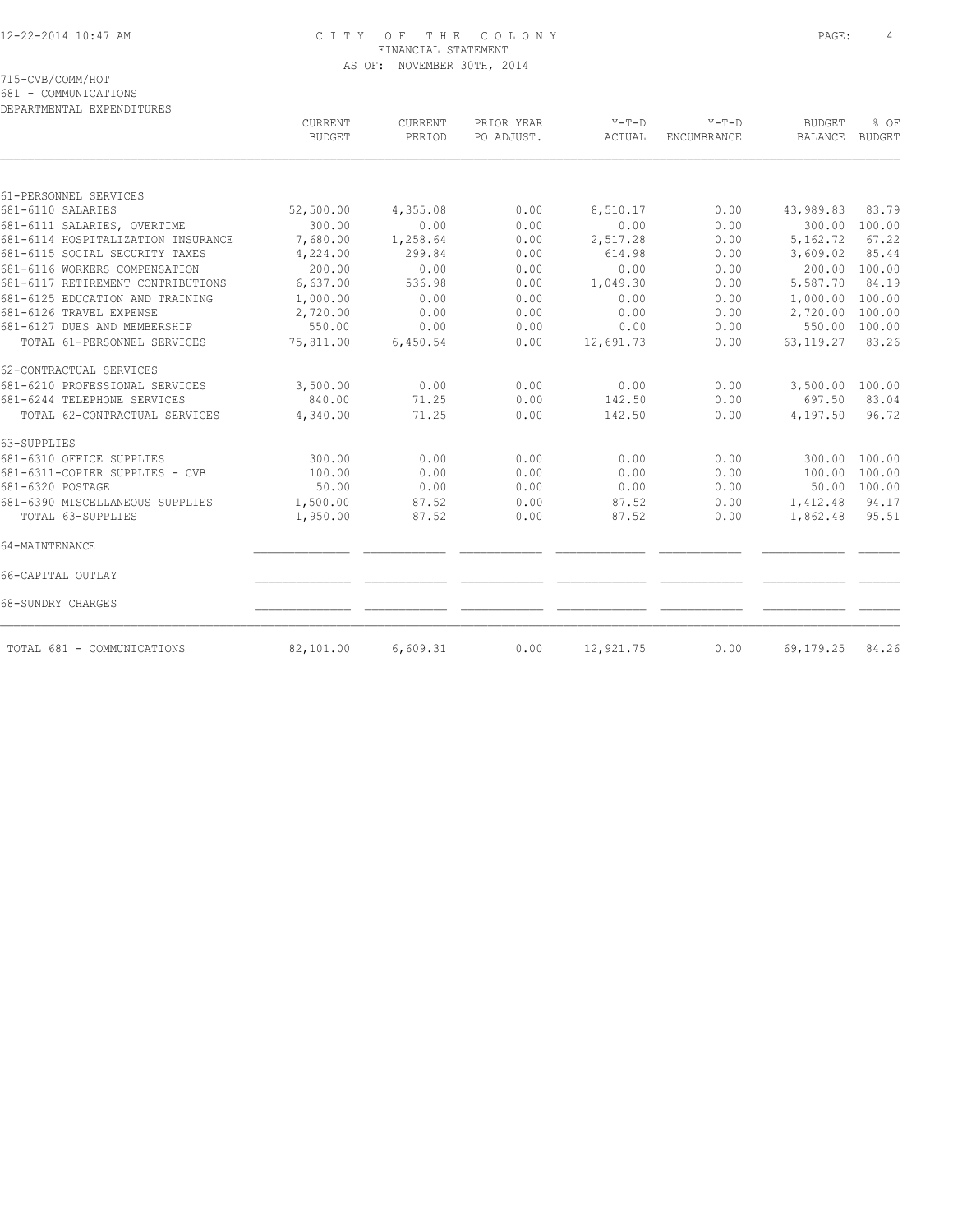CITY OF THE COLONY
FINANCIAL STATEMENT
AS OF: NOVEMBER 30TH, 2014

715-CVB/COMM/HOT
681 - COMMUNICATIONS
DEPARTMENTAL EXPENDITURES

| | CURRENT BUDGET | CURRENT PERIOD | PRIOR YEAR PO ADJUST. | Y-T-D ACTUAL | Y-T-D ENCUMBRANCE | BUDGET BALANCE | % OF BUDGET |
|---|---|---|---|---|---|---|---|
| 61-PERSONNEL SERVICES | | | | | | | |
| 681-6110 SALARIES | 52,500.00 | 4,355.08 | 0.00 | 8,510.17 | 0.00 | 43,989.83 | 83.79 |
| 681-6111 SALARIES, OVERTIME | 300.00 | 0.00 | 0.00 | 0.00 | 0.00 | 300.00 | 100.00 |
| 681-6114 HOSPITALIZATION INSURANCE | 7,680.00 | 1,258.64 | 0.00 | 2,517.28 | 0.00 | 5,162.72 | 67.22 |
| 681-6115 SOCIAL SECURITY TAXES | 4,224.00 | 299.84 | 0.00 | 614.98 | 0.00 | 3,609.02 | 85.44 |
| 681-6116 WORKERS COMPENSATION | 200.00 | 0.00 | 0.00 | 0.00 | 0.00 | 200.00 | 100.00 |
| 681-6117 RETIREMENT CONTRIBUTIONS | 6,637.00 | 536.98 | 0.00 | 1,049.30 | 0.00 | 5,587.70 | 84.19 |
| 681-6125 EDUCATION AND TRAINING | 1,000.00 | 0.00 | 0.00 | 0.00 | 0.00 | 1,000.00 | 100.00 |
| 681-6126 TRAVEL EXPENSE | 2,720.00 | 0.00 | 0.00 | 0.00 | 0.00 | 2,720.00 | 100.00 |
| 681-6127 DUES AND MEMBERSHIP | 550.00 | 0.00 | 0.00 | 0.00 | 0.00 | 550.00 | 100.00 |
| TOTAL 61-PERSONNEL SERVICES | 75,811.00 | 6,450.54 | 0.00 | 12,691.73 | 0.00 | 63,119.27 | 83.26 |
| 62-CONTRACTUAL SERVICES | | | | | | | |
| 681-6210 PROFESSIONAL SERVICES | 3,500.00 | 0.00 | 0.00 | 0.00 | 0.00 | 3,500.00 | 100.00 |
| 681-6244 TELEPHONE SERVICES | 840.00 | 71.25 | 0.00 | 142.50 | 0.00 | 697.50 | 83.04 |
| TOTAL 62-CONTRACTUAL SERVICES | 4,340.00 | 71.25 | 0.00 | 142.50 | 0.00 | 4,197.50 | 96.72 |
| 63-SUPPLIES | | | | | | | |
| 681-6310 OFFICE SUPPLIES | 300.00 | 0.00 | 0.00 | 0.00 | 0.00 | 300.00 | 100.00 |
| 681-6311-COPIER SUPPLIES - CVB | 100.00 | 0.00 | 0.00 | 0.00 | 0.00 | 100.00 | 100.00 |
| 681-6320 POSTAGE | 50.00 | 0.00 | 0.00 | 0.00 | 0.00 | 50.00 | 100.00 |
| 681-6390 MISCELLANEOUS SUPPLIES | 1,500.00 | 87.52 | 0.00 | 87.52 | 0.00 | 1,412.48 | 94.17 |
| TOTAL 63-SUPPLIES | 1,950.00 | 87.52 | 0.00 | 87.52 | 0.00 | 1,862.48 | 95.51 |
| 64-MAINTENANCE | | | | | | | |
| 66-CAPITAL OUTLAY | | | | | | | |
| 68-SUNDRY CHARGES | | | | | | | |
| TOTAL 681 - COMMUNICATIONS | 82,101.00 | 6,609.31 | 0.00 | 12,921.75 | 0.00 | 69,179.25 | 84.26 |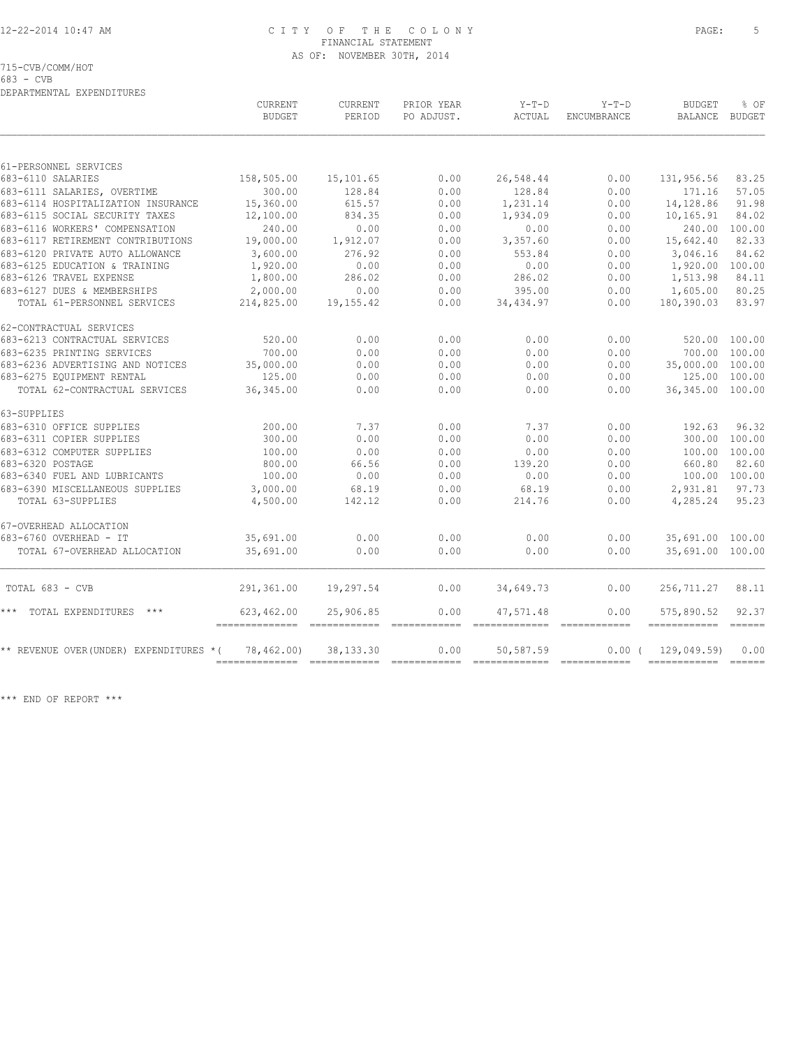CITY OF THE COLONY
FINANCIAL STATEMENT
AS OF: NOVEMBER 30TH, 2014

715-CVB/COMM/HOT
683 - CVB
DEPARTMENTAL EXPENDITURES

| | CURRENT BUDGET | CURRENT PERIOD | PRIOR YEAR PO ADJUST. | Y-T-D ACTUAL | Y-T-D ENCUMBRANCE | BUDGET BALANCE | % OF BUDGET |
|---|---|---|---|---|---|---|---|
| 61-PERSONNEL SERVICES | | | | | | | |
| 683-6110 SALARIES | 158,505.00 | 15,101.65 | 0.00 | 26,548.44 | 0.00 | 131,956.56 | 83.25 |
| 683-6111 SALARIES, OVERTIME | 300.00 | 128.84 | 0.00 | 128.84 | 0.00 | 171.16 | 57.05 |
| 683-6114 HOSPITALIZATION INSURANCE | 15,360.00 | 615.57 | 0.00 | 1,231.14 | 0.00 | 14,128.86 | 91.98 |
| 683-6115 SOCIAL SECURITY TAXES | 12,100.00 | 834.35 | 0.00 | 1,934.09 | 0.00 | 10,165.91 | 84.02 |
| 683-6116 WORKERS' COMPENSATION | 240.00 | 0.00 | 0.00 | 0.00 | 0.00 | 240.00 | 100.00 |
| 683-6117 RETIREMENT CONTRIBUTIONS | 19,000.00 | 1,912.07 | 0.00 | 3,357.60 | 0.00 | 15,642.40 | 82.33 |
| 683-6120 PRIVATE AUTO ALLOWANCE | 3,600.00 | 276.92 | 0.00 | 553.84 | 0.00 | 3,046.16 | 84.62 |
| 683-6125 EDUCATION & TRAINING | 1,920.00 | 0.00 | 0.00 | 0.00 | 0.00 | 1,920.00 | 100.00 |
| 683-6126 TRAVEL EXPENSE | 1,800.00 | 286.02 | 0.00 | 286.02 | 0.00 | 1,513.98 | 84.11 |
| 683-6127 DUES & MEMBERSHIPS | 2,000.00 | 0.00 | 0.00 | 395.00 | 0.00 | 1,605.00 | 80.25 |
| TOTAL 61-PERSONNEL SERVICES | 214,825.00 | 19,155.42 | 0.00 | 34,434.97 | 0.00 | 180,390.03 | 83.97 |
| 62-CONTRACTUAL SERVICES | | | | | | | |
| 683-6213 CONTRACTUAL SERVICES | 520.00 | 0.00 | 0.00 | 0.00 | 0.00 | 520.00 | 100.00 |
| 683-6235 PRINTING SERVICES | 700.00 | 0.00 | 0.00 | 0.00 | 0.00 | 700.00 | 100.00 |
| 683-6236 ADVERTISING AND NOTICES | 35,000.00 | 0.00 | 0.00 | 0.00 | 0.00 | 35,000.00 | 100.00 |
| 683-6275 EQUIPMENT RENTAL | 125.00 | 0.00 | 0.00 | 0.00 | 0.00 | 125.00 | 100.00 |
| TOTAL 62-CONTRACTUAL SERVICES | 36,345.00 | 0.00 | 0.00 | 0.00 | 0.00 | 36,345.00 | 100.00 |
| 63-SUPPLIES | | | | | | | |
| 683-6310 OFFICE SUPPLIES | 200.00 | 7.37 | 0.00 | 7.37 | 0.00 | 192.63 | 96.32 |
| 683-6311 COPIER SUPPLIES | 300.00 | 0.00 | 0.00 | 0.00 | 0.00 | 300.00 | 100.00 |
| 683-6312 COMPUTER SUPPLIES | 100.00 | 0.00 | 0.00 | 0.00 | 0.00 | 100.00 | 100.00 |
| 683-6320 POSTAGE | 800.00 | 66.56 | 0.00 | 139.20 | 0.00 | 660.80 | 82.60 |
| 683-6340 FUEL AND LUBRICANTS | 100.00 | 0.00 | 0.00 | 0.00 | 0.00 | 100.00 | 100.00 |
| 683-6390 MISCELLANEOUS SUPPLIES | 3,000.00 | 68.19 | 0.00 | 68.19 | 0.00 | 2,931.81 | 97.73 |
| TOTAL 63-SUPPLIES | 4,500.00 | 142.12 | 0.00 | 214.76 | 0.00 | 4,285.24 | 95.23 |
| 67-OVERHEAD ALLOCATION | | | | | | | |
| 683-6760 OVERHEAD - IT | 35,691.00 | 0.00 | 0.00 | 0.00 | 0.00 | 35,691.00 | 100.00 |
| TOTAL 67-OVERHEAD ALLOCATION | 35,691.00 | 0.00 | 0.00 | 0.00 | 0.00 | 35,691.00 | 100.00 |
| TOTAL 683 - CVB | 291,361.00 | 19,297.54 | 0.00 | 34,649.73 | 0.00 | 256,711.27 | 88.11 |
| *** TOTAL EXPENDITURES *** | 623,462.00 | 25,906.85 | 0.00 | 47,571.48 | 0.00 | 575,890.52 | 92.37 |
| ** REVENUE OVER(UNDER) EXPENDITURES * | ( 78,462.00) | 38,133.30 | 0.00 | 50,587.59 | 0.00 | ( 129,049.59) | 0.00 |

*** END OF REPORT ***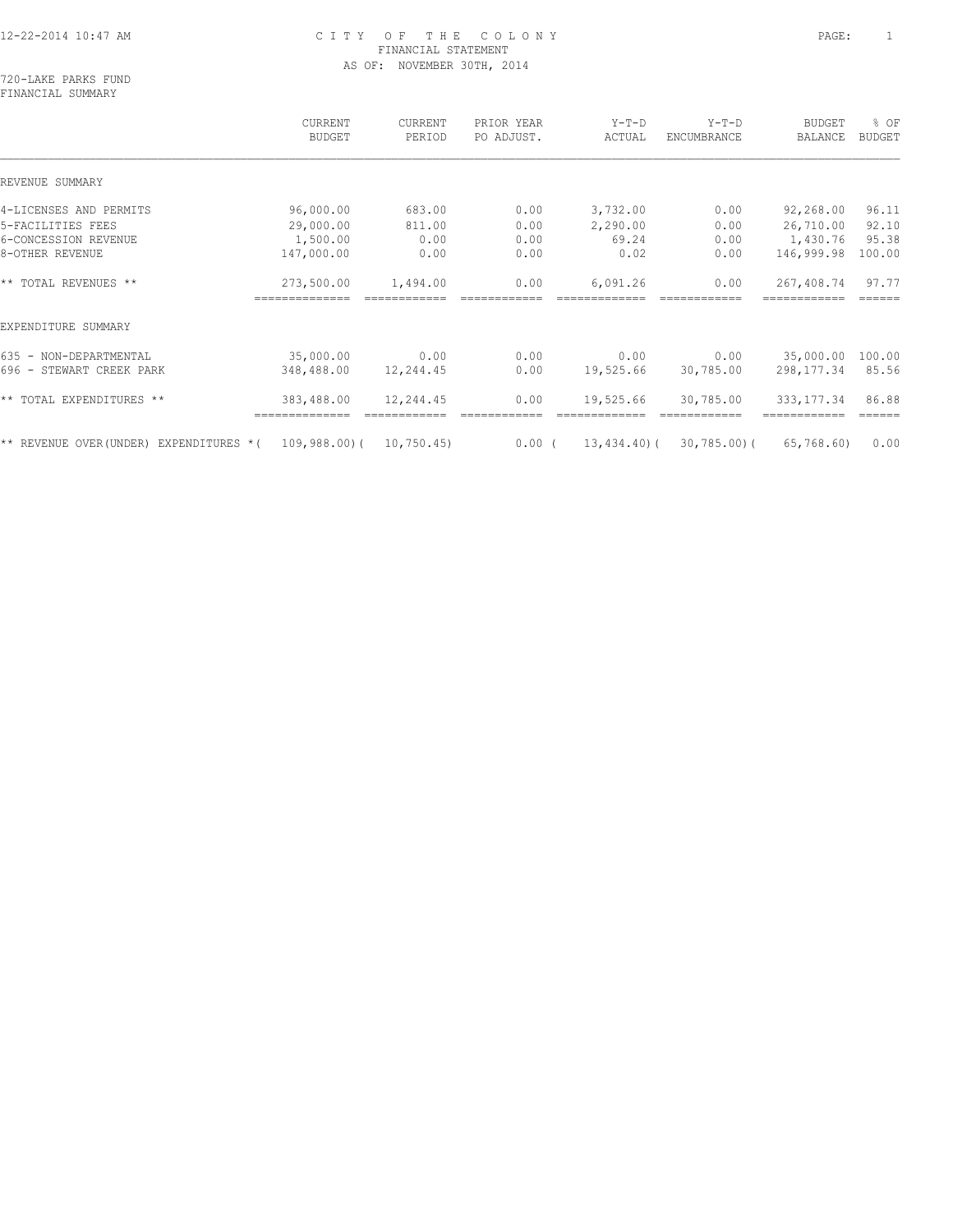12-22-2014 10:47 AM

# CITY OF THE COLONY
## FINANCIAL STATEMENT
AS OF: NOVEMBER 30TH, 2014

720-LAKE PARKS FUND
FINANCIAL SUMMARY

| | CURRENT BUDGET | CURRENT PERIOD | PRIOR YEAR PO ADJUST. | Y-T-D ACTUAL | Y-T-D ENCUMBRANCE | BUDGET BALANCE | % OF BUDGET |
|---|---|---|---|---|---|---|---|
| REVENUE SUMMARY | | | | | | | |
| 4-LICENSES AND PERMITS | 96,000.00 | 683.00 | 0.00 | 3,732.00 | 0.00 | 92,268.00 | 96.11 |
| 5-FACILITIES FEES | 29,000.00 | 811.00 | 0.00 | 2,290.00 | 0.00 | 26,710.00 | 92.10 |
| 6-CONCESSION REVENUE | 1,500.00 | 0.00 | 0.00 | 69.24 | 0.00 | 1,430.76 | 95.38 |
| 8-OTHER REVENUE | 147,000.00 | 0.00 | 0.00 | 0.02 | 0.00 | 146,999.98 | 100.00 |
| ** TOTAL REVENUES ** | 273,500.00 | 1,494.00 | 0.00 | 6,091.26 | 0.00 | 267,408.74 | 97.77 |
| EXPENDITURE SUMMARY | | | | | | | |
| 635 - NON-DEPARTMENTAL | 35,000.00 | 0.00 | 0.00 | 0.00 | 0.00 | 35,000.00 | 100.00 |
| 696 - STEWART CREEK PARK | 348,488.00 | 12,244.45 | 0.00 | 19,525.66 | 30,785.00 | 298,177.34 | 85.56 |
| ** TOTAL EXPENDITURES ** | 383,488.00 | 12,244.45 | 0.00 | 19,525.66 | 30,785.00 | 333,177.34 | 86.88 |
| ** REVENUE OVER(UNDER) EXPENDITURES * | ( 109,988.00) | ( 10,750.45) | 0.00 | ( 13,434.40) | ( 30,785.00) | ( 65,768.60) | 0.00 |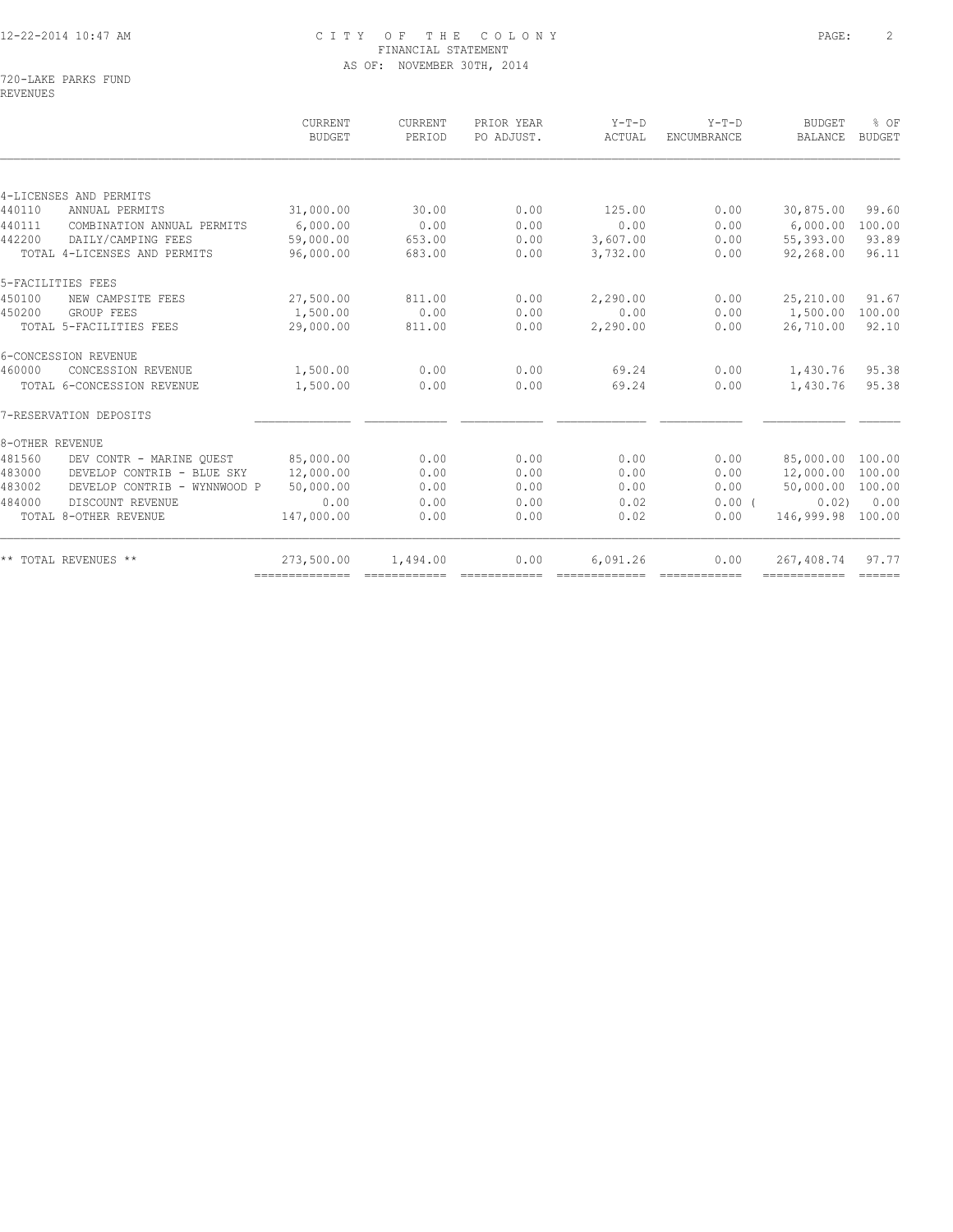# CITY OF THE COLONY
## FINANCIAL STATEMENT
### AS OF: NOVEMBER 30TH, 2014

720-LAKE PARKS FUND
REVENUES

| | CURRENT BUDGET | CURRENT PERIOD | PRIOR YEAR PO ADJUST. | Y-T-D ACTUAL | Y-T-D ENCUMBRANCE | BUDGET BALANCE | % OF BUDGET |
|---|---|---|---|---|---|---|---|
| **4-LICENSES AND PERMITS** | | | | | | | |
| 440110 ANNUAL PERMITS | 31,000.00 | 30.00 | 0.00 | 125.00 | 0.00 | 30,875.00 | 99.60 |
| 440111 COMBINATION ANNUAL PERMITS | 6,000.00 | 0.00 | 0.00 | 0.00 | 0.00 | 6,000.00 | 100.00 |
| 442200 DAILY/CAMPING FEES | 59,000.00 | 653.00 | 0.00 | 3,607.00 | 0.00 | 55,393.00 | 93.89 |
| TOTAL 4-LICENSES AND PERMITS | 96,000.00 | 683.00 | 0.00 | 3,732.00 | 0.00 | 92,268.00 | 96.11 |
| **5-FACILITIES FEES** | | | | | | | |
| 450100 NEW CAMPSITE FEES | 27,500.00 | 811.00 | 0.00 | 2,290.00 | 0.00 | 25,210.00 | 91.67 |
| 450200 GROUP FEES | 1,500.00 | 0.00 | 0.00 | 0.00 | 0.00 | 1,500.00 | 100.00 |
| TOTAL 5-FACILITIES FEES | 29,000.00 | 811.00 | 0.00 | 2,290.00 | 0.00 | 26,710.00 | 92.10 |
| **6-CONCESSION REVENUE** | | | | | | | |
| 460000 CONCESSION REVENUE | 1,500.00 | 0.00 | 0.00 | 69.24 | 0.00 | 1,430.76 | 95.38 |
| TOTAL 6-CONCESSION REVENUE | 1,500.00 | 0.00 | 0.00 | 69.24 | 0.00 | 1,430.76 | 95.38 |
| **7-RESERVATION DEPOSITS** | | | | | | | |
| **8-OTHER REVENUE** | | | | | | | |
| 481560 DEV CONTR - MARINE QUEST | 85,000.00 | 0.00 | 0.00 | 0.00 | 0.00 | 85,000.00 | 100.00 |
| 483000 DEVELOP CONTRIB - BLUE SKY | 12,000.00 | 0.00 | 0.00 | 0.00 | 0.00 | 12,000.00 | 100.00 |
| 483002 DEVELOP CONTRIB - WYNNWOOD P | 50,000.00 | 0.00 | 0.00 | 0.00 | 0.00 | 50,000.00 | 100.00 |
| 484000 DISCOUNT REVENUE | 0.00 | 0.00 | 0.00 | 0.02 | 0.00 | ( 0.02) | 0.00 |
| TOTAL 8-OTHER REVENUE | 147,000.00 | 0.00 | 0.00 | 0.02 | 0.00 | 146,999.98 | 100.00 |
| ** TOTAL REVENUES ** | 273,500.00 | 1,494.00 | 0.00 | 6,091.26 | 0.00 | 267,408.74 | 97.77 |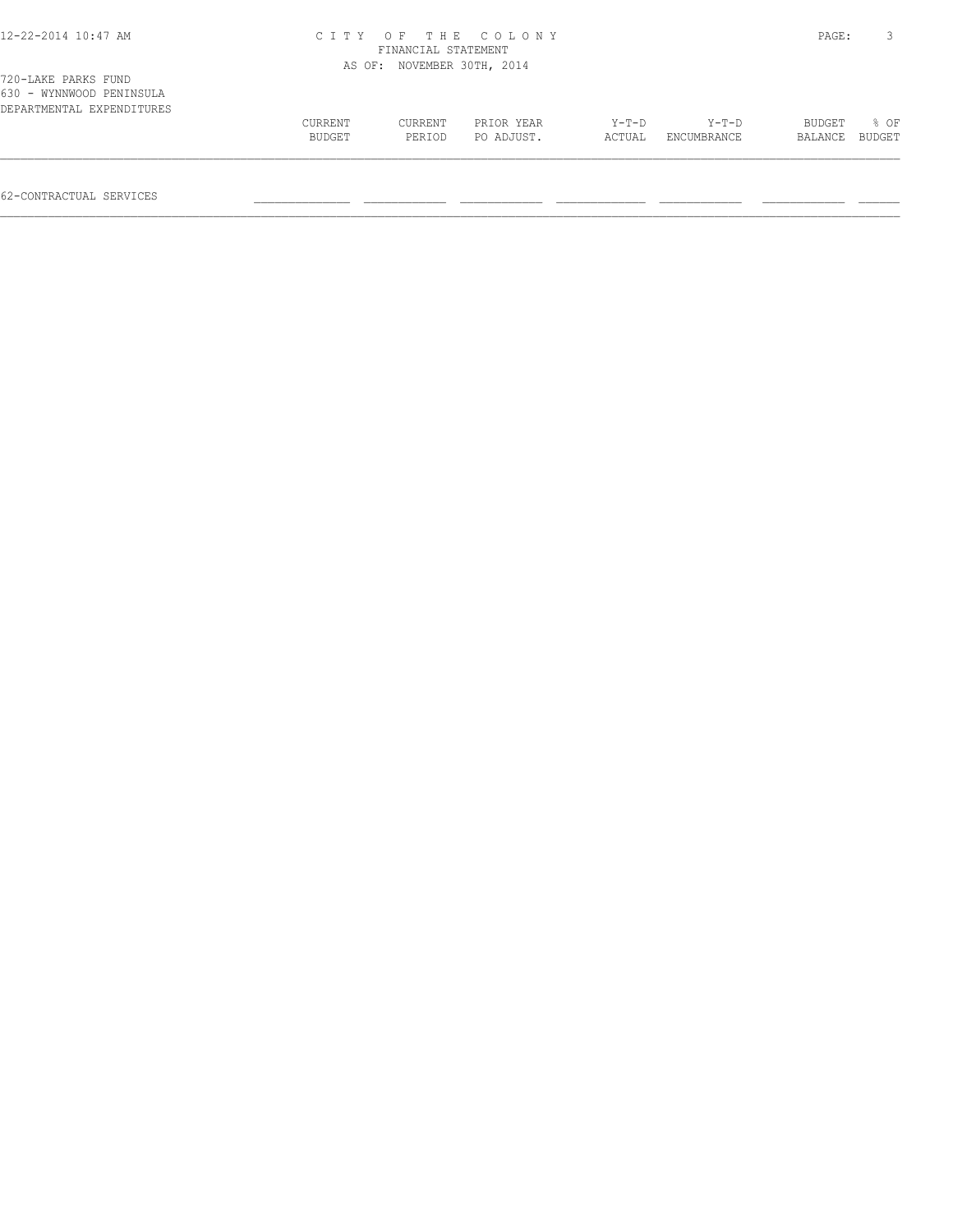CITY OF THE COLONY
FINANCIAL STATEMENT
AS OF: NOVEMBER 30TH, 2014

720-LAKE PARKS FUND
630 - WYNNWOOD PENINSULA
DEPARTMENTAL EXPENDITURES

| | CURRENT BUDGET | CURRENT PERIOD | PRIOR YEAR PO ADJUST. | Y-T-D ACTUAL | Y-T-D ENCUMBRANCE | BUDGET BALANCE | % OF BUDGET |
|---|---|---|---|---|---|---|---|
| 62-CONTRACTUAL SERVICES | | | | | | | |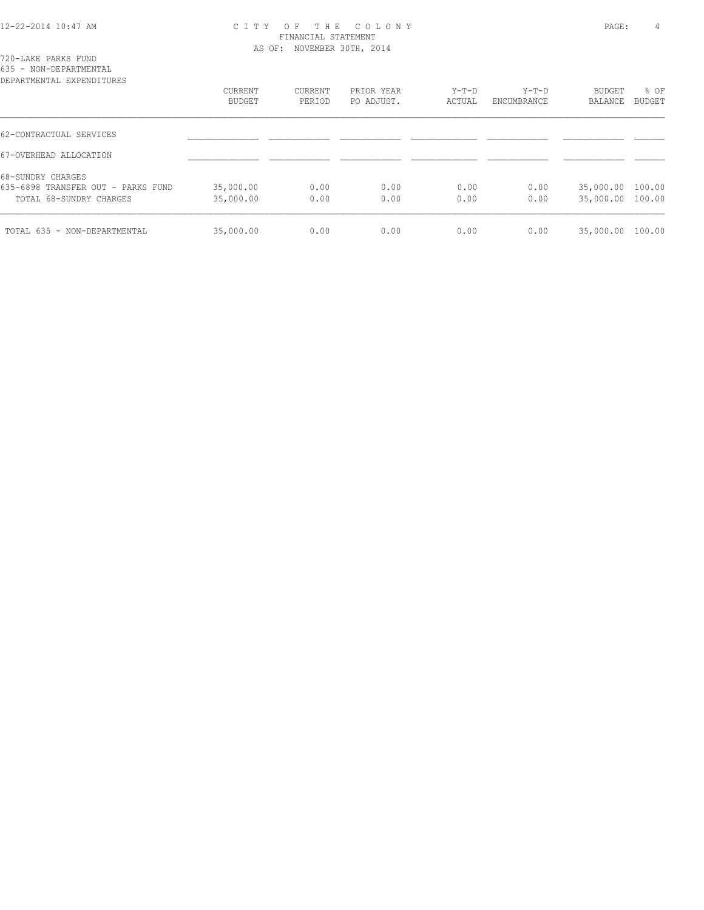CITY OF THE COLONY
FINANCIAL STATEMENT
AS OF: NOVEMBER 30TH, 2014

720-LAKE PARKS FUND
635 - NON-DEPARTMENTAL
DEPARTMENTAL EXPENDITURES

| | CURRENT BUDGET | CURRENT PERIOD | PRIOR YEAR PO ADJUST. | Y-T-D ACTUAL | Y-T-D ENCUMBRANCE | BUDGET BALANCE | % OF BUDGET |
|---|---|---|---|---|---|---|---|
| 62-CONTRACTUAL SERVICES | | | | | | | |
| 67-OVERHEAD ALLOCATION | | | | | | | |
| 68-SUNDRY CHARGES | | | | | | | |
| 635-6898 TRANSFER OUT - PARKS FUND | 35,000.00 | 0.00 | 0.00 | 0.00 | 0.00 | 35,000.00 | 100.00 |
| TOTAL 68-SUNDRY CHARGES | 35,000.00 | 0.00 | 0.00 | 0.00 | 0.00 | 35,000.00 | 100.00 |
| TOTAL 635 - NON-DEPARTMENTAL | 35,000.00 | 0.00 | 0.00 | 0.00 | 0.00 | 35,000.00 | 100.00 |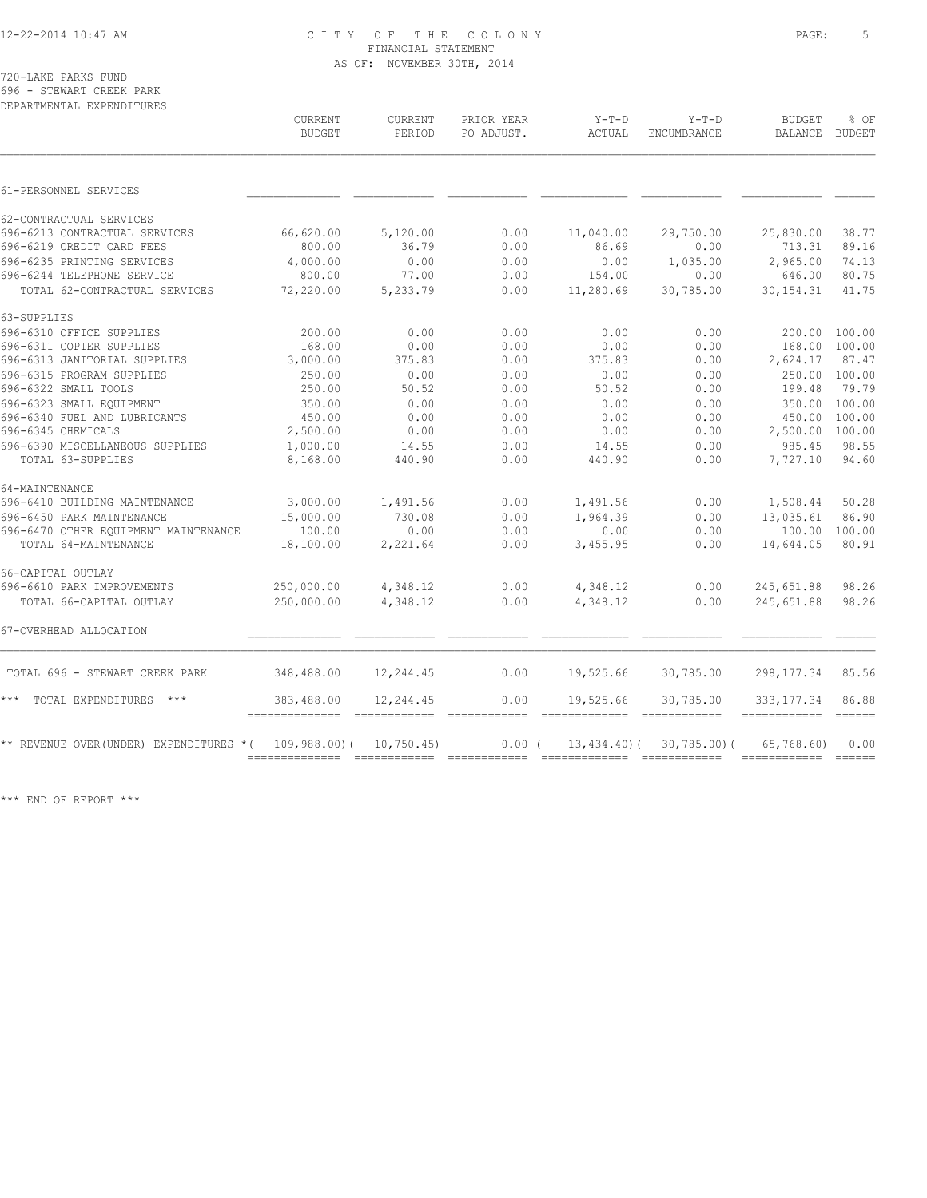CITY OF THE COLONY
FINANCIAL STATEMENT
AS OF: NOVEMBER 30TH, 2014

720-LAKE PARKS FUND
696 - STEWART CREEK PARK
DEPARTMENTAL EXPENDITURES

| | CURRENT BUDGET | CURRENT PERIOD | PRIOR YEAR PO ADJUST. | Y-T-D ACTUAL | Y-T-D ENCUMBRANCE | BUDGET BALANCE | % OF BUDGET |
|---|---|---|---|---|---|---|---|
| 61-PERSONNEL SERVICES | | | | | | | |
| 62-CONTRACTUAL SERVICES | | | | | | | |
| 696-6213 CONTRACTUAL SERVICES | 66,620.00 | 5,120.00 | 0.00 | 11,040.00 | 29,750.00 | 25,830.00 | 38.77 |
| 696-6219 CREDIT CARD FEES | 800.00 | 36.79 | 0.00 | 86.69 | 0.00 | 713.31 | 89.16 |
| 696-6235 PRINTING SERVICES | 4,000.00 | 0.00 | 0.00 | 0.00 | 1,035.00 | 2,965.00 | 74.13 |
| 696-6244 TELEPHONE SERVICE | 800.00 | 77.00 | 0.00 | 154.00 | 0.00 | 646.00 | 80.75 |
| TOTAL 62-CONTRACTUAL SERVICES | 72,220.00 | 5,233.79 | 0.00 | 11,280.69 | 30,785.00 | 30,154.31 | 41.75 |
| 63-SUPPLIES | | | | | | | |
| 696-6310 OFFICE SUPPLIES | 200.00 | 0.00 | 0.00 | 0.00 | 0.00 | 200.00 | 100.00 |
| 696-6311 COPIER SUPPLIES | 168.00 | 0.00 | 0.00 | 0.00 | 0.00 | 168.00 | 100.00 |
| 696-6313 JANITORIAL SUPPLIES | 3,000.00 | 375.83 | 0.00 | 375.83 | 0.00 | 2,624.17 | 87.47 |
| 696-6315 PROGRAM SUPPLIES | 250.00 | 0.00 | 0.00 | 0.00 | 0.00 | 250.00 | 100.00 |
| 696-6322 SMALL TOOLS | 250.00 | 50.52 | 0.00 | 50.52 | 0.00 | 199.48 | 79.79 |
| 696-6323 SMALL EQUIPMENT | 350.00 | 0.00 | 0.00 | 0.00 | 0.00 | 350.00 | 100.00 |
| 696-6340 FUEL AND LUBRICANTS | 450.00 | 0.00 | 0.00 | 0.00 | 0.00 | 450.00 | 100.00 |
| 696-6345 CHEMICALS | 2,500.00 | 0.00 | 0.00 | 0.00 | 0.00 | 2,500.00 | 100.00 |
| 696-6390 MISCELLANEOUS SUPPLIES | 1,000.00 | 14.55 | 0.00 | 14.55 | 0.00 | 985.45 | 98.55 |
| TOTAL 63-SUPPLIES | 8,168.00 | 440.90 | 0.00 | 440.90 | 0.00 | 7,727.10 | 94.60 |
| 64-MAINTENANCE | | | | | | | |
| 696-6410 BUILDING MAINTENANCE | 3,000.00 | 1,491.56 | 0.00 | 1,491.56 | 0.00 | 1,508.44 | 50.28 |
| 696-6450 PARK MAINTENANCE | 15,000.00 | 730.08 | 0.00 | 1,964.39 | 0.00 | 13,035.61 | 86.90 |
| 696-6470 OTHER EQUIPMENT MAINTENANCE | 100.00 | 0.00 | 0.00 | 0.00 | 0.00 | 100.00 | 100.00 |
| TOTAL 64-MAINTENANCE | 18,100.00 | 2,221.64 | 0.00 | 3,455.95 | 0.00 | 14,644.05 | 80.91 |
| 66-CAPITAL OUTLAY | | | | | | | |
| 696-6610 PARK IMPROVEMENTS | 250,000.00 | 4,348.12 | 0.00 | 4,348.12 | 0.00 | 245,651.88 | 98.26 |
| TOTAL 66-CAPITAL OUTLAY | 250,000.00 | 4,348.12 | 0.00 | 4,348.12 | 0.00 | 245,651.88 | 98.26 |
| 67-OVERHEAD ALLOCATION | | | | | | | |
| TOTAL 696 - STEWART CREEK PARK | 348,488.00 | 12,244.45 | 0.00 | 19,525.66 | 30,785.00 | 298,177.34 | 85.56 |
| *** TOTAL EXPENDITURES *** | 383,488.00 | 12,244.45 | 0.00 | 19,525.66 | 30,785.00 | 333,177.34 | 86.88 |
| ** REVENUE OVER(UNDER) EXPENDITURES * | ( 109,988.00) | ( 10,750.45) | 0.00 | ( 13,434.40) | ( 30,785.00) | ( 65,768.60) | 0.00 |

*** END OF REPORT ***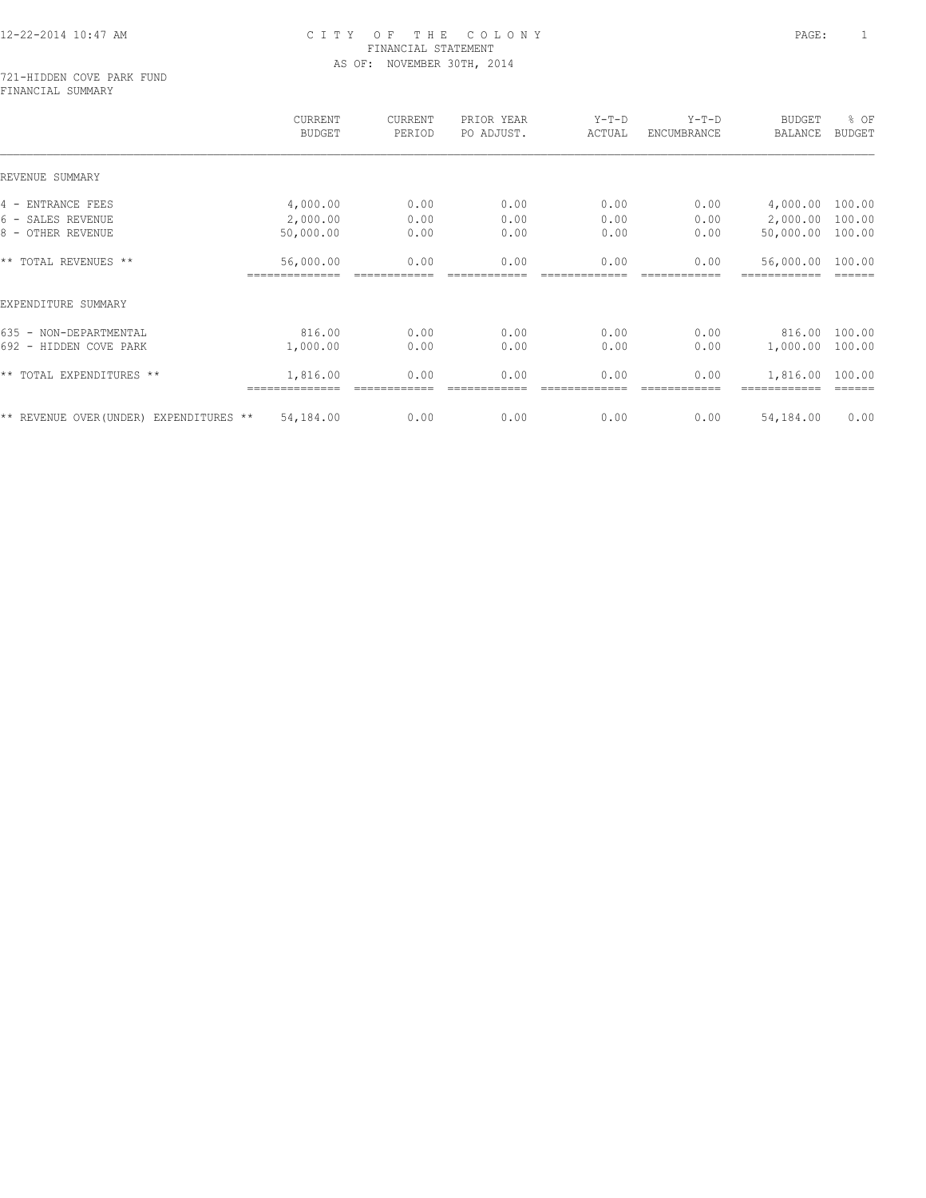# CITY OF THE COLONY
## FINANCIAL STATEMENT
### AS OF: NOVEMBER 30TH, 2014

721-HIDDEN COVE PARK FUND
FINANCIAL SUMMARY

| | CURRENT BUDGET | CURRENT PERIOD | PRIOR YEAR PO ADJUST. | Y-T-D ACTUAL | Y-T-D ENCUMBRANCE | BUDGET BALANCE | % OF BUDGET |
|---|---|---|---|---|---|---|---|
| REVENUE SUMMARY | | | | | | | |
| 4 - ENTRANCE FEES | 4,000.00 | 0.00 | 0.00 | 0.00 | 0.00 | 4,000.00 | 100.00 |
| 6 - SALES REVENUE | 2,000.00 | 0.00 | 0.00 | 0.00 | 0.00 | 2,000.00 | 100.00 |
| 8 - OTHER REVENUE | 50,000.00 | 0.00 | 0.00 | 0.00 | 0.00 | 50,000.00 | 100.00 |
| ** TOTAL REVENUES ** | 56,000.00 | 0.00 | 0.00 | 0.00 | 0.00 | 56,000.00 | 100.00 |
| EXPENDITURE SUMMARY | | | | | | | |
| 635 - NON-DEPARTMENTAL | 816.00 | 0.00 | 0.00 | 0.00 | 0.00 | 816.00 | 100.00 |
| 692 - HIDDEN COVE PARK | 1,000.00 | 0.00 | 0.00 | 0.00 | 0.00 | 1,000.00 | 100.00 |
| ** TOTAL EXPENDITURES ** | 1,816.00 | 0.00 | 0.00 | 0.00 | 0.00 | 1,816.00 | 100.00 |
| ** REVENUE OVER(UNDER) EXPENDITURES ** | 54,184.00 | 0.00 | 0.00 | 0.00 | 0.00 | 54,184.00 | 0.00 |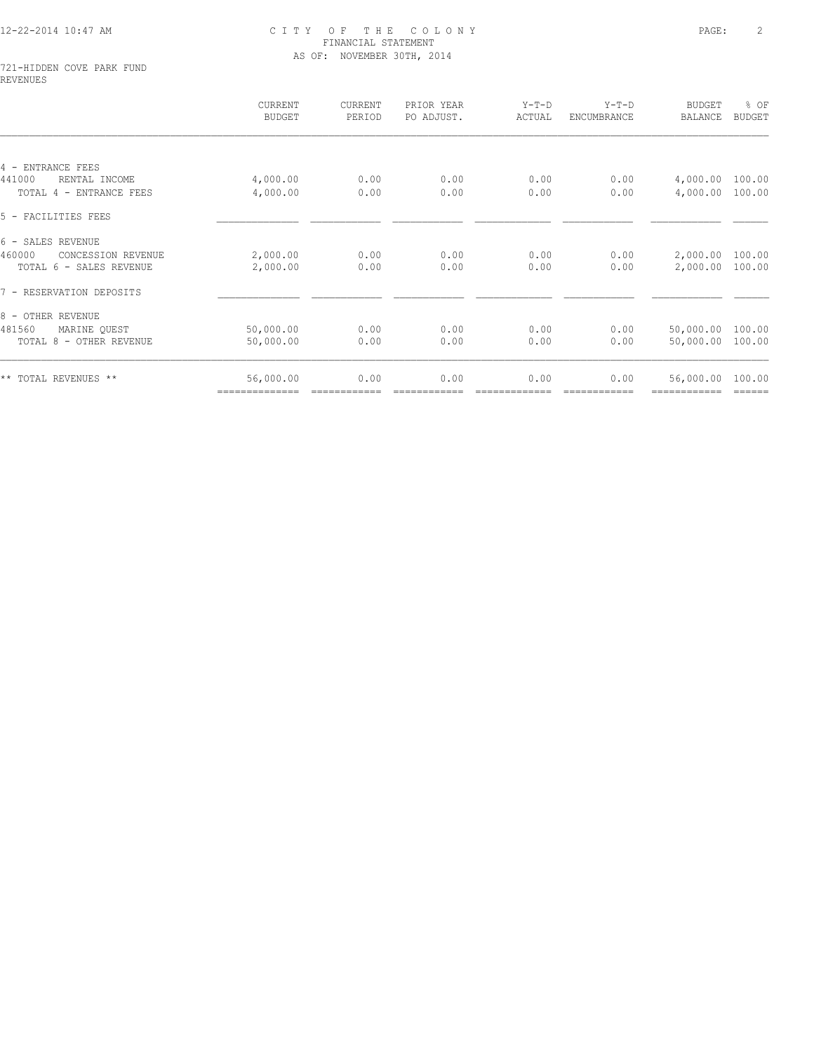# CITY OF THE COLONY
## FINANCIAL STATEMENT
### AS OF: NOVEMBER 30TH, 2014

721-HIDDEN COVE PARK FUND
REVENUES

| | CURRENT BUDGET | CURRENT PERIOD | PRIOR YEAR PO ADJUST. | Y-T-D ACTUAL | Y-T-D ENCUMBRANCE | BUDGET BALANCE | % OF BUDGET |
|---|---|---|---|---|---|---|---|
| 4 - ENTRANCE FEES | | | | | | | |
| 441000 RENTAL INCOME | 4,000.00 | 0.00 | 0.00 | 0.00 | 0.00 | 4,000.00 | 100.00 |
| TOTAL 4 - ENTRANCE FEES | 4,000.00 | 0.00 | 0.00 | 0.00 | 0.00 | 4,000.00 | 100.00 |
| 5 - FACILITIES FEES | | | | | | | |
| 6 - SALES REVENUE | | | | | | | |
| 460000 CONCESSION REVENUE | 2,000.00 | 0.00 | 0.00 | 0.00 | 0.00 | 2,000.00 | 100.00 |
| TOTAL 6 - SALES REVENUE | 2,000.00 | 0.00 | 0.00 | 0.00 | 0.00 | 2,000.00 | 100.00 |
| 7 - RESERVATION DEPOSITS | | | | | | | |
| 8 - OTHER REVENUE | | | | | | | |
| 481560 MARINE QUEST | 50,000.00 | 0.00 | 0.00 | 0.00 | 0.00 | 50,000.00 | 100.00 |
| TOTAL 8 - OTHER REVENUE | 50,000.00 | 0.00 | 0.00 | 0.00 | 0.00 | 50,000.00 | 100.00 |
| ** TOTAL REVENUES ** | 56,000.00 | 0.00 | 0.00 | 0.00 | 0.00 | 56,000.00 | 100.00 |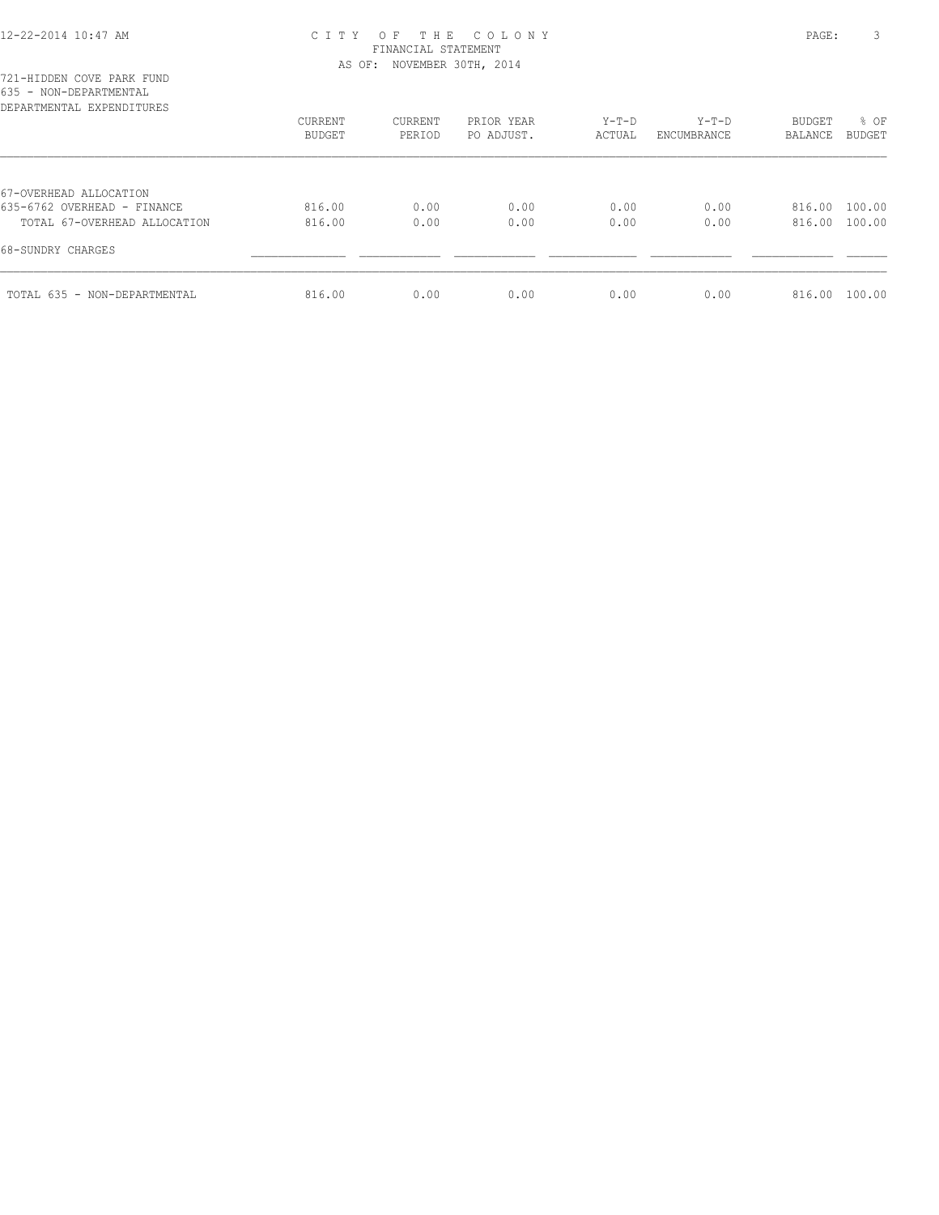# CITY OF THE COLONY

FINANCIAL STATEMENT

AS OF: NOVEMBER 30TH, 2014

721-HIDDEN COVE PARK FUND
635 - NON-DEPARTMENTAL
DEPARTMENTAL EXPENDITURES

| | CURRENT BUDGET | CURRENT PERIOD | PRIOR YEAR PO ADJUST. | Y-T-D ACTUAL | Y-T-D ENCUMBRANCE | BUDGET BALANCE | % OF BUDGET |
|---|---|---|---|---|---|---|---|
| 67-OVERHEAD ALLOCATION | | | | | | | |
| 635-6762 OVERHEAD - FINANCE | 816.00 | 0.00 | 0.00 | 0.00 | 0.00 | 816.00 | 100.00 |
| TOTAL 67-OVERHEAD ALLOCATION | 816.00 | 0.00 | 0.00 | 0.00 | 0.00 | 816.00 | 100.00 |
| 68-SUNDRY CHARGES | | | | | | | |
| TOTAL 635 - NON-DEPARTMENTAL | 816.00 | 0.00 | 0.00 | 0.00 | 0.00 | 816.00 | 100.00 |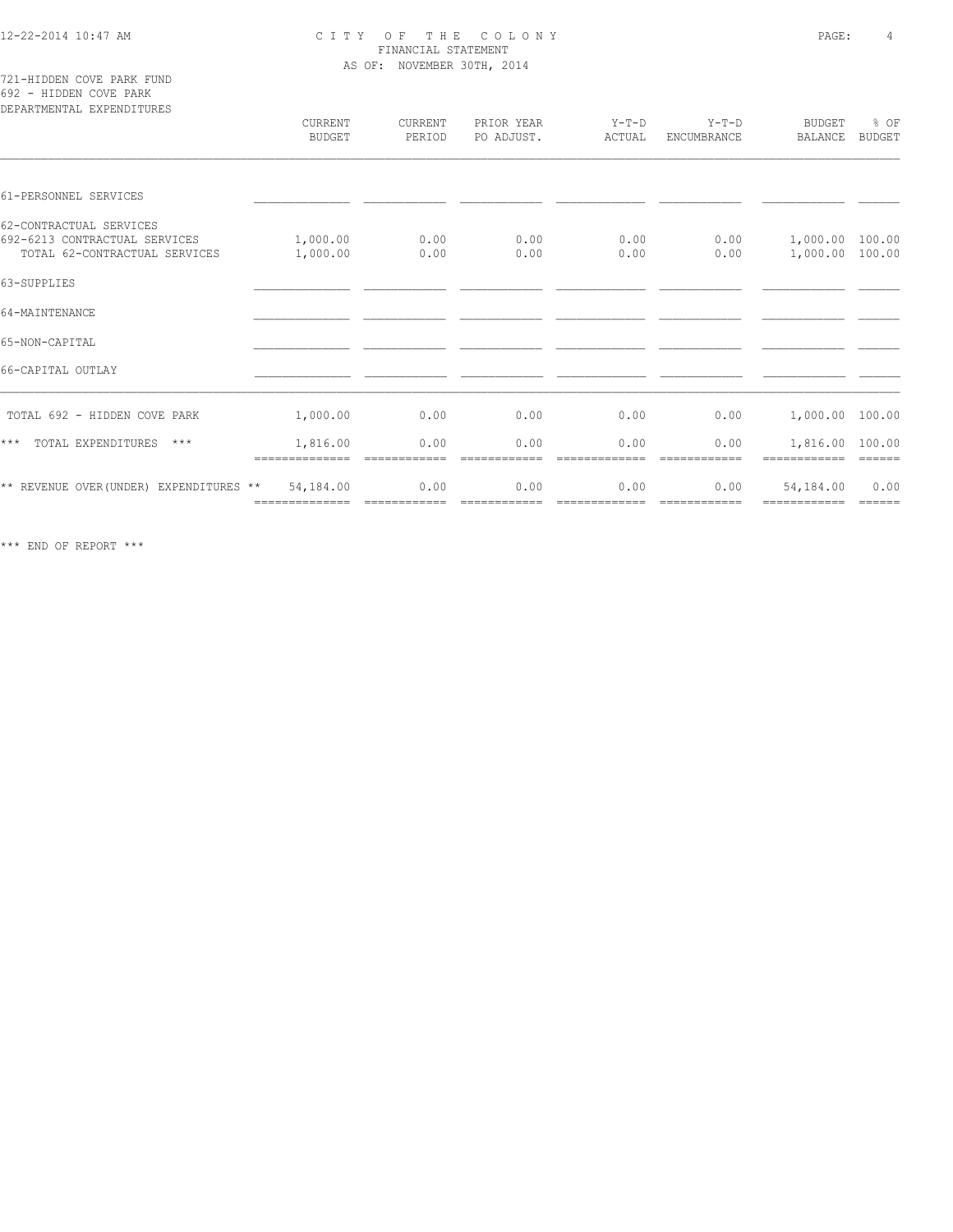# CITY OF THE COLONY

FINANCIAL STATEMENT

AS OF: NOVEMBER 30TH, 2014

721-HIDDEN COVE PARK FUND

692 - HIDDEN COVE PARK

DEPARTMENTAL EXPENDITURES

| | CURRENT BUDGET | CURRENT PERIOD | PRIOR YEAR PO ADJUST. | Y-T-D ACTUAL | Y-T-D ENCUMBRANCE | BUDGET BALANCE | % OF BUDGET |
|---|---|---|---|---|---|---|---|
| 61-PERSONNEL SERVICES | | | | | | | |
| 62-CONTRACTUAL SERVICES | | | | | | | |
| 692-6213 CONTRACTUAL SERVICES | 1,000.00 | 0.00 | 0.00 | 0.00 | 0.00 | 1,000.00 | 100.00 |
| TOTAL 62-CONTRACTUAL SERVICES | 1,000.00 | 0.00 | 0.00 | 0.00 | 0.00 | 1,000.00 | 100.00 |
| 63-SUPPLIES | | | | | | | |
| 64-MAINTENANCE | | | | | | | |
| 65-NON-CAPITAL | | | | | | | |
| 66-CAPITAL OUTLAY | | | | | | | |
| TOTAL 692 - HIDDEN COVE PARK | 1,000.00 | 0.00 | 0.00 | 0.00 | 0.00 | 1,000.00 | 100.00 |
| *** TOTAL EXPENDITURES *** | 1,816.00 | 0.00 | 0.00 | 0.00 | 0.00 | 1,816.00 | 100.00 |
| ** REVENUE OVER(UNDER) EXPENDITURES ** | 54,184.00 | 0.00 | 0.00 | 0.00 | 0.00 | 54,184.00 | 0.00 |

*** END OF REPORT ***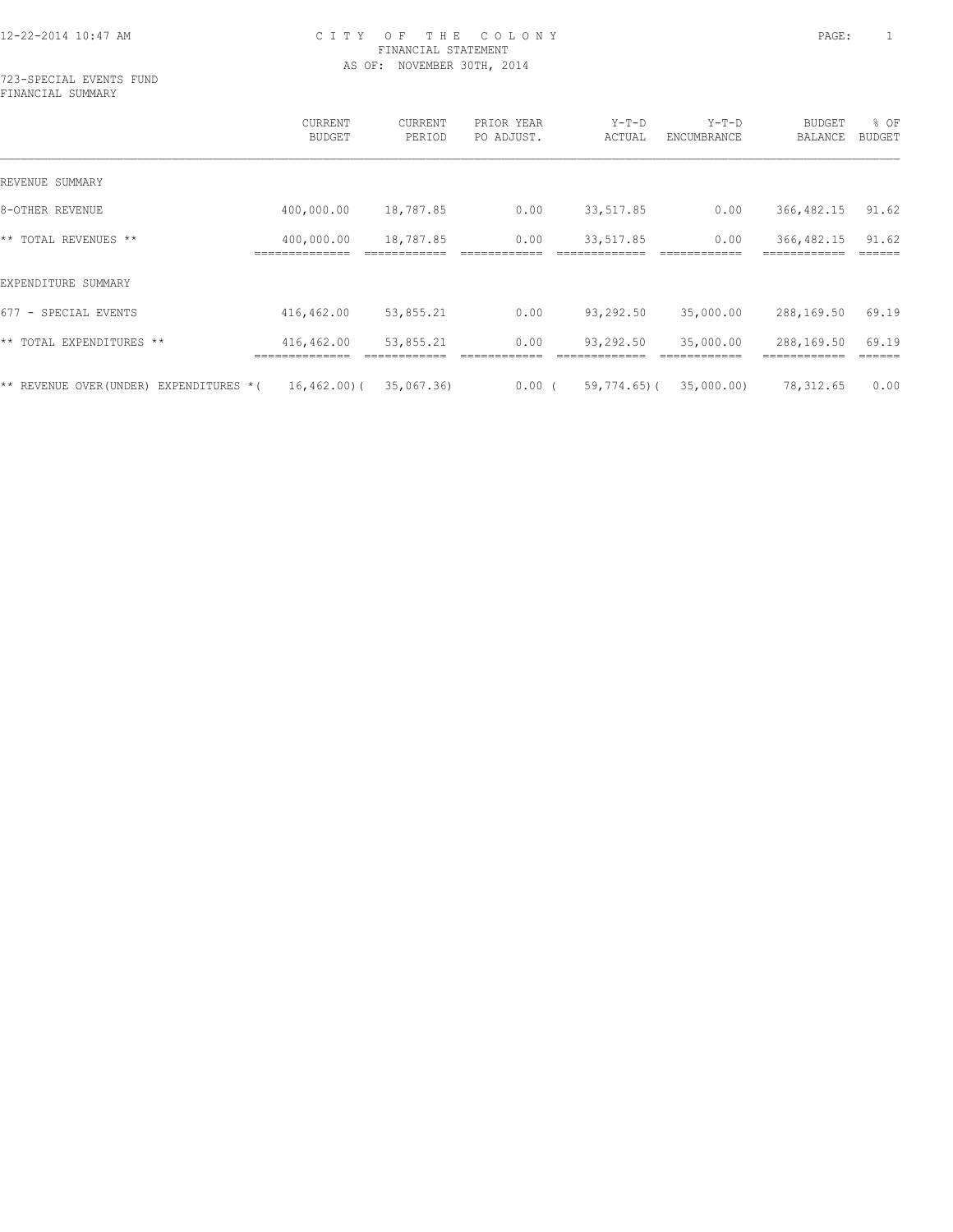CITY OF THE COLONY
FINANCIAL STATEMENT
AS OF: NOVEMBER 30TH, 2014

723-SPECIAL EVENTS FUND
FINANCIAL SUMMARY

| | CURRENT BUDGET | CURRENT PERIOD | PRIOR YEAR PO ADJUST. | Y-T-D ACTUAL | Y-T-D ENCUMBRANCE | BUDGET BALANCE | % OF BUDGET |
|---|---|---|---|---|---|---|---|
| REVENUE SUMMARY | | | | | | | |
| 8-OTHER REVENUE | 400,000.00 | 18,787.85 | 0.00 | 33,517.85 | 0.00 | 366,482.15 | 91.62 |
| ** TOTAL REVENUES ** | 400,000.00 | 18,787.85 | 0.00 | 33,517.85 | 0.00 | 366,482.15 | 91.62 |
| EXPENDITURE SUMMARY | | | | | | | |
| 677 - SPECIAL EVENTS | 416,462.00 | 53,855.21 | 0.00 | 93,292.50 | 35,000.00 | 288,169.50 | 69.19 |
| ** TOTAL EXPENDITURES ** | 416,462.00 | 53,855.21 | 0.00 | 93,292.50 | 35,000.00 | 288,169.50 | 69.19 |
| ** REVENUE OVER(UNDER) EXPENDITURES * | ( 16,462.00) | ( 35,067.36) | 0.00 | ( 59,774.65) | ( 35,000.00) | 78,312.65 | 0.00 |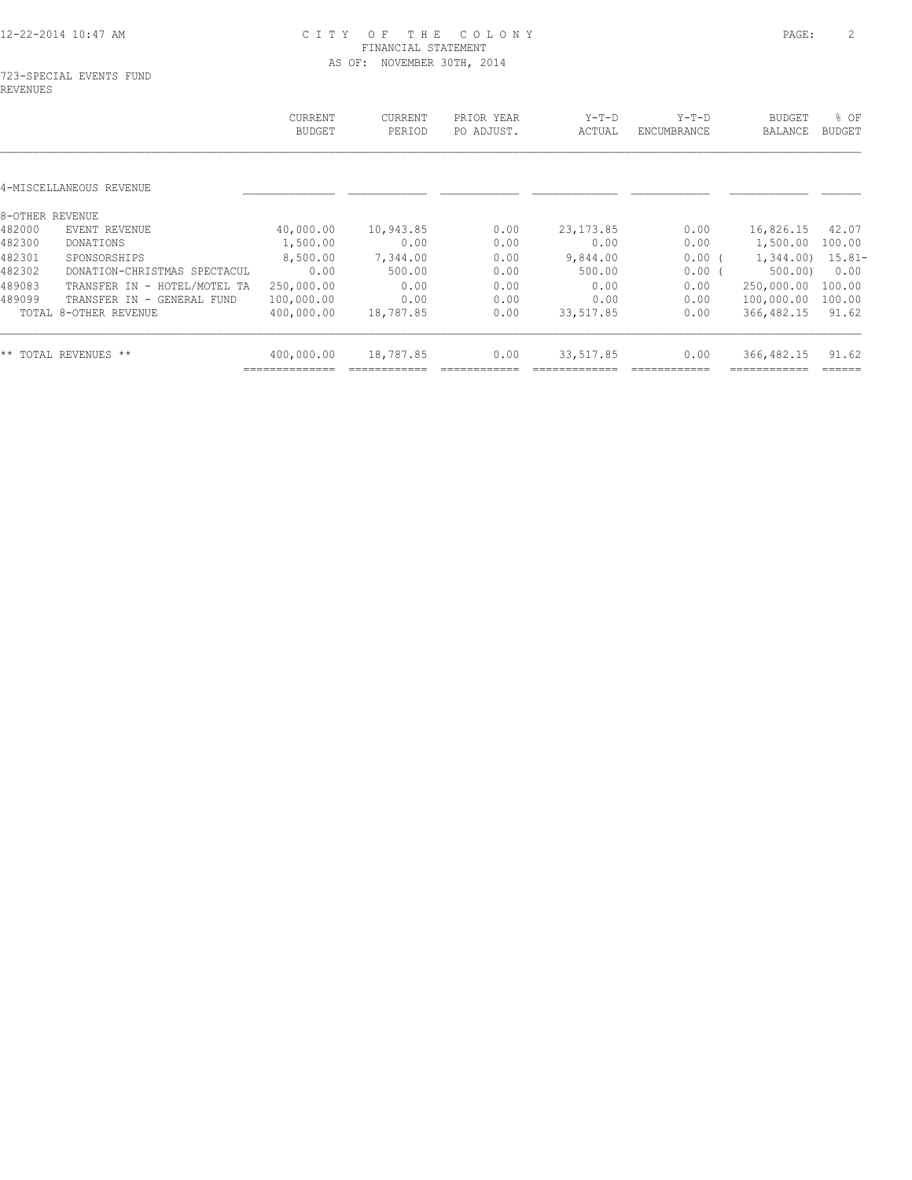CITY OF THE COLONY
FINANCIAL STATEMENT
AS OF: NOVEMBER 30TH, 2014

723-SPECIAL EVENTS FUND
REVENUES

| | | CURRENT BUDGET | CURRENT PERIOD | PRIOR YEAR PO ADJUST. | Y-T-D ACTUAL | Y-T-D ENCUMBRANCE | BUDGET BALANCE | % OF BUDGET |
|---|---|---|---|---|---|---|---|---|
| 4-MISCELLANEOUS REVENUE | | | | | | | | |
| 8-OTHER REVENUE | | | | | | | | |
| 482000 | EVENT REVENUE | 40,000.00 | 10,943.85 | 0.00 | 23,173.85 | 0.00 | 16,826.15 | 42.07 |
| 482300 | DONATIONS | 1,500.00 | 0.00 | 0.00 | 0.00 | 0.00 | 1,500.00 | 100.00 |
| 482301 | SPONSORSHIPS | 8,500.00 | 7,344.00 | 0.00 | 9,844.00 | 0.00 | ( 1,344.00) | 15.81- |
| 482302 | DONATION-CHRISTMAS SPECTACUL | 0.00 | 500.00 | 0.00 | 500.00 | 0.00 | ( 500.00) | 0.00 |
| 489083 | TRANSFER IN - HOTEL/MOTEL TA | 250,000.00 | 0.00 | 0.00 | 0.00 | 0.00 | 250,000.00 | 100.00 |
| 489099 | TRANSFER IN - GENERAL FUND | 100,000.00 | 0.00 | 0.00 | 0.00 | 0.00 | 100,000.00 | 100.00 |
| | TOTAL 8-OTHER REVENUE | 400,000.00 | 18,787.85 | 0.00 | 33,517.85 | 0.00 | 366,482.15 | 91.62 |
| ** TOTAL REVENUES ** | | 400,000.00 | 18,787.85 | 0.00 | 33,517.85 | 0.00 | 366,482.15 | 91.62 |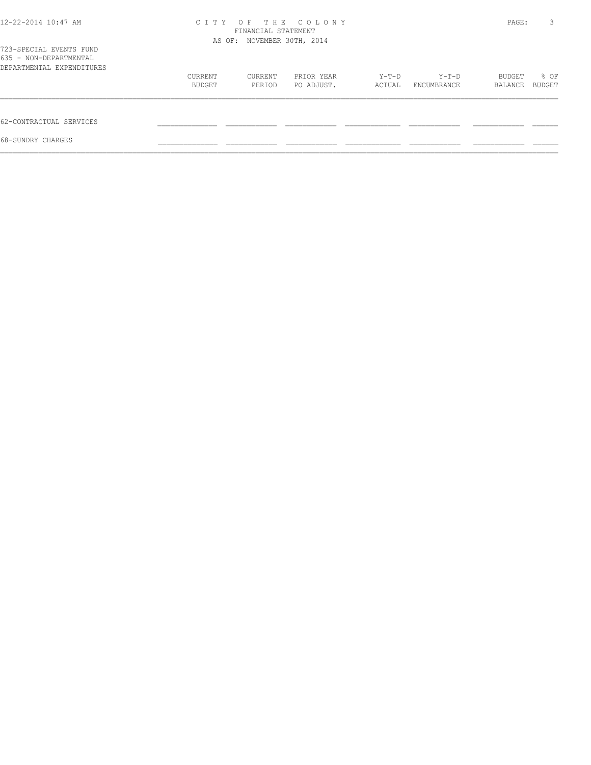# CITY OF THE COLONY
FINANCIAL STATEMENT
AS OF: NOVEMBER 30TH, 2014

723-SPECIAL EVENTS FUND
635 - NON-DEPARTMENTAL

| DEPARTMENTAL EXPENDITURES | CURRENT BUDGET | CURRENT PERIOD | PRIOR YEAR PO ADJUST. | Y-T-D ACTUAL | Y-T-D ENCUMBRANCE | BUDGET BALANCE | % OF BUDGET |
|---|---|---|---|---|---|---|---|
| 62-CONTRACTUAL SERVICES | | | | | | | |
| 68-SUNDRY CHARGES | | | | | | | |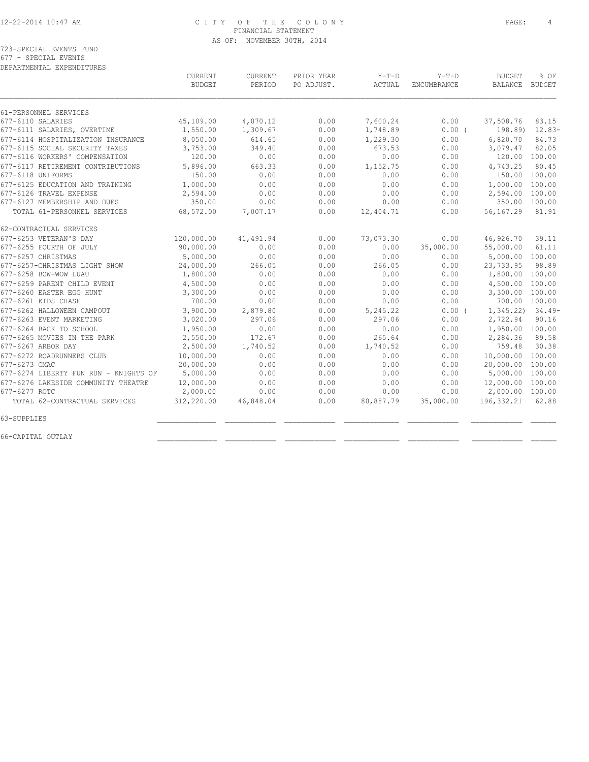CITY OF THE COLONY
FINANCIAL STATEMENT
AS OF: NOVEMBER 30TH, 2014

723-SPECIAL EVENTS FUND
677 - SPECIAL EVENTS
DEPARTMENTAL EXPENDITURES

| | CURRENT BUDGET | CURRENT PERIOD | PRIOR YEAR PO ADJUST. | Y-T-D ACTUAL | Y-T-D ENCUMBRANCE | BUDGET BALANCE | % OF BUDGET |
|---|---|---|---|---|---|---|---|
| 61-PERSONNEL SERVICES | | | | | | | |
| 677-6110 SALARIES | 45,109.00 | 4,070.12 | 0.00 | 7,600.24 | 0.00 | 37,508.76 | 83.15 |
| 677-6111 SALARIES, OVERTIME | 1,550.00 | 1,309.67 | 0.00 | 1,748.89 | 0.00 | ( 198.89) | 12.83- |
| 677-6114 HOSPITALIZATION INSURANCE | 8,050.00 | 614.65 | 0.00 | 1,229.30 | 0.00 | 6,820.70 | 84.73 |
| 677-6115 SOCIAL SECURITY TAXES | 3,753.00 | 349.40 | 0.00 | 673.53 | 0.00 | 3,079.47 | 82.05 |
| 677-6116 WORKERS' COMPENSATION | 120.00 | 0.00 | 0.00 | 0.00 | 0.00 | 120.00 | 100.00 |
| 677-6117 RETIREMENT CONTRIBUTIONS | 5,896.00 | 663.33 | 0.00 | 1,152.75 | 0.00 | 4,743.25 | 80.45 |
| 677-6118 UNIFORMS | 150.00 | 0.00 | 0.00 | 0.00 | 0.00 | 150.00 | 100.00 |
| 677-6125 EDUCATION AND TRAINING | 1,000.00 | 0.00 | 0.00 | 0.00 | 0.00 | 1,000.00 | 100.00 |
| 677-6126 TRAVEL EXPENSE | 2,594.00 | 0.00 | 0.00 | 0.00 | 0.00 | 2,594.00 | 100.00 |
| 677-6127 MEMBERSHIP AND DUES | 350.00 | 0.00 | 0.00 | 0.00 | 0.00 | 350.00 | 100.00 |
| TOTAL 61-PERSONNEL SERVICES | 68,572.00 | 7,007.17 | 0.00 | 12,404.71 | 0.00 | 56,167.29 | 81.91 |
| 62-CONTRACTUAL SERVICES | | | | | | | |
| 677-6253 VETERAN'S DAY | 120,000.00 | 41,491.94 | 0.00 | 73,073.30 | 0.00 | 46,926.70 | 39.11 |
| 677-6255 FOURTH OF JULY | 90,000.00 | 0.00 | 0.00 | 0.00 | 35,000.00 | 55,000.00 | 61.11 |
| 677-6257 CHRISTMAS | 5,000.00 | 0.00 | 0.00 | 0.00 | 0.00 | 5,000.00 | 100.00 |
| 677-6257-CHRISTMAS LIGHT SHOW | 24,000.00 | 266.05 | 0.00 | 266.05 | 0.00 | 23,733.95 | 98.89 |
| 677-6258 BOW-WOW LUAU | 1,800.00 | 0.00 | 0.00 | 0.00 | 0.00 | 1,800.00 | 100.00 |
| 677-6259 PARENT CHILD EVENT | 4,500.00 | 0.00 | 0.00 | 0.00 | 0.00 | 4,500.00 | 100.00 |
| 677-6260 EASTER EGG HUNT | 3,300.00 | 0.00 | 0.00 | 0.00 | 0.00 | 3,300.00 | 100.00 |
| 677-6261 KIDS CHASE | 700.00 | 0.00 | 0.00 | 0.00 | 0.00 | 700.00 | 100.00 |
| 677-6262 HALLOWEEN CAMPOUT | 3,900.00 | 2,879.80 | 0.00 | 5,245.22 | 0.00 | ( 1,345.22) | 34.49- |
| 677-6263 EVENT MARKETING | 3,020.00 | 297.06 | 0.00 | 297.06 | 0.00 | 2,722.94 | 90.16 |
| 677-6264 BACK TO SCHOOL | 1,950.00 | 0.00 | 0.00 | 0.00 | 0.00 | 1,950.00 | 100.00 |
| 677-6265 MOVIES IN THE PARK | 2,550.00 | 172.67 | 0.00 | 265.64 | 0.00 | 2,284.36 | 89.58 |
| 677-6267 ARBOR DAY | 2,500.00 | 1,740.52 | 0.00 | 1,740.52 | 0.00 | 759.48 | 30.38 |
| 677-6272 ROADRUNNERS CLUB | 10,000.00 | 0.00 | 0.00 | 0.00 | 0.00 | 10,000.00 | 100.00 |
| 677-6273 CMAC | 20,000.00 | 0.00 | 0.00 | 0.00 | 0.00 | 20,000.00 | 100.00 |
| 677-6274 LIBERTY FUN RUN - KNIGHTS OF | 5,000.00 | 0.00 | 0.00 | 0.00 | 0.00 | 5,000.00 | 100.00 |
| 677-6276 LAKESIDE COMMUNITY THEATRE | 12,000.00 | 0.00 | 0.00 | 0.00 | 0.00 | 12,000.00 | 100.00 |
| 677-6277 ROTC | 2,000.00 | 0.00 | 0.00 | 0.00 | 0.00 | 2,000.00 | 100.00 |
| TOTAL 62-CONTRACTUAL SERVICES | 312,220.00 | 46,848.04 | 0.00 | 80,887.79 | 35,000.00 | 196,332.21 | 62.88 |
| 63-SUPPLIES | | | | | | | |
| 66-CAPITAL OUTLAY | | | | | | | |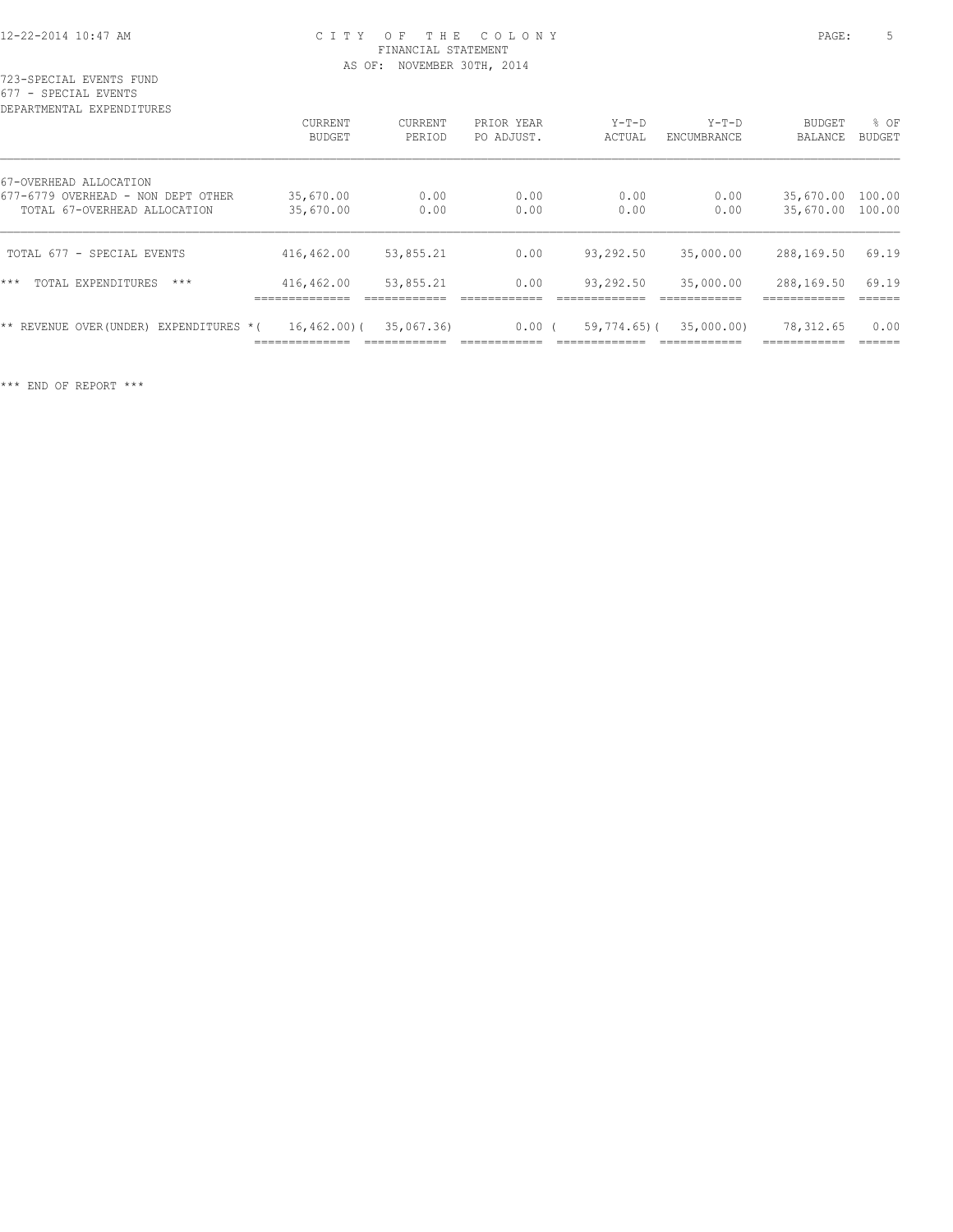CITY OF THE COLONY
FINANCIAL STATEMENT
AS OF: NOVEMBER 30TH, 2014

723-SPECIAL EVENTS FUND
677 - SPECIAL EVENTS
DEPARTMENTAL EXPENDITURES

| | CURRENT BUDGET | CURRENT PERIOD | PRIOR YEAR PO ADJUST. | Y-T-D ACTUAL | Y-T-D ENCUMBRANCE | BUDGET BALANCE | % OF BUDGET |
|---|---|---|---|---|---|---|---|
| 67-OVERHEAD ALLOCATION | | | | | | | |
| 677-6779 OVERHEAD - NON DEPT OTHER | 35,670.00 | 0.00 | 0.00 | 0.00 | 0.00 | 35,670.00 | 100.00 |
| TOTAL 67-OVERHEAD ALLOCATION | 35,670.00 | 0.00 | 0.00 | 0.00 | 0.00 | 35,670.00 | 100.00 |
| TOTAL 677 - SPECIAL EVENTS | 416,462.00 | 53,855.21 | 0.00 | 93,292.50 | 35,000.00 | 288,169.50 | 69.19 |
| *** TOTAL EXPENDITURES *** | 416,462.00 | 53,855.21 | 0.00 | 93,292.50 | 35,000.00 | 288,169.50 | 69.19 |
| ** REVENUE OVER(UNDER) EXPENDITURES * | ( 16,462.00) | ( 35,067.36) | 0.00 | ( 59,774.65) | ( 35,000.00) | 78,312.65 | 0.00 |

*** END OF REPORT ***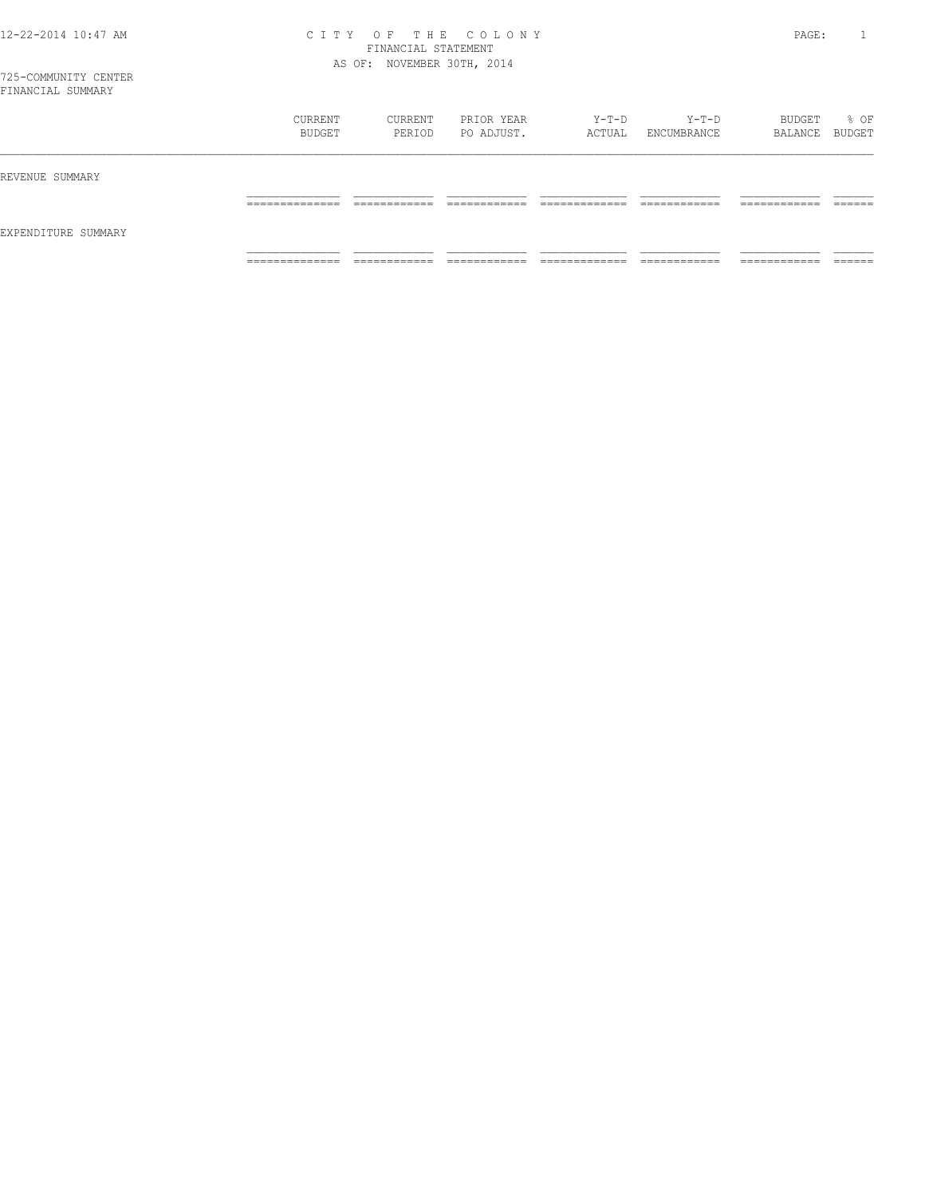# CITY OF THE COLONY

FINANCIAL STATEMENT

AS OF: NOVEMBER 30TH, 2014

725-COMMUNITY CENTER

FINANCIAL SUMMARY

| | CURRENT BUDGET | CURRENT PERIOD | PRIOR YEAR PO ADJUST. | Y-T-D ACTUAL | Y-T-D ENCUMBRANCE | BUDGET BALANCE | % OF BUDGET |
|---|---|---|---|---|---|---|---|
| REVENUE SUMMARY | | | | | | | |
| EXPENDITURE SUMMARY | | | | | | | |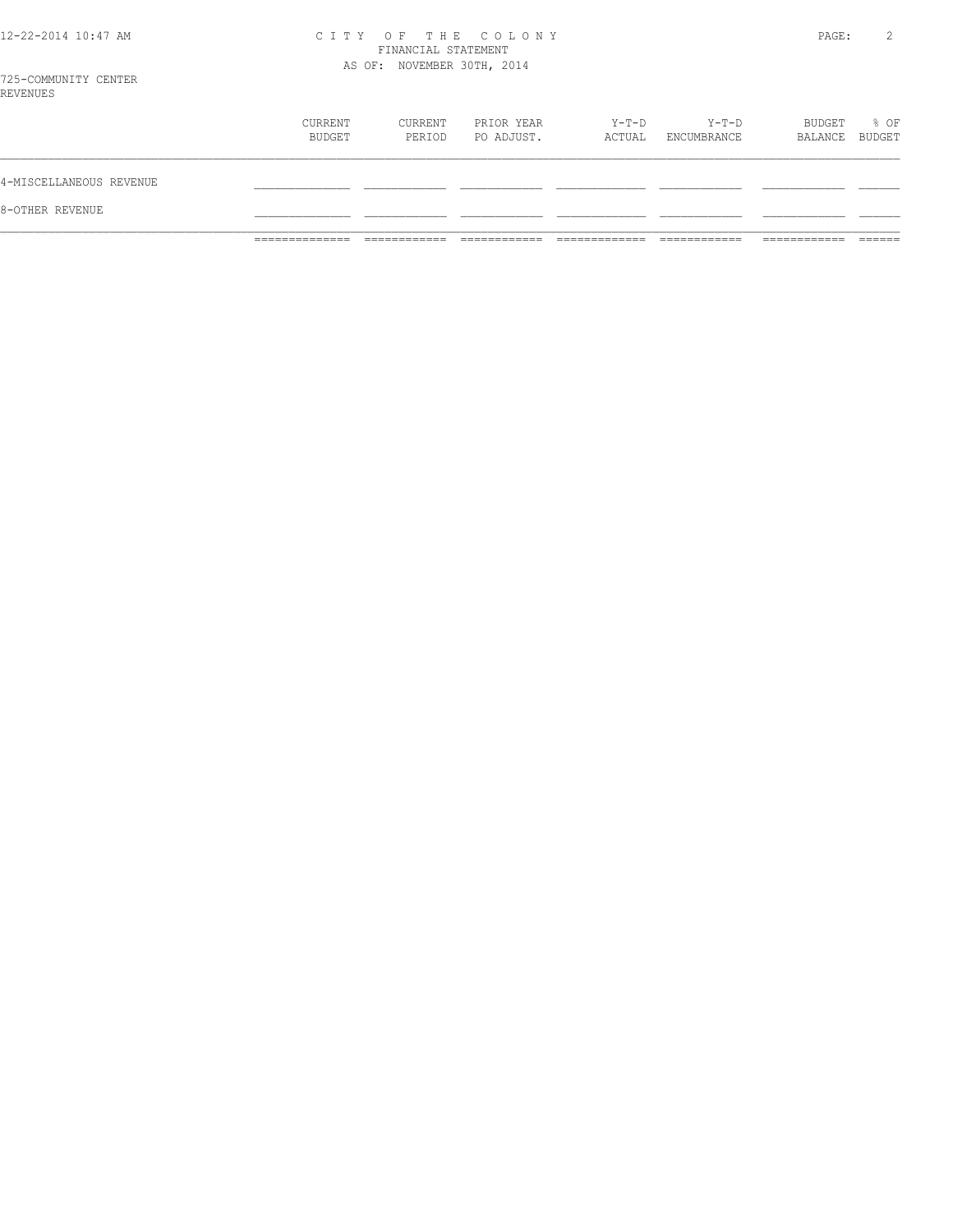725-COMMUNITY CENTER
REVENUES

| | CURRENT BUDGET | CURRENT PERIOD | PRIOR YEAR PO ADJUST. | Y-T-D ACTUAL | Y-T-D ENCUMBRANCE | BUDGET BALANCE | % OF BUDGET |
|---|---|---|---|---|---|---|---|
| 4-MISCELLANEOUS REVENUE | | | | | | | |
| 8-OTHER REVENUE | | | | | | | |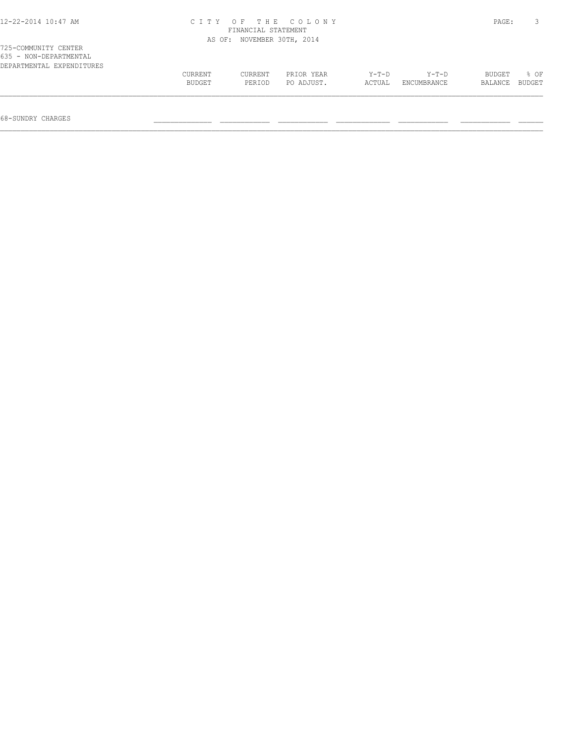725-COMMUNITY CENTER
635 - NON-DEPARTMENTAL
DEPARTMENTAL EXPENDITURES

| | CURRENT BUDGET | CURRENT PERIOD | PRIOR YEAR PO ADJUST. | Y-T-D ACTUAL | Y-T-D ENCUMBRANCE | BUDGET BALANCE | % OF BUDGET |
|---|---|---|---|---|---|---|---|
| 68-SUNDRY CHARGES | | | | | | | |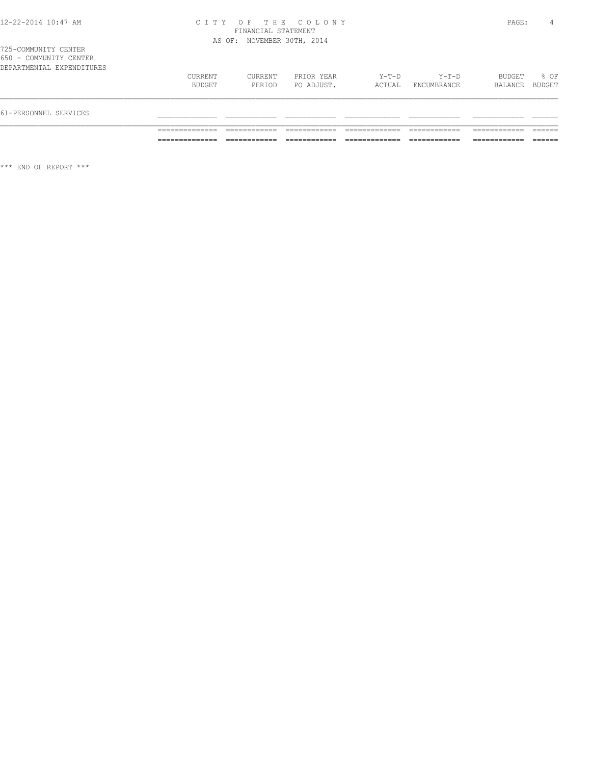725-COMMUNITY CENTER
650 - COMMUNITY CENTER
DEPARTMENTAL EXPENDITURES

| | CURRENT BUDGET | CURRENT PERIOD | PRIOR YEAR PO ADJUST. | Y-T-D ACTUAL | Y-T-D ENCUMBRANCE | BUDGET BALANCE | % OF BUDGET |
|---|---|---|---|---|---|---|---|
| 61-PERSONNEL SERVICES | | | | | | | |

\*\*\* END OF REPORT \*\*\*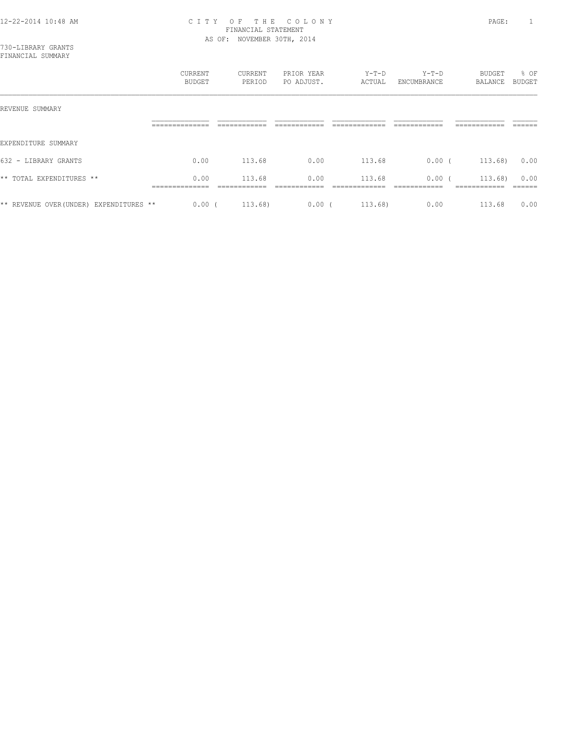# CITY OF THE COLONY

FINANCIAL STATEMENT

AS OF: NOVEMBER 30TH, 2014

730-LIBRARY GRANTS

FINANCIAL SUMMARY

| | CURRENT BUDGET | CURRENT PERIOD | PRIOR YEAR PO ADJUST. | Y-T-D ACTUAL | Y-T-D ENCUMBRANCE | BUDGET BALANCE | % OF BUDGET |
|---|---|---|---|---|---|---|---|
| REVENUE SUMMARY | | | | | | | |
| EXPENDITURE SUMMARY | | | | | | | |
| 632 - LIBRARY GRANTS | 0.00 | 113.68 | 0.00 | 113.68 | 0.00 | ( 113.68) | 0.00 |
| ** TOTAL EXPENDITURES ** | 0.00 | 113.68 | 0.00 | 113.68 | 0.00 | ( 113.68) | 0.00 |
| ** REVENUE OVER(UNDER) EXPENDITURES ** | 0.00 | ( 113.68) | 0.00 | ( 113.68) | 0.00 | 113.68 | 0.00 |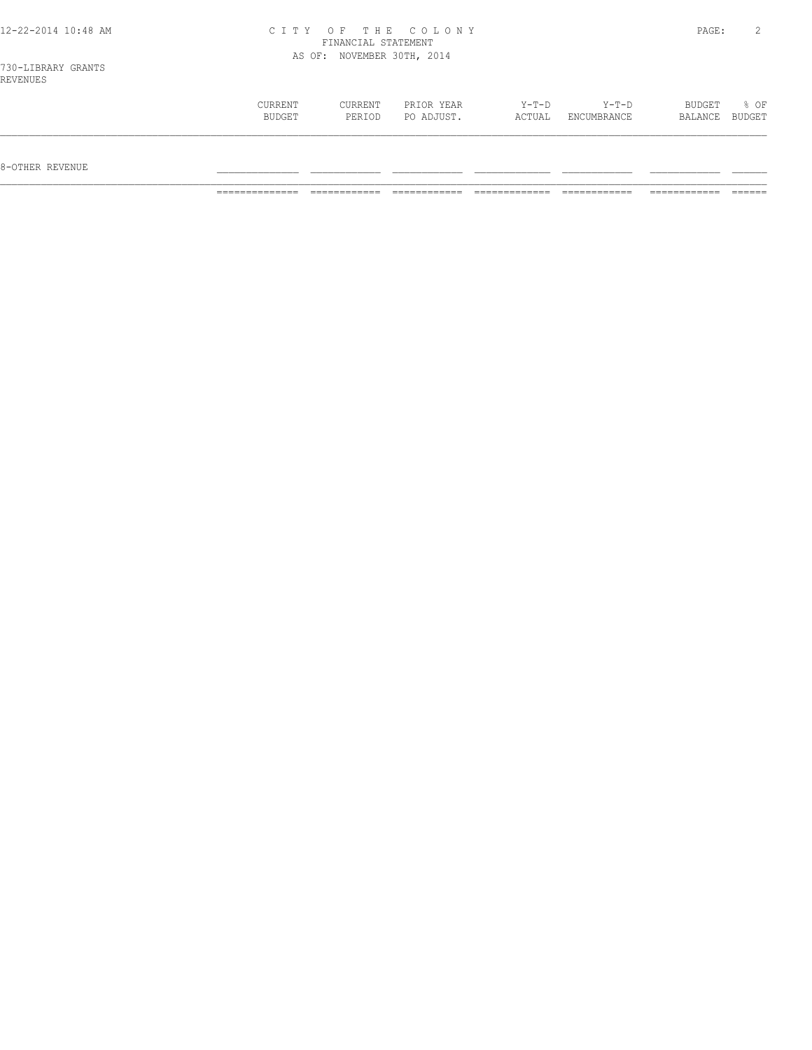CITY OF THE COLONY
FINANCIAL STATEMENT
AS OF: NOVEMBER 30TH, 2014

730-LIBRARY GRANTS
REVENUES

| | CURRENT BUDGET | CURRENT PERIOD | PRIOR YEAR PO ADJUST. | Y-T-D ACTUAL | Y-T-D ENCUMBRANCE | BUDGET BALANCE | % OF BUDGET |
|---|---|---|---|---|---|---|---|
| 8-OTHER REVENUE | | | | | | | |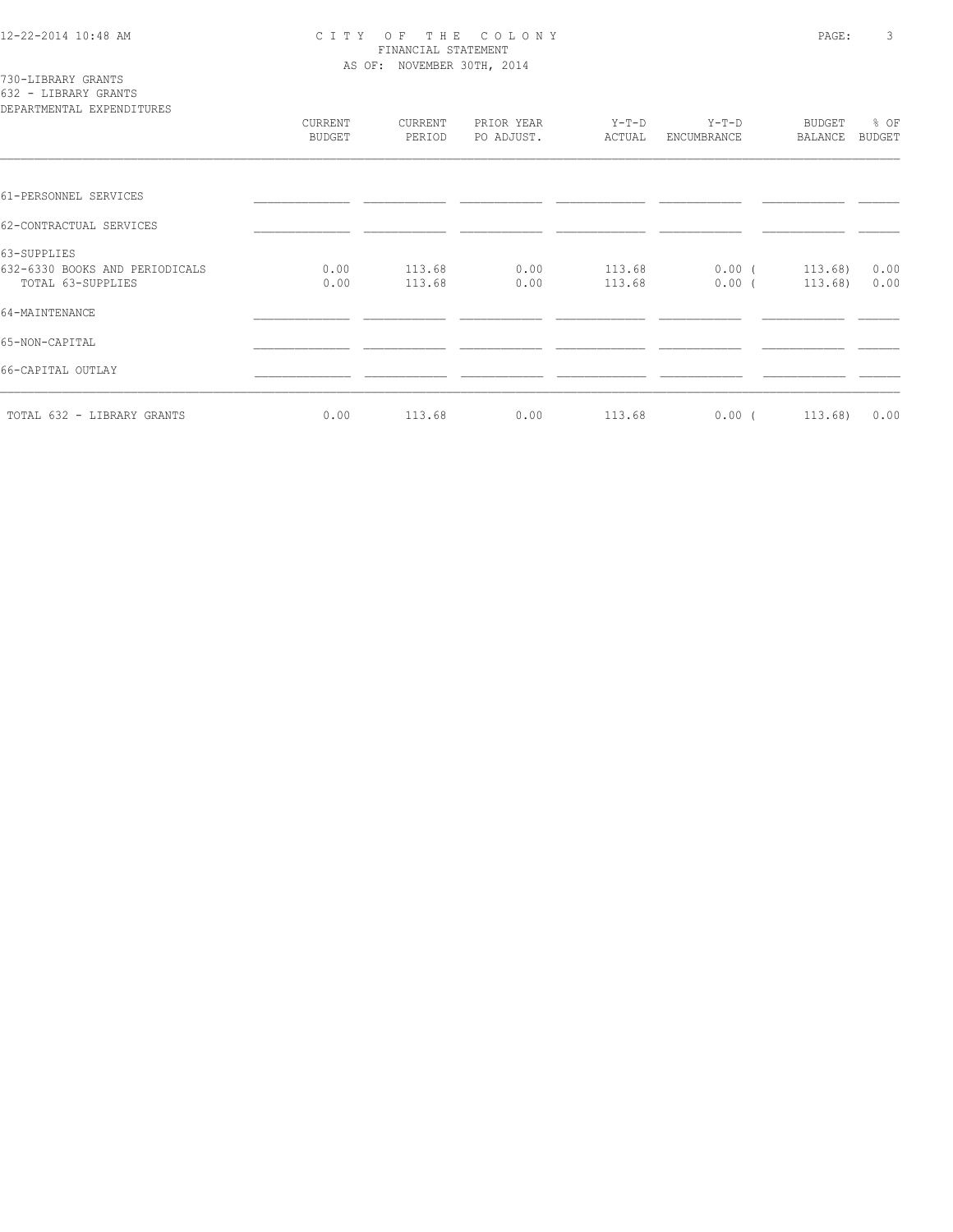# CITY OF THE COLONY
FINANCIAL STATEMENT
AS OF: NOVEMBER 30TH, 2014

730-LIBRARY GRANTS
632 - LIBRARY GRANTS
DEPARTMENTAL EXPENDITURES

| | CURRENT BUDGET | CURRENT PERIOD | PRIOR YEAR PO ADJUST. | Y-T-D ACTUAL | Y-T-D ENCUMBRANCE | BUDGET BALANCE | % OF BUDGET |
|---|---|---|---|---|---|---|---|
| 61-PERSONNEL SERVICES | | | | | | | |
| 62-CONTRACTUAL SERVICES | | | | | | | |
| 63-SUPPLIES | | | | | | | |
| 632-6330 BOOKS AND PERIODICALS | 0.00 | 113.68 | 0.00 | 113.68 | 0.00 | ( 113.68) | 0.00 |
| TOTAL 63-SUPPLIES | 0.00 | 113.68 | 0.00 | 113.68 | 0.00 | ( 113.68) | 0.00 |
| 64-MAINTENANCE | | | | | | | |
| 65-NON-CAPITAL | | | | | | | |
| 66-CAPITAL OUTLAY | | | | | | | |
| TOTAL 632 - LIBRARY GRANTS | 0.00 | 113.68 | 0.00 | 113.68 | 0.00 | ( 113.68) | 0.00 |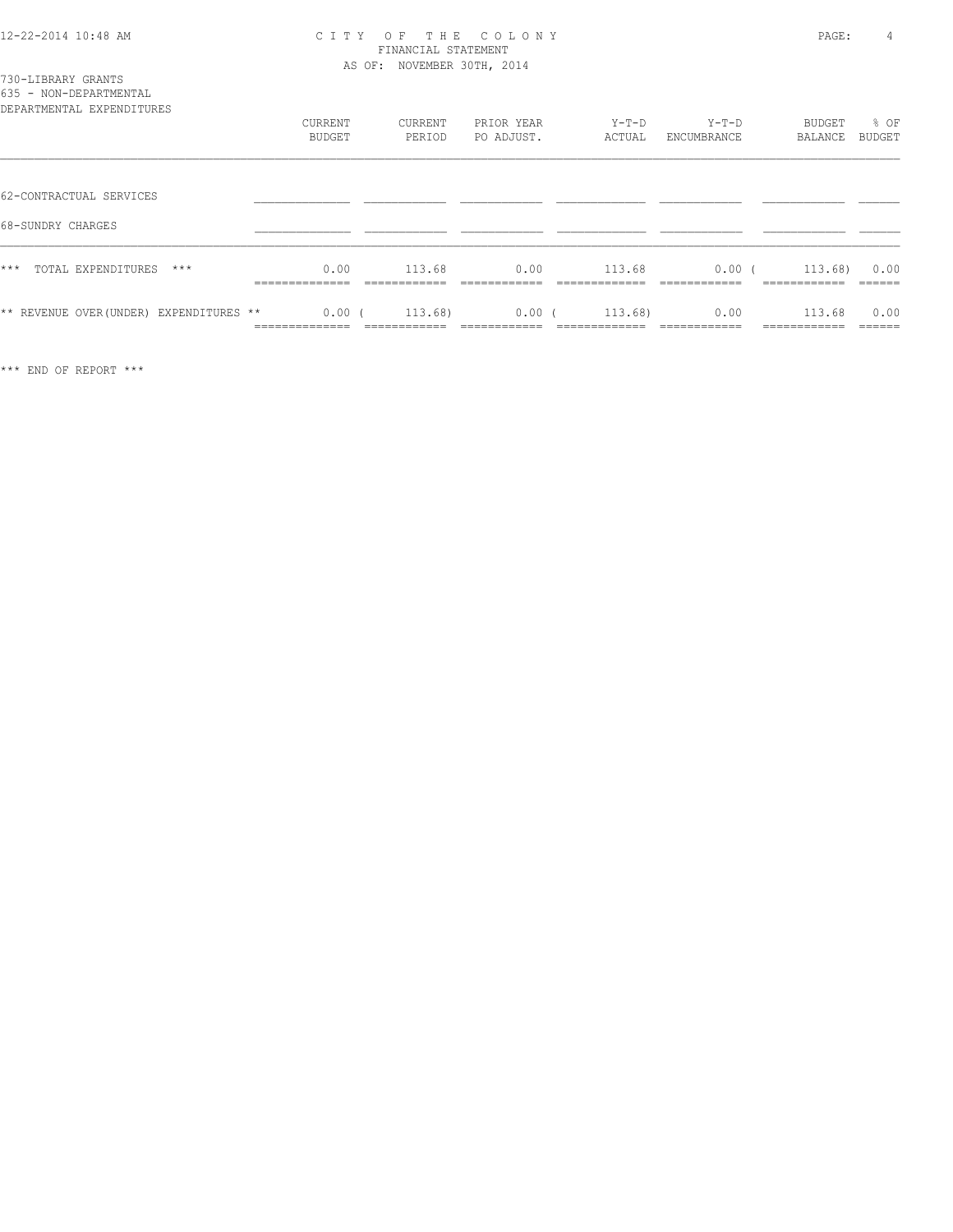CITY OF THE COLONY
FINANCIAL STATEMENT
AS OF: NOVEMBER 30TH, 2014

730-LIBRARY GRANTS
635 - NON-DEPARTMENTAL
DEPARTMENTAL EXPENDITURES

| | CURRENT BUDGET | CURRENT PERIOD | PRIOR YEAR PO ADJUST. | Y-T-D ACTUAL | Y-T-D ENCUMBRANCE | BUDGET BALANCE | % OF BUDGET |
|---|---|---|---|---|---|---|---|
| 62-CONTRACTUAL SERVICES | | | | | | | |
| 68-SUNDRY CHARGES | | | | | | | |
| *** TOTAL EXPENDITURES *** | 0.00 | 113.68 | 0.00 | 113.68 | 0.00 | ( 113.68) | 0.00 |
| ** REVENUE OVER(UNDER) EXPENDITURES ** | 0.00 | ( 113.68) | 0.00 | ( 113.68) | 0.00 | 113.68 | 0.00 |

*** END OF REPORT ***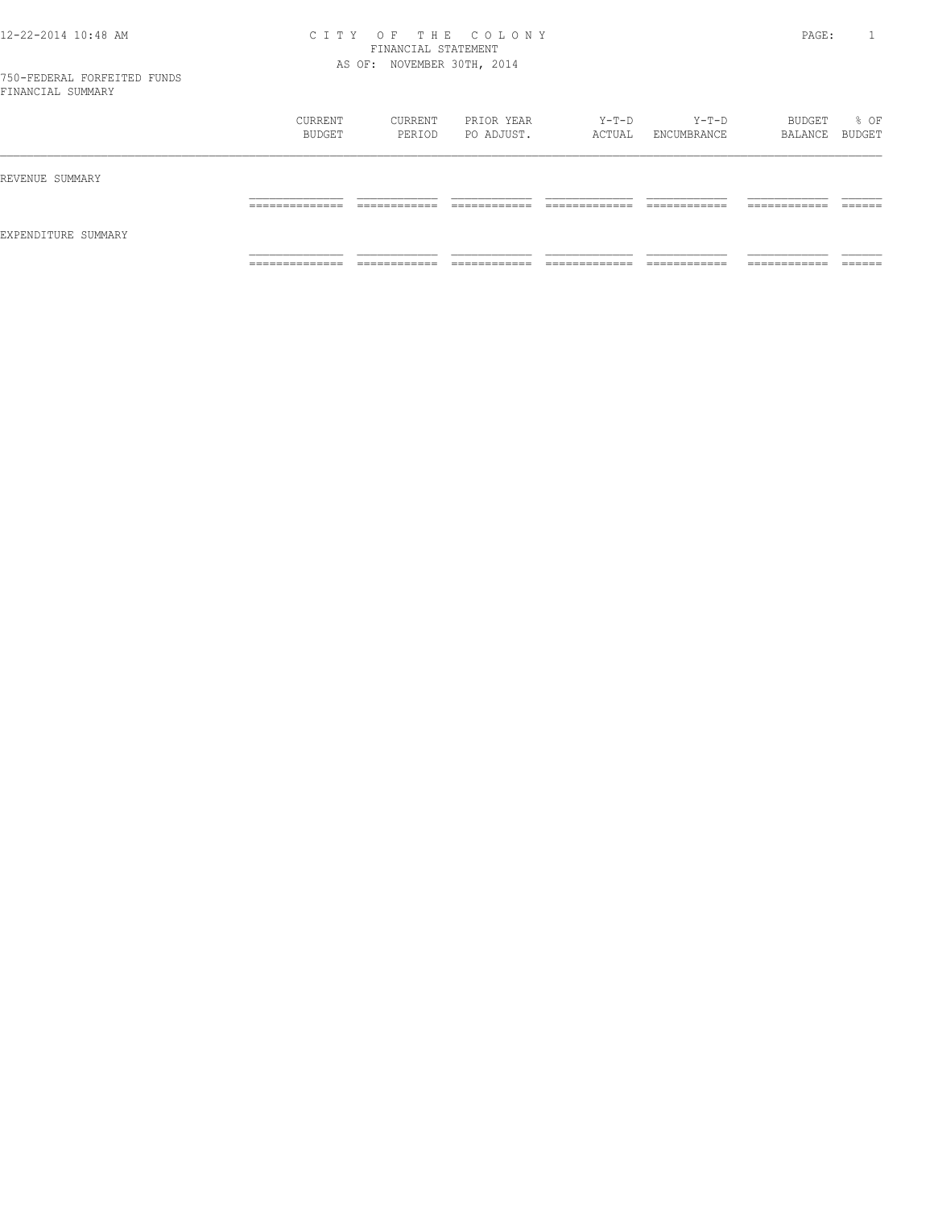# CITY OF THE COLONY
## FINANCIAL STATEMENT
### AS OF: NOVEMBER 30TH, 2014

750-FEDERAL FORFEITED FUNDS
FINANCIAL SUMMARY

| | CURRENT BUDGET | CURRENT PERIOD | PRIOR YEAR PO ADJUST. | Y-T-D ACTUAL | Y-T-D ENCUMBRANCE | BUDGET BALANCE | % OF BUDGET |
|---|---|---|---|---|---|---|---|
| REVENUE SUMMARY | | | | | | | |
| EXPENDITURE SUMMARY | | | | | | | |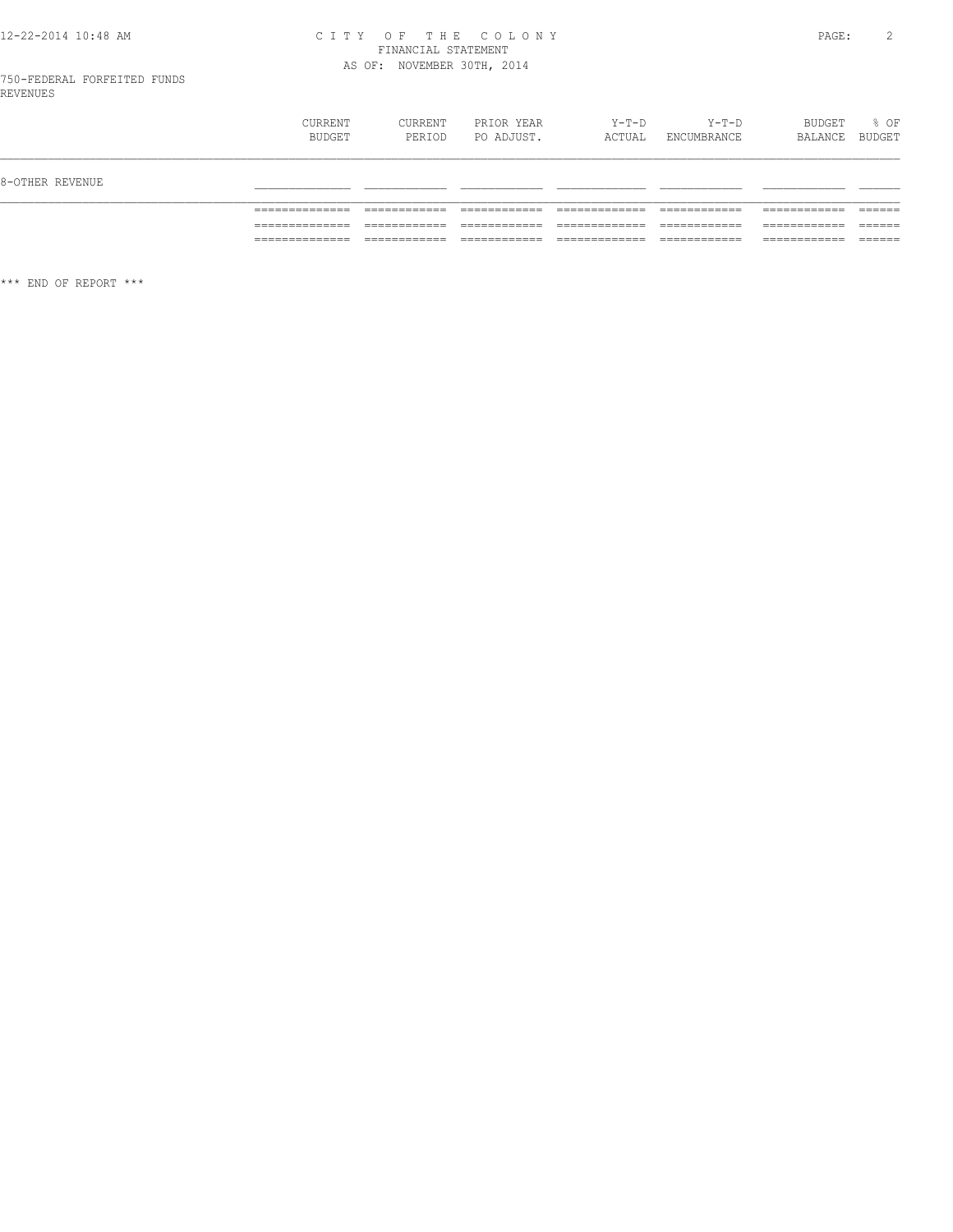CITY OF THE COLONY
FINANCIAL STATEMENT
AS OF: NOVEMBER 30TH, 2014

750-FEDERAL FORFEITED FUNDS
REVENUES

| | CURRENT BUDGET | CURRENT PERIOD | PRIOR YEAR PO ADJUST. | Y-T-D ACTUAL | Y-T-D ENCUMBRANCE | BUDGET BALANCE | % OF BUDGET |
|---|---|---|---|---|---|---|---|
| 8-OTHER REVENUE | | | | | | | |

*** END OF REPORT ***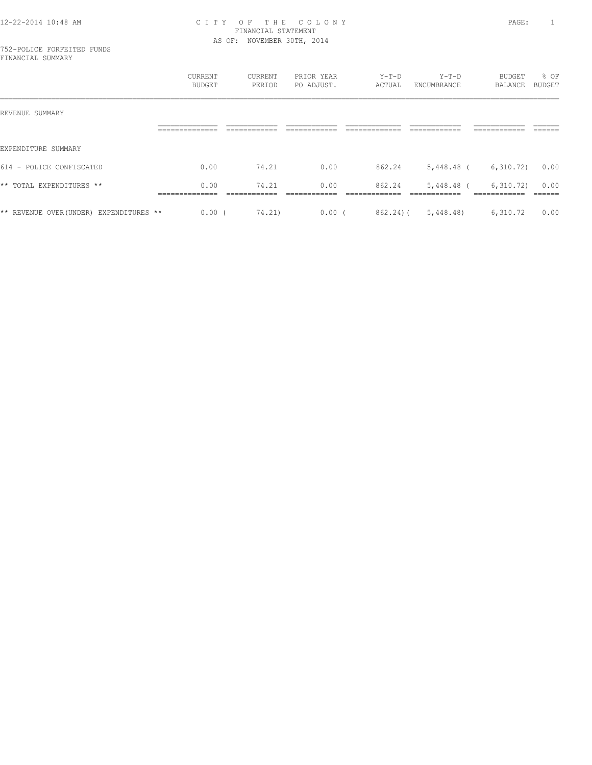12-22-2014 10:48 AM

# CITY OF THE COLONY

FINANCIAL STATEMENT

AS OF: NOVEMBER 30TH, 2014

752-POLICE FORFEITED FUNDS

FINANCIAL SUMMARY

| | CURRENT BUDGET | CURRENT PERIOD | PRIOR YEAR PO ADJUST. | Y-T-D ACTUAL | Y-T-D ENCUMBRANCE | BUDGET BALANCE | % OF BUDGET |
|---|---|---|---|---|---|---|---|
| REVENUE SUMMARY | | | | | | | |
| EXPENDITURE SUMMARY | | | | | | | |
| 614 - POLICE CONFISCATED | 0.00 | 74.21 | 0.00 | 862.24 | 5,448.48 | ( 6,310.72) | 0.00 |
| ** TOTAL EXPENDITURES ** | 0.00 | 74.21 | 0.00 | 862.24 | 5,448.48 | ( 6,310.72) | 0.00 |
| ** REVENUE OVER(UNDER) EXPENDITURES ** | 0.00 | ( 74.21) | 0.00 | ( 862.24) | ( 5,448.48) | 6,310.72 | 0.00 |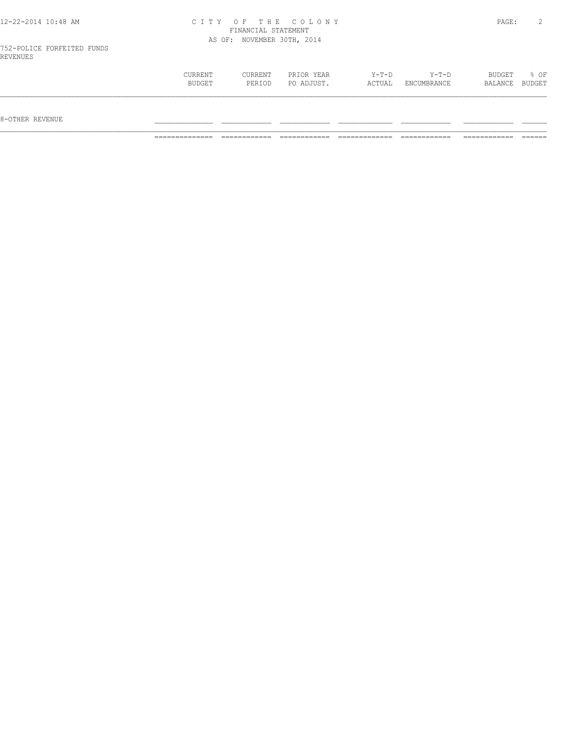# CITY OF THE COLONY
## FINANCIAL STATEMENT
### AS OF: NOVEMBER 30TH, 2014

752-POLICE FORFEITED FUNDS
REVENUES

| | CURRENT BUDGET | CURRENT PERIOD | PRIOR YEAR PO ADJUST. | Y-T-D ACTUAL | Y-T-D ENCUMBRANCE | BUDGET BALANCE | % OF BUDGET |
|---|---|---|---|---|---|---|---|
| 8-OTHER REVENUE | | | | | | | |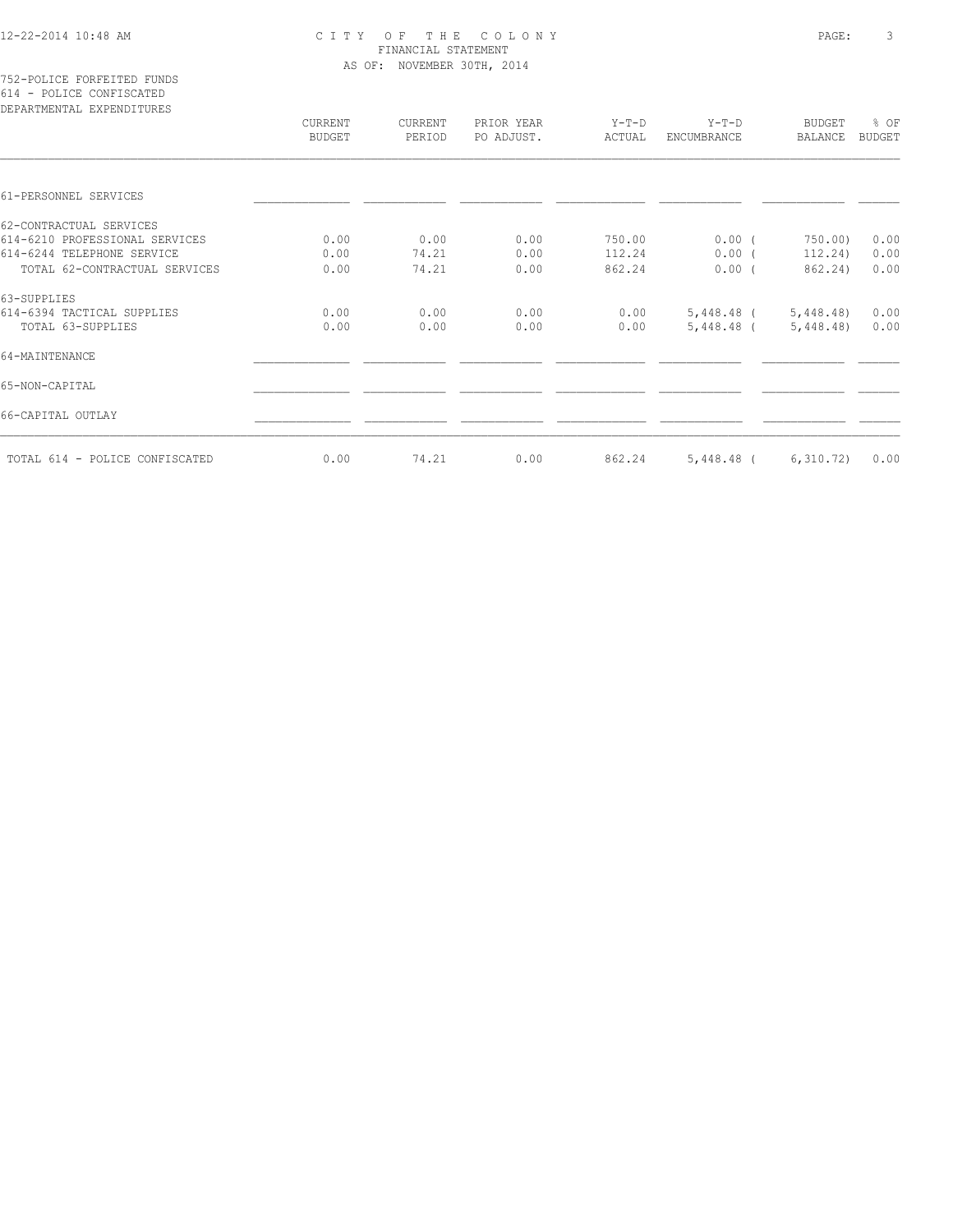CITY OF THE COLONY
FINANCIAL STATEMENT
AS OF: NOVEMBER 30TH, 2014

752-POLICE FORFEITED FUNDS
614 - POLICE CONFISCATED
DEPARTMENTAL EXPENDITURES

| | CURRENT BUDGET | CURRENT PERIOD | PRIOR YEAR PO ADJUST. | Y-T-D ACTUAL | Y-T-D ENCUMBRANCE | BUDGET BALANCE | % OF BUDGET |
|---|---|---|---|---|---|---|---|
| 61-PERSONNEL SERVICES | | | | | | | |
| 62-CONTRACTUAL SERVICES | | | | | | | |
| 614-6210 PROFESSIONAL SERVICES | 0.00 | 0.00 | 0.00 | 750.00 | 0.00 | ( 750.00) | 0.00 |
| 614-6244 TELEPHONE SERVICE | 0.00 | 74.21 | 0.00 | 112.24 | 0.00 | ( 112.24) | 0.00 |
| TOTAL 62-CONTRACTUAL SERVICES | 0.00 | 74.21 | 0.00 | 862.24 | 0.00 | ( 862.24) | 0.00 |
| 63-SUPPLIES | | | | | | | |
| 614-6394 TACTICAL SUPPLIES | 0.00 | 0.00 | 0.00 | 0.00 | 5,448.48 | ( 5,448.48) | 0.00 |
| TOTAL 63-SUPPLIES | 0.00 | 0.00 | 0.00 | 0.00 | 5,448.48 | ( 5,448.48) | 0.00 |
| 64-MAINTENANCE | | | | | | | |
| 65-NON-CAPITAL | | | | | | | |
| 66-CAPITAL OUTLAY | | | | | | | |
| TOTAL 614 - POLICE CONFISCATED | 0.00 | 74.21 | 0.00 | 862.24 | 5,448.48 | ( 6,310.72) | 0.00 |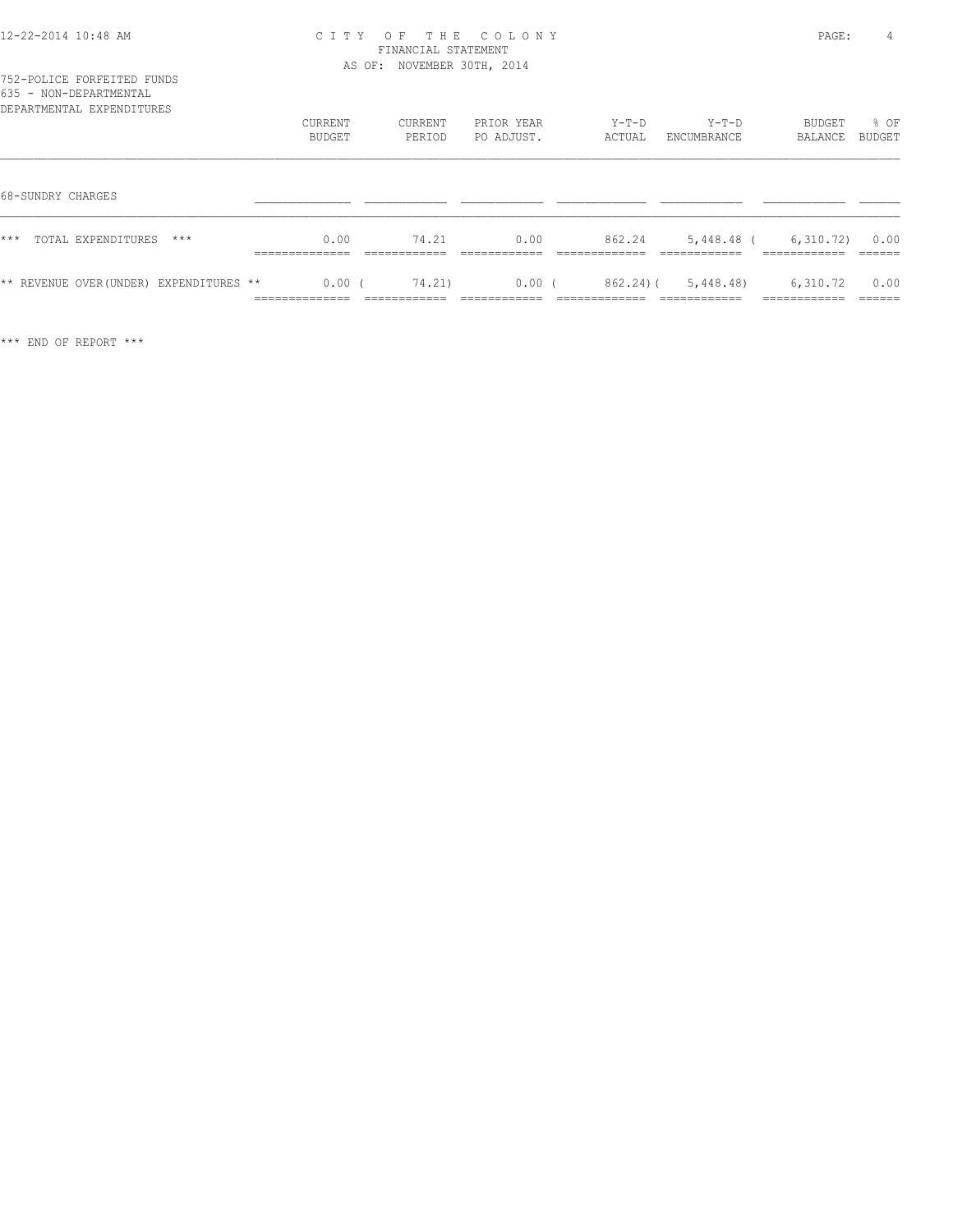# CITY OF THE COLONY
## FINANCIAL STATEMENT
### AS OF: NOVEMBER 30TH, 2014

752-POLICE FORFEITED FUNDS
635 - NON-DEPARTMENTAL
DEPARTMENTAL EXPENDITURES

| | CURRENT BUDGET | CURRENT PERIOD | PRIOR YEAR PO ADJUST. | Y-T-D ACTUAL | Y-T-D ENCUMBRANCE | BUDGET BALANCE | % OF BUDGET |
|---|---|---|---|---|---|---|---|
| 68-SUNDRY CHARGES | | | | | | | |
| *** TOTAL EXPENDITURES *** | 0.00 | 74.21 | 0.00 | 862.24 | 5,448.48 | (6,310.72) | 0.00 |
| ** REVENUE OVER(UNDER) EXPENDITURES ** | 0.00 | (74.21) | 0.00 | (862.24) | (5,448.48) | 6,310.72 | 0.00 |

*** END OF REPORT ***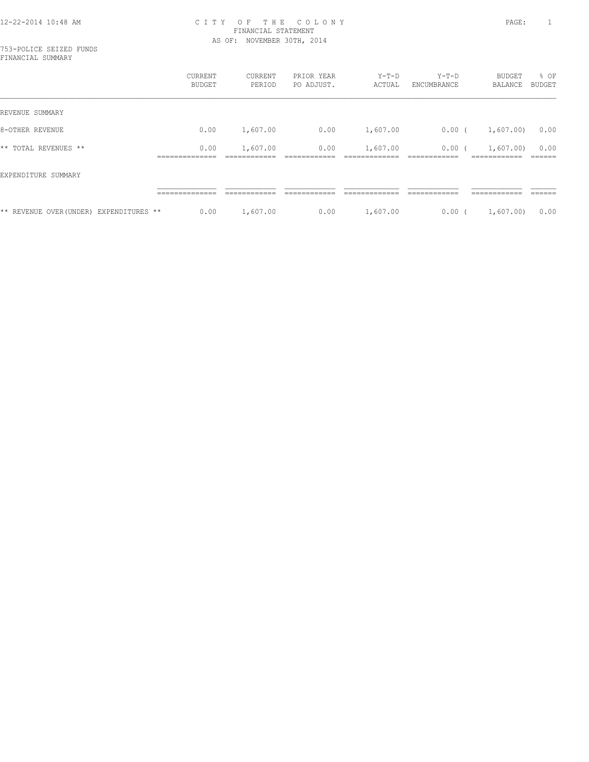CITY OF THE COLONY
FINANCIAL STATEMENT
AS OF: NOVEMBER 30TH, 2014

753-POLICE SEIZED FUNDS
FINANCIAL SUMMARY

| | CURRENT BUDGET | CURRENT PERIOD | PRIOR YEAR PO ADJUST. | Y-T-D ACTUAL | Y-T-D ENCUMBRANCE | BUDGET BALANCE | % OF BUDGET |
|---|---|---|---|---|---|---|---|
| REVENUE SUMMARY | | | | | | | |
| 8-OTHER REVENUE | 0.00 | 1,607.00 | 0.00 | 1,607.00 | 0.00 | ( 1,607.00) | 0.00 |
| ** TOTAL REVENUES ** | 0.00 | 1,607.00 | 0.00 | 1,607.00 | 0.00 | ( 1,607.00) | 0.00 |
| EXPENDITURE SUMMARY | | | | | | | |
| ** REVENUE OVER(UNDER) EXPENDITURES ** | 0.00 | 1,607.00 | 0.00 | 1,607.00 | 0.00 | ( 1,607.00) | 0.00 |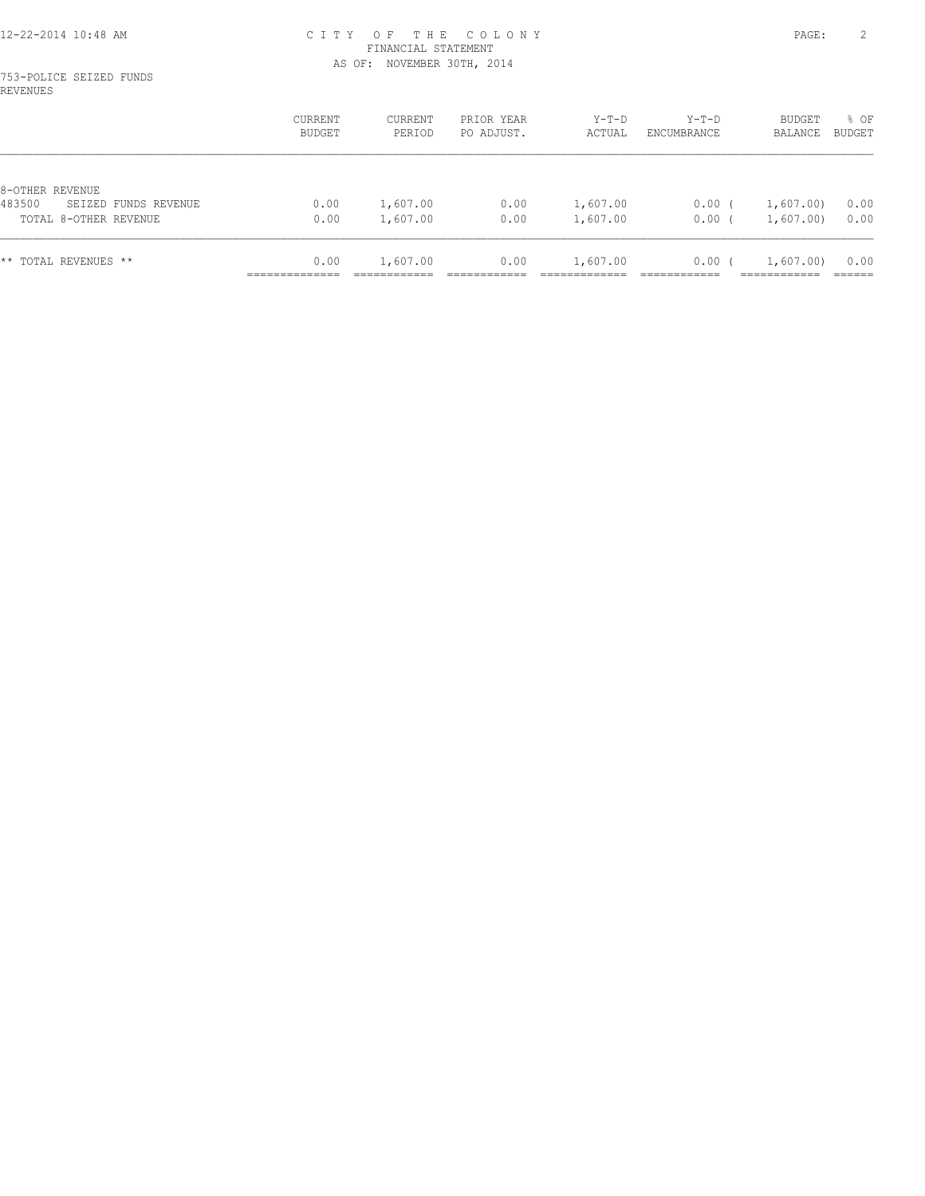# CITY OF THE COLONY
## FINANCIAL STATEMENT
### AS OF: NOVEMBER 30TH, 2014

753-POLICE SEIZED FUNDS
REVENUES

| | CURRENT BUDGET | CURRENT PERIOD | PRIOR YEAR PO ADJUST. | Y-T-D ACTUAL | Y-T-D ENCUMBRANCE | BUDGET BALANCE | % OF BUDGET |
|---|---|---|---|---|---|---|---|
| 8-OTHER REVENUE | | | | | | | |
| 483500 SEIZED FUNDS REVENUE | 0.00 | 1,607.00 | 0.00 | 1,607.00 | 0.00 | ( 1,607.00) | 0.00 |
| TOTAL 8-OTHER REVENUE | 0.00 | 1,607.00 | 0.00 | 1,607.00 | 0.00 | ( 1,607.00) | 0.00 |
| ** TOTAL REVENUES ** | 0.00 | 1,607.00 | 0.00 | 1,607.00 | 0.00 | ( 1,607.00) | 0.00 |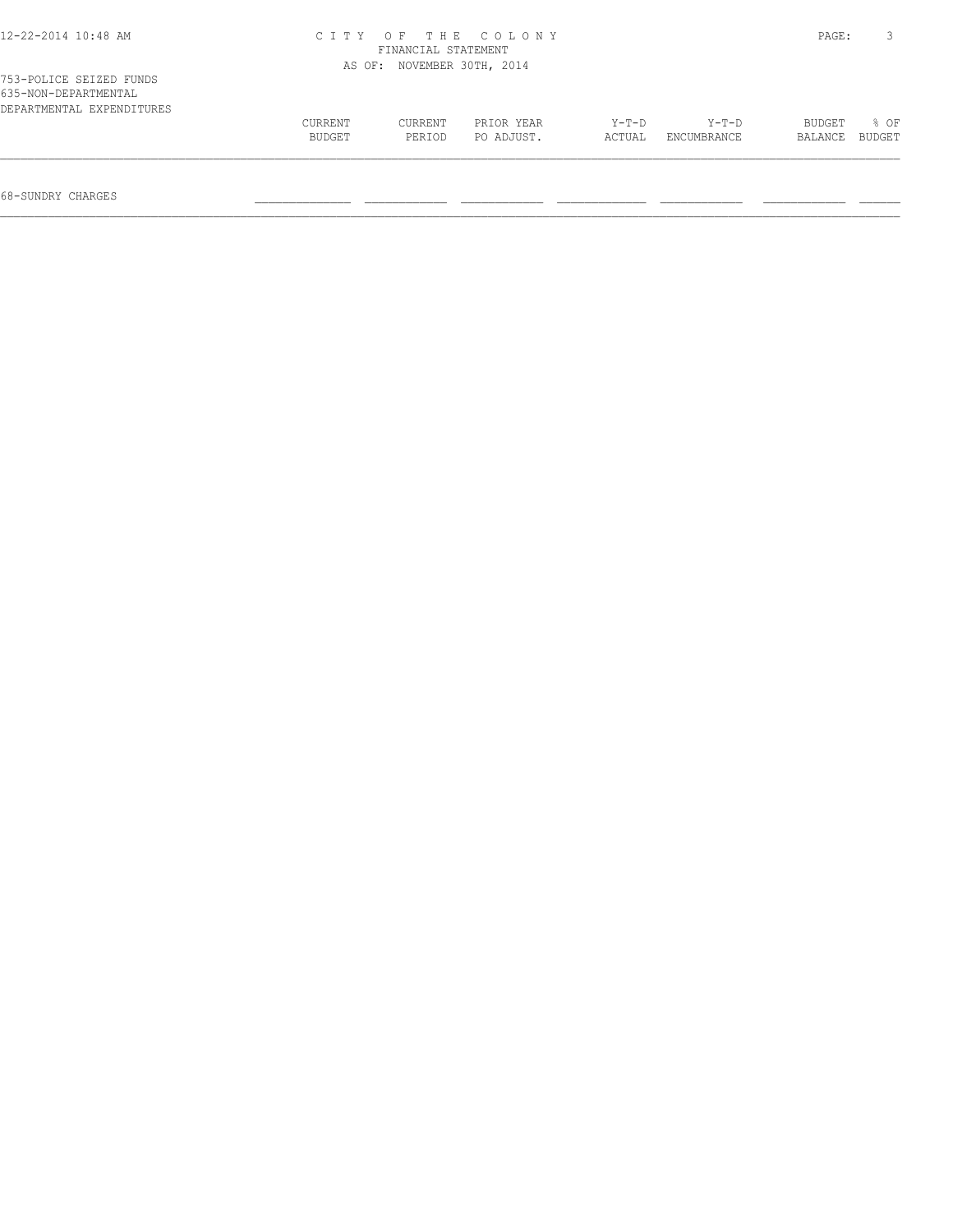C I T Y O F T H E C O L O N Y
FINANCIAL STATEMENT
AS OF: NOVEMBER 30TH, 2014

753-POLICE SEIZED FUNDS
635-NON-DEPARTMENTAL
DEPARTMENTAL EXPENDITURES

| | CURRENT BUDGET | CURRENT PERIOD | PRIOR YEAR PO ADJUST. | Y-T-D ACTUAL | Y-T-D ENCUMBRANCE | BUDGET BALANCE | % OF BUDGET |
|---|---|---|---|---|---|---|---|
| 68-SUNDRY CHARGES | | | | | | | |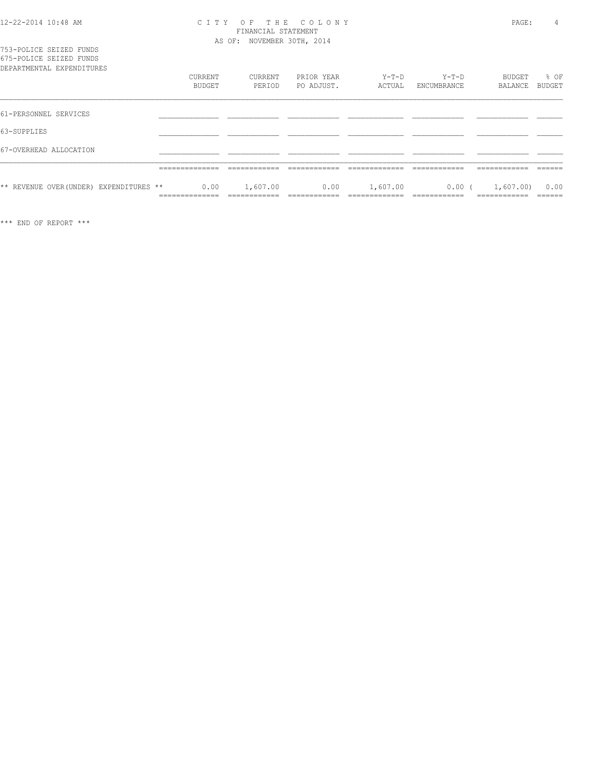CITY OF THE COLONY
FINANCIAL STATEMENT
AS OF: NOVEMBER 30TH, 2014

753-POLICE SEIZED FUNDS
675-POLICE SEIZED FUNDS
DEPARTMENTAL EXPENDITURES

| | CURRENT BUDGET | CURRENT PERIOD | PRIOR YEAR PO ADJUST. | Y-T-D ACTUAL | Y-T-D ENCUMBRANCE | BUDGET BALANCE | % OF BUDGET |
|---|---|---|---|---|---|---|---|
| 61-PERSONNEL SERVICES | | | | | | | |
| 63-SUPPLIES | | | | | | | |
| 67-OVERHEAD ALLOCATION | | | | | | | |
| ** REVENUE OVER(UNDER) EXPENDITURES ** | 0.00 | 1,607.00 | 0.00 | 1,607.00 | 0.00 | ( 1,607.00) | 0.00 |

*** END OF REPORT ***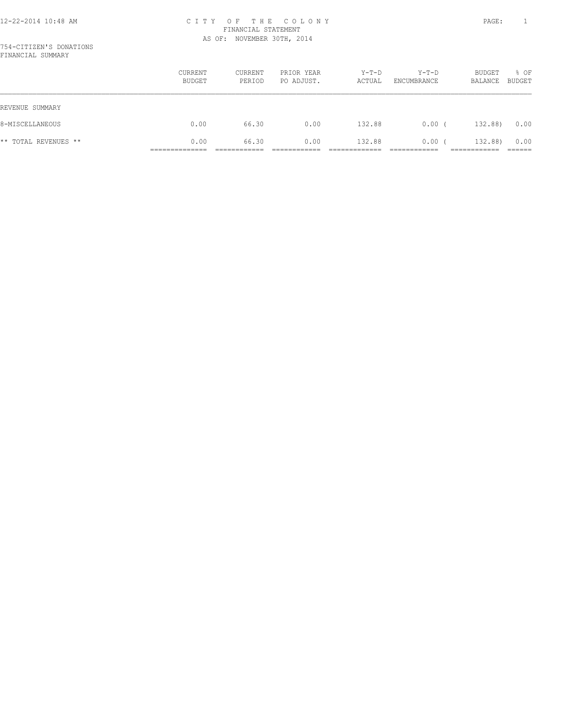# CITY OF THE COLONY
## FINANCIAL STATEMENT
### AS OF: NOVEMBER 30TH, 2014

754-CITIZEN'S DONATIONS
FINANCIAL SUMMARY

| | CURRENT BUDGET | CURRENT PERIOD | PRIOR YEAR PO ADJUST. | Y-T-D ACTUAL | Y-T-D ENCUMBRANCE | BUDGET BALANCE | % OF BUDGET |
|---|---|---|---|---|---|---|---|
| REVENUE SUMMARY | | | | | | | |
| 8-MISCELLANEOUS | 0.00 | 66.30 | 0.00 | 132.88 | 0.00 | ( 132.88) | 0.00 |
| ** TOTAL REVENUES ** | 0.00 | 66.30 | 0.00 | 132.88 | 0.00 | ( 132.88) | 0.00 |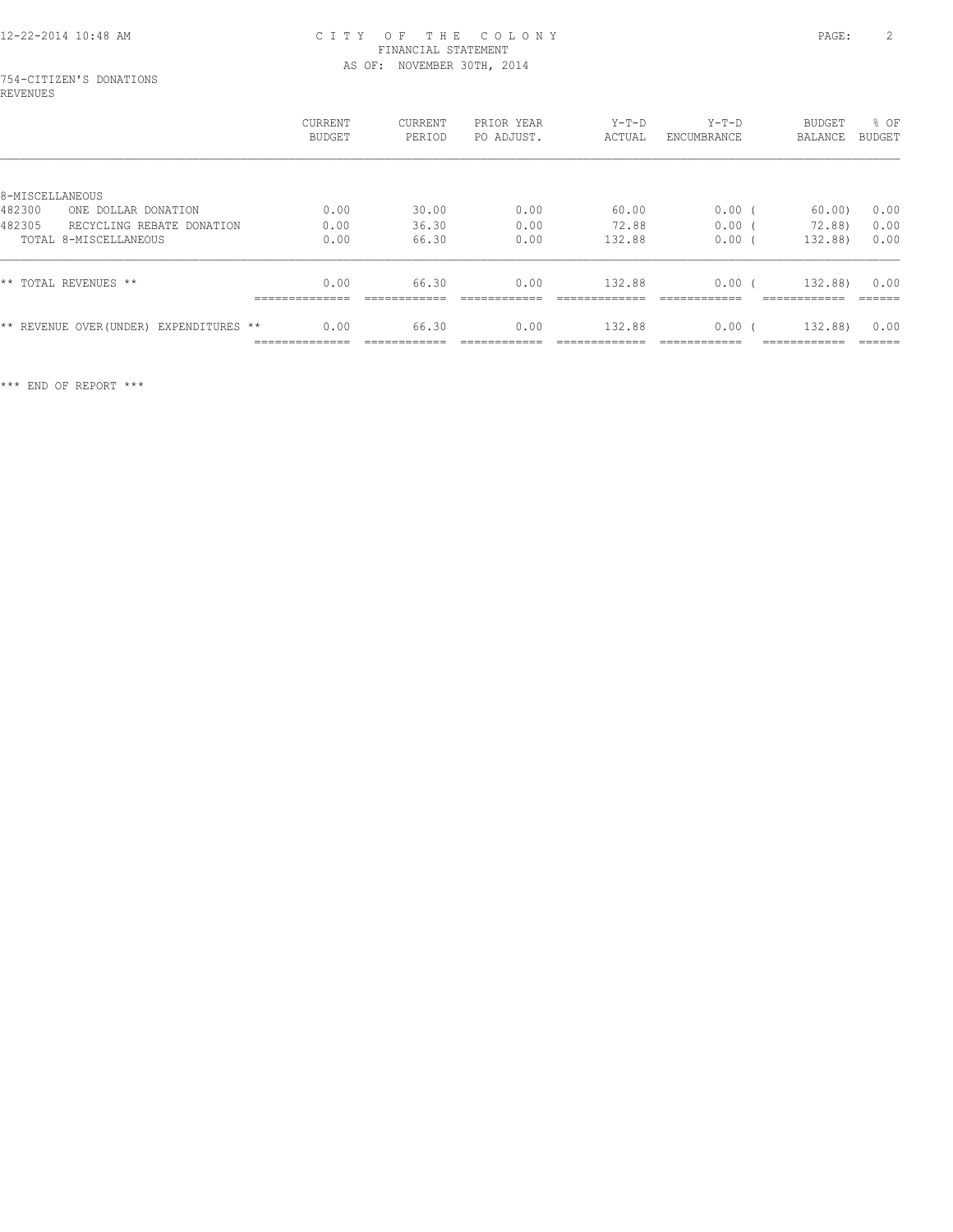CITY OF THE COLONY
FINANCIAL STATEMENT
AS OF: NOVEMBER 30TH, 2014

754-CITIZEN'S DONATIONS
REVENUES

| | CURRENT BUDGET | CURRENT PERIOD | PRIOR YEAR PO ADJUST. | Y-T-D ACTUAL | Y-T-D ENCUMBRANCE | BUDGET BALANCE | % OF BUDGET |
|---|---|---|---|---|---|---|---|
| 8-MISCELLANEOUS | | | | | | | |
| 482300 ONE DOLLAR DONATION | 0.00 | 30.00 | 0.00 | 60.00 | 0.00 | ( 60.00) | 0.00 |
| 482305 RECYCLING REBATE DONATION | 0.00 | 36.30 | 0.00 | 72.88 | 0.00 | ( 72.88) | 0.00 |
| TOTAL 8-MISCELLANEOUS | 0.00 | 66.30 | 0.00 | 132.88 | 0.00 | ( 132.88) | 0.00 |
| ** TOTAL REVENUES ** | 0.00 | 66.30 | 0.00 | 132.88 | 0.00 | ( 132.88) | 0.00 |
| ** REVENUE OVER(UNDER) EXPENDITURES ** | 0.00 | 66.30 | 0.00 | 132.88 | 0.00 | ( 132.88) | 0.00 |

*** END OF REPORT ***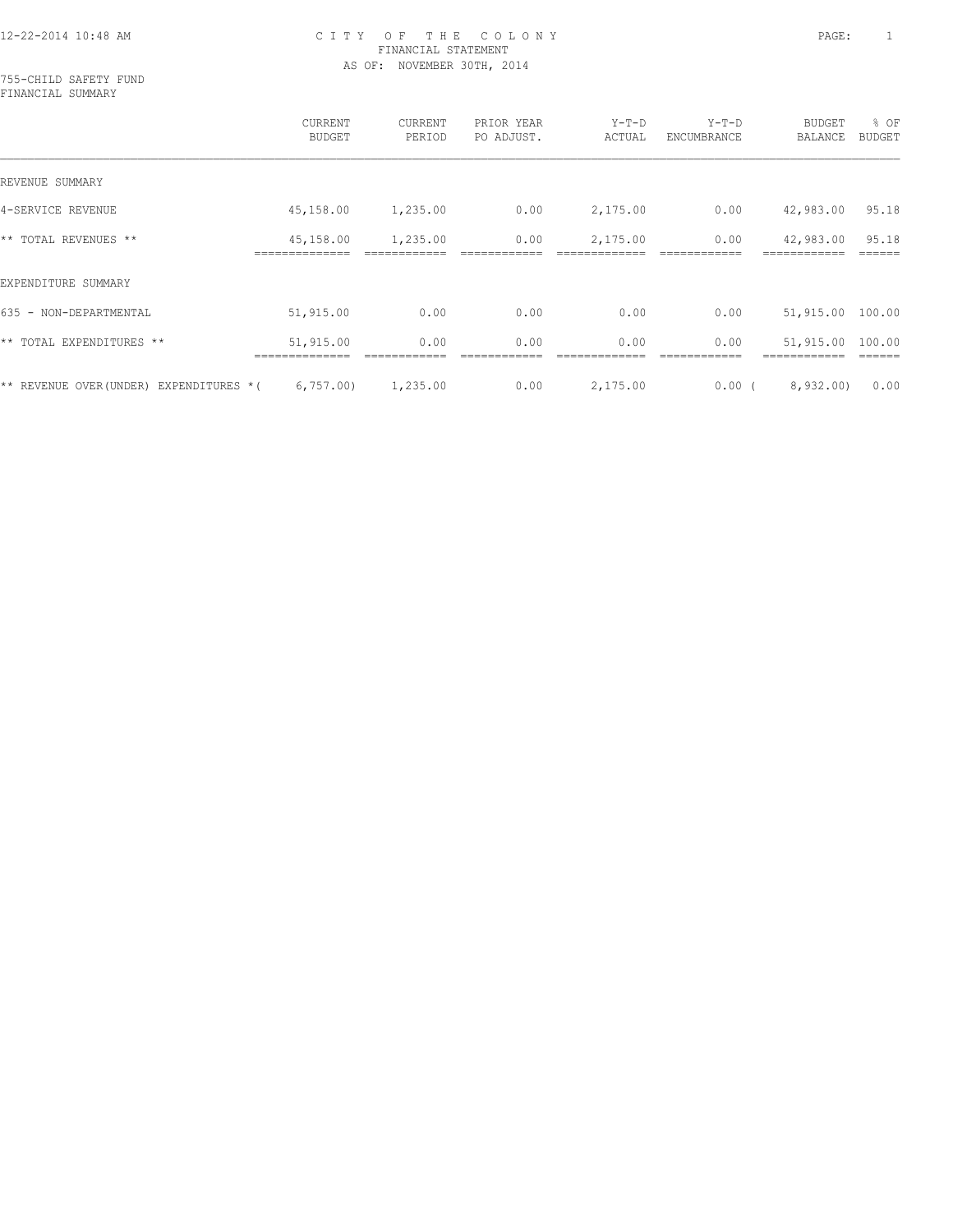# CITY OF THE COLONY

FINANCIAL STATEMENT

AS OF: NOVEMBER 30TH, 2014

755-CHILD SAFETY FUND

FINANCIAL SUMMARY

| | CURRENT BUDGET | CURRENT PERIOD | PRIOR YEAR PO ADJUST. | Y-T-D ACTUAL | Y-T-D ENCUMBRANCE | BUDGET BALANCE | % OF BUDGET |
|---|---|---|---|---|---|---|---|
| REVENUE SUMMARY | | | | | | | |
| 4-SERVICE REVENUE | 45,158.00 | 1,235.00 | 0.00 | 2,175.00 | 0.00 | 42,983.00 | 95.18 |
| ** TOTAL REVENUES ** | 45,158.00 | 1,235.00 | 0.00 | 2,175.00 | 0.00 | 42,983.00 | 95.18 |
| EXPENDITURE SUMMARY | | | | | | | |
| 635 - NON-DEPARTMENTAL | 51,915.00 | 0.00 | 0.00 | 0.00 | 0.00 | 51,915.00 | 100.00 |
| ** TOTAL EXPENDITURES ** | 51,915.00 | 0.00 | 0.00 | 0.00 | 0.00 | 51,915.00 | 100.00 |
| ** REVENUE OVER(UNDER) EXPENDITURES * | ( 6,757.00) | 1,235.00 | 0.00 | 2,175.00 | 0.00 | ( 8,932.00) | 0.00 |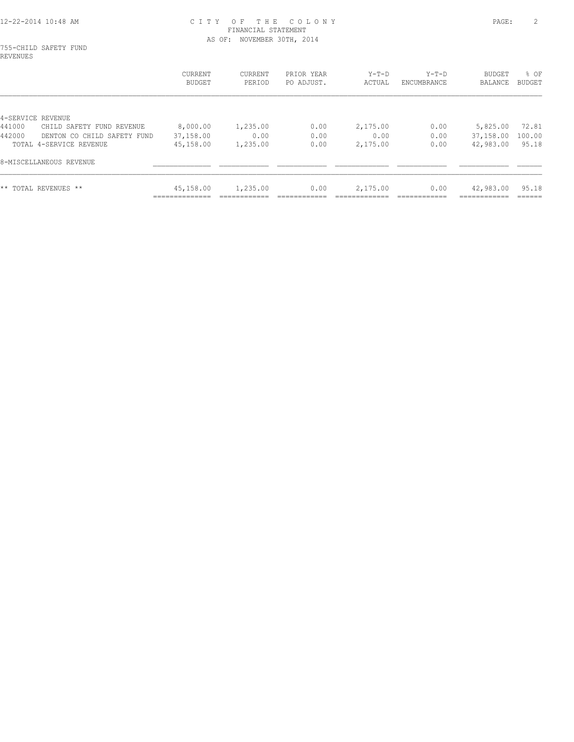CITY OF THE COLONY
FINANCIAL STATEMENT
AS OF: NOVEMBER 30TH, 2014

755-CHILD SAFETY FUND
REVENUES

| | CURRENT BUDGET | CURRENT PERIOD | PRIOR YEAR PO ADJUST. | Y-T-D ACTUAL | Y-T-D ENCUMBRANCE | BUDGET BALANCE | % OF BUDGET |
|---|---|---|---|---|---|---|---|
| 4-SERVICE REVENUE | | | | | | | |
| 441000 CHILD SAFETY FUND REVENUE | 8,000.00 | 1,235.00 | 0.00 | 2,175.00 | 0.00 | 5,825.00 | 72.81 |
| 442000 DENTON CO CHILD SAFETY FUND | 37,158.00 | 0.00 | 0.00 | 0.00 | 0.00 | 37,158.00 | 100.00 |
| TOTAL 4-SERVICE REVENUE | 45,158.00 | 1,235.00 | 0.00 | 2,175.00 | 0.00 | 42,983.00 | 95.18 |
| 8-MISCELLANEOUS REVENUE | | | | | | | |
| ** TOTAL REVENUES ** | 45,158.00 | 1,235.00 | 0.00 | 2,175.00 | 0.00 | 42,983.00 | 95.18 |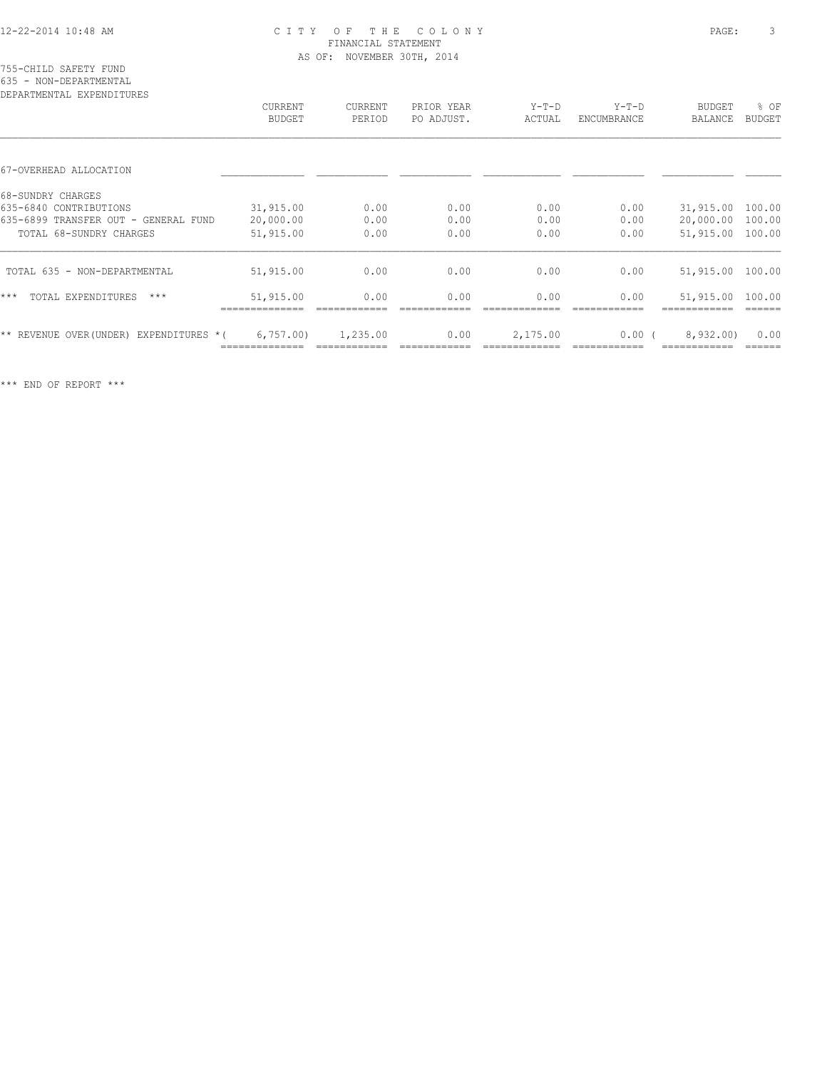CITY OF THE COLONY
FINANCIAL STATEMENT
AS OF: NOVEMBER 30TH, 2014

755-CHILD SAFETY FUND
635 - NON-DEPARTMENTAL
DEPARTMENTAL EXPENDITURES

| | CURRENT BUDGET | CURRENT PERIOD | PRIOR YEAR PO ADJUST. | Y-T-D ACTUAL | Y-T-D ENCUMBRANCE | BUDGET BALANCE | % OF BUDGET |
|---|---|---|---|---|---|---|---|
| 67-OVERHEAD ALLOCATION | | | | | | | |
| 68-SUNDRY CHARGES | | | | | | | |
| 635-6840 CONTRIBUTIONS | 31,915.00 | 0.00 | 0.00 | 0.00 | 0.00 | 31,915.00 | 100.00 |
| 635-6899 TRANSFER OUT - GENERAL FUND | 20,000.00 | 0.00 | 0.00 | 0.00 | 0.00 | 20,000.00 | 100.00 |
| TOTAL 68-SUNDRY CHARGES | 51,915.00 | 0.00 | 0.00 | 0.00 | 0.00 | 51,915.00 | 100.00 |
| TOTAL 635 - NON-DEPARTMENTAL | 51,915.00 | 0.00 | 0.00 | 0.00 | 0.00 | 51,915.00 | 100.00 |
| *** TOTAL EXPENDITURES *** | 51,915.00 | 0.00 | 0.00 | 0.00 | 0.00 | 51,915.00 | 100.00 |
| ** REVENUE OVER(UNDER) EXPENDITURES * | ( 6,757.00) | 1,235.00 | 0.00 | 2,175.00 | 0.00 | ( 8,932.00) | 0.00 |

*** END OF REPORT ***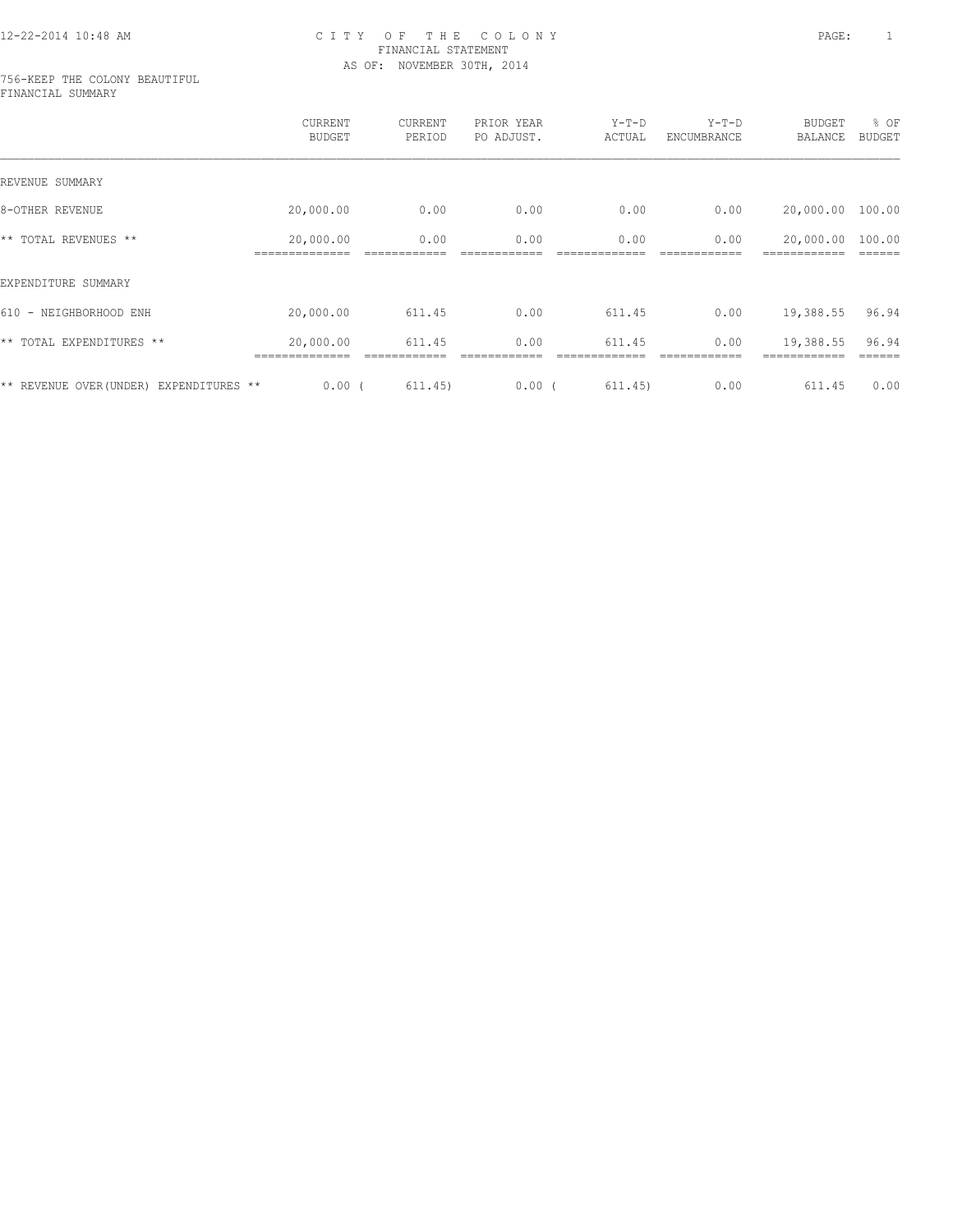# CITY OF THE COLONY
## FINANCIAL STATEMENT
### AS OF: NOVEMBER 30TH, 2014

756-KEEP THE COLONY BEAUTIFUL
FINANCIAL SUMMARY

| | CURRENT BUDGET | CURRENT PERIOD | PRIOR YEAR PO ADJUST. | Y-T-D ACTUAL | Y-T-D ENCUMBRANCE | BUDGET BALANCE | % OF BUDGET |
|---|---|---|---|---|---|---|---|
| REVENUE SUMMARY | | | | | | | |
| 8-OTHER REVENUE | 20,000.00 | 0.00 | 0.00 | 0.00 | 0.00 | 20,000.00 | 100.00 |
| ** TOTAL REVENUES ** | 20,000.00 | 0.00 | 0.00 | 0.00 | 0.00 | 20,000.00 | 100.00 |
| EXPENDITURE SUMMARY | | | | | | | |
| 610 - NEIGHBORHOOD ENH | 20,000.00 | 611.45 | 0.00 | 611.45 | 0.00 | 19,388.55 | 96.94 |
| ** TOTAL EXPENDITURES ** | 20,000.00 | 611.45 | 0.00 | 611.45 | 0.00 | 19,388.55 | 96.94 |
| ** REVENUE OVER(UNDER) EXPENDITURES ** | 0.00 | ( 611.45) | 0.00 | ( 611.45) | 0.00 | 611.45 | 0.00 |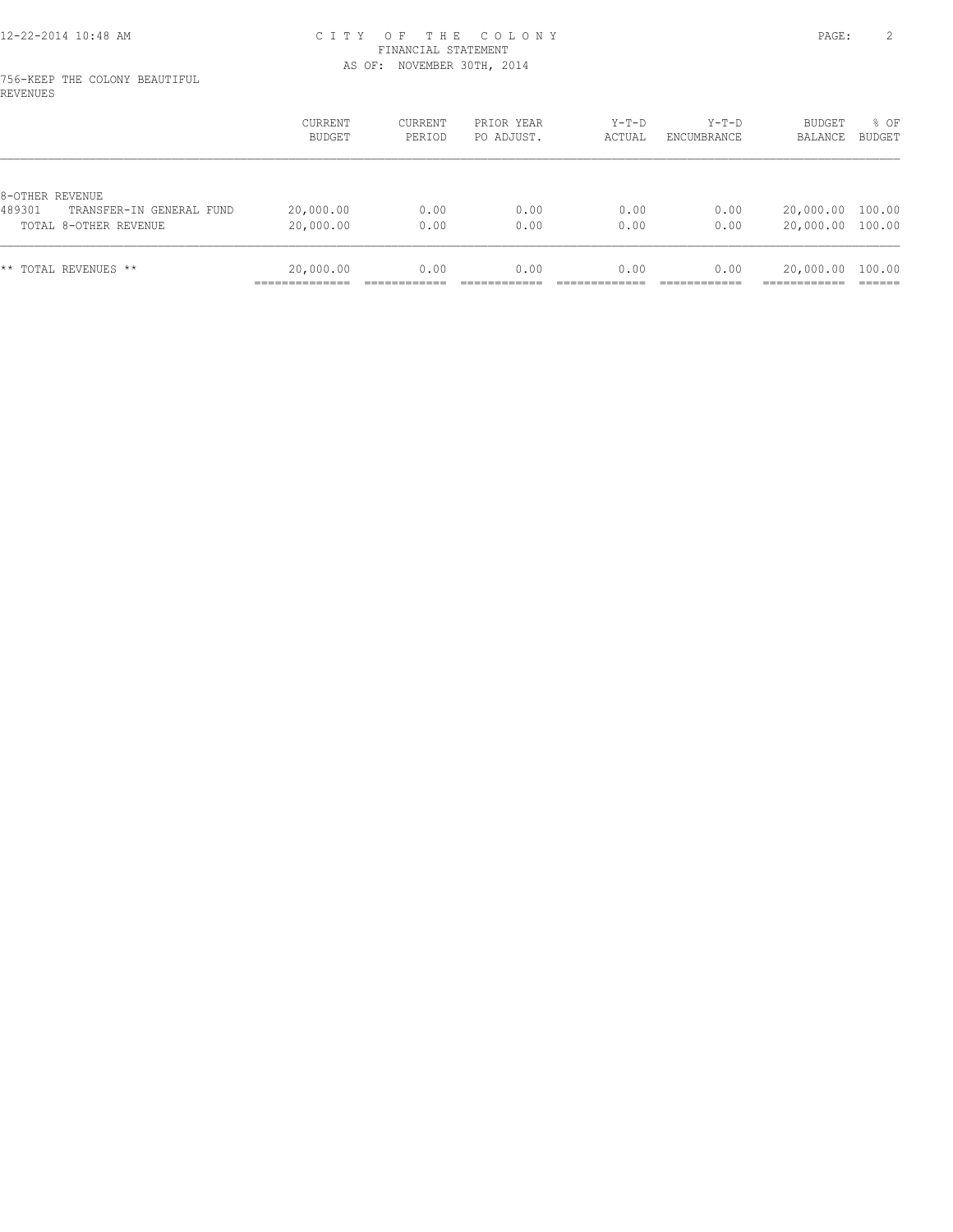# CITY OF THE COLONY
## FINANCIAL STATEMENT
### AS OF: NOVEMBER 30TH, 2014

756-KEEP THE COLONY BEAUTIFUL
REVENUES

| | CURRENT BUDGET | CURRENT PERIOD | PRIOR YEAR PO ADJUST. | Y-T-D ACTUAL | Y-T-D ENCUMBRANCE | BUDGET BALANCE | % OF BUDGET |
|---|---|---|---|---|---|---|---|
| 8-OTHER REVENUE | | | | | | | |
| 489301 TRANSFER-IN GENERAL FUND | 20,000.00 | 0.00 | 0.00 | 0.00 | 0.00 | 20,000.00 | 100.00 |
| TOTAL 8-OTHER REVENUE | 20,000.00 | 0.00 | 0.00 | 0.00 | 0.00 | 20,000.00 | 100.00 |
| ** TOTAL REVENUES ** | 20,000.00 | 0.00 | 0.00 | 0.00 | 0.00 | 20,000.00 | 100.00 |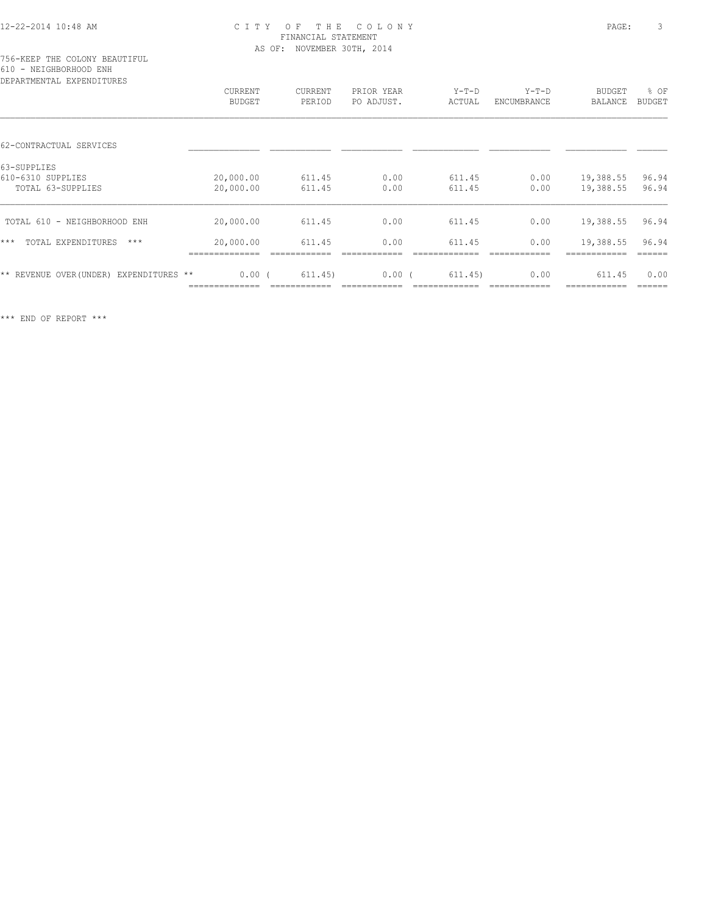# CITY OF THE COLONY
## FINANCIAL STATEMENT
### AS OF: NOVEMBER 30TH, 2014

756-KEEP THE COLONY BEAUTIFUL
610 - NEIGHBORHOOD ENH
DEPARTMENTAL EXPENDITURES

| | CURRENT BUDGET | CURRENT PERIOD | PRIOR YEAR PO ADJUST. | Y-T-D ACTUAL | Y-T-D ENCUMBRANCE | BUDGET BALANCE | % OF BUDGET |
|---|---|---|---|---|---|---|---|
| 62-CONTRACTUAL SERVICES | | | | | | | |
| 63-SUPPLIES | | | | | | | |
| 610-6310 SUPPLIES | 20,000.00 | 611.45 | 0.00 | 611.45 | 0.00 | 19,388.55 | 96.94 |
| TOTAL 63-SUPPLIES | 20,000.00 | 611.45 | 0.00 | 611.45 | 0.00 | 19,388.55 | 96.94 |
| TOTAL 610 - NEIGHBORHOOD ENH | 20,000.00 | 611.45 | 0.00 | 611.45 | 0.00 | 19,388.55 | 96.94 |
| *** TOTAL EXPENDITURES *** | 20,000.00 | 611.45 | 0.00 | 611.45 | 0.00 | 19,388.55 | 96.94 |
| ** REVENUE OVER(UNDER) EXPENDITURES ** | 0.00 | ( 611.45) | 0.00 | ( 611.45) | 0.00 | 611.45 | 0.00 |

*** END OF REPORT ***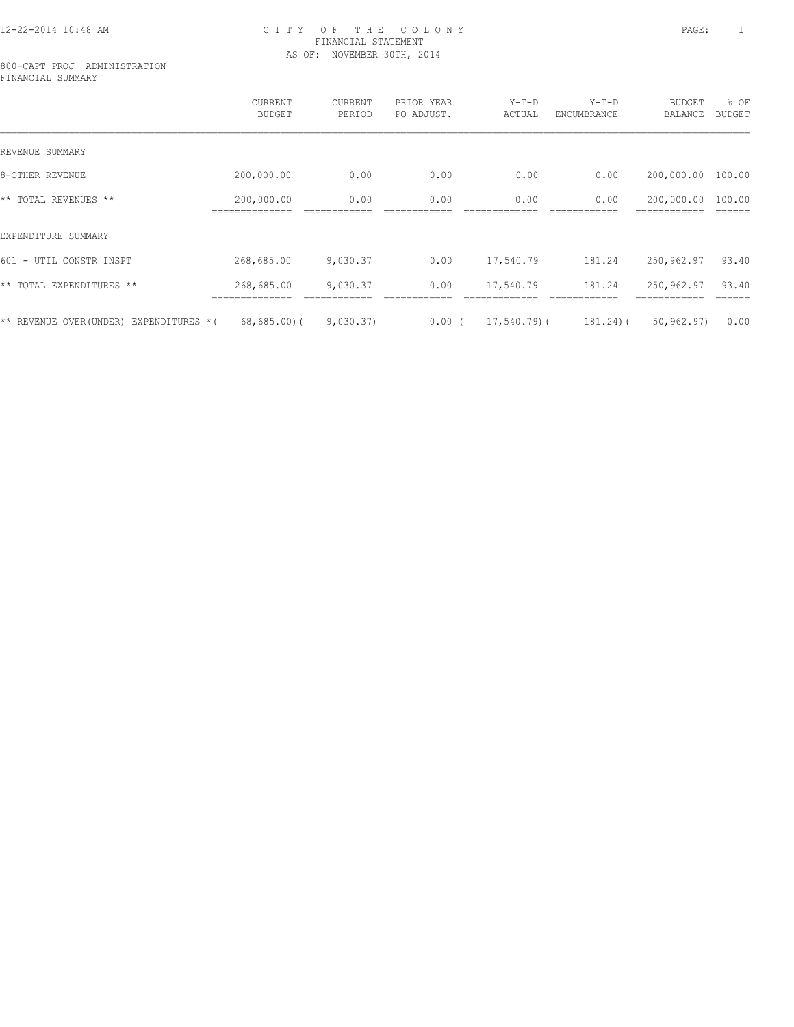# CITY OF THE COLONY

## FINANCIAL STATEMENT

AS OF: NOVEMBER 30TH, 2014

800-CAPT PROJ ADMINISTRATION
FINANCIAL SUMMARY

| | CURRENT BUDGET | CURRENT PERIOD | PRIOR YEAR PO ADJUST. | Y-T-D ACTUAL | Y-T-D ENCUMBRANCE | BUDGET BALANCE | % OF BUDGET |
|---|---|---|---|---|---|---|---|
| REVENUE SUMMARY | | | | | | | |
| 8-OTHER REVENUE | 200,000.00 | 0.00 | 0.00 | 0.00 | 0.00 | 200,000.00 | 100.00 |
| ** TOTAL REVENUES ** | 200,000.00 | 0.00 | 0.00 | 0.00 | 0.00 | 200,000.00 | 100.00 |
| EXPENDITURE SUMMARY | | | | | | | |
| 601 - UTIL CONSTR INSPT | 268,685.00 | 9,030.37 | 0.00 | 17,540.79 | 181.24 | 250,962.97 | 93.40 |
| ** TOTAL EXPENDITURES ** | 268,685.00 | 9,030.37 | 0.00 | 17,540.79 | 181.24 | 250,962.97 | 93.40 |
| ** REVENUE OVER(UNDER) EXPENDITURES * | ( 68,685.00) | ( 9,030.37) | 0.00 | ( 17,540.79) | ( 181.24) | ( 50,962.97) | 0.00 |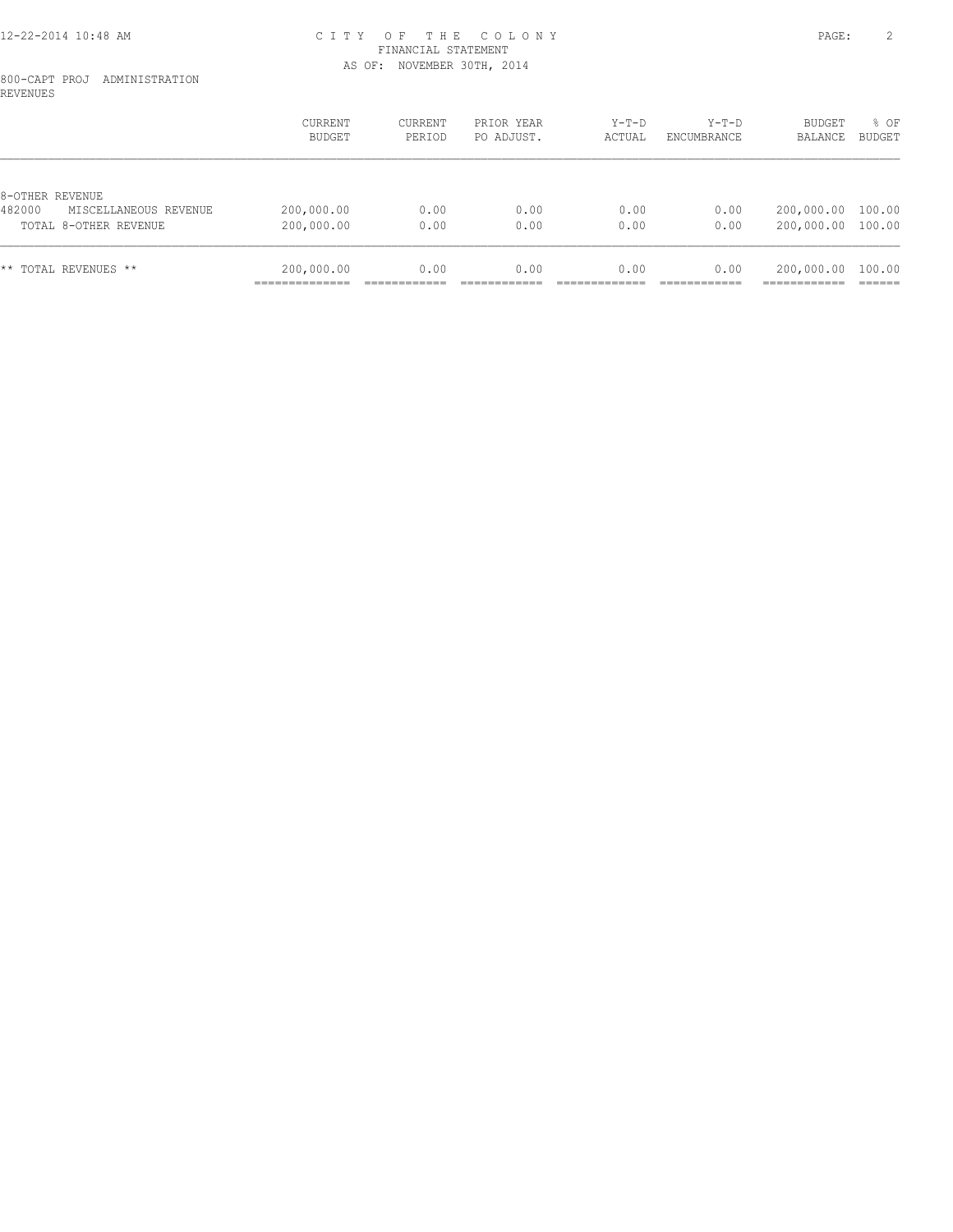# CITY OF THE COLONY
## FINANCIAL STATEMENT
AS OF: NOVEMBER 30TH, 2014

800-CAPT PROJ ADMINISTRATION
REVENUES

| | CURRENT BUDGET | CURRENT PERIOD | PRIOR YEAR PO ADJUST. | Y-T-D ACTUAL | Y-T-D ENCUMBRANCE | BUDGET BALANCE | % OF BUDGET |
|---|---|---|---|---|---|---|---|
| 8-OTHER REVENUE | | | | | | | |
| 482000 MISCELLANEOUS REVENUE | 200,000.00 | 0.00 | 0.00 | 0.00 | 0.00 | 200,000.00 | 100.00 |
| TOTAL 8-OTHER REVENUE | 200,000.00 | 0.00 | 0.00 | 0.00 | 0.00 | 200,000.00 | 100.00 |
| ** TOTAL REVENUES ** | 200,000.00 | 0.00 | 0.00 | 0.00 | 0.00 | 200,000.00 | 100.00 |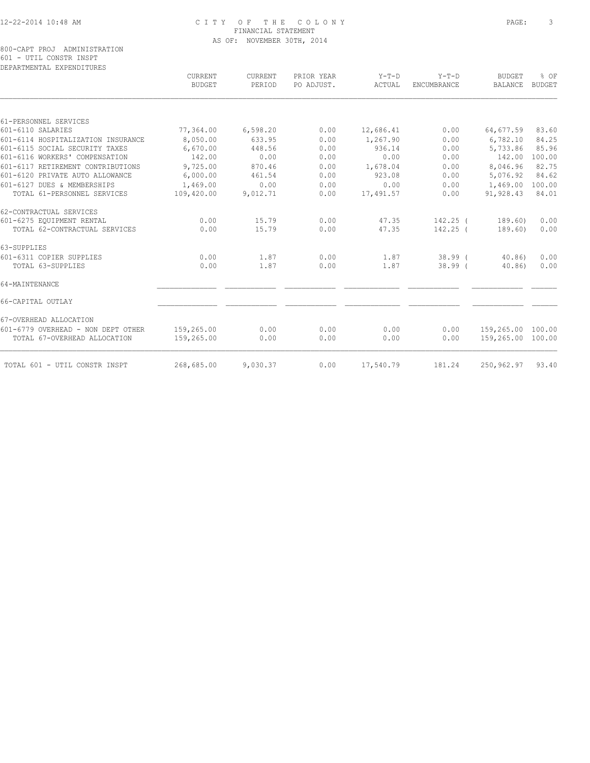CITY OF THE COLONY
FINANCIAL STATEMENT
AS OF: NOVEMBER 30TH, 2014

800-CAPT PROJ ADMINISTRATION
601 - UTIL CONSTR INSPT
DEPARTMENTAL EXPENDITURES

| | CURRENT BUDGET | CURRENT PERIOD | PRIOR YEAR PO ADJUST. | Y-T-D ACTUAL | Y-T-D ENCUMBRANCE | BUDGET BALANCE | % OF BUDGET |
|---|---|---|---|---|---|---|---|
| 61-PERSONNEL SERVICES | | | | | | | |
| 601-6110 SALARIES | 77,364.00 | 6,598.20 | 0.00 | 12,686.41 | 0.00 | 64,677.59 | 83.60 |
| 601-6114 HOSPITALIZATION INSURANCE | 8,050.00 | 633.95 | 0.00 | 1,267.90 | 0.00 | 6,782.10 | 84.25 |
| 601-6115 SOCIAL SECURITY TAXES | 6,670.00 | 448.56 | 0.00 | 936.14 | 0.00 | 5,733.86 | 85.96 |
| 601-6116 WORKERS' COMPENSATION | 142.00 | 0.00 | 0.00 | 0.00 | 0.00 | 142.00 | 100.00 |
| 601-6117 RETIREMENT CONTRIBUTIONS | 9,725.00 | 870.46 | 0.00 | 1,678.04 | 0.00 | 8,046.96 | 82.75 |
| 601-6120 PRIVATE AUTO ALLOWANCE | 6,000.00 | 461.54 | 0.00 | 923.08 | 0.00 | 5,076.92 | 84.62 |
| 601-6127 DUES & MEMBERSHIPS | 1,469.00 | 0.00 | 0.00 | 0.00 | 0.00 | 1,469.00 | 100.00 |
| TOTAL 61-PERSONNEL SERVICES | 109,420.00 | 9,012.71 | 0.00 | 17,491.57 | 0.00 | 91,928.43 | 84.01 |
| 62-CONTRACTUAL SERVICES | | | | | | | |
| 601-6275 EQUIPMENT RENTAL | 0.00 | 15.79 | 0.00 | 47.35 | 142.25 | ( 189.60) | 0.00 |
| TOTAL 62-CONTRACTUAL SERVICES | 0.00 | 15.79 | 0.00 | 47.35 | 142.25 | ( 189.60) | 0.00 |
| 63-SUPPLIES | | | | | | | |
| 601-6311 COPIER SUPPLIES | 0.00 | 1.87 | 0.00 | 1.87 | 38.99 | ( 40.86) | 0.00 |
| TOTAL 63-SUPPLIES | 0.00 | 1.87 | 0.00 | 1.87 | 38.99 | ( 40.86) | 0.00 |
| 64-MAINTENANCE | | | | | | | |
| 66-CAPITAL OUTLAY | | | | | | | |
| 67-OVERHEAD ALLOCATION | | | | | | | |
| 601-6779 OVERHEAD - NON DEPT OTHER | 159,265.00 | 0.00 | 0.00 | 0.00 | 0.00 | 159,265.00 | 100.00 |
| TOTAL 67-OVERHEAD ALLOCATION | 159,265.00 | 0.00 | 0.00 | 0.00 | 0.00 | 159,265.00 | 100.00 |
| TOTAL 601 - UTIL CONSTR INSPT | 268,685.00 | 9,030.37 | 0.00 | 17,540.79 | 181.24 | 250,962.97 | 93.40 |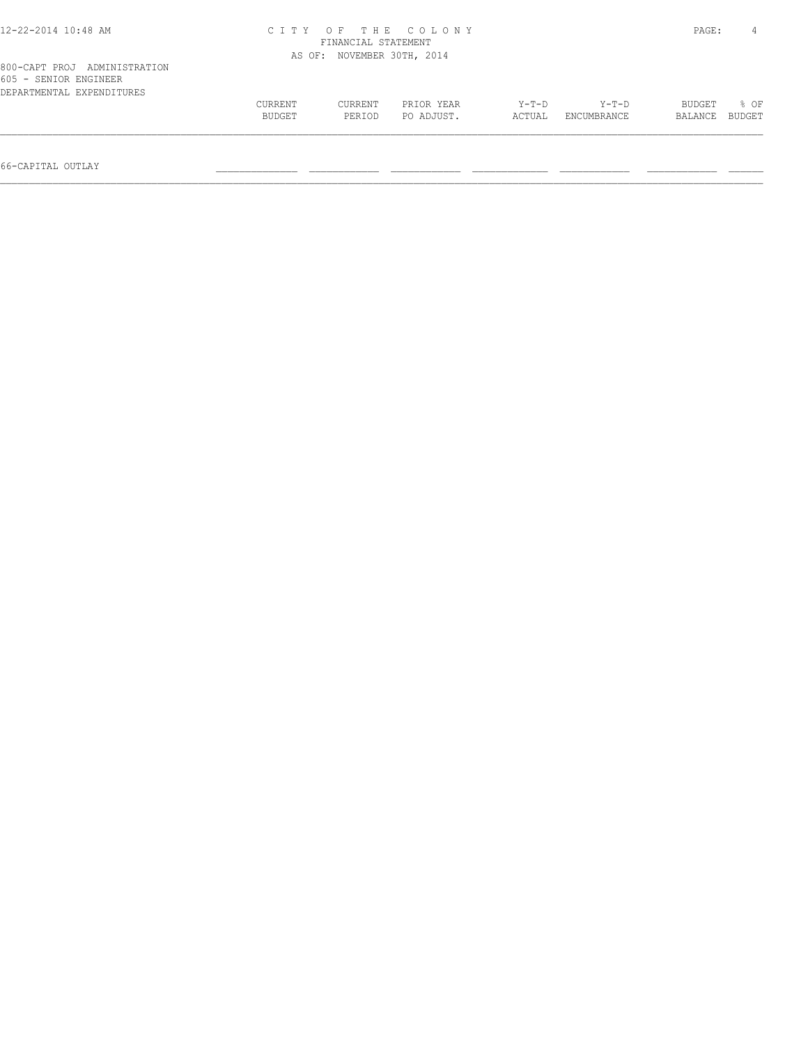# CITY OF THE COLONY
## FINANCIAL STATEMENT
### AS OF: NOVEMBER 30TH, 2014

800-CAPT PROJ ADMINISTRATION
605 - SENIOR ENGINEER
DEPARTMENTAL EXPENDITURES

| | CURRENT BUDGET | CURRENT PERIOD | PRIOR YEAR PO ADJUST. | Y-T-D ACTUAL | Y-T-D ENCUMBRANCE | BUDGET BALANCE | % OF BUDGET |
|---|---|---|---|---|---|---|---|
| 66-CAPITAL OUTLAY | | | | | | | |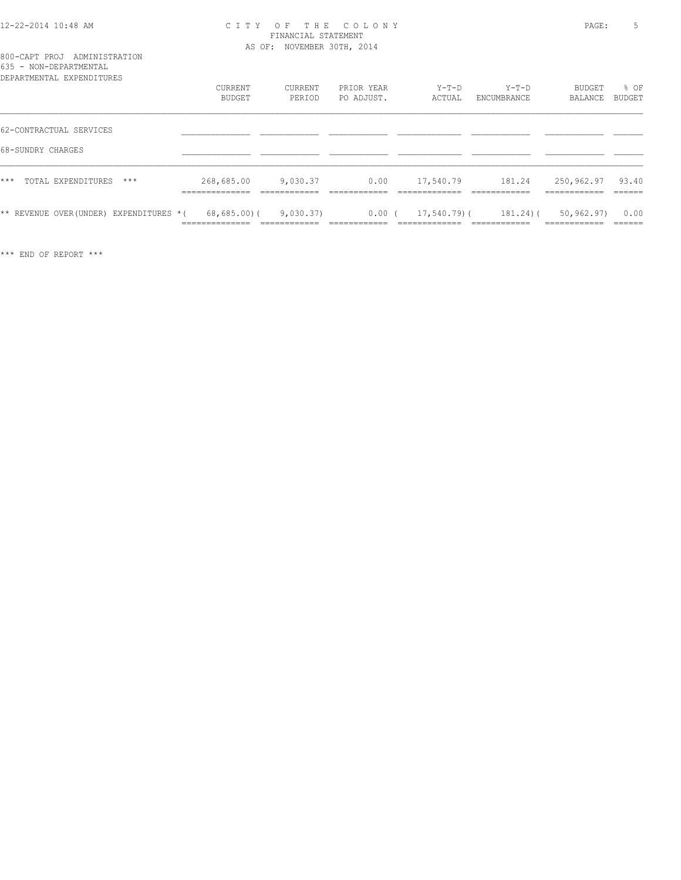CITY OF THE COLONY
FINANCIAL STATEMENT
AS OF: NOVEMBER 30TH, 2014

800-CAPT PROJ ADMINISTRATION
635 - NON-DEPARTMENTAL
DEPARTMENTAL EXPENDITURES

| | CURRENT BUDGET | CURRENT PERIOD | PRIOR YEAR PO ADJUST. | Y-T-D ACTUAL | Y-T-D ENCUMBRANCE | BUDGET BALANCE | % OF BUDGET |
|---|---|---|---|---|---|---|---|
| 62-CONTRACTUAL SERVICES | | | | | | | |
| 68-SUNDRY CHARGES | | | | | | | |
| *** TOTAL EXPENDITURES *** | 268,685.00 | 9,030.37 | 0.00 | 17,540.79 | 181.24 | 250,962.97 | 93.40 |
| ** REVENUE OVER(UNDER) EXPENDITURES * | ( 68,685.00) | ( 9,030.37) | 0.00 | ( 17,540.79) | ( 181.24) | ( 50,962.97) | 0.00 |

*** END OF REPORT ***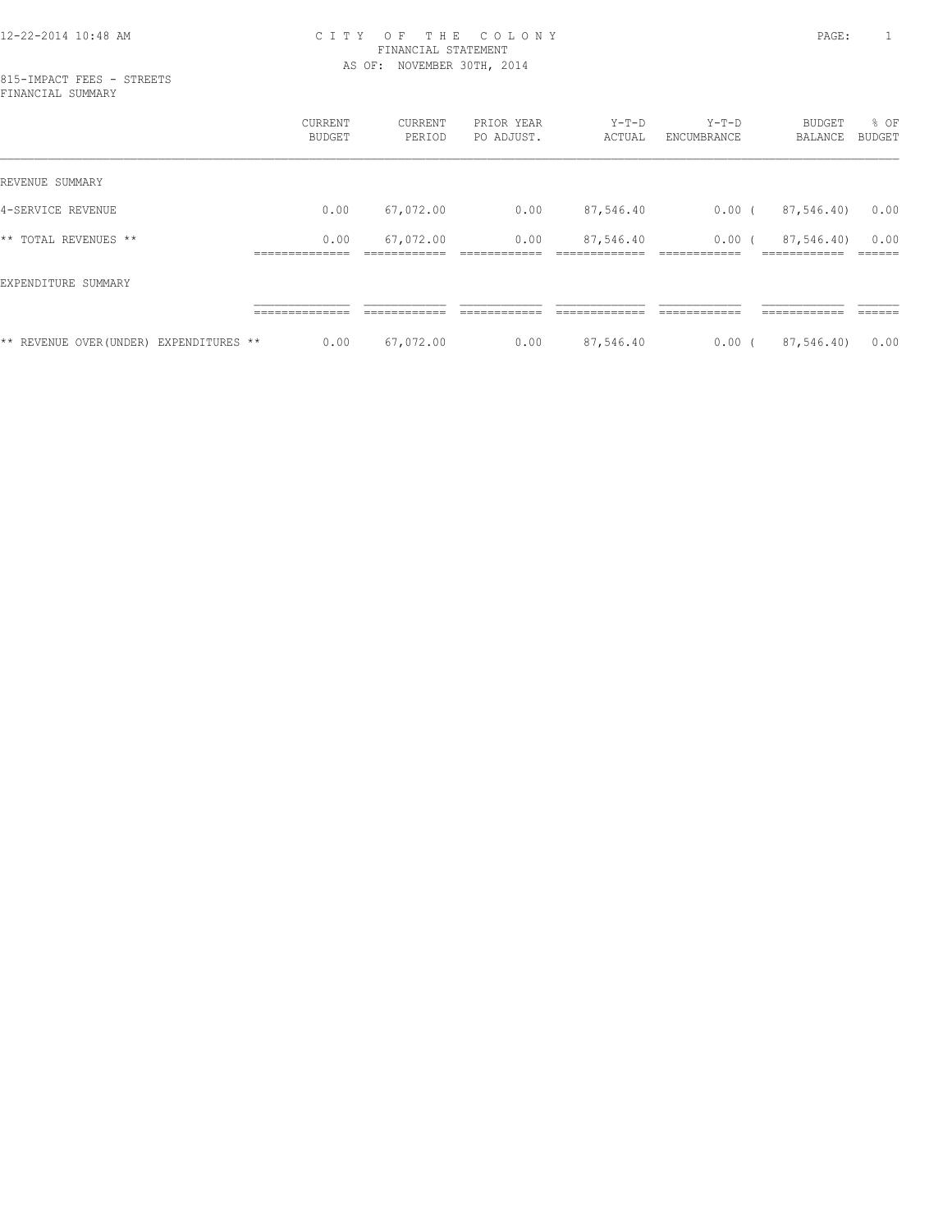12-22-2014 10:48 AM

# CITY OF THE COLONY
## FINANCIAL STATEMENT
AS OF: NOVEMBER 30TH, 2014

815-IMPACT FEES - STREETS
FINANCIAL SUMMARY

| | CURRENT BUDGET | CURRENT PERIOD | PRIOR YEAR PO ADJUST. | Y-T-D ACTUAL | Y-T-D ENCUMBRANCE | BUDGET BALANCE | % OF BUDGET |
|---|---|---|---|---|---|---|---|
| REVENUE SUMMARY | | | | | | | |
| 4-SERVICE REVENUE | 0.00 | 67,072.00 | 0.00 | 87,546.40 | 0.00 | ( 87,546.40) | 0.00 |
| ** TOTAL REVENUES ** | 0.00 | 67,072.00 | 0.00 | 87,546.40 | 0.00 | ( 87,546.40) | 0.00 |
| EXPENDITURE SUMMARY | | | | | | | |
| ** REVENUE OVER(UNDER) EXPENDITURES ** | 0.00 | 67,072.00 | 0.00 | 87,546.40 | 0.00 | ( 87,546.40) | 0.00 |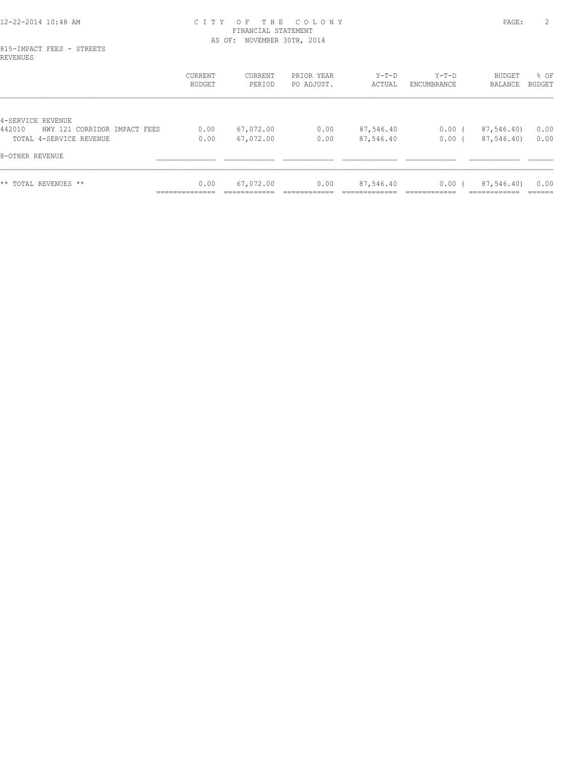CITY OF THE COLONY
FINANCIAL STATEMENT
AS OF: NOVEMBER 30TH, 2014

815-IMPACT FEES - STREETS
REVENUES

| | CURRENT BUDGET | CURRENT PERIOD | PRIOR YEAR PO ADJUST. | Y-T-D ACTUAL | Y-T-D ENCUMBRANCE | BUDGET BALANCE | % OF BUDGET |
|---|---|---|---|---|---|---|---|
| 4-SERVICE REVENUE | | | | | | | |
| 442010 HWY 121 CORRIDOR IMPACT FEES | 0.00 | 67,072.00 | 0.00 | 87,546.40 | 0.00 | ( 87,546.40) | 0.00 |
| TOTAL 4-SERVICE REVENUE | 0.00 | 67,072.00 | 0.00 | 87,546.40 | 0.00 | ( 87,546.40) | 0.00 |
| 8-OTHER REVENUE | | | | | | | |
| ** TOTAL REVENUES ** | 0.00 | 67,072.00 | 0.00 | 87,546.40 | 0.00 | ( 87,546.40) | 0.00 |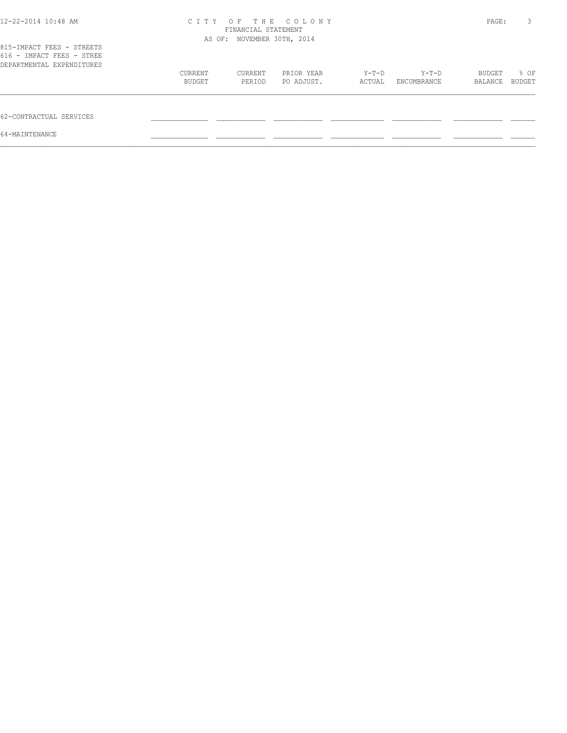CITY OF THE COLONY
FINANCIAL STATEMENT
AS OF: NOVEMBER 30TH, 2014

815-IMPACT FEES - STREETS
616 - IMPACT FEES - STREE
DEPARTMENTAL EXPENDITURES

| | CURRENT BUDGET | CURRENT PERIOD | PRIOR YEAR PO ADJUST. | Y-T-D ACTUAL | Y-T-D ENCUMBRANCE | BUDGET BALANCE | % OF BUDGET |
|---|---|---|---|---|---|---|---|
| 62-CONTRACTUAL SERVICES | | | | | | | |
| 64-MAINTENANCE | | | | | | | |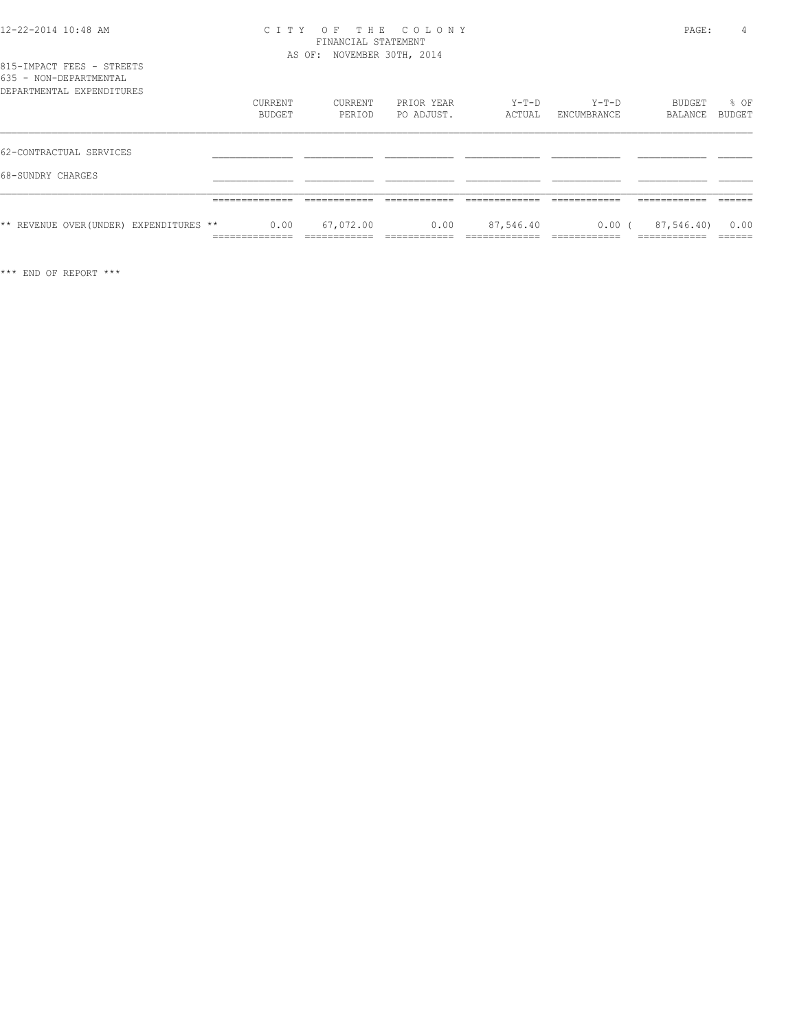CITY OF THE COLONY
FINANCIAL STATEMENT
AS OF: NOVEMBER 30TH, 2014

815-IMPACT FEES - STREETS
635 - NON-DEPARTMENTAL
DEPARTMENTAL EXPENDITURES

| | CURRENT BUDGET | CURRENT PERIOD | PRIOR YEAR PO ADJUST. | Y-T-D ACTUAL | Y-T-D ENCUMBRANCE | BUDGET BALANCE | % OF BUDGET |
|---|---|---|---|---|---|---|---|
| 62-CONTRACTUAL SERVICES | | | | | | | |
| 68-SUNDRY CHARGES | | | | | | | |
| ** REVENUE OVER(UNDER) EXPENDITURES ** | 0.00 | 67,072.00 | 0.00 | 87,546.40 | 0.00 | ( 87,546.40) | 0.00 |

*** END OF REPORT ***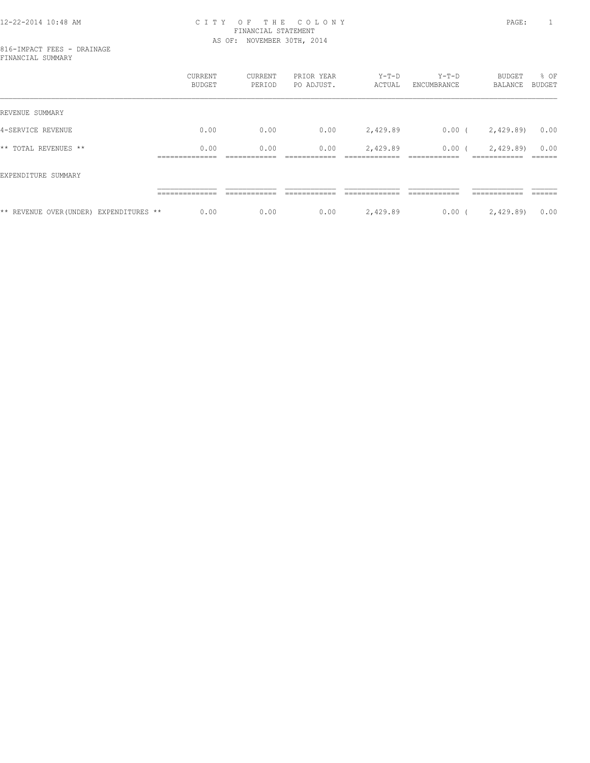# CITY OF THE COLONY
## FINANCIAL STATEMENT
### AS OF: NOVEMBER 30TH, 2014

816-IMPACT FEES - DRAINAGE
FINANCIAL SUMMARY

| | CURRENT BUDGET | CURRENT PERIOD | PRIOR YEAR PO ADJUST. | Y-T-D ACTUAL | Y-T-D ENCUMBRANCE | BUDGET BALANCE | % OF BUDGET |
|---|---|---|---|---|---|---|---|
| REVENUE SUMMARY | | | | | | | |
| 4-SERVICE REVENUE | 0.00 | 0.00 | 0.00 | 2,429.89 | 0.00 | ( 2,429.89) | 0.00 |
| ** TOTAL REVENUES ** | 0.00 | 0.00 | 0.00 | 2,429.89 | 0.00 | ( 2,429.89) | 0.00 |
| EXPENDITURE SUMMARY | | | | | | | |
| ** REVENUE OVER(UNDER) EXPENDITURES ** | 0.00 | 0.00 | 0.00 | 2,429.89 | 0.00 | ( 2,429.89) | 0.00 |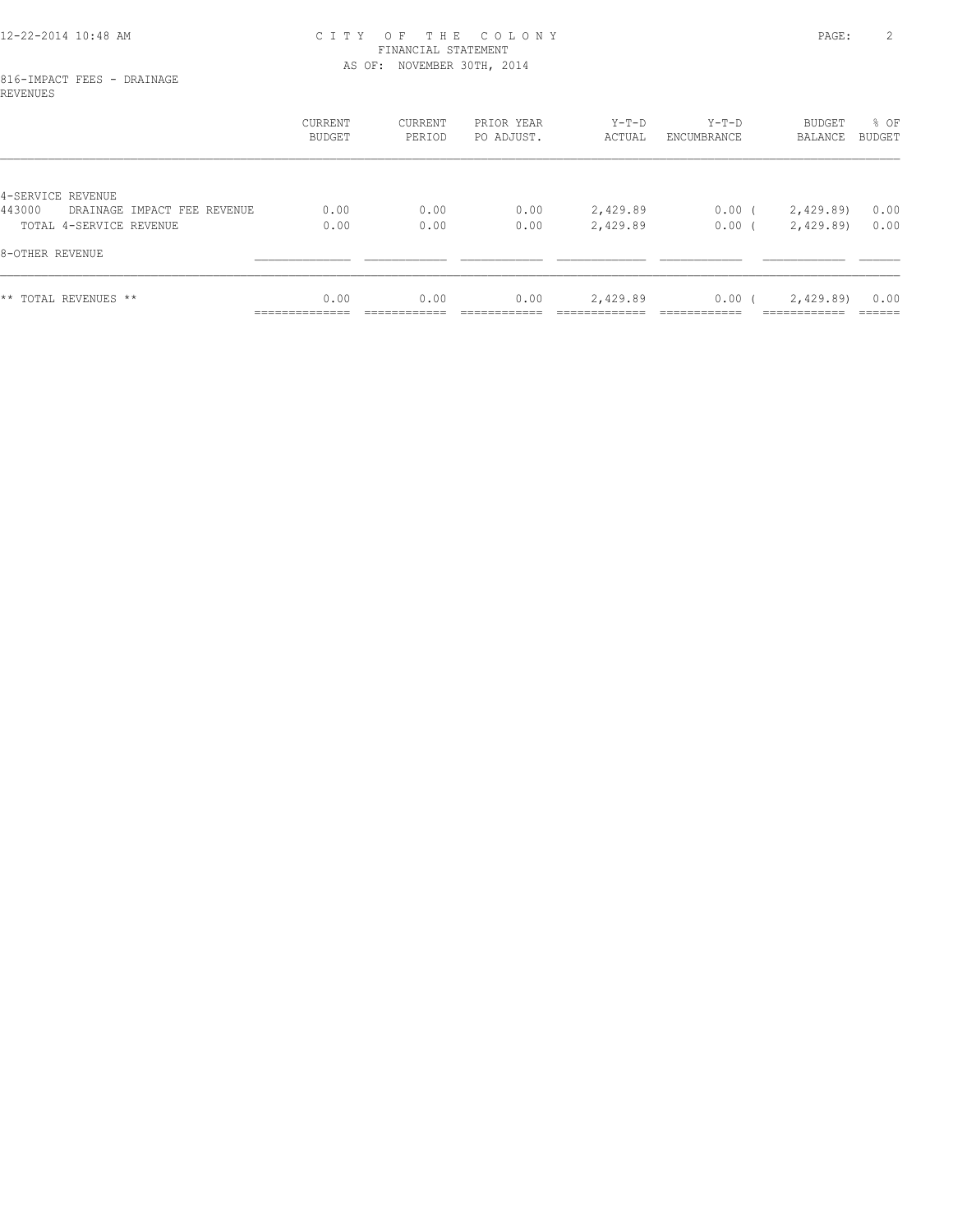# CITY OF THE COLONY
## FINANCIAL STATEMENT
### AS OF: NOVEMBER 30TH, 2014

816-IMPACT FEES - DRAINAGE
REVENUES

| | CURRENT BUDGET | CURRENT PERIOD | PRIOR YEAR PO ADJUST. | Y-T-D ACTUAL | Y-T-D ENCUMBRANCE | BUDGET BALANCE | % OF BUDGET |
|---|---|---|---|---|---|---|---|
| 4-SERVICE REVENUE | | | | | | | |
| 443000 DRAINAGE IMPACT FEE REVENUE | 0.00 | 0.00 | 0.00 | 2,429.89 | 0.00 | ( 2,429.89) | 0.00 |
| TOTAL 4-SERVICE REVENUE | 0.00 | 0.00 | 0.00 | 2,429.89 | 0.00 | ( 2,429.89) | 0.00 |
| 8-OTHER REVENUE | | | | | | | |
| ** TOTAL REVENUES ** | 0.00 | 0.00 | 0.00 | 2,429.89 | 0.00 | ( 2,429.89) | 0.00 |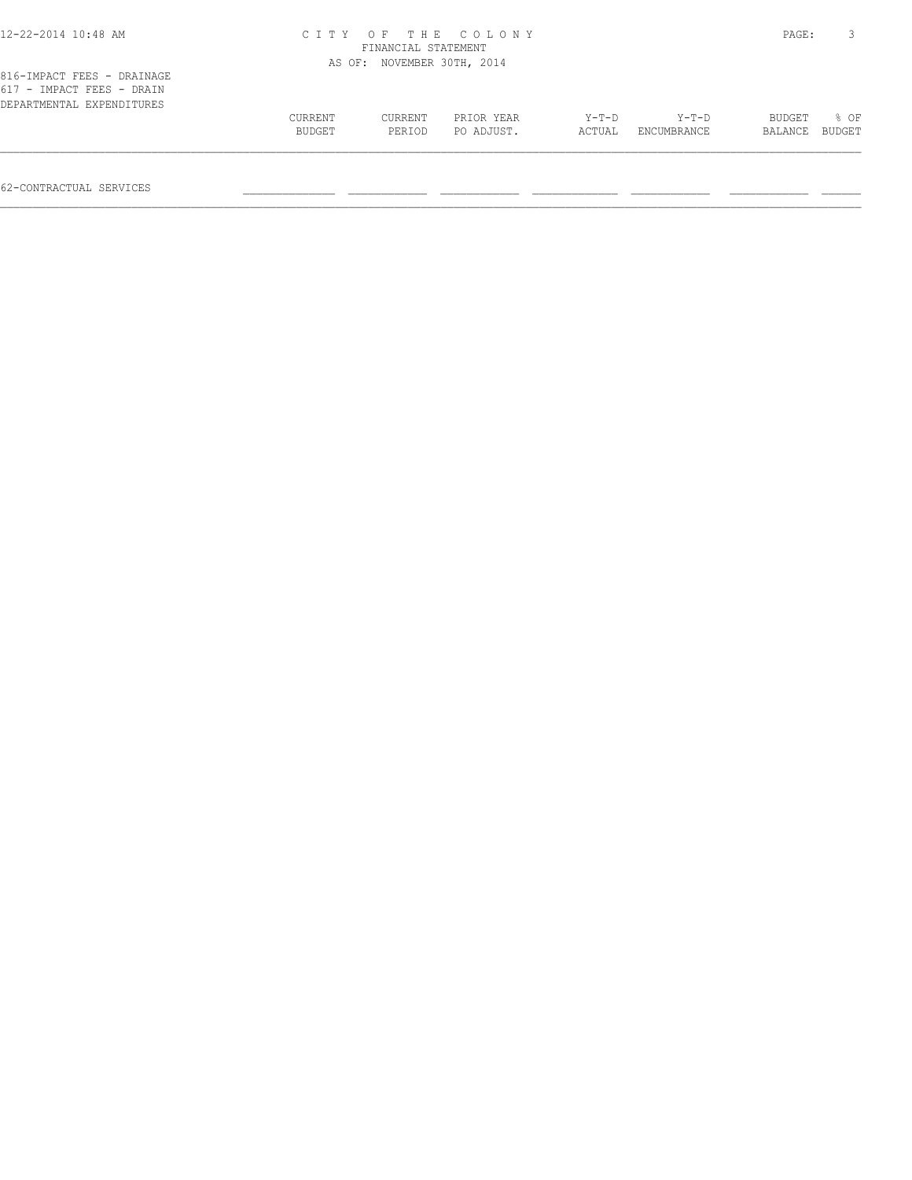816-IMPACT FEES - DRAINAGE
617 - IMPACT FEES - DRAIN
DEPARTMENTAL EXPENDITURES

| | CURRENT BUDGET | CURRENT PERIOD | PRIOR YEAR PO ADJUST. | Y-T-D ACTUAL | Y-T-D ENCUMBRANCE | BUDGET BALANCE | % OF BUDGET |
|---|---|---|---|---|---|---|---|
| 62-CONTRACTUAL SERVICES | | | | | | | |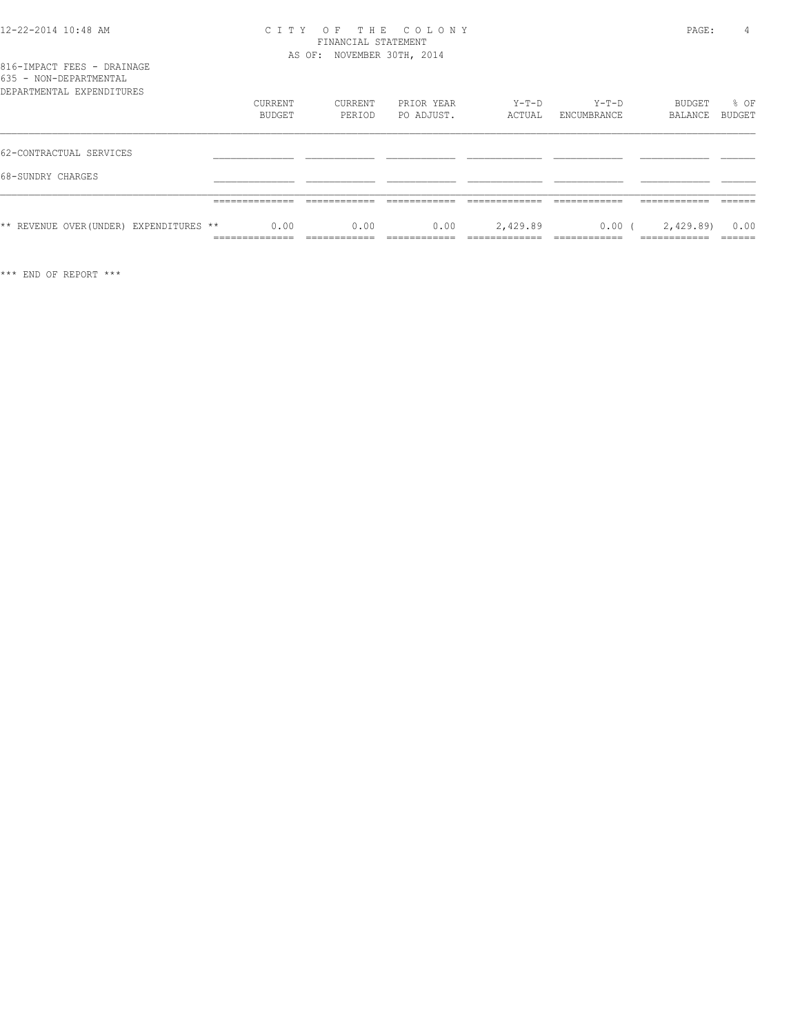# CITY OF THE COLONY

FINANCIAL STATEMENT

AS OF: NOVEMBER 30TH, 2014

816-IMPACT FEES - DRAINAGE
635 - NON-DEPARTMENTAL
DEPARTMENTAL EXPENDITURES

| | CURRENT BUDGET | CURRENT PERIOD | PRIOR YEAR PO ADJUST. | Y-T-D ACTUAL | Y-T-D ENCUMBRANCE | BUDGET BALANCE | % OF BUDGET |
|---|---|---|---|---|---|---|---|
| 62-CONTRACTUAL SERVICES | | | | | | | |
| 68-SUNDRY CHARGES | | | | | | | |
| ** REVENUE OVER(UNDER) EXPENDITURES ** | 0.00 | 0.00 | 0.00 | 2,429.89 | 0.00 | ( 2,429.89) | 0.00 |

*** END OF REPORT ***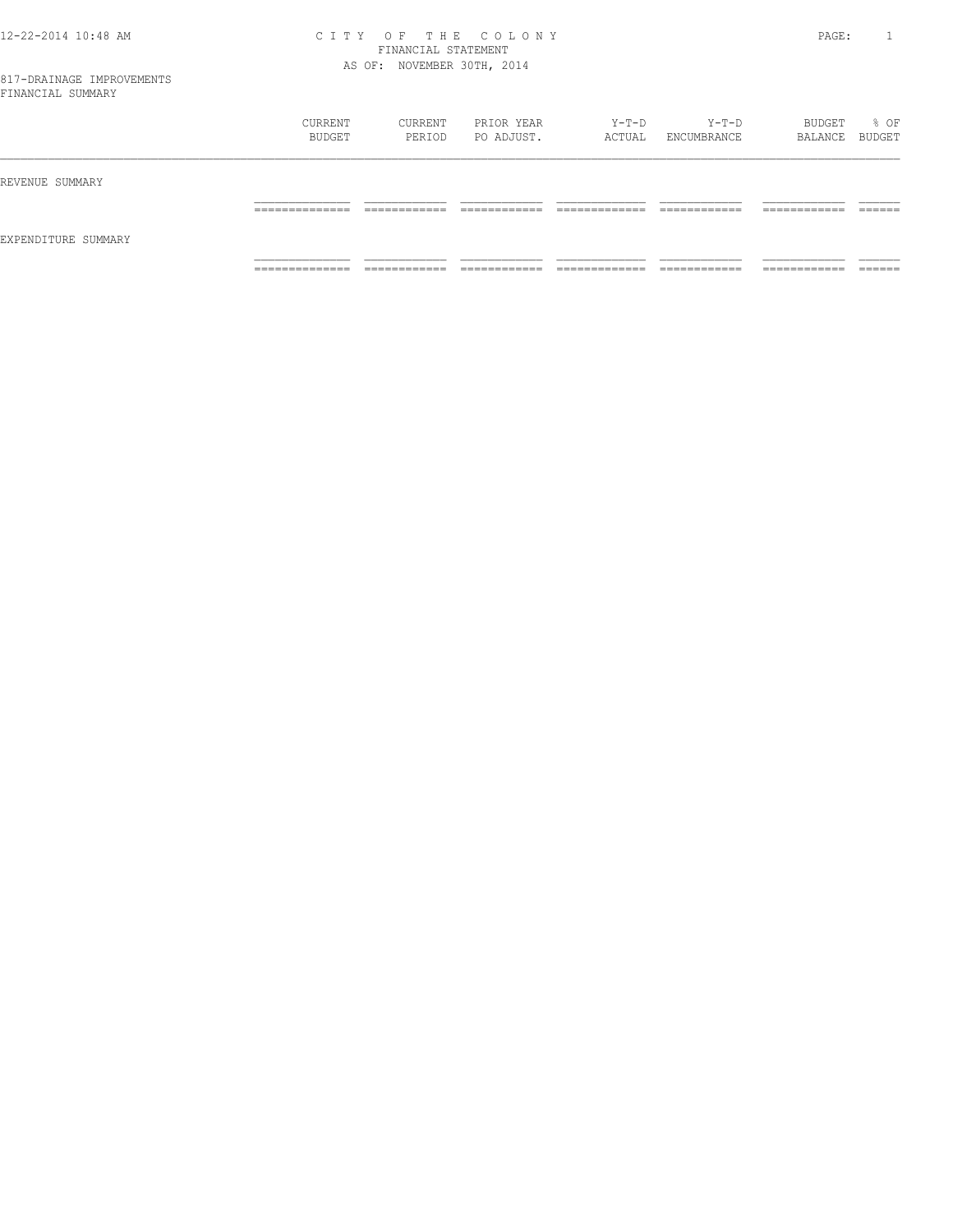# CITY OF THE COLONY

FINANCIAL STATEMENT

AS OF: NOVEMBER 30TH, 2014

817-DRAINAGE IMPROVEMENTS

FINANCIAL SUMMARY

| | CURRENT BUDGET | CURRENT PERIOD | PRIOR YEAR PO ADJUST. | Y-T-D ACTUAL | Y-T-D ENCUMBRANCE | BUDGET BALANCE | % OF BUDGET |
|---|---|---|---|---|---|---|---|
| REVENUE SUMMARY | | | | | | | |
| EXPENDITURE SUMMARY | | | | | | | |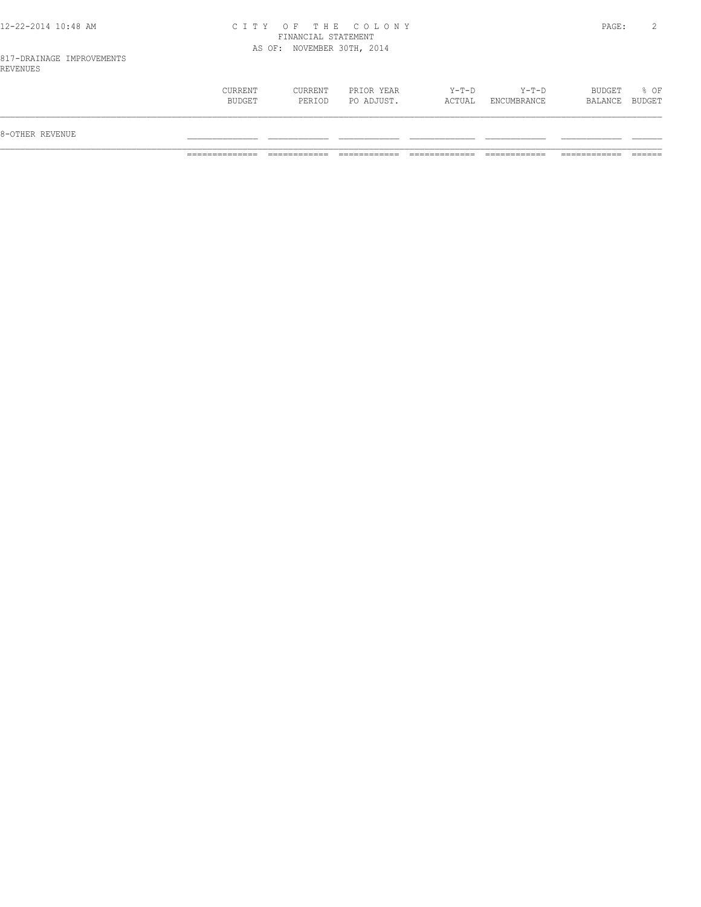817-DRAINAGE IMPROVEMENTS
REVENUES

| | CURRENT BUDGET | CURRENT PERIOD | PRIOR YEAR PO ADJUST. | Y-T-D ACTUAL | Y-T-D ENCUMBRANCE | BUDGET BALANCE | % OF BUDGET |
|---|---|---|---|---|---|---|---|
| 8-OTHER REVENUE | | | | | | | |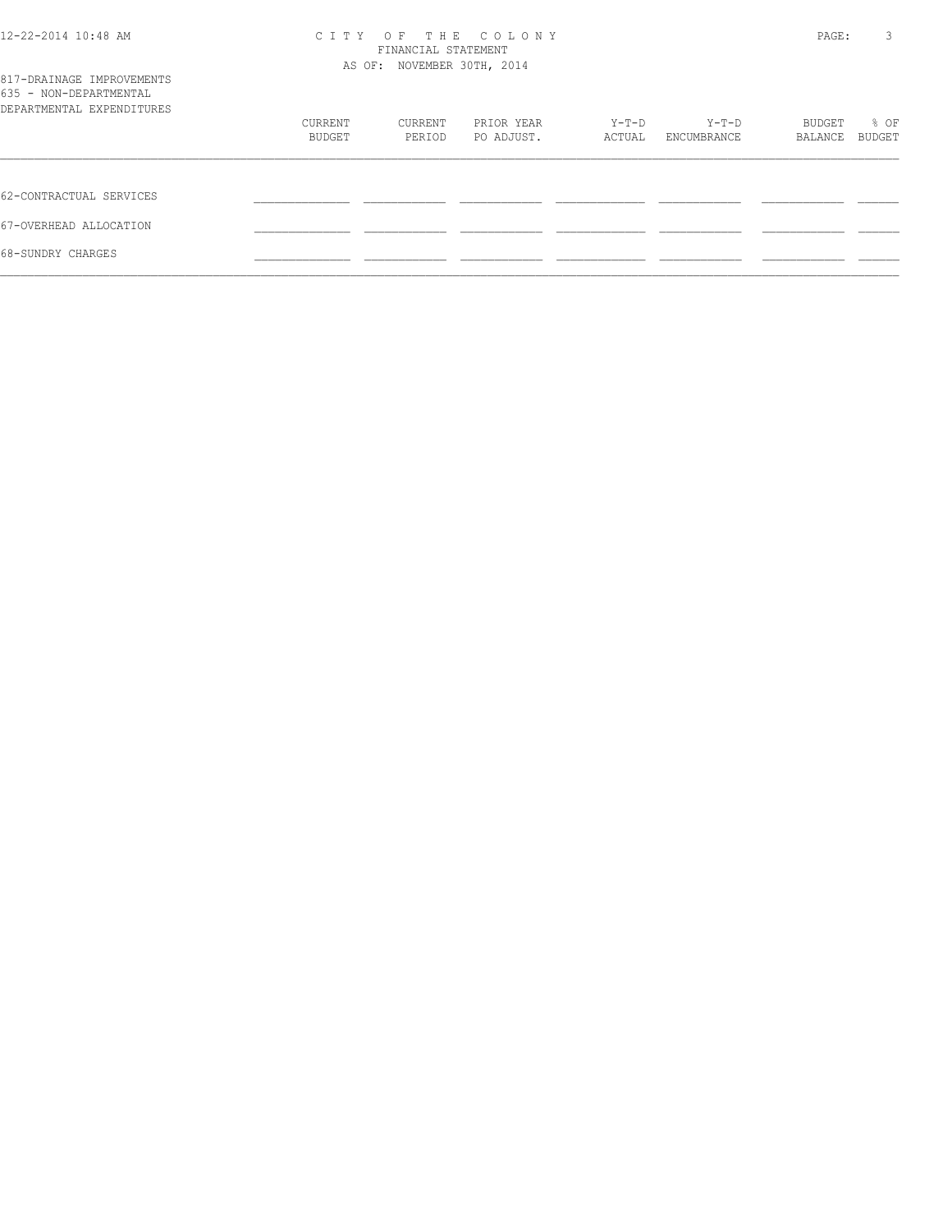817-DRAINAGE IMPROVEMENTS
635 - NON-DEPARTMENTAL
DEPARTMENTAL EXPENDITURES

|  | CURRENT BUDGET | CURRENT PERIOD | PRIOR YEAR PO ADJUST. | Y-T-D ACTUAL | Y-T-D ENCUMBRANCE | BUDGET BALANCE | % OF BUDGET |
|---|---|---|---|---|---|---|---|
| 62-CONTRACTUAL SERVICES |  |  |  |  |  |  |  |
| 67-OVERHEAD ALLOCATION |  |  |  |  |  |  |  |
| 68-SUNDRY CHARGES |  |  |  |  |  |  |  |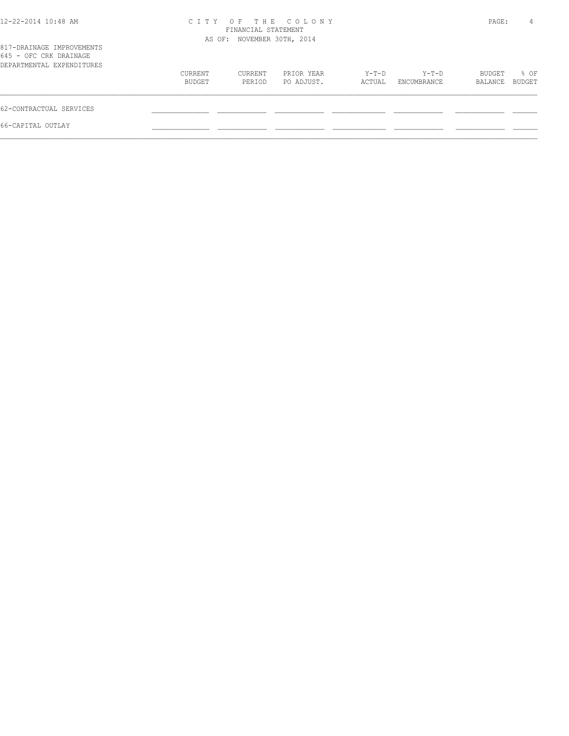CITY OF THE COLONY
FINANCIAL STATEMENT
AS OF: NOVEMBER 30TH, 2014

817-DRAINAGE IMPROVEMENTS
645 - OFC CRK DRAINAGE
DEPARTMENTAL EXPENDITURES

| | CURRENT BUDGET | CURRENT PERIOD | PRIOR YEAR PO ADJUST. | Y-T-D ACTUAL | Y-T-D ENCUMBRANCE | BUDGET BALANCE | % OF BUDGET |
|---|---|---|---|---|---|---|---|
| 62-CONTRACTUAL SERVICES | | | | | | | |
| 66-CAPITAL OUTLAY | | | | | | | |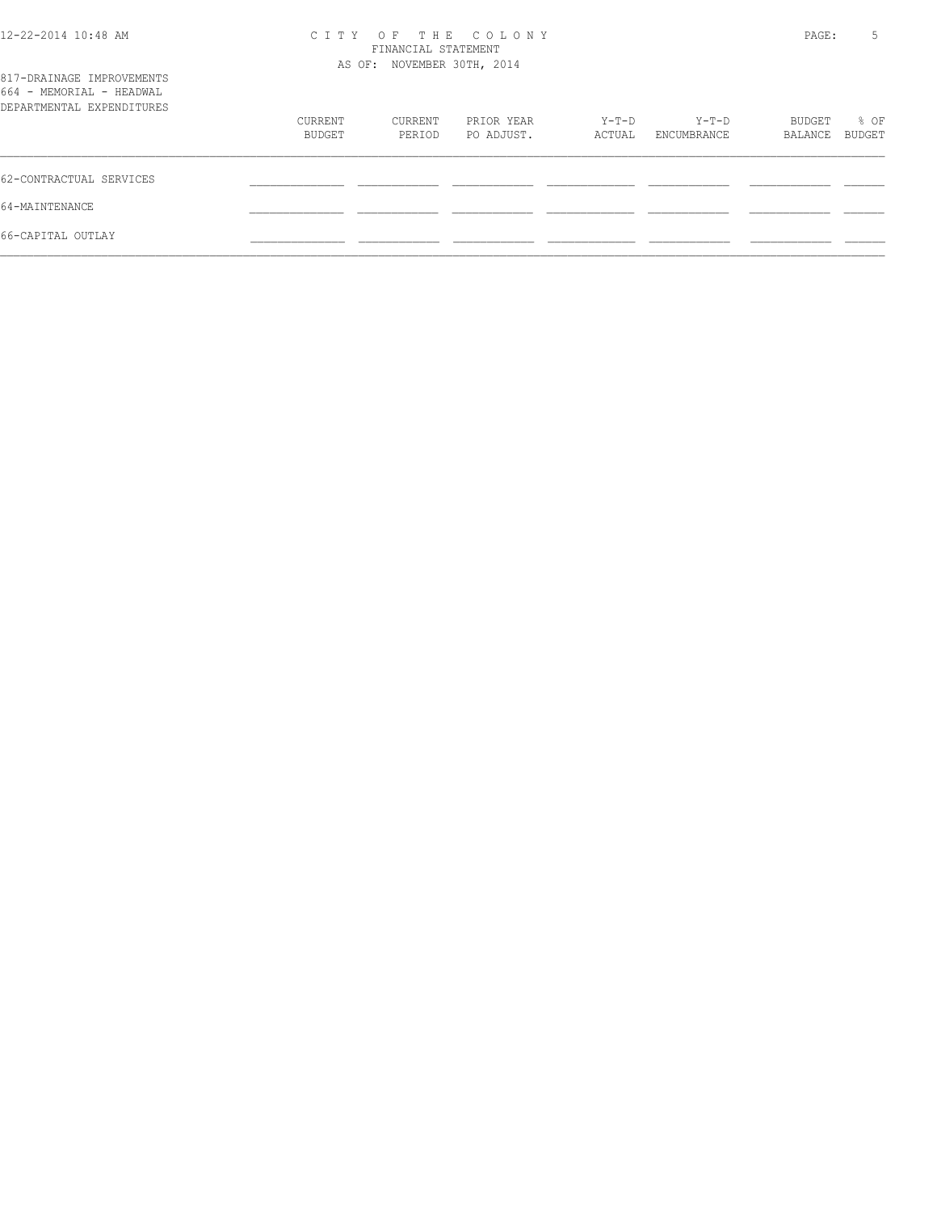# CITY OF THE COLONY

FINANCIAL STATEMENT

AS OF: NOVEMBER 30TH, 2014

817-DRAINAGE IMPROVEMENTS
664 - MEMORIAL - HEADWAL
DEPARTMENTAL EXPENDITURES

| | CURRENT BUDGET | CURRENT PERIOD | PRIOR YEAR PO ADJUST. | Y-T-D ACTUAL | Y-T-D ENCUMBRANCE | BUDGET BALANCE | % OF BUDGET |
|---|---|---|---|---|---|---|---|
| 62-CONTRACTUAL SERVICES | | | | | | | |
| 64-MAINTENANCE | | | | | | | |
| 66-CAPITAL OUTLAY | | | | | | | |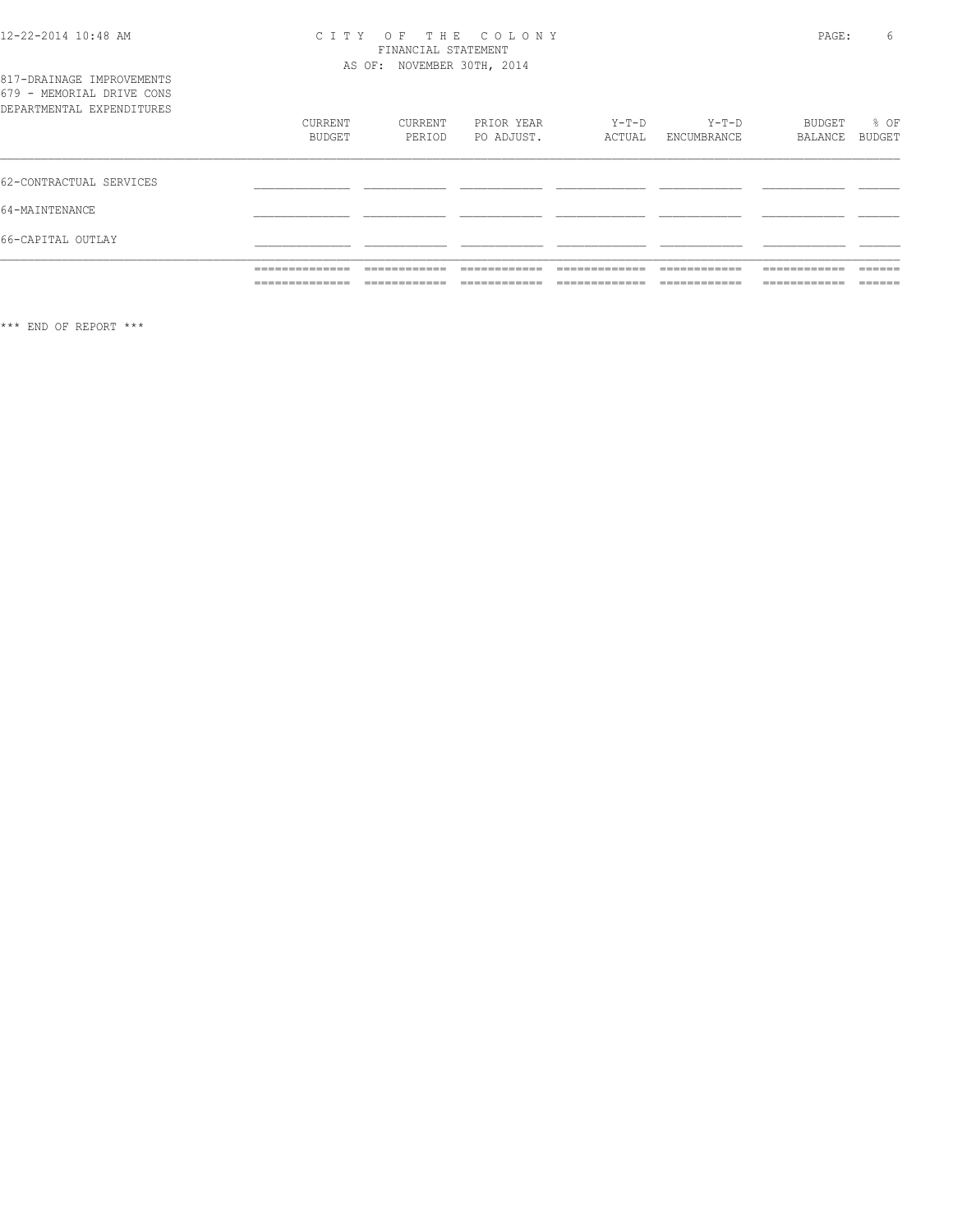CITY OF THE COLONY
FINANCIAL STATEMENT
AS OF: NOVEMBER 30TH, 2014

817-DRAINAGE IMPROVEMENTS
679 - MEMORIAL DRIVE CONS
DEPARTMENTAL EXPENDITURES

| | CURRENT BUDGET | CURRENT PERIOD | PRIOR YEAR PO ADJUST. | Y-T-D ACTUAL | Y-T-D ENCUMBRANCE | BUDGET BALANCE | % OF BUDGET |
|---|---|---|---|---|---|---|---|
| 62-CONTRACTUAL SERVICES | | | | | | | |
| 64-MAINTENANCE | | | | | | | |
| 66-CAPITAL OUTLAY | | | | | | | |
| | | | | | | | |

*** END OF REPORT ***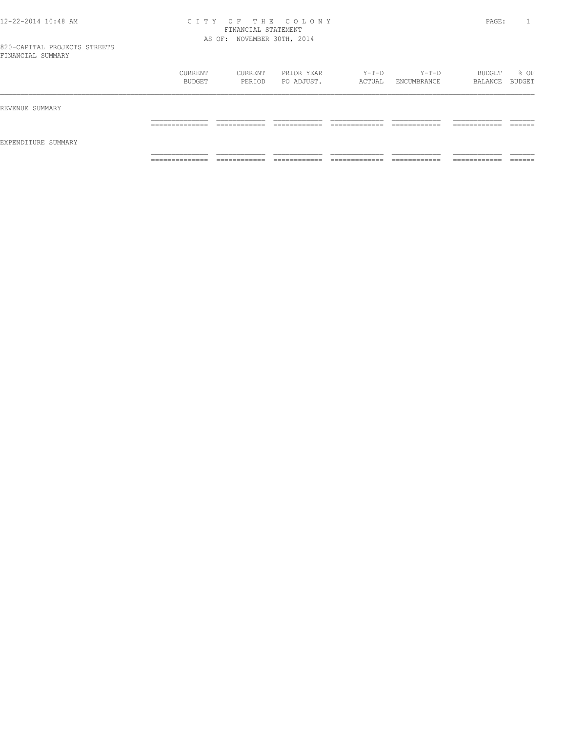# CITY OF THE COLONY
FINANCIAL STATEMENT
AS OF: NOVEMBER 30TH, 2014

820-CAPITAL PROJECTS STREETS
FINANCIAL SUMMARY

| | CURRENT BUDGET | CURRENT PERIOD | PRIOR YEAR PO ADJUST. | Y-T-D ACTUAL | Y-T-D ENCUMBRANCE | BUDGET BALANCE | % OF BUDGET |
|---|---|---|---|---|---|---|---|
| REVENUE SUMMARY | | | | | | | |
| EXPENDITURE SUMMARY | | | | | | | |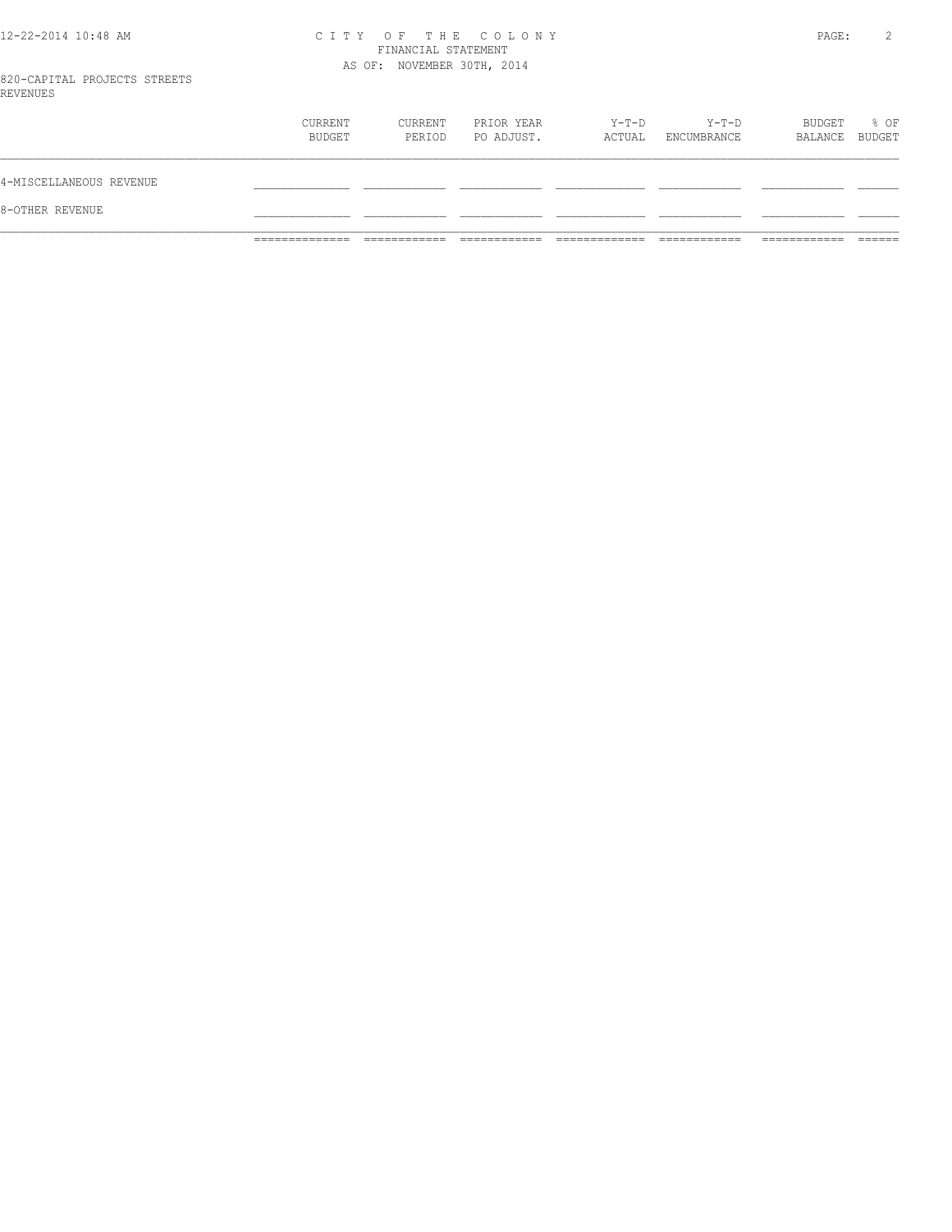# CITY OF THE COLONY

FINANCIAL STATEMENT

AS OF: NOVEMBER 30TH, 2014

820-CAPITAL PROJECTS STREETS

REVENUES

| | CURRENT BUDGET | CURRENT PERIOD | PRIOR YEAR PO ADJUST. | Y-T-D ACTUAL | Y-T-D ENCUMBRANCE | BUDGET BALANCE | % OF BUDGET |
|---|---|---|---|---|---|---|---|
| 4-MISCELLANEOUS REVENUE | | | | | | | |
| 8-OTHER REVENUE | | | | | | | |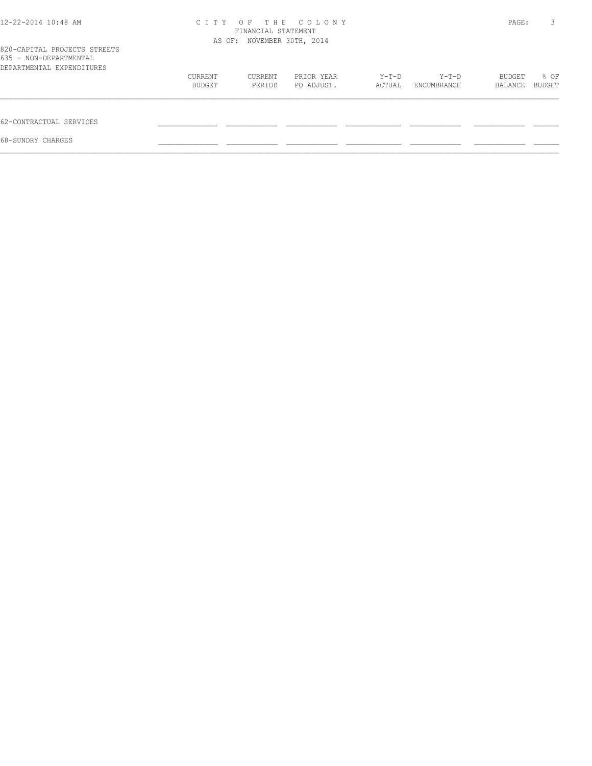# CITY OF THE COLONY

FINANCIAL STATEMENT

AS OF: NOVEMBER 30TH, 2014

820-CAPITAL PROJECTS STREETS

635 - NON-DEPARTMENTAL

DEPARTMENTAL EXPENDITURES

| | CURRENT BUDGET | CURRENT PERIOD | PRIOR YEAR PO ADJUST. | Y-T-D ACTUAL | Y-T-D ENCUMBRANCE | BUDGET BALANCE | % OF BUDGET |
|---|---|---|---|---|---|---|---|
| 62-CONTRACTUAL SERVICES | | | | | | | |
| 68-SUNDRY CHARGES | | | | | | | |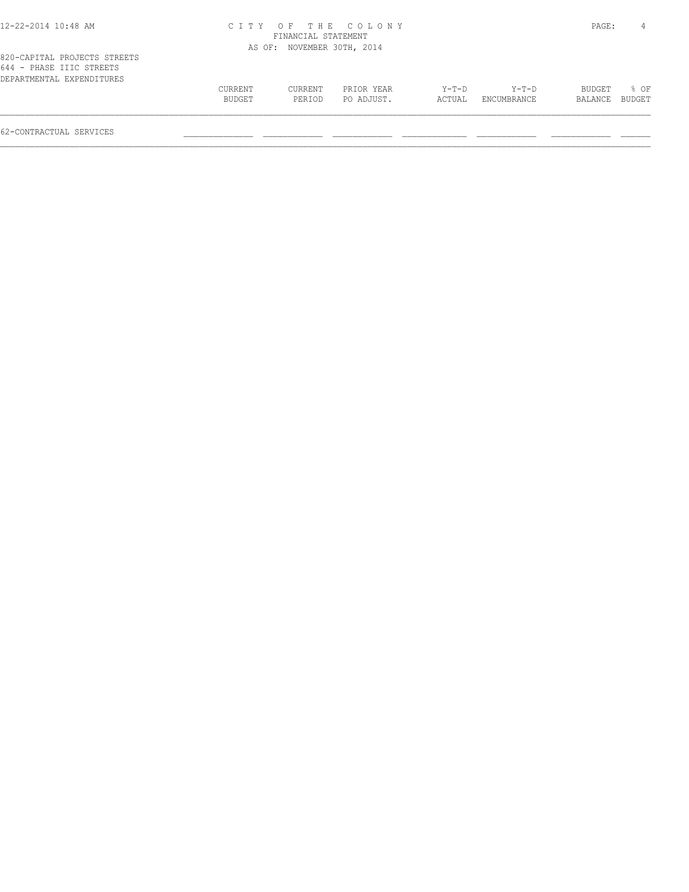CITY OF THE COLONY
FINANCIAL STATEMENT
AS OF: NOVEMBER 30TH, 2014

820-CAPITAL PROJECTS STREETS
644 - PHASE IIIC STREETS
DEPARTMENTAL EXPENDITURES

| | CURRENT BUDGET | CURRENT PERIOD | PRIOR YEAR PO ADJUST. | Y-T-D ACTUAL | Y-T-D ENCUMBRANCE | BUDGET BALANCE | % OF BUDGET |
|---|---|---|---|---|---|---|---|
| 62-CONTRACTUAL SERVICES | | | | | | | |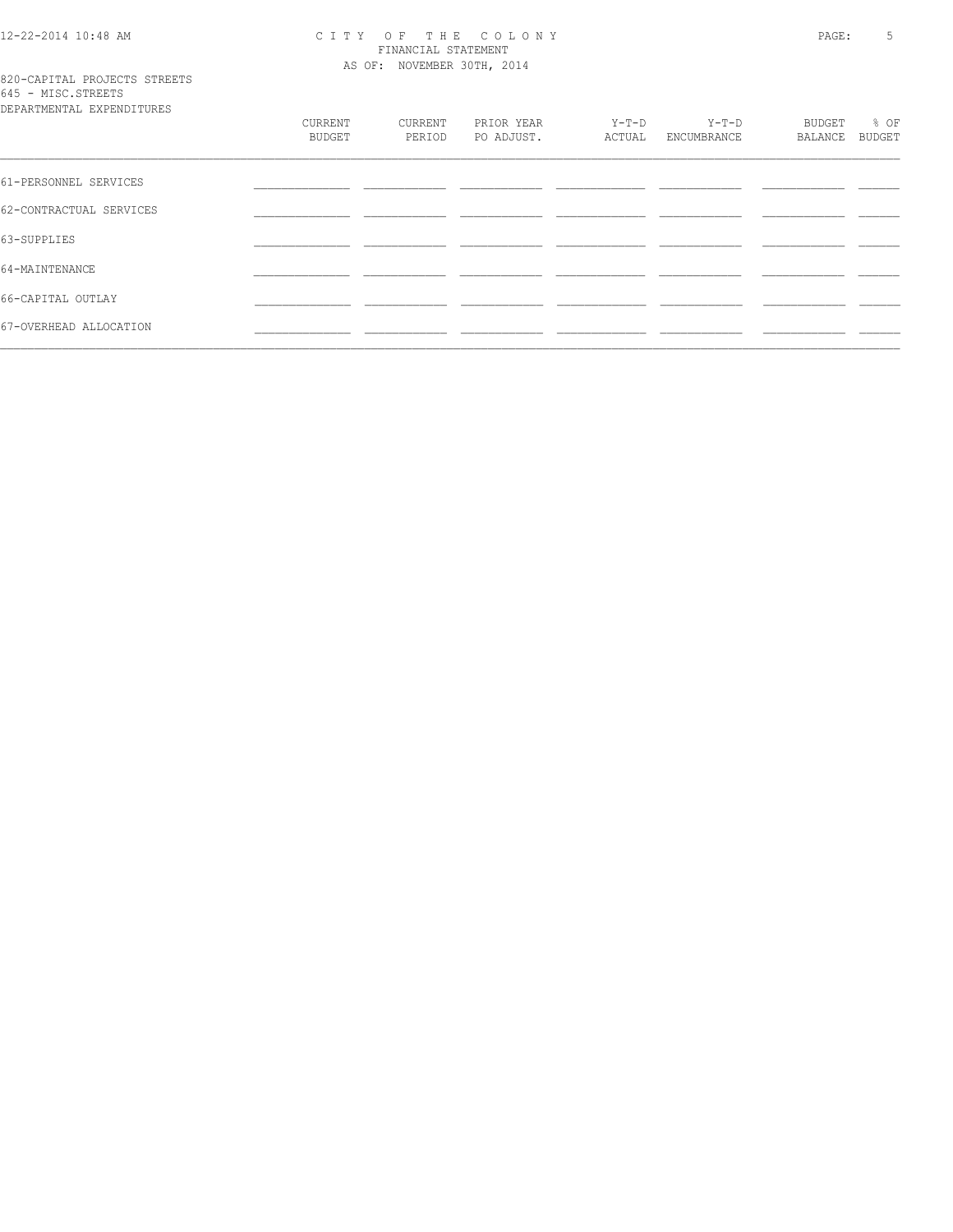CITY OF THE COLONY
FINANCIAL STATEMENT
AS OF: NOVEMBER 30TH, 2014

820-CAPITAL PROJECTS STREETS
645 - MISC.STREETS
DEPARTMENTAL EXPENDITURES

| | CURRENT BUDGET | CURRENT PERIOD | PRIOR YEAR PO ADJUST. | Y-T-D ACTUAL | Y-T-D ENCUMBRANCE | BUDGET BALANCE | % OF BUDGET |
|---|---|---|---|---|---|---|---|
| 61-PERSONNEL SERVICES | | | | | | | |
| 62-CONTRACTUAL SERVICES | | | | | | | |
| 63-SUPPLIES | | | | | | | |
| 64-MAINTENANCE | | | | | | | |
| 66-CAPITAL OUTLAY | | | | | | | |
| 67-OVERHEAD ALLOCATION | | | | | | | |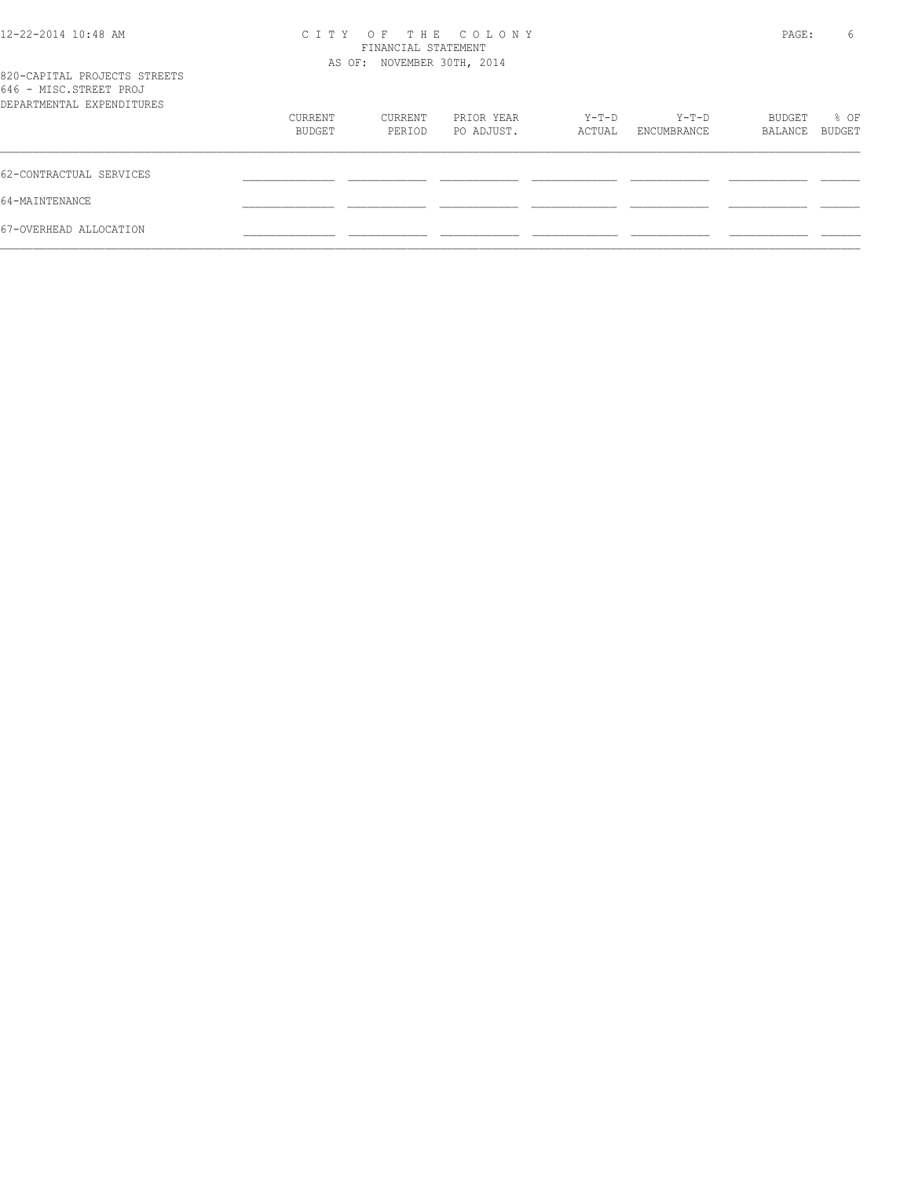CITY OF THE COLONY
FINANCIAL STATEMENT
AS OF: NOVEMBER 30TH, 2014

820-CAPITAL PROJECTS STREETS
646 - MISC.STREET PROJ
DEPARTMENTAL EXPENDITURES

| | CURRENT BUDGET | CURRENT PERIOD | PRIOR YEAR PO ADJUST. | Y-T-D ACTUAL | Y-T-D ENCUMBRANCE | BUDGET BALANCE | % OF BUDGET |
|---|---|---|---|---|---|---|---|
| 62-CONTRACTUAL SERVICES | | | | | | | |
| 64-MAINTENANCE | | | | | | | |
| 67-OVERHEAD ALLOCATION | | | | | | | |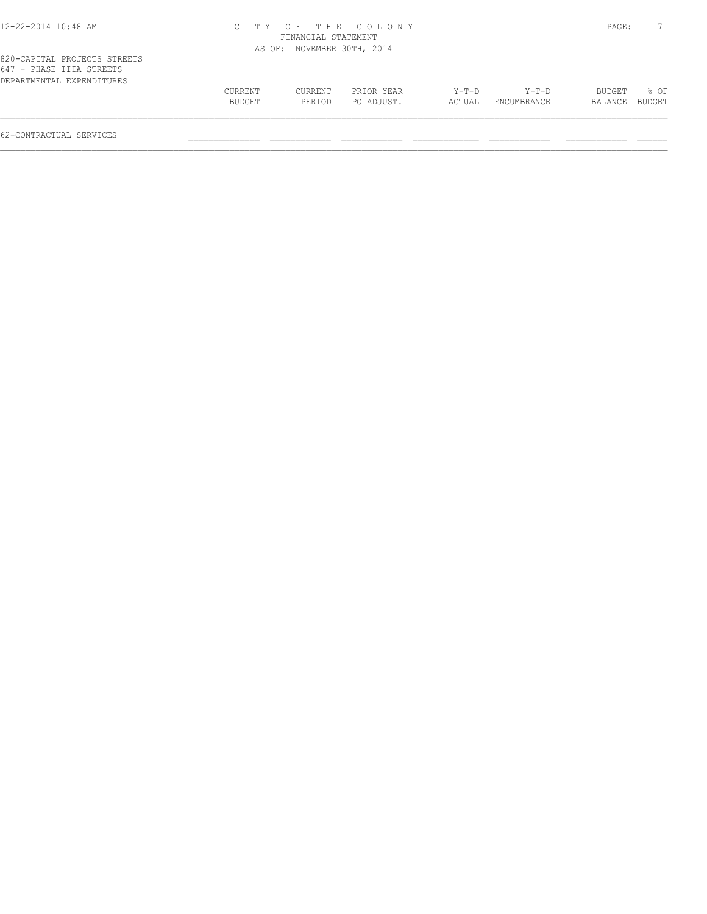820-CAPITAL PROJECTS STREETS
647 - PHASE IIIA STREETS
DEPARTMENTAL EXPENDITURES

| | CURRENT BUDGET | CURRENT PERIOD | PRIOR YEAR PO ADJUST. | Y-T-D ACTUAL | Y-T-D ENCUMBRANCE | BUDGET BALANCE | % OF BUDGET |
|---|---|---|---|---|---|---|---|
| 62-CONTRACTUAL SERVICES | | | | | | | |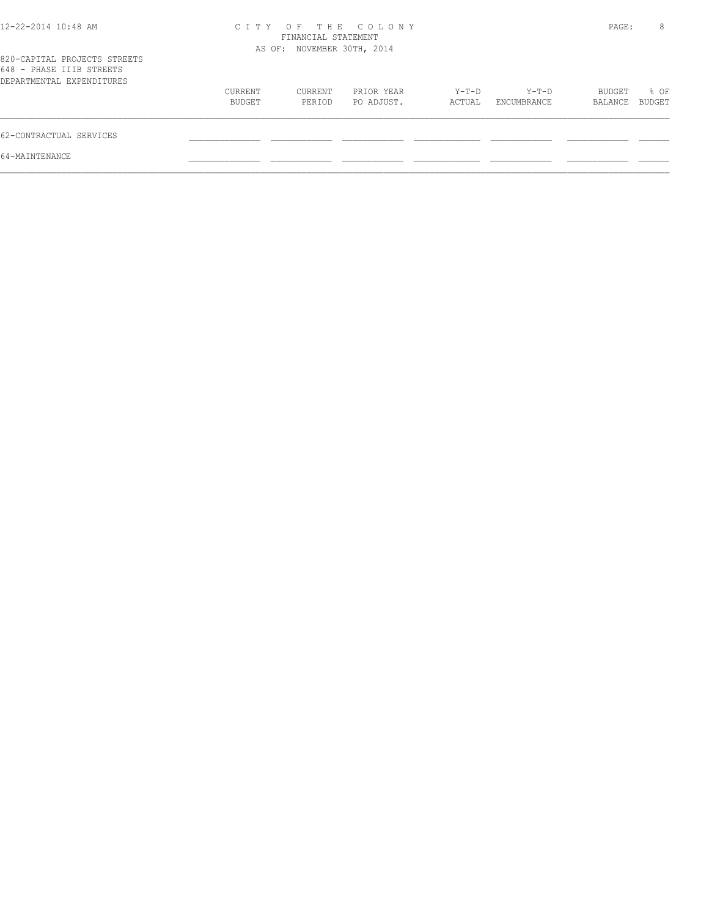# CITY OF THE COLONY
## FINANCIAL STATEMENT
### AS OF: NOVEMBER 30TH, 2014

820-CAPITAL PROJECTS STREETS
648 - PHASE IIIB STREETS
DEPARTMENTAL EXPENDITURES

| | CURRENT BUDGET | CURRENT PERIOD | PRIOR YEAR PO ADJUST. | Y-T-D ACTUAL | Y-T-D ENCUMBRANCE | BUDGET BALANCE | % OF BUDGET |
|---|---|---|---|---|---|---|---|
| 62-CONTRACTUAL SERVICES | | | | | | | |
| 64-MAINTENANCE | | | | | | | |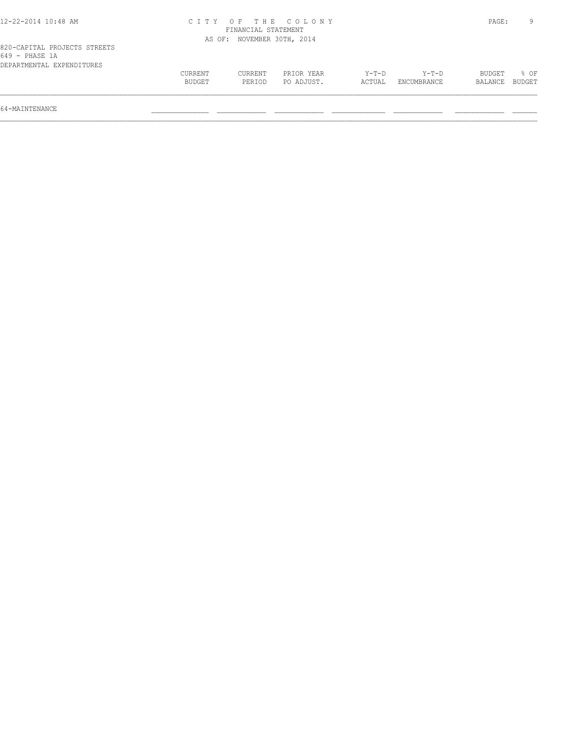820-CAPITAL PROJECTS STREETS
649 - PHASE 1A
DEPARTMENTAL EXPENDITURES

| | CURRENT BUDGET | CURRENT PERIOD | PRIOR YEAR PO ADJUST. | Y-T-D ACTUAL | Y-T-D ENCUMBRANCE | BUDGET BALANCE | % OF BUDGET |
|---|---|---|---|---|---|---|---|
| 64-MAINTENANCE | | | | | | | |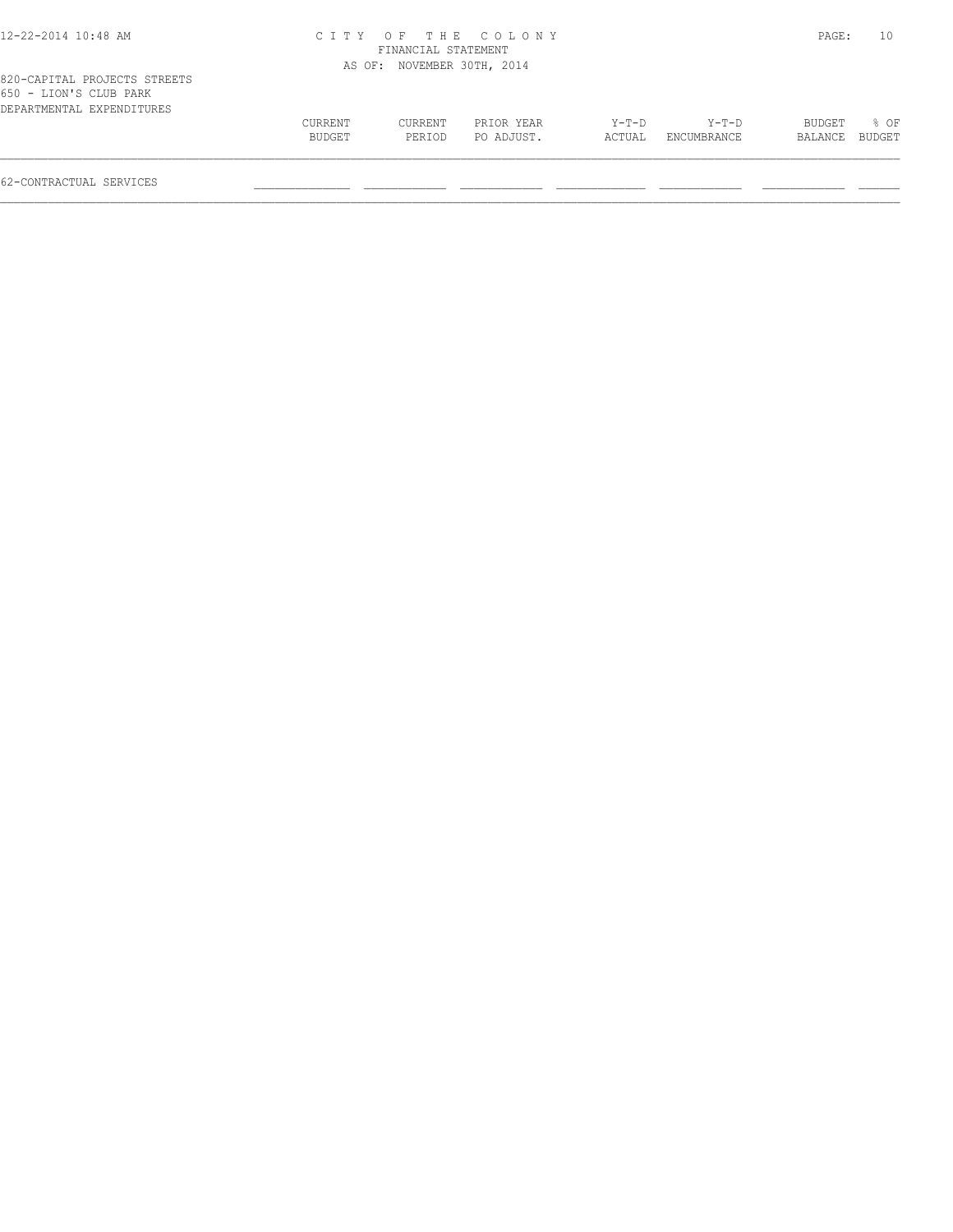# CITY OF THE COLONY
## FINANCIAL STATEMENT
### AS OF: NOVEMBER 30TH, 2014

820-CAPITAL PROJECTS STREETS
650 - LION'S CLUB PARK
DEPARTMENTAL EXPENDITURES

| | CURRENT BUDGET | CURRENT PERIOD | PRIOR YEAR PO ADJUST. | Y-T-D ACTUAL | Y-T-D ENCUMBRANCE | BUDGET BALANCE | % OF BUDGET |
|---|---|---|---|---|---|---|---|
| 62-CONTRACTUAL SERVICES | | | | | | | |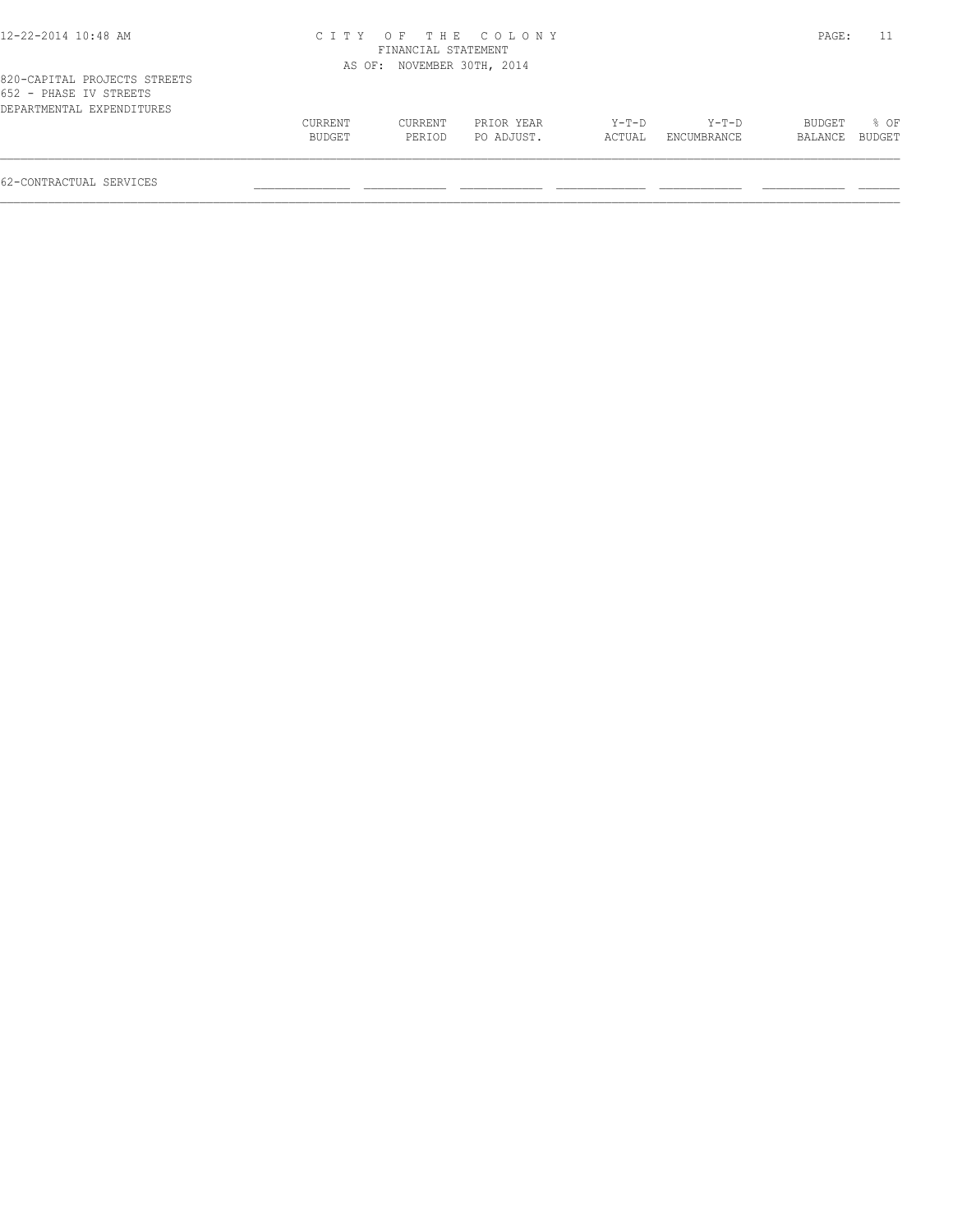CITY OF THE COLONY
FINANCIAL STATEMENT
AS OF: NOVEMBER 30TH, 2014

820-CAPITAL PROJECTS STREETS
652 - PHASE IV STREETS
DEPARTMENTAL EXPENDITURES

| | CURRENT BUDGET | CURRENT PERIOD | PRIOR YEAR PO ADJUST. | Y-T-D ACTUAL | Y-T-D ENCUMBRANCE | BUDGET BALANCE | % OF BUDGET |
|---|---|---|---|---|---|---|---|
| 62-CONTRACTUAL SERVICES | | | | | | | |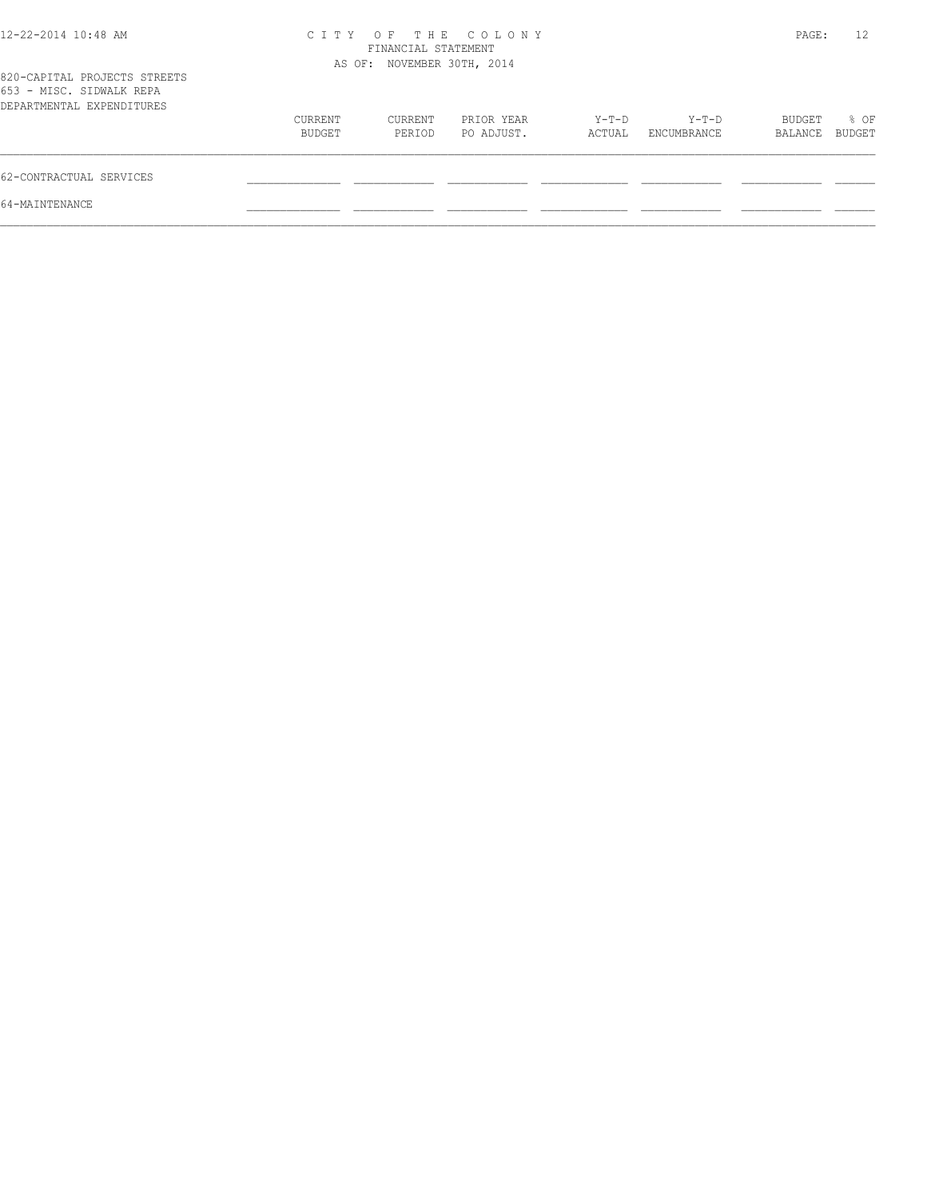820-CAPITAL PROJECTS STREETS
653 - MISC. SIDWALK REPA
DEPARTMENTAL EXPENDITURES

| | CURRENT BUDGET | CURRENT PERIOD | PRIOR YEAR PO ADJUST. | Y-T-D ACTUAL | Y-T-D ENCUMBRANCE | BUDGET BALANCE | % OF BUDGET |
|---|---|---|---|---|---|---|---|
| 62-CONTRACTUAL SERVICES | | | | | | | |
| 64-MAINTENANCE | | | | | | | |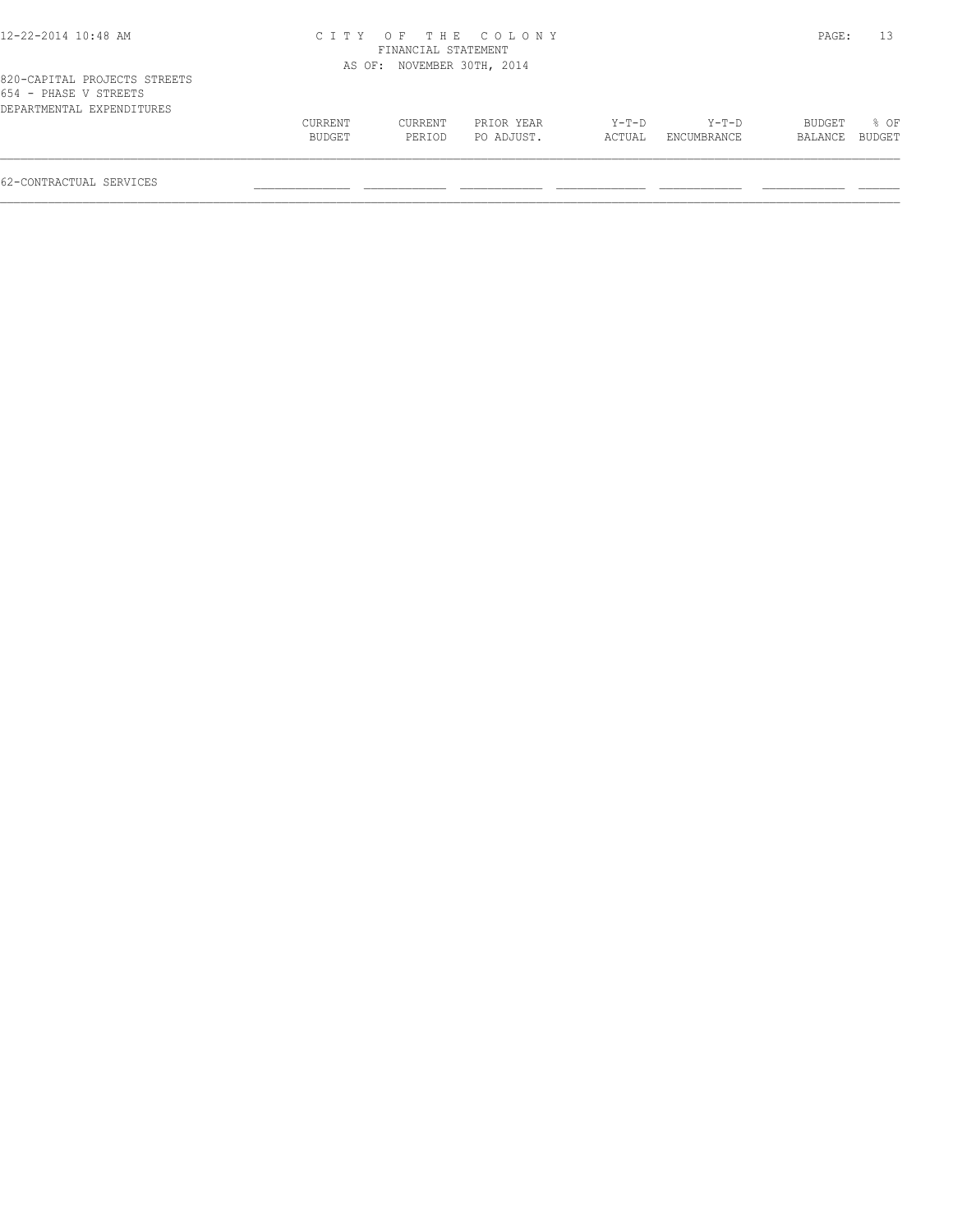820-CAPITAL PROJECTS STREETS
654 - PHASE V STREETS
DEPARTMENTAL EXPENDITURES

| | CURRENT BUDGET | CURRENT PERIOD | PRIOR YEAR PO ADJUST. | Y-T-D ACTUAL | Y-T-D ENCUMBRANCE | BUDGET BALANCE | % OF BUDGET |
|---|---|---|---|---|---|---|---|
| 62-CONTRACTUAL SERVICES | | | | | | | |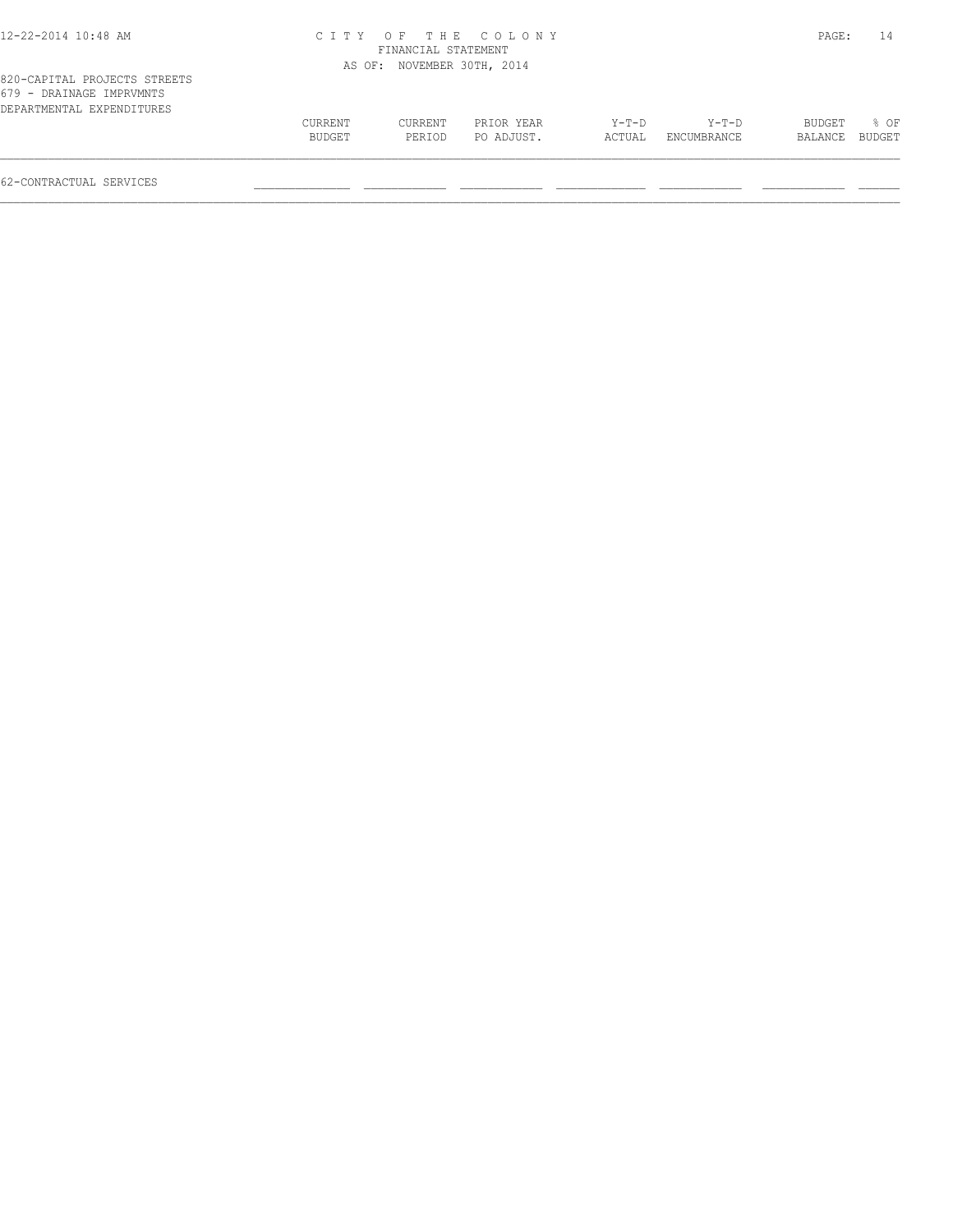820-CAPITAL PROJECTS STREETS
679 - DRAINAGE IMPRVMNTS
DEPARTMENTAL EXPENDITURES

| | CURRENT BUDGET | CURRENT PERIOD | PRIOR YEAR PO ADJUST. | Y-T-D ACTUAL | Y-T-D ENCUMBRANCE | BUDGET BALANCE | % OF BUDGET |
|---|---|---|---|---|---|---|---|
| 62-CONTRACTUAL SERVICES | | | | | | | |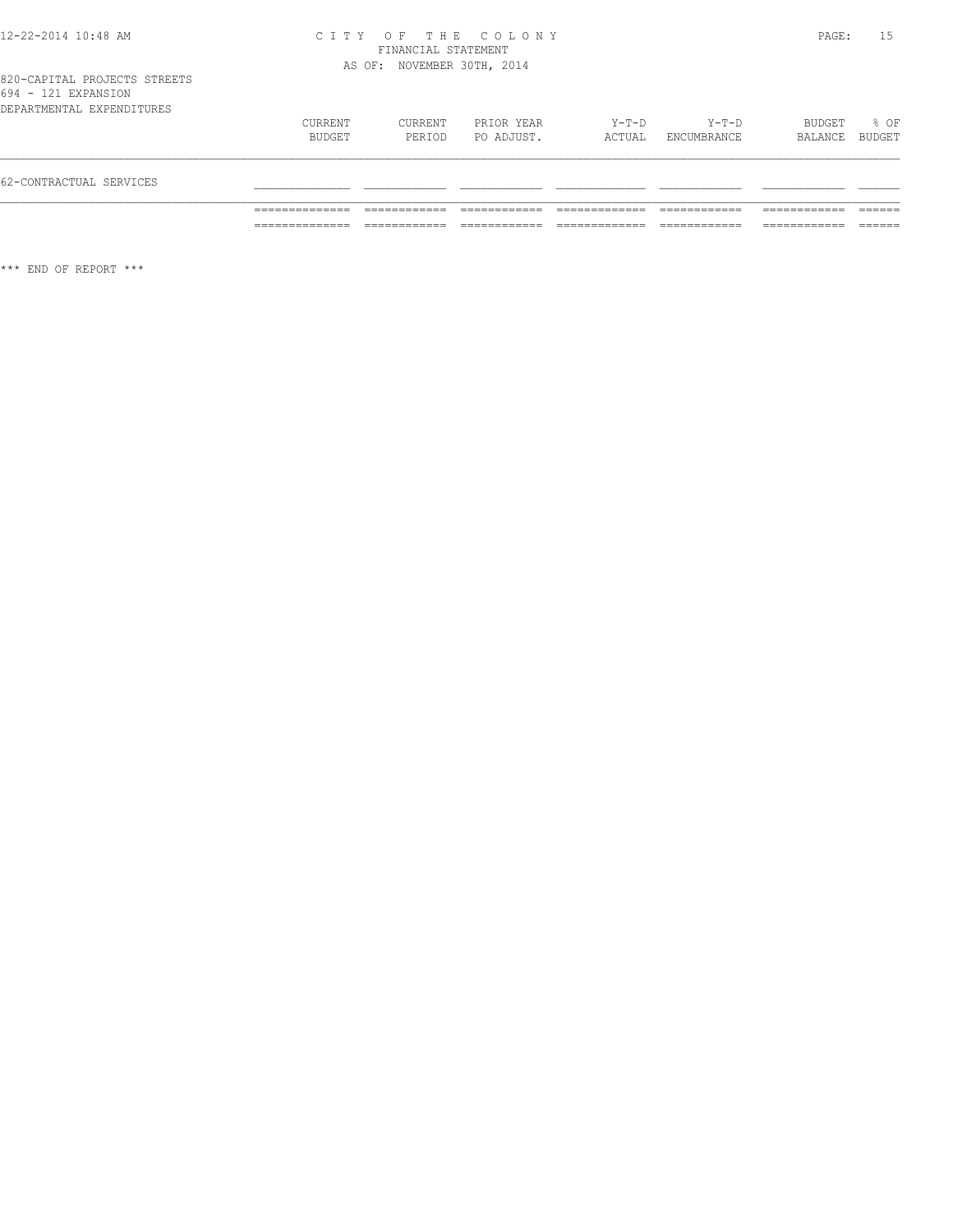820-CAPITAL PROJECTS STREETS
694 - 121 EXPANSION
DEPARTMENTAL EXPENDITURES

| | CURRENT BUDGET | CURRENT PERIOD | PRIOR YEAR PO ADJUST. | Y-T-D ACTUAL | Y-T-D ENCUMBRANCE | BUDGET BALANCE | % OF BUDGET |
|---|---|---|---|---|---|---|---|
| 62-CONTRACTUAL SERVICES | | | | | | | |

*** END OF REPORT ***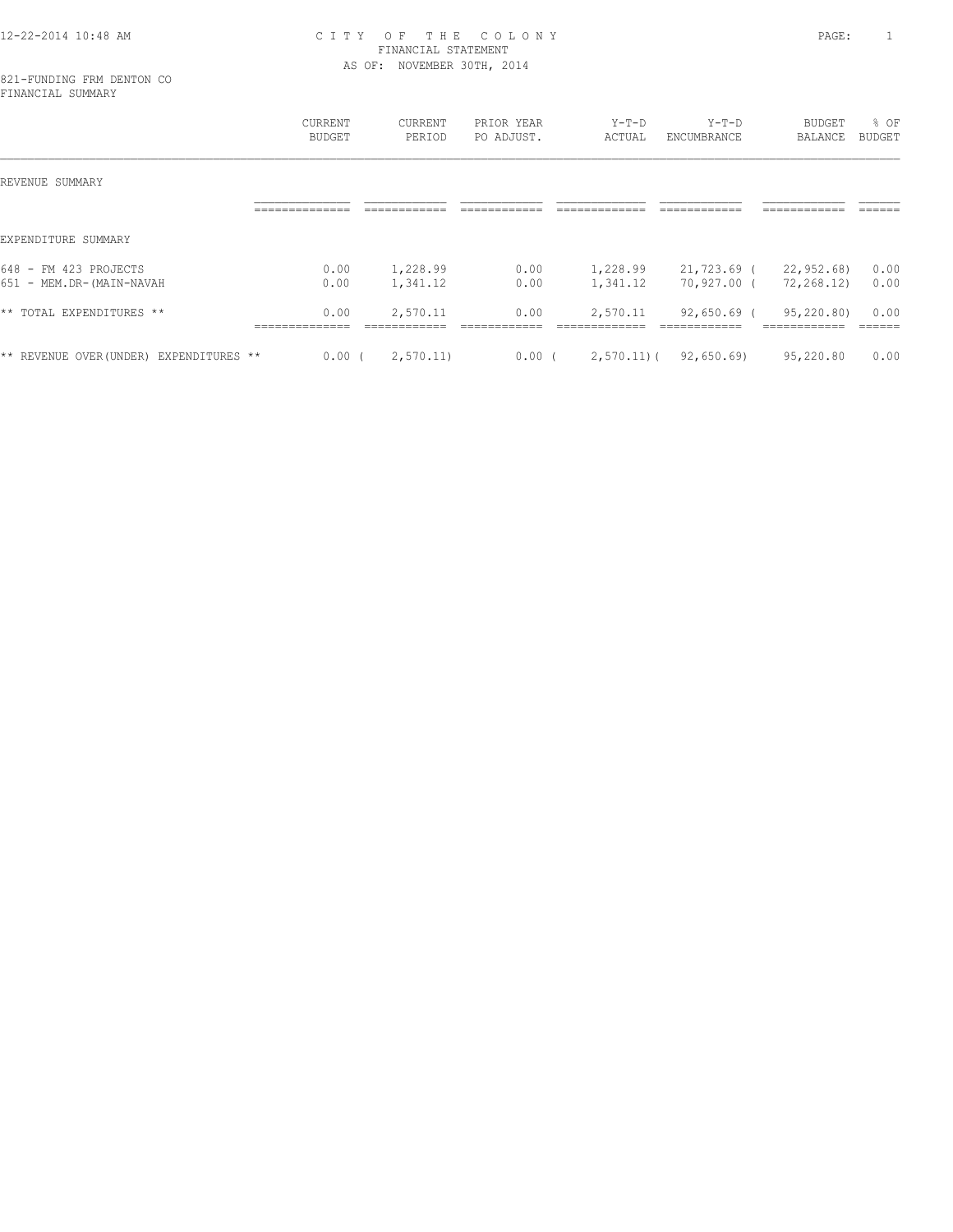# CITY OF THE COLONY
## FINANCIAL STATEMENT
### AS OF: NOVEMBER 30TH, 2014

821-FUNDING FRM DENTON CO
FINANCIAL SUMMARY

| | CURRENT BUDGET | CURRENT PERIOD | PRIOR YEAR PO ADJUST. | Y-T-D ACTUAL | Y-T-D ENCUMBRANCE | BUDGET BALANCE | % OF BUDGET |
|---|---|---|---|---|---|---|---|
| REVENUE SUMMARY | | | | | | | |
| EXPENDITURE SUMMARY | | | | | | | |
| 648 - FM 423 PROJECTS | 0.00 | 1,228.99 | 0.00 | 1,228.99 | 21,723.69 | (22,952.68) | 0.00 |
| 651 - MEM.DR-(MAIN-NAVAH | 0.00 | 1,341.12 | 0.00 | 1,341.12 | 70,927.00 | (72,268.12) | 0.00 |
| ** TOTAL EXPENDITURES ** | 0.00 | 2,570.11 | 0.00 | 2,570.11 | 92,650.69 | (95,220.80) | 0.00 |
| ** REVENUE OVER(UNDER) EXPENDITURES ** | 0.00 | (2,570.11) | 0.00 | (2,570.11) | (92,650.69) | 95,220.80 | 0.00 |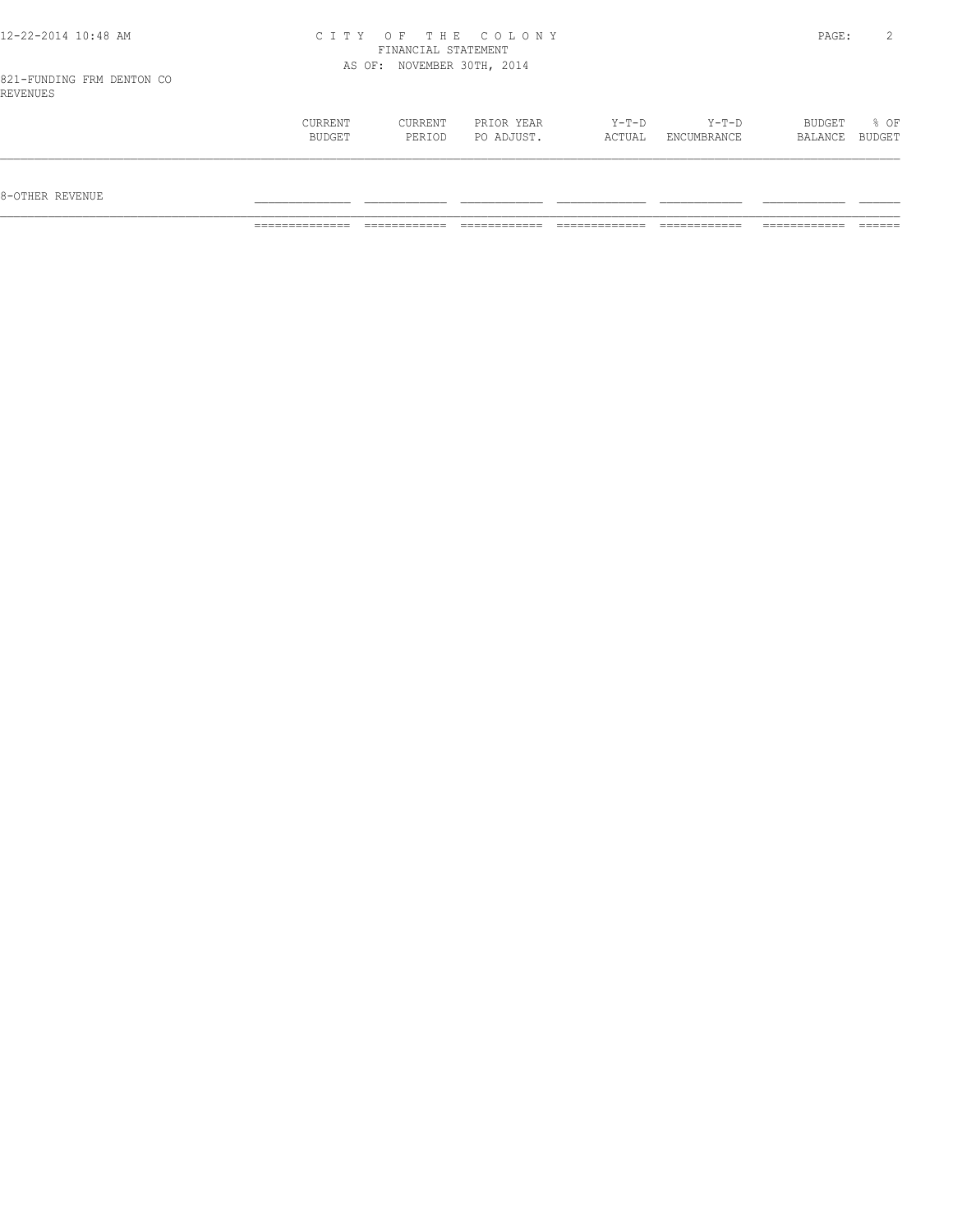CITY OF THE COLONY
FINANCIAL STATEMENT
AS OF: NOVEMBER 30TH, 2014

821-FUNDING FRM DENTON CO
REVENUES

| | CURRENT BUDGET | CURRENT PERIOD | PRIOR YEAR PO ADJUST. | Y-T-D ACTUAL | Y-T-D ENCUMBRANCE | BUDGET BALANCE | % OF BUDGET |
|---|---|---|---|---|---|---|---|
| 8-OTHER REVENUE | | | | | | | |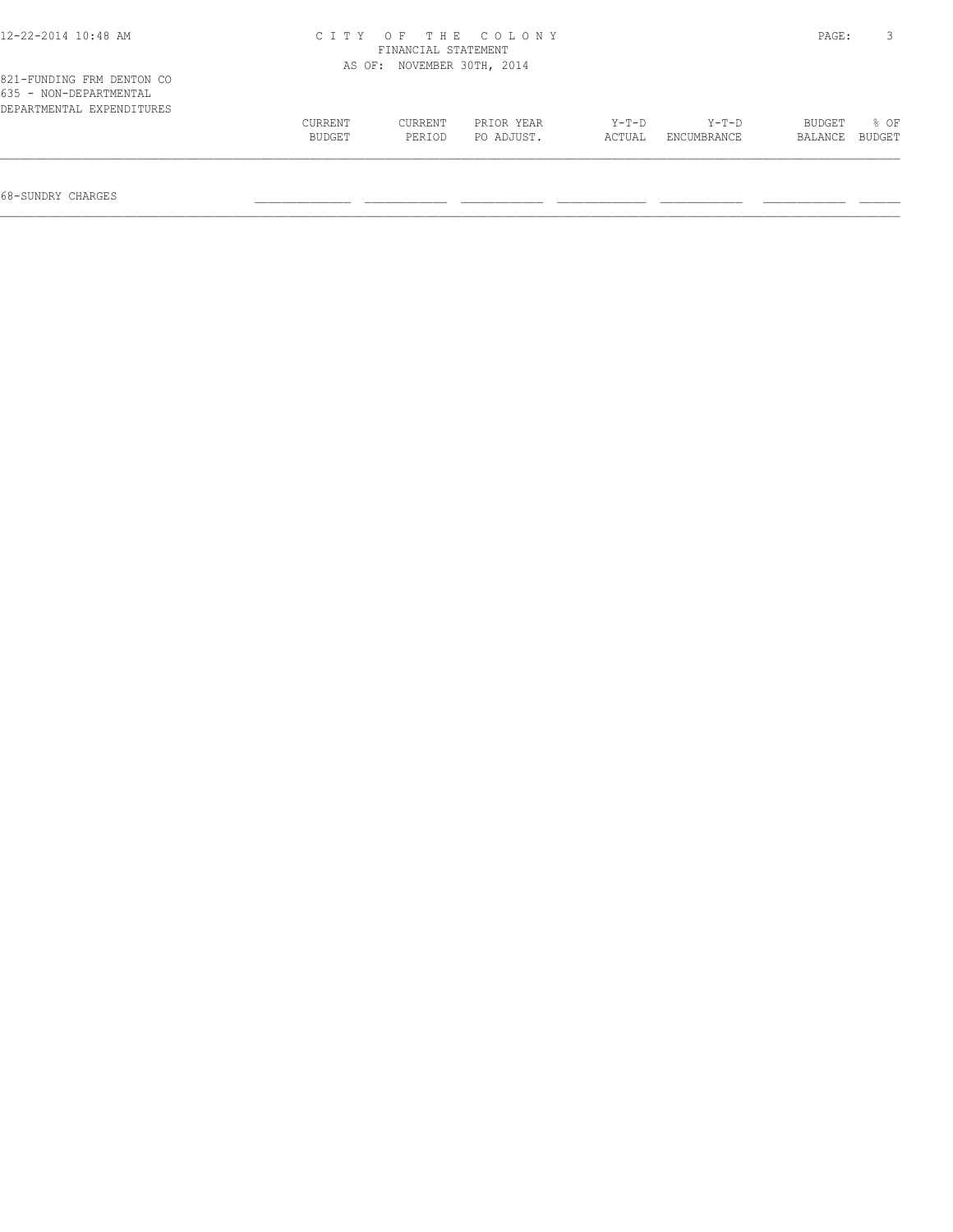CITY OF THE COLONY
FINANCIAL STATEMENT
AS OF: NOVEMBER 30TH, 2014

821-FUNDING FRM DENTON CO
635 - NON-DEPARTMENTAL
DEPARTMENTAL EXPENDITURES

| | CURRENT BUDGET | CURRENT PERIOD | PRIOR YEAR PO ADJUST. | Y-T-D ACTUAL | Y-T-D ENCUMBRANCE | BUDGET BALANCE | % OF BUDGET |
|---|---|---|---|---|---|---|---|
| 68-SUNDRY CHARGES | | | | | | | |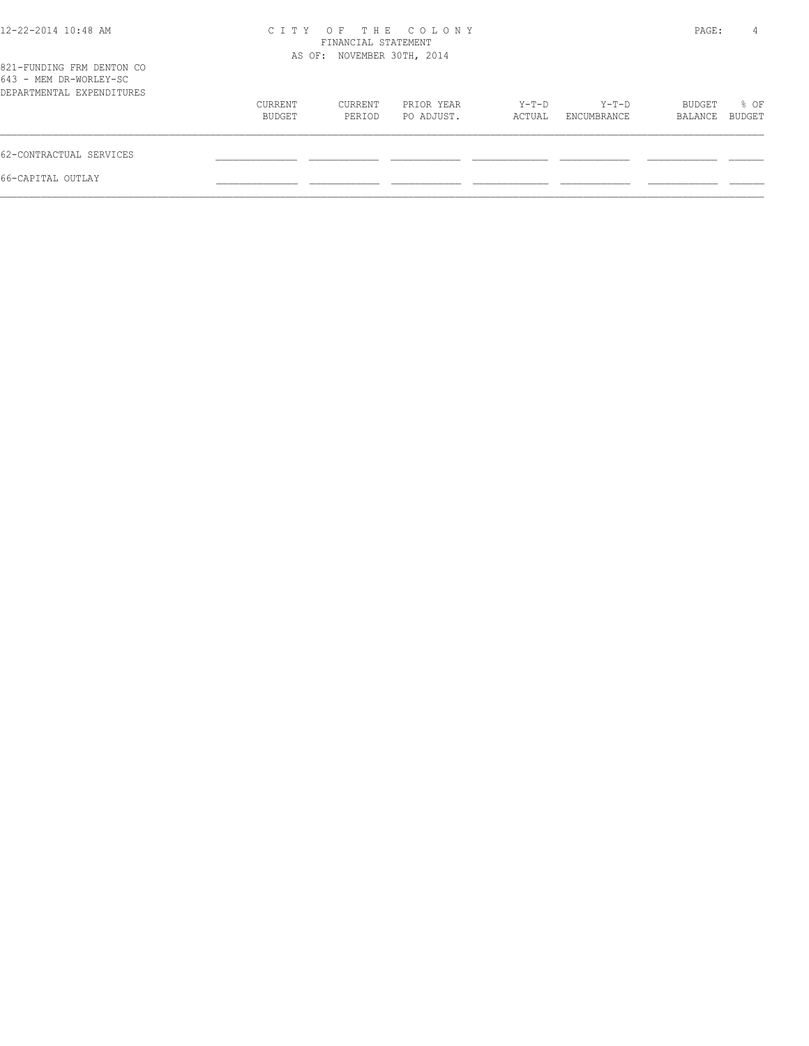821-FUNDING FRM DENTON CO
643 - MEM DR-WORLEY-SC
DEPARTMENTAL EXPENDITURES

| | CURRENT BUDGET | CURRENT PERIOD | PRIOR YEAR PO ADJUST. | Y-T-D ACTUAL | Y-T-D ENCUMBRANCE | BUDGET BALANCE | % OF BUDGET |
|---|---|---|---|---|---|---|---|
| 62-CONTRACTUAL SERVICES | | | | | | | |
| 66-CAPITAL OUTLAY | | | | | | | |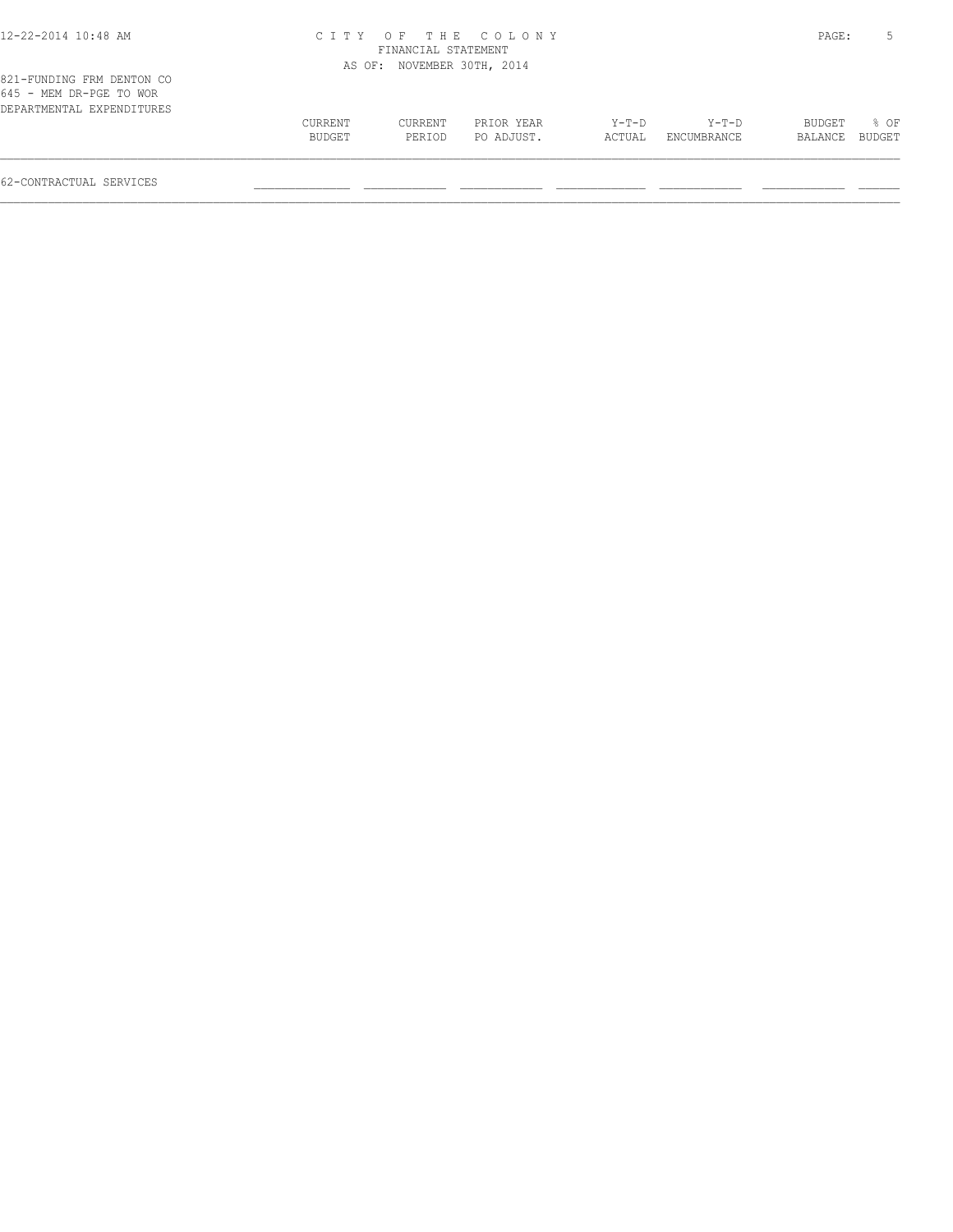CITY OF THE COLONY
FINANCIAL STATEMENT
AS OF: NOVEMBER 30TH, 2014

821-FUNDING FRM DENTON CO
645 - MEM DR-PGE TO WOR
DEPARTMENTAL EXPENDITURES

| | CURRENT BUDGET | CURRENT PERIOD | PRIOR YEAR PO ADJUST. | Y-T-D ACTUAL | Y-T-D ENCUMBRANCE | BUDGET BALANCE | % OF BUDGET |
|---|---|---|---|---|---|---|---|
| 62-CONTRACTUAL SERVICES | | | | | | | |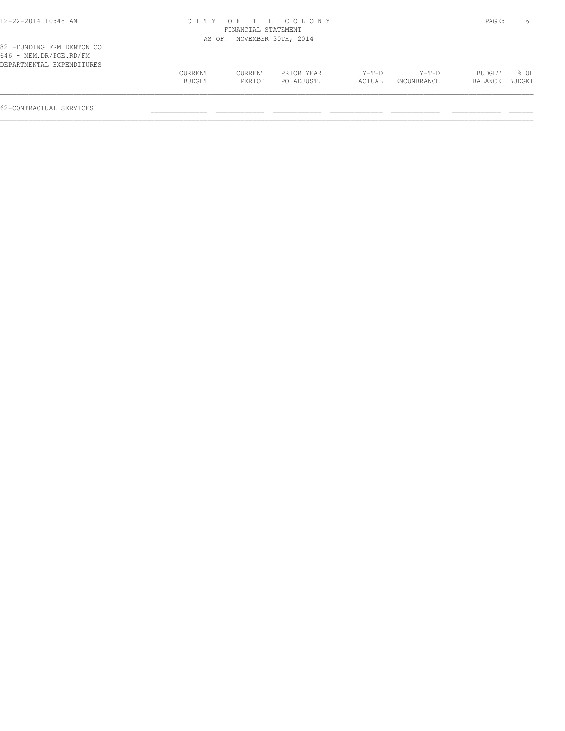C I T Y O F T H E C O L O N Y
FINANCIAL STATEMENT
AS OF: NOVEMBER 30TH, 2014

821-FUNDING FRM DENTON CO
646 - MEM.DR/PGE.RD/FM
DEPARTMENTAL EXPENDITURES

| | CURRENT BUDGET | CURRENT PERIOD | PRIOR YEAR PO ADJUST. | Y-T-D ACTUAL | Y-T-D ENCUMBRANCE | BUDGET BALANCE | % OF BUDGET |
|---|---|---|---|---|---|---|---|
| 62-CONTRACTUAL SERVICES | | | | | | | |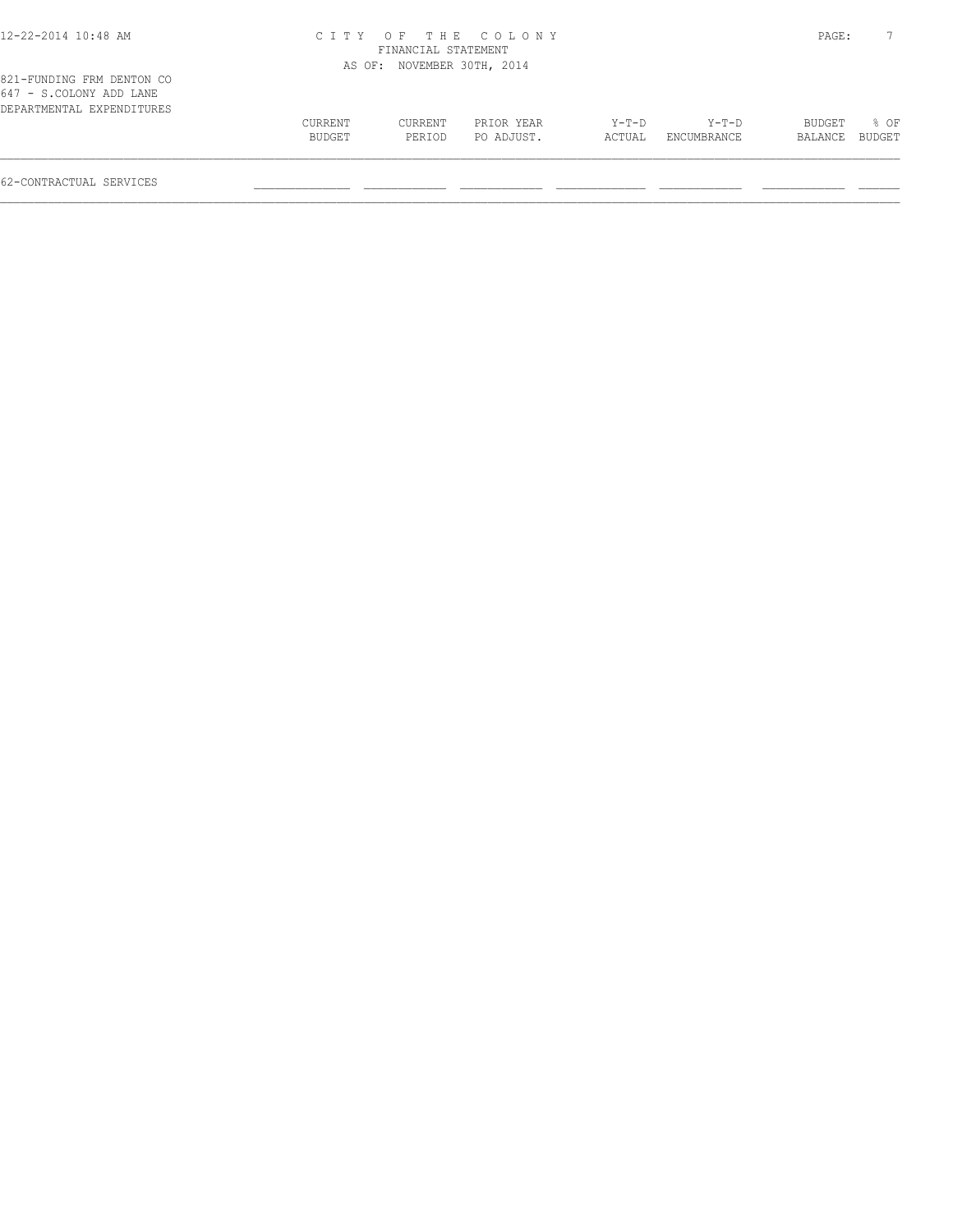821-FUNDING FRM DENTON CO
647 - S.COLONY ADD LANE
DEPARTMENTAL EXPENDITURES

| | CURRENT BUDGET | CURRENT PERIOD | PRIOR YEAR PO ADJUST. | Y-T-D ACTUAL | Y-T-D ENCUMBRANCE | BUDGET BALANCE | % OF BUDGET |
|---|---|---|---|---|---|---|---|
| 62-CONTRACTUAL SERVICES | | | | | | | |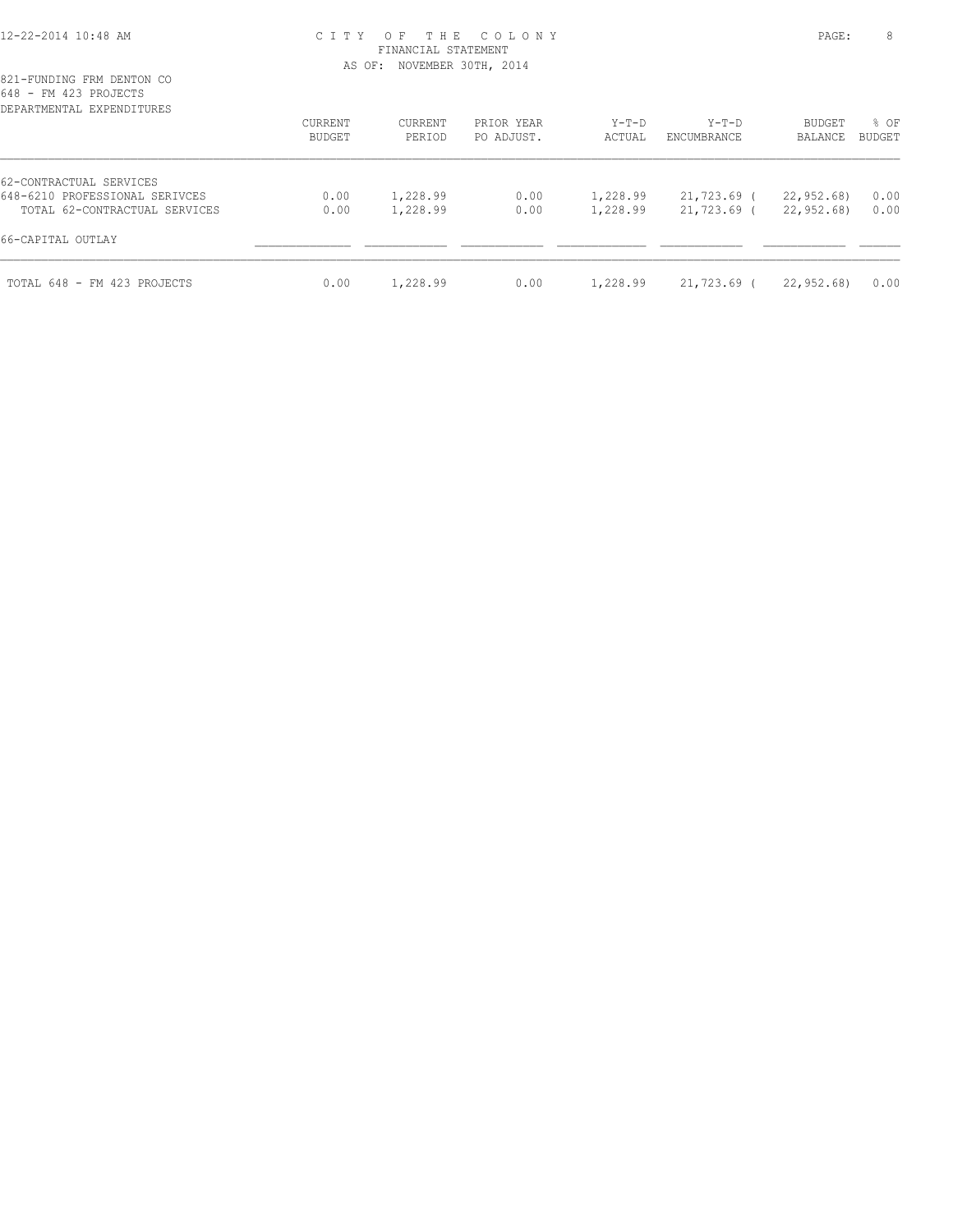# CITY OF THE COLONY

FINANCIAL STATEMENT

AS OF: NOVEMBER 30TH, 2014

821-FUNDING FRM DENTON CO

648 - FM 423 PROJECTS

DEPARTMENTAL EXPENDITURES

| | CURRENT BUDGET | CURRENT PERIOD | PRIOR YEAR PO ADJUST. | Y-T-D ACTUAL | Y-T-D ENCUMBRANCE | BUDGET BALANCE | % OF BUDGET |
|---|---|---|---|---|---|---|---|
| 62-CONTRACTUAL SERVICES | | | | | | | |
| 648-6210 PROFESSIONAL SERIVCES | 0.00 | 1,228.99 | 0.00 | 1,228.99 | 21,723.69 | ( 22,952.68) | 0.00 |
| TOTAL 62-CONTRACTUAL SERVICES | 0.00 | 1,228.99 | 0.00 | 1,228.99 | 21,723.69 | ( 22,952.68) | 0.00 |
| 66-CAPITAL OUTLAY | | | | | | | |
| TOTAL 648 - FM 423 PROJECTS | 0.00 | 1,228.99 | 0.00 | 1,228.99 | 21,723.69 | ( 22,952.68) | 0.00 |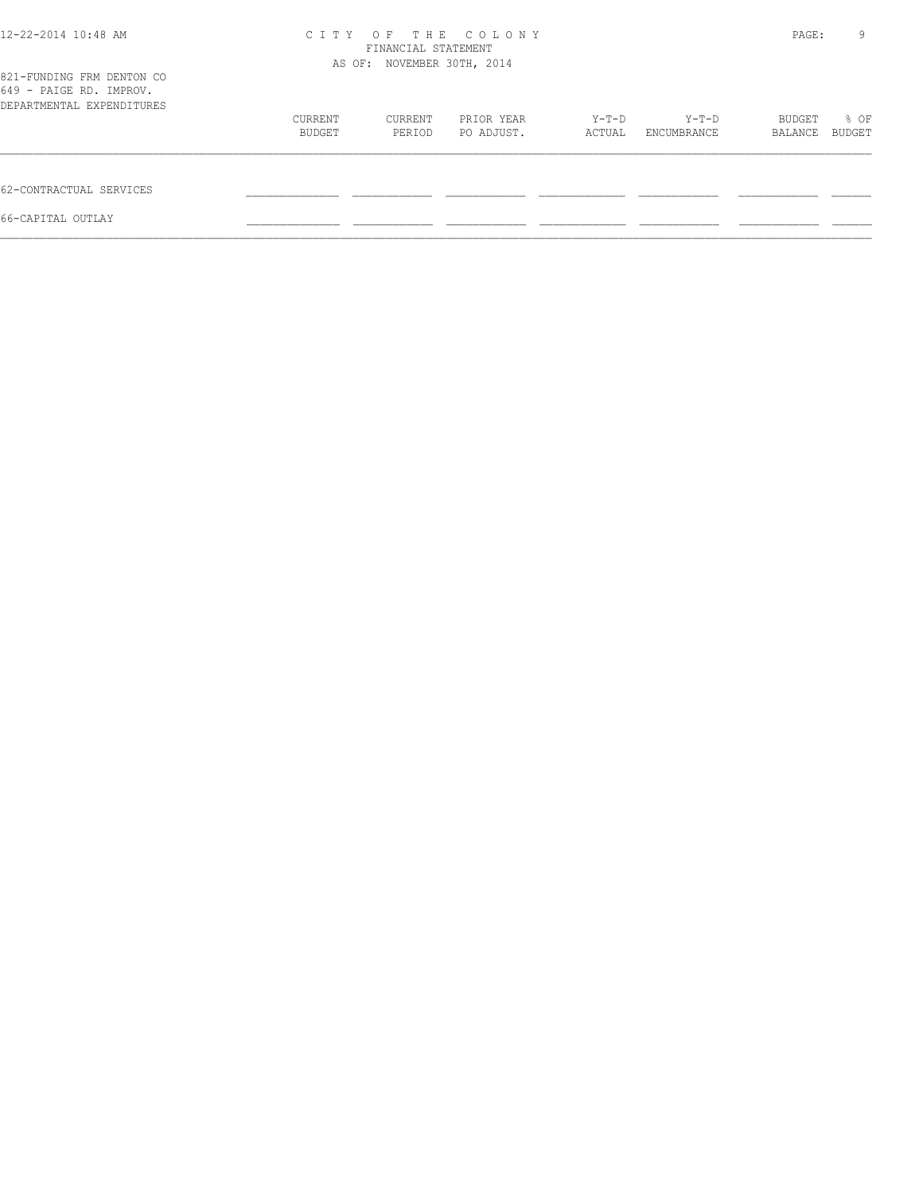821-FUNDING FRM DENTON CO
649 - PAIGE RD. IMPROV.
DEPARTMENTAL EXPENDITURES

|  | CURRENT BUDGET | CURRENT PERIOD | PRIOR YEAR PO ADJUST. | Y-T-D ACTUAL | Y-T-D ENCUMBRANCE | BUDGET BALANCE | % OF BUDGET |
|---|---|---|---|---|---|---|---|
| 62-CONTRACTUAL SERVICES | | | | | | | |
| 66-CAPITAL OUTLAY | | | | | | | |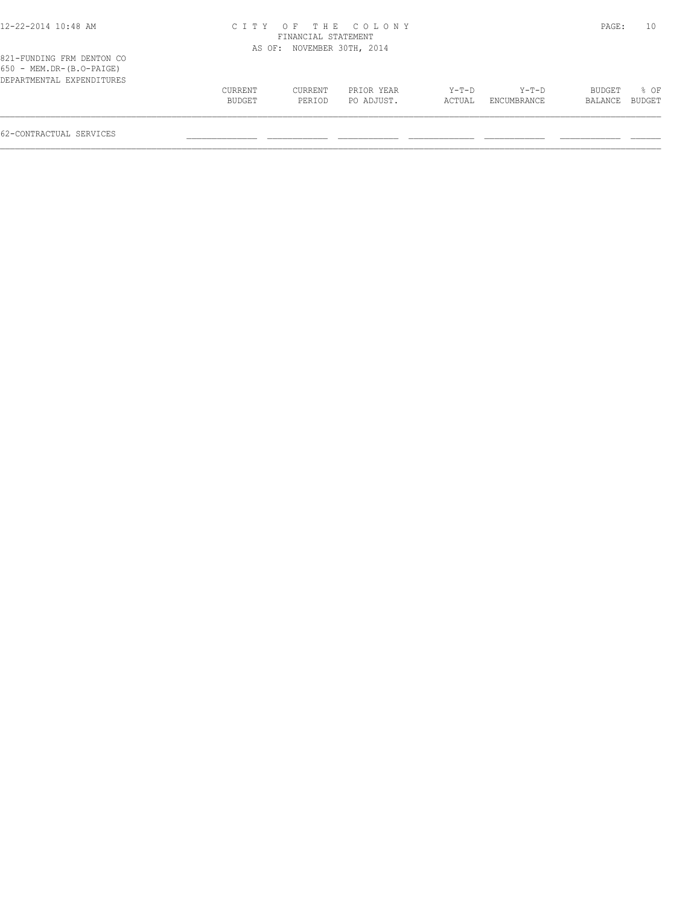CITY OF THE COLONY
FINANCIAL STATEMENT
AS OF: NOVEMBER 30TH, 2014

821-FUNDING FRM DENTON CO
650 - MEM.DR-(B.O-PAIGE)
DEPARTMENTAL EXPENDITURES

| | CURRENT BUDGET | CURRENT PERIOD | PRIOR YEAR PO ADJUST. | Y-T-D ACTUAL | Y-T-D ENCUMBRANCE | BUDGET BALANCE | % OF BUDGET |
|---|---|---|---|---|---|---|---|
| 62-CONTRACTUAL SERVICES | | | | | | | |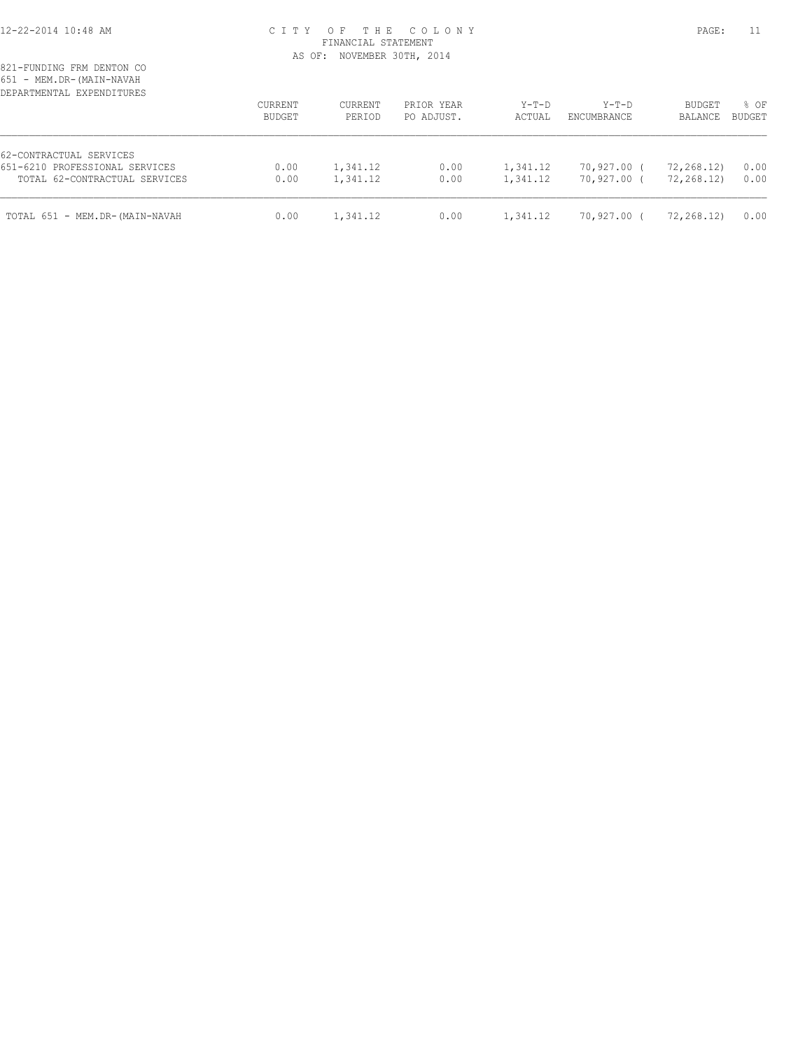CITY OF THE COLONY
FINANCIAL STATEMENT
AS OF: NOVEMBER 30TH, 2014

821-FUNDING FRM DENTON CO
651 - MEM.DR-(MAIN-NAVAH
DEPARTMENTAL EXPENDITURES

| | CURRENT BUDGET | CURRENT PERIOD | PRIOR YEAR PO ADJUST. | Y-T-D ACTUAL | Y-T-D ENCUMBRANCE | BUDGET BALANCE | % OF BUDGET |
|---|---|---|---|---|---|---|---|
| 62-CONTRACTUAL SERVICES | | | | | | | |
| 651-6210 PROFESSIONAL SERVICES | 0.00 | 1,341.12 | 0.00 | 1,341.12 | 70,927.00 | ( 72,268.12) | 0.00 |
| TOTAL 62-CONTRACTUAL SERVICES | 0.00 | 1,341.12 | 0.00 | 1,341.12 | 70,927.00 | ( 72,268.12) | 0.00 |
| TOTAL 651 - MEM.DR-(MAIN-NAVAH | 0.00 | 1,341.12 | 0.00 | 1,341.12 | 70,927.00 | ( 72,268.12) | 0.00 |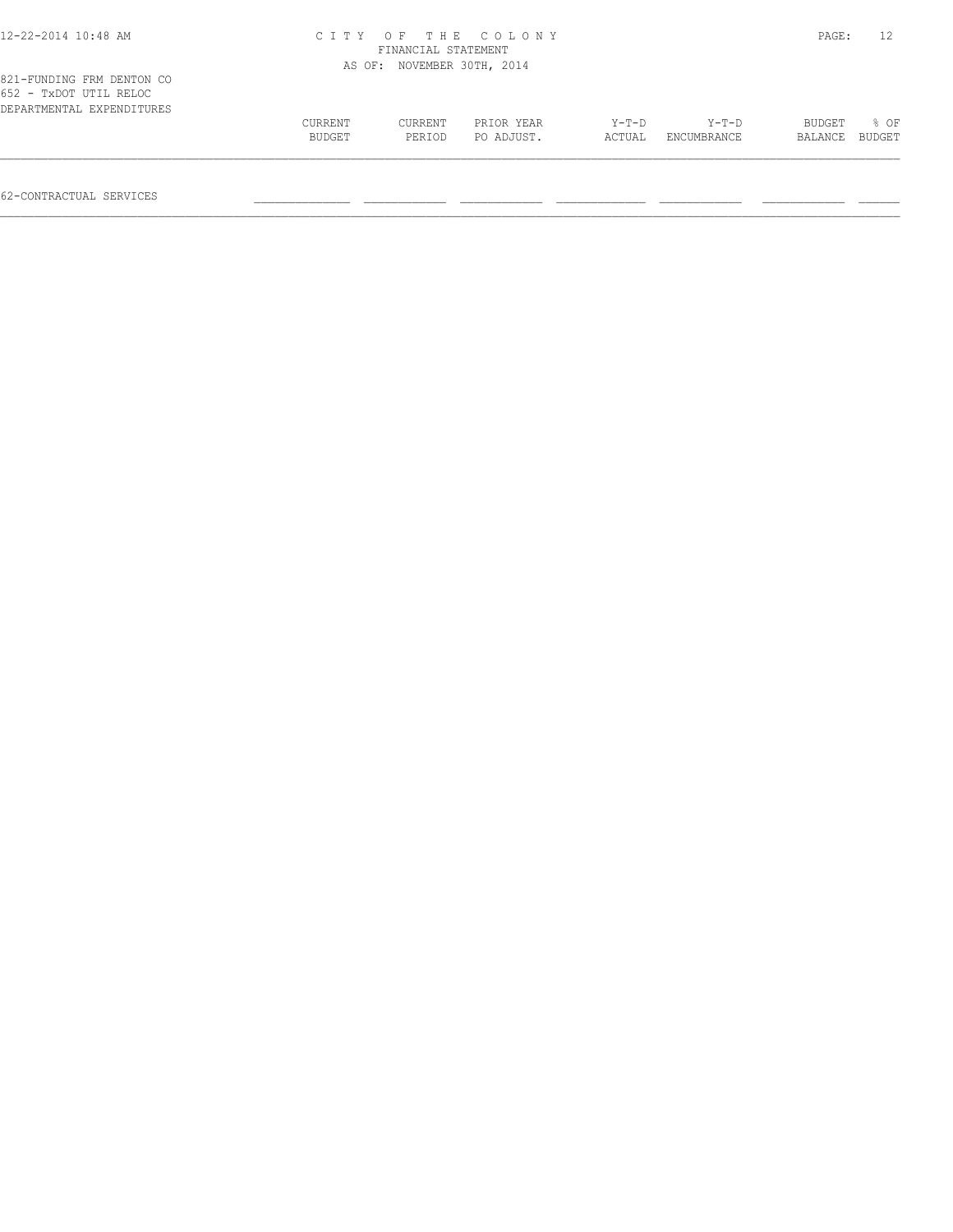# CITY OF THE COLONY
FINANCIAL STATEMENT
AS OF: NOVEMBER 30TH, 2014

821-FUNDING FRM DENTON CO
652 - TxDOT UTIL RELOC
DEPARTMENTAL EXPENDITURES

| | CURRENT BUDGET | CURRENT PERIOD | PRIOR YEAR PO ADJUST. | Y-T-D ACTUAL | Y-T-D ENCUMBRANCE | BUDGET BALANCE | % OF BUDGET |
|---|---|---|---|---|---|---|---|
| 62-CONTRACTUAL SERVICES | | | | | | | |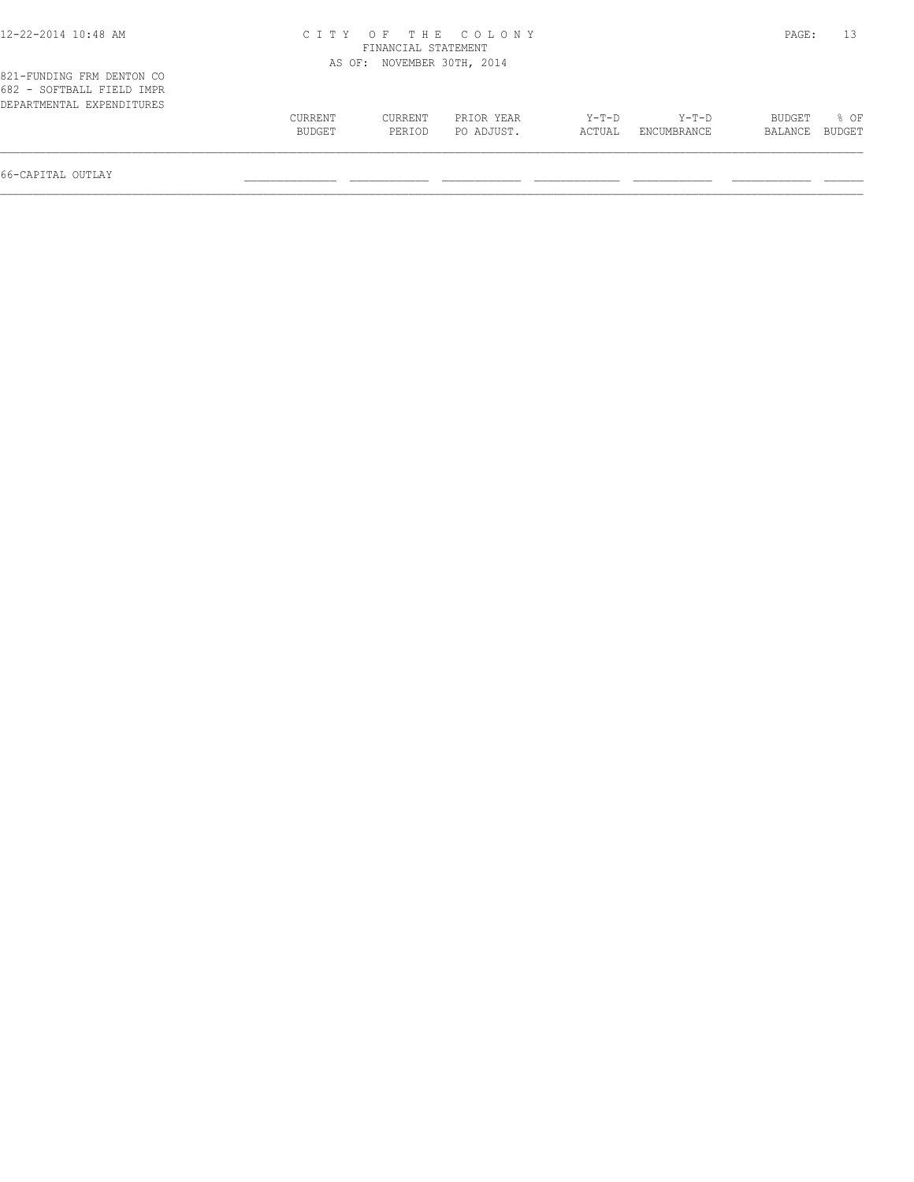C I T Y  O F  T H E  C O L O N Y
FINANCIAL STATEMENT
AS OF: NOVEMBER 30TH, 2014

821-FUNDING FRM DENTON CO
682 - SOFTBALL FIELD IMPR
DEPARTMENTAL EXPENDITURES

| | CURRENT BUDGET | CURRENT PERIOD | PRIOR YEAR PO ADJUST. | Y-T-D ACTUAL | Y-T-D ENCUMBRANCE | BUDGET BALANCE | % OF BUDGET |
|---|---|---|---|---|---|---|---|
| 66-CAPITAL OUTLAY | | | | | | | |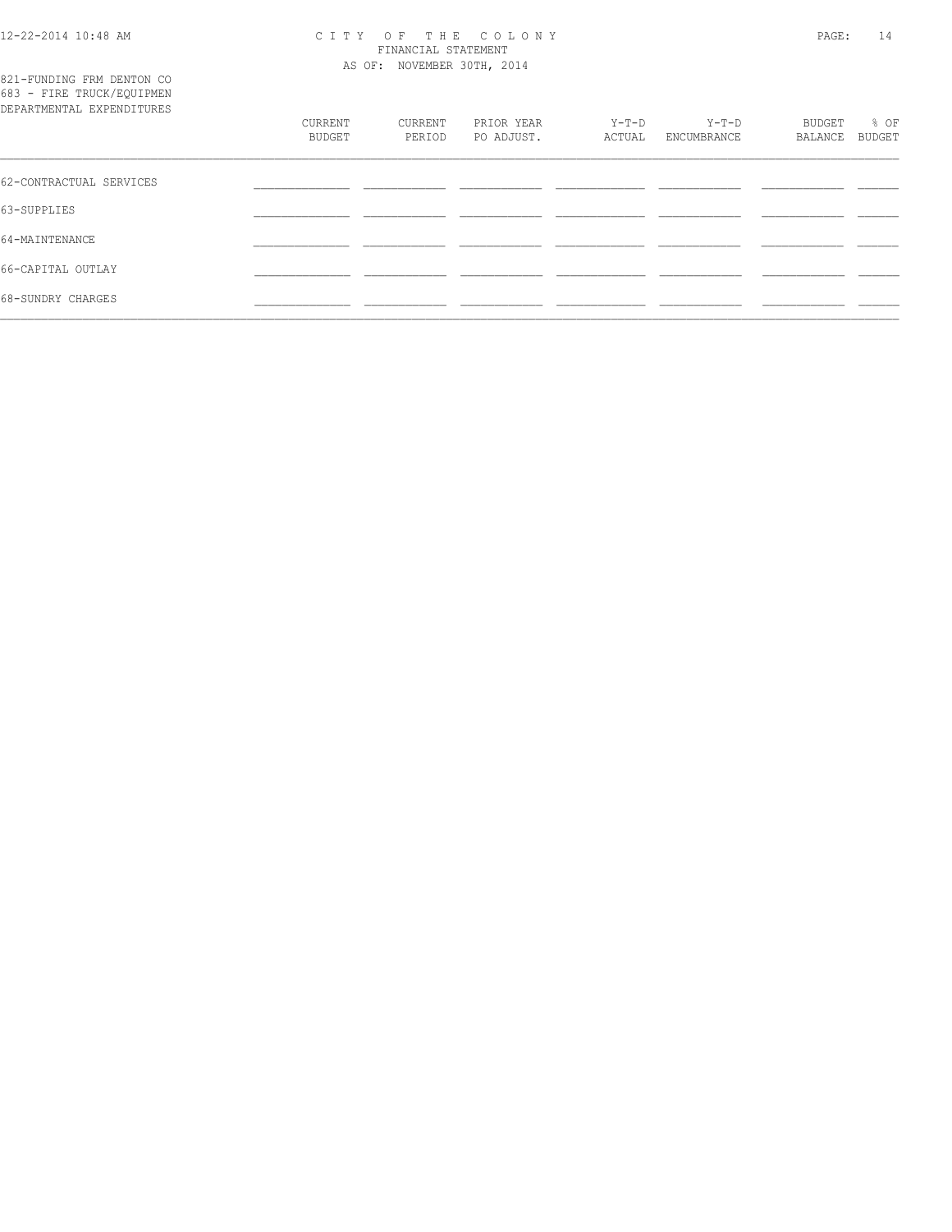821-FUNDING FRM DENTON CO
683 - FIRE TRUCK/EQUIPMEN
DEPARTMENTAL EXPENDITURES

| | CURRENT BUDGET | CURRENT PERIOD | PRIOR YEAR PO ADJUST. | Y-T-D ACTUAL | Y-T-D ENCUMBRANCE | BUDGET BALANCE | % OF BUDGET |
|---|---|---|---|---|---|---|---|
| 62-CONTRACTUAL SERVICES | | | | | | | |
| 63-SUPPLIES | | | | | | | |
| 64-MAINTENANCE | | | | | | | |
| 66-CAPITAL OUTLAY | | | | | | | |
| 68-SUNDRY CHARGES | | | | | | | |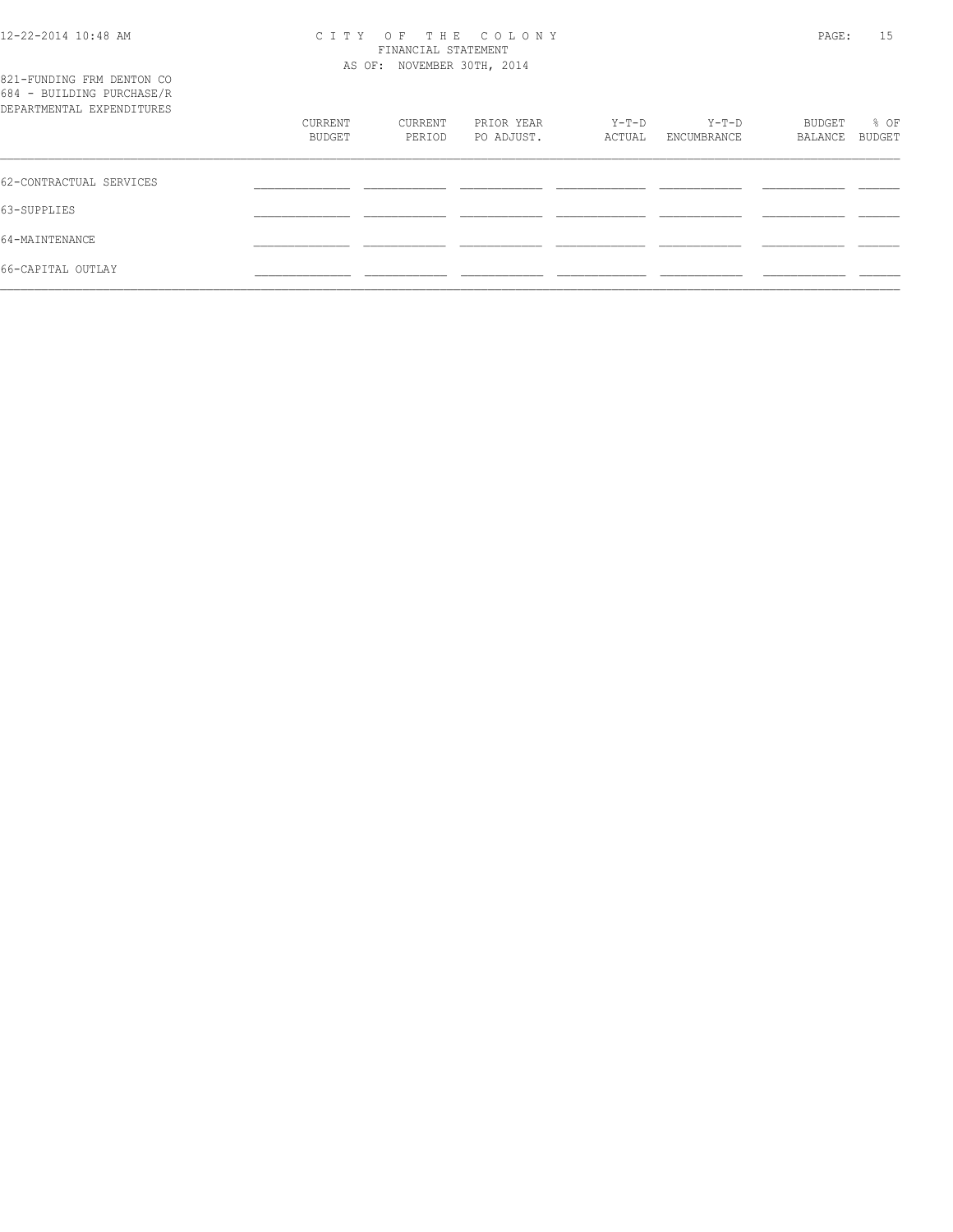821-FUNDING FRM DENTON CO
684 - BUILDING PURCHASE/R
DEPARTMENTAL EXPENDITURES

| | CURRENT BUDGET | CURRENT PERIOD | PRIOR YEAR PO ADJUST. | Y-T-D ACTUAL | Y-T-D ENCUMBRANCE | BUDGET BALANCE | % OF BUDGET |
|---|---|---|---|---|---|---|---|
| 62-CONTRACTUAL SERVICES | | | | | | | |
| 63-SUPPLIES | | | | | | | |
| 64-MAINTENANCE | | | | | | | |
| 66-CAPITAL OUTLAY | | | | | | | |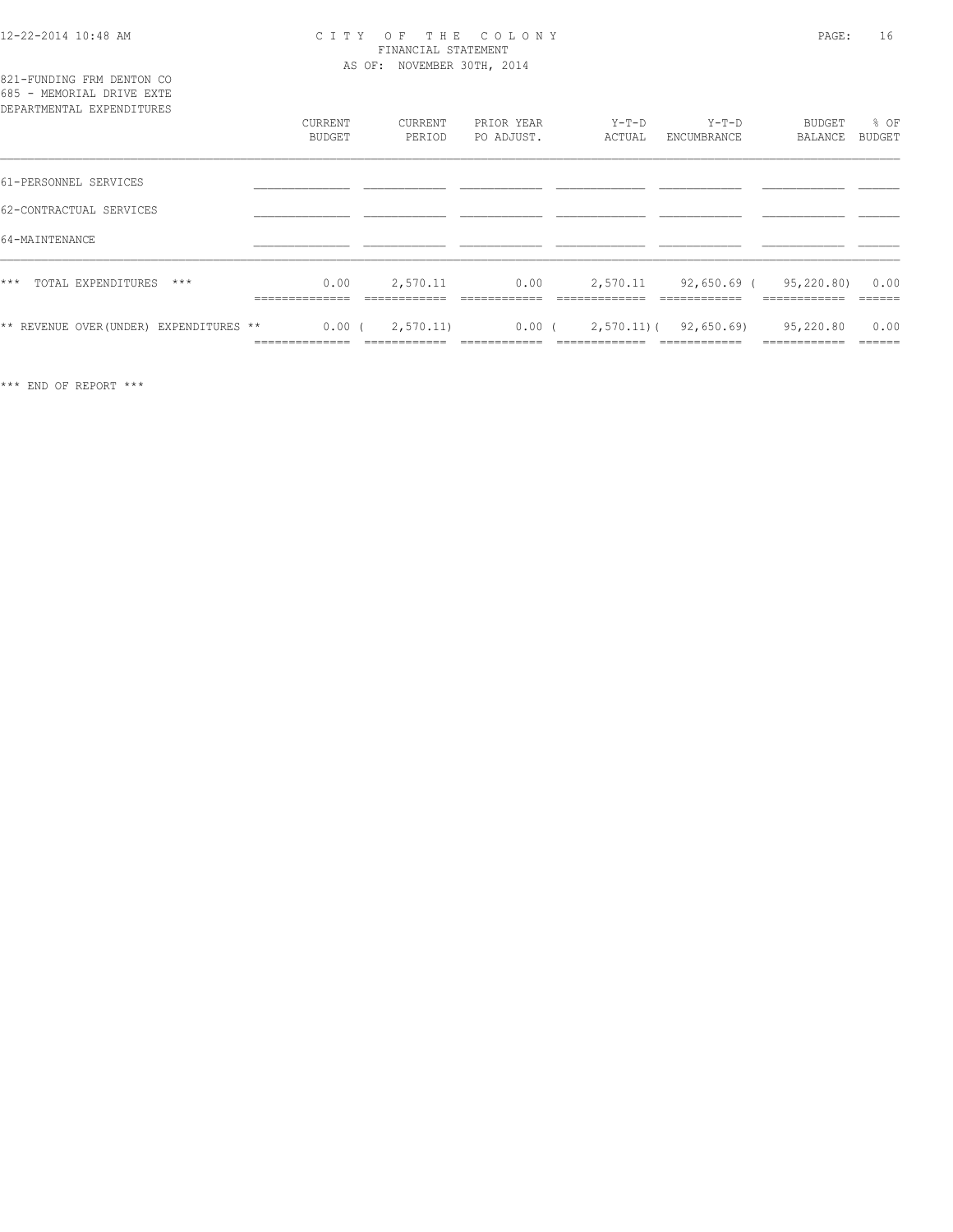# CITY OF THE COLONY
## FINANCIAL STATEMENT
### AS OF: NOVEMBER 30TH, 2014

821-FUNDING FRM DENTON CO
685 - MEMORIAL DRIVE EXTE
DEPARTMENTAL EXPENDITURES

| | CURRENT BUDGET | CURRENT PERIOD | PRIOR YEAR PO ADJUST. | Y-T-D ACTUAL | Y-T-D ENCUMBRANCE | BUDGET BALANCE | % OF BUDGET |
|---|---|---|---|---|---|---|---|
| 61-PERSONNEL SERVICES | | | | | | | |
| 62-CONTRACTUAL SERVICES | | | | | | | |
| 64-MAINTENANCE | | | | | | | |
| *** TOTAL EXPENDITURES *** | 0.00 | 2,570.11 | 0.00 | 2,570.11 | 92,650.69 | ( 95,220.80) | 0.00 |
| ** REVENUE OVER(UNDER) EXPENDITURES ** | 0.00 | ( 2,570.11) | 0.00 | ( 2,570.11) | ( 92,650.69) | 95,220.80 | 0.00 |

*** END OF REPORT ***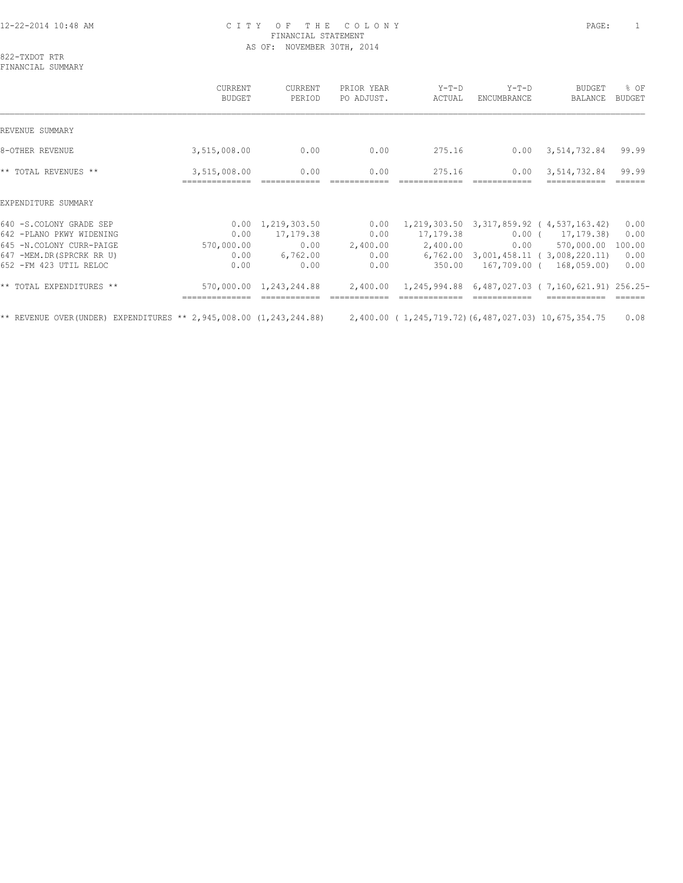CITY OF THE COLONY
FINANCIAL STATEMENT
AS OF: NOVEMBER 30TH, 2014

822-TXDOT RTR
FINANCIAL SUMMARY

| | CURRENT BUDGET | CURRENT PERIOD | PRIOR YEAR PO ADJUST. | Y-T-D ACTUAL | Y-T-D ENCUMBRANCE | BUDGET BALANCE | % OF BUDGET |
|---|---|---|---|---|---|---|---|
| REVENUE SUMMARY | | | | | | | |
| 8-OTHER REVENUE | 3,515,008.00 | 0.00 | 0.00 | 275.16 | 0.00 | 3,514,732.84 | 99.99 |
| ** TOTAL REVENUES ** | 3,515,008.00 | 0.00 | 0.00 | 275.16 | 0.00 | 3,514,732.84 | 99.99 |
| EXPENDITURE SUMMARY | | | | | | | |
| 640 -S.COLONY GRADE SEP | 0.00 | 1,219,303.50 | 0.00 | 1,219,303.50 | 3,317,859.92 | ( 4,537,163.42) | 0.00 |
| 642 -PLANO PKWY WIDENING | 0.00 | 17,179.38 | 0.00 | 17,179.38 | 0.00 | ( 17,179.38) | 0.00 |
| 645 -N.COLONY CURR-PAIGE | 570,000.00 | 0.00 | 2,400.00 | 2,400.00 | 0.00 | 570,000.00 | 100.00 |
| 647 -MEM.DR(SPRCRK RR U) | 0.00 | 6,762.00 | 0.00 | 6,762.00 | 3,001,458.11 | ( 3,008,220.11) | 0.00 |
| 652 -FM 423 UTIL RELOC | 0.00 | 0.00 | 0.00 | 350.00 | 167,709.00 | ( 168,059.00) | 0.00 |
| ** TOTAL EXPENDITURES ** | 570,000.00 | 1,243,244.88 | 2,400.00 | 1,245,994.88 | 6,487,027.03 | ( 7,160,621.91) | 256.25- |
| ** REVENUE OVER(UNDER) EXPENDITURES ** | 2,945,008.00 | (1,243,244.88) | 2,400.00 | ( 1,245,719.72) | (6,487,027.03) | 10,675,354.75 | 0.08 |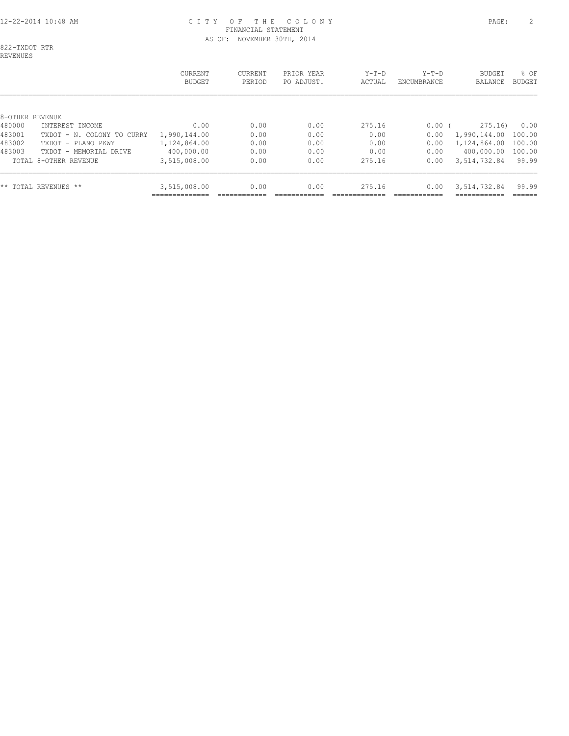CITY OF THE COLONY
FINANCIAL STATEMENT
AS OF: NOVEMBER 30TH, 2014

822-TXDOT RTR
REVENUES

| | | CURRENT BUDGET | CURRENT PERIOD | PRIOR YEAR PO ADJUST. | Y-T-D ACTUAL | Y-T-D ENCUMBRANCE | BUDGET BALANCE | % OF BUDGET |
|---|---|---|---|---|---|---|---|---|
| 8-OTHER REVENUE | | | | | | | | |
| 480000 | INTEREST INCOME | 0.00 | 0.00 | 0.00 | 275.16 | 0.00 | ( 275.16) | 0.00 |
| 483001 | TXDOT - N. COLONY TO CURRY | 1,990,144.00 | 0.00 | 0.00 | 0.00 | 0.00 | 1,990,144.00 | 100.00 |
| 483002 | TXDOT - PLANO PKWY | 1,124,864.00 | 0.00 | 0.00 | 0.00 | 0.00 | 1,124,864.00 | 100.00 |
| 483003 | TXDOT - MEMORIAL DRIVE | 400,000.00 | 0.00 | 0.00 | 0.00 | 0.00 | 400,000.00 | 100.00 |
| | TOTAL 8-OTHER REVENUE | 3,515,008.00 | 0.00 | 0.00 | 275.16 | 0.00 | 3,514,732.84 | 99.99 |
| ** TOTAL REVENUES ** | | 3,515,008.00 | 0.00 | 0.00 | 275.16 | 0.00 | 3,514,732.84 | 99.99 |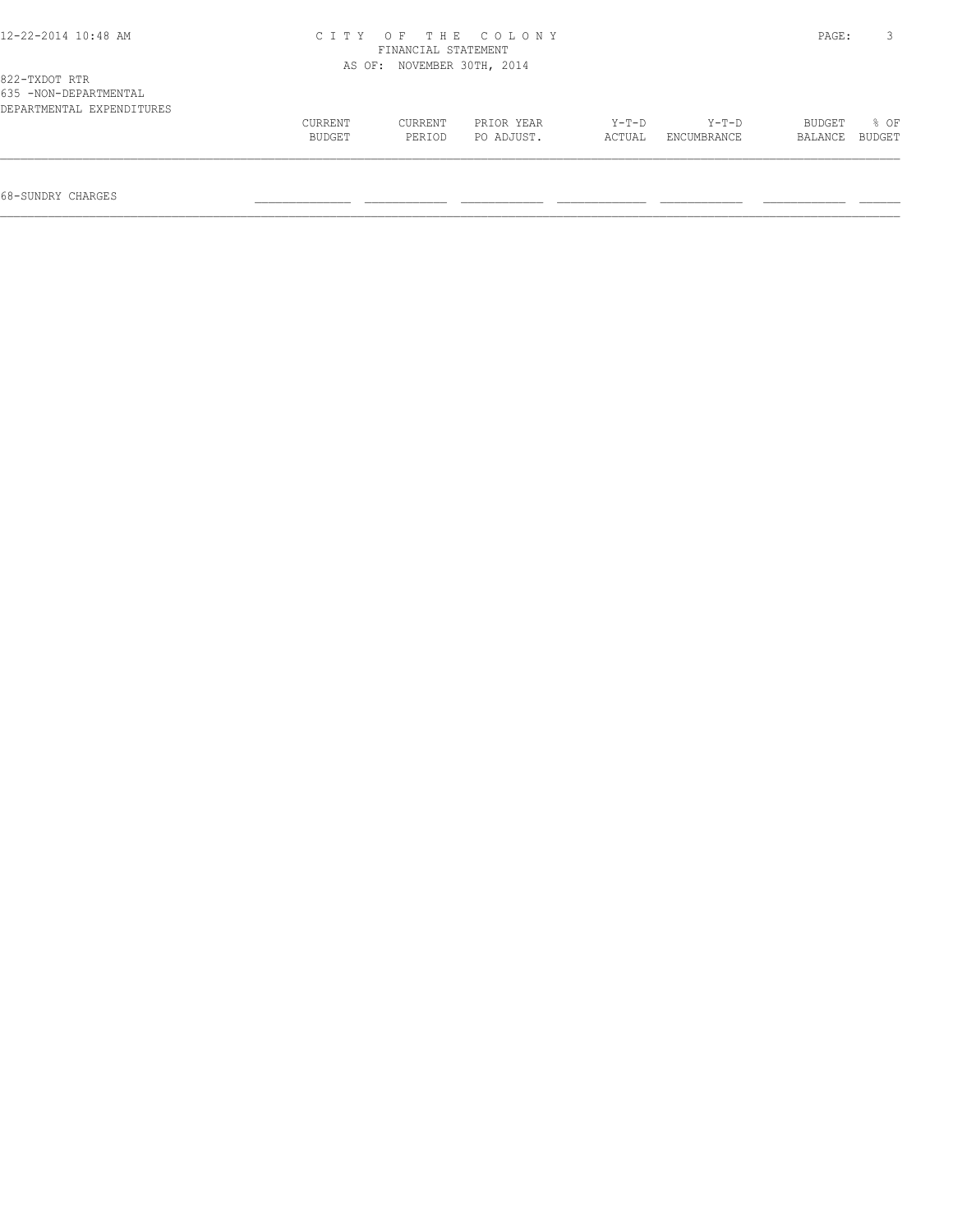# CITY OF THE COLONY
## FINANCIAL STATEMENT
### AS OF: NOVEMBER 30TH, 2014

822-TXDOT RTR
635 -NON-DEPARTMENTAL
DEPARTMENTAL EXPENDITURES

| | CURRENT BUDGET | CURRENT PERIOD | PRIOR YEAR PO ADJUST. | Y-T-D ACTUAL | Y-T-D ENCUMBRANCE | BUDGET BALANCE | % OF BUDGET |
|---|---|---|---|---|---|---|---|
| 68-SUNDRY CHARGES | | | | | | | |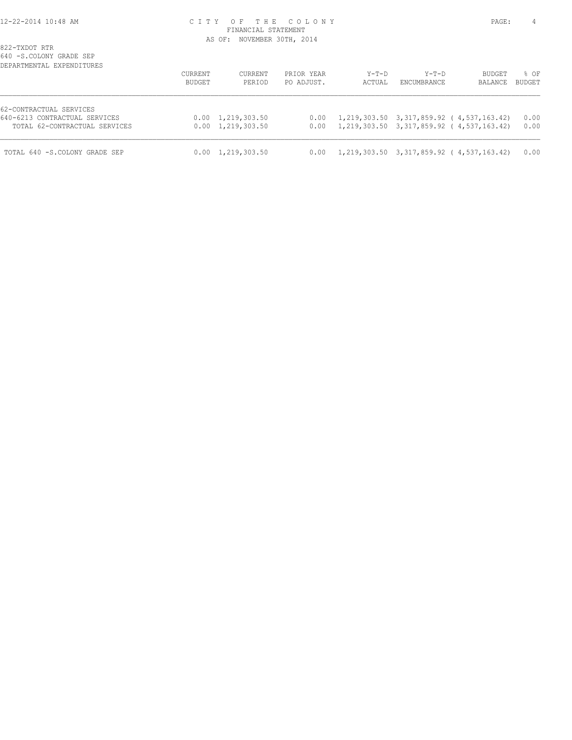# CITY OF THE COLONY

FINANCIAL STATEMENT

AS OF: NOVEMBER 30TH, 2014

822-TXDOT RTR

640 -S.COLONY GRADE SEP

DEPARTMENTAL EXPENDITURES

| | CURRENT BUDGET | CURRENT PERIOD | PRIOR YEAR PO ADJUST. | Y-T-D ACTUAL | Y-T-D ENCUMBRANCE | BUDGET BALANCE | % OF BUDGET |
|---|---|---|---|---|---|---|---|
| 62-CONTRACTUAL SERVICES | | | | | | | |
| 640-6213 CONTRACTUAL SERVICES | 0.00 | 1,219,303.50 | 0.00 | 1,219,303.50 | 3,317,859.92 | ( 4,537,163.42) | 0.00 |
| TOTAL 62-CONTRACTUAL SERVICES | 0.00 | 1,219,303.50 | 0.00 | 1,219,303.50 | 3,317,859.92 | ( 4,537,163.42) | 0.00 |
| TOTAL 640 -S.COLONY GRADE SEP | 0.00 | 1,219,303.50 | 0.00 | 1,219,303.50 | 3,317,859.92 | ( 4,537,163.42) | 0.00 |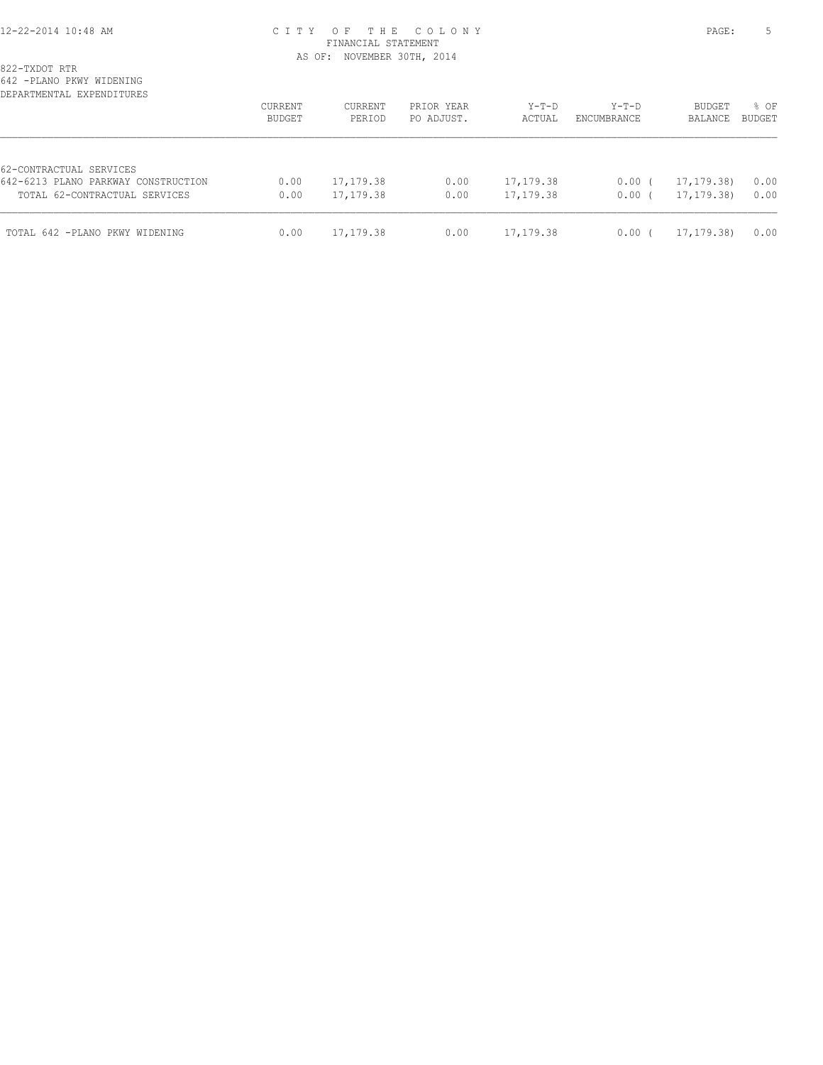CITY OF THE COLONY
FINANCIAL STATEMENT
AS OF: NOVEMBER 30TH, 2014

822-TXDOT RTR
642 -PLANO PKWY WIDENING
DEPARTMENTAL EXPENDITURES

| | CURRENT BUDGET | CURRENT PERIOD | PRIOR YEAR PO ADJUST. | Y-T-D ACTUAL | Y-T-D ENCUMBRANCE | BUDGET BALANCE | % OF BUDGET |
|---|---|---|---|---|---|---|---|
| 62-CONTRACTUAL SERVICES | | | | | | | |
| 642-6213 PLANO PARKWAY CONSTRUCTION | 0.00 | 17,179.38 | 0.00 | 17,179.38 | 0.00 | ( 17,179.38) | 0.00 |
| TOTAL 62-CONTRACTUAL SERVICES | 0.00 | 17,179.38 | 0.00 | 17,179.38 | 0.00 | ( 17,179.38) | 0.00 |
| TOTAL 642 -PLANO PKWY WIDENING | 0.00 | 17,179.38 | 0.00 | 17,179.38 | 0.00 | ( 17,179.38) | 0.00 |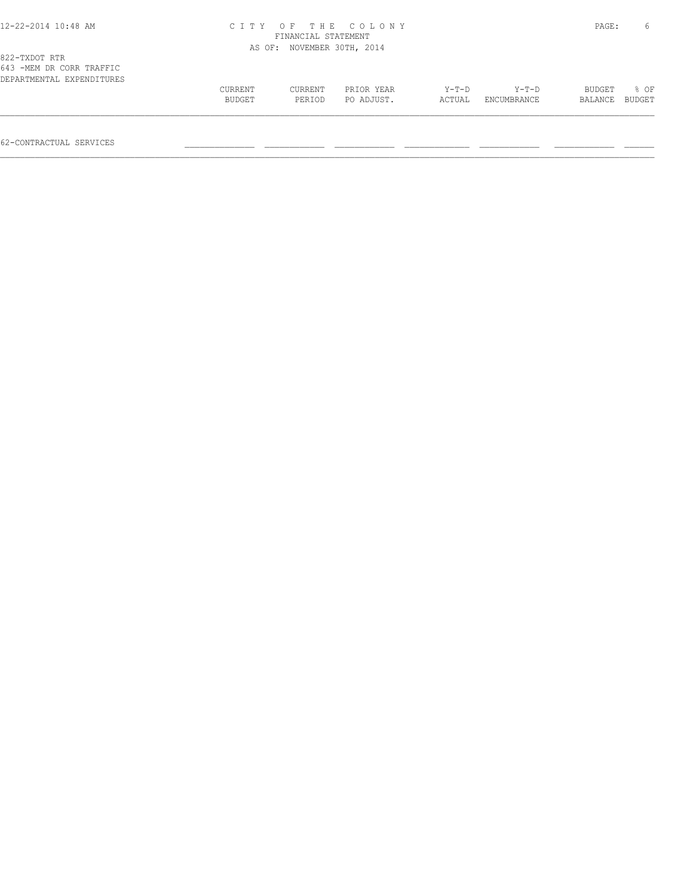CITY OF THE COLONY
FINANCIAL STATEMENT
AS OF: NOVEMBER 30TH, 2014

822-TXDOT RTR
643 -MEM DR CORR TRAFFIC
DEPARTMENTAL EXPENDITURES

| | CURRENT BUDGET | CURRENT PERIOD | PRIOR YEAR PO ADJUST. | Y-T-D ACTUAL | Y-T-D ENCUMBRANCE | BUDGET BALANCE | % OF BUDGET |
|---|---|---|---|---|---|---|---|
| 62-CONTRACTUAL SERVICES | | | | | | | |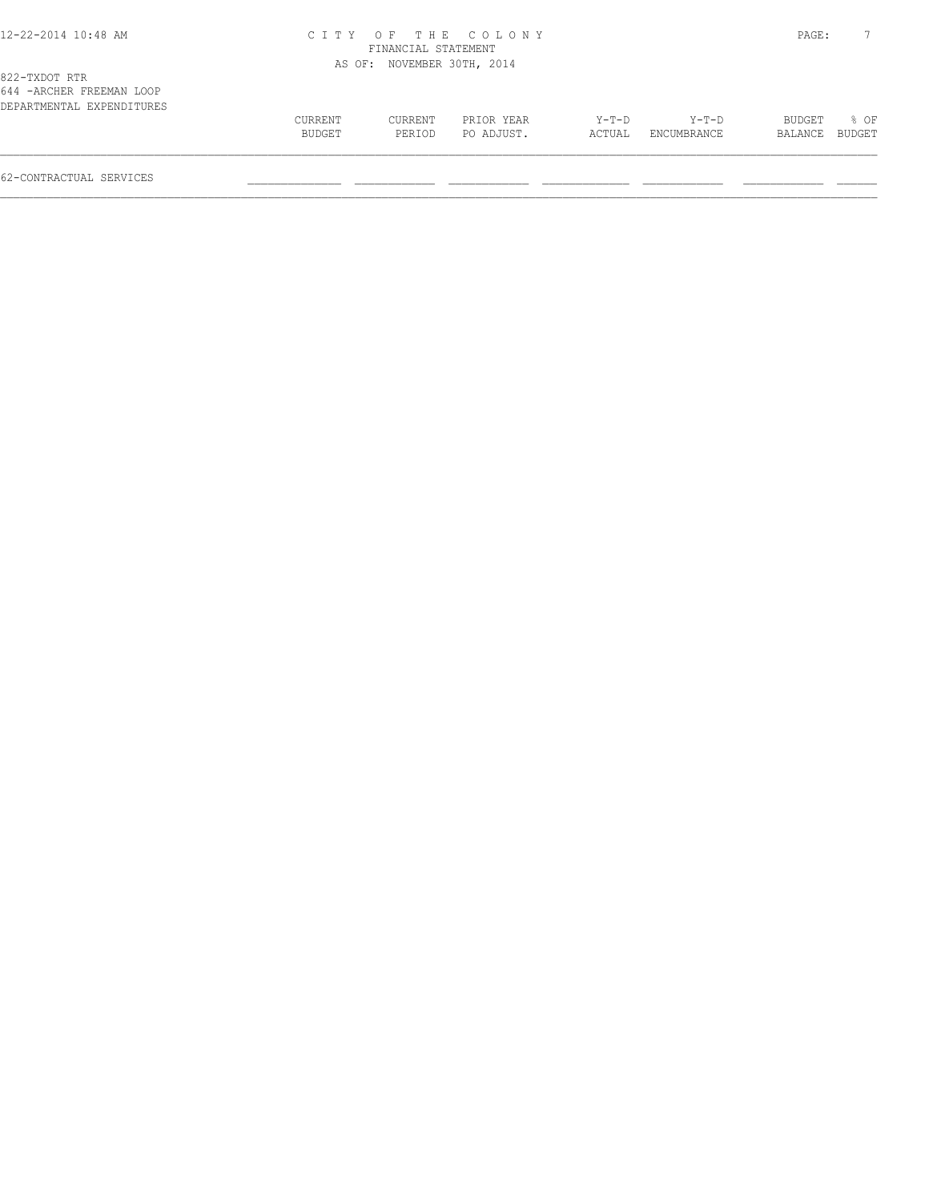CITY OF THE COLONY
FINANCIAL STATEMENT
AS OF: NOVEMBER 30TH, 2014

822-TXDOT RTR
644 -ARCHER FREEMAN LOOP
DEPARTMENTAL EXPENDITURES

| | CURRENT BUDGET | CURRENT PERIOD | PRIOR YEAR PO ADJUST. | Y-T-D ACTUAL | Y-T-D ENCUMBRANCE | BUDGET BALANCE | % OF BUDGET |
|---|---|---|---|---|---|---|---|
| 62-CONTRACTUAL SERVICES | | | | | | | |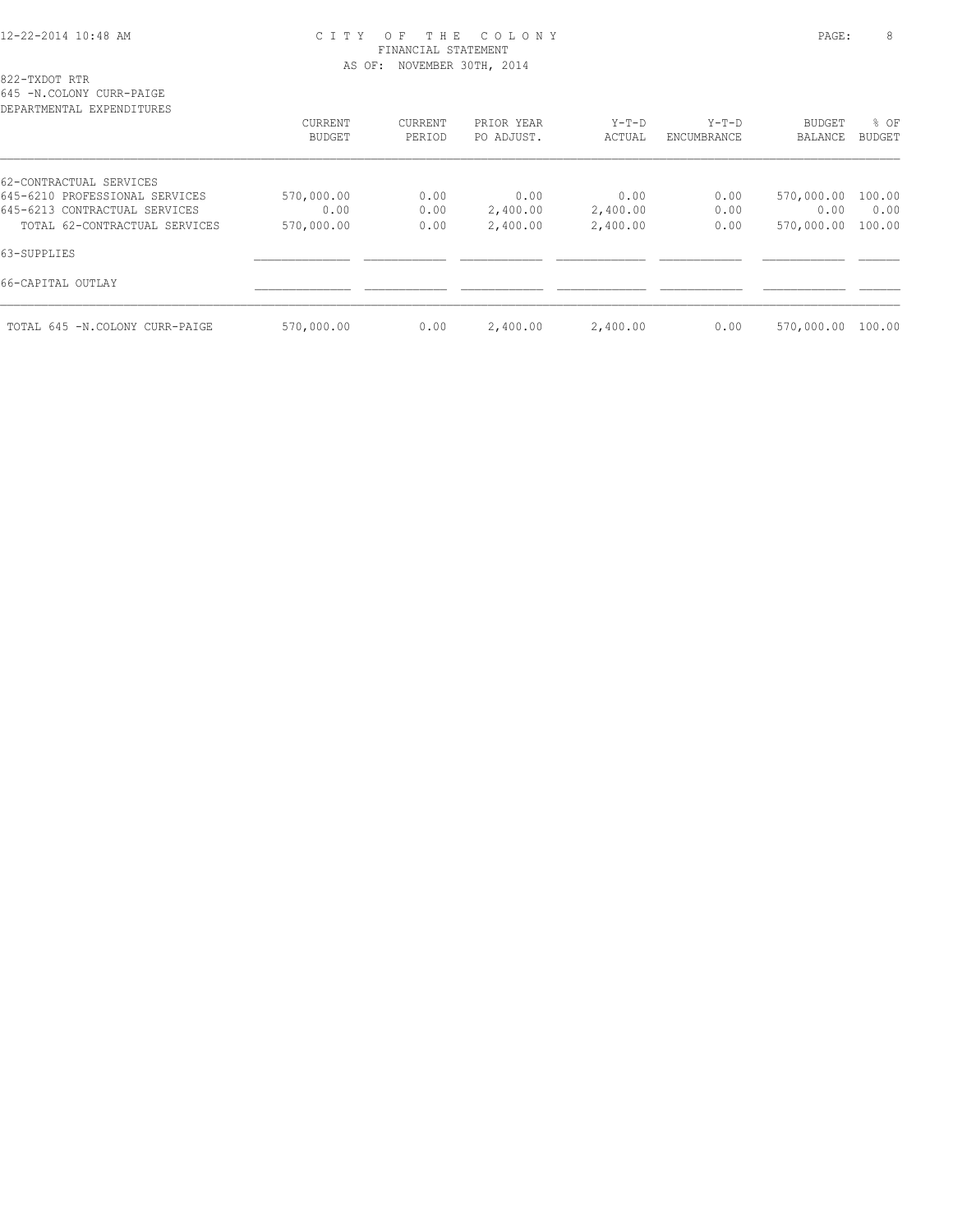# CITY OF THE COLONY
## FINANCIAL STATEMENT
### AS OF: NOVEMBER 30TH, 2014

822-TXDOT RTR
645 -N.COLONY CURR-PAIGE
DEPARTMENTAL EXPENDITURES

| | CURRENT BUDGET | CURRENT PERIOD | PRIOR YEAR PO ADJUST. | Y-T-D ACTUAL | Y-T-D ENCUMBRANCE | BUDGET BALANCE | % OF BUDGET |
|---|---|---|---|---|---|---|---|
| 62-CONTRACTUAL SERVICES | | | | | | | |
| 645-6210 PROFESSIONAL SERVICES | 570,000.00 | 0.00 | 0.00 | 0.00 | 0.00 | 570,000.00 | 100.00 |
| 645-6213 CONTRACTUAL SERVICES | 0.00 | 0.00 | 2,400.00 | 2,400.00 | 0.00 | 0.00 | 0.00 |
| TOTAL 62-CONTRACTUAL SERVICES | 570,000.00 | 0.00 | 2,400.00 | 2,400.00 | 0.00 | 570,000.00 | 100.00 |
| 63-SUPPLIES | | | | | | | |
| 66-CAPITAL OUTLAY | | | | | | | |
| TOTAL 645 -N.COLONY CURR-PAIGE | 570,000.00 | 0.00 | 2,400.00 | 2,400.00 | 0.00 | 570,000.00 | 100.00 |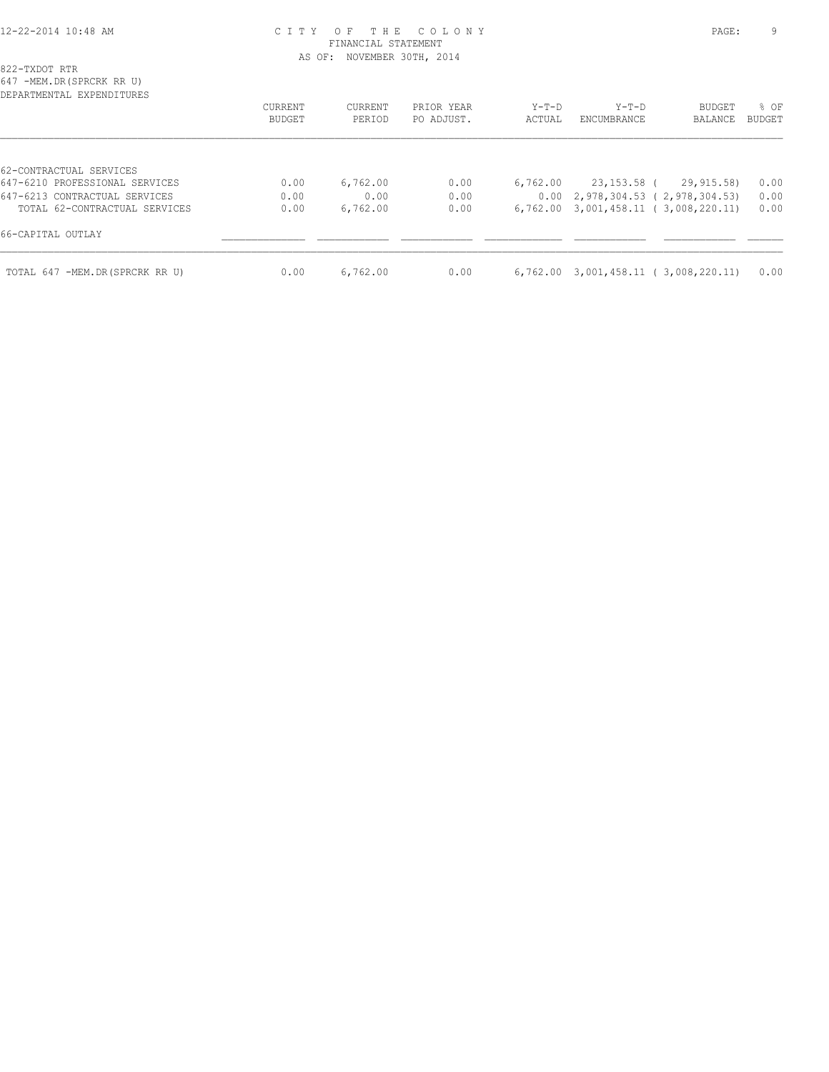CITY OF THE COLONY
FINANCIAL STATEMENT
AS OF: NOVEMBER 30TH, 2014

822-TXDOT RTR
647 -MEM.DR(SPRCRK RR U)
DEPARTMENTAL EXPENDITURES

| | CURRENT BUDGET | CURRENT PERIOD | PRIOR YEAR PO ADJUST. | Y-T-D ACTUAL | Y-T-D ENCUMBRANCE | BUDGET BALANCE | % OF BUDGET |
|---|---|---|---|---|---|---|---|
| 62-CONTRACTUAL SERVICES | | | | | | | |
| 647-6210 PROFESSIONAL SERVICES | 0.00 | 6,762.00 | 0.00 | 6,762.00 | 23,153.58 | ( 29,915.58) | 0.00 |
| 647-6213 CONTRACTUAL SERVICES | 0.00 | 0.00 | 0.00 | 0.00 | 2,978,304.53 | ( 2,978,304.53) | 0.00 |
| TOTAL 62-CONTRACTUAL SERVICES | 0.00 | 6,762.00 | 0.00 | 6,762.00 | 3,001,458.11 | ( 3,008,220.11) | 0.00 |
| 66-CAPITAL OUTLAY | | | | | | | |
| TOTAL 647 -MEM.DR(SPRCRK RR U) | 0.00 | 6,762.00 | 0.00 | 6,762.00 | 3,001,458.11 | ( 3,008,220.11) | 0.00 |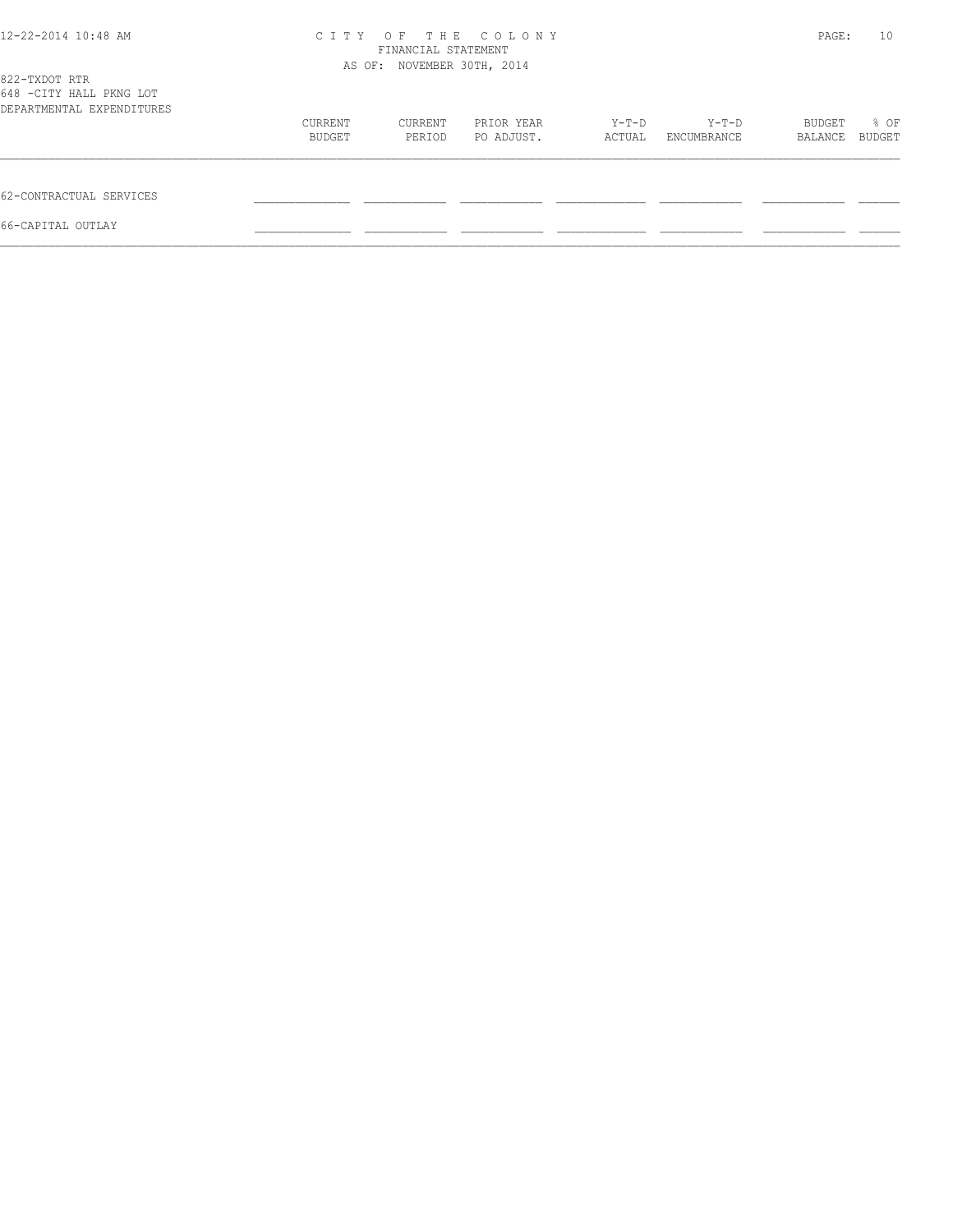# CITY OF THE COLONY

FINANCIAL STATEMENT

AS OF: NOVEMBER 30TH, 2014

822-TXDOT RTR

648 -CITY HALL PKNG LOT

DEPARTMENTAL EXPENDITURES

| | CURRENT BUDGET | CURRENT PERIOD | PRIOR YEAR PO ADJUST. | Y-T-D ACTUAL | Y-T-D ENCUMBRANCE | BUDGET BALANCE | % OF BUDGET |
|---|---|---|---|---|---|---|---|
| 62-CONTRACTUAL SERVICES | | | | | | | |
| 66-CAPITAL OUTLAY | | | | | | | |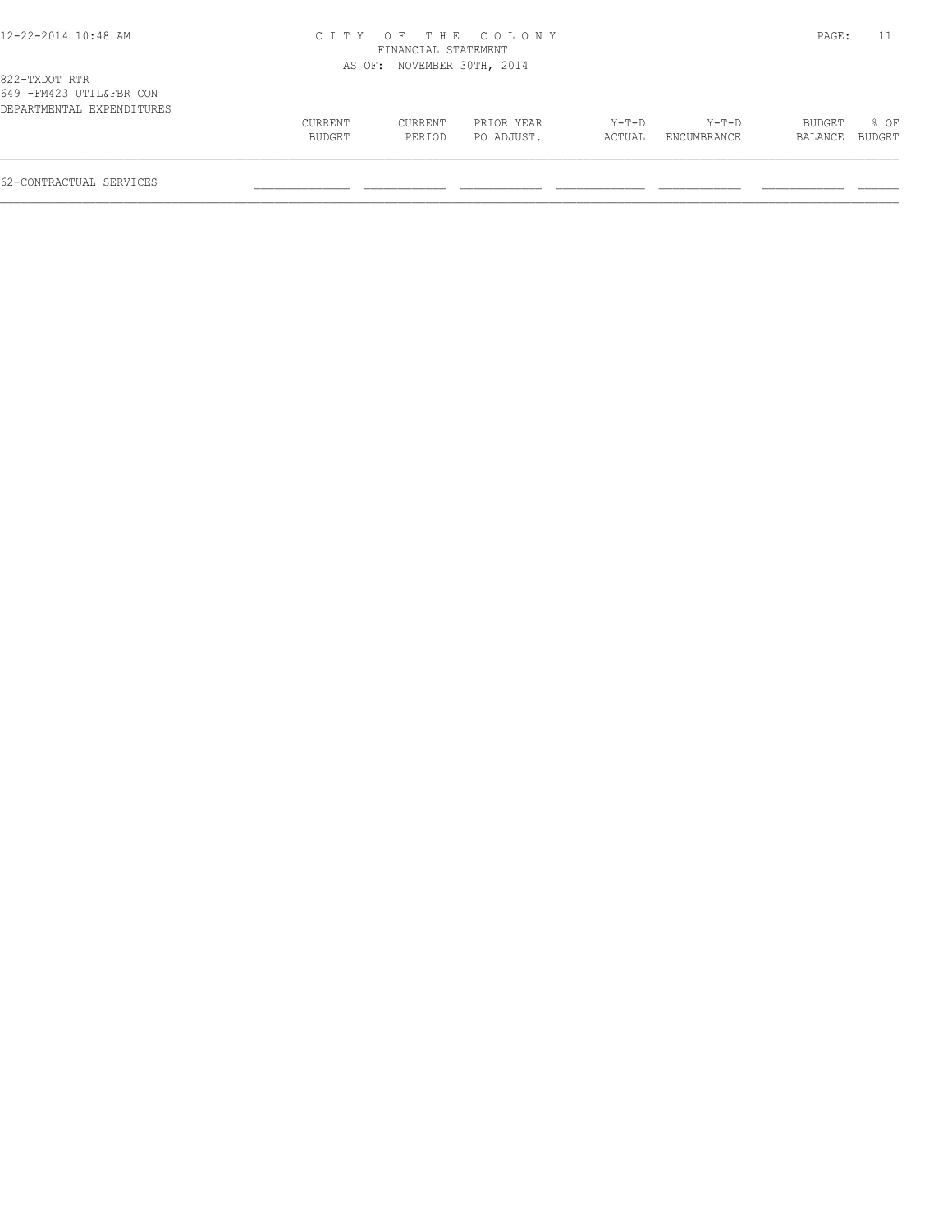822-TXDOT RTR
649 -FM423 UTIL&FBR CON
DEPARTMENTAL EXPENDITURES

| | CURRENT BUDGET | CURRENT PERIOD | PRIOR YEAR PO ADJUST. | Y-T-D ACTUAL | Y-T-D ENCUMBRANCE | BUDGET BALANCE | % OF BUDGET |
|---|---|---|---|---|---|---|---|
| 62-CONTRACTUAL SERVICES | | | | | | | |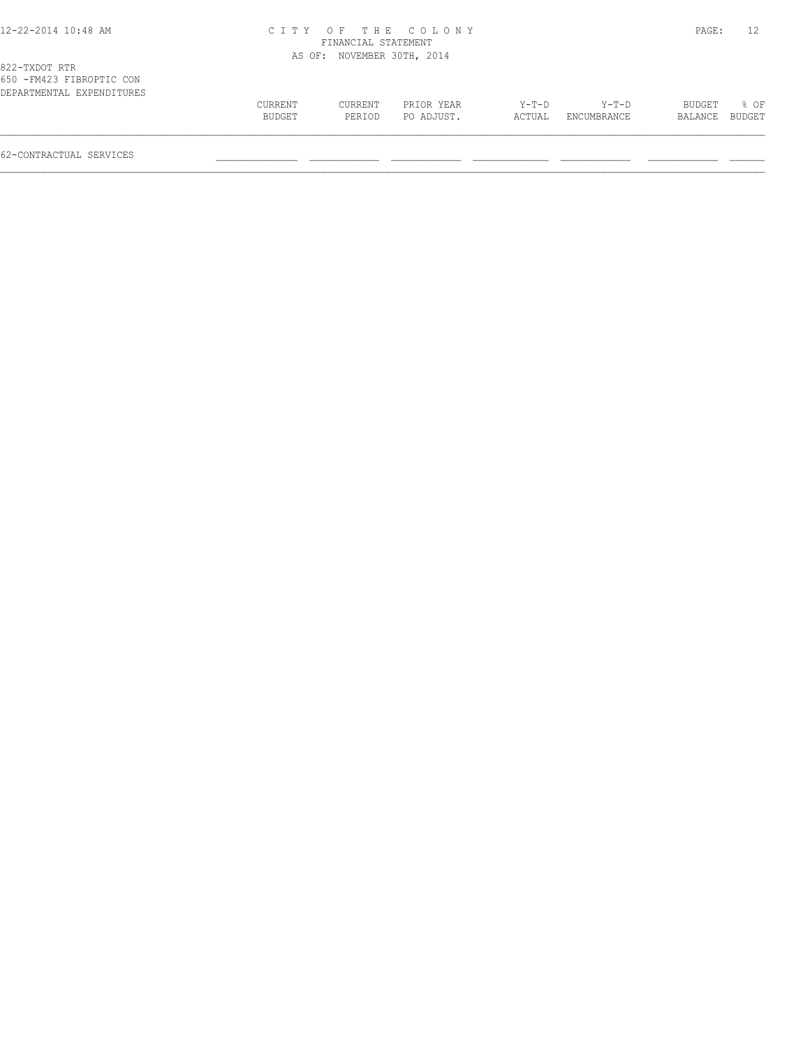# CITY OF THE COLONY
## FINANCIAL STATEMENT
### AS OF: NOVEMBER 30TH, 2014

822-TXDOT RTR
650 -FM423 FIBROPTIC CON
DEPARTMENTAL EXPENDITURES

| | CURRENT BUDGET | CURRENT PERIOD | PRIOR YEAR PO ADJUST. | Y-T-D ACTUAL | Y-T-D ENCUMBRANCE | BUDGET BALANCE | % OF BUDGET |
|---|---|---|---|---|---|---|---|
| 62-CONTRACTUAL SERVICES | | | | | | | |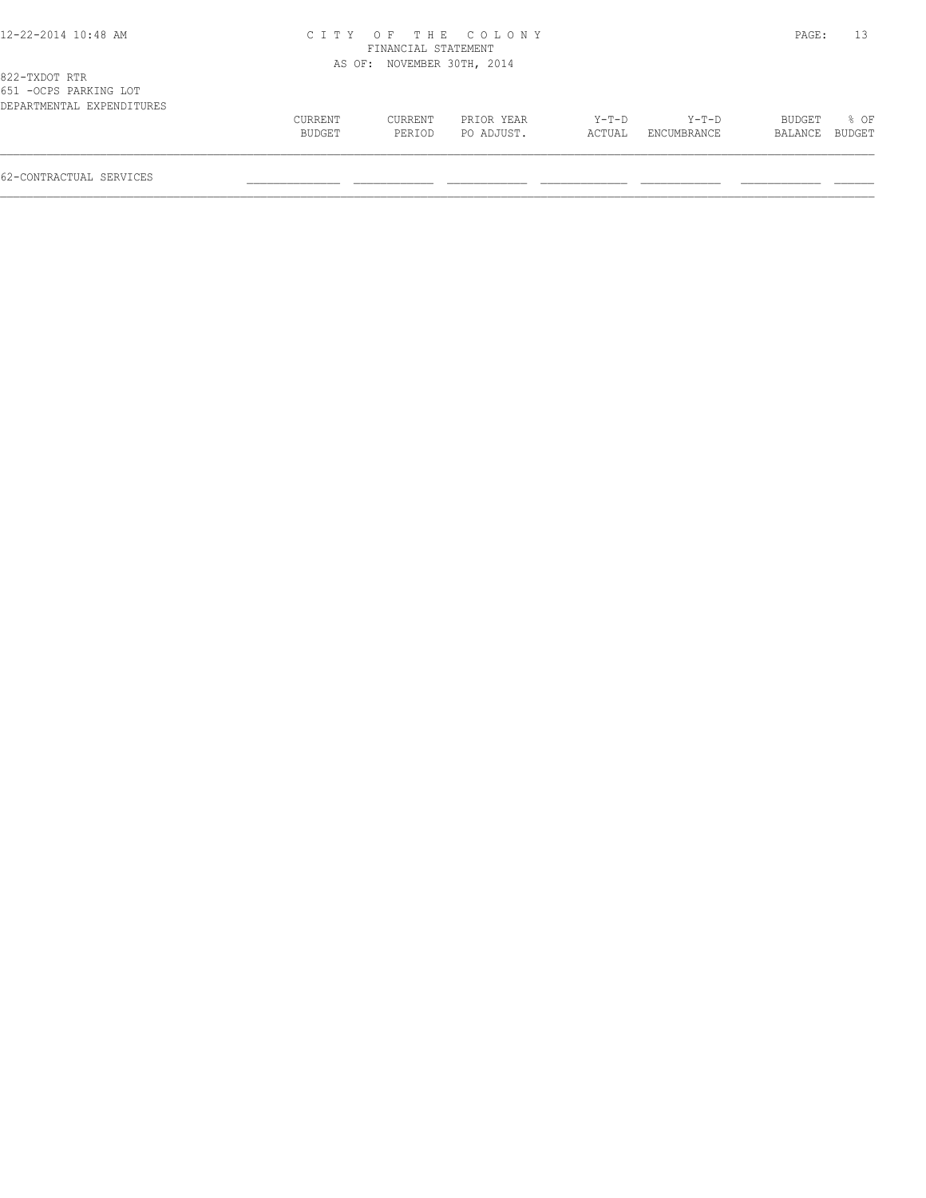822-TXDOT RTR
651 -OCPS PARKING LOT
DEPARTMENTAL EXPENDITURES

| | CURRENT BUDGET | CURRENT PERIOD | PRIOR YEAR PO ADJUST. | Y-T-D ACTUAL | Y-T-D ENCUMBRANCE | BUDGET BALANCE | % OF BUDGET |
|---|---|---|---|---|---|---|---|
| 62-CONTRACTUAL SERVICES | | | | | | | |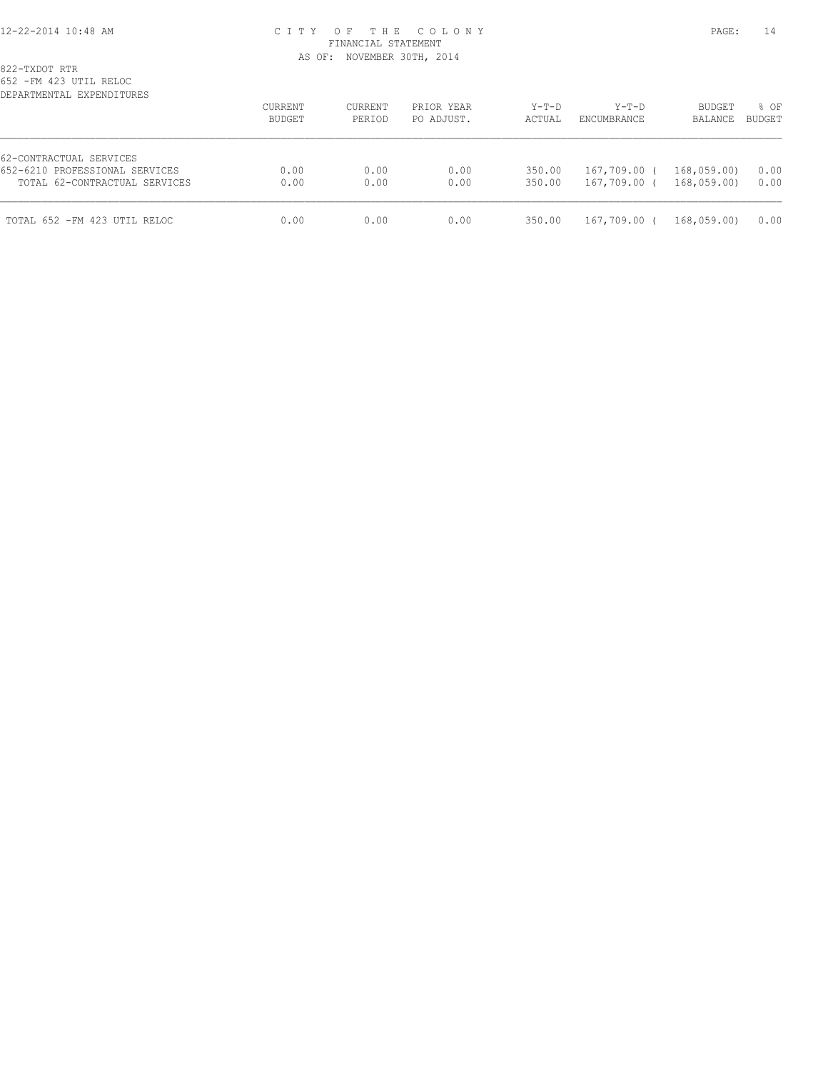CITY OF THE COLONY
FINANCIAL STATEMENT
AS OF: NOVEMBER 30TH, 2014

822-TXDOT RTR
652 -FM 423 UTIL RELOC
DEPARTMENTAL EXPENDITURES

| | CURRENT BUDGET | CURRENT PERIOD | PRIOR YEAR PO ADJUST. | Y-T-D ACTUAL | Y-T-D ENCUMBRANCE | BUDGET BALANCE | % OF BUDGET |
|---|---|---|---|---|---|---|---|
| 62-CONTRACTUAL SERVICES | | | | | | | |
| 652-6210 PROFESSIONAL SERVICES | 0.00 | 0.00 | 0.00 | 350.00 | 167,709.00 | ( 168,059.00) | 0.00 |
| TOTAL 62-CONTRACTUAL SERVICES | 0.00 | 0.00 | 0.00 | 350.00 | 167,709.00 | ( 168,059.00) | 0.00 |
| TOTAL 652 -FM 423 UTIL RELOC | 0.00 | 0.00 | 0.00 | 350.00 | 167,709.00 | ( 168,059.00) | 0.00 |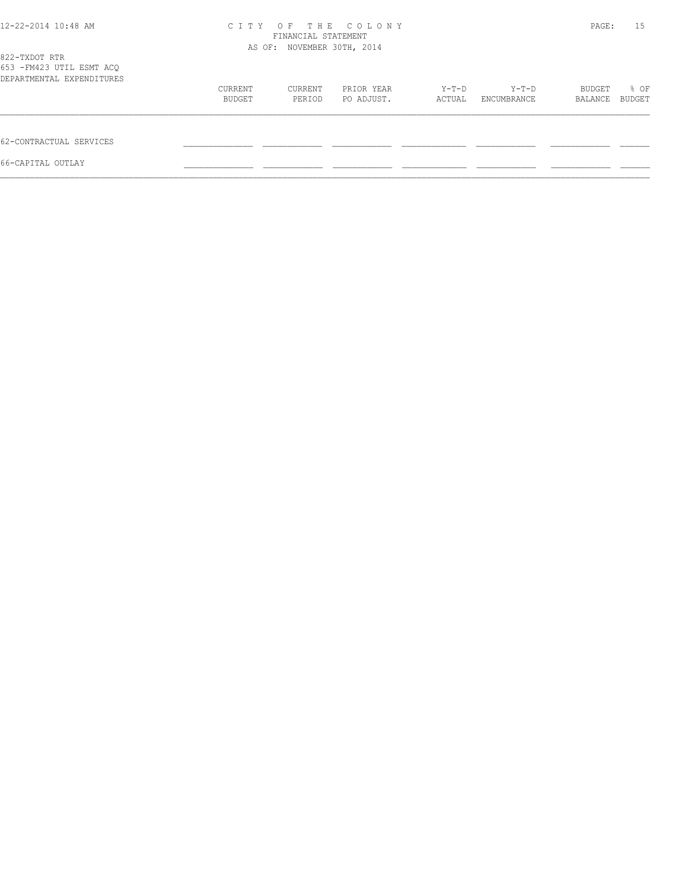822-TXDOT RTR
653 -FM423 UTIL ESMT ACQ
DEPARTMENTAL EXPENDITURES

| | CURRENT BUDGET | CURRENT PERIOD | PRIOR YEAR PO ADJUST. | Y-T-D ACTUAL | Y-T-D ENCUMBRANCE | BUDGET BALANCE | % OF BUDGET |
|---|---|---|---|---|---|---|---|
| 62-CONTRACTUAL SERVICES | | | | | | | |
| 66-CAPITAL OUTLAY | | | | | | | |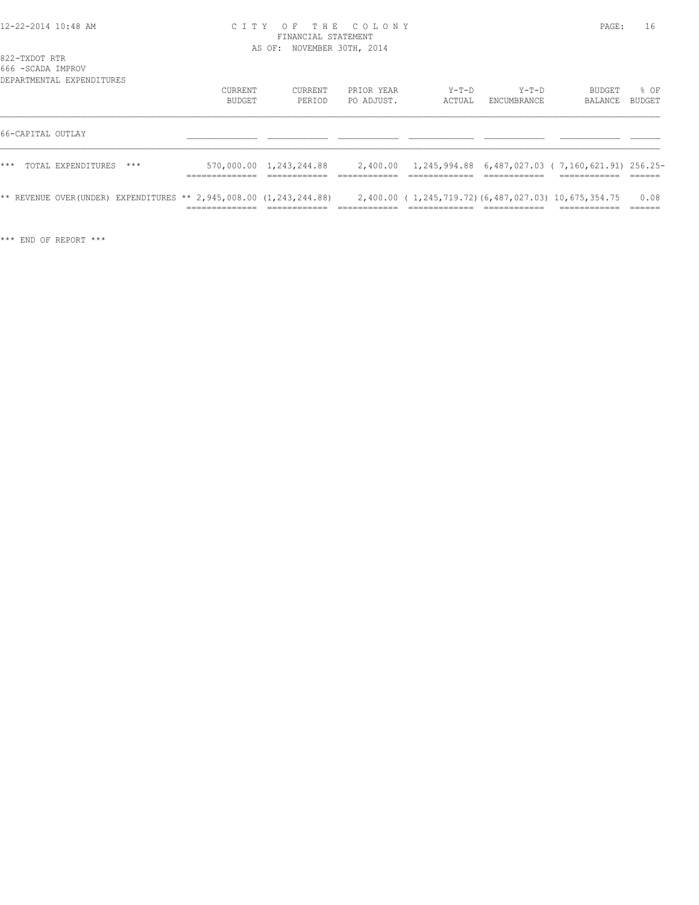# CITY OF THE COLONY
## FINANCIAL STATEMENT
### AS OF: NOVEMBER 30TH, 2014

822-TXDOT RTR
666 -SCADA IMPROV
DEPARTMENTAL EXPENDITURES

| | CURRENT BUDGET | CURRENT PERIOD | PRIOR YEAR PO ADJUST. | Y-T-D ACTUAL | Y-T-D ENCUMBRANCE | BUDGET BALANCE | % OF BUDGET |
|---|---|---|---|---|---|---|---|
| 66-CAPITAL OUTLAY | | | | | | | |
| *** TOTAL EXPENDITURES *** | 570,000.00 | 1,243,244.88 | 2,400.00 | 1,245,994.88 | 6,487,027.03 | ( 7,160,621.91) | 256.25- |
| ** REVENUE OVER(UNDER) EXPENDITURES ** | 2,945,008.00 | (1,243,244.88) | 2,400.00 | ( 1,245,719.72) | (6,487,027.03) | 10,675,354.75 | 0.08 |

*** END OF REPORT ***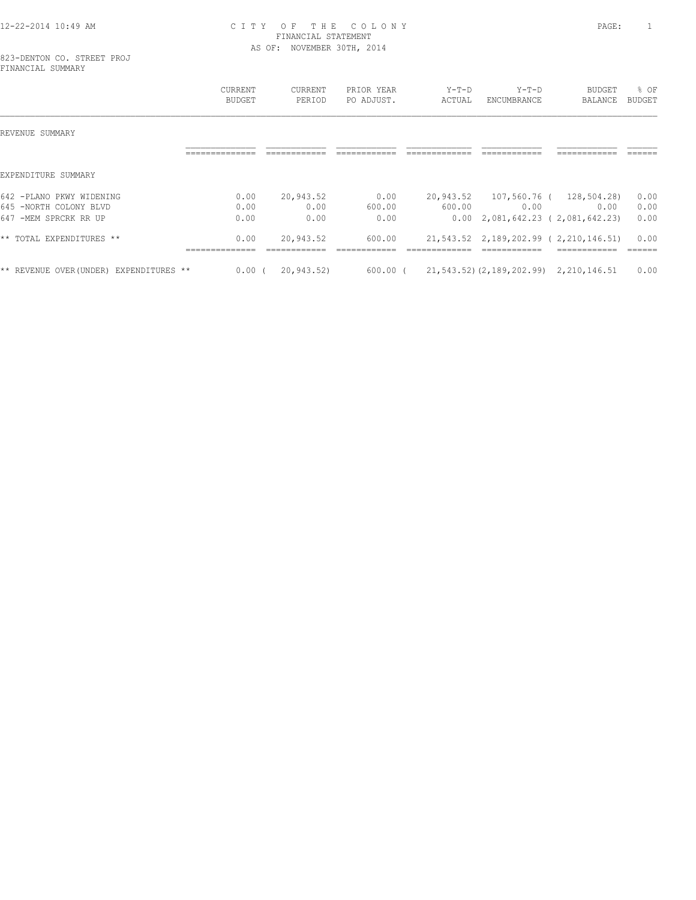# CITY OF THE COLONY
## FINANCIAL STATEMENT
### AS OF: NOVEMBER 30TH, 2014

823-DENTON CO. STREET PROJ
FINANCIAL SUMMARY

| | CURRENT BUDGET | CURRENT PERIOD | PRIOR YEAR PO ADJUST. | Y-T-D ACTUAL | Y-T-D ENCUMBRANCE | BUDGET BALANCE | % OF BUDGET |
|---|---|---|---|---|---|---|---|
| REVENUE SUMMARY | | | | | | | |
| EXPENDITURE SUMMARY | | | | | | | |
| 642 -PLANO PKWY WIDENING | 0.00 | 20,943.52 | 0.00 | 20,943.52 | 107,560.76 | ( 128,504.28) | 0.00 |
| 645 -NORTH COLONY BLVD | 0.00 | 0.00 | 600.00 | 600.00 | 0.00 | 0.00 | 0.00 |
| 647 -MEM SPRCRK RR UP | 0.00 | 0.00 | 0.00 | 0.00 | 2,081,642.23 | ( 2,081,642.23) | 0.00 |
| ** TOTAL EXPENDITURES ** | 0.00 | 20,943.52 | 600.00 | 21,543.52 | 2,189,202.99 | ( 2,210,146.51) | 0.00 |
| ** REVENUE OVER(UNDER) EXPENDITURES ** | 0.00 | ( 20,943.52) | 600.00 | ( 21,543.52) | (2,189,202.99) | 2,210,146.51 | 0.00 |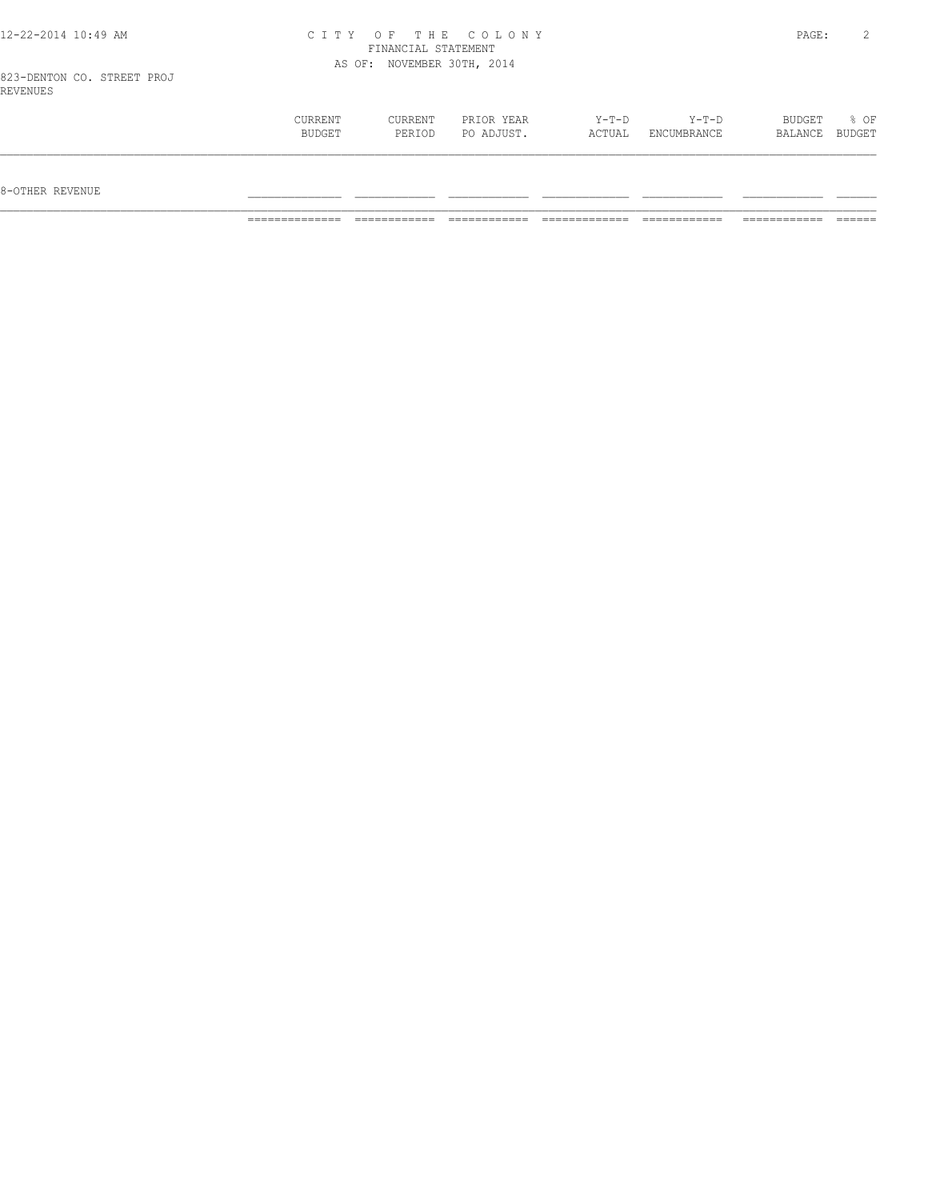CITY OF THE COLONY
FINANCIAL STATEMENT
AS OF: NOVEMBER 30TH, 2014

823-DENTON CO. STREET PROJ
REVENUES

|  | CURRENT BUDGET | CURRENT PERIOD | PRIOR YEAR PO ADJUST. | Y-T-D ACTUAL | Y-T-D ENCUMBRANCE | BUDGET BALANCE | % OF BUDGET |
|---|---|---|---|---|---|---|---|
| 8-OTHER REVENUE |  |  |  |  |  |  |  |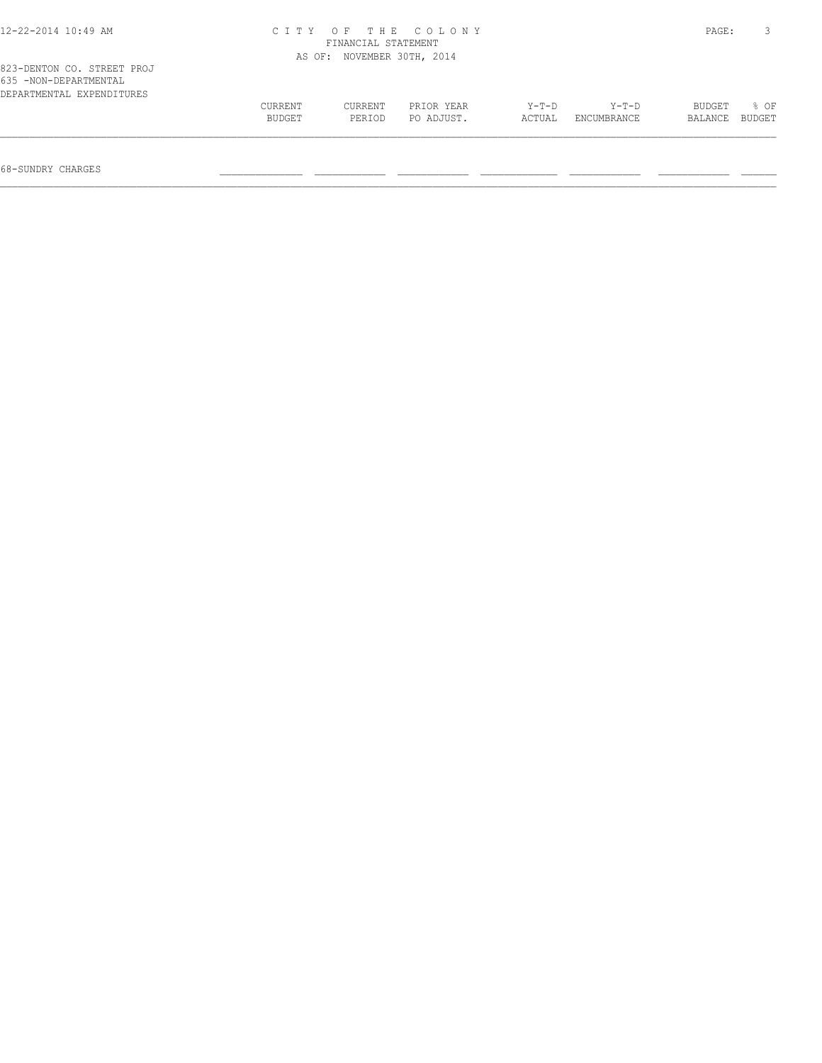CITY OF THE COLONY
FINANCIAL STATEMENT
AS OF: NOVEMBER 30TH, 2014

823-DENTON CO. STREET PROJ
635 -NON-DEPARTMENTAL
DEPARTMENTAL EXPENDITURES

| | CURRENT BUDGET | CURRENT PERIOD | PRIOR YEAR PO ADJUST. | Y-T-D ACTUAL | Y-T-D ENCUMBRANCE | BUDGET BALANCE | % OF BUDGET |
|---|---|---|---|---|---|---|---|
| 68-SUNDRY CHARGES | | | | | | | |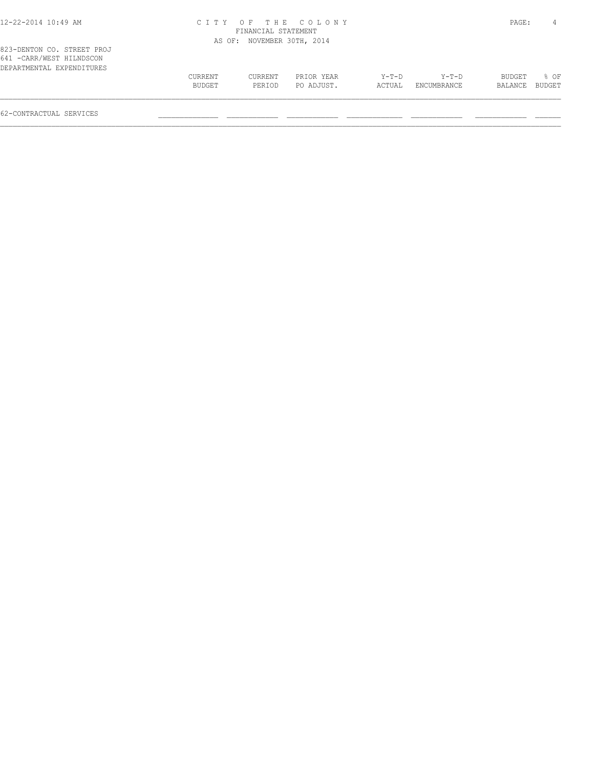# CITY OF THE COLONY
FINANCIAL STATEMENT
AS OF: NOVEMBER 30TH, 2014

823-DENTON CO. STREET PROJ
641 -CARR/WEST HILNDSCON
DEPARTMENTAL EXPENDITURES

| | CURRENT BUDGET | CURRENT PERIOD | PRIOR YEAR PO ADJUST. | Y-T-D ACTUAL | Y-T-D ENCUMBRANCE | BUDGET BALANCE | % OF BUDGET |
|---|---|---|---|---|---|---|---|
| 62-CONTRACTUAL SERVICES | | | | | | | |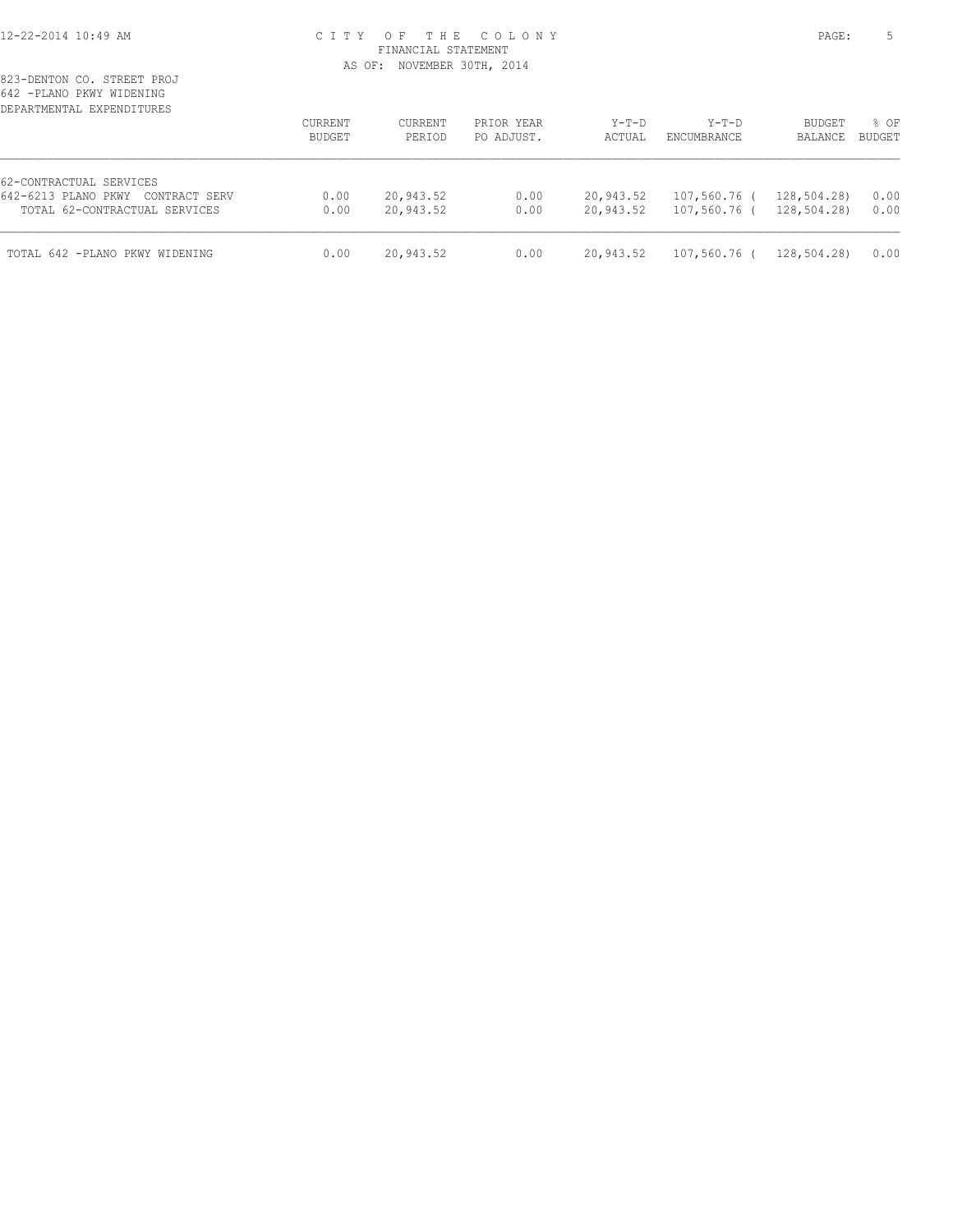# CITY OF THE COLONY
## FINANCIAL STATEMENT
AS OF: NOVEMBER 30TH, 2014

823-DENTON CO. STREET PROJ
642 -PLANO PKWY WIDENING
DEPARTMENTAL EXPENDITURES

| | CURRENT BUDGET | CURRENT PERIOD | PRIOR YEAR PO ADJUST. | Y-T-D ACTUAL | Y-T-D ENCUMBRANCE | BUDGET BALANCE | % OF BUDGET |
|---|---|---|---|---|---|---|---|
| 62-CONTRACTUAL SERVICES | | | | | | | |
| 642-6213 PLANO PKWY CONTRACT SERV | 0.00 | 20,943.52 | 0.00 | 20,943.52 | 107,560.76 | ( 128,504.28) | 0.00 |
| TOTAL 62-CONTRACTUAL SERVICES | 0.00 | 20,943.52 | 0.00 | 20,943.52 | 107,560.76 | ( 128,504.28) | 0.00 |
| TOTAL 642 -PLANO PKWY WIDENING | 0.00 | 20,943.52 | 0.00 | 20,943.52 | 107,560.76 | ( 128,504.28) | 0.00 |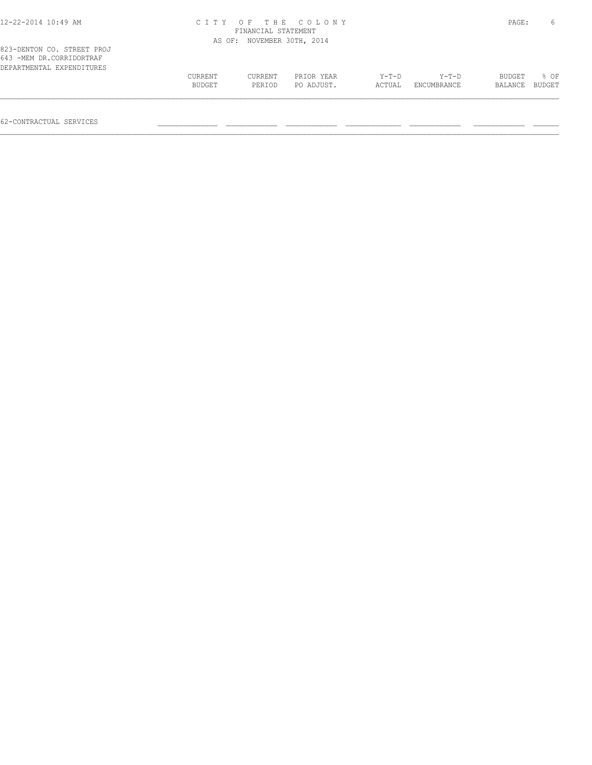823-DENTON CO. STREET PROJ
643 -MEM DR.CORRIDORTRAF
DEPARTMENTAL EXPENDITURES

| | CURRENT BUDGET | CURRENT PERIOD | PRIOR YEAR PO ADJUST. | Y-T-D ACTUAL | Y-T-D ENCUMBRANCE | BUDGET BALANCE | % OF BUDGET |
|---|---|---|---|---|---|---|---|
| 62-CONTRACTUAL SERVICES | | | | | | | |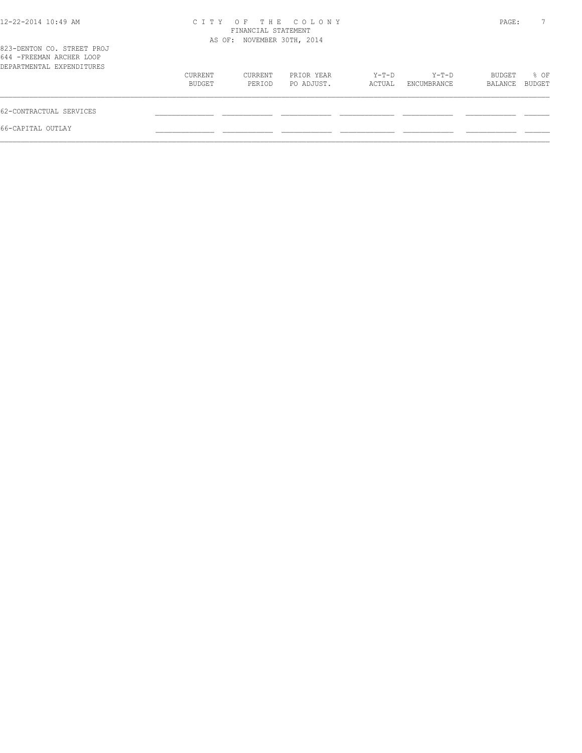# CITY OF THE COLONY

FINANCIAL STATEMENT

AS OF: NOVEMBER 30TH, 2014

823-DENTON CO. STREET PROJ

644 -FREEMAN ARCHER LOOP

DEPARTMENTAL EXPENDITURES

| | CURRENT BUDGET | CURRENT PERIOD | PRIOR YEAR PO ADJUST. | Y-T-D ACTUAL | Y-T-D ENCUMBRANCE | BUDGET BALANCE | % OF BUDGET |
|---|---|---|---|---|---|---|---|
| 62-CONTRACTUAL SERVICES | | | | | | | |
| 66-CAPITAL OUTLAY | | | | | | | |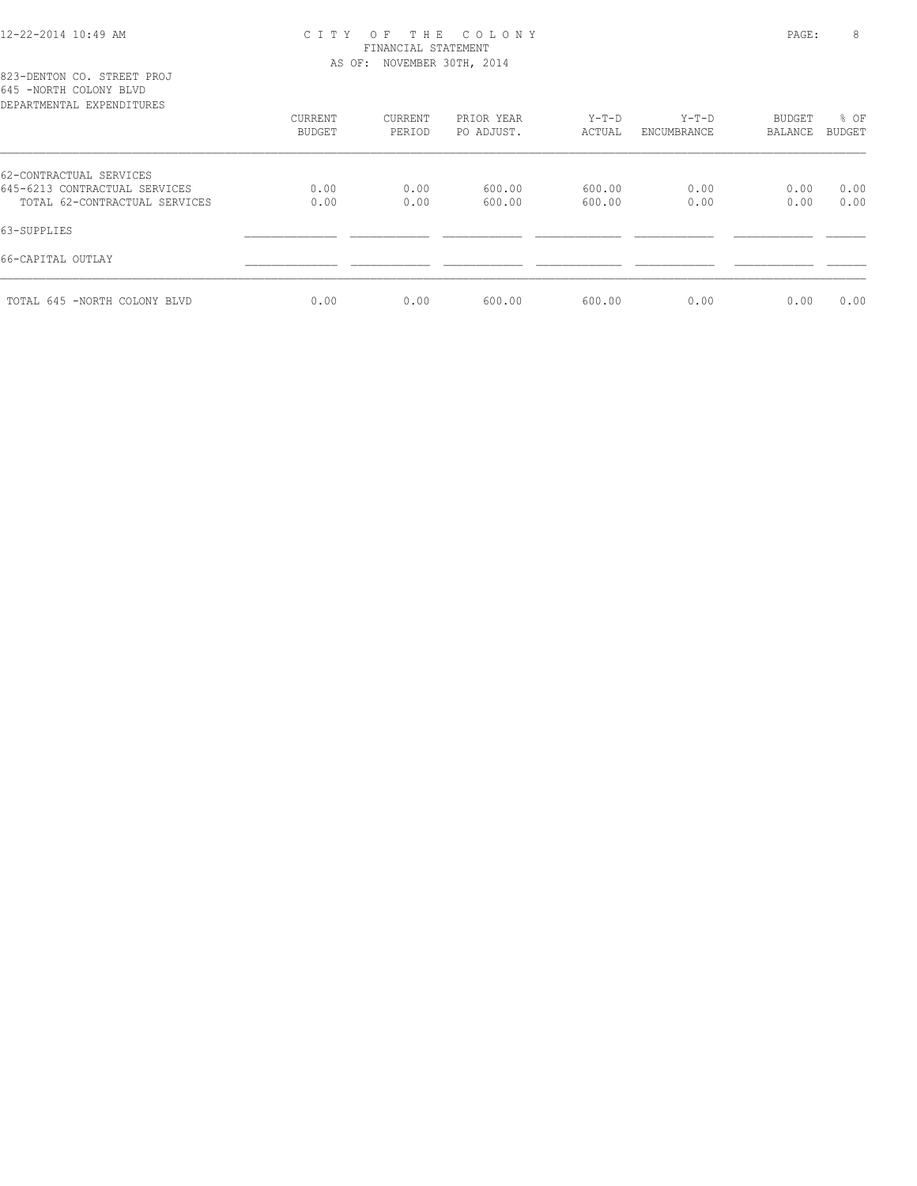CITY OF THE COLONY
FINANCIAL STATEMENT
AS OF: NOVEMBER 30TH, 2014

823-DENTON CO. STREET PROJ
645 -NORTH COLONY BLVD
DEPARTMENTAL EXPENDITURES

| | CURRENT BUDGET | CURRENT PERIOD | PRIOR YEAR PO ADJUST. | Y-T-D ACTUAL | Y-T-D ENCUMBRANCE | BUDGET BALANCE | % OF BUDGET |
|---|---|---|---|---|---|---|---|
| 62-CONTRACTUAL SERVICES | | | | | | | |
| 645-6213 CONTRACTUAL SERVICES | 0.00 | 0.00 | 600.00 | 600.00 | 0.00 | 0.00 | 0.00 |
| TOTAL 62-CONTRACTUAL SERVICES | 0.00 | 0.00 | 600.00 | 600.00 | 0.00 | 0.00 | 0.00 |
| 63-SUPPLIES | | | | | | | |
| 66-CAPITAL OUTLAY | | | | | | | |
| TOTAL 645 -NORTH COLONY BLVD | 0.00 | 0.00 | 600.00 | 600.00 | 0.00 | 0.00 | 0.00 |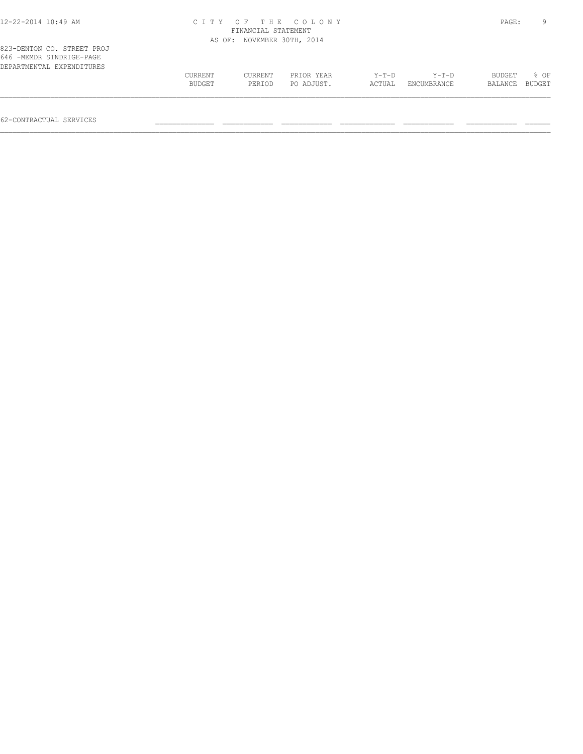# CITY OF THE COLONY

FINANCIAL STATEMENT

AS OF: NOVEMBER 30TH, 2014

823-DENTON CO. STREET PROJ
646 -MEMDR STNDRIGE-PAGE
DEPARTMENTAL EXPENDITURES

| | CURRENT BUDGET | CURRENT PERIOD | PRIOR YEAR PO ADJUST. | Y-T-D ACTUAL | Y-T-D ENCUMBRANCE | BUDGET BALANCE | % OF BUDGET |
|---|---|---|---|---|---|---|---|
| 62-CONTRACTUAL SERVICES | | | | | | | |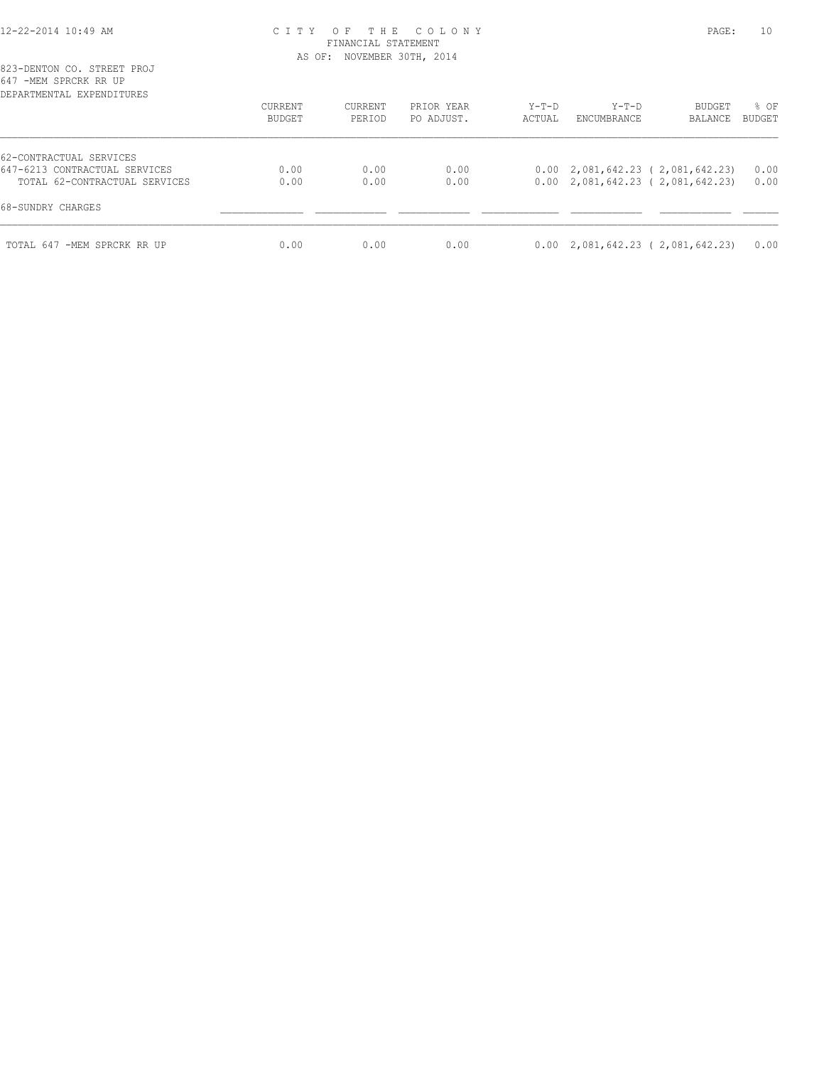CITY OF THE COLONY
FINANCIAL STATEMENT
AS OF: NOVEMBER 30TH, 2014

823-DENTON CO. STREET PROJ
647 -MEM SPRCRK RR UP
DEPARTMENTAL EXPENDITURES

| | CURRENT BUDGET | CURRENT PERIOD | PRIOR YEAR PO ADJUST. | Y-T-D ACTUAL | Y-T-D ENCUMBRANCE | BUDGET BALANCE | % OF BUDGET |
|---|---|---|---|---|---|---|---|
| 62-CONTRACTUAL SERVICES | | | | | | | |
| 647-6213 CONTRACTUAL SERVICES | 0.00 | 0.00 | 0.00 | 0.00 | 2,081,642.23 | ( 2,081,642.23) | 0.00 |
| TOTAL 62-CONTRACTUAL SERVICES | 0.00 | 0.00 | 0.00 | 0.00 | 2,081,642.23 | ( 2,081,642.23) | 0.00 |
| 68-SUNDRY CHARGES | | | | | | | |
| TOTAL 647 -MEM SPRCRK RR UP | 0.00 | 0.00 | 0.00 | 0.00 | 2,081,642.23 | ( 2,081,642.23) | 0.00 |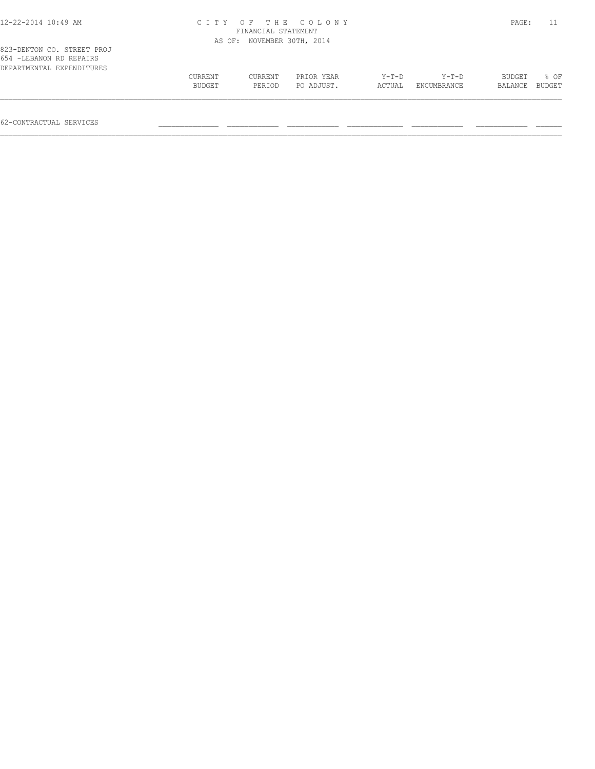823-DENTON CO. STREET PROJ
654 -LEBANON RD REPAIRS
DEPARTMENTAL EXPENDITURES

|  | CURRENT BUDGET | CURRENT PERIOD | PRIOR YEAR PO ADJUST. | Y-T-D ACTUAL | Y-T-D ENCUMBRANCE | BUDGET BALANCE | % OF BUDGET |
|---|---|---|---|---|---|---|---|
| 62-CONTRACTUAL SERVICES |  |  |  |  |  |  |  |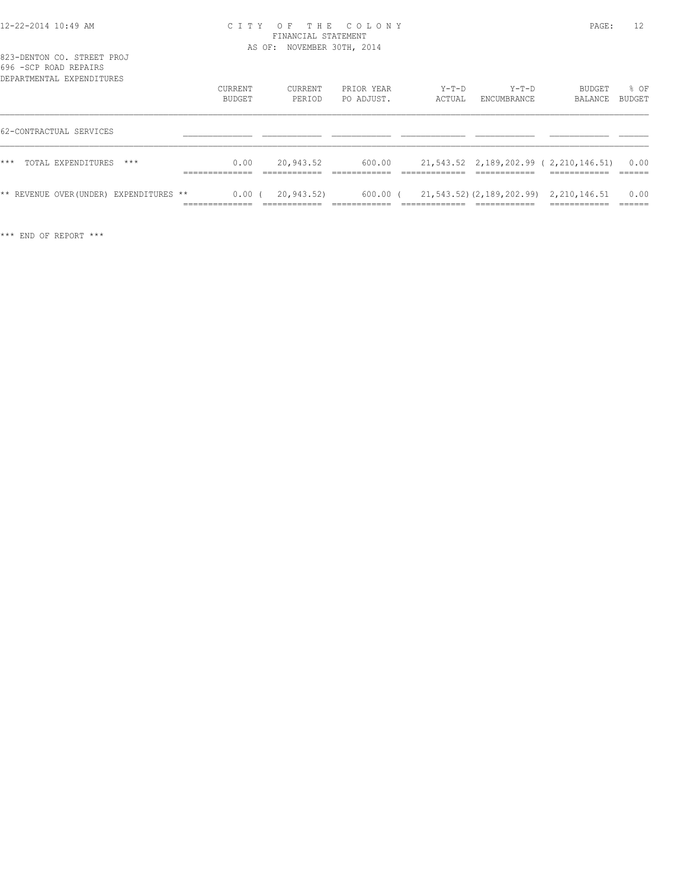CITY OF THE COLONY
FINANCIAL STATEMENT
AS OF: NOVEMBER 30TH, 2014

823-DENTON CO. STREET PROJ
696 -SCP ROAD REPAIRS
DEPARTMENTAL EXPENDITURES

| | CURRENT BUDGET | CURRENT PERIOD | PRIOR YEAR PO ADJUST. | Y-T-D ACTUAL | Y-T-D ENCUMBRANCE | BUDGET BALANCE | % OF BUDGET |
|---|---|---|---|---|---|---|---|
| 62-CONTRACTUAL SERVICES | | | | | | | |
| *** TOTAL EXPENDITURES *** | 0.00 | 20,943.52 | 600.00 | 21,543.52 | 2,189,202.99 | ( 2,210,146.51) | 0.00 |
| ** REVENUE OVER(UNDER) EXPENDITURES ** | 0.00 | ( 20,943.52) | 600.00 | ( 21,543.52) | (2,189,202.99) | 2,210,146.51 | 0.00 |

*** END OF REPORT ***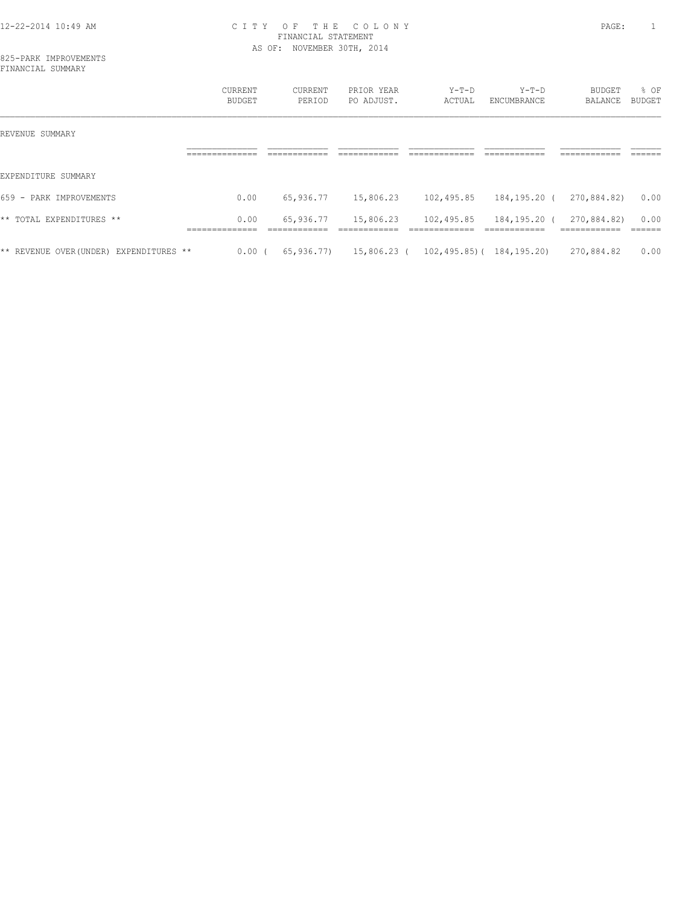12-22-2014 10:49 AM

# CITY OF THE COLONY
FINANCIAL STATEMENT
AS OF: NOVEMBER 30TH, 2014

825-PARK IMPROVEMENTS
FINANCIAL SUMMARY

| | CURRENT BUDGET | CURRENT PERIOD | PRIOR YEAR PO ADJUST. | Y-T-D ACTUAL | Y-T-D ENCUMBRANCE | BUDGET BALANCE | % OF BUDGET |
|---|---|---|---|---|---|---|---|
| REVENUE SUMMARY | | | | | | | |
| EXPENDITURE SUMMARY | | | | | | | |
| 659 - PARK IMPROVEMENTS | 0.00 | 65,936.77 | 15,806.23 | 102,495.85 | 184,195.20 | ( 270,884.82) | 0.00 |
| ** TOTAL EXPENDITURES ** | 0.00 | 65,936.77 | 15,806.23 | 102,495.85 | 184,195.20 | ( 270,884.82) | 0.00 |
| ** REVENUE OVER(UNDER) EXPENDITURES ** | 0.00 | ( 65,936.77) | 15,806.23 | ( 102,495.85) | ( 184,195.20) | 270,884.82 | 0.00 |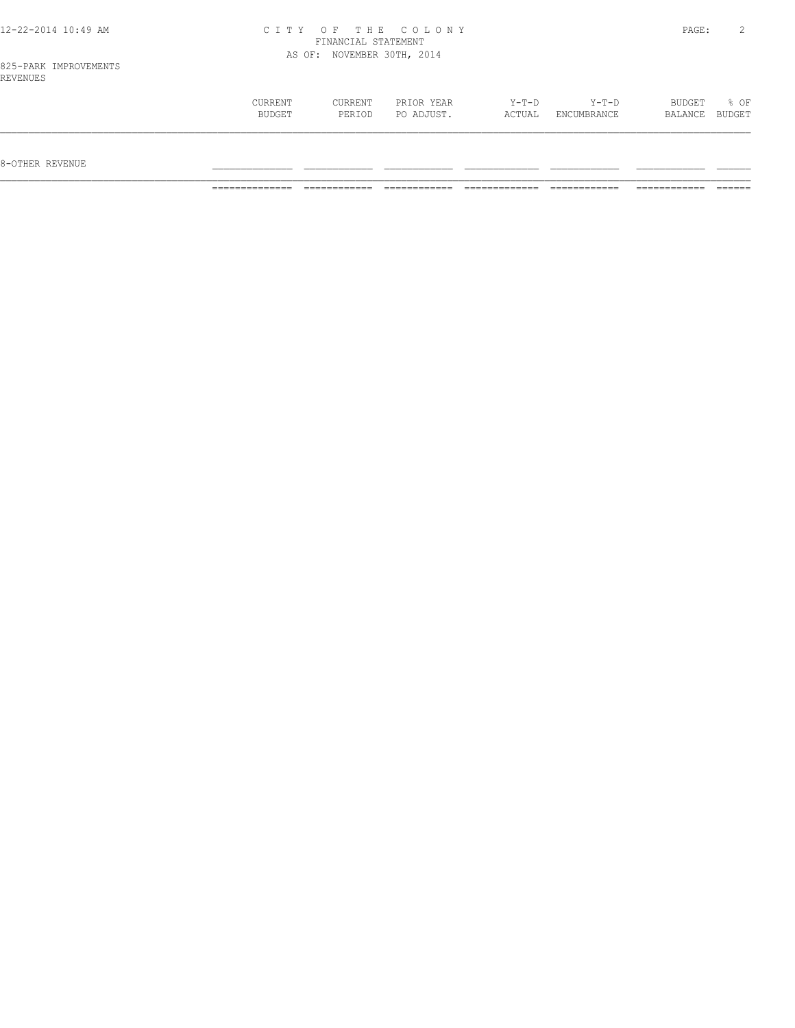# CITY OF THE COLONY
## FINANCIAL STATEMENT
### AS OF: NOVEMBER 30TH, 2014

825-PARK IMPROVEMENTS
REVENUES

| | CURRENT BUDGET | CURRENT PERIOD | PRIOR YEAR PO ADJUST. | Y-T-D ACTUAL | Y-T-D ENCUMBRANCE | BUDGET BALANCE | % OF BUDGET |
|---|---|---|---|---|---|---|---|
| 8-OTHER REVENUE | | | | | | | |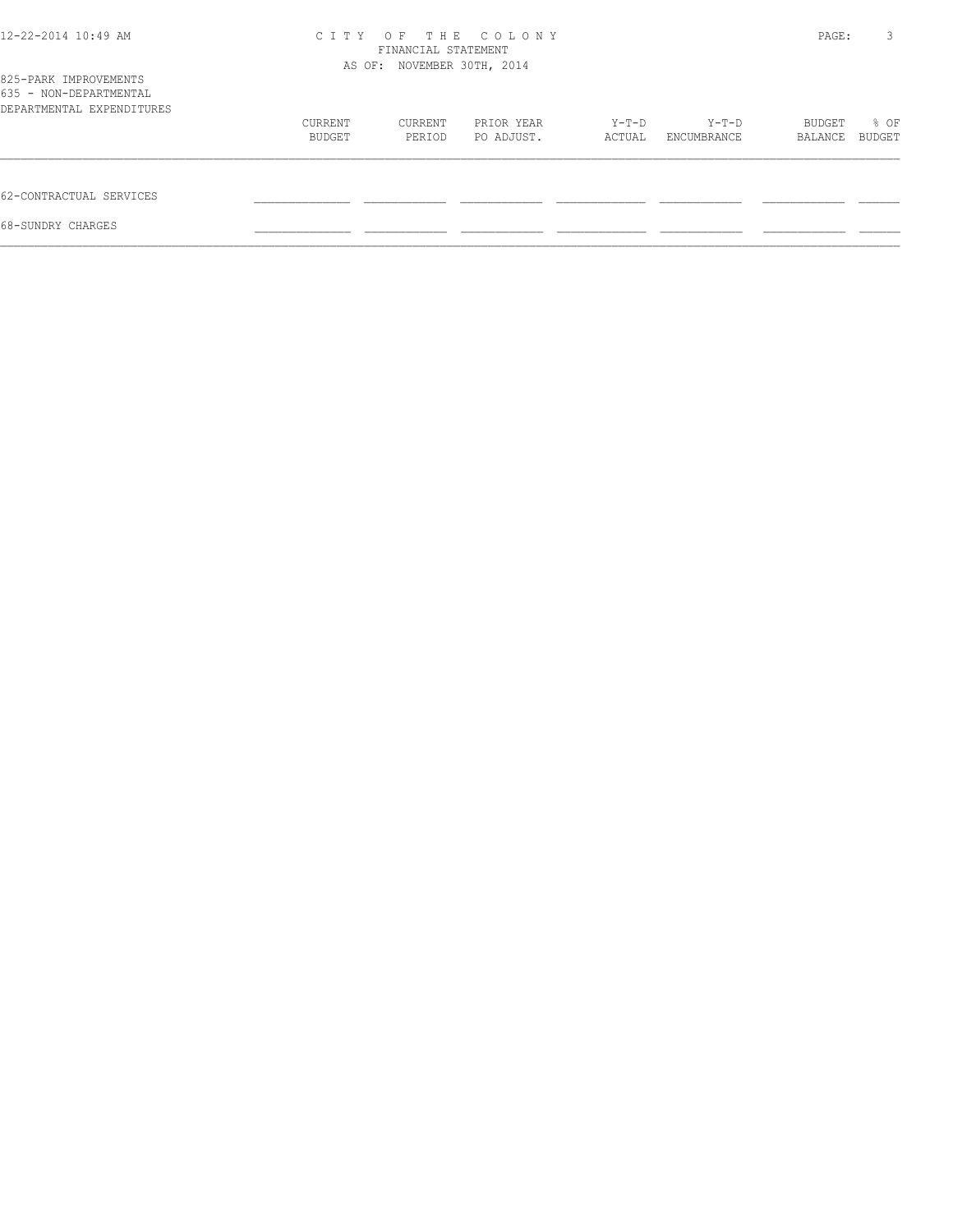CITY OF THE COLONY
FINANCIAL STATEMENT
AS OF: NOVEMBER 30TH, 2014

825-PARK IMPROVEMENTS
635 - NON-DEPARTMENTAL
DEPARTMENTAL EXPENDITURES

| | CURRENT BUDGET | CURRENT PERIOD | PRIOR YEAR PO ADJUST. | Y-T-D ACTUAL | Y-T-D ENCUMBRANCE | BUDGET BALANCE | % OF BUDGET |
|---|---|---|---|---|---|---|---|
| 62-CONTRACTUAL SERVICES | | | | | | | |
| 68-SUNDRY CHARGES | | | | | | | |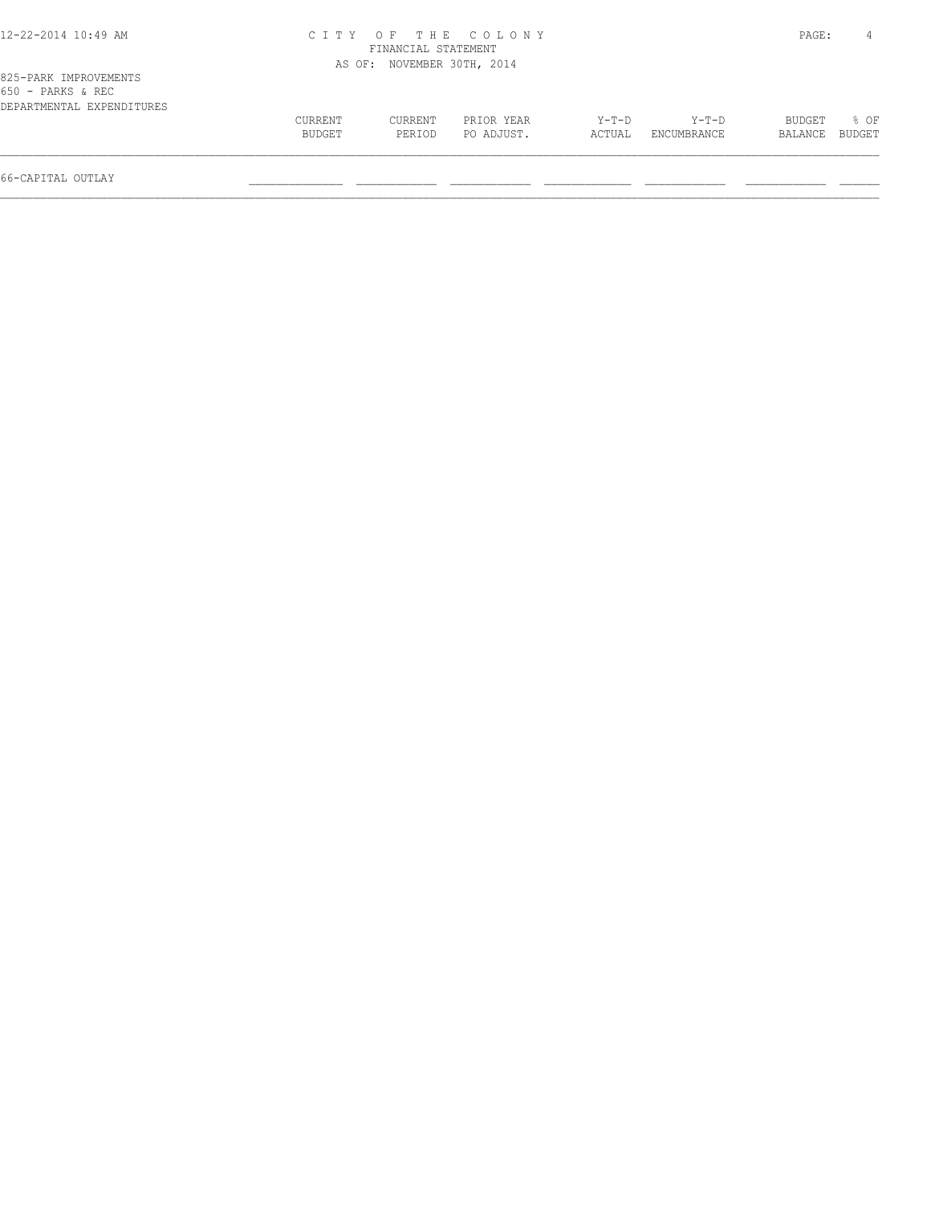825-PARK IMPROVEMENTS
650 - PARKS & REC
DEPARTMENTAL EXPENDITURES

| | CURRENT BUDGET | CURRENT PERIOD | PRIOR YEAR PO ADJUST. | Y-T-D ACTUAL | Y-T-D ENCUMBRANCE | BUDGET BALANCE | % OF BUDGET |
|---|---|---|---|---|---|---|---|
| 66-CAPITAL OUTLAY | | | | | | | |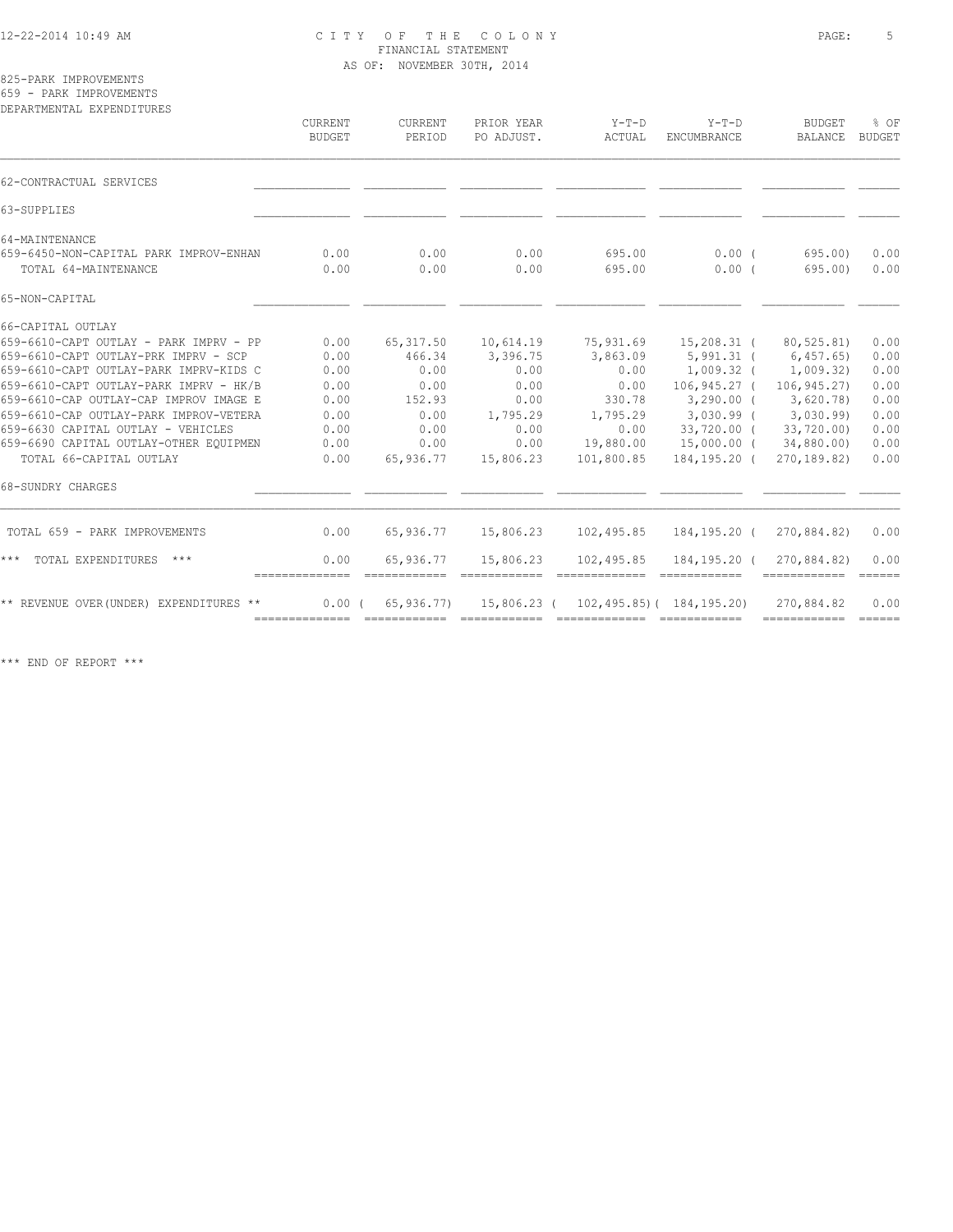CITY OF THE COLONY
FINANCIAL STATEMENT
AS OF: NOVEMBER 30TH, 2014

825-PARK IMPROVEMENTS
659 - PARK IMPROVEMENTS
DEPARTMENTAL EXPENDITURES

| | CURRENT BUDGET | CURRENT PERIOD | PRIOR YEAR PO ADJUST. | Y-T-D ACTUAL | Y-T-D ENCUMBRANCE | BUDGET BALANCE | % OF BUDGET |
|---|---|---|---|---|---|---|---|
| 62-CONTRACTUAL SERVICES | | | | | | | |
| 63-SUPPLIES | | | | | | | |
| 64-MAINTENANCE | | | | | | | |
| 659-6450-NON-CAPITAL PARK IMPROV-ENHAN | 0.00 | 0.00 | 0.00 | 695.00 | 0.00 ( | 695.00) | 0.00 |
| TOTAL 64-MAINTENANCE | 0.00 | 0.00 | 0.00 | 695.00 | 0.00 ( | 695.00) | 0.00 |
| 65-NON-CAPITAL | | | | | | | |
| 66-CAPITAL OUTLAY | | | | | | | |
| 659-6610-CAPT OUTLAY - PARK IMPRV - PP | 0.00 | 65,317.50 | 10,614.19 | 75,931.69 | 15,208.31 ( | 80,525.81) | 0.00 |
| 659-6610-CAPT OUTLAY-PRK IMPRV - SCP | 0.00 | 466.34 | 3,396.75 | 3,863.09 | 5,991.31 ( | 6,457.65) | 0.00 |
| 659-6610-CAPT OUTLAY-PARK IMPRV-KIDS C | 0.00 | 0.00 | 0.00 | 0.00 | 1,009.32 ( | 1,009.32) | 0.00 |
| 659-6610-CAPT OUTLAY-PARK IMPRV - HK/B | 0.00 | 0.00 | 0.00 | 0.00 | 106,945.27 ( | 106,945.27) | 0.00 |
| 659-6610-CAP OUTLAY-CAP IMPROV IMAGE E | 0.00 | 152.93 | 0.00 | 330.78 | 3,290.00 ( | 3,620.78) | 0.00 |
| 659-6610-CAP OUTLAY-PARK IMPROV-VETERA | 0.00 | 0.00 | 1,795.29 | 1,795.29 | 3,030.99 ( | 3,030.99) | 0.00 |
| 659-6630 CAPITAL OUTLAY - VEHICLES | 0.00 | 0.00 | 0.00 | 0.00 | 33,720.00 ( | 33,720.00) | 0.00 |
| 659-6690 CAPITAL OUTLAY-OTHER EQUIPMEN | 0.00 | 0.00 | 0.00 | 19,880.00 | 15,000.00 ( | 34,880.00) | 0.00 |
| TOTAL 66-CAPITAL OUTLAY | 0.00 | 65,936.77 | 15,806.23 | 101,800.85 | 184,195.20 ( | 270,189.82) | 0.00 |
| 68-SUNDRY CHARGES | | | | | | | |
| TOTAL 659 - PARK IMPROVEMENTS | 0.00 | 65,936.77 | 15,806.23 | 102,495.85 | 184,195.20 ( | 270,884.82) | 0.00 |
| *** TOTAL EXPENDITURES *** | 0.00 | 65,936.77 | 15,806.23 | 102,495.85 | 184,195.20 ( | 270,884.82) | 0.00 |
| ** REVENUE OVER(UNDER) EXPENDITURES ** | 0.00 ( | 65,936.77) | 15,806.23 ( | 102,495.85)( | 184,195.20) | 270,884.82 | 0.00 |

*** END OF REPORT ***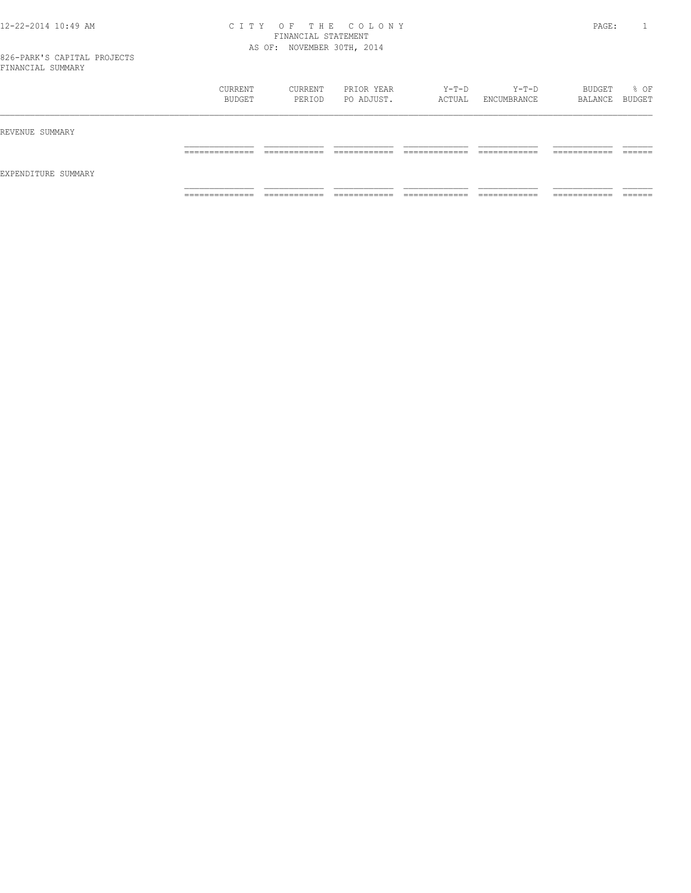12-22-2014 10:49 AM

# CITY OF THE COLONY

FINANCIAL STATEMENT

AS OF: NOVEMBER 30TH, 2014

826-PARK'S CAPITAL PROJECTS

FINANCIAL SUMMARY

| | CURRENT BUDGET | CURRENT PERIOD | PRIOR YEAR PO ADJUST. | Y-T-D ACTUAL | Y-T-D ENCUMBRANCE | BUDGET BALANCE | % OF BUDGET |
|---|---|---|---|---|---|---|---|
| REVENUE SUMMARY | | | | | | | |
| EXPENDITURE SUMMARY | | | | | | | |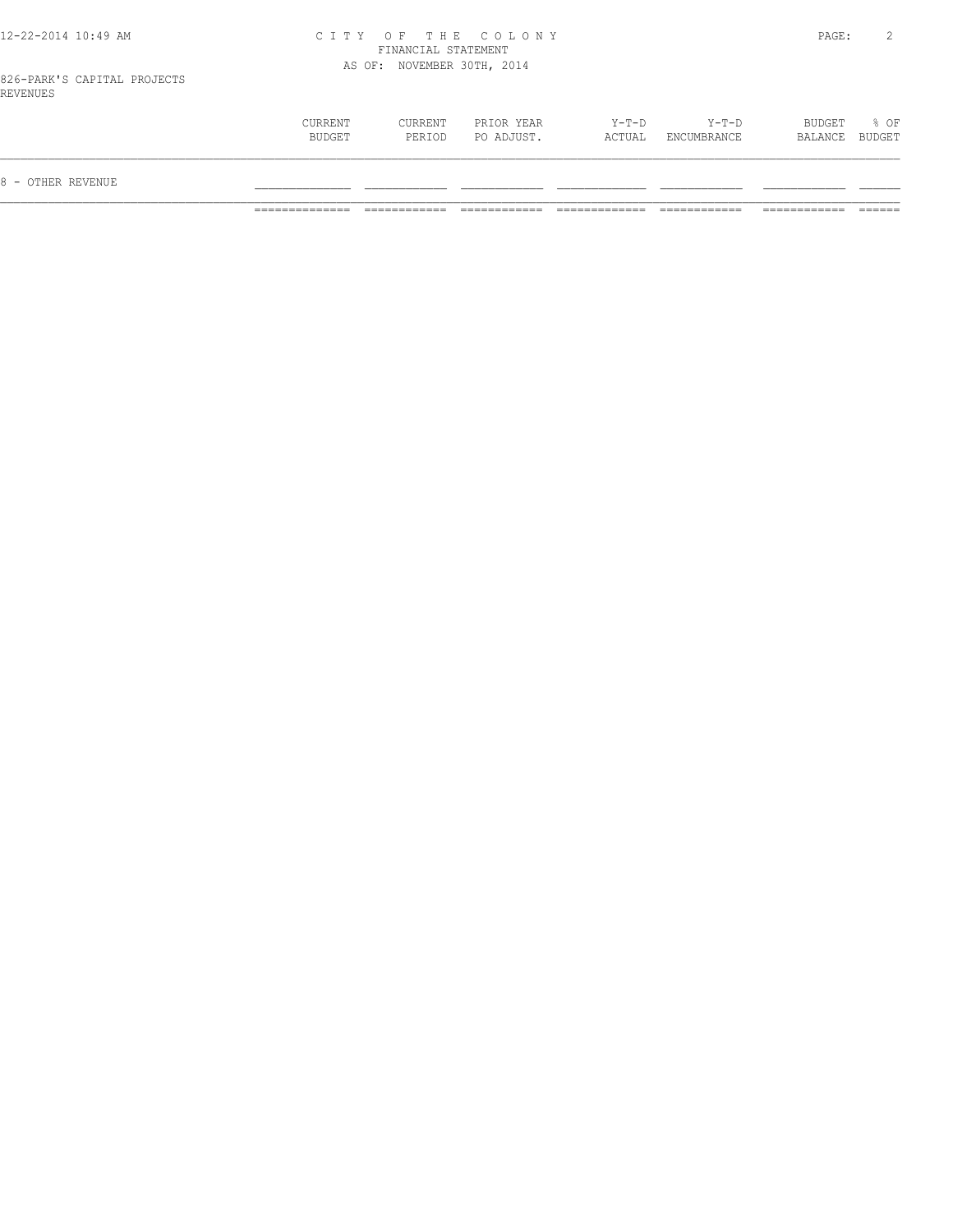CITY OF THE COLONY
FINANCIAL STATEMENT
AS OF: NOVEMBER 30TH, 2014

826-PARK'S CAPITAL PROJECTS
REVENUES

| | CURRENT BUDGET | CURRENT PERIOD | PRIOR YEAR PO ADJUST. | Y-T-D ACTUAL | Y-T-D ENCUMBRANCE | BUDGET BALANCE | % OF BUDGET |
|---|---|---|---|---|---|---|---|
| 8 - OTHER REVENUE | | | | | | | |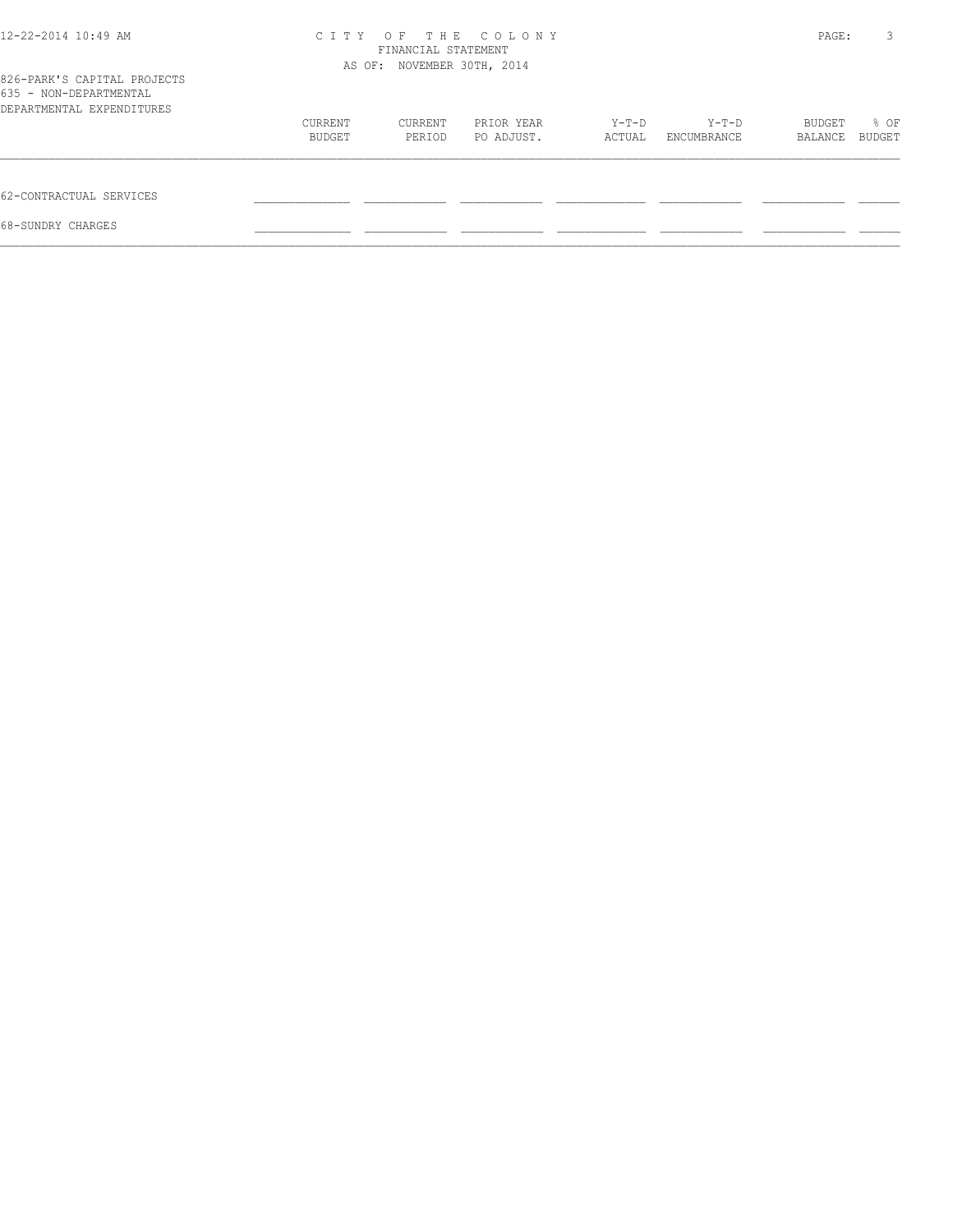826-PARK'S CAPITAL PROJECTS
635 - NON-DEPARTMENTAL
DEPARTMENTAL EXPENDITURES

| | CURRENT BUDGET | CURRENT PERIOD | PRIOR YEAR PO ADJUST. | Y-T-D ACTUAL | Y-T-D ENCUMBRANCE | BUDGET BALANCE | % OF BUDGET |
|---|---|---|---|---|---|---|---|
| 62-CONTRACTUAL SERVICES | | | | | | | |
| 68-SUNDRY CHARGES | | | | | | | |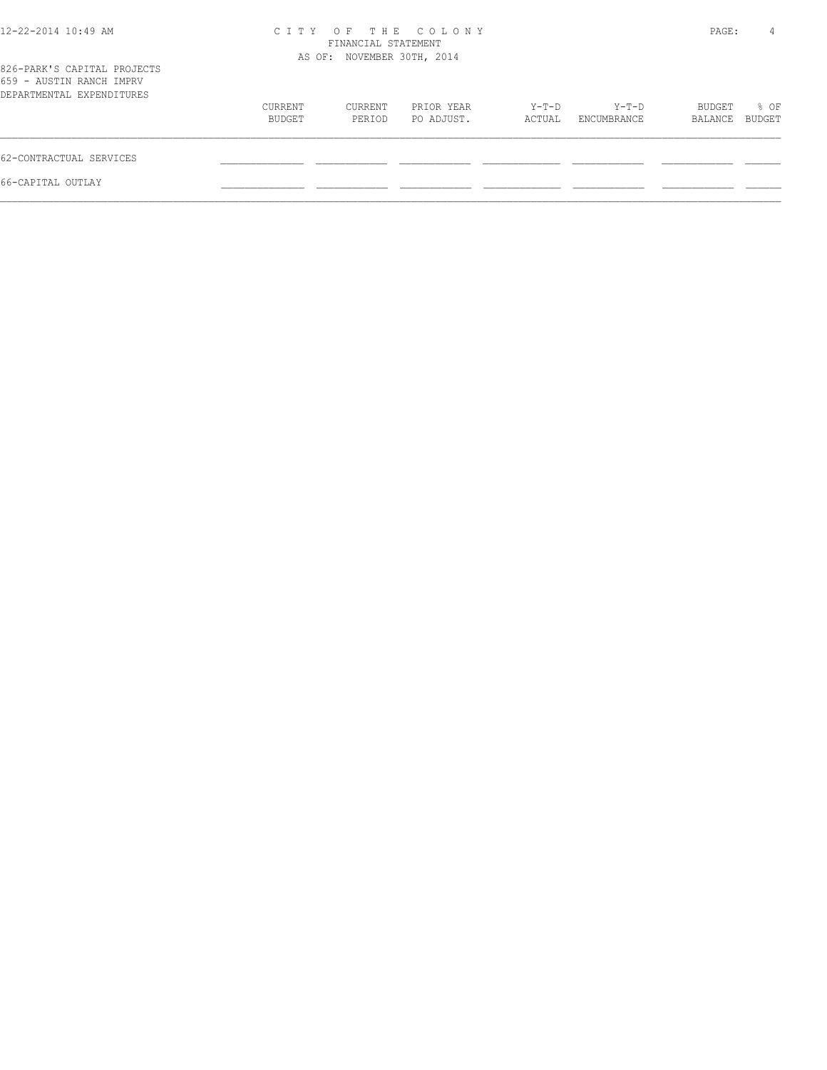# CITY OF THE COLONY
## FINANCIAL STATEMENT
### AS OF: NOVEMBER 30TH, 2014

826-PARK'S CAPITAL PROJECTS
659 - AUSTIN RANCH IMPRV
DEPARTMENTAL EXPENDITURES

| | CURRENT BUDGET | CURRENT PERIOD | PRIOR YEAR PO ADJUST. | Y-T-D ACTUAL | Y-T-D ENCUMBRANCE | BUDGET BALANCE | % OF BUDGET |
|---|---|---|---|---|---|---|---|
| 62-CONTRACTUAL SERVICES | | | | | | | |
| 66-CAPITAL OUTLAY | | | | | | | |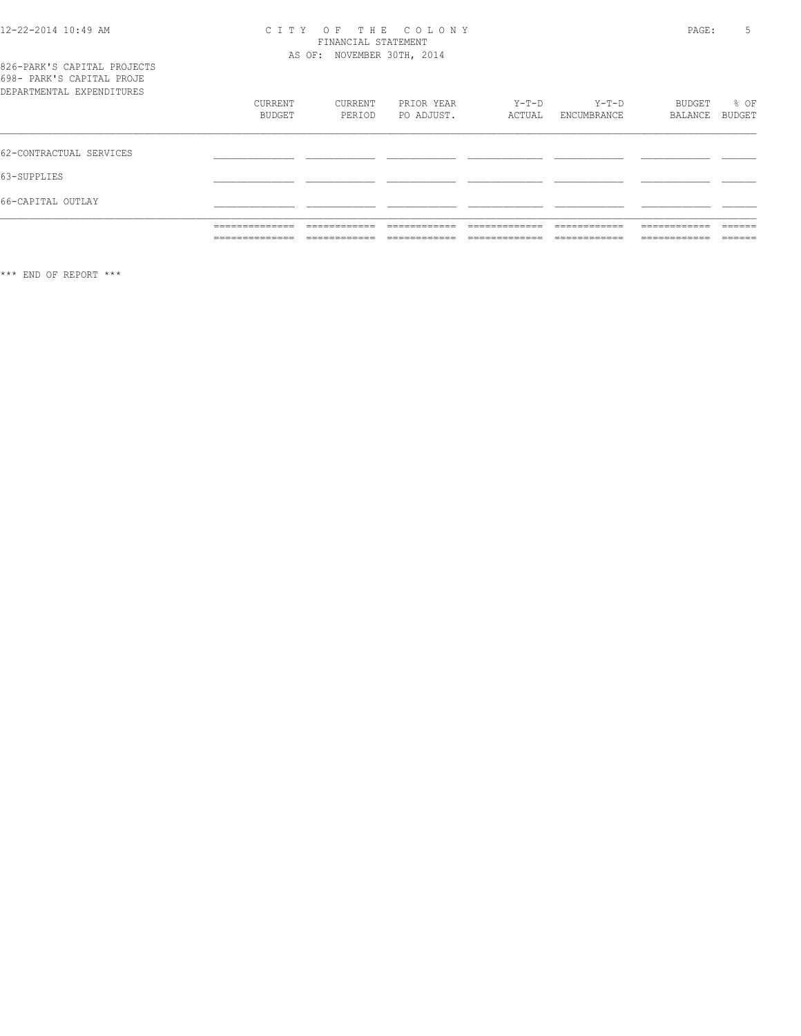CITY OF THE COLONY
FINANCIAL STATEMENT
AS OF: NOVEMBER 30TH, 2014

826-PARK'S CAPITAL PROJECTS
698- PARK'S CAPITAL PROJE
DEPARTMENTAL EXPENDITURES

| | CURRENT BUDGET | CURRENT PERIOD | PRIOR YEAR PO ADJUST. | Y-T-D ACTUAL | Y-T-D ENCUMBRANCE | BUDGET BALANCE | % OF BUDGET |
|---|---|---|---|---|---|---|---|
| 62-CONTRACTUAL SERVICES | | | | | | | |
| 63-SUPPLIES | | | | | | | |
| 66-CAPITAL OUTLAY | | | | | | | |

\*\*\* END OF REPORT \*\*\*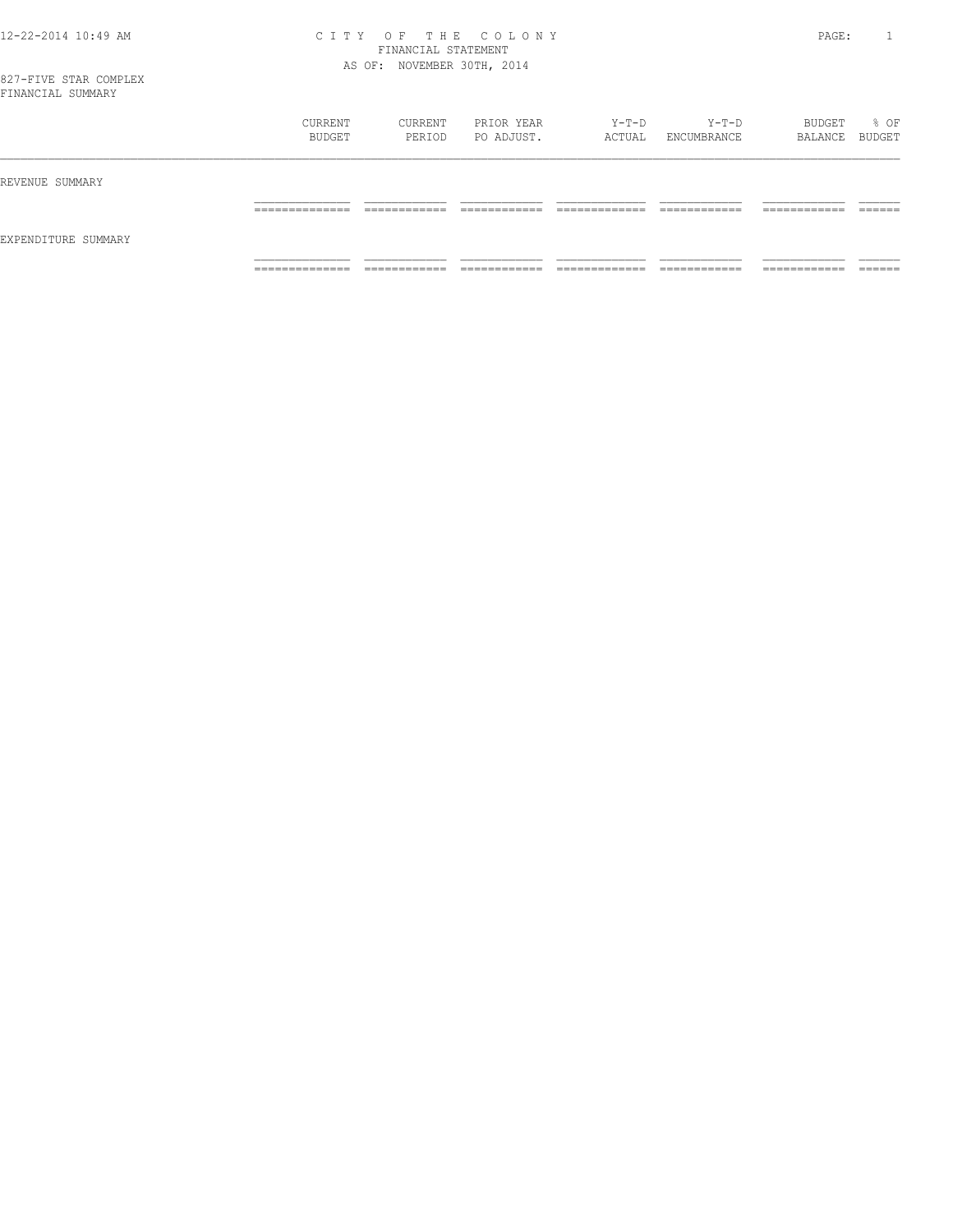# CITY OF THE COLONY
## FINANCIAL STATEMENT
### AS OF: NOVEMBER 30TH, 2014

827-FIVE STAR COMPLEX
FINANCIAL SUMMARY

| | CURRENT BUDGET | CURRENT PERIOD | PRIOR YEAR PO ADJUST. | Y-T-D ACTUAL | Y-T-D ENCUMBRANCE | BUDGET BALANCE | % OF BUDGET |
|---|---|---|---|---|---|---|---|
| REVENUE SUMMARY | | | | | | | |
| EXPENDITURE SUMMARY | | | | | | | |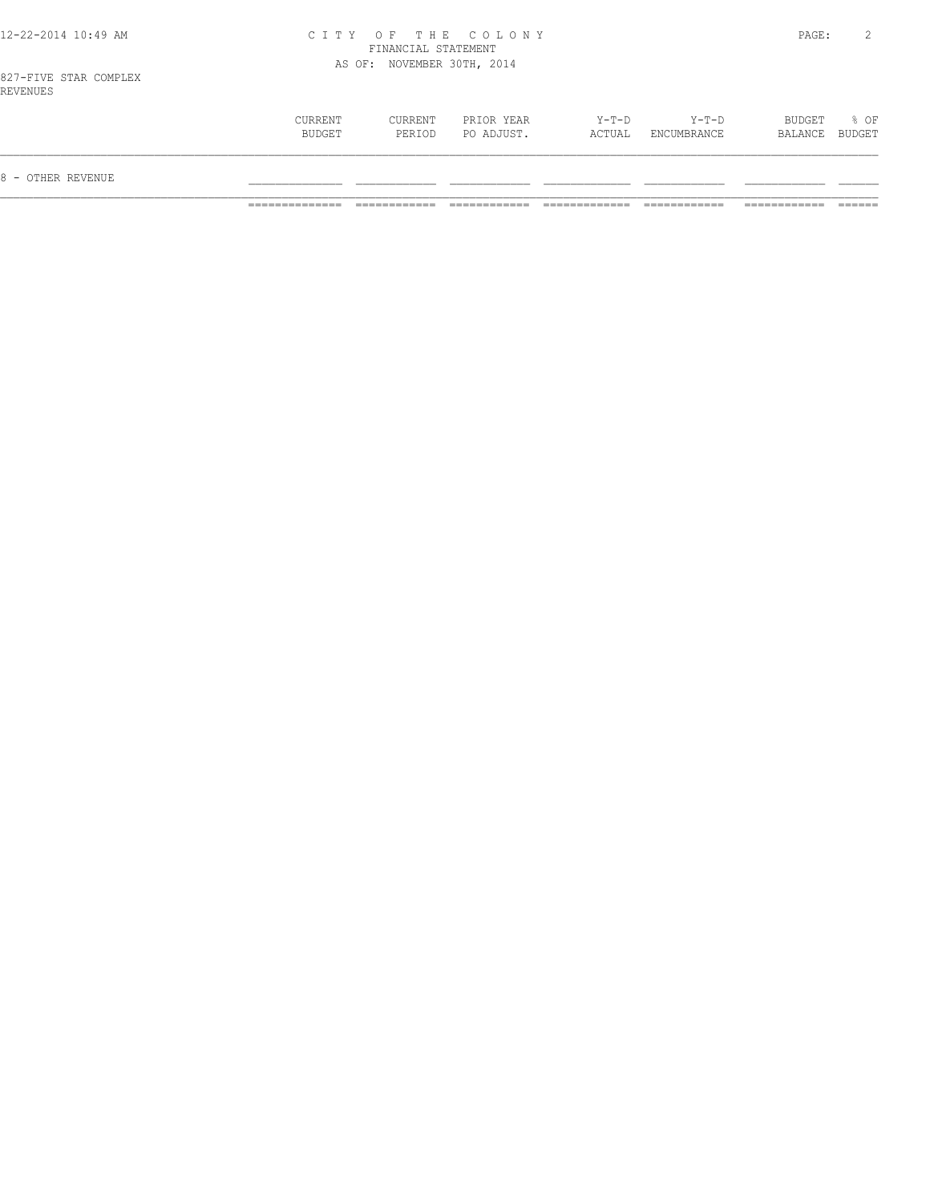827-FIVE STAR COMPLEX
REVENUES

| | CURRENT BUDGET | CURRENT PERIOD | PRIOR YEAR PO ADJUST. | Y-T-D ACTUAL | Y-T-D ENCUMBRANCE | BUDGET BALANCE | % OF BUDGET |
|---|---|---|---|---|---|---|---|
| 8 - OTHER REVENUE | | | | | | | |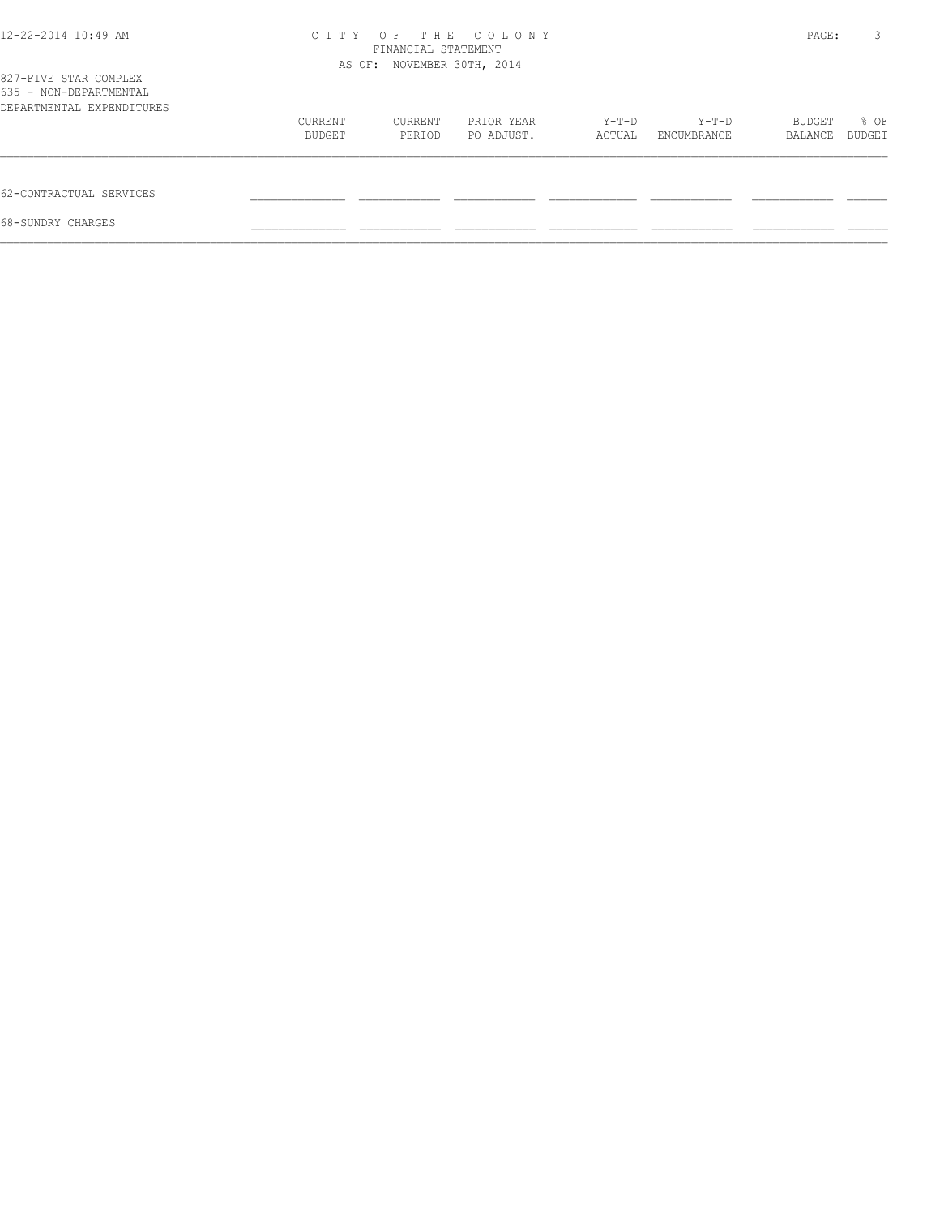# CITY OF THE COLONY
FINANCIAL STATEMENT
AS OF: NOVEMBER 30TH, 2014

827-FIVE STAR COMPLEX
635 - NON-DEPARTMENTAL
DEPARTMENTAL EXPENDITURES

| | CURRENT BUDGET | CURRENT PERIOD | PRIOR YEAR PO ADJUST. | Y-T-D ACTUAL | Y-T-D ENCUMBRANCE | BUDGET BALANCE | % OF BUDGET |
|---|---|---|---|---|---|---|---|
| 62-CONTRACTUAL SERVICES | | | | | | | |
| 68-SUNDRY CHARGES | | | | | | | |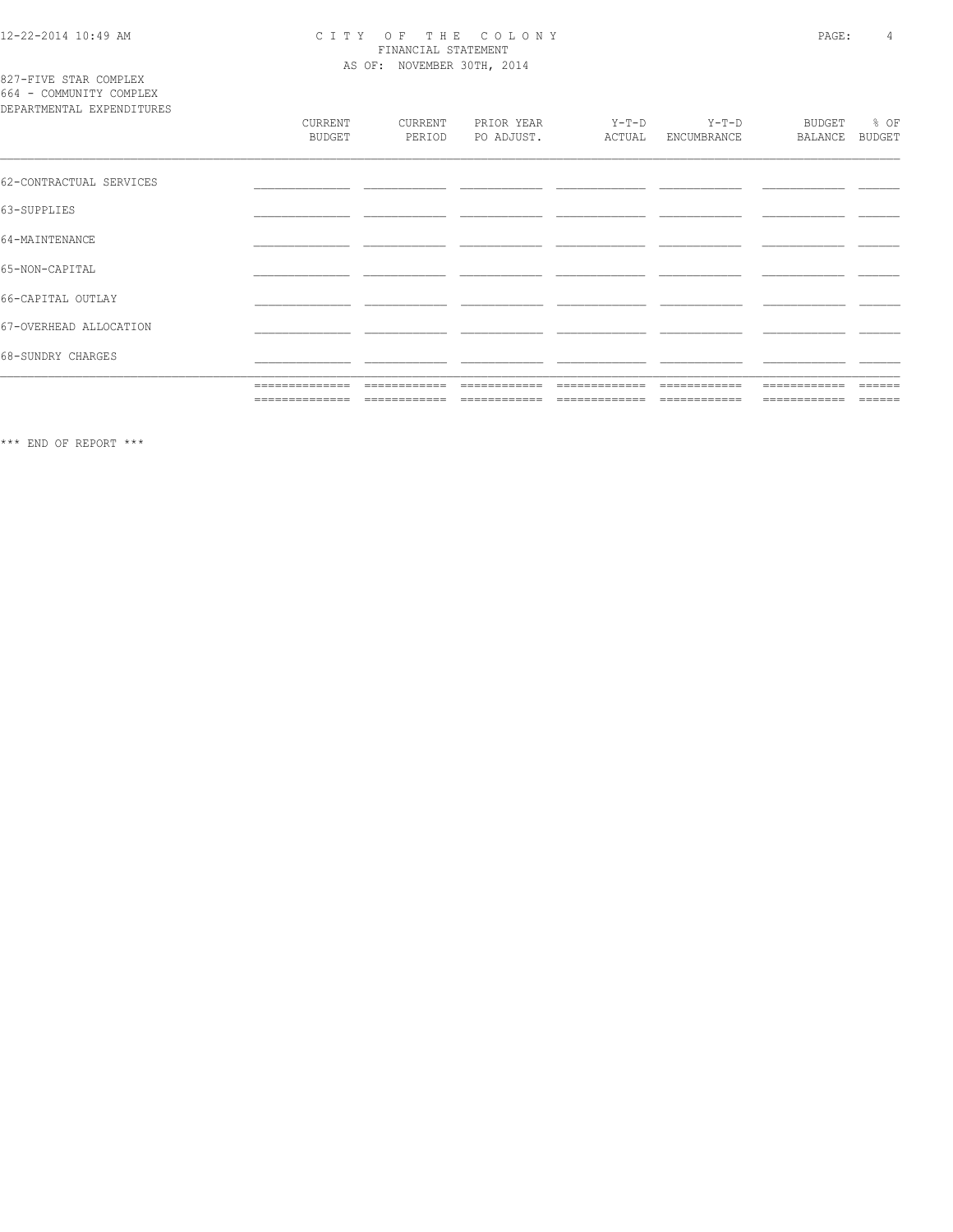# CITY OF THE COLONY

FINANCIAL STATEMENT

AS OF: NOVEMBER 30TH, 2014

827-FIVE STAR COMPLEX

664 - COMMUNITY COMPLEX

DEPARTMENTAL EXPENDITURES

| | CURRENT BUDGET | CURRENT PERIOD | PRIOR YEAR PO ADJUST. | Y-T-D ACTUAL | Y-T-D ENCUMBRANCE | BUDGET BALANCE | % OF BUDGET |
|---|---|---|---|---|---|---|---|
| 62-CONTRACTUAL SERVICES | | | | | | | |
| 63-SUPPLIES | | | | | | | |
| 64-MAINTENANCE | | | | | | | |
| 65-NON-CAPITAL | | | | | | | |
| 66-CAPITAL OUTLAY | | | | | | | |
| 67-OVERHEAD ALLOCATION | | | | | | | |
| 68-SUNDRY CHARGES | | | | | | | |

*** END OF REPORT ***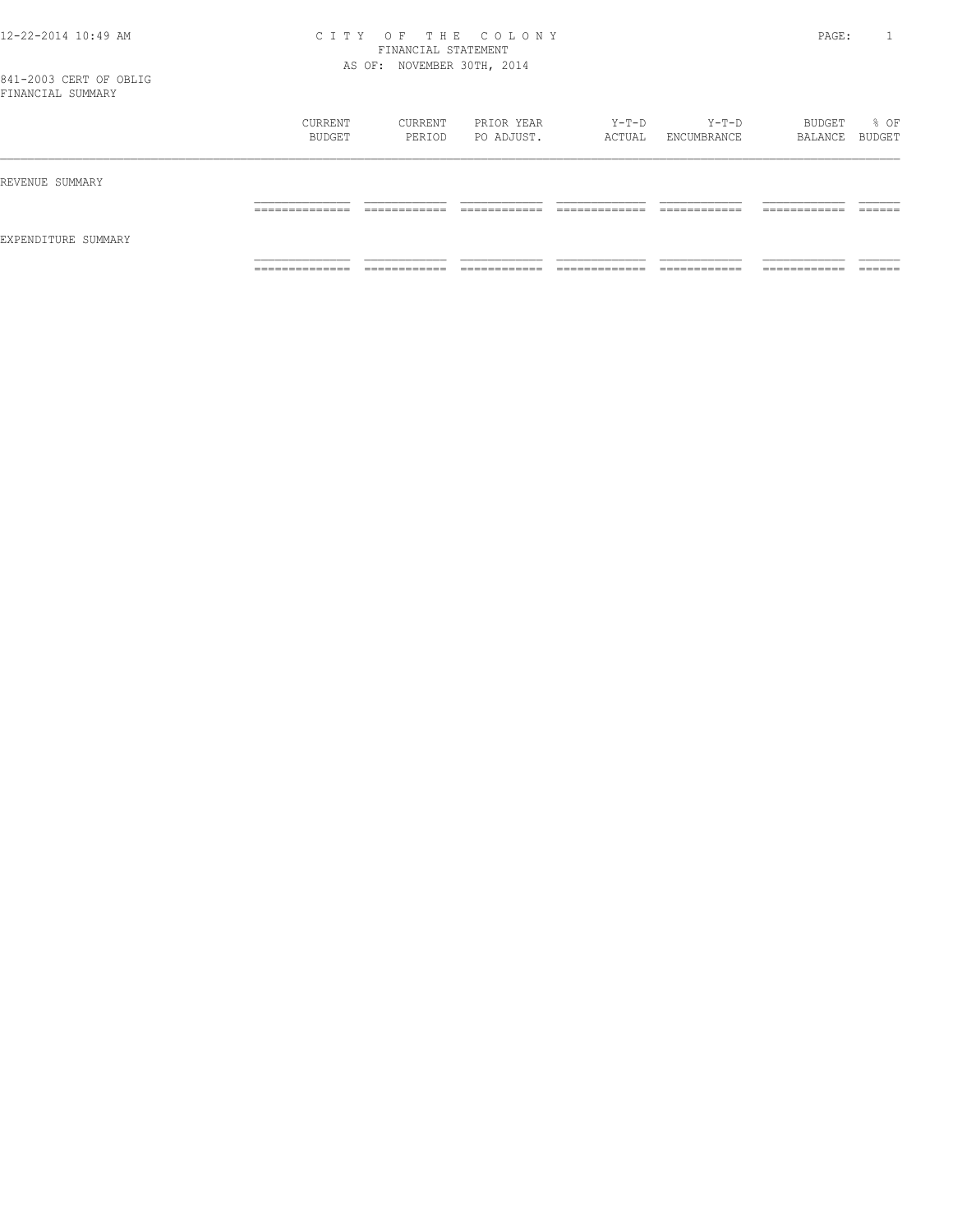# CITY OF THE COLONY
## FINANCIAL STATEMENT
### AS OF: NOVEMBER 30TH, 2014

841-2003 CERT OF OBLIG
FINANCIAL SUMMARY

| | CURRENT BUDGET | CURRENT PERIOD | PRIOR YEAR PO ADJUST. | Y-T-D ACTUAL | Y-T-D ENCUMBRANCE | BUDGET BALANCE | % OF BUDGET |
|---|---|---|---|---|---|---|---|
| REVENUE SUMMARY | | | | | | | |
| EXPENDITURE SUMMARY | | | | | | | |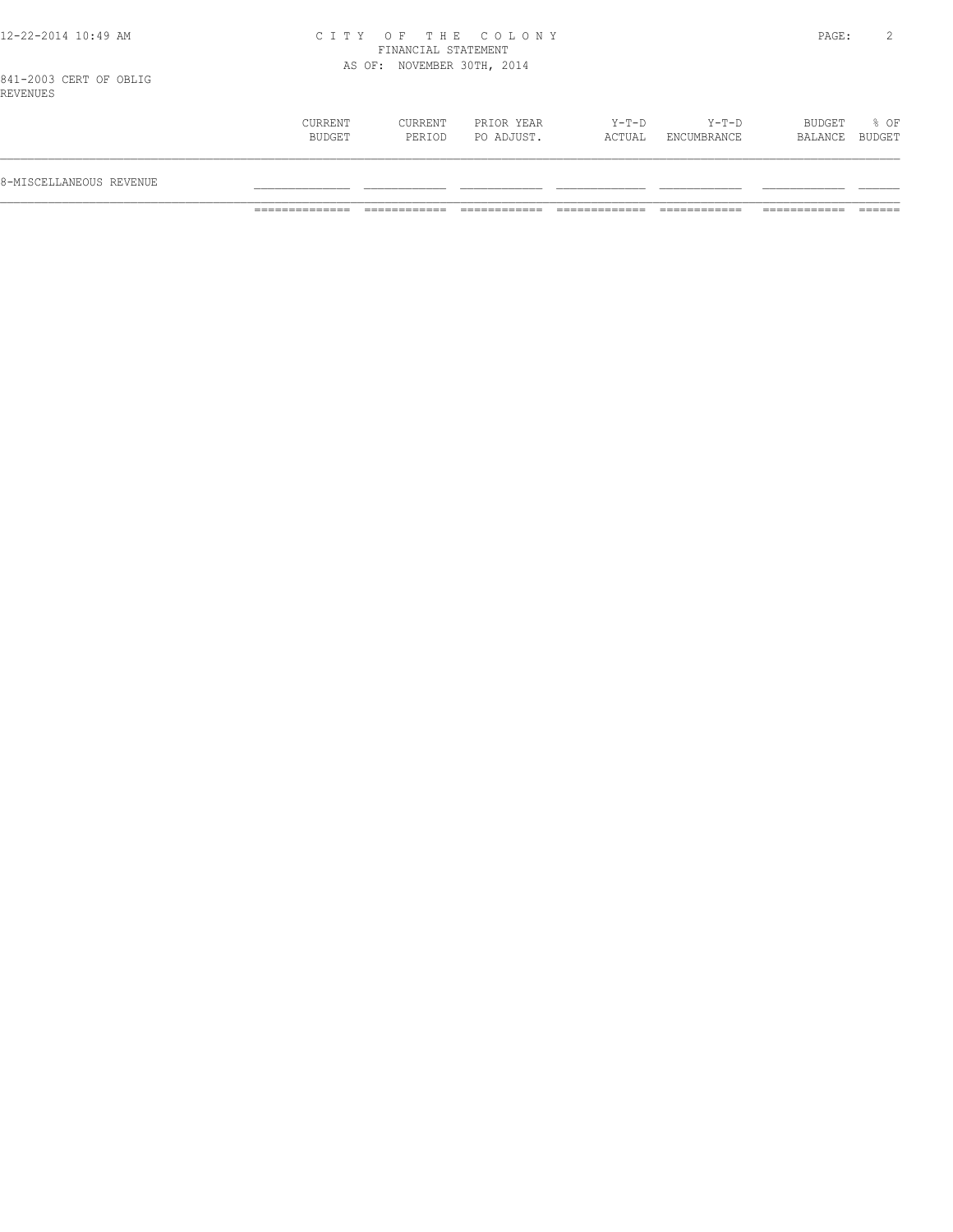841-2003 CERT OF OBLIG
REVENUES

| | CURRENT BUDGET | CURRENT PERIOD | PRIOR YEAR PO ADJUST. | Y-T-D ACTUAL | Y-T-D ENCUMBRANCE | BUDGET BALANCE | % OF BUDGET |
|---|---|---|---|---|---|---|---|
| 8-MISCELLANEOUS REVENUE | | | | | | | |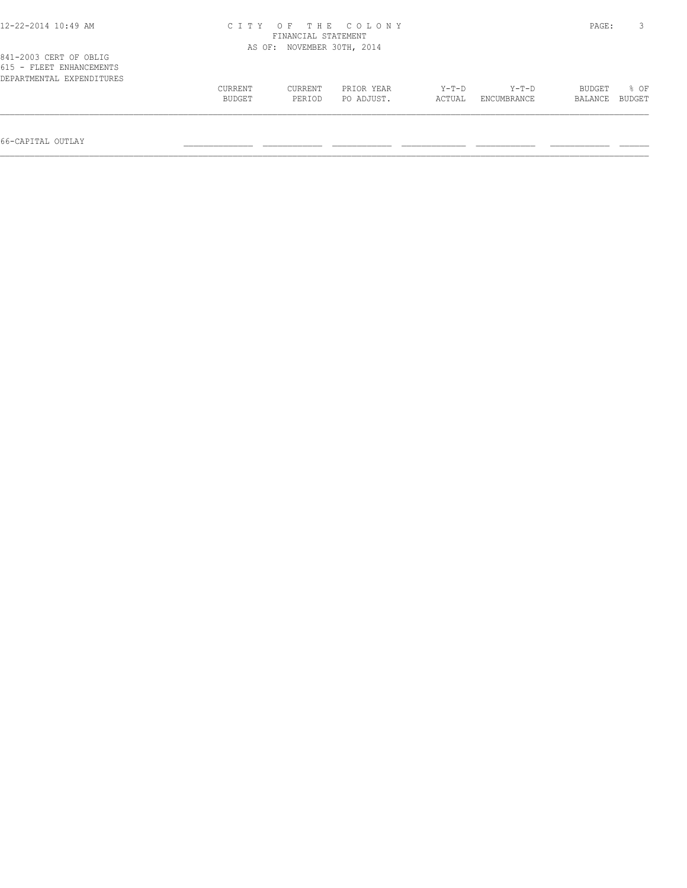841-2003 CERT OF OBLIG
615 - FLEET ENHANCEMENTS
DEPARTMENTAL EXPENDITURES

| | CURRENT BUDGET | CURRENT PERIOD | PRIOR YEAR PO ADJUST. | Y-T-D ACTUAL | Y-T-D ENCUMBRANCE | BUDGET BALANCE | % OF BUDGET |
|---|---|---|---|---|---|---|---|
| 66-CAPITAL OUTLAY | | | | | | | |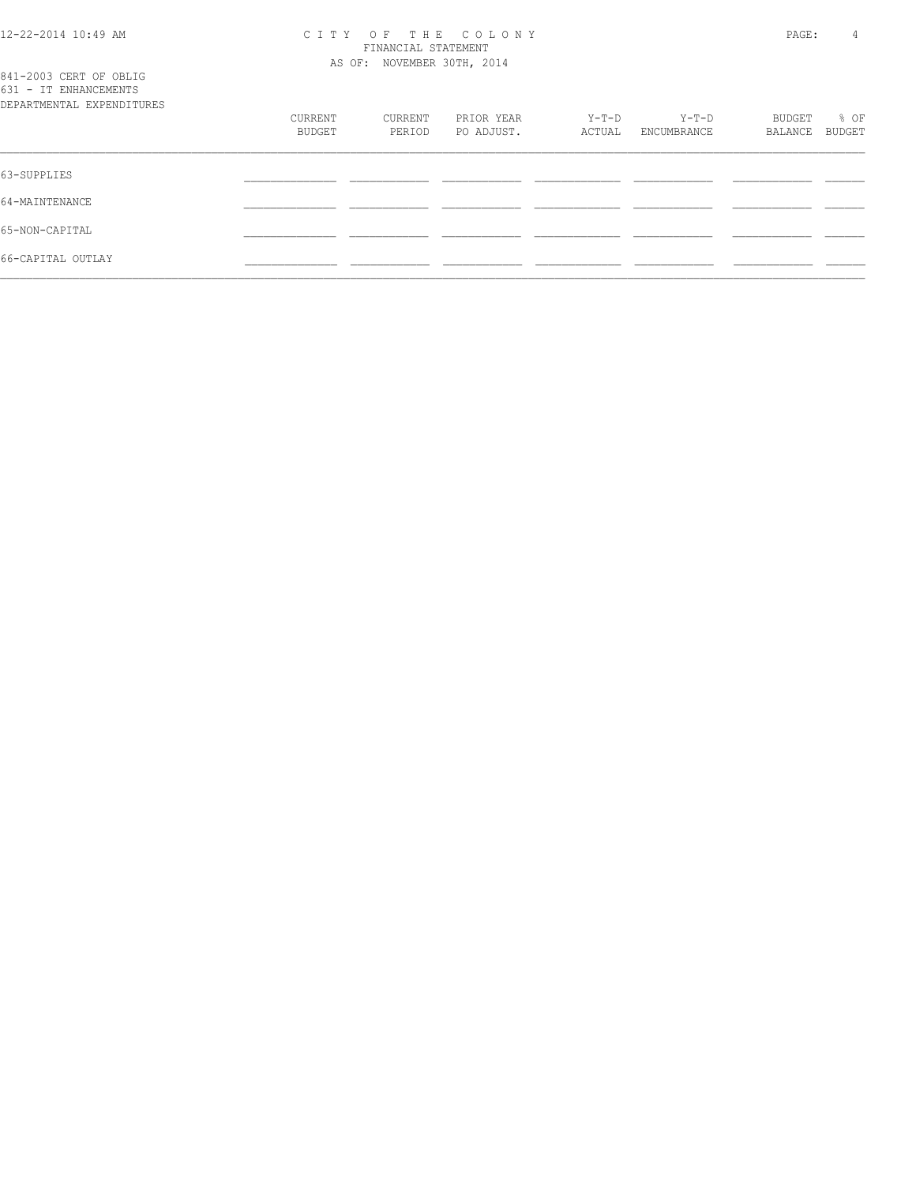CITY OF THE COLONY
FINANCIAL STATEMENT
AS OF: NOVEMBER 30TH, 2014

841-2003 CERT OF OBLIG
631 - IT ENHANCEMENTS
DEPARTMENTAL EXPENDITURES

| | CURRENT BUDGET | CURRENT PERIOD | PRIOR YEAR PO ADJUST. | Y-T-D ACTUAL | Y-T-D ENCUMBRANCE | BUDGET BALANCE | % OF BUDGET |
|---|---|---|---|---|---|---|---|
| 63-SUPPLIES | | | | | | | |
| 64-MAINTENANCE | | | | | | | |
| 65-NON-CAPITAL | | | | | | | |
| 66-CAPITAL OUTLAY | | | | | | | |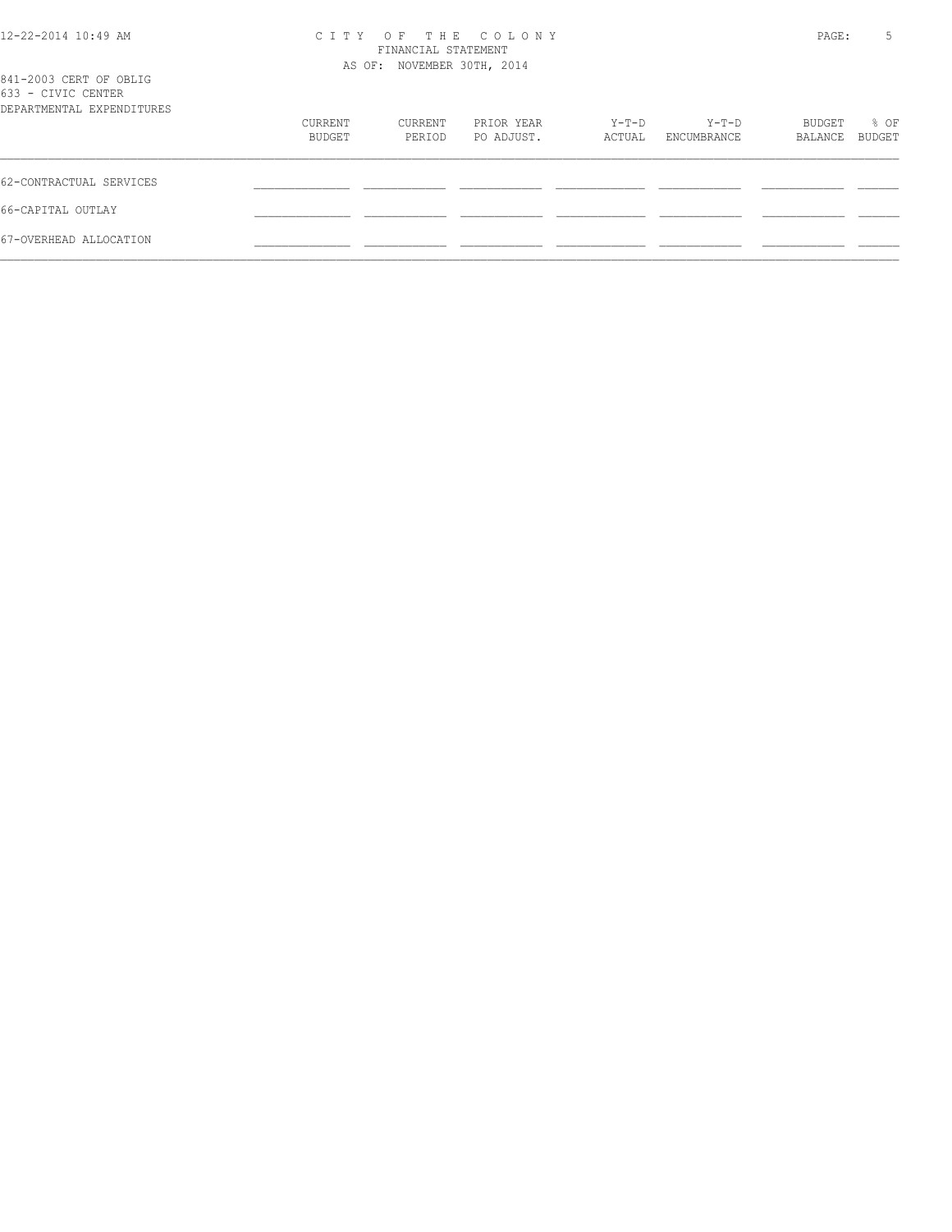CITY OF THE COLONY
FINANCIAL STATEMENT
AS OF: NOVEMBER 30TH, 2014

841-2003 CERT OF OBLIG
633 - CIVIC CENTER
DEPARTMENTAL EXPENDITURES

| | CURRENT BUDGET | CURRENT PERIOD | PRIOR YEAR PO ADJUST. | Y-T-D ACTUAL | Y-T-D ENCUMBRANCE | BUDGET BALANCE | % OF BUDGET |
|---|---|---|---|---|---|---|---|
| 62-CONTRACTUAL SERVICES | | | | | | | |
| 66-CAPITAL OUTLAY | | | | | | | |
| 67-OVERHEAD ALLOCATION | | | | | | | |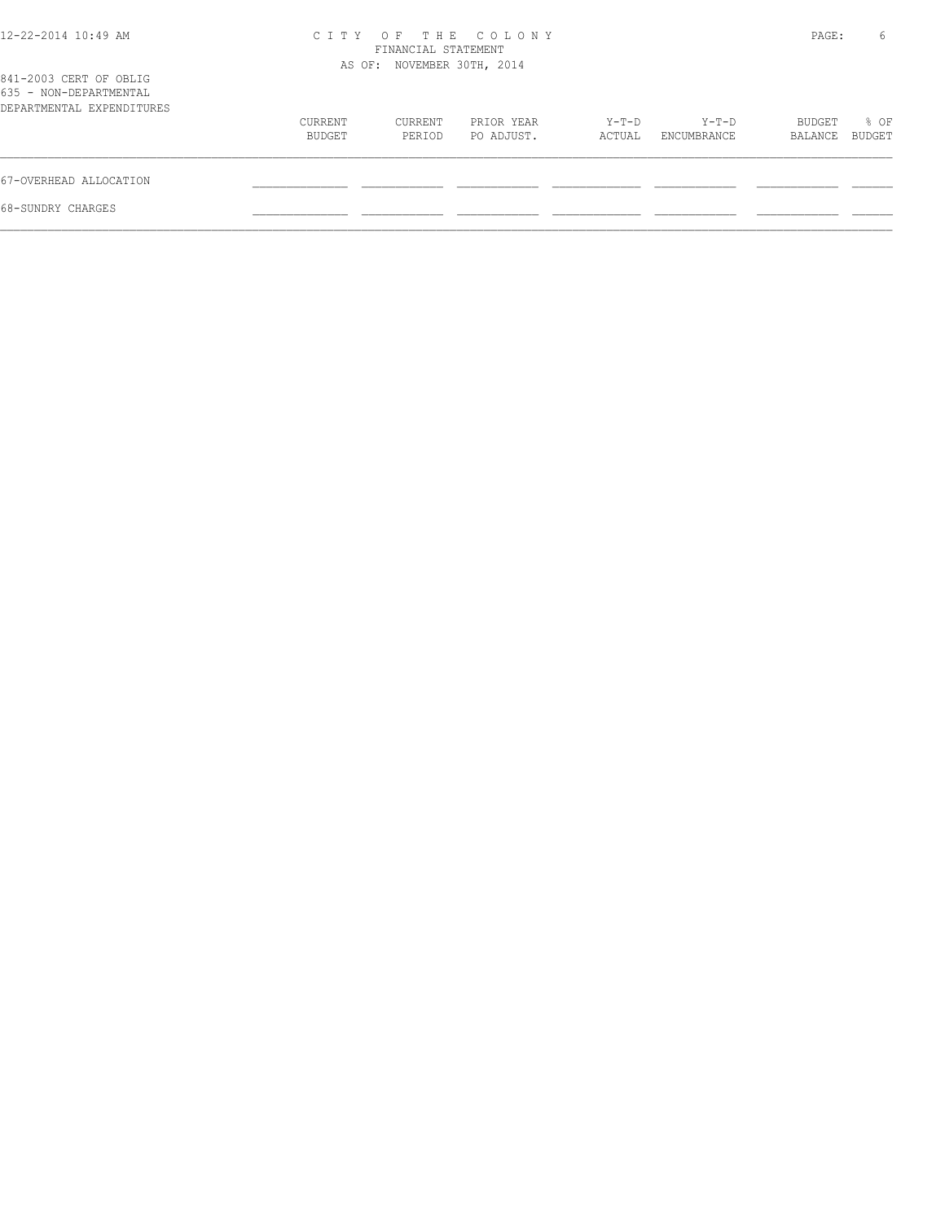CITY OF THE COLONY
FINANCIAL STATEMENT
AS OF: NOVEMBER 30TH, 2014

841-2003 CERT OF OBLIG
635 - NON-DEPARTMENTAL
DEPARTMENTAL EXPENDITURES

| | CURRENT BUDGET | CURRENT PERIOD | PRIOR YEAR PO ADJUST. | Y-T-D ACTUAL | Y-T-D ENCUMBRANCE | BUDGET BALANCE | % OF BUDGET |
|---|---|---|---|---|---|---|---|
| 67-OVERHEAD ALLOCATION | | | | | | | |
| 68-SUNDRY CHARGES | | | | | | | |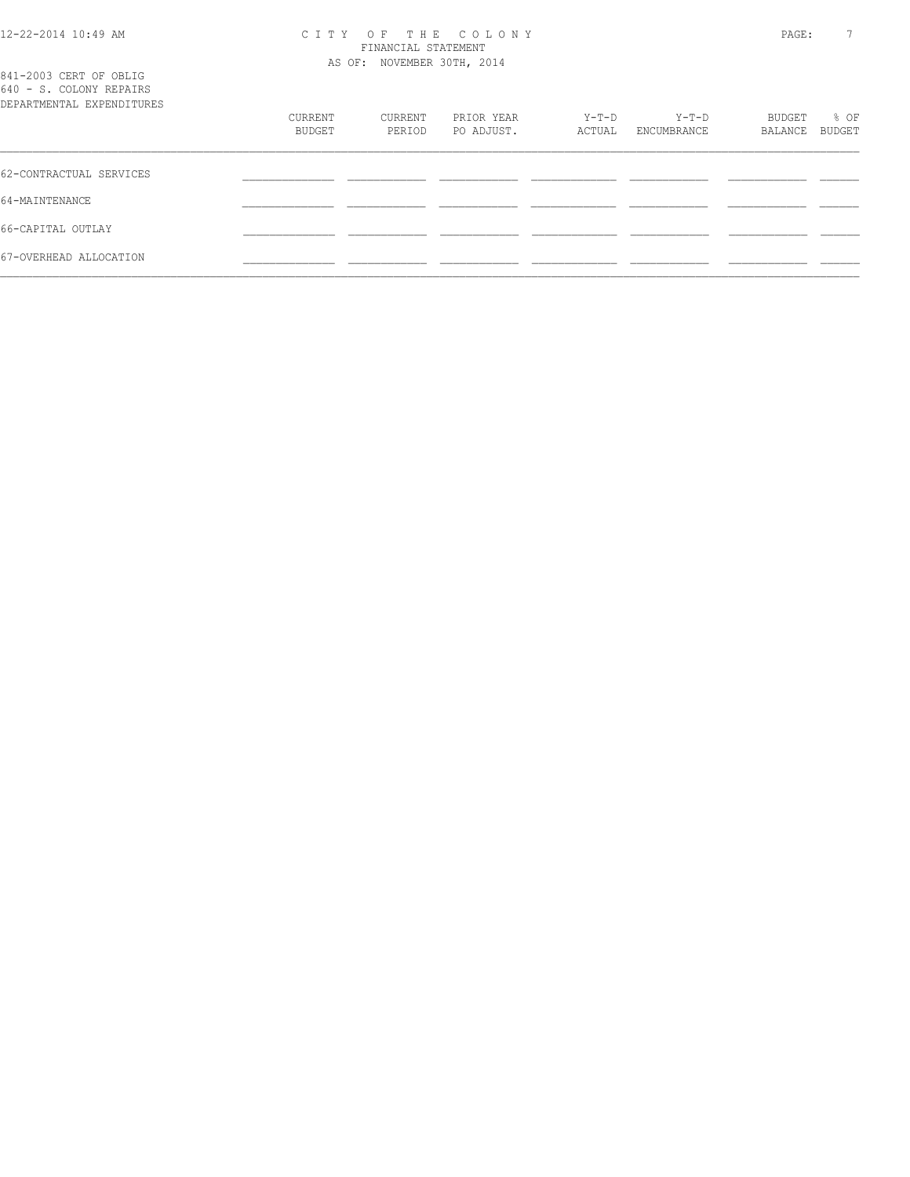CITY OF THE COLONY
FINANCIAL STATEMENT
AS OF: NOVEMBER 30TH, 2014

841-2003 CERT OF OBLIG
640 - S. COLONY REPAIRS
DEPARTMENTAL EXPENDITURES

| | CURRENT BUDGET | CURRENT PERIOD | PRIOR YEAR PO ADJUST. | Y-T-D ACTUAL | Y-T-D ENCUMBRANCE | BUDGET BALANCE | % OF BUDGET |
|---|---|---|---|---|---|---|---|
| 62-CONTRACTUAL SERVICES | | | | | | | |
| 64-MAINTENANCE | | | | | | | |
| 66-CAPITAL OUTLAY | | | | | | | |
| 67-OVERHEAD ALLOCATION | | | | | | | |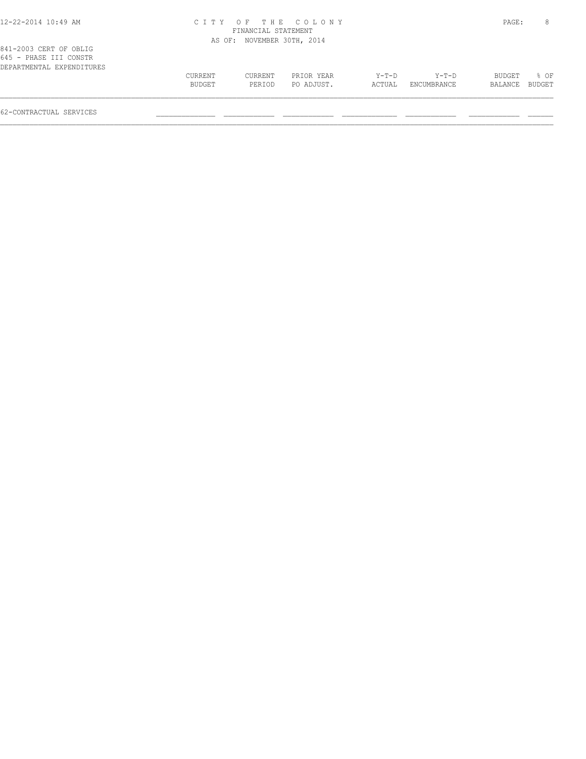# CITY OF THE COLONY

FINANCIAL STATEMENT

AS OF: NOVEMBER 30TH, 2014

841-2003 CERT OF OBLIG
645 - PHASE III CONSTR
DEPARTMENTAL EXPENDITURES

| | CURRENT BUDGET | CURRENT PERIOD | PRIOR YEAR PO ADJUST. | Y-T-D ACTUAL | Y-T-D ENCUMBRANCE | BUDGET BALANCE | % OF BUDGET |
|---|---|---|---|---|---|---|---|
| 62-CONTRACTUAL SERVICES | | | | | | | |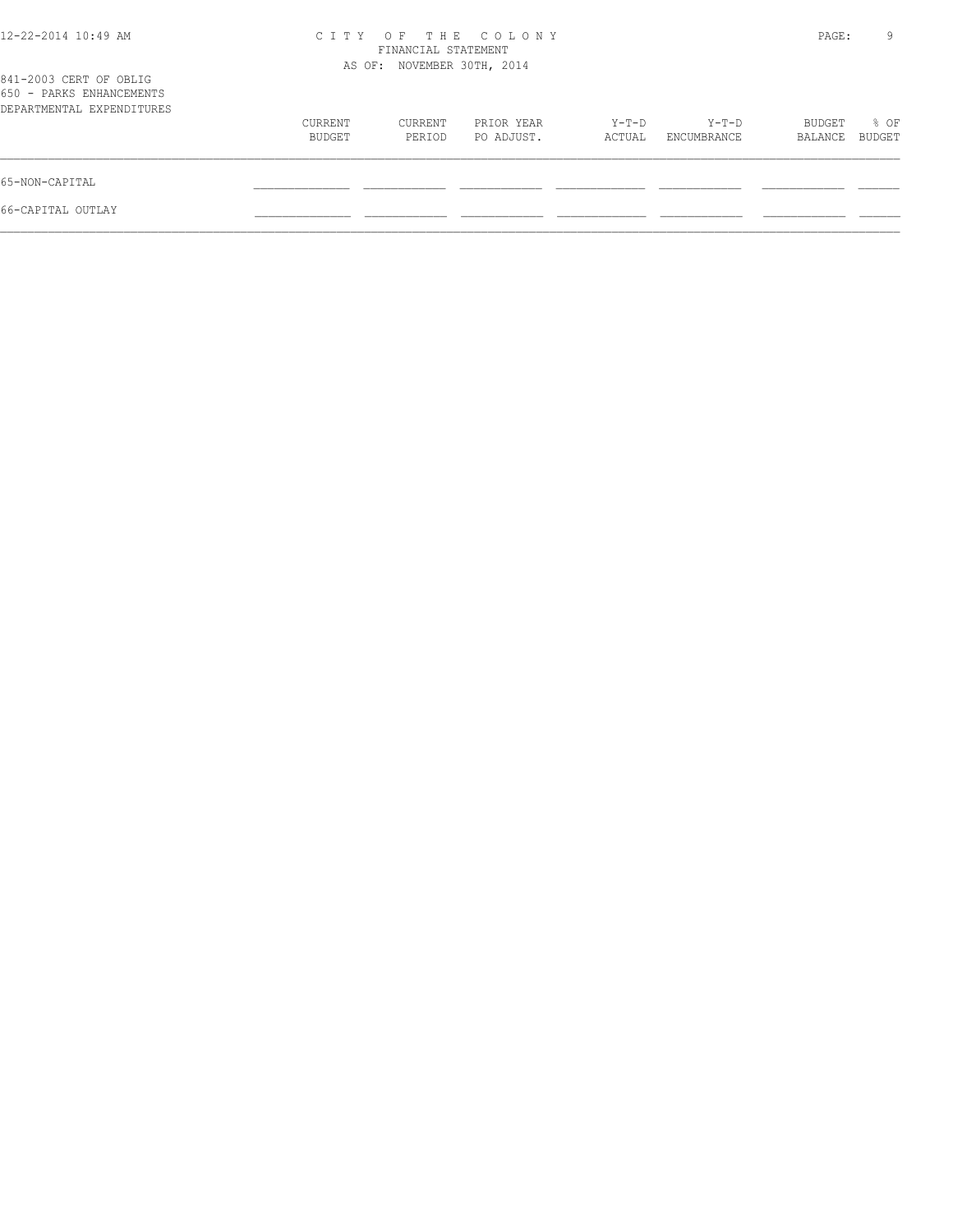CITY OF THE COLONY
FINANCIAL STATEMENT
AS OF: NOVEMBER 30TH, 2014

841-2003 CERT OF OBLIG
650 - PARKS ENHANCEMENTS
DEPARTMENTAL EXPENDITURES

| | CURRENT BUDGET | CURRENT PERIOD | PRIOR YEAR PO ADJUST. | Y-T-D ACTUAL | Y-T-D ENCUMBRANCE | BUDGET BALANCE | % OF BUDGET |
|---|---|---|---|---|---|---|---|
| 65-NON-CAPITAL | | | | | | | |
| 66-CAPITAL OUTLAY | | | | | | | |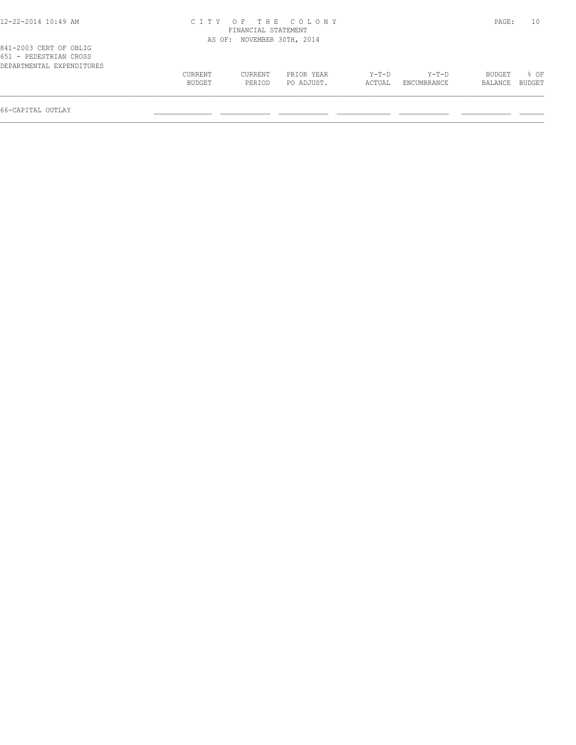C I T Y  O F  T H E  C O L O N Y
FINANCIAL STATEMENT
AS OF: NOVEMBER 30TH, 2014

841-2003 CERT OF OBLIG
651 - PEDESTRIAN CROSS
DEPARTMENTAL EXPENDITURES

| | CURRENT BUDGET | CURRENT PERIOD | PRIOR YEAR PO ADJUST. | Y-T-D ACTUAL | Y-T-D ENCUMBRANCE | BUDGET BALANCE | % OF BUDGET |
|---|---|---|---|---|---|---|---|
| 66-CAPITAL OUTLAY | | | | | | | |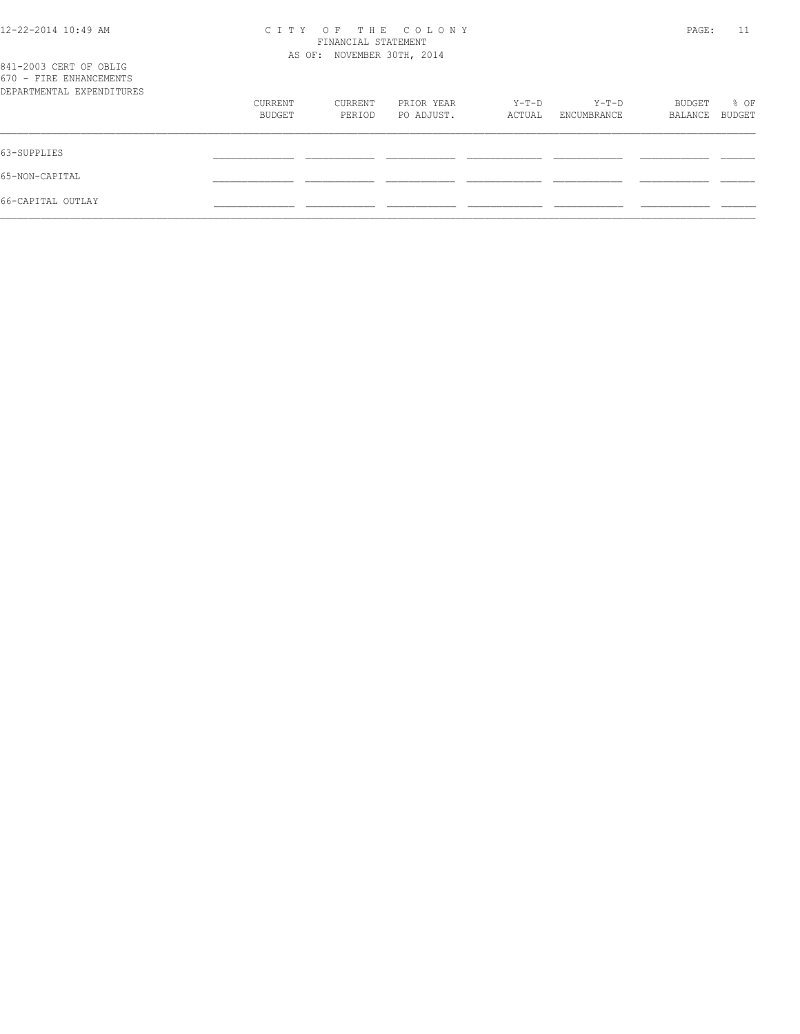CITY OF THE COLONY
FINANCIAL STATEMENT
AS OF: NOVEMBER 30TH, 2014

841-2003 CERT OF OBLIG
670 - FIRE ENHANCEMENTS
DEPARTMENTAL EXPENDITURES

| | CURRENT BUDGET | CURRENT PERIOD | PRIOR YEAR PO ADJUST. | Y-T-D ACTUAL | Y-T-D ENCUMBRANCE | BUDGET BALANCE | % OF BUDGET |
|---|---|---|---|---|---|---|---|
| 63-SUPPLIES | | | | | | | |
| 65-NON-CAPITAL | | | | | | | |
| 66-CAPITAL OUTLAY | | | | | | | |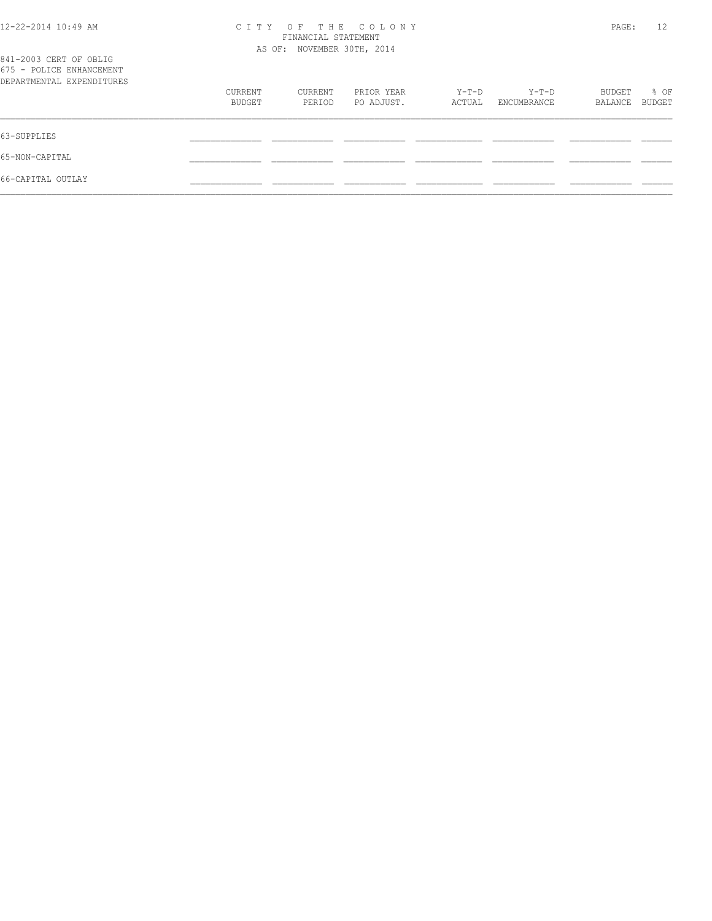CITY OF THE COLONY
FINANCIAL STATEMENT
AS OF: NOVEMBER 30TH, 2014

841-2003 CERT OF OBLIG
675 - POLICE ENHANCEMENT
DEPARTMENTAL EXPENDITURES

| | CURRENT BUDGET | CURRENT PERIOD | PRIOR YEAR PO ADJUST. | Y-T-D ACTUAL | Y-T-D ENCUMBRANCE | BUDGET BALANCE | % OF BUDGET |
|---|---|---|---|---|---|---|---|
| 63-SUPPLIES | | | | | | | |
| 65-NON-CAPITAL | | | | | | | |
| 66-CAPITAL OUTLAY | | | | | | | |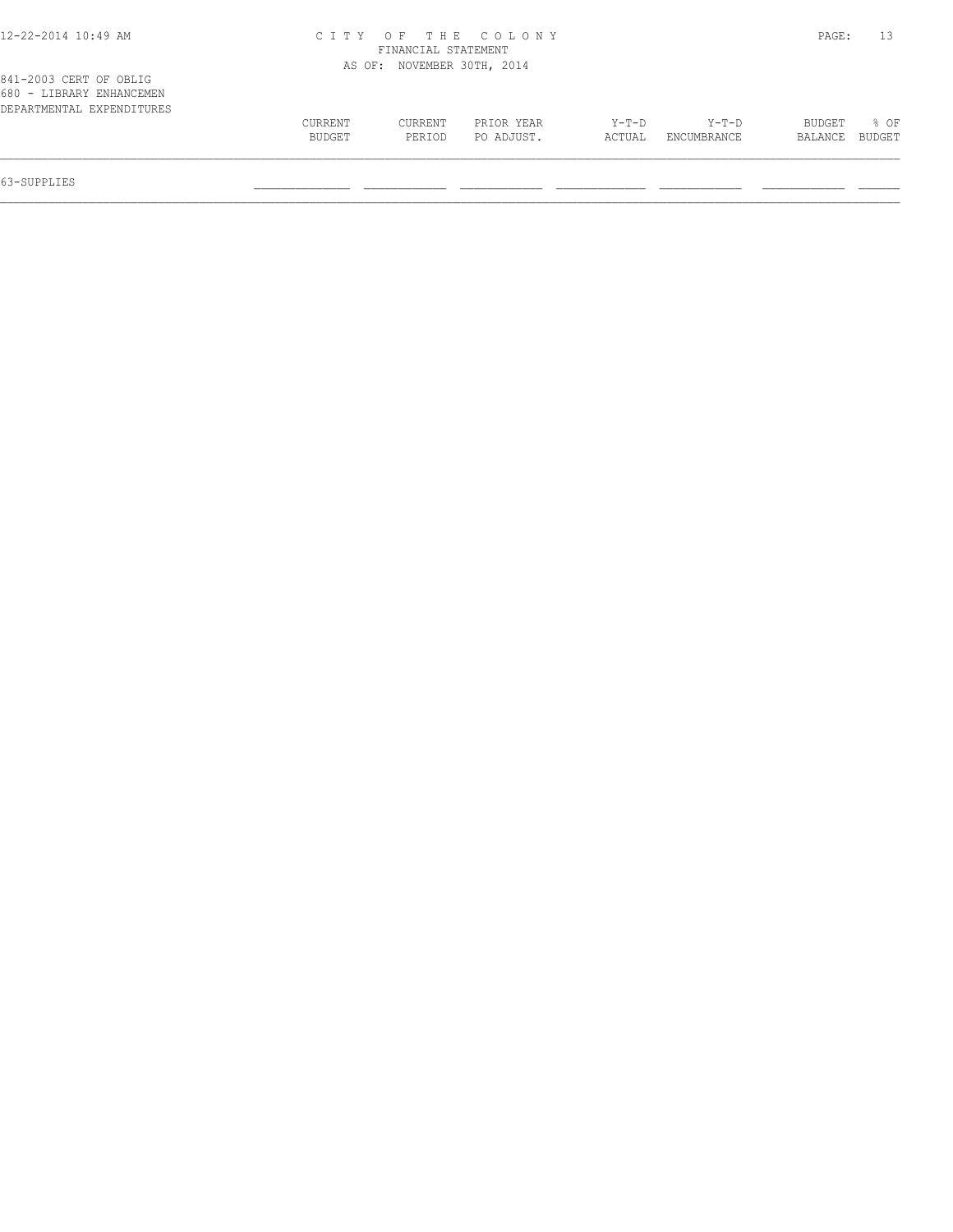841-2003 CERT OF OBLIG
680 - LIBRARY ENHANCEMEN
DEPARTMENTAL EXPENDITURES

| | CURRENT BUDGET | CURRENT PERIOD | PRIOR YEAR PO ADJUST. | Y-T-D ACTUAL | Y-T-D ENCUMBRANCE | BUDGET BALANCE | % OF BUDGET |
|---|---|---|---|---|---|---|---|
| 63-SUPPLIES | | | | | | | |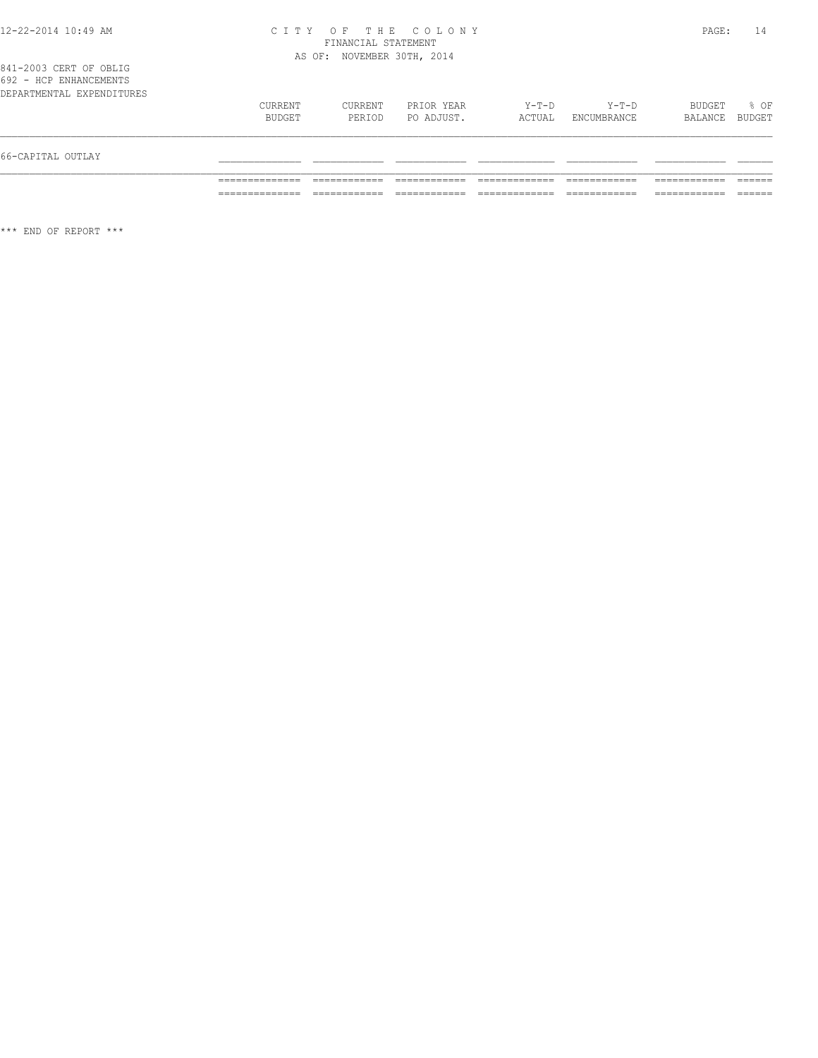# CITY OF THE COLONY

FINANCIAL STATEMENT

AS OF: NOVEMBER 30TH, 2014

841-2003 CERT OF OBLIG

692 - HCP ENHANCEMENTS

DEPARTMENTAL EXPENDITURES

| | CURRENT BUDGET | CURRENT PERIOD | PRIOR YEAR PO ADJUST. | Y-T-D ACTUAL | Y-T-D ENCUMBRANCE | BUDGET BALANCE | % OF BUDGET |
|---|---|---|---|---|---|---|---|
| 66-CAPITAL OUTLAY | | | | | | | |
| | | | | | | | |

*** END OF REPORT ***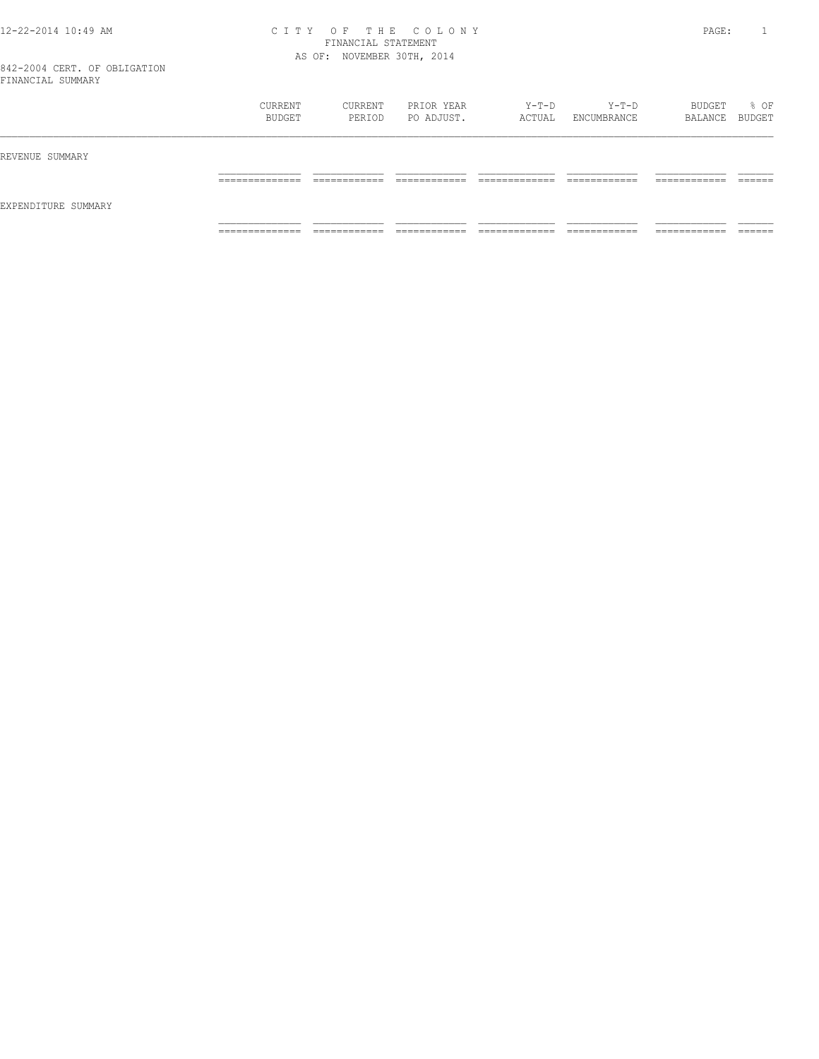842-2004 CERT. OF OBLIGATION
FINANCIAL SUMMARY

|  | CURRENT BUDGET | CURRENT PERIOD | PRIOR YEAR PO ADJUST. | Y-T-D ACTUAL | Y-T-D ENCUMBRANCE | BUDGET BALANCE | % OF BUDGET |
|---|---|---|---|---|---|---|---|
| REVENUE SUMMARY | | | | | | | |
| EXPENDITURE SUMMARY | | | | | | | |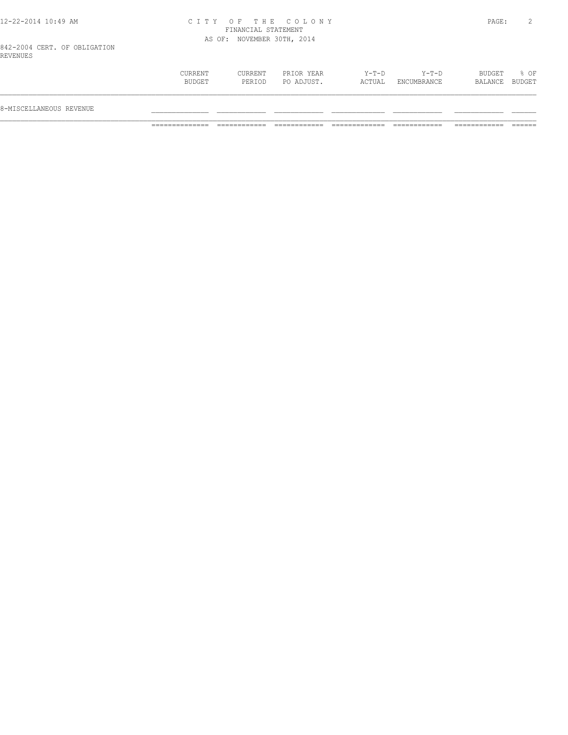# CITY OF THE COLONY
## FINANCIAL STATEMENT
### AS OF: NOVEMBER 30TH, 2014

842-2004 CERT. OF OBLIGATION
REVENUES

| | CURRENT BUDGET | CURRENT PERIOD | PRIOR YEAR PO ADJUST. | Y-T-D ACTUAL | Y-T-D ENCUMBRANCE | BUDGET BALANCE | % OF BUDGET |
|---|---|---|---|---|---|---|---|
| 8-MISCELLANEOUS REVENUE | | | | | | | |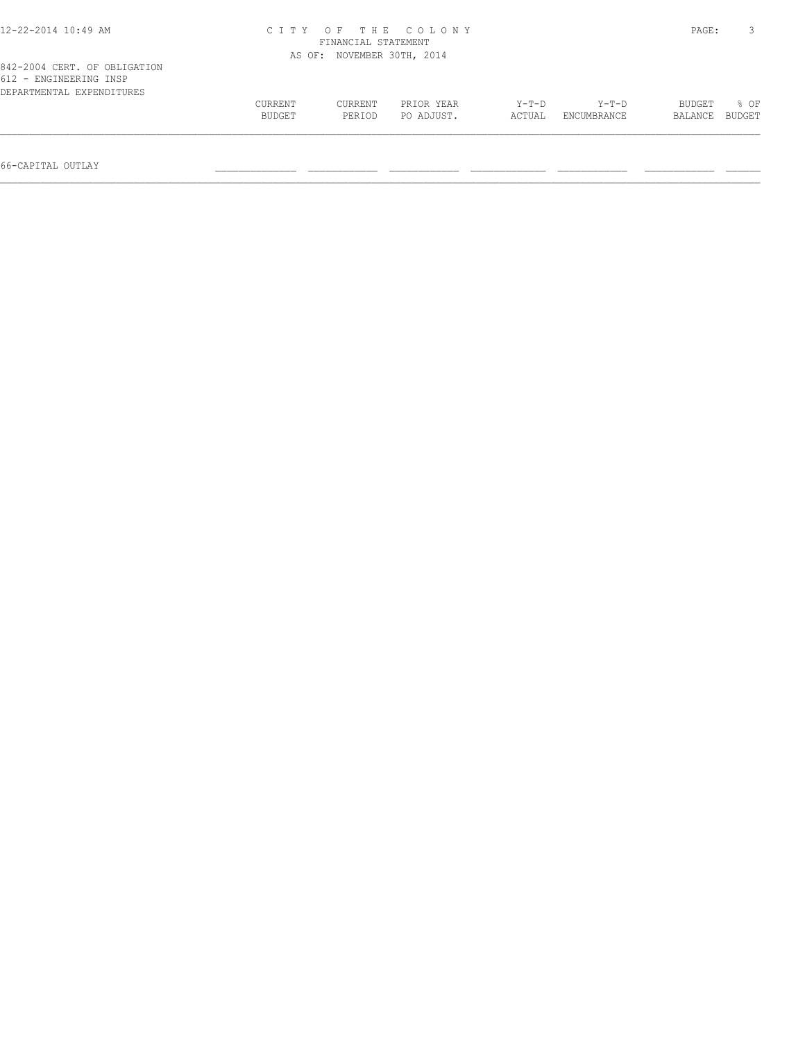CITY OF THE COLONY
FINANCIAL STATEMENT
AS OF: NOVEMBER 30TH, 2014

842-2004 CERT. OF OBLIGATION
612 - ENGINEERING INSP
DEPARTMENTAL EXPENDITURES

| | CURRENT BUDGET | CURRENT PERIOD | PRIOR YEAR PO ADJUST. | Y-T-D ACTUAL | Y-T-D ENCUMBRANCE | BUDGET BALANCE | % OF BUDGET |
|---|---|---|---|---|---|---|---|
| 66-CAPITAL OUTLAY | | | | | | | |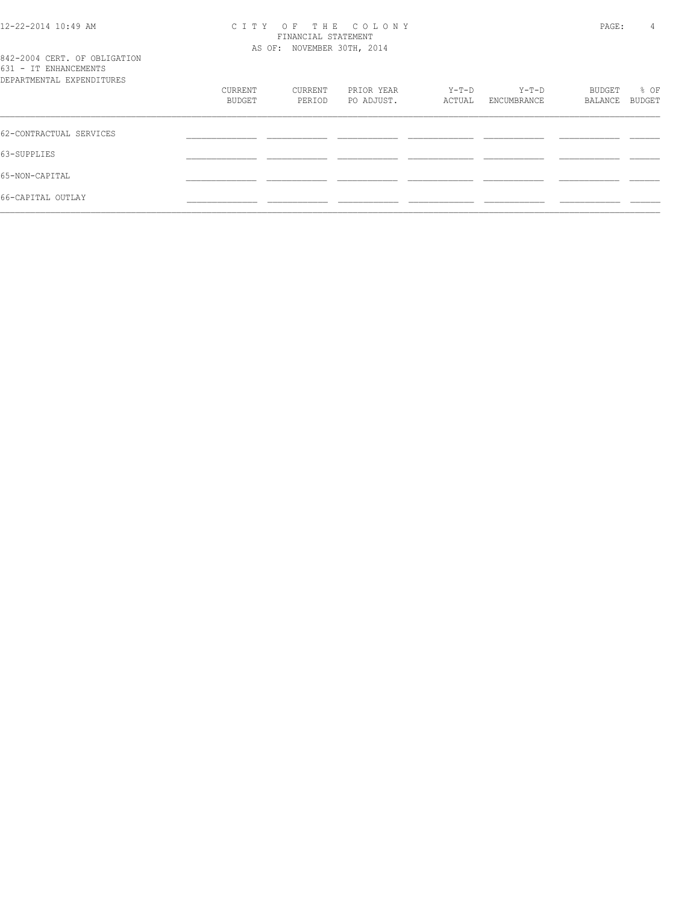# CITY OF THE COLONY
FINANCIAL STATEMENT
AS OF: NOVEMBER 30TH, 2014

842-2004 CERT. OF OBLIGATION
631 - IT ENHANCEMENTS
DEPARTMENTAL EXPENDITURES

| | CURRENT BUDGET | CURRENT PERIOD | PRIOR YEAR PO ADJUST. | Y-T-D ACTUAL | Y-T-D ENCUMBRANCE | BUDGET BALANCE | % OF BUDGET |
|---|---|---|---|---|---|---|---|
| 62-CONTRACTUAL SERVICES | | | | | | | |
| 63-SUPPLIES | | | | | | | |
| 65-NON-CAPITAL | | | | | | | |
| 66-CAPITAL OUTLAY | | | | | | | |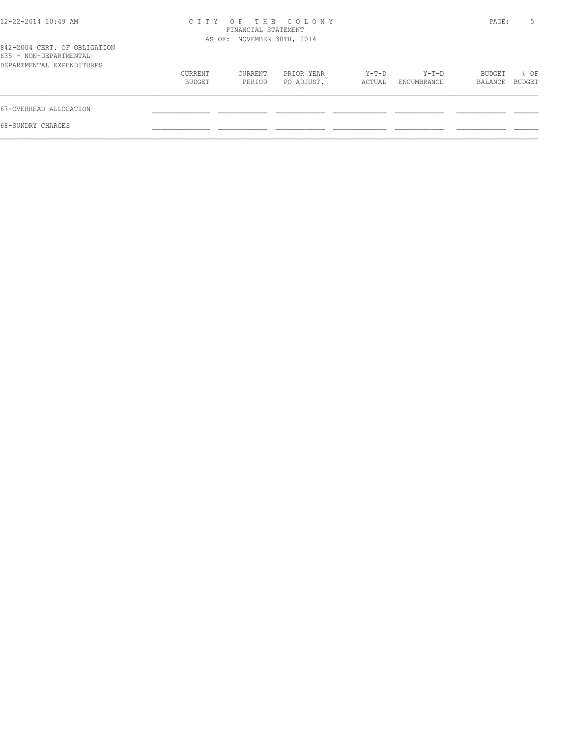842-2004 CERT. OF OBLIGATION
635 - NON-DEPARTMENTAL
DEPARTMENTAL EXPENDITURES

| | CURRENT BUDGET | CURRENT PERIOD | PRIOR YEAR PO ADJUST. | Y-T-D ACTUAL | Y-T-D ENCUMBRANCE | BUDGET BALANCE | % OF BUDGET |
|---|---|---|---|---|---|---|---|
| 67-OVERHEAD ALLOCATION | | | | | | | |
| 68-SUNDRY CHARGES | | | | | | | |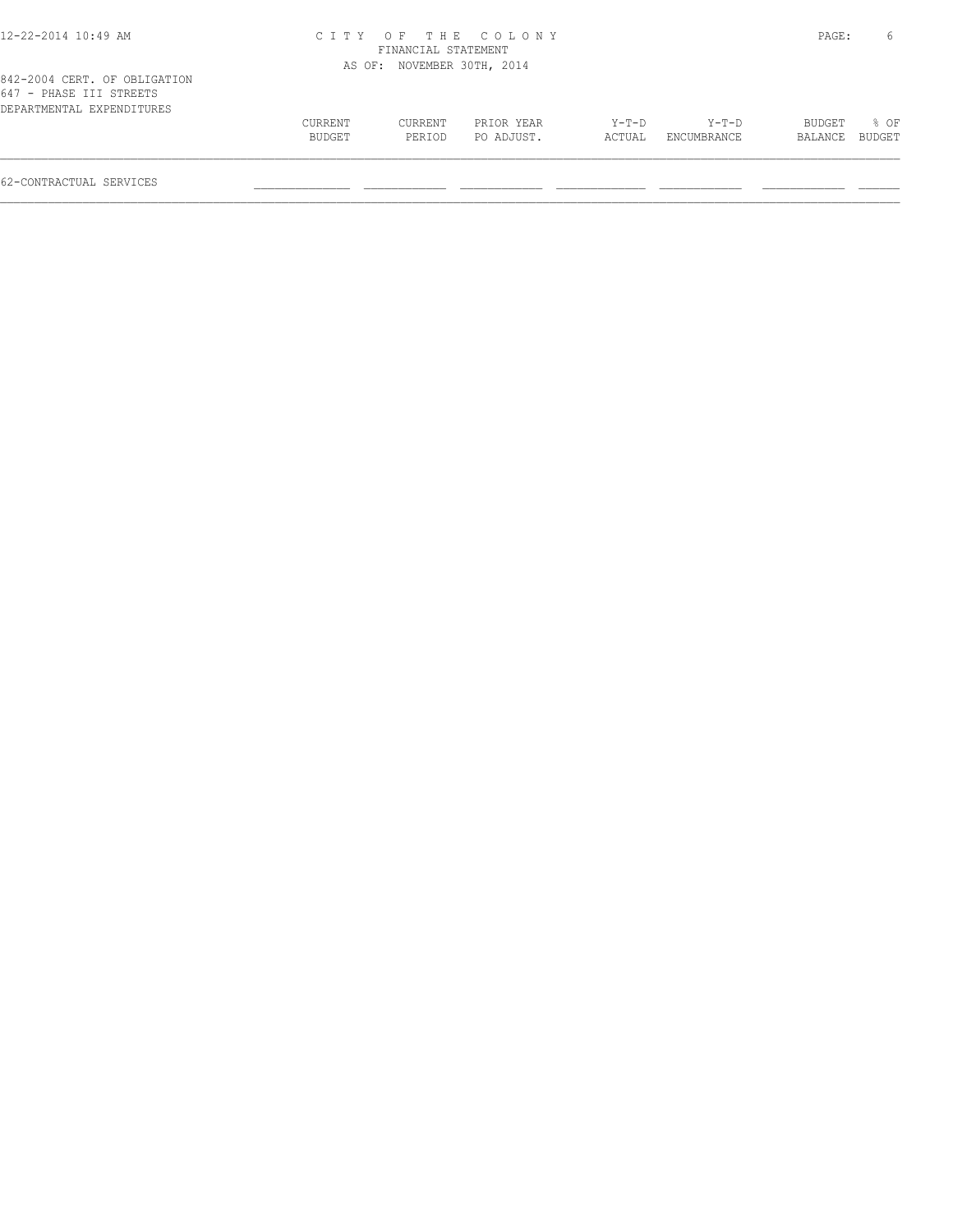C I T Y  O F  T H E  C O L O N Y
FINANCIAL STATEMENT
AS OF: NOVEMBER 30TH, 2014

842-2004 CERT. OF OBLIGATION
647 - PHASE III STREETS
DEPARTMENTAL EXPENDITURES

| | CURRENT BUDGET | CURRENT PERIOD | PRIOR YEAR PO ADJUST. | Y-T-D ACTUAL | Y-T-D ENCUMBRANCE | BUDGET BALANCE | % OF BUDGET |
|---|---|---|---|---|---|---|---|
| 62-CONTRACTUAL SERVICES | | | | | | | |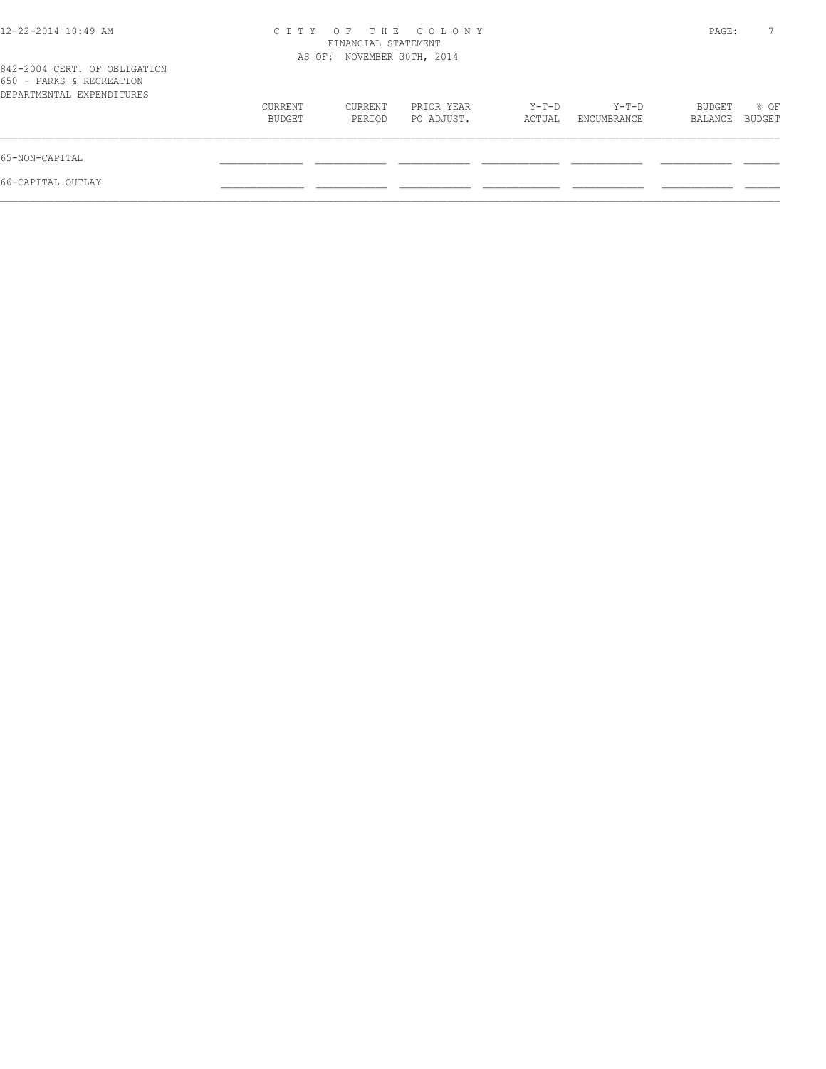# CITY OF THE COLONY
FINANCIAL STATEMENT
AS OF: NOVEMBER 30TH, 2014

842-2004 CERT. OF OBLIGATION
650 - PARKS & RECREATION
DEPARTMENTAL EXPENDITURES

| | CURRENT BUDGET | CURRENT PERIOD | PRIOR YEAR PO ADJUST. | Y-T-D ACTUAL | Y-T-D ENCUMBRANCE | BUDGET BALANCE | % OF BUDGET |
|---|---|---|---|---|---|---|---|
| 65-NON-CAPITAL | | | | | | | |
| 66-CAPITAL OUTLAY | | | | | | | |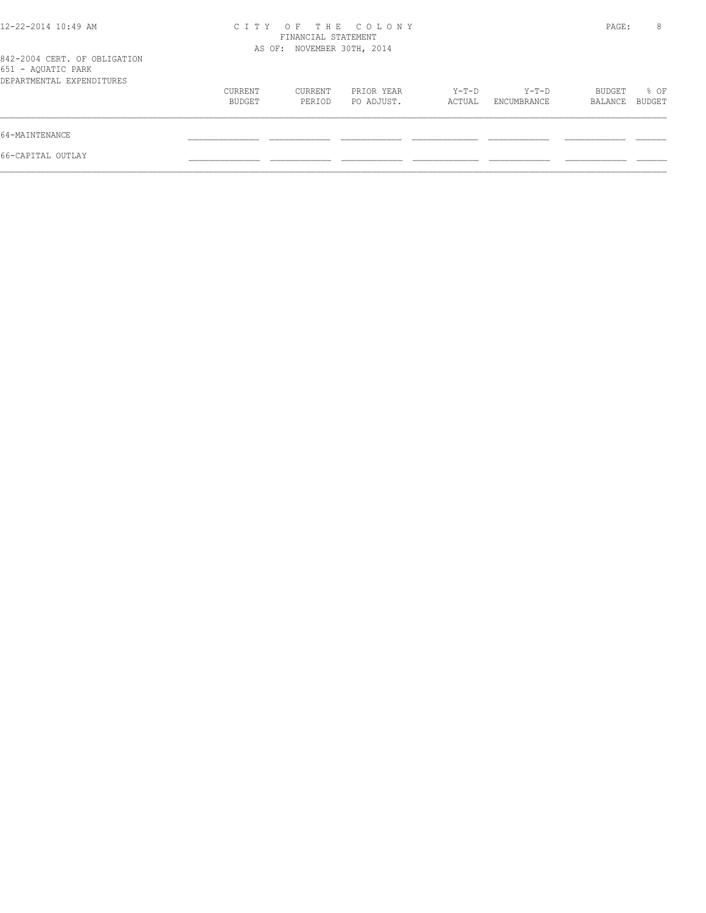# CITY OF THE COLONY
## FINANCIAL STATEMENT
### AS OF: NOVEMBER 30TH, 2014

842-2004 CERT. OF OBLIGATION
651 - AQUATIC PARK
DEPARTMENTAL EXPENDITURES

| | CURRENT BUDGET | CURRENT PERIOD | PRIOR YEAR PO ADJUST. | Y-T-D ACTUAL | Y-T-D ENCUMBRANCE | BUDGET BALANCE | % OF BUDGET |
|---|---|---|---|---|---|---|---|
| 64-MAINTENANCE | | | | | | | |
| 66-CAPITAL OUTLAY | | | | | | | |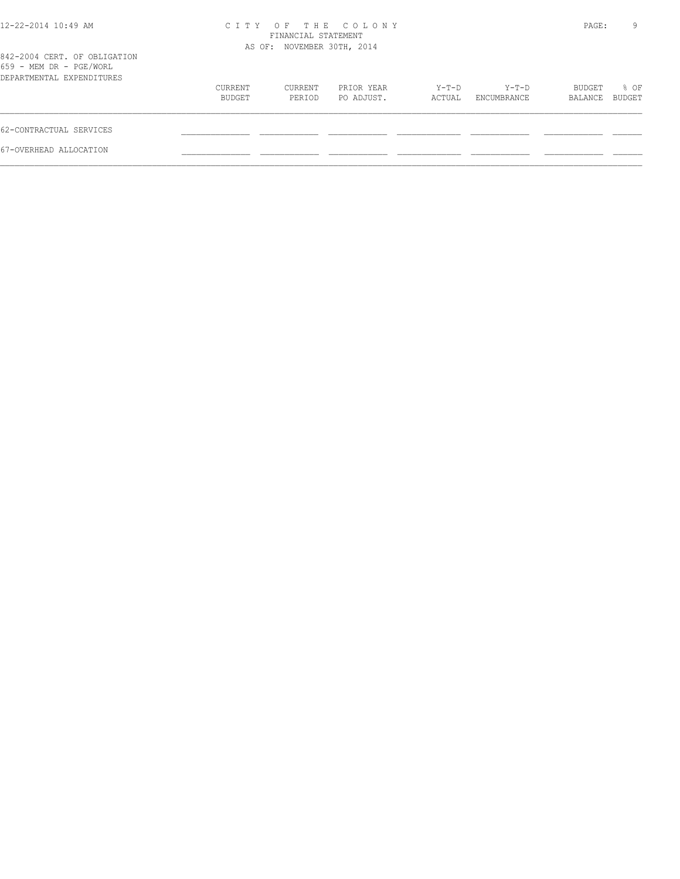12-22-2014 10:49 AM

# CITY OF THE COLONY

FINANCIAL STATEMENT

AS OF: NOVEMBER 30TH, 2014

842-2004 CERT. OF OBLIGATION

659 - MEM DR - PGE/WORL

DEPARTMENTAL EXPENDITURES

| | CURRENT BUDGET | CURRENT PERIOD | PRIOR YEAR PO ADJUST. | Y-T-D ACTUAL | Y-T-D ENCUMBRANCE | BUDGET BALANCE | % OF BUDGET |
|---|---|---|---|---|---|---|---|
| 62-CONTRACTUAL SERVICES | | | | | | | |
| 67-OVERHEAD ALLOCATION | | | | | | | |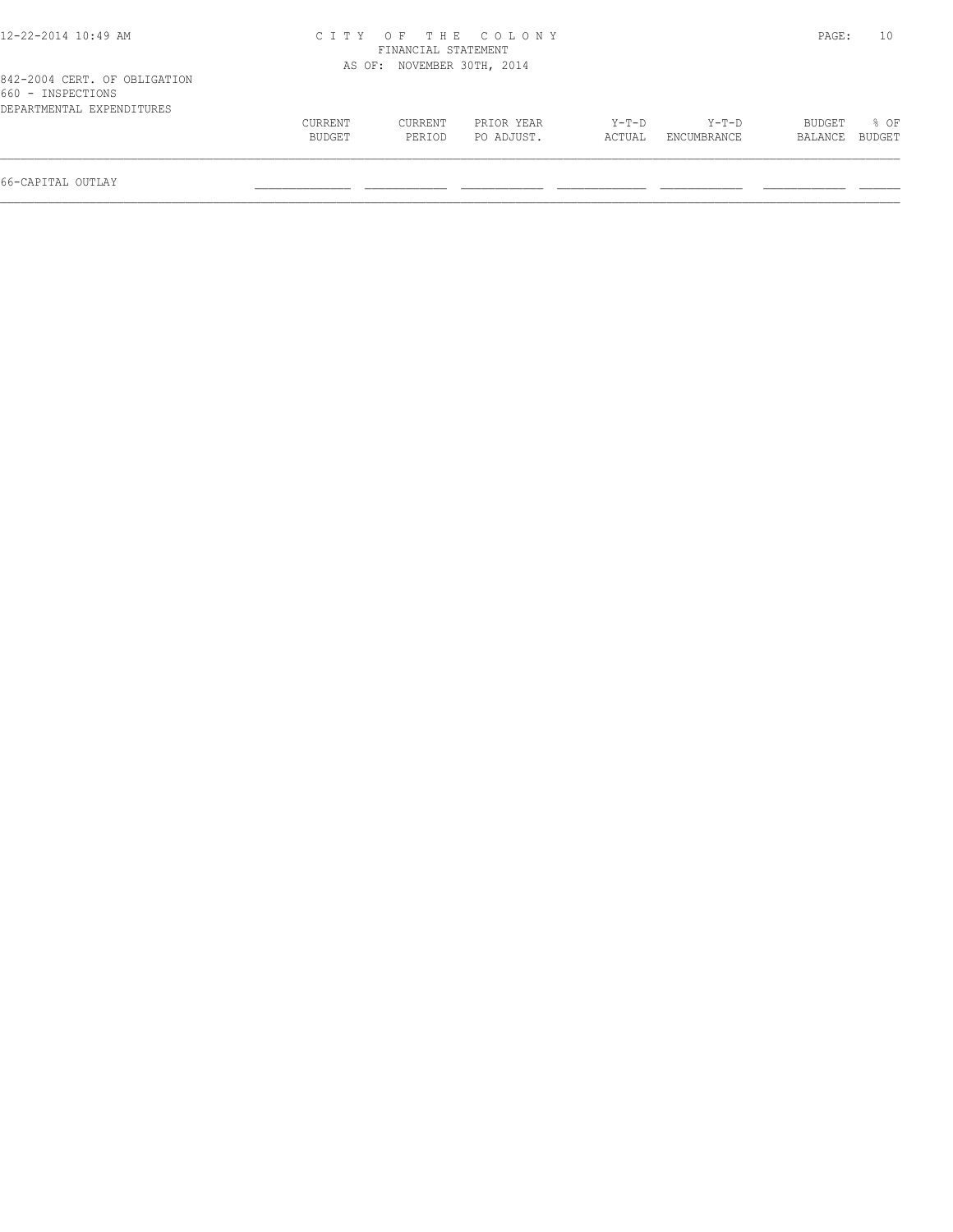CITY OF THE COLONY
FINANCIAL STATEMENT
AS OF: NOVEMBER 30TH, 2014

842-2004 CERT. OF OBLIGATION
660 - INSPECTIONS
DEPARTMENTAL EXPENDITURES

| | CURRENT BUDGET | CURRENT PERIOD | PRIOR YEAR PO ADJUST. | Y-T-D ACTUAL | Y-T-D ENCUMBRANCE | BUDGET BALANCE | % OF BUDGET |
|---|---|---|---|---|---|---|---|
| 66-CAPITAL OUTLAY | | | | | | | |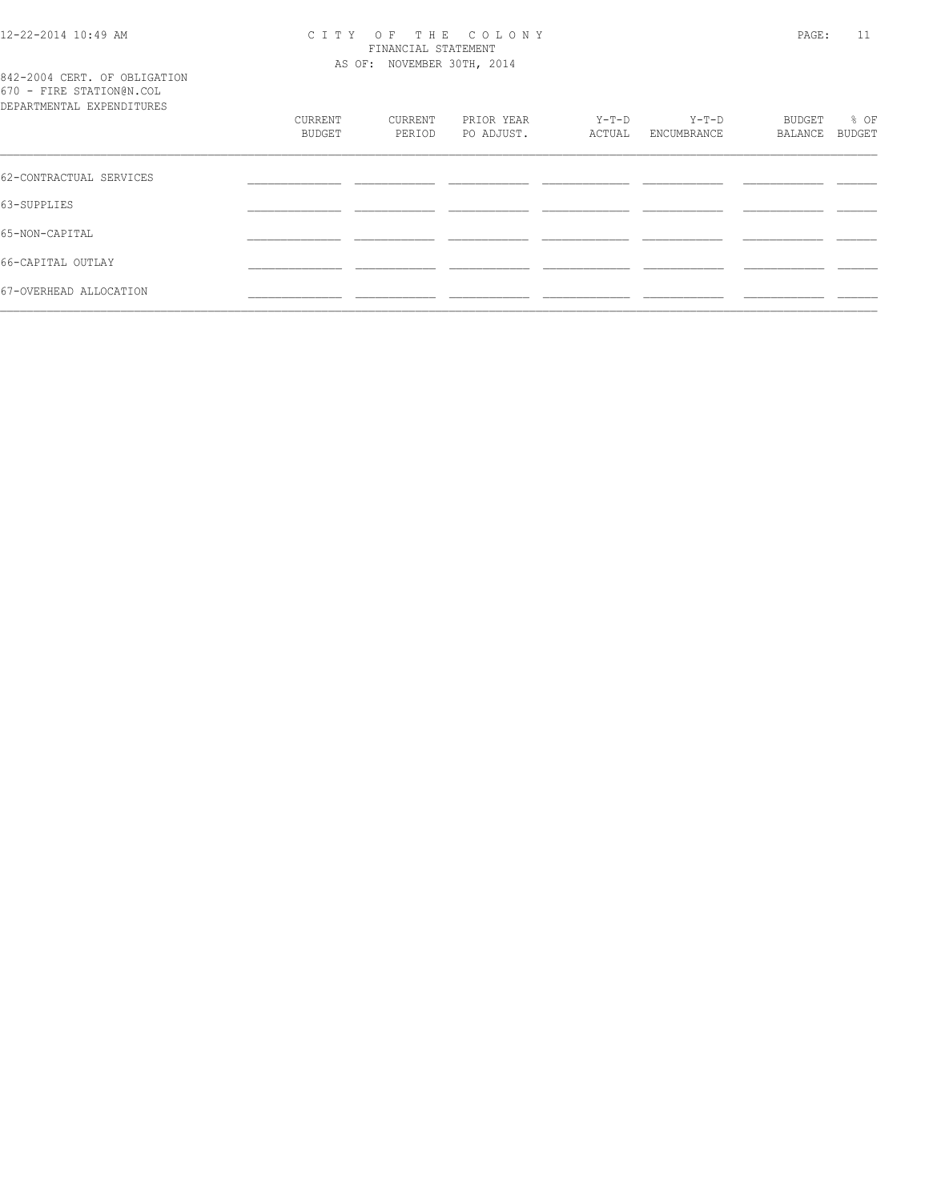842-2004 CERT. OF OBLIGATION
670 - FIRE STATION@N.COL
DEPARTMENTAL EXPENDITURES

| | CURRENT BUDGET | CURRENT PERIOD | PRIOR YEAR PO ADJUST. | Y-T-D ACTUAL | Y-T-D ENCUMBRANCE | BUDGET BALANCE | % OF BUDGET |
|---|---|---|---|---|---|---|---|
| 62-CONTRACTUAL SERVICES | | | | | | | |
| 63-SUPPLIES | | | | | | | |
| 65-NON-CAPITAL | | | | | | | |
| 66-CAPITAL OUTLAY | | | | | | | |
| 67-OVERHEAD ALLOCATION | | | | | | | |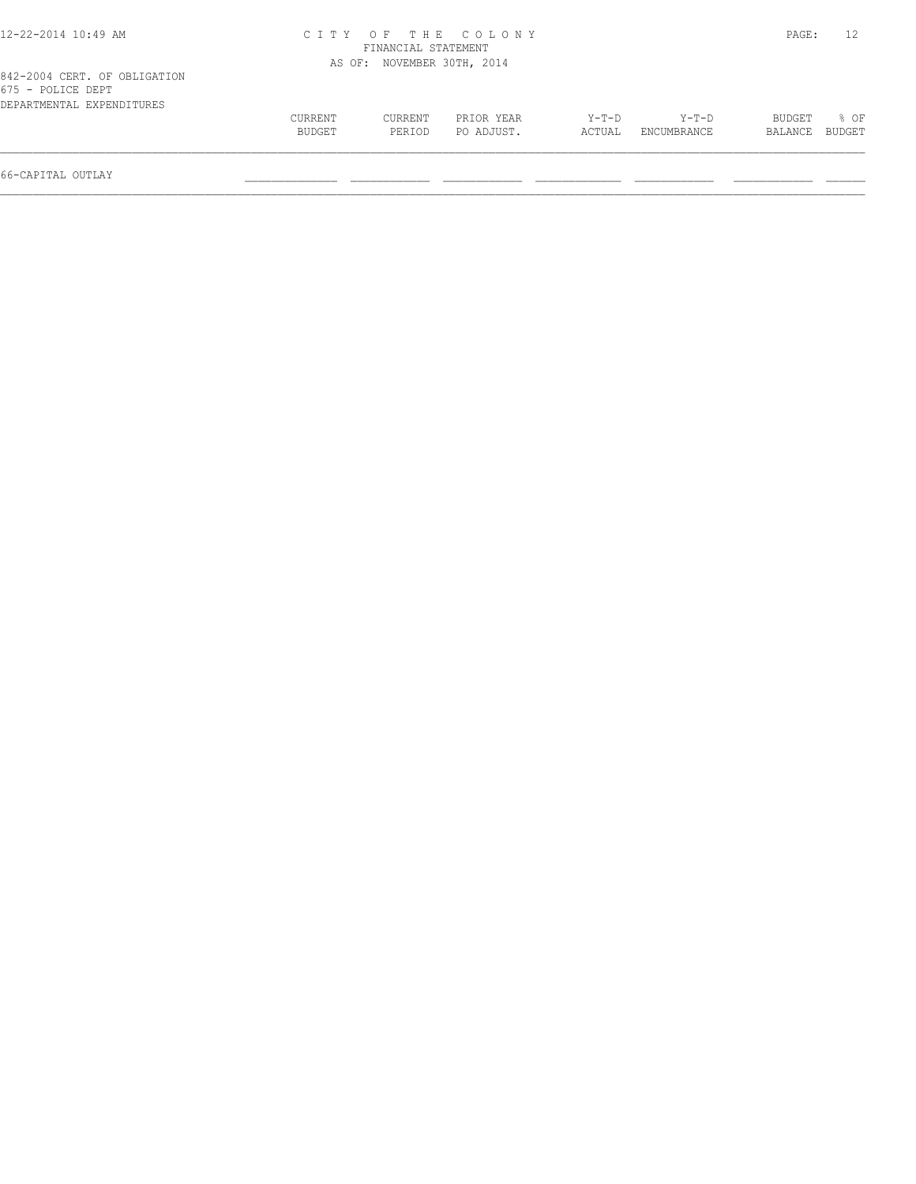# CITY OF THE COLONY
## FINANCIAL STATEMENT
### AS OF: NOVEMBER 30TH, 2014

842-2004 CERT. OF OBLIGATION
675 - POLICE DEPT
DEPARTMENTAL EXPENDITURES

| | CURRENT BUDGET | CURRENT PERIOD | PRIOR YEAR PO ADJUST. | Y-T-D ACTUAL | Y-T-D ENCUMBRANCE | BUDGET BALANCE | % OF BUDGET |
|---|---|---|---|---|---|---|---|
| 66-CAPITAL OUTLAY | | | | | | | |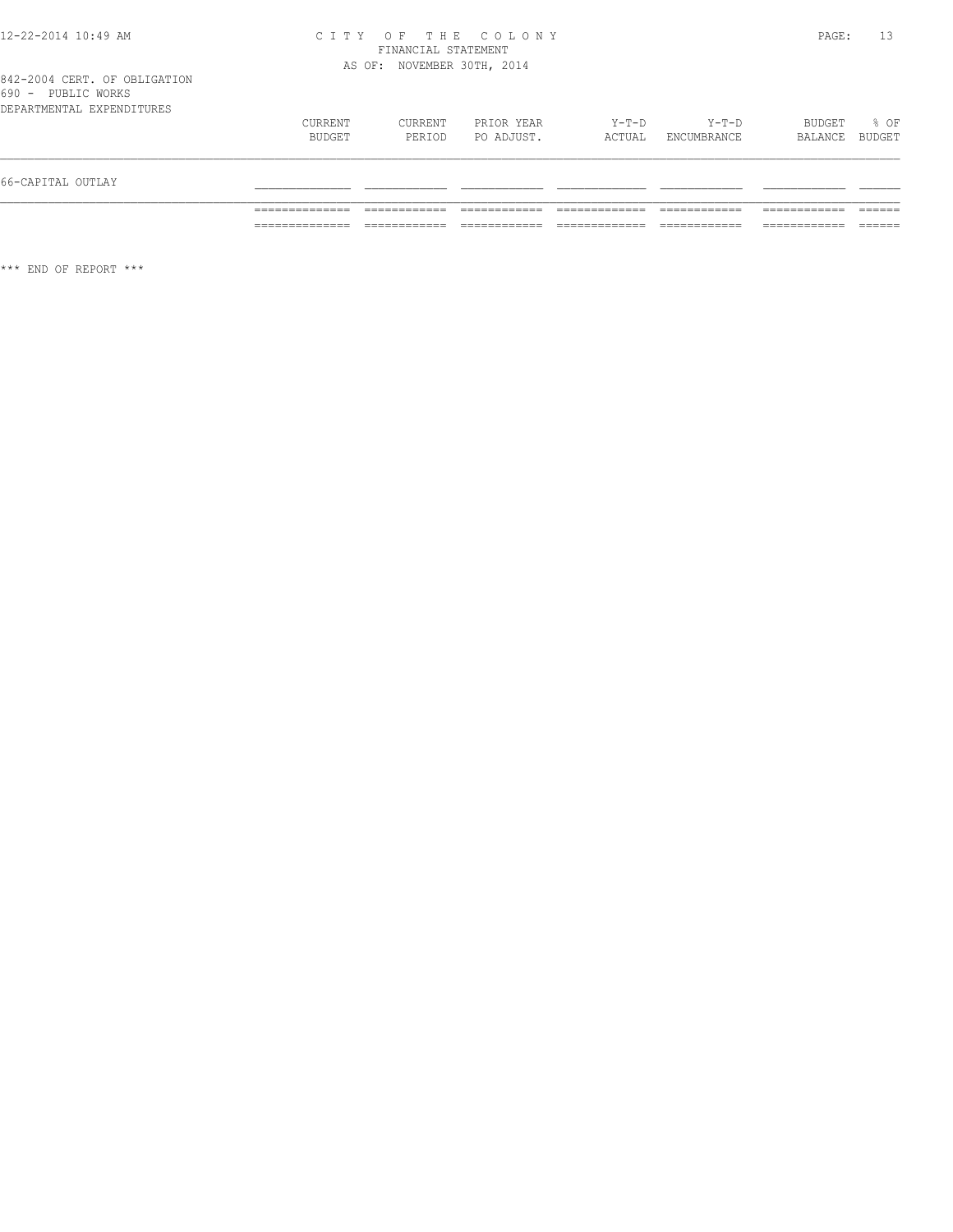# CITY OF THE COLONY
## FINANCIAL STATEMENT
### AS OF: NOVEMBER 30TH, 2014

842-2004 CERT. OF OBLIGATION
690 - PUBLIC WORKS
DEPARTMENTAL EXPENDITURES

| | CURRENT BUDGET | CURRENT PERIOD | PRIOR YEAR PO ADJUST. | Y-T-D ACTUAL | Y-T-D ENCUMBRANCE | BUDGET BALANCE | % OF BUDGET |
|---|---|---|---|---|---|---|---|
| 66-CAPITAL OUTLAY | | | | | | | |
| | | | | | | | |

\*\*\* END OF REPORT \*\*\*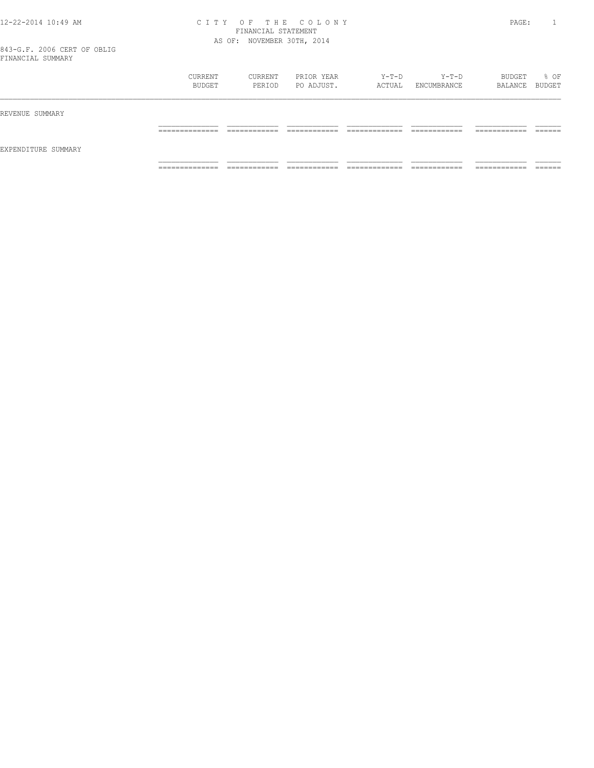CITY OF THE COLONY
FINANCIAL STATEMENT
AS OF: NOVEMBER 30TH, 2014

843-G.F. 2006 CERT OF OBLIG
FINANCIAL SUMMARY

| | CURRENT BUDGET | CURRENT PERIOD | PRIOR YEAR PO ADJUST. | Y-T-D ACTUAL | Y-T-D ENCUMBRANCE | BUDGET BALANCE | % OF BUDGET |
|---|---|---|---|---|---|---|---|
| REVENUE SUMMARY | | | | | | | |
| EXPENDITURE SUMMARY | | | | | | | |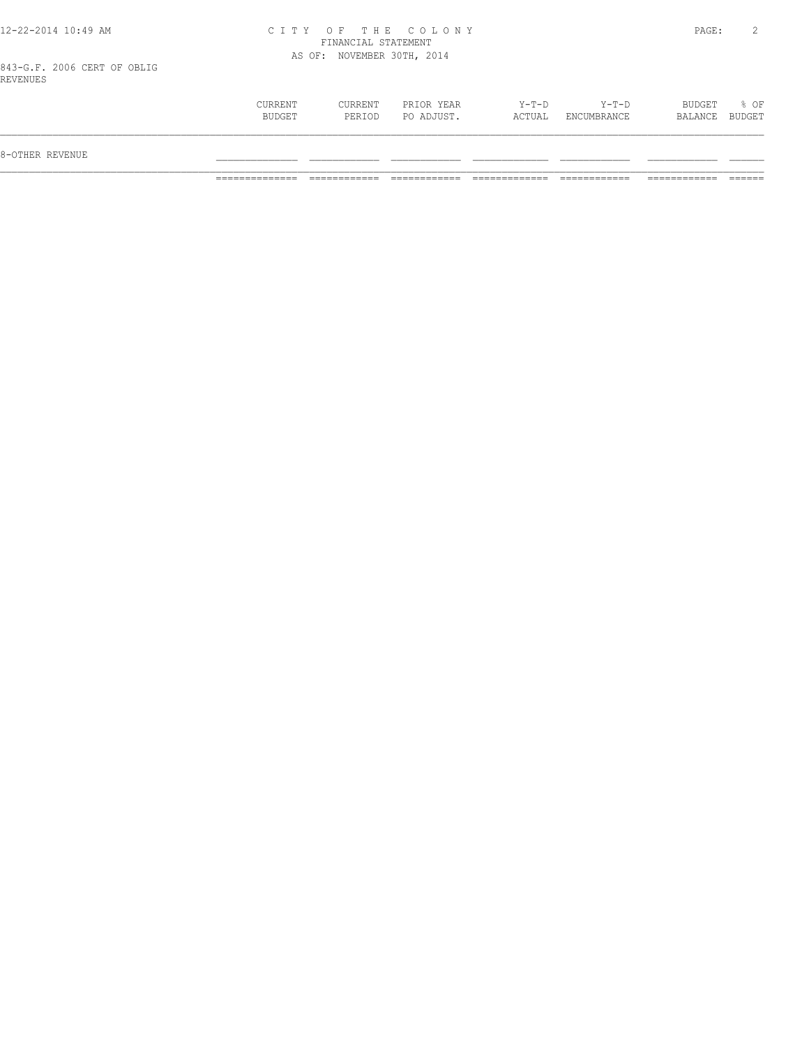# CITY OF THE COLONY
## FINANCIAL STATEMENT
### AS OF: NOVEMBER 30TH, 2014

843-G.F. 2006 CERT OF OBLIG
REVENUES

| | CURRENT BUDGET | CURRENT PERIOD | PRIOR YEAR PO ADJUST. | Y-T-D ACTUAL | Y-T-D ENCUMBRANCE | BUDGET BALANCE | % OF BUDGET |
|---|---|---|---|---|---|---|---|
| 8-OTHER REVENUE | | | | | | | |
| | | | | | | | |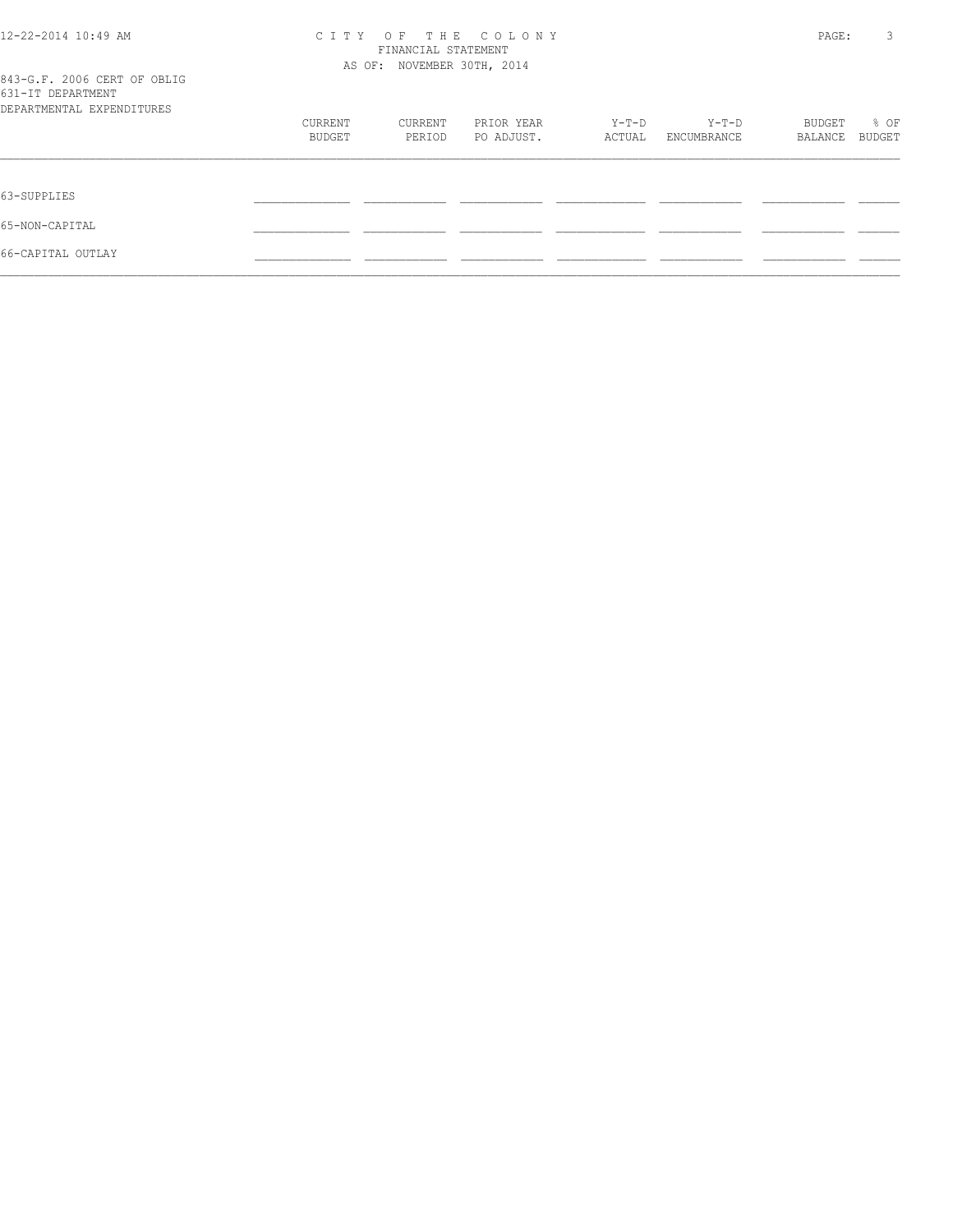CITY OF THE COLONY
FINANCIAL STATEMENT
AS OF: NOVEMBER 30TH, 2014

843-G.F. 2006 CERT OF OBLIG
631-IT DEPARTMENT
DEPARTMENTAL EXPENDITURES

| | CURRENT BUDGET | CURRENT PERIOD | PRIOR YEAR PO ADJUST. | Y-T-D ACTUAL | Y-T-D ENCUMBRANCE | BUDGET BALANCE | % OF BUDGET |
|---|---|---|---|---|---|---|---|
| 63-SUPPLIES | | | | | | | |
| 65-NON-CAPITAL | | | | | | | |
| 66-CAPITAL OUTLAY | | | | | | | |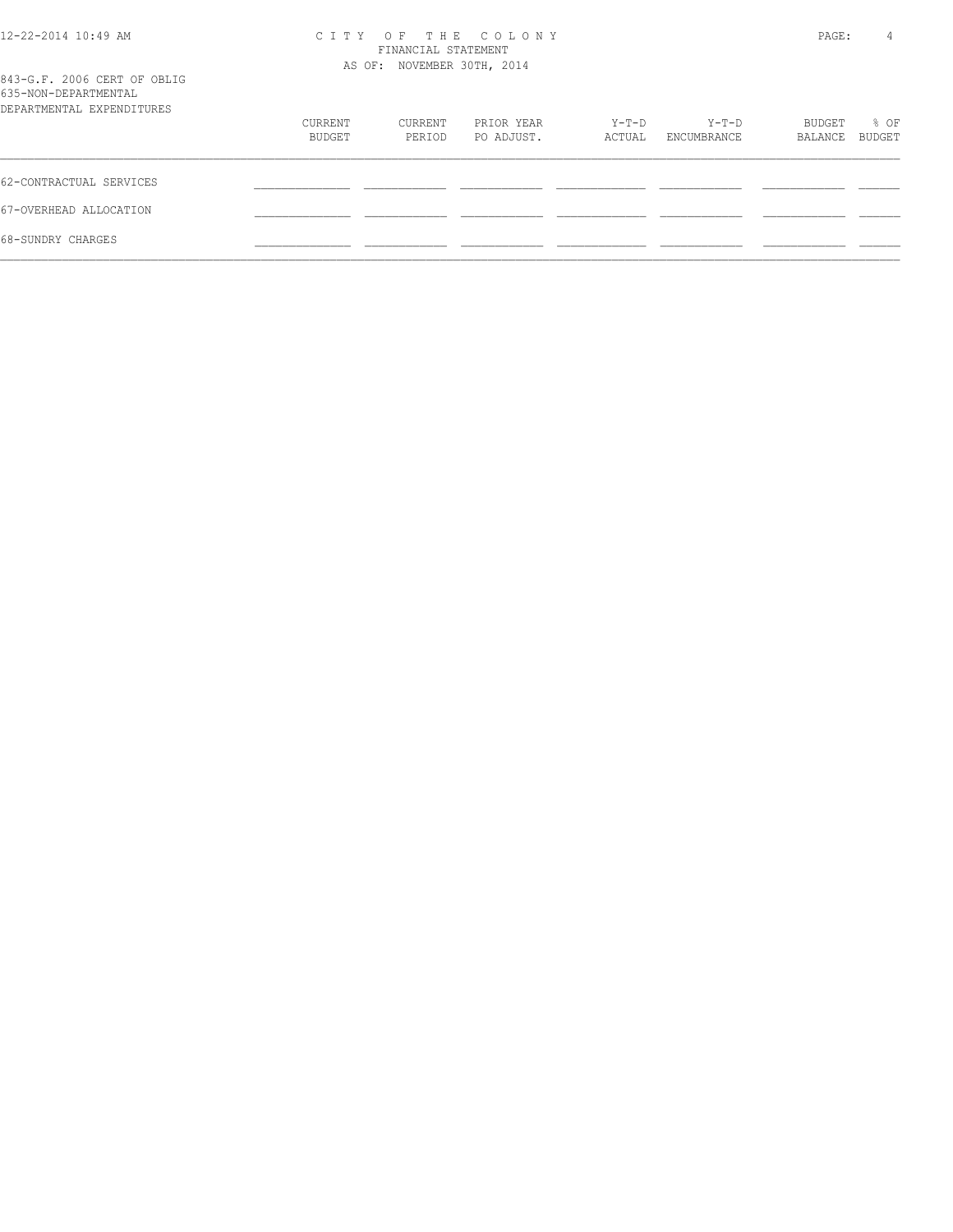CITY OF THE COLONY
FINANCIAL STATEMENT
AS OF: NOVEMBER 30TH, 2014

843-G.F. 2006 CERT OF OBLIG
635-NON-DEPARTMENTAL
DEPARTMENTAL EXPENDITURES

| | CURRENT BUDGET | CURRENT PERIOD | PRIOR YEAR PO ADJUST. | Y-T-D ACTUAL | Y-T-D ENCUMBRANCE | BUDGET BALANCE | % OF BUDGET |
|---|---|---|---|---|---|---|---|
| 62-CONTRACTUAL SERVICES | | | | | | | |
| 67-OVERHEAD ALLOCATION | | | | | | | |
| 68-SUNDRY CHARGES | | | | | | | |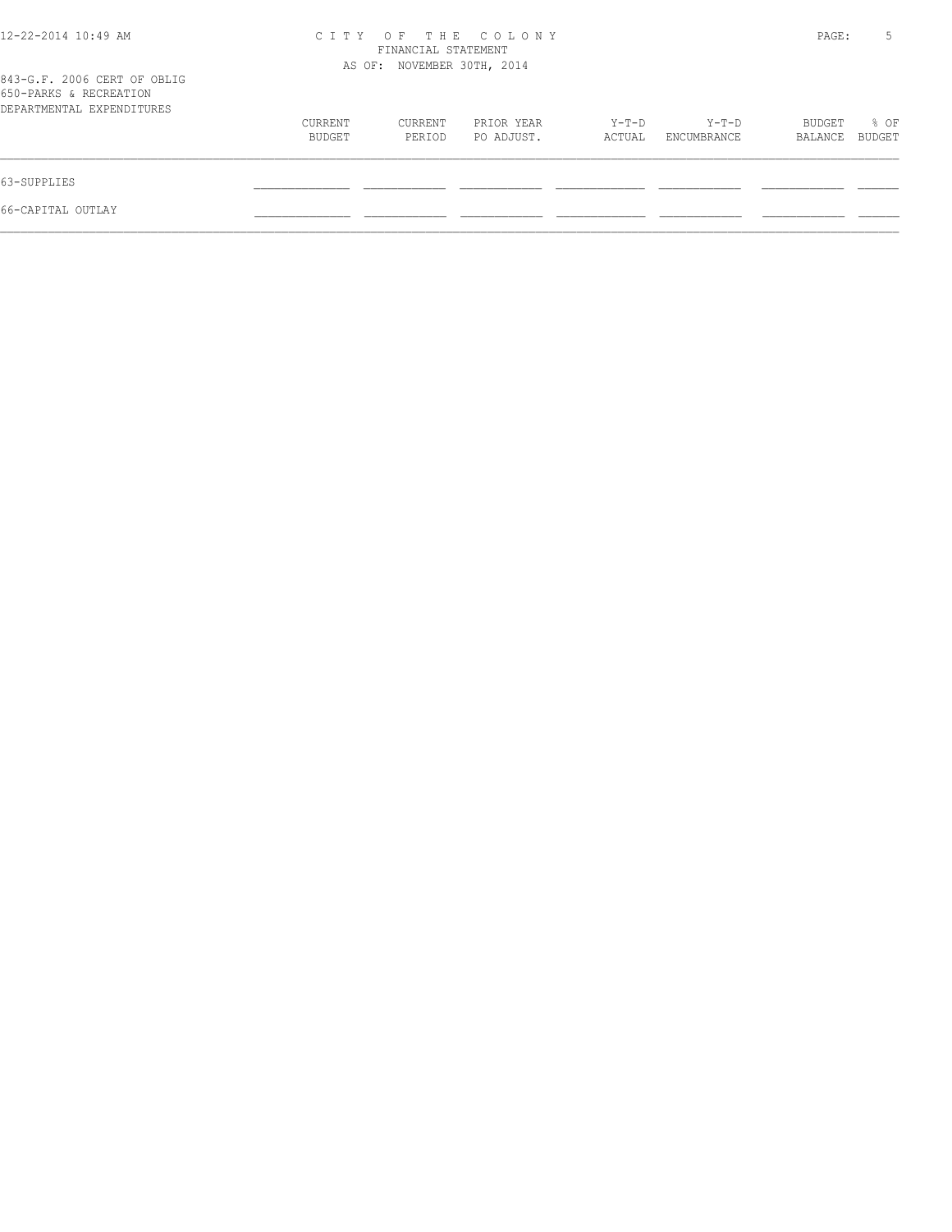CITY OF THE COLONY
FINANCIAL STATEMENT
AS OF: NOVEMBER 30TH, 2014

843-G.F. 2006 CERT OF OBLIG
650-PARKS & RECREATION
DEPARTMENTAL EXPENDITURES

| | CURRENT BUDGET | CURRENT PERIOD | PRIOR YEAR PO ADJUST. | Y-T-D ACTUAL | Y-T-D ENCUMBRANCE | BUDGET BALANCE | % OF BUDGET |
|---|---|---|---|---|---|---|---|
| 63-SUPPLIES | | | | | | | |
| 66-CAPITAL OUTLAY | | | | | | | |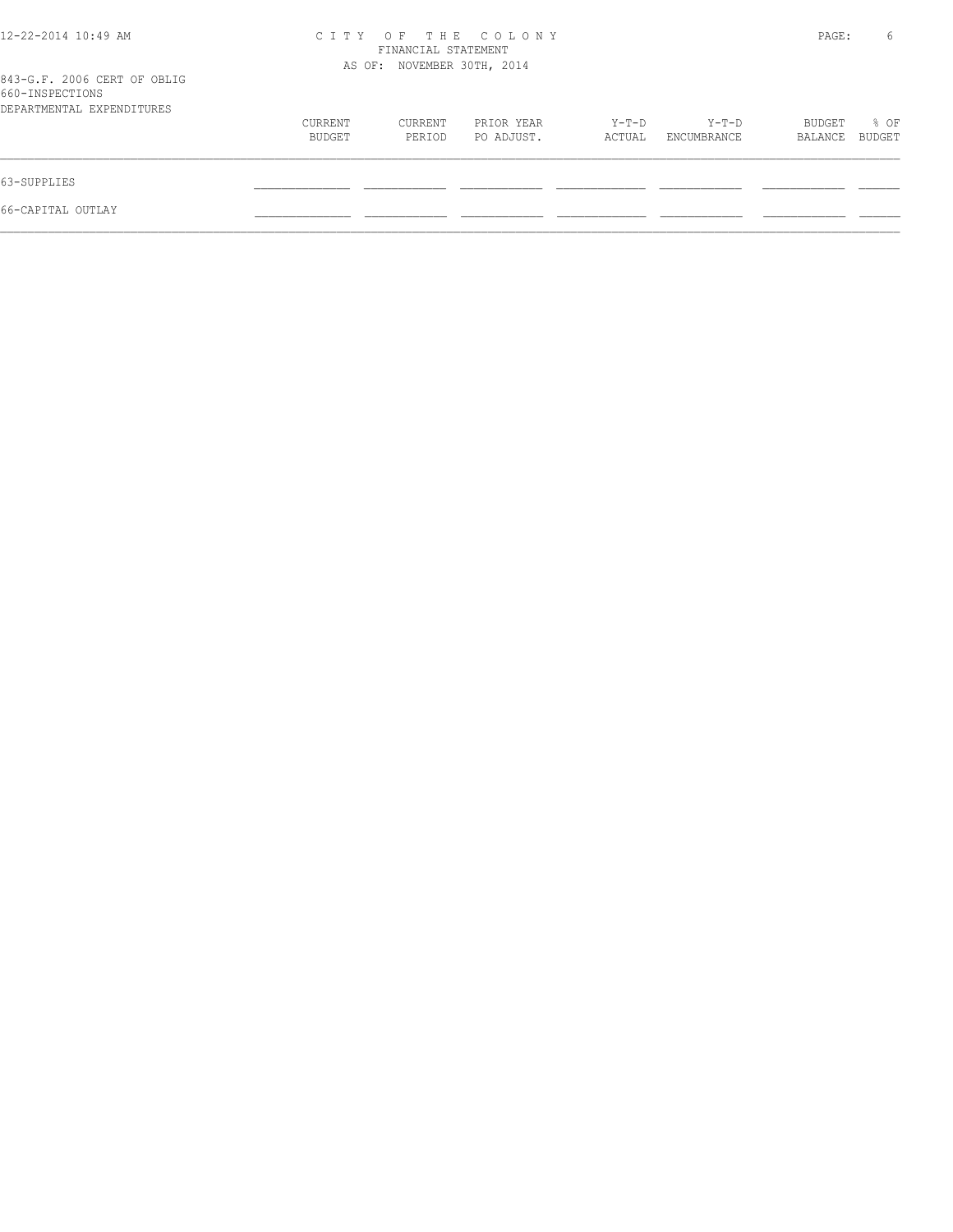# CITY OF THE COLONY
## FINANCIAL STATEMENT
### AS OF: NOVEMBER 30TH, 2014

843-G.F. 2006 CERT OF OBLIG
660-INSPECTIONS
DEPARTMENTAL EXPENDITURES

| | CURRENT BUDGET | CURRENT PERIOD | PRIOR YEAR PO ADJUST. | Y-T-D ACTUAL | Y-T-D ENCUMBRANCE | BUDGET BALANCE | % OF BUDGET |
|---|---|---|---|---|---|---|---|
| 63-SUPPLIES | | | | | | | |
| 66-CAPITAL OUTLAY | | | | | | | |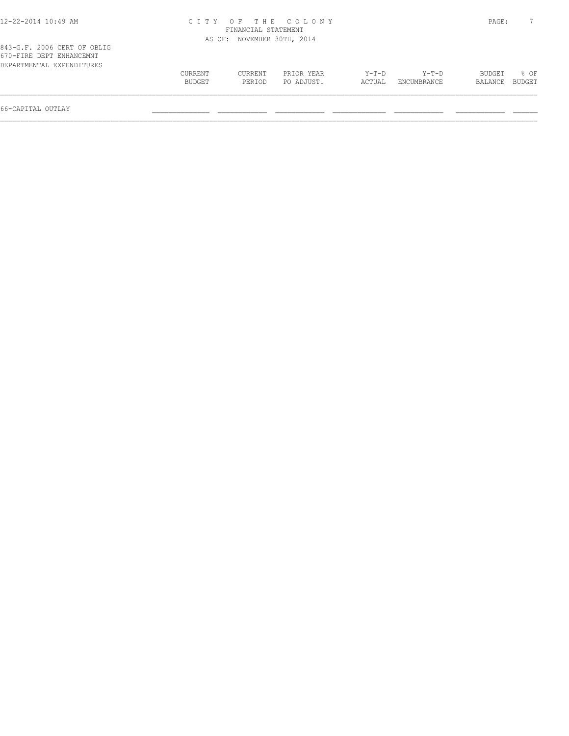## CITY OF THE COLONY
### FINANCIAL STATEMENT
### AS OF: NOVEMBER 30TH, 2014

843-G.F. 2006 CERT OF OBLIG
670-FIRE DEPT ENHANCEMNT
DEPARTMENTAL EXPENDITURES

| | CURRENT BUDGET | CURRENT PERIOD | PRIOR YEAR PO ADJUST. | Y-T-D ACTUAL | Y-T-D ENCUMBRANCE | BUDGET BALANCE | % OF BUDGET |
|---|---|---|---|---|---|---|---|
| 66-CAPITAL OUTLAY | | | | | | | |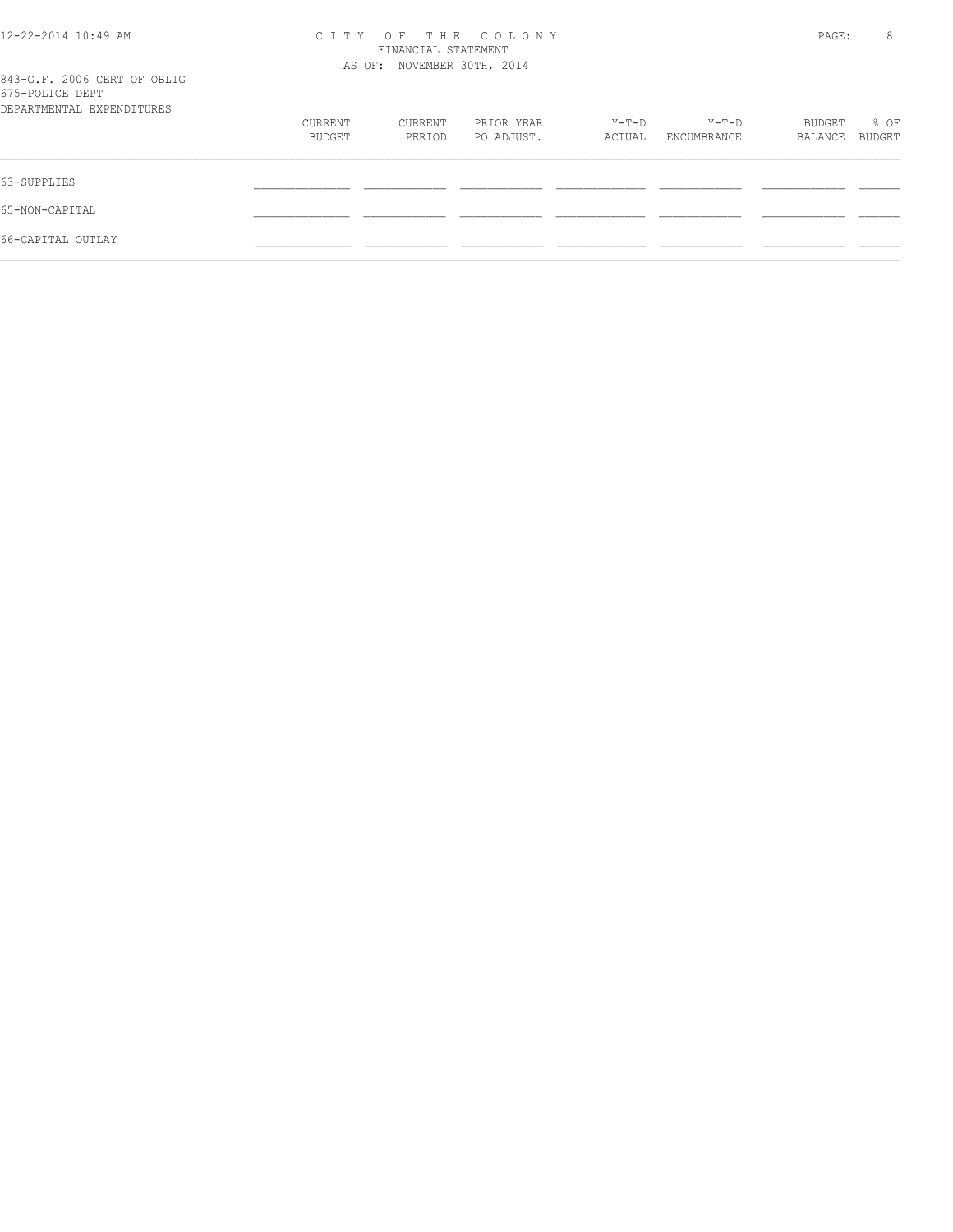# CITY OF THE COLONY
## FINANCIAL STATEMENT
### AS OF: NOVEMBER 30TH, 2014

843-G.F. 2006 CERT OF OBLIG
675-POLICE DEPT
DEPARTMENTAL EXPENDITURES

| | CURRENT BUDGET | CURRENT PERIOD | PRIOR YEAR PO ADJUST. | Y-T-D ACTUAL | Y-T-D ENCUMBRANCE | BUDGET BALANCE | % OF BUDGET |
|---|---|---|---|---|---|---|---|
| 63-SUPPLIES | | | | | | | |
| 65-NON-CAPITAL | | | | | | | |
| 66-CAPITAL OUTLAY | | | | | | | |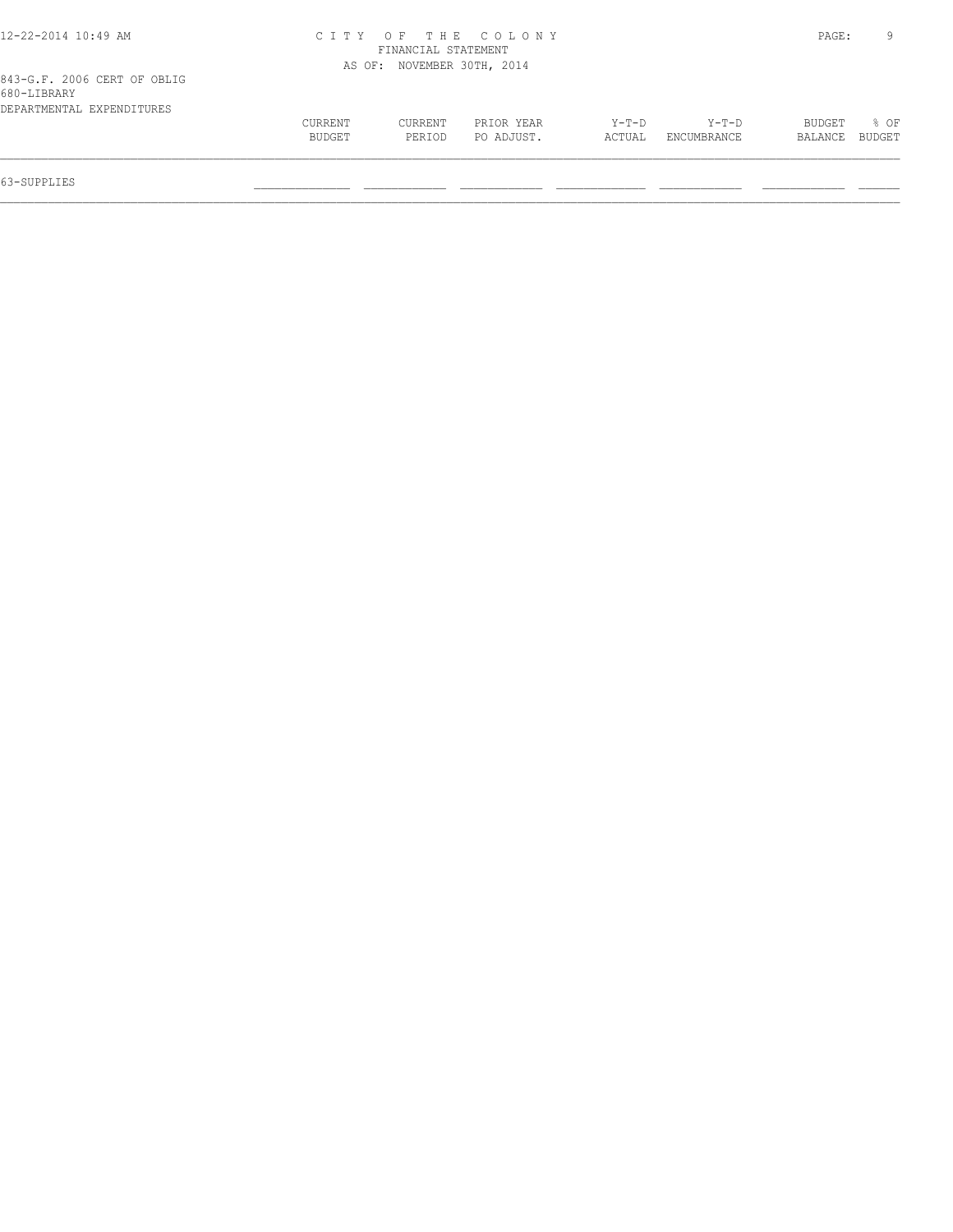843-G.F. 2006 CERT OF OBLIG
680-LIBRARY
DEPARTMENTAL EXPENDITURES

| | CURRENT BUDGET | CURRENT PERIOD | PRIOR YEAR PO ADJUST. | Y-T-D ACTUAL | Y-T-D ENCUMBRANCE | BUDGET BALANCE | % OF BUDGET |
|---|---|---|---|---|---|---|---|
| 63-SUPPLIES | | | | | | | |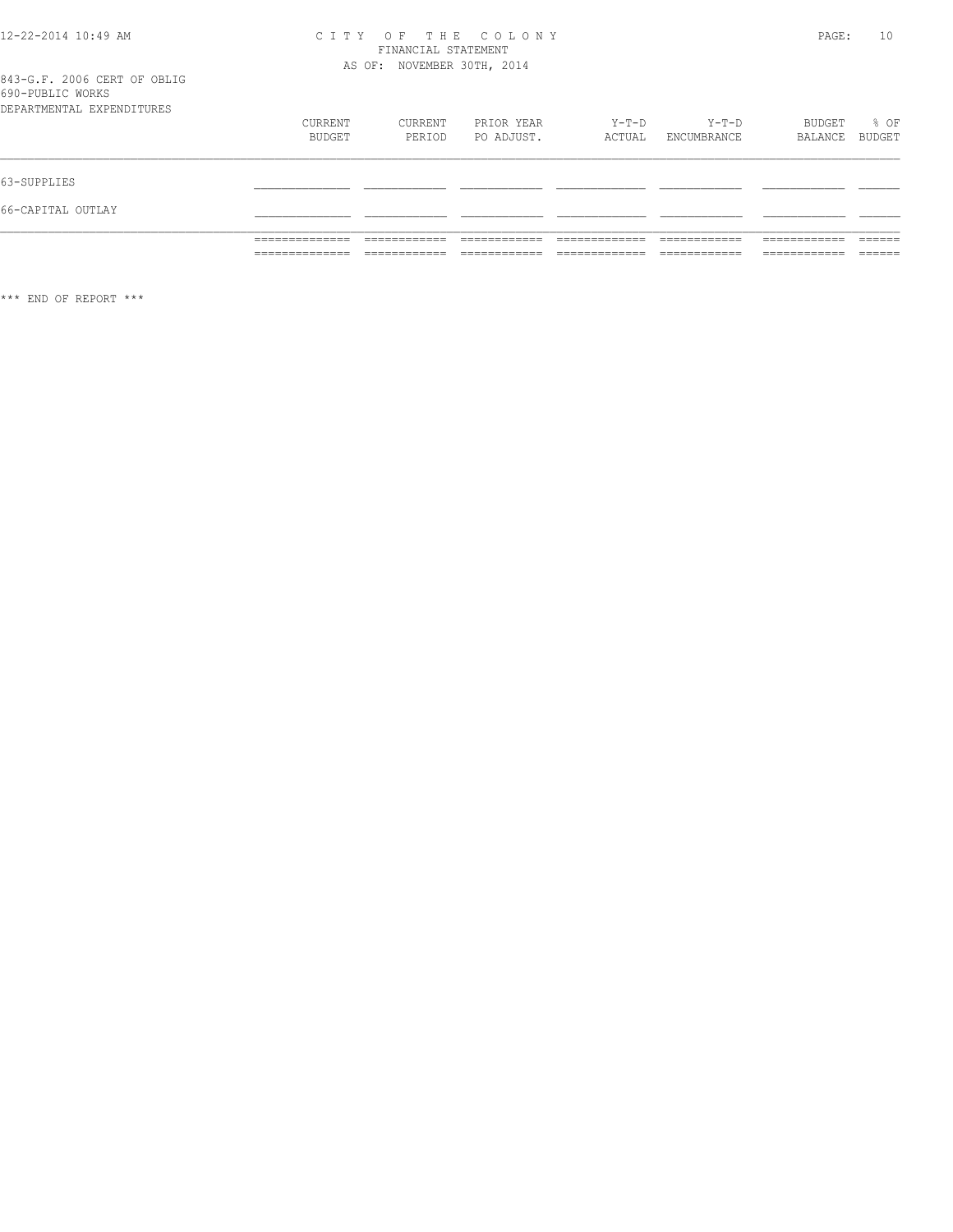# CITY OF THE COLONY

FINANCIAL STATEMENT

AS OF: NOVEMBER 30TH, 2014

843-G.F. 2006 CERT OF OBLIG

690-PUBLIC WORKS

DEPARTMENTAL EXPENDITURES

| | CURRENT BUDGET | CURRENT PERIOD | PRIOR YEAR PO ADJUST. | Y-T-D ACTUAL | Y-T-D ENCUMBRANCE | BUDGET BALANCE | % OF BUDGET |
|---|---|---|---|---|---|---|---|
| 63-SUPPLIES | | | | | | | |
| 66-CAPITAL OUTLAY | | | | | | | |

\*\*\* END OF REPORT \*\*\*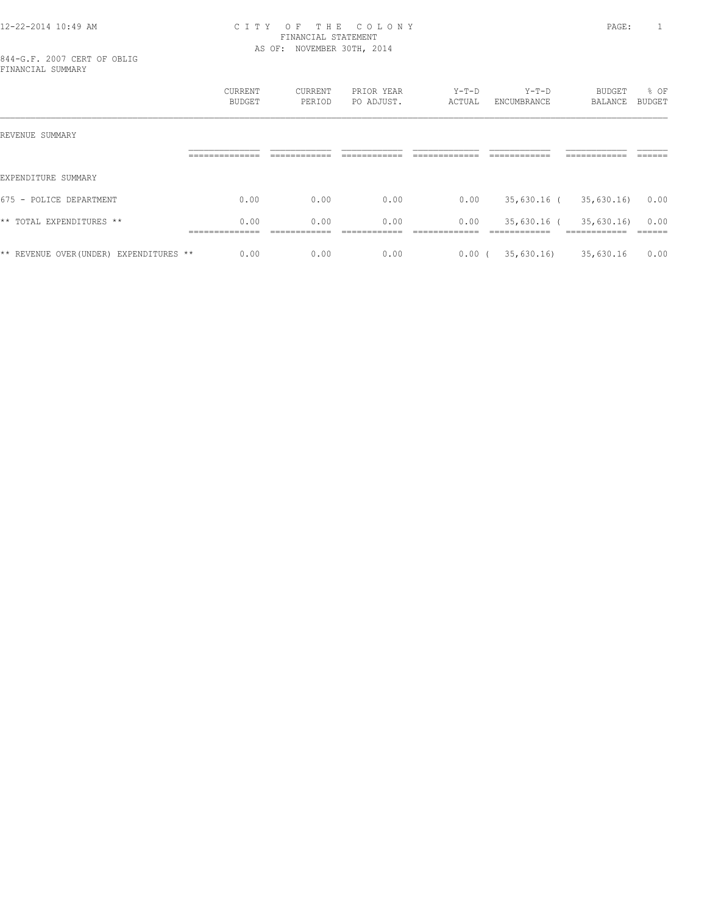12-22-2014 10:49 AM

# CITY OF THE COLONY
FINANCIAL STATEMENT
AS OF: NOVEMBER 30TH, 2014

844-G.F. 2007 CERT OF OBLIG
FINANCIAL SUMMARY

| | CURRENT BUDGET | CURRENT PERIOD | PRIOR YEAR PO ADJUST. | Y-T-D ACTUAL | Y-T-D ENCUMBRANCE | BUDGET BALANCE | % OF BUDGET |
|---|---|---|---|---|---|---|---|
| REVENUE SUMMARY | | | | | | | |
| EXPENDITURE SUMMARY | | | | | | | |
| 675 - POLICE DEPARTMENT | 0.00 | 0.00 | 0.00 | 0.00 | 35,630.16 | ( 35,630.16) | 0.00 |
| ** TOTAL EXPENDITURES ** | 0.00 | 0.00 | 0.00 | 0.00 | 35,630.16 | ( 35,630.16) | 0.00 |
| ** REVENUE OVER(UNDER) EXPENDITURES ** | 0.00 | 0.00 | 0.00 | 0.00 | ( 35,630.16) | 35,630.16 | 0.00 |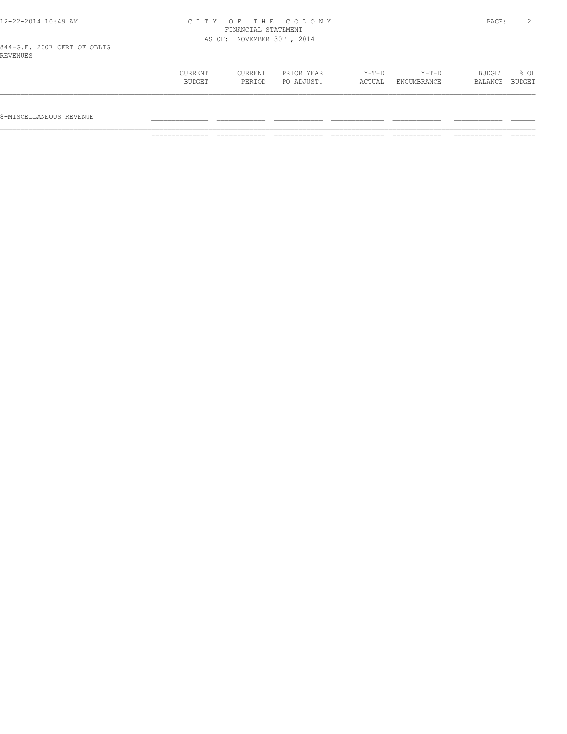CITY OF THE COLONY
FINANCIAL STATEMENT
AS OF: NOVEMBER 30TH, 2014

844-G.F. 2007 CERT OF OBLIG
REVENUES

| | CURRENT BUDGET | CURRENT PERIOD | PRIOR YEAR PO ADJUST. | Y-T-D ACTUAL | Y-T-D ENCUMBRANCE | BUDGET BALANCE | % OF BUDGET |
|---|---|---|---|---|---|---|---|
| 8-MISCELLANEOUS REVENUE | | | | | | | |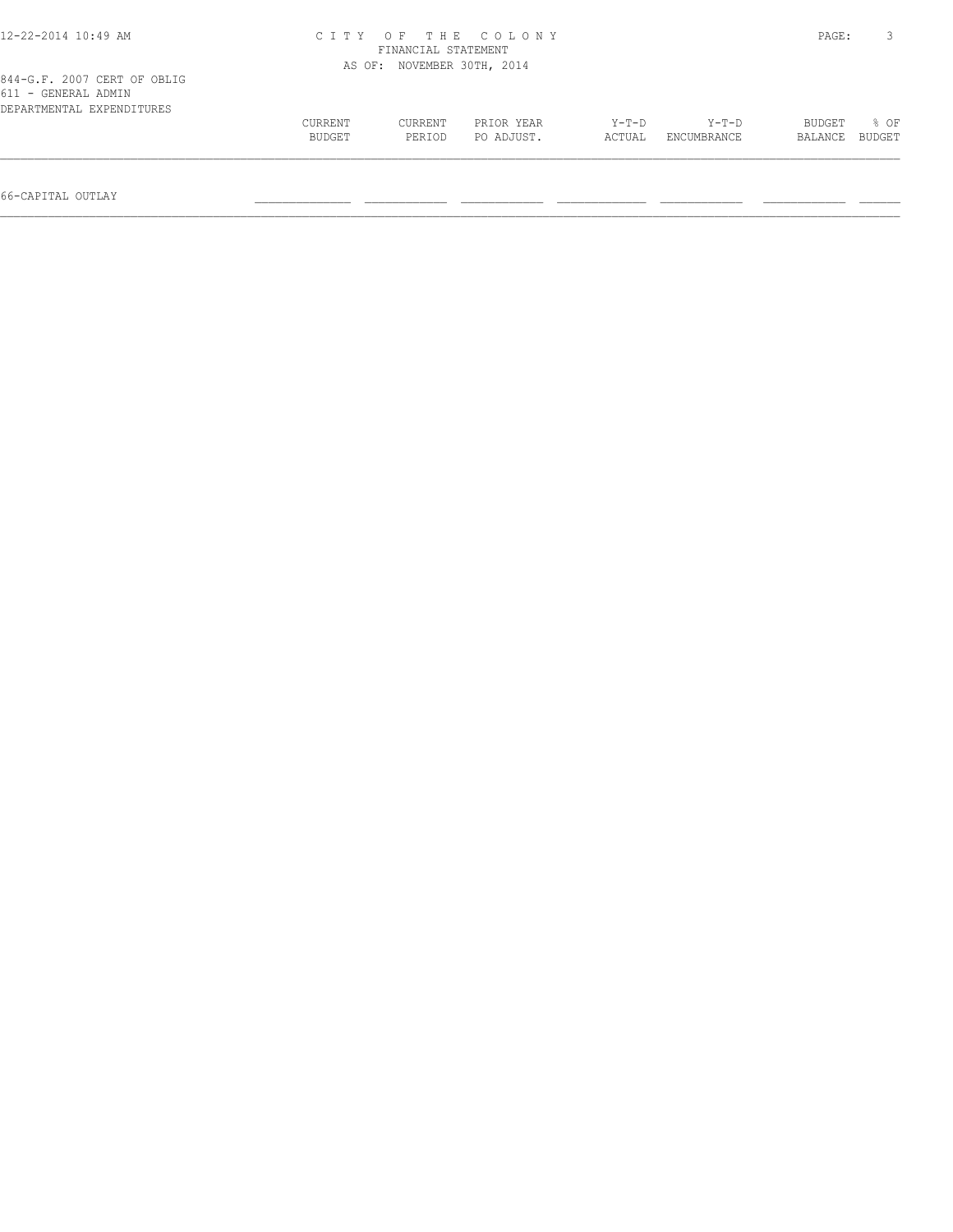CITY OF THE COLONY
FINANCIAL STATEMENT
AS OF: NOVEMBER 30TH, 2014

844-G.F. 2007 CERT OF OBLIG
611 - GENERAL ADMIN
DEPARTMENTAL EXPENDITURES

| | CURRENT BUDGET | CURRENT PERIOD | PRIOR YEAR PO ADJUST. | Y-T-D ACTUAL | Y-T-D ENCUMBRANCE | BUDGET BALANCE | % OF BUDGET |
|---|---|---|---|---|---|---|---|
| 66-CAPITAL OUTLAY | | | | | | | |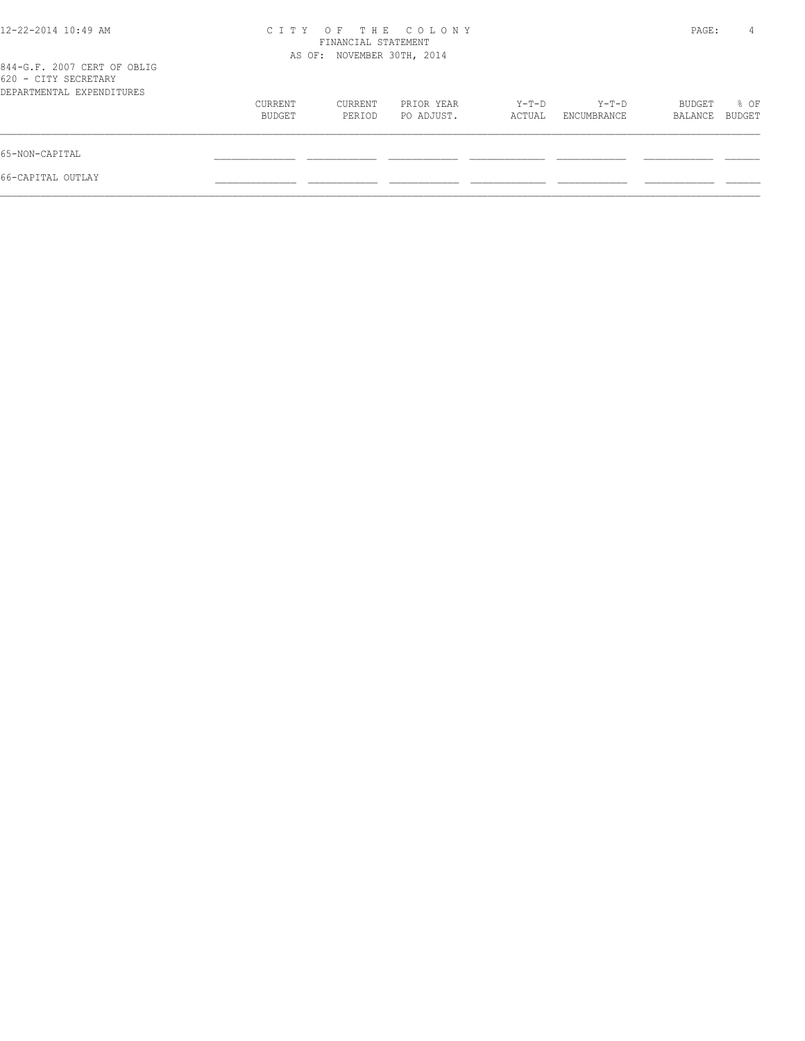CITY OF THE COLONY
FINANCIAL STATEMENT
AS OF: NOVEMBER 30TH, 2014

844-G.F. 2007 CERT OF OBLIG
620 - CITY SECRETARY
DEPARTMENTAL EXPENDITURES

| | CURRENT BUDGET | CURRENT PERIOD | PRIOR YEAR PO ADJUST. | Y-T-D ACTUAL | Y-T-D ENCUMBRANCE | BUDGET BALANCE | % OF BUDGET |
|---|---|---|---|---|---|---|---|
| 65-NON-CAPITAL | | | | | | | |
| 66-CAPITAL OUTLAY | | | | | | | |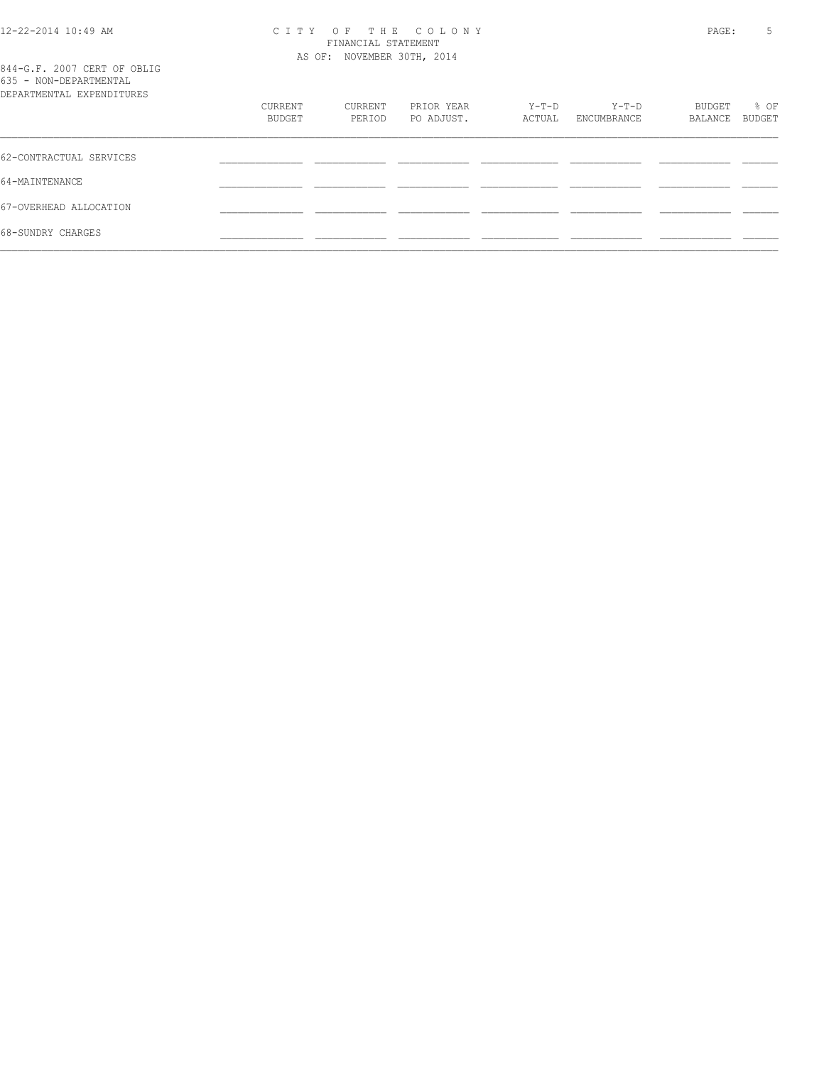# CITY OF THE COLONY
## FINANCIAL STATEMENT
AS OF: NOVEMBER 30TH, 2014

844-G.F. 2007 CERT OF OBLIG
635 - NON-DEPARTMENTAL
DEPARTMENTAL EXPENDITURES

| | CURRENT BUDGET | CURRENT PERIOD | PRIOR YEAR PO ADJUST. | Y-T-D ACTUAL | Y-T-D ENCUMBRANCE | BUDGET BALANCE | % OF BUDGET |
|---|---|---|---|---|---|---|---|
| 62-CONTRACTUAL SERVICES | | | | | | | |
| 64-MAINTENANCE | | | | | | | |
| 67-OVERHEAD ALLOCATION | | | | | | | |
| 68-SUNDRY CHARGES | | | | | | | |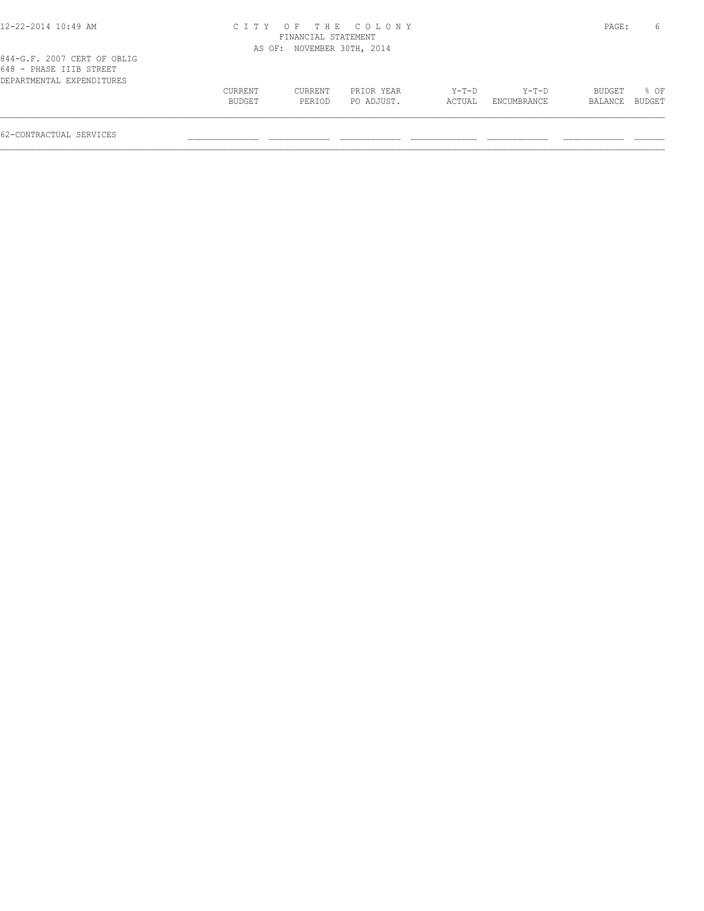# CITY OF THE COLONY
## FINANCIAL STATEMENT
### AS OF: NOVEMBER 30TH, 2014

844-G.F. 2007 CERT OF OBLIG
648 - PHASE IIIB STREET
DEPARTMENTAL EXPENDITURES

| | CURRENT BUDGET | CURRENT PERIOD | PRIOR YEAR PO ADJUST. | Y-T-D ACTUAL | Y-T-D ENCUMBRANCE | BUDGET BALANCE | % OF BUDGET |
|---|---|---|---|---|---|---|---|
| 62-CONTRACTUAL SERVICES | | | | | | | |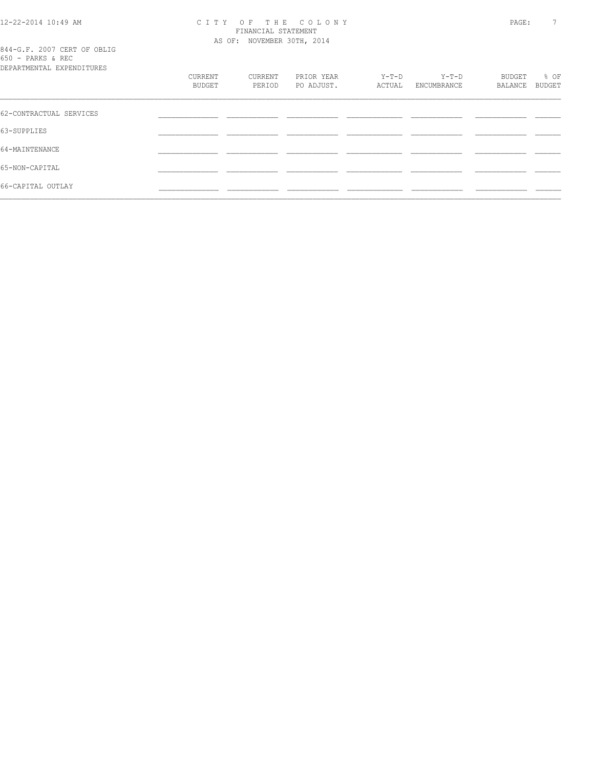CITY OF THE COLONY
FINANCIAL STATEMENT
AS OF: NOVEMBER 30TH, 2014

844-G.F. 2007 CERT OF OBLIG
650 - PARKS & REC
DEPARTMENTAL EXPENDITURES

| | CURRENT BUDGET | CURRENT PERIOD | PRIOR YEAR PO ADJUST. | Y-T-D ACTUAL | Y-T-D ENCUMBRANCE | BUDGET BALANCE | % OF BUDGET |
|---|---|---|---|---|---|---|---|
| 62-CONTRACTUAL SERVICES | | | | | | | |
| 63-SUPPLIES | | | | | | | |
| 64-MAINTENANCE | | | | | | | |
| 65-NON-CAPITAL | | | | | | | |
| 66-CAPITAL OUTLAY | | | | | | | |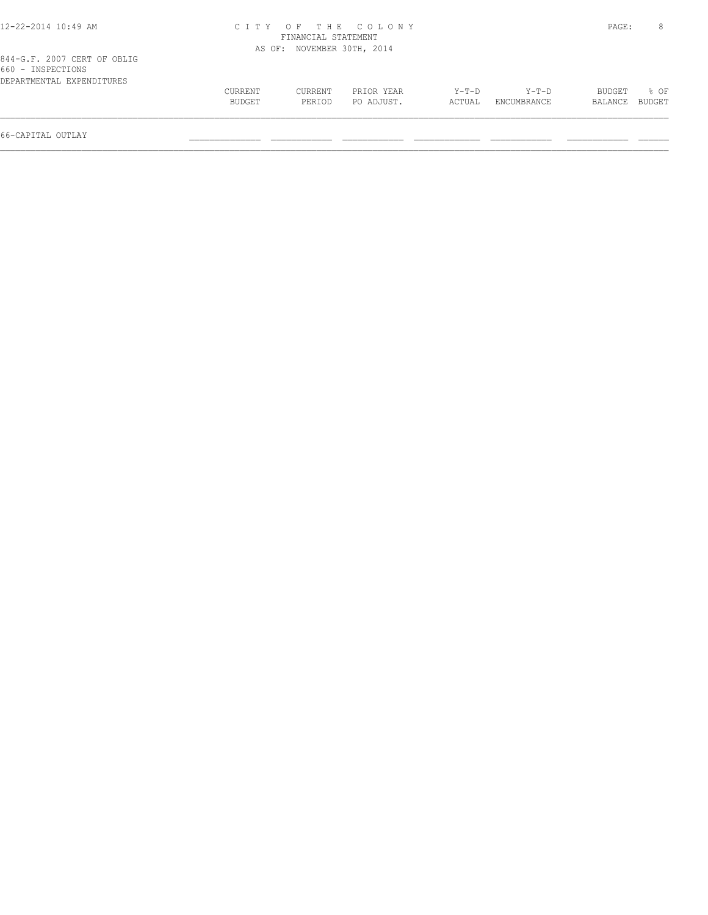844-G.F. 2007 CERT OF OBLIG
660 - INSPECTIONS
DEPARTMENTAL EXPENDITURES

| | CURRENT BUDGET | CURRENT PERIOD | PRIOR YEAR PO ADJUST. | Y-T-D ACTUAL | Y-T-D ENCUMBRANCE | BUDGET BALANCE | % OF BUDGET |
|---|---|---|---|---|---|---|---|
| 66-CAPITAL OUTLAY | | | | | | | |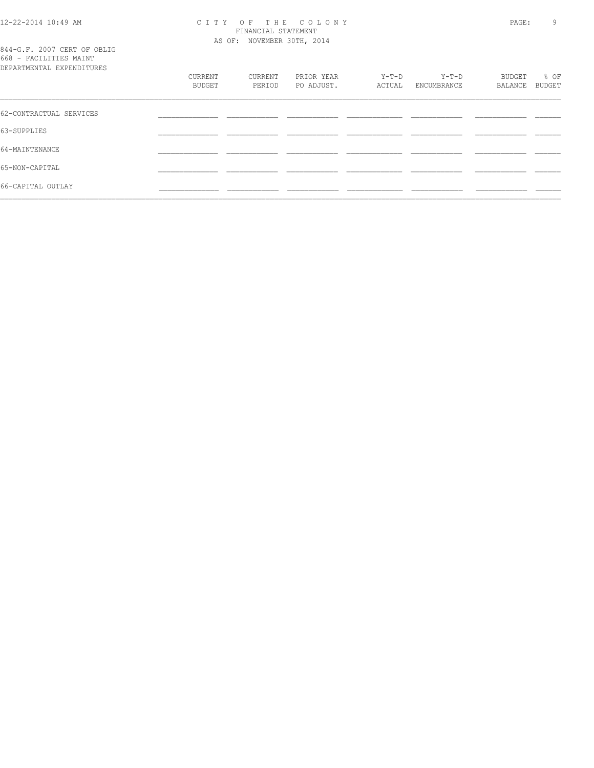844-G.F. 2007 CERT OF OBLIG
668 - FACILITIES MAINT
DEPARTMENTAL EXPENDITURES

| | CURRENT BUDGET | CURRENT PERIOD | PRIOR YEAR PO ADJUST. | Y-T-D ACTUAL | Y-T-D ENCUMBRANCE | BUDGET BALANCE | % OF BUDGET |
|---|---|---|---|---|---|---|---|
| 62-CONTRACTUAL SERVICES | | | | | | | |
| 63-SUPPLIES | | | | | | | |
| 64-MAINTENANCE | | | | | | | |
| 65-NON-CAPITAL | | | | | | | |
| 66-CAPITAL OUTLAY | | | | | | | |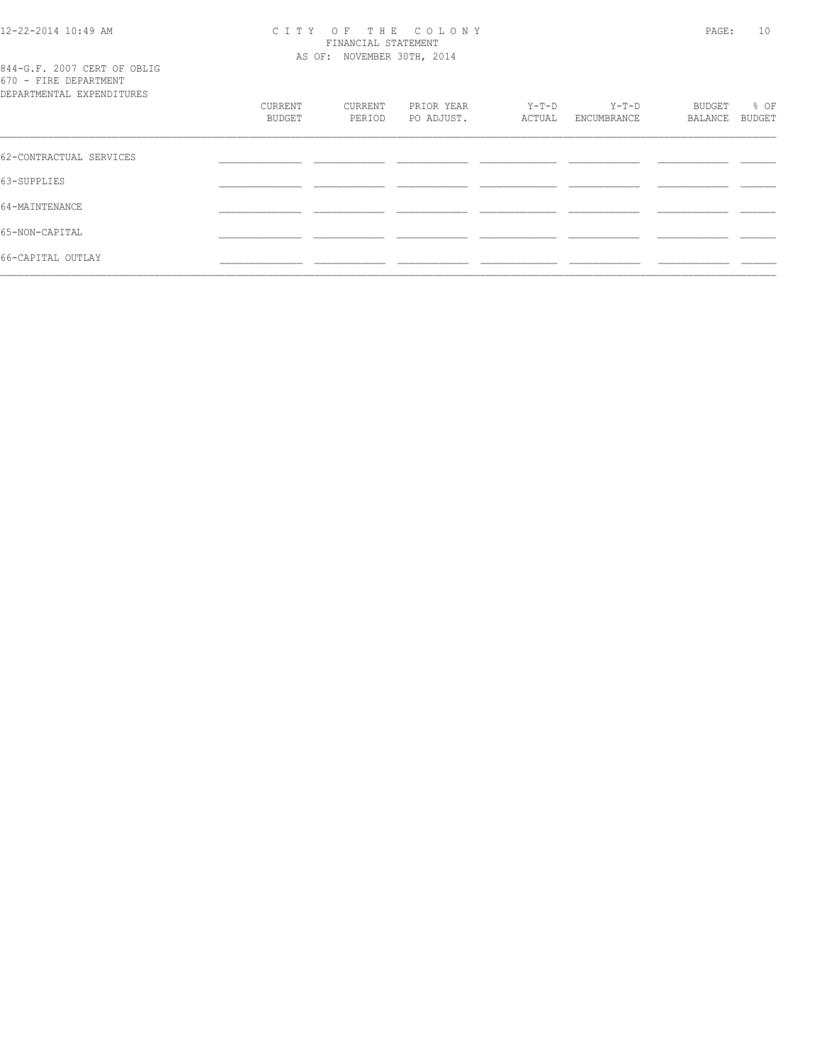# CITY OF THE COLONY

FINANCIAL STATEMENT

AS OF: NOVEMBER 30TH, 2014

844-G.F. 2007 CERT OF OBLIG

670 - FIRE DEPARTMENT

DEPARTMENTAL EXPENDITURES

| | CURRENT BUDGET | CURRENT PERIOD | PRIOR YEAR PO ADJUST. | Y-T-D ACTUAL | Y-T-D ENCUMBRANCE | BUDGET BALANCE | % OF BUDGET |
|---|---|---|---|---|---|---|---|
| 62-CONTRACTUAL SERVICES | | | | | | | |
| 63-SUPPLIES | | | | | | | |
| 64-MAINTENANCE | | | | | | | |
| 65-NON-CAPITAL | | | | | | | |
| 66-CAPITAL OUTLAY | | | | | | | |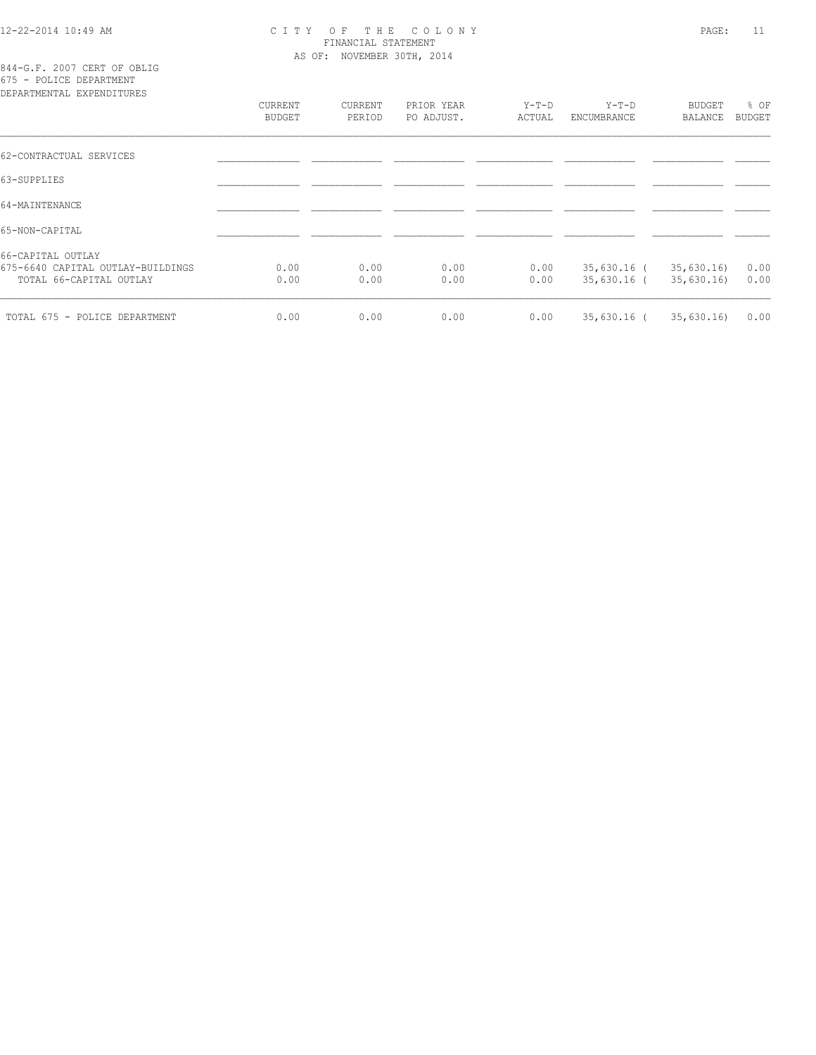CITY OF THE COLONY
FINANCIAL STATEMENT
AS OF: NOVEMBER 30TH, 2014

844-G.F. 2007 CERT OF OBLIG
675 - POLICE DEPARTMENT
DEPARTMENTAL EXPENDITURES

| | CURRENT BUDGET | CURRENT PERIOD | PRIOR YEAR PO ADJUST. | Y-T-D ACTUAL | Y-T-D ENCUMBRANCE | BUDGET BALANCE | % OF BUDGET |
|---|---|---|---|---|---|---|---|
| 62-CONTRACTUAL SERVICES | | | | | | | |
| 63-SUPPLIES | | | | | | | |
| 64-MAINTENANCE | | | | | | | |
| 65-NON-CAPITAL | | | | | | | |
| 66-CAPITAL OUTLAY | | | | | | | |
| 675-6640 CAPITAL OUTLAY-BUILDINGS | 0.00 | 0.00 | 0.00 | 0.00 | 35,630.16 | (35,630.16) | 0.00 |
| TOTAL 66-CAPITAL OUTLAY | 0.00 | 0.00 | 0.00 | 0.00 | 35,630.16 | (35,630.16) | 0.00 |
| TOTAL 675 - POLICE DEPARTMENT | 0.00 | 0.00 | 0.00 | 0.00 | 35,630.16 | (35,630.16) | 0.00 |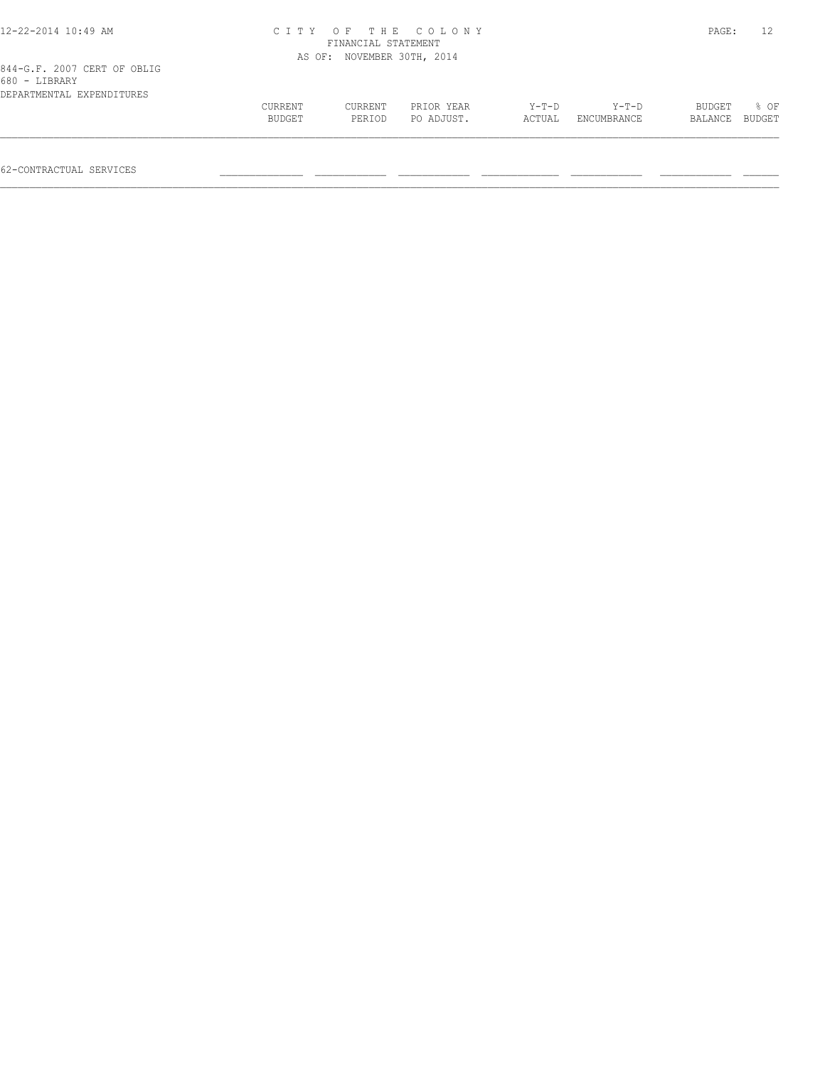CITY OF THE COLONY
FINANCIAL STATEMENT
AS OF: NOVEMBER 30TH, 2014

844-G.F. 2007 CERT OF OBLIG
680 - LIBRARY
DEPARTMENTAL EXPENDITURES

| | CURRENT BUDGET | CURRENT PERIOD | PRIOR YEAR PO ADJUST. | Y-T-D ACTUAL | Y-T-D ENCUMBRANCE | BUDGET BALANCE | % OF BUDGET |
|---|---|---|---|---|---|---|---|
| 62-CONTRACTUAL SERVICES | | | | | | | |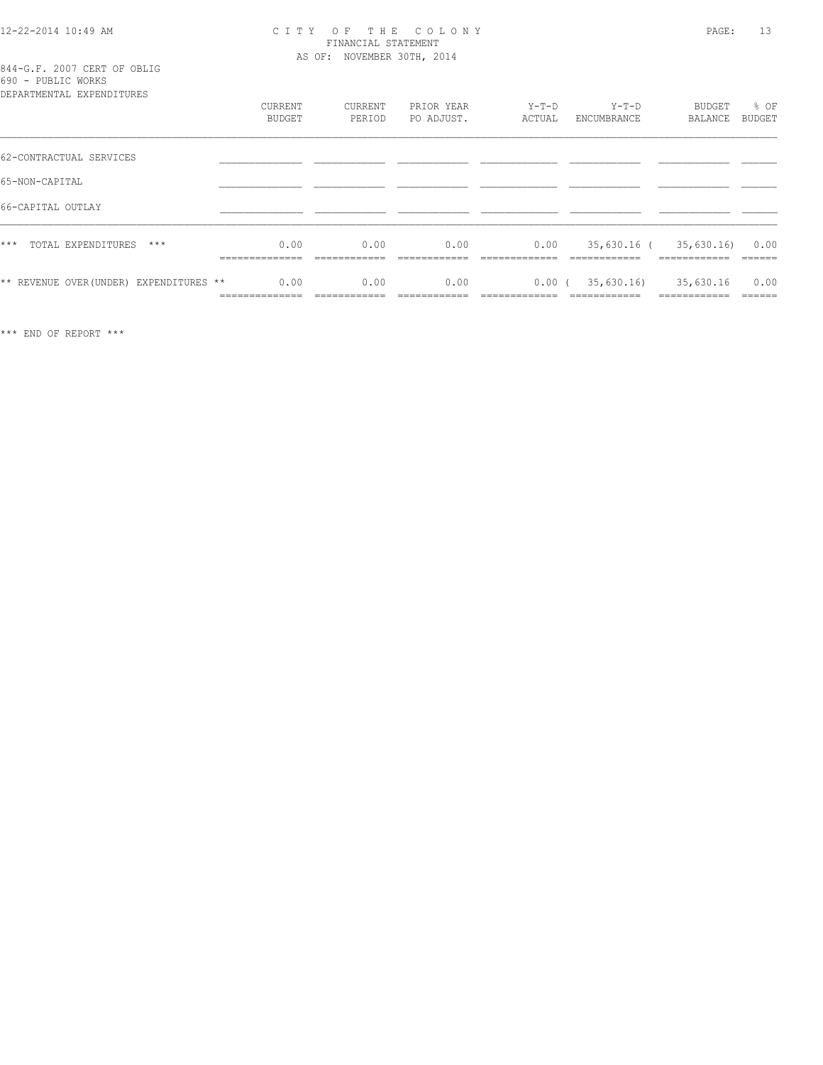CITY OF THE COLONY
FINANCIAL STATEMENT
AS OF: NOVEMBER 30TH, 2014

844-G.F. 2007 CERT OF OBLIG
690 - PUBLIC WORKS
DEPARTMENTAL EXPENDITURES

| | CURRENT BUDGET | CURRENT PERIOD | PRIOR YEAR PO ADJUST. | Y-T-D ACTUAL | Y-T-D ENCUMBRANCE | BUDGET BALANCE | % OF BUDGET |
|---|---|---|---|---|---|---|---|
| 62-CONTRACTUAL SERVICES | | | | | | | |
| 65-NON-CAPITAL | | | | | | | |
| 66-CAPITAL OUTLAY | | | | | | | |
| *** TOTAL EXPENDITURES *** | 0.00 | 0.00 | 0.00 | 0.00 | 35,630.16 | ( 35,630.16) | 0.00 |
| ** REVENUE OVER(UNDER) EXPENDITURES ** | 0.00 | 0.00 | 0.00 | 0.00 | ( 35,630.16) | 35,630.16 | 0.00 |

*** END OF REPORT ***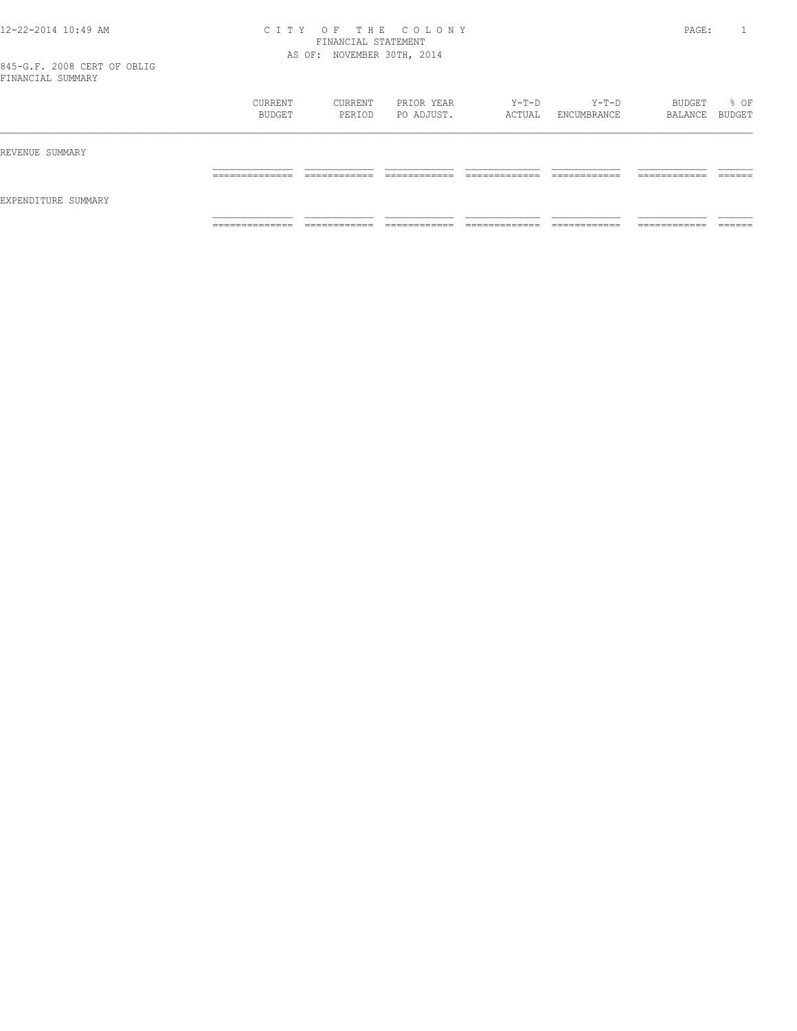CITY OF THE COLONY
FINANCIAL STATEMENT
AS OF: NOVEMBER 30TH, 2014

845-G.F. 2008 CERT OF OBLIG
FINANCIAL SUMMARY

| | CURRENT BUDGET | CURRENT PERIOD | PRIOR YEAR PO ADJUST. | Y-T-D ACTUAL | Y-T-D ENCUMBRANCE | BUDGET BALANCE | % OF BUDGET |
|---|---|---|---|---|---|---|---|
| REVENUE SUMMARY | | | | | | | |
| EXPENDITURE SUMMARY | | | | | | | |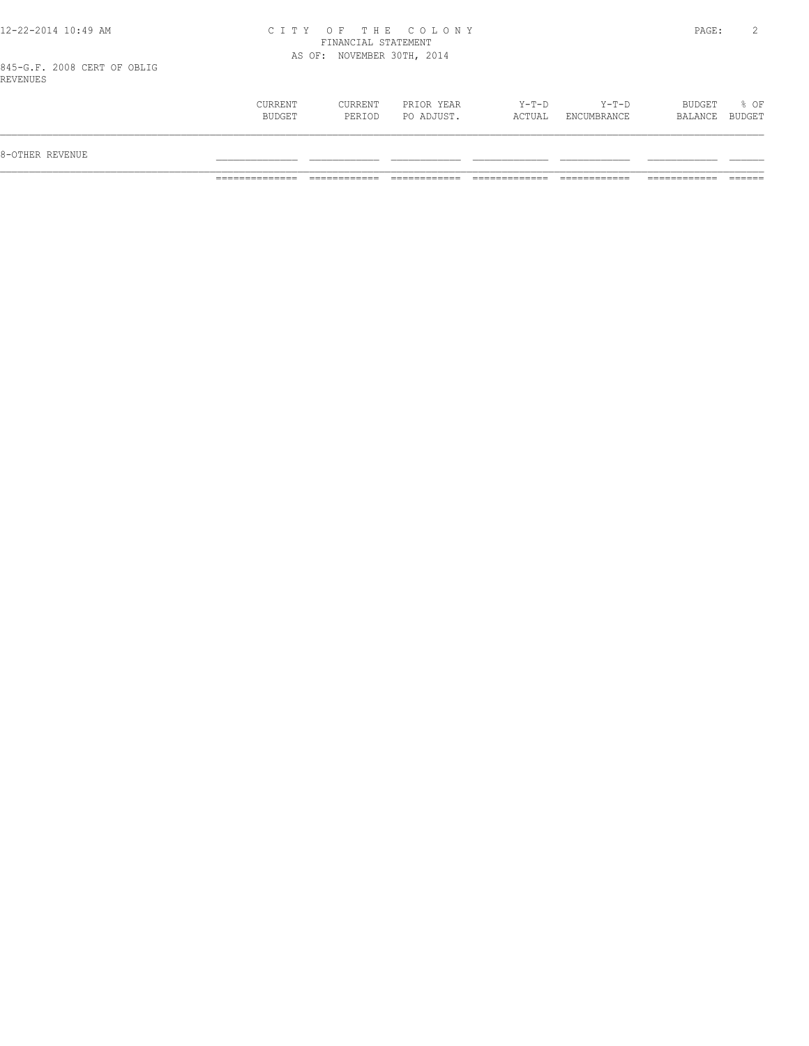# CITY OF THE COLONY

FINANCIAL STATEMENT

AS OF: NOVEMBER 30TH, 2014

845-G.F. 2008 CERT OF OBLIG

REVENUES

| | CURRENT BUDGET | CURRENT PERIOD | PRIOR YEAR PO ADJUST. | Y-T-D ACTUAL | Y-T-D ENCUMBRANCE | BUDGET BALANCE | % OF BUDGET |
|---|---|---|---|---|---|---|---|
| 8-OTHER REVENUE | | | | | | | |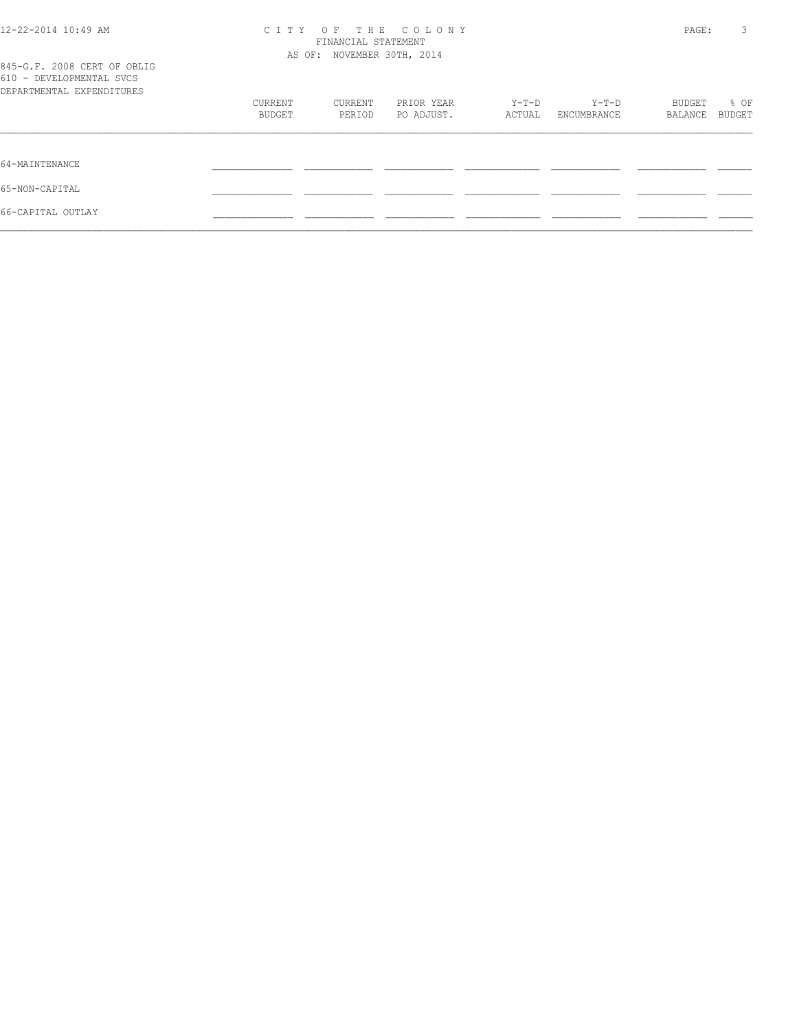845-G.F. 2008 CERT OF OBLIG
610 - DEVELOPMENTAL SVCS
DEPARTMENTAL EXPENDITURES

|  | CURRENT BUDGET | CURRENT PERIOD | PRIOR YEAR PO ADJUST. | Y-T-D ACTUAL | Y-T-D ENCUMBRANCE | BUDGET BALANCE | % OF BUDGET |
|---|---|---|---|---|---|---|---|
| 64-MAINTENANCE | | | | | | | |
| 65-NON-CAPITAL | | | | | | | |
| 66-CAPITAL OUTLAY | | | | | | | |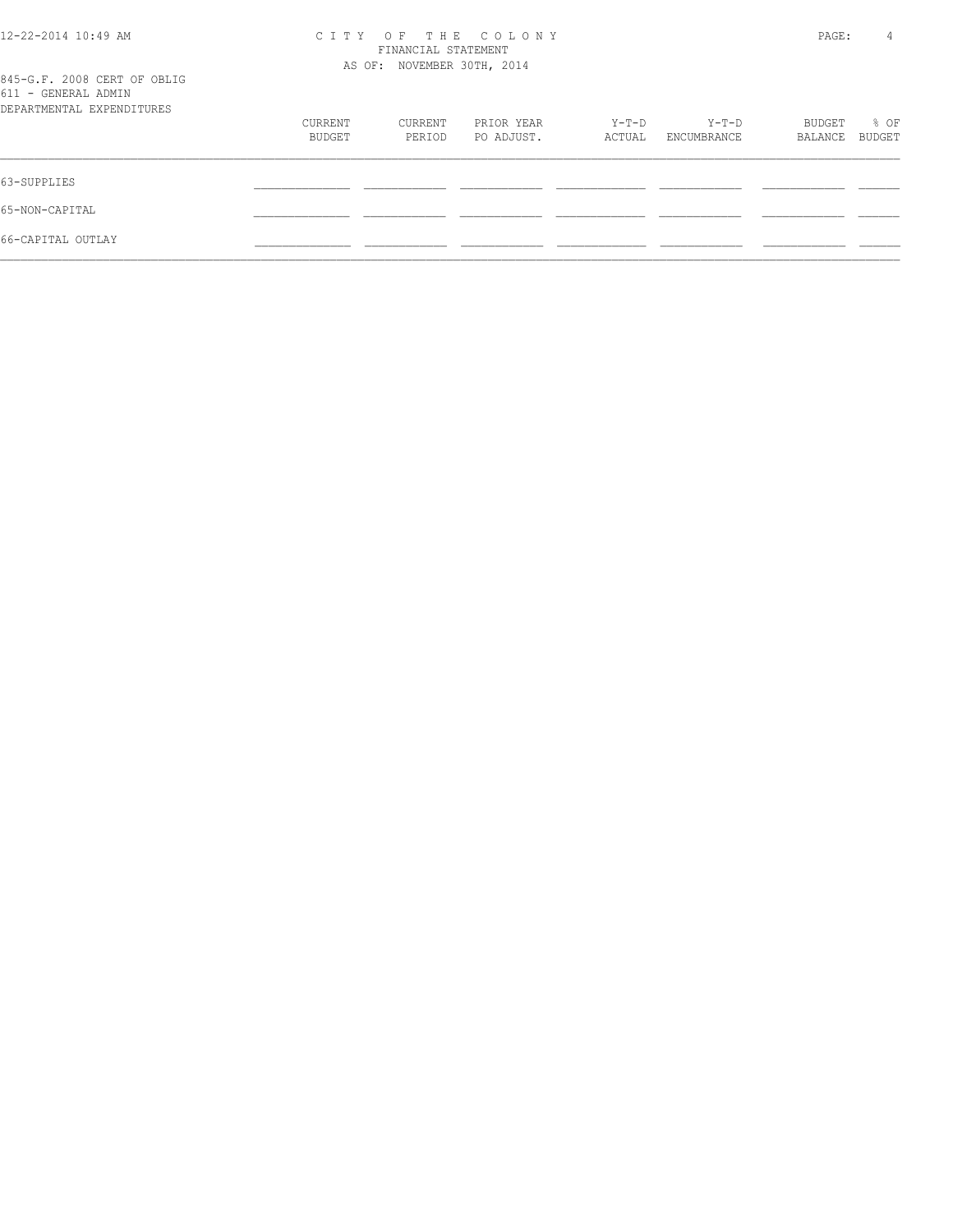CITY OF THE COLONY
FINANCIAL STATEMENT
AS OF: NOVEMBER 30TH, 2014

845-G.F. 2008 CERT OF OBLIG
611 - GENERAL ADMIN
DEPARTMENTAL EXPENDITURES

| | CURRENT BUDGET | CURRENT PERIOD | PRIOR YEAR PO ADJUST. | Y-T-D ACTUAL | Y-T-D ENCUMBRANCE | BUDGET BALANCE | % OF BUDGET |
|---|---|---|---|---|---|---|---|
| 63-SUPPLIES | | | | | | | |
| 65-NON-CAPITAL | | | | | | | |
| 66-CAPITAL OUTLAY | | | | | | | |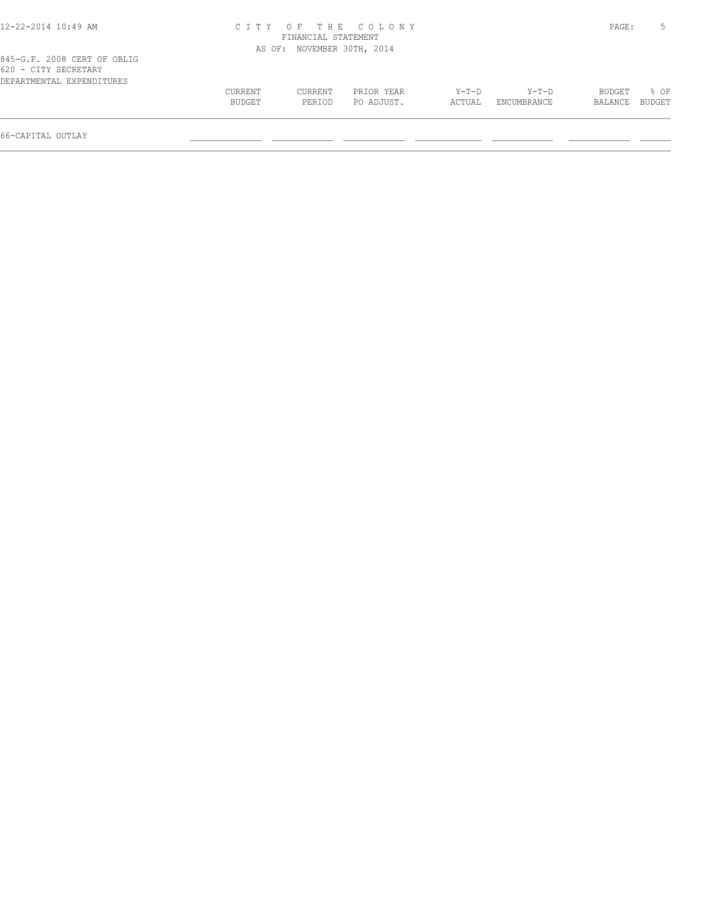CITY OF THE COLONY
FINANCIAL STATEMENT
AS OF: NOVEMBER 30TH, 2014

845-G.F. 2008 CERT OF OBLIG
620 - CITY SECRETARY
DEPARTMENTAL EXPENDITURES

| | CURRENT BUDGET | CURRENT PERIOD | PRIOR YEAR PO ADJUST. | Y-T-D ACTUAL | Y-T-D ENCUMBRANCE | BUDGET BALANCE | % OF BUDGET |
|---|---|---|---|---|---|---|---|
| 66-CAPITAL OUTLAY | | | | | | | |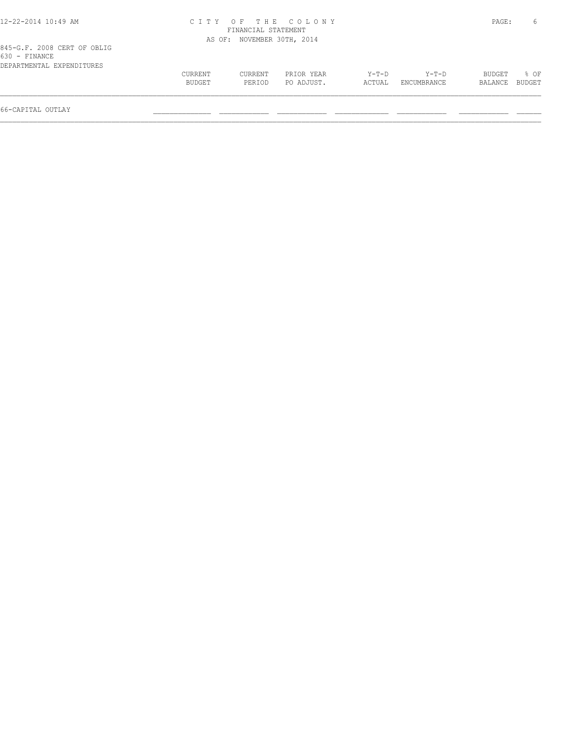CITY OF THE COLONY
FINANCIAL STATEMENT
AS OF: NOVEMBER 30TH, 2014

845-G.F. 2008 CERT OF OBLIG
630 - FINANCE
DEPARTMENTAL EXPENDITURES

| | CURRENT BUDGET | CURRENT PERIOD | PRIOR YEAR PO ADJUST. | Y-T-D ACTUAL | Y-T-D ENCUMBRANCE | BUDGET BALANCE | % OF BUDGET |
|---|---|---|---|---|---|---|---|
| 66-CAPITAL OUTLAY | | | | | | | |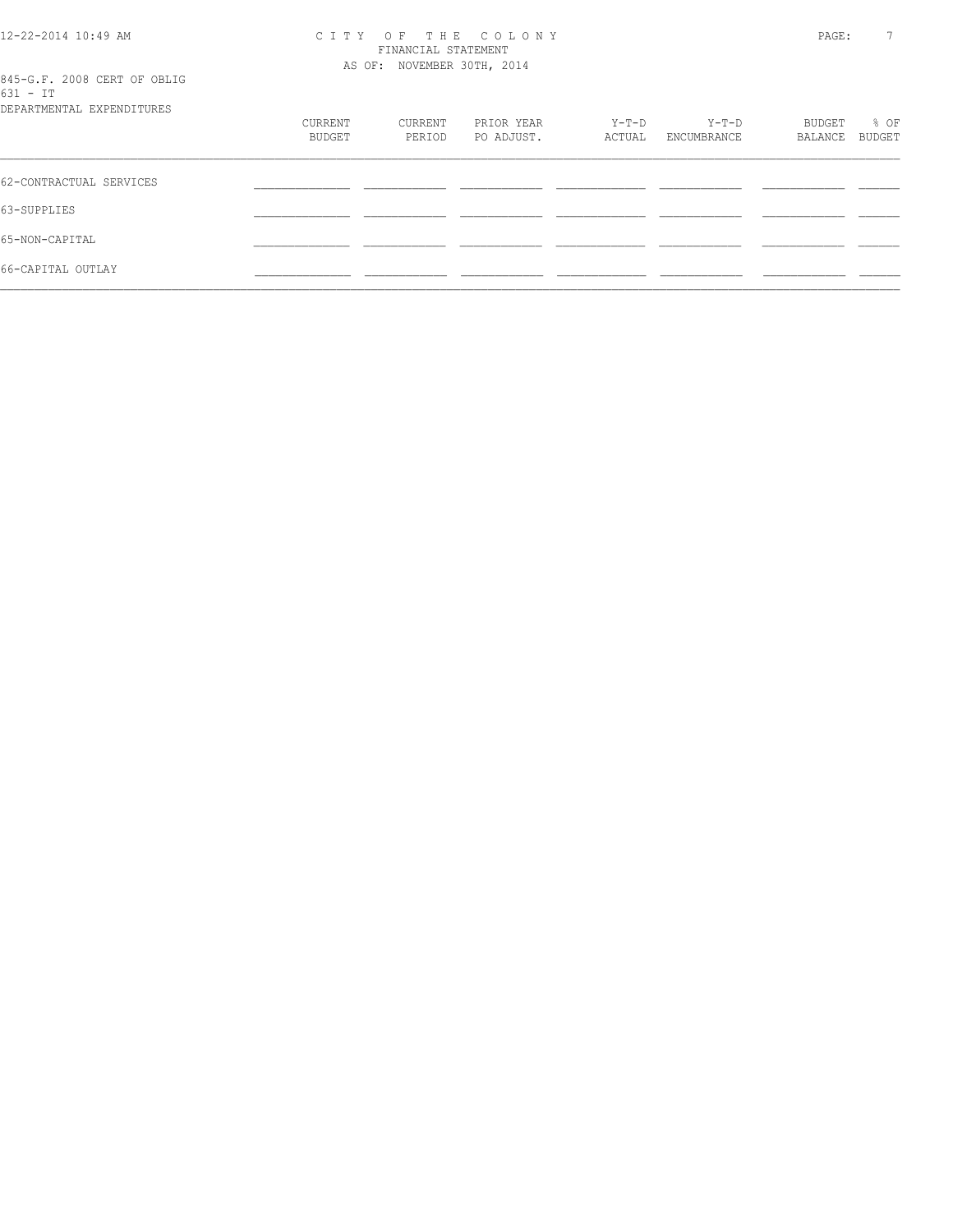CITY OF THE COLONY
FINANCIAL STATEMENT
AS OF: NOVEMBER 30TH, 2014

845-G.F. 2008 CERT OF OBLIG
631 - IT
DEPARTMENTAL EXPENDITURES

| | CURRENT BUDGET | CURRENT PERIOD | PRIOR YEAR PO ADJUST. | Y-T-D ACTUAL | Y-T-D ENCUMBRANCE | BUDGET BALANCE | % OF BUDGET |
|---|---|---|---|---|---|---|---|
| 62-CONTRACTUAL SERVICES | | | | | | | |
| 63-SUPPLIES | | | | | | | |
| 65-NON-CAPITAL | | | | | | | |
| 66-CAPITAL OUTLAY | | | | | | | |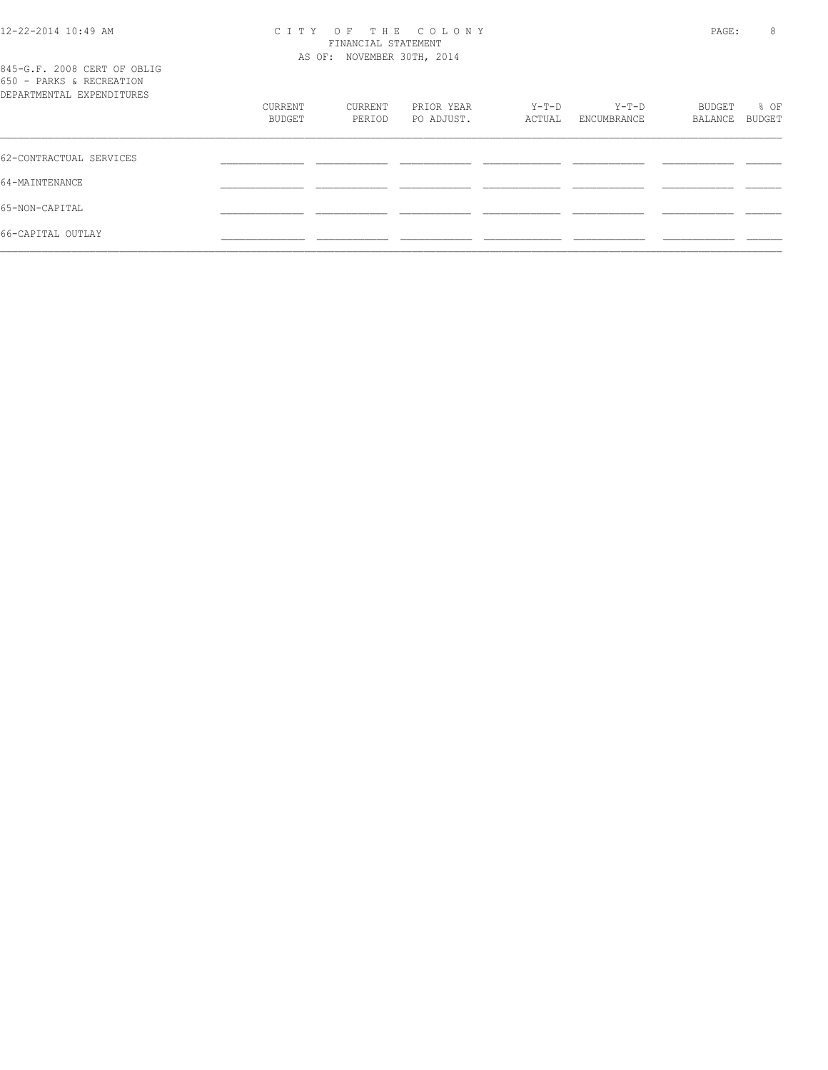# CITY OF THE COLONY

FINANCIAL STATEMENT

AS OF: NOVEMBER 30TH, 2014

845-G.F. 2008 CERT OF OBLIG

650 - PARKS & RECREATION

DEPARTMENTAL EXPENDITURES

| | CURRENT BUDGET | CURRENT PERIOD | PRIOR YEAR PO ADJUST. | Y-T-D ACTUAL | Y-T-D ENCUMBRANCE | BUDGET BALANCE | % OF BUDGET |
|---|---|---|---|---|---|---|---|
| 62-CONTRACTUAL SERVICES | | | | | | | |
| 64-MAINTENANCE | | | | | | | |
| 65-NON-CAPITAL | | | | | | | |
| 66-CAPITAL OUTLAY | | | | | | | |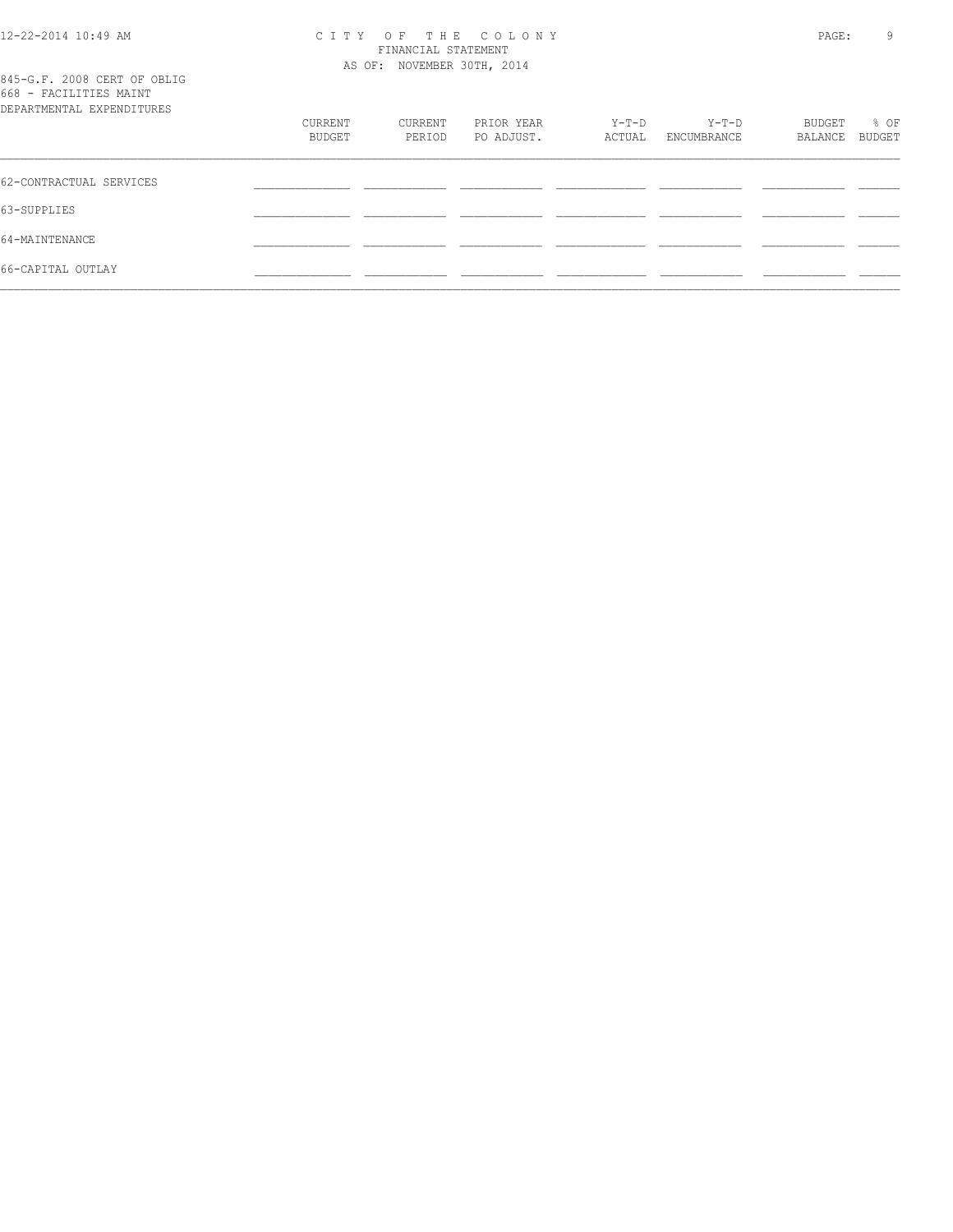CITY OF THE COLONY
FINANCIAL STATEMENT
AS OF: NOVEMBER 30TH, 2014

845-G.F. 2008 CERT OF OBLIG
668 - FACILITIES MAINT
DEPARTMENTAL EXPENDITURES

| | CURRENT BUDGET | CURRENT PERIOD | PRIOR YEAR PO ADJUST. | Y-T-D ACTUAL | Y-T-D ENCUMBRANCE | BUDGET BALANCE | % OF BUDGET |
|---|---|---|---|---|---|---|---|
| 62-CONTRACTUAL SERVICES | | | | | | | |
| 63-SUPPLIES | | | | | | | |
| 64-MAINTENANCE | | | | | | | |
| 66-CAPITAL OUTLAY | | | | | | | |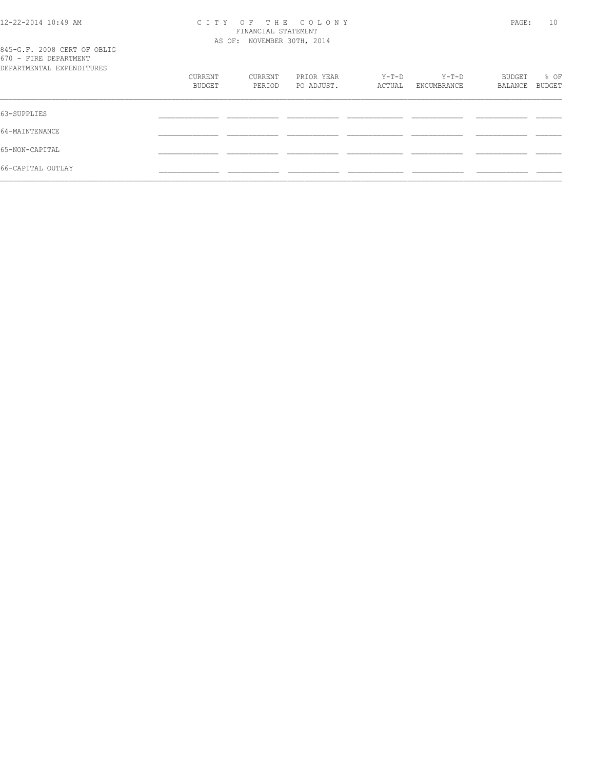845-G.F. 2008 CERT OF OBLIG
670 - FIRE DEPARTMENT
DEPARTMENTAL EXPENDITURES

| | CURRENT BUDGET | CURRENT PERIOD | PRIOR YEAR PO ADJUST. | Y-T-D ACTUAL | Y-T-D ENCUMBRANCE | BUDGET BALANCE | % OF BUDGET |
|---|---|---|---|---|---|---|---|
| 63-SUPPLIES | | | | | | | |
| 64-MAINTENANCE | | | | | | | |
| 65-NON-CAPITAL | | | | | | | |
| 66-CAPITAL OUTLAY | | | | | | | |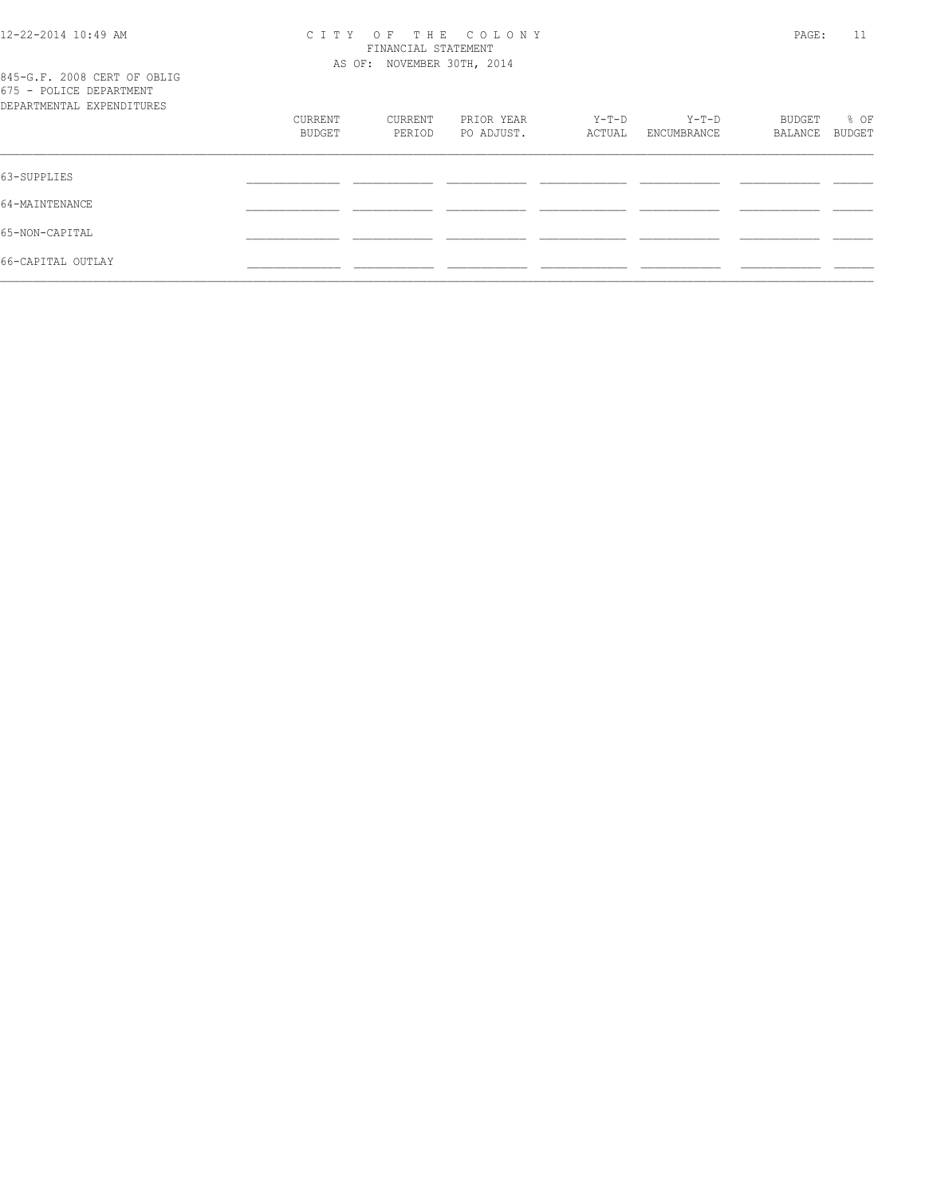845-G.F. 2008 CERT OF OBLIG
675 - POLICE DEPARTMENT
DEPARTMENTAL EXPENDITURES

| | CURRENT BUDGET | CURRENT PERIOD | PRIOR YEAR PO ADJUST. | Y-T-D ACTUAL | Y-T-D ENCUMBRANCE | BUDGET BALANCE | % OF BUDGET |
|---|---|---|---|---|---|---|---|
| 63-SUPPLIES | | | | | | | |
| 64-MAINTENANCE | | | | | | | |
| 65-NON-CAPITAL | | | | | | | |
| 66-CAPITAL OUTLAY | | | | | | | |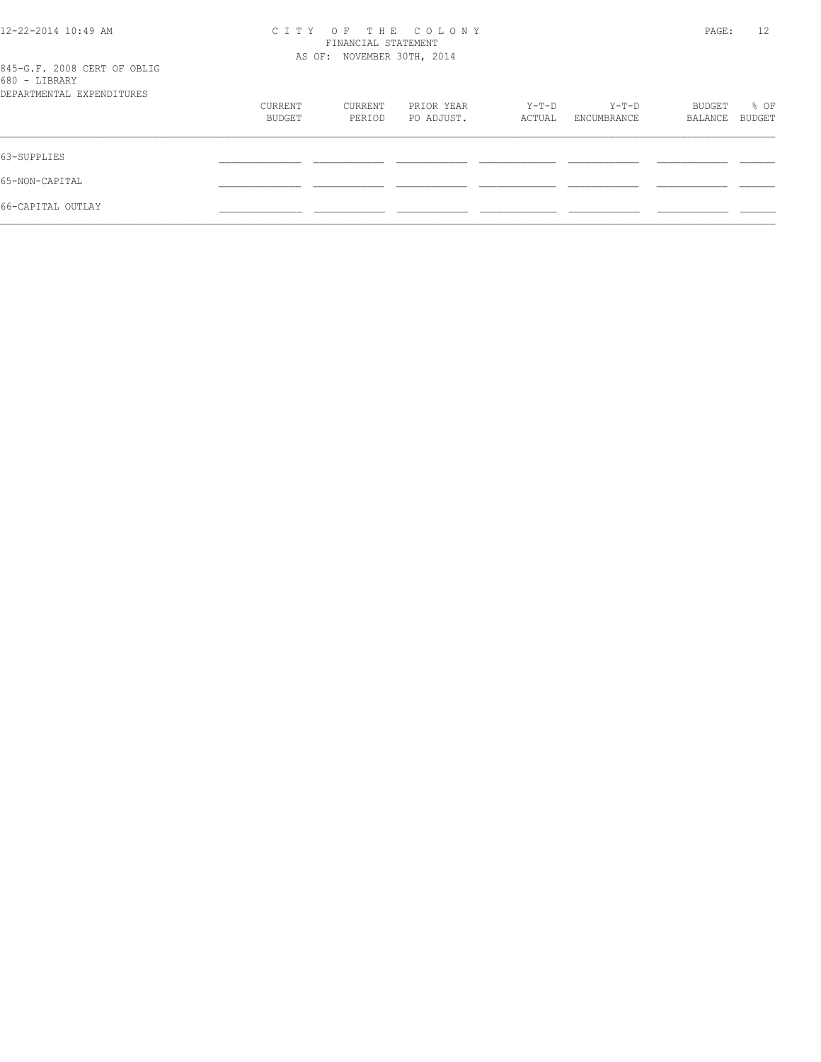845-G.F. 2008 CERT OF OBLIG
680 - LIBRARY
DEPARTMENTAL EXPENDITURES

| | CURRENT BUDGET | CURRENT PERIOD | PRIOR YEAR PO ADJUST. | Y-T-D ACTUAL | Y-T-D ENCUMBRANCE | BUDGET BALANCE | % OF BUDGET |
|---|---|---|---|---|---|---|---|
| 63-SUPPLIES | | | | | | | |
| 65-NON-CAPITAL | | | | | | | |
| 66-CAPITAL OUTLAY | | | | | | | |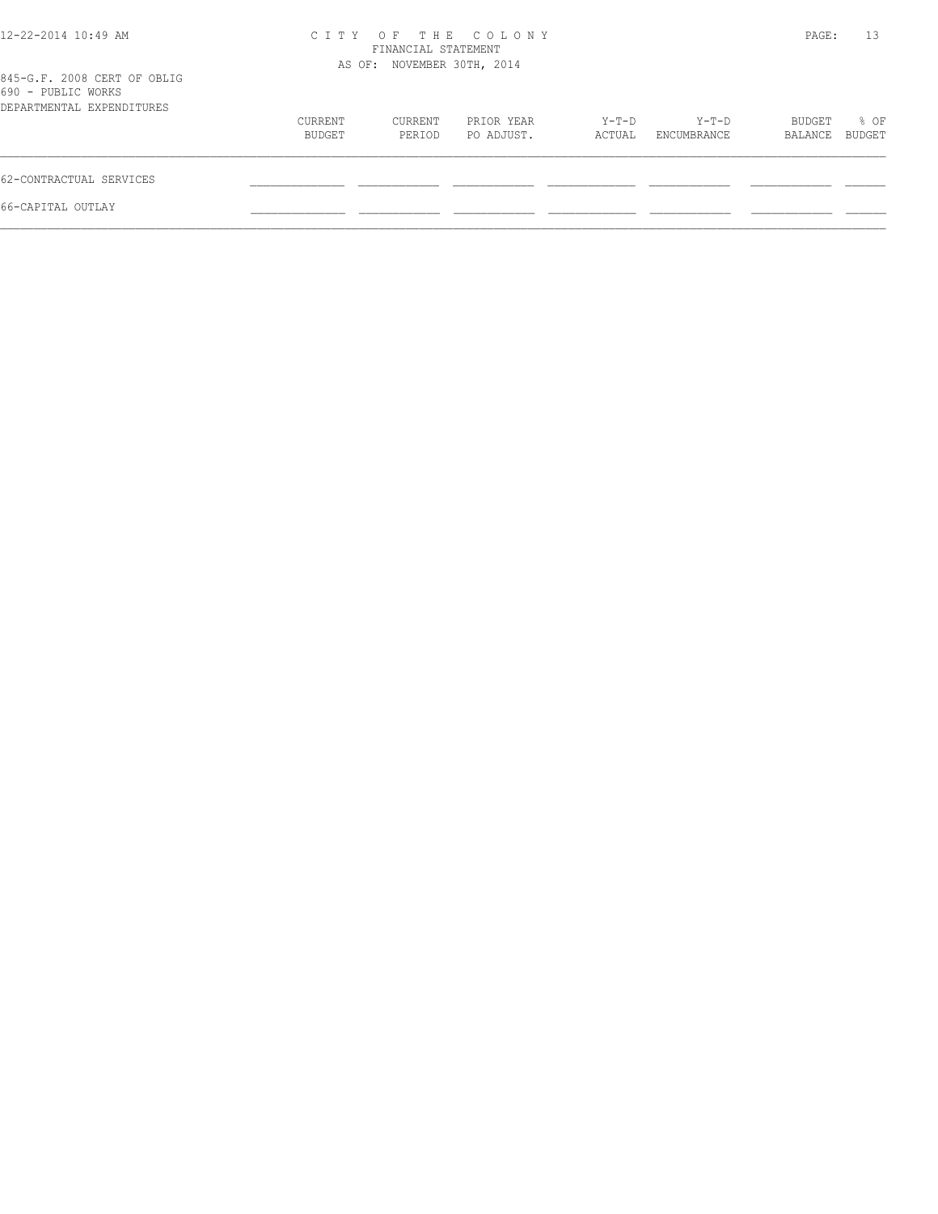CITY OF THE COLONY
FINANCIAL STATEMENT
AS OF: NOVEMBER 30TH, 2014

845-G.F. 2008 CERT OF OBLIG
690 - PUBLIC WORKS
DEPARTMENTAL EXPENDITURES

| | CURRENT BUDGET | CURRENT PERIOD | PRIOR YEAR PO ADJUST. | Y-T-D ACTUAL | Y-T-D ENCUMBRANCE | BUDGET BALANCE | % OF BUDGET |
|---|---|---|---|---|---|---|---|
| 62-CONTRACTUAL SERVICES | | | | | | | |
| 66-CAPITAL OUTLAY | | | | | | | |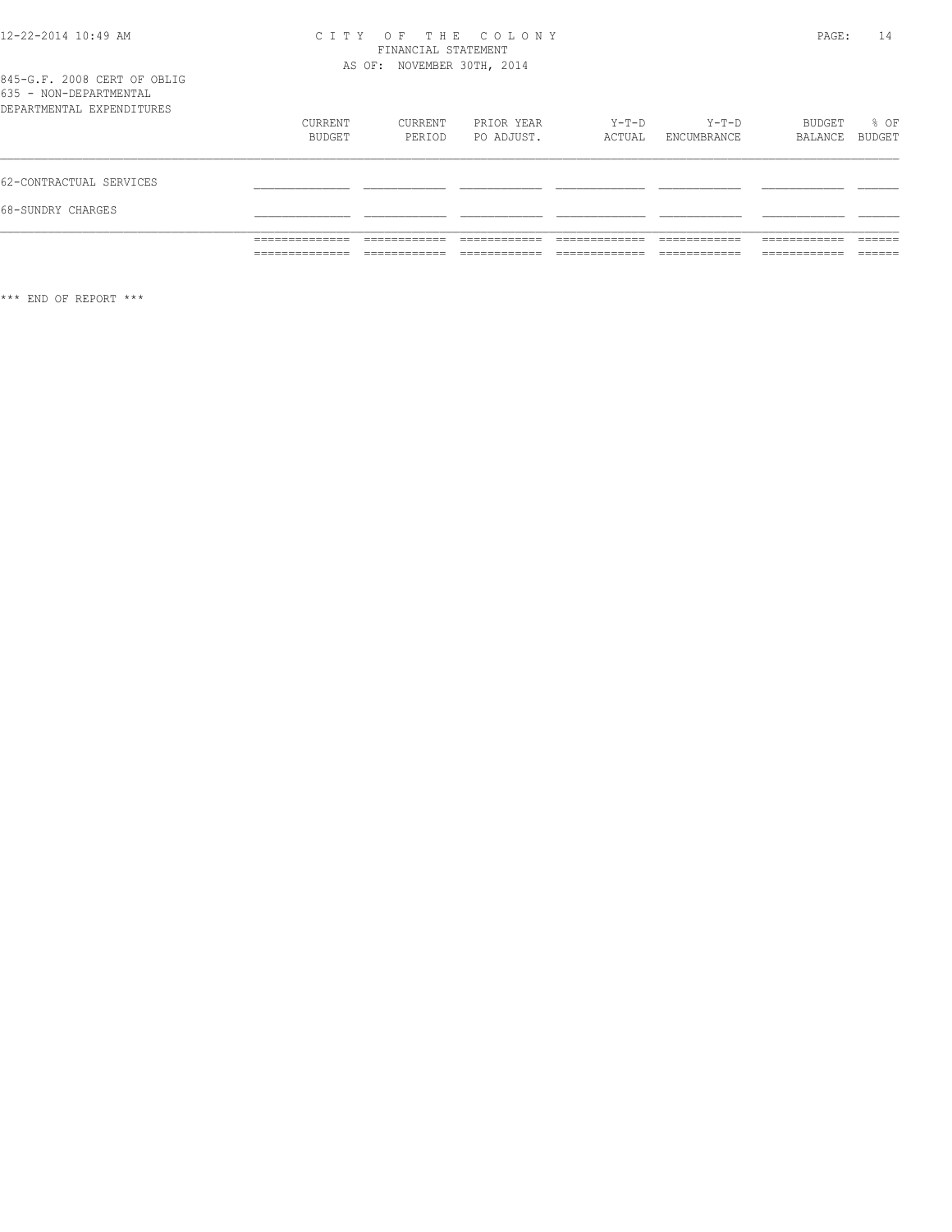CITY OF THE COLONY
FINANCIAL STATEMENT
AS OF: NOVEMBER 30TH, 2014

845-G.F. 2008 CERT OF OBLIG
635 - NON-DEPARTMENTAL
DEPARTMENTAL EXPENDITURES

| | CURRENT BUDGET | CURRENT PERIOD | PRIOR YEAR PO ADJUST. | Y-T-D ACTUAL | Y-T-D ENCUMBRANCE | BUDGET BALANCE | % OF BUDGET |
|---|---|---|---|---|---|---|---|
| 62-CONTRACTUAL SERVICES | | | | | | | |
| 68-SUNDRY CHARGES | | | | | | | |

*** END OF REPORT ***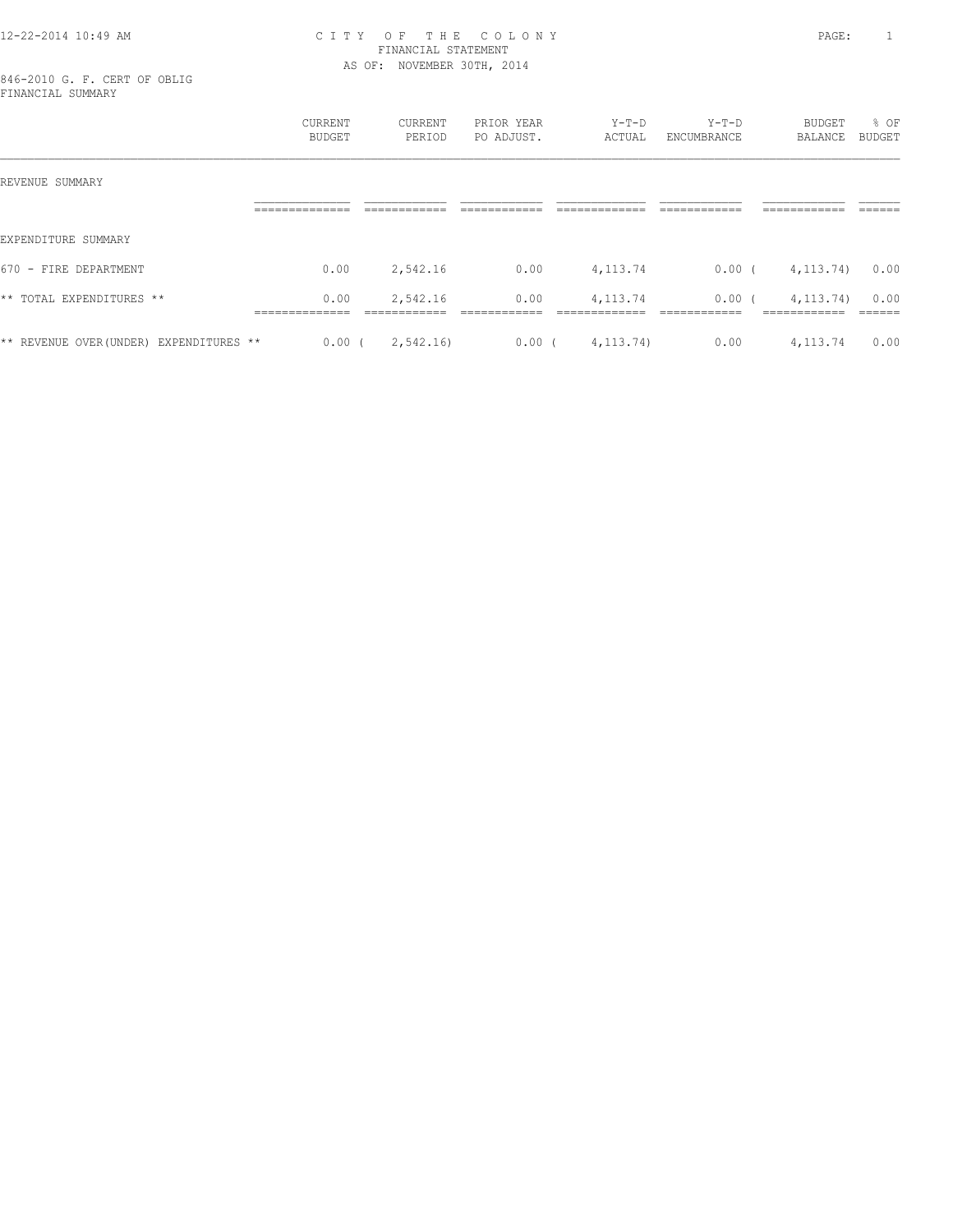# CITY OF THE COLONY
## FINANCIAL STATEMENT
### AS OF: NOVEMBER 30TH, 2014

846-2010 G. F. CERT OF OBLIG
FINANCIAL SUMMARY

| | CURRENT BUDGET | CURRENT PERIOD | PRIOR YEAR PO ADJUST. | Y-T-D ACTUAL | Y-T-D ENCUMBRANCE | BUDGET BALANCE | % OF BUDGET |
|---|---|---|---|---|---|---|---|
| REVENUE SUMMARY | | | | | | | |
| EXPENDITURE SUMMARY | | | | | | | |
| 670 - FIRE DEPARTMENT | 0.00 | 2,542.16 | 0.00 | 4,113.74 | 0.00 | ( 4,113.74) | 0.00 |
| ** TOTAL EXPENDITURES ** | 0.00 | 2,542.16 | 0.00 | 4,113.74 | 0.00 | ( 4,113.74) | 0.00 |
| ** REVENUE OVER(UNDER) EXPENDITURES ** | 0.00 | ( 2,542.16) | 0.00 | ( 4,113.74) | 0.00 | 4,113.74 | 0.00 |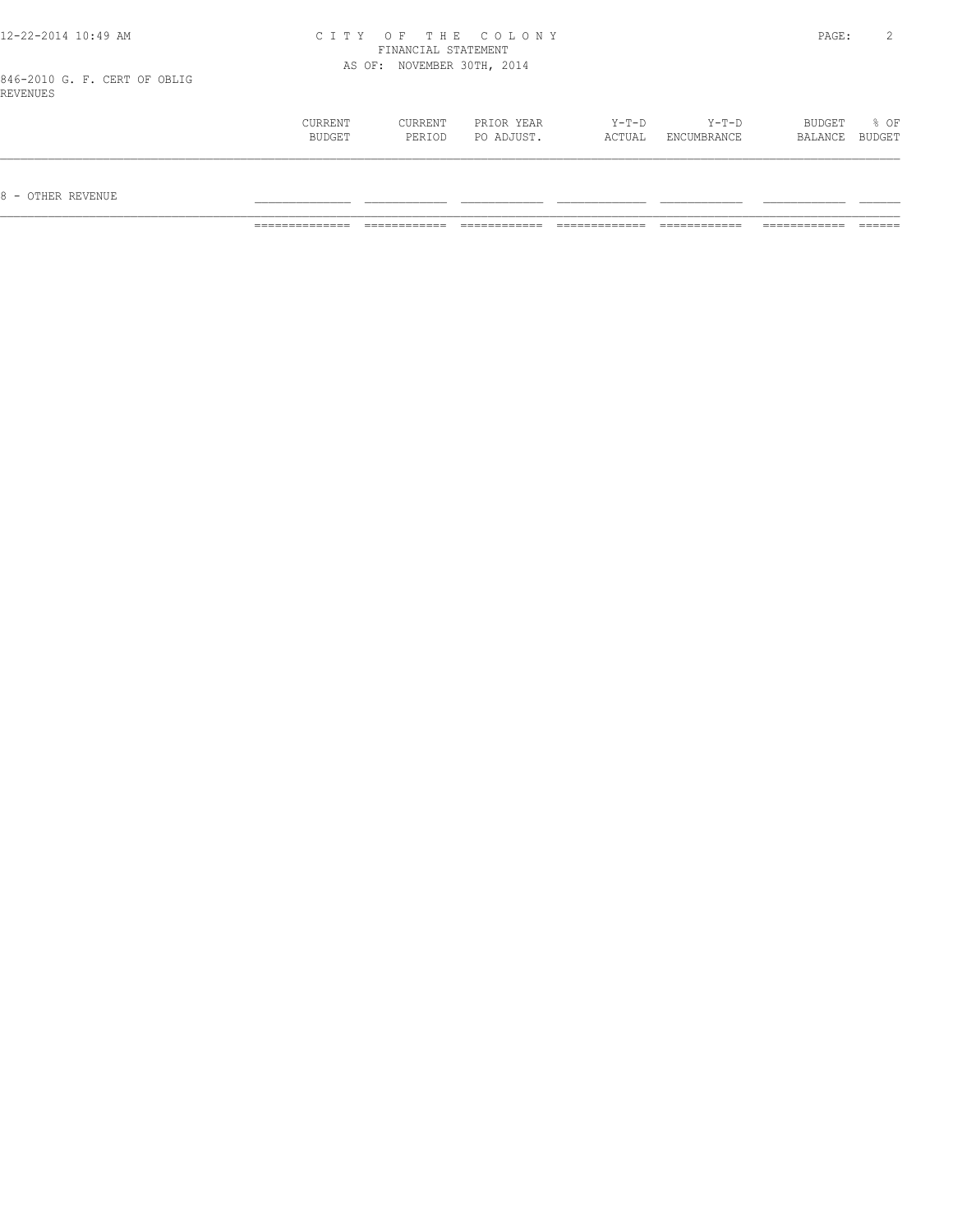846-2010 G. F. CERT OF OBLIG
REVENUES

| | CURRENT BUDGET | CURRENT PERIOD | PRIOR YEAR PO ADJUST. | Y-T-D ACTUAL | Y-T-D ENCUMBRANCE | BUDGET BALANCE | % OF BUDGET |
|---|---|---|---|---|---|---|---|
| 8 - OTHER REVENUE | | | | | | | |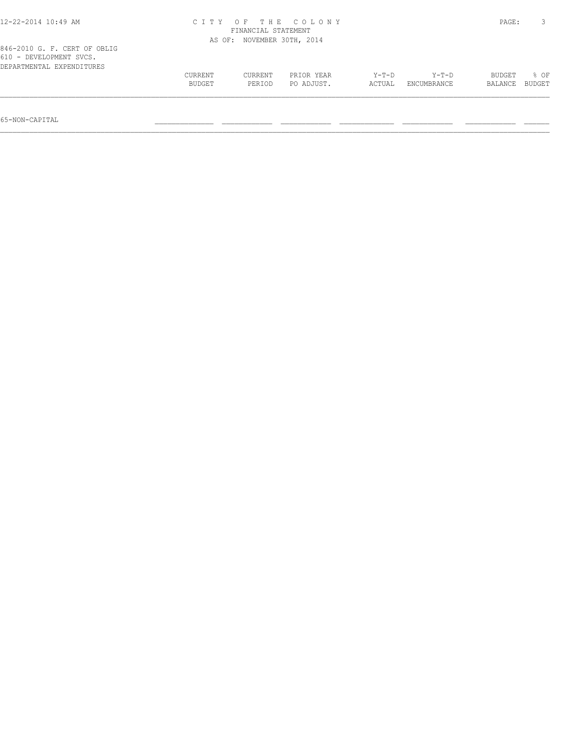CITY OF THE COLONY
FINANCIAL STATEMENT
AS OF: NOVEMBER 30TH, 2014

846-2010 G. F. CERT OF OBLIG
610 - DEVELOPMENT SVCS.
DEPARTMENTAL EXPENDITURES

| | CURRENT BUDGET | CURRENT PERIOD | PRIOR YEAR PO ADJUST. | Y-T-D ACTUAL | Y-T-D ENCUMBRANCE | BUDGET BALANCE | % OF BUDGET |
|---|---|---|---|---|---|---|---|
| 65-NON-CAPITAL | | | | | | | |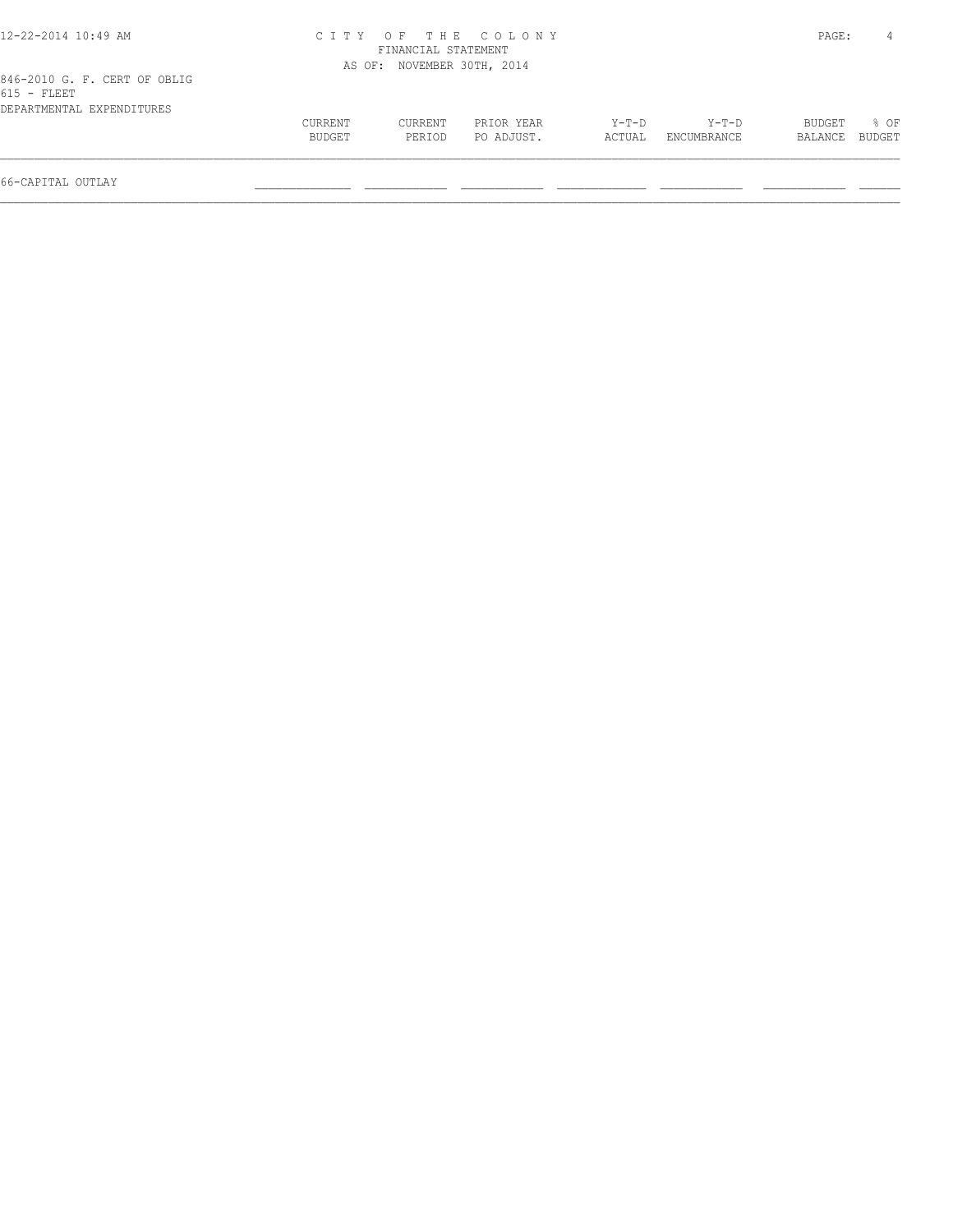C I T Y  O F  T H E  C O L O N Y
FINANCIAL STATEMENT
AS OF: NOVEMBER 30TH, 2014

846-2010 G. F. CERT OF OBLIG
615 - FLEET
DEPARTMENTAL EXPENDITURES

| | CURRENT BUDGET | CURRENT PERIOD | PRIOR YEAR PO ADJUST. | Y-T-D ACTUAL | Y-T-D ENCUMBRANCE | BUDGET BALANCE | % OF BUDGET |
|---|---|---|---|---|---|---|---|
| 66-CAPITAL OUTLAY | | | | | | | |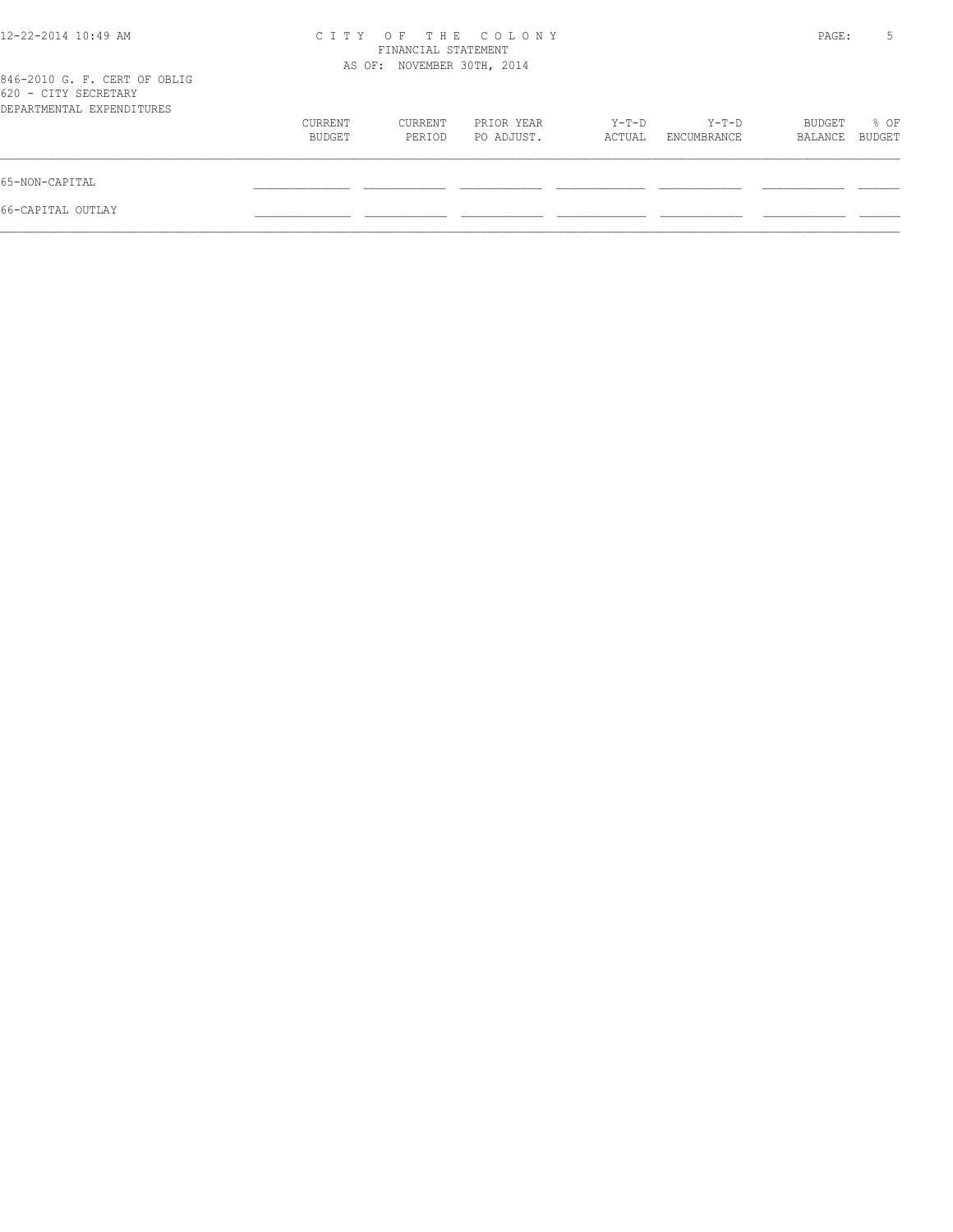CITY OF THE COLONY
FINANCIAL STATEMENT
AS OF: NOVEMBER 30TH, 2014

846-2010 G. F. CERT OF OBLIG
620 - CITY SECRETARY
DEPARTMENTAL EXPENDITURES

| | CURRENT BUDGET | CURRENT PERIOD | PRIOR YEAR PO ADJUST. | Y-T-D ACTUAL | Y-T-D ENCUMBRANCE | BUDGET BALANCE | % OF BUDGET |
|---|---|---|---|---|---|---|---|
| 65-NON-CAPITAL | | | | | | | |
| 66-CAPITAL OUTLAY | | | | | | | |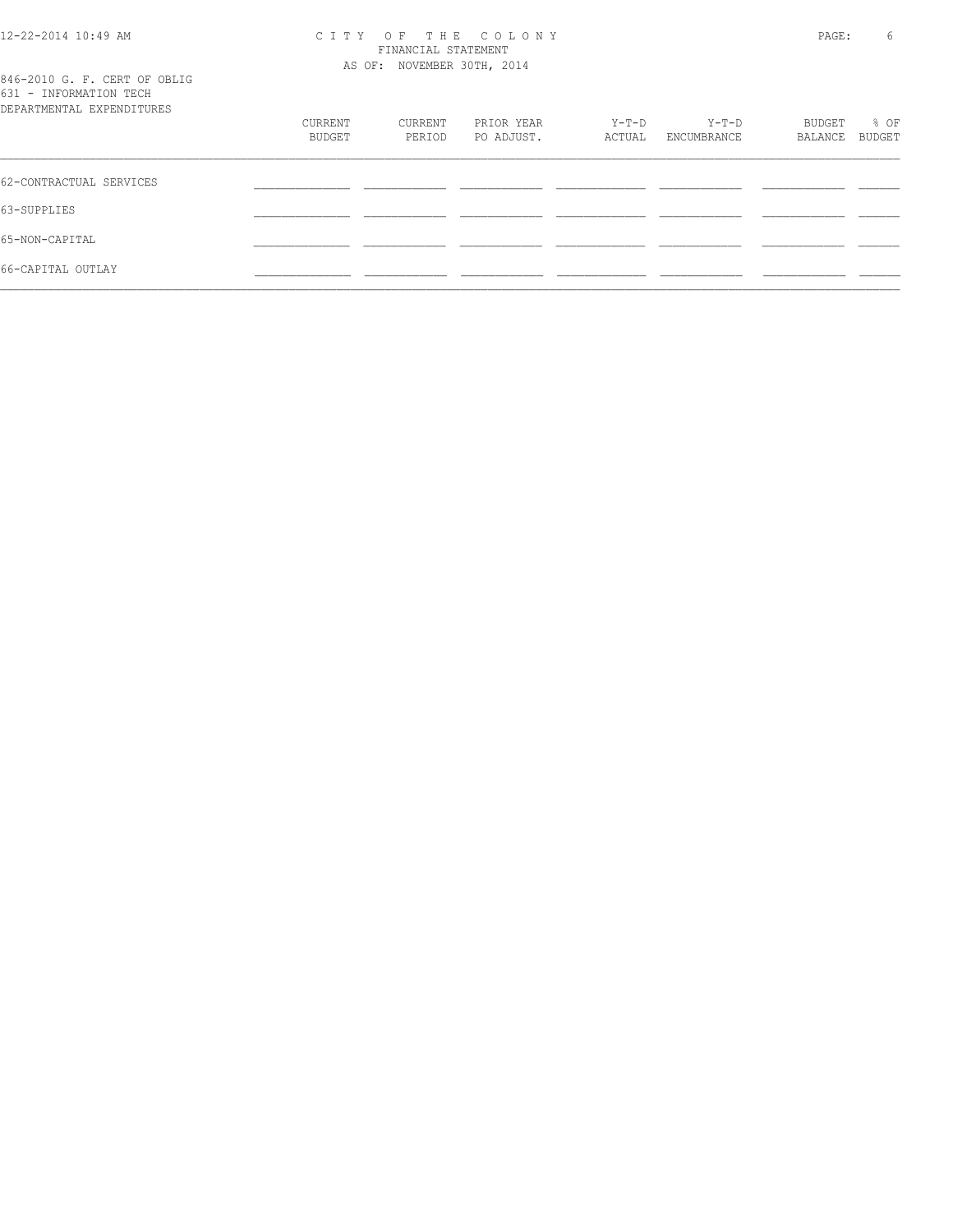CITY OF THE COLONY
FINANCIAL STATEMENT
AS OF: NOVEMBER 30TH, 2014

846-2010 G. F. CERT OF OBLIG
631 - INFORMATION TECH
DEPARTMENTAL EXPENDITURES

| | CURRENT BUDGET | CURRENT PERIOD | PRIOR YEAR PO ADJUST. | Y-T-D ACTUAL | Y-T-D ENCUMBRANCE | BUDGET BALANCE | % OF BUDGET |
|---|---|---|---|---|---|---|---|
| 62-CONTRACTUAL SERVICES | | | | | | | |
| 63-SUPPLIES | | | | | | | |
| 65-NON-CAPITAL | | | | | | | |
| 66-CAPITAL OUTLAY | | | | | | | |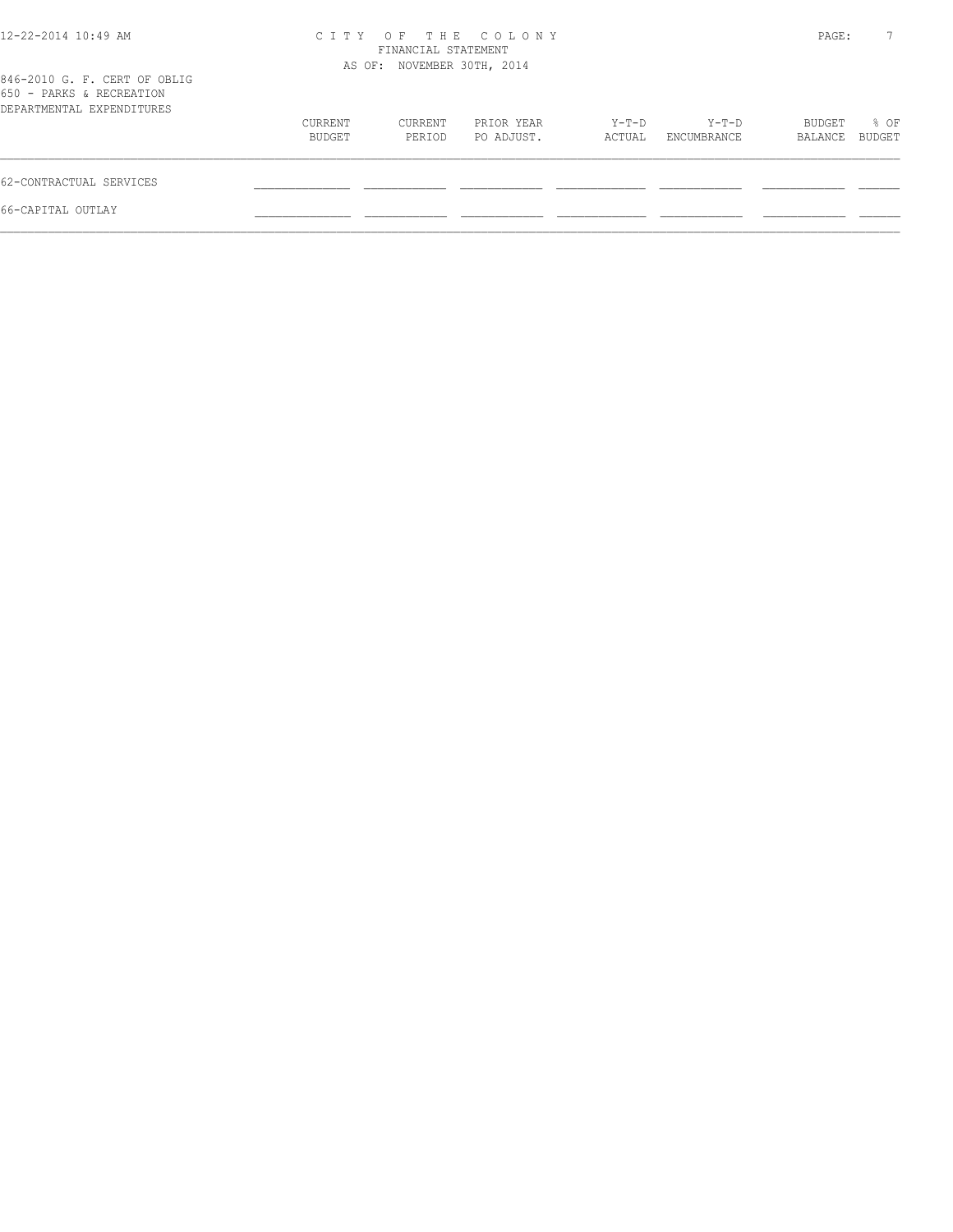CITY OF THE COLONY
FINANCIAL STATEMENT
AS OF: NOVEMBER 30TH, 2014

846-2010 G. F. CERT OF OBLIG
650 - PARKS & RECREATION
DEPARTMENTAL EXPENDITURES

| | CURRENT BUDGET | CURRENT PERIOD | PRIOR YEAR PO ADJUST. | Y-T-D ACTUAL | Y-T-D ENCUMBRANCE | BUDGET BALANCE | % OF BUDGET |
|---|---|---|---|---|---|---|---|
| 62-CONTRACTUAL SERVICES | | | | | | | |
| 66-CAPITAL OUTLAY | | | | | | | |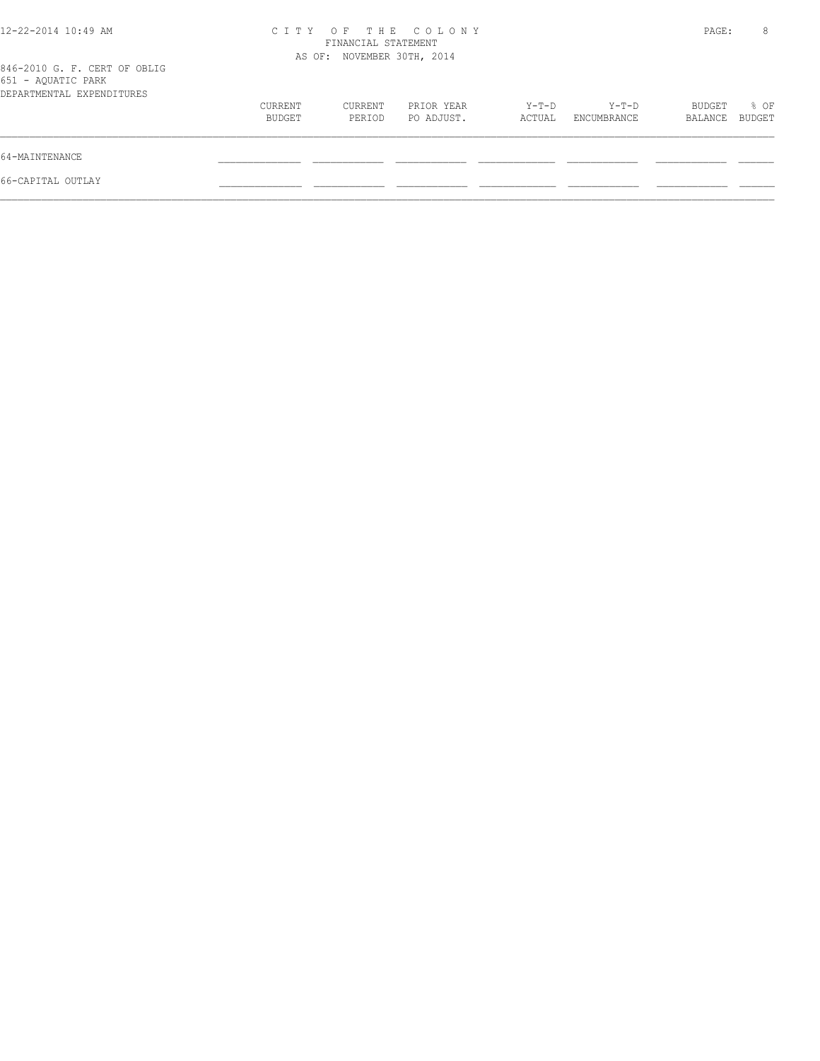846-2010 G. F. CERT OF OBLIG
651 - AQUATIC PARK
DEPARTMENTAL EXPENDITURES

| | CURRENT BUDGET | CURRENT PERIOD | PRIOR YEAR PO ADJUST. | Y-T-D ACTUAL | Y-T-D ENCUMBRANCE | BUDGET BALANCE | % OF BUDGET |
|---|---|---|---|---|---|---|---|
| 64-MAINTENANCE | | | | | | | |
| 66-CAPITAL OUTLAY | | | | | | | |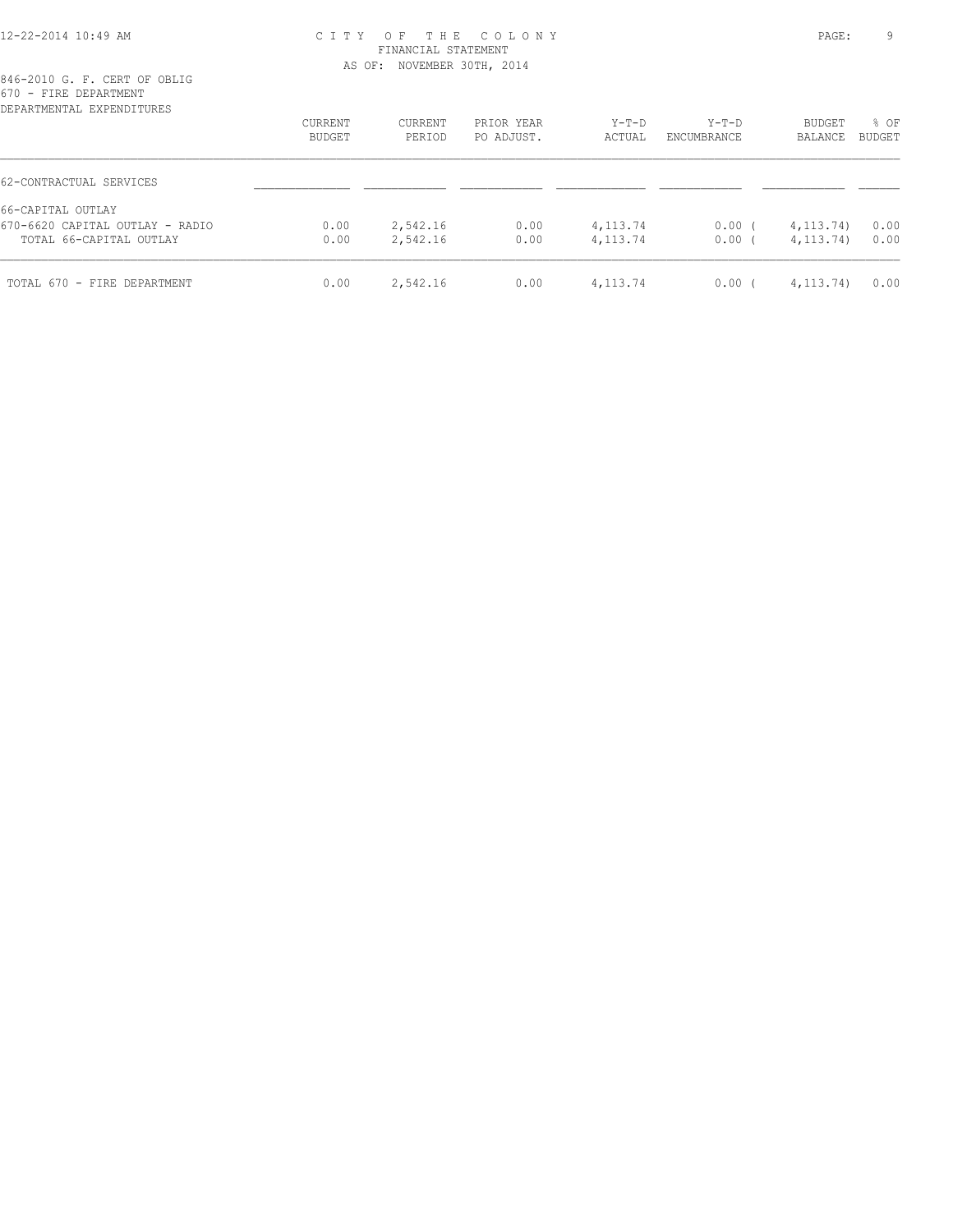# CITY OF THE COLONY

FINANCIAL STATEMENT

AS OF: NOVEMBER 30TH, 2014

846-2010 G. F. CERT OF OBLIG

670 - FIRE DEPARTMENT

DEPARTMENTAL EXPENDITURES

| | CURRENT BUDGET | CURRENT PERIOD | PRIOR YEAR PO ADJUST. | Y-T-D ACTUAL | Y-T-D ENCUMBRANCE | BUDGET BALANCE | % OF BUDGET |
|---|---|---|---|---|---|---|---|
| 62-CONTRACTUAL SERVICES | | | | | | | |
| 66-CAPITAL OUTLAY | | | | | | | |
| 670-6620 CAPITAL OUTLAY - RADIO | 0.00 | 2,542.16 | 0.00 | 4,113.74 | 0.00 | (4,113.74) | 0.00 |
| TOTAL 66-CAPITAL OUTLAY | 0.00 | 2,542.16 | 0.00 | 4,113.74 | 0.00 | (4,113.74) | 0.00 |
| TOTAL 670 - FIRE DEPARTMENT | 0.00 | 2,542.16 | 0.00 | 4,113.74 | 0.00 | (4,113.74) | 0.00 |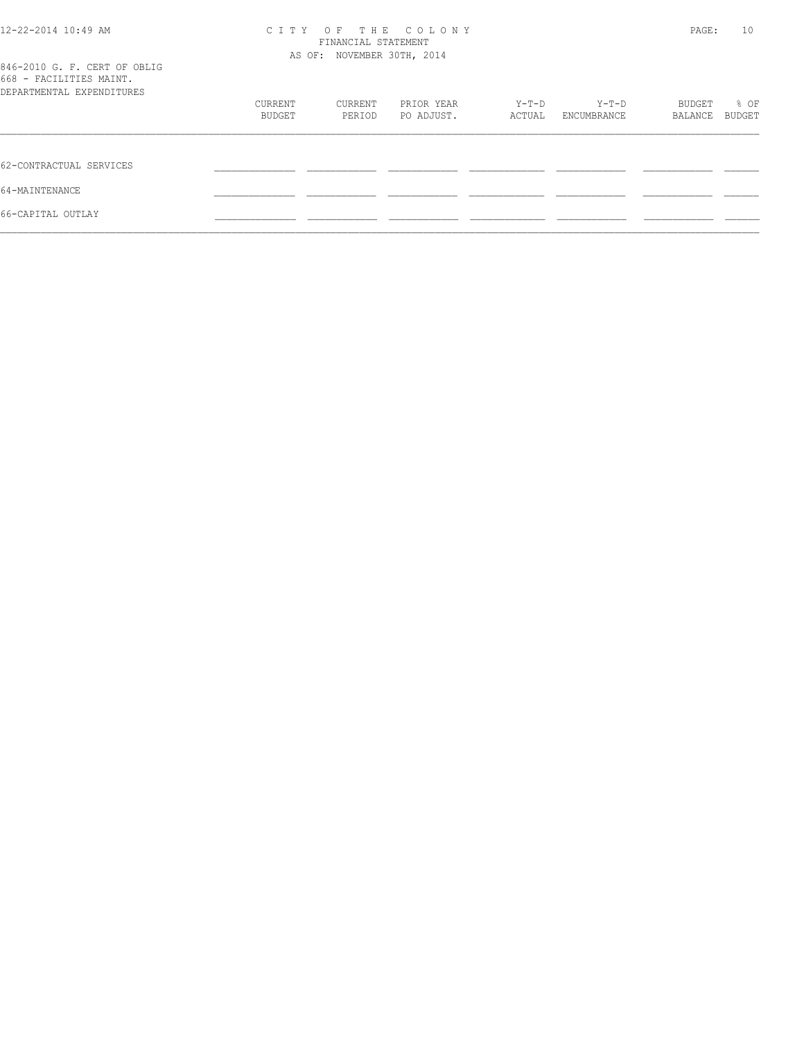846-2010 G. F. CERT OF OBLIG
668 - FACILITIES MAINT.
DEPARTMENTAL EXPENDITURES

|  | CURRENT BUDGET | CURRENT PERIOD | PRIOR YEAR PO ADJUST. | Y-T-D ACTUAL | Y-T-D ENCUMBRANCE | BUDGET BALANCE | % OF BUDGET |
|---|---|---|---|---|---|---|---|
| 62-CONTRACTUAL SERVICES |  |  |  |  |  |  |  |
| 64-MAINTENANCE |  |  |  |  |  |  |  |
| 66-CAPITAL OUTLAY |  |  |  |  |  |  |  |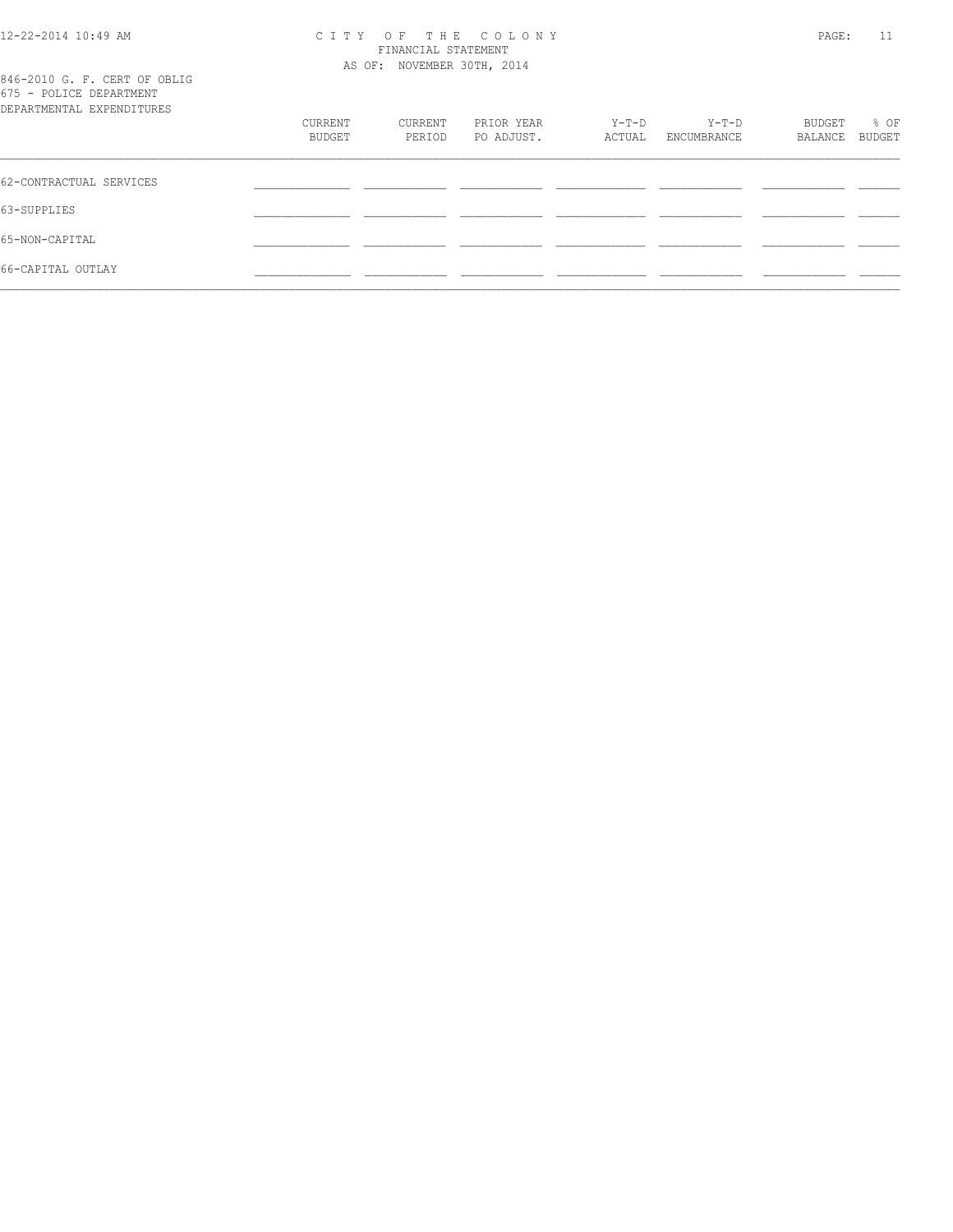CITY OF THE COLONY
FINANCIAL STATEMENT
AS OF: NOVEMBER 30TH, 2014

846-2010 G. F. CERT OF OBLIG
675 - POLICE DEPARTMENT
DEPARTMENTAL EXPENDITURES

| | CURRENT BUDGET | CURRENT PERIOD | PRIOR YEAR PO ADJUST. | Y-T-D ACTUAL | Y-T-D ENCUMBRANCE | BUDGET BALANCE | % OF BUDGET |
|---|---|---|---|---|---|---|---|
| 62-CONTRACTUAL SERVICES | | | | | | | |
| 63-SUPPLIES | | | | | | | |
| 65-NON-CAPITAL | | | | | | | |
| 66-CAPITAL OUTLAY | | | | | | | |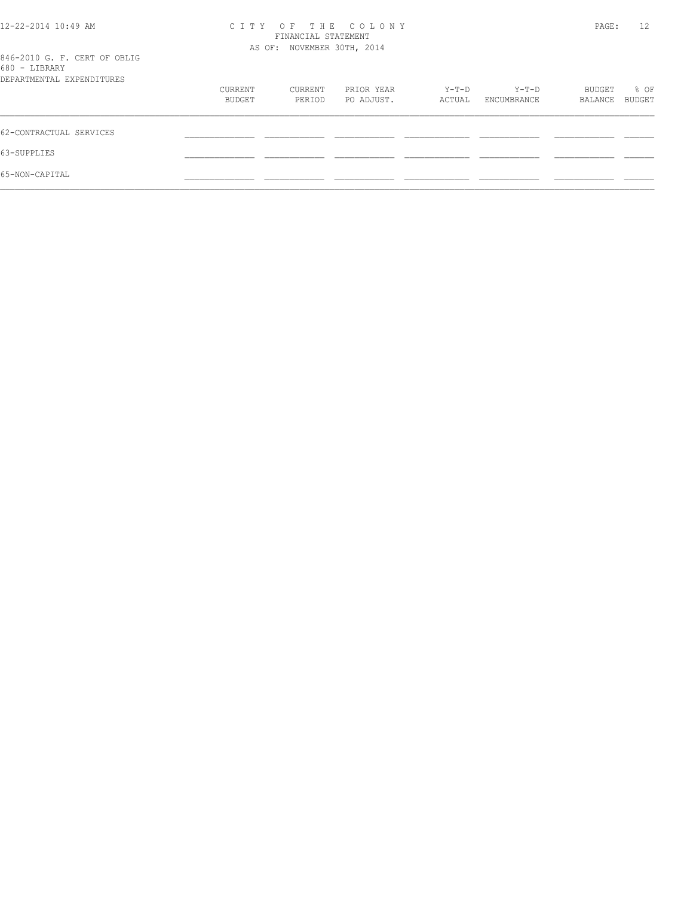CITY OF THE COLONY
FINANCIAL STATEMENT
AS OF: NOVEMBER 30TH, 2014

846-2010 G. F. CERT OF OBLIG
680 - LIBRARY
DEPARTMENTAL EXPENDITURES

| | CURRENT BUDGET | CURRENT PERIOD | PRIOR YEAR PO ADJUST. | Y-T-D ACTUAL | Y-T-D ENCUMBRANCE | BUDGET BALANCE | % OF BUDGET |
|---|---|---|---|---|---|---|---|
| 62-CONTRACTUAL SERVICES | | | | | | | |
| 63-SUPPLIES | | | | | | | |
| 65-NON-CAPITAL | | | | | | | |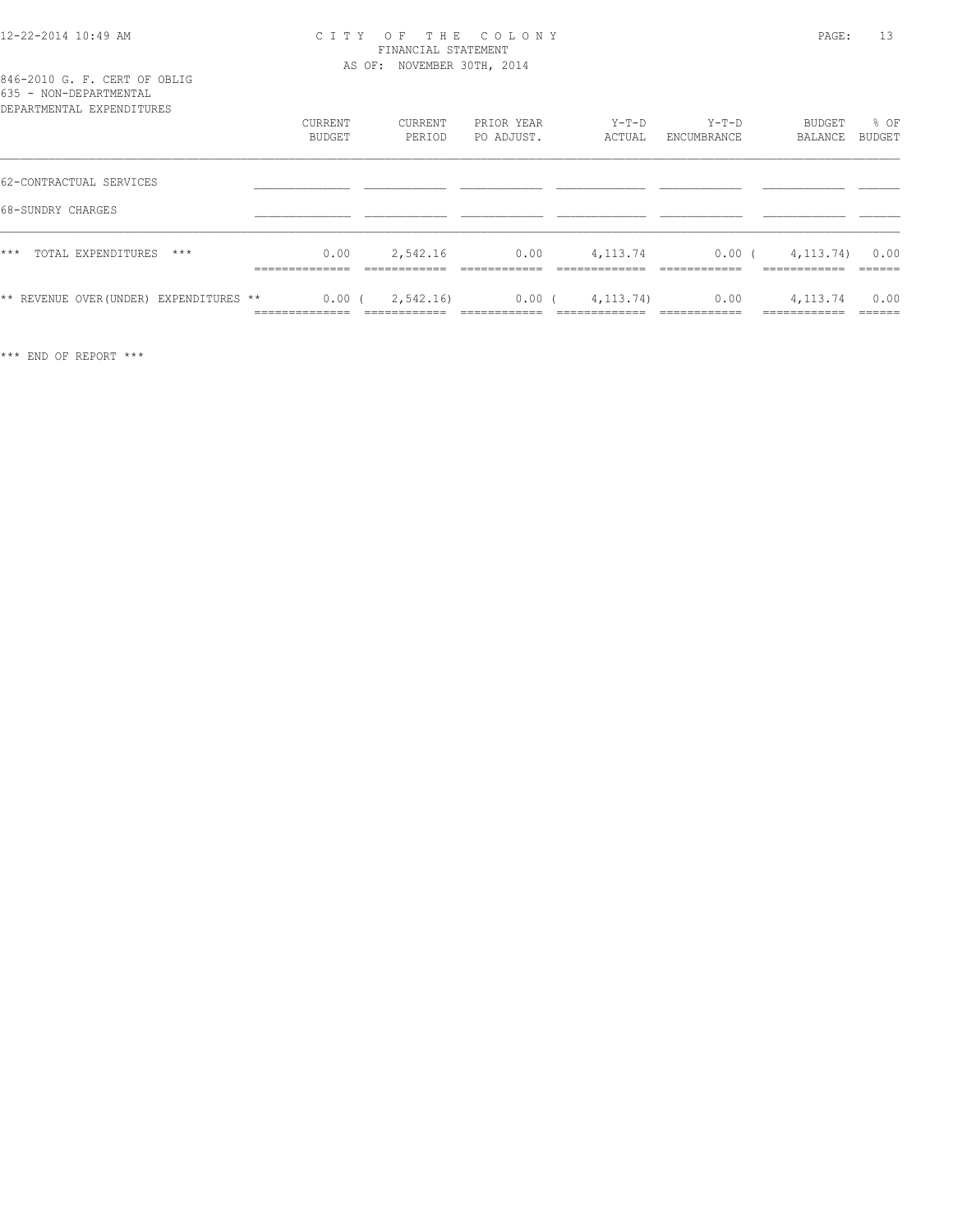CITY OF THE COLONY
FINANCIAL STATEMENT
AS OF: NOVEMBER 30TH, 2014

846-2010 G. F. CERT OF OBLIG
635 - NON-DEPARTMENTAL
DEPARTMENTAL EXPENDITURES

| | CURRENT BUDGET | CURRENT PERIOD | PRIOR YEAR PO ADJUST. | Y-T-D ACTUAL | Y-T-D ENCUMBRANCE | BUDGET BALANCE | % OF BUDGET |
|---|---|---|---|---|---|---|---|
| 62-CONTRACTUAL SERVICES | | | | | | | |
| 68-SUNDRY CHARGES | | | | | | | |
| *** TOTAL EXPENDITURES *** | 0.00 | 2,542.16 | 0.00 | 4,113.74 | 0.00 | (4,113.74) | 0.00 |
| ** REVENUE OVER(UNDER) EXPENDITURES ** | 0.00 | (2,542.16) | 0.00 | (4,113.74) | 0.00 | 4,113.74 | 0.00 |

*** END OF REPORT ***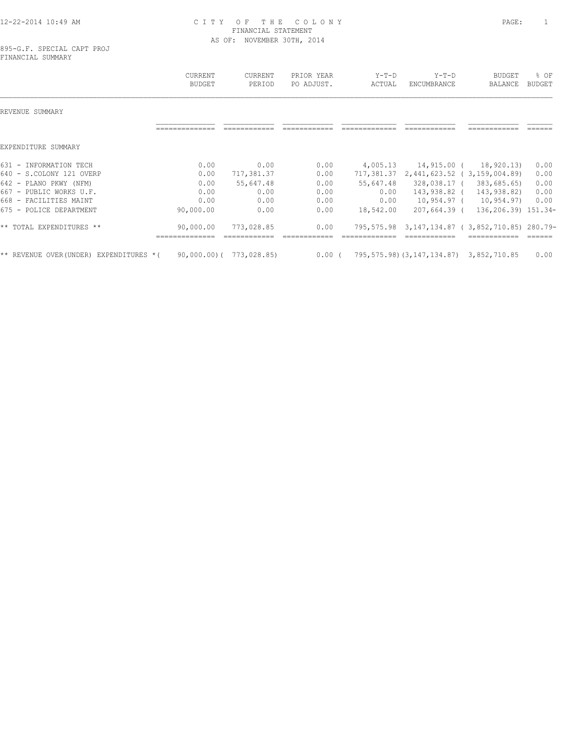# CITY OF THE COLONY

FINANCIAL STATEMENT

AS OF: NOVEMBER 30TH, 2014

895-G.F. SPECIAL CAPT PROJ

FINANCIAL SUMMARY

| | CURRENT BUDGET | CURRENT PERIOD | PRIOR YEAR PO ADJUST. | Y-T-D ACTUAL | Y-T-D ENCUMBRANCE | BUDGET BALANCE | % OF BUDGET |
|---|---|---|---|---|---|---|---|
| REVENUE SUMMARY | | | | | | | |
| EXPENDITURE SUMMARY | | | | | | | |
| 631 - INFORMATION TECH | 0.00 | 0.00 | 0.00 | 4,005.13 | 14,915.00 | ( 18,920.13) | 0.00 |
| 640 - S.COLONY 121 OVERP | 0.00 | 717,381.37 | 0.00 | 717,381.37 | 2,441,623.52 | ( 3,159,004.89) | 0.00 |
| 642 - PLANO PKWY (NFM) | 0.00 | 55,647.48 | 0.00 | 55,647.48 | 328,038.17 | ( 383,685.65) | 0.00 |
| 667 - PUBLIC WORKS U.F. | 0.00 | 0.00 | 0.00 | 0.00 | 143,938.82 | ( 143,938.82) | 0.00 |
| 668 - FACILITIES MAINT | 0.00 | 0.00 | 0.00 | 0.00 | 10,954.97 | ( 10,954.97) | 0.00 |
| 675 - POLICE DEPARTMENT | 90,000.00 | 0.00 | 0.00 | 18,542.00 | 207,664.39 | ( 136,206.39) | 151.34- |
| ** TOTAL EXPENDITURES ** | 90,000.00 | 773,028.85 | 0.00 | 795,575.98 | 3,147,134.87 | ( 3,852,710.85) | 280.79- |
| ** REVENUE OVER(UNDER) EXPENDITURES * | ( 90,000.00) | ( 773,028.85) | 0.00 | ( 795,575.98) | (3,147,134.87) | 3,852,710.85 | 0.00 |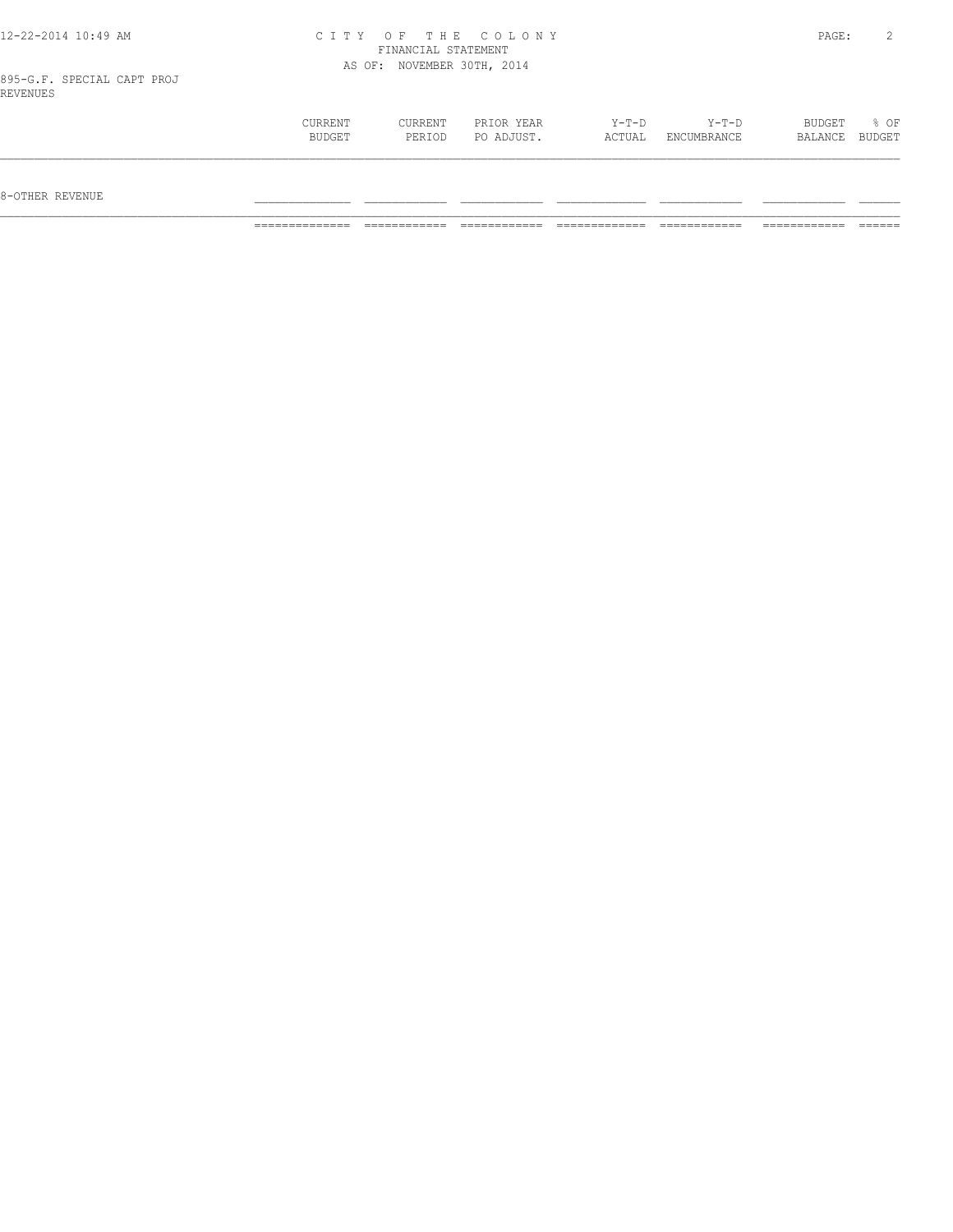895-G.F. SPECIAL CAPT PROJ
REVENUES

| | CURRENT BUDGET | CURRENT PERIOD | PRIOR YEAR PO ADJUST. | Y-T-D ACTUAL | Y-T-D ENCUMBRANCE | BUDGET BALANCE | % OF BUDGET |
|---|---|---|---|---|---|---|---|
| 8-OTHER REVENUE | | | | | | | |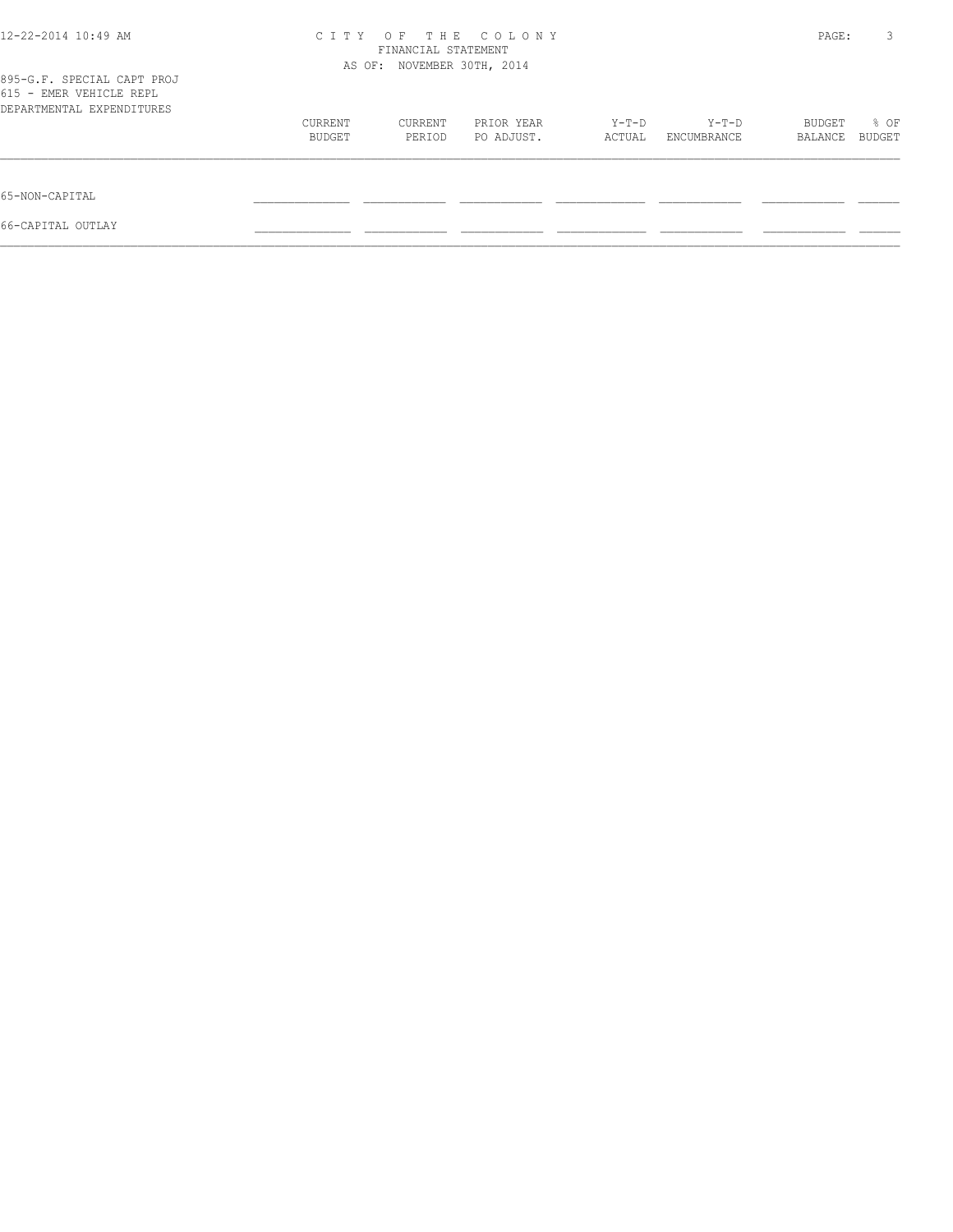# CITY OF THE COLONY

FINANCIAL STATEMENT

AS OF: NOVEMBER 30TH, 2014

895-G.F. SPECIAL CAPT PROJ

615 - EMER VEHICLE REPL

DEPARTMENTAL EXPENDITURES

| | CURRENT BUDGET | CURRENT PERIOD | PRIOR YEAR PO ADJUST. | Y-T-D ACTUAL | Y-T-D ENCUMBRANCE | BUDGET BALANCE | % OF BUDGET |
|---|---|---|---|---|---|---|---|
| 65-NON-CAPITAL | | | | | | | |
| 66-CAPITAL OUTLAY | | | | | | | |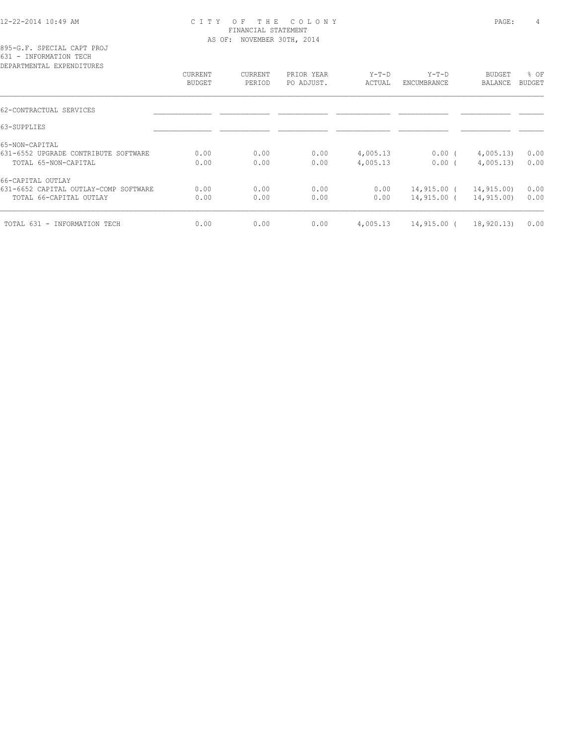CITY OF THE COLONY
FINANCIAL STATEMENT
AS OF: NOVEMBER 30TH, 2014

895-G.F. SPECIAL CAPT PROJ
631 - INFORMATION TECH
DEPARTMENTAL EXPENDITURES

| | CURRENT BUDGET | CURRENT PERIOD | PRIOR YEAR PO ADJUST. | Y-T-D ACTUAL | Y-T-D ENCUMBRANCE | BUDGET BALANCE | % OF BUDGET |
|---|---|---|---|---|---|---|---|
| 62-CONTRACTUAL SERVICES | | | | | | | |
| 63-SUPPLIES | | | | | | | |
| 65-NON-CAPITAL | | | | | | | |
| 631-6552 UPGRADE CONTRIBUTE SOFTWARE | 0.00 | 0.00 | 0.00 | 4,005.13 | 0.00 | ( 4,005.13) | 0.00 |
| TOTAL 65-NON-CAPITAL | 0.00 | 0.00 | 0.00 | 4,005.13 | 0.00 | ( 4,005.13) | 0.00 |
| 66-CAPITAL OUTLAY | | | | | | | |
| 631-6652 CAPITAL OUTLAY-COMP SOFTWARE | 0.00 | 0.00 | 0.00 | 0.00 | 14,915.00 | ( 14,915.00) | 0.00 |
| TOTAL 66-CAPITAL OUTLAY | 0.00 | 0.00 | 0.00 | 0.00 | 14,915.00 | ( 14,915.00) | 0.00 |
| TOTAL 631 - INFORMATION TECH | 0.00 | 0.00 | 0.00 | 4,005.13 | 14,915.00 | ( 18,920.13) | 0.00 |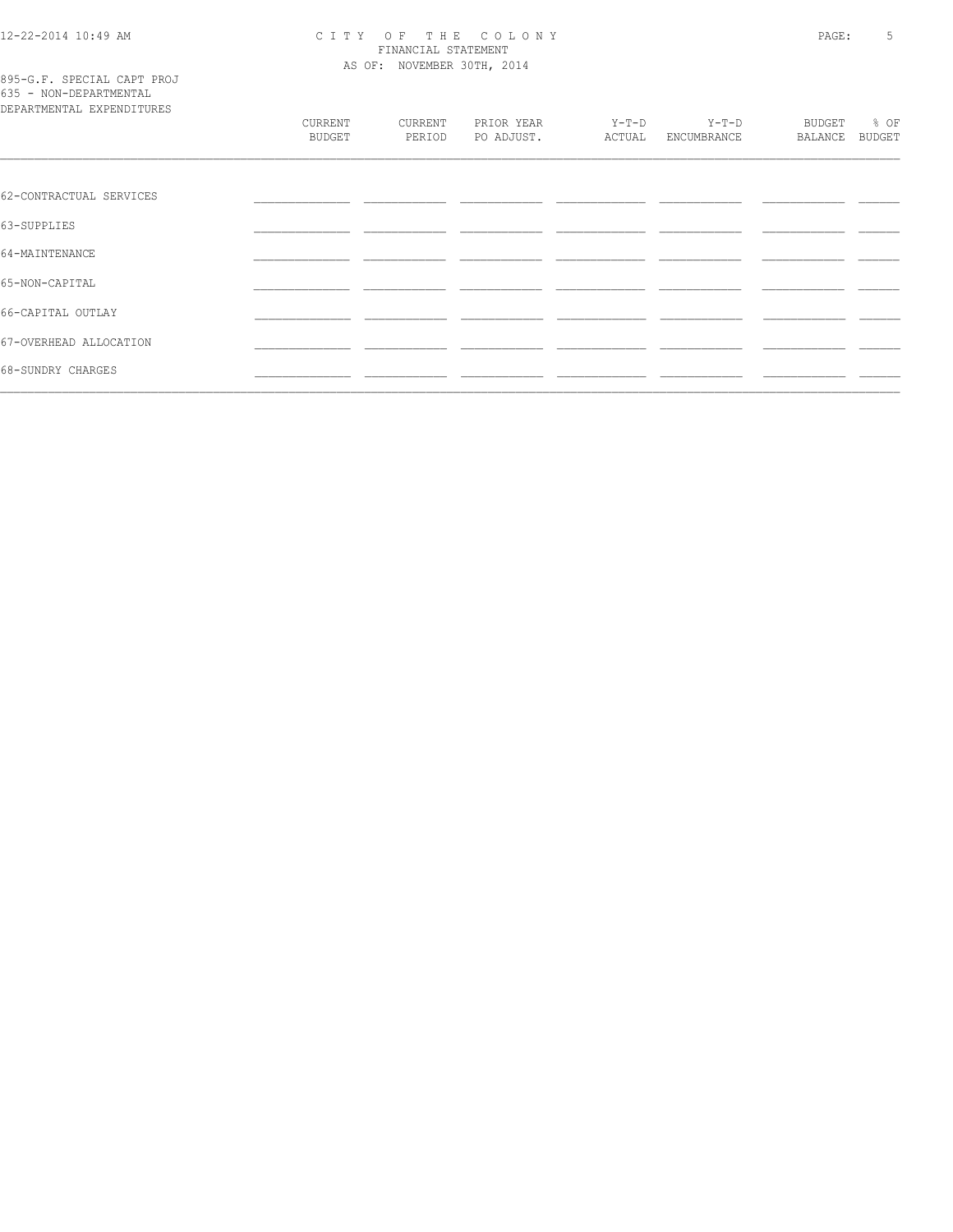CITY OF THE COLONY
FINANCIAL STATEMENT
AS OF: NOVEMBER 30TH, 2014

895-G.F. SPECIAL CAPT PROJ
635 - NON-DEPARTMENTAL
DEPARTMENTAL EXPENDITURES

| | CURRENT BUDGET | CURRENT PERIOD | PRIOR YEAR PO ADJUST. | Y-T-D ACTUAL | Y-T-D ENCUMBRANCE | BUDGET BALANCE | % OF BUDGET |
|---|---|---|---|---|---|---|---|
| 62-CONTRACTUAL SERVICES | | | | | | | |
| 63-SUPPLIES | | | | | | | |
| 64-MAINTENANCE | | | | | | | |
| 65-NON-CAPITAL | | | | | | | |
| 66-CAPITAL OUTLAY | | | | | | | |
| 67-OVERHEAD ALLOCATION | | | | | | | |
| 68-SUNDRY CHARGES | | | | | | | |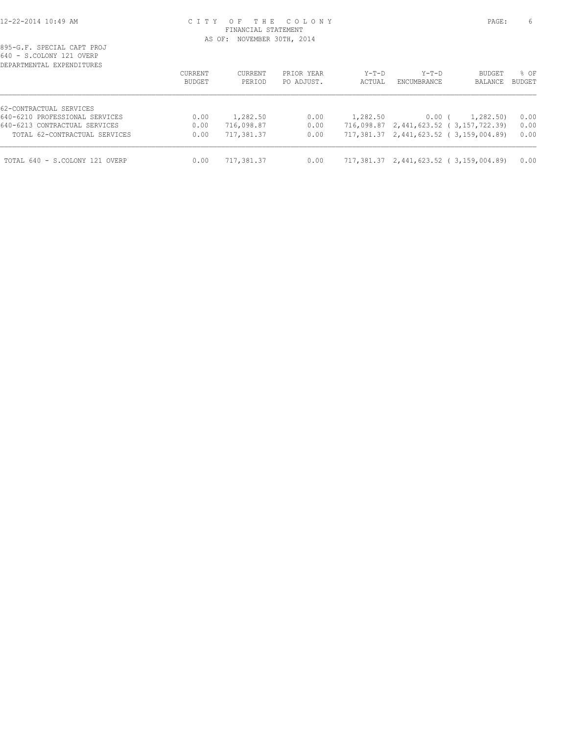CITY OF THE COLONY
FINANCIAL STATEMENT
AS OF: NOVEMBER 30TH, 2014

895-G.F. SPECIAL CAPT PROJ
640 - S.COLONY 121 OVERP
DEPARTMENTAL EXPENDITURES

| | CURRENT BUDGET | CURRENT PERIOD | PRIOR YEAR PO ADJUST. | Y-T-D ACTUAL | Y-T-D ENCUMBRANCE | BUDGET BALANCE | % OF BUDGET |
|---|---|---|---|---|---|---|---|
| 62-CONTRACTUAL SERVICES | | | | | | | |
| 640-6210 PROFESSIONAL SERVICES | 0.00 | 1,282.50 | 0.00 | 1,282.50 | 0.00 | ( 1,282.50) | 0.00 |
| 640-6213 CONTRACTUAL SERVICES | 0.00 | 716,098.87 | 0.00 | 716,098.87 | 2,441,623.52 | ( 3,157,722.39) | 0.00 |
| TOTAL 62-CONTRACTUAL SERVICES | 0.00 | 717,381.37 | 0.00 | 717,381.37 | 2,441,623.52 | ( 3,159,004.89) | 0.00 |
| TOTAL 640 - S.COLONY 121 OVERP | 0.00 | 717,381.37 | 0.00 | 717,381.37 | 2,441,623.52 | ( 3,159,004.89) | 0.00 |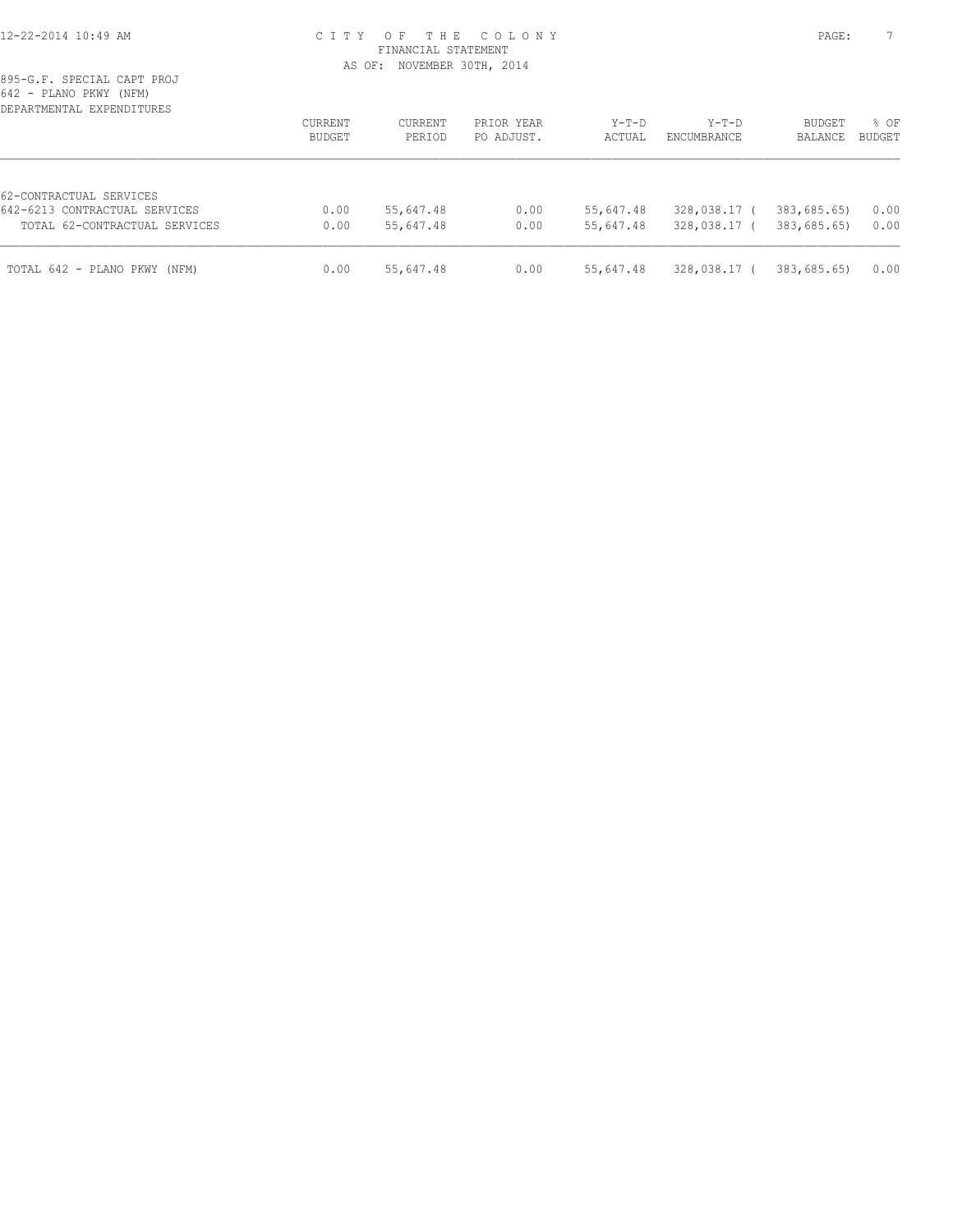895-G.F. SPECIAL CAPT PROJ
642 - PLANO PKWY (NFM)
DEPARTMENTAL EXPENDITURES

| | CURRENT BUDGET | CURRENT PERIOD | PRIOR YEAR PO ADJUST. | Y-T-D ACTUAL | Y-T-D ENCUMBRANCE | BUDGET BALANCE | % OF BUDGET |
|---|---|---|---|---|---|---|---|
| 62-CONTRACTUAL SERVICES | | | | | | | |
| 642-6213 CONTRACTUAL SERVICES | 0.00 | 55,647.48 | 0.00 | 55,647.48 | 328,038.17 | ( 383,685.65) | 0.00 |
| TOTAL 62-CONTRACTUAL SERVICES | 0.00 | 55,647.48 | 0.00 | 55,647.48 | 328,038.17 | ( 383,685.65) | 0.00 |
| TOTAL 642 - PLANO PKWY (NFM) | 0.00 | 55,647.48 | 0.00 | 55,647.48 | 328,038.17 | ( 383,685.65) | 0.00 |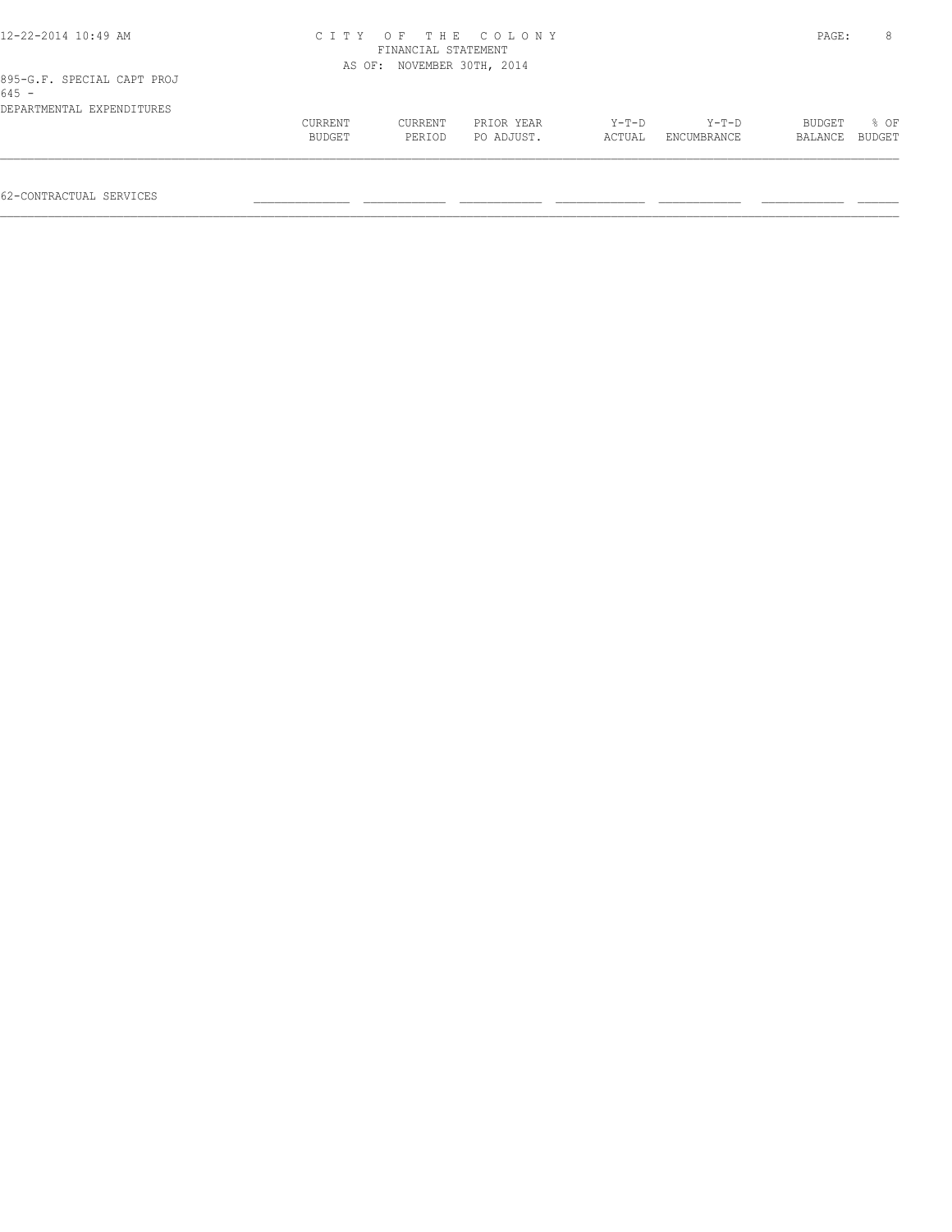895-G.F. SPECIAL CAPT PROJ
645 -
DEPARTMENTAL EXPENDITURES

| | CURRENT BUDGET | CURRENT PERIOD | PRIOR YEAR PO ADJUST. | Y-T-D ACTUAL | Y-T-D ENCUMBRANCE | BUDGET BALANCE | % OF BUDGET |
|---|---|---|---|---|---|---|---|
| 62-CONTRACTUAL SERVICES | | | | | | | |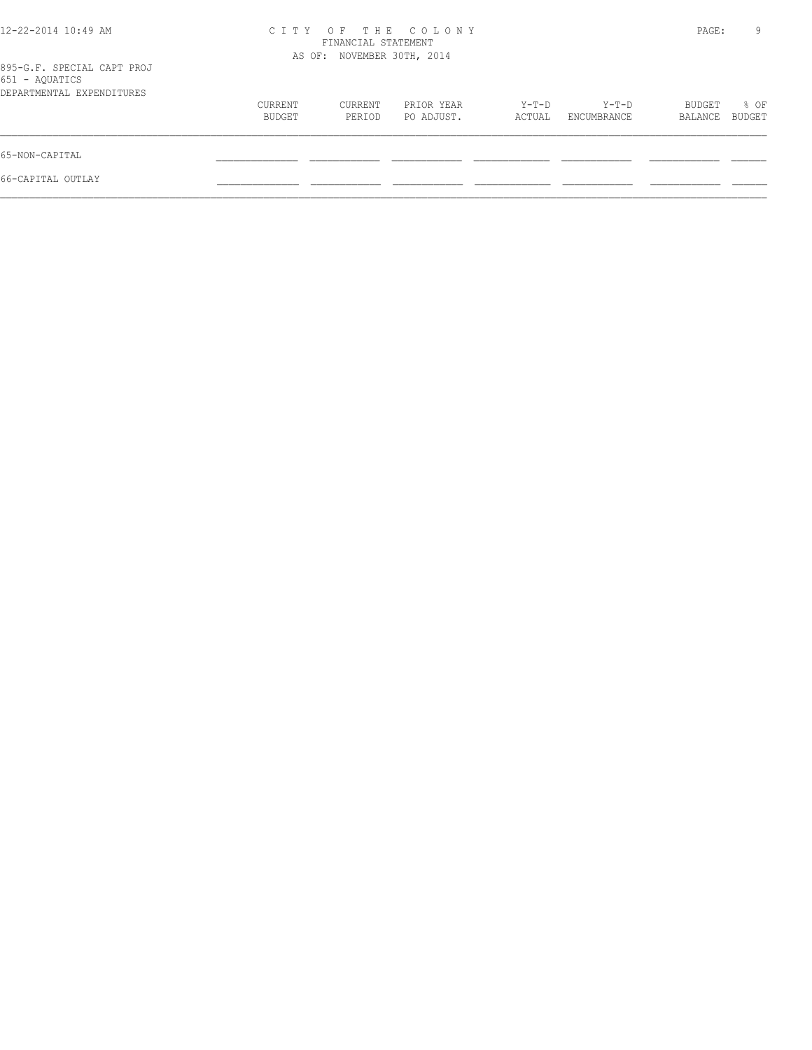CITY OF THE COLONY
FINANCIAL STATEMENT
AS OF: NOVEMBER 30TH, 2014

895-G.F. SPECIAL CAPT PROJ
651 - AQUATICS
DEPARTMENTAL EXPENDITURES

| | CURRENT BUDGET | CURRENT PERIOD | PRIOR YEAR PO ADJUST. | Y-T-D ACTUAL | Y-T-D ENCUMBRANCE | BUDGET BALANCE | % OF BUDGET |
|---|---|---|---|---|---|---|---|
| 65-NON-CAPITAL | | | | | | | |
| 66-CAPITAL OUTLAY | | | | | | | |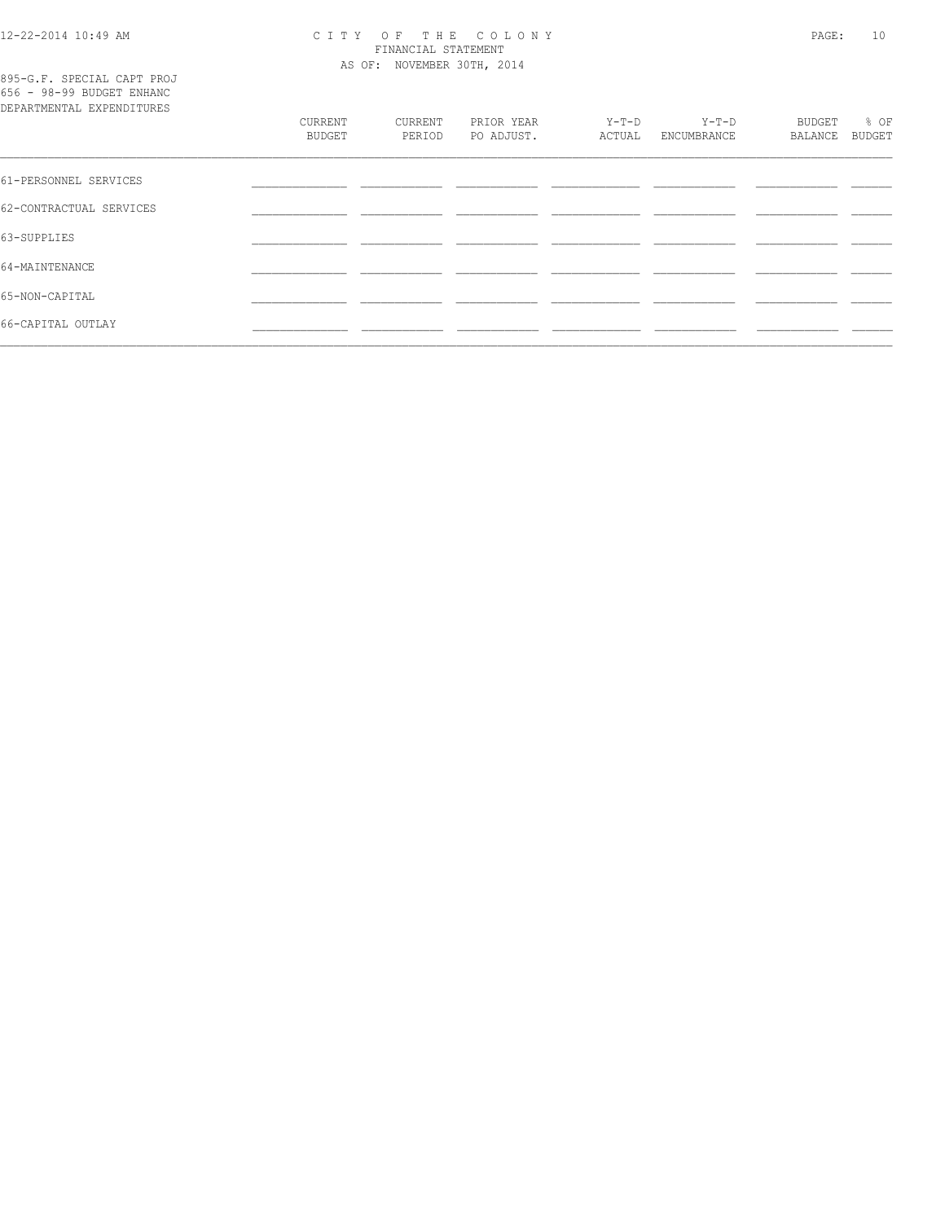# CITY OF THE COLONY
## FINANCIAL STATEMENT
### AS OF: NOVEMBER 30TH, 2014

895-G.F. SPECIAL CAPT PROJ
656 - 98-99 BUDGET ENHANC
DEPARTMENTAL EXPENDITURES

| | CURRENT BUDGET | CURRENT PERIOD | PRIOR YEAR PO ADJUST. | Y-T-D ACTUAL | Y-T-D ENCUMBRANCE | BUDGET BALANCE | % OF BUDGET |
|---|---|---|---|---|---|---|---|
| 61-PERSONNEL SERVICES | | | | | | | |
| 62-CONTRACTUAL SERVICES | | | | | | | |
| 63-SUPPLIES | | | | | | | |
| 64-MAINTENANCE | | | | | | | |
| 65-NON-CAPITAL | | | | | | | |
| 66-CAPITAL OUTLAY | | | | | | | |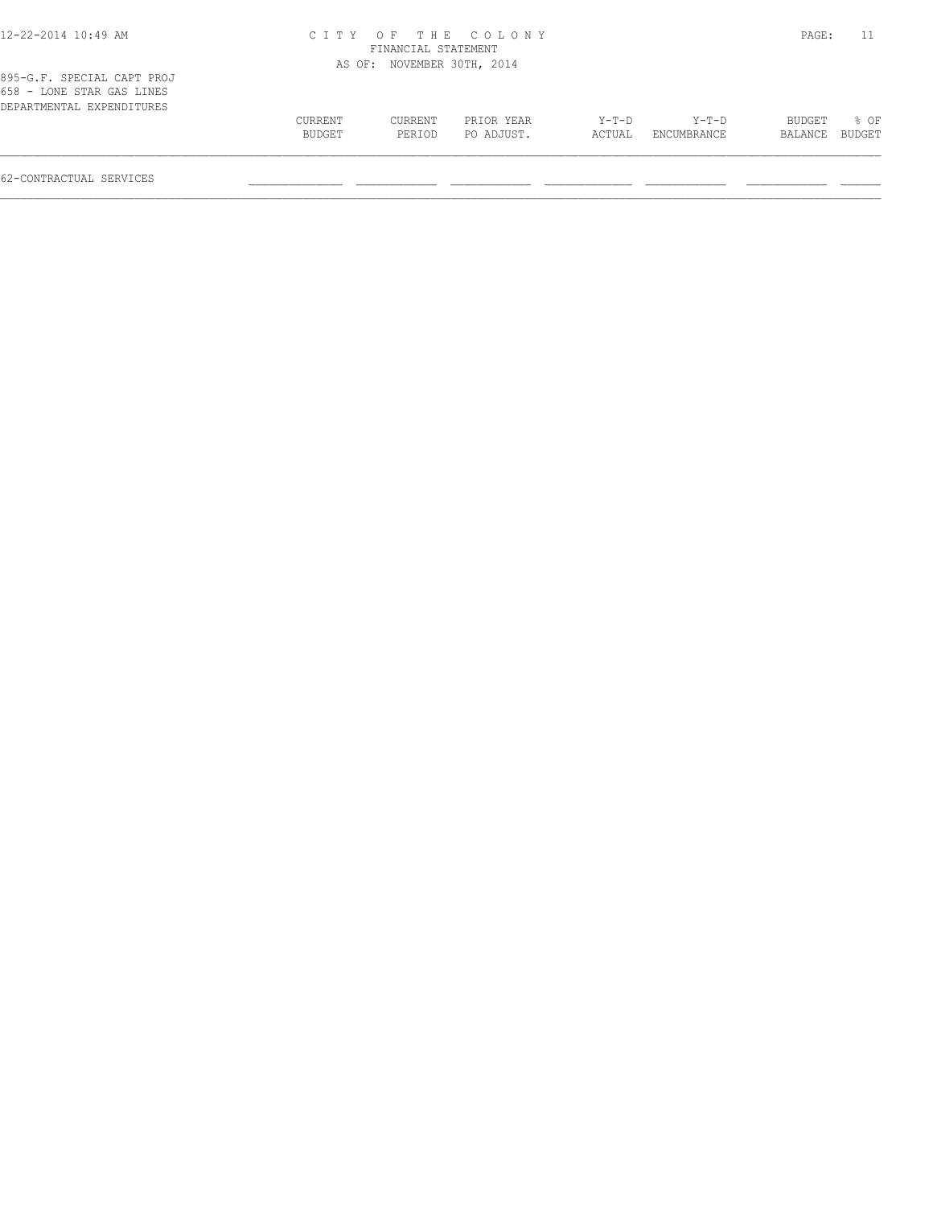CITY OF THE COLONY
FINANCIAL STATEMENT
AS OF: NOVEMBER 30TH, 2014

895-G.F. SPECIAL CAPT PROJ
658 - LONE STAR GAS LINES
DEPARTMENTAL EXPENDITURES

| | CURRENT BUDGET | CURRENT PERIOD | PRIOR YEAR PO ADJUST. | Y-T-D ACTUAL | Y-T-D ENCUMBRANCE | BUDGET BALANCE | % OF BUDGET |
|---|---|---|---|---|---|---|---|
| 62-CONTRACTUAL SERVICES | | | | | | | |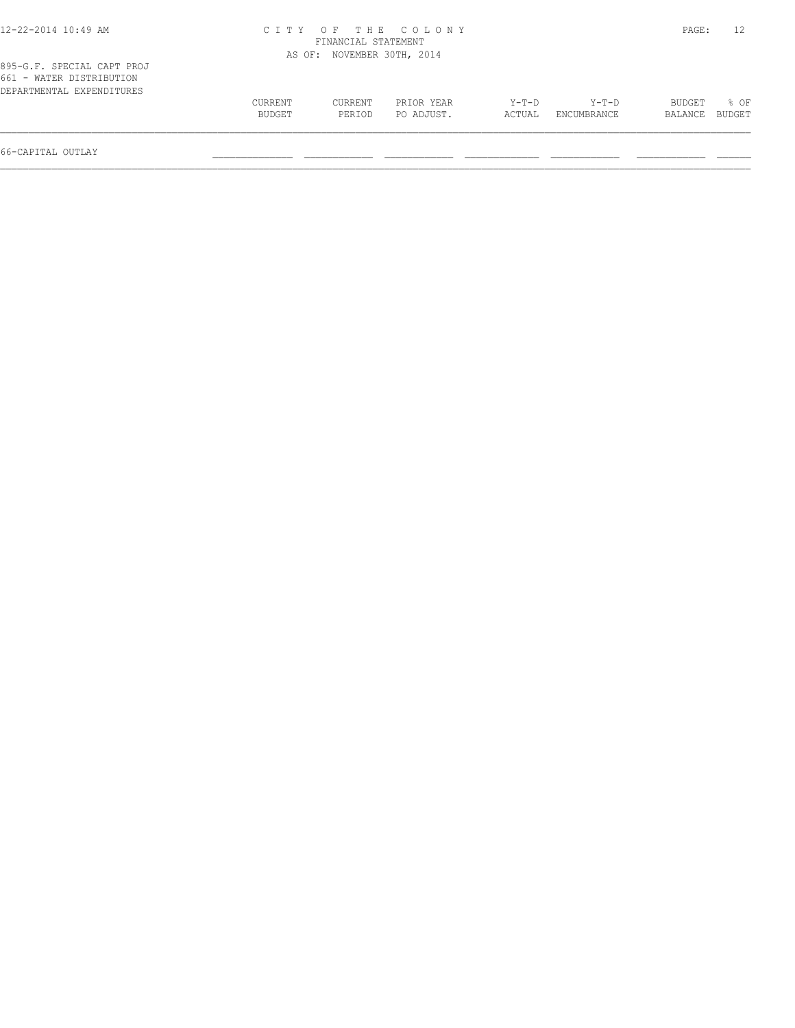895-G.F. SPECIAL CAPT PROJ
661 - WATER DISTRIBUTION
DEPARTMENTAL EXPENDITURES

| | CURRENT BUDGET | CURRENT PERIOD | PRIOR YEAR PO ADJUST. | Y-T-D ACTUAL | Y-T-D ENCUMBRANCE | BUDGET BALANCE | % OF BUDGET |
|---|---|---|---|---|---|---|---|
| 66-CAPITAL OUTLAY | | | | | | | |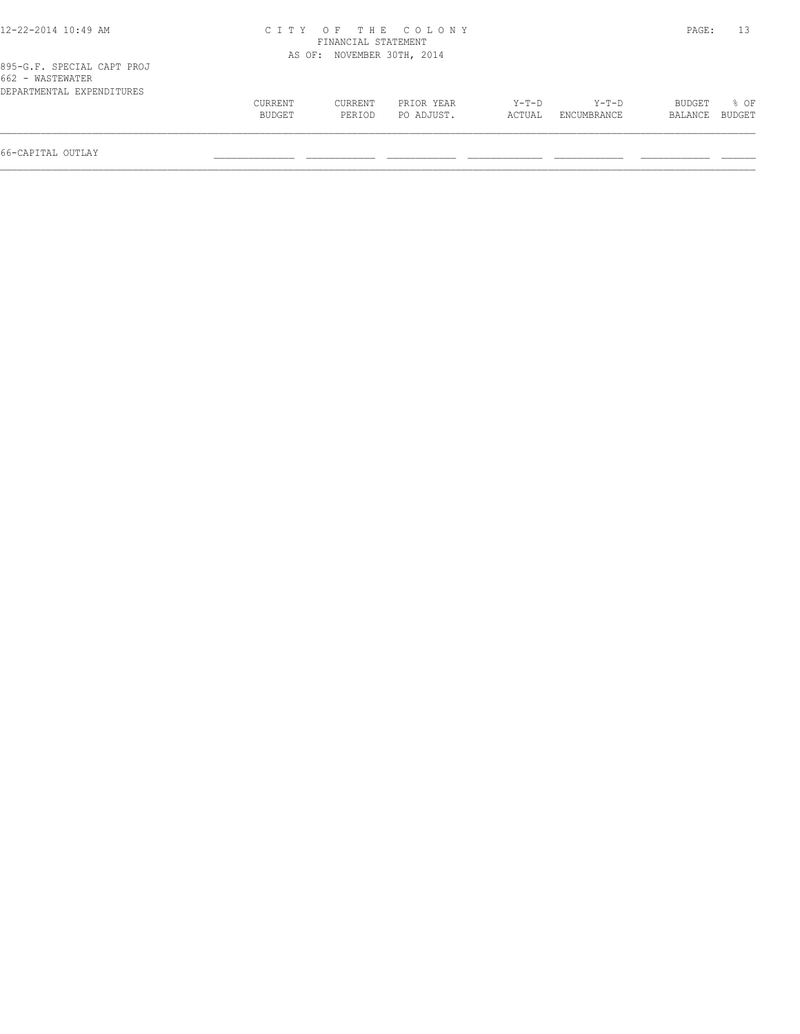895-G.F. SPECIAL CAPT PROJ
662 - WASTEWATER
DEPARTMENTAL EXPENDITURES

| | CURRENT BUDGET | CURRENT PERIOD | PRIOR YEAR PO ADJUST. | Y-T-D ACTUAL | Y-T-D ENCUMBRANCE | BUDGET BALANCE | % OF BUDGET |
|---|---|---|---|---|---|---|---|
| 66-CAPITAL OUTLAY | | | | | | | |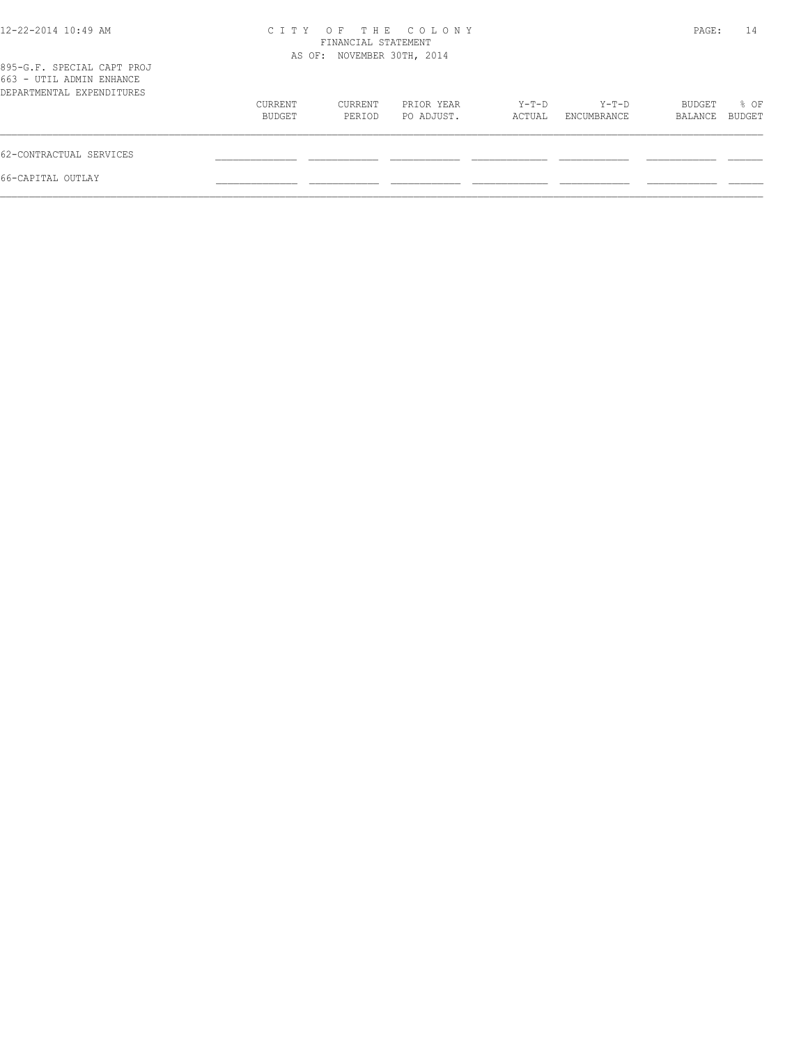CITY OF THE COLONY
FINANCIAL STATEMENT
AS OF: NOVEMBER 30TH, 2014

895-G.F. SPECIAL CAPT PROJ
663 - UTIL ADMIN ENHANCE
DEPARTMENTAL EXPENDITURES

| | CURRENT BUDGET | CURRENT PERIOD | PRIOR YEAR PO ADJUST. | Y-T-D ACTUAL | Y-T-D ENCUMBRANCE | BUDGET BALANCE | % OF BUDGET |
|---|---|---|---|---|---|---|---|
| 62-CONTRACTUAL SERVICES | | | | | | | |
| 66-CAPITAL OUTLAY | | | | | | | |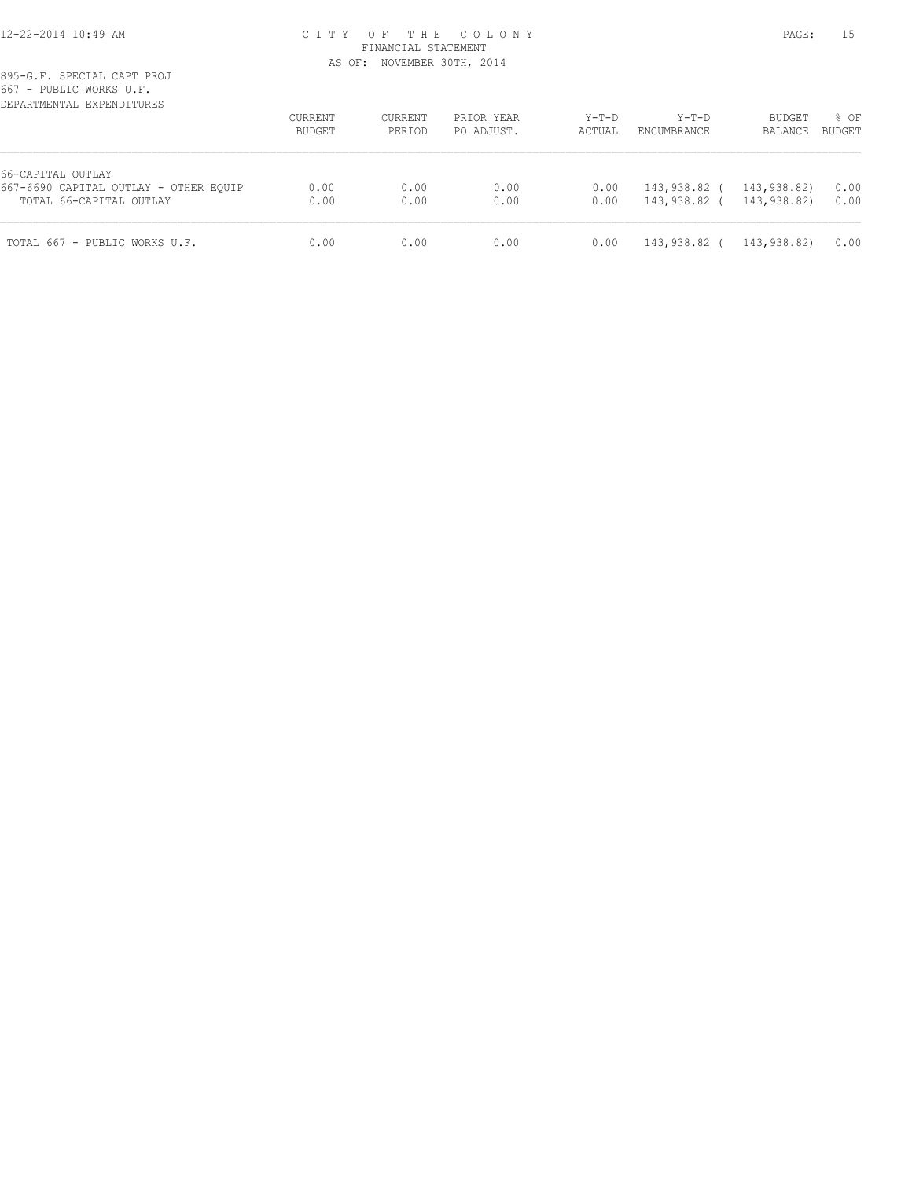CITY OF THE COLONY
FINANCIAL STATEMENT
AS OF: NOVEMBER 30TH, 2014

895-G.F. SPECIAL CAPT PROJ
667 - PUBLIC WORKS U.F.
DEPARTMENTAL EXPENDITURES

| | CURRENT BUDGET | CURRENT PERIOD | PRIOR YEAR PO ADJUST. | Y-T-D ACTUAL | Y-T-D ENCUMBRANCE | BUDGET BALANCE | % OF BUDGET |
|---|---|---|---|---|---|---|---|
| 66-CAPITAL OUTLAY | | | | | | | |
| 667-6690 CAPITAL OUTLAY - OTHER EQUIP | 0.00 | 0.00 | 0.00 | 0.00 | 143,938.82 | ( 143,938.82) | 0.00 |
| TOTAL 66-CAPITAL OUTLAY | 0.00 | 0.00 | 0.00 | 0.00 | 143,938.82 | ( 143,938.82) | 0.00 |
| TOTAL 667 - PUBLIC WORKS U.F. | 0.00 | 0.00 | 0.00 | 0.00 | 143,938.82 | ( 143,938.82) | 0.00 |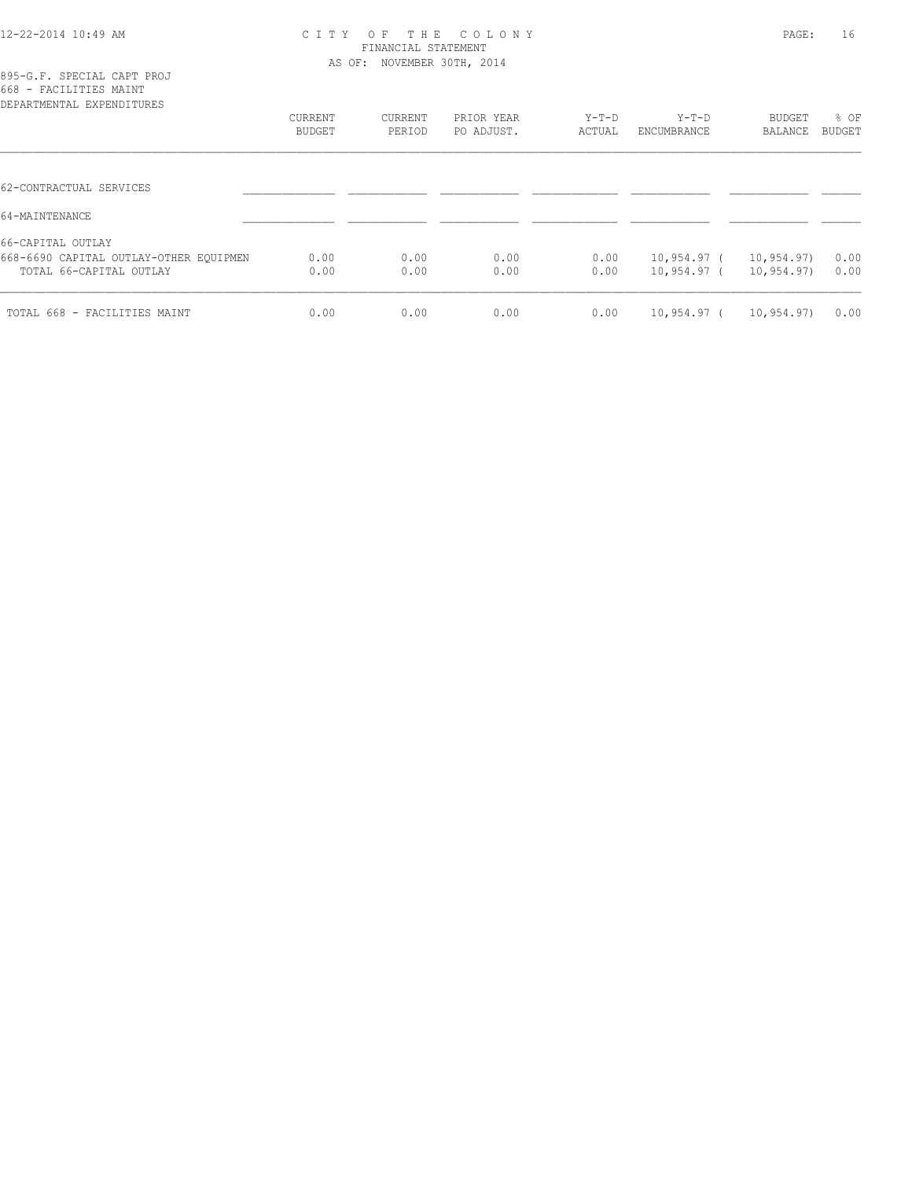# CITY OF THE COLONY

FINANCIAL STATEMENT

AS OF: NOVEMBER 30TH, 2014

895-G.F. SPECIAL CAPT PROJ
668 - FACILITIES MAINT
DEPARTMENTAL EXPENDITURES

| | CURRENT BUDGET | CURRENT PERIOD | PRIOR YEAR PO ADJUST. | Y-T-D ACTUAL | Y-T-D ENCUMBRANCE | BUDGET BALANCE | % OF BUDGET |
|---|---|---|---|---|---|---|---|
| 62-CONTRACTUAL SERVICES | | | | | | | |
| 64-MAINTENANCE | | | | | | | |
| 66-CAPITAL OUTLAY | | | | | | | |
| 668-6690 CAPITAL OUTLAY-OTHER EQUIPMEN | 0.00 | 0.00 | 0.00 | 0.00 | 10,954.97 | ( 10,954.97) | 0.00 |
| TOTAL 66-CAPITAL OUTLAY | 0.00 | 0.00 | 0.00 | 0.00 | 10,954.97 | ( 10,954.97) | 0.00 |
| TOTAL 668 - FACILITIES MAINT | 0.00 | 0.00 | 0.00 | 0.00 | 10,954.97 | ( 10,954.97) | 0.00 |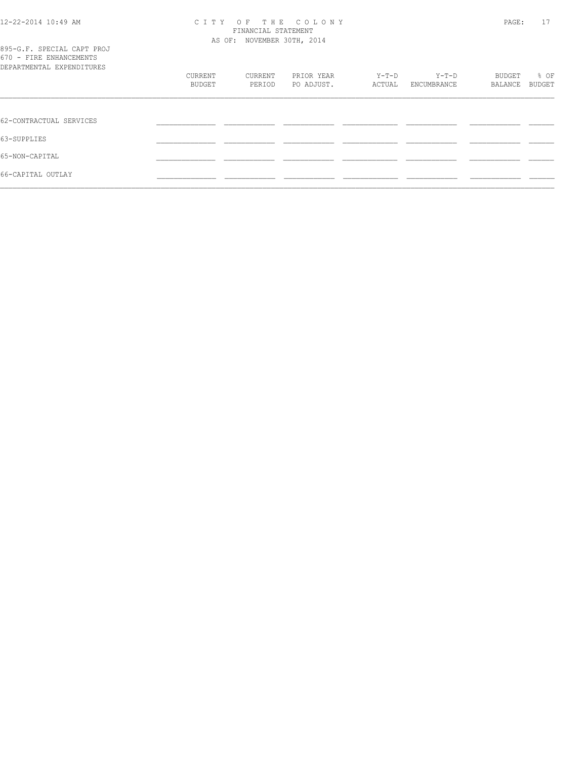CITY OF THE COLONY
FINANCIAL STATEMENT
AS OF: NOVEMBER 30TH, 2014

895-G.F. SPECIAL CAPT PROJ
670 - FIRE ENHANCEMENTS
DEPARTMENTAL EXPENDITURES

| | CURRENT BUDGET | CURRENT PERIOD | PRIOR YEAR PO ADJUST. | Y-T-D ACTUAL | Y-T-D ENCUMBRANCE | BUDGET BALANCE | % OF BUDGET |
|---|---|---|---|---|---|---|---|
| 62-CONTRACTUAL SERVICES | | | | | | | |
| 63-SUPPLIES | | | | | | | |
| 65-NON-CAPITAL | | | | | | | |
| 66-CAPITAL OUTLAY | | | | | | | |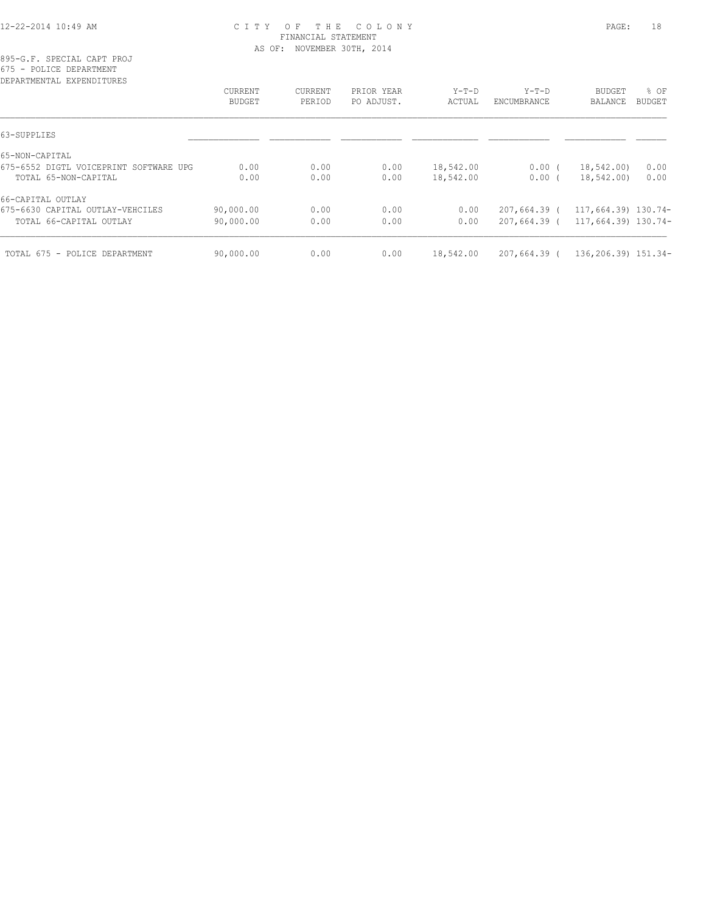CITY OF THE COLONY
FINANCIAL STATEMENT
AS OF: NOVEMBER 30TH, 2014

895-G.F. SPECIAL CAPT PROJ
675 - POLICE DEPARTMENT
DEPARTMENTAL EXPENDITURES

| | CURRENT BUDGET | CURRENT PERIOD | PRIOR YEAR PO ADJUST. | Y-T-D ACTUAL | Y-T-D ENCUMBRANCE | BUDGET BALANCE | % OF BUDGET |
|---|---|---|---|---|---|---|---|
| 63-SUPPLIES | | | | | | | |
| 65-NON-CAPITAL | | | | | | | |
| 675-6552 DIGTL VOICEPRINT SOFTWARE UPG | 0.00 | 0.00 | 0.00 | 18,542.00 | 0.00 | ( 18,542.00) | 0.00 |
| TOTAL 65-NON-CAPITAL | 0.00 | 0.00 | 0.00 | 18,542.00 | 0.00 | ( 18,542.00) | 0.00 |
| 66-CAPITAL OUTLAY | | | | | | | |
| 675-6630 CAPITAL OUTLAY-VEHCILES | 90,000.00 | 0.00 | 0.00 | 0.00 | 207,664.39 | ( 117,664.39) | 130.74- |
| TOTAL 66-CAPITAL OUTLAY | 90,000.00 | 0.00 | 0.00 | 0.00 | 207,664.39 | ( 117,664.39) | 130.74- |
| TOTAL 675 - POLICE DEPARTMENT | 90,000.00 | 0.00 | 0.00 | 18,542.00 | 207,664.39 | ( 136,206.39) | 151.34- |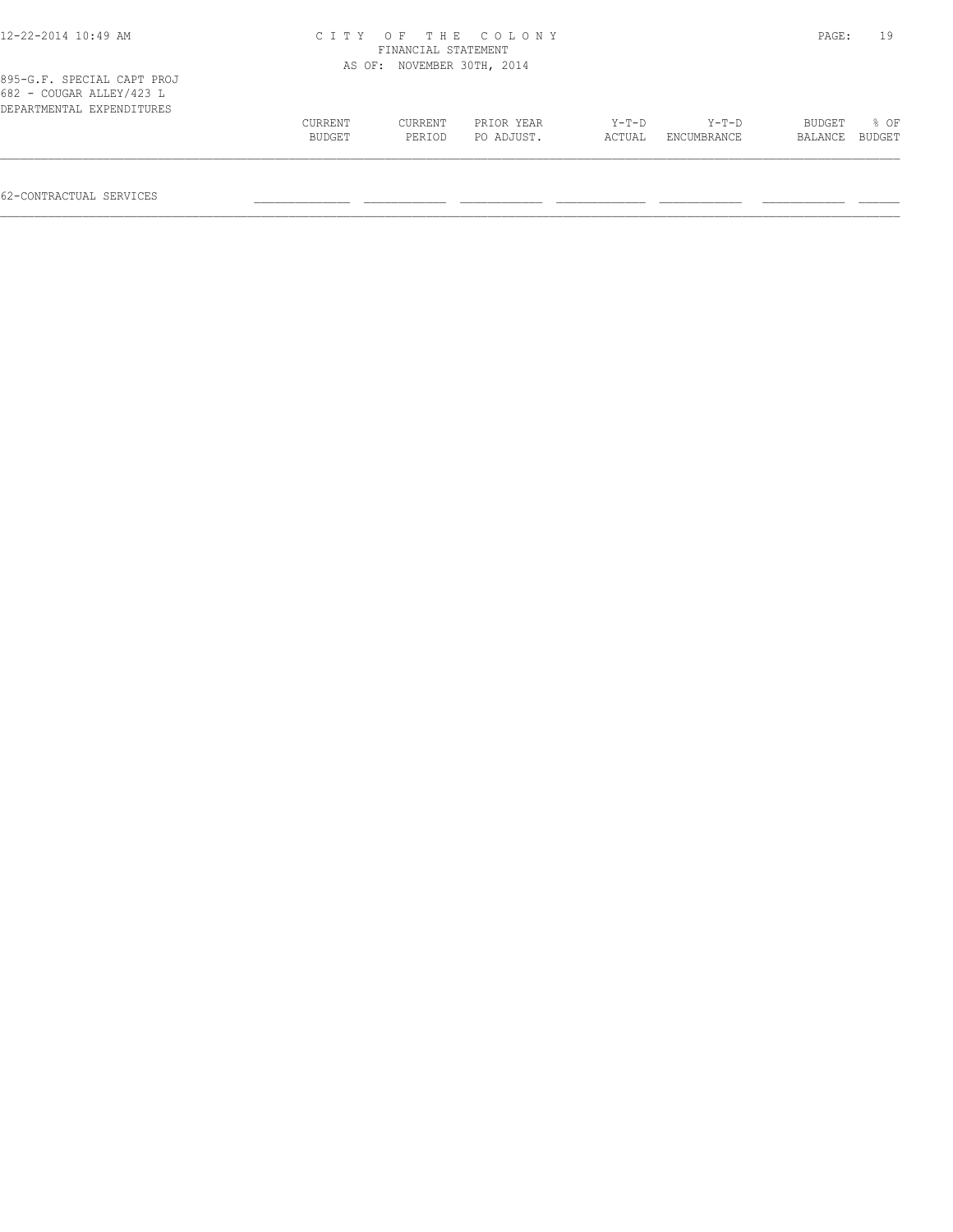## CITY OF THE COLONY
### FINANCIAL STATEMENT
### AS OF: NOVEMBER 30TH, 2014

895-G.F. SPECIAL CAPT PROJ
682 - COUGAR ALLEY/423 L
DEPARTMENTAL EXPENDITURES

| | CURRENT BUDGET | CURRENT PERIOD | PRIOR YEAR PO ADJUST. | Y-T-D ACTUAL | Y-T-D ENCUMBRANCE | BUDGET BALANCE | % OF BUDGET |
|---|---|---|---|---|---|---|---|
| 62-CONTRACTUAL SERVICES | | | | | | | |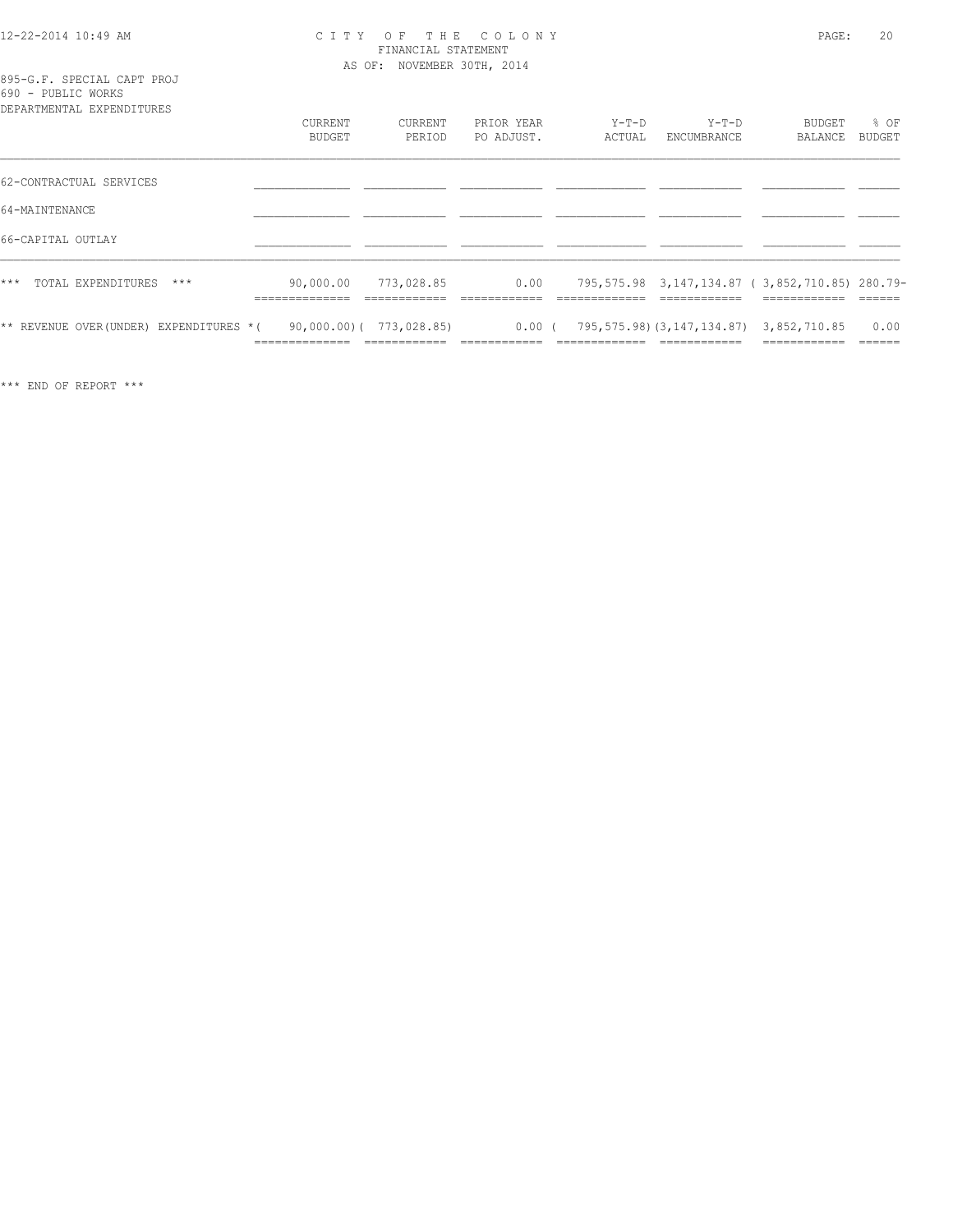# CITY OF THE COLONY
## FINANCIAL STATEMENT
### AS OF: NOVEMBER 30TH, 2014

895-G.F. SPECIAL CAPT PROJ
690 - PUBLIC WORKS
DEPARTMENTAL EXPENDITURES

| | CURRENT BUDGET | CURRENT PERIOD | PRIOR YEAR PO ADJUST. | Y-T-D ACTUAL | Y-T-D ENCUMBRANCE | BUDGET BALANCE | % OF BUDGET |
|---|---|---|---|---|---|---|---|
| 62-CONTRACTUAL SERVICES | | | | | | | |
| 64-MAINTENANCE | | | | | | | |
| 66-CAPITAL OUTLAY | | | | | | | |
| *** TOTAL EXPENDITURES *** | 90,000.00 | 773,028.85 | 0.00 | 795,575.98 | 3,147,134.87 | ( 3,852,710.85) | 280.79- |
| ** REVENUE OVER(UNDER) EXPENDITURES * | ( 90,000.00) | ( 773,028.85) | 0.00 | ( 795,575.98) | (3,147,134.87) | 3,852,710.85 | 0.00 |

*** END OF REPORT ***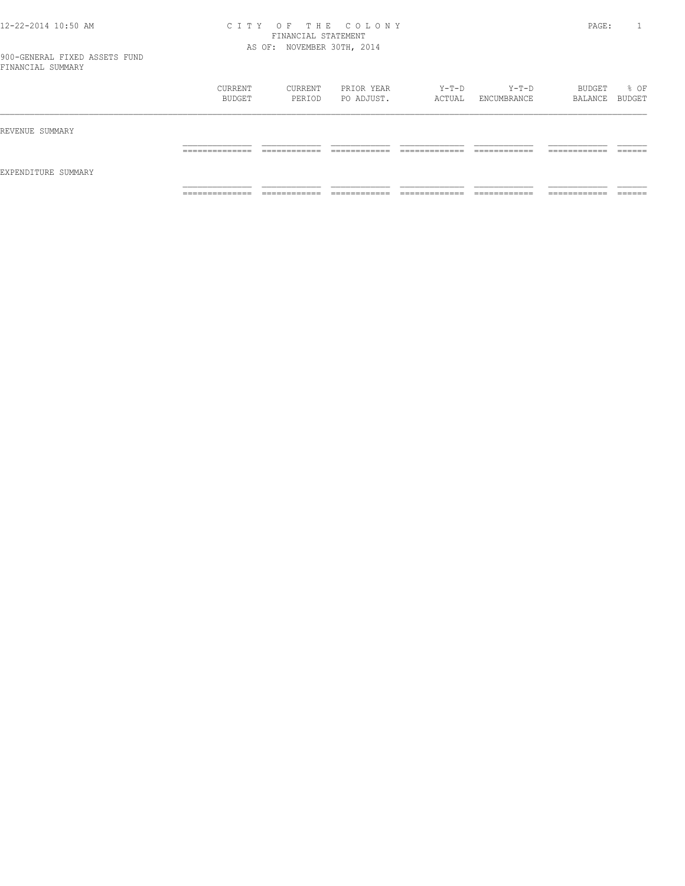# CITY OF THE COLONY

## FINANCIAL STATEMENT

AS OF: NOVEMBER 30TH, 2014

900-GENERAL FIXED ASSETS FUND

FINANCIAL SUMMARY

| | CURRENT BUDGET | CURRENT PERIOD | PRIOR YEAR PO ADJUST. | Y-T-D ACTUAL | Y-T-D ENCUMBRANCE | BUDGET BALANCE | % OF BUDGET |
|---|---|---|---|---|---|---|---|
| REVENUE SUMMARY | | | | | | | |
| EXPENDITURE SUMMARY | | | | | | | |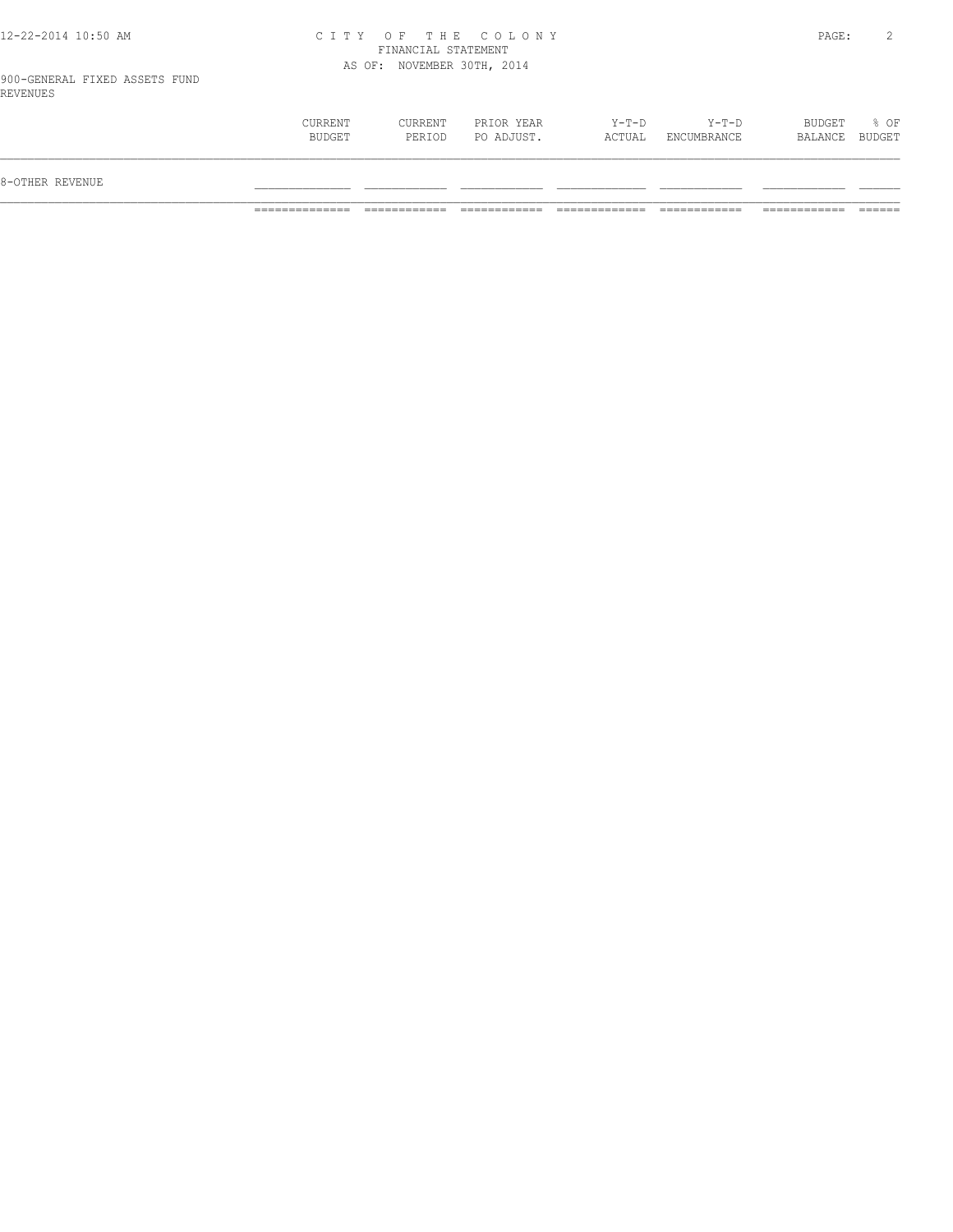# CITY OF THE COLONY
## FINANCIAL STATEMENT
### AS OF: NOVEMBER 30TH, 2014

900-GENERAL FIXED ASSETS FUND
REVENUES

| | CURRENT BUDGET | CURRENT PERIOD | PRIOR YEAR PO ADJUST. | Y-T-D ACTUAL | Y-T-D ENCUMBRANCE | BUDGET BALANCE | % OF BUDGET |
|---|---|---|---|---|---|---|---|
| 8-OTHER REVENUE | | | | | | | |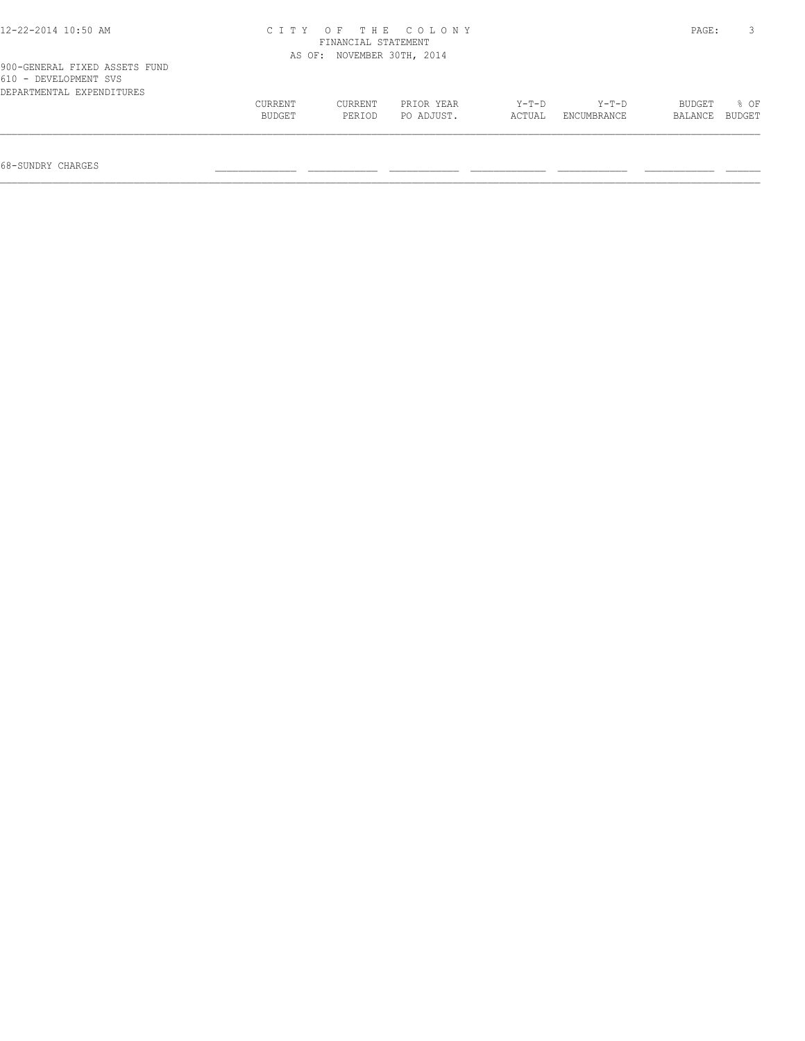# CITY OF THE COLONY

FINANCIAL STATEMENT

AS OF: NOVEMBER 30TH, 2014

900-GENERAL FIXED ASSETS FUND

610 - DEVELOPMENT SVS

DEPARTMENTAL EXPENDITURES

| | CURRENT BUDGET | CURRENT PERIOD | PRIOR YEAR PO ADJUST. | Y-T-D ACTUAL | Y-T-D ENCUMBRANCE | BUDGET BALANCE | % OF BUDGET |
|---|---|---|---|---|---|---|---|
| 68-SUNDRY CHARGES | | | | | | | |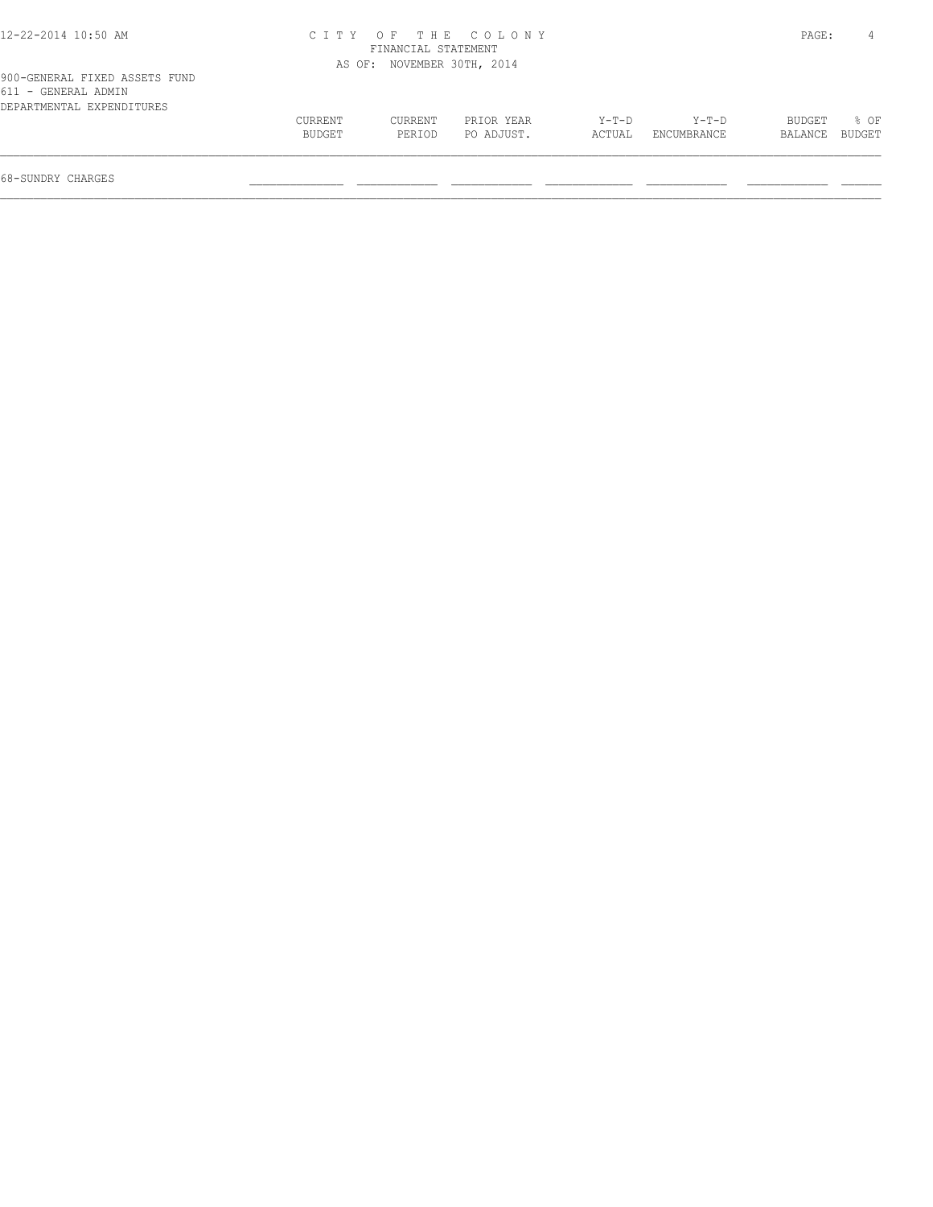CITY OF THE COLONY
FINANCIAL STATEMENT
AS OF: NOVEMBER 30TH, 2014

900-GENERAL FIXED ASSETS FUND
611 - GENERAL ADMIN
DEPARTMENTAL EXPENDITURES

| | CURRENT BUDGET | CURRENT PERIOD | PRIOR YEAR PO ADJUST. | Y-T-D ACTUAL | Y-T-D ENCUMBRANCE | BUDGET BALANCE | % OF BUDGET |
|---|---|---|---|---|---|---|---|
| 68-SUNDRY CHARGES | | | | | | | |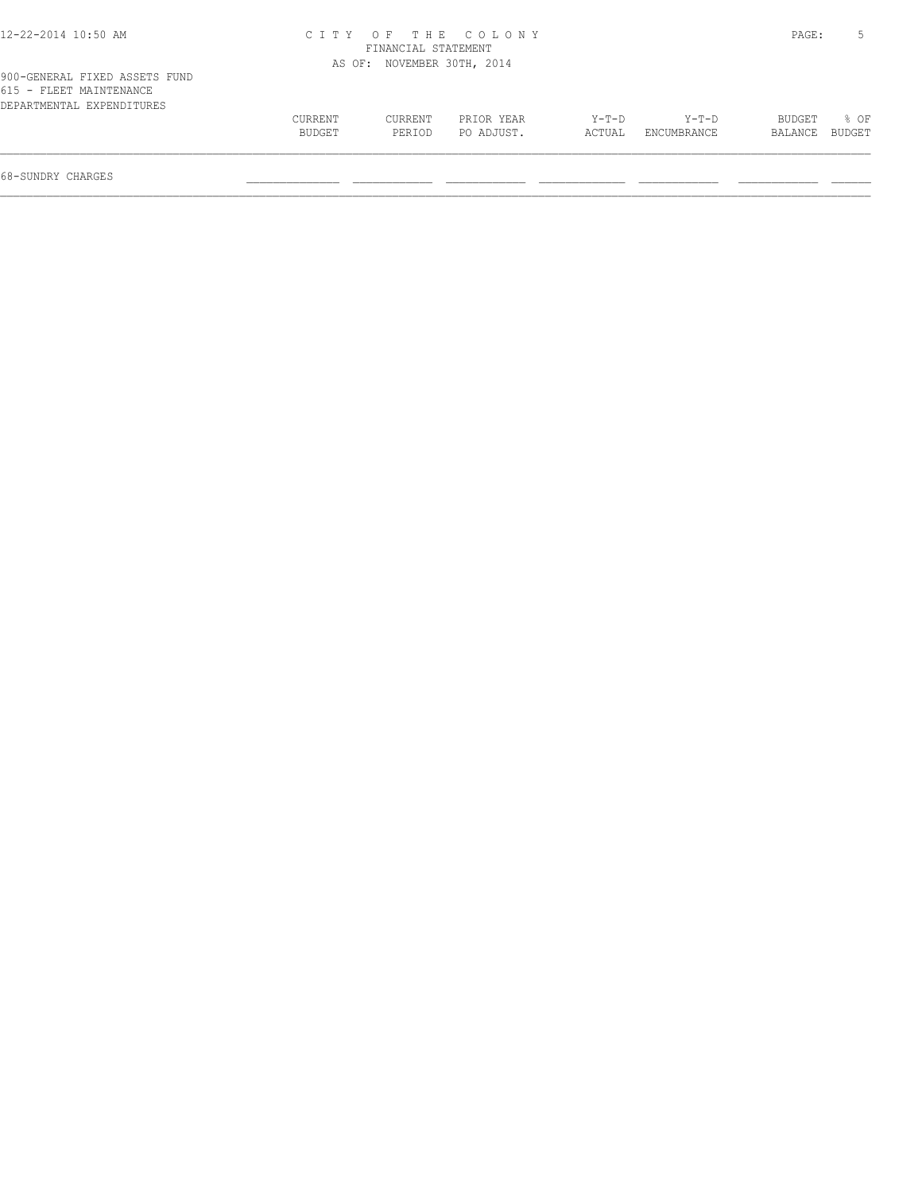CITY OF THE COLONY
FINANCIAL STATEMENT
AS OF: NOVEMBER 30TH, 2014

900-GENERAL FIXED ASSETS FUND
615 - FLEET MAINTENANCE
DEPARTMENTAL EXPENDITURES

| | CURRENT BUDGET | CURRENT PERIOD | PRIOR YEAR PO ADJUST. | Y-T-D ACTUAL | Y-T-D ENCUMBRANCE | BUDGET BALANCE | % OF BUDGET |
|---|---|---|---|---|---|---|---|
| 68-SUNDRY CHARGES | | | | | | | |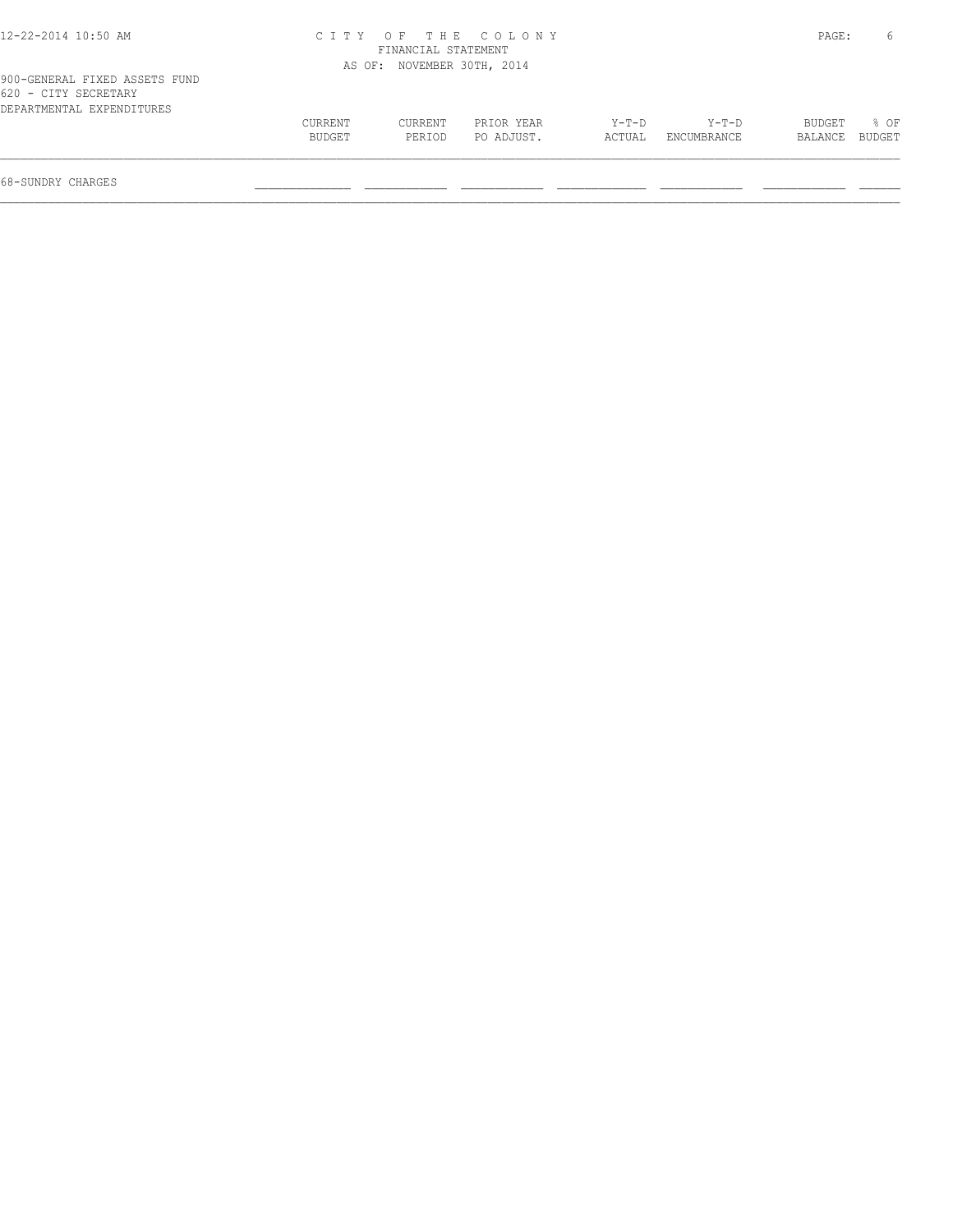CITY OF THE COLONY
FINANCIAL STATEMENT
AS OF: NOVEMBER 30TH, 2014

900-GENERAL FIXED ASSETS FUND
620 - CITY SECRETARY
DEPARTMENTAL EXPENDITURES

| | CURRENT BUDGET | CURRENT PERIOD | PRIOR YEAR PO ADJUST. | Y-T-D ACTUAL | Y-T-D ENCUMBRANCE | BUDGET BALANCE | % OF BUDGET |
|---|---|---|---|---|---|---|---|
| 68-SUNDRY CHARGES | | | | | | | |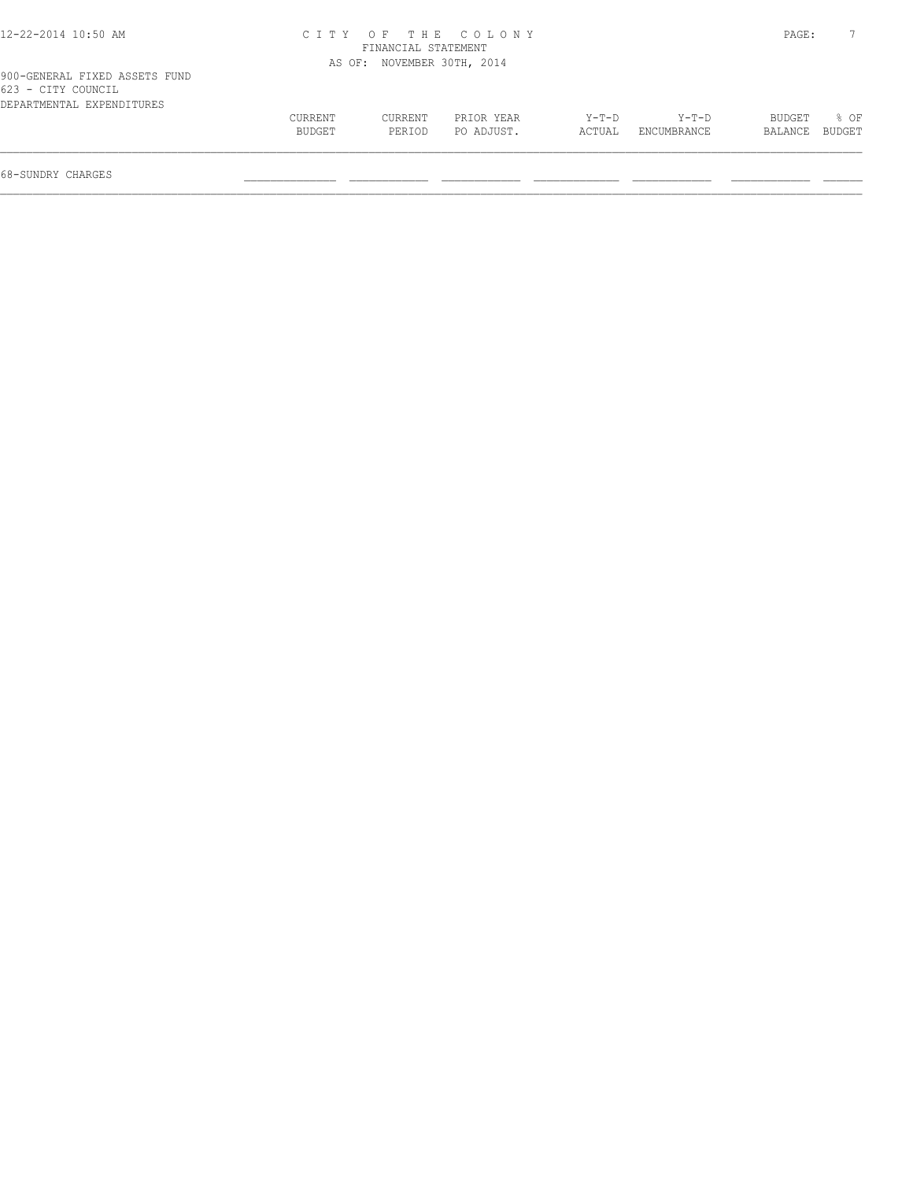900-GENERAL FIXED ASSETS FUND
623 - CITY COUNCIL
DEPARTMENTAL EXPENDITURES

| | CURRENT BUDGET | CURRENT PERIOD | PRIOR YEAR PO ADJUST. | Y-T-D ACTUAL | Y-T-D ENCUMBRANCE | BUDGET BALANCE | % OF BUDGET |
|---|---|---|---|---|---|---|---|
| 68-SUNDRY CHARGES | | | | | | | |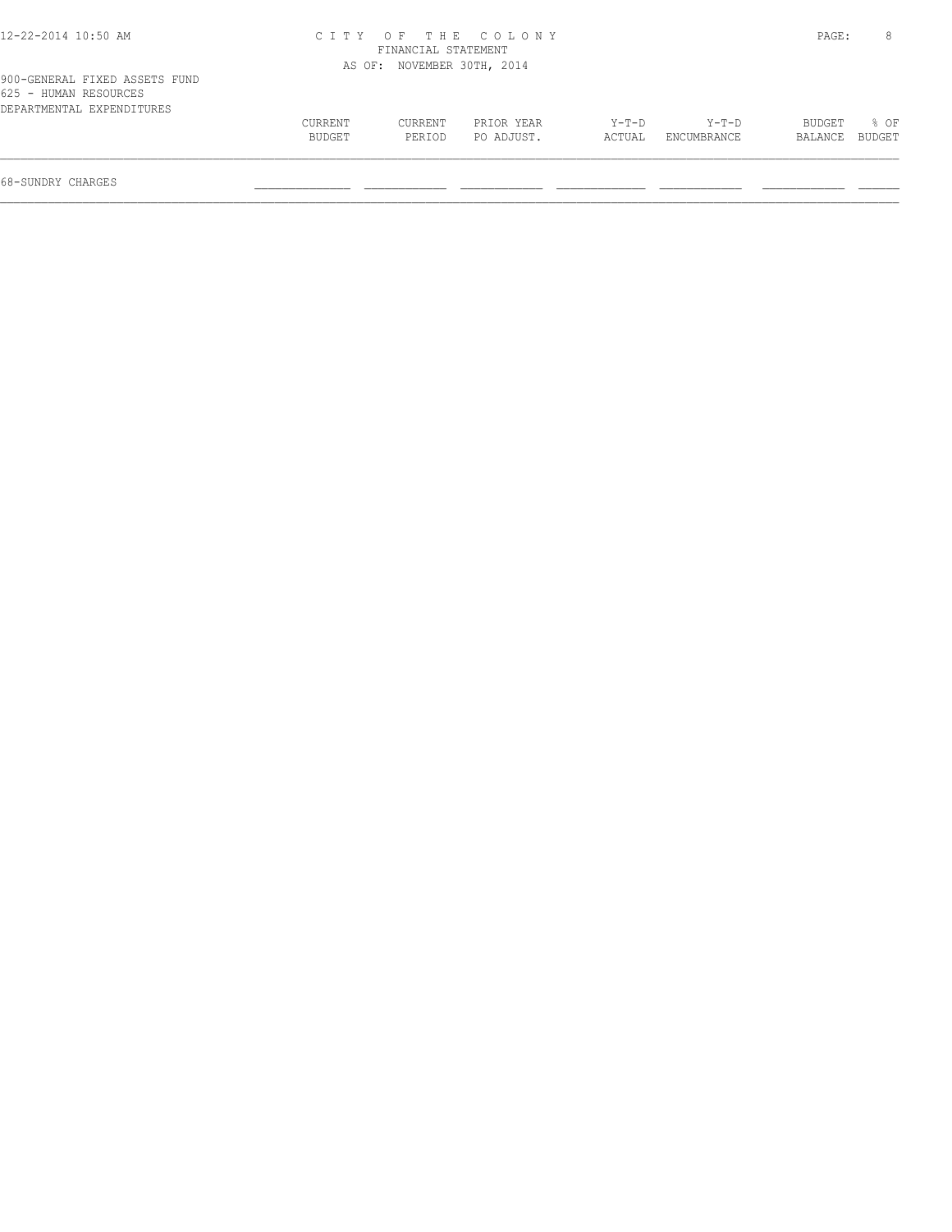CITY OF THE COLONY
FINANCIAL STATEMENT
AS OF: NOVEMBER 30TH, 2014

900-GENERAL FIXED ASSETS FUND
625 - HUMAN RESOURCES
DEPARTMENTAL EXPENDITURES

| | CURRENT BUDGET | CURRENT PERIOD | PRIOR YEAR PO ADJUST. | Y-T-D ACTUAL | Y-T-D ENCUMBRANCE | BUDGET BALANCE | % OF BUDGET |
|---|---|---|---|---|---|---|---|
| 68-SUNDRY CHARGES | | | | | | | |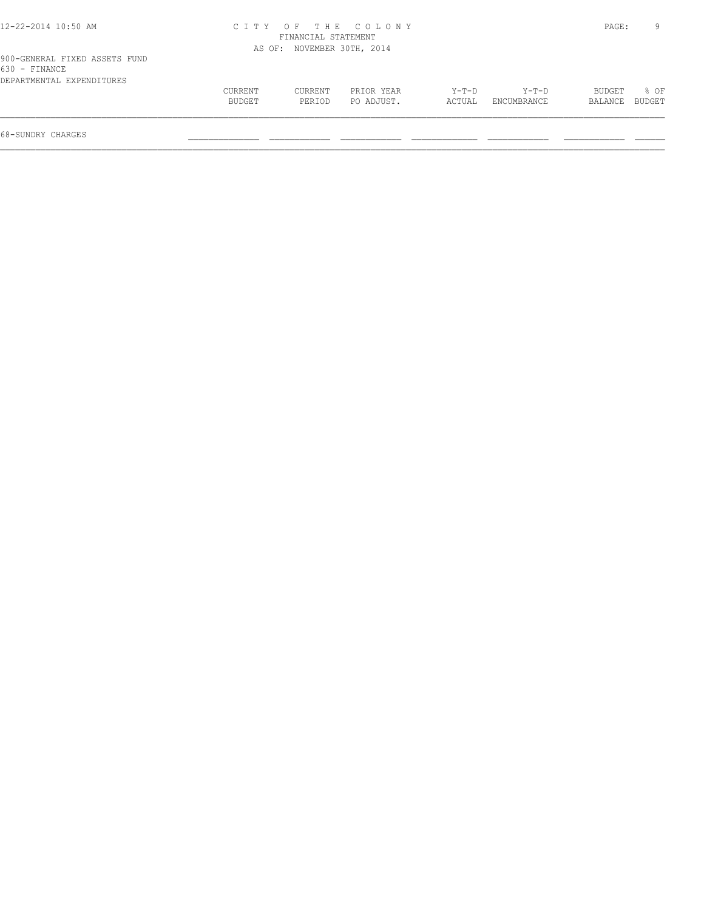CITY OF THE COLONY
FINANCIAL STATEMENT
AS OF: NOVEMBER 30TH, 2014

900-GENERAL FIXED ASSETS FUND
630 - FINANCE
DEPARTMENTAL EXPENDITURES

| | CURRENT BUDGET | CURRENT PERIOD | PRIOR YEAR PO ADJUST. | Y-T-D ACTUAL | Y-T-D ENCUMBRANCE | BUDGET BALANCE | % OF BUDGET |
|---|---|---|---|---|---|---|---|
| 68-SUNDRY CHARGES | | | | | | | |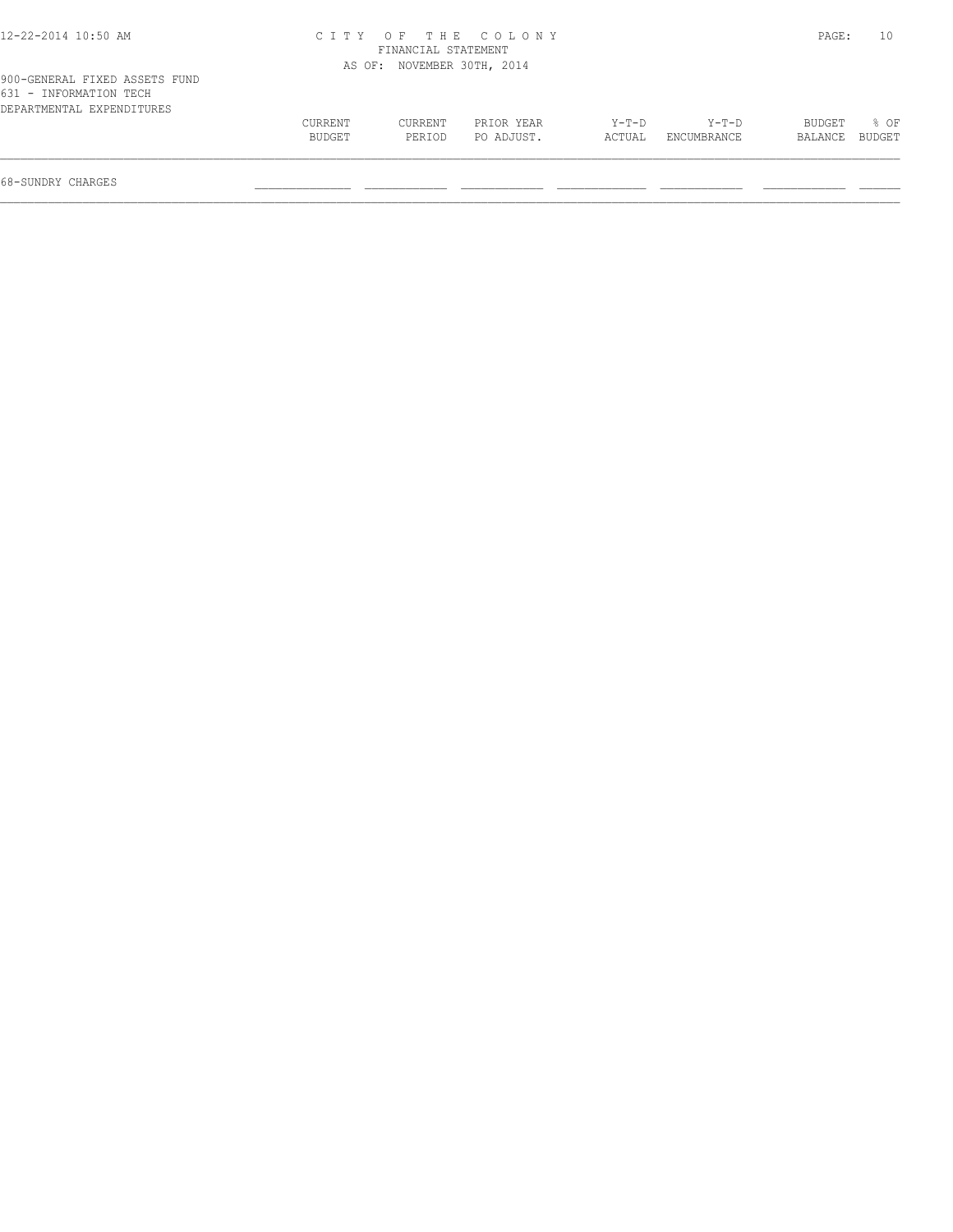900-GENERAL FIXED ASSETS FUND
631 - INFORMATION TECH
DEPARTMENTAL EXPENDITURES

| | CURRENT BUDGET | CURRENT PERIOD | PRIOR YEAR PO ADJUST. | Y-T-D ACTUAL | Y-T-D ENCUMBRANCE | BUDGET BALANCE | % OF BUDGET |
|---|---|---|---|---|---|---|---|
| 68-SUNDRY CHARGES | | | | | | | |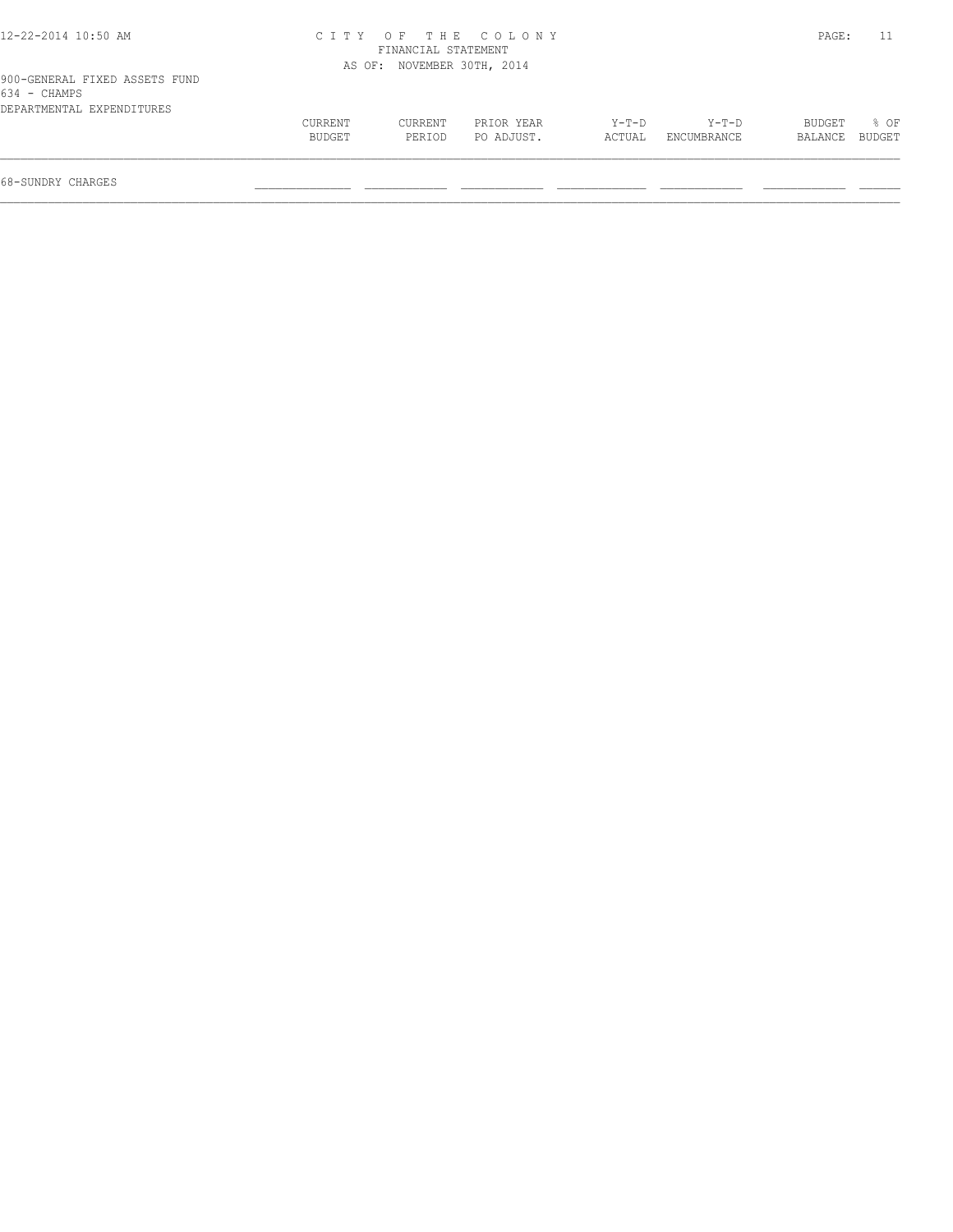CITY OF THE COLONY
FINANCIAL STATEMENT
AS OF: NOVEMBER 30TH, 2014

900-GENERAL FIXED ASSETS FUND
634 - CHAMPS
DEPARTMENTAL EXPENDITURES

| | CURRENT BUDGET | CURRENT PERIOD | PRIOR YEAR PO ADJUST. | Y-T-D ACTUAL | Y-T-D ENCUMBRANCE | BUDGET BALANCE | % OF BUDGET |
|---|---|---|---|---|---|---|---|
| 68-SUNDRY CHARGES | | | | | | | |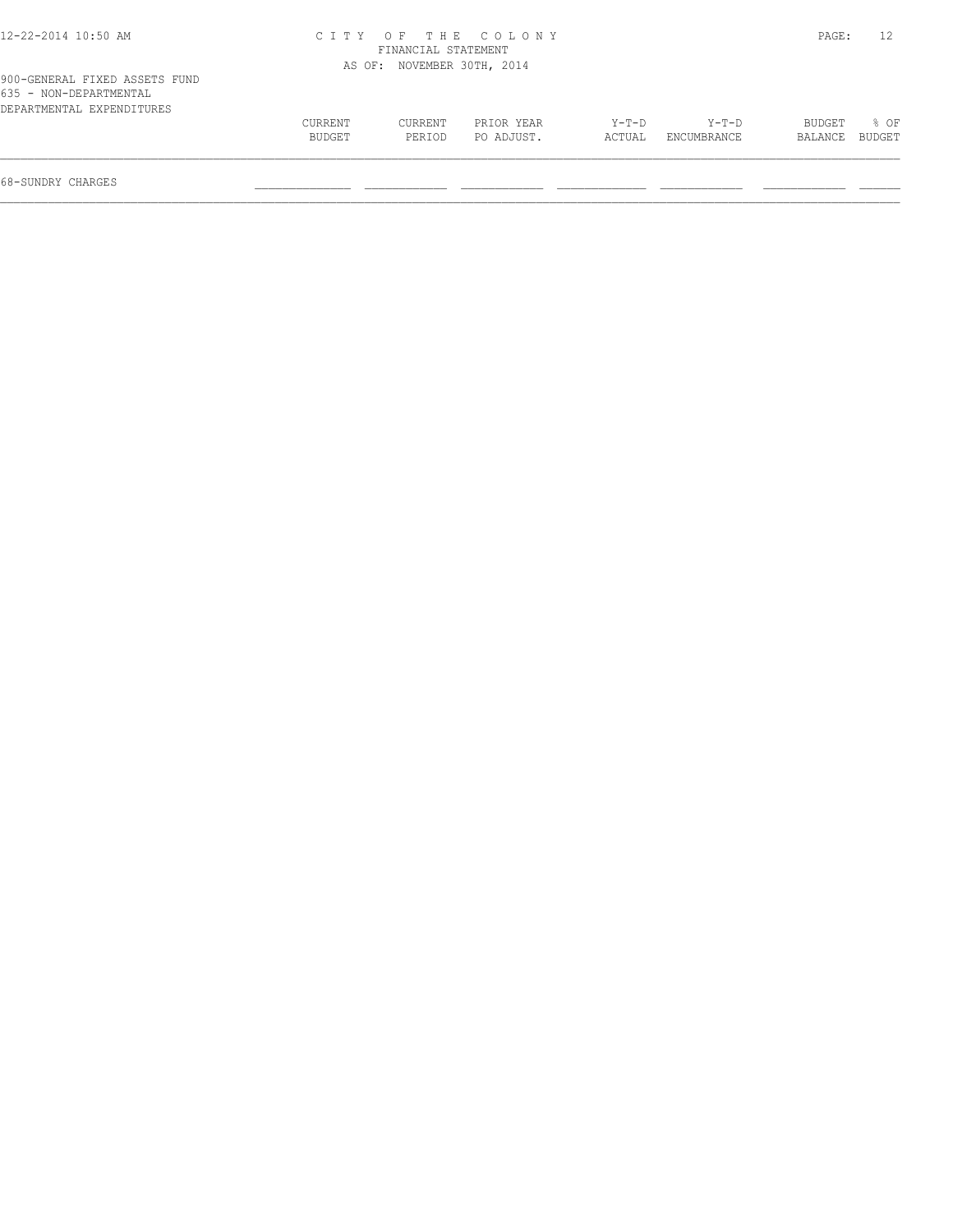CITY OF THE COLONY
FINANCIAL STATEMENT
AS OF: NOVEMBER 30TH, 2014

900-GENERAL FIXED ASSETS FUND
635 - NON-DEPARTMENTAL
DEPARTMENTAL EXPENDITURES

| | CURRENT BUDGET | CURRENT PERIOD | PRIOR YEAR PO ADJUST. | Y-T-D ACTUAL | Y-T-D ENCUMBRANCE | BUDGET BALANCE | % OF BUDGET |
|---|---|---|---|---|---|---|---|
| 68-SUNDRY CHARGES | | | | | | | |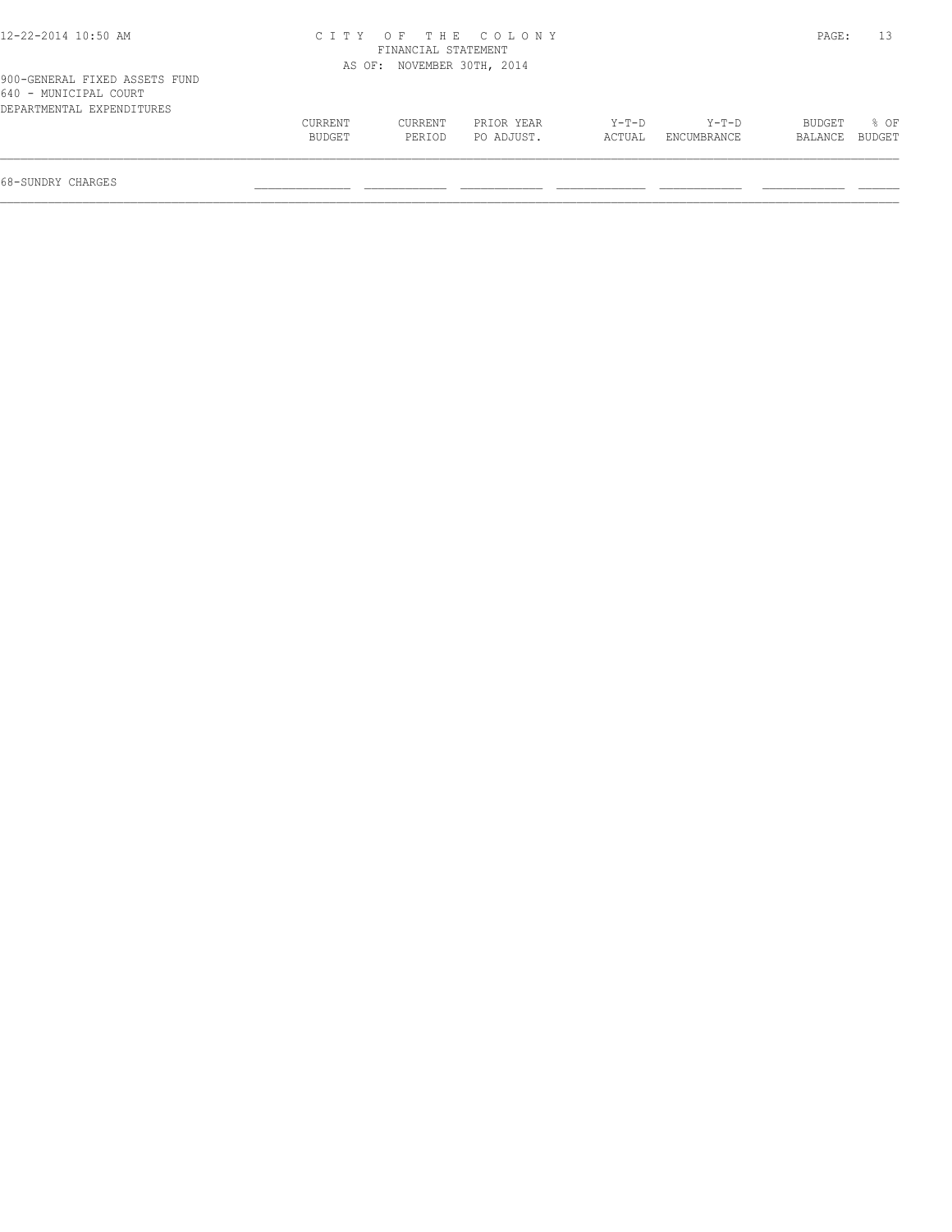CITY OF THE COLONY
FINANCIAL STATEMENT
AS OF: NOVEMBER 30TH, 2014

900-GENERAL FIXED ASSETS FUND
640 - MUNICIPAL COURT
DEPARTMENTAL EXPENDITURES

| | CURRENT BUDGET | CURRENT PERIOD | PRIOR YEAR PO ADJUST. | Y-T-D ACTUAL | Y-T-D ENCUMBRANCE | BUDGET BALANCE | % OF BUDGET |
|---|---|---|---|---|---|---|---|
| 68-SUNDRY CHARGES | | | | | | | |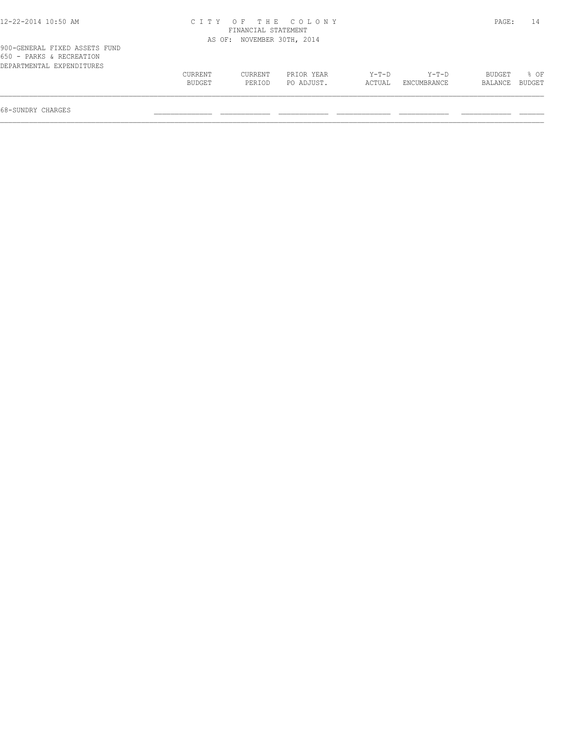900-GENERAL FIXED ASSETS FUND
650 - PARKS & RECREATION
DEPARTMENTAL EXPENDITURES

| | CURRENT BUDGET | CURRENT PERIOD | PRIOR YEAR PO ADJUST. | Y-T-D ACTUAL | Y-T-D ENCUMBRANCE | BUDGET BALANCE | % OF BUDGET |
|---|---|---|---|---|---|---|---|
| 68-SUNDRY CHARGES | | | | | | | |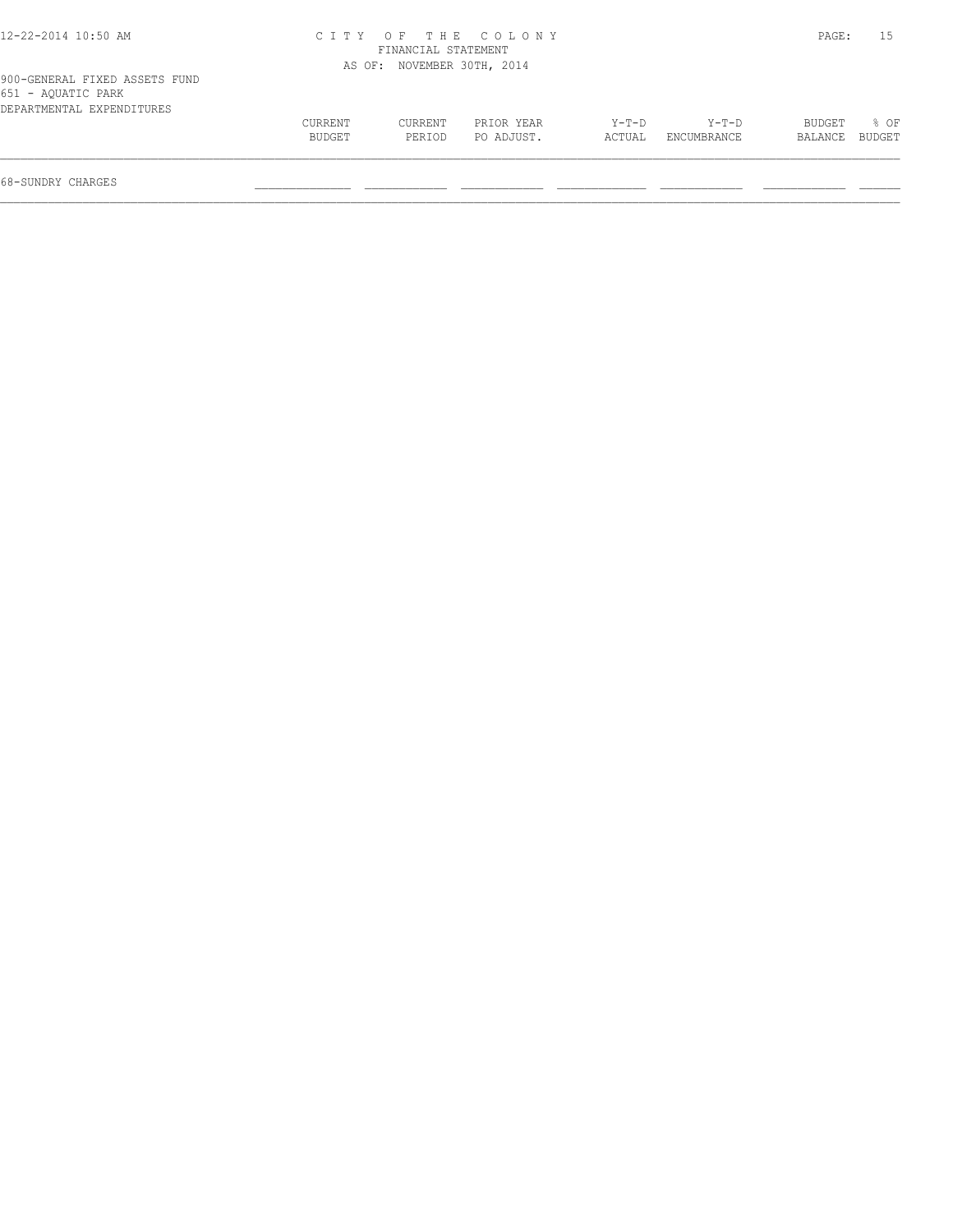900-GENERAL FIXED ASSETS FUND
651 - AQUATIC PARK
DEPARTMENTAL EXPENDITURES

| | CURRENT BUDGET | CURRENT PERIOD | PRIOR YEAR PO ADJUST. | Y-T-D ACTUAL | Y-T-D ENCUMBRANCE | BUDGET BALANCE | % OF BUDGET |
|---|---|---|---|---|---|---|---|
| 68-SUNDRY CHARGES | | | | | | | |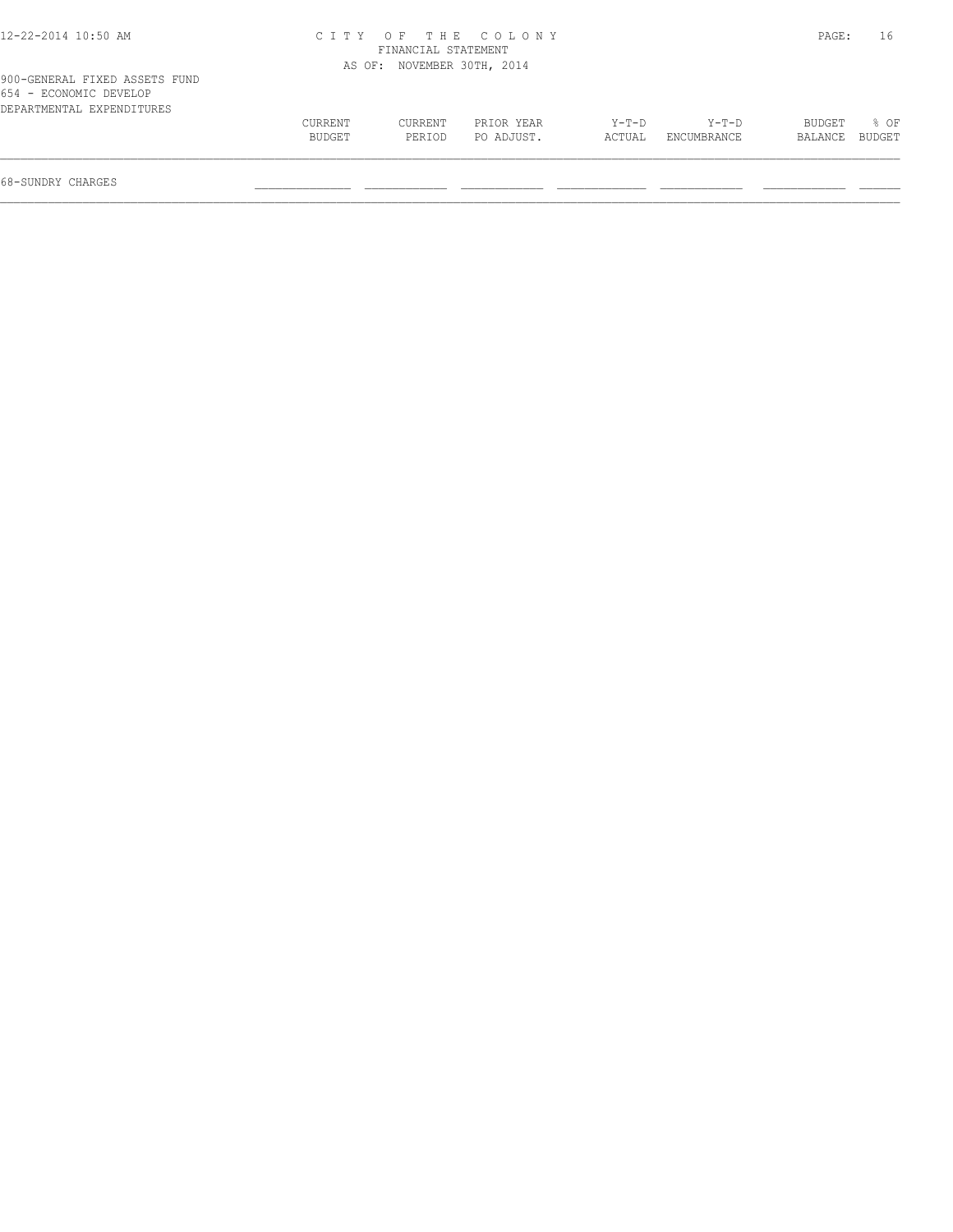900-GENERAL FIXED ASSETS FUND
654 - ECONOMIC DEVELOP
DEPARTMENTAL EXPENDITURES

| | CURRENT BUDGET | CURRENT PERIOD | PRIOR YEAR PO ADJUST. | Y-T-D ACTUAL | Y-T-D ENCUMBRANCE | BUDGET BALANCE | % OF BUDGET |
|---|---|---|---|---|---|---|---|
| 68-SUNDRY CHARGES | | | | | | | |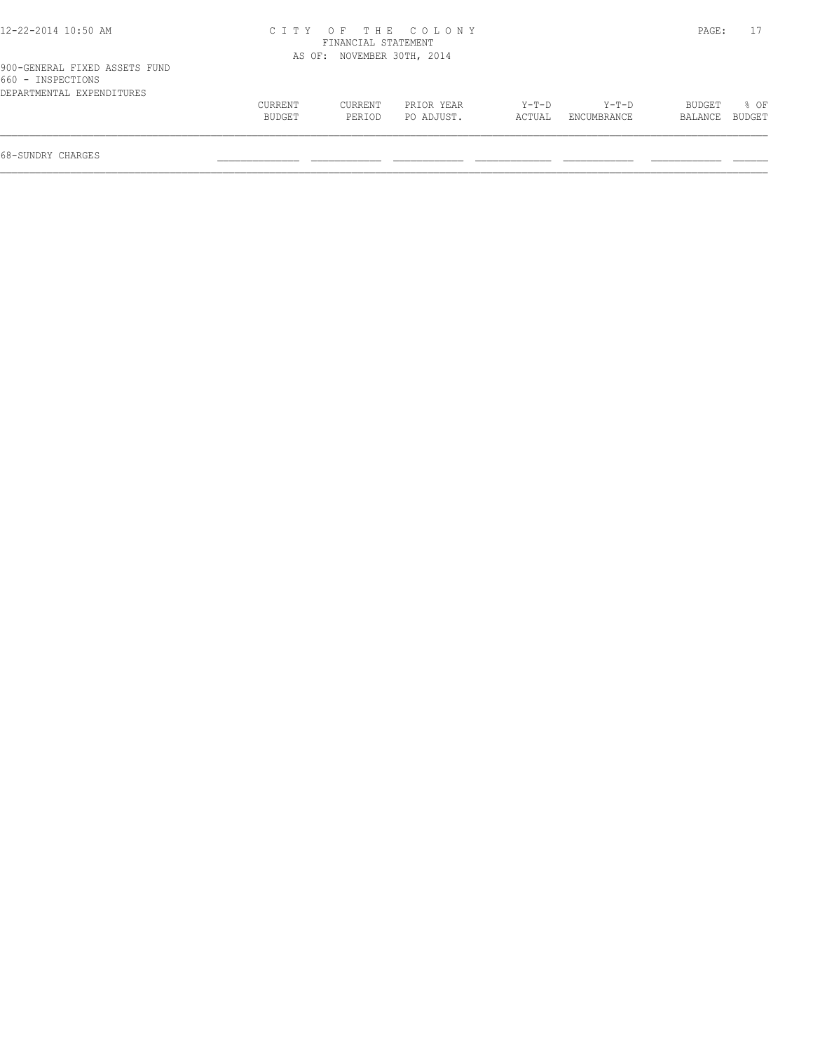# CITY OF THE COLONY
## FINANCIAL STATEMENT
### AS OF: NOVEMBER 30TH, 2014

900-GENERAL FIXED ASSETS FUND
660 - INSPECTIONS
DEPARTMENTAL EXPENDITURES

| | CURRENT BUDGET | CURRENT PERIOD | PRIOR YEAR PO ADJUST. | Y-T-D ACTUAL | Y-T-D ENCUMBRANCE | BUDGET BALANCE | % OF BUDGET |
|---|---|---|---|---|---|---|---|
| 68-SUNDRY CHARGES | | | | | | | |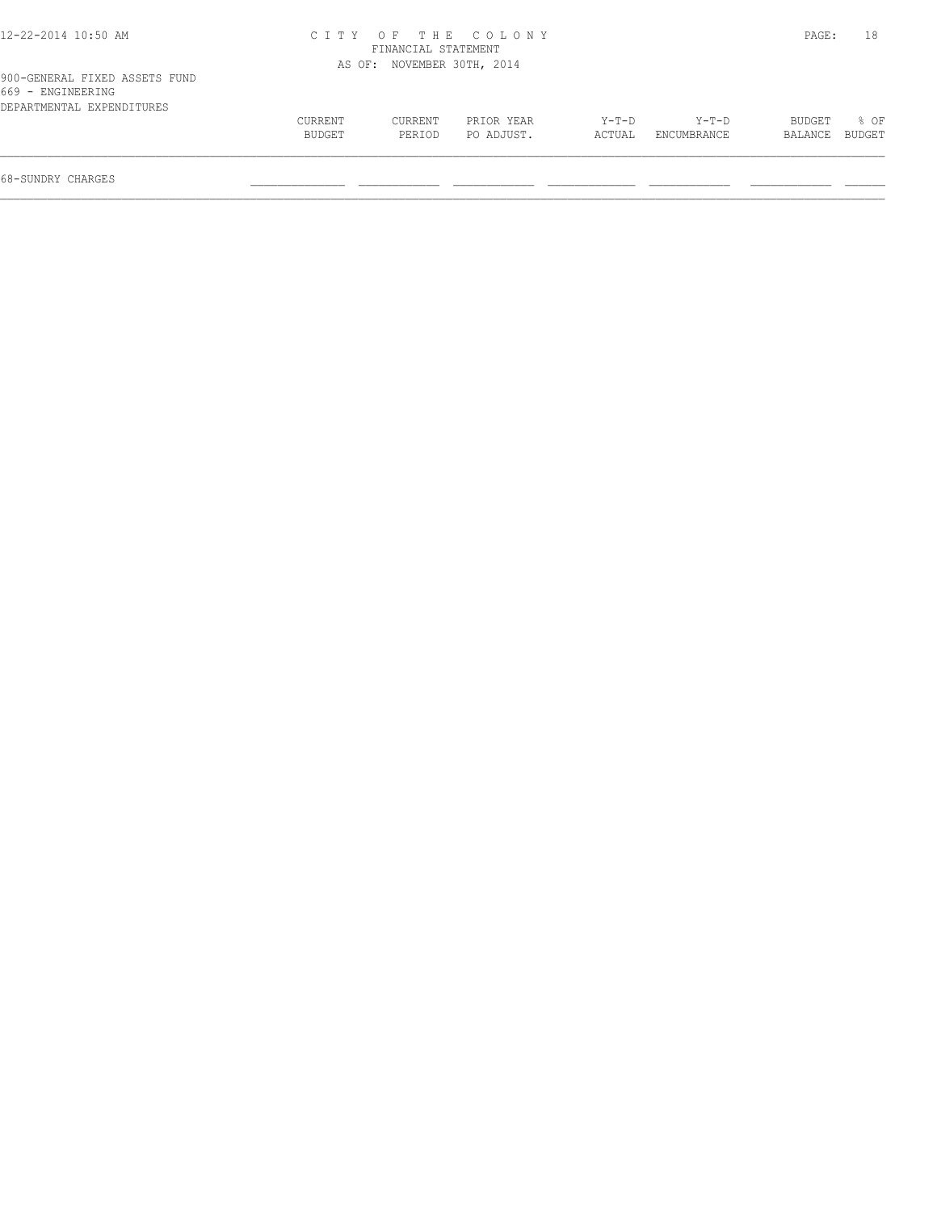900-GENERAL FIXED ASSETS FUND
669 - ENGINEERING
DEPARTMENTAL EXPENDITURES

| | CURRENT BUDGET | CURRENT PERIOD | PRIOR YEAR PO ADJUST. | Y-T-D ACTUAL | Y-T-D ENCUMBRANCE | BUDGET BALANCE | % OF BUDGET |
|---|---|---|---|---|---|---|---|
| 68-SUNDRY CHARGES | | | | | | | |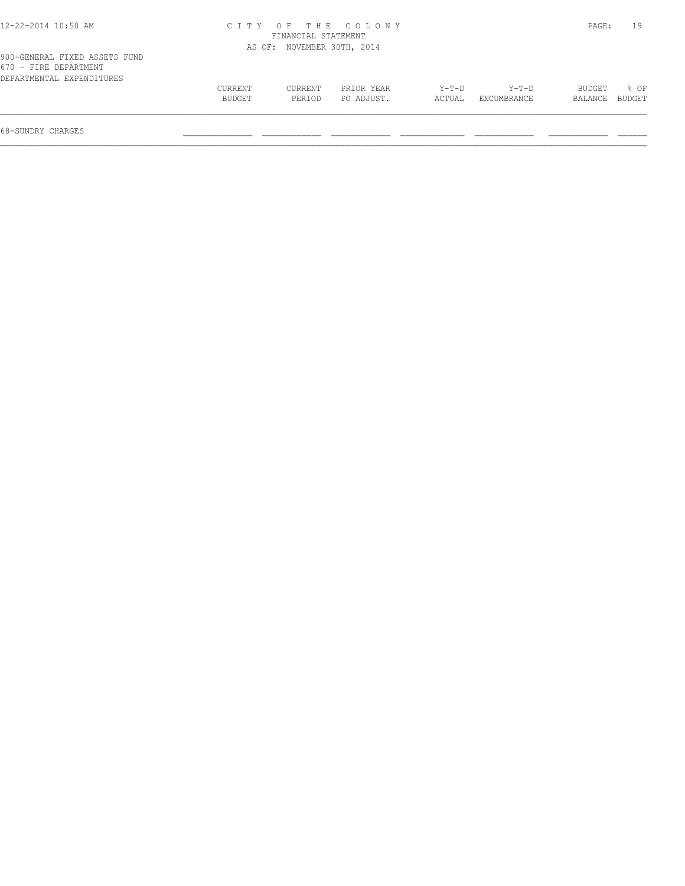CITY OF THE COLONY
FINANCIAL STATEMENT
AS OF: NOVEMBER 30TH, 2014

900-GENERAL FIXED ASSETS FUND
670 - FIRE DEPARTMENT
DEPARTMENTAL EXPENDITURES

| | CURRENT BUDGET | CURRENT PERIOD | PRIOR YEAR PO ADJUST. | Y-T-D ACTUAL | Y-T-D ENCUMBRANCE | BUDGET BALANCE | % OF BUDGET |
|---|---|---|---|---|---|---|---|
| 68-SUNDRY CHARGES | | | | | | | |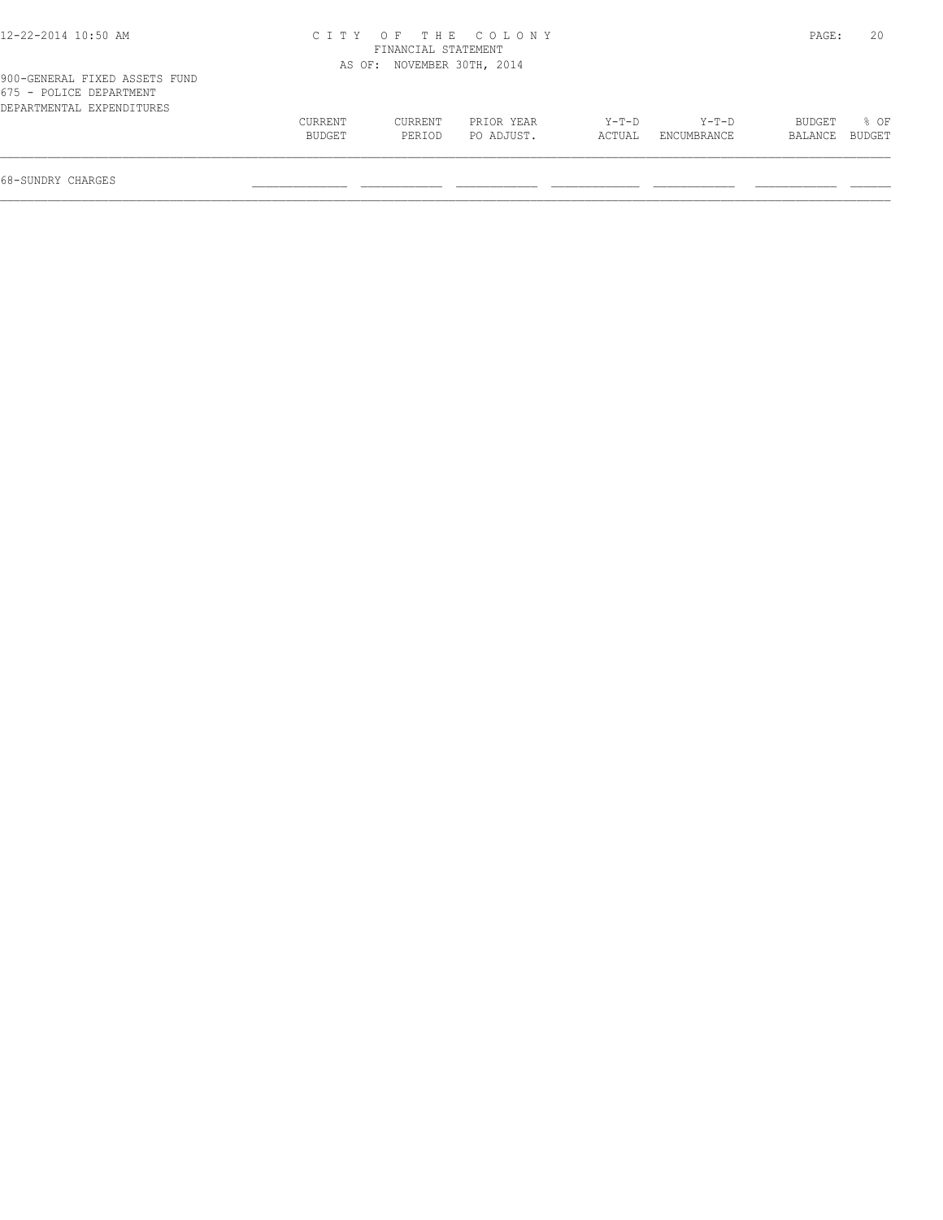CITY OF THE COLONY
FINANCIAL STATEMENT
AS OF: NOVEMBER 30TH, 2014

900-GENERAL FIXED ASSETS FUND
675 - POLICE DEPARTMENT
DEPARTMENTAL EXPENDITURES

| | CURRENT BUDGET | CURRENT PERIOD | PRIOR YEAR PO ADJUST. | Y-T-D ACTUAL | Y-T-D ENCUMBRANCE | BUDGET BALANCE | % OF BUDGET |
|---|---|---|---|---|---|---|---|
| 68-SUNDRY CHARGES | | | | | | | |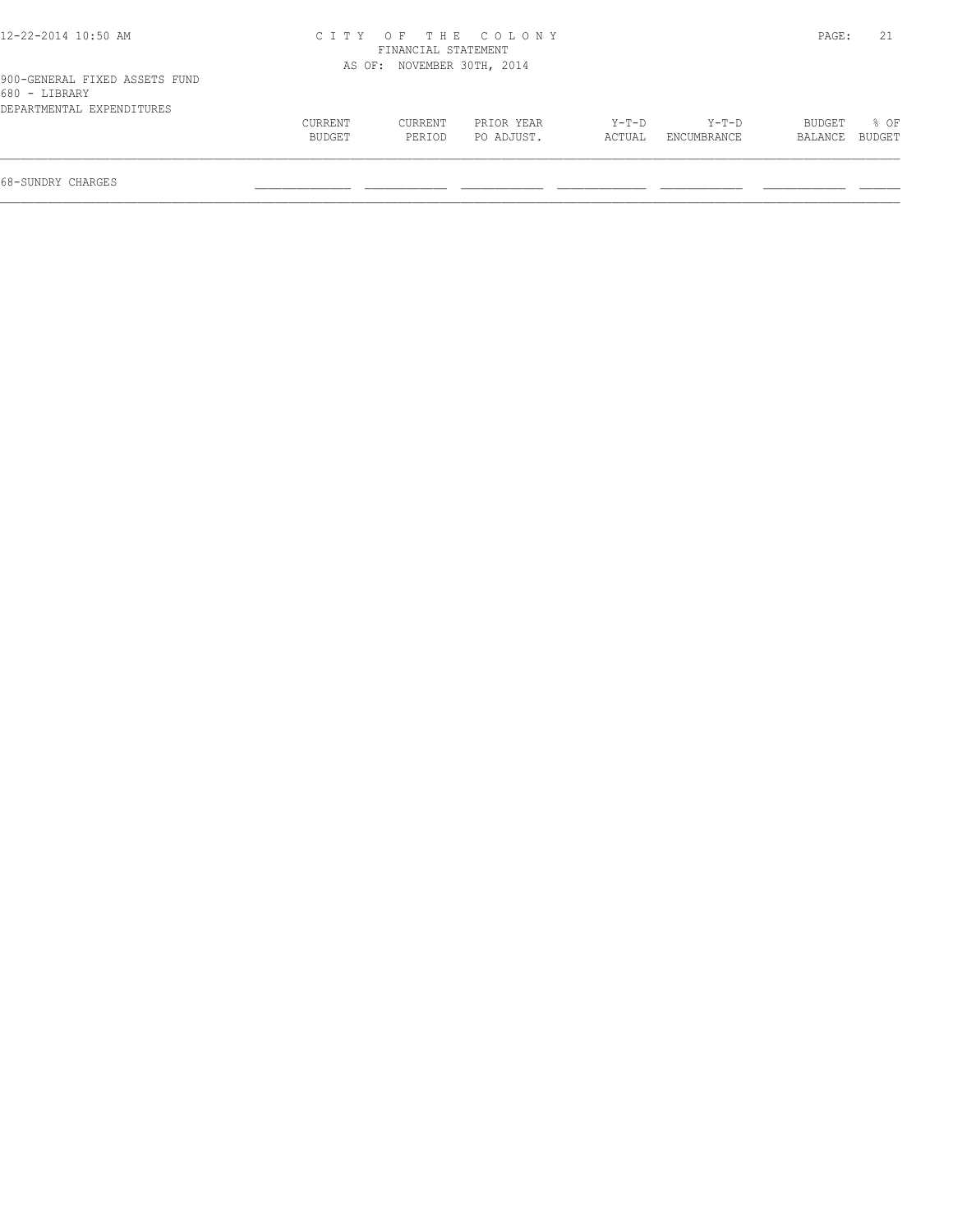900-GENERAL FIXED ASSETS FUND
680 - LIBRARY
DEPARTMENTAL EXPENDITURES

| | CURRENT BUDGET | CURRENT PERIOD | PRIOR YEAR PO ADJUST. | Y-T-D ACTUAL | Y-T-D ENCUMBRANCE | BUDGET BALANCE | % OF BUDGET |
|---|---|---|---|---|---|---|---|
| 68-SUNDRY CHARGES | | | | | | | |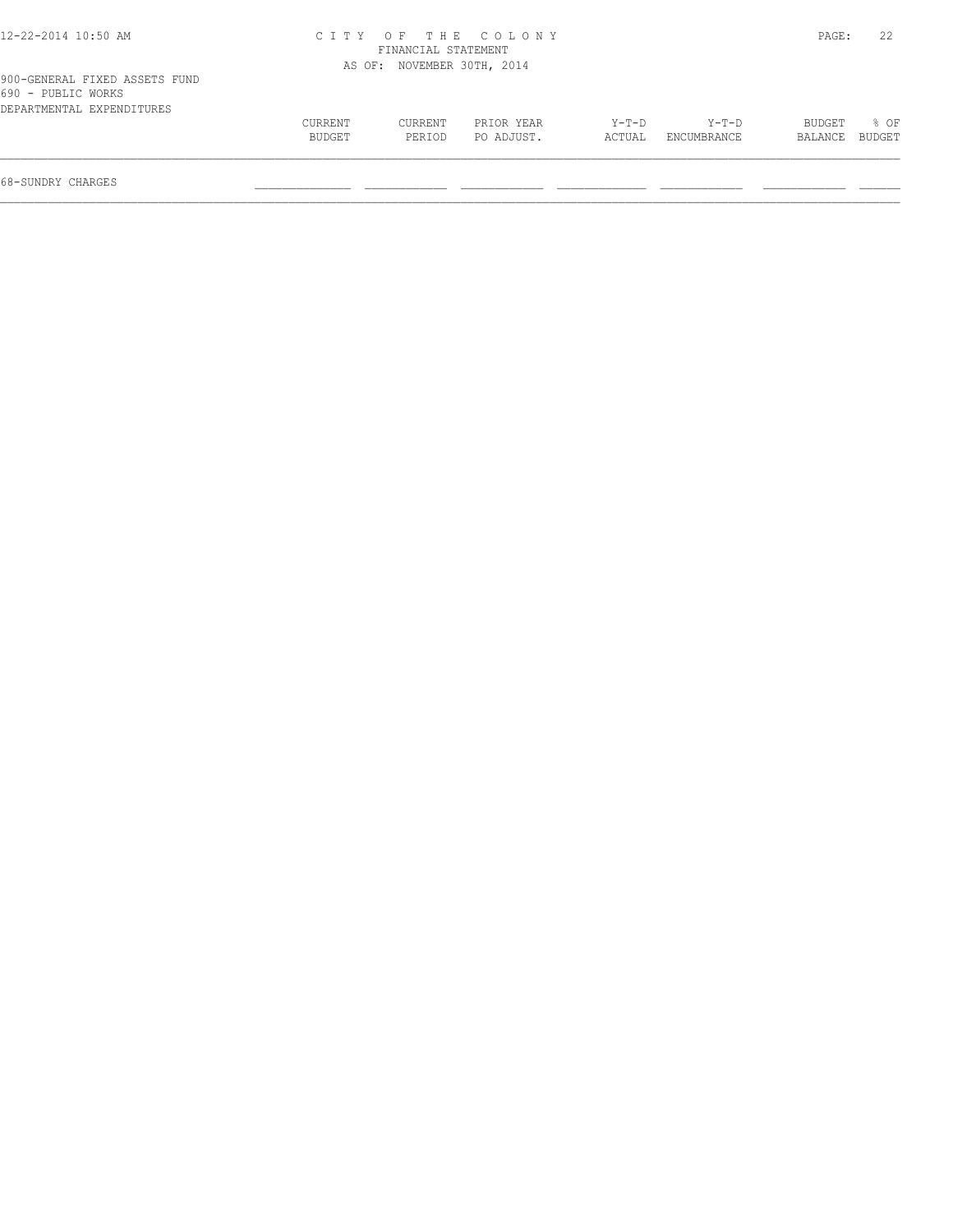CITY OF THE COLONY
FINANCIAL STATEMENT
AS OF: NOVEMBER 30TH, 2014

900-GENERAL FIXED ASSETS FUND
690 - PUBLIC WORKS
DEPARTMENTAL EXPENDITURES

| | CURRENT BUDGET | CURRENT PERIOD | PRIOR YEAR PO ADJUST. | Y-T-D ACTUAL | Y-T-D ENCUMBRANCE | BUDGET BALANCE | % OF BUDGET |
|---|---|---|---|---|---|---|---|
| 68-SUNDRY CHARGES | | | | | | | |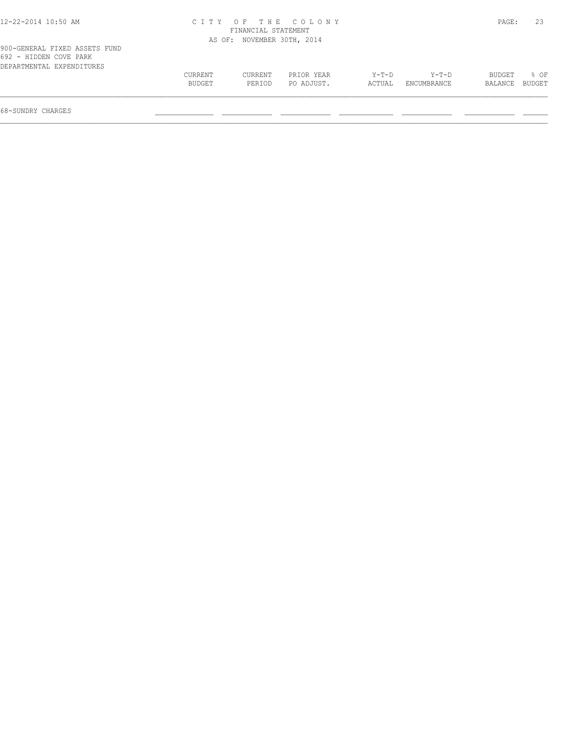900-GENERAL FIXED ASSETS FUND
692 - HIDDEN COVE PARK
DEPARTMENTAL EXPENDITURES

|  | CURRENT BUDGET | CURRENT PERIOD | PRIOR YEAR PO ADJUST. | Y-T-D ACTUAL | Y-T-D ENCUMBRANCE | BUDGET BALANCE | % OF BUDGET |
|---|---|---|---|---|---|---|---|
| 68-SUNDRY CHARGES | | | | | | | |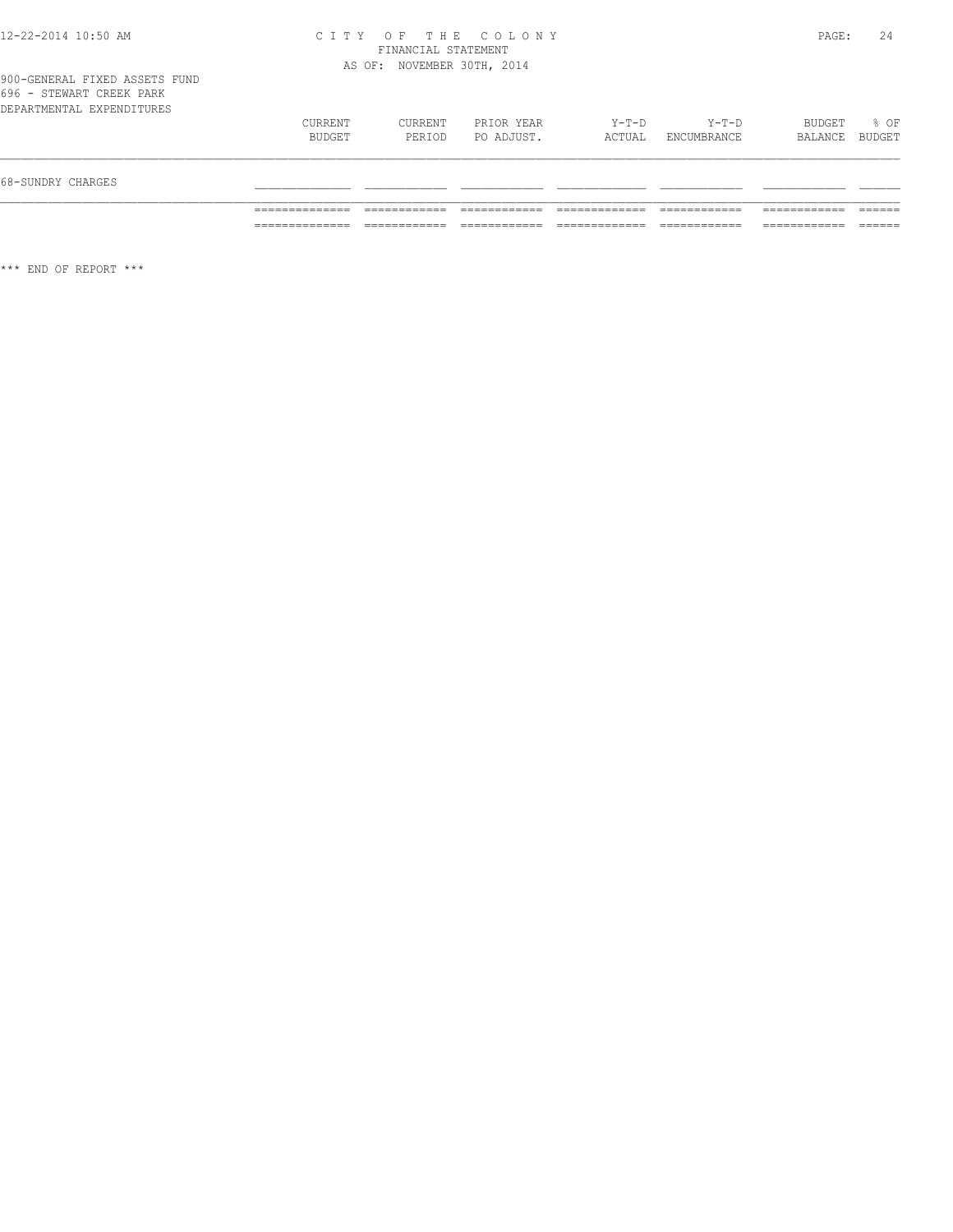# CITY OF THE COLONY
## FINANCIAL STATEMENT
### AS OF: NOVEMBER 30TH, 2014

900-GENERAL FIXED ASSETS FUND
696 - STEWART CREEK PARK
DEPARTMENTAL EXPENDITURES

| | CURRENT BUDGET | CURRENT PERIOD | PRIOR YEAR PO ADJUST. | Y-T-D ACTUAL | Y-T-D ENCUMBRANCE | BUDGET BALANCE | % OF BUDGET |
|---|---|---|---|---|---|---|---|
| 68-SUNDRY CHARGES | | | | | | | |
| | | | | | | | |

*** END OF REPORT ***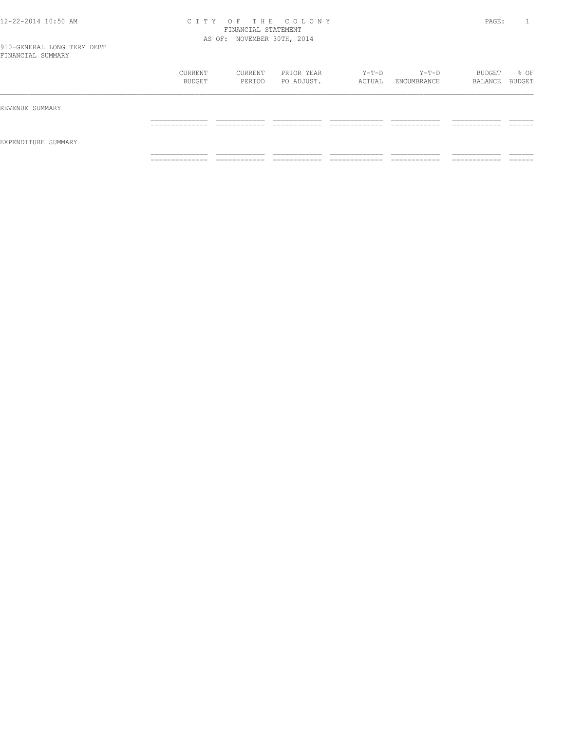910-GENERAL LONG TERM DEBT
FINANCIAL SUMMARY

|  | CURRENT BUDGET | CURRENT PERIOD | PRIOR YEAR PO ADJUST. | Y-T-D ACTUAL | Y-T-D ENCUMBRANCE | BUDGET BALANCE | % OF BUDGET |
|---|---|---|---|---|---|---|---|
| REVENUE SUMMARY | | | | | | | |
| EXPENDITURE SUMMARY | | | | | | | |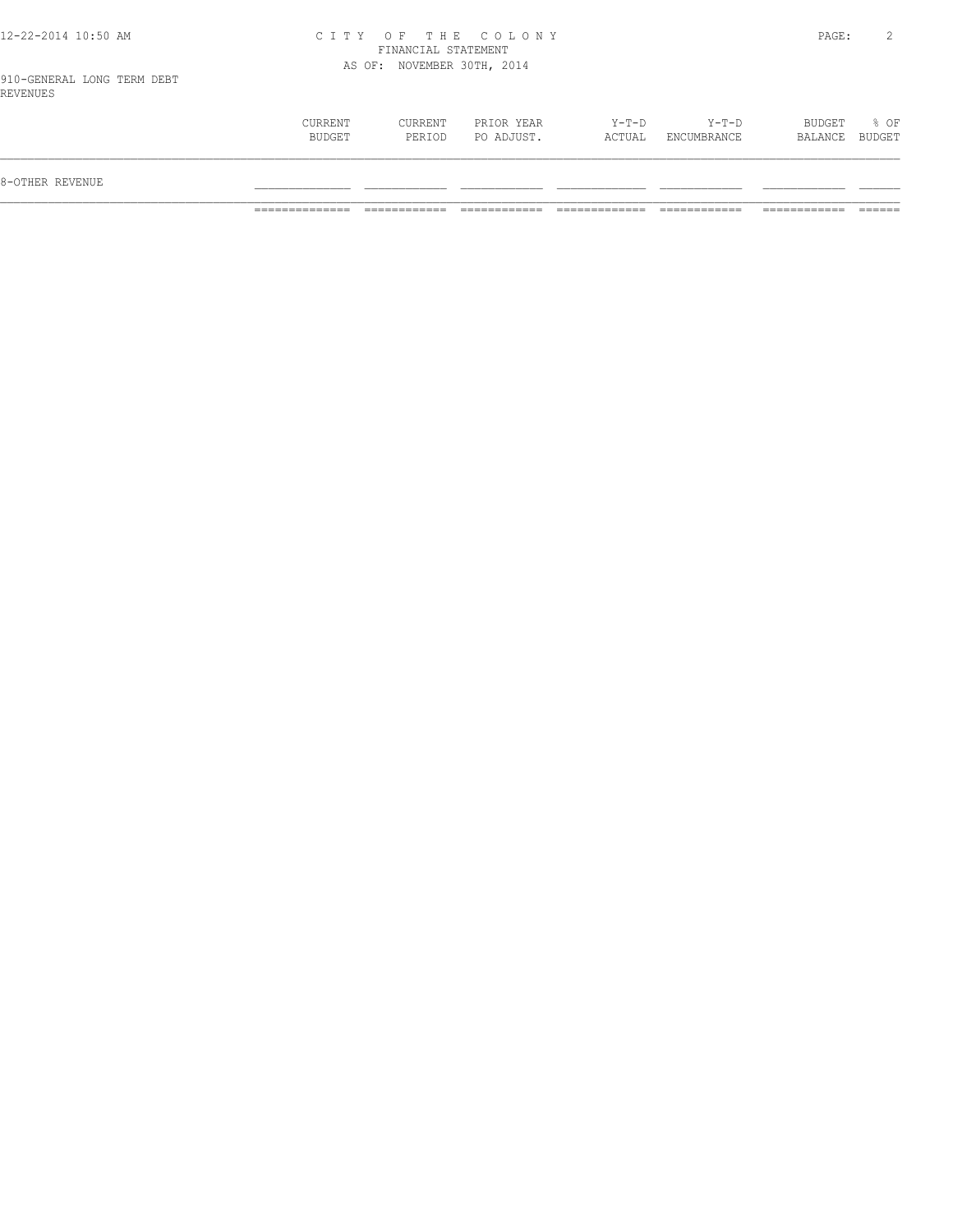910-GENERAL LONG TERM DEBT

REVENUES

| | CURRENT BUDGET | CURRENT PERIOD | PRIOR YEAR PO ADJUST. | Y-T-D ACTUAL | Y-T-D ENCUMBRANCE | BUDGET BALANCE | % OF BUDGET |
|---|---|---|---|---|---|---|---|
| 8-OTHER REVENUE | | | | | | | |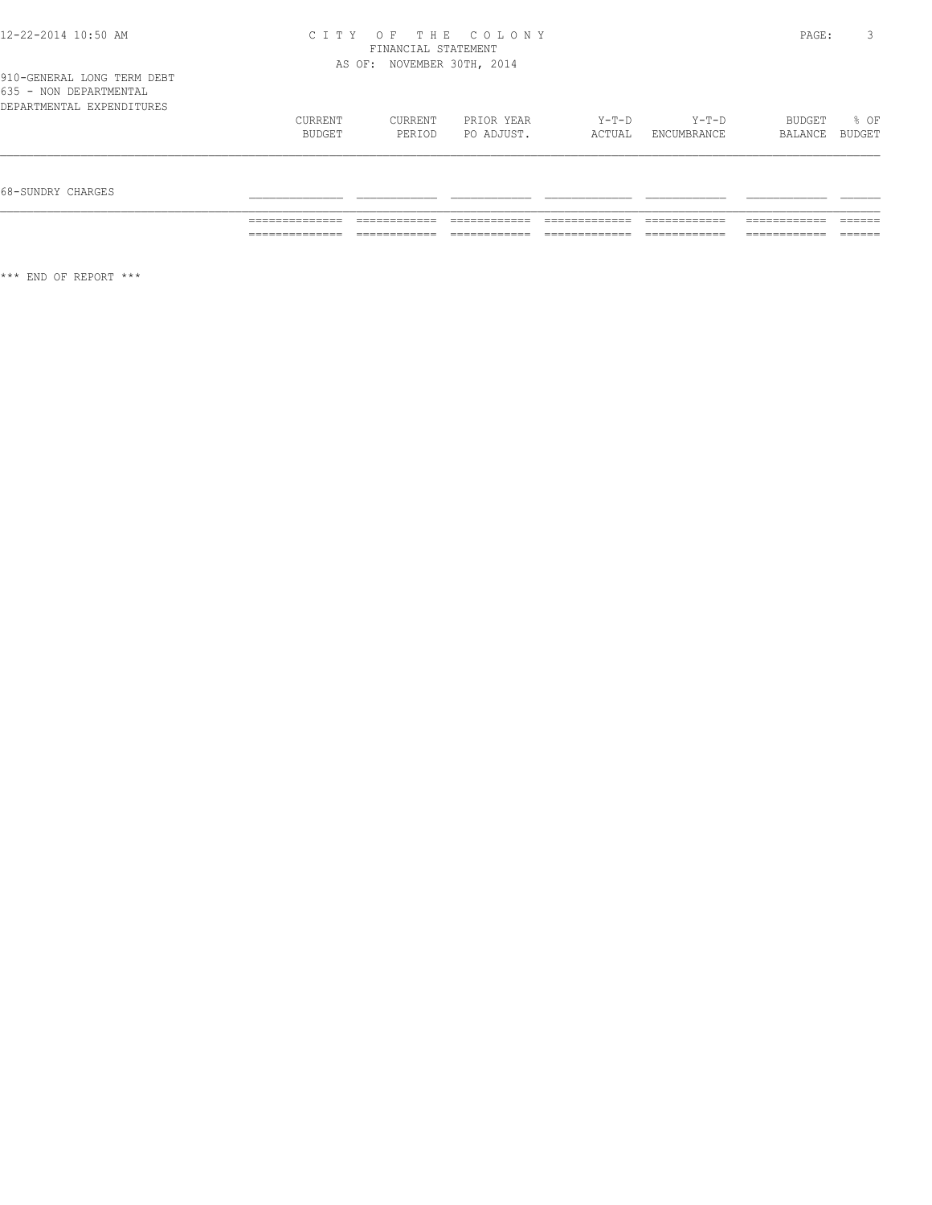910-GENERAL LONG TERM DEBT
635 - NON DEPARTMENTAL
DEPARTMENTAL EXPENDITURES

| | CURRENT BUDGET | CURRENT PERIOD | PRIOR YEAR PO ADJUST. | Y-T-D ACTUAL | Y-T-D ENCUMBRANCE | BUDGET BALANCE | % OF BUDGET |
|---|---|---|---|---|---|---|---|
| 68-SUNDRY CHARGES | | | | | | | |

*** END OF REPORT ***